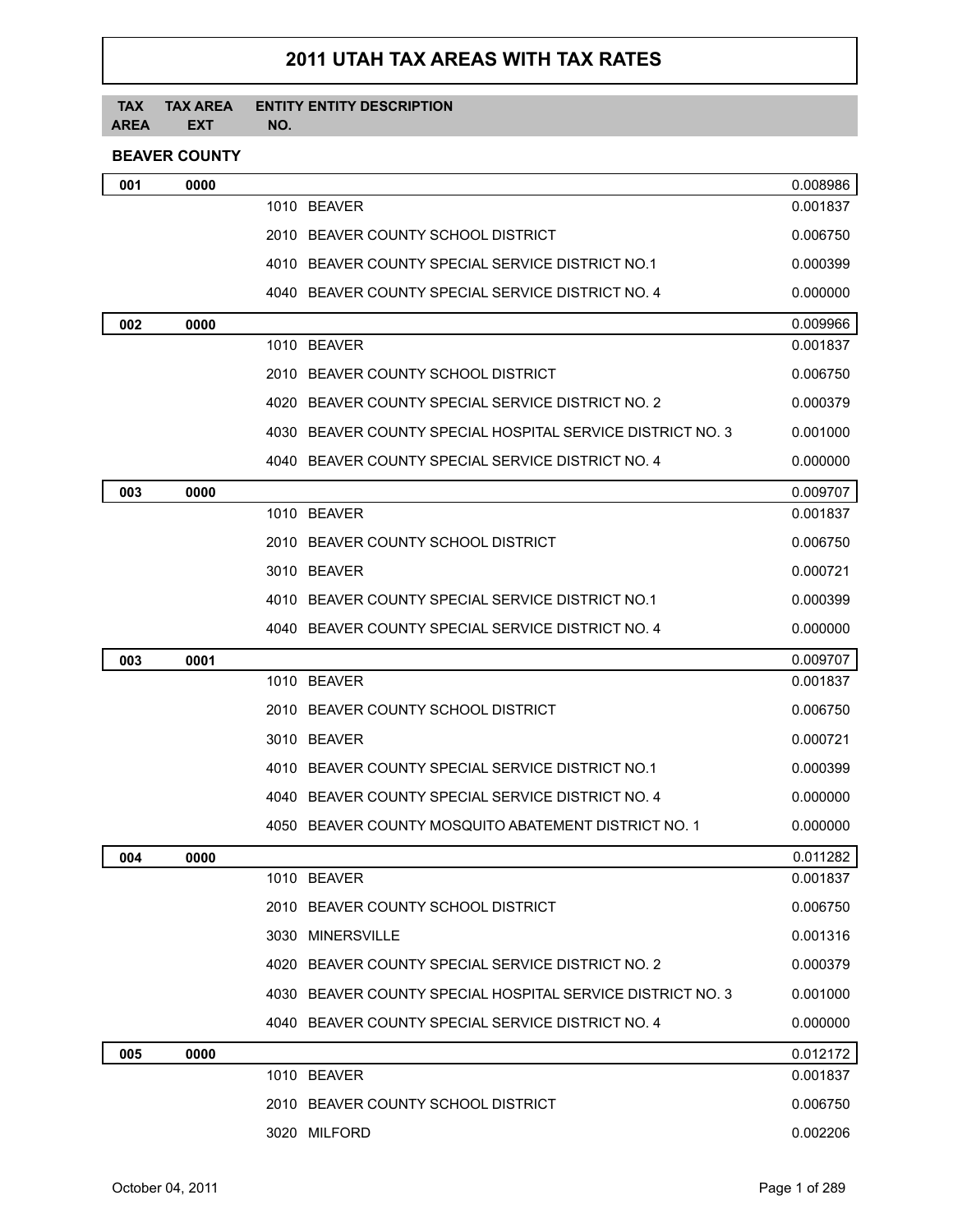# 2011 UTAH TAX AREAS WITH TAX RATES

| TAX AREA | TAX AREA EXT | ENTITY NO. | ENTITY DESCRIPTION | |
|---|---|---|---|---|

## BEAVER COUNTY

| TAX AREA | TAX AREA EXT | ENTITY NO. | ENTITY DESCRIPTION | RATE |
|---|---|---|---|---|
| **001** | **0000** | | | 0.008986 |
| | | 1010 | BEAVER | 0.001837 |
| | | 2010 | BEAVER COUNTY SCHOOL DISTRICT | 0.006750 |
| | | 4010 | BEAVER COUNTY SPECIAL SERVICE DISTRICT NO.1 | 0.000399 |
| | | 4040 | BEAVER COUNTY SPECIAL SERVICE DISTRICT NO. 4 | 0.000000 |
| **002** | **0000** | | | 0.009966 |
| | | 1010 | BEAVER | 0.001837 |
| | | 2010 | BEAVER COUNTY SCHOOL DISTRICT | 0.006750 |
| | | 4020 | BEAVER COUNTY SPECIAL SERVICE DISTRICT NO. 2 | 0.000379 |
| | | 4030 | BEAVER COUNTY SPECIAL HOSPITAL SERVICE DISTRICT NO. 3 | 0.001000 |
| | | 4040 | BEAVER COUNTY SPECIAL SERVICE DISTRICT NO. 4 | 0.000000 |
| **003** | **0000** | | | 0.009707 |
| | | 1010 | BEAVER | 0.001837 |
| | | 2010 | BEAVER COUNTY SCHOOL DISTRICT | 0.006750 |
| | | 3010 | BEAVER | 0.000721 |
| | | 4010 | BEAVER COUNTY SPECIAL SERVICE DISTRICT NO.1 | 0.000399 |
| | | 4040 | BEAVER COUNTY SPECIAL SERVICE DISTRICT NO. 4 | 0.000000 |
| **003** | **0001** | | | 0.009707 |
| | | 1010 | BEAVER | 0.001837 |
| | | 2010 | BEAVER COUNTY SCHOOL DISTRICT | 0.006750 |
| | | 3010 | BEAVER | 0.000721 |
| | | 4010 | BEAVER COUNTY SPECIAL SERVICE DISTRICT NO.1 | 0.000399 |
| | | 4040 | BEAVER COUNTY SPECIAL SERVICE DISTRICT NO. 4 | 0.000000 |
| | | 4050 | BEAVER COUNTY MOSQUITO ABATEMENT DISTRICT NO. 1 | 0.000000 |
| **004** | **0000** | | | 0.011282 |
| | | 1010 | BEAVER | 0.001837 |
| | | 2010 | BEAVER COUNTY SCHOOL DISTRICT | 0.006750 |
| | | 3030 | MINERSVILLE | 0.001316 |
| | | 4020 | BEAVER COUNTY SPECIAL SERVICE DISTRICT NO. 2 | 0.000379 |
| | | 4030 | BEAVER COUNTY SPECIAL HOSPITAL SERVICE DISTRICT NO. 3 | 0.001000 |
| | | 4040 | BEAVER COUNTY SPECIAL SERVICE DISTRICT NO. 4 | 0.000000 |
| **005** | **0000** | | | 0.012172 |
| | | 1010 | BEAVER | 0.001837 |
| | | 2010 | BEAVER COUNTY SCHOOL DISTRICT | 0.006750 |
| | | 3020 | MILFORD | 0.002206 |

October 04, 2011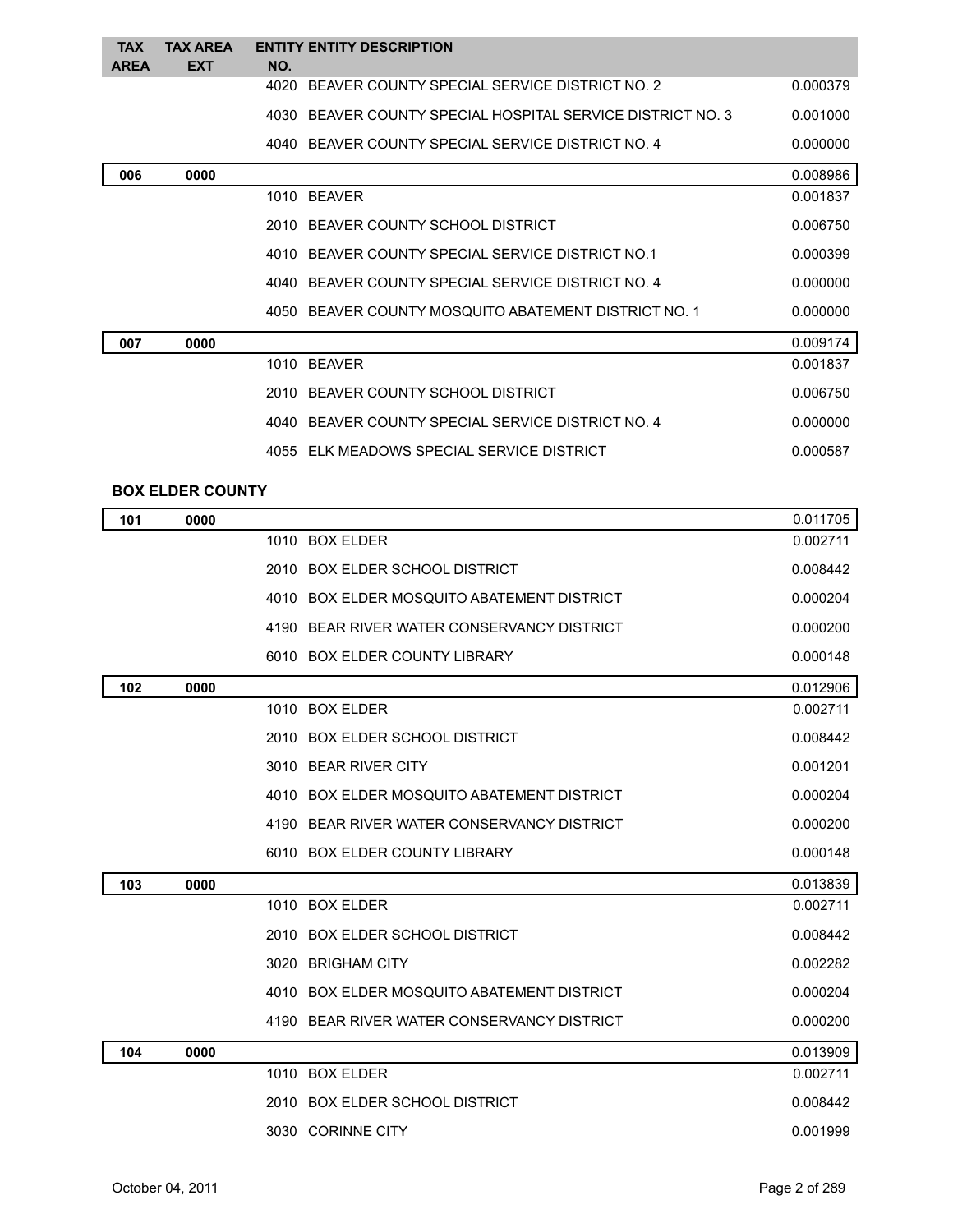| TAX AREA | TAX AREA EXT | ENTITY NO. | ENTITY DESCRIPTION | |
|---|---|---|---|---|
| | | 4020 | BEAVER COUNTY SPECIAL SERVICE DISTRICT NO. 2 | 0.000379 |
| | | 4030 | BEAVER COUNTY SPECIAL HOSPITAL SERVICE DISTRICT NO. 3 | 0.001000 |
| | | 4040 | BEAVER COUNTY SPECIAL SERVICE DISTRICT NO. 4 | 0.000000 |
| **006** | **0000** | | | 0.008986 |
| | | 1010 | BEAVER | 0.001837 |
| | | 2010 | BEAVER COUNTY SCHOOL DISTRICT | 0.006750 |
| | | 4010 | BEAVER COUNTY SPECIAL SERVICE DISTRICT NO.1 | 0.000399 |
| | | 4040 | BEAVER COUNTY SPECIAL SERVICE DISTRICT NO. 4 | 0.000000 |
| | | 4050 | BEAVER COUNTY MOSQUITO ABATEMENT DISTRICT NO. 1 | 0.000000 |
| **007** | **0000** | | | 0.009174 |
| | | 1010 | BEAVER | 0.001837 |
| | | 2010 | BEAVER COUNTY SCHOOL DISTRICT | 0.006750 |
| | | 4040 | BEAVER COUNTY SPECIAL SERVICE DISTRICT NO. 4 | 0.000000 |
| | | 4055 | ELK MEADOWS SPECIAL SERVICE DISTRICT | 0.000587 |

### BOX ELDER COUNTY

| TAX AREA | TAX AREA EXT | ENTITY NO. | ENTITY DESCRIPTION | |
|---|---|---|---|---|
| **101** | **0000** | | | 0.011705 |
| | | 1010 | BOX ELDER | 0.002711 |
| | | 2010 | BOX ELDER SCHOOL DISTRICT | 0.008442 |
| | | 4010 | BOX ELDER MOSQUITO ABATEMENT DISTRICT | 0.000204 |
| | | 4190 | BEAR RIVER WATER CONSERVANCY DISTRICT | 0.000200 |
| | | 6010 | BOX ELDER COUNTY LIBRARY | 0.000148 |
| **102** | **0000** | | | 0.012906 |
| | | 1010 | BOX ELDER | 0.002711 |
| | | 2010 | BOX ELDER SCHOOL DISTRICT | 0.008442 |
| | | 3010 | BEAR RIVER CITY | 0.001201 |
| | | 4010 | BOX ELDER MOSQUITO ABATEMENT DISTRICT | 0.000204 |
| | | 4190 | BEAR RIVER WATER CONSERVANCY DISTRICT | 0.000200 |
| | | 6010 | BOX ELDER COUNTY LIBRARY | 0.000148 |
| **103** | **0000** | | | 0.013839 |
| | | 1010 | BOX ELDER | 0.002711 |
| | | 2010 | BOX ELDER SCHOOL DISTRICT | 0.008442 |
| | | 3020 | BRIGHAM CITY | 0.002282 |
| | | 4010 | BOX ELDER MOSQUITO ABATEMENT DISTRICT | 0.000204 |
| | | 4190 | BEAR RIVER WATER CONSERVANCY DISTRICT | 0.000200 |
| **104** | **0000** | | | 0.013909 |
| | | 1010 | BOX ELDER | 0.002711 |
| | | 2010 | BOX ELDER SCHOOL DISTRICT | 0.008442 |
| | | 3030 | CORINNE CITY | 0.001999 |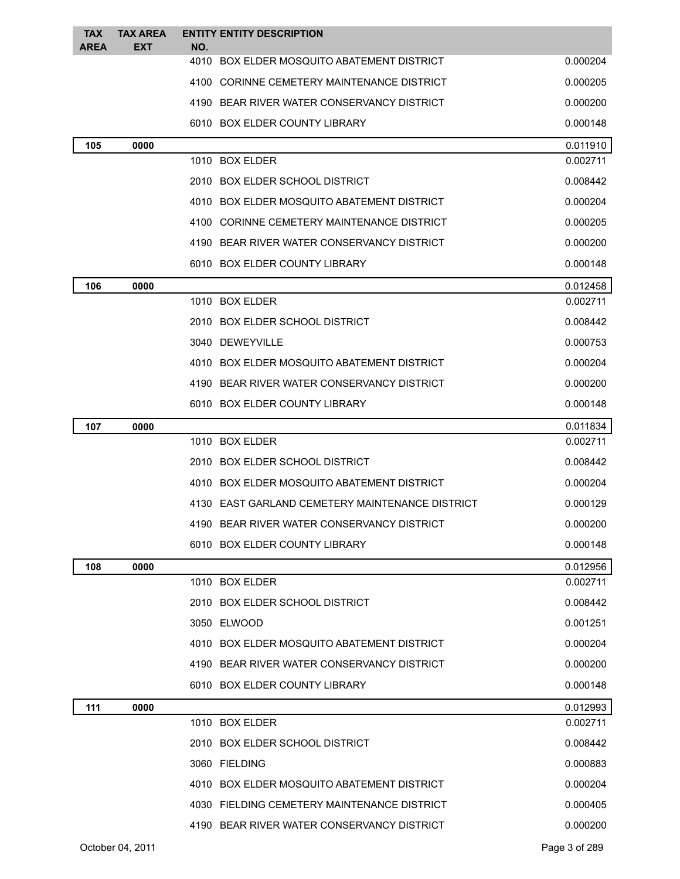| TAX AREA | TAX AREA EXT | ENTITY NO. | ENTITY DESCRIPTION | |
|---|---|---|---|---|
| | | 4010 | BOX ELDER MOSQUITO ABATEMENT DISTRICT | 0.000204 |
| | | 4100 | CORINNE CEMETERY MAINTENANCE DISTRICT | 0.000205 |
| | | 4190 | BEAR RIVER WATER CONSERVANCY DISTRICT | 0.000200 |
| | | 6010 | BOX ELDER COUNTY LIBRARY | 0.000148 |
| 105 | 0000 | | | 0.011910 |
| | | 1010 | BOX ELDER | 0.002711 |
| | | 2010 | BOX ELDER SCHOOL DISTRICT | 0.008442 |
| | | 4010 | BOX ELDER MOSQUITO ABATEMENT DISTRICT | 0.000204 |
| | | 4100 | CORINNE CEMETERY MAINTENANCE DISTRICT | 0.000205 |
| | | 4190 | BEAR RIVER WATER CONSERVANCY DISTRICT | 0.000200 |
| | | 6010 | BOX ELDER COUNTY LIBRARY | 0.000148 |
| 106 | 0000 | | | 0.012458 |
| | | 1010 | BOX ELDER | 0.002711 |
| | | 2010 | BOX ELDER SCHOOL DISTRICT | 0.008442 |
| | | 3040 | DEWEYVILLE | 0.000753 |
| | | 4010 | BOX ELDER MOSQUITO ABATEMENT DISTRICT | 0.000204 |
| | | 4190 | BEAR RIVER WATER CONSERVANCY DISTRICT | 0.000200 |
| | | 6010 | BOX ELDER COUNTY LIBRARY | 0.000148 |
| 107 | 0000 | | | 0.011834 |
| | | 1010 | BOX ELDER | 0.002711 |
| | | 2010 | BOX ELDER SCHOOL DISTRICT | 0.008442 |
| | | 4010 | BOX ELDER MOSQUITO ABATEMENT DISTRICT | 0.000204 |
| | | 4130 | EAST GARLAND CEMETERY MAINTENANCE DISTRICT | 0.000129 |
| | | 4190 | BEAR RIVER WATER CONSERVANCY DISTRICT | 0.000200 |
| | | 6010 | BOX ELDER COUNTY LIBRARY | 0.000148 |
| 108 | 0000 | | | 0.012956 |
| | | 1010 | BOX ELDER | 0.002711 |
| | | 2010 | BOX ELDER SCHOOL DISTRICT | 0.008442 |
| | | 3050 | ELWOOD | 0.001251 |
| | | 4010 | BOX ELDER MOSQUITO ABATEMENT DISTRICT | 0.000204 |
| | | 4190 | BEAR RIVER WATER CONSERVANCY DISTRICT | 0.000200 |
| | | 6010 | BOX ELDER COUNTY LIBRARY | 0.000148 |
| 111 | 0000 | | | 0.012993 |
| | | 1010 | BOX ELDER | 0.002711 |
| | | 2010 | BOX ELDER SCHOOL DISTRICT | 0.008442 |
| | | 3060 | FIELDING | 0.000883 |
| | | 4010 | BOX ELDER MOSQUITO ABATEMENT DISTRICT | 0.000204 |
| | | 4030 | FIELDING CEMETERY MAINTENANCE DISTRICT | 0.000405 |
| | | 4190 | BEAR RIVER WATER CONSERVANCY DISTRICT | 0.000200 |

October 04, 2011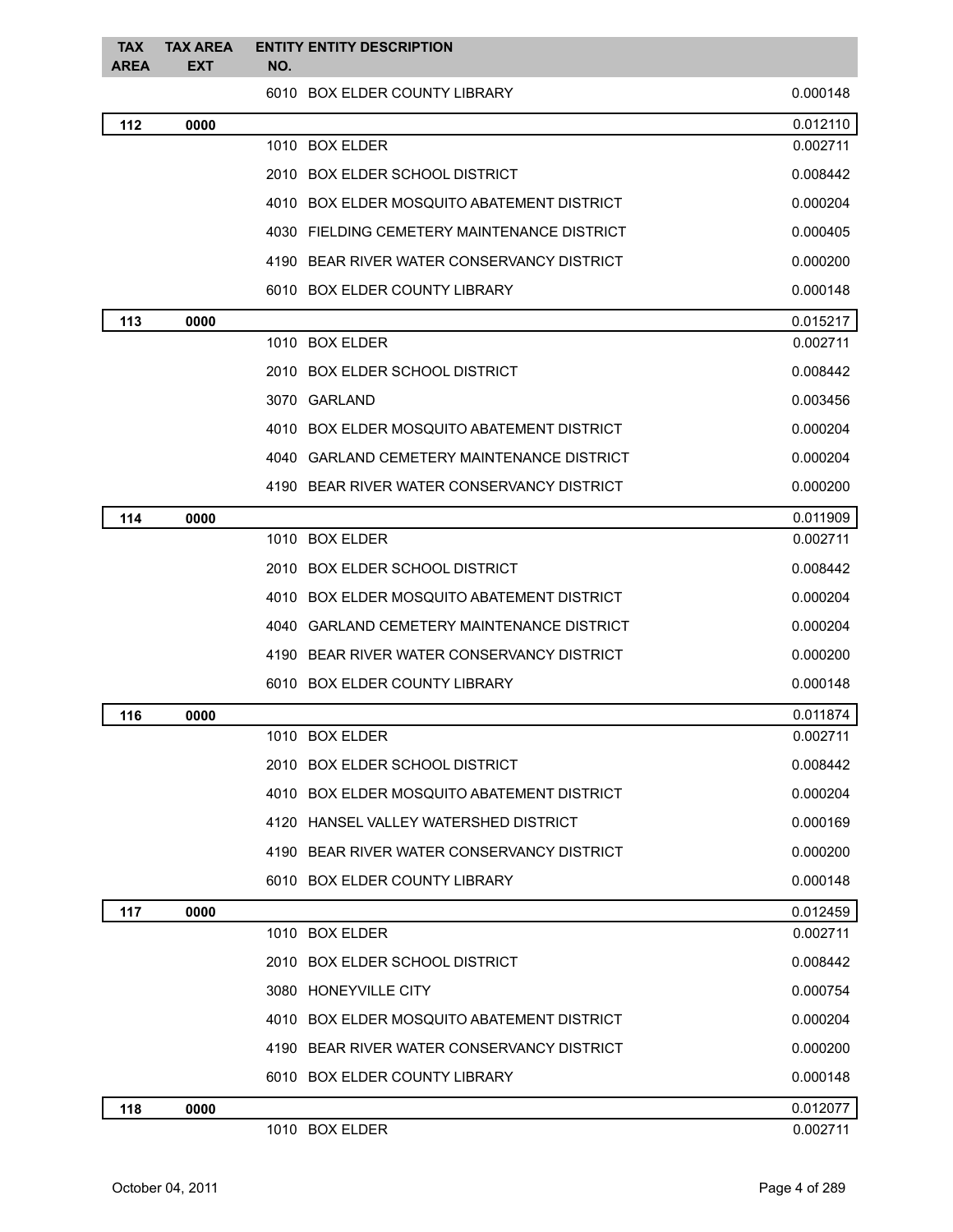| TAX AREA | TAX AREA EXT | ENTITY NO. | ENTITY DESCRIPTION | |
|---|---|---|---|---|
| | | 6010 | BOX ELDER COUNTY LIBRARY | 0.000148 |
| 112 | 0000 | | | 0.012110 |
| | | 1010 | BOX ELDER | 0.002711 |
| | | 2010 | BOX ELDER SCHOOL DISTRICT | 0.008442 |
| | | 4010 | BOX ELDER MOSQUITO ABATEMENT DISTRICT | 0.000204 |
| | | 4030 | FIELDING CEMETERY MAINTENANCE DISTRICT | 0.000405 |
| | | 4190 | BEAR RIVER WATER CONSERVANCY DISTRICT | 0.000200 |
| | | 6010 | BOX ELDER COUNTY LIBRARY | 0.000148 |
| 113 | 0000 | | | 0.015217 |
| | | 1010 | BOX ELDER | 0.002711 |
| | | 2010 | BOX ELDER SCHOOL DISTRICT | 0.008442 |
| | | 3070 | GARLAND | 0.003456 |
| | | 4010 | BOX ELDER MOSQUITO ABATEMENT DISTRICT | 0.000204 |
| | | 4040 | GARLAND CEMETERY MAINTENANCE DISTRICT | 0.000204 |
| | | 4190 | BEAR RIVER WATER CONSERVANCY DISTRICT | 0.000200 |
| 114 | 0000 | | | 0.011909 |
| | | 1010 | BOX ELDER | 0.002711 |
| | | 2010 | BOX ELDER SCHOOL DISTRICT | 0.008442 |
| | | 4010 | BOX ELDER MOSQUITO ABATEMENT DISTRICT | 0.000204 |
| | | 4040 | GARLAND CEMETERY MAINTENANCE DISTRICT | 0.000204 |
| | | 4190 | BEAR RIVER WATER CONSERVANCY DISTRICT | 0.000200 |
| | | 6010 | BOX ELDER COUNTY LIBRARY | 0.000148 |
| 116 | 0000 | | | 0.011874 |
| | | 1010 | BOX ELDER | 0.002711 |
| | | 2010 | BOX ELDER SCHOOL DISTRICT | 0.008442 |
| | | 4010 | BOX ELDER MOSQUITO ABATEMENT DISTRICT | 0.000204 |
| | | 4120 | HANSEL VALLEY WATERSHED DISTRICT | 0.000169 |
| | | 4190 | BEAR RIVER WATER CONSERVANCY DISTRICT | 0.000200 |
| | | 6010 | BOX ELDER COUNTY LIBRARY | 0.000148 |
| 117 | 0000 | | | 0.012459 |
| | | 1010 | BOX ELDER | 0.002711 |
| | | 2010 | BOX ELDER SCHOOL DISTRICT | 0.008442 |
| | | 3080 | HONEYVILLE CITY | 0.000754 |
| | | 4010 | BOX ELDER MOSQUITO ABATEMENT DISTRICT | 0.000204 |
| | | 4190 | BEAR RIVER WATER CONSERVANCY DISTRICT | 0.000200 |
| | | 6010 | BOX ELDER COUNTY LIBRARY | 0.000148 |
| 118 | 0000 | | | 0.012077 |
| | | 1010 | BOX ELDER | 0.002711 |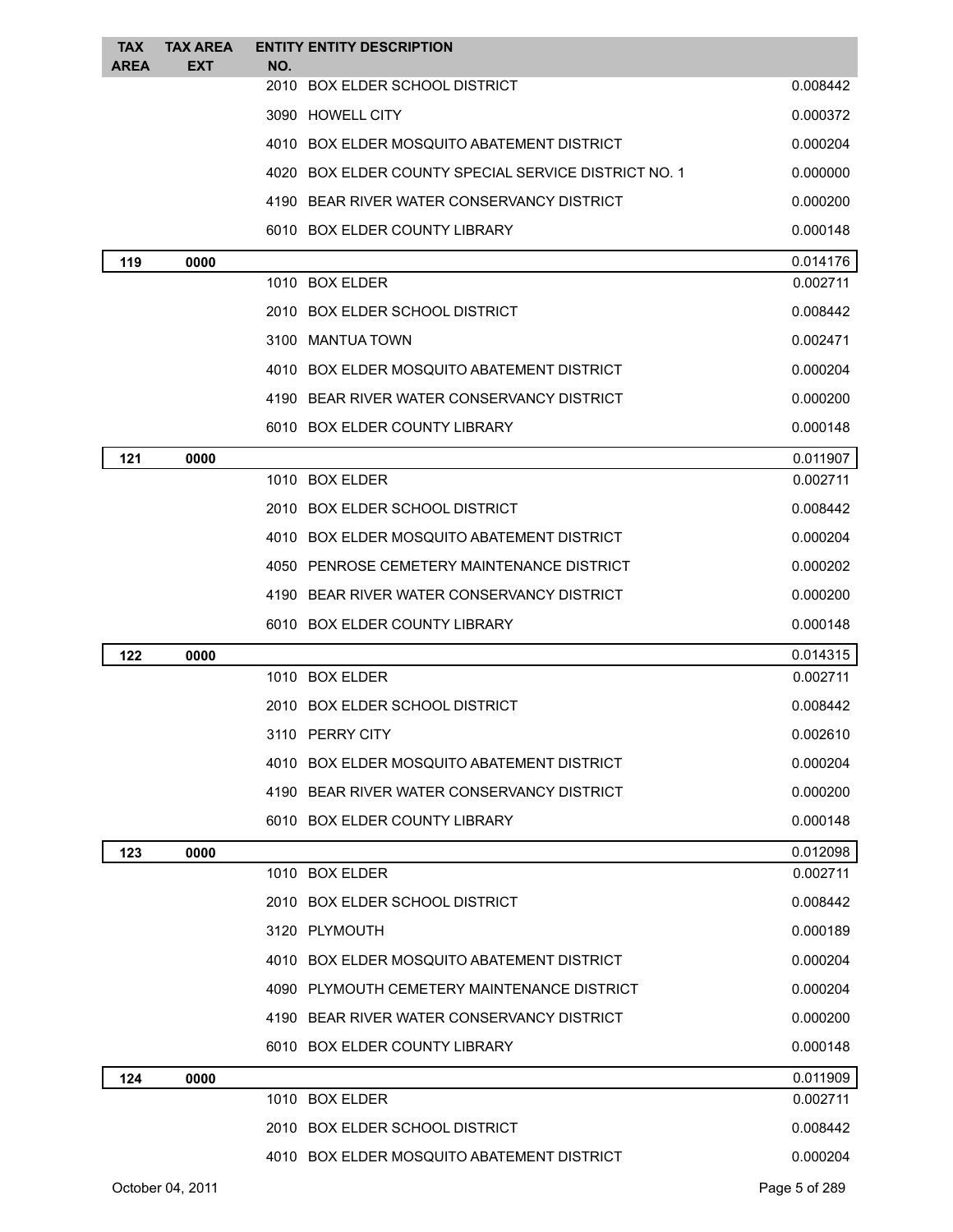| TAX AREA | TAX AREA EXT | ENTITY NO. | ENTITY DESCRIPTION | |
|---|---|---|---|---|
| | | 2010 | BOX ELDER SCHOOL DISTRICT | 0.008442 |
| | | 3090 | HOWELL CITY | 0.000372 |
| | | 4010 | BOX ELDER MOSQUITO ABATEMENT DISTRICT | 0.000204 |
| | | 4020 | BOX ELDER COUNTY SPECIAL SERVICE DISTRICT NO. 1 | 0.000000 |
| | | 4190 | BEAR RIVER WATER CONSERVANCY DISTRICT | 0.000200 |
| | | 6010 | BOX ELDER COUNTY LIBRARY | 0.000148 |
| **119** | **0000** | | | 0.014176 |
| | | 1010 | BOX ELDER | 0.002711 |
| | | 2010 | BOX ELDER SCHOOL DISTRICT | 0.008442 |
| | | 3100 | MANTUA TOWN | 0.002471 |
| | | 4010 | BOX ELDER MOSQUITO ABATEMENT DISTRICT | 0.000204 |
| | | 4190 | BEAR RIVER WATER CONSERVANCY DISTRICT | 0.000200 |
| | | 6010 | BOX ELDER COUNTY LIBRARY | 0.000148 |
| **121** | **0000** | | | 0.011907 |
| | | 1010 | BOX ELDER | 0.002711 |
| | | 2010 | BOX ELDER SCHOOL DISTRICT | 0.008442 |
| | | 4010 | BOX ELDER MOSQUITO ABATEMENT DISTRICT | 0.000204 |
| | | 4050 | PENROSE CEMETERY MAINTENANCE DISTRICT | 0.000202 |
| | | 4190 | BEAR RIVER WATER CONSERVANCY DISTRICT | 0.000200 |
| | | 6010 | BOX ELDER COUNTY LIBRARY | 0.000148 |
| **122** | **0000** | | | 0.014315 |
| | | 1010 | BOX ELDER | 0.002711 |
| | | 2010 | BOX ELDER SCHOOL DISTRICT | 0.008442 |
| | | 3110 | PERRY CITY | 0.002610 |
| | | 4010 | BOX ELDER MOSQUITO ABATEMENT DISTRICT | 0.000204 |
| | | 4190 | BEAR RIVER WATER CONSERVANCY DISTRICT | 0.000200 |
| | | 6010 | BOX ELDER COUNTY LIBRARY | 0.000148 |
| **123** | **0000** | | | 0.012098 |
| | | 1010 | BOX ELDER | 0.002711 |
| | | 2010 | BOX ELDER SCHOOL DISTRICT | 0.008442 |
| | | 3120 | PLYMOUTH | 0.000189 |
| | | 4010 | BOX ELDER MOSQUITO ABATEMENT DISTRICT | 0.000204 |
| | | 4090 | PLYMOUTH CEMETERY MAINTENANCE DISTRICT | 0.000204 |
| | | 4190 | BEAR RIVER WATER CONSERVANCY DISTRICT | 0.000200 |
| | | 6010 | BOX ELDER COUNTY LIBRARY | 0.000148 |
| **124** | **0000** | | | 0.011909 |
| | | 1010 | BOX ELDER | 0.002711 |
| | | 2010 | BOX ELDER SCHOOL DISTRICT | 0.008442 |
| | | 4010 | BOX ELDER MOSQUITO ABATEMENT DISTRICT | 0.000204 |

October 04, 2011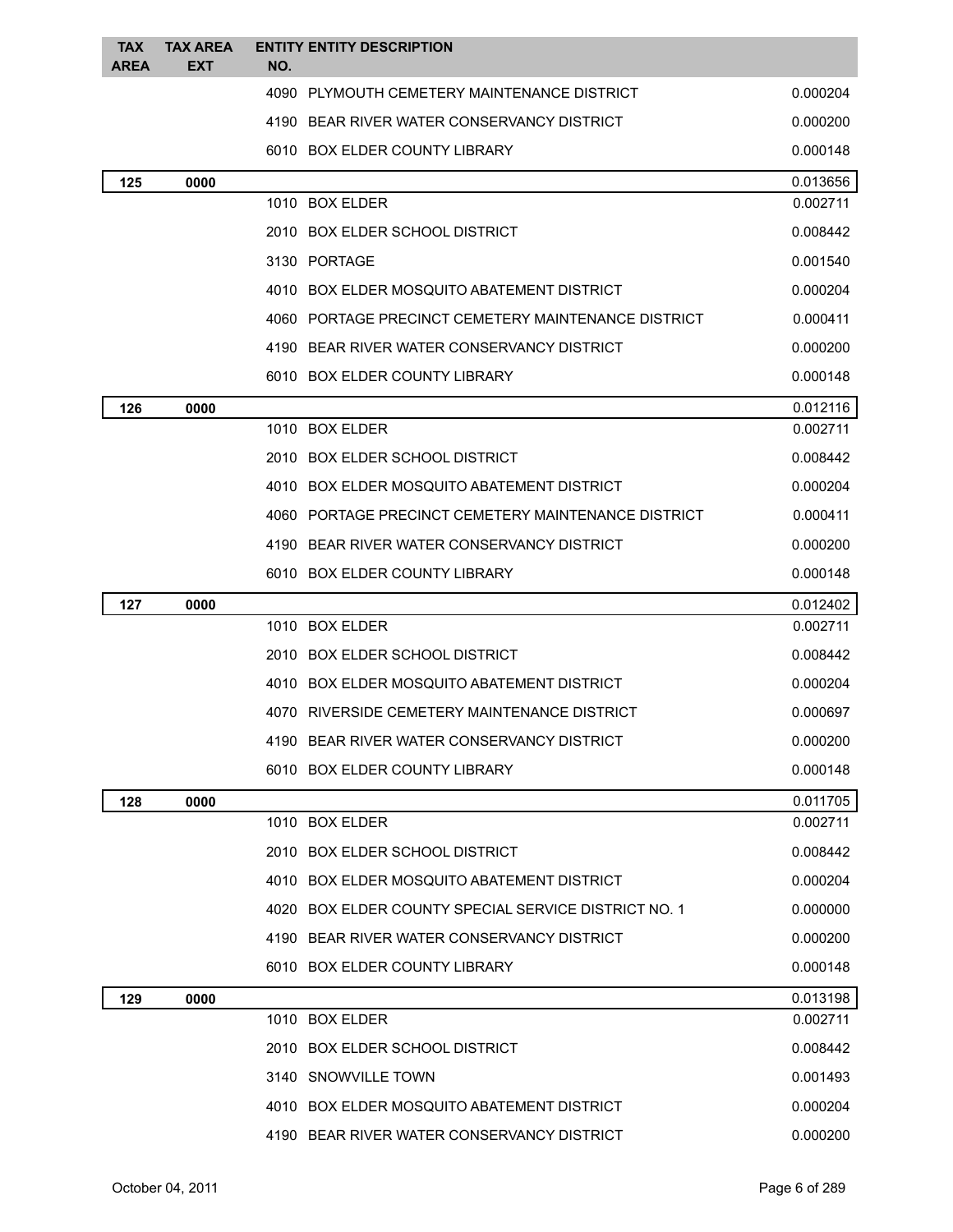| TAX AREA | TAX AREA EXT | ENTITY NO. | ENTITY DESCRIPTION | |
|---|---|---|---|---|
| | | 4090 | PLYMOUTH CEMETERY MAINTENANCE DISTRICT | 0.000204 |
| | | 4190 | BEAR RIVER WATER CONSERVANCY DISTRICT | 0.000200 |
| | | 6010 | BOX ELDER COUNTY LIBRARY | 0.000148 |
| 125 | 0000 | | | 0.013656 |
| | | 1010 | BOX ELDER | 0.002711 |
| | | 2010 | BOX ELDER SCHOOL DISTRICT | 0.008442 |
| | | 3130 | PORTAGE | 0.001540 |
| | | 4010 | BOX ELDER MOSQUITO ABATEMENT DISTRICT | 0.000204 |
| | | 4060 | PORTAGE PRECINCT CEMETERY MAINTENANCE DISTRICT | 0.000411 |
| | | 4190 | BEAR RIVER WATER CONSERVANCY DISTRICT | 0.000200 |
| | | 6010 | BOX ELDER COUNTY LIBRARY | 0.000148 |
| 126 | 0000 | | | 0.012116 |
| | | 1010 | BOX ELDER | 0.002711 |
| | | 2010 | BOX ELDER SCHOOL DISTRICT | 0.008442 |
| | | 4010 | BOX ELDER MOSQUITO ABATEMENT DISTRICT | 0.000204 |
| | | 4060 | PORTAGE PRECINCT CEMETERY MAINTENANCE DISTRICT | 0.000411 |
| | | 4190 | BEAR RIVER WATER CONSERVANCY DISTRICT | 0.000200 |
| | | 6010 | BOX ELDER COUNTY LIBRARY | 0.000148 |
| 127 | 0000 | | | 0.012402 |
| | | 1010 | BOX ELDER | 0.002711 |
| | | 2010 | BOX ELDER SCHOOL DISTRICT | 0.008442 |
| | | 4010 | BOX ELDER MOSQUITO ABATEMENT DISTRICT | 0.000204 |
| | | 4070 | RIVERSIDE CEMETERY MAINTENANCE DISTRICT | 0.000697 |
| | | 4190 | BEAR RIVER WATER CONSERVANCY DISTRICT | 0.000200 |
| | | 6010 | BOX ELDER COUNTY LIBRARY | 0.000148 |
| 128 | 0000 | | | 0.011705 |
| | | 1010 | BOX ELDER | 0.002711 |
| | | 2010 | BOX ELDER SCHOOL DISTRICT | 0.008442 |
| | | 4010 | BOX ELDER MOSQUITO ABATEMENT DISTRICT | 0.000204 |
| | | 4020 | BOX ELDER COUNTY SPECIAL SERVICE DISTRICT NO. 1 | 0.000000 |
| | | 4190 | BEAR RIVER WATER CONSERVANCY DISTRICT | 0.000200 |
| | | 6010 | BOX ELDER COUNTY LIBRARY | 0.000148 |
| 129 | 0000 | | | 0.013198 |
| | | 1010 | BOX ELDER | 0.002711 |
| | | 2010 | BOX ELDER SCHOOL DISTRICT | 0.008442 |
| | | 3140 | SNOWVILLE TOWN | 0.001493 |
| | | 4010 | BOX ELDER MOSQUITO ABATEMENT DISTRICT | 0.000204 |
| | | 4190 | BEAR RIVER WATER CONSERVANCY DISTRICT | 0.000200 |

October 04, 2011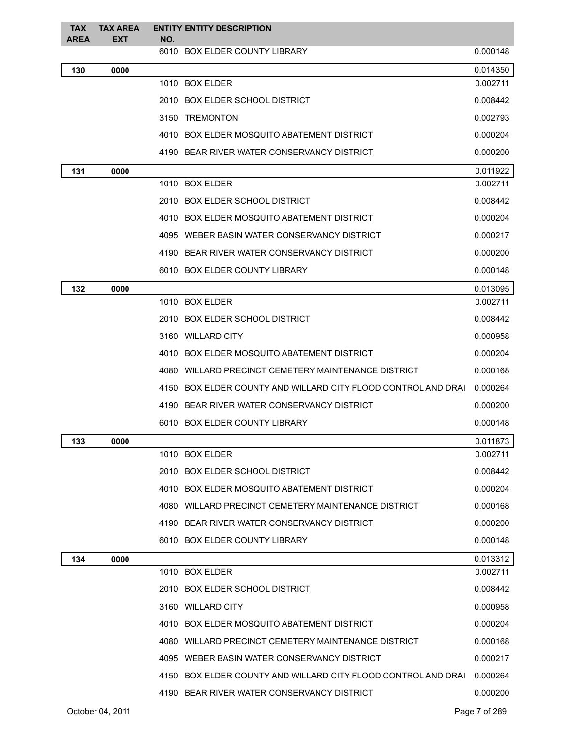| TAX AREA | TAX AREA EXT | ENTITY NO. | ENTITY DESCRIPTION | |
|---|---|---|---|---|
| | | 6010 | BOX ELDER COUNTY LIBRARY | 0.000148 |
| **130** | **0000** | | | 0.014350 |
| | | 1010 | BOX ELDER | 0.002711 |
| | | 2010 | BOX ELDER SCHOOL DISTRICT | 0.008442 |
| | | 3150 | TREMONTON | 0.002793 |
| | | 4010 | BOX ELDER MOSQUITO ABATEMENT DISTRICT | 0.000204 |
| | | 4190 | BEAR RIVER WATER CONSERVANCY DISTRICT | 0.000200 |
| **131** | **0000** | | | 0.011922 |
| | | 1010 | BOX ELDER | 0.002711 |
| | | 2010 | BOX ELDER SCHOOL DISTRICT | 0.008442 |
| | | 4010 | BOX ELDER MOSQUITO ABATEMENT DISTRICT | 0.000204 |
| | | 4095 | WEBER BASIN WATER CONSERVANCY DISTRICT | 0.000217 |
| | | 4190 | BEAR RIVER WATER CONSERVANCY DISTRICT | 0.000200 |
| | | 6010 | BOX ELDER COUNTY LIBRARY | 0.000148 |
| **132** | **0000** | | | 0.013095 |
| | | 1010 | BOX ELDER | 0.002711 |
| | | 2010 | BOX ELDER SCHOOL DISTRICT | 0.008442 |
| | | 3160 | WILLARD CITY | 0.000958 |
| | | 4010 | BOX ELDER MOSQUITO ABATEMENT DISTRICT | 0.000204 |
| | | 4080 | WILLARD PRECINCT CEMETERY MAINTENANCE DISTRICT | 0.000168 |
| | | 4150 | BOX ELDER COUNTY AND WILLARD CITY FLOOD CONTROL AND DRAI | 0.000264 |
| | | 4190 | BEAR RIVER WATER CONSERVANCY DISTRICT | 0.000200 |
| | | 6010 | BOX ELDER COUNTY LIBRARY | 0.000148 |
| **133** | **0000** | | | 0.011873 |
| | | 1010 | BOX ELDER | 0.002711 |
| | | 2010 | BOX ELDER SCHOOL DISTRICT | 0.008442 |
| | | 4010 | BOX ELDER MOSQUITO ABATEMENT DISTRICT | 0.000204 |
| | | 4080 | WILLARD PRECINCT CEMETERY MAINTENANCE DISTRICT | 0.000168 |
| | | 4190 | BEAR RIVER WATER CONSERVANCY DISTRICT | 0.000200 |
| | | 6010 | BOX ELDER COUNTY LIBRARY | 0.000148 |
| **134** | **0000** | | | 0.013312 |
| | | 1010 | BOX ELDER | 0.002711 |
| | | 2010 | BOX ELDER SCHOOL DISTRICT | 0.008442 |
| | | 3160 | WILLARD CITY | 0.000958 |
| | | 4010 | BOX ELDER MOSQUITO ABATEMENT DISTRICT | 0.000204 |
| | | 4080 | WILLARD PRECINCT CEMETERY MAINTENANCE DISTRICT | 0.000168 |
| | | 4095 | WEBER BASIN WATER CONSERVANCY DISTRICT | 0.000217 |
| | | 4150 | BOX ELDER COUNTY AND WILLARD CITY FLOOD CONTROL AND DRAI | 0.000264 |
| | | 4190 | BEAR RIVER WATER CONSERVANCY DISTRICT | 0.000200 |

October 04, 2011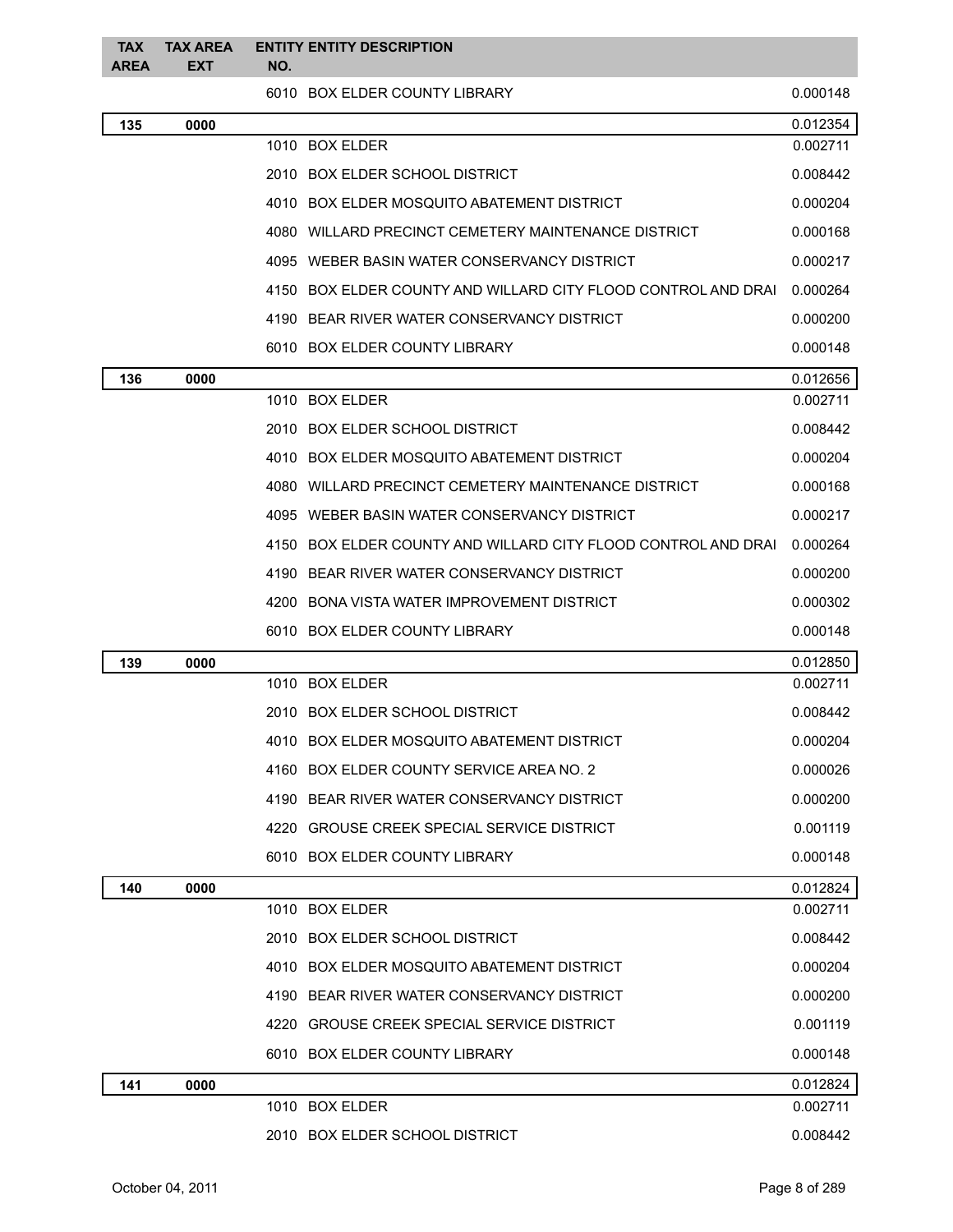| TAX AREA | TAX AREA EXT | ENTITY NO. | ENTITY DESCRIPTION | |
|---|---|---|---|---|
| | | 6010 | BOX ELDER COUNTY LIBRARY | 0.000148 |
| **135** | **0000** | | | 0.012354 |
| | | 1010 | BOX ELDER | 0.002711 |
| | | 2010 | BOX ELDER SCHOOL DISTRICT | 0.008442 |
| | | 4010 | BOX ELDER MOSQUITO ABATEMENT DISTRICT | 0.000204 |
| | | 4080 | WILLARD PRECINCT CEMETERY MAINTENANCE DISTRICT | 0.000168 |
| | | 4095 | WEBER BASIN WATER CONSERVANCY DISTRICT | 0.000217 |
| | | 4150 | BOX ELDER COUNTY AND WILLARD CITY FLOOD CONTROL AND DRAI | 0.000264 |
| | | 4190 | BEAR RIVER WATER CONSERVANCY DISTRICT | 0.000200 |
| | | 6010 | BOX ELDER COUNTY LIBRARY | 0.000148 |
| **136** | **0000** | | | 0.012656 |
| | | 1010 | BOX ELDER | 0.002711 |
| | | 2010 | BOX ELDER SCHOOL DISTRICT | 0.008442 |
| | | 4010 | BOX ELDER MOSQUITO ABATEMENT DISTRICT | 0.000204 |
| | | 4080 | WILLARD PRECINCT CEMETERY MAINTENANCE DISTRICT | 0.000168 |
| | | 4095 | WEBER BASIN WATER CONSERVANCY DISTRICT | 0.000217 |
| | | 4150 | BOX ELDER COUNTY AND WILLARD CITY FLOOD CONTROL AND DRAI | 0.000264 |
| | | 4190 | BEAR RIVER WATER CONSERVANCY DISTRICT | 0.000200 |
| | | 4200 | BONA VISTA WATER IMPROVEMENT DISTRICT | 0.000302 |
| | | 6010 | BOX ELDER COUNTY LIBRARY | 0.000148 |
| **139** | **0000** | | | 0.012850 |
| | | 1010 | BOX ELDER | 0.002711 |
| | | 2010 | BOX ELDER SCHOOL DISTRICT | 0.008442 |
| | | 4010 | BOX ELDER MOSQUITO ABATEMENT DISTRICT | 0.000204 |
| | | 4160 | BOX ELDER COUNTY SERVICE AREA NO. 2 | 0.000026 |
| | | 4190 | BEAR RIVER WATER CONSERVANCY DISTRICT | 0.000200 |
| | | 4220 | GROUSE CREEK SPECIAL SERVICE DISTRICT | 0.001119 |
| | | 6010 | BOX ELDER COUNTY LIBRARY | 0.000148 |
| **140** | **0000** | | | 0.012824 |
| | | 1010 | BOX ELDER | 0.002711 |
| | | 2010 | BOX ELDER SCHOOL DISTRICT | 0.008442 |
| | | 4010 | BOX ELDER MOSQUITO ABATEMENT DISTRICT | 0.000204 |
| | | 4190 | BEAR RIVER WATER CONSERVANCY DISTRICT | 0.000200 |
| | | 4220 | GROUSE CREEK SPECIAL SERVICE DISTRICT | 0.001119 |
| | | 6010 | BOX ELDER COUNTY LIBRARY | 0.000148 |
| **141** | **0000** | | | 0.012824 |
| | | 1010 | BOX ELDER | 0.002711 |
| | | 2010 | BOX ELDER SCHOOL DISTRICT | 0.008442 |

October 04, 2011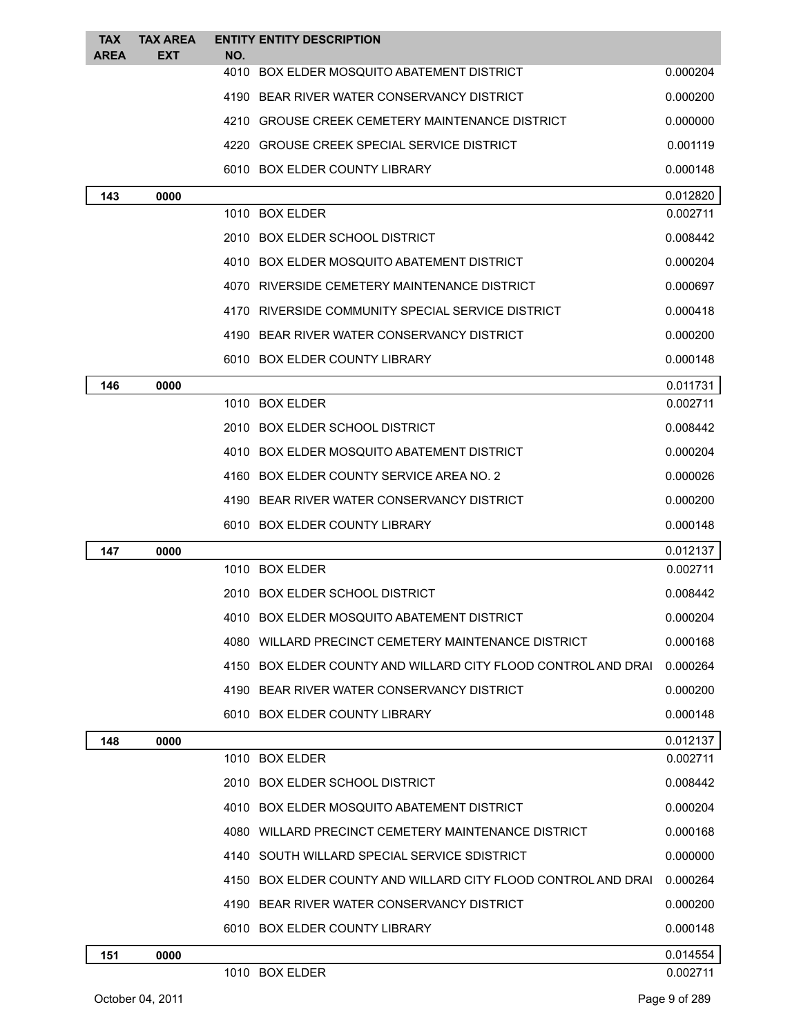| TAX AREA | TAX AREA EXT | ENTITY NO. | ENTITY DESCRIPTION | |
|---|---|---|---|---|
| | | 4010 | BOX ELDER MOSQUITO ABATEMENT DISTRICT | 0.000204 |
| | | 4190 | BEAR RIVER WATER CONSERVANCY DISTRICT | 0.000200 |
| | | 4210 | GROUSE CREEK CEMETERY MAINTENANCE DISTRICT | 0.000000 |
| | | 4220 | GROUSE CREEK SPECIAL SERVICE DISTRICT | 0.001119 |
| | | 6010 | BOX ELDER COUNTY LIBRARY | 0.000148 |
| **143** | **0000** | | | 0.012820 |
| | | 1010 | BOX ELDER | 0.002711 |
| | | 2010 | BOX ELDER SCHOOL DISTRICT | 0.008442 |
| | | 4010 | BOX ELDER MOSQUITO ABATEMENT DISTRICT | 0.000204 |
| | | 4070 | RIVERSIDE CEMETERY MAINTENANCE DISTRICT | 0.000697 |
| | | 4170 | RIVERSIDE COMMUNITY SPECIAL SERVICE DISTRICT | 0.000418 |
| | | 4190 | BEAR RIVER WATER CONSERVANCY DISTRICT | 0.000200 |
| | | 6010 | BOX ELDER COUNTY LIBRARY | 0.000148 |
| **146** | **0000** | | | 0.011731 |
| | | 1010 | BOX ELDER | 0.002711 |
| | | 2010 | BOX ELDER SCHOOL DISTRICT | 0.008442 |
| | | 4010 | BOX ELDER MOSQUITO ABATEMENT DISTRICT | 0.000204 |
| | | 4160 | BOX ELDER COUNTY SERVICE AREA NO. 2 | 0.000026 |
| | | 4190 | BEAR RIVER WATER CONSERVANCY DISTRICT | 0.000200 |
| | | 6010 | BOX ELDER COUNTY LIBRARY | 0.000148 |
| **147** | **0000** | | | 0.012137 |
| | | 1010 | BOX ELDER | 0.002711 |
| | | 2010 | BOX ELDER SCHOOL DISTRICT | 0.008442 |
| | | 4010 | BOX ELDER MOSQUITO ABATEMENT DISTRICT | 0.000204 |
| | | 4080 | WILLARD PRECINCT CEMETERY MAINTENANCE DISTRICT | 0.000168 |
| | | 4150 | BOX ELDER COUNTY AND WILLARD CITY FLOOD CONTROL AND DRAI | 0.000264 |
| | | 4190 | BEAR RIVER WATER CONSERVANCY DISTRICT | 0.000200 |
| | | 6010 | BOX ELDER COUNTY LIBRARY | 0.000148 |
| **148** | **0000** | | | 0.012137 |
| | | 1010 | BOX ELDER | 0.002711 |
| | | 2010 | BOX ELDER SCHOOL DISTRICT | 0.008442 |
| | | 4010 | BOX ELDER MOSQUITO ABATEMENT DISTRICT | 0.000204 |
| | | 4080 | WILLARD PRECINCT CEMETERY MAINTENANCE DISTRICT | 0.000168 |
| | | 4140 | SOUTH WILLARD SPECIAL SERVICE SDISTRICT | 0.000000 |
| | | 4150 | BOX ELDER COUNTY AND WILLARD CITY FLOOD CONTROL AND DRAI | 0.000264 |
| | | 4190 | BEAR RIVER WATER CONSERVANCY DISTRICT | 0.000200 |
| | | 6010 | BOX ELDER COUNTY LIBRARY | 0.000148 |
| **151** | **0000** | | | 0.014554 |
| | | 1010 | BOX ELDER | 0.002711 |

October 04, 2011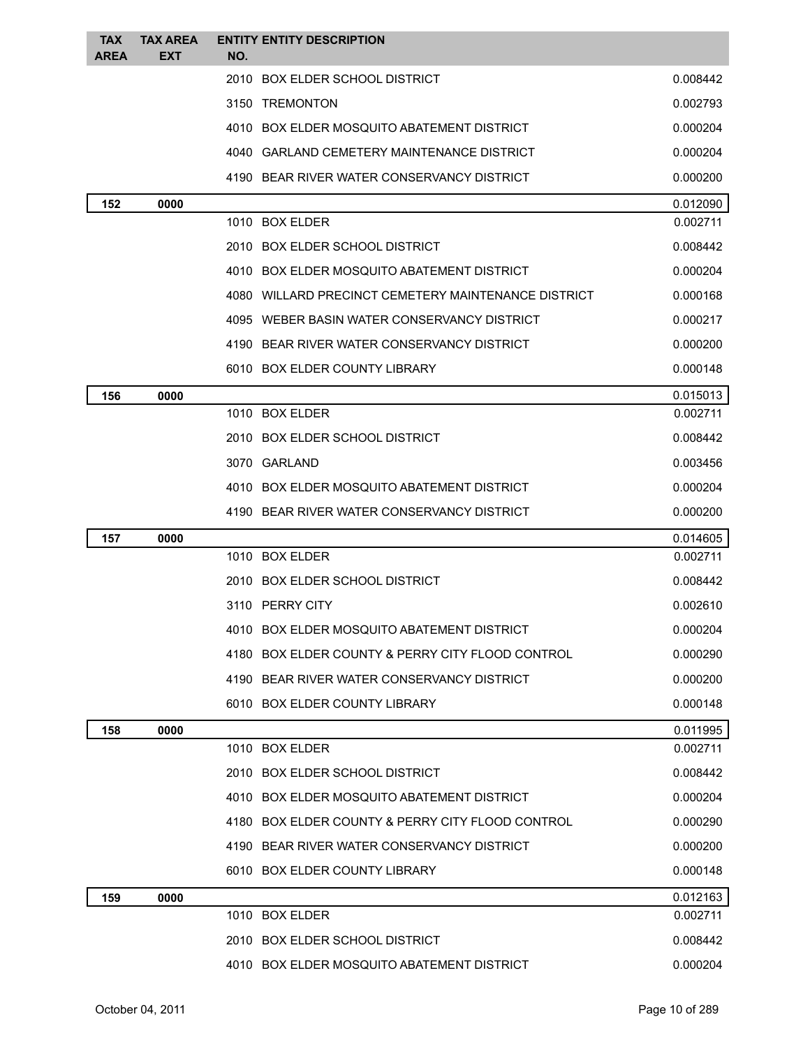| TAX AREA | TAX AREA EXT | ENTITY NO. | ENTITY DESCRIPTION | |
|---|---|---|---|---|
| | | 2010 | BOX ELDER SCHOOL DISTRICT | 0.008442 |
| | | 3150 | TREMONTON | 0.002793 |
| | | 4010 | BOX ELDER MOSQUITO ABATEMENT DISTRICT | 0.000204 |
| | | 4040 | GARLAND CEMETERY MAINTENANCE DISTRICT | 0.000204 |
| | | 4190 | BEAR RIVER WATER CONSERVANCY DISTRICT | 0.000200 |
| **152** | **0000** | | | 0.012090 |
| | | 1010 | BOX ELDER | 0.002711 |
| | | 2010 | BOX ELDER SCHOOL DISTRICT | 0.008442 |
| | | 4010 | BOX ELDER MOSQUITO ABATEMENT DISTRICT | 0.000204 |
| | | 4080 | WILLARD PRECINCT CEMETERY MAINTENANCE DISTRICT | 0.000168 |
| | | 4095 | WEBER BASIN WATER CONSERVANCY DISTRICT | 0.000217 |
| | | 4190 | BEAR RIVER WATER CONSERVANCY DISTRICT | 0.000200 |
| | | 6010 | BOX ELDER COUNTY LIBRARY | 0.000148 |
| **156** | **0000** | | | 0.015013 |
| | | 1010 | BOX ELDER | 0.002711 |
| | | 2010 | BOX ELDER SCHOOL DISTRICT | 0.008442 |
| | | 3070 | GARLAND | 0.003456 |
| | | 4010 | BOX ELDER MOSQUITO ABATEMENT DISTRICT | 0.000204 |
| | | 4190 | BEAR RIVER WATER CONSERVANCY DISTRICT | 0.000200 |
| **157** | **0000** | | | 0.014605 |
| | | 1010 | BOX ELDER | 0.002711 |
| | | 2010 | BOX ELDER SCHOOL DISTRICT | 0.008442 |
| | | 3110 | PERRY CITY | 0.002610 |
| | | 4010 | BOX ELDER MOSQUITO ABATEMENT DISTRICT | 0.000204 |
| | | 4180 | BOX ELDER COUNTY & PERRY CITY FLOOD CONTROL | 0.000290 |
| | | 4190 | BEAR RIVER WATER CONSERVANCY DISTRICT | 0.000200 |
| | | 6010 | BOX ELDER COUNTY LIBRARY | 0.000148 |
| **158** | **0000** | | | 0.011995 |
| | | 1010 | BOX ELDER | 0.002711 |
| | | 2010 | BOX ELDER SCHOOL DISTRICT | 0.008442 |
| | | 4010 | BOX ELDER MOSQUITO ABATEMENT DISTRICT | 0.000204 |
| | | 4180 | BOX ELDER COUNTY & PERRY CITY FLOOD CONTROL | 0.000290 |
| | | 4190 | BEAR RIVER WATER CONSERVANCY DISTRICT | 0.000200 |
| | | 6010 | BOX ELDER COUNTY LIBRARY | 0.000148 |
| **159** | **0000** | | | 0.012163 |
| | | 1010 | BOX ELDER | 0.002711 |
| | | 2010 | BOX ELDER SCHOOL DISTRICT | 0.008442 |
| | | 4010 | BOX ELDER MOSQUITO ABATEMENT DISTRICT | 0.000204 |

October 04, 2011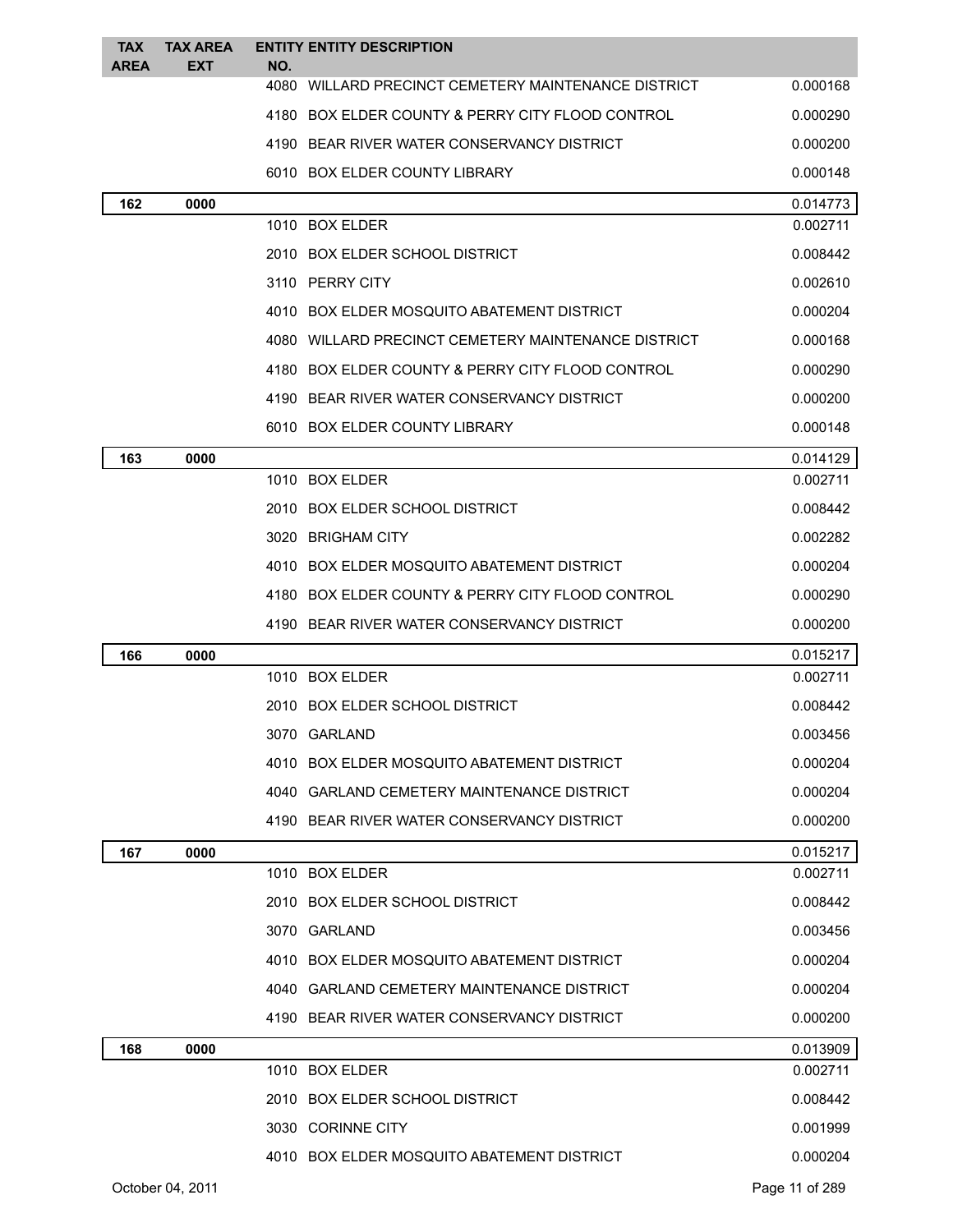| TAX AREA | TAX AREA EXT | ENTITY NO. | ENTITY DESCRIPTION | |
|---|---|---|---|---|
| | | 4080 | WILLARD PRECINCT CEMETERY MAINTENANCE DISTRICT | 0.000168 |
| | | 4180 | BOX ELDER COUNTY & PERRY CITY FLOOD CONTROL | 0.000290 |
| | | 4190 | BEAR RIVER WATER CONSERVANCY DISTRICT | 0.000200 |
| | | 6010 | BOX ELDER COUNTY LIBRARY | 0.000148 |
| **162** | **0000** | | | 0.014773 |
| | | 1010 | BOX ELDER | 0.002711 |
| | | 2010 | BOX ELDER SCHOOL DISTRICT | 0.008442 |
| | | 3110 | PERRY CITY | 0.002610 |
| | | 4010 | BOX ELDER MOSQUITO ABATEMENT DISTRICT | 0.000204 |
| | | 4080 | WILLARD PRECINCT CEMETERY MAINTENANCE DISTRICT | 0.000168 |
| | | 4180 | BOX ELDER COUNTY & PERRY CITY FLOOD CONTROL | 0.000290 |
| | | 4190 | BEAR RIVER WATER CONSERVANCY DISTRICT | 0.000200 |
| | | 6010 | BOX ELDER COUNTY LIBRARY | 0.000148 |
| **163** | **0000** | | | 0.014129 |
| | | 1010 | BOX ELDER | 0.002711 |
| | | 2010 | BOX ELDER SCHOOL DISTRICT | 0.008442 |
| | | 3020 | BRIGHAM CITY | 0.002282 |
| | | 4010 | BOX ELDER MOSQUITO ABATEMENT DISTRICT | 0.000204 |
| | | 4180 | BOX ELDER COUNTY & PERRY CITY FLOOD CONTROL | 0.000290 |
| | | 4190 | BEAR RIVER WATER CONSERVANCY DISTRICT | 0.000200 |
| **166** | **0000** | | | 0.015217 |
| | | 1010 | BOX ELDER | 0.002711 |
| | | 2010 | BOX ELDER SCHOOL DISTRICT | 0.008442 |
| | | 3070 | GARLAND | 0.003456 |
| | | 4010 | BOX ELDER MOSQUITO ABATEMENT DISTRICT | 0.000204 |
| | | 4040 | GARLAND CEMETERY MAINTENANCE DISTRICT | 0.000204 |
| | | 4190 | BEAR RIVER WATER CONSERVANCY DISTRICT | 0.000200 |
| **167** | **0000** | | | 0.015217 |
| | | 1010 | BOX ELDER | 0.002711 |
| | | 2010 | BOX ELDER SCHOOL DISTRICT | 0.008442 |
| | | 3070 | GARLAND | 0.003456 |
| | | 4010 | BOX ELDER MOSQUITO ABATEMENT DISTRICT | 0.000204 |
| | | 4040 | GARLAND CEMETERY MAINTENANCE DISTRICT | 0.000204 |
| | | 4190 | BEAR RIVER WATER CONSERVANCY DISTRICT | 0.000200 |
| **168** | **0000** | | | 0.013909 |
| | | 1010 | BOX ELDER | 0.002711 |
| | | 2010 | BOX ELDER SCHOOL DISTRICT | 0.008442 |
| | | 3030 | CORINNE CITY | 0.001999 |
| | | 4010 | BOX ELDER MOSQUITO ABATEMENT DISTRICT | 0.000204 |

October 04, 2011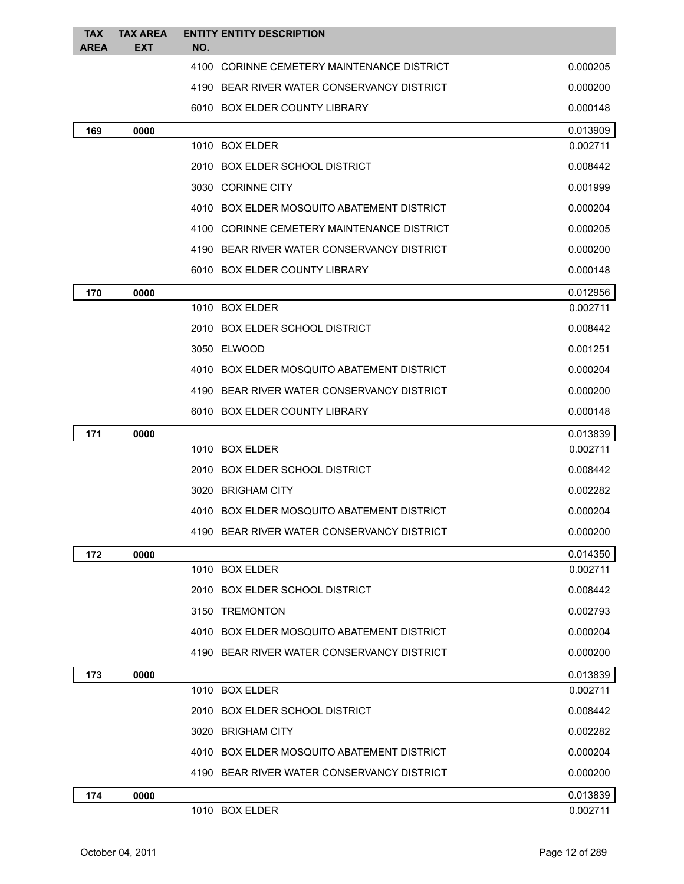| TAX AREA | TAX AREA EXT | ENTITY NO. | ENTITY DESCRIPTION | |
|---|---|---|---|---|
| | | 4100 | CORINNE CEMETERY MAINTENANCE DISTRICT | 0.000205 |
| | | 4190 | BEAR RIVER WATER CONSERVANCY DISTRICT | 0.000200 |
| | | 6010 | BOX ELDER COUNTY LIBRARY | 0.000148 |
| **169** | **0000** | | | 0.013909 |
| | | 1010 | BOX ELDER | 0.002711 |
| | | 2010 | BOX ELDER SCHOOL DISTRICT | 0.008442 |
| | | 3030 | CORINNE CITY | 0.001999 |
| | | 4010 | BOX ELDER MOSQUITO ABATEMENT DISTRICT | 0.000204 |
| | | 4100 | CORINNE CEMETERY MAINTENANCE DISTRICT | 0.000205 |
| | | 4190 | BEAR RIVER WATER CONSERVANCY DISTRICT | 0.000200 |
| | | 6010 | BOX ELDER COUNTY LIBRARY | 0.000148 |
| **170** | **0000** | | | 0.012956 |
| | | 1010 | BOX ELDER | 0.002711 |
| | | 2010 | BOX ELDER SCHOOL DISTRICT | 0.008442 |
| | | 3050 | ELWOOD | 0.001251 |
| | | 4010 | BOX ELDER MOSQUITO ABATEMENT DISTRICT | 0.000204 |
| | | 4190 | BEAR RIVER WATER CONSERVANCY DISTRICT | 0.000200 |
| | | 6010 | BOX ELDER COUNTY LIBRARY | 0.000148 |
| **171** | **0000** | | | 0.013839 |
| | | 1010 | BOX ELDER | 0.002711 |
| | | 2010 | BOX ELDER SCHOOL DISTRICT | 0.008442 |
| | | 3020 | BRIGHAM CITY | 0.002282 |
| | | 4010 | BOX ELDER MOSQUITO ABATEMENT DISTRICT | 0.000204 |
| | | 4190 | BEAR RIVER WATER CONSERVANCY DISTRICT | 0.000200 |
| **172** | **0000** | | | 0.014350 |
| | | 1010 | BOX ELDER | 0.002711 |
| | | 2010 | BOX ELDER SCHOOL DISTRICT | 0.008442 |
| | | 3150 | TREMONTON | 0.002793 |
| | | 4010 | BOX ELDER MOSQUITO ABATEMENT DISTRICT | 0.000204 |
| | | 4190 | BEAR RIVER WATER CONSERVANCY DISTRICT | 0.000200 |
| **173** | **0000** | | | 0.013839 |
| | | 1010 | BOX ELDER | 0.002711 |
| | | 2010 | BOX ELDER SCHOOL DISTRICT | 0.008442 |
| | | 3020 | BRIGHAM CITY | 0.002282 |
| | | 4010 | BOX ELDER MOSQUITO ABATEMENT DISTRICT | 0.000204 |
| | | 4190 | BEAR RIVER WATER CONSERVANCY DISTRICT | 0.000200 |
| **174** | **0000** | | | 0.013839 |
| | | 1010 | BOX ELDER | 0.002711 |

October 04, 2011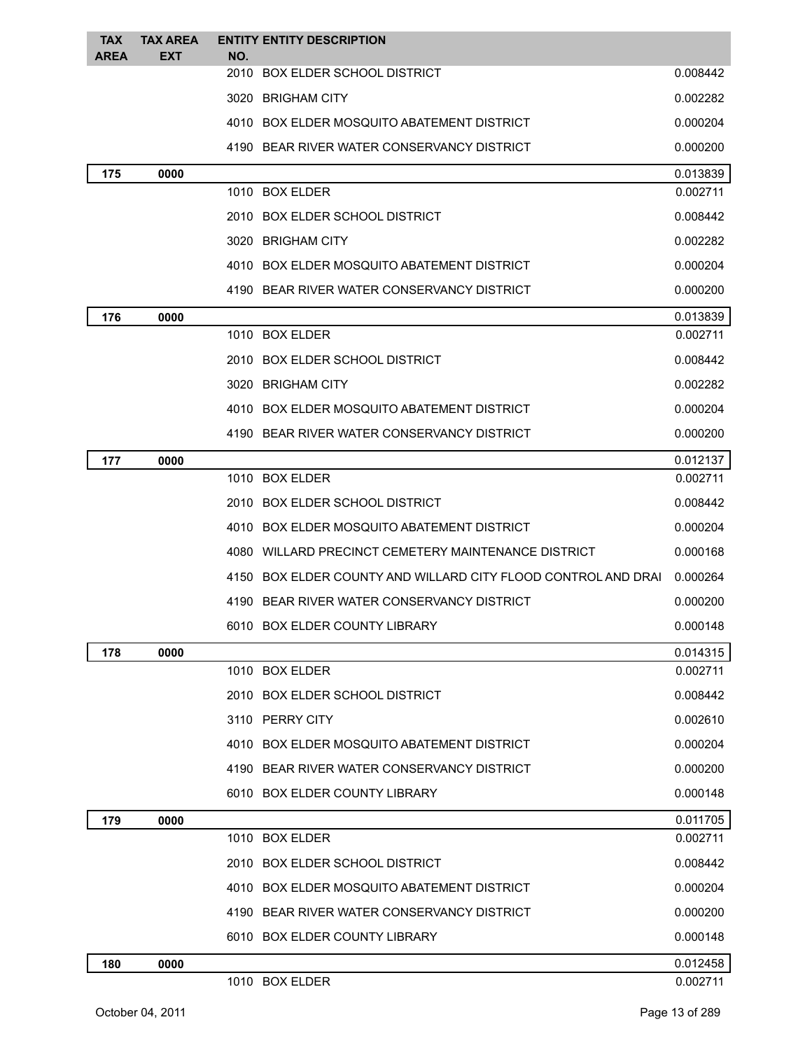| TAX AREA | TAX AREA EXT | ENTITY NO. | ENTITY DESCRIPTION | |
|---|---|---|---|---|
| | | 2010 | BOX ELDER SCHOOL DISTRICT | 0.008442 |
| | | 3020 | BRIGHAM CITY | 0.002282 |
| | | 4010 | BOX ELDER MOSQUITO ABATEMENT DISTRICT | 0.000204 |
| | | 4190 | BEAR RIVER WATER CONSERVANCY DISTRICT | 0.000200 |
| **175** | **0000** | | | 0.013839 |
| | | 1010 | BOX ELDER | 0.002711 |
| | | 2010 | BOX ELDER SCHOOL DISTRICT | 0.008442 |
| | | 3020 | BRIGHAM CITY | 0.002282 |
| | | 4010 | BOX ELDER MOSQUITO ABATEMENT DISTRICT | 0.000204 |
| | | 4190 | BEAR RIVER WATER CONSERVANCY DISTRICT | 0.000200 |
| **176** | **0000** | | | 0.013839 |
| | | 1010 | BOX ELDER | 0.002711 |
| | | 2010 | BOX ELDER SCHOOL DISTRICT | 0.008442 |
| | | 3020 | BRIGHAM CITY | 0.002282 |
| | | 4010 | BOX ELDER MOSQUITO ABATEMENT DISTRICT | 0.000204 |
| | | 4190 | BEAR RIVER WATER CONSERVANCY DISTRICT | 0.000200 |
| **177** | **0000** | | | 0.012137 |
| | | 1010 | BOX ELDER | 0.002711 |
| | | 2010 | BOX ELDER SCHOOL DISTRICT | 0.008442 |
| | | 4010 | BOX ELDER MOSQUITO ABATEMENT DISTRICT | 0.000204 |
| | | 4080 | WILLARD PRECINCT CEMETERY MAINTENANCE DISTRICT | 0.000168 |
| | | 4150 | BOX ELDER COUNTY AND WILLARD CITY FLOOD CONTROL AND DRAI | 0.000264 |
| | | 4190 | BEAR RIVER WATER CONSERVANCY DISTRICT | 0.000200 |
| | | 6010 | BOX ELDER COUNTY LIBRARY | 0.000148 |
| **178** | **0000** | | | 0.014315 |
| | | 1010 | BOX ELDER | 0.002711 |
| | | 2010 | BOX ELDER SCHOOL DISTRICT | 0.008442 |
| | | 3110 | PERRY CITY | 0.002610 |
| | | 4010 | BOX ELDER MOSQUITO ABATEMENT DISTRICT | 0.000204 |
| | | 4190 | BEAR RIVER WATER CONSERVANCY DISTRICT | 0.000200 |
| | | 6010 | BOX ELDER COUNTY LIBRARY | 0.000148 |
| **179** | **0000** | | | 0.011705 |
| | | 1010 | BOX ELDER | 0.002711 |
| | | 2010 | BOX ELDER SCHOOL DISTRICT | 0.008442 |
| | | 4010 | BOX ELDER MOSQUITO ABATEMENT DISTRICT | 0.000204 |
| | | 4190 | BEAR RIVER WATER CONSERVANCY DISTRICT | 0.000200 |
| | | 6010 | BOX ELDER COUNTY LIBRARY | 0.000148 |
| **180** | **0000** | | | 0.012458 |
| | | 1010 | BOX ELDER | 0.002711 |

October 04, 2011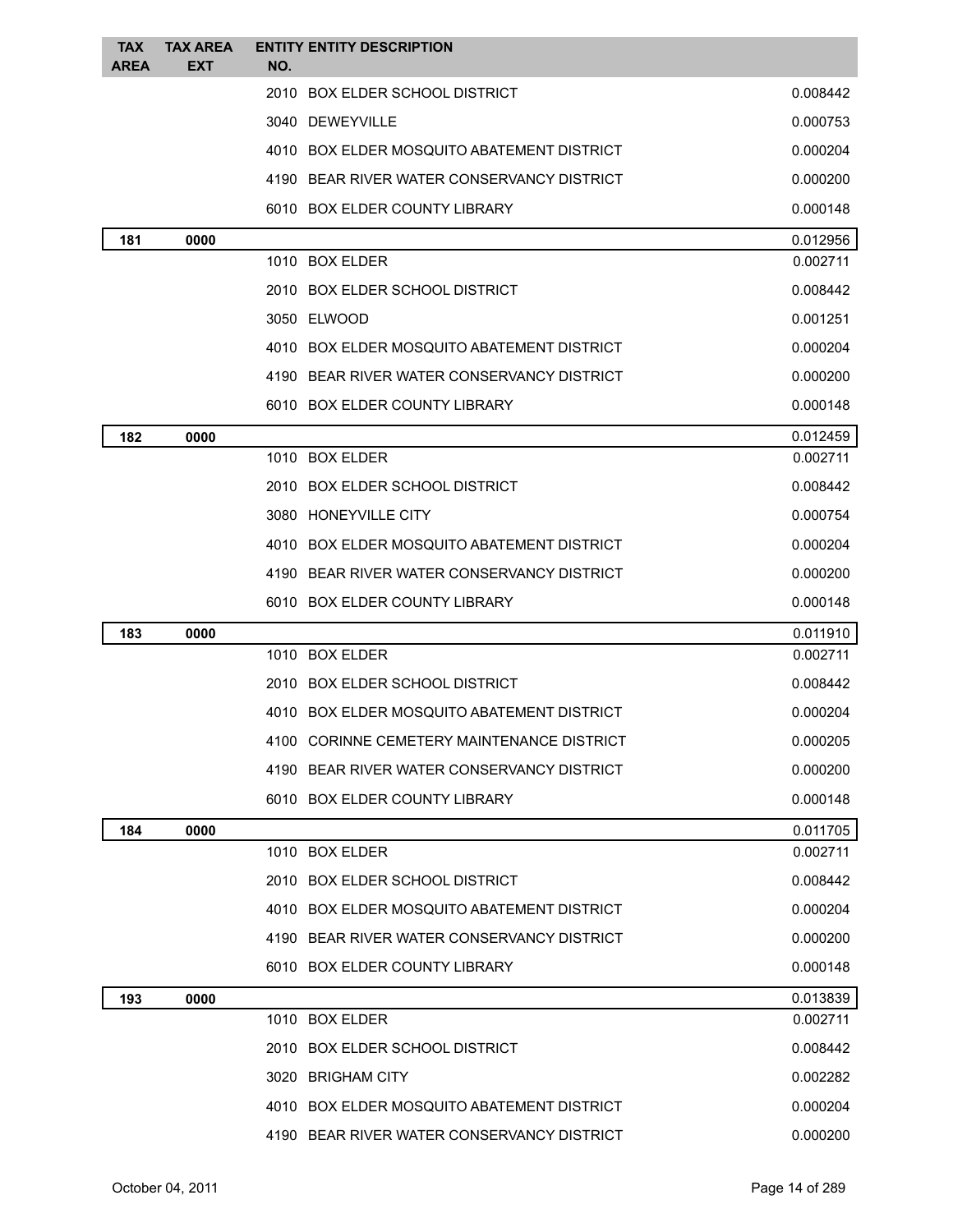| TAX AREA | TAX AREA EXT | ENTITY NO. | ENTITY DESCRIPTION | |
|---|---|---|---|---|
| | | 2010 | BOX ELDER SCHOOL DISTRICT | 0.008442 |
| | | 3040 | DEWEYVILLE | 0.000753 |
| | | 4010 | BOX ELDER MOSQUITO ABATEMENT DISTRICT | 0.000204 |
| | | 4190 | BEAR RIVER WATER CONSERVANCY DISTRICT | 0.000200 |
| | | 6010 | BOX ELDER COUNTY LIBRARY | 0.000148 |
| **181** | **0000** | | | 0.012956 |
| | | 1010 | BOX ELDER | 0.002711 |
| | | 2010 | BOX ELDER SCHOOL DISTRICT | 0.008442 |
| | | 3050 | ELWOOD | 0.001251 |
| | | 4010 | BOX ELDER MOSQUITO ABATEMENT DISTRICT | 0.000204 |
| | | 4190 | BEAR RIVER WATER CONSERVANCY DISTRICT | 0.000200 |
| | | 6010 | BOX ELDER COUNTY LIBRARY | 0.000148 |
| **182** | **0000** | | | 0.012459 |
| | | 1010 | BOX ELDER | 0.002711 |
| | | 2010 | BOX ELDER SCHOOL DISTRICT | 0.008442 |
| | | 3080 | HONEYVILLE CITY | 0.000754 |
| | | 4010 | BOX ELDER MOSQUITO ABATEMENT DISTRICT | 0.000204 |
| | | 4190 | BEAR RIVER WATER CONSERVANCY DISTRICT | 0.000200 |
| | | 6010 | BOX ELDER COUNTY LIBRARY | 0.000148 |
| **183** | **0000** | | | 0.011910 |
| | | 1010 | BOX ELDER | 0.002711 |
| | | 2010 | BOX ELDER SCHOOL DISTRICT | 0.008442 |
| | | 4010 | BOX ELDER MOSQUITO ABATEMENT DISTRICT | 0.000204 |
| | | 4100 | CORINNE CEMETERY MAINTENANCE DISTRICT | 0.000205 |
| | | 4190 | BEAR RIVER WATER CONSERVANCY DISTRICT | 0.000200 |
| | | 6010 | BOX ELDER COUNTY LIBRARY | 0.000148 |
| **184** | **0000** | | | 0.011705 |
| | | 1010 | BOX ELDER | 0.002711 |
| | | 2010 | BOX ELDER SCHOOL DISTRICT | 0.008442 |
| | | 4010 | BOX ELDER MOSQUITO ABATEMENT DISTRICT | 0.000204 |
| | | 4190 | BEAR RIVER WATER CONSERVANCY DISTRICT | 0.000200 |
| | | 6010 | BOX ELDER COUNTY LIBRARY | 0.000148 |
| **193** | **0000** | | | 0.013839 |
| | | 1010 | BOX ELDER | 0.002711 |
| | | 2010 | BOX ELDER SCHOOL DISTRICT | 0.008442 |
| | | 3020 | BRIGHAM CITY | 0.002282 |
| | | 4010 | BOX ELDER MOSQUITO ABATEMENT DISTRICT | 0.000204 |
| | | 4190 | BEAR RIVER WATER CONSERVANCY DISTRICT | 0.000200 |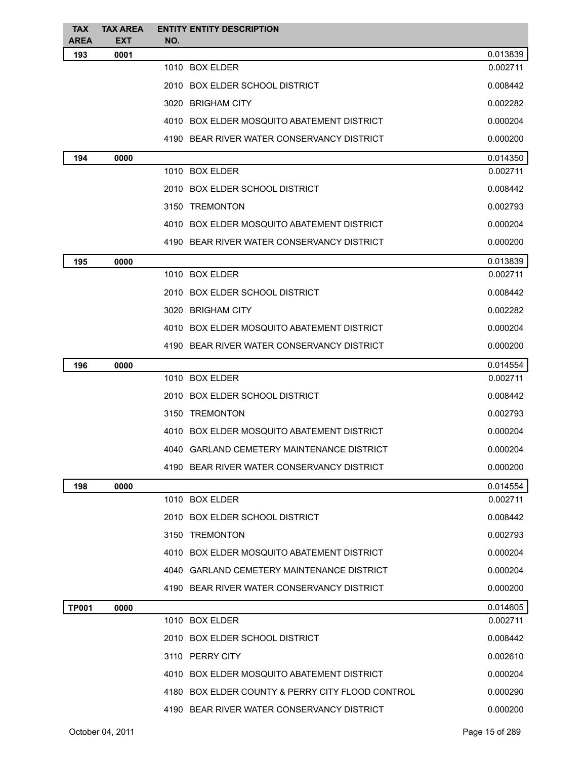| TAX AREA | TAX AREA EXT | ENTITY NO. | ENTITY DESCRIPTION | |
|---|---|---|---|---|
| **193** | **0001** | | | 0.013839 |
| | | 1010 | BOX ELDER | 0.002711 |
| | | 2010 | BOX ELDER SCHOOL DISTRICT | 0.008442 |
| | | 3020 | BRIGHAM CITY | 0.002282 |
| | | 4010 | BOX ELDER MOSQUITO ABATEMENT DISTRICT | 0.000204 |
| | | 4190 | BEAR RIVER WATER CONSERVANCY DISTRICT | 0.000200 |
| **194** | **0000** | | | 0.014350 |
| | | 1010 | BOX ELDER | 0.002711 |
| | | 2010 | BOX ELDER SCHOOL DISTRICT | 0.008442 |
| | | 3150 | TREMONTON | 0.002793 |
| | | 4010 | BOX ELDER MOSQUITO ABATEMENT DISTRICT | 0.000204 |
| | | 4190 | BEAR RIVER WATER CONSERVANCY DISTRICT | 0.000200 |
| **195** | **0000** | | | 0.013839 |
| | | 1010 | BOX ELDER | 0.002711 |
| | | 2010 | BOX ELDER SCHOOL DISTRICT | 0.008442 |
| | | 3020 | BRIGHAM CITY | 0.002282 |
| | | 4010 | BOX ELDER MOSQUITO ABATEMENT DISTRICT | 0.000204 |
| | | 4190 | BEAR RIVER WATER CONSERVANCY DISTRICT | 0.000200 |
| **196** | **0000** | | | 0.014554 |
| | | 1010 | BOX ELDER | 0.002711 |
| | | 2010 | BOX ELDER SCHOOL DISTRICT | 0.008442 |
| | | 3150 | TREMONTON | 0.002793 |
| | | 4010 | BOX ELDER MOSQUITO ABATEMENT DISTRICT | 0.000204 |
| | | 4040 | GARLAND CEMETERY MAINTENANCE DISTRICT | 0.000204 |
| | | 4190 | BEAR RIVER WATER CONSERVANCY DISTRICT | 0.000200 |
| **198** | **0000** | | | 0.014554 |
| | | 1010 | BOX ELDER | 0.002711 |
| | | 2010 | BOX ELDER SCHOOL DISTRICT | 0.008442 |
| | | 3150 | TREMONTON | 0.002793 |
| | | 4010 | BOX ELDER MOSQUITO ABATEMENT DISTRICT | 0.000204 |
| | | 4040 | GARLAND CEMETERY MAINTENANCE DISTRICT | 0.000204 |
| | | 4190 | BEAR RIVER WATER CONSERVANCY DISTRICT | 0.000200 |
| **TP001** | **0000** | | | 0.014605 |
| | | 1010 | BOX ELDER | 0.002711 |
| | | 2010 | BOX ELDER SCHOOL DISTRICT | 0.008442 |
| | | 3110 | PERRY CITY | 0.002610 |
| | | 4010 | BOX ELDER MOSQUITO ABATEMENT DISTRICT | 0.000204 |
| | | 4180 | BOX ELDER COUNTY & PERRY CITY FLOOD CONTROL | 0.000290 |
| | | 4190 | BEAR RIVER WATER CONSERVANCY DISTRICT | 0.000200 |

October 04, 2011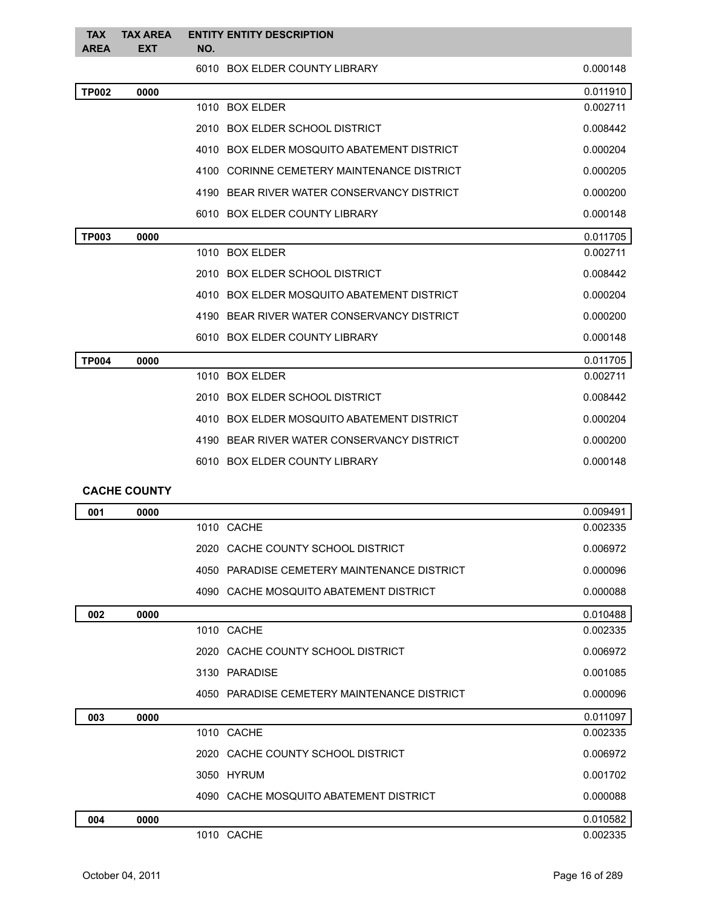| TAX AREA | TAX AREA EXT | ENTITY NO. | ENTITY DESCRIPTION | |
|---|---|---|---|---|
| | | 6010 | BOX ELDER COUNTY LIBRARY | 0.000148 |
| **TP002** | **0000** | | | 0.011910 |
| | | 1010 | BOX ELDER | 0.002711 |
| | | 2010 | BOX ELDER SCHOOL DISTRICT | 0.008442 |
| | | 4010 | BOX ELDER MOSQUITO ABATEMENT DISTRICT | 0.000204 |
| | | 4100 | CORINNE CEMETERY MAINTENANCE DISTRICT | 0.000205 |
| | | 4190 | BEAR RIVER WATER CONSERVANCY DISTRICT | 0.000200 |
| | | 6010 | BOX ELDER COUNTY LIBRARY | 0.000148 |
| **TP003** | **0000** | | | 0.011705 |
| | | 1010 | BOX ELDER | 0.002711 |
| | | 2010 | BOX ELDER SCHOOL DISTRICT | 0.008442 |
| | | 4010 | BOX ELDER MOSQUITO ABATEMENT DISTRICT | 0.000204 |
| | | 4190 | BEAR RIVER WATER CONSERVANCY DISTRICT | 0.000200 |
| | | 6010 | BOX ELDER COUNTY LIBRARY | 0.000148 |
| **TP004** | **0000** | | | 0.011705 |
| | | 1010 | BOX ELDER | 0.002711 |
| | | 2010 | BOX ELDER SCHOOL DISTRICT | 0.008442 |
| | | 4010 | BOX ELDER MOSQUITO ABATEMENT DISTRICT | 0.000204 |
| | | 4190 | BEAR RIVER WATER CONSERVANCY DISTRICT | 0.000200 |
| | | 6010 | BOX ELDER COUNTY LIBRARY | 0.000148 |

## CACHE COUNTY

| TAX AREA | TAX AREA EXT | ENTITY NO. | ENTITY DESCRIPTION | |
|---|---|---|---|---|
| **001** | **0000** | | | 0.009491 |
| | | 1010 | CACHE | 0.002335 |
| | | 2020 | CACHE COUNTY SCHOOL DISTRICT | 0.006972 |
| | | 4050 | PARADISE CEMETERY MAINTENANCE DISTRICT | 0.000096 |
| | | 4090 | CACHE MOSQUITO ABATEMENT DISTRICT | 0.000088 |
| **002** | **0000** | | | 0.010488 |
| | | 1010 | CACHE | 0.002335 |
| | | 2020 | CACHE COUNTY SCHOOL DISTRICT | 0.006972 |
| | | 3130 | PARADISE | 0.001085 |
| | | 4050 | PARADISE CEMETERY MAINTENANCE DISTRICT | 0.000096 |
| **003** | **0000** | | | 0.011097 |
| | | 1010 | CACHE | 0.002335 |
| | | 2020 | CACHE COUNTY SCHOOL DISTRICT | 0.006972 |
| | | 3050 | HYRUM | 0.001702 |
| | | 4090 | CACHE MOSQUITO ABATEMENT DISTRICT | 0.000088 |
| **004** | **0000** | | | 0.010582 |
| | | 1010 | CACHE | 0.002335 |

October 04, 2011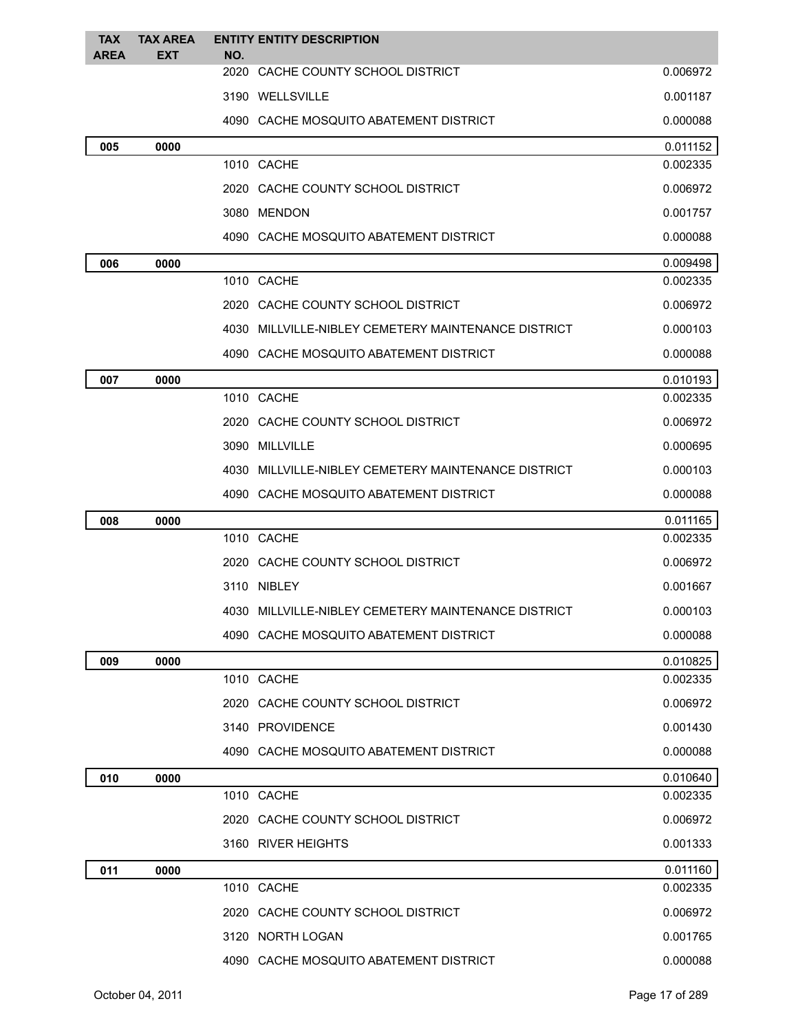| TAX AREA | TAX AREA EXT | ENTITY NO. | ENTITY DESCRIPTION | |
|---|---|---|---|---|
| | | 2020 | CACHE COUNTY SCHOOL DISTRICT | 0.006972 |
| | | 3190 | WELLSVILLE | 0.001187 |
| | | 4090 | CACHE MOSQUITO ABATEMENT DISTRICT | 0.000088 |
| **005** | **0000** | | | 0.011152 |
| | | 1010 | CACHE | 0.002335 |
| | | 2020 | CACHE COUNTY SCHOOL DISTRICT | 0.006972 |
| | | 3080 | MENDON | 0.001757 |
| | | 4090 | CACHE MOSQUITO ABATEMENT DISTRICT | 0.000088 |
| **006** | **0000** | | | 0.009498 |
| | | 1010 | CACHE | 0.002335 |
| | | 2020 | CACHE COUNTY SCHOOL DISTRICT | 0.006972 |
| | | 4030 | MILLVILLE-NIBLEY CEMETERY MAINTENANCE DISTRICT | 0.000103 |
| | | 4090 | CACHE MOSQUITO ABATEMENT DISTRICT | 0.000088 |
| **007** | **0000** | | | 0.010193 |
| | | 1010 | CACHE | 0.002335 |
| | | 2020 | CACHE COUNTY SCHOOL DISTRICT | 0.006972 |
| | | 3090 | MILLVILLE | 0.000695 |
| | | 4030 | MILLVILLE-NIBLEY CEMETERY MAINTENANCE DISTRICT | 0.000103 |
| | | 4090 | CACHE MOSQUITO ABATEMENT DISTRICT | 0.000088 |
| **008** | **0000** | | | 0.011165 |
| | | 1010 | CACHE | 0.002335 |
| | | 2020 | CACHE COUNTY SCHOOL DISTRICT | 0.006972 |
| | | 3110 | NIBLEY | 0.001667 |
| | | 4030 | MILLVILLE-NIBLEY CEMETERY MAINTENANCE DISTRICT | 0.000103 |
| | | 4090 | CACHE MOSQUITO ABATEMENT DISTRICT | 0.000088 |
| **009** | **0000** | | | 0.010825 |
| | | 1010 | CACHE | 0.002335 |
| | | 2020 | CACHE COUNTY SCHOOL DISTRICT | 0.006972 |
| | | 3140 | PROVIDENCE | 0.001430 |
| | | 4090 | CACHE MOSQUITO ABATEMENT DISTRICT | 0.000088 |
| **010** | **0000** | | | 0.010640 |
| | | 1010 | CACHE | 0.002335 |
| | | 2020 | CACHE COUNTY SCHOOL DISTRICT | 0.006972 |
| | | 3160 | RIVER HEIGHTS | 0.001333 |
| **011** | **0000** | | | 0.011160 |
| | | 1010 | CACHE | 0.002335 |
| | | 2020 | CACHE COUNTY SCHOOL DISTRICT | 0.006972 |
| | | 3120 | NORTH LOGAN | 0.001765 |
| | | 4090 | CACHE MOSQUITO ABATEMENT DISTRICT | 0.000088 |

October 04, 2011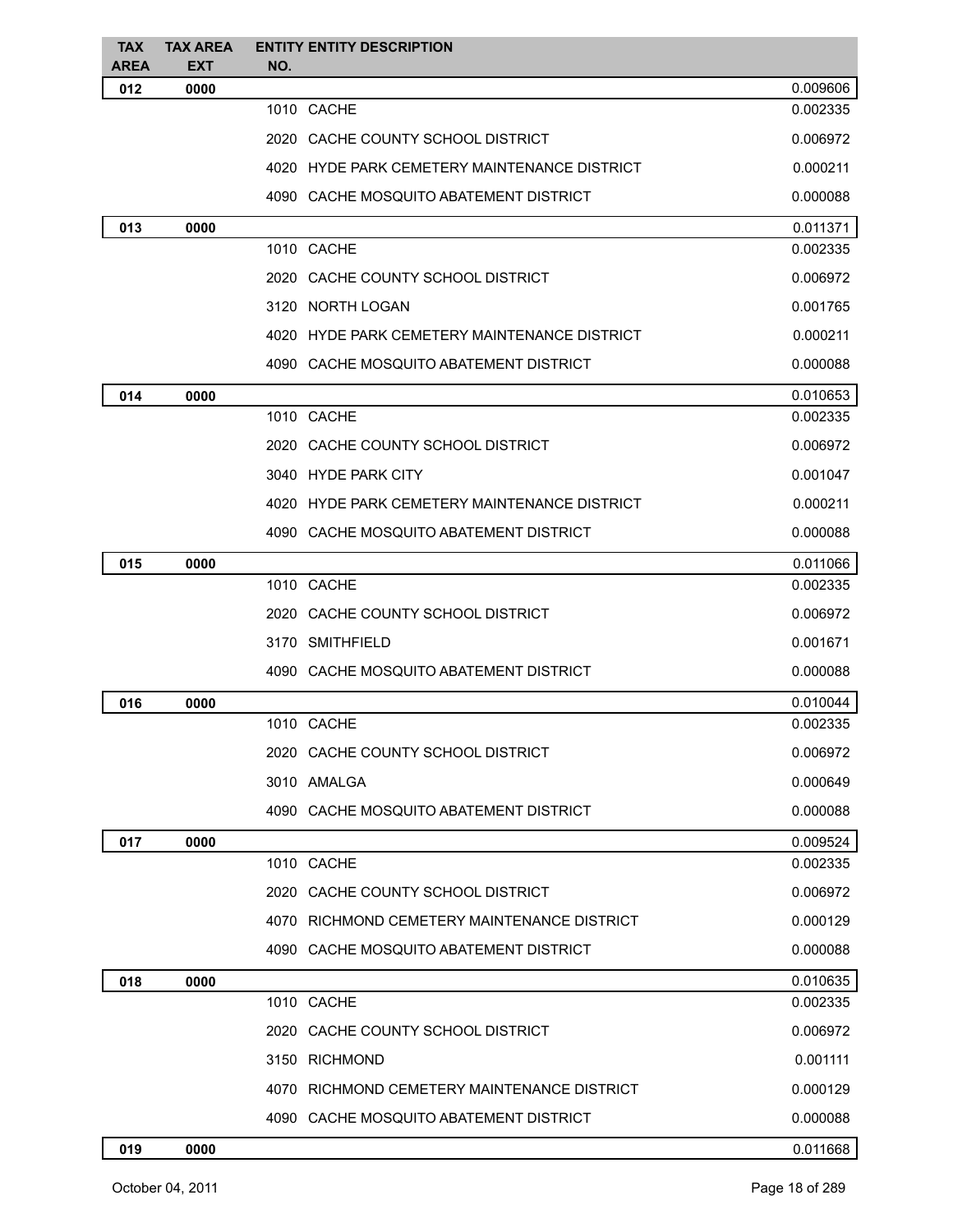| TAX AREA | TAX AREA EXT | ENTITY NO. | ENTITY DESCRIPTION | |
|---|---|---|---|---|
| 012 | 0000 | | | 0.009606 |
| | | 1010 | CACHE | 0.002335 |
| | | 2020 | CACHE COUNTY SCHOOL DISTRICT | 0.006972 |
| | | 4020 | HYDE PARK CEMETERY MAINTENANCE DISTRICT | 0.000211 |
| | | 4090 | CACHE MOSQUITO ABATEMENT DISTRICT | 0.000088 |
| 013 | 0000 | | | 0.011371 |
| | | 1010 | CACHE | 0.002335 |
| | | 2020 | CACHE COUNTY SCHOOL DISTRICT | 0.006972 |
| | | 3120 | NORTH LOGAN | 0.001765 |
| | | 4020 | HYDE PARK CEMETERY MAINTENANCE DISTRICT | 0.000211 |
| | | 4090 | CACHE MOSQUITO ABATEMENT DISTRICT | 0.000088 |
| 014 | 0000 | | | 0.010653 |
| | | 1010 | CACHE | 0.002335 |
| | | 2020 | CACHE COUNTY SCHOOL DISTRICT | 0.006972 |
| | | 3040 | HYDE PARK CITY | 0.001047 |
| | | 4020 | HYDE PARK CEMETERY MAINTENANCE DISTRICT | 0.000211 |
| | | 4090 | CACHE MOSQUITO ABATEMENT DISTRICT | 0.000088 |
| 015 | 0000 | | | 0.011066 |
| | | 1010 | CACHE | 0.002335 |
| | | 2020 | CACHE COUNTY SCHOOL DISTRICT | 0.006972 |
| | | 3170 | SMITHFIELD | 0.001671 |
| | | 4090 | CACHE MOSQUITO ABATEMENT DISTRICT | 0.000088 |
| 016 | 0000 | | | 0.010044 |
| | | 1010 | CACHE | 0.002335 |
| | | 2020 | CACHE COUNTY SCHOOL DISTRICT | 0.006972 |
| | | 3010 | AMALGA | 0.000649 |
| | | 4090 | CACHE MOSQUITO ABATEMENT DISTRICT | 0.000088 |
| 017 | 0000 | | | 0.009524 |
| | | 1010 | CACHE | 0.002335 |
| | | 2020 | CACHE COUNTY SCHOOL DISTRICT | 0.006972 |
| | | 4070 | RICHMOND CEMETERY MAINTENANCE DISTRICT | 0.000129 |
| | | 4090 | CACHE MOSQUITO ABATEMENT DISTRICT | 0.000088 |
| 018 | 0000 | | | 0.010635 |
| | | 1010 | CACHE | 0.002335 |
| | | 2020 | CACHE COUNTY SCHOOL DISTRICT | 0.006972 |
| | | 3150 | RICHMOND | 0.001111 |
| | | 4070 | RICHMOND CEMETERY MAINTENANCE DISTRICT | 0.000129 |
| | | 4090 | CACHE MOSQUITO ABATEMENT DISTRICT | 0.000088 |
| 019 | 0000 | | | 0.011668 |

October 04, 2011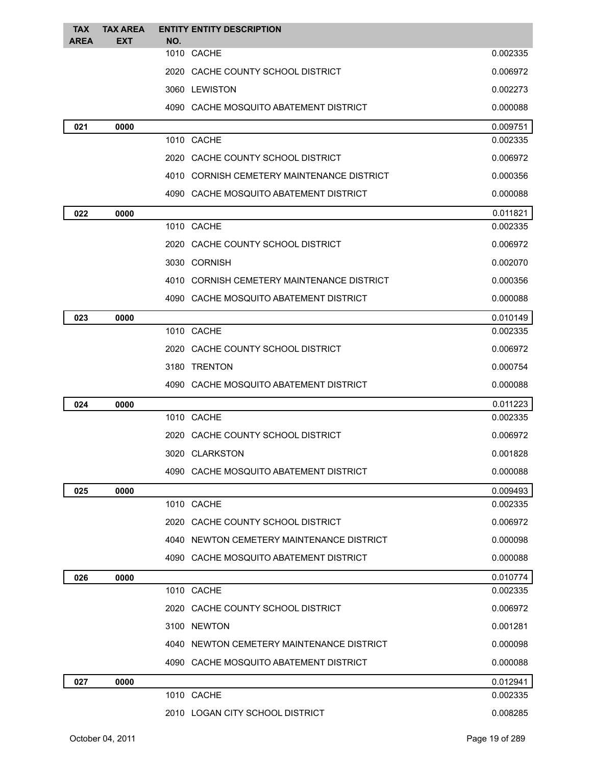| TAX AREA | TAX AREA EXT | ENTITY NO. | ENTITY DESCRIPTION | |
|---|---|---|---|---|
| | | 1010 | CACHE | 0.002335 |
| | | 2020 | CACHE COUNTY SCHOOL DISTRICT | 0.006972 |
| | | 3060 | LEWISTON | 0.002273 |
| | | 4090 | CACHE MOSQUITO ABATEMENT DISTRICT | 0.000088 |
| 021 | 0000 | | | 0.009751 |
| | | 1010 | CACHE | 0.002335 |
| | | 2020 | CACHE COUNTY SCHOOL DISTRICT | 0.006972 |
| | | 4010 | CORNISH CEMETERY MAINTENANCE DISTRICT | 0.000356 |
| | | 4090 | CACHE MOSQUITO ABATEMENT DISTRICT | 0.000088 |
| 022 | 0000 | | | 0.011821 |
| | | 1010 | CACHE | 0.002335 |
| | | 2020 | CACHE COUNTY SCHOOL DISTRICT | 0.006972 |
| | | 3030 | CORNISH | 0.002070 |
| | | 4010 | CORNISH CEMETERY MAINTENANCE DISTRICT | 0.000356 |
| | | 4090 | CACHE MOSQUITO ABATEMENT DISTRICT | 0.000088 |
| 023 | 0000 | | | 0.010149 |
| | | 1010 | CACHE | 0.002335 |
| | | 2020 | CACHE COUNTY SCHOOL DISTRICT | 0.006972 |
| | | 3180 | TRENTON | 0.000754 |
| | | 4090 | CACHE MOSQUITO ABATEMENT DISTRICT | 0.000088 |
| 024 | 0000 | | | 0.011223 |
| | | 1010 | CACHE | 0.002335 |
| | | 2020 | CACHE COUNTY SCHOOL DISTRICT | 0.006972 |
| | | 3020 | CLARKSTON | 0.001828 |
| | | 4090 | CACHE MOSQUITO ABATEMENT DISTRICT | 0.000088 |
| 025 | 0000 | | | 0.009493 |
| | | 1010 | CACHE | 0.002335 |
| | | 2020 | CACHE COUNTY SCHOOL DISTRICT | 0.006972 |
| | | 4040 | NEWTON CEMETERY MAINTENANCE DISTRICT | 0.000098 |
| | | 4090 | CACHE MOSQUITO ABATEMENT DISTRICT | 0.000088 |
| 026 | 0000 | | | 0.010774 |
| | | 1010 | CACHE | 0.002335 |
| | | 2020 | CACHE COUNTY SCHOOL DISTRICT | 0.006972 |
| | | 3100 | NEWTON | 0.001281 |
| | | 4040 | NEWTON CEMETERY MAINTENANCE DISTRICT | 0.000098 |
| | | 4090 | CACHE MOSQUITO ABATEMENT DISTRICT | 0.000088 |
| 027 | 0000 | | | 0.012941 |
| | | 1010 | CACHE | 0.002335 |
| | | 2010 | LOGAN CITY SCHOOL DISTRICT | 0.008285 |

October 04, 2011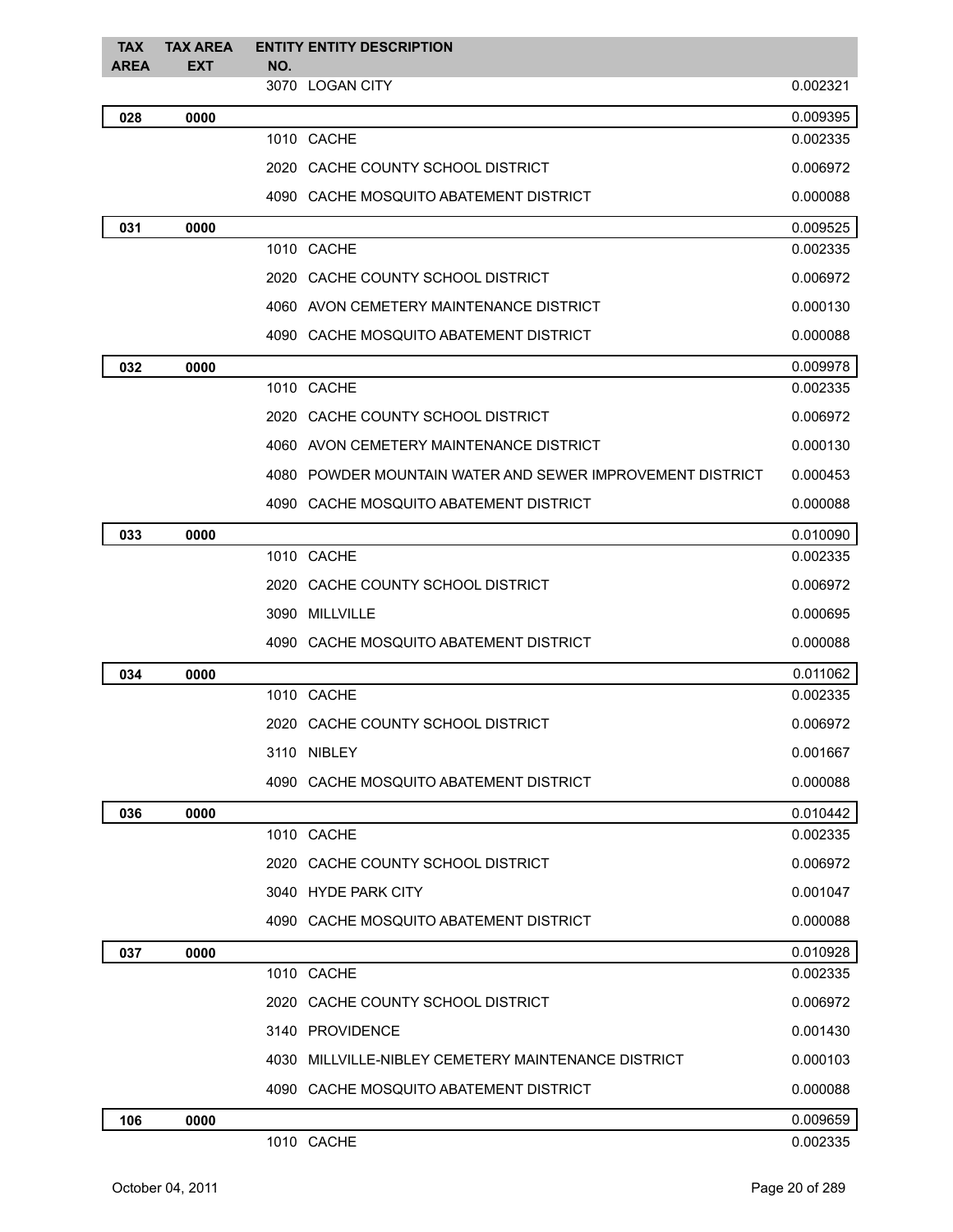| TAX AREA | TAX AREA EXT | ENTITY NO. | ENTITY DESCRIPTION | |
|---|---|---|---|---|
| | | 3070 | LOGAN CITY | 0.002321 |
| **028** | **0000** | | | 0.009395 |
| | | 1010 | CACHE | 0.002335 |
| | | 2020 | CACHE COUNTY SCHOOL DISTRICT | 0.006972 |
| | | 4090 | CACHE MOSQUITO ABATEMENT DISTRICT | 0.000088 |
| **031** | **0000** | | | 0.009525 |
| | | 1010 | CACHE | 0.002335 |
| | | 2020 | CACHE COUNTY SCHOOL DISTRICT | 0.006972 |
| | | 4060 | AVON CEMETERY MAINTENANCE DISTRICT | 0.000130 |
| | | 4090 | CACHE MOSQUITO ABATEMENT DISTRICT | 0.000088 |
| **032** | **0000** | | | 0.009978 |
| | | 1010 | CACHE | 0.002335 |
| | | 2020 | CACHE COUNTY SCHOOL DISTRICT | 0.006972 |
| | | 4060 | AVON CEMETERY MAINTENANCE DISTRICT | 0.000130 |
| | | 4080 | POWDER MOUNTAIN WATER AND SEWER IMPROVEMENT DISTRICT | 0.000453 |
| | | 4090 | CACHE MOSQUITO ABATEMENT DISTRICT | 0.000088 |
| **033** | **0000** | | | 0.010090 |
| | | 1010 | CACHE | 0.002335 |
| | | 2020 | CACHE COUNTY SCHOOL DISTRICT | 0.006972 |
| | | 3090 | MILLVILLE | 0.000695 |
| | | 4090 | CACHE MOSQUITO ABATEMENT DISTRICT | 0.000088 |
| **034** | **0000** | | | 0.011062 |
| | | 1010 | CACHE | 0.002335 |
| | | 2020 | CACHE COUNTY SCHOOL DISTRICT | 0.006972 |
| | | 3110 | NIBLEY | 0.001667 |
| | | 4090 | CACHE MOSQUITO ABATEMENT DISTRICT | 0.000088 |
| **036** | **0000** | | | 0.010442 |
| | | 1010 | CACHE | 0.002335 |
| | | 2020 | CACHE COUNTY SCHOOL DISTRICT | 0.006972 |
| | | 3040 | HYDE PARK CITY | 0.001047 |
| | | 4090 | CACHE MOSQUITO ABATEMENT DISTRICT | 0.000088 |
| **037** | **0000** | | | 0.010928 |
| | | 1010 | CACHE | 0.002335 |
| | | 2020 | CACHE COUNTY SCHOOL DISTRICT | 0.006972 |
| | | 3140 | PROVIDENCE | 0.001430 |
| | | 4030 | MILLVILLE-NIBLEY CEMETERY MAINTENANCE DISTRICT | 0.000103 |
| | | 4090 | CACHE MOSQUITO ABATEMENT DISTRICT | 0.000088 |
| **106** | **0000** | | | 0.009659 |
| | | 1010 | CACHE | 0.002335 |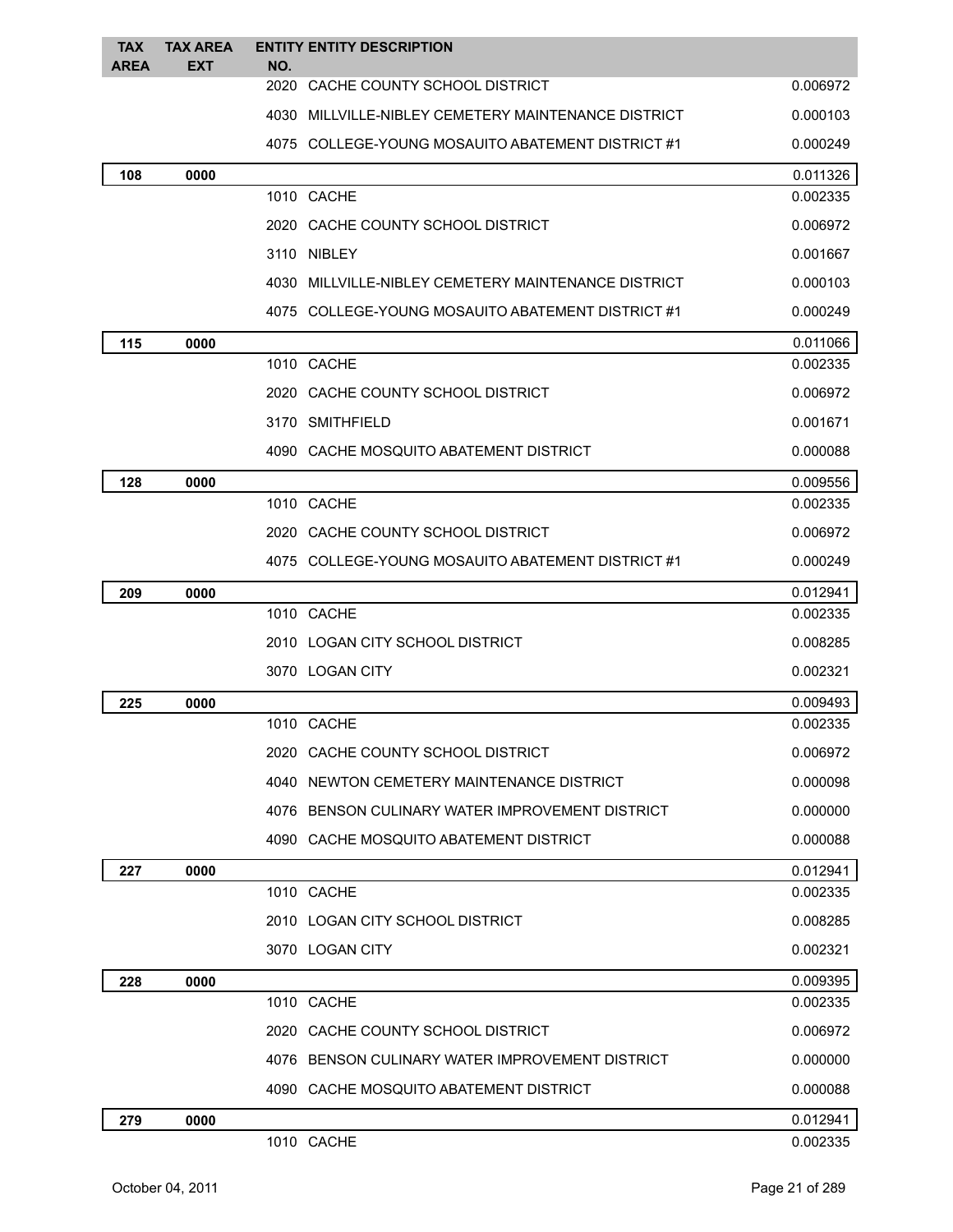| TAX AREA | TAX AREA EXT | ENTITY NO. | ENTITY DESCRIPTION | |
|---|---|---|---|---|
| | | 2020 | CACHE COUNTY SCHOOL DISTRICT | 0.006972 |
| | | 4030 | MILLVILLE-NIBLEY CEMETERY MAINTENANCE DISTRICT | 0.000103 |
| | | 4075 | COLLEGE-YOUNG MOSAUITO ABATEMENT DISTRICT #1 | 0.000249 |
| **108** | **0000** | | | 0.011326 |
| | | 1010 | CACHE | 0.002335 |
| | | 2020 | CACHE COUNTY SCHOOL DISTRICT | 0.006972 |
| | | 3110 | NIBLEY | 0.001667 |
| | | 4030 | MILLVILLE-NIBLEY CEMETERY MAINTENANCE DISTRICT | 0.000103 |
| | | 4075 | COLLEGE-YOUNG MOSAUITO ABATEMENT DISTRICT #1 | 0.000249 |
| **115** | **0000** | | | 0.011066 |
| | | 1010 | CACHE | 0.002335 |
| | | 2020 | CACHE COUNTY SCHOOL DISTRICT | 0.006972 |
| | | 3170 | SMITHFIELD | 0.001671 |
| | | 4090 | CACHE MOSQUITO ABATEMENT DISTRICT | 0.000088 |
| **128** | **0000** | | | 0.009556 |
| | | 1010 | CACHE | 0.002335 |
| | | 2020 | CACHE COUNTY SCHOOL DISTRICT | 0.006972 |
| | | 4075 | COLLEGE-YOUNG MOSAUITO ABATEMENT DISTRICT #1 | 0.000249 |
| **209** | **0000** | | | 0.012941 |
| | | 1010 | CACHE | 0.002335 |
| | | 2010 | LOGAN CITY SCHOOL DISTRICT | 0.008285 |
| | | 3070 | LOGAN CITY | 0.002321 |
| **225** | **0000** | | | 0.009493 |
| | | 1010 | CACHE | 0.002335 |
| | | 2020 | CACHE COUNTY SCHOOL DISTRICT | 0.006972 |
| | | 4040 | NEWTON CEMETERY MAINTENANCE DISTRICT | 0.000098 |
| | | 4076 | BENSON CULINARY WATER IMPROVEMENT DISTRICT | 0.000000 |
| | | 4090 | CACHE MOSQUITO ABATEMENT DISTRICT | 0.000088 |
| **227** | **0000** | | | 0.012941 |
| | | 1010 | CACHE | 0.002335 |
| | | 2010 | LOGAN CITY SCHOOL DISTRICT | 0.008285 |
| | | 3070 | LOGAN CITY | 0.002321 |
| **228** | **0000** | | | 0.009395 |
| | | 1010 | CACHE | 0.002335 |
| | | 2020 | CACHE COUNTY SCHOOL DISTRICT | 0.006972 |
| | | 4076 | BENSON CULINARY WATER IMPROVEMENT DISTRICT | 0.000000 |
| | | 4090 | CACHE MOSQUITO ABATEMENT DISTRICT | 0.000088 |
| **279** | **0000** | | | 0.012941 |
| | | 1010 | CACHE | 0.002335 |

October 04, 2011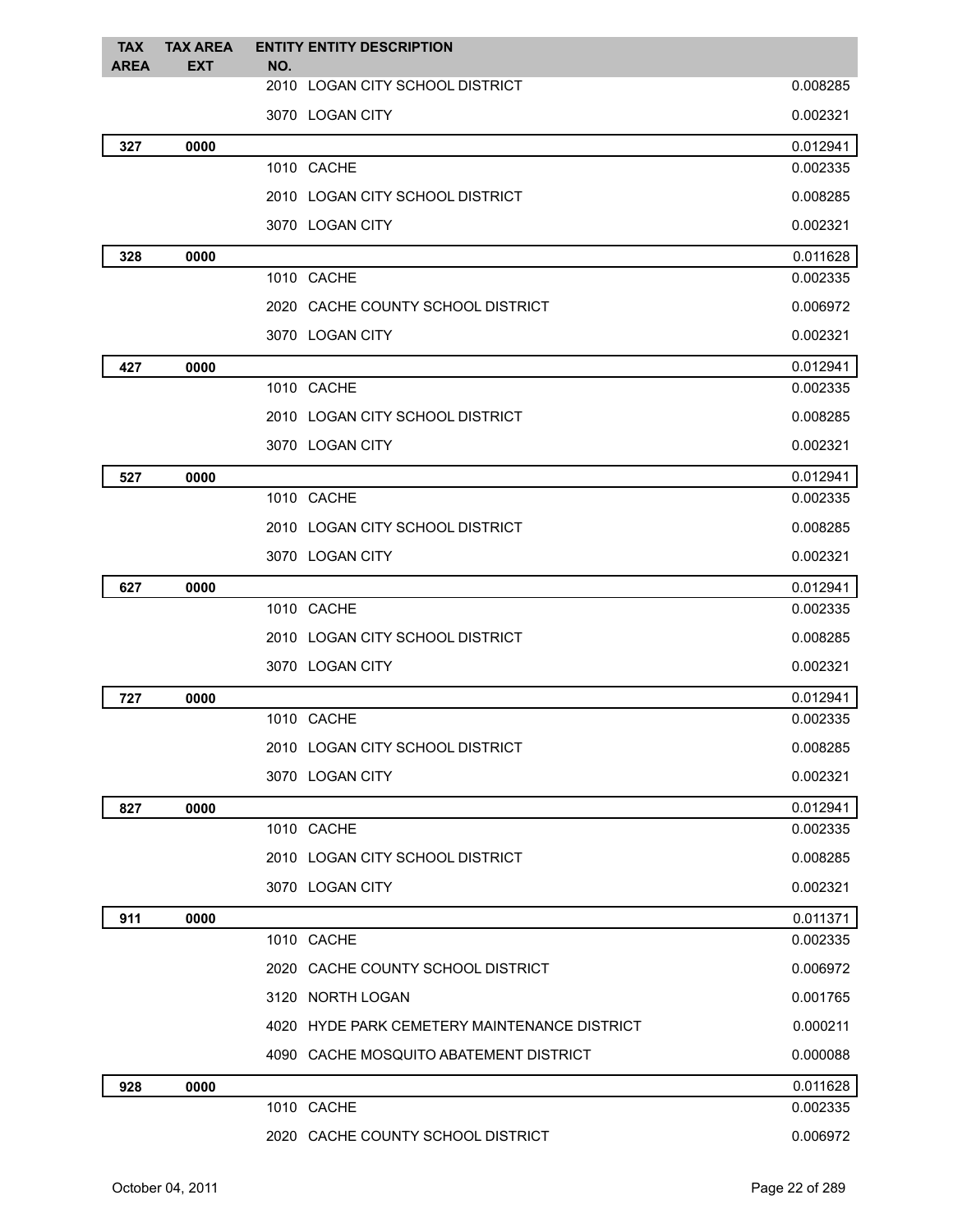| TAX AREA | TAX AREA EXT | ENTITY NO. | ENTITY DESCRIPTION | |
|---|---|---|---|---|
| | | 2010 | LOGAN CITY SCHOOL DISTRICT | 0.008285 |
| | | 3070 | LOGAN CITY | 0.002321 |
| **327** | **0000** | | | 0.012941 |
| | | 1010 | CACHE | 0.002335 |
| | | 2010 | LOGAN CITY SCHOOL DISTRICT | 0.008285 |
| | | 3070 | LOGAN CITY | 0.002321 |
| **328** | **0000** | | | 0.011628 |
| | | 1010 | CACHE | 0.002335 |
| | | 2020 | CACHE COUNTY SCHOOL DISTRICT | 0.006972 |
| | | 3070 | LOGAN CITY | 0.002321 |
| **427** | **0000** | | | 0.012941 |
| | | 1010 | CACHE | 0.002335 |
| | | 2010 | LOGAN CITY SCHOOL DISTRICT | 0.008285 |
| | | 3070 | LOGAN CITY | 0.002321 |
| **527** | **0000** | | | 0.012941 |
| | | 1010 | CACHE | 0.002335 |
| | | 2010 | LOGAN CITY SCHOOL DISTRICT | 0.008285 |
| | | 3070 | LOGAN CITY | 0.002321 |
| **627** | **0000** | | | 0.012941 |
| | | 1010 | CACHE | 0.002335 |
| | | 2010 | LOGAN CITY SCHOOL DISTRICT | 0.008285 |
| | | 3070 | LOGAN CITY | 0.002321 |
| **727** | **0000** | | | 0.012941 |
| | | 1010 | CACHE | 0.002335 |
| | | 2010 | LOGAN CITY SCHOOL DISTRICT | 0.008285 |
| | | 3070 | LOGAN CITY | 0.002321 |
| **827** | **0000** | | | 0.012941 |
| | | 1010 | CACHE | 0.002335 |
| | | 2010 | LOGAN CITY SCHOOL DISTRICT | 0.008285 |
| | | 3070 | LOGAN CITY | 0.002321 |
| **911** | **0000** | | | 0.011371 |
| | | 1010 | CACHE | 0.002335 |
| | | 2020 | CACHE COUNTY SCHOOL DISTRICT | 0.006972 |
| | | 3120 | NORTH LOGAN | 0.001765 |
| | | 4020 | HYDE PARK CEMETERY MAINTENANCE DISTRICT | 0.000211 |
| | | 4090 | CACHE MOSQUITO ABATEMENT DISTRICT | 0.000088 |
| **928** | **0000** | | | 0.011628 |
| | | 1010 | CACHE | 0.002335 |
| | | 2020 | CACHE COUNTY SCHOOL DISTRICT | 0.006972 |

October 04, 2011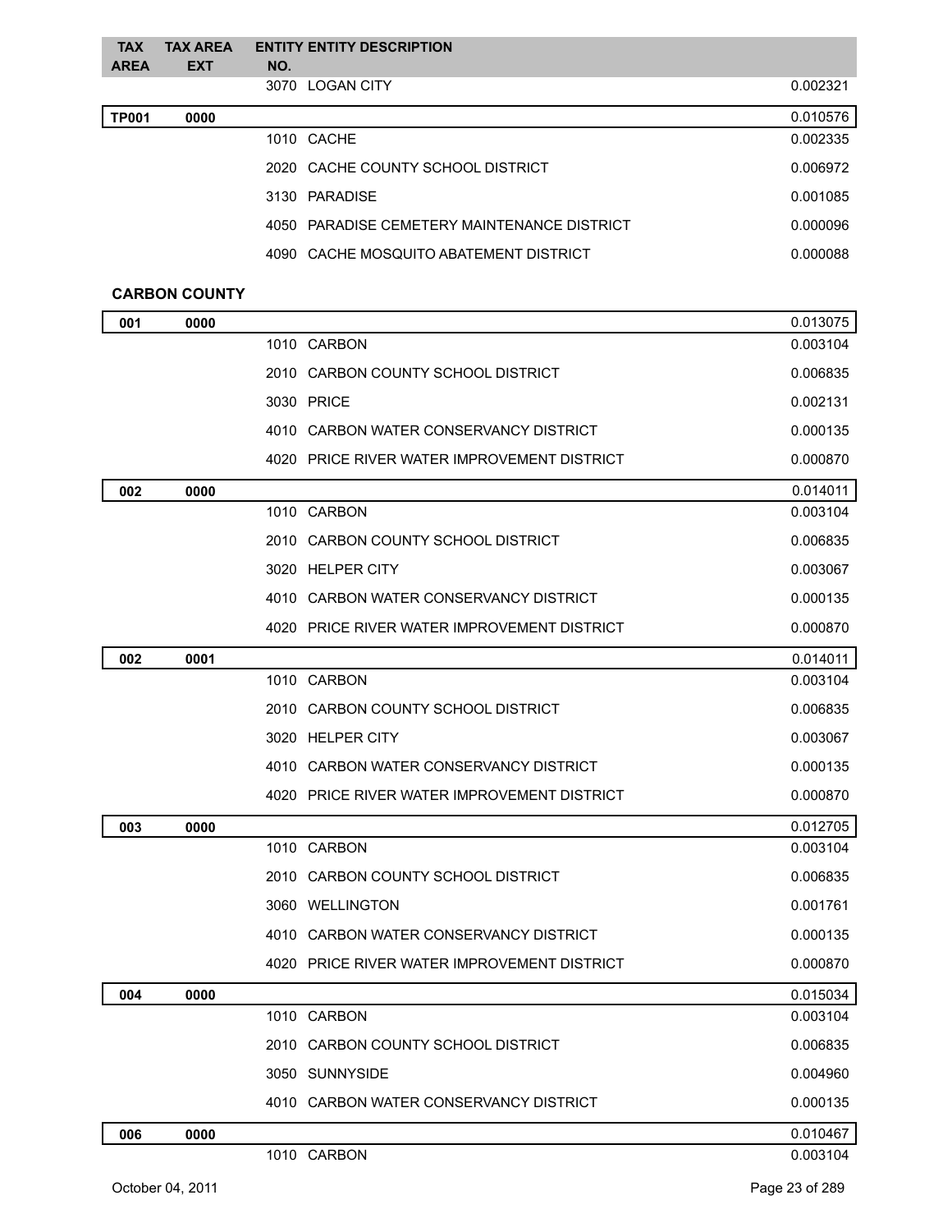| TAX AREA | TAX AREA EXT | ENTITY NO. | ENTITY DESCRIPTION | |
|---|---|---|---|---|
| | | 3070 | LOGAN CITY | 0.002321 |
| **TP001** | **0000** | | | 0.010576 |
| | | 1010 | CACHE | 0.002335 |
| | | 2020 | CACHE COUNTY SCHOOL DISTRICT | 0.006972 |
| | | 3130 | PARADISE | 0.001085 |
| | | 4050 | PARADISE CEMETERY MAINTENANCE DISTRICT | 0.000096 |
| | | 4090 | CACHE MOSQUITO ABATEMENT DISTRICT | 0.000088 |

**CARBON COUNTY**

| TAX AREA | TAX AREA EXT | ENTITY NO. | ENTITY DESCRIPTION | |
|---|---|---|---|---|
| **001** | **0000** | | | 0.013075 |
| | | 1010 | CARBON | 0.003104 |
| | | 2010 | CARBON COUNTY SCHOOL DISTRICT | 0.006835 |
| | | 3030 | PRICE | 0.002131 |
| | | 4010 | CARBON WATER CONSERVANCY DISTRICT | 0.000135 |
| | | 4020 | PRICE RIVER WATER IMPROVEMENT DISTRICT | 0.000870 |
| **002** | **0000** | | | 0.014011 |
| | | 1010 | CARBON | 0.003104 |
| | | 2010 | CARBON COUNTY SCHOOL DISTRICT | 0.006835 |
| | | 3020 | HELPER CITY | 0.003067 |
| | | 4010 | CARBON WATER CONSERVANCY DISTRICT | 0.000135 |
| | | 4020 | PRICE RIVER WATER IMPROVEMENT DISTRICT | 0.000870 |
| **002** | **0001** | | | 0.014011 |
| | | 1010 | CARBON | 0.003104 |
| | | 2010 | CARBON COUNTY SCHOOL DISTRICT | 0.006835 |
| | | 3020 | HELPER CITY | 0.003067 |
| | | 4010 | CARBON WATER CONSERVANCY DISTRICT | 0.000135 |
| | | 4020 | PRICE RIVER WATER IMPROVEMENT DISTRICT | 0.000870 |
| **003** | **0000** | | | 0.012705 |
| | | 1010 | CARBON | 0.003104 |
| | | 2010 | CARBON COUNTY SCHOOL DISTRICT | 0.006835 |
| | | 3060 | WELLINGTON | 0.001761 |
| | | 4010 | CARBON WATER CONSERVANCY DISTRICT | 0.000135 |
| | | 4020 | PRICE RIVER WATER IMPROVEMENT DISTRICT | 0.000870 |
| **004** | **0000** | | | 0.015034 |
| | | 1010 | CARBON | 0.003104 |
| | | 2010 | CARBON COUNTY SCHOOL DISTRICT | 0.006835 |
| | | 3050 | SUNNYSIDE | 0.004960 |
| | | 4010 | CARBON WATER CONSERVANCY DISTRICT | 0.000135 |
| **006** | **0000** | | | 0.010467 |
| | | 1010 | CARBON | 0.003104 |

October 04, 2011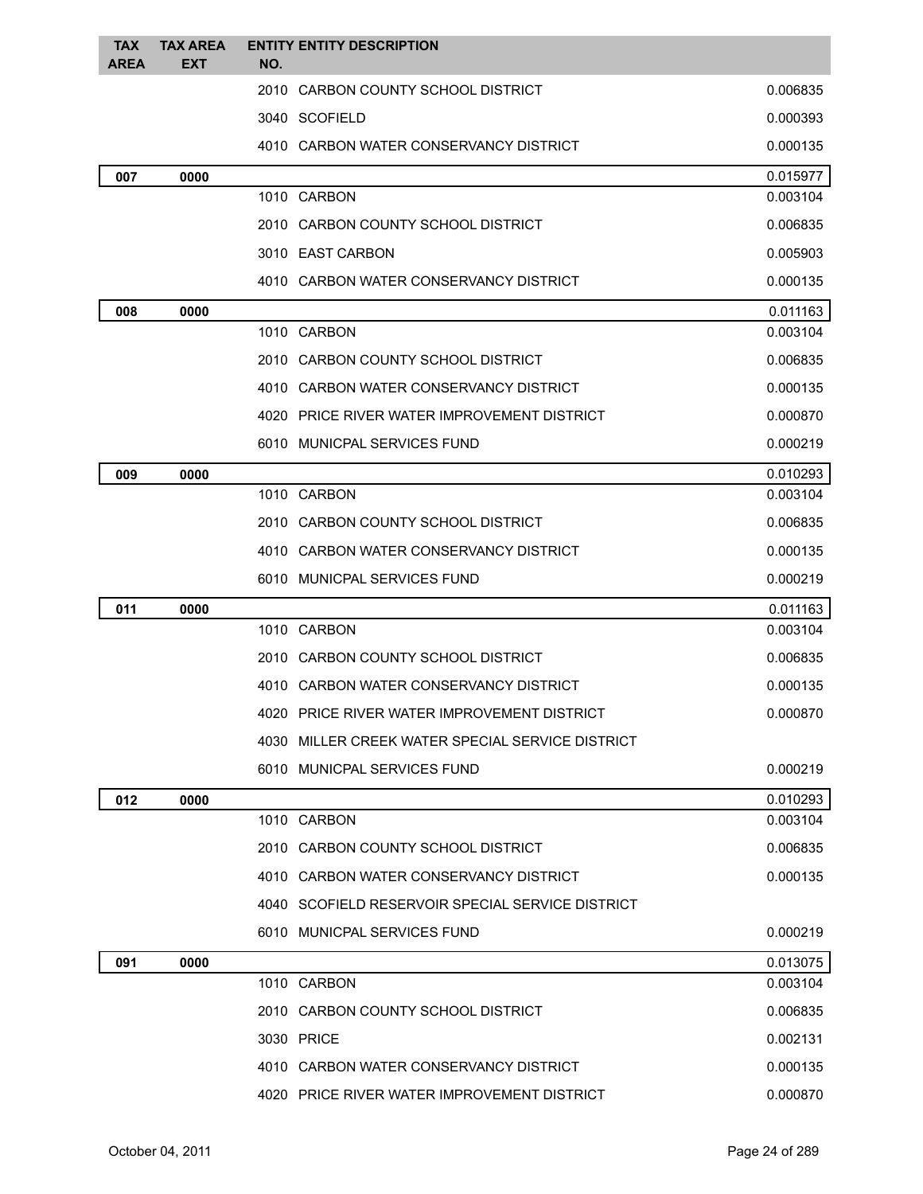| TAX AREA | TAX AREA EXT | ENTITY NO. | ENTITY DESCRIPTION | |
|---|---|---|---|---|
| | | 2010 | CARBON COUNTY SCHOOL DISTRICT | 0.006835 |
| | | 3040 | SCOFIELD | 0.000393 |
| | | 4010 | CARBON WATER CONSERVANCY DISTRICT | 0.000135 |
| 007 | 0000 | | | 0.015977 |
| | | 1010 | CARBON | 0.003104 |
| | | 2010 | CARBON COUNTY SCHOOL DISTRICT | 0.006835 |
| | | 3010 | EAST CARBON | 0.005903 |
| | | 4010 | CARBON WATER CONSERVANCY DISTRICT | 0.000135 |
| 008 | 0000 | | | 0.011163 |
| | | 1010 | CARBON | 0.003104 |
| | | 2010 | CARBON COUNTY SCHOOL DISTRICT | 0.006835 |
| | | 4010 | CARBON WATER CONSERVANCY DISTRICT | 0.000135 |
| | | 4020 | PRICE RIVER WATER IMPROVEMENT DISTRICT | 0.000870 |
| | | 6010 | MUNICPAL SERVICES FUND | 0.000219 |
| 009 | 0000 | | | 0.010293 |
| | | 1010 | CARBON | 0.003104 |
| | | 2010 | CARBON COUNTY SCHOOL DISTRICT | 0.006835 |
| | | 4010 | CARBON WATER CONSERVANCY DISTRICT | 0.000135 |
| | | 6010 | MUNICPAL SERVICES FUND | 0.000219 |
| 011 | 0000 | | | 0.011163 |
| | | 1010 | CARBON | 0.003104 |
| | | 2010 | CARBON COUNTY SCHOOL DISTRICT | 0.006835 |
| | | 4010 | CARBON WATER CONSERVANCY DISTRICT | 0.000135 |
| | | 4020 | PRICE RIVER WATER IMPROVEMENT DISTRICT | 0.000870 |
| | | 4030 | MILLER CREEK WATER SPECIAL SERVICE DISTRICT | |
| | | 6010 | MUNICPAL SERVICES FUND | 0.000219 |
| 012 | 0000 | | | 0.010293 |
| | | 1010 | CARBON | 0.003104 |
| | | 2010 | CARBON COUNTY SCHOOL DISTRICT | 0.006835 |
| | | 4010 | CARBON WATER CONSERVANCY DISTRICT | 0.000135 |
| | | 4040 | SCOFIELD RESERVOIR SPECIAL SERVICE DISTRICT | |
| | | 6010 | MUNICPAL SERVICES FUND | 0.000219 |
| 091 | 0000 | | | 0.013075 |
| | | 1010 | CARBON | 0.003104 |
| | | 2010 | CARBON COUNTY SCHOOL DISTRICT | 0.006835 |
| | | 3030 | PRICE | 0.002131 |
| | | 4010 | CARBON WATER CONSERVANCY DISTRICT | 0.000135 |
| | | 4020 | PRICE RIVER WATER IMPROVEMENT DISTRICT | 0.000870 |

October 04, 2011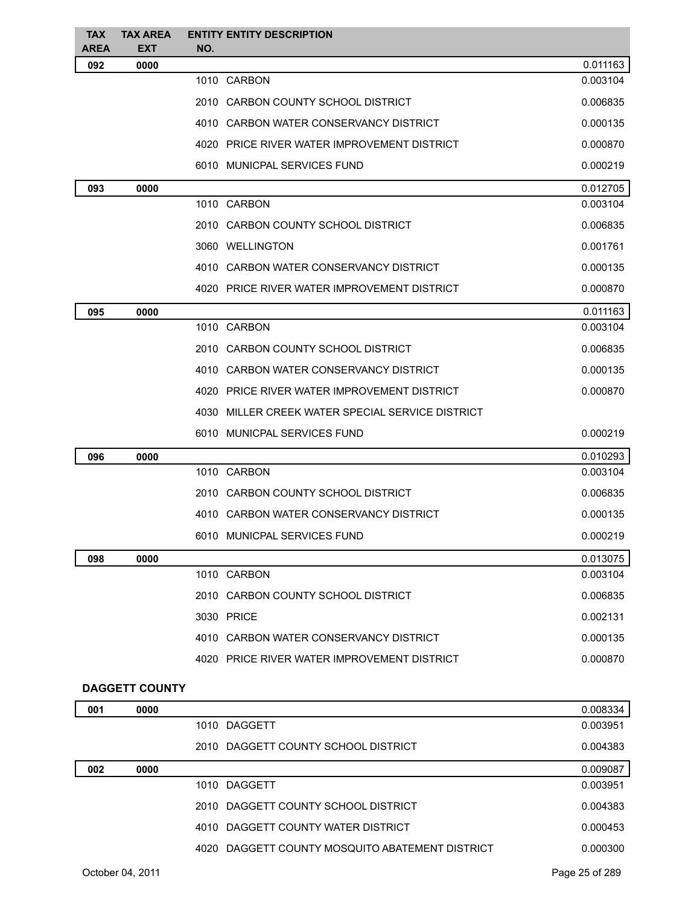| TAX AREA | TAX AREA EXT | ENTITY NO. | ENTITY DESCRIPTION | |
|---|---|---|---|---|
| **092** | **0000** | | | 0.011163 |
| | | 1010 | CARBON | 0.003104 |
| | | 2010 | CARBON COUNTY SCHOOL DISTRICT | 0.006835 |
| | | 4010 | CARBON WATER CONSERVANCY DISTRICT | 0.000135 |
| | | 4020 | PRICE RIVER WATER IMPROVEMENT DISTRICT | 0.000870 |
| | | 6010 | MUNICPAL SERVICES FUND | 0.000219 |
| **093** | **0000** | | | 0.012705 |
| | | 1010 | CARBON | 0.003104 |
| | | 2010 | CARBON COUNTY SCHOOL DISTRICT | 0.006835 |
| | | 3060 | WELLINGTON | 0.001761 |
| | | 4010 | CARBON WATER CONSERVANCY DISTRICT | 0.000135 |
| | | 4020 | PRICE RIVER WATER IMPROVEMENT DISTRICT | 0.000870 |
| **095** | **0000** | | | 0.011163 |
| | | 1010 | CARBON | 0.003104 |
| | | 2010 | CARBON COUNTY SCHOOL DISTRICT | 0.006835 |
| | | 4010 | CARBON WATER CONSERVANCY DISTRICT | 0.000135 |
| | | 4020 | PRICE RIVER WATER IMPROVEMENT DISTRICT | 0.000870 |
| | | 4030 | MILLER CREEK WATER SPECIAL SERVICE DISTRICT | |
| | | 6010 | MUNICPAL SERVICES FUND | 0.000219 |
| **096** | **0000** | | | 0.010293 |
| | | 1010 | CARBON | 0.003104 |
| | | 2010 | CARBON COUNTY SCHOOL DISTRICT | 0.006835 |
| | | 4010 | CARBON WATER CONSERVANCY DISTRICT | 0.000135 |
| | | 6010 | MUNICPAL SERVICES FUND | 0.000219 |
| **098** | **0000** | | | 0.013075 |
| | | 1010 | CARBON | 0.003104 |
| | | 2010 | CARBON COUNTY SCHOOL DISTRICT | 0.006835 |
| | | 3030 | PRICE | 0.002131 |
| | | 4010 | CARBON WATER CONSERVANCY DISTRICT | 0.000135 |
| | | 4020 | PRICE RIVER WATER IMPROVEMENT DISTRICT | 0.000870 |

**DAGGETT COUNTY**

| TAX AREA | TAX AREA EXT | ENTITY NO. | ENTITY DESCRIPTION | |
|---|---|---|---|---|
| **001** | **0000** | | | 0.008334 |
| | | 1010 | DAGGETT | 0.003951 |
| | | 2010 | DAGGETT COUNTY SCHOOL DISTRICT | 0.004383 |
| **002** | **0000** | | | 0.009087 |
| | | 1010 | DAGGETT | 0.003951 |
| | | 2010 | DAGGETT COUNTY SCHOOL DISTRICT | 0.004383 |
| | | 4010 | DAGGETT COUNTY WATER DISTRICT | 0.000453 |
| | | 4020 | DAGGETT COUNTY MOSQUITO ABATEMENT DISTRICT | 0.000300 |

October 04, 2011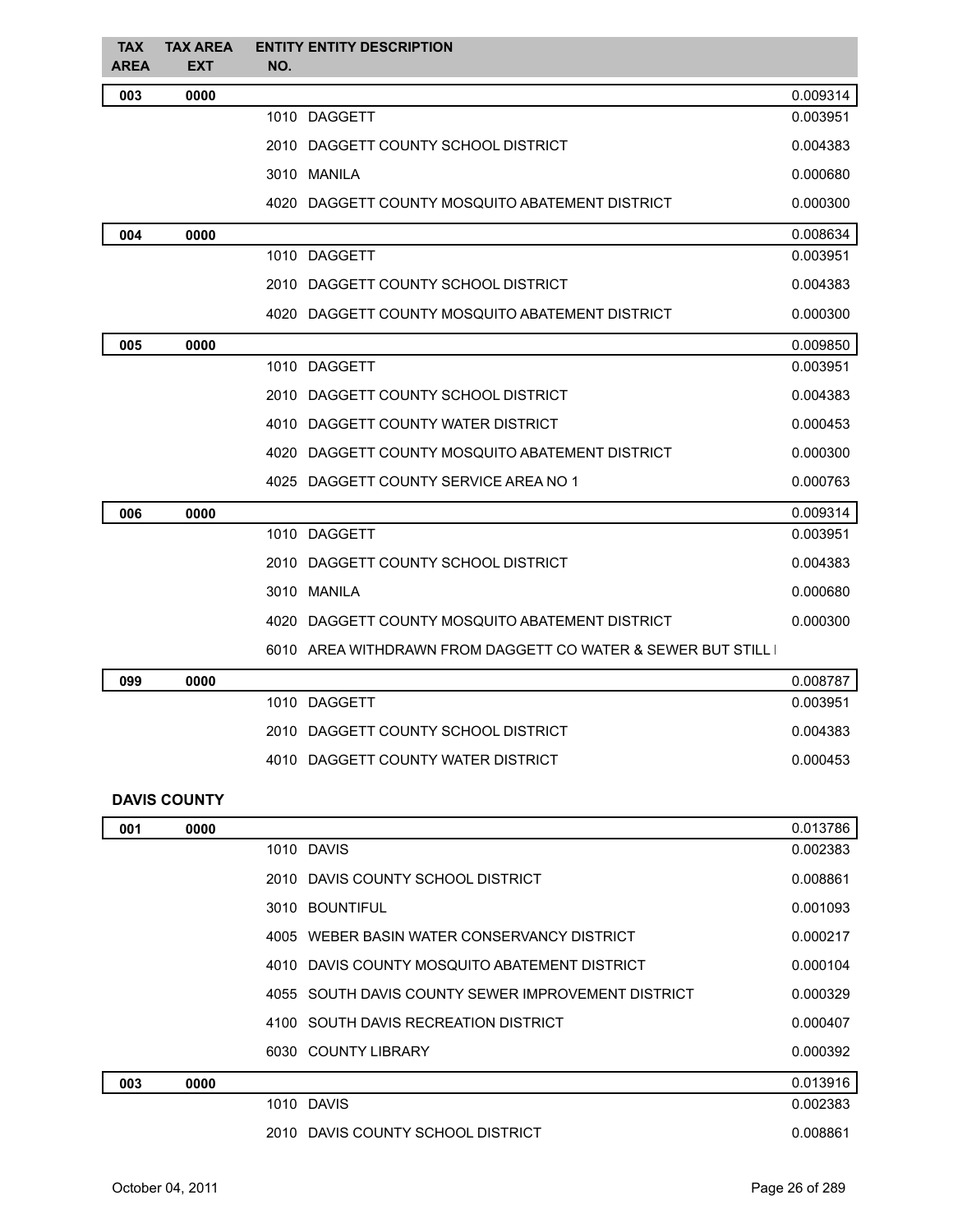| TAX AREA | TAX AREA EXT | ENTITY NO. | ENTITY DESCRIPTION | |
|---|---|---|---|---|
| 003 | 0000 | | | 0.009314 |
| | | 1010 | DAGGETT | 0.003951 |
| | | 2010 | DAGGETT COUNTY SCHOOL DISTRICT | 0.004383 |
| | | 3010 | MANILA | 0.000680 |
| | | 4020 | DAGGETT COUNTY MOSQUITO ABATEMENT DISTRICT | 0.000300 |
| 004 | 0000 | | | 0.008634 |
| | | 1010 | DAGGETT | 0.003951 |
| | | 2010 | DAGGETT COUNTY SCHOOL DISTRICT | 0.004383 |
| | | 4020 | DAGGETT COUNTY MOSQUITO ABATEMENT DISTRICT | 0.000300 |
| 005 | 0000 | | | 0.009850 |
| | | 1010 | DAGGETT | 0.003951 |
| | | 2010 | DAGGETT COUNTY SCHOOL DISTRICT | 0.004383 |
| | | 4010 | DAGGETT COUNTY WATER DISTRICT | 0.000453 |
| | | 4020 | DAGGETT COUNTY MOSQUITO ABATEMENT DISTRICT | 0.000300 |
| | | 4025 | DAGGETT COUNTY SERVICE AREA NO 1 | 0.000763 |
| 006 | 0000 | | | 0.009314 |
| | | 1010 | DAGGETT | 0.003951 |
| | | 2010 | DAGGETT COUNTY SCHOOL DISTRICT | 0.004383 |
| | | 3010 | MANILA | 0.000680 |
| | | 4020 | DAGGETT COUNTY MOSQUITO ABATEMENT DISTRICT | 0.000300 |
| | | 6010 | AREA WITHDRAWN FROM DAGGETT CO WATER & SEWER BUT STILL I | |
| 099 | 0000 | | | 0.008787 |
| | | 1010 | DAGGETT | 0.003951 |
| | | 2010 | DAGGETT COUNTY SCHOOL DISTRICT | 0.004383 |
| | | 4010 | DAGGETT COUNTY WATER DISTRICT | 0.000453 |

**DAVIS COUNTY**

| TAX AREA | TAX AREA EXT | ENTITY NO. | ENTITY DESCRIPTION | |
|---|---|---|---|---|
| 001 | 0000 | | | 0.013786 |
| | | 1010 | DAVIS | 0.002383 |
| | | 2010 | DAVIS COUNTY SCHOOL DISTRICT | 0.008861 |
| | | 3010 | BOUNTIFUL | 0.001093 |
| | | 4005 | WEBER BASIN WATER CONSERVANCY DISTRICT | 0.000217 |
| | | 4010 | DAVIS COUNTY MOSQUITO ABATEMENT DISTRICT | 0.000104 |
| | | 4055 | SOUTH DAVIS COUNTY SEWER IMPROVEMENT DISTRICT | 0.000329 |
| | | 4100 | SOUTH DAVIS RECREATION DISTRICT | 0.000407 |
| | | 6030 | COUNTY LIBRARY | 0.000392 |
| 003 | 0000 | | | 0.013916 |
| | | 1010 | DAVIS | 0.002383 |
| | | 2010 | DAVIS COUNTY SCHOOL DISTRICT | 0.008861 |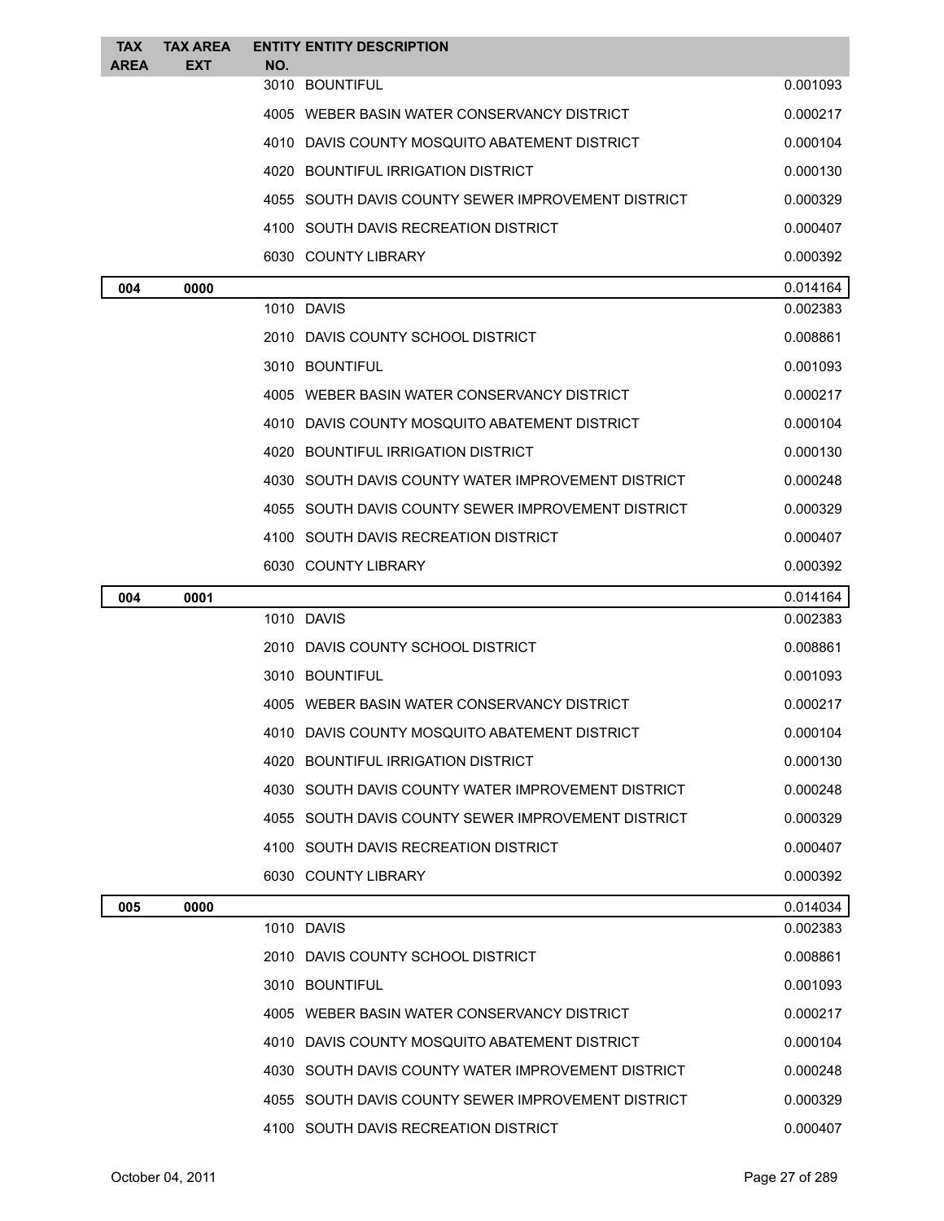| TAX AREA | TAX AREA EXT | ENTITY NO. | ENTITY DESCRIPTION | |
|---|---|---|---|---|
| | | 3010 | BOUNTIFUL | 0.001093 |
| | | 4005 | WEBER BASIN WATER CONSERVANCY DISTRICT | 0.000217 |
| | | 4010 | DAVIS COUNTY MOSQUITO ABATEMENT DISTRICT | 0.000104 |
| | | 4020 | BOUNTIFUL IRRIGATION DISTRICT | 0.000130 |
| | | 4055 | SOUTH DAVIS COUNTY SEWER IMPROVEMENT DISTRICT | 0.000329 |
| | | 4100 | SOUTH DAVIS RECREATION DISTRICT | 0.000407 |
| | | 6030 | COUNTY LIBRARY | 0.000392 |
| **004** | **0000** | | | 0.014164 |
| | | 1010 | DAVIS | 0.002383 |
| | | 2010 | DAVIS COUNTY SCHOOL DISTRICT | 0.008861 |
| | | 3010 | BOUNTIFUL | 0.001093 |
| | | 4005 | WEBER BASIN WATER CONSERVANCY DISTRICT | 0.000217 |
| | | 4010 | DAVIS COUNTY MOSQUITO ABATEMENT DISTRICT | 0.000104 |
| | | 4020 | BOUNTIFUL IRRIGATION DISTRICT | 0.000130 |
| | | 4030 | SOUTH DAVIS COUNTY WATER IMPROVEMENT DISTRICT | 0.000248 |
| | | 4055 | SOUTH DAVIS COUNTY SEWER IMPROVEMENT DISTRICT | 0.000329 |
| | | 4100 | SOUTH DAVIS RECREATION DISTRICT | 0.000407 |
| | | 6030 | COUNTY LIBRARY | 0.000392 |
| **004** | **0001** | | | 0.014164 |
| | | 1010 | DAVIS | 0.002383 |
| | | 2010 | DAVIS COUNTY SCHOOL DISTRICT | 0.008861 |
| | | 3010 | BOUNTIFUL | 0.001093 |
| | | 4005 | WEBER BASIN WATER CONSERVANCY DISTRICT | 0.000217 |
| | | 4010 | DAVIS COUNTY MOSQUITO ABATEMENT DISTRICT | 0.000104 |
| | | 4020 | BOUNTIFUL IRRIGATION DISTRICT | 0.000130 |
| | | 4030 | SOUTH DAVIS COUNTY WATER IMPROVEMENT DISTRICT | 0.000248 |
| | | 4055 | SOUTH DAVIS COUNTY SEWER IMPROVEMENT DISTRICT | 0.000329 |
| | | 4100 | SOUTH DAVIS RECREATION DISTRICT | 0.000407 |
| | | 6030 | COUNTY LIBRARY | 0.000392 |
| **005** | **0000** | | | 0.014034 |
| | | 1010 | DAVIS | 0.002383 |
| | | 2010 | DAVIS COUNTY SCHOOL DISTRICT | 0.008861 |
| | | 3010 | BOUNTIFUL | 0.001093 |
| | | 4005 | WEBER BASIN WATER CONSERVANCY DISTRICT | 0.000217 |
| | | 4010 | DAVIS COUNTY MOSQUITO ABATEMENT DISTRICT | 0.000104 |
| | | 4030 | SOUTH DAVIS COUNTY WATER IMPROVEMENT DISTRICT | 0.000248 |
| | | 4055 | SOUTH DAVIS COUNTY SEWER IMPROVEMENT DISTRICT | 0.000329 |
| | | 4100 | SOUTH DAVIS RECREATION DISTRICT | 0.000407 |

October 04, 2011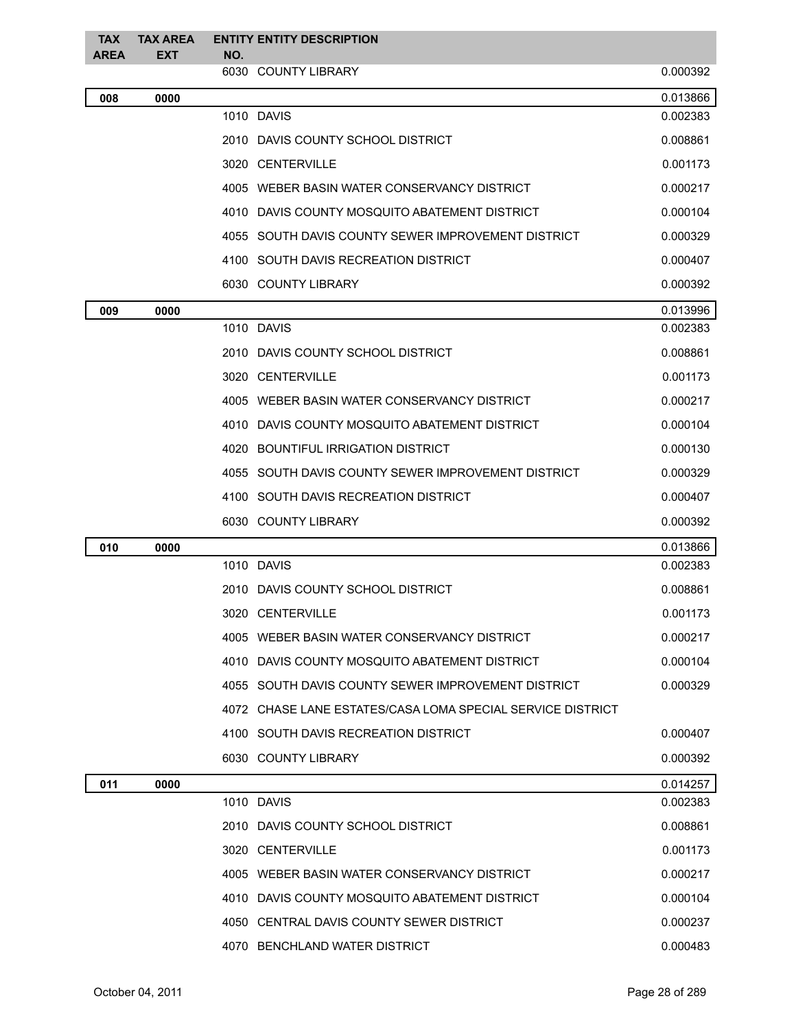| TAX AREA | TAX AREA EXT | ENTITY NO. | ENTITY DESCRIPTION | |
|---|---|---|---|---|
| | | 6030 | COUNTY LIBRARY | 0.000392 |
| **008** | **0000** | | | 0.013866 |
| | | 1010 | DAVIS | 0.002383 |
| | | 2010 | DAVIS COUNTY SCHOOL DISTRICT | 0.008861 |
| | | 3020 | CENTERVILLE | 0.001173 |
| | | 4005 | WEBER BASIN WATER CONSERVANCY DISTRICT | 0.000217 |
| | | 4010 | DAVIS COUNTY MOSQUITO ABATEMENT DISTRICT | 0.000104 |
| | | 4055 | SOUTH DAVIS COUNTY SEWER IMPROVEMENT DISTRICT | 0.000329 |
| | | 4100 | SOUTH DAVIS RECREATION DISTRICT | 0.000407 |
| | | 6030 | COUNTY LIBRARY | 0.000392 |
| **009** | **0000** | | | 0.013996 |
| | | 1010 | DAVIS | 0.002383 |
| | | 2010 | DAVIS COUNTY SCHOOL DISTRICT | 0.008861 |
| | | 3020 | CENTERVILLE | 0.001173 |
| | | 4005 | WEBER BASIN WATER CONSERVANCY DISTRICT | 0.000217 |
| | | 4010 | DAVIS COUNTY MOSQUITO ABATEMENT DISTRICT | 0.000104 |
| | | 4020 | BOUNTIFUL IRRIGATION DISTRICT | 0.000130 |
| | | 4055 | SOUTH DAVIS COUNTY SEWER IMPROVEMENT DISTRICT | 0.000329 |
| | | 4100 | SOUTH DAVIS RECREATION DISTRICT | 0.000407 |
| | | 6030 | COUNTY LIBRARY | 0.000392 |
| **010** | **0000** | | | 0.013866 |
| | | 1010 | DAVIS | 0.002383 |
| | | 2010 | DAVIS COUNTY SCHOOL DISTRICT | 0.008861 |
| | | 3020 | CENTERVILLE | 0.001173 |
| | | 4005 | WEBER BASIN WATER CONSERVANCY DISTRICT | 0.000217 |
| | | 4010 | DAVIS COUNTY MOSQUITO ABATEMENT DISTRICT | 0.000104 |
| | | 4055 | SOUTH DAVIS COUNTY SEWER IMPROVEMENT DISTRICT | 0.000329 |
| | | 4072 | CHASE LANE ESTATES/CASA LOMA SPECIAL SERVICE DISTRICT | |
| | | 4100 | SOUTH DAVIS RECREATION DISTRICT | 0.000407 |
| | | 6030 | COUNTY LIBRARY | 0.000392 |
| **011** | **0000** | | | 0.014257 |
| | | 1010 | DAVIS | 0.002383 |
| | | 2010 | DAVIS COUNTY SCHOOL DISTRICT | 0.008861 |
| | | 3020 | CENTERVILLE | 0.001173 |
| | | 4005 | WEBER BASIN WATER CONSERVANCY DISTRICT | 0.000217 |
| | | 4010 | DAVIS COUNTY MOSQUITO ABATEMENT DISTRICT | 0.000104 |
| | | 4050 | CENTRAL DAVIS COUNTY SEWER DISTRICT | 0.000237 |
| | | 4070 | BENCHLAND WATER DISTRICT | 0.000483 |

October 04, 2011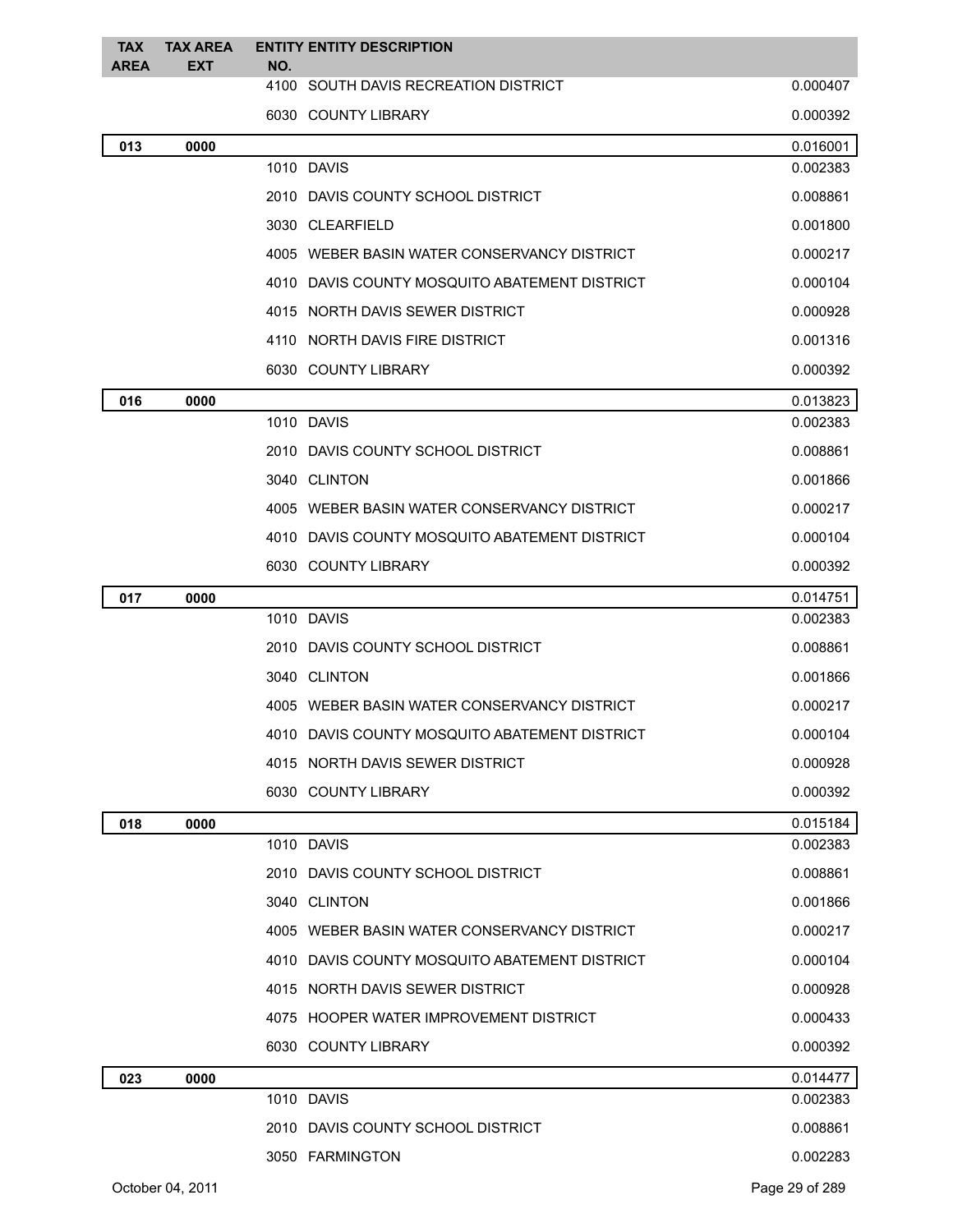| TAX AREA | TAX AREA EXT | ENTITY NO. | ENTITY DESCRIPTION | |
|---|---|---|---|---|
| | | 4100 | SOUTH DAVIS RECREATION DISTRICT | 0.000407 |
| | | 6030 | COUNTY LIBRARY | 0.000392 |
| **013** | **0000** | | | 0.016001 |
| | | 1010 | DAVIS | 0.002383 |
| | | 2010 | DAVIS COUNTY SCHOOL DISTRICT | 0.008861 |
| | | 3030 | CLEARFIELD | 0.001800 |
| | | 4005 | WEBER BASIN WATER CONSERVANCY DISTRICT | 0.000217 |
| | | 4010 | DAVIS COUNTY MOSQUITO ABATEMENT DISTRICT | 0.000104 |
| | | 4015 | NORTH DAVIS SEWER DISTRICT | 0.000928 |
| | | 4110 | NORTH DAVIS FIRE DISTRICT | 0.001316 |
| | | 6030 | COUNTY LIBRARY | 0.000392 |
| **016** | **0000** | | | 0.013823 |
| | | 1010 | DAVIS | 0.002383 |
| | | 2010 | DAVIS COUNTY SCHOOL DISTRICT | 0.008861 |
| | | 3040 | CLINTON | 0.001866 |
| | | 4005 | WEBER BASIN WATER CONSERVANCY DISTRICT | 0.000217 |
| | | 4010 | DAVIS COUNTY MOSQUITO ABATEMENT DISTRICT | 0.000104 |
| | | 6030 | COUNTY LIBRARY | 0.000392 |
| **017** | **0000** | | | 0.014751 |
| | | 1010 | DAVIS | 0.002383 |
| | | 2010 | DAVIS COUNTY SCHOOL DISTRICT | 0.008861 |
| | | 3040 | CLINTON | 0.001866 |
| | | 4005 | WEBER BASIN WATER CONSERVANCY DISTRICT | 0.000217 |
| | | 4010 | DAVIS COUNTY MOSQUITO ABATEMENT DISTRICT | 0.000104 |
| | | 4015 | NORTH DAVIS SEWER DISTRICT | 0.000928 |
| | | 6030 | COUNTY LIBRARY | 0.000392 |
| **018** | **0000** | | | 0.015184 |
| | | 1010 | DAVIS | 0.002383 |
| | | 2010 | DAVIS COUNTY SCHOOL DISTRICT | 0.008861 |
| | | 3040 | CLINTON | 0.001866 |
| | | 4005 | WEBER BASIN WATER CONSERVANCY DISTRICT | 0.000217 |
| | | 4010 | DAVIS COUNTY MOSQUITO ABATEMENT DISTRICT | 0.000104 |
| | | 4015 | NORTH DAVIS SEWER DISTRICT | 0.000928 |
| | | 4075 | HOOPER WATER IMPROVEMENT DISTRICT | 0.000433 |
| | | 6030 | COUNTY LIBRARY | 0.000392 |
| **023** | **0000** | | | 0.014477 |
| | | 1010 | DAVIS | 0.002383 |
| | | 2010 | DAVIS COUNTY SCHOOL DISTRICT | 0.008861 |
| | | 3050 | FARMINGTON | 0.002283 |

October 04, 2011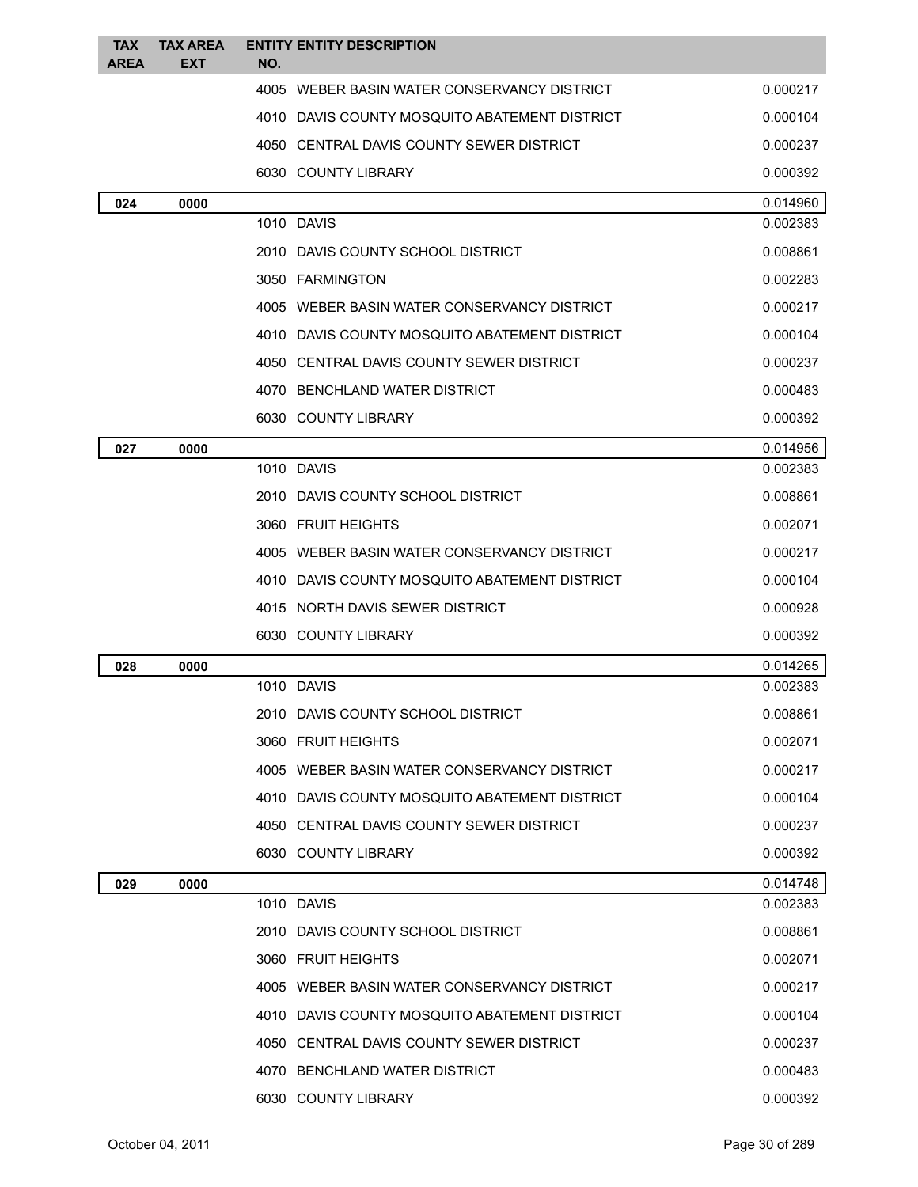| TAX AREA | TAX AREA EXT | ENTITY NO. | ENTITY DESCRIPTION | |
|---|---|---|---|---|
| | | 4005 | WEBER BASIN WATER CONSERVANCY DISTRICT | 0.000217 |
| | | 4010 | DAVIS COUNTY MOSQUITO ABATEMENT DISTRICT | 0.000104 |
| | | 4050 | CENTRAL DAVIS COUNTY SEWER DISTRICT | 0.000237 |
| | | 6030 | COUNTY LIBRARY | 0.000392 |
| 024 | 0000 | | | 0.014960 |
| | | 1010 | DAVIS | 0.002383 |
| | | 2010 | DAVIS COUNTY SCHOOL DISTRICT | 0.008861 |
| | | 3050 | FARMINGTON | 0.002283 |
| | | 4005 | WEBER BASIN WATER CONSERVANCY DISTRICT | 0.000217 |
| | | 4010 | DAVIS COUNTY MOSQUITO ABATEMENT DISTRICT | 0.000104 |
| | | 4050 | CENTRAL DAVIS COUNTY SEWER DISTRICT | 0.000237 |
| | | 4070 | BENCHLAND WATER DISTRICT | 0.000483 |
| | | 6030 | COUNTY LIBRARY | 0.000392 |
| 027 | 0000 | | | 0.014956 |
| | | 1010 | DAVIS | 0.002383 |
| | | 2010 | DAVIS COUNTY SCHOOL DISTRICT | 0.008861 |
| | | 3060 | FRUIT HEIGHTS | 0.002071 |
| | | 4005 | WEBER BASIN WATER CONSERVANCY DISTRICT | 0.000217 |
| | | 4010 | DAVIS COUNTY MOSQUITO ABATEMENT DISTRICT | 0.000104 |
| | | 4015 | NORTH DAVIS SEWER DISTRICT | 0.000928 |
| | | 6030 | COUNTY LIBRARY | 0.000392 |
| 028 | 0000 | | | 0.014265 |
| | | 1010 | DAVIS | 0.002383 |
| | | 2010 | DAVIS COUNTY SCHOOL DISTRICT | 0.008861 |
| | | 3060 | FRUIT HEIGHTS | 0.002071 |
| | | 4005 | WEBER BASIN WATER CONSERVANCY DISTRICT | 0.000217 |
| | | 4010 | DAVIS COUNTY MOSQUITO ABATEMENT DISTRICT | 0.000104 |
| | | 4050 | CENTRAL DAVIS COUNTY SEWER DISTRICT | 0.000237 |
| | | 6030 | COUNTY LIBRARY | 0.000392 |
| 029 | 0000 | | | 0.014748 |
| | | 1010 | DAVIS | 0.002383 |
| | | 2010 | DAVIS COUNTY SCHOOL DISTRICT | 0.008861 |
| | | 3060 | FRUIT HEIGHTS | 0.002071 |
| | | 4005 | WEBER BASIN WATER CONSERVANCY DISTRICT | 0.000217 |
| | | 4010 | DAVIS COUNTY MOSQUITO ABATEMENT DISTRICT | 0.000104 |
| | | 4050 | CENTRAL DAVIS COUNTY SEWER DISTRICT | 0.000237 |
| | | 4070 | BENCHLAND WATER DISTRICT | 0.000483 |
| | | 6030 | COUNTY LIBRARY | 0.000392 |

October 04, 2011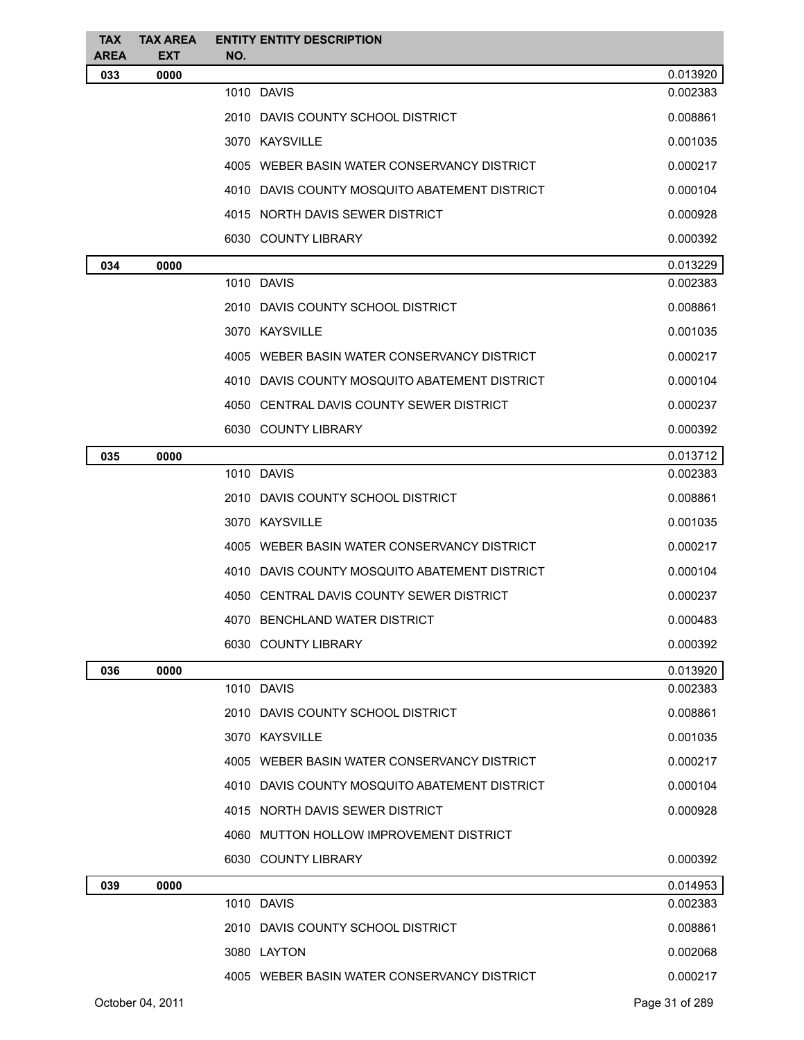| TAX AREA | TAX AREA EXT | ENTITY NO. | ENTITY DESCRIPTION | |
|---|---|---|---|---|
| 033 | 0000 | | | 0.013920 |
| | | 1010 | DAVIS | 0.002383 |
| | | 2010 | DAVIS COUNTY SCHOOL DISTRICT | 0.008861 |
| | | 3070 | KAYSVILLE | 0.001035 |
| | | 4005 | WEBER BASIN WATER CONSERVANCY DISTRICT | 0.000217 |
| | | 4010 | DAVIS COUNTY MOSQUITO ABATEMENT DISTRICT | 0.000104 |
| | | 4015 | NORTH DAVIS SEWER DISTRICT | 0.000928 |
| | | 6030 | COUNTY LIBRARY | 0.000392 |
| 034 | 0000 | | | 0.013229 |
| | | 1010 | DAVIS | 0.002383 |
| | | 2010 | DAVIS COUNTY SCHOOL DISTRICT | 0.008861 |
| | | 3070 | KAYSVILLE | 0.001035 |
| | | 4005 | WEBER BASIN WATER CONSERVANCY DISTRICT | 0.000217 |
| | | 4010 | DAVIS COUNTY MOSQUITO ABATEMENT DISTRICT | 0.000104 |
| | | 4050 | CENTRAL DAVIS COUNTY SEWER DISTRICT | 0.000237 |
| | | 6030 | COUNTY LIBRARY | 0.000392 |
| 035 | 0000 | | | 0.013712 |
| | | 1010 | DAVIS | 0.002383 |
| | | 2010 | DAVIS COUNTY SCHOOL DISTRICT | 0.008861 |
| | | 3070 | KAYSVILLE | 0.001035 |
| | | 4005 | WEBER BASIN WATER CONSERVANCY DISTRICT | 0.000217 |
| | | 4010 | DAVIS COUNTY MOSQUITO ABATEMENT DISTRICT | 0.000104 |
| | | 4050 | CENTRAL DAVIS COUNTY SEWER DISTRICT | 0.000237 |
| | | 4070 | BENCHLAND WATER DISTRICT | 0.000483 |
| | | 6030 | COUNTY LIBRARY | 0.000392 |
| 036 | 0000 | | | 0.013920 |
| | | 1010 | DAVIS | 0.002383 |
| | | 2010 | DAVIS COUNTY SCHOOL DISTRICT | 0.008861 |
| | | 3070 | KAYSVILLE | 0.001035 |
| | | 4005 | WEBER BASIN WATER CONSERVANCY DISTRICT | 0.000217 |
| | | 4010 | DAVIS COUNTY MOSQUITO ABATEMENT DISTRICT | 0.000104 |
| | | 4015 | NORTH DAVIS SEWER DISTRICT | 0.000928 |
| | | 4060 | MUTTON HOLLOW IMPROVEMENT DISTRICT | |
| | | 6030 | COUNTY LIBRARY | 0.000392 |
| 039 | 0000 | | | 0.014953 |
| | | 1010 | DAVIS | 0.002383 |
| | | 2010 | DAVIS COUNTY SCHOOL DISTRICT | 0.008861 |
| | | 3080 | LAYTON | 0.002068 |
| | | 4005 | WEBER BASIN WATER CONSERVANCY DISTRICT | 0.000217 |

October 04, 2011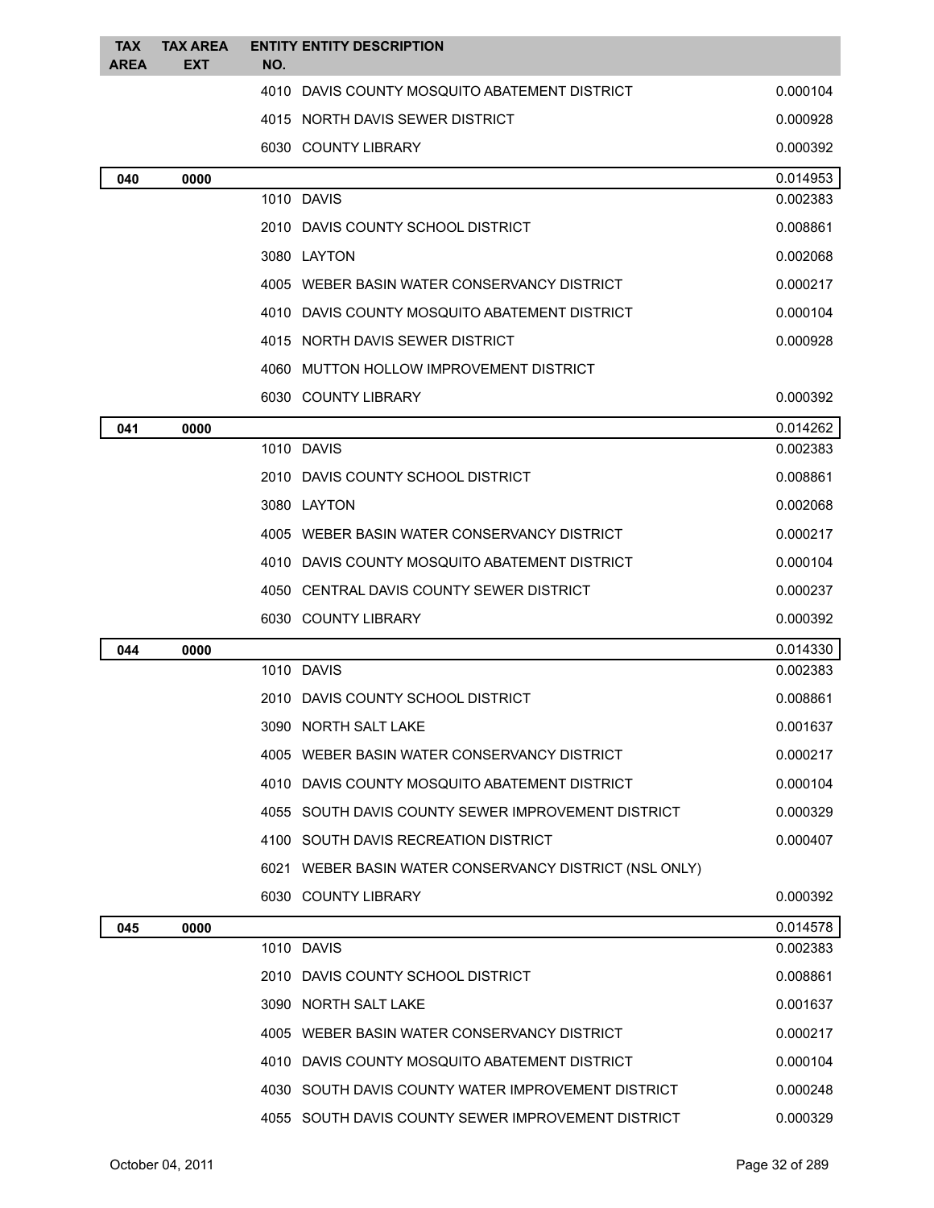| TAX AREA | TAX AREA EXT | ENTITY NO. | ENTITY DESCRIPTION | |
|---|---|---|---|---|
| | | 4010 | DAVIS COUNTY MOSQUITO ABATEMENT DISTRICT | 0.000104 |
| | | 4015 | NORTH DAVIS SEWER DISTRICT | 0.000928 |
| | | 6030 | COUNTY LIBRARY | 0.000392 |
| **040** | **0000** | | | 0.014953 |
| | | 1010 | DAVIS | 0.002383 |
| | | 2010 | DAVIS COUNTY SCHOOL DISTRICT | 0.008861 |
| | | 3080 | LAYTON | 0.002068 |
| | | 4005 | WEBER BASIN WATER CONSERVANCY DISTRICT | 0.000217 |
| | | 4010 | DAVIS COUNTY MOSQUITO ABATEMENT DISTRICT | 0.000104 |
| | | 4015 | NORTH DAVIS SEWER DISTRICT | 0.000928 |
| | | 4060 | MUTTON HOLLOW IMPROVEMENT DISTRICT | |
| | | 6030 | COUNTY LIBRARY | 0.000392 |
| **041** | **0000** | | | 0.014262 |
| | | 1010 | DAVIS | 0.002383 |
| | | 2010 | DAVIS COUNTY SCHOOL DISTRICT | 0.008861 |
| | | 3080 | LAYTON | 0.002068 |
| | | 4005 | WEBER BASIN WATER CONSERVANCY DISTRICT | 0.000217 |
| | | 4010 | DAVIS COUNTY MOSQUITO ABATEMENT DISTRICT | 0.000104 |
| | | 4050 | CENTRAL DAVIS COUNTY SEWER DISTRICT | 0.000237 |
| | | 6030 | COUNTY LIBRARY | 0.000392 |
| **044** | **0000** | | | 0.014330 |
| | | 1010 | DAVIS | 0.002383 |
| | | 2010 | DAVIS COUNTY SCHOOL DISTRICT | 0.008861 |
| | | 3090 | NORTH SALT LAKE | 0.001637 |
| | | 4005 | WEBER BASIN WATER CONSERVANCY DISTRICT | 0.000217 |
| | | 4010 | DAVIS COUNTY MOSQUITO ABATEMENT DISTRICT | 0.000104 |
| | | 4055 | SOUTH DAVIS COUNTY SEWER IMPROVEMENT DISTRICT | 0.000329 |
| | | 4100 | SOUTH DAVIS RECREATION DISTRICT | 0.000407 |
| | | 6021 | WEBER BASIN WATER CONSERVANCY DISTRICT (NSL ONLY) | |
| | | 6030 | COUNTY LIBRARY | 0.000392 |
| **045** | **0000** | | | 0.014578 |
| | | 1010 | DAVIS | 0.002383 |
| | | 2010 | DAVIS COUNTY SCHOOL DISTRICT | 0.008861 |
| | | 3090 | NORTH SALT LAKE | 0.001637 |
| | | 4005 | WEBER BASIN WATER CONSERVANCY DISTRICT | 0.000217 |
| | | 4010 | DAVIS COUNTY MOSQUITO ABATEMENT DISTRICT | 0.000104 |
| | | 4030 | SOUTH DAVIS COUNTY WATER IMPROVEMENT DISTRICT | 0.000248 |
| | | 4055 | SOUTH DAVIS COUNTY SEWER IMPROVEMENT DISTRICT | 0.000329 |

October 04, 2011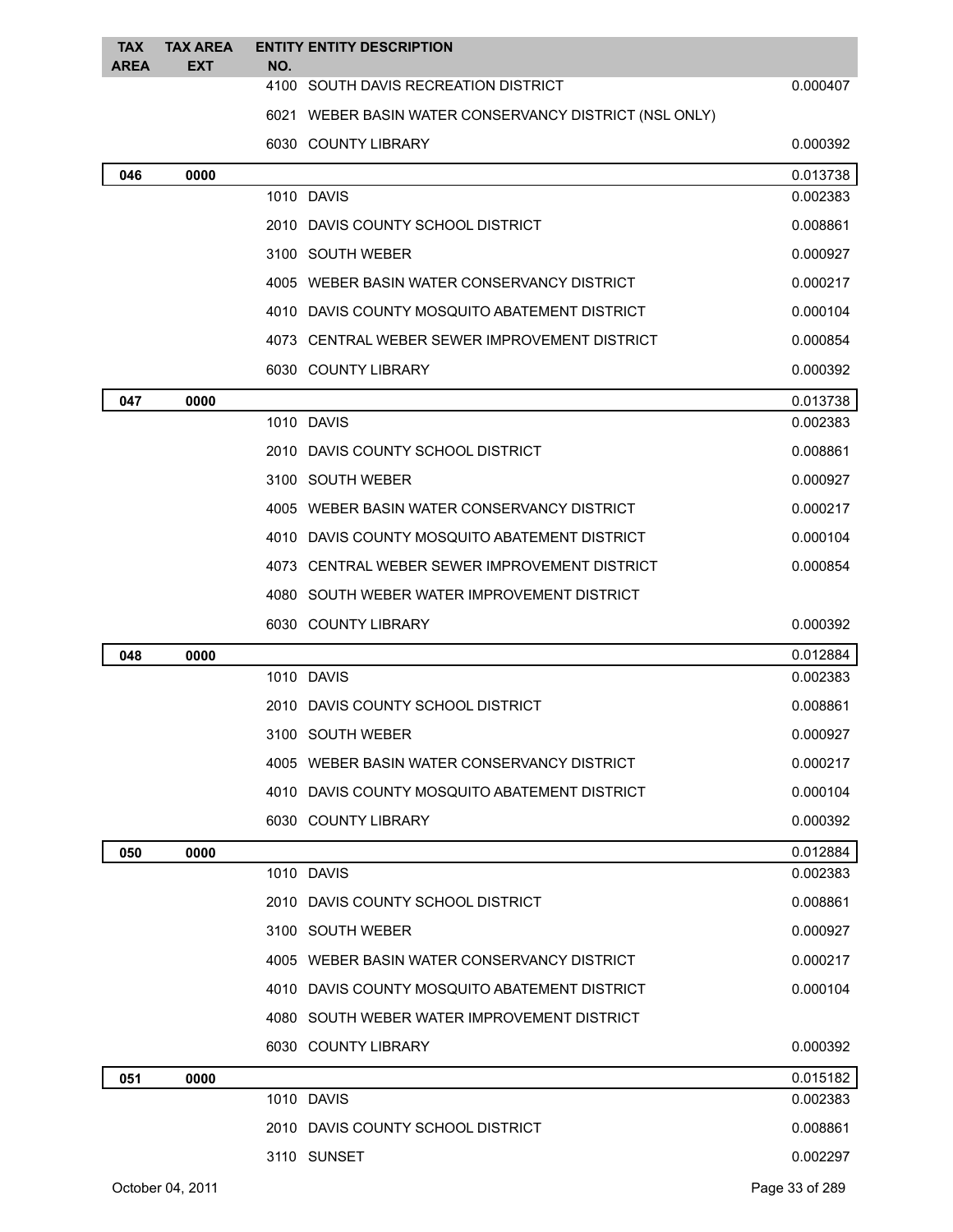| TAX AREA | TAX AREA EXT | ENTITY NO. | ENTITY DESCRIPTION | |
|---|---|---|---|---|
| | | 4100 | SOUTH DAVIS RECREATION DISTRICT | 0.000407 |
| | | 6021 | WEBER BASIN WATER CONSERVANCY DISTRICT (NSL ONLY) | |
| | | 6030 | COUNTY LIBRARY | 0.000392 |
| **046** | **0000** | | | 0.013738 |
| | | 1010 | DAVIS | 0.002383 |
| | | 2010 | DAVIS COUNTY SCHOOL DISTRICT | 0.008861 |
| | | 3100 | SOUTH WEBER | 0.000927 |
| | | 4005 | WEBER BASIN WATER CONSERVANCY DISTRICT | 0.000217 |
| | | 4010 | DAVIS COUNTY MOSQUITO ABATEMENT DISTRICT | 0.000104 |
| | | 4073 | CENTRAL WEBER SEWER IMPROVEMENT DISTRICT | 0.000854 |
| | | 6030 | COUNTY LIBRARY | 0.000392 |
| **047** | **0000** | | | 0.013738 |
| | | 1010 | DAVIS | 0.002383 |
| | | 2010 | DAVIS COUNTY SCHOOL DISTRICT | 0.008861 |
| | | 3100 | SOUTH WEBER | 0.000927 |
| | | 4005 | WEBER BASIN WATER CONSERVANCY DISTRICT | 0.000217 |
| | | 4010 | DAVIS COUNTY MOSQUITO ABATEMENT DISTRICT | 0.000104 |
| | | 4073 | CENTRAL WEBER SEWER IMPROVEMENT DISTRICT | 0.000854 |
| | | 4080 | SOUTH WEBER WATER IMPROVEMENT DISTRICT | |
| | | 6030 | COUNTY LIBRARY | 0.000392 |
| **048** | **0000** | | | 0.012884 |
| | | 1010 | DAVIS | 0.002383 |
| | | 2010 | DAVIS COUNTY SCHOOL DISTRICT | 0.008861 |
| | | 3100 | SOUTH WEBER | 0.000927 |
| | | 4005 | WEBER BASIN WATER CONSERVANCY DISTRICT | 0.000217 |
| | | 4010 | DAVIS COUNTY MOSQUITO ABATEMENT DISTRICT | 0.000104 |
| | | 6030 | COUNTY LIBRARY | 0.000392 |
| **050** | **0000** | | | 0.012884 |
| | | 1010 | DAVIS | 0.002383 |
| | | 2010 | DAVIS COUNTY SCHOOL DISTRICT | 0.008861 |
| | | 3100 | SOUTH WEBER | 0.000927 |
| | | 4005 | WEBER BASIN WATER CONSERVANCY DISTRICT | 0.000217 |
| | | 4010 | DAVIS COUNTY MOSQUITO ABATEMENT DISTRICT | 0.000104 |
| | | 4080 | SOUTH WEBER WATER IMPROVEMENT DISTRICT | |
| | | 6030 | COUNTY LIBRARY | 0.000392 |
| **051** | **0000** | | | 0.015182 |
| | | 1010 | DAVIS | 0.002383 |
| | | 2010 | DAVIS COUNTY SCHOOL DISTRICT | 0.008861 |
| | | 3110 | SUNSET | 0.002297 |

October 04, 2011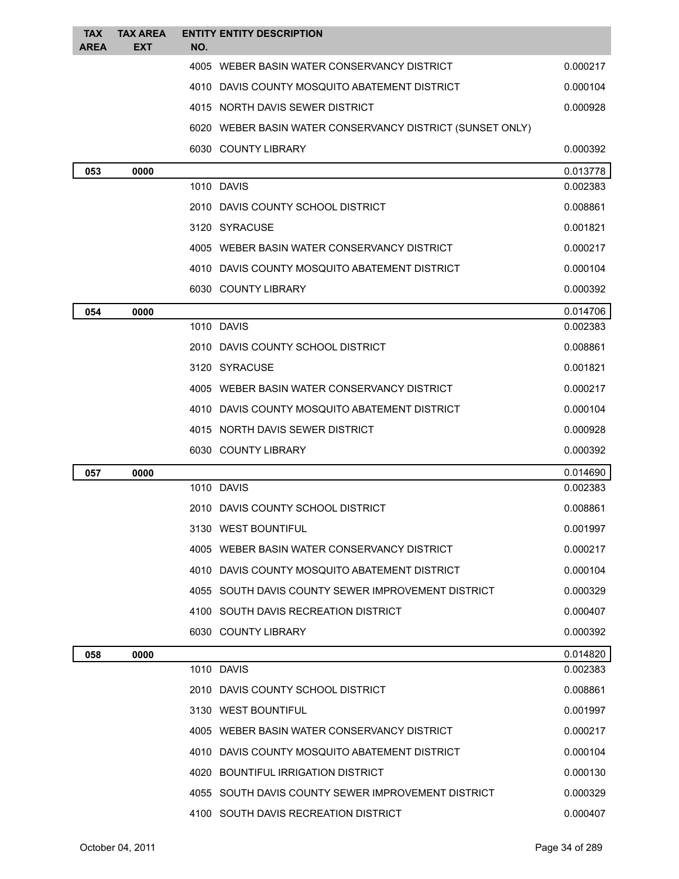| TAX AREA | TAX AREA EXT | ENTITY NO. | ENTITY DESCRIPTION | |
|---|---|---|---|---|
| | | 4005 | WEBER BASIN WATER CONSERVANCY DISTRICT | 0.000217 |
| | | 4010 | DAVIS COUNTY MOSQUITO ABATEMENT DISTRICT | 0.000104 |
| | | 4015 | NORTH DAVIS SEWER DISTRICT | 0.000928 |
| | | 6020 | WEBER BASIN WATER CONSERVANCY DISTRICT (SUNSET ONLY) | |
| | | 6030 | COUNTY LIBRARY | 0.000392 |
| **053** | **0000** | | | 0.013778 |
| | | 1010 | DAVIS | 0.002383 |
| | | 2010 | DAVIS COUNTY SCHOOL DISTRICT | 0.008861 |
| | | 3120 | SYRACUSE | 0.001821 |
| | | 4005 | WEBER BASIN WATER CONSERVANCY DISTRICT | 0.000217 |
| | | 4010 | DAVIS COUNTY MOSQUITO ABATEMENT DISTRICT | 0.000104 |
| | | 6030 | COUNTY LIBRARY | 0.000392 |
| **054** | **0000** | | | 0.014706 |
| | | 1010 | DAVIS | 0.002383 |
| | | 2010 | DAVIS COUNTY SCHOOL DISTRICT | 0.008861 |
| | | 3120 | SYRACUSE | 0.001821 |
| | | 4005 | WEBER BASIN WATER CONSERVANCY DISTRICT | 0.000217 |
| | | 4010 | DAVIS COUNTY MOSQUITO ABATEMENT DISTRICT | 0.000104 |
| | | 4015 | NORTH DAVIS SEWER DISTRICT | 0.000928 |
| | | 6030 | COUNTY LIBRARY | 0.000392 |
| **057** | **0000** | | | 0.014690 |
| | | 1010 | DAVIS | 0.002383 |
| | | 2010 | DAVIS COUNTY SCHOOL DISTRICT | 0.008861 |
| | | 3130 | WEST BOUNTIFUL | 0.001997 |
| | | 4005 | WEBER BASIN WATER CONSERVANCY DISTRICT | 0.000217 |
| | | 4010 | DAVIS COUNTY MOSQUITO ABATEMENT DISTRICT | 0.000104 |
| | | 4055 | SOUTH DAVIS COUNTY SEWER IMPROVEMENT DISTRICT | 0.000329 |
| | | 4100 | SOUTH DAVIS RECREATION DISTRICT | 0.000407 |
| | | 6030 | COUNTY LIBRARY | 0.000392 |
| **058** | **0000** | | | 0.014820 |
| | | 1010 | DAVIS | 0.002383 |
| | | 2010 | DAVIS COUNTY SCHOOL DISTRICT | 0.008861 |
| | | 3130 | WEST BOUNTIFUL | 0.001997 |
| | | 4005 | WEBER BASIN WATER CONSERVANCY DISTRICT | 0.000217 |
| | | 4010 | DAVIS COUNTY MOSQUITO ABATEMENT DISTRICT | 0.000104 |
| | | 4020 | BOUNTIFUL IRRIGATION DISTRICT | 0.000130 |
| | | 4055 | SOUTH DAVIS COUNTY SEWER IMPROVEMENT DISTRICT | 0.000329 |
| | | 4100 | SOUTH DAVIS RECREATION DISTRICT | 0.000407 |

October 04, 2011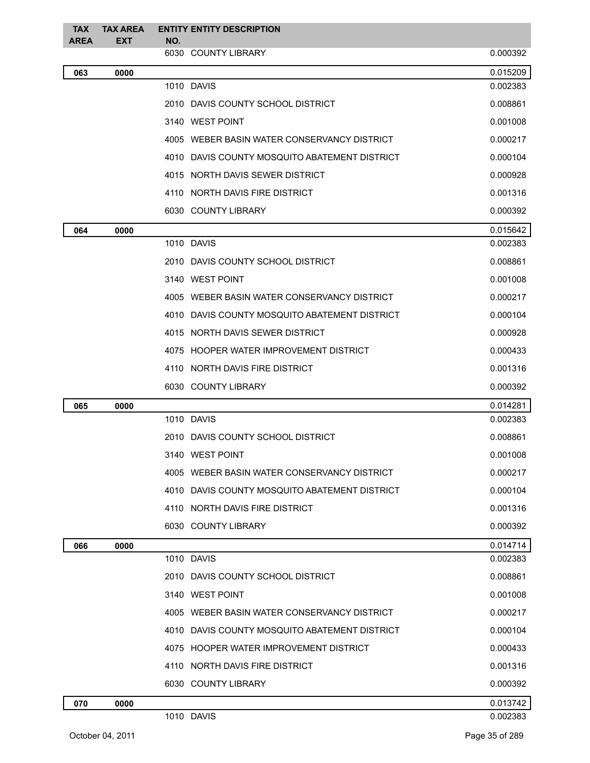| TAX AREA | TAX AREA EXT | ENTITY NO. | ENTITY DESCRIPTION | |
|---|---|---|---|---|
| | | 6030 | COUNTY LIBRARY | 0.000392 |
| **063** | **0000** | | | 0.015209 |
| | | 1010 | DAVIS | 0.002383 |
| | | 2010 | DAVIS COUNTY SCHOOL DISTRICT | 0.008861 |
| | | 3140 | WEST POINT | 0.001008 |
| | | 4005 | WEBER BASIN WATER CONSERVANCY DISTRICT | 0.000217 |
| | | 4010 | DAVIS COUNTY MOSQUITO ABATEMENT DISTRICT | 0.000104 |
| | | 4015 | NORTH DAVIS SEWER DISTRICT | 0.000928 |
| | | 4110 | NORTH DAVIS FIRE DISTRICT | 0.001316 |
| | | 6030 | COUNTY LIBRARY | 0.000392 |
| **064** | **0000** | | | 0.015642 |
| | | 1010 | DAVIS | 0.002383 |
| | | 2010 | DAVIS COUNTY SCHOOL DISTRICT | 0.008861 |
| | | 3140 | WEST POINT | 0.001008 |
| | | 4005 | WEBER BASIN WATER CONSERVANCY DISTRICT | 0.000217 |
| | | 4010 | DAVIS COUNTY MOSQUITO ABATEMENT DISTRICT | 0.000104 |
| | | 4015 | NORTH DAVIS SEWER DISTRICT | 0.000928 |
| | | 4075 | HOOPER WATER IMPROVEMENT DISTRICT | 0.000433 |
| | | 4110 | NORTH DAVIS FIRE DISTRICT | 0.001316 |
| | | 6030 | COUNTY LIBRARY | 0.000392 |
| **065** | **0000** | | | 0.014281 |
| | | 1010 | DAVIS | 0.002383 |
| | | 2010 | DAVIS COUNTY SCHOOL DISTRICT | 0.008861 |
| | | 3140 | WEST POINT | 0.001008 |
| | | 4005 | WEBER BASIN WATER CONSERVANCY DISTRICT | 0.000217 |
| | | 4010 | DAVIS COUNTY MOSQUITO ABATEMENT DISTRICT | 0.000104 |
| | | 4110 | NORTH DAVIS FIRE DISTRICT | 0.001316 |
| | | 6030 | COUNTY LIBRARY | 0.000392 |
| **066** | **0000** | | | 0.014714 |
| | | 1010 | DAVIS | 0.002383 |
| | | 2010 | DAVIS COUNTY SCHOOL DISTRICT | 0.008861 |
| | | 3140 | WEST POINT | 0.001008 |
| | | 4005 | WEBER BASIN WATER CONSERVANCY DISTRICT | 0.000217 |
| | | 4010 | DAVIS COUNTY MOSQUITO ABATEMENT DISTRICT | 0.000104 |
| | | 4075 | HOOPER WATER IMPROVEMENT DISTRICT | 0.000433 |
| | | 4110 | NORTH DAVIS FIRE DISTRICT | 0.001316 |
| | | 6030 | COUNTY LIBRARY | 0.000392 |
| **070** | **0000** | | | 0.013742 |
| | | 1010 | DAVIS | 0.002383 |

October 04, 2011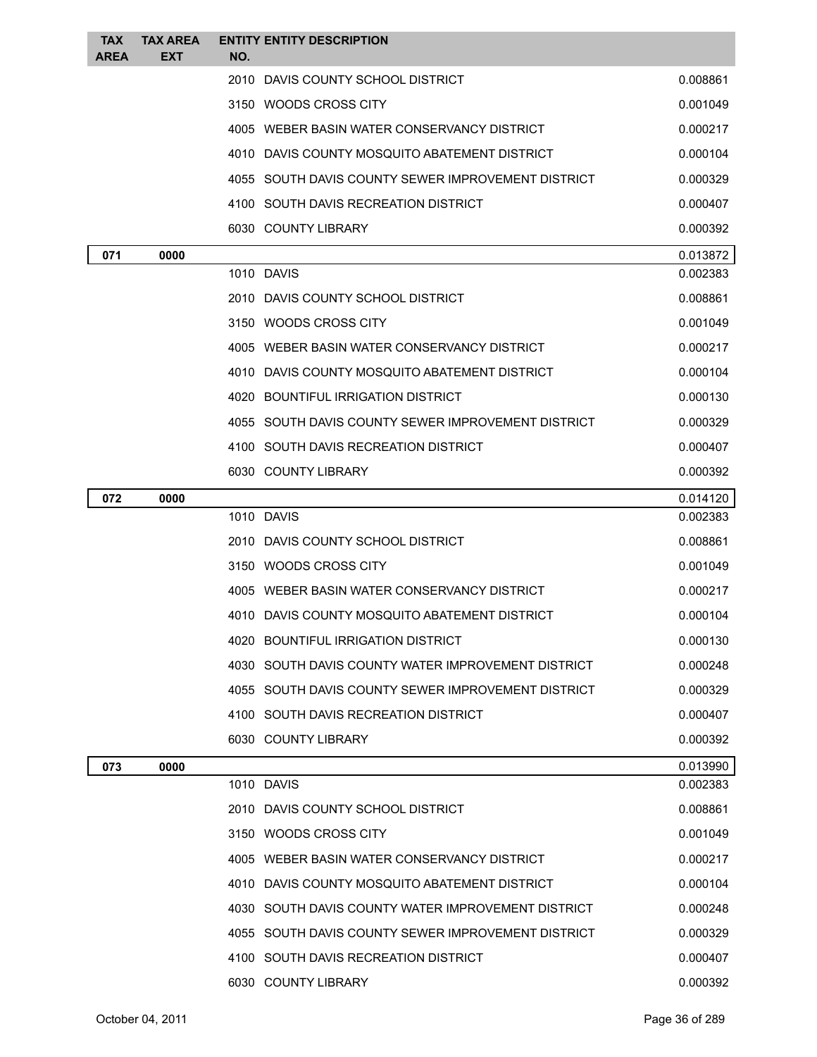| TAX AREA | TAX AREA EXT | ENTITY NO. | ENTITY DESCRIPTION | |
|---|---|---|---|---|
| | | 2010 | DAVIS COUNTY SCHOOL DISTRICT | 0.008861 |
| | | 3150 | WOODS CROSS CITY | 0.001049 |
| | | 4005 | WEBER BASIN WATER CONSERVANCY DISTRICT | 0.000217 |
| | | 4010 | DAVIS COUNTY MOSQUITO ABATEMENT DISTRICT | 0.000104 |
| | | 4055 | SOUTH DAVIS COUNTY SEWER IMPROVEMENT DISTRICT | 0.000329 |
| | | 4100 | SOUTH DAVIS RECREATION DISTRICT | 0.000407 |
| | | 6030 | COUNTY LIBRARY | 0.000392 |
| **071** | **0000** | | | 0.013872 |
| | | 1010 | DAVIS | 0.002383 |
| | | 2010 | DAVIS COUNTY SCHOOL DISTRICT | 0.008861 |
| | | 3150 | WOODS CROSS CITY | 0.001049 |
| | | 4005 | WEBER BASIN WATER CONSERVANCY DISTRICT | 0.000217 |
| | | 4010 | DAVIS COUNTY MOSQUITO ABATEMENT DISTRICT | 0.000104 |
| | | 4020 | BOUNTIFUL IRRIGATION DISTRICT | 0.000130 |
| | | 4055 | SOUTH DAVIS COUNTY SEWER IMPROVEMENT DISTRICT | 0.000329 |
| | | 4100 | SOUTH DAVIS RECREATION DISTRICT | 0.000407 |
| | | 6030 | COUNTY LIBRARY | 0.000392 |
| **072** | **0000** | | | 0.014120 |
| | | 1010 | DAVIS | 0.002383 |
| | | 2010 | DAVIS COUNTY SCHOOL DISTRICT | 0.008861 |
| | | 3150 | WOODS CROSS CITY | 0.001049 |
| | | 4005 | WEBER BASIN WATER CONSERVANCY DISTRICT | 0.000217 |
| | | 4010 | DAVIS COUNTY MOSQUITO ABATEMENT DISTRICT | 0.000104 |
| | | 4020 | BOUNTIFUL IRRIGATION DISTRICT | 0.000130 |
| | | 4030 | SOUTH DAVIS COUNTY WATER IMPROVEMENT DISTRICT | 0.000248 |
| | | 4055 | SOUTH DAVIS COUNTY SEWER IMPROVEMENT DISTRICT | 0.000329 |
| | | 4100 | SOUTH DAVIS RECREATION DISTRICT | 0.000407 |
| | | 6030 | COUNTY LIBRARY | 0.000392 |
| **073** | **0000** | | | 0.013990 |
| | | 1010 | DAVIS | 0.002383 |
| | | 2010 | DAVIS COUNTY SCHOOL DISTRICT | 0.008861 |
| | | 3150 | WOODS CROSS CITY | 0.001049 |
| | | 4005 | WEBER BASIN WATER CONSERVANCY DISTRICT | 0.000217 |
| | | 4010 | DAVIS COUNTY MOSQUITO ABATEMENT DISTRICT | 0.000104 |
| | | 4030 | SOUTH DAVIS COUNTY WATER IMPROVEMENT DISTRICT | 0.000248 |
| | | 4055 | SOUTH DAVIS COUNTY SEWER IMPROVEMENT DISTRICT | 0.000329 |
| | | 4100 | SOUTH DAVIS RECREATION DISTRICT | 0.000407 |
| | | 6030 | COUNTY LIBRARY | 0.000392 |

October 04, 2011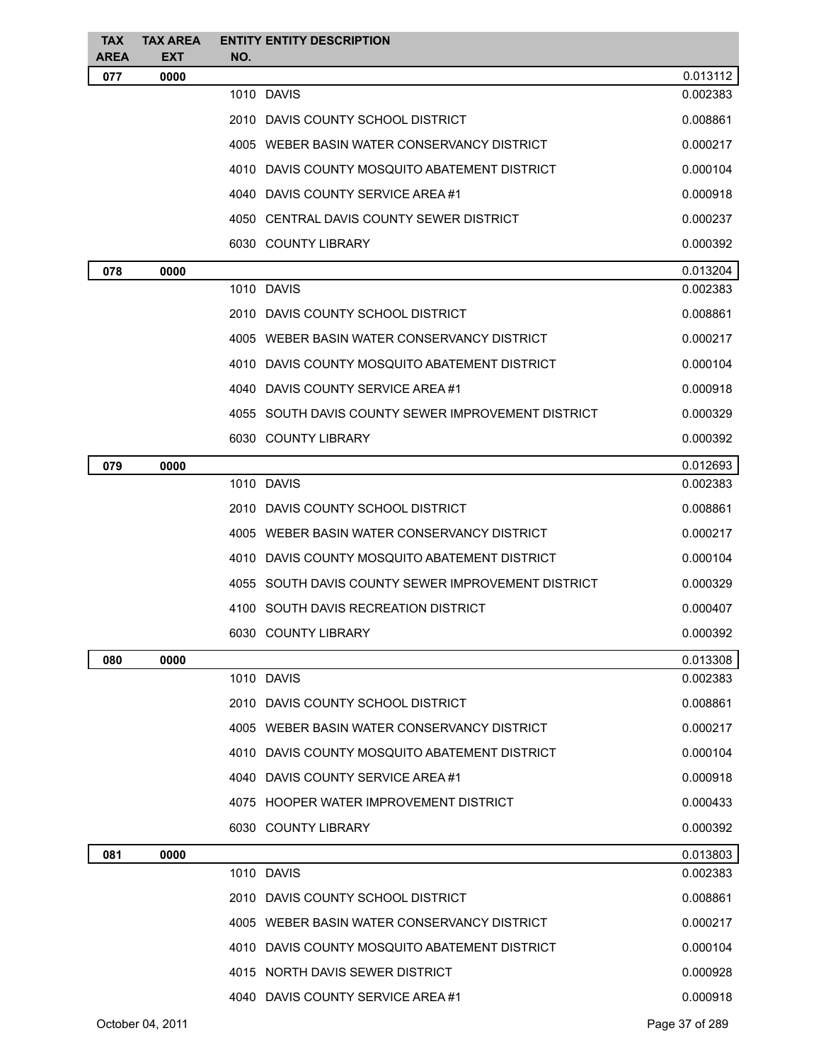| TAX AREA | TAX AREA EXT | ENTITY NO. | ENTITY DESCRIPTION | |
|---|---|---|---|---|
| 077 | 0000 | | | 0.013112 |
| | | 1010 | DAVIS | 0.002383 |
| | | 2010 | DAVIS COUNTY SCHOOL DISTRICT | 0.008861 |
| | | 4005 | WEBER BASIN WATER CONSERVANCY DISTRICT | 0.000217 |
| | | 4010 | DAVIS COUNTY MOSQUITO ABATEMENT DISTRICT | 0.000104 |
| | | 4040 | DAVIS COUNTY SERVICE AREA #1 | 0.000918 |
| | | 4050 | CENTRAL DAVIS COUNTY SEWER DISTRICT | 0.000237 |
| | | 6030 | COUNTY LIBRARY | 0.000392 |
| 078 | 0000 | | | 0.013204 |
| | | 1010 | DAVIS | 0.002383 |
| | | 2010 | DAVIS COUNTY SCHOOL DISTRICT | 0.008861 |
| | | 4005 | WEBER BASIN WATER CONSERVANCY DISTRICT | 0.000217 |
| | | 4010 | DAVIS COUNTY MOSQUITO ABATEMENT DISTRICT | 0.000104 |
| | | 4040 | DAVIS COUNTY SERVICE AREA #1 | 0.000918 |
| | | 4055 | SOUTH DAVIS COUNTY SEWER IMPROVEMENT DISTRICT | 0.000329 |
| | | 6030 | COUNTY LIBRARY | 0.000392 |
| 079 | 0000 | | | 0.012693 |
| | | 1010 | DAVIS | 0.002383 |
| | | 2010 | DAVIS COUNTY SCHOOL DISTRICT | 0.008861 |
| | | 4005 | WEBER BASIN WATER CONSERVANCY DISTRICT | 0.000217 |
| | | 4010 | DAVIS COUNTY MOSQUITO ABATEMENT DISTRICT | 0.000104 |
| | | 4055 | SOUTH DAVIS COUNTY SEWER IMPROVEMENT DISTRICT | 0.000329 |
| | | 4100 | SOUTH DAVIS RECREATION DISTRICT | 0.000407 |
| | | 6030 | COUNTY LIBRARY | 0.000392 |
| 080 | 0000 | | | 0.013308 |
| | | 1010 | DAVIS | 0.002383 |
| | | 2010 | DAVIS COUNTY SCHOOL DISTRICT | 0.008861 |
| | | 4005 | WEBER BASIN WATER CONSERVANCY DISTRICT | 0.000217 |
| | | 4010 | DAVIS COUNTY MOSQUITO ABATEMENT DISTRICT | 0.000104 |
| | | 4040 | DAVIS COUNTY SERVICE AREA #1 | 0.000918 |
| | | 4075 | HOOPER WATER IMPROVEMENT DISTRICT | 0.000433 |
| | | 6030 | COUNTY LIBRARY | 0.000392 |
| 081 | 0000 | | | 0.013803 |
| | | 1010 | DAVIS | 0.002383 |
| | | 2010 | DAVIS COUNTY SCHOOL DISTRICT | 0.008861 |
| | | 4005 | WEBER BASIN WATER CONSERVANCY DISTRICT | 0.000217 |
| | | 4010 | DAVIS COUNTY MOSQUITO ABATEMENT DISTRICT | 0.000104 |
| | | 4015 | NORTH DAVIS SEWER DISTRICT | 0.000928 |
| | | 4040 | DAVIS COUNTY SERVICE AREA #1 | 0.000918 |

October 04, 2011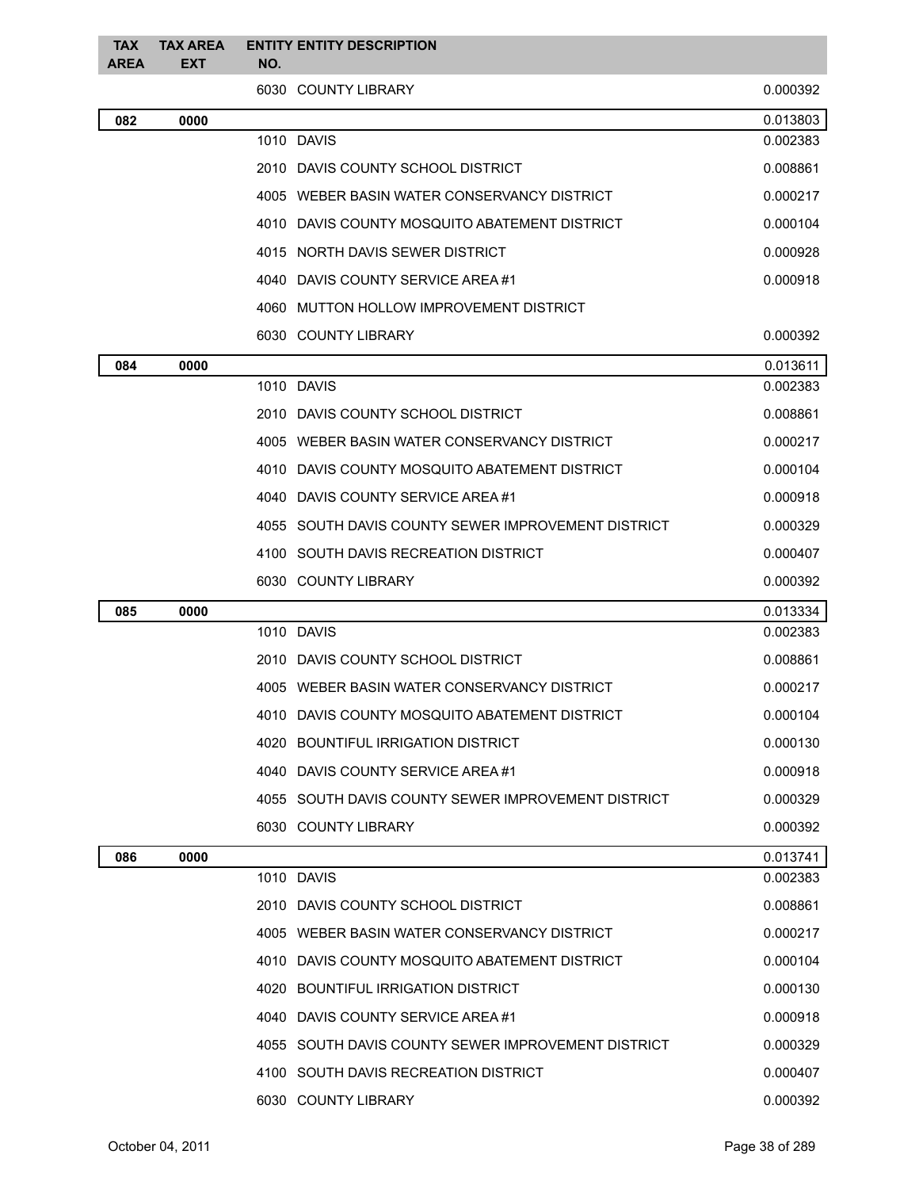| TAX AREA | TAX AREA EXT | ENTITY NO. | ENTITY DESCRIPTION | |
|---|---|---|---|---|
| | | 6030 | COUNTY LIBRARY | 0.000392 |
| **082** | **0000** | | | 0.013803 |
| | | 1010 | DAVIS | 0.002383 |
| | | 2010 | DAVIS COUNTY SCHOOL DISTRICT | 0.008861 |
| | | 4005 | WEBER BASIN WATER CONSERVANCY DISTRICT | 0.000217 |
| | | 4010 | DAVIS COUNTY MOSQUITO ABATEMENT DISTRICT | 0.000104 |
| | | 4015 | NORTH DAVIS SEWER DISTRICT | 0.000928 |
| | | 4040 | DAVIS COUNTY SERVICE AREA #1 | 0.000918 |
| | | 4060 | MUTTON HOLLOW IMPROVEMENT DISTRICT | |
| | | 6030 | COUNTY LIBRARY | 0.000392 |
| **084** | **0000** | | | 0.013611 |
| | | 1010 | DAVIS | 0.002383 |
| | | 2010 | DAVIS COUNTY SCHOOL DISTRICT | 0.008861 |
| | | 4005 | WEBER BASIN WATER CONSERVANCY DISTRICT | 0.000217 |
| | | 4010 | DAVIS COUNTY MOSQUITO ABATEMENT DISTRICT | 0.000104 |
| | | 4040 | DAVIS COUNTY SERVICE AREA #1 | 0.000918 |
| | | 4055 | SOUTH DAVIS COUNTY SEWER IMPROVEMENT DISTRICT | 0.000329 |
| | | 4100 | SOUTH DAVIS RECREATION DISTRICT | 0.000407 |
| | | 6030 | COUNTY LIBRARY | 0.000392 |
| **085** | **0000** | | | 0.013334 |
| | | 1010 | DAVIS | 0.002383 |
| | | 2010 | DAVIS COUNTY SCHOOL DISTRICT | 0.008861 |
| | | 4005 | WEBER BASIN WATER CONSERVANCY DISTRICT | 0.000217 |
| | | 4010 | DAVIS COUNTY MOSQUITO ABATEMENT DISTRICT | 0.000104 |
| | | 4020 | BOUNTIFUL IRRIGATION DISTRICT | 0.000130 |
| | | 4040 | DAVIS COUNTY SERVICE AREA #1 | 0.000918 |
| | | 4055 | SOUTH DAVIS COUNTY SEWER IMPROVEMENT DISTRICT | 0.000329 |
| | | 6030 | COUNTY LIBRARY | 0.000392 |
| **086** | **0000** | | | 0.013741 |
| | | 1010 | DAVIS | 0.002383 |
| | | 2010 | DAVIS COUNTY SCHOOL DISTRICT | 0.008861 |
| | | 4005 | WEBER BASIN WATER CONSERVANCY DISTRICT | 0.000217 |
| | | 4010 | DAVIS COUNTY MOSQUITO ABATEMENT DISTRICT | 0.000104 |
| | | 4020 | BOUNTIFUL IRRIGATION DISTRICT | 0.000130 |
| | | 4040 | DAVIS COUNTY SERVICE AREA #1 | 0.000918 |
| | | 4055 | SOUTH DAVIS COUNTY SEWER IMPROVEMENT DISTRICT | 0.000329 |
| | | 4100 | SOUTH DAVIS RECREATION DISTRICT | 0.000407 |
| | | 6030 | COUNTY LIBRARY | 0.000392 |

October 04, 2011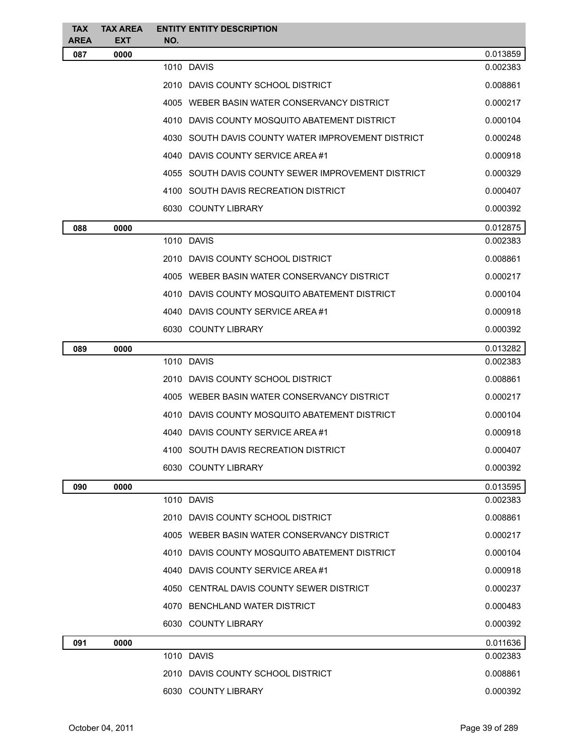| TAX AREA | TAX AREA EXT | ENTITY NO. | ENTITY DESCRIPTION | |
|---|---|---|---|---|
| 087 | 0000 | | | 0.013859 |
| | | 1010 | DAVIS | 0.002383 |
| | | 2010 | DAVIS COUNTY SCHOOL DISTRICT | 0.008861 |
| | | 4005 | WEBER BASIN WATER CONSERVANCY DISTRICT | 0.000217 |
| | | 4010 | DAVIS COUNTY MOSQUITO ABATEMENT DISTRICT | 0.000104 |
| | | 4030 | SOUTH DAVIS COUNTY WATER IMPROVEMENT DISTRICT | 0.000248 |
| | | 4040 | DAVIS COUNTY SERVICE AREA #1 | 0.000918 |
| | | 4055 | SOUTH DAVIS COUNTY SEWER IMPROVEMENT DISTRICT | 0.000329 |
| | | 4100 | SOUTH DAVIS RECREATION DISTRICT | 0.000407 |
| | | 6030 | COUNTY LIBRARY | 0.000392 |
| 088 | 0000 | | | 0.012875 |
| | | 1010 | DAVIS | 0.002383 |
| | | 2010 | DAVIS COUNTY SCHOOL DISTRICT | 0.008861 |
| | | 4005 | WEBER BASIN WATER CONSERVANCY DISTRICT | 0.000217 |
| | | 4010 | DAVIS COUNTY MOSQUITO ABATEMENT DISTRICT | 0.000104 |
| | | 4040 | DAVIS COUNTY SERVICE AREA #1 | 0.000918 |
| | | 6030 | COUNTY LIBRARY | 0.000392 |
| 089 | 0000 | | | 0.013282 |
| | | 1010 | DAVIS | 0.002383 |
| | | 2010 | DAVIS COUNTY SCHOOL DISTRICT | 0.008861 |
| | | 4005 | WEBER BASIN WATER CONSERVANCY DISTRICT | 0.000217 |
| | | 4010 | DAVIS COUNTY MOSQUITO ABATEMENT DISTRICT | 0.000104 |
| | | 4040 | DAVIS COUNTY SERVICE AREA #1 | 0.000918 |
| | | 4100 | SOUTH DAVIS RECREATION DISTRICT | 0.000407 |
| | | 6030 | COUNTY LIBRARY | 0.000392 |
| 090 | 0000 | | | 0.013595 |
| | | 1010 | DAVIS | 0.002383 |
| | | 2010 | DAVIS COUNTY SCHOOL DISTRICT | 0.008861 |
| | | 4005 | WEBER BASIN WATER CONSERVANCY DISTRICT | 0.000217 |
| | | 4010 | DAVIS COUNTY MOSQUITO ABATEMENT DISTRICT | 0.000104 |
| | | 4040 | DAVIS COUNTY SERVICE AREA #1 | 0.000918 |
| | | 4050 | CENTRAL DAVIS COUNTY SEWER DISTRICT | 0.000237 |
| | | 4070 | BENCHLAND WATER DISTRICT | 0.000483 |
| | | 6030 | COUNTY LIBRARY | 0.000392 |
| 091 | 0000 | | | 0.011636 |
| | | 1010 | DAVIS | 0.002383 |
| | | 2010 | DAVIS COUNTY SCHOOL DISTRICT | 0.008861 |
| | | 6030 | COUNTY LIBRARY | 0.000392 |

October 04, 2011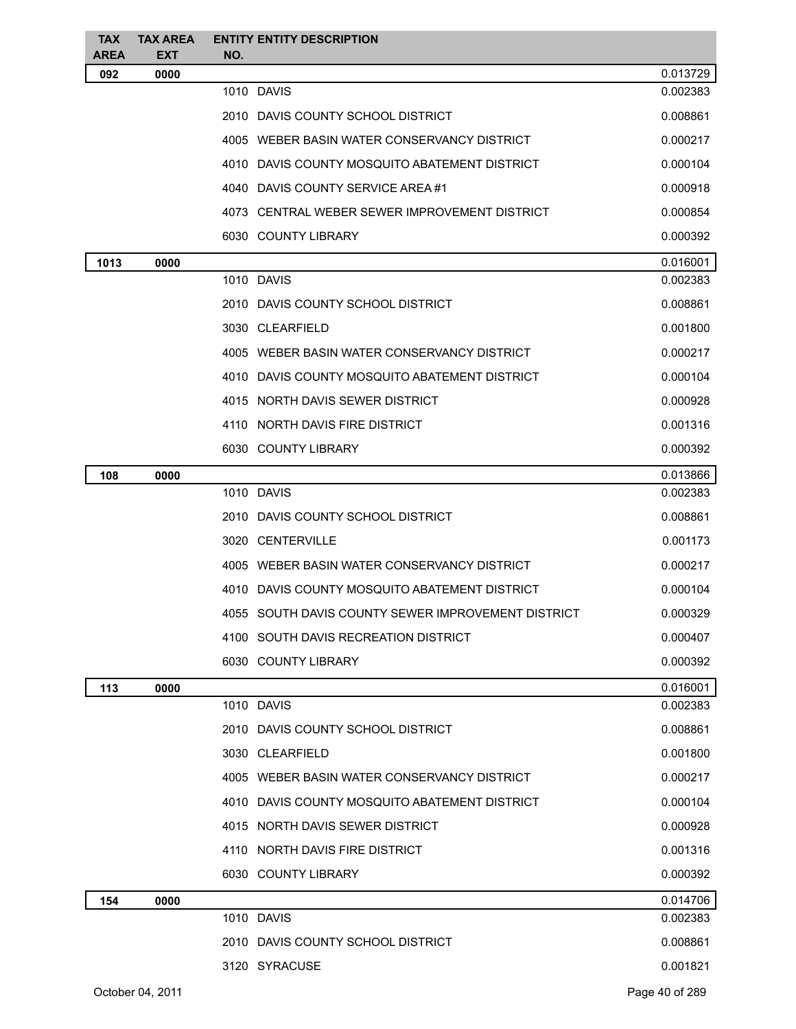| TAX AREA | TAX AREA EXT | ENTITY NO. | ENTITY DESCRIPTION | |
|---|---|---|---|---|
| 092 | 0000 | | | 0.013729 |
| | | 1010 | DAVIS | 0.002383 |
| | | 2010 | DAVIS COUNTY SCHOOL DISTRICT | 0.008861 |
| | | 4005 | WEBER BASIN WATER CONSERVANCY DISTRICT | 0.000217 |
| | | 4010 | DAVIS COUNTY MOSQUITO ABATEMENT DISTRICT | 0.000104 |
| | | 4040 | DAVIS COUNTY SERVICE AREA #1 | 0.000918 |
| | | 4073 | CENTRAL WEBER SEWER IMPROVEMENT DISTRICT | 0.000854 |
| | | 6030 | COUNTY LIBRARY | 0.000392 |
| 1013 | 0000 | | | 0.016001 |
| | | 1010 | DAVIS | 0.002383 |
| | | 2010 | DAVIS COUNTY SCHOOL DISTRICT | 0.008861 |
| | | 3030 | CLEARFIELD | 0.001800 |
| | | 4005 | WEBER BASIN WATER CONSERVANCY DISTRICT | 0.000217 |
| | | 4010 | DAVIS COUNTY MOSQUITO ABATEMENT DISTRICT | 0.000104 |
| | | 4015 | NORTH DAVIS SEWER DISTRICT | 0.000928 |
| | | 4110 | NORTH DAVIS FIRE DISTRICT | 0.001316 |
| | | 6030 | COUNTY LIBRARY | 0.000392 |
| 108 | 0000 | | | 0.013866 |
| | | 1010 | DAVIS | 0.002383 |
| | | 2010 | DAVIS COUNTY SCHOOL DISTRICT | 0.008861 |
| | | 3020 | CENTERVILLE | 0.001173 |
| | | 4005 | WEBER BASIN WATER CONSERVANCY DISTRICT | 0.000217 |
| | | 4010 | DAVIS COUNTY MOSQUITO ABATEMENT DISTRICT | 0.000104 |
| | | 4055 | SOUTH DAVIS COUNTY SEWER IMPROVEMENT DISTRICT | 0.000329 |
| | | 4100 | SOUTH DAVIS RECREATION DISTRICT | 0.000407 |
| | | 6030 | COUNTY LIBRARY | 0.000392 |
| 113 | 0000 | | | 0.016001 |
| | | 1010 | DAVIS | 0.002383 |
| | | 2010 | DAVIS COUNTY SCHOOL DISTRICT | 0.008861 |
| | | 3030 | CLEARFIELD | 0.001800 |
| | | 4005 | WEBER BASIN WATER CONSERVANCY DISTRICT | 0.000217 |
| | | 4010 | DAVIS COUNTY MOSQUITO ABATEMENT DISTRICT | 0.000104 |
| | | 4015 | NORTH DAVIS SEWER DISTRICT | 0.000928 |
| | | 4110 | NORTH DAVIS FIRE DISTRICT | 0.001316 |
| | | 6030 | COUNTY LIBRARY | 0.000392 |
| 154 | 0000 | | | 0.014706 |
| | | 1010 | DAVIS | 0.002383 |
| | | 2010 | DAVIS COUNTY SCHOOL DISTRICT | 0.008861 |
| | | 3120 | SYRACUSE | 0.001821 |

October 04, 2011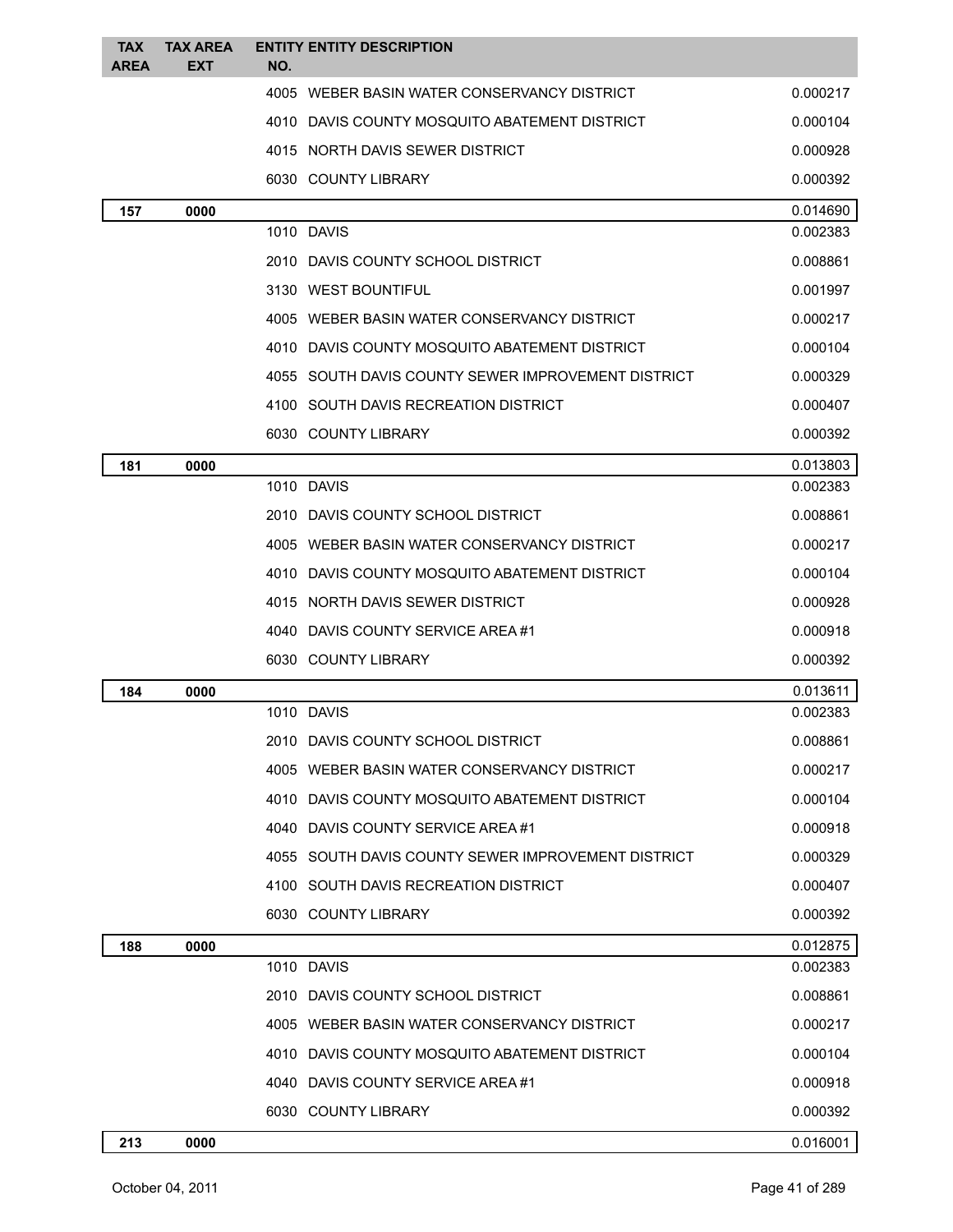| TAX AREA | TAX AREA EXT | ENTITY NO. | ENTITY DESCRIPTION | |
|---|---|---|---|---|
| | | 4005 | WEBER BASIN WATER CONSERVANCY DISTRICT | 0.000217 |
| | | 4010 | DAVIS COUNTY MOSQUITO ABATEMENT DISTRICT | 0.000104 |
| | | 4015 | NORTH DAVIS SEWER DISTRICT | 0.000928 |
| | | 6030 | COUNTY LIBRARY | 0.000392 |
| **157** | **0000** | | | 0.014690 |
| | | 1010 | DAVIS | 0.002383 |
| | | 2010 | DAVIS COUNTY SCHOOL DISTRICT | 0.008861 |
| | | 3130 | WEST BOUNTIFUL | 0.001997 |
| | | 4005 | WEBER BASIN WATER CONSERVANCY DISTRICT | 0.000217 |
| | | 4010 | DAVIS COUNTY MOSQUITO ABATEMENT DISTRICT | 0.000104 |
| | | 4055 | SOUTH DAVIS COUNTY SEWER IMPROVEMENT DISTRICT | 0.000329 |
| | | 4100 | SOUTH DAVIS RECREATION DISTRICT | 0.000407 |
| | | 6030 | COUNTY LIBRARY | 0.000392 |
| **181** | **0000** | | | 0.013803 |
| | | 1010 | DAVIS | 0.002383 |
| | | 2010 | DAVIS COUNTY SCHOOL DISTRICT | 0.008861 |
| | | 4005 | WEBER BASIN WATER CONSERVANCY DISTRICT | 0.000217 |
| | | 4010 | DAVIS COUNTY MOSQUITO ABATEMENT DISTRICT | 0.000104 |
| | | 4015 | NORTH DAVIS SEWER DISTRICT | 0.000928 |
| | | 4040 | DAVIS COUNTY SERVICE AREA #1 | 0.000918 |
| | | 6030 | COUNTY LIBRARY | 0.000392 |
| **184** | **0000** | | | 0.013611 |
| | | 1010 | DAVIS | 0.002383 |
| | | 2010 | DAVIS COUNTY SCHOOL DISTRICT | 0.008861 |
| | | 4005 | WEBER BASIN WATER CONSERVANCY DISTRICT | 0.000217 |
| | | 4010 | DAVIS COUNTY MOSQUITO ABATEMENT DISTRICT | 0.000104 |
| | | 4040 | DAVIS COUNTY SERVICE AREA #1 | 0.000918 |
| | | 4055 | SOUTH DAVIS COUNTY SEWER IMPROVEMENT DISTRICT | 0.000329 |
| | | 4100 | SOUTH DAVIS RECREATION DISTRICT | 0.000407 |
| | | 6030 | COUNTY LIBRARY | 0.000392 |
| **188** | **0000** | | | 0.012875 |
| | | 1010 | DAVIS | 0.002383 |
| | | 2010 | DAVIS COUNTY SCHOOL DISTRICT | 0.008861 |
| | | 4005 | WEBER BASIN WATER CONSERVANCY DISTRICT | 0.000217 |
| | | 4010 | DAVIS COUNTY MOSQUITO ABATEMENT DISTRICT | 0.000104 |
| | | 4040 | DAVIS COUNTY SERVICE AREA #1 | 0.000918 |
| | | 6030 | COUNTY LIBRARY | 0.000392 |
| **213** | **0000** | | | 0.016001 |

October 04, 2011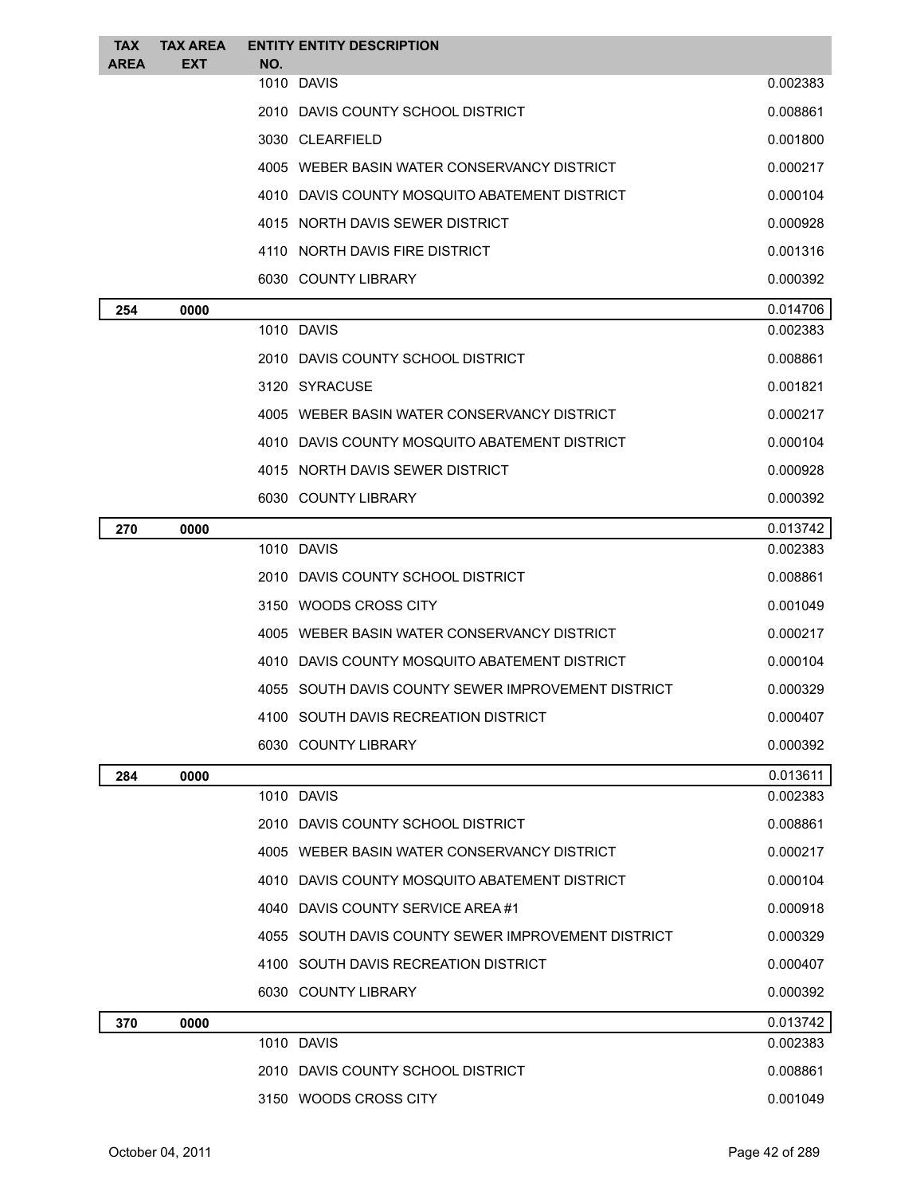| TAX AREA | TAX AREA EXT | ENTITY NO. | ENTITY DESCRIPTION | |
|---|---|---|---|---|
| | | 1010 | DAVIS | 0.002383 |
| | | 2010 | DAVIS COUNTY SCHOOL DISTRICT | 0.008861 |
| | | 3030 | CLEARFIELD | 0.001800 |
| | | 4005 | WEBER BASIN WATER CONSERVANCY DISTRICT | 0.000217 |
| | | 4010 | DAVIS COUNTY MOSQUITO ABATEMENT DISTRICT | 0.000104 |
| | | 4015 | NORTH DAVIS SEWER DISTRICT | 0.000928 |
| | | 4110 | NORTH DAVIS FIRE DISTRICT | 0.001316 |
| | | 6030 | COUNTY LIBRARY | 0.000392 |
| **254** | **0000** | | | 0.014706 |
| | | 1010 | DAVIS | 0.002383 |
| | | 2010 | DAVIS COUNTY SCHOOL DISTRICT | 0.008861 |
| | | 3120 | SYRACUSE | 0.001821 |
| | | 4005 | WEBER BASIN WATER CONSERVANCY DISTRICT | 0.000217 |
| | | 4010 | DAVIS COUNTY MOSQUITO ABATEMENT DISTRICT | 0.000104 |
| | | 4015 | NORTH DAVIS SEWER DISTRICT | 0.000928 |
| | | 6030 | COUNTY LIBRARY | 0.000392 |
| **270** | **0000** | | | 0.013742 |
| | | 1010 | DAVIS | 0.002383 |
| | | 2010 | DAVIS COUNTY SCHOOL DISTRICT | 0.008861 |
| | | 3150 | WOODS CROSS CITY | 0.001049 |
| | | 4005 | WEBER BASIN WATER CONSERVANCY DISTRICT | 0.000217 |
| | | 4010 | DAVIS COUNTY MOSQUITO ABATEMENT DISTRICT | 0.000104 |
| | | 4055 | SOUTH DAVIS COUNTY SEWER IMPROVEMENT DISTRICT | 0.000329 |
| | | 4100 | SOUTH DAVIS RECREATION DISTRICT | 0.000407 |
| | | 6030 | COUNTY LIBRARY | 0.000392 |
| **284** | **0000** | | | 0.013611 |
| | | 1010 | DAVIS | 0.002383 |
| | | 2010 | DAVIS COUNTY SCHOOL DISTRICT | 0.008861 |
| | | 4005 | WEBER BASIN WATER CONSERVANCY DISTRICT | 0.000217 |
| | | 4010 | DAVIS COUNTY MOSQUITO ABATEMENT DISTRICT | 0.000104 |
| | | 4040 | DAVIS COUNTY SERVICE AREA #1 | 0.000918 |
| | | 4055 | SOUTH DAVIS COUNTY SEWER IMPROVEMENT DISTRICT | 0.000329 |
| | | 4100 | SOUTH DAVIS RECREATION DISTRICT | 0.000407 |
| | | 6030 | COUNTY LIBRARY | 0.000392 |
| **370** | **0000** | | | 0.013742 |
| | | 1010 | DAVIS | 0.002383 |
| | | 2010 | DAVIS COUNTY SCHOOL DISTRICT | 0.008861 |
| | | 3150 | WOODS CROSS CITY | 0.001049 |

October 04, 2011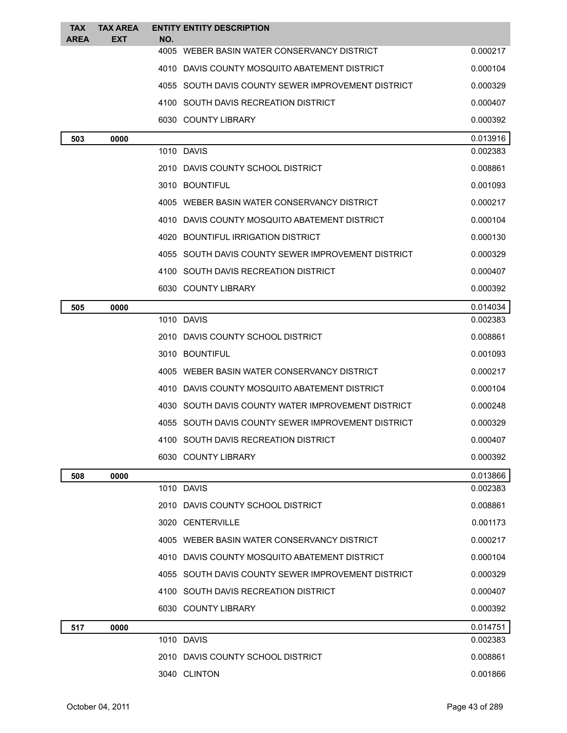| TAX AREA | TAX AREA EXT | ENTITY NO. | ENTITY DESCRIPTION | |
|---|---|---|---|---|
| | | 4005 | WEBER BASIN WATER CONSERVANCY DISTRICT | 0.000217 |
| | | 4010 | DAVIS COUNTY MOSQUITO ABATEMENT DISTRICT | 0.000104 |
| | | 4055 | SOUTH DAVIS COUNTY SEWER IMPROVEMENT DISTRICT | 0.000329 |
| | | 4100 | SOUTH DAVIS RECREATION DISTRICT | 0.000407 |
| | | 6030 | COUNTY LIBRARY | 0.000392 |
| **503** | **0000** | | | 0.013916 |
| | | 1010 | DAVIS | 0.002383 |
| | | 2010 | DAVIS COUNTY SCHOOL DISTRICT | 0.008861 |
| | | 3010 | BOUNTIFUL | 0.001093 |
| | | 4005 | WEBER BASIN WATER CONSERVANCY DISTRICT | 0.000217 |
| | | 4010 | DAVIS COUNTY MOSQUITO ABATEMENT DISTRICT | 0.000104 |
| | | 4020 | BOUNTIFUL IRRIGATION DISTRICT | 0.000130 |
| | | 4055 | SOUTH DAVIS COUNTY SEWER IMPROVEMENT DISTRICT | 0.000329 |
| | | 4100 | SOUTH DAVIS RECREATION DISTRICT | 0.000407 |
| | | 6030 | COUNTY LIBRARY | 0.000392 |
| **505** | **0000** | | | 0.014034 |
| | | 1010 | DAVIS | 0.002383 |
| | | 2010 | DAVIS COUNTY SCHOOL DISTRICT | 0.008861 |
| | | 3010 | BOUNTIFUL | 0.001093 |
| | | 4005 | WEBER BASIN WATER CONSERVANCY DISTRICT | 0.000217 |
| | | 4010 | DAVIS COUNTY MOSQUITO ABATEMENT DISTRICT | 0.000104 |
| | | 4030 | SOUTH DAVIS COUNTY WATER IMPROVEMENT DISTRICT | 0.000248 |
| | | 4055 | SOUTH DAVIS COUNTY SEWER IMPROVEMENT DISTRICT | 0.000329 |
| | | 4100 | SOUTH DAVIS RECREATION DISTRICT | 0.000407 |
| | | 6030 | COUNTY LIBRARY | 0.000392 |
| **508** | **0000** | | | 0.013866 |
| | | 1010 | DAVIS | 0.002383 |
| | | 2010 | DAVIS COUNTY SCHOOL DISTRICT | 0.008861 |
| | | 3020 | CENTERVILLE | 0.001173 |
| | | 4005 | WEBER BASIN WATER CONSERVANCY DISTRICT | 0.000217 |
| | | 4010 | DAVIS COUNTY MOSQUITO ABATEMENT DISTRICT | 0.000104 |
| | | 4055 | SOUTH DAVIS COUNTY SEWER IMPROVEMENT DISTRICT | 0.000329 |
| | | 4100 | SOUTH DAVIS RECREATION DISTRICT | 0.000407 |
| | | 6030 | COUNTY LIBRARY | 0.000392 |
| **517** | **0000** | | | 0.014751 |
| | | 1010 | DAVIS | 0.002383 |
| | | 2010 | DAVIS COUNTY SCHOOL DISTRICT | 0.008861 |
| | | 3040 | CLINTON | 0.001866 |

October 04, 2011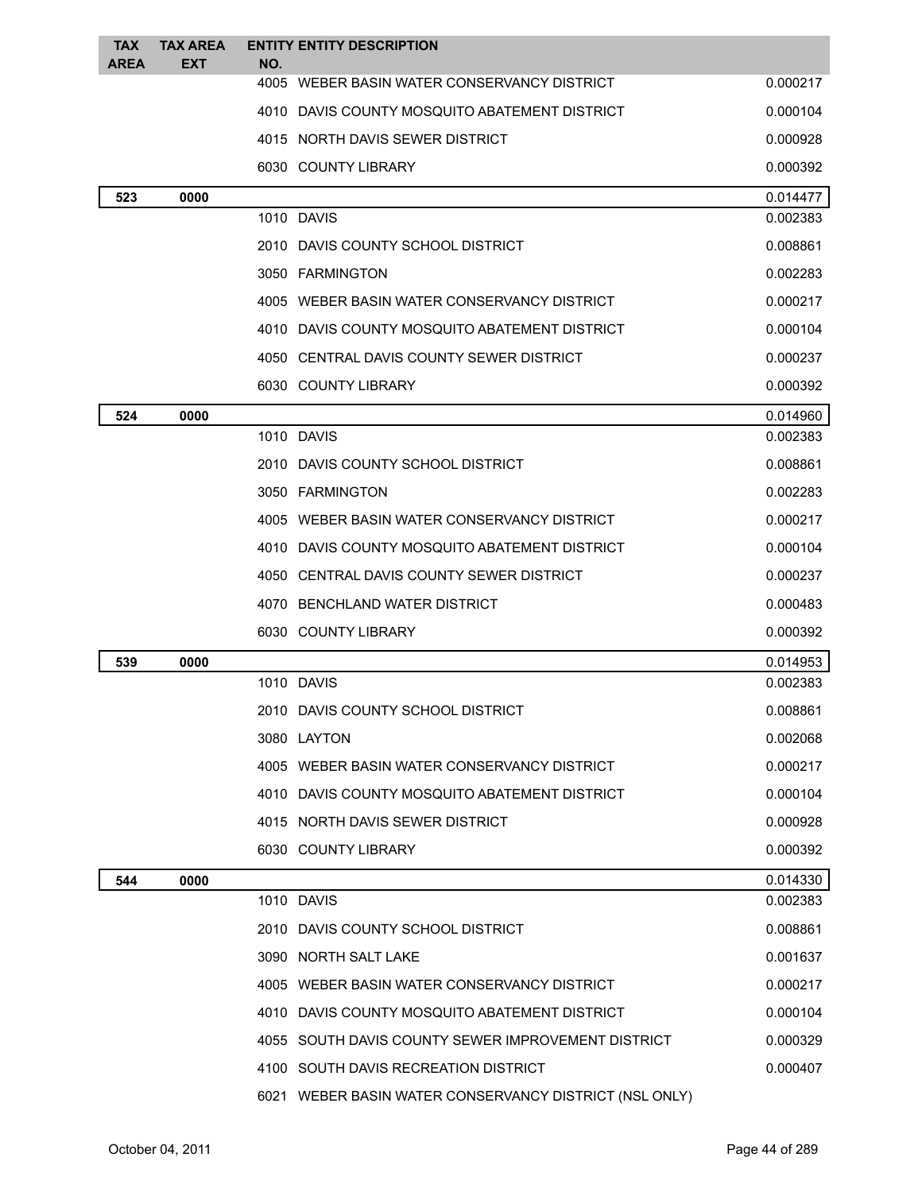| TAX AREA | TAX AREA EXT | ENTITY NO. | ENTITY DESCRIPTION | |
|---|---|---|---|---|
| | | 4005 | WEBER BASIN WATER CONSERVANCY DISTRICT | 0.000217 |
| | | 4010 | DAVIS COUNTY MOSQUITO ABATEMENT DISTRICT | 0.000104 |
| | | 4015 | NORTH DAVIS SEWER DISTRICT | 0.000928 |
| | | 6030 | COUNTY LIBRARY | 0.000392 |
| **523** | **0000** | | | 0.014477 |
| | | 1010 | DAVIS | 0.002383 |
| | | 2010 | DAVIS COUNTY SCHOOL DISTRICT | 0.008861 |
| | | 3050 | FARMINGTON | 0.002283 |
| | | 4005 | WEBER BASIN WATER CONSERVANCY DISTRICT | 0.000217 |
| | | 4010 | DAVIS COUNTY MOSQUITO ABATEMENT DISTRICT | 0.000104 |
| | | 4050 | CENTRAL DAVIS COUNTY SEWER DISTRICT | 0.000237 |
| | | 6030 | COUNTY LIBRARY | 0.000392 |
| **524** | **0000** | | | 0.014960 |
| | | 1010 | DAVIS | 0.002383 |
| | | 2010 | DAVIS COUNTY SCHOOL DISTRICT | 0.008861 |
| | | 3050 | FARMINGTON | 0.002283 |
| | | 4005 | WEBER BASIN WATER CONSERVANCY DISTRICT | 0.000217 |
| | | 4010 | DAVIS COUNTY MOSQUITO ABATEMENT DISTRICT | 0.000104 |
| | | 4050 | CENTRAL DAVIS COUNTY SEWER DISTRICT | 0.000237 |
| | | 4070 | BENCHLAND WATER DISTRICT | 0.000483 |
| | | 6030 | COUNTY LIBRARY | 0.000392 |
| **539** | **0000** | | | 0.014953 |
| | | 1010 | DAVIS | 0.002383 |
| | | 2010 | DAVIS COUNTY SCHOOL DISTRICT | 0.008861 |
| | | 3080 | LAYTON | 0.002068 |
| | | 4005 | WEBER BASIN WATER CONSERVANCY DISTRICT | 0.000217 |
| | | 4010 | DAVIS COUNTY MOSQUITO ABATEMENT DISTRICT | 0.000104 |
| | | 4015 | NORTH DAVIS SEWER DISTRICT | 0.000928 |
| | | 6030 | COUNTY LIBRARY | 0.000392 |
| **544** | **0000** | | | 0.014330 |
| | | 1010 | DAVIS | 0.002383 |
| | | 2010 | DAVIS COUNTY SCHOOL DISTRICT | 0.008861 |
| | | 3090 | NORTH SALT LAKE | 0.001637 |
| | | 4005 | WEBER BASIN WATER CONSERVANCY DISTRICT | 0.000217 |
| | | 4010 | DAVIS COUNTY MOSQUITO ABATEMENT DISTRICT | 0.000104 |
| | | 4055 | SOUTH DAVIS COUNTY SEWER IMPROVEMENT DISTRICT | 0.000329 |
| | | 4100 | SOUTH DAVIS RECREATION DISTRICT | 0.000407 |
| | | 6021 | WEBER BASIN WATER CONSERVANCY DISTRICT (NSL ONLY) | |

October 04, 2011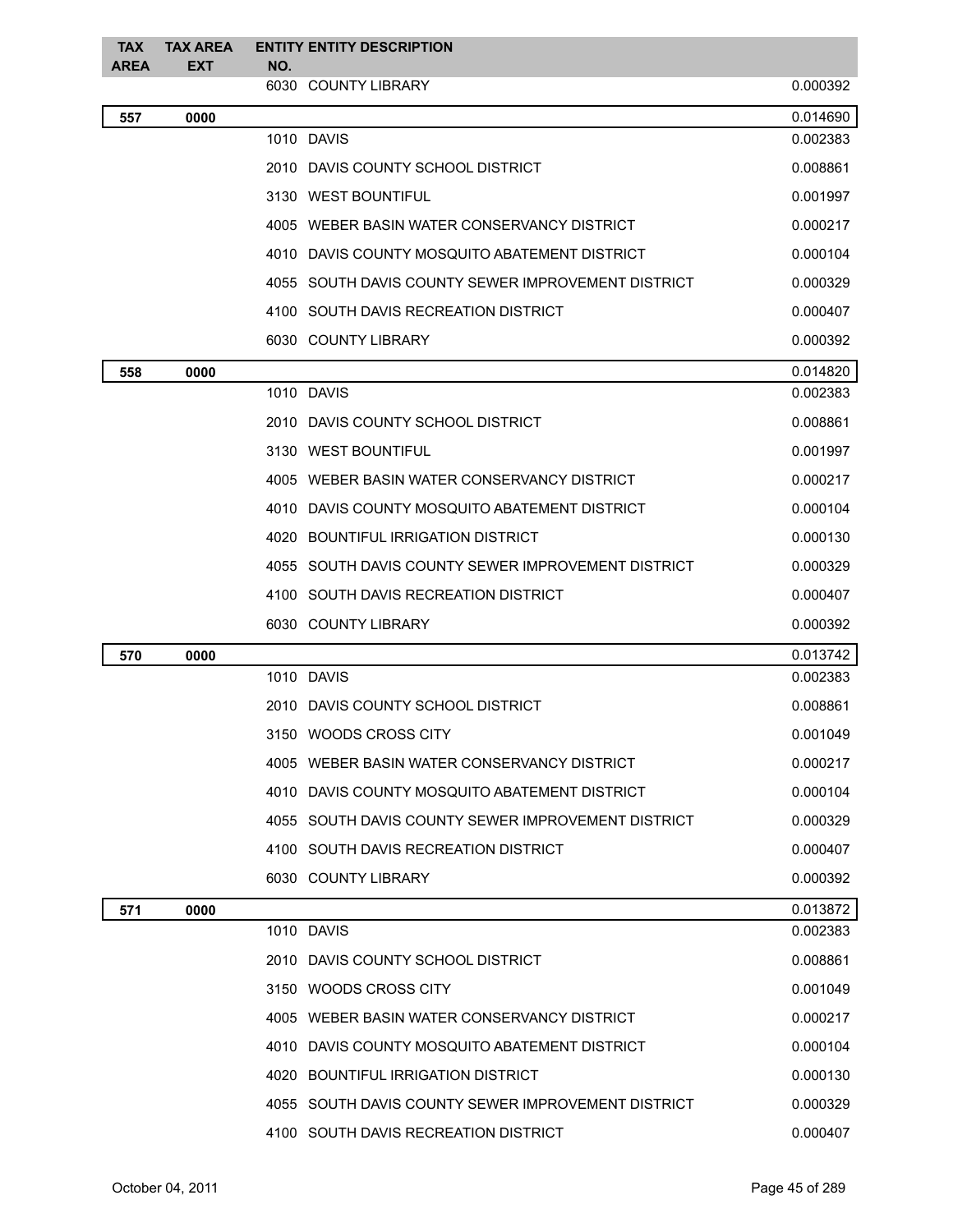| TAX AREA | TAX AREA EXT | ENTITY NO. | ENTITY DESCRIPTION | |
|---|---|---|---|---|
| | | 6030 | COUNTY LIBRARY | 0.000392 |
| **557** | **0000** | | | 0.014690 |
| | | 1010 | DAVIS | 0.002383 |
| | | 2010 | DAVIS COUNTY SCHOOL DISTRICT | 0.008861 |
| | | 3130 | WEST BOUNTIFUL | 0.001997 |
| | | 4005 | WEBER BASIN WATER CONSERVANCY DISTRICT | 0.000217 |
| | | 4010 | DAVIS COUNTY MOSQUITO ABATEMENT DISTRICT | 0.000104 |
| | | 4055 | SOUTH DAVIS COUNTY SEWER IMPROVEMENT DISTRICT | 0.000329 |
| | | 4100 | SOUTH DAVIS RECREATION DISTRICT | 0.000407 |
| | | 6030 | COUNTY LIBRARY | 0.000392 |
| **558** | **0000** | | | 0.014820 |
| | | 1010 | DAVIS | 0.002383 |
| | | 2010 | DAVIS COUNTY SCHOOL DISTRICT | 0.008861 |
| | | 3130 | WEST BOUNTIFUL | 0.001997 |
| | | 4005 | WEBER BASIN WATER CONSERVANCY DISTRICT | 0.000217 |
| | | 4010 | DAVIS COUNTY MOSQUITO ABATEMENT DISTRICT | 0.000104 |
| | | 4020 | BOUNTIFUL IRRIGATION DISTRICT | 0.000130 |
| | | 4055 | SOUTH DAVIS COUNTY SEWER IMPROVEMENT DISTRICT | 0.000329 |
| | | 4100 | SOUTH DAVIS RECREATION DISTRICT | 0.000407 |
| | | 6030 | COUNTY LIBRARY | 0.000392 |
| **570** | **0000** | | | 0.013742 |
| | | 1010 | DAVIS | 0.002383 |
| | | 2010 | DAVIS COUNTY SCHOOL DISTRICT | 0.008861 |
| | | 3150 | WOODS CROSS CITY | 0.001049 |
| | | 4005 | WEBER BASIN WATER CONSERVANCY DISTRICT | 0.000217 |
| | | 4010 | DAVIS COUNTY MOSQUITO ABATEMENT DISTRICT | 0.000104 |
| | | 4055 | SOUTH DAVIS COUNTY SEWER IMPROVEMENT DISTRICT | 0.000329 |
| | | 4100 | SOUTH DAVIS RECREATION DISTRICT | 0.000407 |
| | | 6030 | COUNTY LIBRARY | 0.000392 |
| **571** | **0000** | | | 0.013872 |
| | | 1010 | DAVIS | 0.002383 |
| | | 2010 | DAVIS COUNTY SCHOOL DISTRICT | 0.008861 |
| | | 3150 | WOODS CROSS CITY | 0.001049 |
| | | 4005 | WEBER BASIN WATER CONSERVANCY DISTRICT | 0.000217 |
| | | 4010 | DAVIS COUNTY MOSQUITO ABATEMENT DISTRICT | 0.000104 |
| | | 4020 | BOUNTIFUL IRRIGATION DISTRICT | 0.000130 |
| | | 4055 | SOUTH DAVIS COUNTY SEWER IMPROVEMENT DISTRICT | 0.000329 |
| | | 4100 | SOUTH DAVIS RECREATION DISTRICT | 0.000407 |

October 04, 2011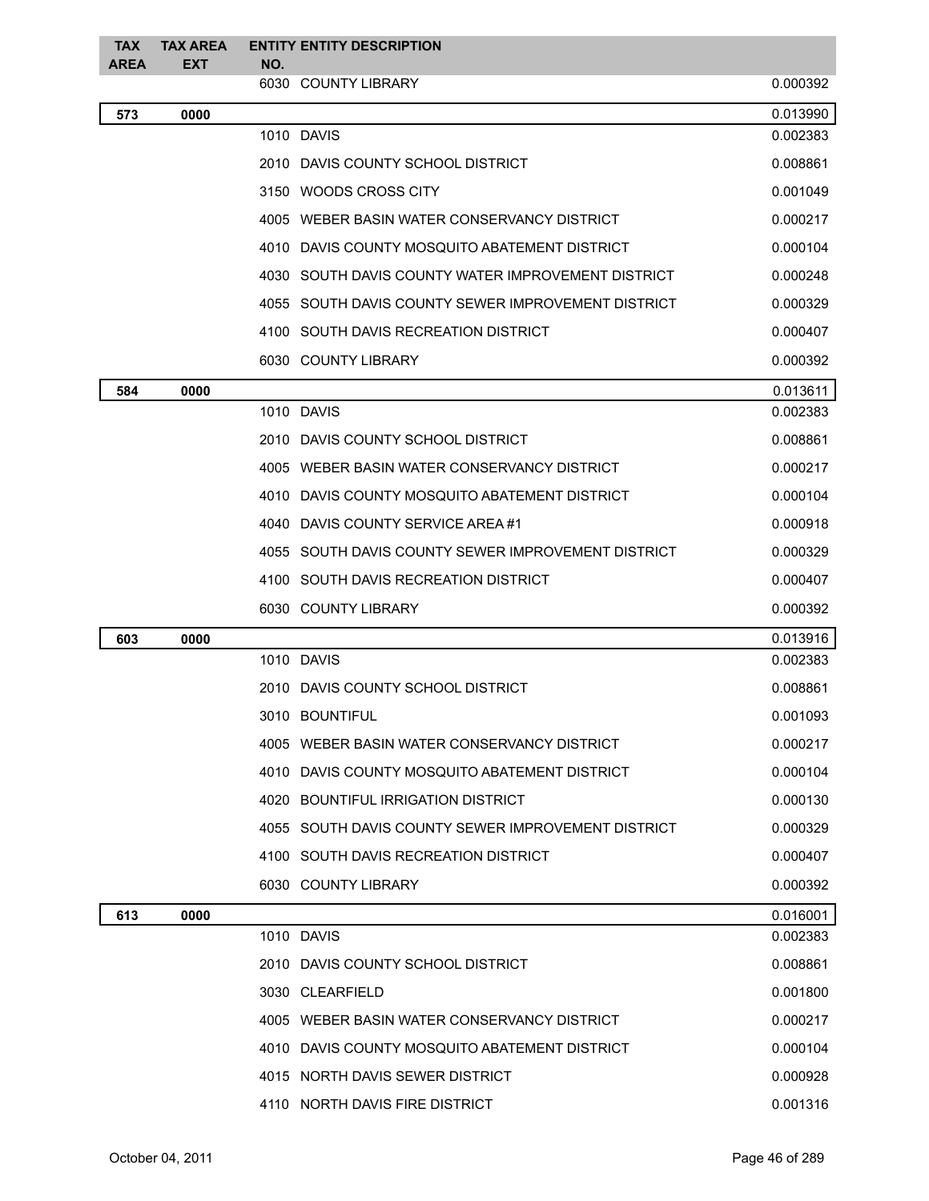| TAX AREA | TAX AREA EXT | ENTITY NO. | ENTITY DESCRIPTION | |
|---|---|---|---|---|
| | | 6030 | COUNTY LIBRARY | 0.000392 |
| **573** | **0000** | | | 0.013990 |
| | | 1010 | DAVIS | 0.002383 |
| | | 2010 | DAVIS COUNTY SCHOOL DISTRICT | 0.008861 |
| | | 3150 | WOODS CROSS CITY | 0.001049 |
| | | 4005 | WEBER BASIN WATER CONSERVANCY DISTRICT | 0.000217 |
| | | 4010 | DAVIS COUNTY MOSQUITO ABATEMENT DISTRICT | 0.000104 |
| | | 4030 | SOUTH DAVIS COUNTY WATER IMPROVEMENT DISTRICT | 0.000248 |
| | | 4055 | SOUTH DAVIS COUNTY SEWER IMPROVEMENT DISTRICT | 0.000329 |
| | | 4100 | SOUTH DAVIS RECREATION DISTRICT | 0.000407 |
| | | 6030 | COUNTY LIBRARY | 0.000392 |
| **584** | **0000** | | | 0.013611 |
| | | 1010 | DAVIS | 0.002383 |
| | | 2010 | DAVIS COUNTY SCHOOL DISTRICT | 0.008861 |
| | | 4005 | WEBER BASIN WATER CONSERVANCY DISTRICT | 0.000217 |
| | | 4010 | DAVIS COUNTY MOSQUITO ABATEMENT DISTRICT | 0.000104 |
| | | 4040 | DAVIS COUNTY SERVICE AREA #1 | 0.000918 |
| | | 4055 | SOUTH DAVIS COUNTY SEWER IMPROVEMENT DISTRICT | 0.000329 |
| | | 4100 | SOUTH DAVIS RECREATION DISTRICT | 0.000407 |
| | | 6030 | COUNTY LIBRARY | 0.000392 |
| **603** | **0000** | | | 0.013916 |
| | | 1010 | DAVIS | 0.002383 |
| | | 2010 | DAVIS COUNTY SCHOOL DISTRICT | 0.008861 |
| | | 3010 | BOUNTIFUL | 0.001093 |
| | | 4005 | WEBER BASIN WATER CONSERVANCY DISTRICT | 0.000217 |
| | | 4010 | DAVIS COUNTY MOSQUITO ABATEMENT DISTRICT | 0.000104 |
| | | 4020 | BOUNTIFUL IRRIGATION DISTRICT | 0.000130 |
| | | 4055 | SOUTH DAVIS COUNTY SEWER IMPROVEMENT DISTRICT | 0.000329 |
| | | 4100 | SOUTH DAVIS RECREATION DISTRICT | 0.000407 |
| | | 6030 | COUNTY LIBRARY | 0.000392 |
| **613** | **0000** | | | 0.016001 |
| | | 1010 | DAVIS | 0.002383 |
| | | 2010 | DAVIS COUNTY SCHOOL DISTRICT | 0.008861 |
| | | 3030 | CLEARFIELD | 0.001800 |
| | | 4005 | WEBER BASIN WATER CONSERVANCY DISTRICT | 0.000217 |
| | | 4010 | DAVIS COUNTY MOSQUITO ABATEMENT DISTRICT | 0.000104 |
| | | 4015 | NORTH DAVIS SEWER DISTRICT | 0.000928 |
| | | 4110 | NORTH DAVIS FIRE DISTRICT | 0.001316 |

October 04, 2011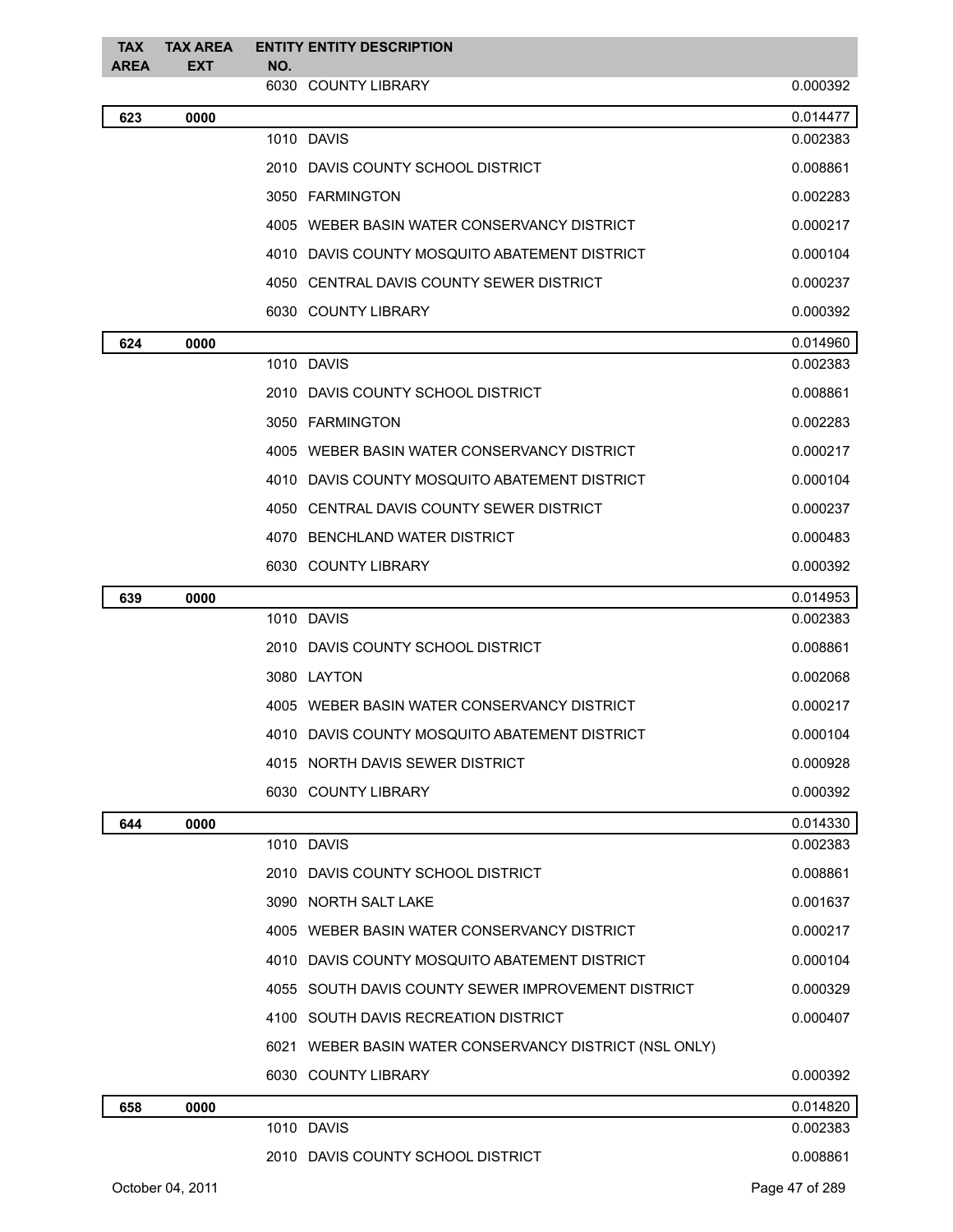| TAX AREA | TAX AREA EXT | ENTITY NO. | ENTITY DESCRIPTION | |
|---|---|---|---|---|
| | | 6030 | COUNTY LIBRARY | 0.000392 |
| **623** | **0000** | | | 0.014477 |
| | | 1010 | DAVIS | 0.002383 |
| | | 2010 | DAVIS COUNTY SCHOOL DISTRICT | 0.008861 |
| | | 3050 | FARMINGTON | 0.002283 |
| | | 4005 | WEBER BASIN WATER CONSERVANCY DISTRICT | 0.000217 |
| | | 4010 | DAVIS COUNTY MOSQUITO ABATEMENT DISTRICT | 0.000104 |
| | | 4050 | CENTRAL DAVIS COUNTY SEWER DISTRICT | 0.000237 |
| | | 6030 | COUNTY LIBRARY | 0.000392 |
| **624** | **0000** | | | 0.014960 |
| | | 1010 | DAVIS | 0.002383 |
| | | 2010 | DAVIS COUNTY SCHOOL DISTRICT | 0.008861 |
| | | 3050 | FARMINGTON | 0.002283 |
| | | 4005 | WEBER BASIN WATER CONSERVANCY DISTRICT | 0.000217 |
| | | 4010 | DAVIS COUNTY MOSQUITO ABATEMENT DISTRICT | 0.000104 |
| | | 4050 | CENTRAL DAVIS COUNTY SEWER DISTRICT | 0.000237 |
| | | 4070 | BENCHLAND WATER DISTRICT | 0.000483 |
| | | 6030 | COUNTY LIBRARY | 0.000392 |
| **639** | **0000** | | | 0.014953 |
| | | 1010 | DAVIS | 0.002383 |
| | | 2010 | DAVIS COUNTY SCHOOL DISTRICT | 0.008861 |
| | | 3080 | LAYTON | 0.002068 |
| | | 4005 | WEBER BASIN WATER CONSERVANCY DISTRICT | 0.000217 |
| | | 4010 | DAVIS COUNTY MOSQUITO ABATEMENT DISTRICT | 0.000104 |
| | | 4015 | NORTH DAVIS SEWER DISTRICT | 0.000928 |
| | | 6030 | COUNTY LIBRARY | 0.000392 |
| **644** | **0000** | | | 0.014330 |
| | | 1010 | DAVIS | 0.002383 |
| | | 2010 | DAVIS COUNTY SCHOOL DISTRICT | 0.008861 |
| | | 3090 | NORTH SALT LAKE | 0.001637 |
| | | 4005 | WEBER BASIN WATER CONSERVANCY DISTRICT | 0.000217 |
| | | 4010 | DAVIS COUNTY MOSQUITO ABATEMENT DISTRICT | 0.000104 |
| | | 4055 | SOUTH DAVIS COUNTY SEWER IMPROVEMENT DISTRICT | 0.000329 |
| | | 4100 | SOUTH DAVIS RECREATION DISTRICT | 0.000407 |
| | | 6021 | WEBER BASIN WATER CONSERVANCY DISTRICT (NSL ONLY) | |
| | | 6030 | COUNTY LIBRARY | 0.000392 |
| **658** | **0000** | | | 0.014820 |
| | | 1010 | DAVIS | 0.002383 |
| | | 2010 | DAVIS COUNTY SCHOOL DISTRICT | 0.008861 |

October 04, 2011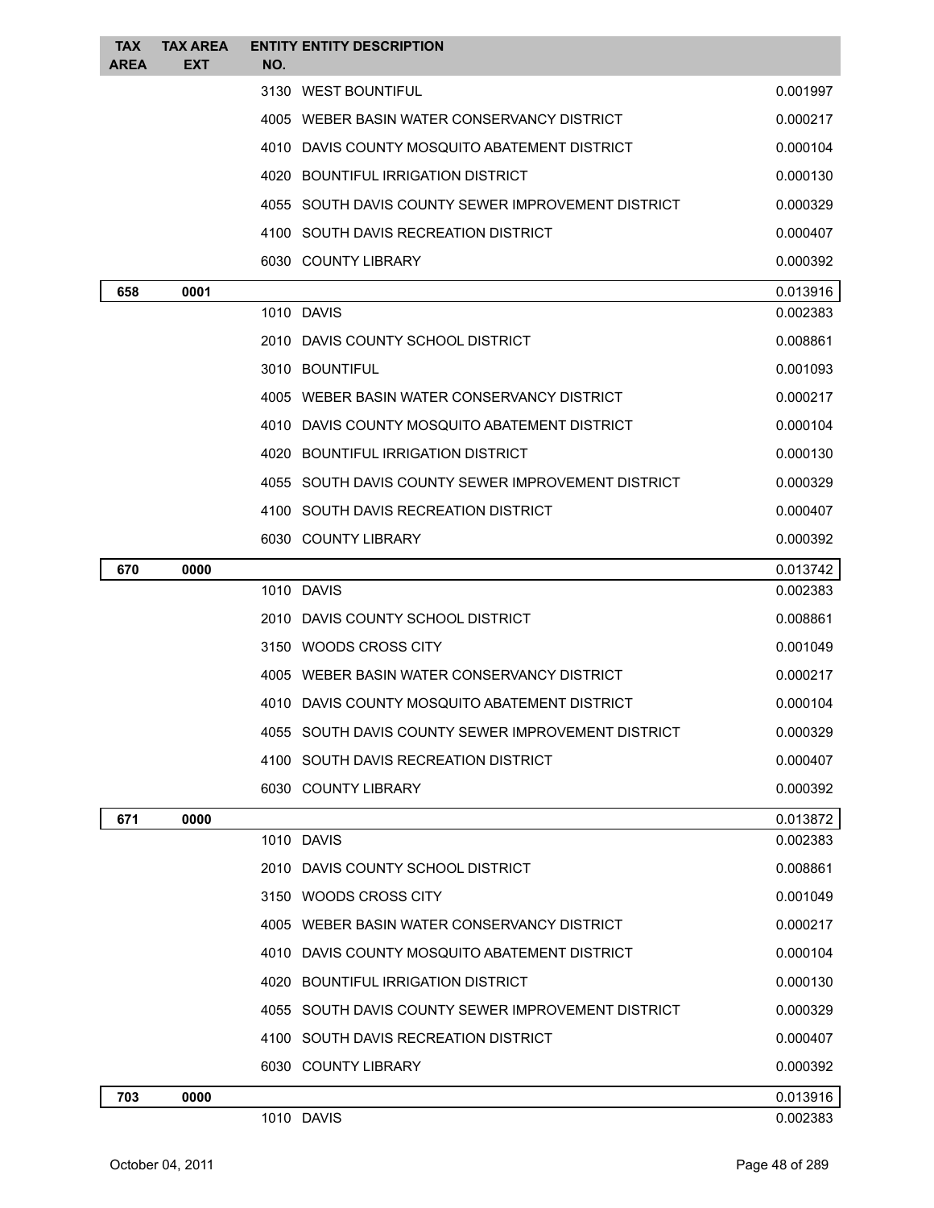| TAX AREA | TAX AREA EXT | ENTITY NO. | ENTITY DESCRIPTION | |
|---|---|---|---|---|
| | | 3130 | WEST BOUNTIFUL | 0.001997 |
| | | 4005 | WEBER BASIN WATER CONSERVANCY DISTRICT | 0.000217 |
| | | 4010 | DAVIS COUNTY MOSQUITO ABATEMENT DISTRICT | 0.000104 |
| | | 4020 | BOUNTIFUL IRRIGATION DISTRICT | 0.000130 |
| | | 4055 | SOUTH DAVIS COUNTY SEWER IMPROVEMENT DISTRICT | 0.000329 |
| | | 4100 | SOUTH DAVIS RECREATION DISTRICT | 0.000407 |
| | | 6030 | COUNTY LIBRARY | 0.000392 |
| **658** | **0001** | | | 0.013916 |
| | | 1010 | DAVIS | 0.002383 |
| | | 2010 | DAVIS COUNTY SCHOOL DISTRICT | 0.008861 |
| | | 3010 | BOUNTIFUL | 0.001093 |
| | | 4005 | WEBER BASIN WATER CONSERVANCY DISTRICT | 0.000217 |
| | | 4010 | DAVIS COUNTY MOSQUITO ABATEMENT DISTRICT | 0.000104 |
| | | 4020 | BOUNTIFUL IRRIGATION DISTRICT | 0.000130 |
| | | 4055 | SOUTH DAVIS COUNTY SEWER IMPROVEMENT DISTRICT | 0.000329 |
| | | 4100 | SOUTH DAVIS RECREATION DISTRICT | 0.000407 |
| | | 6030 | COUNTY LIBRARY | 0.000392 |
| **670** | **0000** | | | 0.013742 |
| | | 1010 | DAVIS | 0.002383 |
| | | 2010 | DAVIS COUNTY SCHOOL DISTRICT | 0.008861 |
| | | 3150 | WOODS CROSS CITY | 0.001049 |
| | | 4005 | WEBER BASIN WATER CONSERVANCY DISTRICT | 0.000217 |
| | | 4010 | DAVIS COUNTY MOSQUITO ABATEMENT DISTRICT | 0.000104 |
| | | 4055 | SOUTH DAVIS COUNTY SEWER IMPROVEMENT DISTRICT | 0.000329 |
| | | 4100 | SOUTH DAVIS RECREATION DISTRICT | 0.000407 |
| | | 6030 | COUNTY LIBRARY | 0.000392 |
| **671** | **0000** | | | 0.013872 |
| | | 1010 | DAVIS | 0.002383 |
| | | 2010 | DAVIS COUNTY SCHOOL DISTRICT | 0.008861 |
| | | 3150 | WOODS CROSS CITY | 0.001049 |
| | | 4005 | WEBER BASIN WATER CONSERVANCY DISTRICT | 0.000217 |
| | | 4010 | DAVIS COUNTY MOSQUITO ABATEMENT DISTRICT | 0.000104 |
| | | 4020 | BOUNTIFUL IRRIGATION DISTRICT | 0.000130 |
| | | 4055 | SOUTH DAVIS COUNTY SEWER IMPROVEMENT DISTRICT | 0.000329 |
| | | 4100 | SOUTH DAVIS RECREATION DISTRICT | 0.000407 |
| | | 6030 | COUNTY LIBRARY | 0.000392 |
| **703** | **0000** | | | 0.013916 |
| | | 1010 | DAVIS | 0.002383 |

October 04, 2011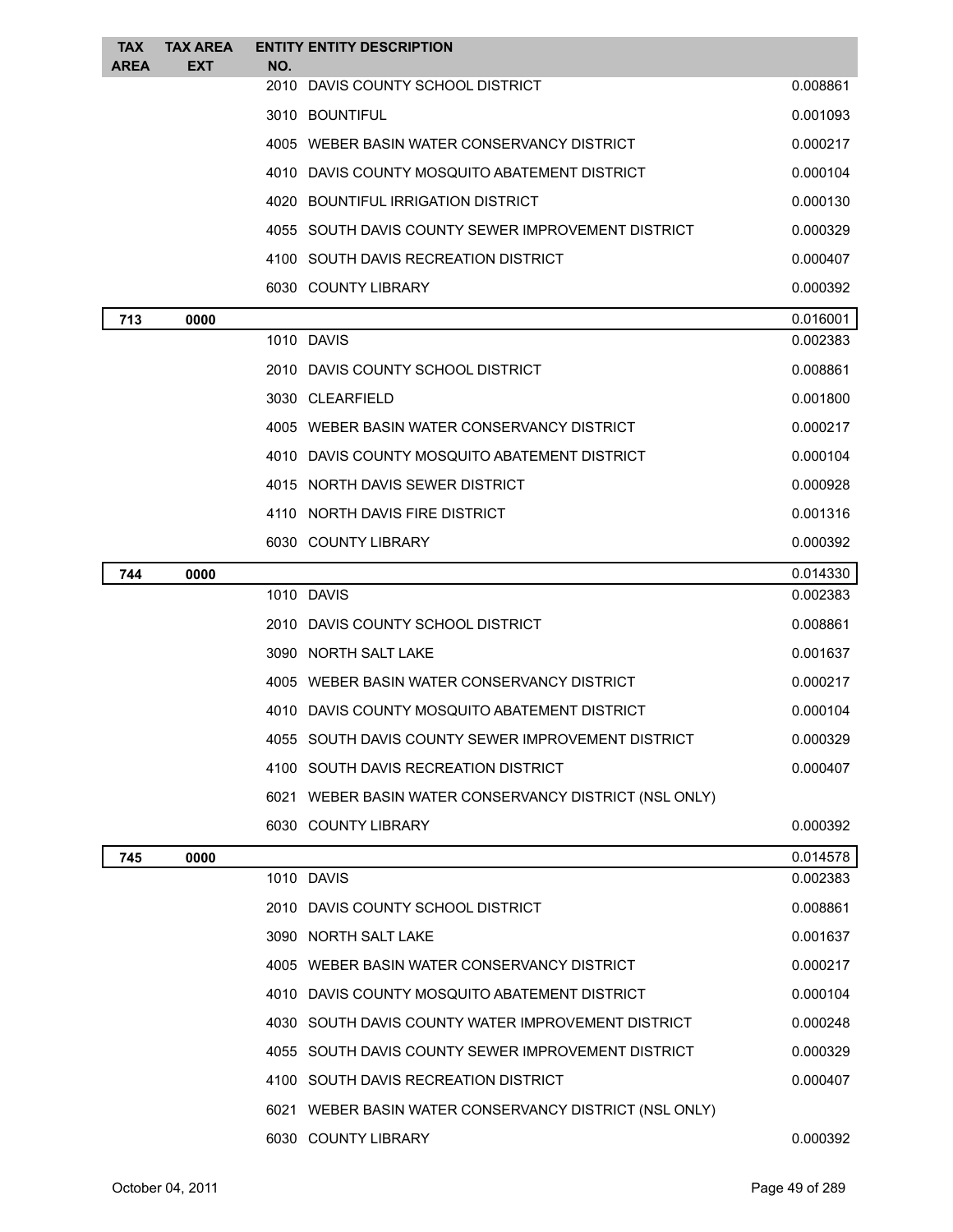| TAX AREA | TAX AREA EXT | ENTITY NO. | ENTITY DESCRIPTION | |
|---|---|---|---|---|
| | | 2010 | DAVIS COUNTY SCHOOL DISTRICT | 0.008861 |
| | | 3010 | BOUNTIFUL | 0.001093 |
| | | 4005 | WEBER BASIN WATER CONSERVANCY DISTRICT | 0.000217 |
| | | 4010 | DAVIS COUNTY MOSQUITO ABATEMENT DISTRICT | 0.000104 |
| | | 4020 | BOUNTIFUL IRRIGATION DISTRICT | 0.000130 |
| | | 4055 | SOUTH DAVIS COUNTY SEWER IMPROVEMENT DISTRICT | 0.000329 |
| | | 4100 | SOUTH DAVIS RECREATION DISTRICT | 0.000407 |
| | | 6030 | COUNTY LIBRARY | 0.000392 |
| **713** | **0000** | | | 0.016001 |
| | | 1010 | DAVIS | 0.002383 |
| | | 2010 | DAVIS COUNTY SCHOOL DISTRICT | 0.008861 |
| | | 3030 | CLEARFIELD | 0.001800 |
| | | 4005 | WEBER BASIN WATER CONSERVANCY DISTRICT | 0.000217 |
| | | 4010 | DAVIS COUNTY MOSQUITO ABATEMENT DISTRICT | 0.000104 |
| | | 4015 | NORTH DAVIS SEWER DISTRICT | 0.000928 |
| | | 4110 | NORTH DAVIS FIRE DISTRICT | 0.001316 |
| | | 6030 | COUNTY LIBRARY | 0.000392 |
| **744** | **0000** | | | 0.014330 |
| | | 1010 | DAVIS | 0.002383 |
| | | 2010 | DAVIS COUNTY SCHOOL DISTRICT | 0.008861 |
| | | 3090 | NORTH SALT LAKE | 0.001637 |
| | | 4005 | WEBER BASIN WATER CONSERVANCY DISTRICT | 0.000217 |
| | | 4010 | DAVIS COUNTY MOSQUITO ABATEMENT DISTRICT | 0.000104 |
| | | 4055 | SOUTH DAVIS COUNTY SEWER IMPROVEMENT DISTRICT | 0.000329 |
| | | 4100 | SOUTH DAVIS RECREATION DISTRICT | 0.000407 |
| | | 6021 | WEBER BASIN WATER CONSERVANCY DISTRICT (NSL ONLY) | |
| | | 6030 | COUNTY LIBRARY | 0.000392 |
| **745** | **0000** | | | 0.014578 |
| | | 1010 | DAVIS | 0.002383 |
| | | 2010 | DAVIS COUNTY SCHOOL DISTRICT | 0.008861 |
| | | 3090 | NORTH SALT LAKE | 0.001637 |
| | | 4005 | WEBER BASIN WATER CONSERVANCY DISTRICT | 0.000217 |
| | | 4010 | DAVIS COUNTY MOSQUITO ABATEMENT DISTRICT | 0.000104 |
| | | 4030 | SOUTH DAVIS COUNTY WATER IMPROVEMENT DISTRICT | 0.000248 |
| | | 4055 | SOUTH DAVIS COUNTY SEWER IMPROVEMENT DISTRICT | 0.000329 |
| | | 4100 | SOUTH DAVIS RECREATION DISTRICT | 0.000407 |
| | | 6021 | WEBER BASIN WATER CONSERVANCY DISTRICT (NSL ONLY) | |
| | | 6030 | COUNTY LIBRARY | 0.000392 |

October 04, 2011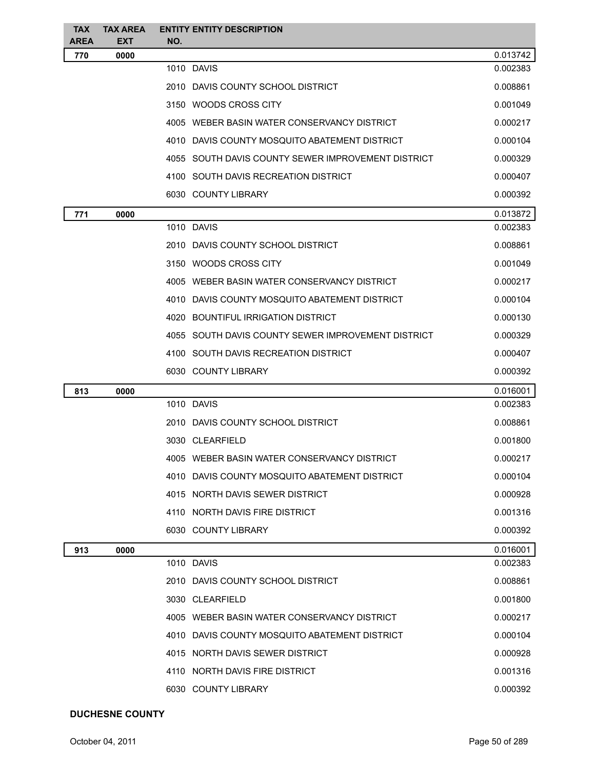| TAX AREA | TAX AREA EXT | ENTITY NO. | ENTITY DESCRIPTION | |
|---|---|---|---|---|
| **770** | **0000** | | | 0.013742 |
| | | 1010 | DAVIS | 0.002383 |
| | | 2010 | DAVIS COUNTY SCHOOL DISTRICT | 0.008861 |
| | | 3150 | WOODS CROSS CITY | 0.001049 |
| | | 4005 | WEBER BASIN WATER CONSERVANCY DISTRICT | 0.000217 |
| | | 4010 | DAVIS COUNTY MOSQUITO ABATEMENT DISTRICT | 0.000104 |
| | | 4055 | SOUTH DAVIS COUNTY SEWER IMPROVEMENT DISTRICT | 0.000329 |
| | | 4100 | SOUTH DAVIS RECREATION DISTRICT | 0.000407 |
| | | 6030 | COUNTY LIBRARY | 0.000392 |
| **771** | **0000** | | | 0.013872 |
| | | 1010 | DAVIS | 0.002383 |
| | | 2010 | DAVIS COUNTY SCHOOL DISTRICT | 0.008861 |
| | | 3150 | WOODS CROSS CITY | 0.001049 |
| | | 4005 | WEBER BASIN WATER CONSERVANCY DISTRICT | 0.000217 |
| | | 4010 | DAVIS COUNTY MOSQUITO ABATEMENT DISTRICT | 0.000104 |
| | | 4020 | BOUNTIFUL IRRIGATION DISTRICT | 0.000130 |
| | | 4055 | SOUTH DAVIS COUNTY SEWER IMPROVEMENT DISTRICT | 0.000329 |
| | | 4100 | SOUTH DAVIS RECREATION DISTRICT | 0.000407 |
| | | 6030 | COUNTY LIBRARY | 0.000392 |
| **813** | **0000** | | | 0.016001 |
| | | 1010 | DAVIS | 0.002383 |
| | | 2010 | DAVIS COUNTY SCHOOL DISTRICT | 0.008861 |
| | | 3030 | CLEARFIELD | 0.001800 |
| | | 4005 | WEBER BASIN WATER CONSERVANCY DISTRICT | 0.000217 |
| | | 4010 | DAVIS COUNTY MOSQUITO ABATEMENT DISTRICT | 0.000104 |
| | | 4015 | NORTH DAVIS SEWER DISTRICT | 0.000928 |
| | | 4110 | NORTH DAVIS FIRE DISTRICT | 0.001316 |
| | | 6030 | COUNTY LIBRARY | 0.000392 |
| **913** | **0000** | | | 0.016001 |
| | | 1010 | DAVIS | 0.002383 |
| | | 2010 | DAVIS COUNTY SCHOOL DISTRICT | 0.008861 |
| | | 3030 | CLEARFIELD | 0.001800 |
| | | 4005 | WEBER BASIN WATER CONSERVANCY DISTRICT | 0.000217 |
| | | 4010 | DAVIS COUNTY MOSQUITO ABATEMENT DISTRICT | 0.000104 |
| | | 4015 | NORTH DAVIS SEWER DISTRICT | 0.000928 |
| | | 4110 | NORTH DAVIS FIRE DISTRICT | 0.001316 |
| | | 6030 | COUNTY LIBRARY | 0.000392 |

**DUCHESNE COUNTY**

October 04, 2011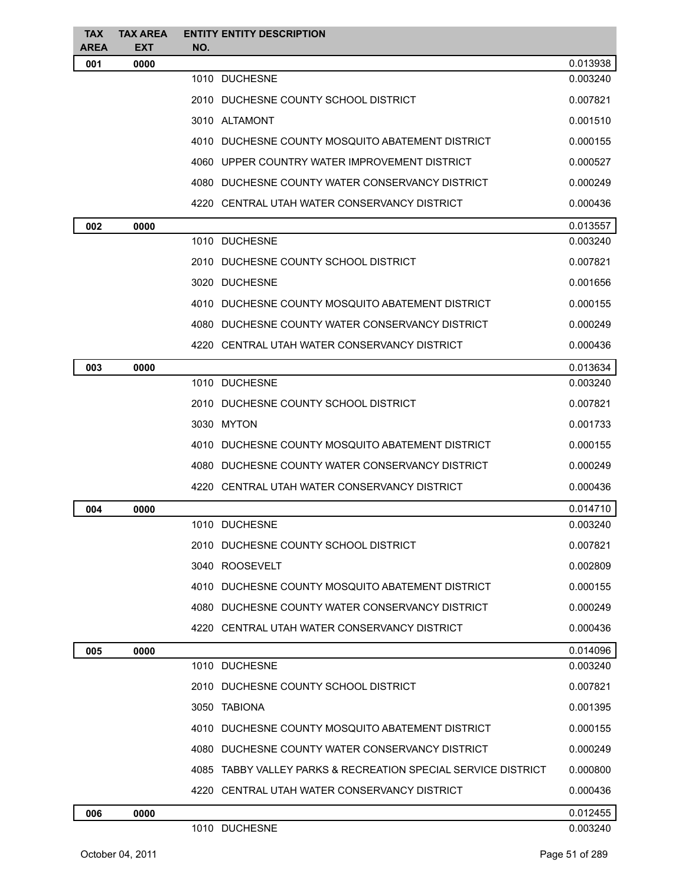| TAX AREA | TAX AREA EXT | ENTITY NO. | ENTITY DESCRIPTION | |
|---|---|---|---|---|
| 001 | 0000 | | | 0.013938 |
| | | 1010 | DUCHESNE | 0.003240 |
| | | 2010 | DUCHESNE COUNTY SCHOOL DISTRICT | 0.007821 |
| | | 3010 | ALTAMONT | 0.001510 |
| | | 4010 | DUCHESNE COUNTY MOSQUITO ABATEMENT DISTRICT | 0.000155 |
| | | 4060 | UPPER COUNTRY WATER IMPROVEMENT DISTRICT | 0.000527 |
| | | 4080 | DUCHESNE COUNTY WATER CONSERVANCY DISTRICT | 0.000249 |
| | | 4220 | CENTRAL UTAH WATER CONSERVANCY DISTRICT | 0.000436 |
| 002 | 0000 | | | 0.013557 |
| | | 1010 | DUCHESNE | 0.003240 |
| | | 2010 | DUCHESNE COUNTY SCHOOL DISTRICT | 0.007821 |
| | | 3020 | DUCHESNE | 0.001656 |
| | | 4010 | DUCHESNE COUNTY MOSQUITO ABATEMENT DISTRICT | 0.000155 |
| | | 4080 | DUCHESNE COUNTY WATER CONSERVANCY DISTRICT | 0.000249 |
| | | 4220 | CENTRAL UTAH WATER CONSERVANCY DISTRICT | 0.000436 |
| 003 | 0000 | | | 0.013634 |
| | | 1010 | DUCHESNE | 0.003240 |
| | | 2010 | DUCHESNE COUNTY SCHOOL DISTRICT | 0.007821 |
| | | 3030 | MYTON | 0.001733 |
| | | 4010 | DUCHESNE COUNTY MOSQUITO ABATEMENT DISTRICT | 0.000155 |
| | | 4080 | DUCHESNE COUNTY WATER CONSERVANCY DISTRICT | 0.000249 |
| | | 4220 | CENTRAL UTAH WATER CONSERVANCY DISTRICT | 0.000436 |
| 004 | 0000 | | | 0.014710 |
| | | 1010 | DUCHESNE | 0.003240 |
| | | 2010 | DUCHESNE COUNTY SCHOOL DISTRICT | 0.007821 |
| | | 3040 | ROOSEVELT | 0.002809 |
| | | 4010 | DUCHESNE COUNTY MOSQUITO ABATEMENT DISTRICT | 0.000155 |
| | | 4080 | DUCHESNE COUNTY WATER CONSERVANCY DISTRICT | 0.000249 |
| | | 4220 | CENTRAL UTAH WATER CONSERVANCY DISTRICT | 0.000436 |
| 005 | 0000 | | | 0.014096 |
| | | 1010 | DUCHESNE | 0.003240 |
| | | 2010 | DUCHESNE COUNTY SCHOOL DISTRICT | 0.007821 |
| | | 3050 | TABIONA | 0.001395 |
| | | 4010 | DUCHESNE COUNTY MOSQUITO ABATEMENT DISTRICT | 0.000155 |
| | | 4080 | DUCHESNE COUNTY WATER CONSERVANCY DISTRICT | 0.000249 |
| | | 4085 | TABBY VALLEY PARKS & RECREATION SPECIAL SERVICE DISTRICT | 0.000800 |
| | | 4220 | CENTRAL UTAH WATER CONSERVANCY DISTRICT | 0.000436 |
| 006 | 0000 | | | 0.012455 |
| | | 1010 | DUCHESNE | 0.003240 |

October 04, 2011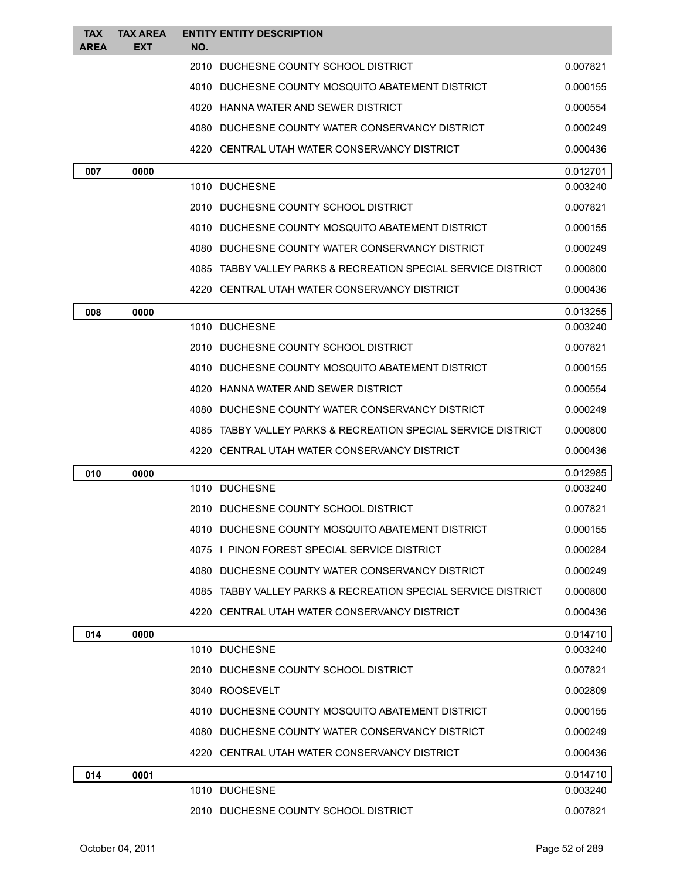| TAX AREA | TAX AREA EXT | ENTITY NO. | ENTITY DESCRIPTION | |
|---|---|---|---|---|
| | | 2010 | DUCHESNE COUNTY SCHOOL DISTRICT | 0.007821 |
| | | 4010 | DUCHESNE COUNTY MOSQUITO ABATEMENT DISTRICT | 0.000155 |
| | | 4020 | HANNA WATER AND SEWER DISTRICT | 0.000554 |
| | | 4080 | DUCHESNE COUNTY WATER CONSERVANCY DISTRICT | 0.000249 |
| | | 4220 | CENTRAL UTAH WATER CONSERVANCY DISTRICT | 0.000436 |
| **007** | **0000** | | | 0.012701 |
| | | 1010 | DUCHESNE | 0.003240 |
| | | 2010 | DUCHESNE COUNTY SCHOOL DISTRICT | 0.007821 |
| | | 4010 | DUCHESNE COUNTY MOSQUITO ABATEMENT DISTRICT | 0.000155 |
| | | 4080 | DUCHESNE COUNTY WATER CONSERVANCY DISTRICT | 0.000249 |
| | | 4085 | TABBY VALLEY PARKS & RECREATION SPECIAL SERVICE DISTRICT | 0.000800 |
| | | 4220 | CENTRAL UTAH WATER CONSERVANCY DISTRICT | 0.000436 |
| **008** | **0000** | | | 0.013255 |
| | | 1010 | DUCHESNE | 0.003240 |
| | | 2010 | DUCHESNE COUNTY SCHOOL DISTRICT | 0.007821 |
| | | 4010 | DUCHESNE COUNTY MOSQUITO ABATEMENT DISTRICT | 0.000155 |
| | | 4020 | HANNA WATER AND SEWER DISTRICT | 0.000554 |
| | | 4080 | DUCHESNE COUNTY WATER CONSERVANCY DISTRICT | 0.000249 |
| | | 4085 | TABBY VALLEY PARKS & RECREATION SPECIAL SERVICE DISTRICT | 0.000800 |
| | | 4220 | CENTRAL UTAH WATER CONSERVANCY DISTRICT | 0.000436 |
| **010** | **0000** | | | 0.012985 |
| | | 1010 | DUCHESNE | 0.003240 |
| | | 2010 | DUCHESNE COUNTY SCHOOL DISTRICT | 0.007821 |
| | | 4010 | DUCHESNE COUNTY MOSQUITO ABATEMENT DISTRICT | 0.000155 |
| | | 4075 | I PINON FOREST SPECIAL SERVICE DISTRICT | 0.000284 |
| | | 4080 | DUCHESNE COUNTY WATER CONSERVANCY DISTRICT | 0.000249 |
| | | 4085 | TABBY VALLEY PARKS & RECREATION SPECIAL SERVICE DISTRICT | 0.000800 |
| | | 4220 | CENTRAL UTAH WATER CONSERVANCY DISTRICT | 0.000436 |
| **014** | **0000** | | | 0.014710 |
| | | 1010 | DUCHESNE | 0.003240 |
| | | 2010 | DUCHESNE COUNTY SCHOOL DISTRICT | 0.007821 |
| | | 3040 | ROOSEVELT | 0.002809 |
| | | 4010 | DUCHESNE COUNTY MOSQUITO ABATEMENT DISTRICT | 0.000155 |
| | | 4080 | DUCHESNE COUNTY WATER CONSERVANCY DISTRICT | 0.000249 |
| | | 4220 | CENTRAL UTAH WATER CONSERVANCY DISTRICT | 0.000436 |
| **014** | **0001** | | | 0.014710 |
| | | 1010 | DUCHESNE | 0.003240 |
| | | 2010 | DUCHESNE COUNTY SCHOOL DISTRICT | 0.007821 |

October 04, 2011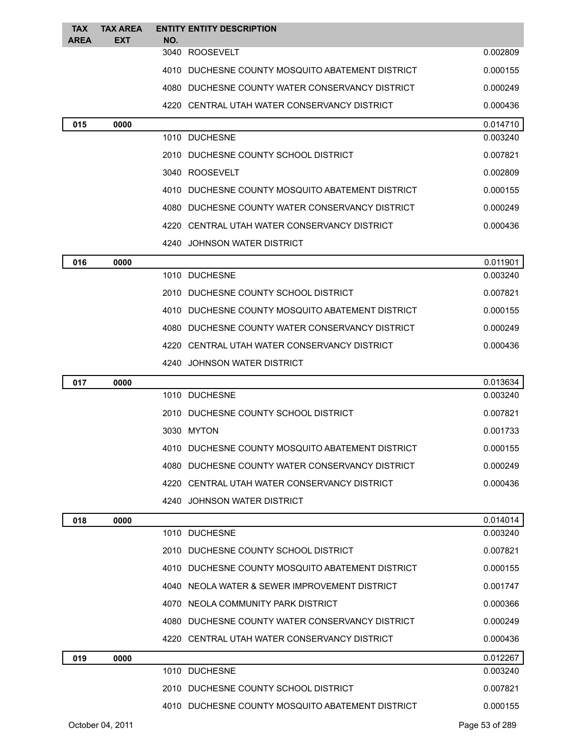| TAX AREA | TAX AREA EXT | ENTITY NO. | ENTITY DESCRIPTION | |
|---|---|---|---|---|
| | | 3040 | ROOSEVELT | 0.002809 |
| | | 4010 | DUCHESNE COUNTY MOSQUITO ABATEMENT DISTRICT | 0.000155 |
| | | 4080 | DUCHESNE COUNTY WATER CONSERVANCY DISTRICT | 0.000249 |
| | | 4220 | CENTRAL UTAH WATER CONSERVANCY DISTRICT | 0.000436 |
| **015** | **0000** | | | 0.014710 |
| | | 1010 | DUCHESNE | 0.003240 |
| | | 2010 | DUCHESNE COUNTY SCHOOL DISTRICT | 0.007821 |
| | | 3040 | ROOSEVELT | 0.002809 |
| | | 4010 | DUCHESNE COUNTY MOSQUITO ABATEMENT DISTRICT | 0.000155 |
| | | 4080 | DUCHESNE COUNTY WATER CONSERVANCY DISTRICT | 0.000249 |
| | | 4220 | CENTRAL UTAH WATER CONSERVANCY DISTRICT | 0.000436 |
| | | 4240 | JOHNSON WATER DISTRICT | |
| **016** | **0000** | | | 0.011901 |
| | | 1010 | DUCHESNE | 0.003240 |
| | | 2010 | DUCHESNE COUNTY SCHOOL DISTRICT | 0.007821 |
| | | 4010 | DUCHESNE COUNTY MOSQUITO ABATEMENT DISTRICT | 0.000155 |
| | | 4080 | DUCHESNE COUNTY WATER CONSERVANCY DISTRICT | 0.000249 |
| | | 4220 | CENTRAL UTAH WATER CONSERVANCY DISTRICT | 0.000436 |
| | | 4240 | JOHNSON WATER DISTRICT | |
| **017** | **0000** | | | 0.013634 |
| | | 1010 | DUCHESNE | 0.003240 |
| | | 2010 | DUCHESNE COUNTY SCHOOL DISTRICT | 0.007821 |
| | | 3030 | MYTON | 0.001733 |
| | | 4010 | DUCHESNE COUNTY MOSQUITO ABATEMENT DISTRICT | 0.000155 |
| | | 4080 | DUCHESNE COUNTY WATER CONSERVANCY DISTRICT | 0.000249 |
| | | 4220 | CENTRAL UTAH WATER CONSERVANCY DISTRICT | 0.000436 |
| | | 4240 | JOHNSON WATER DISTRICT | |
| **018** | **0000** | | | 0.014014 |
| | | 1010 | DUCHESNE | 0.003240 |
| | | 2010 | DUCHESNE COUNTY SCHOOL DISTRICT | 0.007821 |
| | | 4010 | DUCHESNE COUNTY MOSQUITO ABATEMENT DISTRICT | 0.000155 |
| | | 4040 | NEOLA WATER & SEWER IMPROVEMENT DISTRICT | 0.001747 |
| | | 4070 | NEOLA COMMUNITY PARK DISTRICT | 0.000366 |
| | | 4080 | DUCHESNE COUNTY WATER CONSERVANCY DISTRICT | 0.000249 |
| | | 4220 | CENTRAL UTAH WATER CONSERVANCY DISTRICT | 0.000436 |
| **019** | **0000** | | | 0.012267 |
| | | 1010 | DUCHESNE | 0.003240 |
| | | 2010 | DUCHESNE COUNTY SCHOOL DISTRICT | 0.007821 |
| | | 4010 | DUCHESNE COUNTY MOSQUITO ABATEMENT DISTRICT | 0.000155 |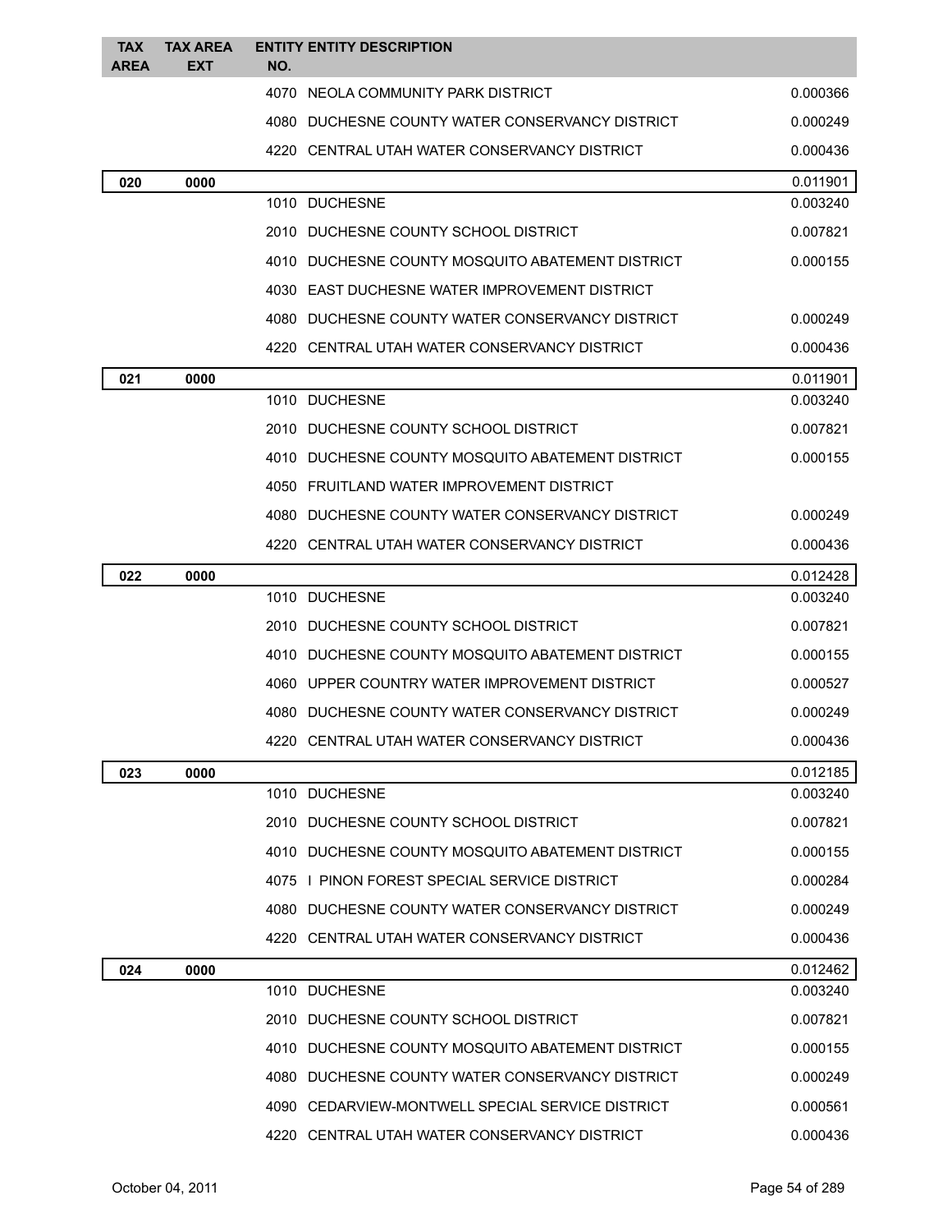| TAX AREA | TAX AREA EXT | ENTITY NO. | ENTITY DESCRIPTION | |
|---|---|---|---|---|
| | | 4070 | NEOLA COMMUNITY PARK DISTRICT | 0.000366 |
| | | 4080 | DUCHESNE COUNTY WATER CONSERVANCY DISTRICT | 0.000249 |
| | | 4220 | CENTRAL UTAH WATER CONSERVANCY DISTRICT | 0.000436 |
| **020** | **0000** | | | 0.011901 |
| | | 1010 | DUCHESNE | 0.003240 |
| | | 2010 | DUCHESNE COUNTY SCHOOL DISTRICT | 0.007821 |
| | | 4010 | DUCHESNE COUNTY MOSQUITO ABATEMENT DISTRICT | 0.000155 |
| | | 4030 | EAST DUCHESNE WATER IMPROVEMENT DISTRICT | |
| | | 4080 | DUCHESNE COUNTY WATER CONSERVANCY DISTRICT | 0.000249 |
| | | 4220 | CENTRAL UTAH WATER CONSERVANCY DISTRICT | 0.000436 |
| **021** | **0000** | | | 0.011901 |
| | | 1010 | DUCHESNE | 0.003240 |
| | | 2010 | DUCHESNE COUNTY SCHOOL DISTRICT | 0.007821 |
| | | 4010 | DUCHESNE COUNTY MOSQUITO ABATEMENT DISTRICT | 0.000155 |
| | | 4050 | FRUITLAND WATER IMPROVEMENT DISTRICT | |
| | | 4080 | DUCHESNE COUNTY WATER CONSERVANCY DISTRICT | 0.000249 |
| | | 4220 | CENTRAL UTAH WATER CONSERVANCY DISTRICT | 0.000436 |
| **022** | **0000** | | | 0.012428 |
| | | 1010 | DUCHESNE | 0.003240 |
| | | 2010 | DUCHESNE COUNTY SCHOOL DISTRICT | 0.007821 |
| | | 4010 | DUCHESNE COUNTY MOSQUITO ABATEMENT DISTRICT | 0.000155 |
| | | 4060 | UPPER COUNTRY WATER IMPROVEMENT DISTRICT | 0.000527 |
| | | 4080 | DUCHESNE COUNTY WATER CONSERVANCY DISTRICT | 0.000249 |
| | | 4220 | CENTRAL UTAH WATER CONSERVANCY DISTRICT | 0.000436 |
| **023** | **0000** | | | 0.012185 |
| | | 1010 | DUCHESNE | 0.003240 |
| | | 2010 | DUCHESNE COUNTY SCHOOL DISTRICT | 0.007821 |
| | | 4010 | DUCHESNE COUNTY MOSQUITO ABATEMENT DISTRICT | 0.000155 |
| | | 4075 | I PINON FOREST SPECIAL SERVICE DISTRICT | 0.000284 |
| | | 4080 | DUCHESNE COUNTY WATER CONSERVANCY DISTRICT | 0.000249 |
| | | 4220 | CENTRAL UTAH WATER CONSERVANCY DISTRICT | 0.000436 |
| **024** | **0000** | | | 0.012462 |
| | | 1010 | DUCHESNE | 0.003240 |
| | | 2010 | DUCHESNE COUNTY SCHOOL DISTRICT | 0.007821 |
| | | 4010 | DUCHESNE COUNTY MOSQUITO ABATEMENT DISTRICT | 0.000155 |
| | | 4080 | DUCHESNE COUNTY WATER CONSERVANCY DISTRICT | 0.000249 |
| | | 4090 | CEDARVIEW-MONTWELL SPECIAL SERVICE DISTRICT | 0.000561 |
| | | 4220 | CENTRAL UTAH WATER CONSERVANCY DISTRICT | 0.000436 |

October 04, 2011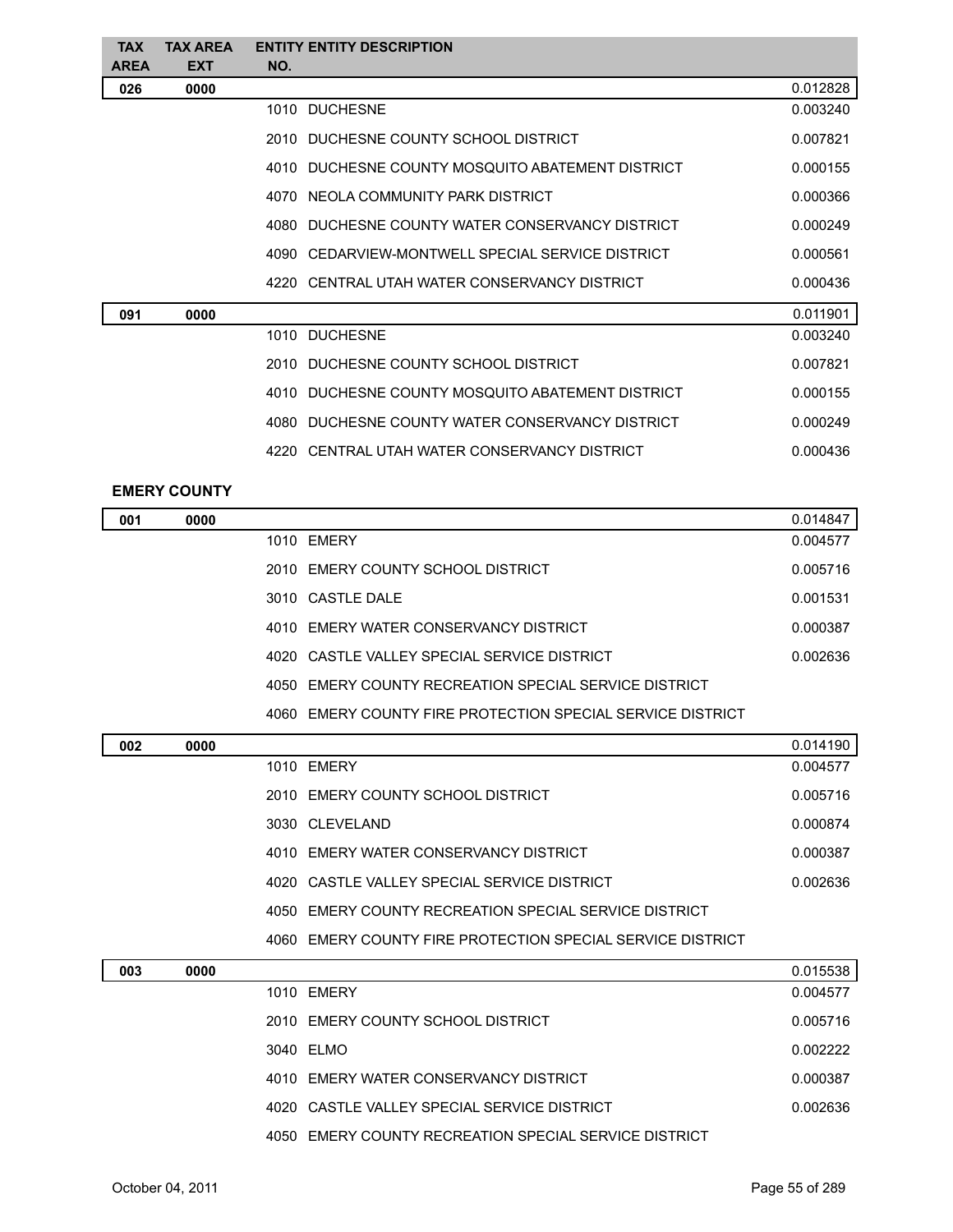| TAX AREA | TAX AREA EXT | ENTITY NO. | ENTITY DESCRIPTION | |
|---|---|---|---|---|
| 026 | 0000 | | | 0.012828 |
| | | 1010 | DUCHESNE | 0.003240 |
| | | 2010 | DUCHESNE COUNTY SCHOOL DISTRICT | 0.007821 |
| | | 4010 | DUCHESNE COUNTY MOSQUITO ABATEMENT DISTRICT | 0.000155 |
| | | 4070 | NEOLA COMMUNITY PARK DISTRICT | 0.000366 |
| | | 4080 | DUCHESNE COUNTY WATER CONSERVANCY DISTRICT | 0.000249 |
| | | 4090 | CEDARVIEW-MONTWELL SPECIAL SERVICE DISTRICT | 0.000561 |
| | | 4220 | CENTRAL UTAH WATER CONSERVANCY DISTRICT | 0.000436 |
| 091 | 0000 | | | 0.011901 |
| | | 1010 | DUCHESNE | 0.003240 |
| | | 2010 | DUCHESNE COUNTY SCHOOL DISTRICT | 0.007821 |
| | | 4010 | DUCHESNE COUNTY MOSQUITO ABATEMENT DISTRICT | 0.000155 |
| | | 4080 | DUCHESNE COUNTY WATER CONSERVANCY DISTRICT | 0.000249 |
| | | 4220 | CENTRAL UTAH WATER CONSERVANCY DISTRICT | 0.000436 |

**EMERY COUNTY**

| TAX AREA | TAX AREA EXT | ENTITY NO. | ENTITY DESCRIPTION | |
|---|---|---|---|---|
| 001 | 0000 | | | 0.014847 |
| | | 1010 | EMERY | 0.004577 |
| | | 2010 | EMERY COUNTY SCHOOL DISTRICT | 0.005716 |
| | | 3010 | CASTLE DALE | 0.001531 |
| | | 4010 | EMERY WATER CONSERVANCY DISTRICT | 0.000387 |
| | | 4020 | CASTLE VALLEY SPECIAL SERVICE DISTRICT | 0.002636 |
| | | 4050 | EMERY COUNTY RECREATION SPECIAL SERVICE DISTRICT | |
| | | 4060 | EMERY COUNTY FIRE PROTECTION SPECIAL SERVICE DISTRICT | |
| 002 | 0000 | | | 0.014190 |
| | | 1010 | EMERY | 0.004577 |
| | | 2010 | EMERY COUNTY SCHOOL DISTRICT | 0.005716 |
| | | 3030 | CLEVELAND | 0.000874 |
| | | 4010 | EMERY WATER CONSERVANCY DISTRICT | 0.000387 |
| | | 4020 | CASTLE VALLEY SPECIAL SERVICE DISTRICT | 0.002636 |
| | | 4050 | EMERY COUNTY RECREATION SPECIAL SERVICE DISTRICT | |
| | | 4060 | EMERY COUNTY FIRE PROTECTION SPECIAL SERVICE DISTRICT | |
| 003 | 0000 | | | 0.015538 |
| | | 1010 | EMERY | 0.004577 |
| | | 2010 | EMERY COUNTY SCHOOL DISTRICT | 0.005716 |
| | | 3040 | ELMO | 0.002222 |
| | | 4010 | EMERY WATER CONSERVANCY DISTRICT | 0.000387 |
| | | 4020 | CASTLE VALLEY SPECIAL SERVICE DISTRICT | 0.002636 |
| | | 4050 | EMERY COUNTY RECREATION SPECIAL SERVICE DISTRICT | |

October 04, 2011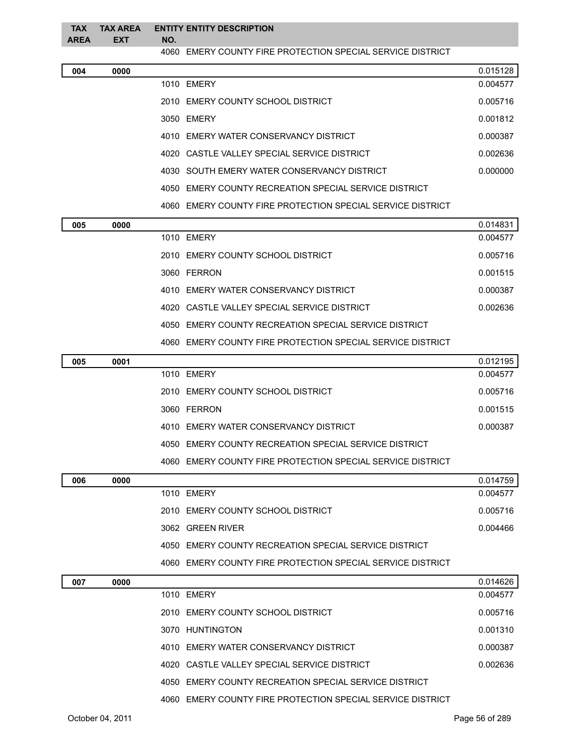| TAX AREA | TAX AREA EXT | ENTITY NO. | ENTITY DESCRIPTION | |
|---|---|---|---|---|
| | | 4060 | EMERY COUNTY FIRE PROTECTION SPECIAL SERVICE DISTRICT | |
| **004** | **0000** | | | 0.015128 |
| | | 1010 | EMERY | 0.004577 |
| | | 2010 | EMERY COUNTY SCHOOL DISTRICT | 0.005716 |
| | | 3050 | EMERY | 0.001812 |
| | | 4010 | EMERY WATER CONSERVANCY DISTRICT | 0.000387 |
| | | 4020 | CASTLE VALLEY SPECIAL SERVICE DISTRICT | 0.002636 |
| | | 4030 | SOUTH EMERY WATER CONSERVANCY DISTRICT | 0.000000 |
| | | 4050 | EMERY COUNTY RECREATION SPECIAL SERVICE DISTRICT | |
| | | 4060 | EMERY COUNTY FIRE PROTECTION SPECIAL SERVICE DISTRICT | |
| **005** | **0000** | | | 0.014831 |
| | | 1010 | EMERY | 0.004577 |
| | | 2010 | EMERY COUNTY SCHOOL DISTRICT | 0.005716 |
| | | 3060 | FERRON | 0.001515 |
| | | 4010 | EMERY WATER CONSERVANCY DISTRICT | 0.000387 |
| | | 4020 | CASTLE VALLEY SPECIAL SERVICE DISTRICT | 0.002636 |
| | | 4050 | EMERY COUNTY RECREATION SPECIAL SERVICE DISTRICT | |
| | | 4060 | EMERY COUNTY FIRE PROTECTION SPECIAL SERVICE DISTRICT | |
| **005** | **0001** | | | 0.012195 |
| | | 1010 | EMERY | 0.004577 |
| | | 2010 | EMERY COUNTY SCHOOL DISTRICT | 0.005716 |
| | | 3060 | FERRON | 0.001515 |
| | | 4010 | EMERY WATER CONSERVANCY DISTRICT | 0.000387 |
| | | 4050 | EMERY COUNTY RECREATION SPECIAL SERVICE DISTRICT | |
| | | 4060 | EMERY COUNTY FIRE PROTECTION SPECIAL SERVICE DISTRICT | |
| **006** | **0000** | | | 0.014759 |
| | | 1010 | EMERY | 0.004577 |
| | | 2010 | EMERY COUNTY SCHOOL DISTRICT | 0.005716 |
| | | 3062 | GREEN RIVER | 0.004466 |
| | | 4050 | EMERY COUNTY RECREATION SPECIAL SERVICE DISTRICT | |
| | | 4060 | EMERY COUNTY FIRE PROTECTION SPECIAL SERVICE DISTRICT | |
| **007** | **0000** | | | 0.014626 |
| | | 1010 | EMERY | 0.004577 |
| | | 2010 | EMERY COUNTY SCHOOL DISTRICT | 0.005716 |
| | | 3070 | HUNTINGTON | 0.001310 |
| | | 4010 | EMERY WATER CONSERVANCY DISTRICT | 0.000387 |
| | | 4020 | CASTLE VALLEY SPECIAL SERVICE DISTRICT | 0.002636 |
| | | 4050 | EMERY COUNTY RECREATION SPECIAL SERVICE DISTRICT | |
| | | 4060 | EMERY COUNTY FIRE PROTECTION SPECIAL SERVICE DISTRICT | |

October 04, 2011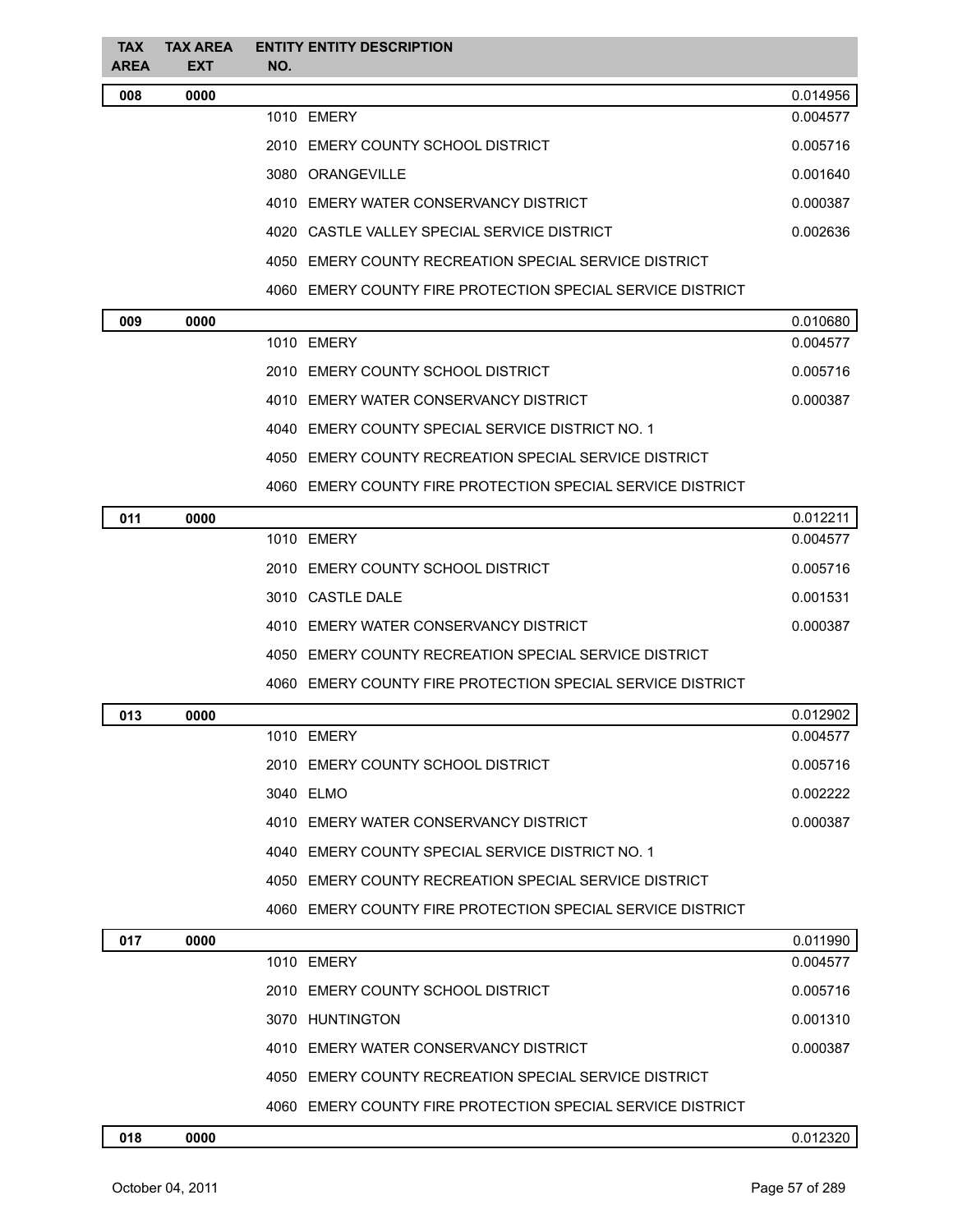| TAX AREA | TAX AREA EXT | ENTITY NO. | ENTITY DESCRIPTION | |
|---|---|---|---|---|
| 008 | 0000 | | | 0.014956 |
| | | 1010 | EMERY | 0.004577 |
| | | 2010 | EMERY COUNTY SCHOOL DISTRICT | 0.005716 |
| | | 3080 | ORANGEVILLE | 0.001640 |
| | | 4010 | EMERY WATER CONSERVANCY DISTRICT | 0.000387 |
| | | 4020 | CASTLE VALLEY SPECIAL SERVICE DISTRICT | 0.002636 |
| | | 4050 | EMERY COUNTY RECREATION SPECIAL SERVICE DISTRICT | |
| | | 4060 | EMERY COUNTY FIRE PROTECTION SPECIAL SERVICE DISTRICT | |
| 009 | 0000 | | | 0.010680 |
| | | 1010 | EMERY | 0.004577 |
| | | 2010 | EMERY COUNTY SCHOOL DISTRICT | 0.005716 |
| | | 4010 | EMERY WATER CONSERVANCY DISTRICT | 0.000387 |
| | | 4040 | EMERY COUNTY SPECIAL SERVICE DISTRICT NO. 1 | |
| | | 4050 | EMERY COUNTY RECREATION SPECIAL SERVICE DISTRICT | |
| | | 4060 | EMERY COUNTY FIRE PROTECTION SPECIAL SERVICE DISTRICT | |
| 011 | 0000 | | | 0.012211 |
| | | 1010 | EMERY | 0.004577 |
| | | 2010 | EMERY COUNTY SCHOOL DISTRICT | 0.005716 |
| | | 3010 | CASTLE DALE | 0.001531 |
| | | 4010 | EMERY WATER CONSERVANCY DISTRICT | 0.000387 |
| | | 4050 | EMERY COUNTY RECREATION SPECIAL SERVICE DISTRICT | |
| | | 4060 | EMERY COUNTY FIRE PROTECTION SPECIAL SERVICE DISTRICT | |
| 013 | 0000 | | | 0.012902 |
| | | 1010 | EMERY | 0.004577 |
| | | 2010 | EMERY COUNTY SCHOOL DISTRICT | 0.005716 |
| | | 3040 | ELMO | 0.002222 |
| | | 4010 | EMERY WATER CONSERVANCY DISTRICT | 0.000387 |
| | | 4040 | EMERY COUNTY SPECIAL SERVICE DISTRICT NO. 1 | |
| | | 4050 | EMERY COUNTY RECREATION SPECIAL SERVICE DISTRICT | |
| | | 4060 | EMERY COUNTY FIRE PROTECTION SPECIAL SERVICE DISTRICT | |
| 017 | 0000 | | | 0.011990 |
| | | 1010 | EMERY | 0.004577 |
| | | 2010 | EMERY COUNTY SCHOOL DISTRICT | 0.005716 |
| | | 3070 | HUNTINGTON | 0.001310 |
| | | 4010 | EMERY WATER CONSERVANCY DISTRICT | 0.000387 |
| | | 4050 | EMERY COUNTY RECREATION SPECIAL SERVICE DISTRICT | |
| | | 4060 | EMERY COUNTY FIRE PROTECTION SPECIAL SERVICE DISTRICT | |
| 018 | 0000 | | | 0.012320 |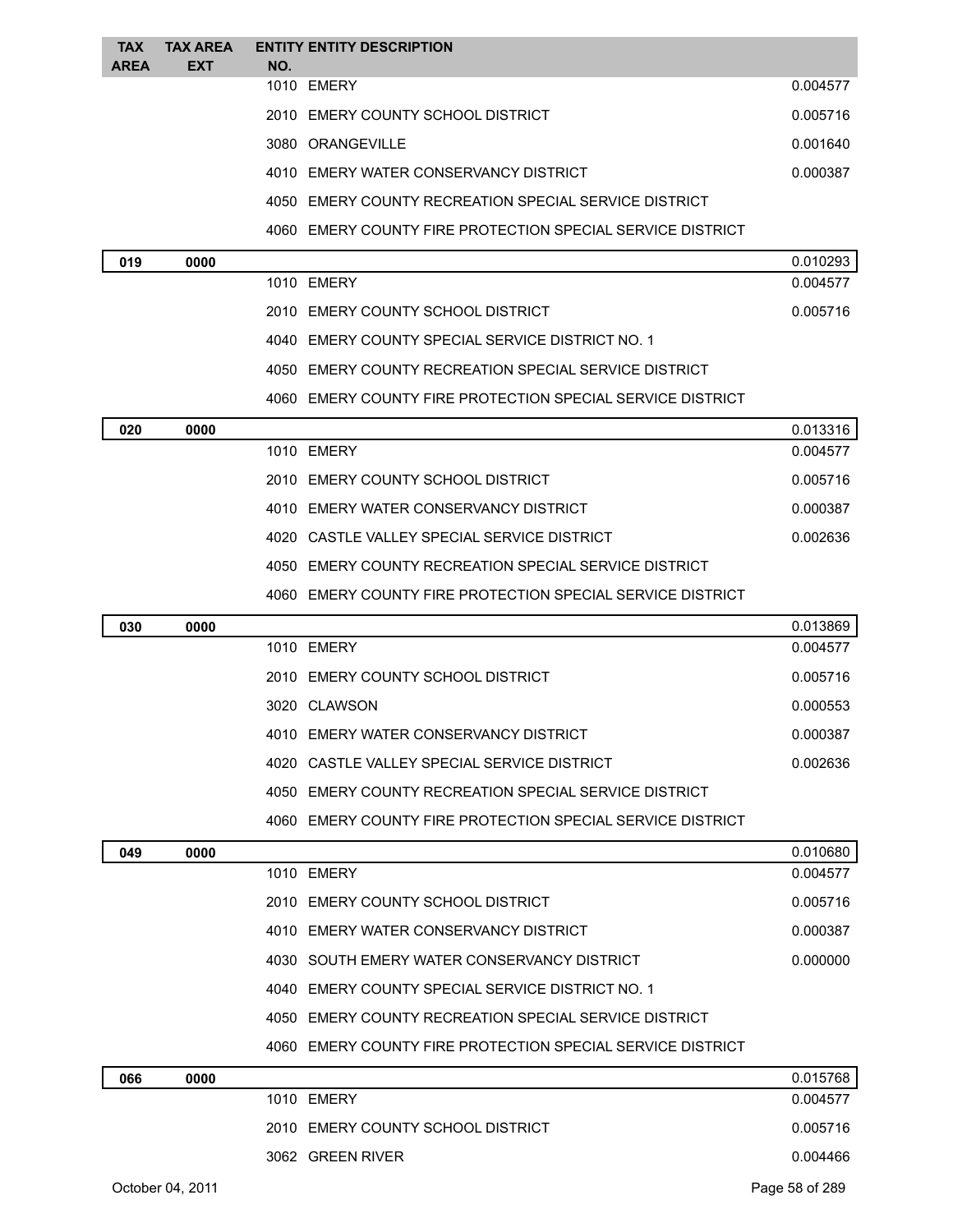| TAX AREA | TAX AREA EXT | ENTITY NO. | ENTITY DESCRIPTION | |
|---|---|---|---|---|
| | | 1010 | EMERY | 0.004577 |
| | | 2010 | EMERY COUNTY SCHOOL DISTRICT | 0.005716 |
| | | 3080 | ORANGEVILLE | 0.001640 |
| | | 4010 | EMERY WATER CONSERVANCY DISTRICT | 0.000387 |
| | | 4050 | EMERY COUNTY RECREATION SPECIAL SERVICE DISTRICT | |
| | | 4060 | EMERY COUNTY FIRE PROTECTION SPECIAL SERVICE DISTRICT | |
| **019** | **0000** | | | 0.010293 |
| | | 1010 | EMERY | 0.004577 |
| | | 2010 | EMERY COUNTY SCHOOL DISTRICT | 0.005716 |
| | | 4040 | EMERY COUNTY SPECIAL SERVICE DISTRICT NO. 1 | |
| | | 4050 | EMERY COUNTY RECREATION SPECIAL SERVICE DISTRICT | |
| | | 4060 | EMERY COUNTY FIRE PROTECTION SPECIAL SERVICE DISTRICT | |
| **020** | **0000** | | | 0.013316 |
| | | 1010 | EMERY | 0.004577 |
| | | 2010 | EMERY COUNTY SCHOOL DISTRICT | 0.005716 |
| | | 4010 | EMERY WATER CONSERVANCY DISTRICT | 0.000387 |
| | | 4020 | CASTLE VALLEY SPECIAL SERVICE DISTRICT | 0.002636 |
| | | 4050 | EMERY COUNTY RECREATION SPECIAL SERVICE DISTRICT | |
| | | 4060 | EMERY COUNTY FIRE PROTECTION SPECIAL SERVICE DISTRICT | |
| **030** | **0000** | | | 0.013869 |
| | | 1010 | EMERY | 0.004577 |
| | | 2010 | EMERY COUNTY SCHOOL DISTRICT | 0.005716 |
| | | 3020 | CLAWSON | 0.000553 |
| | | 4010 | EMERY WATER CONSERVANCY DISTRICT | 0.000387 |
| | | 4020 | CASTLE VALLEY SPECIAL SERVICE DISTRICT | 0.002636 |
| | | 4050 | EMERY COUNTY RECREATION SPECIAL SERVICE DISTRICT | |
| | | 4060 | EMERY COUNTY FIRE PROTECTION SPECIAL SERVICE DISTRICT | |
| **049** | **0000** | | | 0.010680 |
| | | 1010 | EMERY | 0.004577 |
| | | 2010 | EMERY COUNTY SCHOOL DISTRICT | 0.005716 |
| | | 4010 | EMERY WATER CONSERVANCY DISTRICT | 0.000387 |
| | | 4030 | SOUTH EMERY WATER CONSERVANCY DISTRICT | 0.000000 |
| | | 4040 | EMERY COUNTY SPECIAL SERVICE DISTRICT NO. 1 | |
| | | 4050 | EMERY COUNTY RECREATION SPECIAL SERVICE DISTRICT | |
| | | 4060 | EMERY COUNTY FIRE PROTECTION SPECIAL SERVICE DISTRICT | |
| **066** | **0000** | | | 0.015768 |
| | | 1010 | EMERY | 0.004577 |
| | | 2010 | EMERY COUNTY SCHOOL DISTRICT | 0.005716 |
| | | 3062 | GREEN RIVER | 0.004466 |

October 04, 2011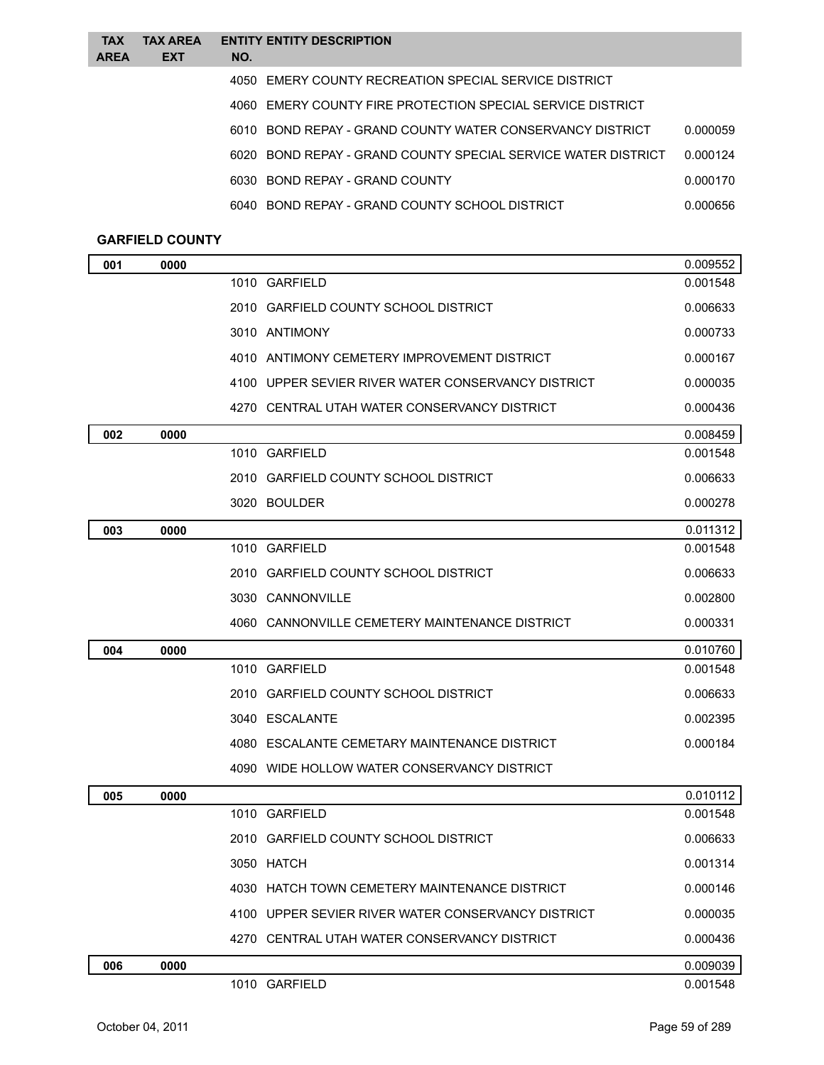| TAX AREA | TAX AREA EXT | ENTITY NO. | ENTITY DESCRIPTION | |
|---|---|---|---|---|
| | | 4050 | EMERY COUNTY RECREATION SPECIAL SERVICE DISTRICT | |
| | | 4060 | EMERY COUNTY FIRE PROTECTION SPECIAL SERVICE DISTRICT | |
| | | 6010 | BOND REPAY - GRAND COUNTY WATER CONSERVANCY DISTRICT | 0.000059 |
| | | 6020 | BOND REPAY - GRAND COUNTY SPECIAL SERVICE WATER DISTRICT | 0.000124 |
| | | 6030 | BOND REPAY - GRAND COUNTY | 0.000170 |
| | | 6040 | BOND REPAY - GRAND COUNTY SCHOOL DISTRICT | 0.000656 |

**GARFIELD COUNTY**

| TAX AREA | TAX AREA EXT | ENTITY NO. | ENTITY DESCRIPTION | |
|---|---|---|---|---|
| **001** | **0000** | | | 0.009552 |
| | | 1010 | GARFIELD | 0.001548 |
| | | 2010 | GARFIELD COUNTY SCHOOL DISTRICT | 0.006633 |
| | | 3010 | ANTIMONY | 0.000733 |
| | | 4010 | ANTIMONY CEMETERY IMPROVEMENT DISTRICT | 0.000167 |
| | | 4100 | UPPER SEVIER RIVER WATER CONSERVANCY DISTRICT | 0.000035 |
| | | 4270 | CENTRAL UTAH WATER CONSERVANCY DISTRICT | 0.000436 |
| **002** | **0000** | | | 0.008459 |
| | | 1010 | GARFIELD | 0.001548 |
| | | 2010 | GARFIELD COUNTY SCHOOL DISTRICT | 0.006633 |
| | | 3020 | BOULDER | 0.000278 |
| **003** | **0000** | | | 0.011312 |
| | | 1010 | GARFIELD | 0.001548 |
| | | 2010 | GARFIELD COUNTY SCHOOL DISTRICT | 0.006633 |
| | | 3030 | CANNONVILLE | 0.002800 |
| | | 4060 | CANNONVILLE CEMETERY MAINTENANCE DISTRICT | 0.000331 |
| **004** | **0000** | | | 0.010760 |
| | | 1010 | GARFIELD | 0.001548 |
| | | 2010 | GARFIELD COUNTY SCHOOL DISTRICT | 0.006633 |
| | | 3040 | ESCALANTE | 0.002395 |
| | | 4080 | ESCALANTE CEMETARY MAINTENANCE DISTRICT | 0.000184 |
| | | 4090 | WIDE HOLLOW WATER CONSERVANCY DISTRICT | |
| **005** | **0000** | | | 0.010112 |
| | | 1010 | GARFIELD | 0.001548 |
| | | 2010 | GARFIELD COUNTY SCHOOL DISTRICT | 0.006633 |
| | | 3050 | HATCH | 0.001314 |
| | | 4030 | HATCH TOWN CEMETERY MAINTENANCE DISTRICT | 0.000146 |
| | | 4100 | UPPER SEVIER RIVER WATER CONSERVANCY DISTRICT | 0.000035 |
| | | 4270 | CENTRAL UTAH WATER CONSERVANCY DISTRICT | 0.000436 |
| **006** | **0000** | | | 0.009039 |
| | | 1010 | GARFIELD | 0.001548 |

October 04, 2011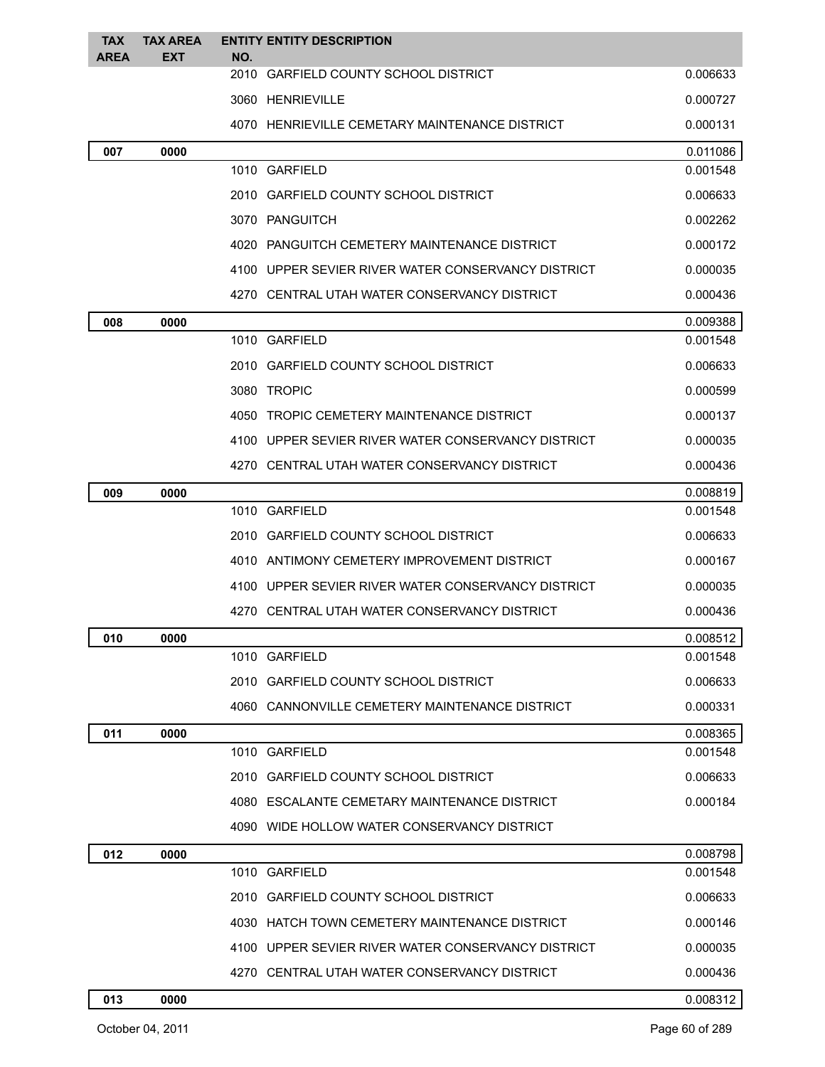| TAX AREA | TAX AREA EXT | ENTITY NO. | ENTITY DESCRIPTION | |
|---|---|---|---|---|
| | | 2010 | GARFIELD COUNTY SCHOOL DISTRICT | 0.006633 |
| | | 3060 | HENRIEVILLE | 0.000727 |
| | | 4070 | HENRIEVILLE CEMETARY MAINTENANCE DISTRICT | 0.000131 |
| **007** | **0000** | | | 0.011086 |
| | | 1010 | GARFIELD | 0.001548 |
| | | 2010 | GARFIELD COUNTY SCHOOL DISTRICT | 0.006633 |
| | | 3070 | PANGUITCH | 0.002262 |
| | | 4020 | PANGUITCH CEMETERY MAINTENANCE DISTRICT | 0.000172 |
| | | 4100 | UPPER SEVIER RIVER WATER CONSERVANCY DISTRICT | 0.000035 |
| | | 4270 | CENTRAL UTAH WATER CONSERVANCY DISTRICT | 0.000436 |
| **008** | **0000** | | | 0.009388 |
| | | 1010 | GARFIELD | 0.001548 |
| | | 2010 | GARFIELD COUNTY SCHOOL DISTRICT | 0.006633 |
| | | 3080 | TROPIC | 0.000599 |
| | | 4050 | TROPIC CEMETERY MAINTENANCE DISTRICT | 0.000137 |
| | | 4100 | UPPER SEVIER RIVER WATER CONSERVANCY DISTRICT | 0.000035 |
| | | 4270 | CENTRAL UTAH WATER CONSERVANCY DISTRICT | 0.000436 |
| **009** | **0000** | | | 0.008819 |
| | | 1010 | GARFIELD | 0.001548 |
| | | 2010 | GARFIELD COUNTY SCHOOL DISTRICT | 0.006633 |
| | | 4010 | ANTIMONY CEMETERY IMPROVEMENT DISTRICT | 0.000167 |
| | | 4100 | UPPER SEVIER RIVER WATER CONSERVANCY DISTRICT | 0.000035 |
| | | 4270 | CENTRAL UTAH WATER CONSERVANCY DISTRICT | 0.000436 |
| **010** | **0000** | | | 0.008512 |
| | | 1010 | GARFIELD | 0.001548 |
| | | 2010 | GARFIELD COUNTY SCHOOL DISTRICT | 0.006633 |
| | | 4060 | CANNONVILLE CEMETERY MAINTENANCE DISTRICT | 0.000331 |
| **011** | **0000** | | | 0.008365 |
| | | 1010 | GARFIELD | 0.001548 |
| | | 2010 | GARFIELD COUNTY SCHOOL DISTRICT | 0.006633 |
| | | 4080 | ESCALANTE CEMETARY MAINTENANCE DISTRICT | 0.000184 |
| | | 4090 | WIDE HOLLOW WATER CONSERVANCY DISTRICT | |
| **012** | **0000** | | | 0.008798 |
| | | 1010 | GARFIELD | 0.001548 |
| | | 2010 | GARFIELD COUNTY SCHOOL DISTRICT | 0.006633 |
| | | 4030 | HATCH TOWN CEMETERY MAINTENANCE DISTRICT | 0.000146 |
| | | 4100 | UPPER SEVIER RIVER WATER CONSERVANCY DISTRICT | 0.000035 |
| | | 4270 | CENTRAL UTAH WATER CONSERVANCY DISTRICT | 0.000436 |
| **013** | **0000** | | | 0.008312 |

October 04, 2011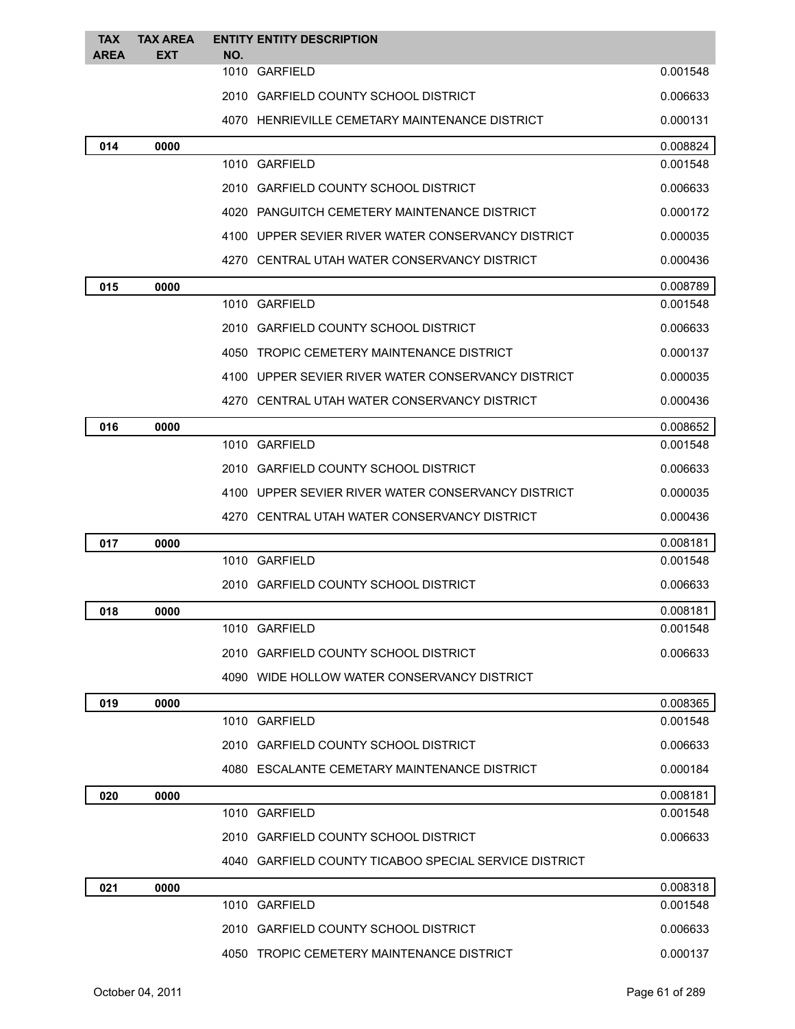| TAX AREA | TAX AREA EXT | ENTITY NO. | ENTITY DESCRIPTION | |
|---|---|---|---|---|
| | | 1010 | GARFIELD | 0.001548 |
| | | 2010 | GARFIELD COUNTY SCHOOL DISTRICT | 0.006633 |
| | | 4070 | HENRIEVILLE CEMETARY MAINTENANCE DISTRICT | 0.000131 |
| **014** | **0000** | | | 0.008824 |
| | | 1010 | GARFIELD | 0.001548 |
| | | 2010 | GARFIELD COUNTY SCHOOL DISTRICT | 0.006633 |
| | | 4020 | PANGUITCH CEMETERY MAINTENANCE DISTRICT | 0.000172 |
| | | 4100 | UPPER SEVIER RIVER WATER CONSERVANCY DISTRICT | 0.000035 |
| | | 4270 | CENTRAL UTAH WATER CONSERVANCY DISTRICT | 0.000436 |
| **015** | **0000** | | | 0.008789 |
| | | 1010 | GARFIELD | 0.001548 |
| | | 2010 | GARFIELD COUNTY SCHOOL DISTRICT | 0.006633 |
| | | 4050 | TROPIC CEMETERY MAINTENANCE DISTRICT | 0.000137 |
| | | 4100 | UPPER SEVIER RIVER WATER CONSERVANCY DISTRICT | 0.000035 |
| | | 4270 | CENTRAL UTAH WATER CONSERVANCY DISTRICT | 0.000436 |
| **016** | **0000** | | | 0.008652 |
| | | 1010 | GARFIELD | 0.001548 |
| | | 2010 | GARFIELD COUNTY SCHOOL DISTRICT | 0.006633 |
| | | 4100 | UPPER SEVIER RIVER WATER CONSERVANCY DISTRICT | 0.000035 |
| | | 4270 | CENTRAL UTAH WATER CONSERVANCY DISTRICT | 0.000436 |
| **017** | **0000** | | | 0.008181 |
| | | 1010 | GARFIELD | 0.001548 |
| | | 2010 | GARFIELD COUNTY SCHOOL DISTRICT | 0.006633 |
| **018** | **0000** | | | 0.008181 |
| | | 1010 | GARFIELD | 0.001548 |
| | | 2010 | GARFIELD COUNTY SCHOOL DISTRICT | 0.006633 |
| | | 4090 | WIDE HOLLOW WATER CONSERVANCY DISTRICT | |
| **019** | **0000** | | | 0.008365 |
| | | 1010 | GARFIELD | 0.001548 |
| | | 2010 | GARFIELD COUNTY SCHOOL DISTRICT | 0.006633 |
| | | 4080 | ESCALANTE CEMETARY MAINTENANCE DISTRICT | 0.000184 |
| **020** | **0000** | | | 0.008181 |
| | | 1010 | GARFIELD | 0.001548 |
| | | 2010 | GARFIELD COUNTY SCHOOL DISTRICT | 0.006633 |
| | | 4040 | GARFIELD COUNTY TICABOO SPECIAL SERVICE DISTRICT | |
| **021** | **0000** | | | 0.008318 |
| | | 1010 | GARFIELD | 0.001548 |
| | | 2010 | GARFIELD COUNTY SCHOOL DISTRICT | 0.006633 |
| | | 4050 | TROPIC CEMETERY MAINTENANCE DISTRICT | 0.000137 |

October 04, 2011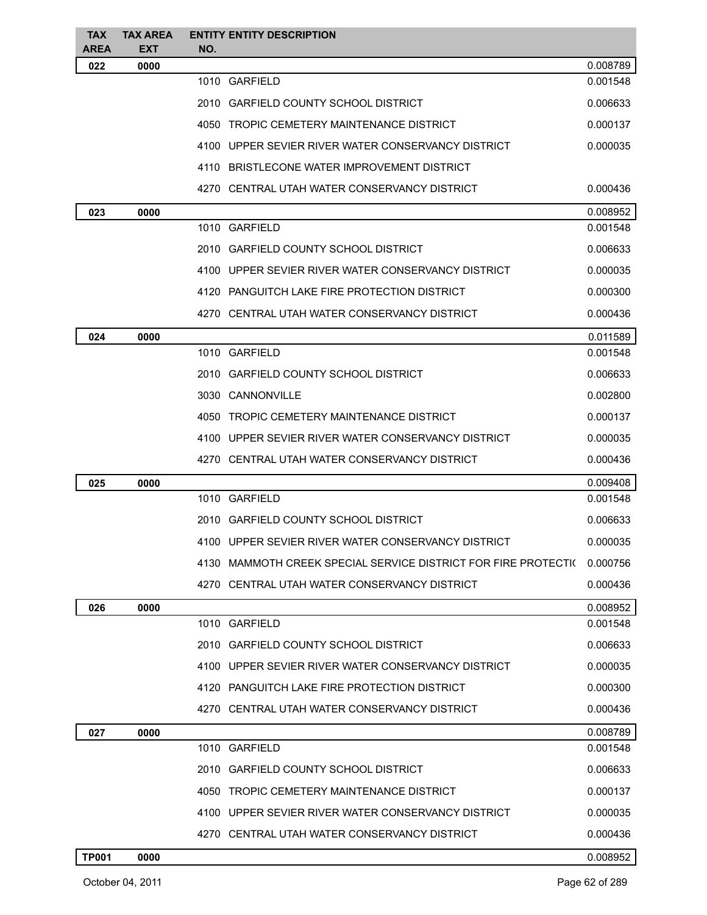| TAX AREA | TAX AREA EXT | ENTITY NO. | ENTITY DESCRIPTION | |
|---|---|---|---|---|
| **022** | **0000** | | | 0.008789 |
| | | 1010 | GARFIELD | 0.001548 |
| | | 2010 | GARFIELD COUNTY SCHOOL DISTRICT | 0.006633 |
| | | 4050 | TROPIC CEMETERY MAINTENANCE DISTRICT | 0.000137 |
| | | 4100 | UPPER SEVIER RIVER WATER CONSERVANCY DISTRICT | 0.000035 |
| | | 4110 | BRISTLECONE WATER IMPROVEMENT DISTRICT | |
| | | 4270 | CENTRAL UTAH WATER CONSERVANCY DISTRICT | 0.000436 |
| **023** | **0000** | | | 0.008952 |
| | | 1010 | GARFIELD | 0.001548 |
| | | 2010 | GARFIELD COUNTY SCHOOL DISTRICT | 0.006633 |
| | | 4100 | UPPER SEVIER RIVER WATER CONSERVANCY DISTRICT | 0.000035 |
| | | 4120 | PANGUITCH LAKE FIRE PROTECTION DISTRICT | 0.000300 |
| | | 4270 | CENTRAL UTAH WATER CONSERVANCY DISTRICT | 0.000436 |
| **024** | **0000** | | | 0.011589 |
| | | 1010 | GARFIELD | 0.001548 |
| | | 2010 | GARFIELD COUNTY SCHOOL DISTRICT | 0.006633 |
| | | 3030 | CANNONVILLE | 0.002800 |
| | | 4050 | TROPIC CEMETERY MAINTENANCE DISTRICT | 0.000137 |
| | | 4100 | UPPER SEVIER RIVER WATER CONSERVANCY DISTRICT | 0.000035 |
| | | 4270 | CENTRAL UTAH WATER CONSERVANCY DISTRICT | 0.000436 |
| **025** | **0000** | | | 0.009408 |
| | | 1010 | GARFIELD | 0.001548 |
| | | 2010 | GARFIELD COUNTY SCHOOL DISTRICT | 0.006633 |
| | | 4100 | UPPER SEVIER RIVER WATER CONSERVANCY DISTRICT | 0.000035 |
| | | 4130 | MAMMOTH CREEK SPECIAL SERVICE DISTRICT FOR FIRE PROTECTI( | 0.000756 |
| | | 4270 | CENTRAL UTAH WATER CONSERVANCY DISTRICT | 0.000436 |
| **026** | **0000** | | | 0.008952 |
| | | 1010 | GARFIELD | 0.001548 |
| | | 2010 | GARFIELD COUNTY SCHOOL DISTRICT | 0.006633 |
| | | 4100 | UPPER SEVIER RIVER WATER CONSERVANCY DISTRICT | 0.000035 |
| | | 4120 | PANGUITCH LAKE FIRE PROTECTION DISTRICT | 0.000300 |
| | | 4270 | CENTRAL UTAH WATER CONSERVANCY DISTRICT | 0.000436 |
| **027** | **0000** | | | 0.008789 |
| | | 1010 | GARFIELD | 0.001548 |
| | | 2010 | GARFIELD COUNTY SCHOOL DISTRICT | 0.006633 |
| | | 4050 | TROPIC CEMETERY MAINTENANCE DISTRICT | 0.000137 |
| | | 4100 | UPPER SEVIER RIVER WATER CONSERVANCY DISTRICT | 0.000035 |
| | | 4270 | CENTRAL UTAH WATER CONSERVANCY DISTRICT | 0.000436 |
| **TP001** | **0000** | | | 0.008952 |

October 04, 2011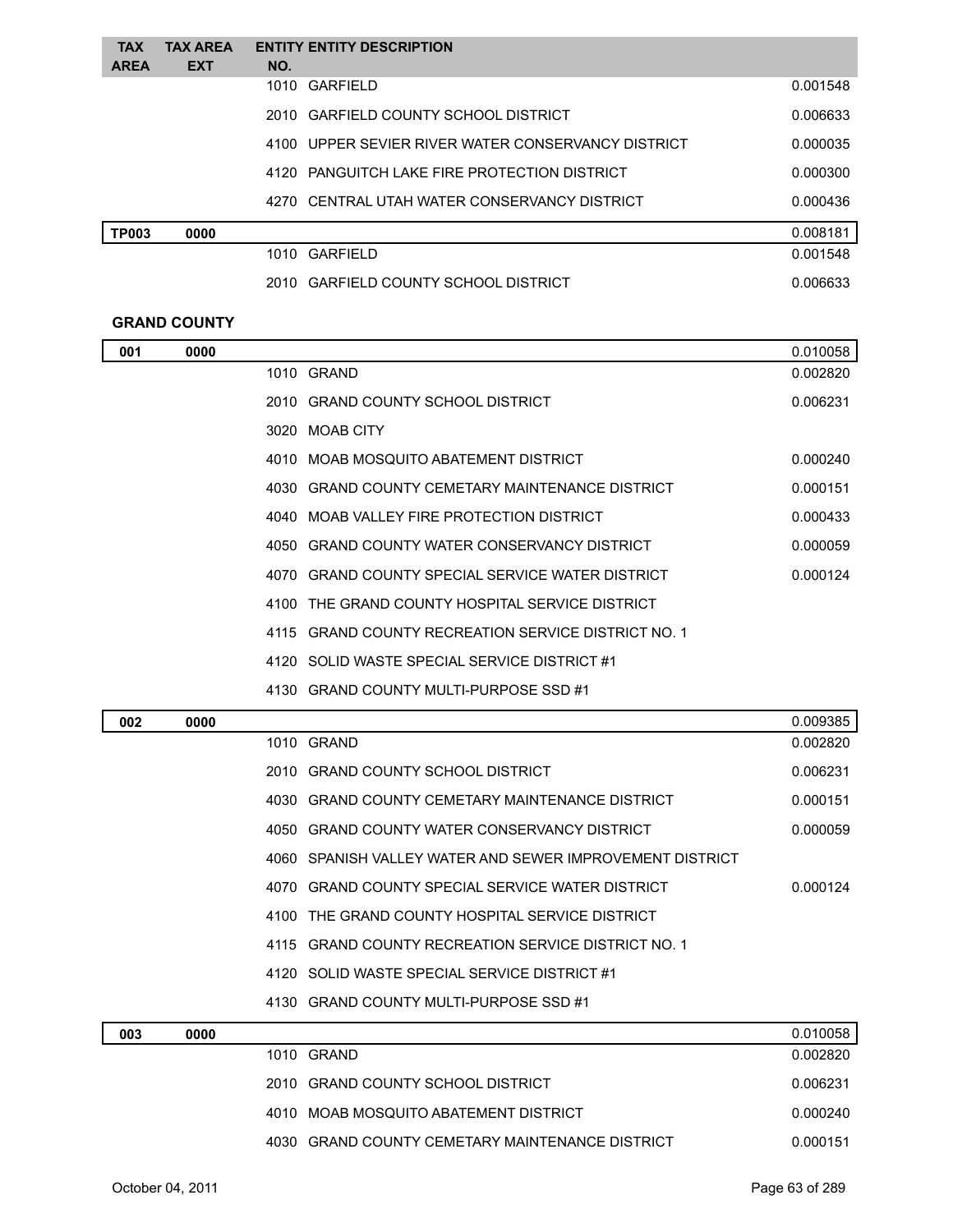| TAX AREA | TAX AREA EXT | ENTITY NO. | ENTITY DESCRIPTION | |
|---|---|---|---|---|
| | | 1010 | GARFIELD | 0.001548 |
| | | 2010 | GARFIELD COUNTY SCHOOL DISTRICT | 0.006633 |
| | | 4100 | UPPER SEVIER RIVER WATER CONSERVANCY DISTRICT | 0.000035 |
| | | 4120 | PANGUITCH LAKE FIRE PROTECTION DISTRICT | 0.000300 |
| | | 4270 | CENTRAL UTAH WATER CONSERVANCY DISTRICT | 0.000436 |
| **TP003** | **0000** | | | 0.008181 |
| | | 1010 | GARFIELD | 0.001548 |
| | | 2010 | GARFIELD COUNTY SCHOOL DISTRICT | 0.006633 |

**GRAND COUNTY**

| TAX AREA | TAX AREA EXT | ENTITY NO. | ENTITY DESCRIPTION | |
|---|---|---|---|---|
| **001** | **0000** | | | 0.010058 |
| | | 1010 | GRAND | 0.002820 |
| | | 2010 | GRAND COUNTY SCHOOL DISTRICT | 0.006231 |
| | | 3020 | MOAB CITY | |
| | | 4010 | MOAB MOSQUITO ABATEMENT DISTRICT | 0.000240 |
| | | 4030 | GRAND COUNTY CEMETARY MAINTENANCE DISTRICT | 0.000151 |
| | | 4040 | MOAB VALLEY FIRE PROTECTION DISTRICT | 0.000433 |
| | | 4050 | GRAND COUNTY WATER CONSERVANCY DISTRICT | 0.000059 |
| | | 4070 | GRAND COUNTY SPECIAL SERVICE WATER DISTRICT | 0.000124 |
| | | 4100 | THE GRAND COUNTY HOSPITAL SERVICE DISTRICT | |
| | | 4115 | GRAND COUNTY RECREATION SERVICE DISTRICT NO. 1 | |
| | | 4120 | SOLID WASTE SPECIAL SERVICE DISTRICT #1 | |
| | | 4130 | GRAND COUNTY MULTI-PURPOSE SSD #1 | |
| **002** | **0000** | | | 0.009385 |
| | | 1010 | GRAND | 0.002820 |
| | | 2010 | GRAND COUNTY SCHOOL DISTRICT | 0.006231 |
| | | 4030 | GRAND COUNTY CEMETARY MAINTENANCE DISTRICT | 0.000151 |
| | | 4050 | GRAND COUNTY WATER CONSERVANCY DISTRICT | 0.000059 |
| | | 4060 | SPANISH VALLEY WATER AND SEWER IMPROVEMENT DISTRICT | |
| | | 4070 | GRAND COUNTY SPECIAL SERVICE WATER DISTRICT | 0.000124 |
| | | 4100 | THE GRAND COUNTY HOSPITAL SERVICE DISTRICT | |
| | | 4115 | GRAND COUNTY RECREATION SERVICE DISTRICT NO. 1 | |
| | | 4120 | SOLID WASTE SPECIAL SERVICE DISTRICT #1 | |
| | | 4130 | GRAND COUNTY MULTI-PURPOSE SSD #1 | |
| **003** | **0000** | | | 0.010058 |
| | | 1010 | GRAND | 0.002820 |
| | | 2010 | GRAND COUNTY SCHOOL DISTRICT | 0.006231 |
| | | 4010 | MOAB MOSQUITO ABATEMENT DISTRICT | 0.000240 |
| | | 4030 | GRAND COUNTY CEMETARY MAINTENANCE DISTRICT | 0.000151 |

October 04, 2011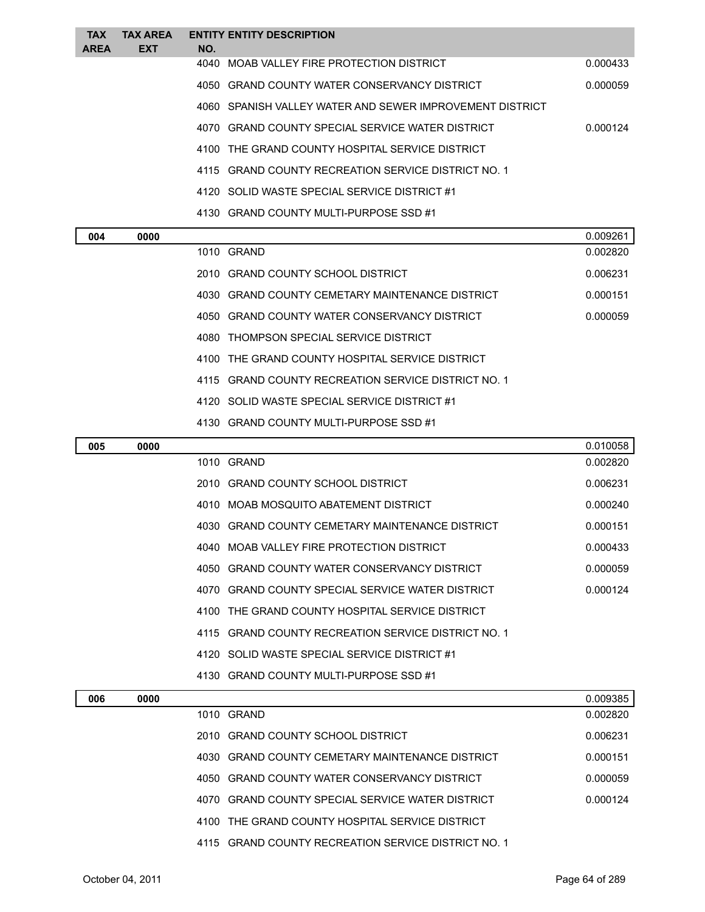| TAX AREA | TAX AREA EXT | ENTITY NO. | ENTITY DESCRIPTION | |
|---|---|---|---|---|
| | | 4040 | MOAB VALLEY FIRE PROTECTION DISTRICT | 0.000433 |
| | | 4050 | GRAND COUNTY WATER CONSERVANCY DISTRICT | 0.000059 |
| | | 4060 | SPANISH VALLEY WATER AND SEWER IMPROVEMENT DISTRICT | |
| | | 4070 | GRAND COUNTY SPECIAL SERVICE WATER DISTRICT | 0.000124 |
| | | 4100 | THE GRAND COUNTY HOSPITAL SERVICE DISTRICT | |
| | | 4115 | GRAND COUNTY RECREATION SERVICE DISTRICT NO. 1 | |
| | | 4120 | SOLID WASTE SPECIAL SERVICE DISTRICT #1 | |
| | | 4130 | GRAND COUNTY MULTI-PURPOSE SSD #1 | |
| **004** | **0000** | | | 0.009261 |
| | | 1010 | GRAND | 0.002820 |
| | | 2010 | GRAND COUNTY SCHOOL DISTRICT | 0.006231 |
| | | 4030 | GRAND COUNTY CEMETARY MAINTENANCE DISTRICT | 0.000151 |
| | | 4050 | GRAND COUNTY WATER CONSERVANCY DISTRICT | 0.000059 |
| | | 4080 | THOMPSON SPECIAL SERVICE DISTRICT | |
| | | 4100 | THE GRAND COUNTY HOSPITAL SERVICE DISTRICT | |
| | | 4115 | GRAND COUNTY RECREATION SERVICE DISTRICT NO. 1 | |
| | | 4120 | SOLID WASTE SPECIAL SERVICE DISTRICT #1 | |
| | | 4130 | GRAND COUNTY MULTI-PURPOSE SSD #1 | |
| **005** | **0000** | | | 0.010058 |
| | | 1010 | GRAND | 0.002820 |
| | | 2010 | GRAND COUNTY SCHOOL DISTRICT | 0.006231 |
| | | 4010 | MOAB MOSQUITO ABATEMENT DISTRICT | 0.000240 |
| | | 4030 | GRAND COUNTY CEMETARY MAINTENANCE DISTRICT | 0.000151 |
| | | 4040 | MOAB VALLEY FIRE PROTECTION DISTRICT | 0.000433 |
| | | 4050 | GRAND COUNTY WATER CONSERVANCY DISTRICT | 0.000059 |
| | | 4070 | GRAND COUNTY SPECIAL SERVICE WATER DISTRICT | 0.000124 |
| | | 4100 | THE GRAND COUNTY HOSPITAL SERVICE DISTRICT | |
| | | 4115 | GRAND COUNTY RECREATION SERVICE DISTRICT NO. 1 | |
| | | 4120 | SOLID WASTE SPECIAL SERVICE DISTRICT #1 | |
| | | 4130 | GRAND COUNTY MULTI-PURPOSE SSD #1 | |
| **006** | **0000** | | | 0.009385 |
| | | 1010 | GRAND | 0.002820 |
| | | 2010 | GRAND COUNTY SCHOOL DISTRICT | 0.006231 |
| | | 4030 | GRAND COUNTY CEMETARY MAINTENANCE DISTRICT | 0.000151 |
| | | 4050 | GRAND COUNTY WATER CONSERVANCY DISTRICT | 0.000059 |
| | | 4070 | GRAND COUNTY SPECIAL SERVICE WATER DISTRICT | 0.000124 |
| | | 4100 | THE GRAND COUNTY HOSPITAL SERVICE DISTRICT | |
| | | 4115 | GRAND COUNTY RECREATION SERVICE DISTRICT NO. 1 | |

October 04, 2011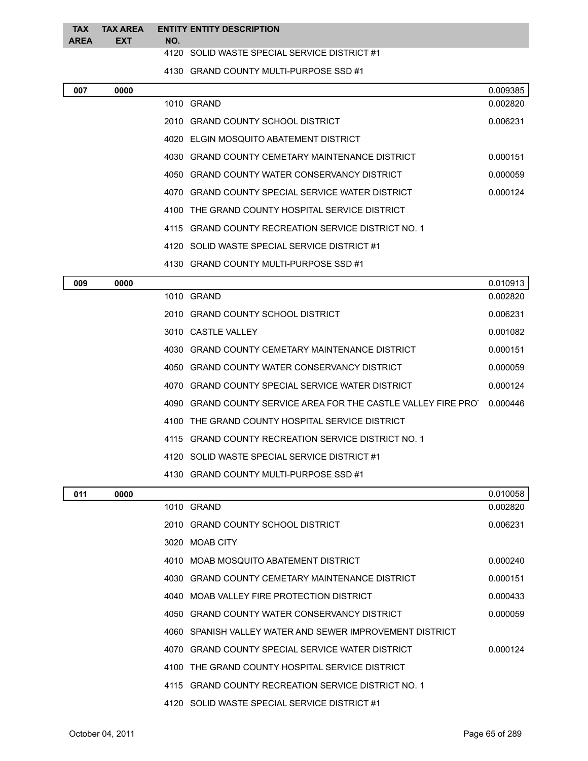| TAX AREA | TAX AREA EXT | ENTITY NO. | ENTITY DESCRIPTION | |
|---|---|---|---|---|
| | | 4120 | SOLID WASTE SPECIAL SERVICE DISTRICT #1 | |
| | | 4130 | GRAND COUNTY MULTI-PURPOSE SSD #1 | |
| **007** | **0000** | | | 0.009385 |
| | | 1010 | GRAND | 0.002820 |
| | | 2010 | GRAND COUNTY SCHOOL DISTRICT | 0.006231 |
| | | 4020 | ELGIN MOSQUITO ABATEMENT DISTRICT | |
| | | 4030 | GRAND COUNTY CEMETARY MAINTENANCE DISTRICT | 0.000151 |
| | | 4050 | GRAND COUNTY WATER CONSERVANCY DISTRICT | 0.000059 |
| | | 4070 | GRAND COUNTY SPECIAL SERVICE WATER DISTRICT | 0.000124 |
| | | 4100 | THE GRAND COUNTY HOSPITAL SERVICE DISTRICT | |
| | | 4115 | GRAND COUNTY RECREATION SERVICE DISTRICT NO. 1 | |
| | | 4120 | SOLID WASTE SPECIAL SERVICE DISTRICT #1 | |
| | | 4130 | GRAND COUNTY MULTI-PURPOSE SSD #1 | |
| **009** | **0000** | | | 0.010913 |
| | | 1010 | GRAND | 0.002820 |
| | | 2010 | GRAND COUNTY SCHOOL DISTRICT | 0.006231 |
| | | 3010 | CASTLE VALLEY | 0.001082 |
| | | 4030 | GRAND COUNTY CEMETARY MAINTENANCE DISTRICT | 0.000151 |
| | | 4050 | GRAND COUNTY WATER CONSERVANCY DISTRICT | 0.000059 |
| | | 4070 | GRAND COUNTY SPECIAL SERVICE WATER DISTRICT | 0.000124 |
| | | 4090 | GRAND COUNTY SERVICE AREA FOR THE CASTLE VALLEY FIRE PRO | 0.000446 |
| | | 4100 | THE GRAND COUNTY HOSPITAL SERVICE DISTRICT | |
| | | 4115 | GRAND COUNTY RECREATION SERVICE DISTRICT NO. 1 | |
| | | 4120 | SOLID WASTE SPECIAL SERVICE DISTRICT #1 | |
| | | 4130 | GRAND COUNTY MULTI-PURPOSE SSD #1 | |
| **011** | **0000** | | | 0.010058 |
| | | 1010 | GRAND | 0.002820 |
| | | 2010 | GRAND COUNTY SCHOOL DISTRICT | 0.006231 |
| | | 3020 | MOAB CITY | |
| | | 4010 | MOAB MOSQUITO ABATEMENT DISTRICT | 0.000240 |
| | | 4030 | GRAND COUNTY CEMETARY MAINTENANCE DISTRICT | 0.000151 |
| | | 4040 | MOAB VALLEY FIRE PROTECTION DISTRICT | 0.000433 |
| | | 4050 | GRAND COUNTY WATER CONSERVANCY DISTRICT | 0.000059 |
| | | 4060 | SPANISH VALLEY WATER AND SEWER IMPROVEMENT DISTRICT | |
| | | 4070 | GRAND COUNTY SPECIAL SERVICE WATER DISTRICT | 0.000124 |
| | | 4100 | THE GRAND COUNTY HOSPITAL SERVICE DISTRICT | |
| | | 4115 | GRAND COUNTY RECREATION SERVICE DISTRICT NO. 1 | |
| | | 4120 | SOLID WASTE SPECIAL SERVICE DISTRICT #1 | |

October 04, 2011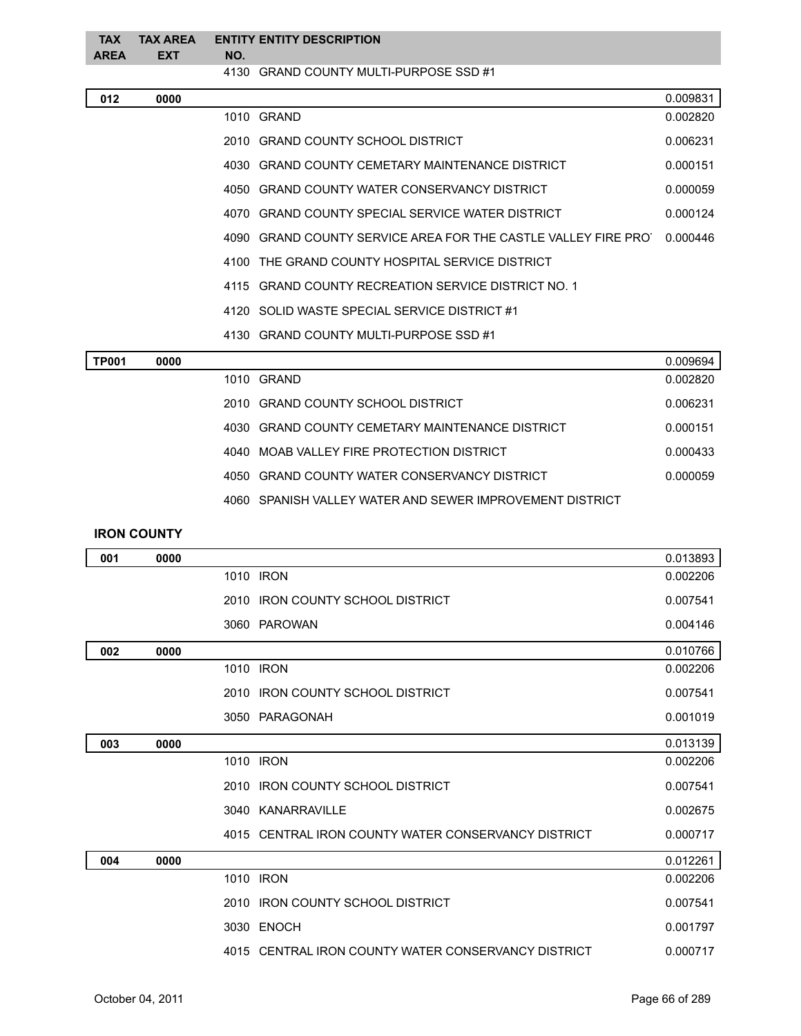| TAX AREA | TAX AREA EXT | ENTITY NO. | ENTITY DESCRIPTION | |
|---|---|---|---|---|
| | | 4130 | GRAND COUNTY MULTI-PURPOSE SSD #1 | |
| **012** | **0000** | | | 0.009831 |
| | | 1010 | GRAND | 0.002820 |
| | | 2010 | GRAND COUNTY SCHOOL DISTRICT | 0.006231 |
| | | 4030 | GRAND COUNTY CEMETARY MAINTENANCE DISTRICT | 0.000151 |
| | | 4050 | GRAND COUNTY WATER CONSERVANCY DISTRICT | 0.000059 |
| | | 4070 | GRAND COUNTY SPECIAL SERVICE WATER DISTRICT | 0.000124 |
| | | 4090 | GRAND COUNTY SERVICE AREA FOR THE CASTLE VALLEY FIRE PRO | 0.000446 |
| | | 4100 | THE GRAND COUNTY HOSPITAL SERVICE DISTRICT | |
| | | 4115 | GRAND COUNTY RECREATION SERVICE DISTRICT NO. 1 | |
| | | 4120 | SOLID WASTE SPECIAL SERVICE DISTRICT #1 | |
| | | 4130 | GRAND COUNTY MULTI-PURPOSE SSD #1 | |
| **TP001** | **0000** | | | 0.009694 |
| | | 1010 | GRAND | 0.002820 |
| | | 2010 | GRAND COUNTY SCHOOL DISTRICT | 0.006231 |
| | | 4030 | GRAND COUNTY CEMETARY MAINTENANCE DISTRICT | 0.000151 |
| | | 4040 | MOAB VALLEY FIRE PROTECTION DISTRICT | 0.000433 |
| | | 4050 | GRAND COUNTY WATER CONSERVANCY DISTRICT | 0.000059 |
| | | 4060 | SPANISH VALLEY WATER AND SEWER IMPROVEMENT DISTRICT | |

## IRON COUNTY

| TAX AREA | TAX AREA EXT | ENTITY NO. | ENTITY DESCRIPTION | |
|---|---|---|---|---|
| **001** | **0000** | | | 0.013893 |
| | | 1010 | IRON | 0.002206 |
| | | 2010 | IRON COUNTY SCHOOL DISTRICT | 0.007541 |
| | | 3060 | PAROWAN | 0.004146 |
| **002** | **0000** | | | 0.010766 |
| | | 1010 | IRON | 0.002206 |
| | | 2010 | IRON COUNTY SCHOOL DISTRICT | 0.007541 |
| | | 3050 | PARAGONAH | 0.001019 |
| **003** | **0000** | | | 0.013139 |
| | | 1010 | IRON | 0.002206 |
| | | 2010 | IRON COUNTY SCHOOL DISTRICT | 0.007541 |
| | | 3040 | KANARRAVILLE | 0.002675 |
| | | 4015 | CENTRAL IRON COUNTY WATER CONSERVANCY DISTRICT | 0.000717 |
| **004** | **0000** | | | 0.012261 |
| | | 1010 | IRON | 0.002206 |
| | | 2010 | IRON COUNTY SCHOOL DISTRICT | 0.007541 |
| | | 3030 | ENOCH | 0.001797 |
| | | 4015 | CENTRAL IRON COUNTY WATER CONSERVANCY DISTRICT | 0.000717 |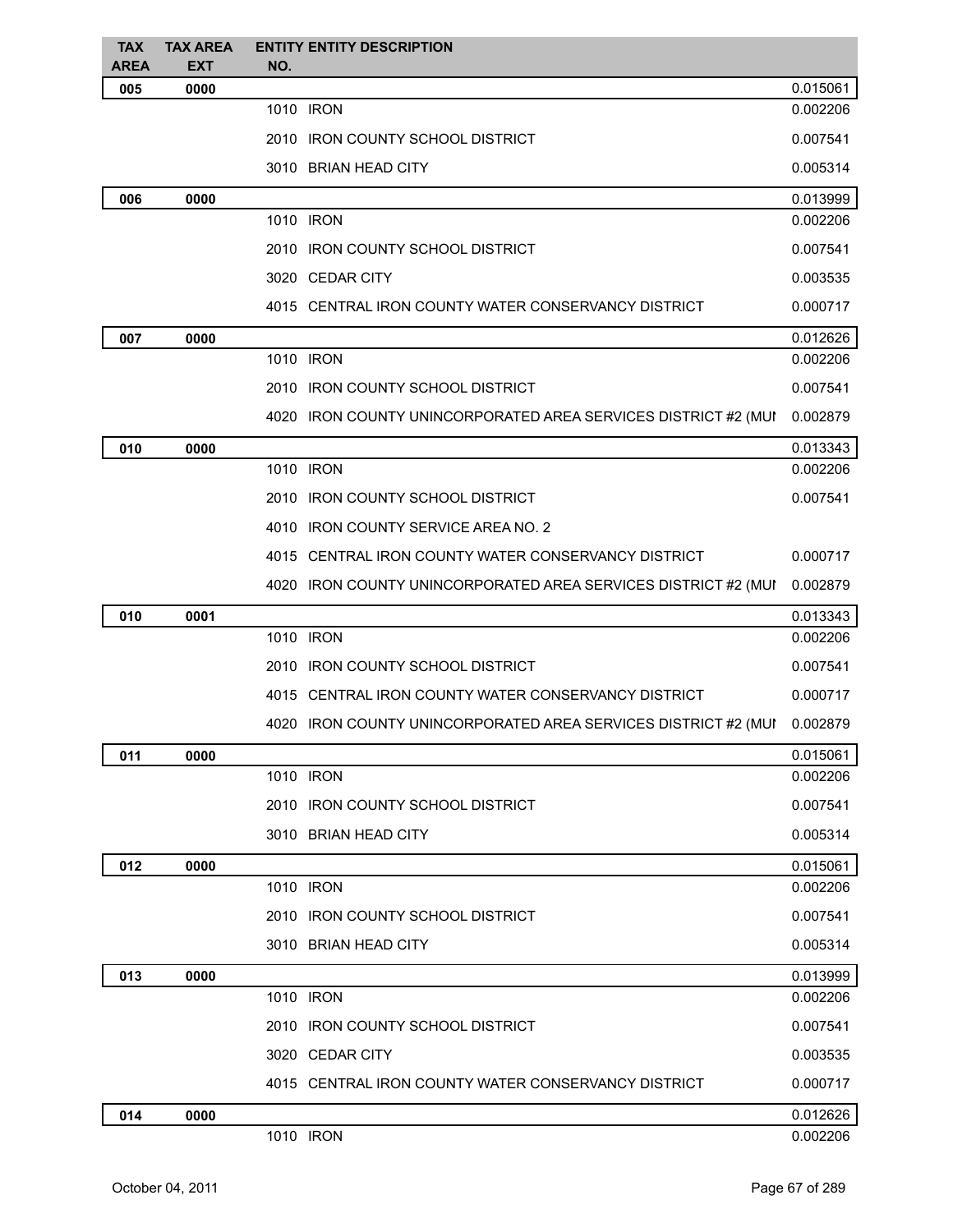| TAX AREA | TAX AREA EXT | ENTITY NO. | ENTITY DESCRIPTION | |
|---|---|---|---|---|
| **005** | **0000** | | | 0.015061 |
| | | 1010 | IRON | 0.002206 |
| | | 2010 | IRON COUNTY SCHOOL DISTRICT | 0.007541 |
| | | 3010 | BRIAN HEAD CITY | 0.005314 |
| **006** | **0000** | | | 0.013999 |
| | | 1010 | IRON | 0.002206 |
| | | 2010 | IRON COUNTY SCHOOL DISTRICT | 0.007541 |
| | | 3020 | CEDAR CITY | 0.003535 |
| | | 4015 | CENTRAL IRON COUNTY WATER CONSERVANCY DISTRICT | 0.000717 |
| **007** | **0000** | | | 0.012626 |
| | | 1010 | IRON | 0.002206 |
| | | 2010 | IRON COUNTY SCHOOL DISTRICT | 0.007541 |
| | | 4020 | IRON COUNTY UNINCORPORATED AREA SERVICES DISTRICT #2 (MUI | 0.002879 |
| **010** | **0000** | | | 0.013343 |
| | | 1010 | IRON | 0.002206 |
| | | 2010 | IRON COUNTY SCHOOL DISTRICT | 0.007541 |
| | | 4010 | IRON COUNTY SERVICE AREA NO. 2 | |
| | | 4015 | CENTRAL IRON COUNTY WATER CONSERVANCY DISTRICT | 0.000717 |
| | | 4020 | IRON COUNTY UNINCORPORATED AREA SERVICES DISTRICT #2 (MUI | 0.002879 |
| **010** | **0001** | | | 0.013343 |
| | | 1010 | IRON | 0.002206 |
| | | 2010 | IRON COUNTY SCHOOL DISTRICT | 0.007541 |
| | | 4015 | CENTRAL IRON COUNTY WATER CONSERVANCY DISTRICT | 0.000717 |
| | | 4020 | IRON COUNTY UNINCORPORATED AREA SERVICES DISTRICT #2 (MUI | 0.002879 |
| **011** | **0000** | | | 0.015061 |
| | | 1010 | IRON | 0.002206 |
| | | 2010 | IRON COUNTY SCHOOL DISTRICT | 0.007541 |
| | | 3010 | BRIAN HEAD CITY | 0.005314 |
| **012** | **0000** | | | 0.015061 |
| | | 1010 | IRON | 0.002206 |
| | | 2010 | IRON COUNTY SCHOOL DISTRICT | 0.007541 |
| | | 3010 | BRIAN HEAD CITY | 0.005314 |
| **013** | **0000** | | | 0.013999 |
| | | 1010 | IRON | 0.002206 |
| | | 2010 | IRON COUNTY SCHOOL DISTRICT | 0.007541 |
| | | 3020 | CEDAR CITY | 0.003535 |
| | | 4015 | CENTRAL IRON COUNTY WATER CONSERVANCY DISTRICT | 0.000717 |
| **014** | **0000** | | | 0.012626 |
| | | 1010 | IRON | 0.002206 |

October 04, 2011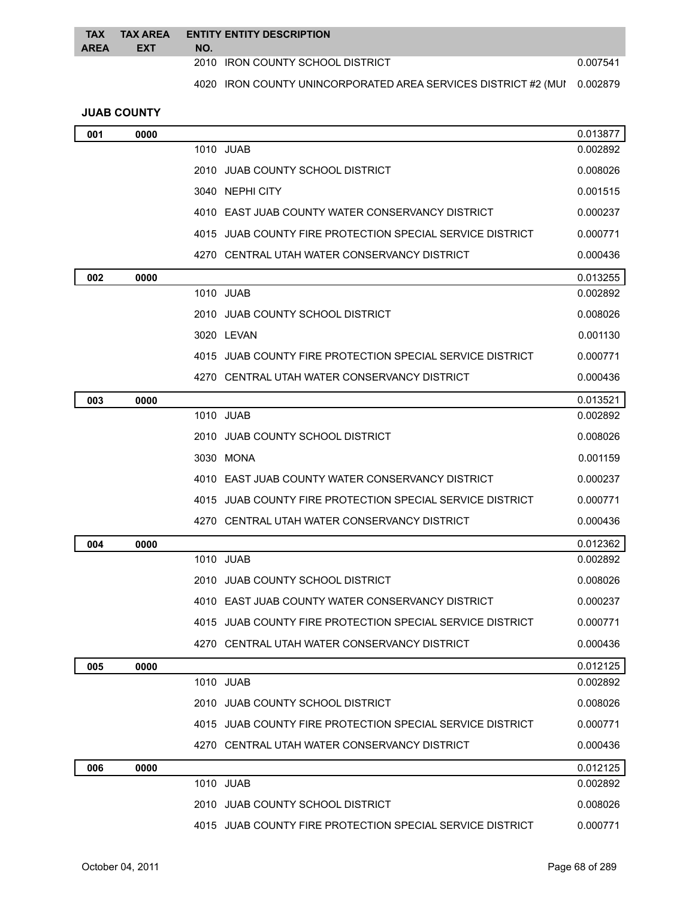| TAX AREA | TAX AREA EXT | ENTITY NO. | ENTITY DESCRIPTION | |
|---|---|---|---|---|
| | | 2010 | IRON COUNTY SCHOOL DISTRICT | 0.007541 |
| | | 4020 | IRON COUNTY UNINCORPORATED AREA SERVICES DISTRICT #2 (MUI | 0.002879 |

**JUAB COUNTY**

| TAX AREA | TAX AREA EXT | ENTITY NO. | ENTITY DESCRIPTION | |
|---|---|---|---|---|
| 001 | 0000 | | | 0.013877 |
| | | 1010 | JUAB | 0.002892 |
| | | 2010 | JUAB COUNTY SCHOOL DISTRICT | 0.008026 |
| | | 3040 | NEPHI CITY | 0.001515 |
| | | 4010 | EAST JUAB COUNTY WATER CONSERVANCY DISTRICT | 0.000237 |
| | | 4015 | JUAB COUNTY FIRE PROTECTION SPECIAL SERVICE DISTRICT | 0.000771 |
| | | 4270 | CENTRAL UTAH WATER CONSERVANCY DISTRICT | 0.000436 |
| 002 | 0000 | | | 0.013255 |
| | | 1010 | JUAB | 0.002892 |
| | | 2010 | JUAB COUNTY SCHOOL DISTRICT | 0.008026 |
| | | 3020 | LEVAN | 0.001130 |
| | | 4015 | JUAB COUNTY FIRE PROTECTION SPECIAL SERVICE DISTRICT | 0.000771 |
| | | 4270 | CENTRAL UTAH WATER CONSERVANCY DISTRICT | 0.000436 |
| 003 | 0000 | | | 0.013521 |
| | | 1010 | JUAB | 0.002892 |
| | | 2010 | JUAB COUNTY SCHOOL DISTRICT | 0.008026 |
| | | 3030 | MONA | 0.001159 |
| | | 4010 | EAST JUAB COUNTY WATER CONSERVANCY DISTRICT | 0.000237 |
| | | 4015 | JUAB COUNTY FIRE PROTECTION SPECIAL SERVICE DISTRICT | 0.000771 |
| | | 4270 | CENTRAL UTAH WATER CONSERVANCY DISTRICT | 0.000436 |
| 004 | 0000 | | | 0.012362 |
| | | 1010 | JUAB | 0.002892 |
| | | 2010 | JUAB COUNTY SCHOOL DISTRICT | 0.008026 |
| | | 4010 | EAST JUAB COUNTY WATER CONSERVANCY DISTRICT | 0.000237 |
| | | 4015 | JUAB COUNTY FIRE PROTECTION SPECIAL SERVICE DISTRICT | 0.000771 |
| | | 4270 | CENTRAL UTAH WATER CONSERVANCY DISTRICT | 0.000436 |
| 005 | 0000 | | | 0.012125 |
| | | 1010 | JUAB | 0.002892 |
| | | 2010 | JUAB COUNTY SCHOOL DISTRICT | 0.008026 |
| | | 4015 | JUAB COUNTY FIRE PROTECTION SPECIAL SERVICE DISTRICT | 0.000771 |
| | | 4270 | CENTRAL UTAH WATER CONSERVANCY DISTRICT | 0.000436 |
| 006 | 0000 | | | 0.012125 |
| | | 1010 | JUAB | 0.002892 |
| | | 2010 | JUAB COUNTY SCHOOL DISTRICT | 0.008026 |
| | | 4015 | JUAB COUNTY FIRE PROTECTION SPECIAL SERVICE DISTRICT | 0.000771 |

October 04, 2011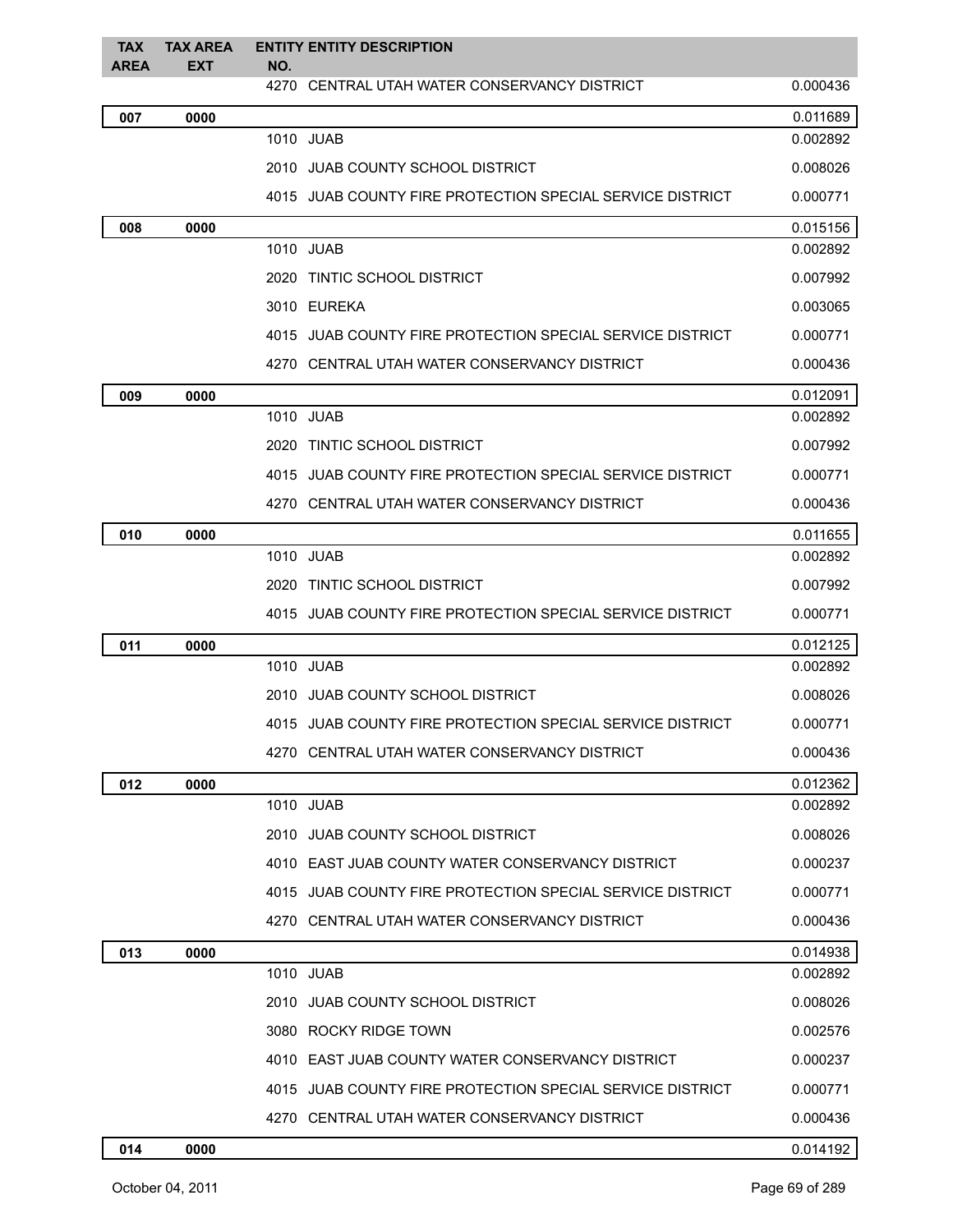| TAX AREA | TAX AREA EXT | ENTITY NO. | ENTITY DESCRIPTION | |
|---|---|---|---|---|
| | | 4270 | CENTRAL UTAH WATER CONSERVANCY DISTRICT | 0.000436 |
| 007 | 0000 | | | 0.011689 |
| | | 1010 | JUAB | 0.002892 |
| | | 2010 | JUAB COUNTY SCHOOL DISTRICT | 0.008026 |
| | | 4015 | JUAB COUNTY FIRE PROTECTION SPECIAL SERVICE DISTRICT | 0.000771 |
| 008 | 0000 | | | 0.015156 |
| | | 1010 | JUAB | 0.002892 |
| | | 2020 | TINTIC SCHOOL DISTRICT | 0.007992 |
| | | 3010 | EUREKA | 0.003065 |
| | | 4015 | JUAB COUNTY FIRE PROTECTION SPECIAL SERVICE DISTRICT | 0.000771 |
| | | 4270 | CENTRAL UTAH WATER CONSERVANCY DISTRICT | 0.000436 |
| 009 | 0000 | | | 0.012091 |
| | | 1010 | JUAB | 0.002892 |
| | | 2020 | TINTIC SCHOOL DISTRICT | 0.007992 |
| | | 4015 | JUAB COUNTY FIRE PROTECTION SPECIAL SERVICE DISTRICT | 0.000771 |
| | | 4270 | CENTRAL UTAH WATER CONSERVANCY DISTRICT | 0.000436 |
| 010 | 0000 | | | 0.011655 |
| | | 1010 | JUAB | 0.002892 |
| | | 2020 | TINTIC SCHOOL DISTRICT | 0.007992 |
| | | 4015 | JUAB COUNTY FIRE PROTECTION SPECIAL SERVICE DISTRICT | 0.000771 |
| 011 | 0000 | | | 0.012125 |
| | | 1010 | JUAB | 0.002892 |
| | | 2010 | JUAB COUNTY SCHOOL DISTRICT | 0.008026 |
| | | 4015 | JUAB COUNTY FIRE PROTECTION SPECIAL SERVICE DISTRICT | 0.000771 |
| | | 4270 | CENTRAL UTAH WATER CONSERVANCY DISTRICT | 0.000436 |
| 012 | 0000 | | | 0.012362 |
| | | 1010 | JUAB | 0.002892 |
| | | 2010 | JUAB COUNTY SCHOOL DISTRICT | 0.008026 |
| | | 4010 | EAST JUAB COUNTY WATER CONSERVANCY DISTRICT | 0.000237 |
| | | 4015 | JUAB COUNTY FIRE PROTECTION SPECIAL SERVICE DISTRICT | 0.000771 |
| | | 4270 | CENTRAL UTAH WATER CONSERVANCY DISTRICT | 0.000436 |
| 013 | 0000 | | | 0.014938 |
| | | 1010 | JUAB | 0.002892 |
| | | 2010 | JUAB COUNTY SCHOOL DISTRICT | 0.008026 |
| | | 3080 | ROCKY RIDGE TOWN | 0.002576 |
| | | 4010 | EAST JUAB COUNTY WATER CONSERVANCY DISTRICT | 0.000237 |
| | | 4015 | JUAB COUNTY FIRE PROTECTION SPECIAL SERVICE DISTRICT | 0.000771 |
| | | 4270 | CENTRAL UTAH WATER CONSERVANCY DISTRICT | 0.000436 |
| 014 | 0000 | | | 0.014192 |

October 04, 2011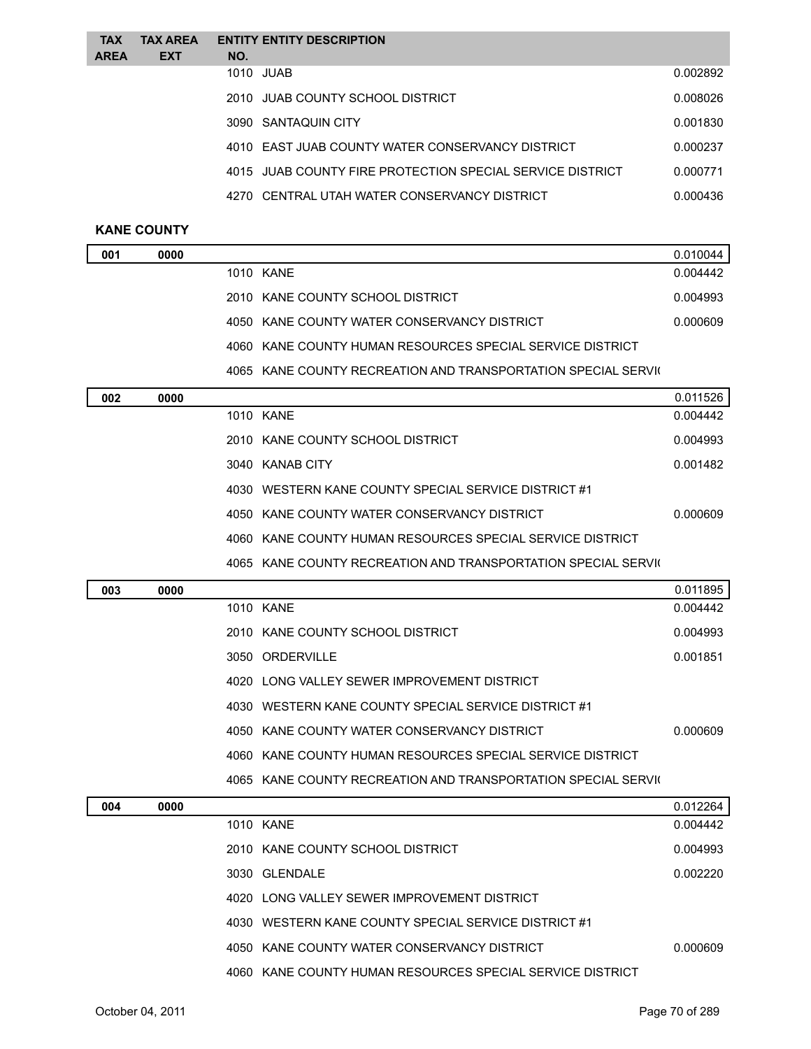| TAX AREA | TAX AREA EXT | ENTITY NO. | ENTITY DESCRIPTION | |
|---|---|---|---|---|
| | | 1010 | JUAB | 0.002892 |
| | | 2010 | JUAB COUNTY SCHOOL DISTRICT | 0.008026 |
| | | 3090 | SANTAQUIN CITY | 0.001830 |
| | | 4010 | EAST JUAB COUNTY WATER CONSERVANCY DISTRICT | 0.000237 |
| | | 4015 | JUAB COUNTY FIRE PROTECTION SPECIAL SERVICE DISTRICT | 0.000771 |
| | | 4270 | CENTRAL UTAH WATER CONSERVANCY DISTRICT | 0.000436 |

**KANE COUNTY**

| TAX AREA | TAX AREA EXT | ENTITY NO. | ENTITY DESCRIPTION | |
|---|---|---|---|---|
| 001 | 0000 | | | 0.010044 |
| | | 1010 | KANE | 0.004442 |
| | | 2010 | KANE COUNTY SCHOOL DISTRICT | 0.004993 |
| | | 4050 | KANE COUNTY WATER CONSERVANCY DISTRICT | 0.000609 |
| | | 4060 | KANE COUNTY HUMAN RESOURCES SPECIAL SERVICE DISTRICT | |
| | | 4065 | KANE COUNTY RECREATION AND TRANSPORTATION SPECIAL SERVI( | |
| 002 | 0000 | | | 0.011526 |
| | | 1010 | KANE | 0.004442 |
| | | 2010 | KANE COUNTY SCHOOL DISTRICT | 0.004993 |
| | | 3040 | KANAB CITY | 0.001482 |
| | | 4030 | WESTERN KANE COUNTY SPECIAL SERVICE DISTRICT #1 | |
| | | 4050 | KANE COUNTY WATER CONSERVANCY DISTRICT | 0.000609 |
| | | 4060 | KANE COUNTY HUMAN RESOURCES SPECIAL SERVICE DISTRICT | |
| | | 4065 | KANE COUNTY RECREATION AND TRANSPORTATION SPECIAL SERVI( | |
| 003 | 0000 | | | 0.011895 |
| | | 1010 | KANE | 0.004442 |
| | | 2010 | KANE COUNTY SCHOOL DISTRICT | 0.004993 |
| | | 3050 | ORDERVILLE | 0.001851 |
| | | 4020 | LONG VALLEY SEWER IMPROVEMENT DISTRICT | |
| | | 4030 | WESTERN KANE COUNTY SPECIAL SERVICE DISTRICT #1 | |
| | | 4050 | KANE COUNTY WATER CONSERVANCY DISTRICT | 0.000609 |
| | | 4060 | KANE COUNTY HUMAN RESOURCES SPECIAL SERVICE DISTRICT | |
| | | 4065 | KANE COUNTY RECREATION AND TRANSPORTATION SPECIAL SERVI( | |
| 004 | 0000 | | | 0.012264 |
| | | 1010 | KANE | 0.004442 |
| | | 2010 | KANE COUNTY SCHOOL DISTRICT | 0.004993 |
| | | 3030 | GLENDALE | 0.002220 |
| | | 4020 | LONG VALLEY SEWER IMPROVEMENT DISTRICT | |
| | | 4030 | WESTERN KANE COUNTY SPECIAL SERVICE DISTRICT #1 | |
| | | 4050 | KANE COUNTY WATER CONSERVANCY DISTRICT | 0.000609 |
| | | 4060 | KANE COUNTY HUMAN RESOURCES SPECIAL SERVICE DISTRICT | |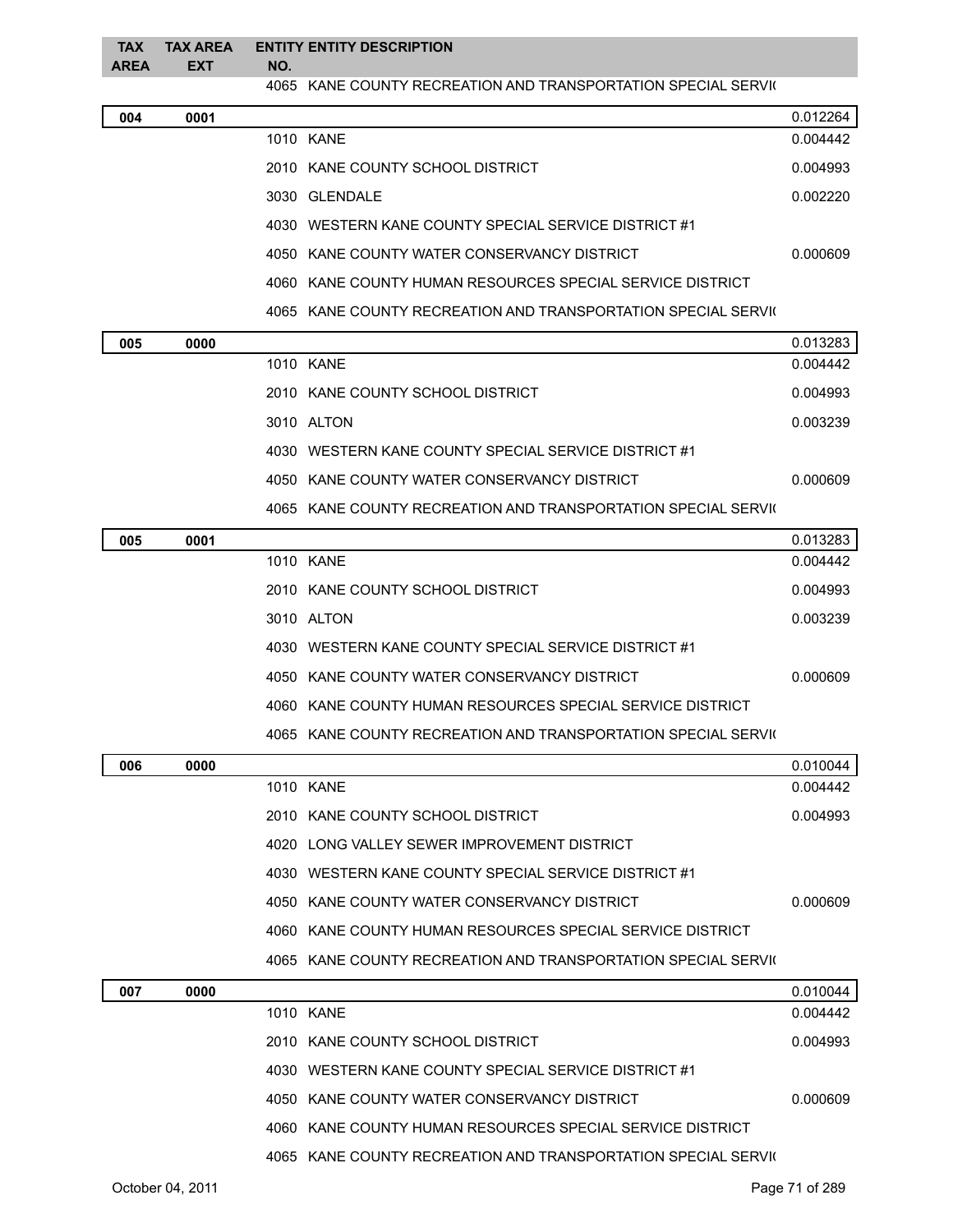| TAX AREA | TAX AREA EXT | ENTITY NO. | ENTITY DESCRIPTION | |
|---|---|---|---|---|
| | | 4065 | KANE COUNTY RECREATION AND TRANSPORTATION SPECIAL SERVI( | |
| **004** | **0001** | | | 0.012264 |
| | | 1010 | KANE | 0.004442 |
| | | 2010 | KANE COUNTY SCHOOL DISTRICT | 0.004993 |
| | | 3030 | GLENDALE | 0.002220 |
| | | 4030 | WESTERN KANE COUNTY SPECIAL SERVICE DISTRICT #1 | |
| | | 4050 | KANE COUNTY WATER CONSERVANCY DISTRICT | 0.000609 |
| | | 4060 | KANE COUNTY HUMAN RESOURCES SPECIAL SERVICE DISTRICT | |
| | | 4065 | KANE COUNTY RECREATION AND TRANSPORTATION SPECIAL SERVI( | |
| **005** | **0000** | | | 0.013283 |
| | | 1010 | KANE | 0.004442 |
| | | 2010 | KANE COUNTY SCHOOL DISTRICT | 0.004993 |
| | | 3010 | ALTON | 0.003239 |
| | | 4030 | WESTERN KANE COUNTY SPECIAL SERVICE DISTRICT #1 | |
| | | 4050 | KANE COUNTY WATER CONSERVANCY DISTRICT | 0.000609 |
| | | 4065 | KANE COUNTY RECREATION AND TRANSPORTATION SPECIAL SERVI( | |
| **005** | **0001** | | | 0.013283 |
| | | 1010 | KANE | 0.004442 |
| | | 2010 | KANE COUNTY SCHOOL DISTRICT | 0.004993 |
| | | 3010 | ALTON | 0.003239 |
| | | 4030 | WESTERN KANE COUNTY SPECIAL SERVICE DISTRICT #1 | |
| | | 4050 | KANE COUNTY WATER CONSERVANCY DISTRICT | 0.000609 |
| | | 4060 | KANE COUNTY HUMAN RESOURCES SPECIAL SERVICE DISTRICT | |
| | | 4065 | KANE COUNTY RECREATION AND TRANSPORTATION SPECIAL SERVI( | |
| **006** | **0000** | | | 0.010044 |
| | | 1010 | KANE | 0.004442 |
| | | 2010 | KANE COUNTY SCHOOL DISTRICT | 0.004993 |
| | | 4020 | LONG VALLEY SEWER IMPROVEMENT DISTRICT | |
| | | 4030 | WESTERN KANE COUNTY SPECIAL SERVICE DISTRICT #1 | |
| | | 4050 | KANE COUNTY WATER CONSERVANCY DISTRICT | 0.000609 |
| | | 4060 | KANE COUNTY HUMAN RESOURCES SPECIAL SERVICE DISTRICT | |
| | | 4065 | KANE COUNTY RECREATION AND TRANSPORTATION SPECIAL SERVI( | |
| **007** | **0000** | | | 0.010044 |
| | | 1010 | KANE | 0.004442 |
| | | 2010 | KANE COUNTY SCHOOL DISTRICT | 0.004993 |
| | | 4030 | WESTERN KANE COUNTY SPECIAL SERVICE DISTRICT #1 | |
| | | 4050 | KANE COUNTY WATER CONSERVANCY DISTRICT | 0.000609 |
| | | 4060 | KANE COUNTY HUMAN RESOURCES SPECIAL SERVICE DISTRICT | |
| | | 4065 | KANE COUNTY RECREATION AND TRANSPORTATION SPECIAL SERVI( | |

October 04, 2011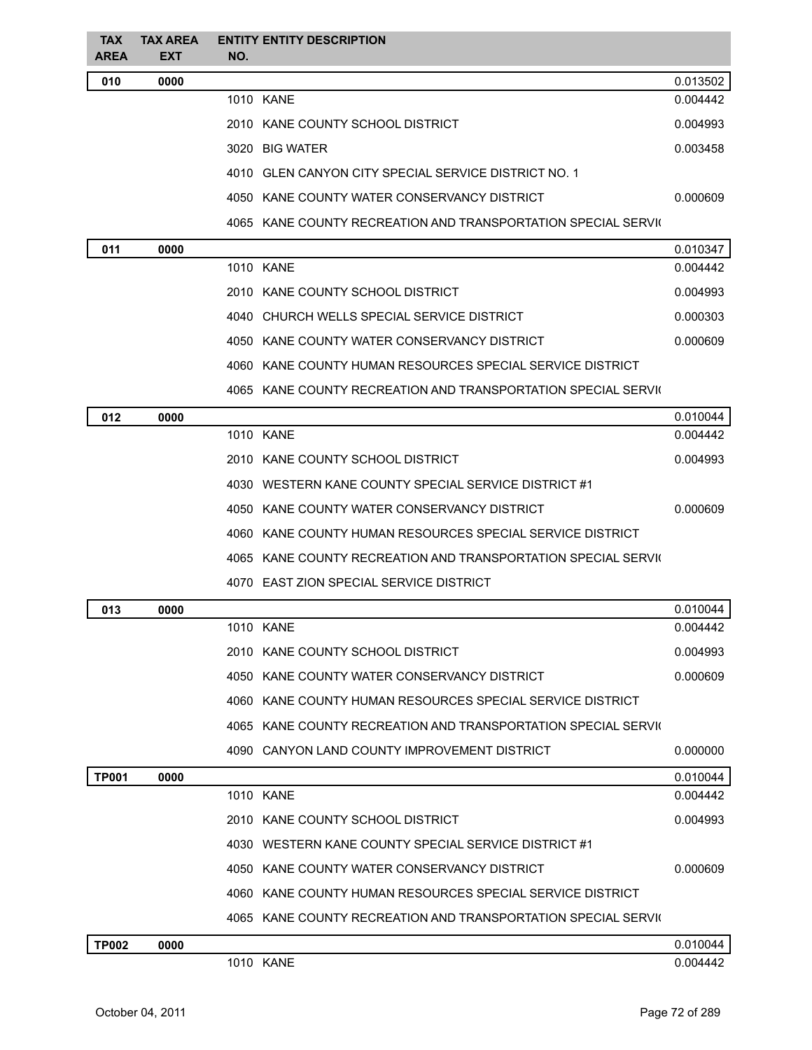| TAX AREA | TAX AREA EXT | ENTITY NO. | ENTITY DESCRIPTION | |
|---|---|---|---|---|
| **010** | **0000** | | | 0.013502 |
| | | 1010 | KANE | 0.004442 |
| | | 2010 | KANE COUNTY SCHOOL DISTRICT | 0.004993 |
| | | 3020 | BIG WATER | 0.003458 |
| | | 4010 | GLEN CANYON CITY SPECIAL SERVICE DISTRICT NO. 1 | |
| | | 4050 | KANE COUNTY WATER CONSERVANCY DISTRICT | 0.000609 |
| | | 4065 | KANE COUNTY RECREATION AND TRANSPORTATION SPECIAL SERVI( | |
| **011** | **0000** | | | 0.010347 |
| | | 1010 | KANE | 0.004442 |
| | | 2010 | KANE COUNTY SCHOOL DISTRICT | 0.004993 |
| | | 4040 | CHURCH WELLS SPECIAL SERVICE DISTRICT | 0.000303 |
| | | 4050 | KANE COUNTY WATER CONSERVANCY DISTRICT | 0.000609 |
| | | 4060 | KANE COUNTY HUMAN RESOURCES SPECIAL SERVICE DISTRICT | |
| | | 4065 | KANE COUNTY RECREATION AND TRANSPORTATION SPECIAL SERVI( | |
| **012** | **0000** | | | 0.010044 |
| | | 1010 | KANE | 0.004442 |
| | | 2010 | KANE COUNTY SCHOOL DISTRICT | 0.004993 |
| | | 4030 | WESTERN KANE COUNTY SPECIAL SERVICE DISTRICT #1 | |
| | | 4050 | KANE COUNTY WATER CONSERVANCY DISTRICT | 0.000609 |
| | | 4060 | KANE COUNTY HUMAN RESOURCES SPECIAL SERVICE DISTRICT | |
| | | 4065 | KANE COUNTY RECREATION AND TRANSPORTATION SPECIAL SERVI( | |
| | | 4070 | EAST ZION SPECIAL SERVICE DISTRICT | |
| **013** | **0000** | | | 0.010044 |
| | | 1010 | KANE | 0.004442 |
| | | 2010 | KANE COUNTY SCHOOL DISTRICT | 0.004993 |
| | | 4050 | KANE COUNTY WATER CONSERVANCY DISTRICT | 0.000609 |
| | | 4060 | KANE COUNTY HUMAN RESOURCES SPECIAL SERVICE DISTRICT | |
| | | 4065 | KANE COUNTY RECREATION AND TRANSPORTATION SPECIAL SERVI( | |
| | | 4090 | CANYON LAND COUNTY IMPROVEMENT DISTRICT | 0.000000 |
| **TP001** | **0000** | | | 0.010044 |
| | | 1010 | KANE | 0.004442 |
| | | 2010 | KANE COUNTY SCHOOL DISTRICT | 0.004993 |
| | | 4030 | WESTERN KANE COUNTY SPECIAL SERVICE DISTRICT #1 | |
| | | 4050 | KANE COUNTY WATER CONSERVANCY DISTRICT | 0.000609 |
| | | 4060 | KANE COUNTY HUMAN RESOURCES SPECIAL SERVICE DISTRICT | |
| | | 4065 | KANE COUNTY RECREATION AND TRANSPORTATION SPECIAL SERVI( | |
| **TP002** | **0000** | | | 0.010044 |
| | | 1010 | KANE | 0.004442 |

October 04, 2011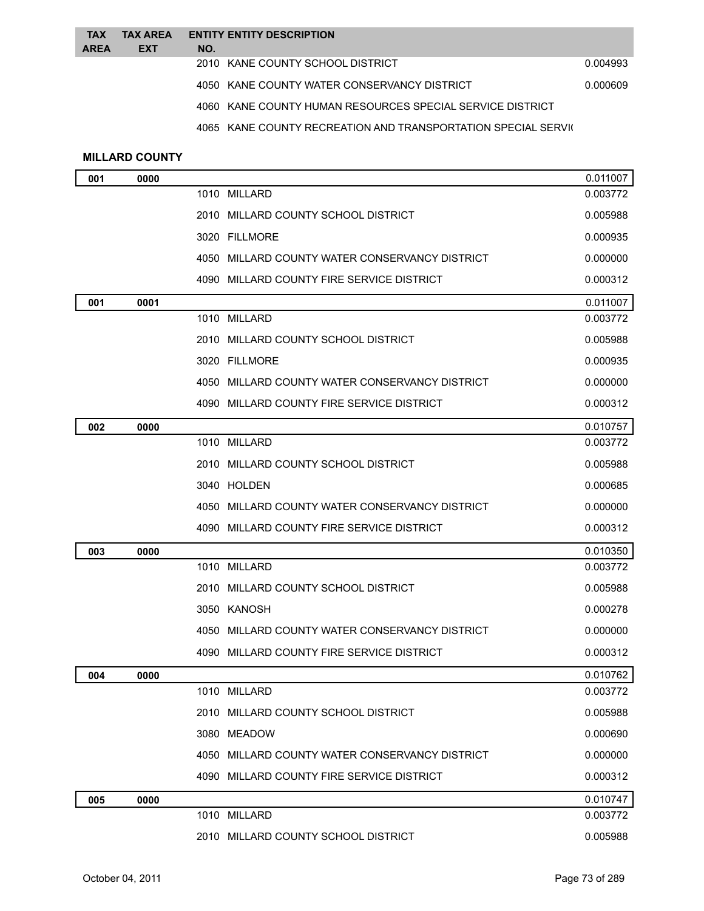| TAX AREA | TAX AREA EXT | ENTITY NO. | ENTITY DESCRIPTION | |
|---|---|---|---|---|
| | | 2010 | KANE COUNTY SCHOOL DISTRICT | 0.004993 |
| | | 4050 | KANE COUNTY WATER CONSERVANCY DISTRICT | 0.000609 |
| | | 4060 | KANE COUNTY HUMAN RESOURCES SPECIAL SERVICE DISTRICT | |
| | | 4065 | KANE COUNTY RECREATION AND TRANSPORTATION SPECIAL SERVI( | |

**MILLARD COUNTY**

| TAX AREA | TAX AREA EXT | ENTITY NO. | ENTITY DESCRIPTION | |
|---|---|---|---|---|
| **001** | **0000** | | | 0.011007 |
| | | 1010 | MILLARD | 0.003772 |
| | | 2010 | MILLARD COUNTY SCHOOL DISTRICT | 0.005988 |
| | | 3020 | FILLMORE | 0.000935 |
| | | 4050 | MILLARD COUNTY WATER CONSERVANCY DISTRICT | 0.000000 |
| | | 4090 | MILLARD COUNTY FIRE SERVICE DISTRICT | 0.000312 |
| **001** | **0001** | | | 0.011007 |
| | | 1010 | MILLARD | 0.003772 |
| | | 2010 | MILLARD COUNTY SCHOOL DISTRICT | 0.005988 |
| | | 3020 | FILLMORE | 0.000935 |
| | | 4050 | MILLARD COUNTY WATER CONSERVANCY DISTRICT | 0.000000 |
| | | 4090 | MILLARD COUNTY FIRE SERVICE DISTRICT | 0.000312 |
| **002** | **0000** | | | 0.010757 |
| | | 1010 | MILLARD | 0.003772 |
| | | 2010 | MILLARD COUNTY SCHOOL DISTRICT | 0.005988 |
| | | 3040 | HOLDEN | 0.000685 |
| | | 4050 | MILLARD COUNTY WATER CONSERVANCY DISTRICT | 0.000000 |
| | | 4090 | MILLARD COUNTY FIRE SERVICE DISTRICT | 0.000312 |
| **003** | **0000** | | | 0.010350 |
| | | 1010 | MILLARD | 0.003772 |
| | | 2010 | MILLARD COUNTY SCHOOL DISTRICT | 0.005988 |
| | | 3050 | KANOSH | 0.000278 |
| | | 4050 | MILLARD COUNTY WATER CONSERVANCY DISTRICT | 0.000000 |
| | | 4090 | MILLARD COUNTY FIRE SERVICE DISTRICT | 0.000312 |
| **004** | **0000** | | | 0.010762 |
| | | 1010 | MILLARD | 0.003772 |
| | | 2010 | MILLARD COUNTY SCHOOL DISTRICT | 0.005988 |
| | | 3080 | MEADOW | 0.000690 |
| | | 4050 | MILLARD COUNTY WATER CONSERVANCY DISTRICT | 0.000000 |
| | | 4090 | MILLARD COUNTY FIRE SERVICE DISTRICT | 0.000312 |
| **005** | **0000** | | | 0.010747 |
| | | 1010 | MILLARD | 0.003772 |
| | | 2010 | MILLARD COUNTY SCHOOL DISTRICT | 0.005988 |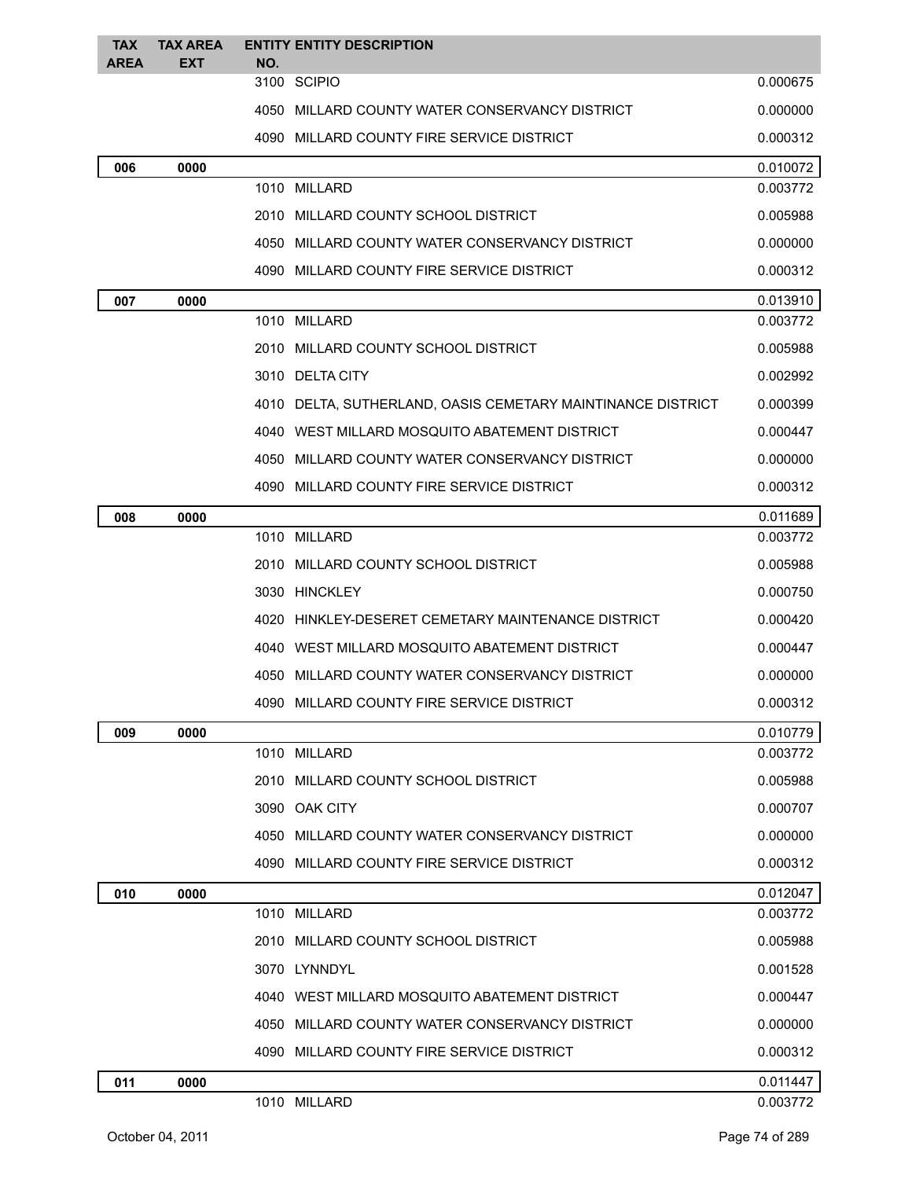| TAX AREA | TAX AREA EXT | ENTITY NO. | ENTITY DESCRIPTION | |
|---|---|---|---|---|
| | | 3100 | SCIPIO | 0.000675 |
| | | 4050 | MILLARD COUNTY WATER CONSERVANCY DISTRICT | 0.000000 |
| | | 4090 | MILLARD COUNTY FIRE SERVICE DISTRICT | 0.000312 |
| **006** | **0000** | | | 0.010072 |
| | | 1010 | MILLARD | 0.003772 |
| | | 2010 | MILLARD COUNTY SCHOOL DISTRICT | 0.005988 |
| | | 4050 | MILLARD COUNTY WATER CONSERVANCY DISTRICT | 0.000000 |
| | | 4090 | MILLARD COUNTY FIRE SERVICE DISTRICT | 0.000312 |
| **007** | **0000** | | | 0.013910 |
| | | 1010 | MILLARD | 0.003772 |
| | | 2010 | MILLARD COUNTY SCHOOL DISTRICT | 0.005988 |
| | | 3010 | DELTA CITY | 0.002992 |
| | | 4010 | DELTA, SUTHERLAND, OASIS CEMETARY MAINTINANCE DISTRICT | 0.000399 |
| | | 4040 | WEST MILLARD MOSQUITO ABATEMENT DISTRICT | 0.000447 |
| | | 4050 | MILLARD COUNTY WATER CONSERVANCY DISTRICT | 0.000000 |
| | | 4090 | MILLARD COUNTY FIRE SERVICE DISTRICT | 0.000312 |
| **008** | **0000** | | | 0.011689 |
| | | 1010 | MILLARD | 0.003772 |
| | | 2010 | MILLARD COUNTY SCHOOL DISTRICT | 0.005988 |
| | | 3030 | HINCKLEY | 0.000750 |
| | | 4020 | HINKLEY-DESERET CEMETARY MAINTENANCE DISTRICT | 0.000420 |
| | | 4040 | WEST MILLARD MOSQUITO ABATEMENT DISTRICT | 0.000447 |
| | | 4050 | MILLARD COUNTY WATER CONSERVANCY DISTRICT | 0.000000 |
| | | 4090 | MILLARD COUNTY FIRE SERVICE DISTRICT | 0.000312 |
| **009** | **0000** | | | 0.010779 |
| | | 1010 | MILLARD | 0.003772 |
| | | 2010 | MILLARD COUNTY SCHOOL DISTRICT | 0.005988 |
| | | 3090 | OAK CITY | 0.000707 |
| | | 4050 | MILLARD COUNTY WATER CONSERVANCY DISTRICT | 0.000000 |
| | | 4090 | MILLARD COUNTY FIRE SERVICE DISTRICT | 0.000312 |
| **010** | **0000** | | | 0.012047 |
| | | 1010 | MILLARD | 0.003772 |
| | | 2010 | MILLARD COUNTY SCHOOL DISTRICT | 0.005988 |
| | | 3070 | LYNNDYL | 0.001528 |
| | | 4040 | WEST MILLARD MOSQUITO ABATEMENT DISTRICT | 0.000447 |
| | | 4050 | MILLARD COUNTY WATER CONSERVANCY DISTRICT | 0.000000 |
| | | 4090 | MILLARD COUNTY FIRE SERVICE DISTRICT | 0.000312 |
| **011** | **0000** | | | 0.011447 |
| | | 1010 | MILLARD | 0.003772 |

October 04, 2011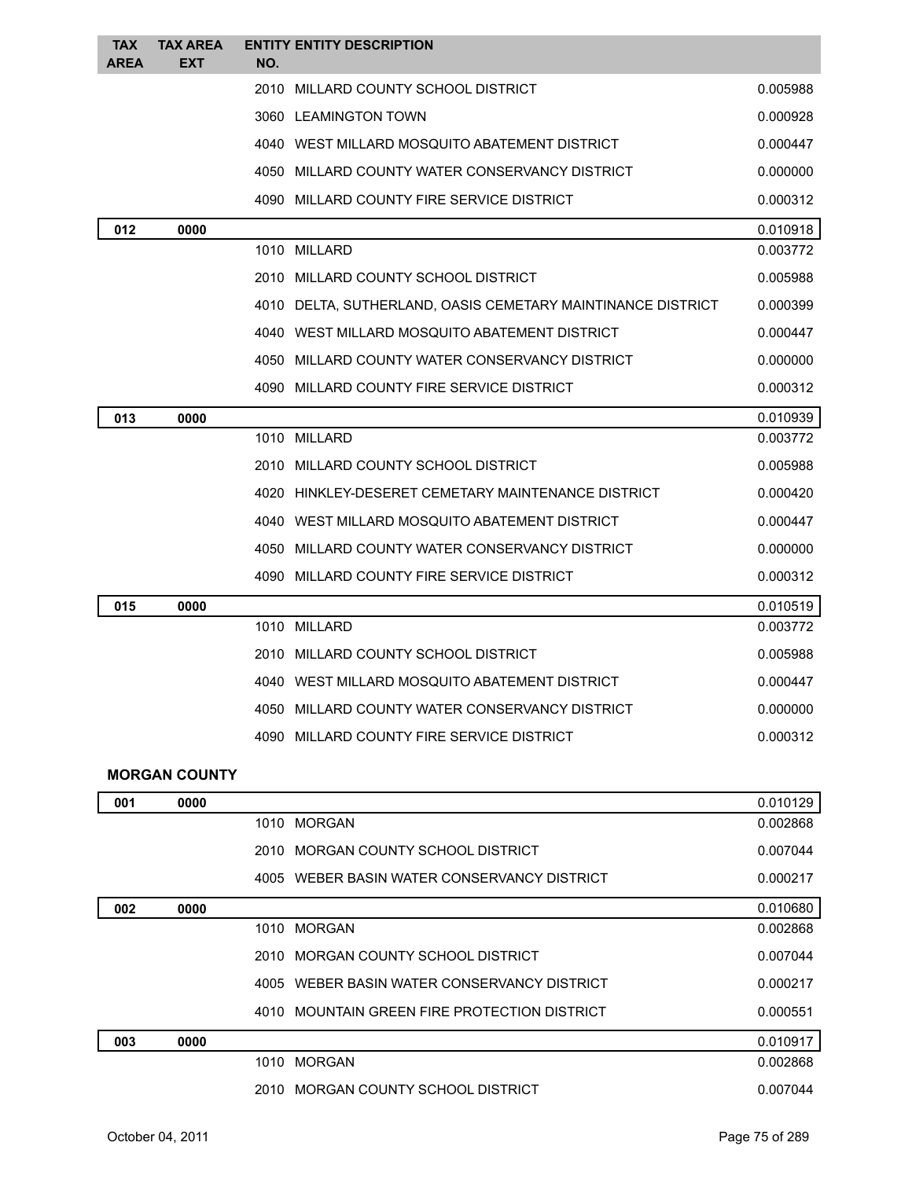| TAX AREA | TAX AREA EXT | ENTITY NO. | ENTITY DESCRIPTION | |
|---|---|---|---|---|
| | | 2010 | MILLARD COUNTY SCHOOL DISTRICT | 0.005988 |
| | | 3060 | LEAMINGTON TOWN | 0.000928 |
| | | 4040 | WEST MILLARD MOSQUITO ABATEMENT DISTRICT | 0.000447 |
| | | 4050 | MILLARD COUNTY WATER CONSERVANCY DISTRICT | 0.000000 |
| | | 4090 | MILLARD COUNTY FIRE SERVICE DISTRICT | 0.000312 |
| **012** | **0000** | | | 0.010918 |
| | | 1010 | MILLARD | 0.003772 |
| | | 2010 | MILLARD COUNTY SCHOOL DISTRICT | 0.005988 |
| | | 4010 | DELTA, SUTHERLAND, OASIS CEMETARY MAINTINANCE DISTRICT | 0.000399 |
| | | 4040 | WEST MILLARD MOSQUITO ABATEMENT DISTRICT | 0.000447 |
| | | 4050 | MILLARD COUNTY WATER CONSERVANCY DISTRICT | 0.000000 |
| | | 4090 | MILLARD COUNTY FIRE SERVICE DISTRICT | 0.000312 |
| **013** | **0000** | | | 0.010939 |
| | | 1010 | MILLARD | 0.003772 |
| | | 2010 | MILLARD COUNTY SCHOOL DISTRICT | 0.005988 |
| | | 4020 | HINKLEY-DESERET CEMETARY MAINTENANCE DISTRICT | 0.000420 |
| | | 4040 | WEST MILLARD MOSQUITO ABATEMENT DISTRICT | 0.000447 |
| | | 4050 | MILLARD COUNTY WATER CONSERVANCY DISTRICT | 0.000000 |
| | | 4090 | MILLARD COUNTY FIRE SERVICE DISTRICT | 0.000312 |
| **015** | **0000** | | | 0.010519 |
| | | 1010 | MILLARD | 0.003772 |
| | | 2010 | MILLARD COUNTY SCHOOL DISTRICT | 0.005988 |
| | | 4040 | WEST MILLARD MOSQUITO ABATEMENT DISTRICT | 0.000447 |
| | | 4050 | MILLARD COUNTY WATER CONSERVANCY DISTRICT | 0.000000 |
| | | 4090 | MILLARD COUNTY FIRE SERVICE DISTRICT | 0.000312 |

**MORGAN COUNTY**

| TAX AREA | TAX AREA EXT | ENTITY NO. | ENTITY DESCRIPTION | |
|---|---|---|---|---|
| **001** | **0000** | | | 0.010129 |
| | | 1010 | MORGAN | 0.002868 |
| | | 2010 | MORGAN COUNTY SCHOOL DISTRICT | 0.007044 |
| | | 4005 | WEBER BASIN WATER CONSERVANCY DISTRICT | 0.000217 |
| **002** | **0000** | | | 0.010680 |
| | | 1010 | MORGAN | 0.002868 |
| | | 2010 | MORGAN COUNTY SCHOOL DISTRICT | 0.007044 |
| | | 4005 | WEBER BASIN WATER CONSERVANCY DISTRICT | 0.000217 |
| | | 4010 | MOUNTAIN GREEN FIRE PROTECTION DISTRICT | 0.000551 |
| **003** | **0000** | | | 0.010917 |
| | | 1010 | MORGAN | 0.002868 |
| | | 2010 | MORGAN COUNTY SCHOOL DISTRICT | 0.007044 |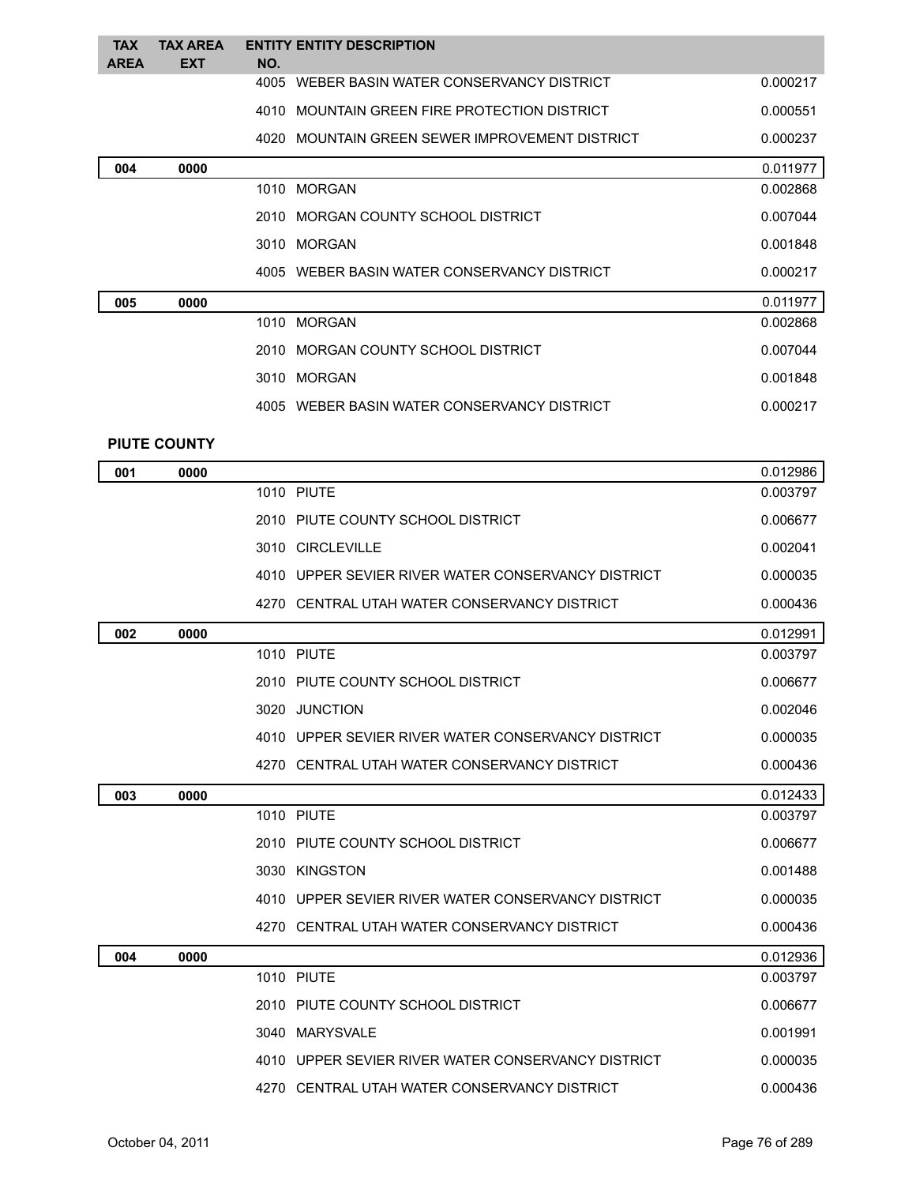| TAX AREA | TAX AREA EXT | ENTITY NO. | ENTITY DESCRIPTION | |
|---|---|---|---|---|
| | | 4005 | WEBER BASIN WATER CONSERVANCY DISTRICT | 0.000217 |
| | | 4010 | MOUNTAIN GREEN FIRE PROTECTION DISTRICT | 0.000551 |
| | | 4020 | MOUNTAIN GREEN SEWER IMPROVEMENT DISTRICT | 0.000237 |
| **004** | **0000** | | | 0.011977 |
| | | 1010 | MORGAN | 0.002868 |
| | | 2010 | MORGAN COUNTY SCHOOL DISTRICT | 0.007044 |
| | | 3010 | MORGAN | 0.001848 |
| | | 4005 | WEBER BASIN WATER CONSERVANCY DISTRICT | 0.000217 |
| **005** | **0000** | | | 0.011977 |
| | | 1010 | MORGAN | 0.002868 |
| | | 2010 | MORGAN COUNTY SCHOOL DISTRICT | 0.007044 |
| | | 3010 | MORGAN | 0.001848 |
| | | 4005 | WEBER BASIN WATER CONSERVANCY DISTRICT | 0.000217 |

**PIUTE COUNTY**

| TAX AREA | TAX AREA EXT | ENTITY NO. | ENTITY DESCRIPTION | |
|---|---|---|---|---|
| **001** | **0000** | | | 0.012986 |
| | | 1010 | PIUTE | 0.003797 |
| | | 2010 | PIUTE COUNTY SCHOOL DISTRICT | 0.006677 |
| | | 3010 | CIRCLEVILLE | 0.002041 |
| | | 4010 | UPPER SEVIER RIVER WATER CONSERVANCY DISTRICT | 0.000035 |
| | | 4270 | CENTRAL UTAH WATER CONSERVANCY DISTRICT | 0.000436 |
| **002** | **0000** | | | 0.012991 |
| | | 1010 | PIUTE | 0.003797 |
| | | 2010 | PIUTE COUNTY SCHOOL DISTRICT | 0.006677 |
| | | 3020 | JUNCTION | 0.002046 |
| | | 4010 | UPPER SEVIER RIVER WATER CONSERVANCY DISTRICT | 0.000035 |
| | | 4270 | CENTRAL UTAH WATER CONSERVANCY DISTRICT | 0.000436 |
| **003** | **0000** | | | 0.012433 |
| | | 1010 | PIUTE | 0.003797 |
| | | 2010 | PIUTE COUNTY SCHOOL DISTRICT | 0.006677 |
| | | 3030 | KINGSTON | 0.001488 |
| | | 4010 | UPPER SEVIER RIVER WATER CONSERVANCY DISTRICT | 0.000035 |
| | | 4270 | CENTRAL UTAH WATER CONSERVANCY DISTRICT | 0.000436 |
| **004** | **0000** | | | 0.012936 |
| | | 1010 | PIUTE | 0.003797 |
| | | 2010 | PIUTE COUNTY SCHOOL DISTRICT | 0.006677 |
| | | 3040 | MARYSVALE | 0.001991 |
| | | 4010 | UPPER SEVIER RIVER WATER CONSERVANCY DISTRICT | 0.000035 |
| | | 4270 | CENTRAL UTAH WATER CONSERVANCY DISTRICT | 0.000436 |

October 04, 2011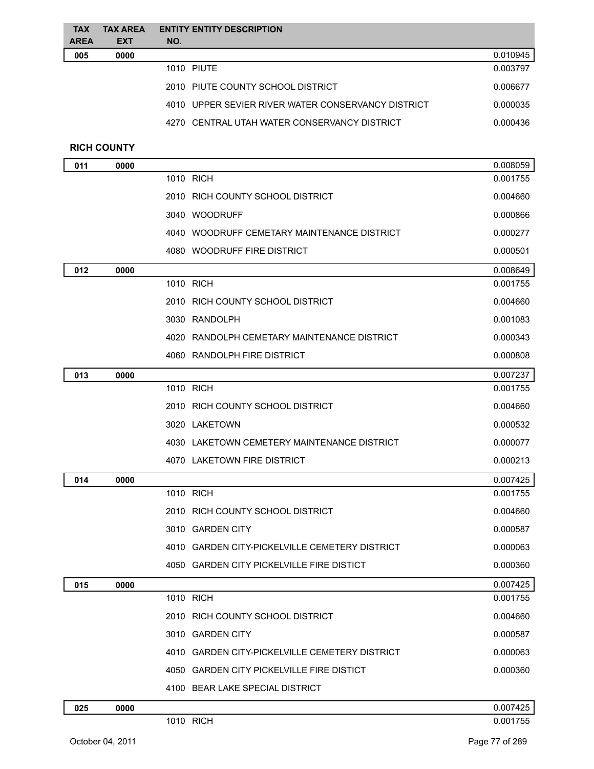| TAX AREA | TAX AREA EXT | ENTITY NO. | ENTITY DESCRIPTION | |
|---|---|---|---|---|
| 005 | 0000 | | | 0.010945 |
| | | 1010 | PIUTE | 0.003797 |
| | | 2010 | PIUTE COUNTY SCHOOL DISTRICT | 0.006677 |
| | | 4010 | UPPER SEVIER RIVER WATER CONSERVANCY DISTRICT | 0.000035 |
| | | 4270 | CENTRAL UTAH WATER CONSERVANCY DISTRICT | 0.000436 |

**RICH COUNTY**

| TAX AREA | TAX AREA EXT | ENTITY NO. | ENTITY DESCRIPTION | |
|---|---|---|---|---|
| 011 | 0000 | | | 0.008059 |
| | | 1010 | RICH | 0.001755 |
| | | 2010 | RICH COUNTY SCHOOL DISTRICT | 0.004660 |
| | | 3040 | WOODRUFF | 0.000866 |
| | | 4040 | WOODRUFF CEMETARY MAINTENANCE DISTRICT | 0.000277 |
| | | 4080 | WOODRUFF FIRE DISTRICT | 0.000501 |
| 012 | 0000 | | | 0.008649 |
| | | 1010 | RICH | 0.001755 |
| | | 2010 | RICH COUNTY SCHOOL DISTRICT | 0.004660 |
| | | 3030 | RANDOLPH | 0.001083 |
| | | 4020 | RANDOLPH CEMETARY MAINTENANCE DISTRICT | 0.000343 |
| | | 4060 | RANDOLPH FIRE DISTRICT | 0.000808 |
| 013 | 0000 | | | 0.007237 |
| | | 1010 | RICH | 0.001755 |
| | | 2010 | RICH COUNTY SCHOOL DISTRICT | 0.004660 |
| | | 3020 | LAKETOWN | 0.000532 |
| | | 4030 | LAKETOWN CEMETERY MAINTENANCE DISTRICT | 0.000077 |
| | | 4070 | LAKETOWN FIRE DISTRICT | 0.000213 |
| 014 | 0000 | | | 0.007425 |
| | | 1010 | RICH | 0.001755 |
| | | 2010 | RICH COUNTY SCHOOL DISTRICT | 0.004660 |
| | | 3010 | GARDEN CITY | 0.000587 |
| | | 4010 | GARDEN CITY-PICKELVILLE CEMETERY DISTRICT | 0.000063 |
| | | 4050 | GARDEN CITY PICKELVILLE FIRE DISTICT | 0.000360 |
| 015 | 0000 | | | 0.007425 |
| | | 1010 | RICH | 0.001755 |
| | | 2010 | RICH COUNTY SCHOOL DISTRICT | 0.004660 |
| | | 3010 | GARDEN CITY | 0.000587 |
| | | 4010 | GARDEN CITY-PICKELVILLE CEMETERY DISTRICT | 0.000063 |
| | | 4050 | GARDEN CITY PICKELVILLE FIRE DISTICT | 0.000360 |
| | | 4100 | BEAR LAKE SPECIAL DISTRICT | |
| 025 | 0000 | | | 0.007425 |
| | | 1010 | RICH | 0.001755 |

October 04, 2011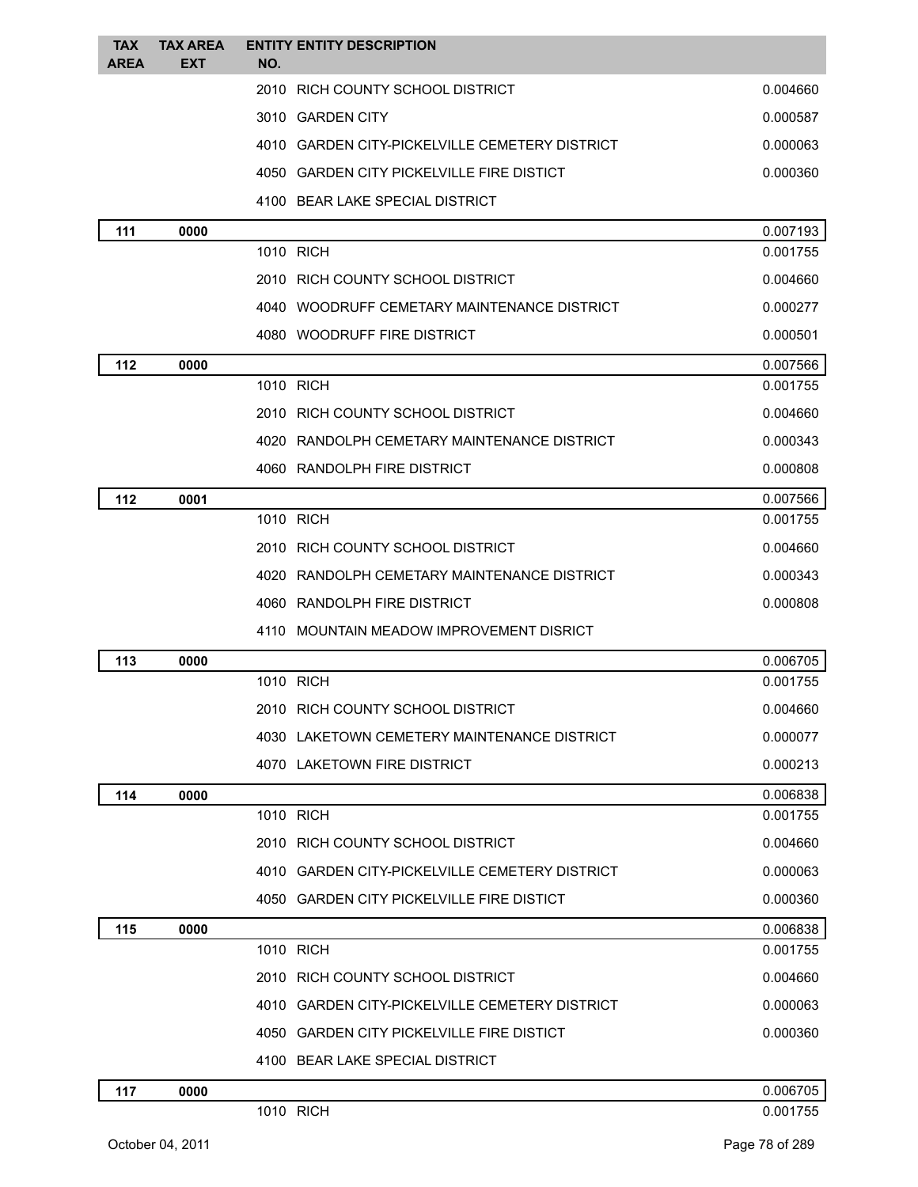| TAX AREA | TAX AREA EXT | ENTITY NO. | ENTITY DESCRIPTION | |
|---|---|---|---|---|
| | | 2010 | RICH COUNTY SCHOOL DISTRICT | 0.004660 |
| | | 3010 | GARDEN CITY | 0.000587 |
| | | 4010 | GARDEN CITY-PICKELVILLE CEMETERY DISTRICT | 0.000063 |
| | | 4050 | GARDEN CITY PICKELVILLE FIRE DISTICT | 0.000360 |
| | | 4100 | BEAR LAKE SPECIAL DISTRICT | |
| **111** | **0000** | | | 0.007193 |
| | | 1010 | RICH | 0.001755 |
| | | 2010 | RICH COUNTY SCHOOL DISTRICT | 0.004660 |
| | | 4040 | WOODRUFF CEMETARY MAINTENANCE DISTRICT | 0.000277 |
| | | 4080 | WOODRUFF FIRE DISTRICT | 0.000501 |
| **112** | **0000** | | | 0.007566 |
| | | 1010 | RICH | 0.001755 |
| | | 2010 | RICH COUNTY SCHOOL DISTRICT | 0.004660 |
| | | 4020 | RANDOLPH CEMETARY MAINTENANCE DISTRICT | 0.000343 |
| | | 4060 | RANDOLPH FIRE DISTRICT | 0.000808 |
| **112** | **0001** | | | 0.007566 |
| | | 1010 | RICH | 0.001755 |
| | | 2010 | RICH COUNTY SCHOOL DISTRICT | 0.004660 |
| | | 4020 | RANDOLPH CEMETARY MAINTENANCE DISTRICT | 0.000343 |
| | | 4060 | RANDOLPH FIRE DISTRICT | 0.000808 |
| | | 4110 | MOUNTAIN MEADOW IMPROVEMENT DISRICT | |
| **113** | **0000** | | | 0.006705 |
| | | 1010 | RICH | 0.001755 |
| | | 2010 | RICH COUNTY SCHOOL DISTRICT | 0.004660 |
| | | 4030 | LAKETOWN CEMETERY MAINTENANCE DISTRICT | 0.000077 |
| | | 4070 | LAKETOWN FIRE DISTRICT | 0.000213 |
| **114** | **0000** | | | 0.006838 |
| | | 1010 | RICH | 0.001755 |
| | | 2010 | RICH COUNTY SCHOOL DISTRICT | 0.004660 |
| | | 4010 | GARDEN CITY-PICKELVILLE CEMETERY DISTRICT | 0.000063 |
| | | 4050 | GARDEN CITY PICKELVILLE FIRE DISTICT | 0.000360 |
| **115** | **0000** | | | 0.006838 |
| | | 1010 | RICH | 0.001755 |
| | | 2010 | RICH COUNTY SCHOOL DISTRICT | 0.004660 |
| | | 4010 | GARDEN CITY-PICKELVILLE CEMETERY DISTRICT | 0.000063 |
| | | 4050 | GARDEN CITY PICKELVILLE FIRE DISTICT | 0.000360 |
| | | 4100 | BEAR LAKE SPECIAL DISTRICT | |
| **117** | **0000** | | | 0.006705 |
| | | 1010 | RICH | 0.001755 |

October 04, 2011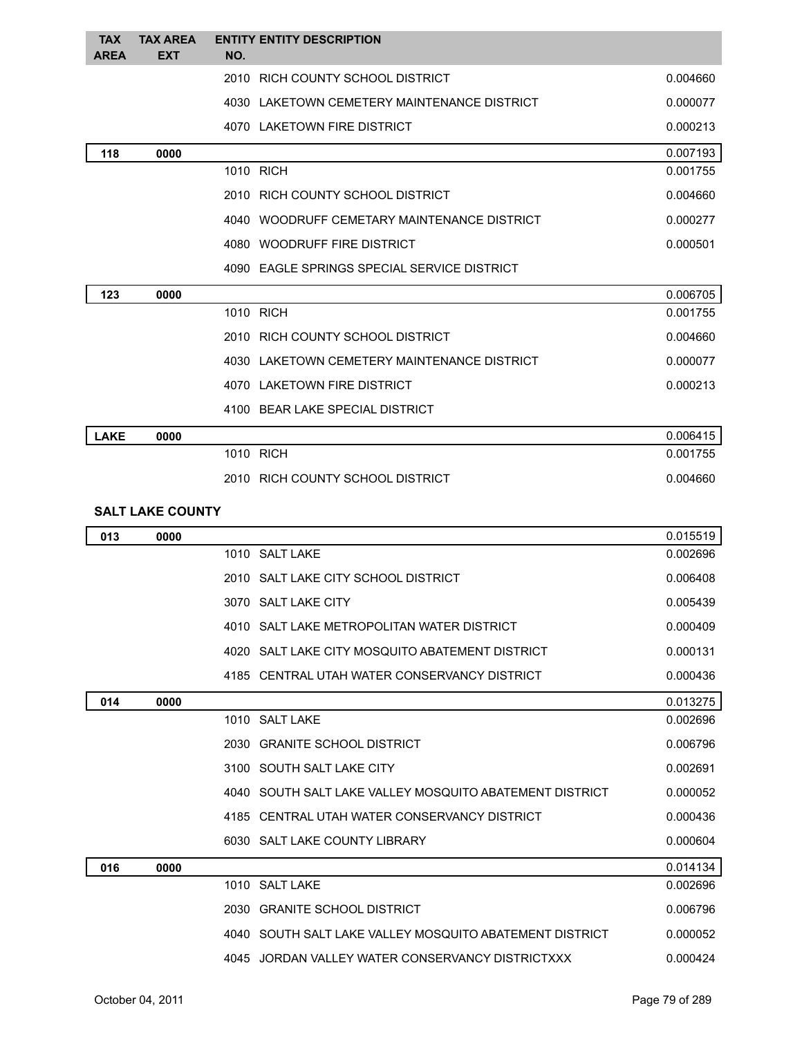| TAX AREA | TAX AREA EXT | ENTITY NO. | ENTITY DESCRIPTION | |
|---|---|---|---|---|
| | | 2010 | RICH COUNTY SCHOOL DISTRICT | 0.004660 |
| | | 4030 | LAKETOWN CEMETERY MAINTENANCE DISTRICT | 0.000077 |
| | | 4070 | LAKETOWN FIRE DISTRICT | 0.000213 |
| 118 | 0000 | | | 0.007193 |
| | | 1010 | RICH | 0.001755 |
| | | 2010 | RICH COUNTY SCHOOL DISTRICT | 0.004660 |
| | | 4040 | WOODRUFF CEMETARY MAINTENANCE DISTRICT | 0.000277 |
| | | 4080 | WOODRUFF FIRE DISTRICT | 0.000501 |
| | | 4090 | EAGLE SPRINGS SPECIAL SERVICE DISTRICT | |
| 123 | 0000 | | | 0.006705 |
| | | 1010 | RICH | 0.001755 |
| | | 2010 | RICH COUNTY SCHOOL DISTRICT | 0.004660 |
| | | 4030 | LAKETOWN CEMETERY MAINTENANCE DISTRICT | 0.000077 |
| | | 4070 | LAKETOWN FIRE DISTRICT | 0.000213 |
| | | 4100 | BEAR LAKE SPECIAL DISTRICT | |
| LAKE | 0000 | | | 0.006415 |
| | | 1010 | RICH | 0.001755 |
| | | 2010 | RICH COUNTY SCHOOL DISTRICT | 0.004660 |

**SALT LAKE COUNTY**

| TAX AREA | TAX AREA EXT | ENTITY NO. | ENTITY DESCRIPTION | |
|---|---|---|---|---|
| 013 | 0000 | | | 0.015519 |
| | | 1010 | SALT LAKE | 0.002696 |
| | | 2010 | SALT LAKE CITY SCHOOL DISTRICT | 0.006408 |
| | | 3070 | SALT LAKE CITY | 0.005439 |
| | | 4010 | SALT LAKE METROPOLITAN WATER DISTRICT | 0.000409 |
| | | 4020 | SALT LAKE CITY MOSQUITO ABATEMENT DISTRICT | 0.000131 |
| | | 4185 | CENTRAL UTAH WATER CONSERVANCY DISTRICT | 0.000436 |
| 014 | 0000 | | | 0.013275 |
| | | 1010 | SALT LAKE | 0.002696 |
| | | 2030 | GRANITE SCHOOL DISTRICT | 0.006796 |
| | | 3100 | SOUTH SALT LAKE CITY | 0.002691 |
| | | 4040 | SOUTH SALT LAKE VALLEY MOSQUITO ABATEMENT DISTRICT | 0.000052 |
| | | 4185 | CENTRAL UTAH WATER CONSERVANCY DISTRICT | 0.000436 |
| | | 6030 | SALT LAKE COUNTY LIBRARY | 0.000604 |
| 016 | 0000 | | | 0.014134 |
| | | 1010 | SALT LAKE | 0.002696 |
| | | 2030 | GRANITE SCHOOL DISTRICT | 0.006796 |
| | | 4040 | SOUTH SALT LAKE VALLEY MOSQUITO ABATEMENT DISTRICT | 0.000052 |
| | | 4045 | JORDAN VALLEY WATER CONSERVANCY DISTRICTXXX | 0.000424 |

October 04, 2011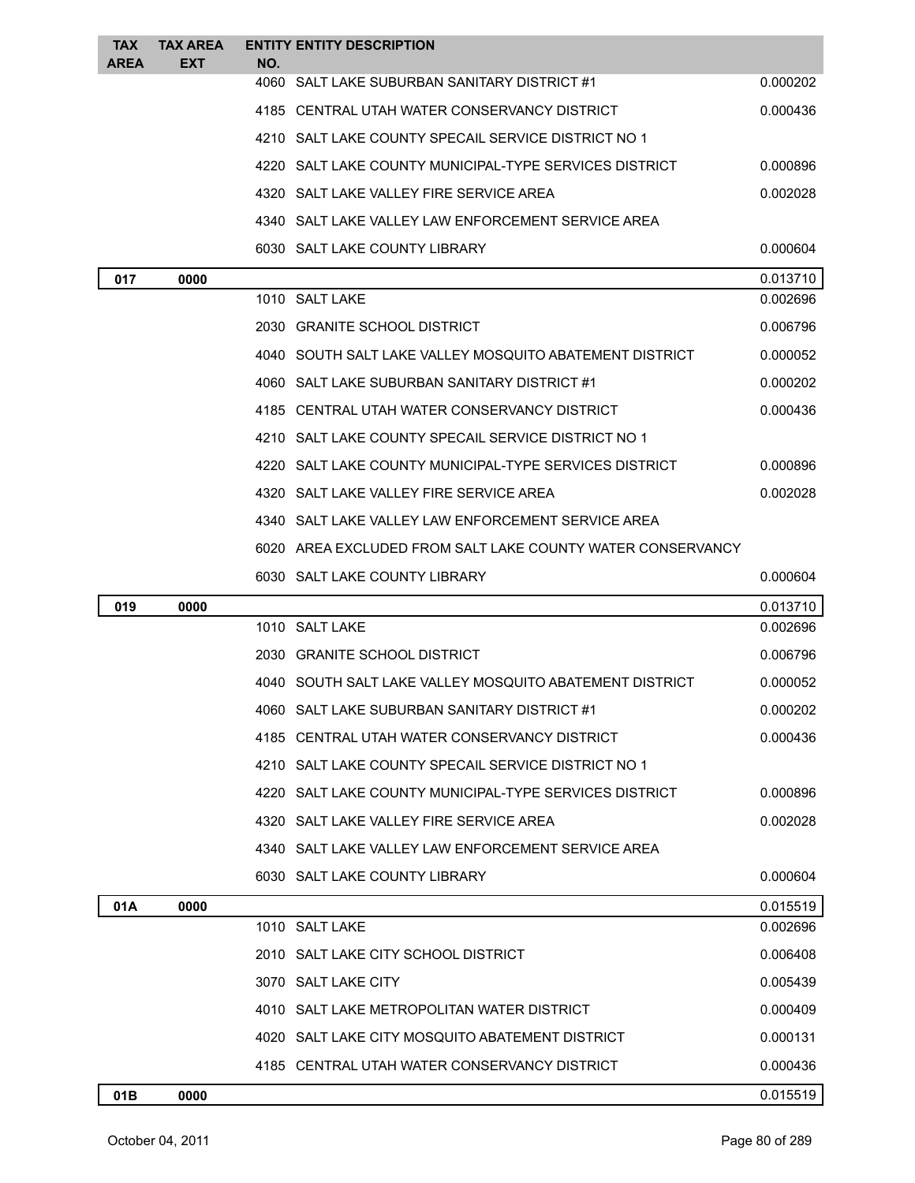| TAX AREA | TAX AREA EXT | ENTITY NO. | ENTITY DESCRIPTION | |
|---|---|---|---|---|
| | | 4060 | SALT LAKE SUBURBAN SANITARY DISTRICT #1 | 0.000202 |
| | | 4185 | CENTRAL UTAH WATER CONSERVANCY DISTRICT | 0.000436 |
| | | 4210 | SALT LAKE COUNTY SPECAIL SERVICE DISTRICT NO 1 | |
| | | 4220 | SALT LAKE COUNTY MUNICIPAL-TYPE SERVICES DISTRICT | 0.000896 |
| | | 4320 | SALT LAKE VALLEY FIRE SERVICE AREA | 0.002028 |
| | | 4340 | SALT LAKE VALLEY LAW ENFORCEMENT SERVICE AREA | |
| | | 6030 | SALT LAKE COUNTY LIBRARY | 0.000604 |
| **017** | **0000** | | | 0.013710 |
| | | 1010 | SALT LAKE | 0.002696 |
| | | 2030 | GRANITE SCHOOL DISTRICT | 0.006796 |
| | | 4040 | SOUTH SALT LAKE VALLEY MOSQUITO ABATEMENT DISTRICT | 0.000052 |
| | | 4060 | SALT LAKE SUBURBAN SANITARY DISTRICT #1 | 0.000202 |
| | | 4185 | CENTRAL UTAH WATER CONSERVANCY DISTRICT | 0.000436 |
| | | 4210 | SALT LAKE COUNTY SPECAIL SERVICE DISTRICT NO 1 | |
| | | 4220 | SALT LAKE COUNTY MUNICIPAL-TYPE SERVICES DISTRICT | 0.000896 |
| | | 4320 | SALT LAKE VALLEY FIRE SERVICE AREA | 0.002028 |
| | | 4340 | SALT LAKE VALLEY LAW ENFORCEMENT SERVICE AREA | |
| | | 6020 | AREA EXCLUDED FROM SALT LAKE COUNTY WATER CONSERVANCY | |
| | | 6030 | SALT LAKE COUNTY LIBRARY | 0.000604 |
| **019** | **0000** | | | 0.013710 |
| | | 1010 | SALT LAKE | 0.002696 |
| | | 2030 | GRANITE SCHOOL DISTRICT | 0.006796 |
| | | 4040 | SOUTH SALT LAKE VALLEY MOSQUITO ABATEMENT DISTRICT | 0.000052 |
| | | 4060 | SALT LAKE SUBURBAN SANITARY DISTRICT #1 | 0.000202 |
| | | 4185 | CENTRAL UTAH WATER CONSERVANCY DISTRICT | 0.000436 |
| | | 4210 | SALT LAKE COUNTY SPECAIL SERVICE DISTRICT NO 1 | |
| | | 4220 | SALT LAKE COUNTY MUNICIPAL-TYPE SERVICES DISTRICT | 0.000896 |
| | | 4320 | SALT LAKE VALLEY FIRE SERVICE AREA | 0.002028 |
| | | 4340 | SALT LAKE VALLEY LAW ENFORCEMENT SERVICE AREA | |
| | | 6030 | SALT LAKE COUNTY LIBRARY | 0.000604 |
| **01A** | **0000** | | | 0.015519 |
| | | 1010 | SALT LAKE | 0.002696 |
| | | 2010 | SALT LAKE CITY SCHOOL DISTRICT | 0.006408 |
| | | 3070 | SALT LAKE CITY | 0.005439 |
| | | 4010 | SALT LAKE METROPOLITAN WATER DISTRICT | 0.000409 |
| | | 4020 | SALT LAKE CITY MOSQUITO ABATEMENT DISTRICT | 0.000131 |
| | | 4185 | CENTRAL UTAH WATER CONSERVANCY DISTRICT | 0.000436 |
| **01B** | **0000** | | | 0.015519 |

October 04, 2011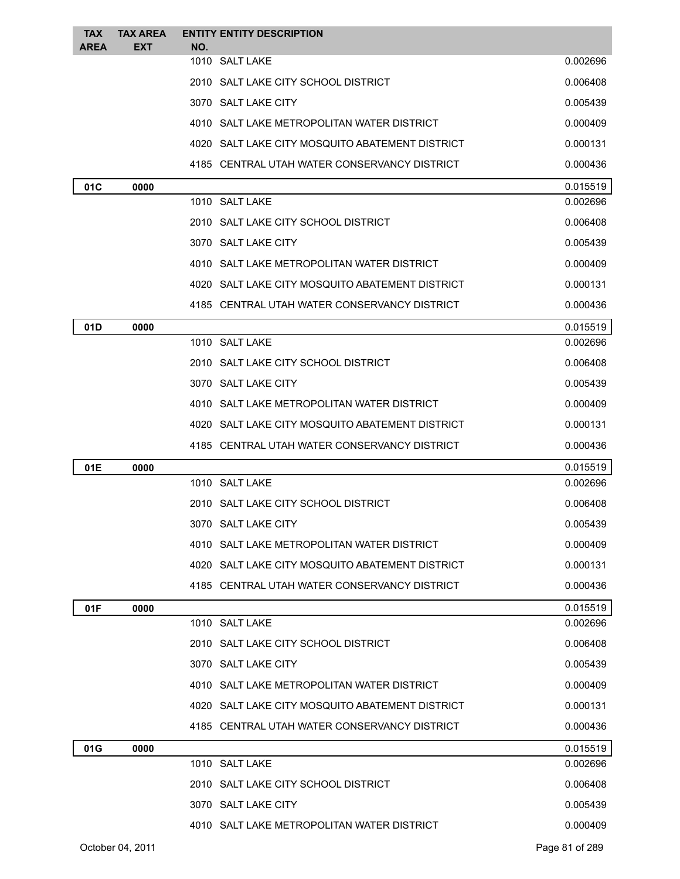| TAX AREA | TAX AREA EXT | ENTITY NO. | ENTITY DESCRIPTION | |
|---|---|---|---|---|
| | | 1010 | SALT LAKE | 0.002696 |
| | | 2010 | SALT LAKE CITY SCHOOL DISTRICT | 0.006408 |
| | | 3070 | SALT LAKE CITY | 0.005439 |
| | | 4010 | SALT LAKE METROPOLITAN WATER DISTRICT | 0.000409 |
| | | 4020 | SALT LAKE CITY MOSQUITO ABATEMENT DISTRICT | 0.000131 |
| | | 4185 | CENTRAL UTAH WATER CONSERVANCY DISTRICT | 0.000436 |
| **01C** | **0000** | | | 0.015519 |
| | | 1010 | SALT LAKE | 0.002696 |
| | | 2010 | SALT LAKE CITY SCHOOL DISTRICT | 0.006408 |
| | | 3070 | SALT LAKE CITY | 0.005439 |
| | | 4010 | SALT LAKE METROPOLITAN WATER DISTRICT | 0.000409 |
| | | 4020 | SALT LAKE CITY MOSQUITO ABATEMENT DISTRICT | 0.000131 |
| | | 4185 | CENTRAL UTAH WATER CONSERVANCY DISTRICT | 0.000436 |
| **01D** | **0000** | | | 0.015519 |
| | | 1010 | SALT LAKE | 0.002696 |
| | | 2010 | SALT LAKE CITY SCHOOL DISTRICT | 0.006408 |
| | | 3070 | SALT LAKE CITY | 0.005439 |
| | | 4010 | SALT LAKE METROPOLITAN WATER DISTRICT | 0.000409 |
| | | 4020 | SALT LAKE CITY MOSQUITO ABATEMENT DISTRICT | 0.000131 |
| | | 4185 | CENTRAL UTAH WATER CONSERVANCY DISTRICT | 0.000436 |
| **01E** | **0000** | | | 0.015519 |
| | | 1010 | SALT LAKE | 0.002696 |
| | | 2010 | SALT LAKE CITY SCHOOL DISTRICT | 0.006408 |
| | | 3070 | SALT LAKE CITY | 0.005439 |
| | | 4010 | SALT LAKE METROPOLITAN WATER DISTRICT | 0.000409 |
| | | 4020 | SALT LAKE CITY MOSQUITO ABATEMENT DISTRICT | 0.000131 |
| | | 4185 | CENTRAL UTAH WATER CONSERVANCY DISTRICT | 0.000436 |
| **01F** | **0000** | | | 0.015519 |
| | | 1010 | SALT LAKE | 0.002696 |
| | | 2010 | SALT LAKE CITY SCHOOL DISTRICT | 0.006408 |
| | | 3070 | SALT LAKE CITY | 0.005439 |
| | | 4010 | SALT LAKE METROPOLITAN WATER DISTRICT | 0.000409 |
| | | 4020 | SALT LAKE CITY MOSQUITO ABATEMENT DISTRICT | 0.000131 |
| | | 4185 | CENTRAL UTAH WATER CONSERVANCY DISTRICT | 0.000436 |
| **01G** | **0000** | | | 0.015519 |
| | | 1010 | SALT LAKE | 0.002696 |
| | | 2010 | SALT LAKE CITY SCHOOL DISTRICT | 0.006408 |
| | | 3070 | SALT LAKE CITY | 0.005439 |
| | | 4010 | SALT LAKE METROPOLITAN WATER DISTRICT | 0.000409 |

October 04, 2011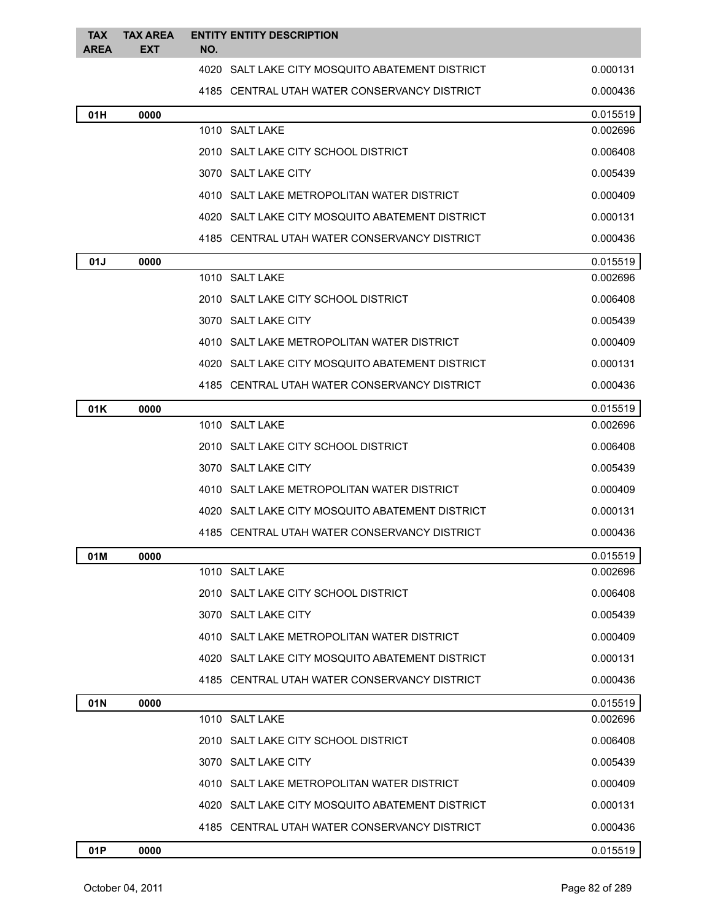| TAX AREA | TAX AREA EXT | ENTITY NO. | ENTITY DESCRIPTION | |
|---|---|---|---|---|
| | | 4020 | SALT LAKE CITY MOSQUITO ABATEMENT DISTRICT | 0.000131 |
| | | 4185 | CENTRAL UTAH WATER CONSERVANCY DISTRICT | 0.000436 |
| **01H** | **0000** | | | 0.015519 |
| | | 1010 | SALT LAKE | 0.002696 |
| | | 2010 | SALT LAKE CITY SCHOOL DISTRICT | 0.006408 |
| | | 3070 | SALT LAKE CITY | 0.005439 |
| | | 4010 | SALT LAKE METROPOLITAN WATER DISTRICT | 0.000409 |
| | | 4020 | SALT LAKE CITY MOSQUITO ABATEMENT DISTRICT | 0.000131 |
| | | 4185 | CENTRAL UTAH WATER CONSERVANCY DISTRICT | 0.000436 |
| **01J** | **0000** | | | 0.015519 |
| | | 1010 | SALT LAKE | 0.002696 |
| | | 2010 | SALT LAKE CITY SCHOOL DISTRICT | 0.006408 |
| | | 3070 | SALT LAKE CITY | 0.005439 |
| | | 4010 | SALT LAKE METROPOLITAN WATER DISTRICT | 0.000409 |
| | | 4020 | SALT LAKE CITY MOSQUITO ABATEMENT DISTRICT | 0.000131 |
| | | 4185 | CENTRAL UTAH WATER CONSERVANCY DISTRICT | 0.000436 |
| **01K** | **0000** | | | 0.015519 |
| | | 1010 | SALT LAKE | 0.002696 |
| | | 2010 | SALT LAKE CITY SCHOOL DISTRICT | 0.006408 |
| | | 3070 | SALT LAKE CITY | 0.005439 |
| | | 4010 | SALT LAKE METROPOLITAN WATER DISTRICT | 0.000409 |
| | | 4020 | SALT LAKE CITY MOSQUITO ABATEMENT DISTRICT | 0.000131 |
| | | 4185 | CENTRAL UTAH WATER CONSERVANCY DISTRICT | 0.000436 |
| **01M** | **0000** | | | 0.015519 |
| | | 1010 | SALT LAKE | 0.002696 |
| | | 2010 | SALT LAKE CITY SCHOOL DISTRICT | 0.006408 |
| | | 3070 | SALT LAKE CITY | 0.005439 |
| | | 4010 | SALT LAKE METROPOLITAN WATER DISTRICT | 0.000409 |
| | | 4020 | SALT LAKE CITY MOSQUITO ABATEMENT DISTRICT | 0.000131 |
| | | 4185 | CENTRAL UTAH WATER CONSERVANCY DISTRICT | 0.000436 |
| **01N** | **0000** | | | 0.015519 |
| | | 1010 | SALT LAKE | 0.002696 |
| | | 2010 | SALT LAKE CITY SCHOOL DISTRICT | 0.006408 |
| | | 3070 | SALT LAKE CITY | 0.005439 |
| | | 4010 | SALT LAKE METROPOLITAN WATER DISTRICT | 0.000409 |
| | | 4020 | SALT LAKE CITY MOSQUITO ABATEMENT DISTRICT | 0.000131 |
| | | 4185 | CENTRAL UTAH WATER CONSERVANCY DISTRICT | 0.000436 |
| **01P** | **0000** | | | 0.015519 |

October 04, 2011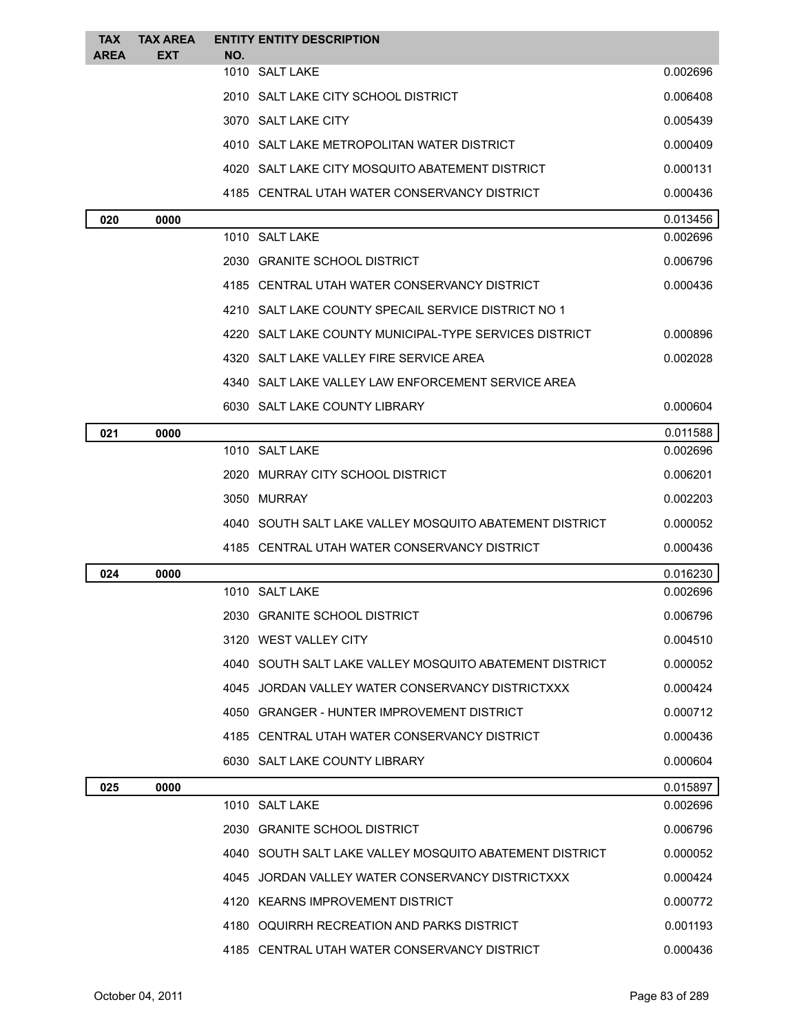| TAX AREA | TAX AREA EXT | ENTITY NO. | ENTITY DESCRIPTION | |
|---|---|---|---|---|
| | | 1010 | SALT LAKE | 0.002696 |
| | | 2010 | SALT LAKE CITY SCHOOL DISTRICT | 0.006408 |
| | | 3070 | SALT LAKE CITY | 0.005439 |
| | | 4010 | SALT LAKE METROPOLITAN WATER DISTRICT | 0.000409 |
| | | 4020 | SALT LAKE CITY MOSQUITO ABATEMENT DISTRICT | 0.000131 |
| | | 4185 | CENTRAL UTAH WATER CONSERVANCY DISTRICT | 0.000436 |
| **020** | **0000** | | | 0.013456 |
| | | 1010 | SALT LAKE | 0.002696 |
| | | 2030 | GRANITE SCHOOL DISTRICT | 0.006796 |
| | | 4185 | CENTRAL UTAH WATER CONSERVANCY DISTRICT | 0.000436 |
| | | 4210 | SALT LAKE COUNTY SPECAIL SERVICE DISTRICT NO 1 | |
| | | 4220 | SALT LAKE COUNTY MUNICIPAL-TYPE SERVICES DISTRICT | 0.000896 |
| | | 4320 | SALT LAKE VALLEY FIRE SERVICE AREA | 0.002028 |
| | | 4340 | SALT LAKE VALLEY LAW ENFORCEMENT SERVICE AREA | |
| | | 6030 | SALT LAKE COUNTY LIBRARY | 0.000604 |
| **021** | **0000** | | | 0.011588 |
| | | 1010 | SALT LAKE | 0.002696 |
| | | 2020 | MURRAY CITY SCHOOL DISTRICT | 0.006201 |
| | | 3050 | MURRAY | 0.002203 |
| | | 4040 | SOUTH SALT LAKE VALLEY MOSQUITO ABATEMENT DISTRICT | 0.000052 |
| | | 4185 | CENTRAL UTAH WATER CONSERVANCY DISTRICT | 0.000436 |
| **024** | **0000** | | | 0.016230 |
| | | 1010 | SALT LAKE | 0.002696 |
| | | 2030 | GRANITE SCHOOL DISTRICT | 0.006796 |
| | | 3120 | WEST VALLEY CITY | 0.004510 |
| | | 4040 | SOUTH SALT LAKE VALLEY MOSQUITO ABATEMENT DISTRICT | 0.000052 |
| | | 4045 | JORDAN VALLEY WATER CONSERVANCY DISTRICTXXX | 0.000424 |
| | | 4050 | GRANGER - HUNTER IMPROVEMENT DISTRICT | 0.000712 |
| | | 4185 | CENTRAL UTAH WATER CONSERVANCY DISTRICT | 0.000436 |
| | | 6030 | SALT LAKE COUNTY LIBRARY | 0.000604 |
| **025** | **0000** | | | 0.015897 |
| | | 1010 | SALT LAKE | 0.002696 |
| | | 2030 | GRANITE SCHOOL DISTRICT | 0.006796 |
| | | 4040 | SOUTH SALT LAKE VALLEY MOSQUITO ABATEMENT DISTRICT | 0.000052 |
| | | 4045 | JORDAN VALLEY WATER CONSERVANCY DISTRICTXXX | 0.000424 |
| | | 4120 | KEARNS IMPROVEMENT DISTRICT | 0.000772 |
| | | 4180 | OQUIRRH RECREATION AND PARKS DISTRICT | 0.001193 |
| | | 4185 | CENTRAL UTAH WATER CONSERVANCY DISTRICT | 0.000436 |

October 04, 2011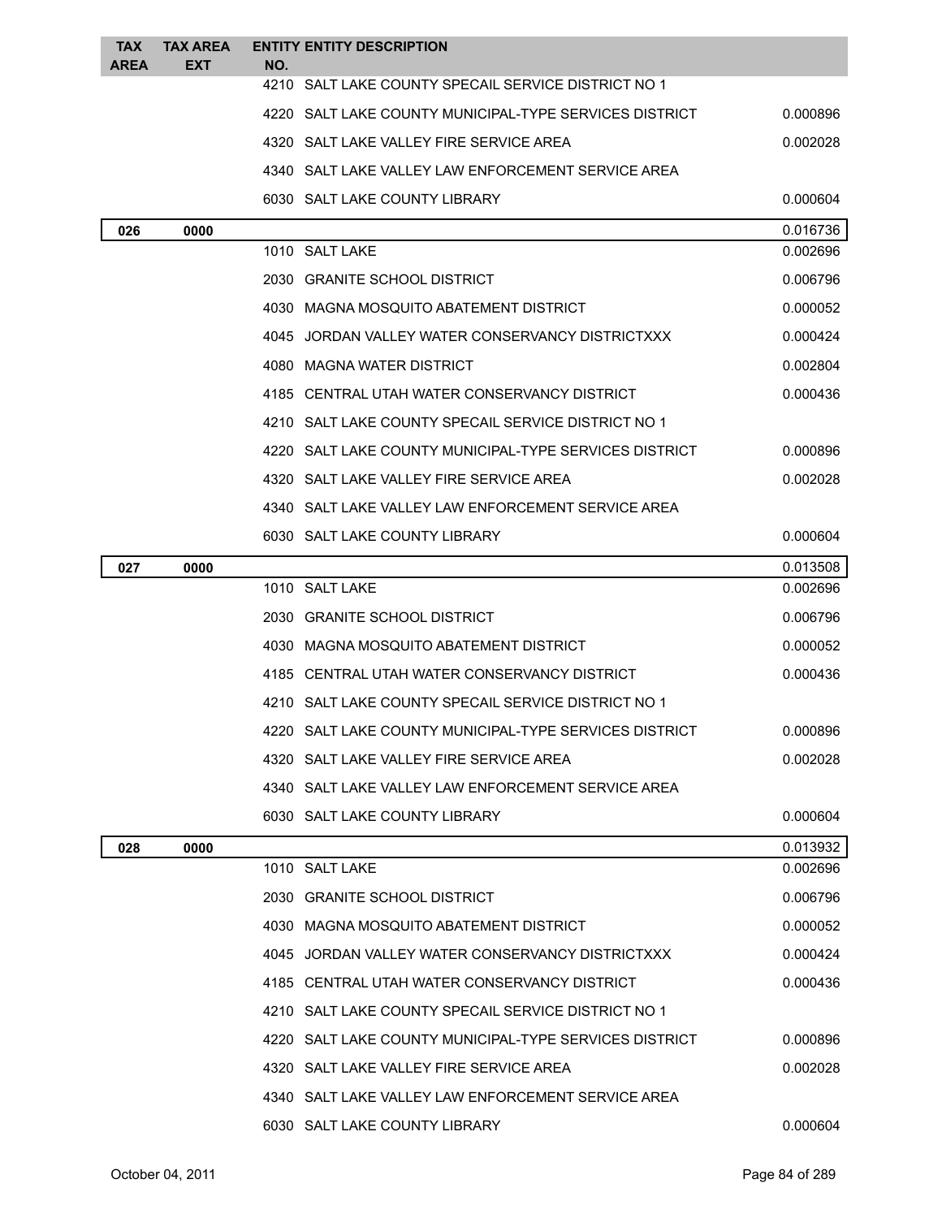| TAX AREA | TAX AREA EXT | ENTITY NO. | ENTITY DESCRIPTION | |
|---|---|---|---|---|
| | | 4210 | SALT LAKE COUNTY SPECAIL SERVICE DISTRICT NO 1 | |
| | | 4220 | SALT LAKE COUNTY MUNICIPAL-TYPE SERVICES DISTRICT | 0.000896 |
| | | 4320 | SALT LAKE VALLEY FIRE SERVICE AREA | 0.002028 |
| | | 4340 | SALT LAKE VALLEY LAW ENFORCEMENT SERVICE AREA | |
| | | 6030 | SALT LAKE COUNTY LIBRARY | 0.000604 |
| **026** | **0000** | | | 0.016736 |
| | | 1010 | SALT LAKE | 0.002696 |
| | | 2030 | GRANITE SCHOOL DISTRICT | 0.006796 |
| | | 4030 | MAGNA MOSQUITO ABATEMENT DISTRICT | 0.000052 |
| | | 4045 | JORDAN VALLEY WATER CONSERVANCY DISTRICTXXX | 0.000424 |
| | | 4080 | MAGNA WATER DISTRICT | 0.002804 |
| | | 4185 | CENTRAL UTAH WATER CONSERVANCY DISTRICT | 0.000436 |
| | | 4210 | SALT LAKE COUNTY SPECAIL SERVICE DISTRICT NO 1 | |
| | | 4220 | SALT LAKE COUNTY MUNICIPAL-TYPE SERVICES DISTRICT | 0.000896 |
| | | 4320 | SALT LAKE VALLEY FIRE SERVICE AREA | 0.002028 |
| | | 4340 | SALT LAKE VALLEY LAW ENFORCEMENT SERVICE AREA | |
| | | 6030 | SALT LAKE COUNTY LIBRARY | 0.000604 |
| **027** | **0000** | | | 0.013508 |
| | | 1010 | SALT LAKE | 0.002696 |
| | | 2030 | GRANITE SCHOOL DISTRICT | 0.006796 |
| | | 4030 | MAGNA MOSQUITO ABATEMENT DISTRICT | 0.000052 |
| | | 4185 | CENTRAL UTAH WATER CONSERVANCY DISTRICT | 0.000436 |
| | | 4210 | SALT LAKE COUNTY SPECAIL SERVICE DISTRICT NO 1 | |
| | | 4220 | SALT LAKE COUNTY MUNICIPAL-TYPE SERVICES DISTRICT | 0.000896 |
| | | 4320 | SALT LAKE VALLEY FIRE SERVICE AREA | 0.002028 |
| | | 4340 | SALT LAKE VALLEY LAW ENFORCEMENT SERVICE AREA | |
| | | 6030 | SALT LAKE COUNTY LIBRARY | 0.000604 |
| **028** | **0000** | | | 0.013932 |
| | | 1010 | SALT LAKE | 0.002696 |
| | | 2030 | GRANITE SCHOOL DISTRICT | 0.006796 |
| | | 4030 | MAGNA MOSQUITO ABATEMENT DISTRICT | 0.000052 |
| | | 4045 | JORDAN VALLEY WATER CONSERVANCY DISTRICTXXX | 0.000424 |
| | | 4185 | CENTRAL UTAH WATER CONSERVANCY DISTRICT | 0.000436 |
| | | 4210 | SALT LAKE COUNTY SPECAIL SERVICE DISTRICT NO 1 | |
| | | 4220 | SALT LAKE COUNTY MUNICIPAL-TYPE SERVICES DISTRICT | 0.000896 |
| | | 4320 | SALT LAKE VALLEY FIRE SERVICE AREA | 0.002028 |
| | | 4340 | SALT LAKE VALLEY LAW ENFORCEMENT SERVICE AREA | |
| | | 6030 | SALT LAKE COUNTY LIBRARY | 0.000604 |

October 04, 2011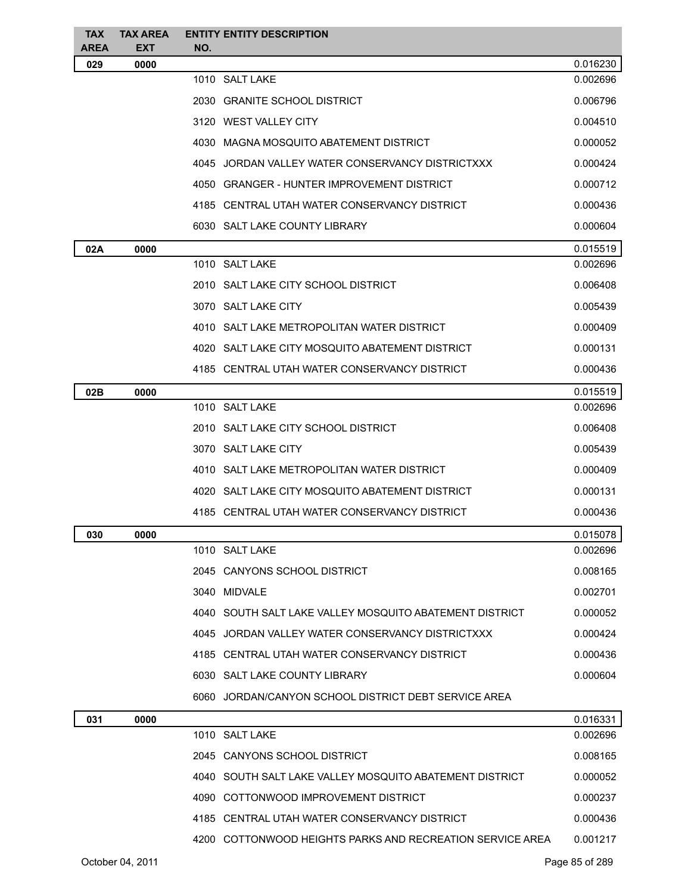| TAX AREA | TAX AREA EXT | ENTITY NO. | ENTITY DESCRIPTION | |
|---|---|---|---|---|
| 029 | 0000 | | | 0.016230 |
| | | 1010 | SALT LAKE | 0.002696 |
| | | 2030 | GRANITE SCHOOL DISTRICT | 0.006796 |
| | | 3120 | WEST VALLEY CITY | 0.004510 |
| | | 4030 | MAGNA MOSQUITO ABATEMENT DISTRICT | 0.000052 |
| | | 4045 | JORDAN VALLEY WATER CONSERVANCY DISTRICTXXX | 0.000424 |
| | | 4050 | GRANGER - HUNTER IMPROVEMENT DISTRICT | 0.000712 |
| | | 4185 | CENTRAL UTAH WATER CONSERVANCY DISTRICT | 0.000436 |
| | | 6030 | SALT LAKE COUNTY LIBRARY | 0.000604 |
| 02A | 0000 | | | 0.015519 |
| | | 1010 | SALT LAKE | 0.002696 |
| | | 2010 | SALT LAKE CITY SCHOOL DISTRICT | 0.006408 |
| | | 3070 | SALT LAKE CITY | 0.005439 |
| | | 4010 | SALT LAKE METROPOLITAN WATER DISTRICT | 0.000409 |
| | | 4020 | SALT LAKE CITY MOSQUITO ABATEMENT DISTRICT | 0.000131 |
| | | 4185 | CENTRAL UTAH WATER CONSERVANCY DISTRICT | 0.000436 |
| 02B | 0000 | | | 0.015519 |
| | | 1010 | SALT LAKE | 0.002696 |
| | | 2010 | SALT LAKE CITY SCHOOL DISTRICT | 0.006408 |
| | | 3070 | SALT LAKE CITY | 0.005439 |
| | | 4010 | SALT LAKE METROPOLITAN WATER DISTRICT | 0.000409 |
| | | 4020 | SALT LAKE CITY MOSQUITO ABATEMENT DISTRICT | 0.000131 |
| | | 4185 | CENTRAL UTAH WATER CONSERVANCY DISTRICT | 0.000436 |
| 030 | 0000 | | | 0.015078 |
| | | 1010 | SALT LAKE | 0.002696 |
| | | 2045 | CANYONS SCHOOL DISTRICT | 0.008165 |
| | | 3040 | MIDVALE | 0.002701 |
| | | 4040 | SOUTH SALT LAKE VALLEY MOSQUITO ABATEMENT DISTRICT | 0.000052 |
| | | 4045 | JORDAN VALLEY WATER CONSERVANCY DISTRICTXXX | 0.000424 |
| | | 4185 | CENTRAL UTAH WATER CONSERVANCY DISTRICT | 0.000436 |
| | | 6030 | SALT LAKE COUNTY LIBRARY | 0.000604 |
| | | 6060 | JORDAN/CANYON SCHOOL DISTRICT DEBT SERVICE AREA | |
| 031 | 0000 | | | 0.016331 |
| | | 1010 | SALT LAKE | 0.002696 |
| | | 2045 | CANYONS SCHOOL DISTRICT | 0.008165 |
| | | 4040 | SOUTH SALT LAKE VALLEY MOSQUITO ABATEMENT DISTRICT | 0.000052 |
| | | 4090 | COTTONWOOD IMPROVEMENT DISTRICT | 0.000237 |
| | | 4185 | CENTRAL UTAH WATER CONSERVANCY DISTRICT | 0.000436 |
| | | 4200 | COTTONWOOD HEIGHTS PARKS AND RECREATION SERVICE AREA | 0.001217 |

October 04, 2011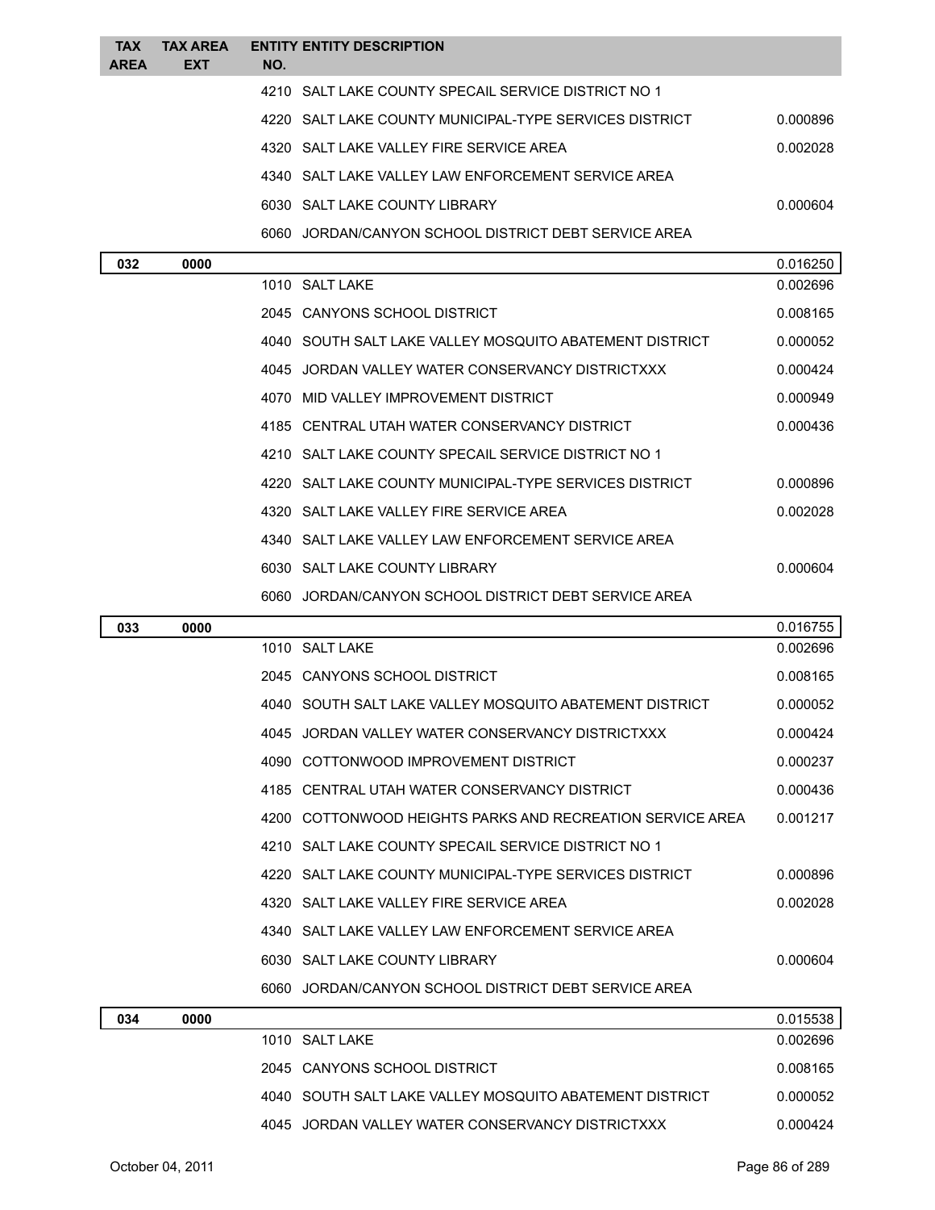| TAX AREA | TAX AREA EXT | ENTITY NO. | ENTITY DESCRIPTION | |
|---|---|---|---|---|
| | | 4210 | SALT LAKE COUNTY SPECAIL SERVICE DISTRICT NO 1 | |
| | | 4220 | SALT LAKE COUNTY MUNICIPAL-TYPE SERVICES DISTRICT | 0.000896 |
| | | 4320 | SALT LAKE VALLEY FIRE SERVICE AREA | 0.002028 |
| | | 4340 | SALT LAKE VALLEY LAW ENFORCEMENT SERVICE AREA | |
| | | 6030 | SALT LAKE COUNTY LIBRARY | 0.000604 |
| | | 6060 | JORDAN/CANYON SCHOOL DISTRICT DEBT SERVICE AREA | |
| **032** | **0000** | | | 0.016250 |
| | | 1010 | SALT LAKE | 0.002696 |
| | | 2045 | CANYONS SCHOOL DISTRICT | 0.008165 |
| | | 4040 | SOUTH SALT LAKE VALLEY MOSQUITO ABATEMENT DISTRICT | 0.000052 |
| | | 4045 | JORDAN VALLEY WATER CONSERVANCY DISTRICTXXX | 0.000424 |
| | | 4070 | MID VALLEY IMPROVEMENT DISTRICT | 0.000949 |
| | | 4185 | CENTRAL UTAH WATER CONSERVANCY DISTRICT | 0.000436 |
| | | 4210 | SALT LAKE COUNTY SPECAIL SERVICE DISTRICT NO 1 | |
| | | 4220 | SALT LAKE COUNTY MUNICIPAL-TYPE SERVICES DISTRICT | 0.000896 |
| | | 4320 | SALT LAKE VALLEY FIRE SERVICE AREA | 0.002028 |
| | | 4340 | SALT LAKE VALLEY LAW ENFORCEMENT SERVICE AREA | |
| | | 6030 | SALT LAKE COUNTY LIBRARY | 0.000604 |
| | | 6060 | JORDAN/CANYON SCHOOL DISTRICT DEBT SERVICE AREA | |
| **033** | **0000** | | | 0.016755 |
| | | 1010 | SALT LAKE | 0.002696 |
| | | 2045 | CANYONS SCHOOL DISTRICT | 0.008165 |
| | | 4040 | SOUTH SALT LAKE VALLEY MOSQUITO ABATEMENT DISTRICT | 0.000052 |
| | | 4045 | JORDAN VALLEY WATER CONSERVANCY DISTRICTXXX | 0.000424 |
| | | 4090 | COTTONWOOD IMPROVEMENT DISTRICT | 0.000237 |
| | | 4185 | CENTRAL UTAH WATER CONSERVANCY DISTRICT | 0.000436 |
| | | 4200 | COTTONWOOD HEIGHTS PARKS AND RECREATION SERVICE AREA | 0.001217 |
| | | 4210 | SALT LAKE COUNTY SPECAIL SERVICE DISTRICT NO 1 | |
| | | 4220 | SALT LAKE COUNTY MUNICIPAL-TYPE SERVICES DISTRICT | 0.000896 |
| | | 4320 | SALT LAKE VALLEY FIRE SERVICE AREA | 0.002028 |
| | | 4340 | SALT LAKE VALLEY LAW ENFORCEMENT SERVICE AREA | |
| | | 6030 | SALT LAKE COUNTY LIBRARY | 0.000604 |
| | | 6060 | JORDAN/CANYON SCHOOL DISTRICT DEBT SERVICE AREA | |
| **034** | **0000** | | | 0.015538 |
| | | 1010 | SALT LAKE | 0.002696 |
| | | 2045 | CANYONS SCHOOL DISTRICT | 0.008165 |
| | | 4040 | SOUTH SALT LAKE VALLEY MOSQUITO ABATEMENT DISTRICT | 0.000052 |
| | | 4045 | JORDAN VALLEY WATER CONSERVANCY DISTRICTXXX | 0.000424 |

October 04, 2011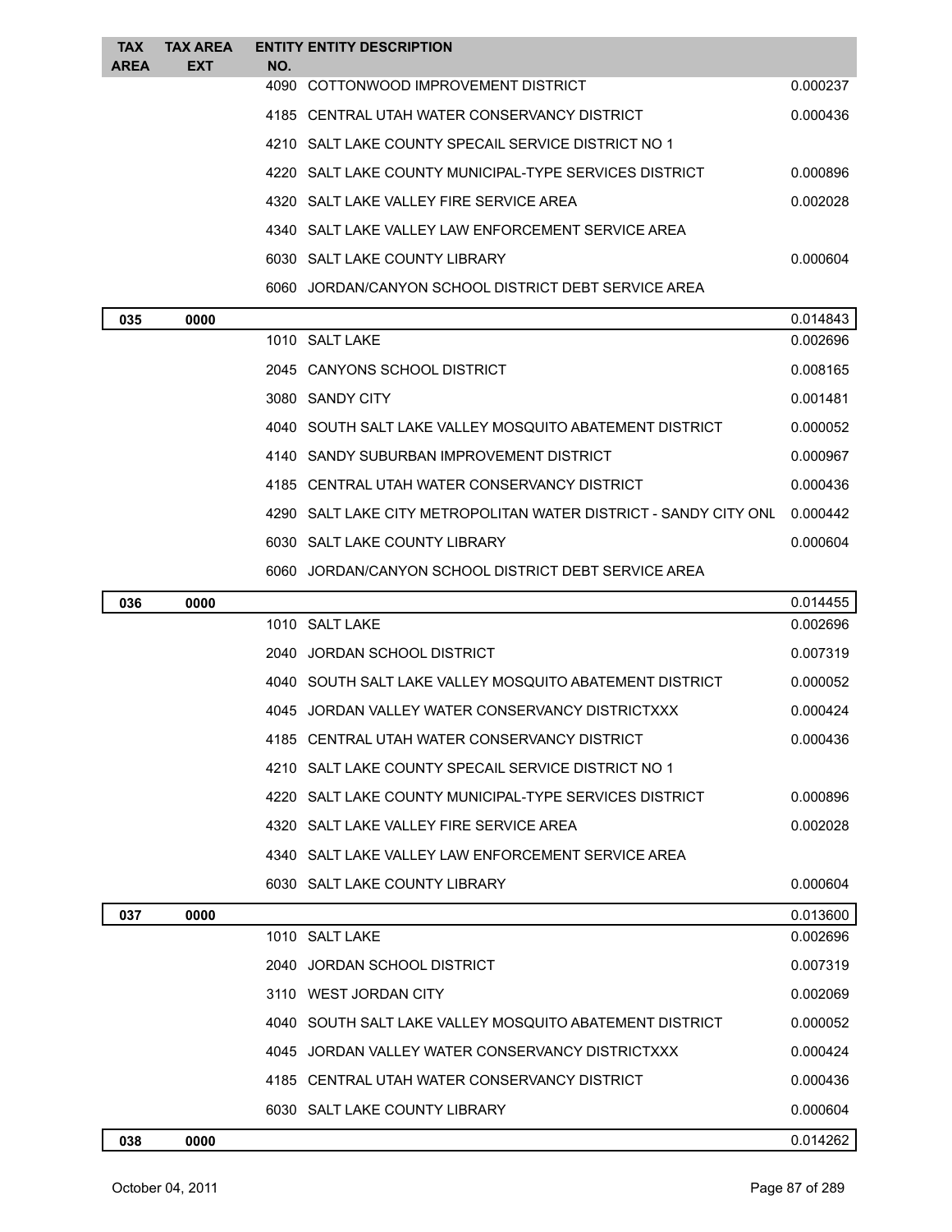| TAX AREA | TAX AREA EXT | ENTITY NO. | ENTITY DESCRIPTION | |
|---|---|---|---|---|
| | | 4090 | COTTONWOOD IMPROVEMENT DISTRICT | 0.000237 |
| | | 4185 | CENTRAL UTAH WATER CONSERVANCY DISTRICT | 0.000436 |
| | | 4210 | SALT LAKE COUNTY SPECAIL SERVICE DISTRICT NO 1 | |
| | | 4220 | SALT LAKE COUNTY MUNICIPAL-TYPE SERVICES DISTRICT | 0.000896 |
| | | 4320 | SALT LAKE VALLEY FIRE SERVICE AREA | 0.002028 |
| | | 4340 | SALT LAKE VALLEY LAW ENFORCEMENT SERVICE AREA | |
| | | 6030 | SALT LAKE COUNTY LIBRARY | 0.000604 |
| | | 6060 | JORDAN/CANYON SCHOOL DISTRICT DEBT SERVICE AREA | |
| **035** | **0000** | | | 0.014843 |
| | | 1010 | SALT LAKE | 0.002696 |
| | | 2045 | CANYONS SCHOOL DISTRICT | 0.008165 |
| | | 3080 | SANDY CITY | 0.001481 |
| | | 4040 | SOUTH SALT LAKE VALLEY MOSQUITO ABATEMENT DISTRICT | 0.000052 |
| | | 4140 | SANDY SUBURBAN IMPROVEMENT DISTRICT | 0.000967 |
| | | 4185 | CENTRAL UTAH WATER CONSERVANCY DISTRICT | 0.000436 |
| | | 4290 | SALT LAKE CITY METROPOLITAN WATER DISTRICT - SANDY CITY ONL | 0.000442 |
| | | 6030 | SALT LAKE COUNTY LIBRARY | 0.000604 |
| | | 6060 | JORDAN/CANYON SCHOOL DISTRICT DEBT SERVICE AREA | |
| **036** | **0000** | | | 0.014455 |
| | | 1010 | SALT LAKE | 0.002696 |
| | | 2040 | JORDAN SCHOOL DISTRICT | 0.007319 |
| | | 4040 | SOUTH SALT LAKE VALLEY MOSQUITO ABATEMENT DISTRICT | 0.000052 |
| | | 4045 | JORDAN VALLEY WATER CONSERVANCY DISTRICTXXX | 0.000424 |
| | | 4185 | CENTRAL UTAH WATER CONSERVANCY DISTRICT | 0.000436 |
| | | 4210 | SALT LAKE COUNTY SPECAIL SERVICE DISTRICT NO 1 | |
| | | 4220 | SALT LAKE COUNTY MUNICIPAL-TYPE SERVICES DISTRICT | 0.000896 |
| | | 4320 | SALT LAKE VALLEY FIRE SERVICE AREA | 0.002028 |
| | | 4340 | SALT LAKE VALLEY LAW ENFORCEMENT SERVICE AREA | |
| | | 6030 | SALT LAKE COUNTY LIBRARY | 0.000604 |
| **037** | **0000** | | | 0.013600 |
| | | 1010 | SALT LAKE | 0.002696 |
| | | 2040 | JORDAN SCHOOL DISTRICT | 0.007319 |
| | | 3110 | WEST JORDAN CITY | 0.002069 |
| | | 4040 | SOUTH SALT LAKE VALLEY MOSQUITO ABATEMENT DISTRICT | 0.000052 |
| | | 4045 | JORDAN VALLEY WATER CONSERVANCY DISTRICTXXX | 0.000424 |
| | | 4185 | CENTRAL UTAH WATER CONSERVANCY DISTRICT | 0.000436 |
| | | 6030 | SALT LAKE COUNTY LIBRARY | 0.000604 |
| **038** | **0000** | | | 0.014262 |

October 04, 2011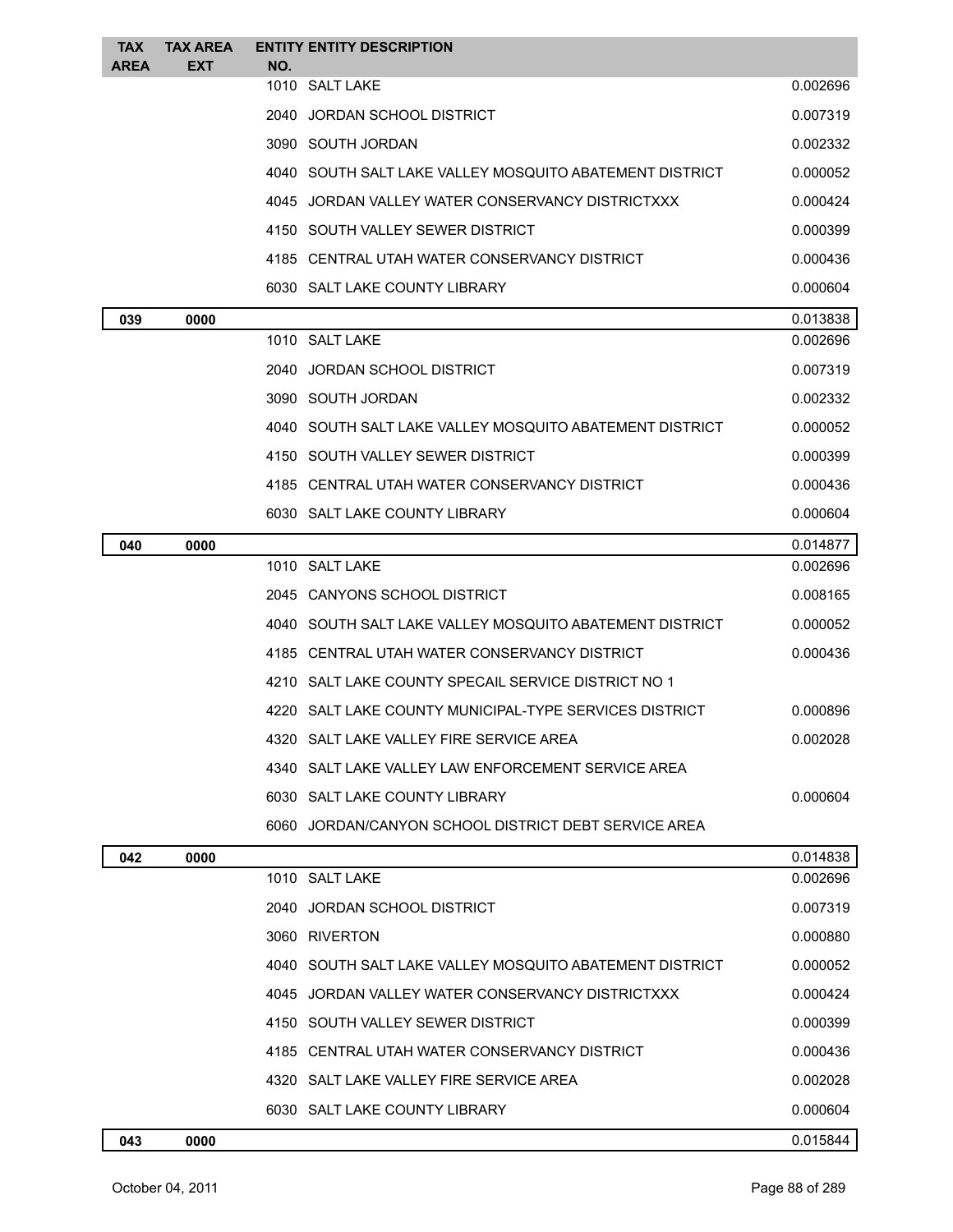| TAX AREA | TAX AREA EXT | ENTITY NO. | ENTITY DESCRIPTION | |
|---|---|---|---|---|
| | | 1010 | SALT LAKE | 0.002696 |
| | | 2040 | JORDAN SCHOOL DISTRICT | 0.007319 |
| | | 3090 | SOUTH JORDAN | 0.002332 |
| | | 4040 | SOUTH SALT LAKE VALLEY MOSQUITO ABATEMENT DISTRICT | 0.000052 |
| | | 4045 | JORDAN VALLEY WATER CONSERVANCY DISTRICTXXX | 0.000424 |
| | | 4150 | SOUTH VALLEY SEWER DISTRICT | 0.000399 |
| | | 4185 | CENTRAL UTAH WATER CONSERVANCY DISTRICT | 0.000436 |
| | | 6030 | SALT LAKE COUNTY LIBRARY | 0.000604 |
| **039** | **0000** | | | 0.013838 |
| | | 1010 | SALT LAKE | 0.002696 |
| | | 2040 | JORDAN SCHOOL DISTRICT | 0.007319 |
| | | 3090 | SOUTH JORDAN | 0.002332 |
| | | 4040 | SOUTH SALT LAKE VALLEY MOSQUITO ABATEMENT DISTRICT | 0.000052 |
| | | 4150 | SOUTH VALLEY SEWER DISTRICT | 0.000399 |
| | | 4185 | CENTRAL UTAH WATER CONSERVANCY DISTRICT | 0.000436 |
| | | 6030 | SALT LAKE COUNTY LIBRARY | 0.000604 |
| **040** | **0000** | | | 0.014877 |
| | | 1010 | SALT LAKE | 0.002696 |
| | | 2045 | CANYONS SCHOOL DISTRICT | 0.008165 |
| | | 4040 | SOUTH SALT LAKE VALLEY MOSQUITO ABATEMENT DISTRICT | 0.000052 |
| | | 4185 | CENTRAL UTAH WATER CONSERVANCY DISTRICT | 0.000436 |
| | | 4210 | SALT LAKE COUNTY SPECAIL SERVICE DISTRICT NO 1 | |
| | | 4220 | SALT LAKE COUNTY MUNICIPAL-TYPE SERVICES DISTRICT | 0.000896 |
| | | 4320 | SALT LAKE VALLEY FIRE SERVICE AREA | 0.002028 |
| | | 4340 | SALT LAKE VALLEY LAW ENFORCEMENT SERVICE AREA | |
| | | 6030 | SALT LAKE COUNTY LIBRARY | 0.000604 |
| | | 6060 | JORDAN/CANYON SCHOOL DISTRICT DEBT SERVICE AREA | |
| **042** | **0000** | | | 0.014838 |
| | | 1010 | SALT LAKE | 0.002696 |
| | | 2040 | JORDAN SCHOOL DISTRICT | 0.007319 |
| | | 3060 | RIVERTON | 0.000880 |
| | | 4040 | SOUTH SALT LAKE VALLEY MOSQUITO ABATEMENT DISTRICT | 0.000052 |
| | | 4045 | JORDAN VALLEY WATER CONSERVANCY DISTRICTXXX | 0.000424 |
| | | 4150 | SOUTH VALLEY SEWER DISTRICT | 0.000399 |
| | | 4185 | CENTRAL UTAH WATER CONSERVANCY DISTRICT | 0.000436 |
| | | 4320 | SALT LAKE VALLEY FIRE SERVICE AREA | 0.002028 |
| | | 6030 | SALT LAKE COUNTY LIBRARY | 0.000604 |
| **043** | **0000** | | | 0.015844 |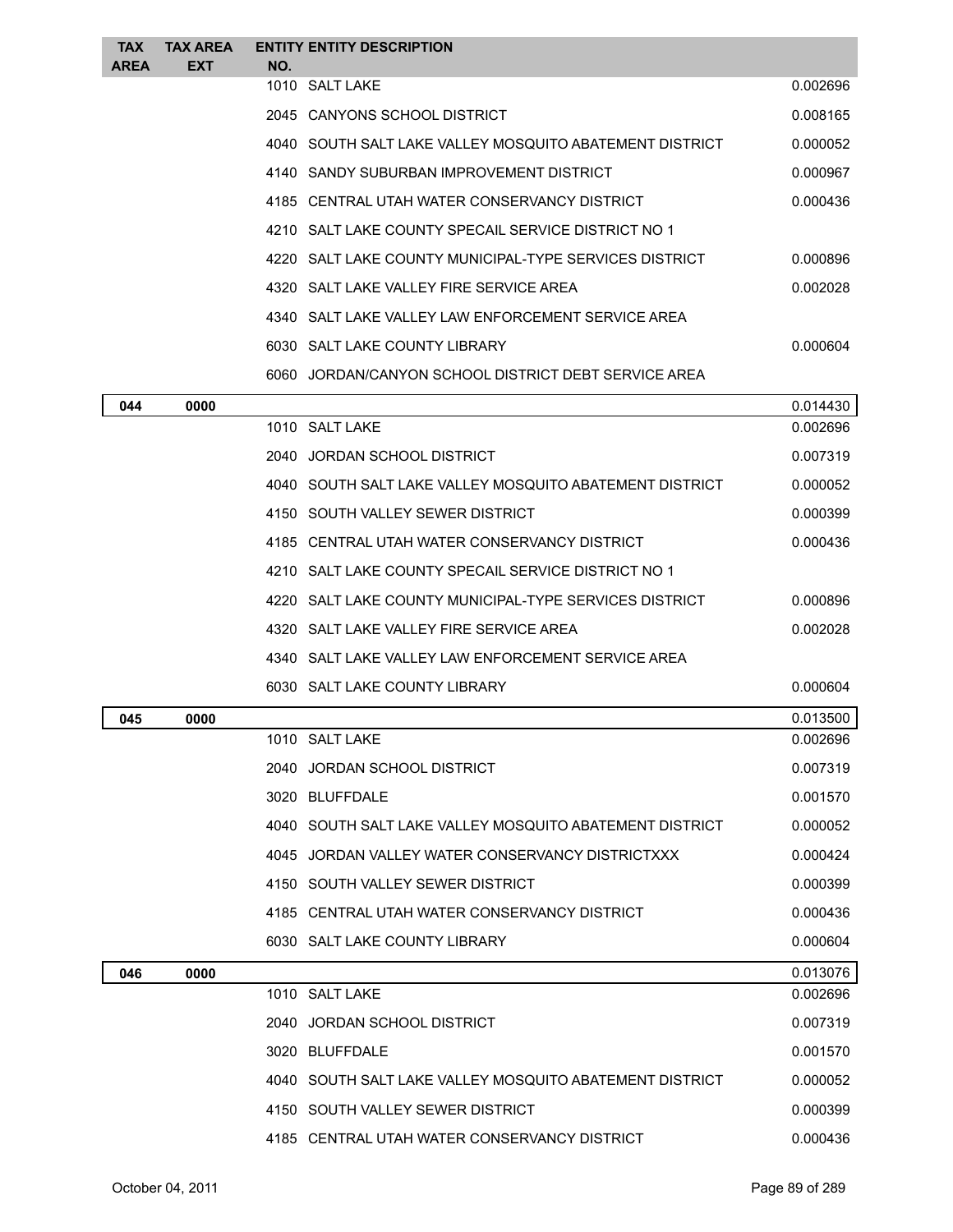| TAX AREA | TAX AREA EXT | ENTITY NO. | ENTITY DESCRIPTION | |
|---|---|---|---|---|
| | | 1010 | SALT LAKE | 0.002696 |
| | | 2045 | CANYONS SCHOOL DISTRICT | 0.008165 |
| | | 4040 | SOUTH SALT LAKE VALLEY MOSQUITO ABATEMENT DISTRICT | 0.000052 |
| | | 4140 | SANDY SUBURBAN IMPROVEMENT DISTRICT | 0.000967 |
| | | 4185 | CENTRAL UTAH WATER CONSERVANCY DISTRICT | 0.000436 |
| | | 4210 | SALT LAKE COUNTY SPECAIL SERVICE DISTRICT NO 1 | |
| | | 4220 | SALT LAKE COUNTY MUNICIPAL-TYPE SERVICES DISTRICT | 0.000896 |
| | | 4320 | SALT LAKE VALLEY FIRE SERVICE AREA | 0.002028 |
| | | 4340 | SALT LAKE VALLEY LAW ENFORCEMENT SERVICE AREA | |
| | | 6030 | SALT LAKE COUNTY LIBRARY | 0.000604 |
| | | 6060 | JORDAN/CANYON SCHOOL DISTRICT DEBT SERVICE AREA | |
| **044** | **0000** | | | 0.014430 |
| | | 1010 | SALT LAKE | 0.002696 |
| | | 2040 | JORDAN SCHOOL DISTRICT | 0.007319 |
| | | 4040 | SOUTH SALT LAKE VALLEY MOSQUITO ABATEMENT DISTRICT | 0.000052 |
| | | 4150 | SOUTH VALLEY SEWER DISTRICT | 0.000399 |
| | | 4185 | CENTRAL UTAH WATER CONSERVANCY DISTRICT | 0.000436 |
| | | 4210 | SALT LAKE COUNTY SPECAIL SERVICE DISTRICT NO 1 | |
| | | 4220 | SALT LAKE COUNTY MUNICIPAL-TYPE SERVICES DISTRICT | 0.000896 |
| | | 4320 | SALT LAKE VALLEY FIRE SERVICE AREA | 0.002028 |
| | | 4340 | SALT LAKE VALLEY LAW ENFORCEMENT SERVICE AREA | |
| | | 6030 | SALT LAKE COUNTY LIBRARY | 0.000604 |
| **045** | **0000** | | | 0.013500 |
| | | 1010 | SALT LAKE | 0.002696 |
| | | 2040 | JORDAN SCHOOL DISTRICT | 0.007319 |
| | | 3020 | BLUFFDALE | 0.001570 |
| | | 4040 | SOUTH SALT LAKE VALLEY MOSQUITO ABATEMENT DISTRICT | 0.000052 |
| | | 4045 | JORDAN VALLEY WATER CONSERVANCY DISTRICTXXX | 0.000424 |
| | | 4150 | SOUTH VALLEY SEWER DISTRICT | 0.000399 |
| | | 4185 | CENTRAL UTAH WATER CONSERVANCY DISTRICT | 0.000436 |
| | | 6030 | SALT LAKE COUNTY LIBRARY | 0.000604 |
| **046** | **0000** | | | 0.013076 |
| | | 1010 | SALT LAKE | 0.002696 |
| | | 2040 | JORDAN SCHOOL DISTRICT | 0.007319 |
| | | 3020 | BLUFFDALE | 0.001570 |
| | | 4040 | SOUTH SALT LAKE VALLEY MOSQUITO ABATEMENT DISTRICT | 0.000052 |
| | | 4150 | SOUTH VALLEY SEWER DISTRICT | 0.000399 |
| | | 4185 | CENTRAL UTAH WATER CONSERVANCY DISTRICT | 0.000436 |

October 04, 2011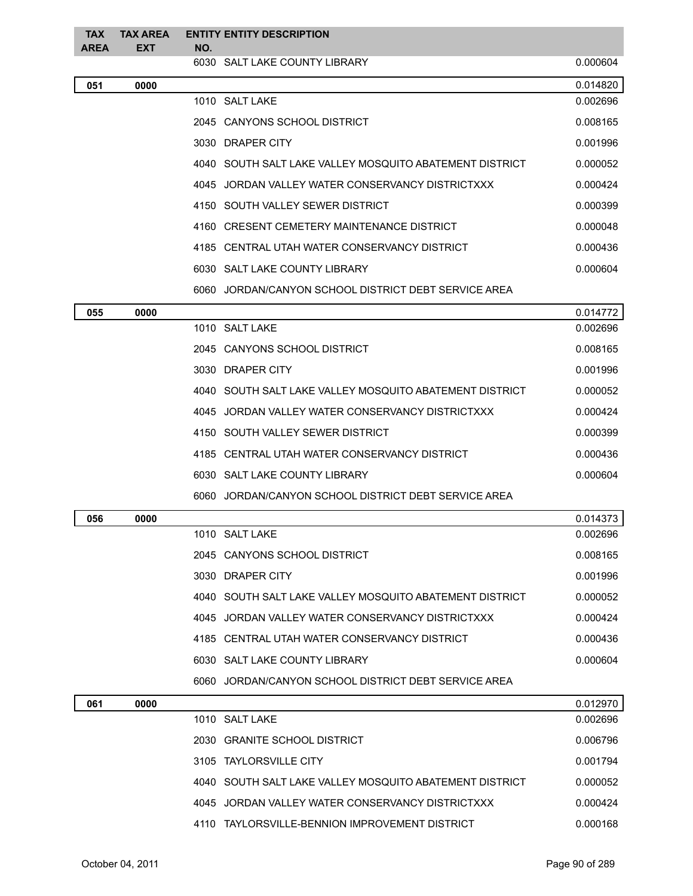| TAX AREA | TAX AREA EXT | ENTITY NO. | ENTITY DESCRIPTION | |
|---|---|---|---|---|
| | | 6030 | SALT LAKE COUNTY LIBRARY | 0.000604 |
| **051** | **0000** | | | 0.014820 |
| | | 1010 | SALT LAKE | 0.002696 |
| | | 2045 | CANYONS SCHOOL DISTRICT | 0.008165 |
| | | 3030 | DRAPER CITY | 0.001996 |
| | | 4040 | SOUTH SALT LAKE VALLEY MOSQUITO ABATEMENT DISTRICT | 0.000052 |
| | | 4045 | JORDAN VALLEY WATER CONSERVANCY DISTRICTXXX | 0.000424 |
| | | 4150 | SOUTH VALLEY SEWER DISTRICT | 0.000399 |
| | | 4160 | CRESENT CEMETERY MAINTENANCE DISTRICT | 0.000048 |
| | | 4185 | CENTRAL UTAH WATER CONSERVANCY DISTRICT | 0.000436 |
| | | 6030 | SALT LAKE COUNTY LIBRARY | 0.000604 |
| | | 6060 | JORDAN/CANYON SCHOOL DISTRICT DEBT SERVICE AREA | |
| **055** | **0000** | | | 0.014772 |
| | | 1010 | SALT LAKE | 0.002696 |
| | | 2045 | CANYONS SCHOOL DISTRICT | 0.008165 |
| | | 3030 | DRAPER CITY | 0.001996 |
| | | 4040 | SOUTH SALT LAKE VALLEY MOSQUITO ABATEMENT DISTRICT | 0.000052 |
| | | 4045 | JORDAN VALLEY WATER CONSERVANCY DISTRICTXXX | 0.000424 |
| | | 4150 | SOUTH VALLEY SEWER DISTRICT | 0.000399 |
| | | 4185 | CENTRAL UTAH WATER CONSERVANCY DISTRICT | 0.000436 |
| | | 6030 | SALT LAKE COUNTY LIBRARY | 0.000604 |
| | | 6060 | JORDAN/CANYON SCHOOL DISTRICT DEBT SERVICE AREA | |
| **056** | **0000** | | | 0.014373 |
| | | 1010 | SALT LAKE | 0.002696 |
| | | 2045 | CANYONS SCHOOL DISTRICT | 0.008165 |
| | | 3030 | DRAPER CITY | 0.001996 |
| | | 4040 | SOUTH SALT LAKE VALLEY MOSQUITO ABATEMENT DISTRICT | 0.000052 |
| | | 4045 | JORDAN VALLEY WATER CONSERVANCY DISTRICTXXX | 0.000424 |
| | | 4185 | CENTRAL UTAH WATER CONSERVANCY DISTRICT | 0.000436 |
| | | 6030 | SALT LAKE COUNTY LIBRARY | 0.000604 |
| | | 6060 | JORDAN/CANYON SCHOOL DISTRICT DEBT SERVICE AREA | |
| **061** | **0000** | | | 0.012970 |
| | | 1010 | SALT LAKE | 0.002696 |
| | | 2030 | GRANITE SCHOOL DISTRICT | 0.006796 |
| | | 3105 | TAYLORSVILLE CITY | 0.001794 |
| | | 4040 | SOUTH SALT LAKE VALLEY MOSQUITO ABATEMENT DISTRICT | 0.000052 |
| | | 4045 | JORDAN VALLEY WATER CONSERVANCY DISTRICTXXX | 0.000424 |
| | | 4110 | TAYLORSVILLE-BENNION IMPROVEMENT DISTRICT | 0.000168 |

October 04, 2011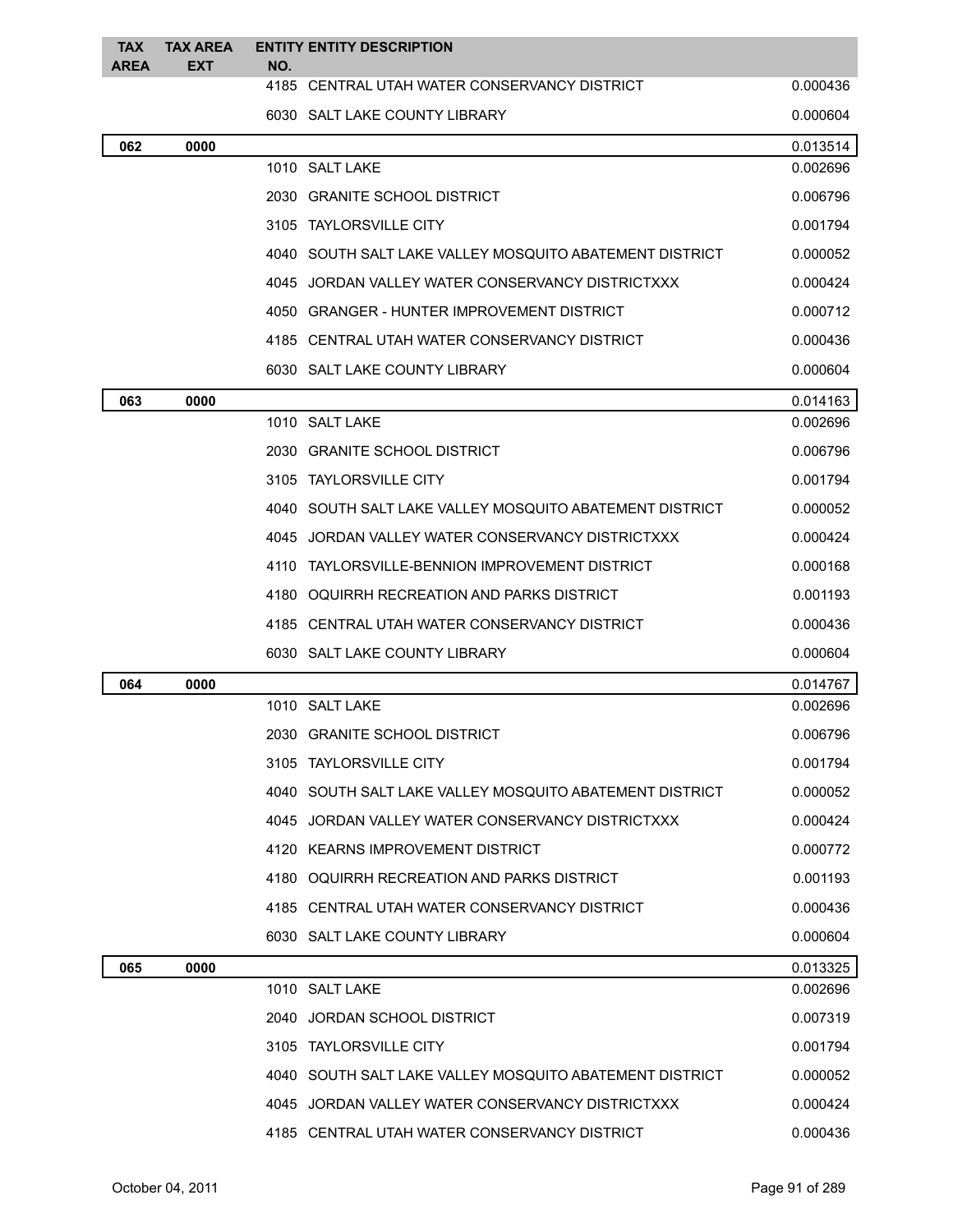| TAX AREA | TAX AREA EXT | ENTITY NO. | ENTITY DESCRIPTION | |
|---|---|---|---|---|
| | | 4185 | CENTRAL UTAH WATER CONSERVANCY DISTRICT | 0.000436 |
| | | 6030 | SALT LAKE COUNTY LIBRARY | 0.000604 |
| **062** | **0000** | | | 0.013514 |
| | | 1010 | SALT LAKE | 0.002696 |
| | | 2030 | GRANITE SCHOOL DISTRICT | 0.006796 |
| | | 3105 | TAYLORSVILLE CITY | 0.001794 |
| | | 4040 | SOUTH SALT LAKE VALLEY MOSQUITO ABATEMENT DISTRICT | 0.000052 |
| | | 4045 | JORDAN VALLEY WATER CONSERVANCY DISTRICTXXX | 0.000424 |
| | | 4050 | GRANGER - HUNTER IMPROVEMENT DISTRICT | 0.000712 |
| | | 4185 | CENTRAL UTAH WATER CONSERVANCY DISTRICT | 0.000436 |
| | | 6030 | SALT LAKE COUNTY LIBRARY | 0.000604 |
| **063** | **0000** | | | 0.014163 |
| | | 1010 | SALT LAKE | 0.002696 |
| | | 2030 | GRANITE SCHOOL DISTRICT | 0.006796 |
| | | 3105 | TAYLORSVILLE CITY | 0.001794 |
| | | 4040 | SOUTH SALT LAKE VALLEY MOSQUITO ABATEMENT DISTRICT | 0.000052 |
| | | 4045 | JORDAN VALLEY WATER CONSERVANCY DISTRICTXXX | 0.000424 |
| | | 4110 | TAYLORSVILLE-BENNION IMPROVEMENT DISTRICT | 0.000168 |
| | | 4180 | OQUIRRH RECREATION AND PARKS DISTRICT | 0.001193 |
| | | 4185 | CENTRAL UTAH WATER CONSERVANCY DISTRICT | 0.000436 |
| | | 6030 | SALT LAKE COUNTY LIBRARY | 0.000604 |
| **064** | **0000** | | | 0.014767 |
| | | 1010 | SALT LAKE | 0.002696 |
| | | 2030 | GRANITE SCHOOL DISTRICT | 0.006796 |
| | | 3105 | TAYLORSVILLE CITY | 0.001794 |
| | | 4040 | SOUTH SALT LAKE VALLEY MOSQUITO ABATEMENT DISTRICT | 0.000052 |
| | | 4045 | JORDAN VALLEY WATER CONSERVANCY DISTRICTXXX | 0.000424 |
| | | 4120 | KEARNS IMPROVEMENT DISTRICT | 0.000772 |
| | | 4180 | OQUIRRH RECREATION AND PARKS DISTRICT | 0.001193 |
| | | 4185 | CENTRAL UTAH WATER CONSERVANCY DISTRICT | 0.000436 |
| | | 6030 | SALT LAKE COUNTY LIBRARY | 0.000604 |
| **065** | **0000** | | | 0.013325 |
| | | 1010 | SALT LAKE | 0.002696 |
| | | 2040 | JORDAN SCHOOL DISTRICT | 0.007319 |
| | | 3105 | TAYLORSVILLE CITY | 0.001794 |
| | | 4040 | SOUTH SALT LAKE VALLEY MOSQUITO ABATEMENT DISTRICT | 0.000052 |
| | | 4045 | JORDAN VALLEY WATER CONSERVANCY DISTRICTXXX | 0.000424 |
| | | 4185 | CENTRAL UTAH WATER CONSERVANCY DISTRICT | 0.000436 |

October 04, 2011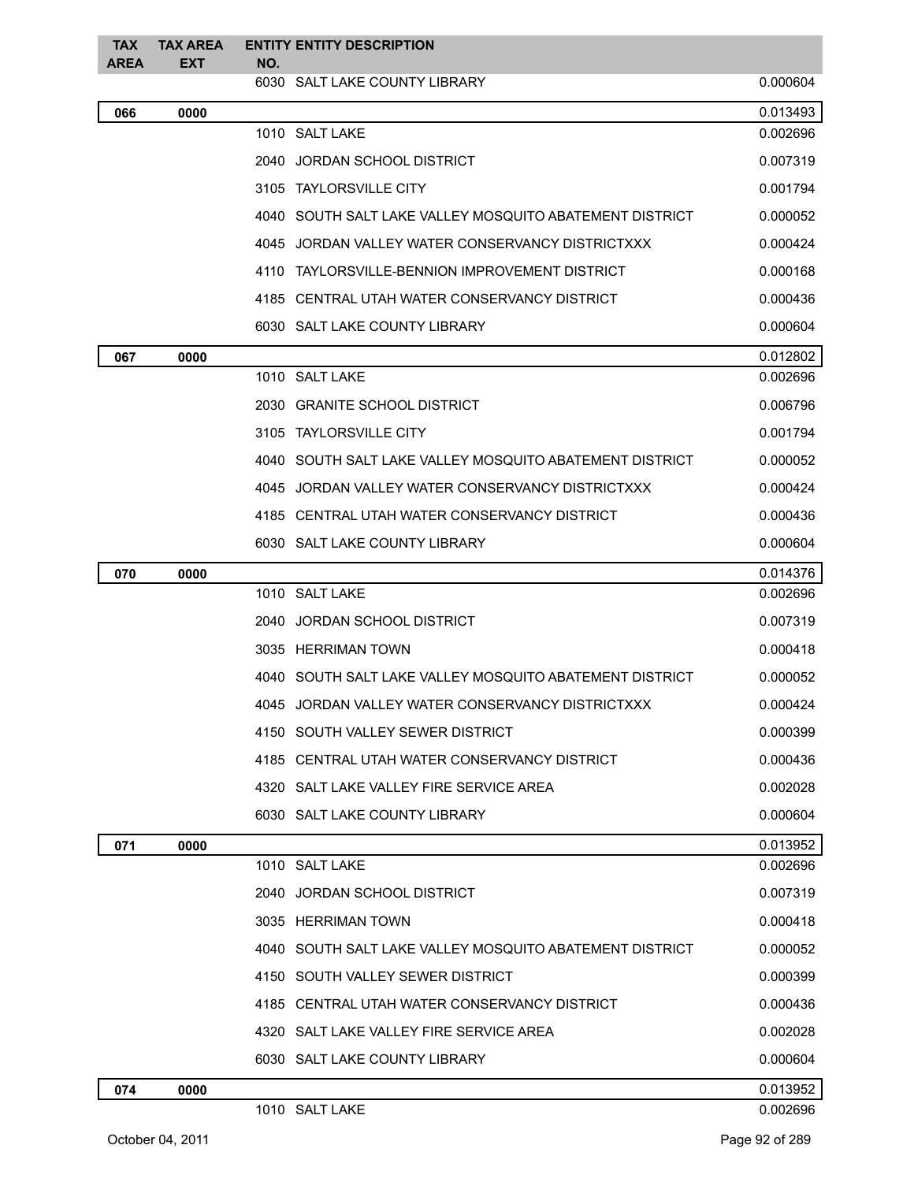| TAX AREA | TAX AREA EXT | ENTITY NO. | ENTITY DESCRIPTION | |
|---|---|---|---|---|
| | | 6030 | SALT LAKE COUNTY LIBRARY | 0.000604 |
| **066** | **0000** | | | 0.013493 |
| | | 1010 | SALT LAKE | 0.002696 |
| | | 2040 | JORDAN SCHOOL DISTRICT | 0.007319 |
| | | 3105 | TAYLORSVILLE CITY | 0.001794 |
| | | 4040 | SOUTH SALT LAKE VALLEY MOSQUITO ABATEMENT DISTRICT | 0.000052 |
| | | 4045 | JORDAN VALLEY WATER CONSERVANCY DISTRICTXXX | 0.000424 |
| | | 4110 | TAYLORSVILLE-BENNION IMPROVEMENT DISTRICT | 0.000168 |
| | | 4185 | CENTRAL UTAH WATER CONSERVANCY DISTRICT | 0.000436 |
| | | 6030 | SALT LAKE COUNTY LIBRARY | 0.000604 |
| **067** | **0000** | | | 0.012802 |
| | | 1010 | SALT LAKE | 0.002696 |
| | | 2030 | GRANITE SCHOOL DISTRICT | 0.006796 |
| | | 3105 | TAYLORSVILLE CITY | 0.001794 |
| | | 4040 | SOUTH SALT LAKE VALLEY MOSQUITO ABATEMENT DISTRICT | 0.000052 |
| | | 4045 | JORDAN VALLEY WATER CONSERVANCY DISTRICTXXX | 0.000424 |
| | | 4185 | CENTRAL UTAH WATER CONSERVANCY DISTRICT | 0.000436 |
| | | 6030 | SALT LAKE COUNTY LIBRARY | 0.000604 |
| **070** | **0000** | | | 0.014376 |
| | | 1010 | SALT LAKE | 0.002696 |
| | | 2040 | JORDAN SCHOOL DISTRICT | 0.007319 |
| | | 3035 | HERRIMAN TOWN | 0.000418 |
| | | 4040 | SOUTH SALT LAKE VALLEY MOSQUITO ABATEMENT DISTRICT | 0.000052 |
| | | 4045 | JORDAN VALLEY WATER CONSERVANCY DISTRICTXXX | 0.000424 |
| | | 4150 | SOUTH VALLEY SEWER DISTRICT | 0.000399 |
| | | 4185 | CENTRAL UTAH WATER CONSERVANCY DISTRICT | 0.000436 |
| | | 4320 | SALT LAKE VALLEY FIRE SERVICE AREA | 0.002028 |
| | | 6030 | SALT LAKE COUNTY LIBRARY | 0.000604 |
| **071** | **0000** | | | 0.013952 |
| | | 1010 | SALT LAKE | 0.002696 |
| | | 2040 | JORDAN SCHOOL DISTRICT | 0.007319 |
| | | 3035 | HERRIMAN TOWN | 0.000418 |
| | | 4040 | SOUTH SALT LAKE VALLEY MOSQUITO ABATEMENT DISTRICT | 0.000052 |
| | | 4150 | SOUTH VALLEY SEWER DISTRICT | 0.000399 |
| | | 4185 | CENTRAL UTAH WATER CONSERVANCY DISTRICT | 0.000436 |
| | | 4320 | SALT LAKE VALLEY FIRE SERVICE AREA | 0.002028 |
| | | 6030 | SALT LAKE COUNTY LIBRARY | 0.000604 |
| **074** | **0000** | | | 0.013952 |
| | | 1010 | SALT LAKE | 0.002696 |

October 04, 2011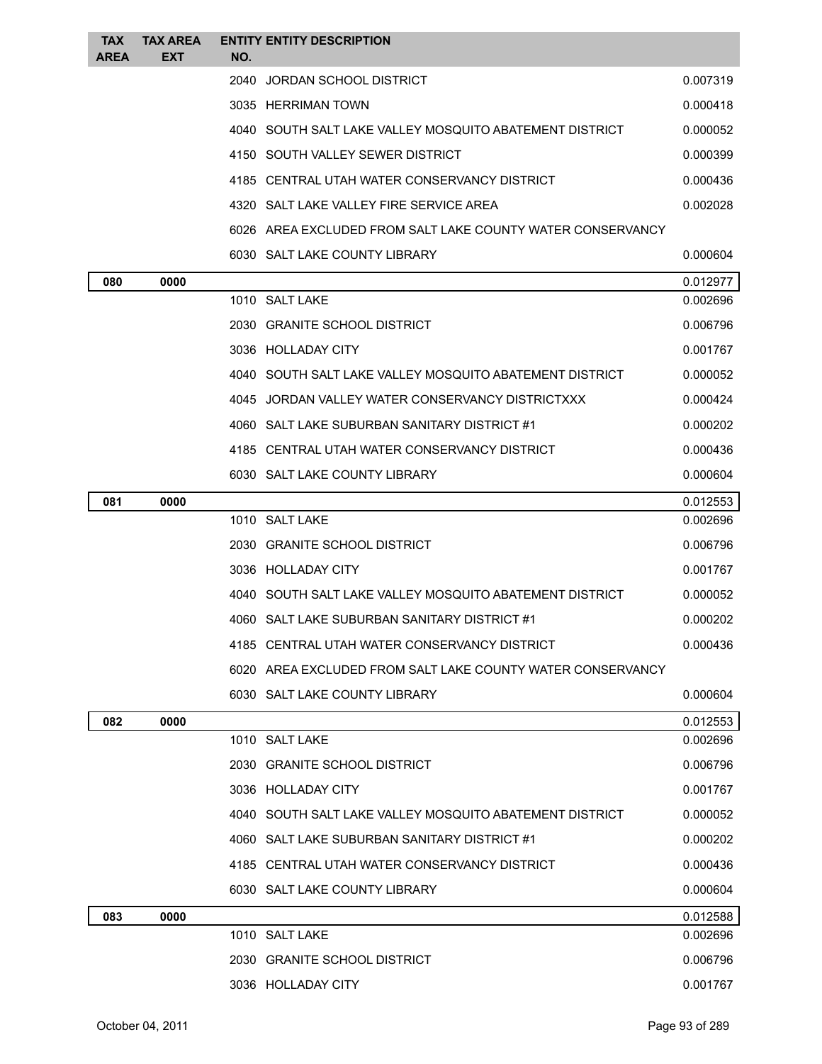| TAX AREA | TAX AREA EXT | ENTITY NO. | ENTITY DESCRIPTION | |
|---|---|---|---|---|
| | | 2040 | JORDAN SCHOOL DISTRICT | 0.007319 |
| | | 3035 | HERRIMAN TOWN | 0.000418 |
| | | 4040 | SOUTH SALT LAKE VALLEY MOSQUITO ABATEMENT DISTRICT | 0.000052 |
| | | 4150 | SOUTH VALLEY SEWER DISTRICT | 0.000399 |
| | | 4185 | CENTRAL UTAH WATER CONSERVANCY DISTRICT | 0.000436 |
| | | 4320 | SALT LAKE VALLEY FIRE SERVICE AREA | 0.002028 |
| | | 6026 | AREA EXCLUDED FROM SALT LAKE COUNTY WATER CONSERVANCY | |
| | | 6030 | SALT LAKE COUNTY LIBRARY | 0.000604 |
| **080** | **0000** | | | 0.012977 |
| | | 1010 | SALT LAKE | 0.002696 |
| | | 2030 | GRANITE SCHOOL DISTRICT | 0.006796 |
| | | 3036 | HOLLADAY CITY | 0.001767 |
| | | 4040 | SOUTH SALT LAKE VALLEY MOSQUITO ABATEMENT DISTRICT | 0.000052 |
| | | 4045 | JORDAN VALLEY WATER CONSERVANCY DISTRICTXXX | 0.000424 |
| | | 4060 | SALT LAKE SUBURBAN SANITARY DISTRICT #1 | 0.000202 |
| | | 4185 | CENTRAL UTAH WATER CONSERVANCY DISTRICT | 0.000436 |
| | | 6030 | SALT LAKE COUNTY LIBRARY | 0.000604 |
| **081** | **0000** | | | 0.012553 |
| | | 1010 | SALT LAKE | 0.002696 |
| | | 2030 | GRANITE SCHOOL DISTRICT | 0.006796 |
| | | 3036 | HOLLADAY CITY | 0.001767 |
| | | 4040 | SOUTH SALT LAKE VALLEY MOSQUITO ABATEMENT DISTRICT | 0.000052 |
| | | 4060 | SALT LAKE SUBURBAN SANITARY DISTRICT #1 | 0.000202 |
| | | 4185 | CENTRAL UTAH WATER CONSERVANCY DISTRICT | 0.000436 |
| | | 6020 | AREA EXCLUDED FROM SALT LAKE COUNTY WATER CONSERVANCY | |
| | | 6030 | SALT LAKE COUNTY LIBRARY | 0.000604 |
| **082** | **0000** | | | 0.012553 |
| | | 1010 | SALT LAKE | 0.002696 |
| | | 2030 | GRANITE SCHOOL DISTRICT | 0.006796 |
| | | 3036 | HOLLADAY CITY | 0.001767 |
| | | 4040 | SOUTH SALT LAKE VALLEY MOSQUITO ABATEMENT DISTRICT | 0.000052 |
| | | 4060 | SALT LAKE SUBURBAN SANITARY DISTRICT #1 | 0.000202 |
| | | 4185 | CENTRAL UTAH WATER CONSERVANCY DISTRICT | 0.000436 |
| | | 6030 | SALT LAKE COUNTY LIBRARY | 0.000604 |
| **083** | **0000** | | | 0.012588 |
| | | 1010 | SALT LAKE | 0.002696 |
| | | 2030 | GRANITE SCHOOL DISTRICT | 0.006796 |
| | | 3036 | HOLLADAY CITY | 0.001767 |

October 04, 2011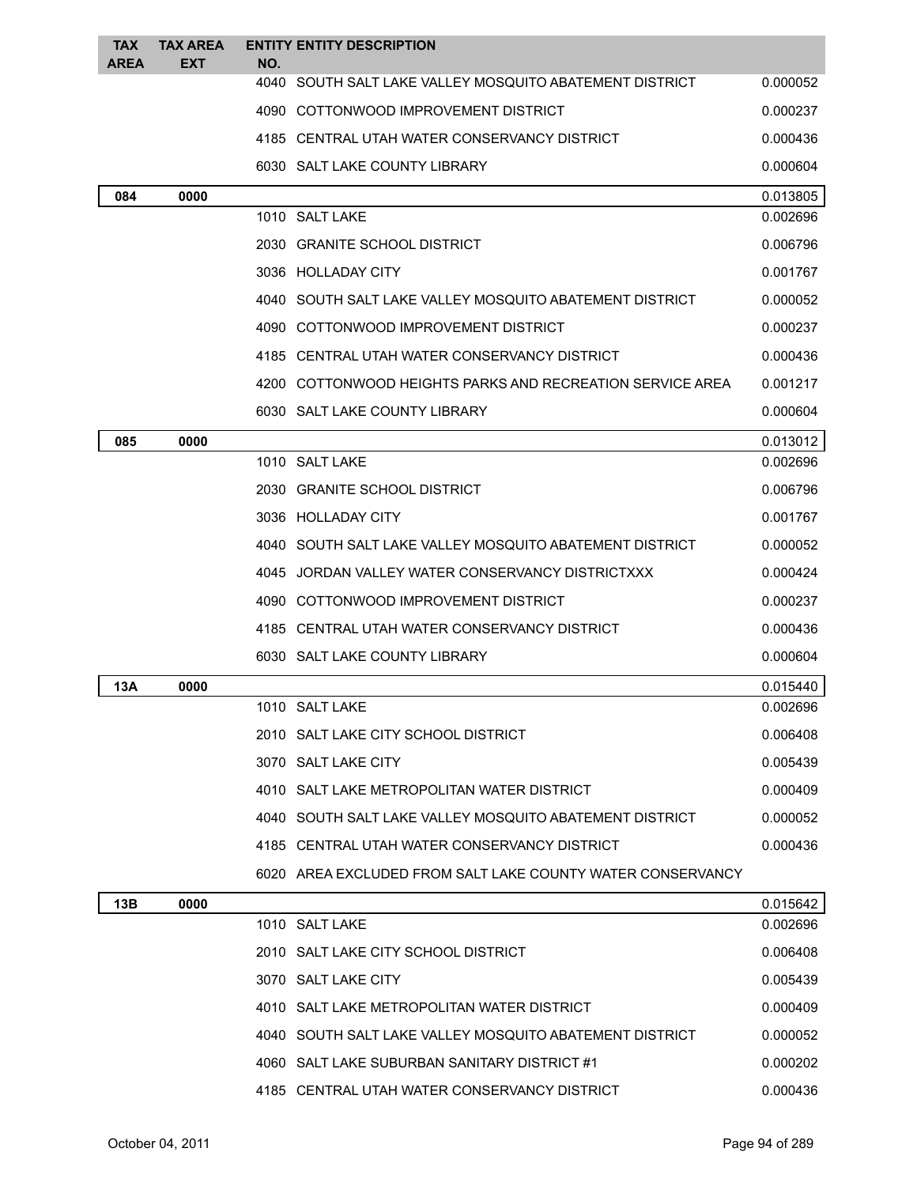| TAX AREA | TAX AREA EXT | ENTITY NO. | ENTITY DESCRIPTION | |
|---|---|---|---|---|
| | | 4040 | SOUTH SALT LAKE VALLEY MOSQUITO ABATEMENT DISTRICT | 0.000052 |
| | | 4090 | COTTONWOOD IMPROVEMENT DISTRICT | 0.000237 |
| | | 4185 | CENTRAL UTAH WATER CONSERVANCY DISTRICT | 0.000436 |
| | | 6030 | SALT LAKE COUNTY LIBRARY | 0.000604 |
| **084** | **0000** | | | 0.013805 |
| | | 1010 | SALT LAKE | 0.002696 |
| | | 2030 | GRANITE SCHOOL DISTRICT | 0.006796 |
| | | 3036 | HOLLADAY CITY | 0.001767 |
| | | 4040 | SOUTH SALT LAKE VALLEY MOSQUITO ABATEMENT DISTRICT | 0.000052 |
| | | 4090 | COTTONWOOD IMPROVEMENT DISTRICT | 0.000237 |
| | | 4185 | CENTRAL UTAH WATER CONSERVANCY DISTRICT | 0.000436 |
| | | 4200 | COTTONWOOD HEIGHTS PARKS AND RECREATION SERVICE AREA | 0.001217 |
| | | 6030 | SALT LAKE COUNTY LIBRARY | 0.000604 |
| **085** | **0000** | | | 0.013012 |
| | | 1010 | SALT LAKE | 0.002696 |
| | | 2030 | GRANITE SCHOOL DISTRICT | 0.006796 |
| | | 3036 | HOLLADAY CITY | 0.001767 |
| | | 4040 | SOUTH SALT LAKE VALLEY MOSQUITO ABATEMENT DISTRICT | 0.000052 |
| | | 4045 | JORDAN VALLEY WATER CONSERVANCY DISTRICTXXX | 0.000424 |
| | | 4090 | COTTONWOOD IMPROVEMENT DISTRICT | 0.000237 |
| | | 4185 | CENTRAL UTAH WATER CONSERVANCY DISTRICT | 0.000436 |
| | | 6030 | SALT LAKE COUNTY LIBRARY | 0.000604 |
| **13A** | **0000** | | | 0.015440 |
| | | 1010 | SALT LAKE | 0.002696 |
| | | 2010 | SALT LAKE CITY SCHOOL DISTRICT | 0.006408 |
| | | 3070 | SALT LAKE CITY | 0.005439 |
| | | 4010 | SALT LAKE METROPOLITAN WATER DISTRICT | 0.000409 |
| | | 4040 | SOUTH SALT LAKE VALLEY MOSQUITO ABATEMENT DISTRICT | 0.000052 |
| | | 4185 | CENTRAL UTAH WATER CONSERVANCY DISTRICT | 0.000436 |
| | | 6020 | AREA EXCLUDED FROM SALT LAKE COUNTY WATER CONSERVANCY | |
| **13B** | **0000** | | | 0.015642 |
| | | 1010 | SALT LAKE | 0.002696 |
| | | 2010 | SALT LAKE CITY SCHOOL DISTRICT | 0.006408 |
| | | 3070 | SALT LAKE CITY | 0.005439 |
| | | 4010 | SALT LAKE METROPOLITAN WATER DISTRICT | 0.000409 |
| | | 4040 | SOUTH SALT LAKE VALLEY MOSQUITO ABATEMENT DISTRICT | 0.000052 |
| | | 4060 | SALT LAKE SUBURBAN SANITARY DISTRICT #1 | 0.000202 |
| | | 4185 | CENTRAL UTAH WATER CONSERVANCY DISTRICT | 0.000436 |

October 04, 2011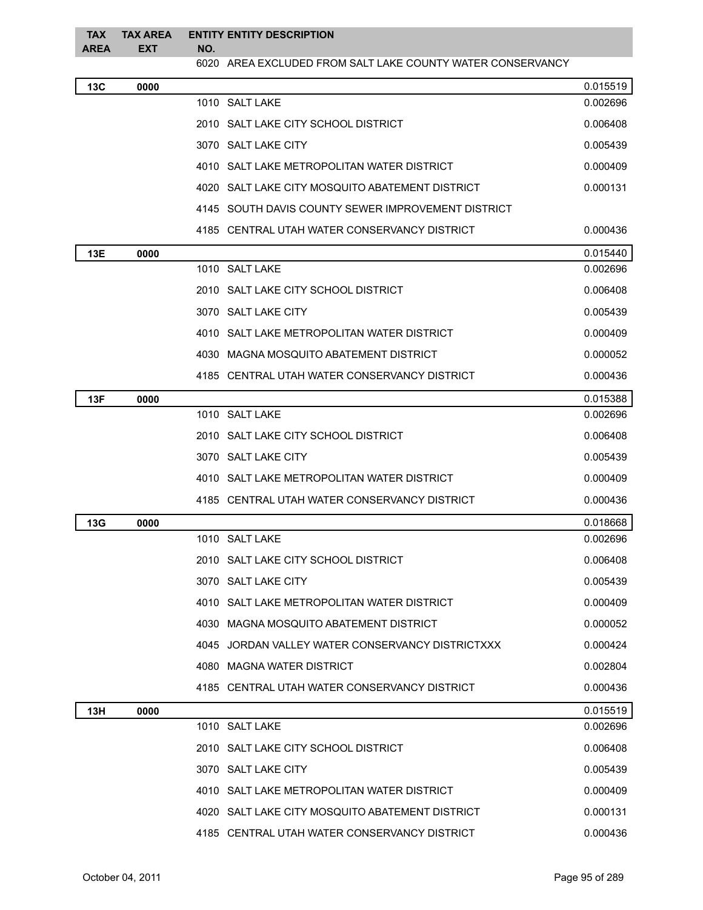| TAX AREA | TAX AREA EXT | ENTITY NO. | ENTITY DESCRIPTION | |
|---|---|---|---|---|
| | | 6020 | AREA EXCLUDED FROM SALT LAKE COUNTY WATER CONSERVANCY | |
| **13C** | **0000** | | | 0.015519 |
| | | 1010 | SALT LAKE | 0.002696 |
| | | 2010 | SALT LAKE CITY SCHOOL DISTRICT | 0.006408 |
| | | 3070 | SALT LAKE CITY | 0.005439 |
| | | 4010 | SALT LAKE METROPOLITAN WATER DISTRICT | 0.000409 |
| | | 4020 | SALT LAKE CITY MOSQUITO ABATEMENT DISTRICT | 0.000131 |
| | | 4145 | SOUTH DAVIS COUNTY SEWER IMPROVEMENT DISTRICT | |
| | | 4185 | CENTRAL UTAH WATER CONSERVANCY DISTRICT | 0.000436 |
| **13E** | **0000** | | | 0.015440 |
| | | 1010 | SALT LAKE | 0.002696 |
| | | 2010 | SALT LAKE CITY SCHOOL DISTRICT | 0.006408 |
| | | 3070 | SALT LAKE CITY | 0.005439 |
| | | 4010 | SALT LAKE METROPOLITAN WATER DISTRICT | 0.000409 |
| | | 4030 | MAGNA MOSQUITO ABATEMENT DISTRICT | 0.000052 |
| | | 4185 | CENTRAL UTAH WATER CONSERVANCY DISTRICT | 0.000436 |
| **13F** | **0000** | | | 0.015388 |
| | | 1010 | SALT LAKE | 0.002696 |
| | | 2010 | SALT LAKE CITY SCHOOL DISTRICT | 0.006408 |
| | | 3070 | SALT LAKE CITY | 0.005439 |
| | | 4010 | SALT LAKE METROPOLITAN WATER DISTRICT | 0.000409 |
| | | 4185 | CENTRAL UTAH WATER CONSERVANCY DISTRICT | 0.000436 |
| **13G** | **0000** | | | 0.018668 |
| | | 1010 | SALT LAKE | 0.002696 |
| | | 2010 | SALT LAKE CITY SCHOOL DISTRICT | 0.006408 |
| | | 3070 | SALT LAKE CITY | 0.005439 |
| | | 4010 | SALT LAKE METROPOLITAN WATER DISTRICT | 0.000409 |
| | | 4030 | MAGNA MOSQUITO ABATEMENT DISTRICT | 0.000052 |
| | | 4045 | JORDAN VALLEY WATER CONSERVANCY DISTRICTXXX | 0.000424 |
| | | 4080 | MAGNA WATER DISTRICT | 0.002804 |
| | | 4185 | CENTRAL UTAH WATER CONSERVANCY DISTRICT | 0.000436 |
| **13H** | **0000** | | | 0.015519 |
| | | 1010 | SALT LAKE | 0.002696 |
| | | 2010 | SALT LAKE CITY SCHOOL DISTRICT | 0.006408 |
| | | 3070 | SALT LAKE CITY | 0.005439 |
| | | 4010 | SALT LAKE METROPOLITAN WATER DISTRICT | 0.000409 |
| | | 4020 | SALT LAKE CITY MOSQUITO ABATEMENT DISTRICT | 0.000131 |
| | | 4185 | CENTRAL UTAH WATER CONSERVANCY DISTRICT | 0.000436 |

October 04, 2011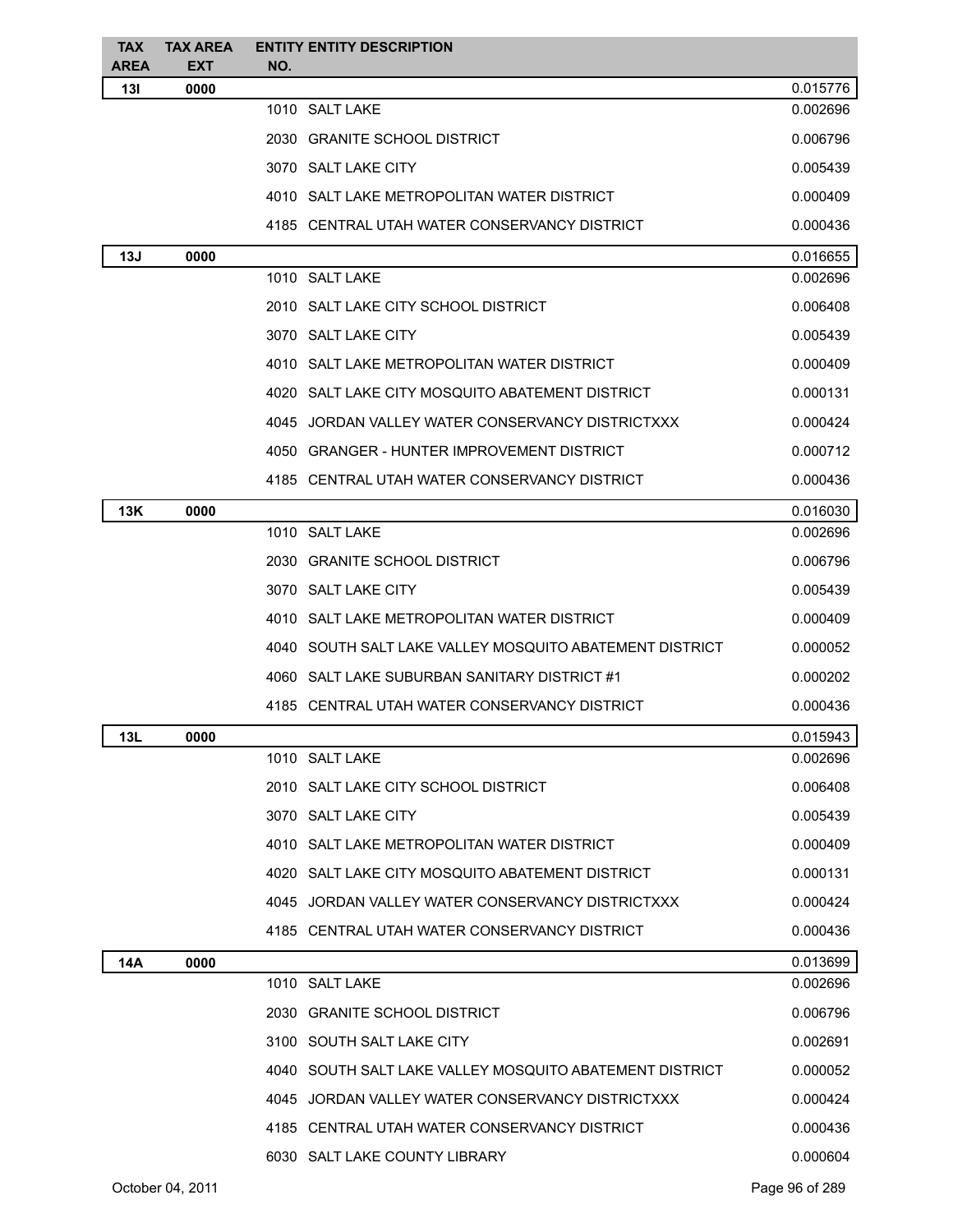| TAX AREA | TAX AREA EXT | ENTITY NO. | ENTITY DESCRIPTION | |
|---|---|---|---|---|
| 13I | 0000 | | | 0.015776 |
| | | 1010 | SALT LAKE | 0.002696 |
| | | 2030 | GRANITE SCHOOL DISTRICT | 0.006796 |
| | | 3070 | SALT LAKE CITY | 0.005439 |
| | | 4010 | SALT LAKE METROPOLITAN WATER DISTRICT | 0.000409 |
| | | 4185 | CENTRAL UTAH WATER CONSERVANCY DISTRICT | 0.000436 |
| 13J | 0000 | | | 0.016655 |
| | | 1010 | SALT LAKE | 0.002696 |
| | | 2010 | SALT LAKE CITY SCHOOL DISTRICT | 0.006408 |
| | | 3070 | SALT LAKE CITY | 0.005439 |
| | | 4010 | SALT LAKE METROPOLITAN WATER DISTRICT | 0.000409 |
| | | 4020 | SALT LAKE CITY MOSQUITO ABATEMENT DISTRICT | 0.000131 |
| | | 4045 | JORDAN VALLEY WATER CONSERVANCY DISTRICTXXX | 0.000424 |
| | | 4050 | GRANGER - HUNTER IMPROVEMENT DISTRICT | 0.000712 |
| | | 4185 | CENTRAL UTAH WATER CONSERVANCY DISTRICT | 0.000436 |
| 13K | 0000 | | | 0.016030 |
| | | 1010 | SALT LAKE | 0.002696 |
| | | 2030 | GRANITE SCHOOL DISTRICT | 0.006796 |
| | | 3070 | SALT LAKE CITY | 0.005439 |
| | | 4010 | SALT LAKE METROPOLITAN WATER DISTRICT | 0.000409 |
| | | 4040 | SOUTH SALT LAKE VALLEY MOSQUITO ABATEMENT DISTRICT | 0.000052 |
| | | 4060 | SALT LAKE SUBURBAN SANITARY DISTRICT #1 | 0.000202 |
| | | 4185 | CENTRAL UTAH WATER CONSERVANCY DISTRICT | 0.000436 |
| 13L | 0000 | | | 0.015943 |
| | | 1010 | SALT LAKE | 0.002696 |
| | | 2010 | SALT LAKE CITY SCHOOL DISTRICT | 0.006408 |
| | | 3070 | SALT LAKE CITY | 0.005439 |
| | | 4010 | SALT LAKE METROPOLITAN WATER DISTRICT | 0.000409 |
| | | 4020 | SALT LAKE CITY MOSQUITO ABATEMENT DISTRICT | 0.000131 |
| | | 4045 | JORDAN VALLEY WATER CONSERVANCY DISTRICTXXX | 0.000424 |
| | | 4185 | CENTRAL UTAH WATER CONSERVANCY DISTRICT | 0.000436 |
| 14A | 0000 | | | 0.013699 |
| | | 1010 | SALT LAKE | 0.002696 |
| | | 2030 | GRANITE SCHOOL DISTRICT | 0.006796 |
| | | 3100 | SOUTH SALT LAKE CITY | 0.002691 |
| | | 4040 | SOUTH SALT LAKE VALLEY MOSQUITO ABATEMENT DISTRICT | 0.000052 |
| | | 4045 | JORDAN VALLEY WATER CONSERVANCY DISTRICTXXX | 0.000424 |
| | | 4185 | CENTRAL UTAH WATER CONSERVANCY DISTRICT | 0.000436 |
| | | 6030 | SALT LAKE COUNTY LIBRARY | 0.000604 |

October 04, 2011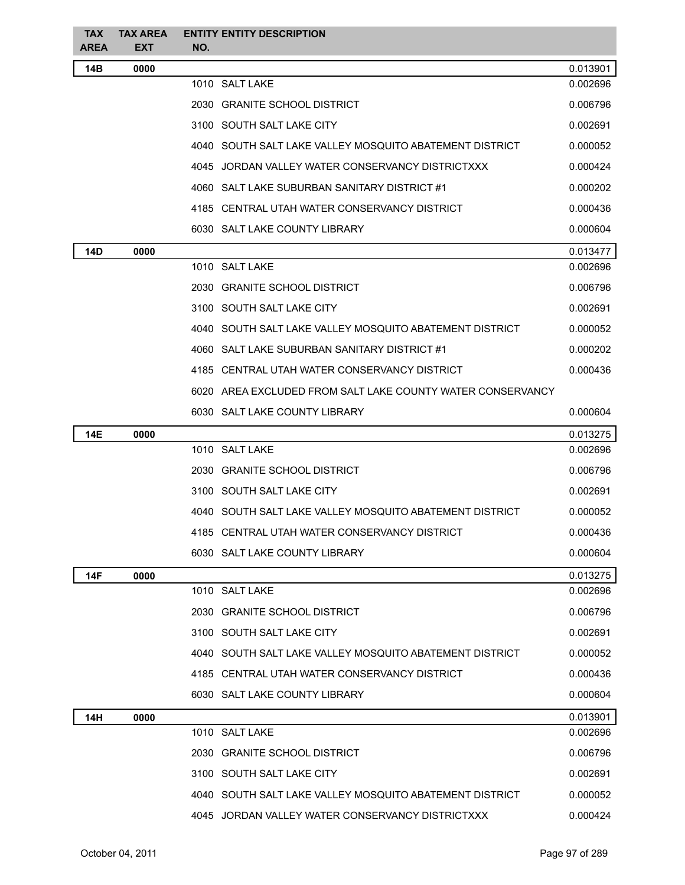| TAX AREA | TAX AREA EXT | ENTITY NO. | ENTITY DESCRIPTION | |
|---|---|---|---|---|
| 14B | 0000 | | | 0.013901 |
| | | 1010 | SALT LAKE | 0.002696 |
| | | 2030 | GRANITE SCHOOL DISTRICT | 0.006796 |
| | | 3100 | SOUTH SALT LAKE CITY | 0.002691 |
| | | 4040 | SOUTH SALT LAKE VALLEY MOSQUITO ABATEMENT DISTRICT | 0.000052 |
| | | 4045 | JORDAN VALLEY WATER CONSERVANCY DISTRICTXXX | 0.000424 |
| | | 4060 | SALT LAKE SUBURBAN SANITARY DISTRICT #1 | 0.000202 |
| | | 4185 | CENTRAL UTAH WATER CONSERVANCY DISTRICT | 0.000436 |
| | | 6030 | SALT LAKE COUNTY LIBRARY | 0.000604 |
| 14D | 0000 | | | 0.013477 |
| | | 1010 | SALT LAKE | 0.002696 |
| | | 2030 | GRANITE SCHOOL DISTRICT | 0.006796 |
| | | 3100 | SOUTH SALT LAKE CITY | 0.002691 |
| | | 4040 | SOUTH SALT LAKE VALLEY MOSQUITO ABATEMENT DISTRICT | 0.000052 |
| | | 4060 | SALT LAKE SUBURBAN SANITARY DISTRICT #1 | 0.000202 |
| | | 4185 | CENTRAL UTAH WATER CONSERVANCY DISTRICT | 0.000436 |
| | | 6020 | AREA EXCLUDED FROM SALT LAKE COUNTY WATER CONSERVANCY | |
| | | 6030 | SALT LAKE COUNTY LIBRARY | 0.000604 |
| 14E | 0000 | | | 0.013275 |
| | | 1010 | SALT LAKE | 0.002696 |
| | | 2030 | GRANITE SCHOOL DISTRICT | 0.006796 |
| | | 3100 | SOUTH SALT LAKE CITY | 0.002691 |
| | | 4040 | SOUTH SALT LAKE VALLEY MOSQUITO ABATEMENT DISTRICT | 0.000052 |
| | | 4185 | CENTRAL UTAH WATER CONSERVANCY DISTRICT | 0.000436 |
| | | 6030 | SALT LAKE COUNTY LIBRARY | 0.000604 |
| 14F | 0000 | | | 0.013275 |
| | | 1010 | SALT LAKE | 0.002696 |
| | | 2030 | GRANITE SCHOOL DISTRICT | 0.006796 |
| | | 3100 | SOUTH SALT LAKE CITY | 0.002691 |
| | | 4040 | SOUTH SALT LAKE VALLEY MOSQUITO ABATEMENT DISTRICT | 0.000052 |
| | | 4185 | CENTRAL UTAH WATER CONSERVANCY DISTRICT | 0.000436 |
| | | 6030 | SALT LAKE COUNTY LIBRARY | 0.000604 |
| 14H | 0000 | | | 0.013901 |
| | | 1010 | SALT LAKE | 0.002696 |
| | | 2030 | GRANITE SCHOOL DISTRICT | 0.006796 |
| | | 3100 | SOUTH SALT LAKE CITY | 0.002691 |
| | | 4040 | SOUTH SALT LAKE VALLEY MOSQUITO ABATEMENT DISTRICT | 0.000052 |
| | | 4045 | JORDAN VALLEY WATER CONSERVANCY DISTRICTXXX | 0.000424 |

October 04, 2011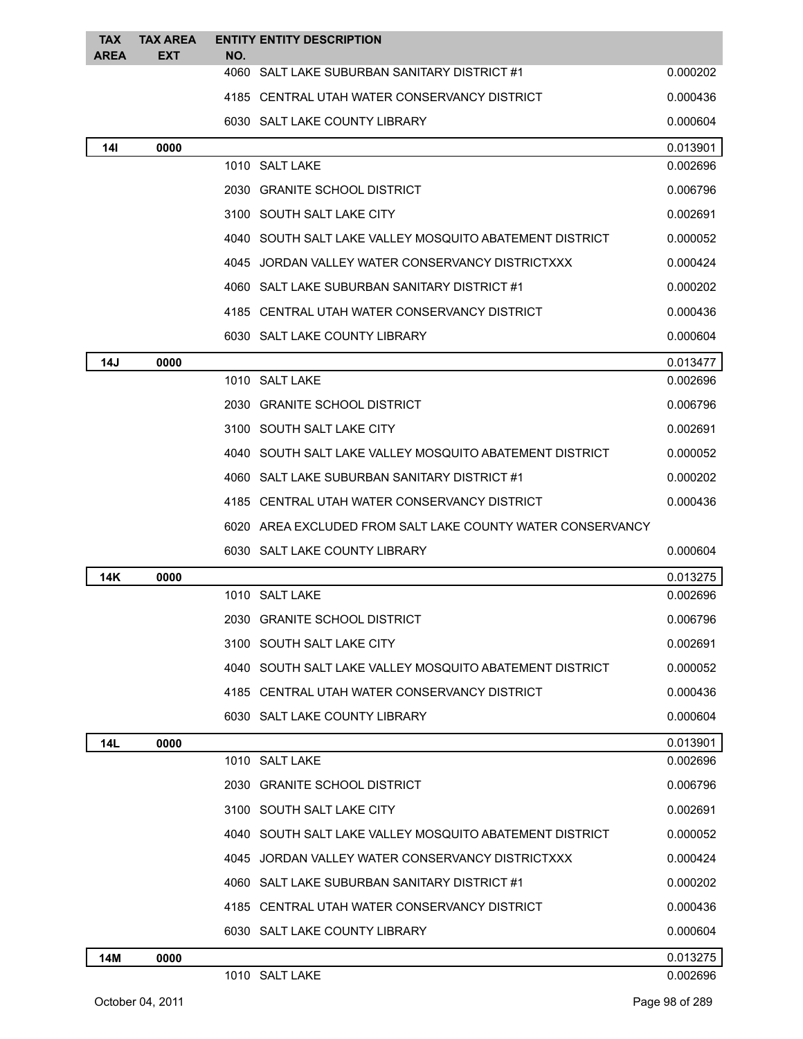| TAX AREA | TAX AREA EXT | ENTITY NO. | ENTITY DESCRIPTION | |
|---|---|---|---|---|
| | | 4060 | SALT LAKE SUBURBAN SANITARY DISTRICT #1 | 0.000202 |
| | | 4185 | CENTRAL UTAH WATER CONSERVANCY DISTRICT | 0.000436 |
| | | 6030 | SALT LAKE COUNTY LIBRARY | 0.000604 |
| **14I** | **0000** | | | 0.013901 |
| | | 1010 | SALT LAKE | 0.002696 |
| | | 2030 | GRANITE SCHOOL DISTRICT | 0.006796 |
| | | 3100 | SOUTH SALT LAKE CITY | 0.002691 |
| | | 4040 | SOUTH SALT LAKE VALLEY MOSQUITO ABATEMENT DISTRICT | 0.000052 |
| | | 4045 | JORDAN VALLEY WATER CONSERVANCY DISTRICTXXX | 0.000424 |
| | | 4060 | SALT LAKE SUBURBAN SANITARY DISTRICT #1 | 0.000202 |
| | | 4185 | CENTRAL UTAH WATER CONSERVANCY DISTRICT | 0.000436 |
| | | 6030 | SALT LAKE COUNTY LIBRARY | 0.000604 |
| **14J** | **0000** | | | 0.013477 |
| | | 1010 | SALT LAKE | 0.002696 |
| | | 2030 | GRANITE SCHOOL DISTRICT | 0.006796 |
| | | 3100 | SOUTH SALT LAKE CITY | 0.002691 |
| | | 4040 | SOUTH SALT LAKE VALLEY MOSQUITO ABATEMENT DISTRICT | 0.000052 |
| | | 4060 | SALT LAKE SUBURBAN SANITARY DISTRICT #1 | 0.000202 |
| | | 4185 | CENTRAL UTAH WATER CONSERVANCY DISTRICT | 0.000436 |
| | | 6020 | AREA EXCLUDED FROM SALT LAKE COUNTY WATER CONSERVANCY | |
| | | 6030 | SALT LAKE COUNTY LIBRARY | 0.000604 |
| **14K** | **0000** | | | 0.013275 |
| | | 1010 | SALT LAKE | 0.002696 |
| | | 2030 | GRANITE SCHOOL DISTRICT | 0.006796 |
| | | 3100 | SOUTH SALT LAKE CITY | 0.002691 |
| | | 4040 | SOUTH SALT LAKE VALLEY MOSQUITO ABATEMENT DISTRICT | 0.000052 |
| | | 4185 | CENTRAL UTAH WATER CONSERVANCY DISTRICT | 0.000436 |
| | | 6030 | SALT LAKE COUNTY LIBRARY | 0.000604 |
| **14L** | **0000** | | | 0.013901 |
| | | 1010 | SALT LAKE | 0.002696 |
| | | 2030 | GRANITE SCHOOL DISTRICT | 0.006796 |
| | | 3100 | SOUTH SALT LAKE CITY | 0.002691 |
| | | 4040 | SOUTH SALT LAKE VALLEY MOSQUITO ABATEMENT DISTRICT | 0.000052 |
| | | 4045 | JORDAN VALLEY WATER CONSERVANCY DISTRICTXXX | 0.000424 |
| | | 4060 | SALT LAKE SUBURBAN SANITARY DISTRICT #1 | 0.000202 |
| | | 4185 | CENTRAL UTAH WATER CONSERVANCY DISTRICT | 0.000436 |
| | | 6030 | SALT LAKE COUNTY LIBRARY | 0.000604 |
| **14M** | **0000** | | | 0.013275 |
| | | 1010 | SALT LAKE | 0.002696 |

October 04, 2011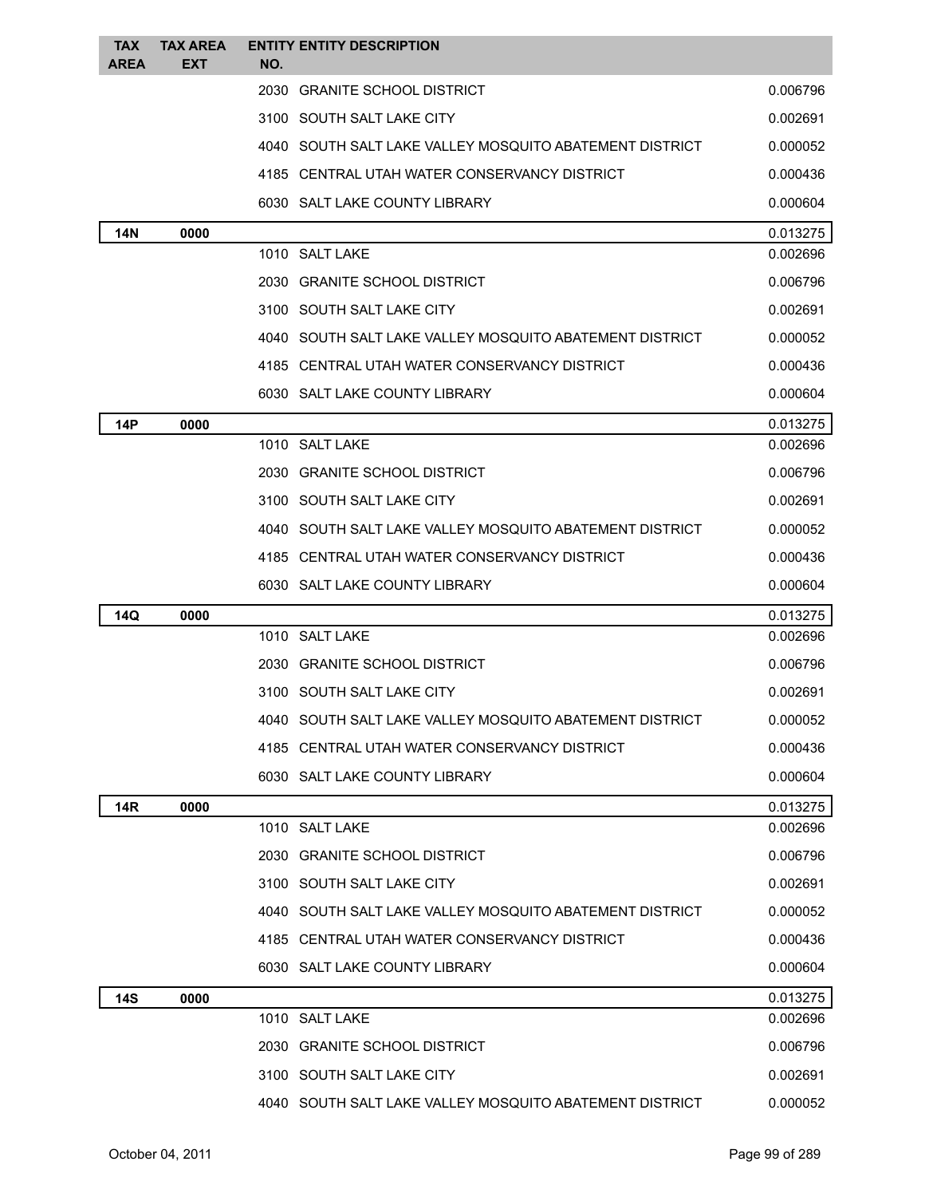| TAX AREA | TAX AREA EXT | ENTITY NO. | ENTITY DESCRIPTION | |
|---|---|---|---|---|
| | | 2030 | GRANITE SCHOOL DISTRICT | 0.006796 |
| | | 3100 | SOUTH SALT LAKE CITY | 0.002691 |
| | | 4040 | SOUTH SALT LAKE VALLEY MOSQUITO ABATEMENT DISTRICT | 0.000052 |
| | | 4185 | CENTRAL UTAH WATER CONSERVANCY DISTRICT | 0.000436 |
| | | 6030 | SALT LAKE COUNTY LIBRARY | 0.000604 |
| **14N** | **0000** | | | 0.013275 |
| | | 1010 | SALT LAKE | 0.002696 |
| | | 2030 | GRANITE SCHOOL DISTRICT | 0.006796 |
| | | 3100 | SOUTH SALT LAKE CITY | 0.002691 |
| | | 4040 | SOUTH SALT LAKE VALLEY MOSQUITO ABATEMENT DISTRICT | 0.000052 |
| | | 4185 | CENTRAL UTAH WATER CONSERVANCY DISTRICT | 0.000436 |
| | | 6030 | SALT LAKE COUNTY LIBRARY | 0.000604 |
| **14P** | **0000** | | | 0.013275 |
| | | 1010 | SALT LAKE | 0.002696 |
| | | 2030 | GRANITE SCHOOL DISTRICT | 0.006796 |
| | | 3100 | SOUTH SALT LAKE CITY | 0.002691 |
| | | 4040 | SOUTH SALT LAKE VALLEY MOSQUITO ABATEMENT DISTRICT | 0.000052 |
| | | 4185 | CENTRAL UTAH WATER CONSERVANCY DISTRICT | 0.000436 |
| | | 6030 | SALT LAKE COUNTY LIBRARY | 0.000604 |
| **14Q** | **0000** | | | 0.013275 |
| | | 1010 | SALT LAKE | 0.002696 |
| | | 2030 | GRANITE SCHOOL DISTRICT | 0.006796 |
| | | 3100 | SOUTH SALT LAKE CITY | 0.002691 |
| | | 4040 | SOUTH SALT LAKE VALLEY MOSQUITO ABATEMENT DISTRICT | 0.000052 |
| | | 4185 | CENTRAL UTAH WATER CONSERVANCY DISTRICT | 0.000436 |
| | | 6030 | SALT LAKE COUNTY LIBRARY | 0.000604 |
| **14R** | **0000** | | | 0.013275 |
| | | 1010 | SALT LAKE | 0.002696 |
| | | 2030 | GRANITE SCHOOL DISTRICT | 0.006796 |
| | | 3100 | SOUTH SALT LAKE CITY | 0.002691 |
| | | 4040 | SOUTH SALT LAKE VALLEY MOSQUITO ABATEMENT DISTRICT | 0.000052 |
| | | 4185 | CENTRAL UTAH WATER CONSERVANCY DISTRICT | 0.000436 |
| | | 6030 | SALT LAKE COUNTY LIBRARY | 0.000604 |
| **14S** | **0000** | | | 0.013275 |
| | | 1010 | SALT LAKE | 0.002696 |
| | | 2030 | GRANITE SCHOOL DISTRICT | 0.006796 |
| | | 3100 | SOUTH SALT LAKE CITY | 0.002691 |
| | | 4040 | SOUTH SALT LAKE VALLEY MOSQUITO ABATEMENT DISTRICT | 0.000052 |

October 04, 2011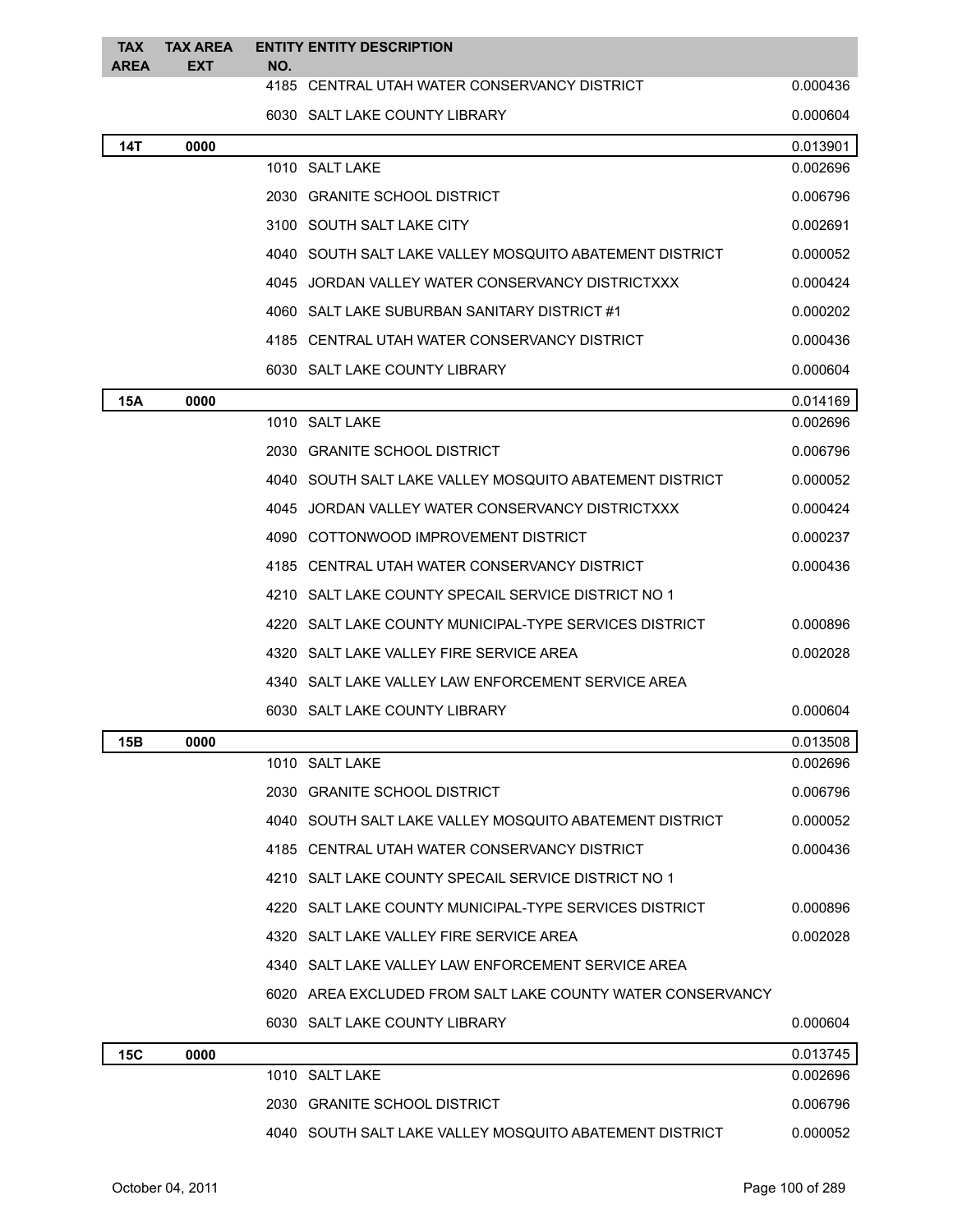| TAX AREA | TAX AREA EXT | ENTITY NO. | ENTITY DESCRIPTION | |
|---|---|---|---|---|
| | | 4185 | CENTRAL UTAH WATER CONSERVANCY DISTRICT | 0.000436 |
| | | 6030 | SALT LAKE COUNTY LIBRARY | 0.000604 |
| **14T** | **0000** | | | 0.013901 |
| | | 1010 | SALT LAKE | 0.002696 |
| | | 2030 | GRANITE SCHOOL DISTRICT | 0.006796 |
| | | 3100 | SOUTH SALT LAKE CITY | 0.002691 |
| | | 4040 | SOUTH SALT LAKE VALLEY MOSQUITO ABATEMENT DISTRICT | 0.000052 |
| | | 4045 | JORDAN VALLEY WATER CONSERVANCY DISTRICTXXX | 0.000424 |
| | | 4060 | SALT LAKE SUBURBAN SANITARY DISTRICT #1 | 0.000202 |
| | | 4185 | CENTRAL UTAH WATER CONSERVANCY DISTRICT | 0.000436 |
| | | 6030 | SALT LAKE COUNTY LIBRARY | 0.000604 |
| **15A** | **0000** | | | 0.014169 |
| | | 1010 | SALT LAKE | 0.002696 |
| | | 2030 | GRANITE SCHOOL DISTRICT | 0.006796 |
| | | 4040 | SOUTH SALT LAKE VALLEY MOSQUITO ABATEMENT DISTRICT | 0.000052 |
| | | 4045 | JORDAN VALLEY WATER CONSERVANCY DISTRICTXXX | 0.000424 |
| | | 4090 | COTTONWOOD IMPROVEMENT DISTRICT | 0.000237 |
| | | 4185 | CENTRAL UTAH WATER CONSERVANCY DISTRICT | 0.000436 |
| | | 4210 | SALT LAKE COUNTY SPECAIL SERVICE DISTRICT NO 1 | |
| | | 4220 | SALT LAKE COUNTY MUNICIPAL-TYPE SERVICES DISTRICT | 0.000896 |
| | | 4320 | SALT LAKE VALLEY FIRE SERVICE AREA | 0.002028 |
| | | 4340 | SALT LAKE VALLEY LAW ENFORCEMENT SERVICE AREA | |
| | | 6030 | SALT LAKE COUNTY LIBRARY | 0.000604 |
| **15B** | **0000** | | | 0.013508 |
| | | 1010 | SALT LAKE | 0.002696 |
| | | 2030 | GRANITE SCHOOL DISTRICT | 0.006796 |
| | | 4040 | SOUTH SALT LAKE VALLEY MOSQUITO ABATEMENT DISTRICT | 0.000052 |
| | | 4185 | CENTRAL UTAH WATER CONSERVANCY DISTRICT | 0.000436 |
| | | 4210 | SALT LAKE COUNTY SPECAIL SERVICE DISTRICT NO 1 | |
| | | 4220 | SALT LAKE COUNTY MUNICIPAL-TYPE SERVICES DISTRICT | 0.000896 |
| | | 4320 | SALT LAKE VALLEY FIRE SERVICE AREA | 0.002028 |
| | | 4340 | SALT LAKE VALLEY LAW ENFORCEMENT SERVICE AREA | |
| | | 6020 | AREA EXCLUDED FROM SALT LAKE COUNTY WATER CONSERVANCY | |
| | | 6030 | SALT LAKE COUNTY LIBRARY | 0.000604 |
| **15C** | **0000** | | | 0.013745 |
| | | 1010 | SALT LAKE | 0.002696 |
| | | 2030 | GRANITE SCHOOL DISTRICT | 0.006796 |
| | | 4040 | SOUTH SALT LAKE VALLEY MOSQUITO ABATEMENT DISTRICT | 0.000052 |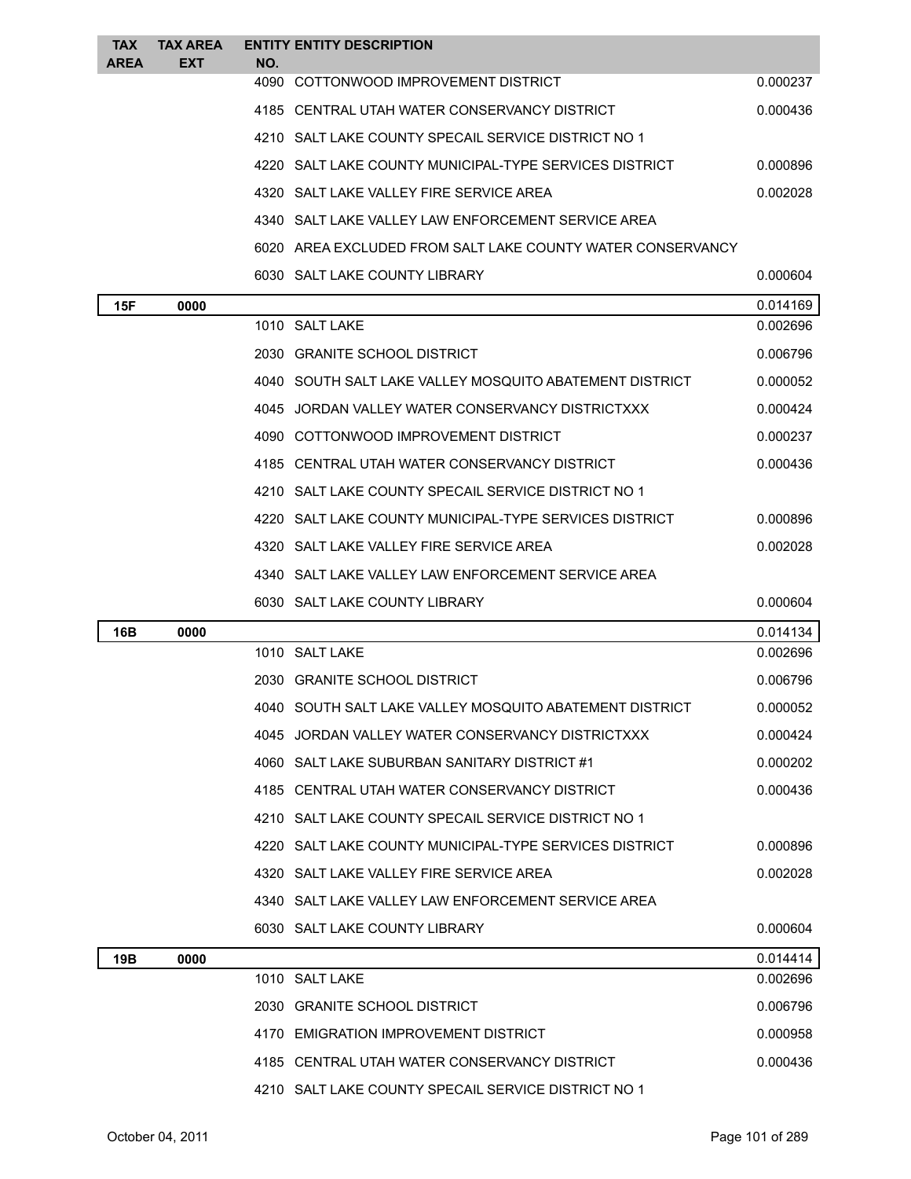| TAX AREA | TAX AREA EXT | ENTITY NO. | ENTITY DESCRIPTION | |
|---|---|---|---|---|
| | | 4090 | COTTONWOOD IMPROVEMENT DISTRICT | 0.000237 |
| | | 4185 | CENTRAL UTAH WATER CONSERVANCY DISTRICT | 0.000436 |
| | | 4210 | SALT LAKE COUNTY SPECAIL SERVICE DISTRICT NO 1 | |
| | | 4220 | SALT LAKE COUNTY MUNICIPAL-TYPE SERVICES DISTRICT | 0.000896 |
| | | 4320 | SALT LAKE VALLEY FIRE SERVICE AREA | 0.002028 |
| | | 4340 | SALT LAKE VALLEY LAW ENFORCEMENT SERVICE AREA | |
| | | 6020 | AREA EXCLUDED FROM SALT LAKE COUNTY WATER CONSERVANCY | |
| | | 6030 | SALT LAKE COUNTY LIBRARY | 0.000604 |
| **15F** | **0000** | | | 0.014169 |
| | | 1010 | SALT LAKE | 0.002696 |
| | | 2030 | GRANITE SCHOOL DISTRICT | 0.006796 |
| | | 4040 | SOUTH SALT LAKE VALLEY MOSQUITO ABATEMENT DISTRICT | 0.000052 |
| | | 4045 | JORDAN VALLEY WATER CONSERVANCY DISTRICTXXX | 0.000424 |
| | | 4090 | COTTONWOOD IMPROVEMENT DISTRICT | 0.000237 |
| | | 4185 | CENTRAL UTAH WATER CONSERVANCY DISTRICT | 0.000436 |
| | | 4210 | SALT LAKE COUNTY SPECAIL SERVICE DISTRICT NO 1 | |
| | | 4220 | SALT LAKE COUNTY MUNICIPAL-TYPE SERVICES DISTRICT | 0.000896 |
| | | 4320 | SALT LAKE VALLEY FIRE SERVICE AREA | 0.002028 |
| | | 4340 | SALT LAKE VALLEY LAW ENFORCEMENT SERVICE AREA | |
| | | 6030 | SALT LAKE COUNTY LIBRARY | 0.000604 |
| **16B** | **0000** | | | 0.014134 |
| | | 1010 | SALT LAKE | 0.002696 |
| | | 2030 | GRANITE SCHOOL DISTRICT | 0.006796 |
| | | 4040 | SOUTH SALT LAKE VALLEY MOSQUITO ABATEMENT DISTRICT | 0.000052 |
| | | 4045 | JORDAN VALLEY WATER CONSERVANCY DISTRICTXXX | 0.000424 |
| | | 4060 | SALT LAKE SUBURBAN SANITARY DISTRICT #1 | 0.000202 |
| | | 4185 | CENTRAL UTAH WATER CONSERVANCY DISTRICT | 0.000436 |
| | | 4210 | SALT LAKE COUNTY SPECAIL SERVICE DISTRICT NO 1 | |
| | | 4220 | SALT LAKE COUNTY MUNICIPAL-TYPE SERVICES DISTRICT | 0.000896 |
| | | 4320 | SALT LAKE VALLEY FIRE SERVICE AREA | 0.002028 |
| | | 4340 | SALT LAKE VALLEY LAW ENFORCEMENT SERVICE AREA | |
| | | 6030 | SALT LAKE COUNTY LIBRARY | 0.000604 |
| **19B** | **0000** | | | 0.014414 |
| | | 1010 | SALT LAKE | 0.002696 |
| | | 2030 | GRANITE SCHOOL DISTRICT | 0.006796 |
| | | 4170 | EMIGRATION IMPROVEMENT DISTRICT | 0.000958 |
| | | 4185 | CENTRAL UTAH WATER CONSERVANCY DISTRICT | 0.000436 |
| | | 4210 | SALT LAKE COUNTY SPECAIL SERVICE DISTRICT NO 1 | |

October 04, 2011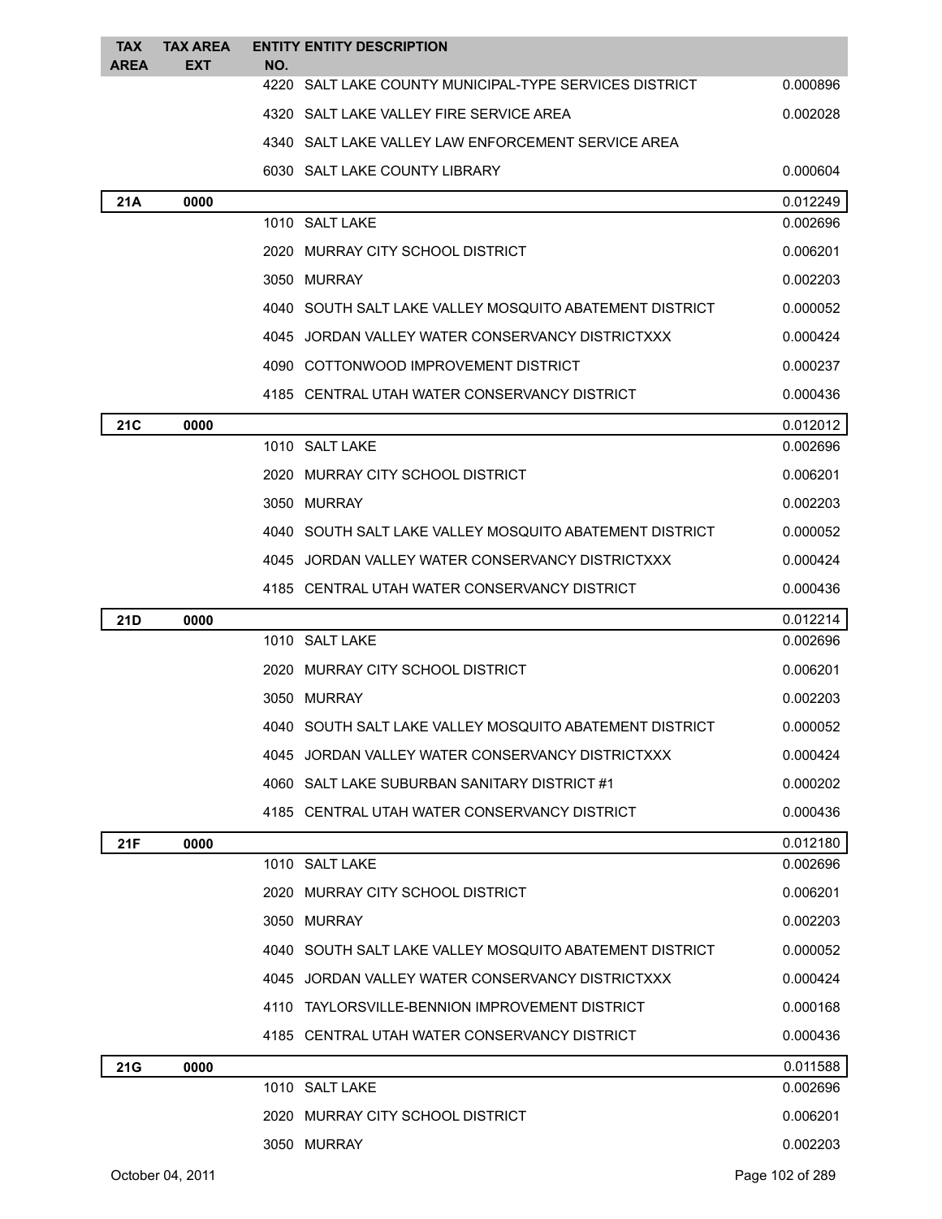| TAX AREA | TAX AREA EXT | ENTITY NO. | ENTITY DESCRIPTION | |
|---|---|---|---|---|
| | | 4220 | SALT LAKE COUNTY MUNICIPAL-TYPE SERVICES DISTRICT | 0.000896 |
| | | 4320 | SALT LAKE VALLEY FIRE SERVICE AREA | 0.002028 |
| | | 4340 | SALT LAKE VALLEY LAW ENFORCEMENT SERVICE AREA | |
| | | 6030 | SALT LAKE COUNTY LIBRARY | 0.000604 |
| **21A** | **0000** | | | 0.012249 |
| | | 1010 | SALT LAKE | 0.002696 |
| | | 2020 | MURRAY CITY SCHOOL DISTRICT | 0.006201 |
| | | 3050 | MURRAY | 0.002203 |
| | | 4040 | SOUTH SALT LAKE VALLEY MOSQUITO ABATEMENT DISTRICT | 0.000052 |
| | | 4045 | JORDAN VALLEY WATER CONSERVANCY DISTRICTXXX | 0.000424 |
| | | 4090 | COTTONWOOD IMPROVEMENT DISTRICT | 0.000237 |
| | | 4185 | CENTRAL UTAH WATER CONSERVANCY DISTRICT | 0.000436 |
| **21C** | **0000** | | | 0.012012 |
| | | 1010 | SALT LAKE | 0.002696 |
| | | 2020 | MURRAY CITY SCHOOL DISTRICT | 0.006201 |
| | | 3050 | MURRAY | 0.002203 |
| | | 4040 | SOUTH SALT LAKE VALLEY MOSQUITO ABATEMENT DISTRICT | 0.000052 |
| | | 4045 | JORDAN VALLEY WATER CONSERVANCY DISTRICTXXX | 0.000424 |
| | | 4185 | CENTRAL UTAH WATER CONSERVANCY DISTRICT | 0.000436 |
| **21D** | **0000** | | | 0.012214 |
| | | 1010 | SALT LAKE | 0.002696 |
| | | 2020 | MURRAY CITY SCHOOL DISTRICT | 0.006201 |
| | | 3050 | MURRAY | 0.002203 |
| | | 4040 | SOUTH SALT LAKE VALLEY MOSQUITO ABATEMENT DISTRICT | 0.000052 |
| | | 4045 | JORDAN VALLEY WATER CONSERVANCY DISTRICTXXX | 0.000424 |
| | | 4060 | SALT LAKE SUBURBAN SANITARY DISTRICT #1 | 0.000202 |
| | | 4185 | CENTRAL UTAH WATER CONSERVANCY DISTRICT | 0.000436 |
| **21F** | **0000** | | | 0.012180 |
| | | 1010 | SALT LAKE | 0.002696 |
| | | 2020 | MURRAY CITY SCHOOL DISTRICT | 0.006201 |
| | | 3050 | MURRAY | 0.002203 |
| | | 4040 | SOUTH SALT LAKE VALLEY MOSQUITO ABATEMENT DISTRICT | 0.000052 |
| | | 4045 | JORDAN VALLEY WATER CONSERVANCY DISTRICTXXX | 0.000424 |
| | | 4110 | TAYLORSVILLE-BENNION IMPROVEMENT DISTRICT | 0.000168 |
| | | 4185 | CENTRAL UTAH WATER CONSERVANCY DISTRICT | 0.000436 |
| **21G** | **0000** | | | 0.011588 |
| | | 1010 | SALT LAKE | 0.002696 |
| | | 2020 | MURRAY CITY SCHOOL DISTRICT | 0.006201 |
| | | 3050 | MURRAY | 0.002203 |

October 04, 2011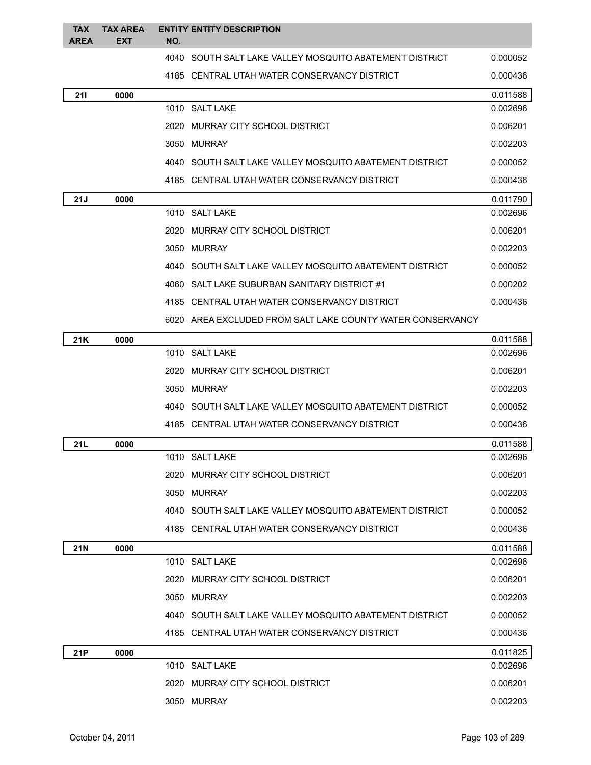| TAX AREA | TAX AREA EXT | ENTITY NO. | ENTITY DESCRIPTION | |
|---|---|---|---|---|
| | | 4040 | SOUTH SALT LAKE VALLEY MOSQUITO ABATEMENT DISTRICT | 0.000052 |
| | | 4185 | CENTRAL UTAH WATER CONSERVANCY DISTRICT | 0.000436 |
| **21I** | **0000** | | | 0.011588 |
| | | 1010 | SALT LAKE | 0.002696 |
| | | 2020 | MURRAY CITY SCHOOL DISTRICT | 0.006201 |
| | | 3050 | MURRAY | 0.002203 |
| | | 4040 | SOUTH SALT LAKE VALLEY MOSQUITO ABATEMENT DISTRICT | 0.000052 |
| | | 4185 | CENTRAL UTAH WATER CONSERVANCY DISTRICT | 0.000436 |
| **21J** | **0000** | | | 0.011790 |
| | | 1010 | SALT LAKE | 0.002696 |
| | | 2020 | MURRAY CITY SCHOOL DISTRICT | 0.006201 |
| | | 3050 | MURRAY | 0.002203 |
| | | 4040 | SOUTH SALT LAKE VALLEY MOSQUITO ABATEMENT DISTRICT | 0.000052 |
| | | 4060 | SALT LAKE SUBURBAN SANITARY DISTRICT #1 | 0.000202 |
| | | 4185 | CENTRAL UTAH WATER CONSERVANCY DISTRICT | 0.000436 |
| | | 6020 | AREA EXCLUDED FROM SALT LAKE COUNTY WATER CONSERVANCY | |
| **21K** | **0000** | | | 0.011588 |
| | | 1010 | SALT LAKE | 0.002696 |
| | | 2020 | MURRAY CITY SCHOOL DISTRICT | 0.006201 |
| | | 3050 | MURRAY | 0.002203 |
| | | 4040 | SOUTH SALT LAKE VALLEY MOSQUITO ABATEMENT DISTRICT | 0.000052 |
| | | 4185 | CENTRAL UTAH WATER CONSERVANCY DISTRICT | 0.000436 |
| **21L** | **0000** | | | 0.011588 |
| | | 1010 | SALT LAKE | 0.002696 |
| | | 2020 | MURRAY CITY SCHOOL DISTRICT | 0.006201 |
| | | 3050 | MURRAY | 0.002203 |
| | | 4040 | SOUTH SALT LAKE VALLEY MOSQUITO ABATEMENT DISTRICT | 0.000052 |
| | | 4185 | CENTRAL UTAH WATER CONSERVANCY DISTRICT | 0.000436 |
| **21N** | **0000** | | | 0.011588 |
| | | 1010 | SALT LAKE | 0.002696 |
| | | 2020 | MURRAY CITY SCHOOL DISTRICT | 0.006201 |
| | | 3050 | MURRAY | 0.002203 |
| | | 4040 | SOUTH SALT LAKE VALLEY MOSQUITO ABATEMENT DISTRICT | 0.000052 |
| | | 4185 | CENTRAL UTAH WATER CONSERVANCY DISTRICT | 0.000436 |
| **21P** | **0000** | | | 0.011825 |
| | | 1010 | SALT LAKE | 0.002696 |
| | | 2020 | MURRAY CITY SCHOOL DISTRICT | 0.006201 |
| | | 3050 | MURRAY | 0.002203 |

October 04, 2011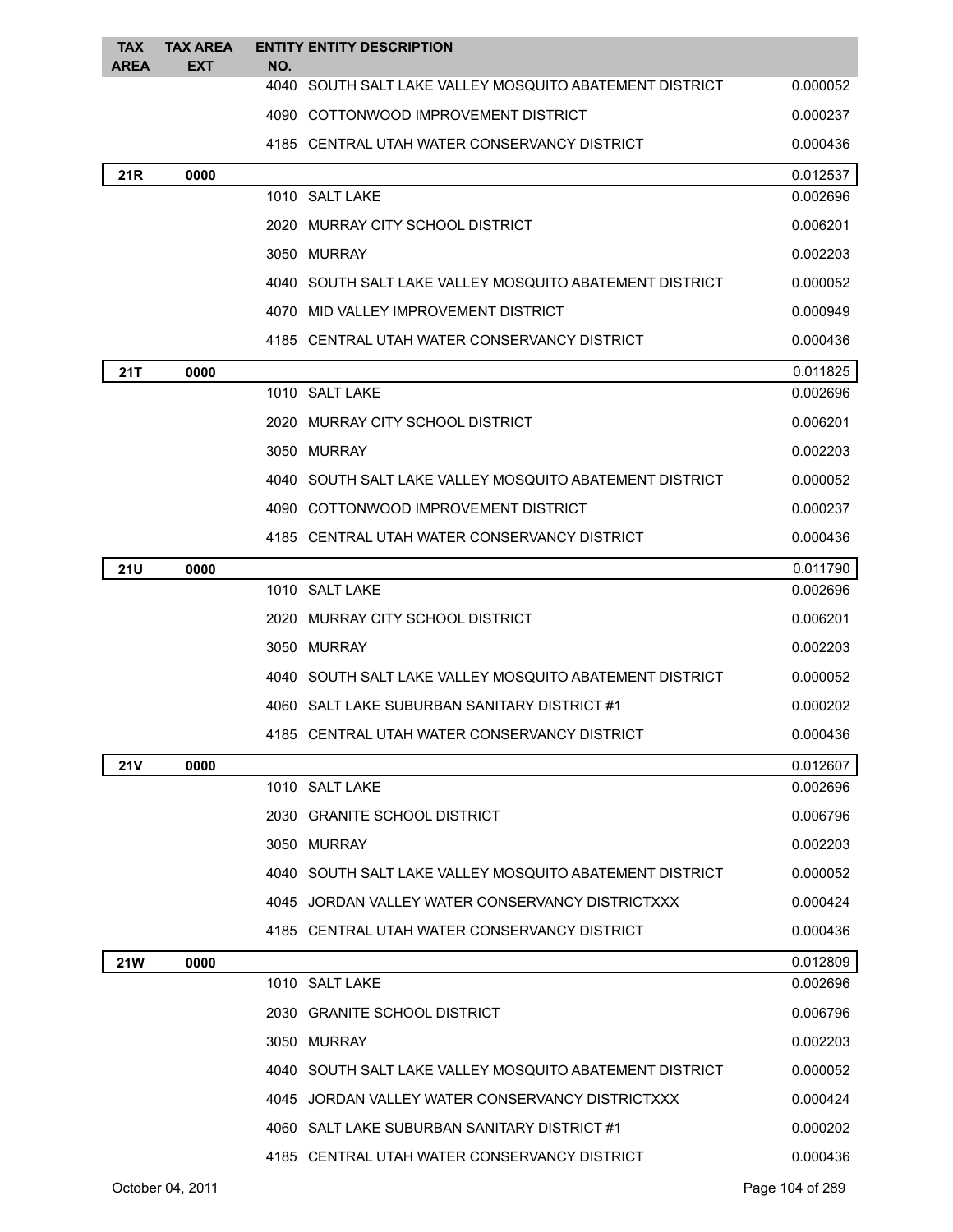| TAX AREA | TAX AREA EXT | ENTITY NO. | ENTITY DESCRIPTION | |
|---|---|---|---|---|
| | | 4040 | SOUTH SALT LAKE VALLEY MOSQUITO ABATEMENT DISTRICT | 0.000052 |
| | | 4090 | COTTONWOOD IMPROVEMENT DISTRICT | 0.000237 |
| | | 4185 | CENTRAL UTAH WATER CONSERVANCY DISTRICT | 0.000436 |
| **21R** | **0000** | | | 0.012537 |
| | | 1010 | SALT LAKE | 0.002696 |
| | | 2020 | MURRAY CITY SCHOOL DISTRICT | 0.006201 |
| | | 3050 | MURRAY | 0.002203 |
| | | 4040 | SOUTH SALT LAKE VALLEY MOSQUITO ABATEMENT DISTRICT | 0.000052 |
| | | 4070 | MID VALLEY IMPROVEMENT DISTRICT | 0.000949 |
| | | 4185 | CENTRAL UTAH WATER CONSERVANCY DISTRICT | 0.000436 |
| **21T** | **0000** | | | 0.011825 |
| | | 1010 | SALT LAKE | 0.002696 |
| | | 2020 | MURRAY CITY SCHOOL DISTRICT | 0.006201 |
| | | 3050 | MURRAY | 0.002203 |
| | | 4040 | SOUTH SALT LAKE VALLEY MOSQUITO ABATEMENT DISTRICT | 0.000052 |
| | | 4090 | COTTONWOOD IMPROVEMENT DISTRICT | 0.000237 |
| | | 4185 | CENTRAL UTAH WATER CONSERVANCY DISTRICT | 0.000436 |
| **21U** | **0000** | | | 0.011790 |
| | | 1010 | SALT LAKE | 0.002696 |
| | | 2020 | MURRAY CITY SCHOOL DISTRICT | 0.006201 |
| | | 3050 | MURRAY | 0.002203 |
| | | 4040 | SOUTH SALT LAKE VALLEY MOSQUITO ABATEMENT DISTRICT | 0.000052 |
| | | 4060 | SALT LAKE SUBURBAN SANITARY DISTRICT #1 | 0.000202 |
| | | 4185 | CENTRAL UTAH WATER CONSERVANCY DISTRICT | 0.000436 |
| **21V** | **0000** | | | 0.012607 |
| | | 1010 | SALT LAKE | 0.002696 |
| | | 2030 | GRANITE SCHOOL DISTRICT | 0.006796 |
| | | 3050 | MURRAY | 0.002203 |
| | | 4040 | SOUTH SALT LAKE VALLEY MOSQUITO ABATEMENT DISTRICT | 0.000052 |
| | | 4045 | JORDAN VALLEY WATER CONSERVANCY DISTRICTXXX | 0.000424 |
| | | 4185 | CENTRAL UTAH WATER CONSERVANCY DISTRICT | 0.000436 |
| **21W** | **0000** | | | 0.012809 |
| | | 1010 | SALT LAKE | 0.002696 |
| | | 2030 | GRANITE SCHOOL DISTRICT | 0.006796 |
| | | 3050 | MURRAY | 0.002203 |
| | | 4040 | SOUTH SALT LAKE VALLEY MOSQUITO ABATEMENT DISTRICT | 0.000052 |
| | | 4045 | JORDAN VALLEY WATER CONSERVANCY DISTRICTXXX | 0.000424 |
| | | 4060 | SALT LAKE SUBURBAN SANITARY DISTRICT #1 | 0.000202 |
| | | 4185 | CENTRAL UTAH WATER CONSERVANCY DISTRICT | 0.000436 |

October 04, 2011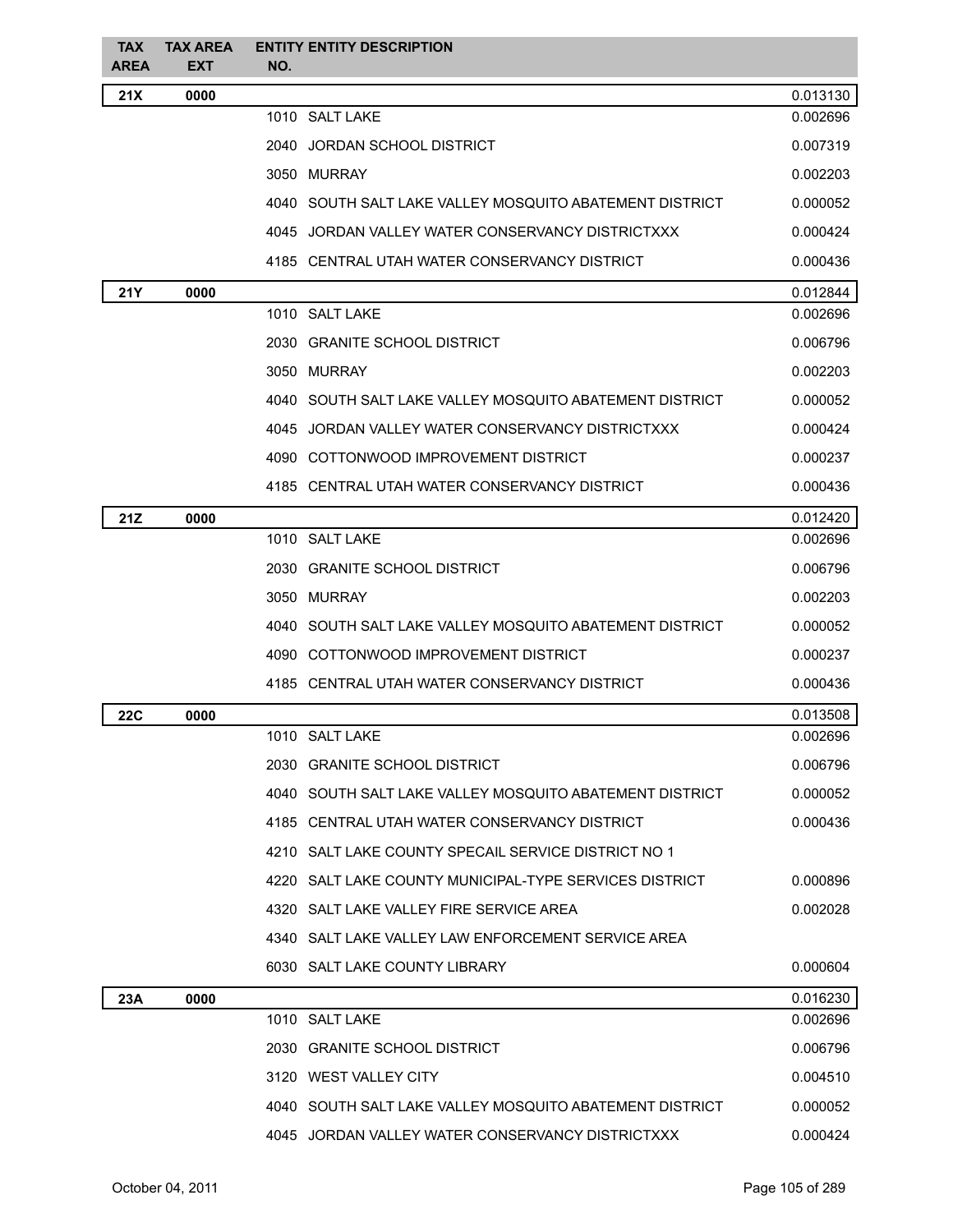| TAX AREA | TAX AREA EXT | ENTITY NO. | ENTITY DESCRIPTION | |
|---|---|---|---|---|
| **21X** | **0000** | | | 0.013130 |
| | | 1010 | SALT LAKE | 0.002696 |
| | | 2040 | JORDAN SCHOOL DISTRICT | 0.007319 |
| | | 3050 | MURRAY | 0.002203 |
| | | 4040 | SOUTH SALT LAKE VALLEY MOSQUITO ABATEMENT DISTRICT | 0.000052 |
| | | 4045 | JORDAN VALLEY WATER CONSERVANCY DISTRICTXXX | 0.000424 |
| | | 4185 | CENTRAL UTAH WATER CONSERVANCY DISTRICT | 0.000436 |
| **21Y** | **0000** | | | 0.012844 |
| | | 1010 | SALT LAKE | 0.002696 |
| | | 2030 | GRANITE SCHOOL DISTRICT | 0.006796 |
| | | 3050 | MURRAY | 0.002203 |
| | | 4040 | SOUTH SALT LAKE VALLEY MOSQUITO ABATEMENT DISTRICT | 0.000052 |
| | | 4045 | JORDAN VALLEY WATER CONSERVANCY DISTRICTXXX | 0.000424 |
| | | 4090 | COTTONWOOD IMPROVEMENT DISTRICT | 0.000237 |
| | | 4185 | CENTRAL UTAH WATER CONSERVANCY DISTRICT | 0.000436 |
| **21Z** | **0000** | | | 0.012420 |
| | | 1010 | SALT LAKE | 0.002696 |
| | | 2030 | GRANITE SCHOOL DISTRICT | 0.006796 |
| | | 3050 | MURRAY | 0.002203 |
| | | 4040 | SOUTH SALT LAKE VALLEY MOSQUITO ABATEMENT DISTRICT | 0.000052 |
| | | 4090 | COTTONWOOD IMPROVEMENT DISTRICT | 0.000237 |
| | | 4185 | CENTRAL UTAH WATER CONSERVANCY DISTRICT | 0.000436 |
| **22C** | **0000** | | | 0.013508 |
| | | 1010 | SALT LAKE | 0.002696 |
| | | 2030 | GRANITE SCHOOL DISTRICT | 0.006796 |
| | | 4040 | SOUTH SALT LAKE VALLEY MOSQUITO ABATEMENT DISTRICT | 0.000052 |
| | | 4185 | CENTRAL UTAH WATER CONSERVANCY DISTRICT | 0.000436 |
| | | 4210 | SALT LAKE COUNTY SPECAIL SERVICE DISTRICT NO 1 | |
| | | 4220 | SALT LAKE COUNTY MUNICIPAL-TYPE SERVICES DISTRICT | 0.000896 |
| | | 4320 | SALT LAKE VALLEY FIRE SERVICE AREA | 0.002028 |
| | | 4340 | SALT LAKE VALLEY LAW ENFORCEMENT SERVICE AREA | |
| | | 6030 | SALT LAKE COUNTY LIBRARY | 0.000604 |
| **23A** | **0000** | | | 0.016230 |
| | | 1010 | SALT LAKE | 0.002696 |
| | | 2030 | GRANITE SCHOOL DISTRICT | 0.006796 |
| | | 3120 | WEST VALLEY CITY | 0.004510 |
| | | 4040 | SOUTH SALT LAKE VALLEY MOSQUITO ABATEMENT DISTRICT | 0.000052 |
| | | 4045 | JORDAN VALLEY WATER CONSERVANCY DISTRICTXXX | 0.000424 |

October 04, 2011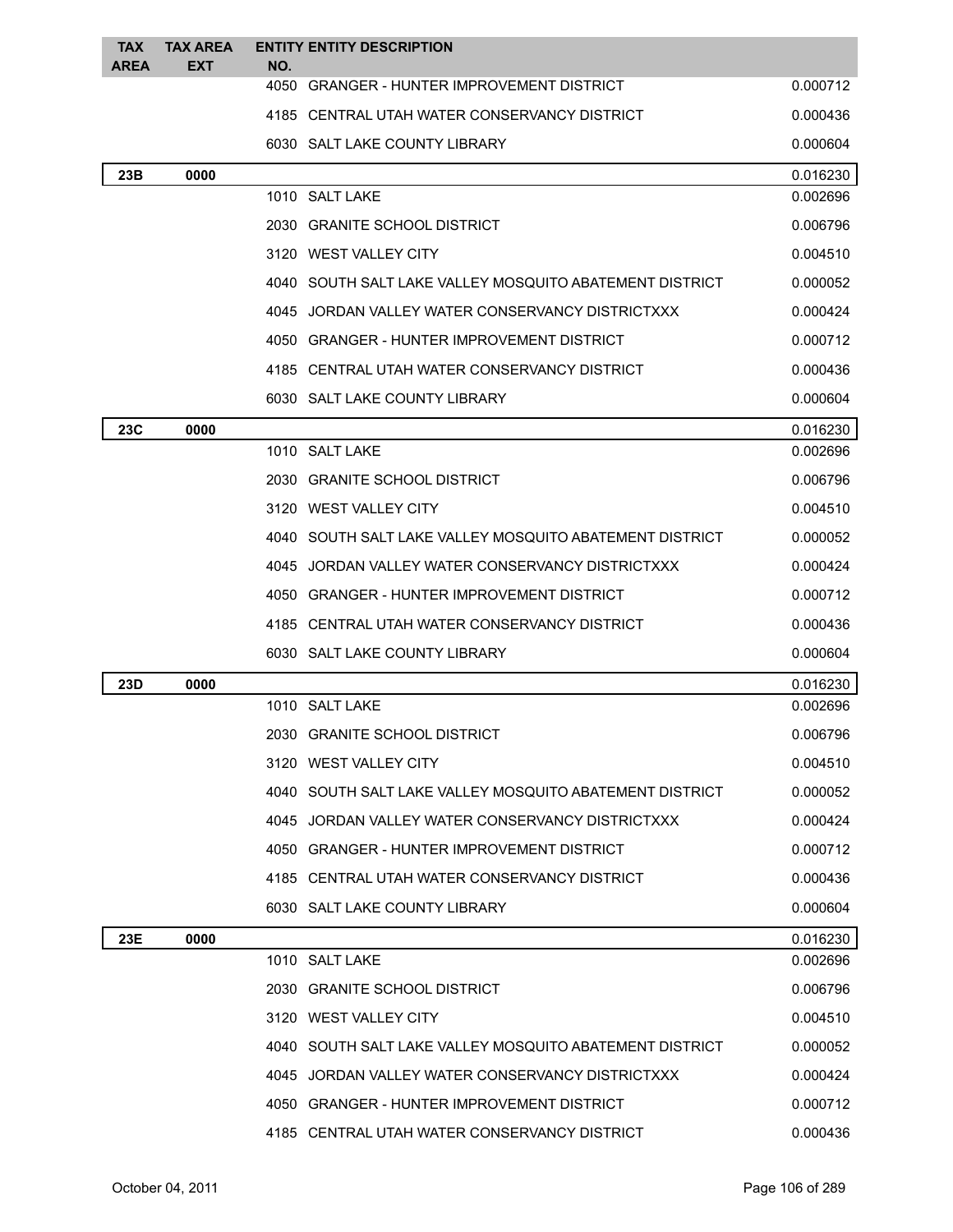| TAX AREA | TAX AREA EXT | ENTITY NO. | ENTITY DESCRIPTION | |
|---|---|---|---|---|
| | | 4050 | GRANGER - HUNTER IMPROVEMENT DISTRICT | 0.000712 |
| | | 4185 | CENTRAL UTAH WATER CONSERVANCY DISTRICT | 0.000436 |
| | | 6030 | SALT LAKE COUNTY LIBRARY | 0.000604 |
| **23B** | **0000** | | | 0.016230 |
| | | 1010 | SALT LAKE | 0.002696 |
| | | 2030 | GRANITE SCHOOL DISTRICT | 0.006796 |
| | | 3120 | WEST VALLEY CITY | 0.004510 |
| | | 4040 | SOUTH SALT LAKE VALLEY MOSQUITO ABATEMENT DISTRICT | 0.000052 |
| | | 4045 | JORDAN VALLEY WATER CONSERVANCY DISTRICTXXX | 0.000424 |
| | | 4050 | GRANGER - HUNTER IMPROVEMENT DISTRICT | 0.000712 |
| | | 4185 | CENTRAL UTAH WATER CONSERVANCY DISTRICT | 0.000436 |
| | | 6030 | SALT LAKE COUNTY LIBRARY | 0.000604 |
| **23C** | **0000** | | | 0.016230 |
| | | 1010 | SALT LAKE | 0.002696 |
| | | 2030 | GRANITE SCHOOL DISTRICT | 0.006796 |
| | | 3120 | WEST VALLEY CITY | 0.004510 |
| | | 4040 | SOUTH SALT LAKE VALLEY MOSQUITO ABATEMENT DISTRICT | 0.000052 |
| | | 4045 | JORDAN VALLEY WATER CONSERVANCY DISTRICTXXX | 0.000424 |
| | | 4050 | GRANGER - HUNTER IMPROVEMENT DISTRICT | 0.000712 |
| | | 4185 | CENTRAL UTAH WATER CONSERVANCY DISTRICT | 0.000436 |
| | | 6030 | SALT LAKE COUNTY LIBRARY | 0.000604 |
| **23D** | **0000** | | | 0.016230 |
| | | 1010 | SALT LAKE | 0.002696 |
| | | 2030 | GRANITE SCHOOL DISTRICT | 0.006796 |
| | | 3120 | WEST VALLEY CITY | 0.004510 |
| | | 4040 | SOUTH SALT LAKE VALLEY MOSQUITO ABATEMENT DISTRICT | 0.000052 |
| | | 4045 | JORDAN VALLEY WATER CONSERVANCY DISTRICTXXX | 0.000424 |
| | | 4050 | GRANGER - HUNTER IMPROVEMENT DISTRICT | 0.000712 |
| | | 4185 | CENTRAL UTAH WATER CONSERVANCY DISTRICT | 0.000436 |
| | | 6030 | SALT LAKE COUNTY LIBRARY | 0.000604 |
| **23E** | **0000** | | | 0.016230 |
| | | 1010 | SALT LAKE | 0.002696 |
| | | 2030 | GRANITE SCHOOL DISTRICT | 0.006796 |
| | | 3120 | WEST VALLEY CITY | 0.004510 |
| | | 4040 | SOUTH SALT LAKE VALLEY MOSQUITO ABATEMENT DISTRICT | 0.000052 |
| | | 4045 | JORDAN VALLEY WATER CONSERVANCY DISTRICTXXX | 0.000424 |
| | | 4050 | GRANGER - HUNTER IMPROVEMENT DISTRICT | 0.000712 |
| | | 4185 | CENTRAL UTAH WATER CONSERVANCY DISTRICT | 0.000436 |

October 04, 2011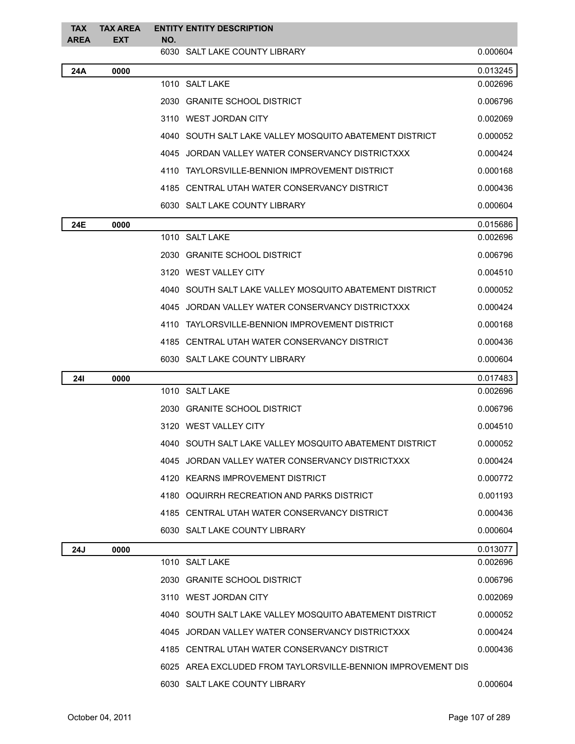| TAX AREA | TAX AREA EXT | ENTITY NO. | ENTITY DESCRIPTION | |
|---|---|---|---|---|
| | | 6030 | SALT LAKE COUNTY LIBRARY | 0.000604 |
| **24A** | **0000** | | | 0.013245 |
| | | 1010 | SALT LAKE | 0.002696 |
| | | 2030 | GRANITE SCHOOL DISTRICT | 0.006796 |
| | | 3110 | WEST JORDAN CITY | 0.002069 |
| | | 4040 | SOUTH SALT LAKE VALLEY MOSQUITO ABATEMENT DISTRICT | 0.000052 |
| | | 4045 | JORDAN VALLEY WATER CONSERVANCY DISTRICTXXX | 0.000424 |
| | | 4110 | TAYLORSVILLE-BENNION IMPROVEMENT DISTRICT | 0.000168 |
| | | 4185 | CENTRAL UTAH WATER CONSERVANCY DISTRICT | 0.000436 |
| | | 6030 | SALT LAKE COUNTY LIBRARY | 0.000604 |
| **24E** | **0000** | | | 0.015686 |
| | | 1010 | SALT LAKE | 0.002696 |
| | | 2030 | GRANITE SCHOOL DISTRICT | 0.006796 |
| | | 3120 | WEST VALLEY CITY | 0.004510 |
| | | 4040 | SOUTH SALT LAKE VALLEY MOSQUITO ABATEMENT DISTRICT | 0.000052 |
| | | 4045 | JORDAN VALLEY WATER CONSERVANCY DISTRICTXXX | 0.000424 |
| | | 4110 | TAYLORSVILLE-BENNION IMPROVEMENT DISTRICT | 0.000168 |
| | | 4185 | CENTRAL UTAH WATER CONSERVANCY DISTRICT | 0.000436 |
| | | 6030 | SALT LAKE COUNTY LIBRARY | 0.000604 |
| **24I** | **0000** | | | 0.017483 |
| | | 1010 | SALT LAKE | 0.002696 |
| | | 2030 | GRANITE SCHOOL DISTRICT | 0.006796 |
| | | 3120 | WEST VALLEY CITY | 0.004510 |
| | | 4040 | SOUTH SALT LAKE VALLEY MOSQUITO ABATEMENT DISTRICT | 0.000052 |
| | | 4045 | JORDAN VALLEY WATER CONSERVANCY DISTRICTXXX | 0.000424 |
| | | 4120 | KEARNS IMPROVEMENT DISTRICT | 0.000772 |
| | | 4180 | OQUIRRH RECREATION AND PARKS DISTRICT | 0.001193 |
| | | 4185 | CENTRAL UTAH WATER CONSERVANCY DISTRICT | 0.000436 |
| | | 6030 | SALT LAKE COUNTY LIBRARY | 0.000604 |
| **24J** | **0000** | | | 0.013077 |
| | | 1010 | SALT LAKE | 0.002696 |
| | | 2030 | GRANITE SCHOOL DISTRICT | 0.006796 |
| | | 3110 | WEST JORDAN CITY | 0.002069 |
| | | 4040 | SOUTH SALT LAKE VALLEY MOSQUITO ABATEMENT DISTRICT | 0.000052 |
| | | 4045 | JORDAN VALLEY WATER CONSERVANCY DISTRICTXXX | 0.000424 |
| | | 4185 | CENTRAL UTAH WATER CONSERVANCY DISTRICT | 0.000436 |
| | | 6025 | AREA EXCLUDED FROM TAYLORSVILLE-BENNION IMPROVEMENT DIS | |
| | | 6030 | SALT LAKE COUNTY LIBRARY | 0.000604 |

October 04, 2011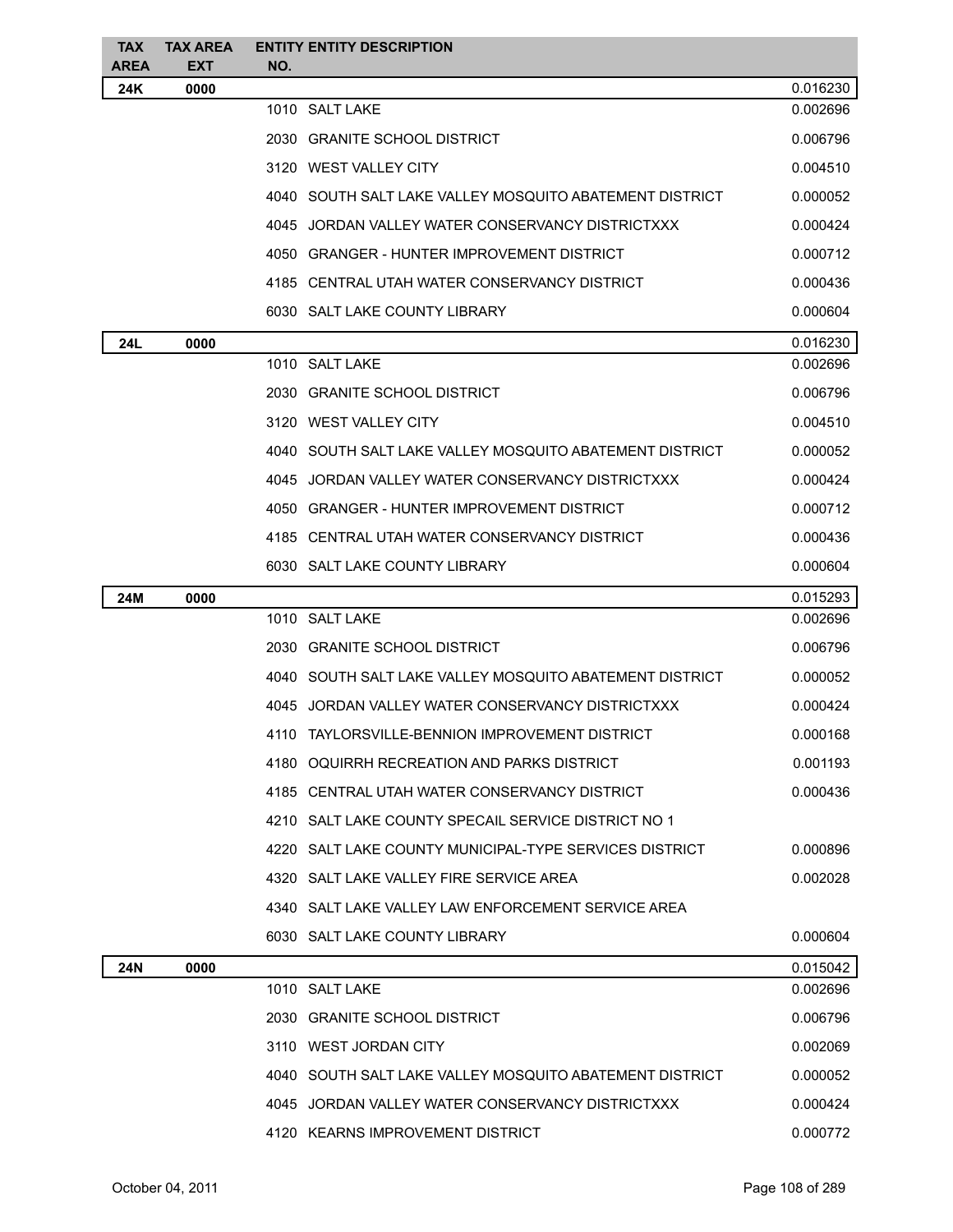| TAX AREA | TAX AREA EXT | ENTITY NO. | ENTITY DESCRIPTION | |
|---|---|---|---|---|
| **24K** | **0000** | | | 0.016230 |
| | | 1010 | SALT LAKE | 0.002696 |
| | | 2030 | GRANITE SCHOOL DISTRICT | 0.006796 |
| | | 3120 | WEST VALLEY CITY | 0.004510 |
| | | 4040 | SOUTH SALT LAKE VALLEY MOSQUITO ABATEMENT DISTRICT | 0.000052 |
| | | 4045 | JORDAN VALLEY WATER CONSERVANCY DISTRICTXXX | 0.000424 |
| | | 4050 | GRANGER - HUNTER IMPROVEMENT DISTRICT | 0.000712 |
| | | 4185 | CENTRAL UTAH WATER CONSERVANCY DISTRICT | 0.000436 |
| | | 6030 | SALT LAKE COUNTY LIBRARY | 0.000604 |
| **24L** | **0000** | | | 0.016230 |
| | | 1010 | SALT LAKE | 0.002696 |
| | | 2030 | GRANITE SCHOOL DISTRICT | 0.006796 |
| | | 3120 | WEST VALLEY CITY | 0.004510 |
| | | 4040 | SOUTH SALT LAKE VALLEY MOSQUITO ABATEMENT DISTRICT | 0.000052 |
| | | 4045 | JORDAN VALLEY WATER CONSERVANCY DISTRICTXXX | 0.000424 |
| | | 4050 | GRANGER - HUNTER IMPROVEMENT DISTRICT | 0.000712 |
| | | 4185 | CENTRAL UTAH WATER CONSERVANCY DISTRICT | 0.000436 |
| | | 6030 | SALT LAKE COUNTY LIBRARY | 0.000604 |
| **24M** | **0000** | | | 0.015293 |
| | | 1010 | SALT LAKE | 0.002696 |
| | | 2030 | GRANITE SCHOOL DISTRICT | 0.006796 |
| | | 4040 | SOUTH SALT LAKE VALLEY MOSQUITO ABATEMENT DISTRICT | 0.000052 |
| | | 4045 | JORDAN VALLEY WATER CONSERVANCY DISTRICTXXX | 0.000424 |
| | | 4110 | TAYLORSVILLE-BENNION IMPROVEMENT DISTRICT | 0.000168 |
| | | 4180 | OQUIRRH RECREATION AND PARKS DISTRICT | 0.001193 |
| | | 4185 | CENTRAL UTAH WATER CONSERVANCY DISTRICT | 0.000436 |
| | | 4210 | SALT LAKE COUNTY SPECAIL SERVICE DISTRICT NO 1 | |
| | | 4220 | SALT LAKE COUNTY MUNICIPAL-TYPE SERVICES DISTRICT | 0.000896 |
| | | 4320 | SALT LAKE VALLEY FIRE SERVICE AREA | 0.002028 |
| | | 4340 | SALT LAKE VALLEY LAW ENFORCEMENT SERVICE AREA | |
| | | 6030 | SALT LAKE COUNTY LIBRARY | 0.000604 |
| **24N** | **0000** | | | 0.015042 |
| | | 1010 | SALT LAKE | 0.002696 |
| | | 2030 | GRANITE SCHOOL DISTRICT | 0.006796 |
| | | 3110 | WEST JORDAN CITY | 0.002069 |
| | | 4040 | SOUTH SALT LAKE VALLEY MOSQUITO ABATEMENT DISTRICT | 0.000052 |
| | | 4045 | JORDAN VALLEY WATER CONSERVANCY DISTRICTXXX | 0.000424 |
| | | 4120 | KEARNS IMPROVEMENT DISTRICT | 0.000772 |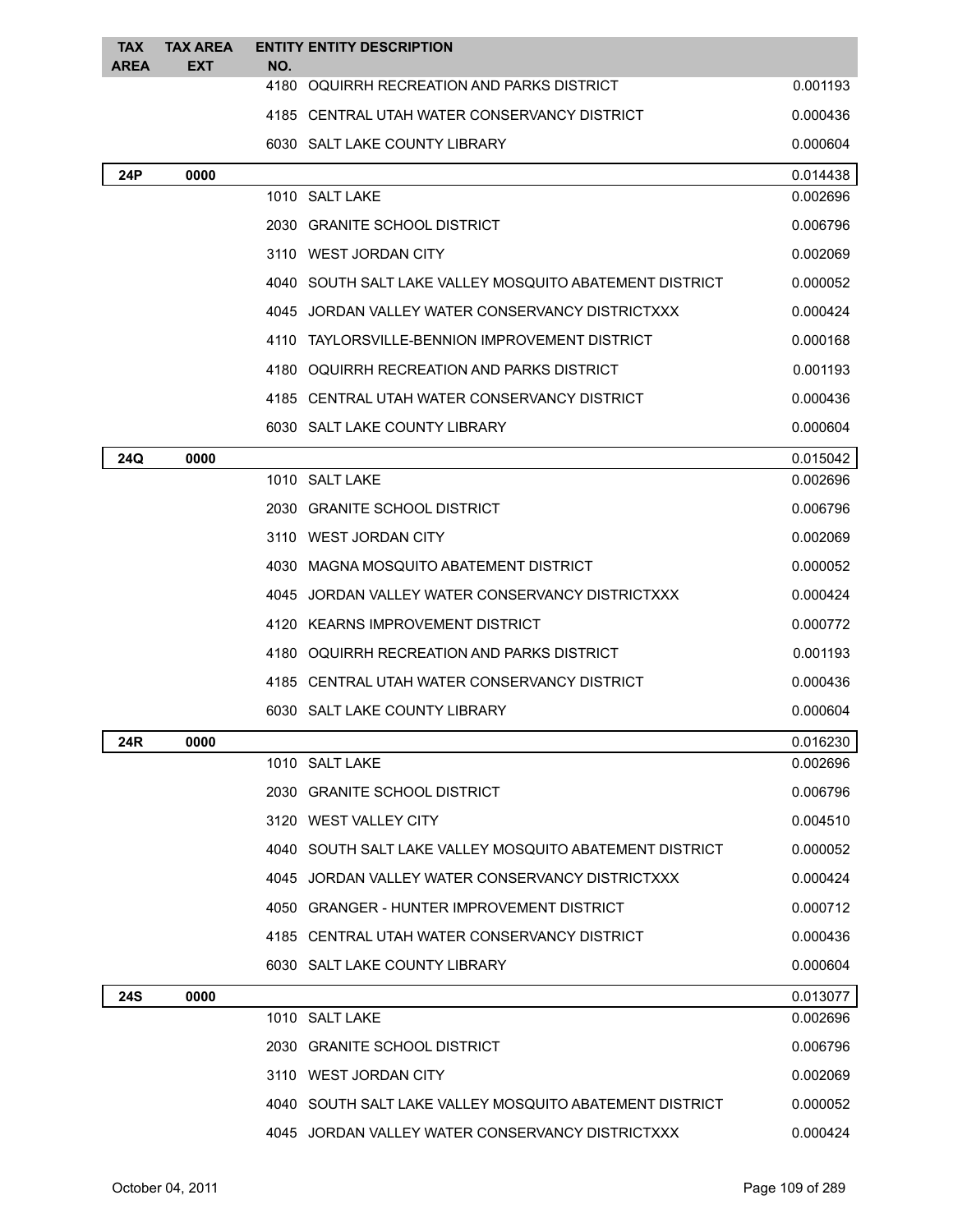| TAX AREA | TAX AREA EXT | ENTITY NO. | ENTITY DESCRIPTION | |
|---|---|---|---|---|
| | | 4180 | OQUIRRH RECREATION AND PARKS DISTRICT | 0.001193 |
| | | 4185 | CENTRAL UTAH WATER CONSERVANCY DISTRICT | 0.000436 |
| | | 6030 | SALT LAKE COUNTY LIBRARY | 0.000604 |
| **24P** | **0000** | | | 0.014438 |
| | | 1010 | SALT LAKE | 0.002696 |
| | | 2030 | GRANITE SCHOOL DISTRICT | 0.006796 |
| | | 3110 | WEST JORDAN CITY | 0.002069 |
| | | 4040 | SOUTH SALT LAKE VALLEY MOSQUITO ABATEMENT DISTRICT | 0.000052 |
| | | 4045 | JORDAN VALLEY WATER CONSERVANCY DISTRICTXXX | 0.000424 |
| | | 4110 | TAYLORSVILLE-BENNION IMPROVEMENT DISTRICT | 0.000168 |
| | | 4180 | OQUIRRH RECREATION AND PARKS DISTRICT | 0.001193 |
| | | 4185 | CENTRAL UTAH WATER CONSERVANCY DISTRICT | 0.000436 |
| | | 6030 | SALT LAKE COUNTY LIBRARY | 0.000604 |
| **24Q** | **0000** | | | 0.015042 |
| | | 1010 | SALT LAKE | 0.002696 |
| | | 2030 | GRANITE SCHOOL DISTRICT | 0.006796 |
| | | 3110 | WEST JORDAN CITY | 0.002069 |
| | | 4030 | MAGNA MOSQUITO ABATEMENT DISTRICT | 0.000052 |
| | | 4045 | JORDAN VALLEY WATER CONSERVANCY DISTRICTXXX | 0.000424 |
| | | 4120 | KEARNS IMPROVEMENT DISTRICT | 0.000772 |
| | | 4180 | OQUIRRH RECREATION AND PARKS DISTRICT | 0.001193 |
| | | 4185 | CENTRAL UTAH WATER CONSERVANCY DISTRICT | 0.000436 |
| | | 6030 | SALT LAKE COUNTY LIBRARY | 0.000604 |
| **24R** | **0000** | | | 0.016230 |
| | | 1010 | SALT LAKE | 0.002696 |
| | | 2030 | GRANITE SCHOOL DISTRICT | 0.006796 |
| | | 3120 | WEST VALLEY CITY | 0.004510 |
| | | 4040 | SOUTH SALT LAKE VALLEY MOSQUITO ABATEMENT DISTRICT | 0.000052 |
| | | 4045 | JORDAN VALLEY WATER CONSERVANCY DISTRICTXXX | 0.000424 |
| | | 4050 | GRANGER - HUNTER IMPROVEMENT DISTRICT | 0.000712 |
| | | 4185 | CENTRAL UTAH WATER CONSERVANCY DISTRICT | 0.000436 |
| | | 6030 | SALT LAKE COUNTY LIBRARY | 0.000604 |
| **24S** | **0000** | | | 0.013077 |
| | | 1010 | SALT LAKE | 0.002696 |
| | | 2030 | GRANITE SCHOOL DISTRICT | 0.006796 |
| | | 3110 | WEST JORDAN CITY | 0.002069 |
| | | 4040 | SOUTH SALT LAKE VALLEY MOSQUITO ABATEMENT DISTRICT | 0.000052 |
| | | 4045 | JORDAN VALLEY WATER CONSERVANCY DISTRICTXXX | 0.000424 |

October 04, 2011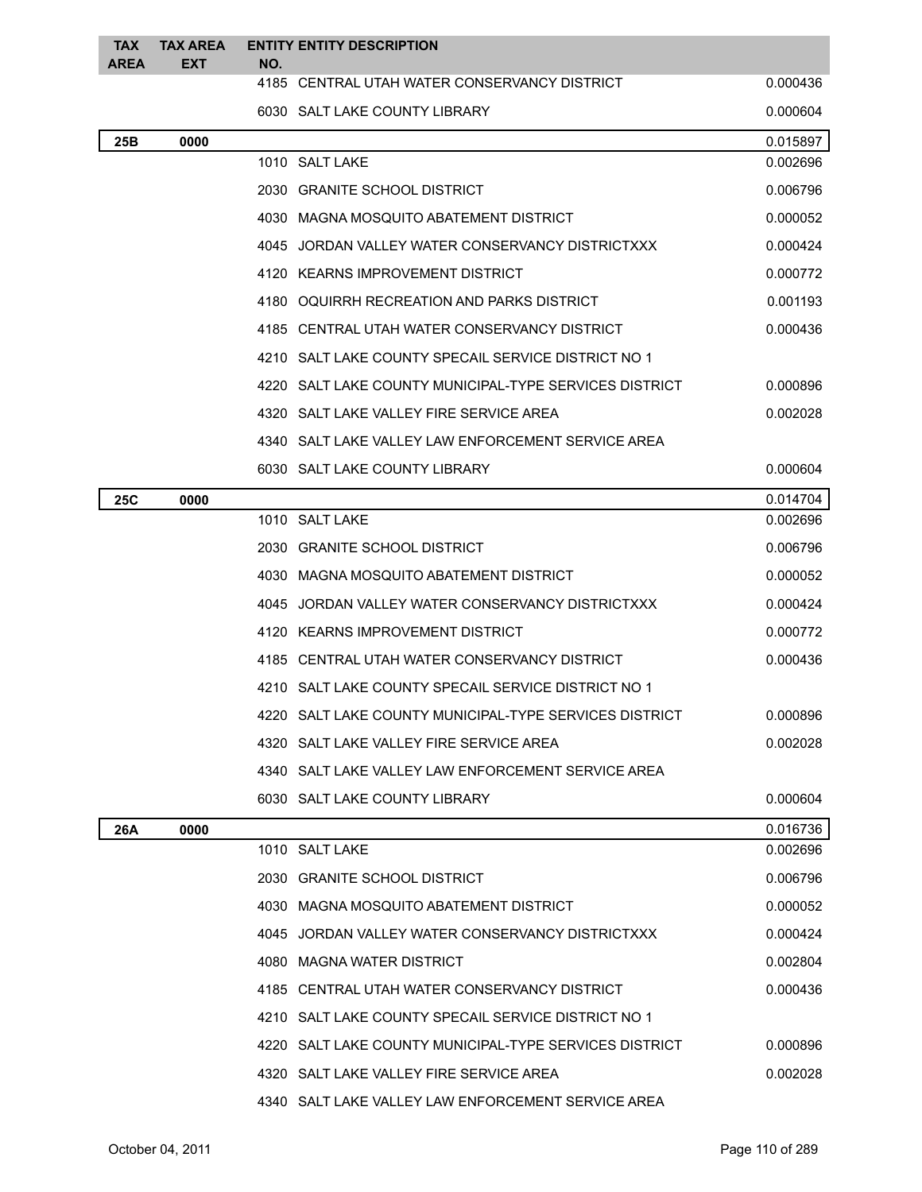| TAX AREA | TAX AREA EXT | ENTITY NO. | ENTITY DESCRIPTION | |
|---|---|---|---|---|
| | | 4185 | CENTRAL UTAH WATER CONSERVANCY DISTRICT | 0.000436 |
| | | 6030 | SALT LAKE COUNTY LIBRARY | 0.000604 |
| **25B** | **0000** | | | 0.015897 |
| | | 1010 | SALT LAKE | 0.002696 |
| | | 2030 | GRANITE SCHOOL DISTRICT | 0.006796 |
| | | 4030 | MAGNA MOSQUITO ABATEMENT DISTRICT | 0.000052 |
| | | 4045 | JORDAN VALLEY WATER CONSERVANCY DISTRICTXXX | 0.000424 |
| | | 4120 | KEARNS IMPROVEMENT DISTRICT | 0.000772 |
| | | 4180 | OQUIRRH RECREATION AND PARKS DISTRICT | 0.001193 |
| | | 4185 | CENTRAL UTAH WATER CONSERVANCY DISTRICT | 0.000436 |
| | | 4210 | SALT LAKE COUNTY SPECAIL SERVICE DISTRICT NO 1 | |
| | | 4220 | SALT LAKE COUNTY MUNICIPAL-TYPE SERVICES DISTRICT | 0.000896 |
| | | 4320 | SALT LAKE VALLEY FIRE SERVICE AREA | 0.002028 |
| | | 4340 | SALT LAKE VALLEY LAW ENFORCEMENT SERVICE AREA | |
| | | 6030 | SALT LAKE COUNTY LIBRARY | 0.000604 |
| **25C** | **0000** | | | 0.014704 |
| | | 1010 | SALT LAKE | 0.002696 |
| | | 2030 | GRANITE SCHOOL DISTRICT | 0.006796 |
| | | 4030 | MAGNA MOSQUITO ABATEMENT DISTRICT | 0.000052 |
| | | 4045 | JORDAN VALLEY WATER CONSERVANCY DISTRICTXXX | 0.000424 |
| | | 4120 | KEARNS IMPROVEMENT DISTRICT | 0.000772 |
| | | 4185 | CENTRAL UTAH WATER CONSERVANCY DISTRICT | 0.000436 |
| | | 4210 | SALT LAKE COUNTY SPECAIL SERVICE DISTRICT NO 1 | |
| | | 4220 | SALT LAKE COUNTY MUNICIPAL-TYPE SERVICES DISTRICT | 0.000896 |
| | | 4320 | SALT LAKE VALLEY FIRE SERVICE AREA | 0.002028 |
| | | 4340 | SALT LAKE VALLEY LAW ENFORCEMENT SERVICE AREA | |
| | | 6030 | SALT LAKE COUNTY LIBRARY | 0.000604 |
| **26A** | **0000** | | | 0.016736 |
| | | 1010 | SALT LAKE | 0.002696 |
| | | 2030 | GRANITE SCHOOL DISTRICT | 0.006796 |
| | | 4030 | MAGNA MOSQUITO ABATEMENT DISTRICT | 0.000052 |
| | | 4045 | JORDAN VALLEY WATER CONSERVANCY DISTRICTXXX | 0.000424 |
| | | 4080 | MAGNA WATER DISTRICT | 0.002804 |
| | | 4185 | CENTRAL UTAH WATER CONSERVANCY DISTRICT | 0.000436 |
| | | 4210 | SALT LAKE COUNTY SPECAIL SERVICE DISTRICT NO 1 | |
| | | 4220 | SALT LAKE COUNTY MUNICIPAL-TYPE SERVICES DISTRICT | 0.000896 |
| | | 4320 | SALT LAKE VALLEY FIRE SERVICE AREA | 0.002028 |
| | | 4340 | SALT LAKE VALLEY LAW ENFORCEMENT SERVICE AREA | |

October 04, 2011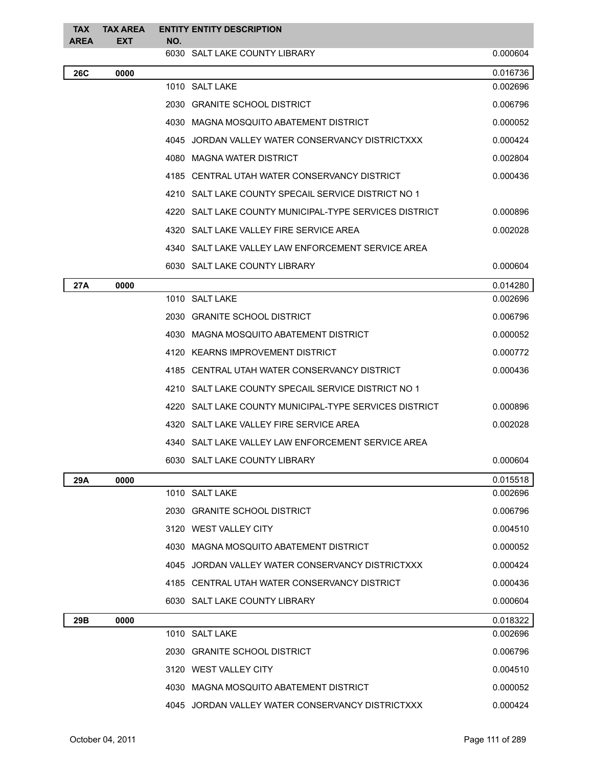| TAX AREA | TAX AREA EXT | ENTITY NO. | ENTITY DESCRIPTION | |
|---|---|---|---|---|
| | | 6030 | SALT LAKE COUNTY LIBRARY | 0.000604 |
| **26C** | **0000** | | | 0.016736 |
| | | 1010 | SALT LAKE | 0.002696 |
| | | 2030 | GRANITE SCHOOL DISTRICT | 0.006796 |
| | | 4030 | MAGNA MOSQUITO ABATEMENT DISTRICT | 0.000052 |
| | | 4045 | JORDAN VALLEY WATER CONSERVANCY DISTRICTXXX | 0.000424 |
| | | 4080 | MAGNA WATER DISTRICT | 0.002804 |
| | | 4185 | CENTRAL UTAH WATER CONSERVANCY DISTRICT | 0.000436 |
| | | 4210 | SALT LAKE COUNTY SPECAIL SERVICE DISTRICT NO 1 | |
| | | 4220 | SALT LAKE COUNTY MUNICIPAL-TYPE SERVICES DISTRICT | 0.000896 |
| | | 4320 | SALT LAKE VALLEY FIRE SERVICE AREA | 0.002028 |
| | | 4340 | SALT LAKE VALLEY LAW ENFORCEMENT SERVICE AREA | |
| | | 6030 | SALT LAKE COUNTY LIBRARY | 0.000604 |
| **27A** | **0000** | | | 0.014280 |
| | | 1010 | SALT LAKE | 0.002696 |
| | | 2030 | GRANITE SCHOOL DISTRICT | 0.006796 |
| | | 4030 | MAGNA MOSQUITO ABATEMENT DISTRICT | 0.000052 |
| | | 4120 | KEARNS IMPROVEMENT DISTRICT | 0.000772 |
| | | 4185 | CENTRAL UTAH WATER CONSERVANCY DISTRICT | 0.000436 |
| | | 4210 | SALT LAKE COUNTY SPECAIL SERVICE DISTRICT NO 1 | |
| | | 4220 | SALT LAKE COUNTY MUNICIPAL-TYPE SERVICES DISTRICT | 0.000896 |
| | | 4320 | SALT LAKE VALLEY FIRE SERVICE AREA | 0.002028 |
| | | 4340 | SALT LAKE VALLEY LAW ENFORCEMENT SERVICE AREA | |
| | | 6030 | SALT LAKE COUNTY LIBRARY | 0.000604 |
| **29A** | **0000** | | | 0.015518 |
| | | 1010 | SALT LAKE | 0.002696 |
| | | 2030 | GRANITE SCHOOL DISTRICT | 0.006796 |
| | | 3120 | WEST VALLEY CITY | 0.004510 |
| | | 4030 | MAGNA MOSQUITO ABATEMENT DISTRICT | 0.000052 |
| | | 4045 | JORDAN VALLEY WATER CONSERVANCY DISTRICTXXX | 0.000424 |
| | | 4185 | CENTRAL UTAH WATER CONSERVANCY DISTRICT | 0.000436 |
| | | 6030 | SALT LAKE COUNTY LIBRARY | 0.000604 |
| **29B** | **0000** | | | 0.018322 |
| | | 1010 | SALT LAKE | 0.002696 |
| | | 2030 | GRANITE SCHOOL DISTRICT | 0.006796 |
| | | 3120 | WEST VALLEY CITY | 0.004510 |
| | | 4030 | MAGNA MOSQUITO ABATEMENT DISTRICT | 0.000052 |
| | | 4045 | JORDAN VALLEY WATER CONSERVANCY DISTRICTXXX | 0.000424 |

October 04, 2011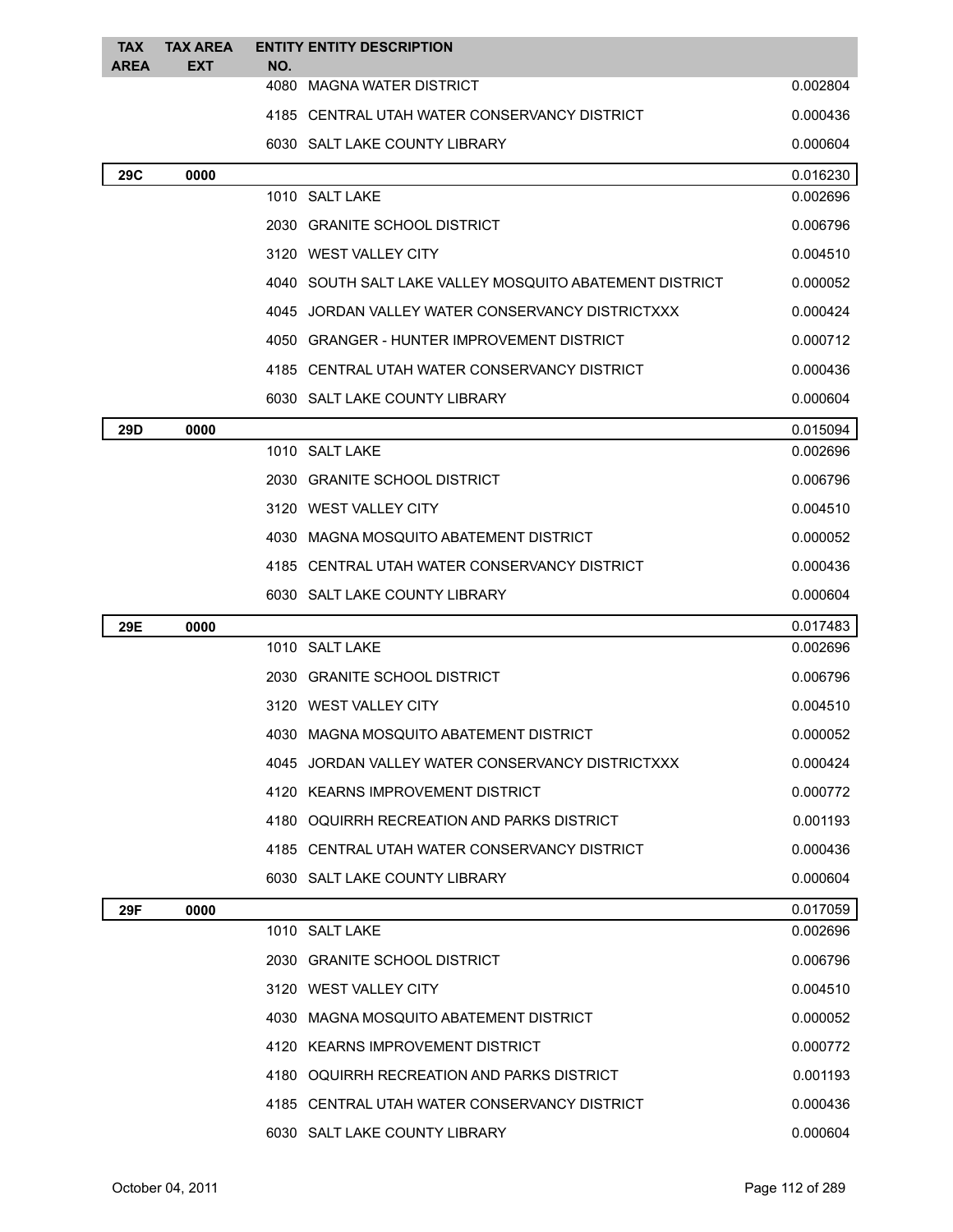| TAX AREA | TAX AREA EXT | ENTITY NO. | ENTITY DESCRIPTION | |
|---|---|---|---|---|
| | | 4080 | MAGNA WATER DISTRICT | 0.002804 |
| | | 4185 | CENTRAL UTAH WATER CONSERVANCY DISTRICT | 0.000436 |
| | | 6030 | SALT LAKE COUNTY LIBRARY | 0.000604 |
| **29C** | **0000** | | | 0.016230 |
| | | 1010 | SALT LAKE | 0.002696 |
| | | 2030 | GRANITE SCHOOL DISTRICT | 0.006796 |
| | | 3120 | WEST VALLEY CITY | 0.004510 |
| | | 4040 | SOUTH SALT LAKE VALLEY MOSQUITO ABATEMENT DISTRICT | 0.000052 |
| | | 4045 | JORDAN VALLEY WATER CONSERVANCY DISTRICTXXX | 0.000424 |
| | | 4050 | GRANGER - HUNTER IMPROVEMENT DISTRICT | 0.000712 |
| | | 4185 | CENTRAL UTAH WATER CONSERVANCY DISTRICT | 0.000436 |
| | | 6030 | SALT LAKE COUNTY LIBRARY | 0.000604 |
| **29D** | **0000** | | | 0.015094 |
| | | 1010 | SALT LAKE | 0.002696 |
| | | 2030 | GRANITE SCHOOL DISTRICT | 0.006796 |
| | | 3120 | WEST VALLEY CITY | 0.004510 |
| | | 4030 | MAGNA MOSQUITO ABATEMENT DISTRICT | 0.000052 |
| | | 4185 | CENTRAL UTAH WATER CONSERVANCY DISTRICT | 0.000436 |
| | | 6030 | SALT LAKE COUNTY LIBRARY | 0.000604 |
| **29E** | **0000** | | | 0.017483 |
| | | 1010 | SALT LAKE | 0.002696 |
| | | 2030 | GRANITE SCHOOL DISTRICT | 0.006796 |
| | | 3120 | WEST VALLEY CITY | 0.004510 |
| | | 4030 | MAGNA MOSQUITO ABATEMENT DISTRICT | 0.000052 |
| | | 4045 | JORDAN VALLEY WATER CONSERVANCY DISTRICTXXX | 0.000424 |
| | | 4120 | KEARNS IMPROVEMENT DISTRICT | 0.000772 |
| | | 4180 | OQUIRRH RECREATION AND PARKS DISTRICT | 0.001193 |
| | | 4185 | CENTRAL UTAH WATER CONSERVANCY DISTRICT | 0.000436 |
| | | 6030 | SALT LAKE COUNTY LIBRARY | 0.000604 |
| **29F** | **0000** | | | 0.017059 |
| | | 1010 | SALT LAKE | 0.002696 |
| | | 2030 | GRANITE SCHOOL DISTRICT | 0.006796 |
| | | 3120 | WEST VALLEY CITY | 0.004510 |
| | | 4030 | MAGNA MOSQUITO ABATEMENT DISTRICT | 0.000052 |
| | | 4120 | KEARNS IMPROVEMENT DISTRICT | 0.000772 |
| | | 4180 | OQUIRRH RECREATION AND PARKS DISTRICT | 0.001193 |
| | | 4185 | CENTRAL UTAH WATER CONSERVANCY DISTRICT | 0.000436 |
| | | 6030 | SALT LAKE COUNTY LIBRARY | 0.000604 |

October 04, 2011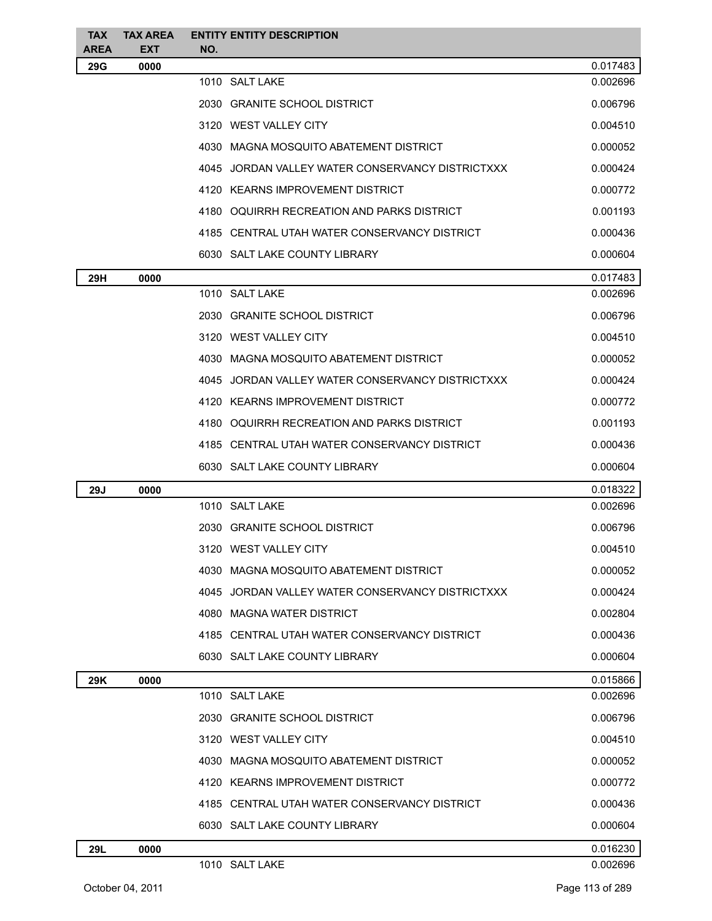| TAX AREA | TAX AREA EXT | ENTITY NO. | ENTITY DESCRIPTION | |
|---|---|---|---|---|
| **29G** | **0000** | | | 0.017483 |
| | | 1010 | SALT LAKE | 0.002696 |
| | | 2030 | GRANITE SCHOOL DISTRICT | 0.006796 |
| | | 3120 | WEST VALLEY CITY | 0.004510 |
| | | 4030 | MAGNA MOSQUITO ABATEMENT DISTRICT | 0.000052 |
| | | 4045 | JORDAN VALLEY WATER CONSERVANCY DISTRICTXXX | 0.000424 |
| | | 4120 | KEARNS IMPROVEMENT DISTRICT | 0.000772 |
| | | 4180 | OQUIRRH RECREATION AND PARKS DISTRICT | 0.001193 |
| | | 4185 | CENTRAL UTAH WATER CONSERVANCY DISTRICT | 0.000436 |
| | | 6030 | SALT LAKE COUNTY LIBRARY | 0.000604 |
| **29H** | **0000** | | | 0.017483 |
| | | 1010 | SALT LAKE | 0.002696 |
| | | 2030 | GRANITE SCHOOL DISTRICT | 0.006796 |
| | | 3120 | WEST VALLEY CITY | 0.004510 |
| | | 4030 | MAGNA MOSQUITO ABATEMENT DISTRICT | 0.000052 |
| | | 4045 | JORDAN VALLEY WATER CONSERVANCY DISTRICTXXX | 0.000424 |
| | | 4120 | KEARNS IMPROVEMENT DISTRICT | 0.000772 |
| | | 4180 | OQUIRRH RECREATION AND PARKS DISTRICT | 0.001193 |
| | | 4185 | CENTRAL UTAH WATER CONSERVANCY DISTRICT | 0.000436 |
| | | 6030 | SALT LAKE COUNTY LIBRARY | 0.000604 |
| **29J** | **0000** | | | 0.018322 |
| | | 1010 | SALT LAKE | 0.002696 |
| | | 2030 | GRANITE SCHOOL DISTRICT | 0.006796 |
| | | 3120 | WEST VALLEY CITY | 0.004510 |
| | | 4030 | MAGNA MOSQUITO ABATEMENT DISTRICT | 0.000052 |
| | | 4045 | JORDAN VALLEY WATER CONSERVANCY DISTRICTXXX | 0.000424 |
| | | 4080 | MAGNA WATER DISTRICT | 0.002804 |
| | | 4185 | CENTRAL UTAH WATER CONSERVANCY DISTRICT | 0.000436 |
| | | 6030 | SALT LAKE COUNTY LIBRARY | 0.000604 |
| **29K** | **0000** | | | 0.015866 |
| | | 1010 | SALT LAKE | 0.002696 |
| | | 2030 | GRANITE SCHOOL DISTRICT | 0.006796 |
| | | 3120 | WEST VALLEY CITY | 0.004510 |
| | | 4030 | MAGNA MOSQUITO ABATEMENT DISTRICT | 0.000052 |
| | | 4120 | KEARNS IMPROVEMENT DISTRICT | 0.000772 |
| | | 4185 | CENTRAL UTAH WATER CONSERVANCY DISTRICT | 0.000436 |
| | | 6030 | SALT LAKE COUNTY LIBRARY | 0.000604 |
| **29L** | **0000** | | | 0.016230 |
| | | 1010 | SALT LAKE | 0.002696 |

October 04, 2011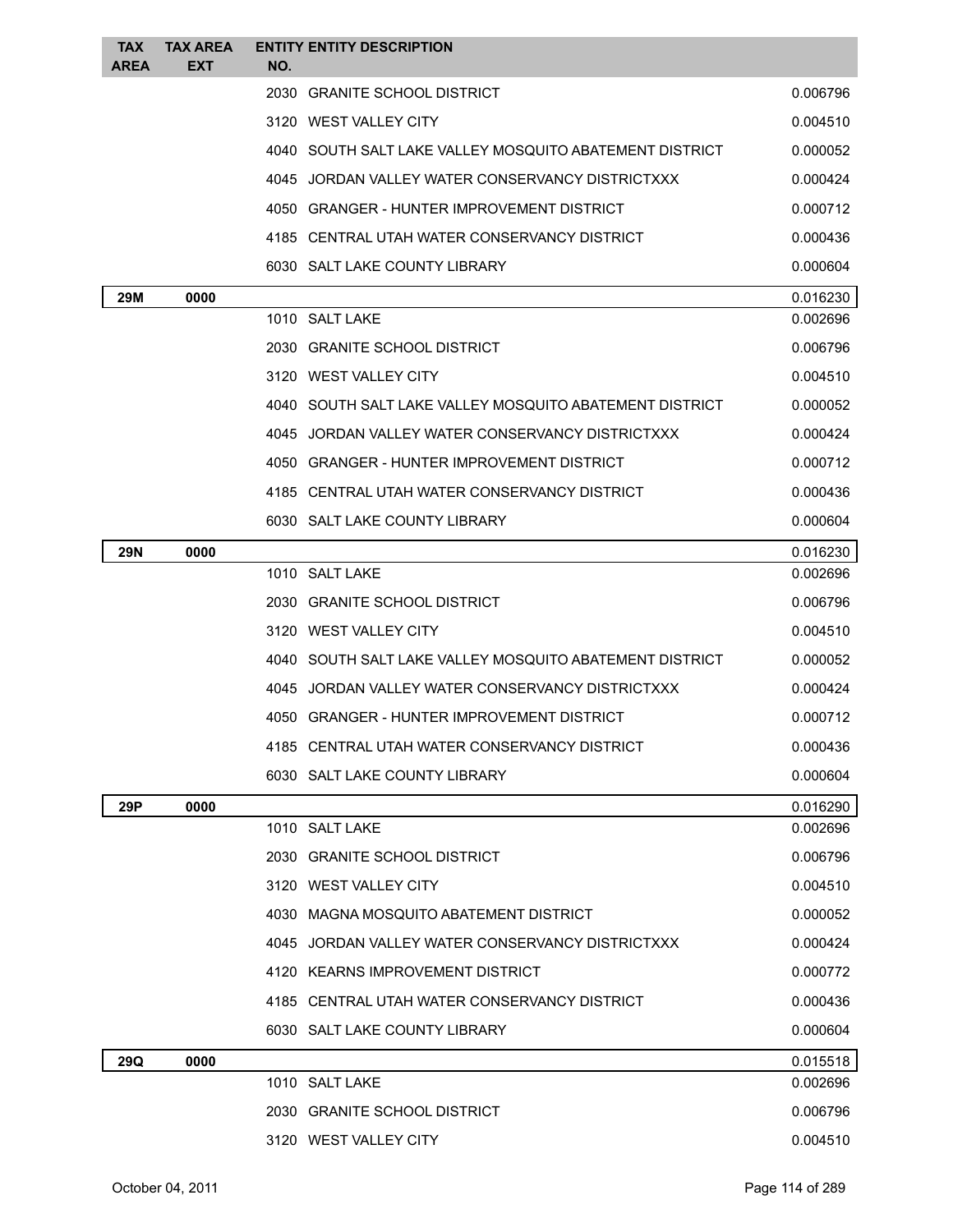| TAX AREA | TAX AREA EXT | ENTITY NO. | ENTITY DESCRIPTION | |
|---|---|---|---|---|
| | | 2030 | GRANITE SCHOOL DISTRICT | 0.006796 |
| | | 3120 | WEST VALLEY CITY | 0.004510 |
| | | 4040 | SOUTH SALT LAKE VALLEY MOSQUITO ABATEMENT DISTRICT | 0.000052 |
| | | 4045 | JORDAN VALLEY WATER CONSERVANCY DISTRICTXXX | 0.000424 |
| | | 4050 | GRANGER - HUNTER IMPROVEMENT DISTRICT | 0.000712 |
| | | 4185 | CENTRAL UTAH WATER CONSERVANCY DISTRICT | 0.000436 |
| | | 6030 | SALT LAKE COUNTY LIBRARY | 0.000604 |
| **29M** | **0000** | | | 0.016230 |
| | | 1010 | SALT LAKE | 0.002696 |
| | | 2030 | GRANITE SCHOOL DISTRICT | 0.006796 |
| | | 3120 | WEST VALLEY CITY | 0.004510 |
| | | 4040 | SOUTH SALT LAKE VALLEY MOSQUITO ABATEMENT DISTRICT | 0.000052 |
| | | 4045 | JORDAN VALLEY WATER CONSERVANCY DISTRICTXXX | 0.000424 |
| | | 4050 | GRANGER - HUNTER IMPROVEMENT DISTRICT | 0.000712 |
| | | 4185 | CENTRAL UTAH WATER CONSERVANCY DISTRICT | 0.000436 |
| | | 6030 | SALT LAKE COUNTY LIBRARY | 0.000604 |
| **29N** | **0000** | | | 0.016230 |
| | | 1010 | SALT LAKE | 0.002696 |
| | | 2030 | GRANITE SCHOOL DISTRICT | 0.006796 |
| | | 3120 | WEST VALLEY CITY | 0.004510 |
| | | 4040 | SOUTH SALT LAKE VALLEY MOSQUITO ABATEMENT DISTRICT | 0.000052 |
| | | 4045 | JORDAN VALLEY WATER CONSERVANCY DISTRICTXXX | 0.000424 |
| | | 4050 | GRANGER - HUNTER IMPROVEMENT DISTRICT | 0.000712 |
| | | 4185 | CENTRAL UTAH WATER CONSERVANCY DISTRICT | 0.000436 |
| | | 6030 | SALT LAKE COUNTY LIBRARY | 0.000604 |
| **29P** | **0000** | | | 0.016290 |
| | | 1010 | SALT LAKE | 0.002696 |
| | | 2030 | GRANITE SCHOOL DISTRICT | 0.006796 |
| | | 3120 | WEST VALLEY CITY | 0.004510 |
| | | 4030 | MAGNA MOSQUITO ABATEMENT DISTRICT | 0.000052 |
| | | 4045 | JORDAN VALLEY WATER CONSERVANCY DISTRICTXXX | 0.000424 |
| | | 4120 | KEARNS IMPROVEMENT DISTRICT | 0.000772 |
| | | 4185 | CENTRAL UTAH WATER CONSERVANCY DISTRICT | 0.000436 |
| | | 6030 | SALT LAKE COUNTY LIBRARY | 0.000604 |
| **29Q** | **0000** | | | 0.015518 |
| | | 1010 | SALT LAKE | 0.002696 |
| | | 2030 | GRANITE SCHOOL DISTRICT | 0.006796 |
| | | 3120 | WEST VALLEY CITY | 0.004510 |

October 04, 2011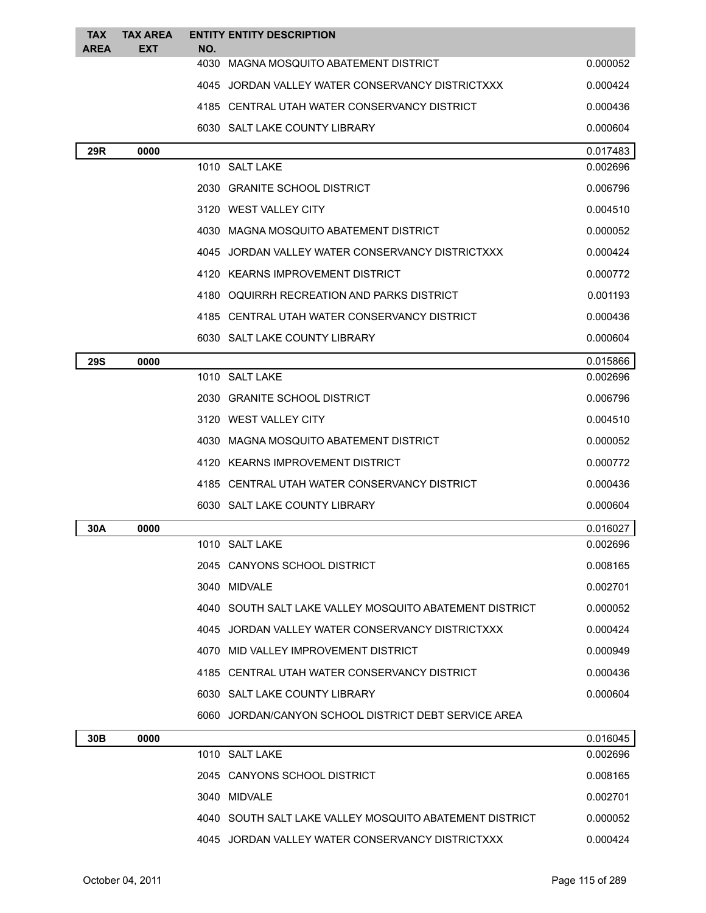| TAX AREA | TAX AREA EXT | ENTITY NO. | ENTITY DESCRIPTION | |
|---|---|---|---|---|
| | | 4030 | MAGNA MOSQUITO ABATEMENT DISTRICT | 0.000052 |
| | | 4045 | JORDAN VALLEY WATER CONSERVANCY DISTRICTXXX | 0.000424 |
| | | 4185 | CENTRAL UTAH WATER CONSERVANCY DISTRICT | 0.000436 |
| | | 6030 | SALT LAKE COUNTY LIBRARY | 0.000604 |
| **29R** | **0000** | | | 0.017483 |
| | | 1010 | SALT LAKE | 0.002696 |
| | | 2030 | GRANITE SCHOOL DISTRICT | 0.006796 |
| | | 3120 | WEST VALLEY CITY | 0.004510 |
| | | 4030 | MAGNA MOSQUITO ABATEMENT DISTRICT | 0.000052 |
| | | 4045 | JORDAN VALLEY WATER CONSERVANCY DISTRICTXXX | 0.000424 |
| | | 4120 | KEARNS IMPROVEMENT DISTRICT | 0.000772 |
| | | 4180 | OQUIRRH RECREATION AND PARKS DISTRICT | 0.001193 |
| | | 4185 | CENTRAL UTAH WATER CONSERVANCY DISTRICT | 0.000436 |
| | | 6030 | SALT LAKE COUNTY LIBRARY | 0.000604 |
| **29S** | **0000** | | | 0.015866 |
| | | 1010 | SALT LAKE | 0.002696 |
| | | 2030 | GRANITE SCHOOL DISTRICT | 0.006796 |
| | | 3120 | WEST VALLEY CITY | 0.004510 |
| | | 4030 | MAGNA MOSQUITO ABATEMENT DISTRICT | 0.000052 |
| | | 4120 | KEARNS IMPROVEMENT DISTRICT | 0.000772 |
| | | 4185 | CENTRAL UTAH WATER CONSERVANCY DISTRICT | 0.000436 |
| | | 6030 | SALT LAKE COUNTY LIBRARY | 0.000604 |
| **30A** | **0000** | | | 0.016027 |
| | | 1010 | SALT LAKE | 0.002696 |
| | | 2045 | CANYONS SCHOOL DISTRICT | 0.008165 |
| | | 3040 | MIDVALE | 0.002701 |
| | | 4040 | SOUTH SALT LAKE VALLEY MOSQUITO ABATEMENT DISTRICT | 0.000052 |
| | | 4045 | JORDAN VALLEY WATER CONSERVANCY DISTRICTXXX | 0.000424 |
| | | 4070 | MID VALLEY IMPROVEMENT DISTRICT | 0.000949 |
| | | 4185 | CENTRAL UTAH WATER CONSERVANCY DISTRICT | 0.000436 |
| | | 6030 | SALT LAKE COUNTY LIBRARY | 0.000604 |
| | | 6060 | JORDAN/CANYON SCHOOL DISTRICT DEBT SERVICE AREA | |
| **30B** | **0000** | | | 0.016045 |
| | | 1010 | SALT LAKE | 0.002696 |
| | | 2045 | CANYONS SCHOOL DISTRICT | 0.008165 |
| | | 3040 | MIDVALE | 0.002701 |
| | | 4040 | SOUTH SALT LAKE VALLEY MOSQUITO ABATEMENT DISTRICT | 0.000052 |
| | | 4045 | JORDAN VALLEY WATER CONSERVANCY DISTRICTXXX | 0.000424 |

October 04, 2011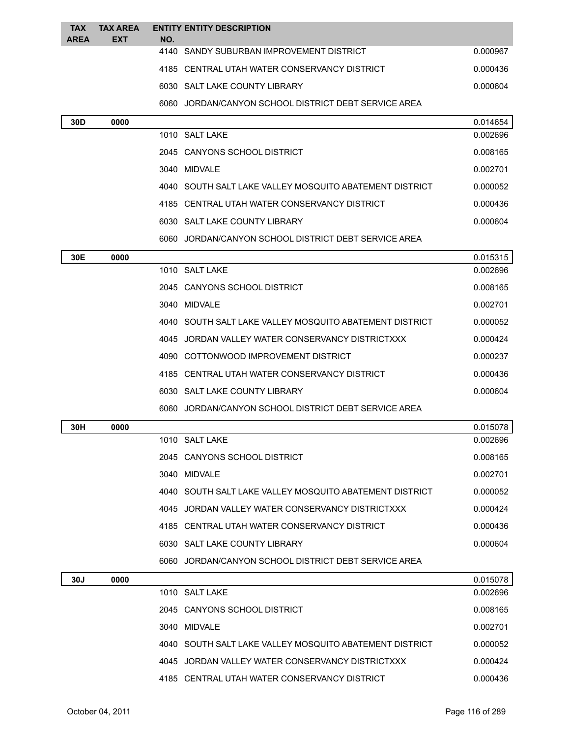| TAX AREA | TAX AREA EXT | ENTITY NO. | ENTITY DESCRIPTION | |
|---|---|---|---|---|
| | | 4140 | SANDY SUBURBAN IMPROVEMENT DISTRICT | 0.000967 |
| | | 4185 | CENTRAL UTAH WATER CONSERVANCY DISTRICT | 0.000436 |
| | | 6030 | SALT LAKE COUNTY LIBRARY | 0.000604 |
| | | 6060 | JORDAN/CANYON SCHOOL DISTRICT DEBT SERVICE AREA | |
| **30D** | **0000** | | | 0.014654 |
| | | 1010 | SALT LAKE | 0.002696 |
| | | 2045 | CANYONS SCHOOL DISTRICT | 0.008165 |
| | | 3040 | MIDVALE | 0.002701 |
| | | 4040 | SOUTH SALT LAKE VALLEY MOSQUITO ABATEMENT DISTRICT | 0.000052 |
| | | 4185 | CENTRAL UTAH WATER CONSERVANCY DISTRICT | 0.000436 |
| | | 6030 | SALT LAKE COUNTY LIBRARY | 0.000604 |
| | | 6060 | JORDAN/CANYON SCHOOL DISTRICT DEBT SERVICE AREA | |
| **30E** | **0000** | | | 0.015315 |
| | | 1010 | SALT LAKE | 0.002696 |
| | | 2045 | CANYONS SCHOOL DISTRICT | 0.008165 |
| | | 3040 | MIDVALE | 0.002701 |
| | | 4040 | SOUTH SALT LAKE VALLEY MOSQUITO ABATEMENT DISTRICT | 0.000052 |
| | | 4045 | JORDAN VALLEY WATER CONSERVANCY DISTRICTXXX | 0.000424 |
| | | 4090 | COTTONWOOD IMPROVEMENT DISTRICT | 0.000237 |
| | | 4185 | CENTRAL UTAH WATER CONSERVANCY DISTRICT | 0.000436 |
| | | 6030 | SALT LAKE COUNTY LIBRARY | 0.000604 |
| | | 6060 | JORDAN/CANYON SCHOOL DISTRICT DEBT SERVICE AREA | |
| **30H** | **0000** | | | 0.015078 |
| | | 1010 | SALT LAKE | 0.002696 |
| | | 2045 | CANYONS SCHOOL DISTRICT | 0.008165 |
| | | 3040 | MIDVALE | 0.002701 |
| | | 4040 | SOUTH SALT LAKE VALLEY MOSQUITO ABATEMENT DISTRICT | 0.000052 |
| | | 4045 | JORDAN VALLEY WATER CONSERVANCY DISTRICTXXX | 0.000424 |
| | | 4185 | CENTRAL UTAH WATER CONSERVANCY DISTRICT | 0.000436 |
| | | 6030 | SALT LAKE COUNTY LIBRARY | 0.000604 |
| | | 6060 | JORDAN/CANYON SCHOOL DISTRICT DEBT SERVICE AREA | |
| **30J** | **0000** | | | 0.015078 |
| | | 1010 | SALT LAKE | 0.002696 |
| | | 2045 | CANYONS SCHOOL DISTRICT | 0.008165 |
| | | 3040 | MIDVALE | 0.002701 |
| | | 4040 | SOUTH SALT LAKE VALLEY MOSQUITO ABATEMENT DISTRICT | 0.000052 |
| | | 4045 | JORDAN VALLEY WATER CONSERVANCY DISTRICTXXX | 0.000424 |
| | | 4185 | CENTRAL UTAH WATER CONSERVANCY DISTRICT | 0.000436 |

October 04, 2011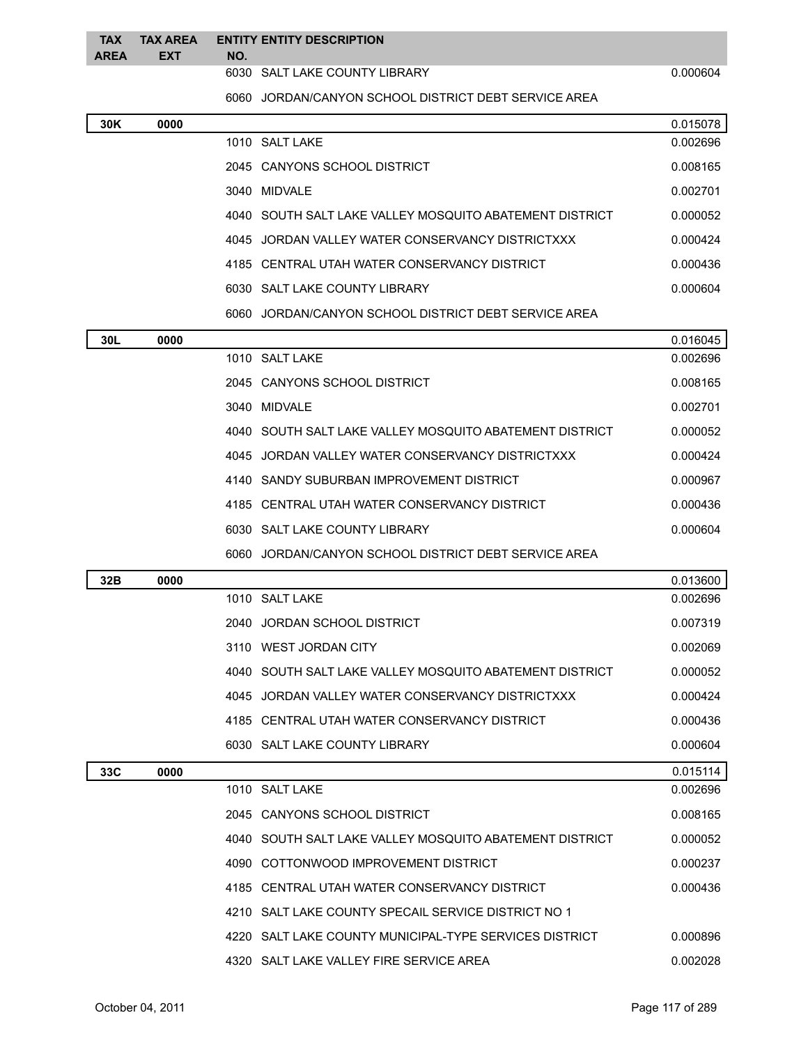| TAX AREA | TAX AREA EXT | ENTITY NO. | ENTITY DESCRIPTION | |
|---|---|---|---|---|
| | | 6030 | SALT LAKE COUNTY LIBRARY | 0.000604 |
| | | 6060 | JORDAN/CANYON SCHOOL DISTRICT DEBT SERVICE AREA | |
| **30K** | **0000** | | | 0.015078 |
| | | 1010 | SALT LAKE | 0.002696 |
| | | 2045 | CANYONS SCHOOL DISTRICT | 0.008165 |
| | | 3040 | MIDVALE | 0.002701 |
| | | 4040 | SOUTH SALT LAKE VALLEY MOSQUITO ABATEMENT DISTRICT | 0.000052 |
| | | 4045 | JORDAN VALLEY WATER CONSERVANCY DISTRICTXXX | 0.000424 |
| | | 4185 | CENTRAL UTAH WATER CONSERVANCY DISTRICT | 0.000436 |
| | | 6030 | SALT LAKE COUNTY LIBRARY | 0.000604 |
| | | 6060 | JORDAN/CANYON SCHOOL DISTRICT DEBT SERVICE AREA | |
| **30L** | **0000** | | | 0.016045 |
| | | 1010 | SALT LAKE | 0.002696 |
| | | 2045 | CANYONS SCHOOL DISTRICT | 0.008165 |
| | | 3040 | MIDVALE | 0.002701 |
| | | 4040 | SOUTH SALT LAKE VALLEY MOSQUITO ABATEMENT DISTRICT | 0.000052 |
| | | 4045 | JORDAN VALLEY WATER CONSERVANCY DISTRICTXXX | 0.000424 |
| | | 4140 | SANDY SUBURBAN IMPROVEMENT DISTRICT | 0.000967 |
| | | 4185 | CENTRAL UTAH WATER CONSERVANCY DISTRICT | 0.000436 |
| | | 6030 | SALT LAKE COUNTY LIBRARY | 0.000604 |
| | | 6060 | JORDAN/CANYON SCHOOL DISTRICT DEBT SERVICE AREA | |
| **32B** | **0000** | | | 0.013600 |
| | | 1010 | SALT LAKE | 0.002696 |
| | | 2040 | JORDAN SCHOOL DISTRICT | 0.007319 |
| | | 3110 | WEST JORDAN CITY | 0.002069 |
| | | 4040 | SOUTH SALT LAKE VALLEY MOSQUITO ABATEMENT DISTRICT | 0.000052 |
| | | 4045 | JORDAN VALLEY WATER CONSERVANCY DISTRICTXXX | 0.000424 |
| | | 4185 | CENTRAL UTAH WATER CONSERVANCY DISTRICT | 0.000436 |
| | | 6030 | SALT LAKE COUNTY LIBRARY | 0.000604 |
| **33C** | **0000** | | | 0.015114 |
| | | 1010 | SALT LAKE | 0.002696 |
| | | 2045 | CANYONS SCHOOL DISTRICT | 0.008165 |
| | | 4040 | SOUTH SALT LAKE VALLEY MOSQUITO ABATEMENT DISTRICT | 0.000052 |
| | | 4090 | COTTONWOOD IMPROVEMENT DISTRICT | 0.000237 |
| | | 4185 | CENTRAL UTAH WATER CONSERVANCY DISTRICT | 0.000436 |
| | | 4210 | SALT LAKE COUNTY SPECAIL SERVICE DISTRICT NO 1 | |
| | | 4220 | SALT LAKE COUNTY MUNICIPAL-TYPE SERVICES DISTRICT | 0.000896 |
| | | 4320 | SALT LAKE VALLEY FIRE SERVICE AREA | 0.002028 |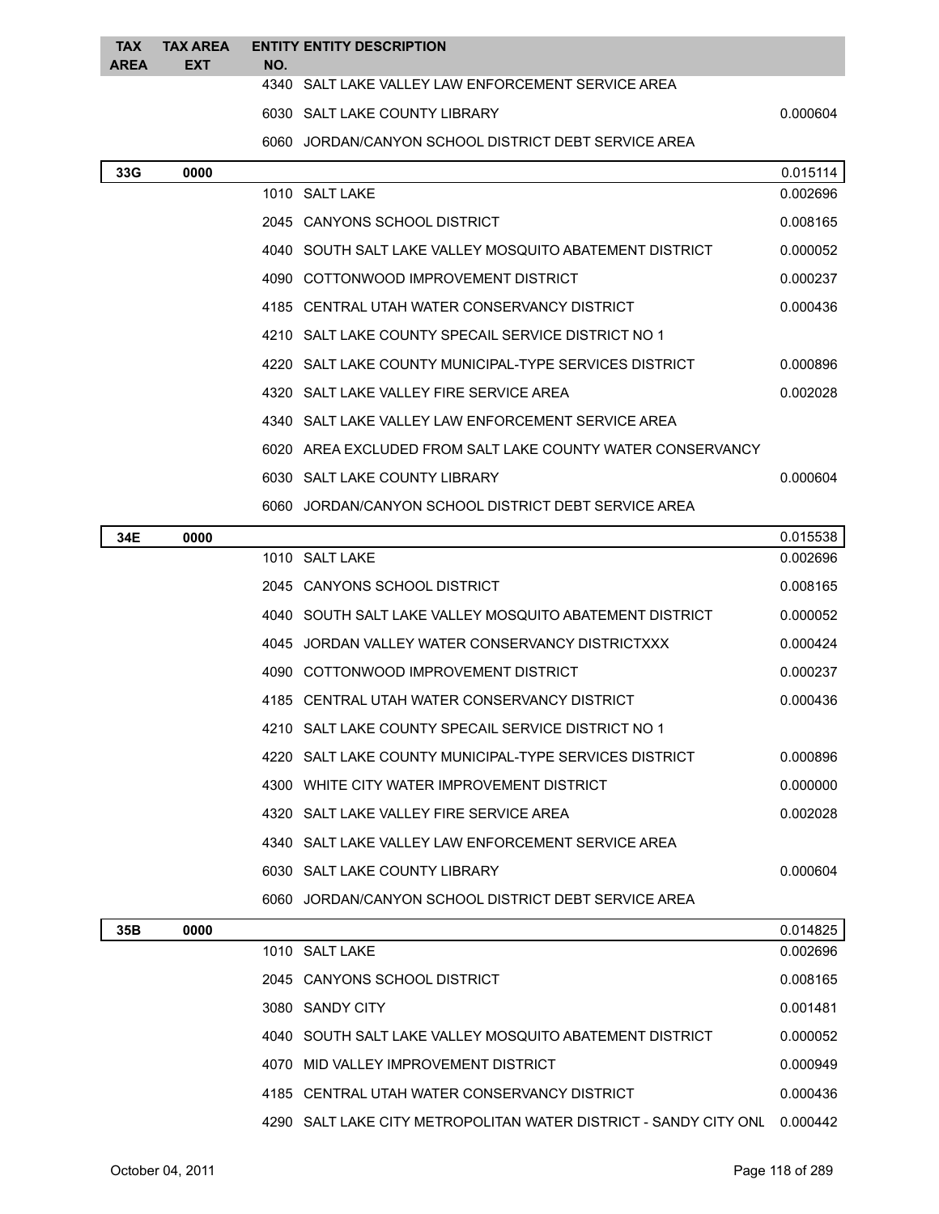| TAX AREA | TAX AREA EXT | ENTITY NO. | ENTITY DESCRIPTION | |
|---|---|---|---|---|
| | | 4340 | SALT LAKE VALLEY LAW ENFORCEMENT SERVICE AREA | |
| | | 6030 | SALT LAKE COUNTY LIBRARY | 0.000604 |
| | | 6060 | JORDAN/CANYON SCHOOL DISTRICT DEBT SERVICE AREA | |
| **33G** | **0000** | | | 0.015114 |
| | | 1010 | SALT LAKE | 0.002696 |
| | | 2045 | CANYONS SCHOOL DISTRICT | 0.008165 |
| | | 4040 | SOUTH SALT LAKE VALLEY MOSQUITO ABATEMENT DISTRICT | 0.000052 |
| | | 4090 | COTTONWOOD IMPROVEMENT DISTRICT | 0.000237 |
| | | 4185 | CENTRAL UTAH WATER CONSERVANCY DISTRICT | 0.000436 |
| | | 4210 | SALT LAKE COUNTY SPECAIL SERVICE DISTRICT NO 1 | |
| | | 4220 | SALT LAKE COUNTY MUNICIPAL-TYPE SERVICES DISTRICT | 0.000896 |
| | | 4320 | SALT LAKE VALLEY FIRE SERVICE AREA | 0.002028 |
| | | 4340 | SALT LAKE VALLEY LAW ENFORCEMENT SERVICE AREA | |
| | | 6020 | AREA EXCLUDED FROM SALT LAKE COUNTY WATER CONSERVANCY | |
| | | 6030 | SALT LAKE COUNTY LIBRARY | 0.000604 |
| | | 6060 | JORDAN/CANYON SCHOOL DISTRICT DEBT SERVICE AREA | |
| **34E** | **0000** | | | 0.015538 |
| | | 1010 | SALT LAKE | 0.002696 |
| | | 2045 | CANYONS SCHOOL DISTRICT | 0.008165 |
| | | 4040 | SOUTH SALT LAKE VALLEY MOSQUITO ABATEMENT DISTRICT | 0.000052 |
| | | 4045 | JORDAN VALLEY WATER CONSERVANCY DISTRICTXXX | 0.000424 |
| | | 4090 | COTTONWOOD IMPROVEMENT DISTRICT | 0.000237 |
| | | 4185 | CENTRAL UTAH WATER CONSERVANCY DISTRICT | 0.000436 |
| | | 4210 | SALT LAKE COUNTY SPECAIL SERVICE DISTRICT NO 1 | |
| | | 4220 | SALT LAKE COUNTY MUNICIPAL-TYPE SERVICES DISTRICT | 0.000896 |
| | | 4300 | WHITE CITY WATER IMPROVEMENT DISTRICT | 0.000000 |
| | | 4320 | SALT LAKE VALLEY FIRE SERVICE AREA | 0.002028 |
| | | 4340 | SALT LAKE VALLEY LAW ENFORCEMENT SERVICE AREA | |
| | | 6030 | SALT LAKE COUNTY LIBRARY | 0.000604 |
| | | 6060 | JORDAN/CANYON SCHOOL DISTRICT DEBT SERVICE AREA | |
| **35B** | **0000** | | | 0.014825 |
| | | 1010 | SALT LAKE | 0.002696 |
| | | 2045 | CANYONS SCHOOL DISTRICT | 0.008165 |
| | | 3080 | SANDY CITY | 0.001481 |
| | | 4040 | SOUTH SALT LAKE VALLEY MOSQUITO ABATEMENT DISTRICT | 0.000052 |
| | | 4070 | MID VALLEY IMPROVEMENT DISTRICT | 0.000949 |
| | | 4185 | CENTRAL UTAH WATER CONSERVANCY DISTRICT | 0.000436 |
| | | 4290 | SALT LAKE CITY METROPOLITAN WATER DISTRICT - SANDY CITY ONL | 0.000442 |

October 04, 2011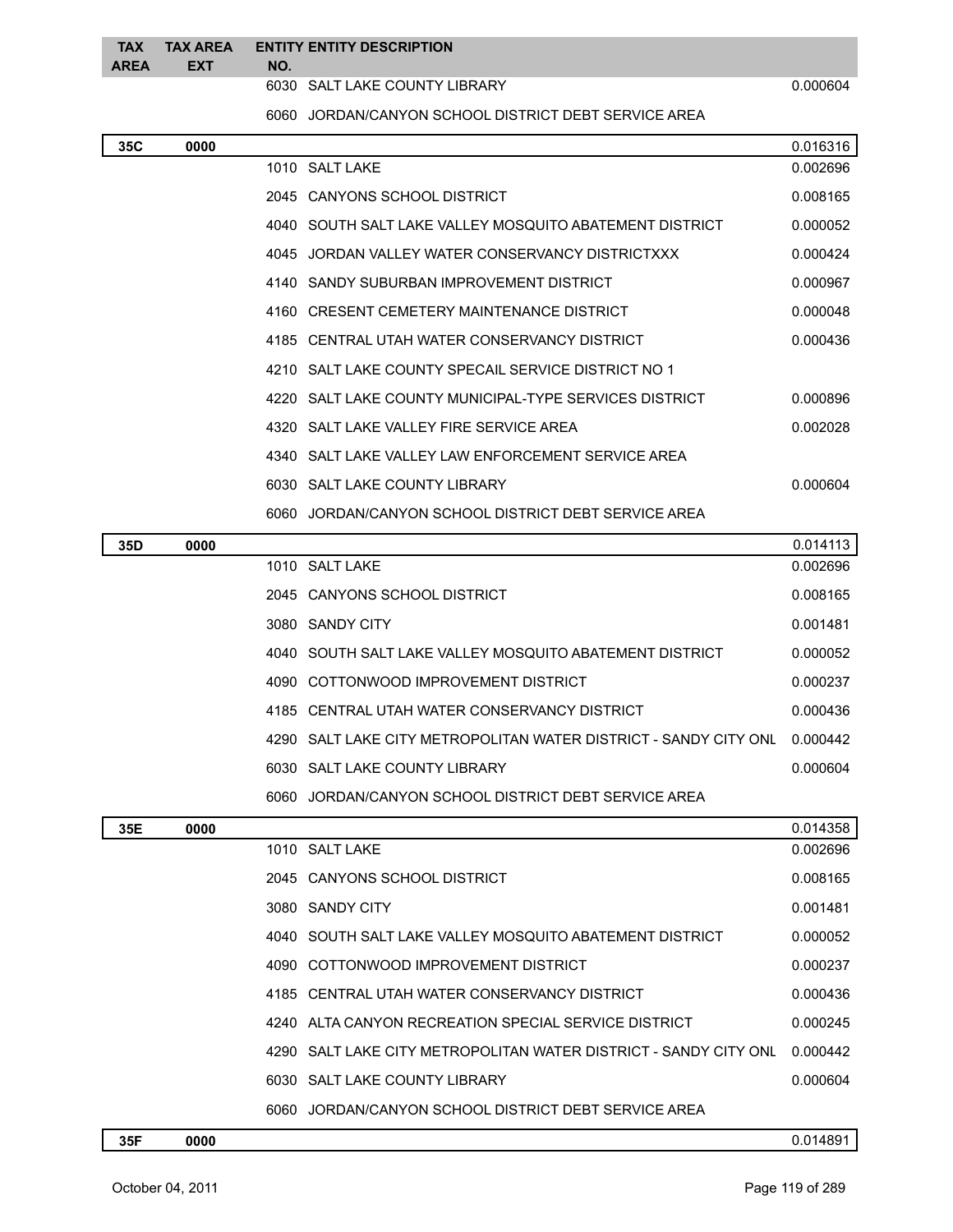| TAX AREA | TAX AREA EXT | ENTITY NO. | ENTITY DESCRIPTION | |
|---|---|---|---|---|
| | | 6030 | SALT LAKE COUNTY LIBRARY | 0.000604 |
| | | 6060 | JORDAN/CANYON SCHOOL DISTRICT DEBT SERVICE AREA | |
| **35C** | **0000** | | | 0.016316 |
| | | 1010 | SALT LAKE | 0.002696 |
| | | 2045 | CANYONS SCHOOL DISTRICT | 0.008165 |
| | | 4040 | SOUTH SALT LAKE VALLEY MOSQUITO ABATEMENT DISTRICT | 0.000052 |
| | | 4045 | JORDAN VALLEY WATER CONSERVANCY DISTRICTXXX | 0.000424 |
| | | 4140 | SANDY SUBURBAN IMPROVEMENT DISTRICT | 0.000967 |
| | | 4160 | CRESENT CEMETERY MAINTENANCE DISTRICT | 0.000048 |
| | | 4185 | CENTRAL UTAH WATER CONSERVANCY DISTRICT | 0.000436 |
| | | 4210 | SALT LAKE COUNTY SPECAIL SERVICE DISTRICT NO 1 | |
| | | 4220 | SALT LAKE COUNTY MUNICIPAL-TYPE SERVICES DISTRICT | 0.000896 |
| | | 4320 | SALT LAKE VALLEY FIRE SERVICE AREA | 0.002028 |
| | | 4340 | SALT LAKE VALLEY LAW ENFORCEMENT SERVICE AREA | |
| | | 6030 | SALT LAKE COUNTY LIBRARY | 0.000604 |
| | | 6060 | JORDAN/CANYON SCHOOL DISTRICT DEBT SERVICE AREA | |
| **35D** | **0000** | | | 0.014113 |
| | | 1010 | SALT LAKE | 0.002696 |
| | | 2045 | CANYONS SCHOOL DISTRICT | 0.008165 |
| | | 3080 | SANDY CITY | 0.001481 |
| | | 4040 | SOUTH SALT LAKE VALLEY MOSQUITO ABATEMENT DISTRICT | 0.000052 |
| | | 4090 | COTTONWOOD IMPROVEMENT DISTRICT | 0.000237 |
| | | 4185 | CENTRAL UTAH WATER CONSERVANCY DISTRICT | 0.000436 |
| | | 4290 | SALT LAKE CITY METROPOLITAN WATER DISTRICT - SANDY CITY ONL | 0.000442 |
| | | 6030 | SALT LAKE COUNTY LIBRARY | 0.000604 |
| | | 6060 | JORDAN/CANYON SCHOOL DISTRICT DEBT SERVICE AREA | |
| **35E** | **0000** | | | 0.014358 |
| | | 1010 | SALT LAKE | 0.002696 |
| | | 2045 | CANYONS SCHOOL DISTRICT | 0.008165 |
| | | 3080 | SANDY CITY | 0.001481 |
| | | 4040 | SOUTH SALT LAKE VALLEY MOSQUITO ABATEMENT DISTRICT | 0.000052 |
| | | 4090 | COTTONWOOD IMPROVEMENT DISTRICT | 0.000237 |
| | | 4185 | CENTRAL UTAH WATER CONSERVANCY DISTRICT | 0.000436 |
| | | 4240 | ALTA CANYON RECREATION SPECIAL SERVICE DISTRICT | 0.000245 |
| | | 4290 | SALT LAKE CITY METROPOLITAN WATER DISTRICT - SANDY CITY ONL | 0.000442 |
| | | 6030 | SALT LAKE COUNTY LIBRARY | 0.000604 |
| | | 6060 | JORDAN/CANYON SCHOOL DISTRICT DEBT SERVICE AREA | |
| **35F** | **0000** | | | 0.014891 |

October 04, 2011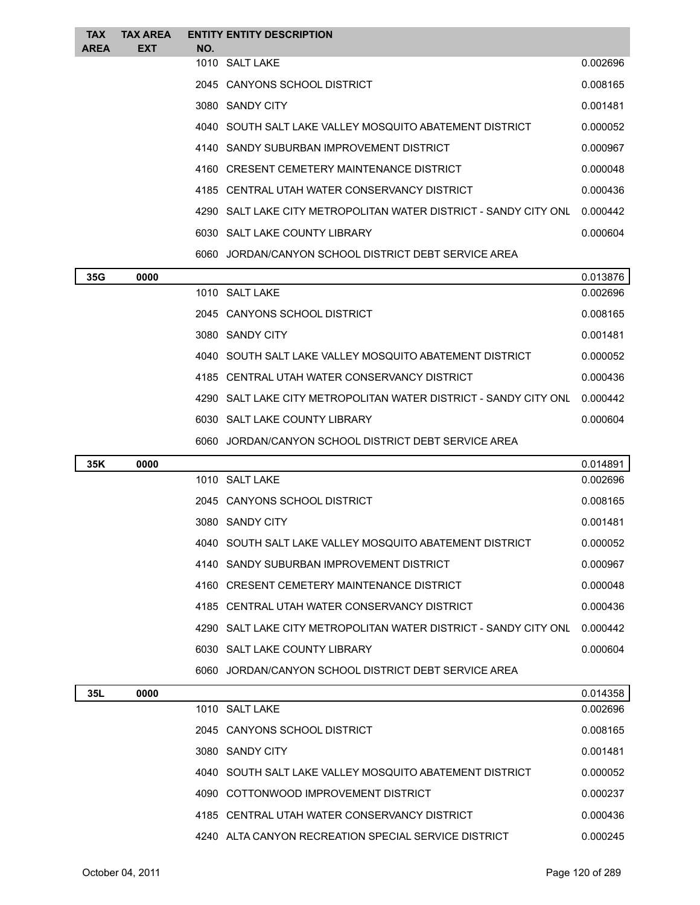| TAX AREA | TAX AREA EXT | ENTITY NO. | ENTITY DESCRIPTION | |
|---|---|---|---|---|
| | | 1010 | SALT LAKE | 0.002696 |
| | | 2045 | CANYONS SCHOOL DISTRICT | 0.008165 |
| | | 3080 | SANDY CITY | 0.001481 |
| | | 4040 | SOUTH SALT LAKE VALLEY MOSQUITO ABATEMENT DISTRICT | 0.000052 |
| | | 4140 | SANDY SUBURBAN IMPROVEMENT DISTRICT | 0.000967 |
| | | 4160 | CRESENT CEMETERY MAINTENANCE DISTRICT | 0.000048 |
| | | 4185 | CENTRAL UTAH WATER CONSERVANCY DISTRICT | 0.000436 |
| | | 4290 | SALT LAKE CITY METROPOLITAN WATER DISTRICT - SANDY CITY ONL | 0.000442 |
| | | 6030 | SALT LAKE COUNTY LIBRARY | 0.000604 |
| | | 6060 | JORDAN/CANYON SCHOOL DISTRICT DEBT SERVICE AREA | |
| 35G | 0000 | | | 0.013876 |
| | | 1010 | SALT LAKE | 0.002696 |
| | | 2045 | CANYONS SCHOOL DISTRICT | 0.008165 |
| | | 3080 | SANDY CITY | 0.001481 |
| | | 4040 | SOUTH SALT LAKE VALLEY MOSQUITO ABATEMENT DISTRICT | 0.000052 |
| | | 4185 | CENTRAL UTAH WATER CONSERVANCY DISTRICT | 0.000436 |
| | | 4290 | SALT LAKE CITY METROPOLITAN WATER DISTRICT - SANDY CITY ONL | 0.000442 |
| | | 6030 | SALT LAKE COUNTY LIBRARY | 0.000604 |
| | | 6060 | JORDAN/CANYON SCHOOL DISTRICT DEBT SERVICE AREA | |
| 35K | 0000 | | | 0.014891 |
| | | 1010 | SALT LAKE | 0.002696 |
| | | 2045 | CANYONS SCHOOL DISTRICT | 0.008165 |
| | | 3080 | SANDY CITY | 0.001481 |
| | | 4040 | SOUTH SALT LAKE VALLEY MOSQUITO ABATEMENT DISTRICT | 0.000052 |
| | | 4140 | SANDY SUBURBAN IMPROVEMENT DISTRICT | 0.000967 |
| | | 4160 | CRESENT CEMETERY MAINTENANCE DISTRICT | 0.000048 |
| | | 4185 | CENTRAL UTAH WATER CONSERVANCY DISTRICT | 0.000436 |
| | | 4290 | SALT LAKE CITY METROPOLITAN WATER DISTRICT - SANDY CITY ONL | 0.000442 |
| | | 6030 | SALT LAKE COUNTY LIBRARY | 0.000604 |
| | | 6060 | JORDAN/CANYON SCHOOL DISTRICT DEBT SERVICE AREA | |
| 35L | 0000 | | | 0.014358 |
| | | 1010 | SALT LAKE | 0.002696 |
| | | 2045 | CANYONS SCHOOL DISTRICT | 0.008165 |
| | | 3080 | SANDY CITY | 0.001481 |
| | | 4040 | SOUTH SALT LAKE VALLEY MOSQUITO ABATEMENT DISTRICT | 0.000052 |
| | | 4090 | COTTONWOOD IMPROVEMENT DISTRICT | 0.000237 |
| | | 4185 | CENTRAL UTAH WATER CONSERVANCY DISTRICT | 0.000436 |
| | | 4240 | ALTA CANYON RECREATION SPECIAL SERVICE DISTRICT | 0.000245 |

October 04, 2011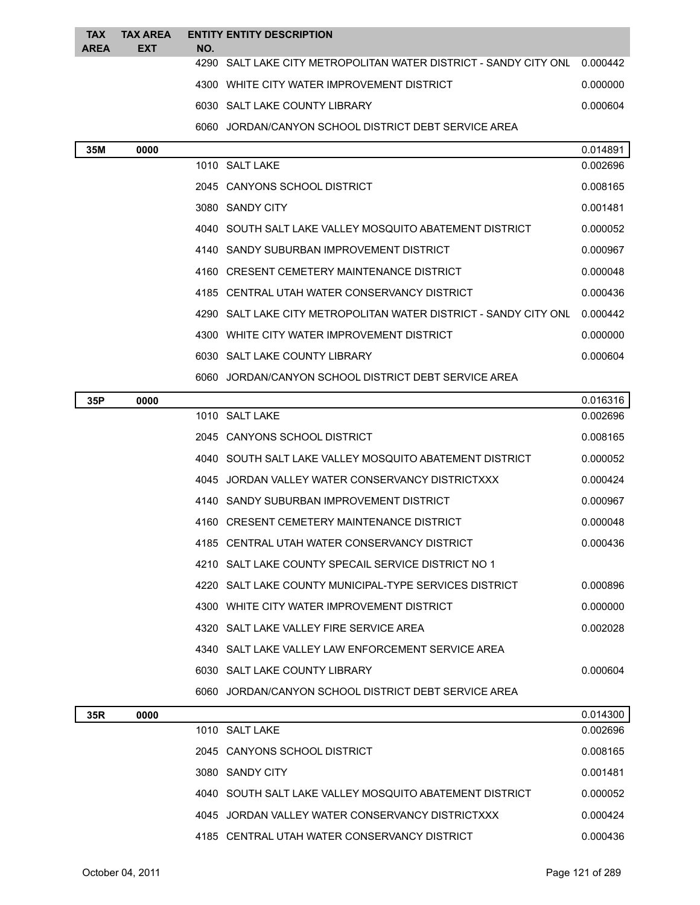| TAX AREA | TAX AREA EXT | ENTITY NO. | ENTITY DESCRIPTION | |
|---|---|---|---|---|
| | | 4290 | SALT LAKE CITY METROPOLITAN WATER DISTRICT - SANDY CITY ONL | 0.000442 |
| | | 4300 | WHITE CITY WATER IMPROVEMENT DISTRICT | 0.000000 |
| | | 6030 | SALT LAKE COUNTY LIBRARY | 0.000604 |
| | | 6060 | JORDAN/CANYON SCHOOL DISTRICT DEBT SERVICE AREA | |
| **35M** | **0000** | | | 0.014891 |
| | | 1010 | SALT LAKE | 0.002696 |
| | | 2045 | CANYONS SCHOOL DISTRICT | 0.008165 |
| | | 3080 | SANDY CITY | 0.001481 |
| | | 4040 | SOUTH SALT LAKE VALLEY MOSQUITO ABATEMENT DISTRICT | 0.000052 |
| | | 4140 | SANDY SUBURBAN IMPROVEMENT DISTRICT | 0.000967 |
| | | 4160 | CRESENT CEMETERY MAINTENANCE DISTRICT | 0.000048 |
| | | 4185 | CENTRAL UTAH WATER CONSERVANCY DISTRICT | 0.000436 |
| | | 4290 | SALT LAKE CITY METROPOLITAN WATER DISTRICT - SANDY CITY ONL | 0.000442 |
| | | 4300 | WHITE CITY WATER IMPROVEMENT DISTRICT | 0.000000 |
| | | 6030 | SALT LAKE COUNTY LIBRARY | 0.000604 |
| | | 6060 | JORDAN/CANYON SCHOOL DISTRICT DEBT SERVICE AREA | |
| **35P** | **0000** | | | 0.016316 |
| | | 1010 | SALT LAKE | 0.002696 |
| | | 2045 | CANYONS SCHOOL DISTRICT | 0.008165 |
| | | 4040 | SOUTH SALT LAKE VALLEY MOSQUITO ABATEMENT DISTRICT | 0.000052 |
| | | 4045 | JORDAN VALLEY WATER CONSERVANCY DISTRICTXXX | 0.000424 |
| | | 4140 | SANDY SUBURBAN IMPROVEMENT DISTRICT | 0.000967 |
| | | 4160 | CRESENT CEMETERY MAINTENANCE DISTRICT | 0.000048 |
| | | 4185 | CENTRAL UTAH WATER CONSERVANCY DISTRICT | 0.000436 |
| | | 4210 | SALT LAKE COUNTY SPECAIL SERVICE DISTRICT NO 1 | |
| | | 4220 | SALT LAKE COUNTY MUNICIPAL-TYPE SERVICES DISTRICT | 0.000896 |
| | | 4300 | WHITE CITY WATER IMPROVEMENT DISTRICT | 0.000000 |
| | | 4320 | SALT LAKE VALLEY FIRE SERVICE AREA | 0.002028 |
| | | 4340 | SALT LAKE VALLEY LAW ENFORCEMENT SERVICE AREA | |
| | | 6030 | SALT LAKE COUNTY LIBRARY | 0.000604 |
| | | 6060 | JORDAN/CANYON SCHOOL DISTRICT DEBT SERVICE AREA | |
| **35R** | **0000** | | | 0.014300 |
| | | 1010 | SALT LAKE | 0.002696 |
| | | 2045 | CANYONS SCHOOL DISTRICT | 0.008165 |
| | | 3080 | SANDY CITY | 0.001481 |
| | | 4040 | SOUTH SALT LAKE VALLEY MOSQUITO ABATEMENT DISTRICT | 0.000052 |
| | | 4045 | JORDAN VALLEY WATER CONSERVANCY DISTRICTXXX | 0.000424 |
| | | 4185 | CENTRAL UTAH WATER CONSERVANCY DISTRICT | 0.000436 |

October 04, 2011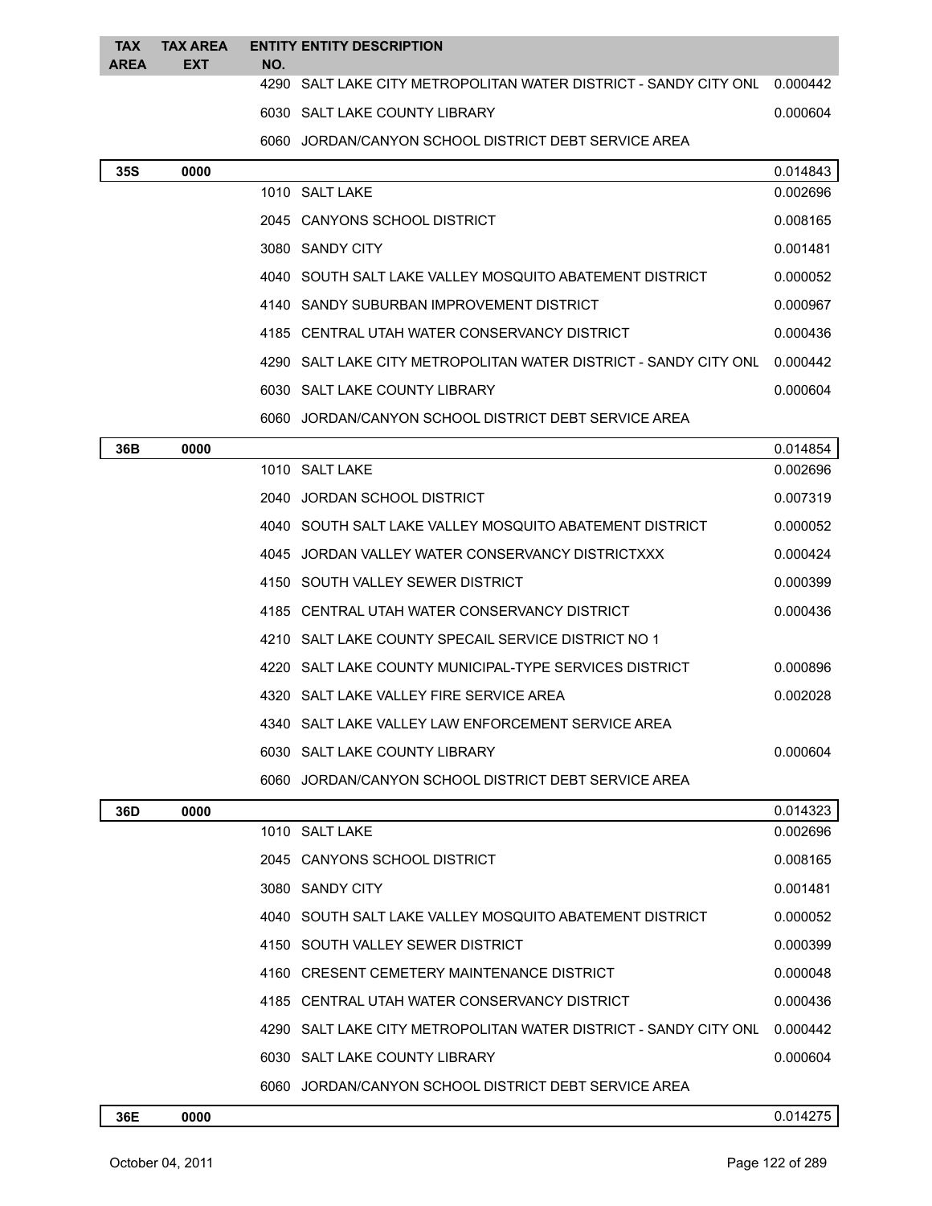| TAX AREA | TAX AREA EXT | ENTITY NO. | ENTITY DESCRIPTION | |
|---|---|---|---|---|
| | | 4290 | SALT LAKE CITY METROPOLITAN WATER DISTRICT - SANDY CITY ONL | 0.000442 |
| | | 6030 | SALT LAKE COUNTY LIBRARY | 0.000604 |
| | | 6060 | JORDAN/CANYON SCHOOL DISTRICT DEBT SERVICE AREA | |
| **35S** | **0000** | | | 0.014843 |
| | | 1010 | SALT LAKE | 0.002696 |
| | | 2045 | CANYONS SCHOOL DISTRICT | 0.008165 |
| | | 3080 | SANDY CITY | 0.001481 |
| | | 4040 | SOUTH SALT LAKE VALLEY MOSQUITO ABATEMENT DISTRICT | 0.000052 |
| | | 4140 | SANDY SUBURBAN IMPROVEMENT DISTRICT | 0.000967 |
| | | 4185 | CENTRAL UTAH WATER CONSERVANCY DISTRICT | 0.000436 |
| | | 4290 | SALT LAKE CITY METROPOLITAN WATER DISTRICT - SANDY CITY ONL | 0.000442 |
| | | 6030 | SALT LAKE COUNTY LIBRARY | 0.000604 |
| | | 6060 | JORDAN/CANYON SCHOOL DISTRICT DEBT SERVICE AREA | |
| **36B** | **0000** | | | 0.014854 |
| | | 1010 | SALT LAKE | 0.002696 |
| | | 2040 | JORDAN SCHOOL DISTRICT | 0.007319 |
| | | 4040 | SOUTH SALT LAKE VALLEY MOSQUITO ABATEMENT DISTRICT | 0.000052 |
| | | 4045 | JORDAN VALLEY WATER CONSERVANCY DISTRICTXXX | 0.000424 |
| | | 4150 | SOUTH VALLEY SEWER DISTRICT | 0.000399 |
| | | 4185 | CENTRAL UTAH WATER CONSERVANCY DISTRICT | 0.000436 |
| | | 4210 | SALT LAKE COUNTY SPECAIL SERVICE DISTRICT NO 1 | |
| | | 4220 | SALT LAKE COUNTY MUNICIPAL-TYPE SERVICES DISTRICT | 0.000896 |
| | | 4320 | SALT LAKE VALLEY FIRE SERVICE AREA | 0.002028 |
| | | 4340 | SALT LAKE VALLEY LAW ENFORCEMENT SERVICE AREA | |
| | | 6030 | SALT LAKE COUNTY LIBRARY | 0.000604 |
| | | 6060 | JORDAN/CANYON SCHOOL DISTRICT DEBT SERVICE AREA | |
| **36D** | **0000** | | | 0.014323 |
| | | 1010 | SALT LAKE | 0.002696 |
| | | 2045 | CANYONS SCHOOL DISTRICT | 0.008165 |
| | | 3080 | SANDY CITY | 0.001481 |
| | | 4040 | SOUTH SALT LAKE VALLEY MOSQUITO ABATEMENT DISTRICT | 0.000052 |
| | | 4150 | SOUTH VALLEY SEWER DISTRICT | 0.000399 |
| | | 4160 | CRESENT CEMETERY MAINTENANCE DISTRICT | 0.000048 |
| | | 4185 | CENTRAL UTAH WATER CONSERVANCY DISTRICT | 0.000436 |
| | | 4290 | SALT LAKE CITY METROPOLITAN WATER DISTRICT - SANDY CITY ONL | 0.000442 |
| | | 6030 | SALT LAKE COUNTY LIBRARY | 0.000604 |
| | | 6060 | JORDAN/CANYON SCHOOL DISTRICT DEBT SERVICE AREA | |
| **36E** | **0000** | | | 0.014275 |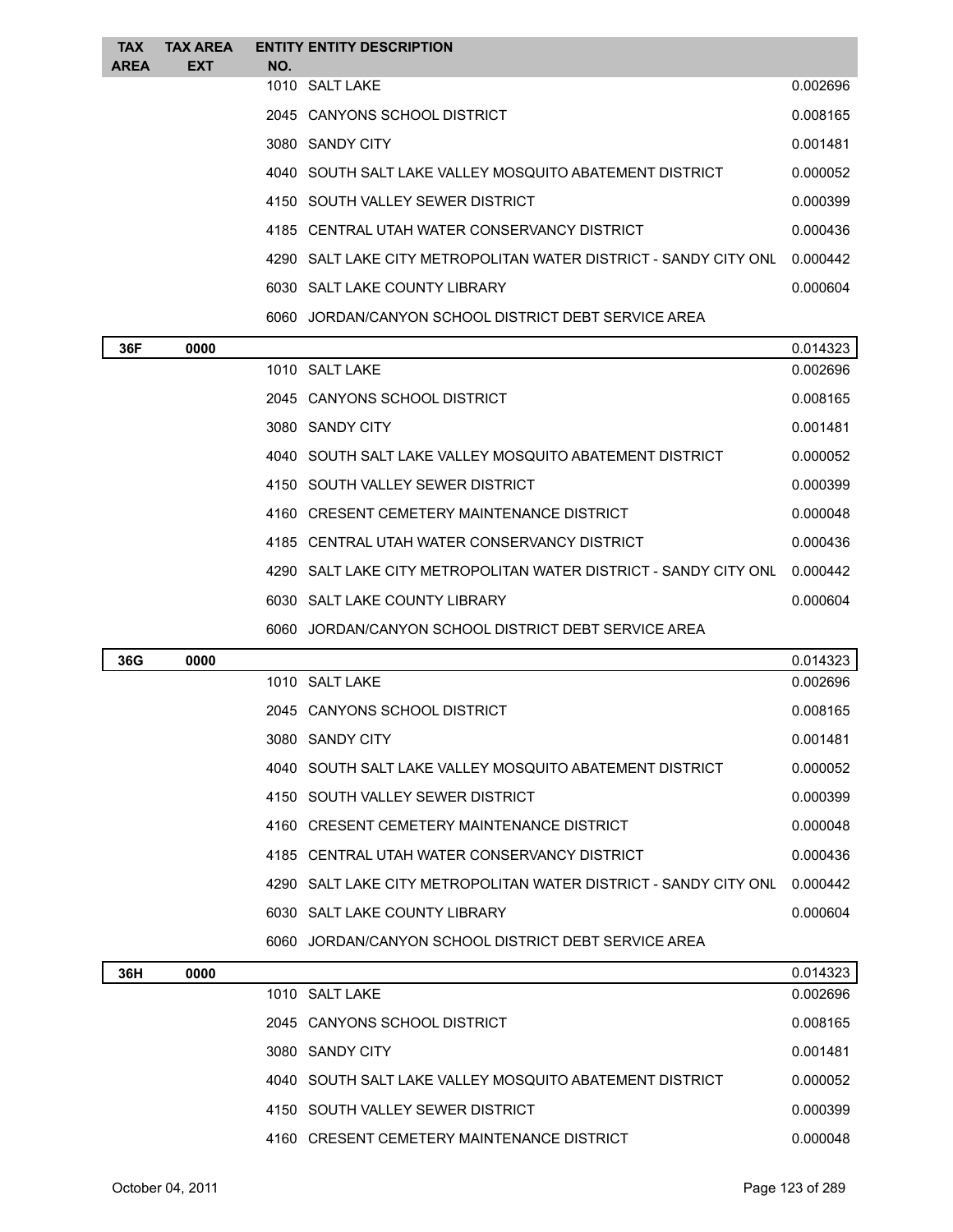| TAX AREA | TAX AREA EXT | ENTITY NO. | ENTITY DESCRIPTION | |
|---|---|---|---|---|
| | | 1010 | SALT LAKE | 0.002696 |
| | | 2045 | CANYONS SCHOOL DISTRICT | 0.008165 |
| | | 3080 | SANDY CITY | 0.001481 |
| | | 4040 | SOUTH SALT LAKE VALLEY MOSQUITO ABATEMENT DISTRICT | 0.000052 |
| | | 4150 | SOUTH VALLEY SEWER DISTRICT | 0.000399 |
| | | 4185 | CENTRAL UTAH WATER CONSERVANCY DISTRICT | 0.000436 |
| | | 4290 | SALT LAKE CITY METROPOLITAN WATER DISTRICT - SANDY CITY ONL | 0.000442 |
| | | 6030 | SALT LAKE COUNTY LIBRARY | 0.000604 |
| | | 6060 | JORDAN/CANYON SCHOOL DISTRICT DEBT SERVICE AREA | |
| **36F** | **0000** | | | 0.014323 |
| | | 1010 | SALT LAKE | 0.002696 |
| | | 2045 | CANYONS SCHOOL DISTRICT | 0.008165 |
| | | 3080 | SANDY CITY | 0.001481 |
| | | 4040 | SOUTH SALT LAKE VALLEY MOSQUITO ABATEMENT DISTRICT | 0.000052 |
| | | 4150 | SOUTH VALLEY SEWER DISTRICT | 0.000399 |
| | | 4160 | CRESENT CEMETERY MAINTENANCE DISTRICT | 0.000048 |
| | | 4185 | CENTRAL UTAH WATER CONSERVANCY DISTRICT | 0.000436 |
| | | 4290 | SALT LAKE CITY METROPOLITAN WATER DISTRICT - SANDY CITY ONL | 0.000442 |
| | | 6030 | SALT LAKE COUNTY LIBRARY | 0.000604 |
| | | 6060 | JORDAN/CANYON SCHOOL DISTRICT DEBT SERVICE AREA | |
| **36G** | **0000** | | | 0.014323 |
| | | 1010 | SALT LAKE | 0.002696 |
| | | 2045 | CANYONS SCHOOL DISTRICT | 0.008165 |
| | | 3080 | SANDY CITY | 0.001481 |
| | | 4040 | SOUTH SALT LAKE VALLEY MOSQUITO ABATEMENT DISTRICT | 0.000052 |
| | | 4150 | SOUTH VALLEY SEWER DISTRICT | 0.000399 |
| | | 4160 | CRESENT CEMETERY MAINTENANCE DISTRICT | 0.000048 |
| | | 4185 | CENTRAL UTAH WATER CONSERVANCY DISTRICT | 0.000436 |
| | | 4290 | SALT LAKE CITY METROPOLITAN WATER DISTRICT - SANDY CITY ONL | 0.000442 |
| | | 6030 | SALT LAKE COUNTY LIBRARY | 0.000604 |
| | | 6060 | JORDAN/CANYON SCHOOL DISTRICT DEBT SERVICE AREA | |
| **36H** | **0000** | | | 0.014323 |
| | | 1010 | SALT LAKE | 0.002696 |
| | | 2045 | CANYONS SCHOOL DISTRICT | 0.008165 |
| | | 3080 | SANDY CITY | 0.001481 |
| | | 4040 | SOUTH SALT LAKE VALLEY MOSQUITO ABATEMENT DISTRICT | 0.000052 |
| | | 4150 | SOUTH VALLEY SEWER DISTRICT | 0.000399 |
| | | 4160 | CRESENT CEMETERY MAINTENANCE DISTRICT | 0.000048 |

October 04, 2011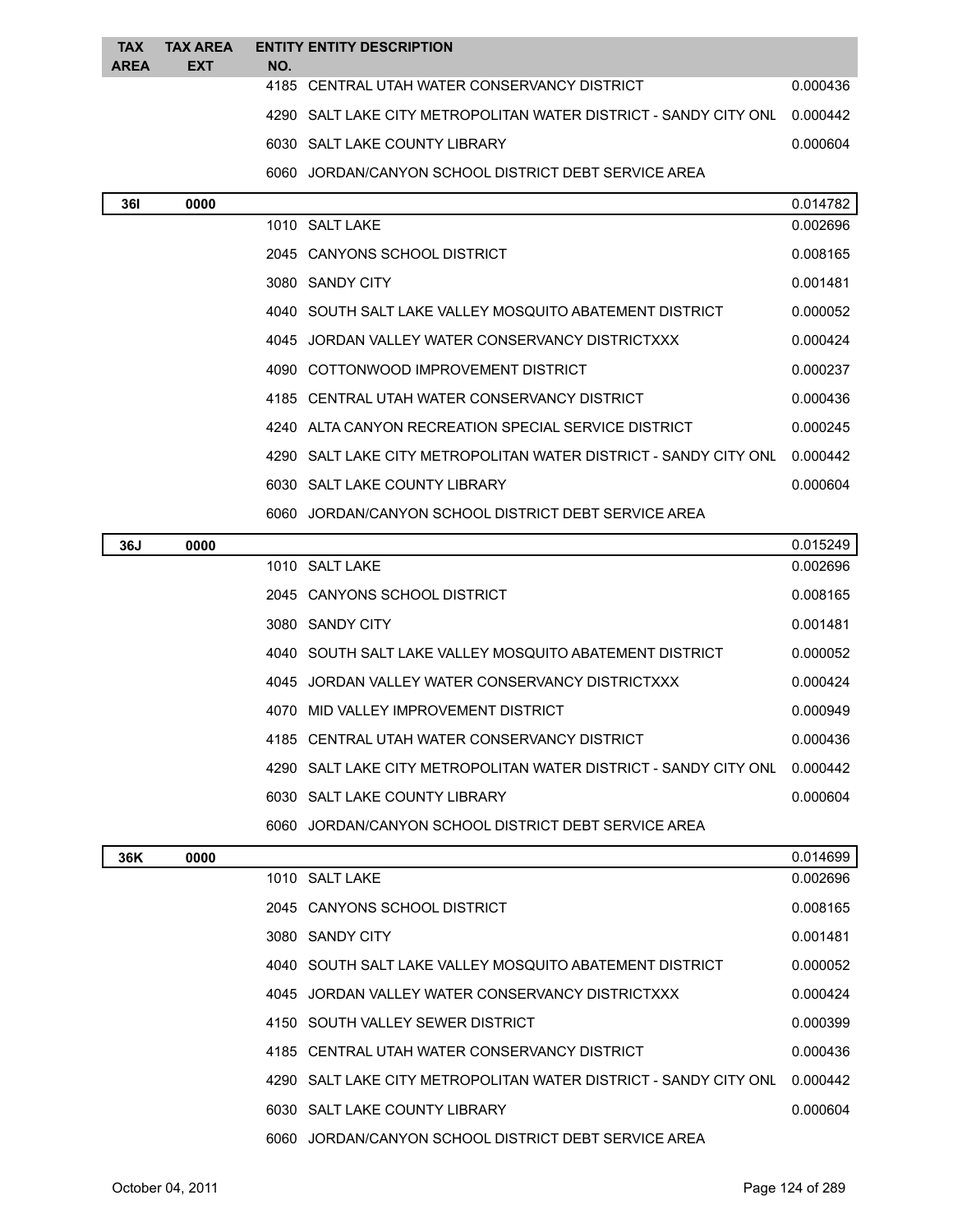| TAX AREA | TAX AREA EXT | ENTITY NO. | ENTITY DESCRIPTION | |
|---|---|---|---|---|
| | | 4185 | CENTRAL UTAH WATER CONSERVANCY DISTRICT | 0.000436 |
| | | 4290 | SALT LAKE CITY METROPOLITAN WATER DISTRICT - SANDY CITY ONL | 0.000442 |
| | | 6030 | SALT LAKE COUNTY LIBRARY | 0.000604 |
| | | 6060 | JORDAN/CANYON SCHOOL DISTRICT DEBT SERVICE AREA | |
| **36I** | **0000** | | | 0.014782 |
| | | 1010 | SALT LAKE | 0.002696 |
| | | 2045 | CANYONS SCHOOL DISTRICT | 0.008165 |
| | | 3080 | SANDY CITY | 0.001481 |
| | | 4040 | SOUTH SALT LAKE VALLEY MOSQUITO ABATEMENT DISTRICT | 0.000052 |
| | | 4045 | JORDAN VALLEY WATER CONSERVANCY DISTRICTXXX | 0.000424 |
| | | 4090 | COTTONWOOD IMPROVEMENT DISTRICT | 0.000237 |
| | | 4185 | CENTRAL UTAH WATER CONSERVANCY DISTRICT | 0.000436 |
| | | 4240 | ALTA CANYON RECREATION SPECIAL SERVICE DISTRICT | 0.000245 |
| | | 4290 | SALT LAKE CITY METROPOLITAN WATER DISTRICT - SANDY CITY ONL | 0.000442 |
| | | 6030 | SALT LAKE COUNTY LIBRARY | 0.000604 |
| | | 6060 | JORDAN/CANYON SCHOOL DISTRICT DEBT SERVICE AREA | |
| **36J** | **0000** | | | 0.015249 |
| | | 1010 | SALT LAKE | 0.002696 |
| | | 2045 | CANYONS SCHOOL DISTRICT | 0.008165 |
| | | 3080 | SANDY CITY | 0.001481 |
| | | 4040 | SOUTH SALT LAKE VALLEY MOSQUITO ABATEMENT DISTRICT | 0.000052 |
| | | 4045 | JORDAN VALLEY WATER CONSERVANCY DISTRICTXXX | 0.000424 |
| | | 4070 | MID VALLEY IMPROVEMENT DISTRICT | 0.000949 |
| | | 4185 | CENTRAL UTAH WATER CONSERVANCY DISTRICT | 0.000436 |
| | | 4290 | SALT LAKE CITY METROPOLITAN WATER DISTRICT - SANDY CITY ONL | 0.000442 |
| | | 6030 | SALT LAKE COUNTY LIBRARY | 0.000604 |
| | | 6060 | JORDAN/CANYON SCHOOL DISTRICT DEBT SERVICE AREA | |
| **36K** | **0000** | | | 0.014699 |
| | | 1010 | SALT LAKE | 0.002696 |
| | | 2045 | CANYONS SCHOOL DISTRICT | 0.008165 |
| | | 3080 | SANDY CITY | 0.001481 |
| | | 4040 | SOUTH SALT LAKE VALLEY MOSQUITO ABATEMENT DISTRICT | 0.000052 |
| | | 4045 | JORDAN VALLEY WATER CONSERVANCY DISTRICTXXX | 0.000424 |
| | | 4150 | SOUTH VALLEY SEWER DISTRICT | 0.000399 |
| | | 4185 | CENTRAL UTAH WATER CONSERVANCY DISTRICT | 0.000436 |
| | | 4290 | SALT LAKE CITY METROPOLITAN WATER DISTRICT - SANDY CITY ONL | 0.000442 |
| | | 6030 | SALT LAKE COUNTY LIBRARY | 0.000604 |
| | | 6060 | JORDAN/CANYON SCHOOL DISTRICT DEBT SERVICE AREA | |

October 04, 2011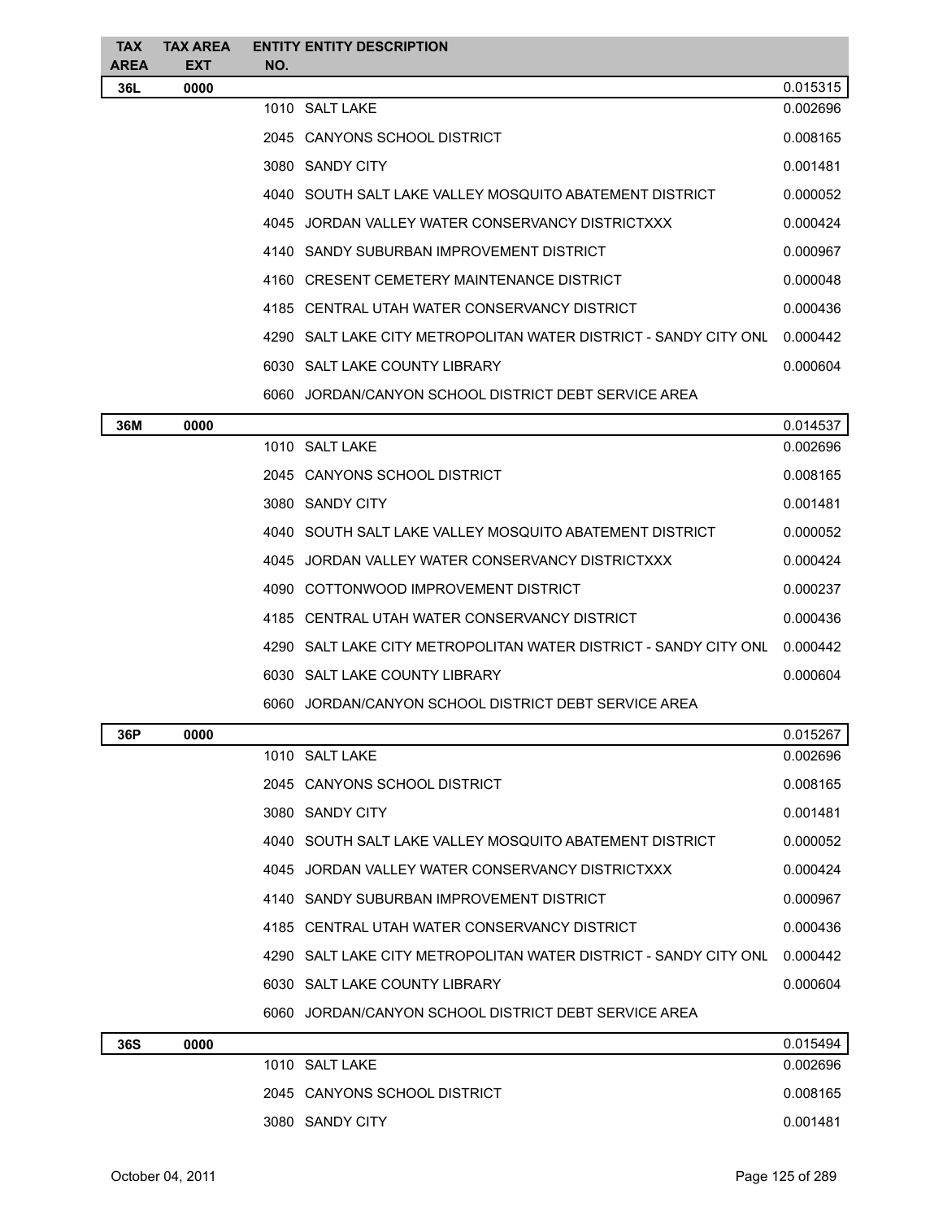| TAX AREA | TAX AREA EXT | ENTITY NO. | ENTITY DESCRIPTION | |
|---|---|---|---|---|
| 36L | 0000 | | | 0.015315 |
| | | 1010 | SALT LAKE | 0.002696 |
| | | 2045 | CANYONS SCHOOL DISTRICT | 0.008165 |
| | | 3080 | SANDY CITY | 0.001481 |
| | | 4040 | SOUTH SALT LAKE VALLEY MOSQUITO ABATEMENT DISTRICT | 0.000052 |
| | | 4045 | JORDAN VALLEY WATER CONSERVANCY DISTRICTXXX | 0.000424 |
| | | 4140 | SANDY SUBURBAN IMPROVEMENT DISTRICT | 0.000967 |
| | | 4160 | CRESENT CEMETERY MAINTENANCE DISTRICT | 0.000048 |
| | | 4185 | CENTRAL UTAH WATER CONSERVANCY DISTRICT | 0.000436 |
| | | 4290 | SALT LAKE CITY METROPOLITAN WATER DISTRICT - SANDY CITY ONL | 0.000442 |
| | | 6030 | SALT LAKE COUNTY LIBRARY | 0.000604 |
| | | 6060 | JORDAN/CANYON SCHOOL DISTRICT DEBT SERVICE AREA | |
| 36M | 0000 | | | 0.014537 |
| | | 1010 | SALT LAKE | 0.002696 |
| | | 2045 | CANYONS SCHOOL DISTRICT | 0.008165 |
| | | 3080 | SANDY CITY | 0.001481 |
| | | 4040 | SOUTH SALT LAKE VALLEY MOSQUITO ABATEMENT DISTRICT | 0.000052 |
| | | 4045 | JORDAN VALLEY WATER CONSERVANCY DISTRICTXXX | 0.000424 |
| | | 4090 | COTTONWOOD IMPROVEMENT DISTRICT | 0.000237 |
| | | 4185 | CENTRAL UTAH WATER CONSERVANCY DISTRICT | 0.000436 |
| | | 4290 | SALT LAKE CITY METROPOLITAN WATER DISTRICT - SANDY CITY ONL | 0.000442 |
| | | 6030 | SALT LAKE COUNTY LIBRARY | 0.000604 |
| | | 6060 | JORDAN/CANYON SCHOOL DISTRICT DEBT SERVICE AREA | |
| 36P | 0000 | | | 0.015267 |
| | | 1010 | SALT LAKE | 0.002696 |
| | | 2045 | CANYONS SCHOOL DISTRICT | 0.008165 |
| | | 3080 | SANDY CITY | 0.001481 |
| | | 4040 | SOUTH SALT LAKE VALLEY MOSQUITO ABATEMENT DISTRICT | 0.000052 |
| | | 4045 | JORDAN VALLEY WATER CONSERVANCY DISTRICTXXX | 0.000424 |
| | | 4140 | SANDY SUBURBAN IMPROVEMENT DISTRICT | 0.000967 |
| | | 4185 | CENTRAL UTAH WATER CONSERVANCY DISTRICT | 0.000436 |
| | | 4290 | SALT LAKE CITY METROPOLITAN WATER DISTRICT - SANDY CITY ONL | 0.000442 |
| | | 6030 | SALT LAKE COUNTY LIBRARY | 0.000604 |
| | | 6060 | JORDAN/CANYON SCHOOL DISTRICT DEBT SERVICE AREA | |
| 36S | 0000 | | | 0.015494 |
| | | 1010 | SALT LAKE | 0.002696 |
| | | 2045 | CANYONS SCHOOL DISTRICT | 0.008165 |
| | | 3080 | SANDY CITY | 0.001481 |

October 04, 2011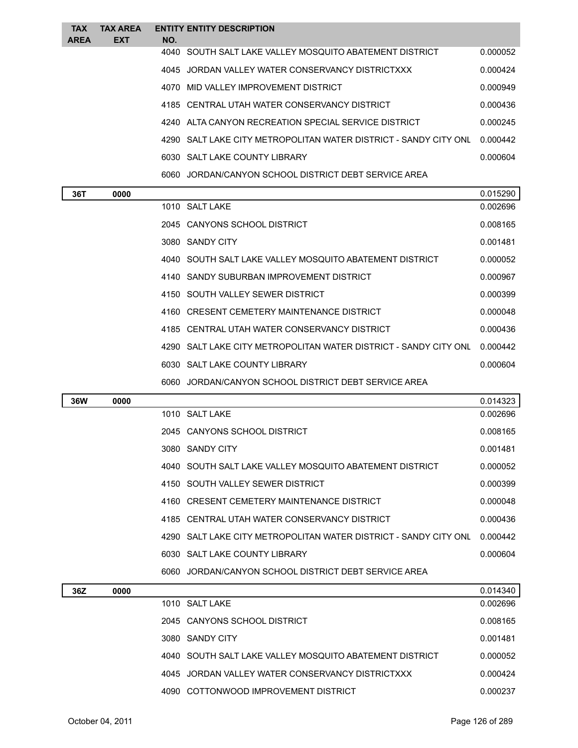| TAX AREA | TAX AREA EXT | ENTITY NO. | ENTITY DESCRIPTION | |
|---|---|---|---|---|
| | | 4040 | SOUTH SALT LAKE VALLEY MOSQUITO ABATEMENT DISTRICT | 0.000052 |
| | | 4045 | JORDAN VALLEY WATER CONSERVANCY DISTRICTXXX | 0.000424 |
| | | 4070 | MID VALLEY IMPROVEMENT DISTRICT | 0.000949 |
| | | 4185 | CENTRAL UTAH WATER CONSERVANCY DISTRICT | 0.000436 |
| | | 4240 | ALTA CANYON RECREATION SPECIAL SERVICE DISTRICT | 0.000245 |
| | | 4290 | SALT LAKE CITY METROPOLITAN WATER DISTRICT - SANDY CITY ONL | 0.000442 |
| | | 6030 | SALT LAKE COUNTY LIBRARY | 0.000604 |
| | | 6060 | JORDAN/CANYON SCHOOL DISTRICT DEBT SERVICE AREA | |
| **36T** | **0000** | | | 0.015290 |
| | | 1010 | SALT LAKE | 0.002696 |
| | | 2045 | CANYONS SCHOOL DISTRICT | 0.008165 |
| | | 3080 | SANDY CITY | 0.001481 |
| | | 4040 | SOUTH SALT LAKE VALLEY MOSQUITO ABATEMENT DISTRICT | 0.000052 |
| | | 4140 | SANDY SUBURBAN IMPROVEMENT DISTRICT | 0.000967 |
| | | 4150 | SOUTH VALLEY SEWER DISTRICT | 0.000399 |
| | | 4160 | CRESENT CEMETERY MAINTENANCE DISTRICT | 0.000048 |
| | | 4185 | CENTRAL UTAH WATER CONSERVANCY DISTRICT | 0.000436 |
| | | 4290 | SALT LAKE CITY METROPOLITAN WATER DISTRICT - SANDY CITY ONL | 0.000442 |
| | | 6030 | SALT LAKE COUNTY LIBRARY | 0.000604 |
| | | 6060 | JORDAN/CANYON SCHOOL DISTRICT DEBT SERVICE AREA | |
| **36W** | **0000** | | | 0.014323 |
| | | 1010 | SALT LAKE | 0.002696 |
| | | 2045 | CANYONS SCHOOL DISTRICT | 0.008165 |
| | | 3080 | SANDY CITY | 0.001481 |
| | | 4040 | SOUTH SALT LAKE VALLEY MOSQUITO ABATEMENT DISTRICT | 0.000052 |
| | | 4150 | SOUTH VALLEY SEWER DISTRICT | 0.000399 |
| | | 4160 | CRESENT CEMETERY MAINTENANCE DISTRICT | 0.000048 |
| | | 4185 | CENTRAL UTAH WATER CONSERVANCY DISTRICT | 0.000436 |
| | | 4290 | SALT LAKE CITY METROPOLITAN WATER DISTRICT - SANDY CITY ONL | 0.000442 |
| | | 6030 | SALT LAKE COUNTY LIBRARY | 0.000604 |
| | | 6060 | JORDAN/CANYON SCHOOL DISTRICT DEBT SERVICE AREA | |
| **36Z** | **0000** | | | 0.014340 |
| | | 1010 | SALT LAKE | 0.002696 |
| | | 2045 | CANYONS SCHOOL DISTRICT | 0.008165 |
| | | 3080 | SANDY CITY | 0.001481 |
| | | 4040 | SOUTH SALT LAKE VALLEY MOSQUITO ABATEMENT DISTRICT | 0.000052 |
| | | 4045 | JORDAN VALLEY WATER CONSERVANCY DISTRICTXXX | 0.000424 |
| | | 4090 | COTTONWOOD IMPROVEMENT DISTRICT | 0.000237 |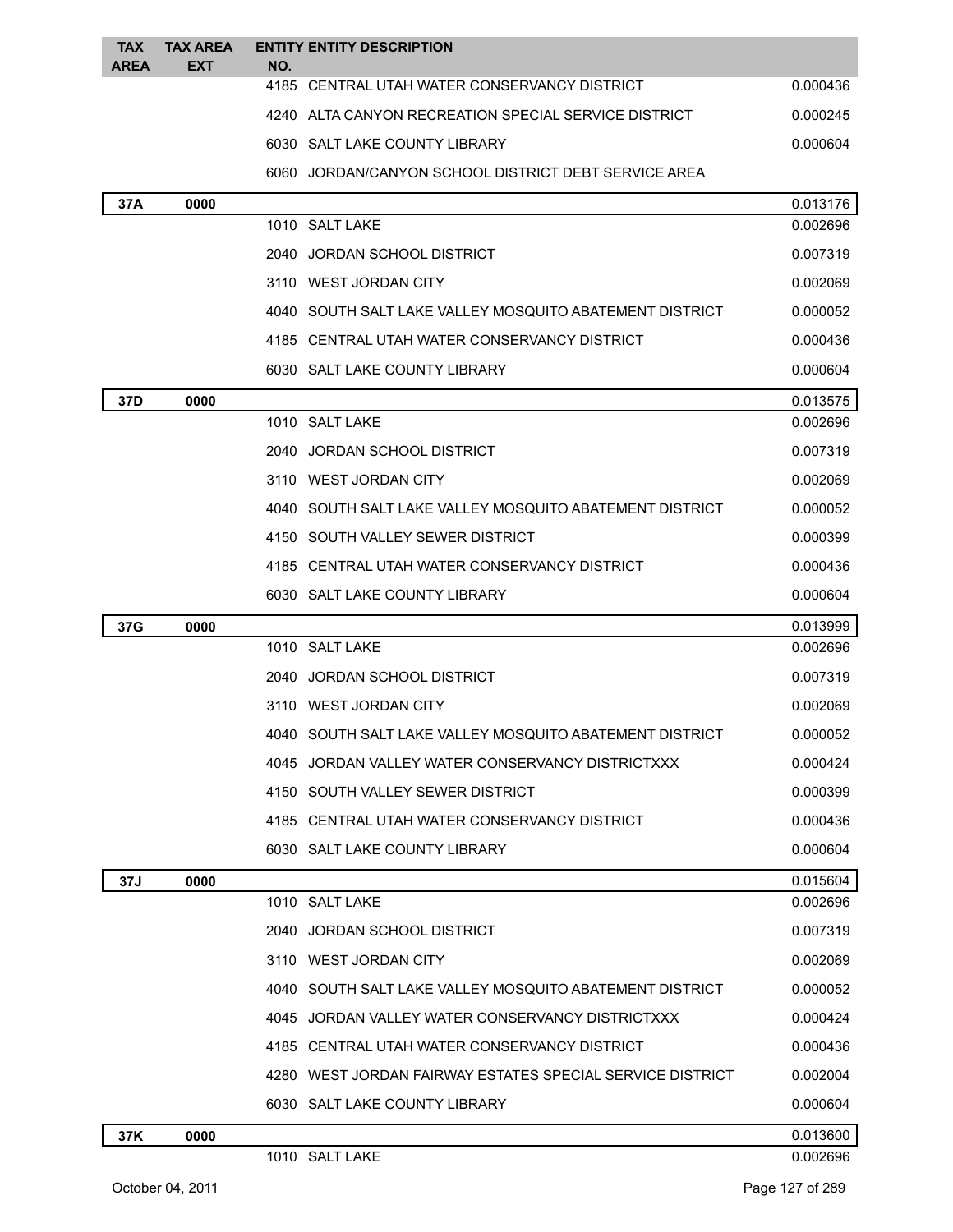| TAX AREA | TAX AREA EXT | ENTITY NO. | ENTITY DESCRIPTION | |
|---|---|---|---|---|
| | | 4185 | CENTRAL UTAH WATER CONSERVANCY DISTRICT | 0.000436 |
| | | 4240 | ALTA CANYON RECREATION SPECIAL SERVICE DISTRICT | 0.000245 |
| | | 6030 | SALT LAKE COUNTY LIBRARY | 0.000604 |
| | | 6060 | JORDAN/CANYON SCHOOL DISTRICT DEBT SERVICE AREA | |
| **37A** | **0000** | | | 0.013176 |
| | | 1010 | SALT LAKE | 0.002696 |
| | | 2040 | JORDAN SCHOOL DISTRICT | 0.007319 |
| | | 3110 | WEST JORDAN CITY | 0.002069 |
| | | 4040 | SOUTH SALT LAKE VALLEY MOSQUITO ABATEMENT DISTRICT | 0.000052 |
| | | 4185 | CENTRAL UTAH WATER CONSERVANCY DISTRICT | 0.000436 |
| | | 6030 | SALT LAKE COUNTY LIBRARY | 0.000604 |
| **37D** | **0000** | | | 0.013575 |
| | | 1010 | SALT LAKE | 0.002696 |
| | | 2040 | JORDAN SCHOOL DISTRICT | 0.007319 |
| | | 3110 | WEST JORDAN CITY | 0.002069 |
| | | 4040 | SOUTH SALT LAKE VALLEY MOSQUITO ABATEMENT DISTRICT | 0.000052 |
| | | 4150 | SOUTH VALLEY SEWER DISTRICT | 0.000399 |
| | | 4185 | CENTRAL UTAH WATER CONSERVANCY DISTRICT | 0.000436 |
| | | 6030 | SALT LAKE COUNTY LIBRARY | 0.000604 |
| **37G** | **0000** | | | 0.013999 |
| | | 1010 | SALT LAKE | 0.002696 |
| | | 2040 | JORDAN SCHOOL DISTRICT | 0.007319 |
| | | 3110 | WEST JORDAN CITY | 0.002069 |
| | | 4040 | SOUTH SALT LAKE VALLEY MOSQUITO ABATEMENT DISTRICT | 0.000052 |
| | | 4045 | JORDAN VALLEY WATER CONSERVANCY DISTRICTXXX | 0.000424 |
| | | 4150 | SOUTH VALLEY SEWER DISTRICT | 0.000399 |
| | | 4185 | CENTRAL UTAH WATER CONSERVANCY DISTRICT | 0.000436 |
| | | 6030 | SALT LAKE COUNTY LIBRARY | 0.000604 |
| **37J** | **0000** | | | 0.015604 |
| | | 1010 | SALT LAKE | 0.002696 |
| | | 2040 | JORDAN SCHOOL DISTRICT | 0.007319 |
| | | 3110 | WEST JORDAN CITY | 0.002069 |
| | | 4040 | SOUTH SALT LAKE VALLEY MOSQUITO ABATEMENT DISTRICT | 0.000052 |
| | | 4045 | JORDAN VALLEY WATER CONSERVANCY DISTRICTXXX | 0.000424 |
| | | 4185 | CENTRAL UTAH WATER CONSERVANCY DISTRICT | 0.000436 |
| | | 4280 | WEST JORDAN FAIRWAY ESTATES SPECIAL SERVICE DISTRICT | 0.002004 |
| | | 6030 | SALT LAKE COUNTY LIBRARY | 0.000604 |
| **37K** | **0000** | | | 0.013600 |
| | | 1010 | SALT LAKE | 0.002696 |

October 04, 2011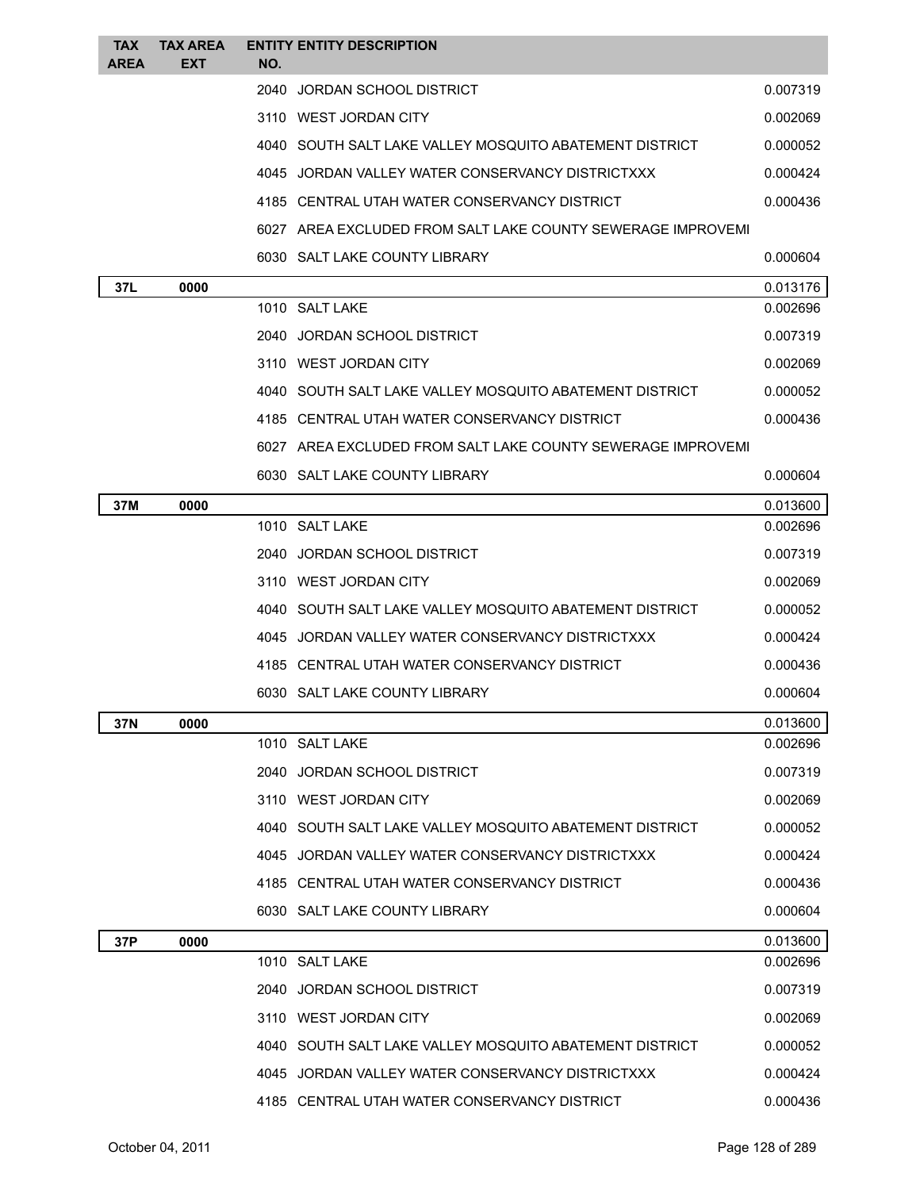| TAX AREA | TAX AREA EXT | ENTITY NO. | ENTITY DESCRIPTION | |
|---|---|---|---|---|
| | | 2040 | JORDAN SCHOOL DISTRICT | 0.007319 |
| | | 3110 | WEST JORDAN CITY | 0.002069 |
| | | 4040 | SOUTH SALT LAKE VALLEY MOSQUITO ABATEMENT DISTRICT | 0.000052 |
| | | 4045 | JORDAN VALLEY WATER CONSERVANCY DISTRICTXXX | 0.000424 |
| | | 4185 | CENTRAL UTAH WATER CONSERVANCY DISTRICT | 0.000436 |
| | | 6027 | AREA EXCLUDED FROM SALT LAKE COUNTY SEWERAGE IMPROVEMI | |
| | | 6030 | SALT LAKE COUNTY LIBRARY | 0.000604 |
| **37L** | **0000** | | | 0.013176 |
| | | 1010 | SALT LAKE | 0.002696 |
| | | 2040 | JORDAN SCHOOL DISTRICT | 0.007319 |
| | | 3110 | WEST JORDAN CITY | 0.002069 |
| | | 4040 | SOUTH SALT LAKE VALLEY MOSQUITO ABATEMENT DISTRICT | 0.000052 |
| | | 4185 | CENTRAL UTAH WATER CONSERVANCY DISTRICT | 0.000436 |
| | | 6027 | AREA EXCLUDED FROM SALT LAKE COUNTY SEWERAGE IMPROVEMI | |
| | | 6030 | SALT LAKE COUNTY LIBRARY | 0.000604 |
| **37M** | **0000** | | | 0.013600 |
| | | 1010 | SALT LAKE | 0.002696 |
| | | 2040 | JORDAN SCHOOL DISTRICT | 0.007319 |
| | | 3110 | WEST JORDAN CITY | 0.002069 |
| | | 4040 | SOUTH SALT LAKE VALLEY MOSQUITO ABATEMENT DISTRICT | 0.000052 |
| | | 4045 | JORDAN VALLEY WATER CONSERVANCY DISTRICTXXX | 0.000424 |
| | | 4185 | CENTRAL UTAH WATER CONSERVANCY DISTRICT | 0.000436 |
| | | 6030 | SALT LAKE COUNTY LIBRARY | 0.000604 |
| **37N** | **0000** | | | 0.013600 |
| | | 1010 | SALT LAKE | 0.002696 |
| | | 2040 | JORDAN SCHOOL DISTRICT | 0.007319 |
| | | 3110 | WEST JORDAN CITY | 0.002069 |
| | | 4040 | SOUTH SALT LAKE VALLEY MOSQUITO ABATEMENT DISTRICT | 0.000052 |
| | | 4045 | JORDAN VALLEY WATER CONSERVANCY DISTRICTXXX | 0.000424 |
| | | 4185 | CENTRAL UTAH WATER CONSERVANCY DISTRICT | 0.000436 |
| | | 6030 | SALT LAKE COUNTY LIBRARY | 0.000604 |
| **37P** | **0000** | | | 0.013600 |
| | | 1010 | SALT LAKE | 0.002696 |
| | | 2040 | JORDAN SCHOOL DISTRICT | 0.007319 |
| | | 3110 | WEST JORDAN CITY | 0.002069 |
| | | 4040 | SOUTH SALT LAKE VALLEY MOSQUITO ABATEMENT DISTRICT | 0.000052 |
| | | 4045 | JORDAN VALLEY WATER CONSERVANCY DISTRICTXXX | 0.000424 |
| | | 4185 | CENTRAL UTAH WATER CONSERVANCY DISTRICT | 0.000436 |

October 04, 2011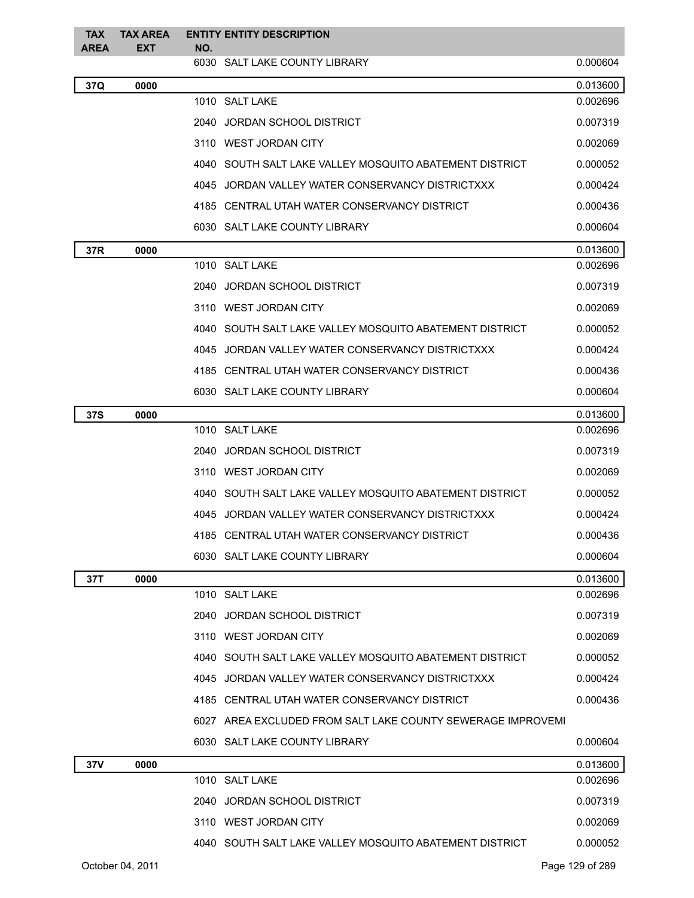| TAX AREA | TAX AREA EXT | ENTITY NO. | ENTITY DESCRIPTION | |
|---|---|---|---|---|
| | | 6030 | SALT LAKE COUNTY LIBRARY | 0.000604 |
| 37Q | 0000 | | | 0.013600 |
| | | 1010 | SALT LAKE | 0.002696 |
| | | 2040 | JORDAN SCHOOL DISTRICT | 0.007319 |
| | | 3110 | WEST JORDAN CITY | 0.002069 |
| | | 4040 | SOUTH SALT LAKE VALLEY MOSQUITO ABATEMENT DISTRICT | 0.000052 |
| | | 4045 | JORDAN VALLEY WATER CONSERVANCY DISTRICTXXX | 0.000424 |
| | | 4185 | CENTRAL UTAH WATER CONSERVANCY DISTRICT | 0.000436 |
| | | 6030 | SALT LAKE COUNTY LIBRARY | 0.000604 |
| 37R | 0000 | | | 0.013600 |
| | | 1010 | SALT LAKE | 0.002696 |
| | | 2040 | JORDAN SCHOOL DISTRICT | 0.007319 |
| | | 3110 | WEST JORDAN CITY | 0.002069 |
| | | 4040 | SOUTH SALT LAKE VALLEY MOSQUITO ABATEMENT DISTRICT | 0.000052 |
| | | 4045 | JORDAN VALLEY WATER CONSERVANCY DISTRICTXXX | 0.000424 |
| | | 4185 | CENTRAL UTAH WATER CONSERVANCY DISTRICT | 0.000436 |
| | | 6030 | SALT LAKE COUNTY LIBRARY | 0.000604 |
| 37S | 0000 | | | 0.013600 |
| | | 1010 | SALT LAKE | 0.002696 |
| | | 2040 | JORDAN SCHOOL DISTRICT | 0.007319 |
| | | 3110 | WEST JORDAN CITY | 0.002069 |
| | | 4040 | SOUTH SALT LAKE VALLEY MOSQUITO ABATEMENT DISTRICT | 0.000052 |
| | | 4045 | JORDAN VALLEY WATER CONSERVANCY DISTRICTXXX | 0.000424 |
| | | 4185 | CENTRAL UTAH WATER CONSERVANCY DISTRICT | 0.000436 |
| | | 6030 | SALT LAKE COUNTY LIBRARY | 0.000604 |
| 37T | 0000 | | | 0.013600 |
| | | 1010 | SALT LAKE | 0.002696 |
| | | 2040 | JORDAN SCHOOL DISTRICT | 0.007319 |
| | | 3110 | WEST JORDAN CITY | 0.002069 |
| | | 4040 | SOUTH SALT LAKE VALLEY MOSQUITO ABATEMENT DISTRICT | 0.000052 |
| | | 4045 | JORDAN VALLEY WATER CONSERVANCY DISTRICTXXX | 0.000424 |
| | | 4185 | CENTRAL UTAH WATER CONSERVANCY DISTRICT | 0.000436 |
| | | 6027 | AREA EXCLUDED FROM SALT LAKE COUNTY SEWERAGE IMPROVEMI | |
| | | 6030 | SALT LAKE COUNTY LIBRARY | 0.000604 |
| 37V | 0000 | | | 0.013600 |
| | | 1010 | SALT LAKE | 0.002696 |
| | | 2040 | JORDAN SCHOOL DISTRICT | 0.007319 |
| | | 3110 | WEST JORDAN CITY | 0.002069 |
| | | 4040 | SOUTH SALT LAKE VALLEY MOSQUITO ABATEMENT DISTRICT | 0.000052 |

October 04, 2011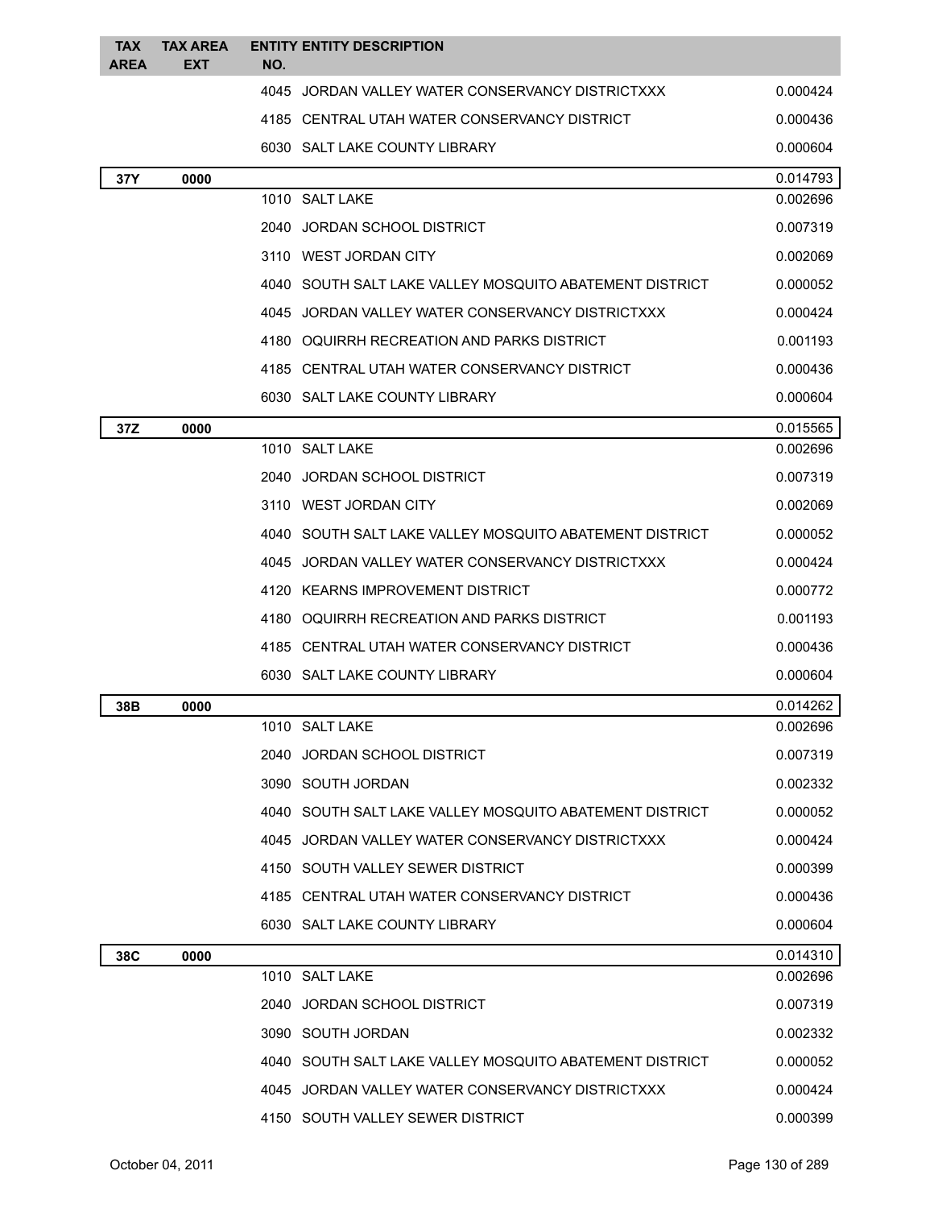| TAX AREA | TAX AREA EXT | ENTITY NO. | ENTITY DESCRIPTION | |
|---|---|---|---|---|
| | | 4045 | JORDAN VALLEY WATER CONSERVANCY DISTRICTXXX | 0.000424 |
| | | 4185 | CENTRAL UTAH WATER CONSERVANCY DISTRICT | 0.000436 |
| | | 6030 | SALT LAKE COUNTY LIBRARY | 0.000604 |
| 37Y | 0000 | | | 0.014793 |
| | | 1010 | SALT LAKE | 0.002696 |
| | | 2040 | JORDAN SCHOOL DISTRICT | 0.007319 |
| | | 3110 | WEST JORDAN CITY | 0.002069 |
| | | 4040 | SOUTH SALT LAKE VALLEY MOSQUITO ABATEMENT DISTRICT | 0.000052 |
| | | 4045 | JORDAN VALLEY WATER CONSERVANCY DISTRICTXXX | 0.000424 |
| | | 4180 | OQUIRRH RECREATION AND PARKS DISTRICT | 0.001193 |
| | | 4185 | CENTRAL UTAH WATER CONSERVANCY DISTRICT | 0.000436 |
| | | 6030 | SALT LAKE COUNTY LIBRARY | 0.000604 |
| 37Z | 0000 | | | 0.015565 |
| | | 1010 | SALT LAKE | 0.002696 |
| | | 2040 | JORDAN SCHOOL DISTRICT | 0.007319 |
| | | 3110 | WEST JORDAN CITY | 0.002069 |
| | | 4040 | SOUTH SALT LAKE VALLEY MOSQUITO ABATEMENT DISTRICT | 0.000052 |
| | | 4045 | JORDAN VALLEY WATER CONSERVANCY DISTRICTXXX | 0.000424 |
| | | 4120 | KEARNS IMPROVEMENT DISTRICT | 0.000772 |
| | | 4180 | OQUIRRH RECREATION AND PARKS DISTRICT | 0.001193 |
| | | 4185 | CENTRAL UTAH WATER CONSERVANCY DISTRICT | 0.000436 |
| | | 6030 | SALT LAKE COUNTY LIBRARY | 0.000604 |
| 38B | 0000 | | | 0.014262 |
| | | 1010 | SALT LAKE | 0.002696 |
| | | 2040 | JORDAN SCHOOL DISTRICT | 0.007319 |
| | | 3090 | SOUTH JORDAN | 0.002332 |
| | | 4040 | SOUTH SALT LAKE VALLEY MOSQUITO ABATEMENT DISTRICT | 0.000052 |
| | | 4045 | JORDAN VALLEY WATER CONSERVANCY DISTRICTXXX | 0.000424 |
| | | 4150 | SOUTH VALLEY SEWER DISTRICT | 0.000399 |
| | | 4185 | CENTRAL UTAH WATER CONSERVANCY DISTRICT | 0.000436 |
| | | 6030 | SALT LAKE COUNTY LIBRARY | 0.000604 |
| 38C | 0000 | | | 0.014310 |
| | | 1010 | SALT LAKE | 0.002696 |
| | | 2040 | JORDAN SCHOOL DISTRICT | 0.007319 |
| | | 3090 | SOUTH JORDAN | 0.002332 |
| | | 4040 | SOUTH SALT LAKE VALLEY MOSQUITO ABATEMENT DISTRICT | 0.000052 |
| | | 4045 | JORDAN VALLEY WATER CONSERVANCY DISTRICTXXX | 0.000424 |
| | | 4150 | SOUTH VALLEY SEWER DISTRICT | 0.000399 |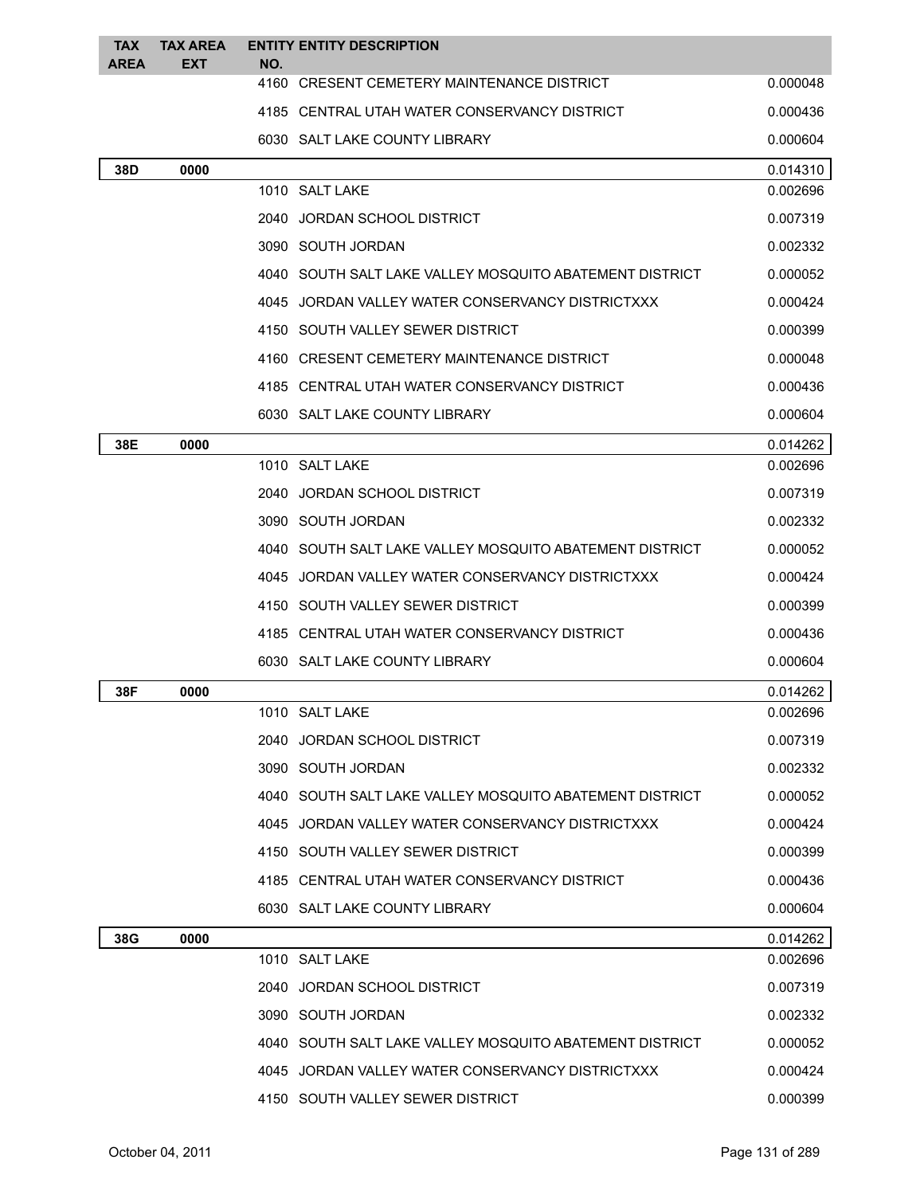| TAX AREA | TAX AREA EXT | ENTITY NO. | ENTITY DESCRIPTION | |
|---|---|---|---|---|
| | | 4160 | CRESENT CEMETERY MAINTENANCE DISTRICT | 0.000048 |
| | | 4185 | CENTRAL UTAH WATER CONSERVANCY DISTRICT | 0.000436 |
| | | 6030 | SALT LAKE COUNTY LIBRARY | 0.000604 |
| **38D** | **0000** | | | 0.014310 |
| | | 1010 | SALT LAKE | 0.002696 |
| | | 2040 | JORDAN SCHOOL DISTRICT | 0.007319 |
| | | 3090 | SOUTH JORDAN | 0.002332 |
| | | 4040 | SOUTH SALT LAKE VALLEY MOSQUITO ABATEMENT DISTRICT | 0.000052 |
| | | 4045 | JORDAN VALLEY WATER CONSERVANCY DISTRICTXXX | 0.000424 |
| | | 4150 | SOUTH VALLEY SEWER DISTRICT | 0.000399 |
| | | 4160 | CRESENT CEMETERY MAINTENANCE DISTRICT | 0.000048 |
| | | 4185 | CENTRAL UTAH WATER CONSERVANCY DISTRICT | 0.000436 |
| | | 6030 | SALT LAKE COUNTY LIBRARY | 0.000604 |
| **38E** | **0000** | | | 0.014262 |
| | | 1010 | SALT LAKE | 0.002696 |
| | | 2040 | JORDAN SCHOOL DISTRICT | 0.007319 |
| | | 3090 | SOUTH JORDAN | 0.002332 |
| | | 4040 | SOUTH SALT LAKE VALLEY MOSQUITO ABATEMENT DISTRICT | 0.000052 |
| | | 4045 | JORDAN VALLEY WATER CONSERVANCY DISTRICTXXX | 0.000424 |
| | | 4150 | SOUTH VALLEY SEWER DISTRICT | 0.000399 |
| | | 4185 | CENTRAL UTAH WATER CONSERVANCY DISTRICT | 0.000436 |
| | | 6030 | SALT LAKE COUNTY LIBRARY | 0.000604 |
| **38F** | **0000** | | | 0.014262 |
| | | 1010 | SALT LAKE | 0.002696 |
| | | 2040 | JORDAN SCHOOL DISTRICT | 0.007319 |
| | | 3090 | SOUTH JORDAN | 0.002332 |
| | | 4040 | SOUTH SALT LAKE VALLEY MOSQUITO ABATEMENT DISTRICT | 0.000052 |
| | | 4045 | JORDAN VALLEY WATER CONSERVANCY DISTRICTXXX | 0.000424 |
| | | 4150 | SOUTH VALLEY SEWER DISTRICT | 0.000399 |
| | | 4185 | CENTRAL UTAH WATER CONSERVANCY DISTRICT | 0.000436 |
| | | 6030 | SALT LAKE COUNTY LIBRARY | 0.000604 |
| **38G** | **0000** | | | 0.014262 |
| | | 1010 | SALT LAKE | 0.002696 |
| | | 2040 | JORDAN SCHOOL DISTRICT | 0.007319 |
| | | 3090 | SOUTH JORDAN | 0.002332 |
| | | 4040 | SOUTH SALT LAKE VALLEY MOSQUITO ABATEMENT DISTRICT | 0.000052 |
| | | 4045 | JORDAN VALLEY WATER CONSERVANCY DISTRICTXXX | 0.000424 |
| | | 4150 | SOUTH VALLEY SEWER DISTRICT | 0.000399 |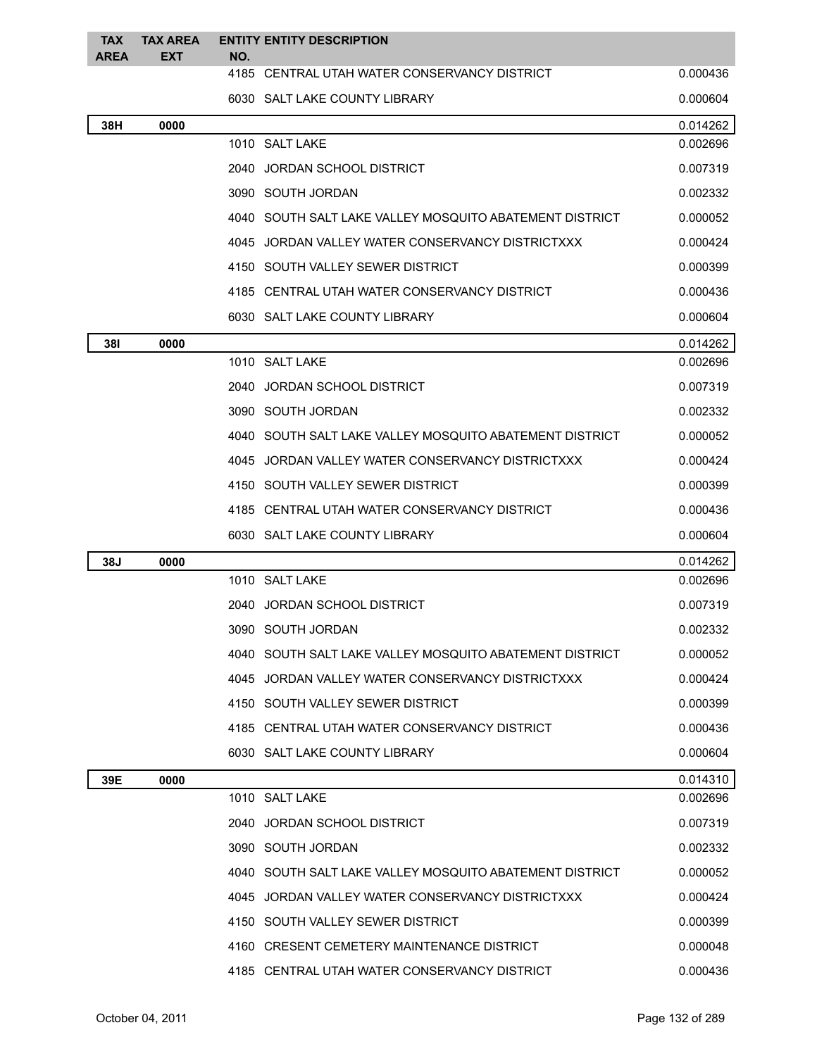| TAX AREA | TAX AREA EXT | ENTITY NO. | ENTITY DESCRIPTION | |
|---|---|---|---|---|
| | | 4185 | CENTRAL UTAH WATER CONSERVANCY DISTRICT | 0.000436 |
| | | 6030 | SALT LAKE COUNTY LIBRARY | 0.000604 |
| **38H** | **0000** | | | 0.014262 |
| | | 1010 | SALT LAKE | 0.002696 |
| | | 2040 | JORDAN SCHOOL DISTRICT | 0.007319 |
| | | 3090 | SOUTH JORDAN | 0.002332 |
| | | 4040 | SOUTH SALT LAKE VALLEY MOSQUITO ABATEMENT DISTRICT | 0.000052 |
| | | 4045 | JORDAN VALLEY WATER CONSERVANCY DISTRICTXXX | 0.000424 |
| | | 4150 | SOUTH VALLEY SEWER DISTRICT | 0.000399 |
| | | 4185 | CENTRAL UTAH WATER CONSERVANCY DISTRICT | 0.000436 |
| | | 6030 | SALT LAKE COUNTY LIBRARY | 0.000604 |
| **38I** | **0000** | | | 0.014262 |
| | | 1010 | SALT LAKE | 0.002696 |
| | | 2040 | JORDAN SCHOOL DISTRICT | 0.007319 |
| | | 3090 | SOUTH JORDAN | 0.002332 |
| | | 4040 | SOUTH SALT LAKE VALLEY MOSQUITO ABATEMENT DISTRICT | 0.000052 |
| | | 4045 | JORDAN VALLEY WATER CONSERVANCY DISTRICTXXX | 0.000424 |
| | | 4150 | SOUTH VALLEY SEWER DISTRICT | 0.000399 |
| | | 4185 | CENTRAL UTAH WATER CONSERVANCY DISTRICT | 0.000436 |
| | | 6030 | SALT LAKE COUNTY LIBRARY | 0.000604 |
| **38J** | **0000** | | | 0.014262 |
| | | 1010 | SALT LAKE | 0.002696 |
| | | 2040 | JORDAN SCHOOL DISTRICT | 0.007319 |
| | | 3090 | SOUTH JORDAN | 0.002332 |
| | | 4040 | SOUTH SALT LAKE VALLEY MOSQUITO ABATEMENT DISTRICT | 0.000052 |
| | | 4045 | JORDAN VALLEY WATER CONSERVANCY DISTRICTXXX | 0.000424 |
| | | 4150 | SOUTH VALLEY SEWER DISTRICT | 0.000399 |
| | | 4185 | CENTRAL UTAH WATER CONSERVANCY DISTRICT | 0.000436 |
| | | 6030 | SALT LAKE COUNTY LIBRARY | 0.000604 |
| **39E** | **0000** | | | 0.014310 |
| | | 1010 | SALT LAKE | 0.002696 |
| | | 2040 | JORDAN SCHOOL DISTRICT | 0.007319 |
| | | 3090 | SOUTH JORDAN | 0.002332 |
| | | 4040 | SOUTH SALT LAKE VALLEY MOSQUITO ABATEMENT DISTRICT | 0.000052 |
| | | 4045 | JORDAN VALLEY WATER CONSERVANCY DISTRICTXXX | 0.000424 |
| | | 4150 | SOUTH VALLEY SEWER DISTRICT | 0.000399 |
| | | 4160 | CRESENT CEMETERY MAINTENANCE DISTRICT | 0.000048 |
| | | 4185 | CENTRAL UTAH WATER CONSERVANCY DISTRICT | 0.000436 |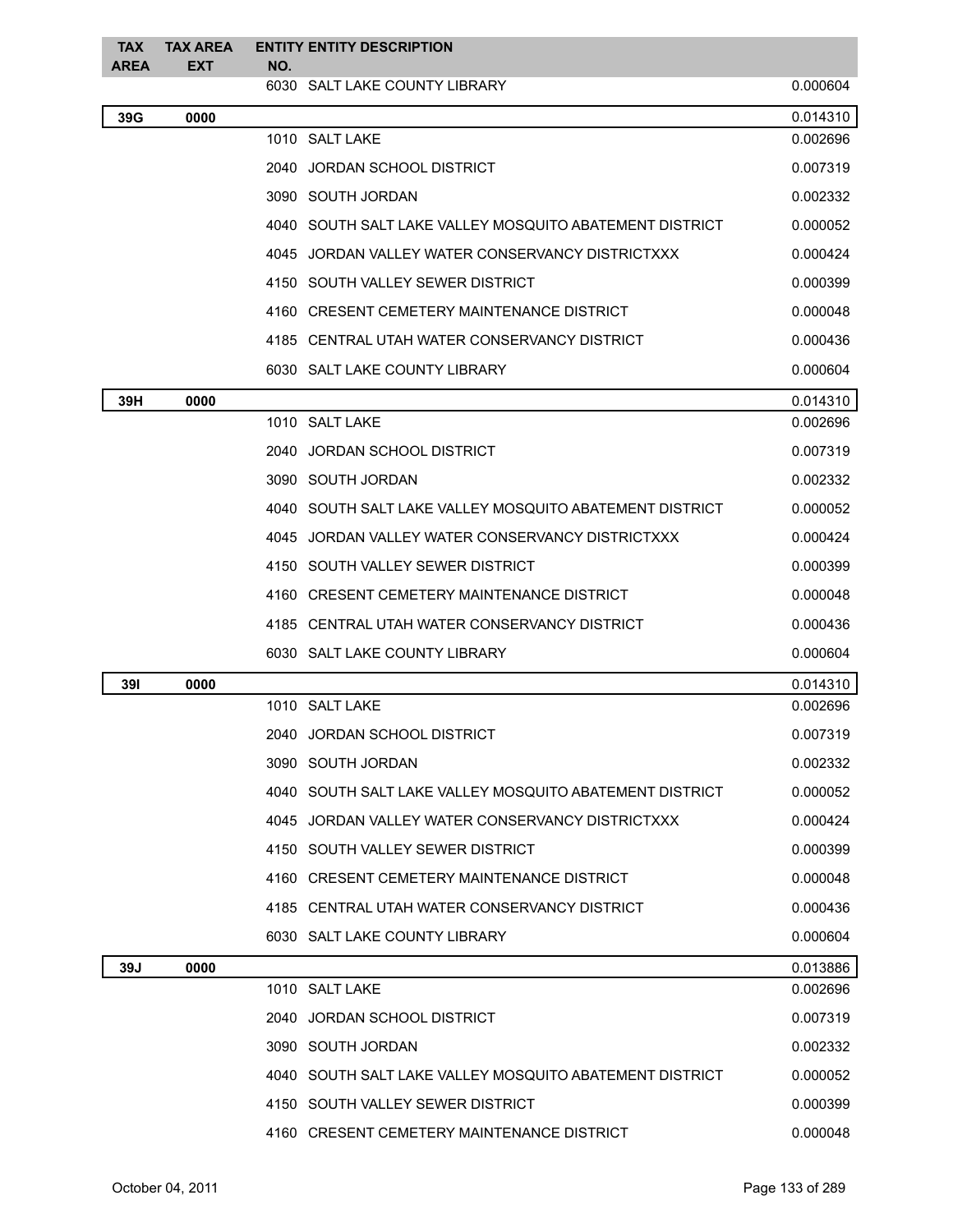| TAX AREA | TAX AREA EXT | ENTITY NO. | ENTITY DESCRIPTION | |
|---|---|---|---|---|
| | | 6030 | SALT LAKE COUNTY LIBRARY | 0.000604 |
| **39G** | **0000** | | | 0.014310 |
| | | 1010 | SALT LAKE | 0.002696 |
| | | 2040 | JORDAN SCHOOL DISTRICT | 0.007319 |
| | | 3090 | SOUTH JORDAN | 0.002332 |
| | | 4040 | SOUTH SALT LAKE VALLEY MOSQUITO ABATEMENT DISTRICT | 0.000052 |
| | | 4045 | JORDAN VALLEY WATER CONSERVANCY DISTRICTXXX | 0.000424 |
| | | 4150 | SOUTH VALLEY SEWER DISTRICT | 0.000399 |
| | | 4160 | CRESENT CEMETERY MAINTENANCE DISTRICT | 0.000048 |
| | | 4185 | CENTRAL UTAH WATER CONSERVANCY DISTRICT | 0.000436 |
| | | 6030 | SALT LAKE COUNTY LIBRARY | 0.000604 |
| **39H** | **0000** | | | 0.014310 |
| | | 1010 | SALT LAKE | 0.002696 |
| | | 2040 | JORDAN SCHOOL DISTRICT | 0.007319 |
| | | 3090 | SOUTH JORDAN | 0.002332 |
| | | 4040 | SOUTH SALT LAKE VALLEY MOSQUITO ABATEMENT DISTRICT | 0.000052 |
| | | 4045 | JORDAN VALLEY WATER CONSERVANCY DISTRICTXXX | 0.000424 |
| | | 4150 | SOUTH VALLEY SEWER DISTRICT | 0.000399 |
| | | 4160 | CRESENT CEMETERY MAINTENANCE DISTRICT | 0.000048 |
| | | 4185 | CENTRAL UTAH WATER CONSERVANCY DISTRICT | 0.000436 |
| | | 6030 | SALT LAKE COUNTY LIBRARY | 0.000604 |
| **39I** | **0000** | | | 0.014310 |
| | | 1010 | SALT LAKE | 0.002696 |
| | | 2040 | JORDAN SCHOOL DISTRICT | 0.007319 |
| | | 3090 | SOUTH JORDAN | 0.002332 |
| | | 4040 | SOUTH SALT LAKE VALLEY MOSQUITO ABATEMENT DISTRICT | 0.000052 |
| | | 4045 | JORDAN VALLEY WATER CONSERVANCY DISTRICTXXX | 0.000424 |
| | | 4150 | SOUTH VALLEY SEWER DISTRICT | 0.000399 |
| | | 4160 | CRESENT CEMETERY MAINTENANCE DISTRICT | 0.000048 |
| | | 4185 | CENTRAL UTAH WATER CONSERVANCY DISTRICT | 0.000436 |
| | | 6030 | SALT LAKE COUNTY LIBRARY | 0.000604 |
| **39J** | **0000** | | | 0.013886 |
| | | 1010 | SALT LAKE | 0.002696 |
| | | 2040 | JORDAN SCHOOL DISTRICT | 0.007319 |
| | | 3090 | SOUTH JORDAN | 0.002332 |
| | | 4040 | SOUTH SALT LAKE VALLEY MOSQUITO ABATEMENT DISTRICT | 0.000052 |
| | | 4150 | SOUTH VALLEY SEWER DISTRICT | 0.000399 |
| | | 4160 | CRESENT CEMETERY MAINTENANCE DISTRICT | 0.000048 |

October 04, 2011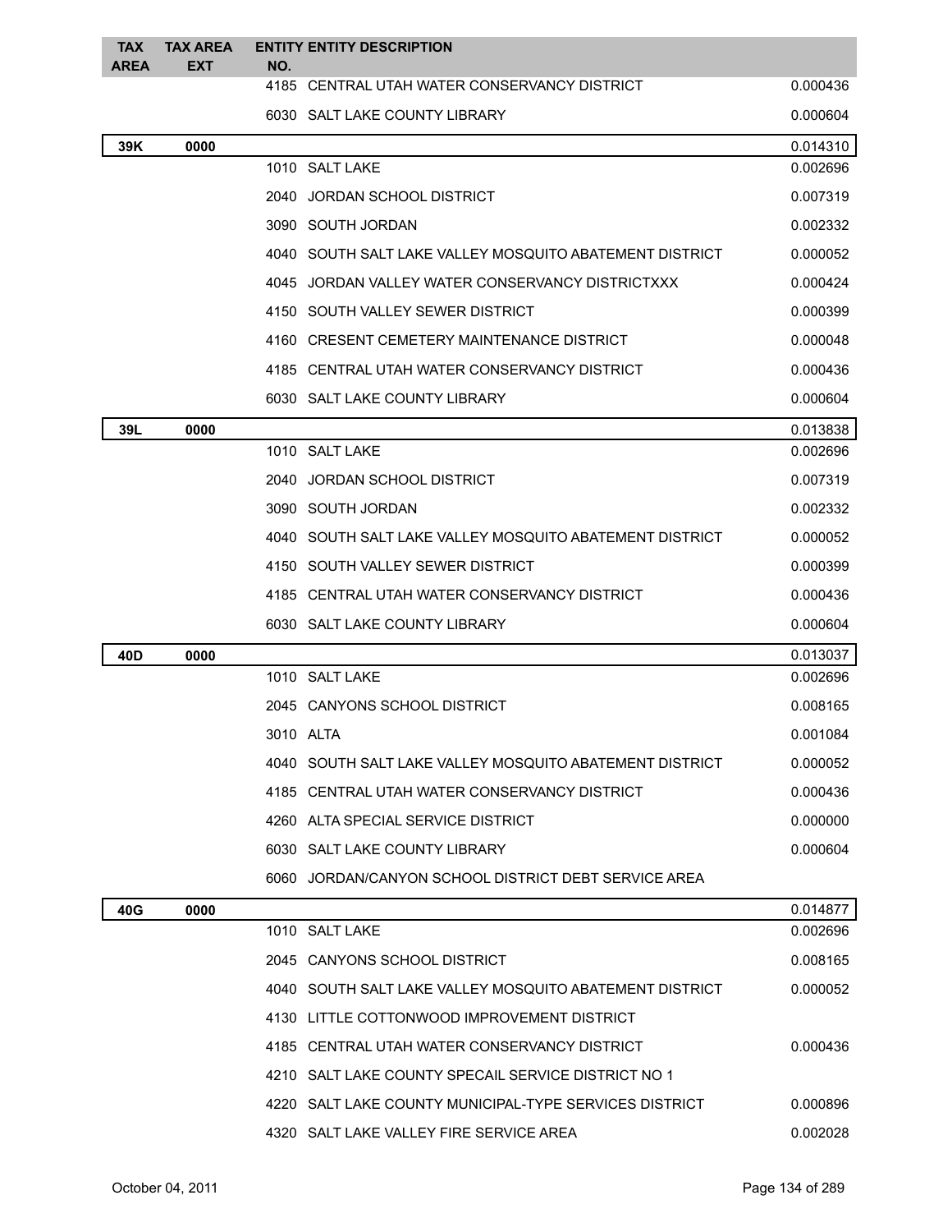| TAX AREA | TAX AREA EXT | ENTITY NO. | ENTITY DESCRIPTION | |
|---|---|---|---|---|
| | | 4185 | CENTRAL UTAH WATER CONSERVANCY DISTRICT | 0.000436 |
| | | 6030 | SALT LAKE COUNTY LIBRARY | 0.000604 |
| **39K** | **0000** | | | 0.014310 |
| | | 1010 | SALT LAKE | 0.002696 |
| | | 2040 | JORDAN SCHOOL DISTRICT | 0.007319 |
| | | 3090 | SOUTH JORDAN | 0.002332 |
| | | 4040 | SOUTH SALT LAKE VALLEY MOSQUITO ABATEMENT DISTRICT | 0.000052 |
| | | 4045 | JORDAN VALLEY WATER CONSERVANCY DISTRICTXXX | 0.000424 |
| | | 4150 | SOUTH VALLEY SEWER DISTRICT | 0.000399 |
| | | 4160 | CRESENT CEMETERY MAINTENANCE DISTRICT | 0.000048 |
| | | 4185 | CENTRAL UTAH WATER CONSERVANCY DISTRICT | 0.000436 |
| | | 6030 | SALT LAKE COUNTY LIBRARY | 0.000604 |
| **39L** | **0000** | | | 0.013838 |
| | | 1010 | SALT LAKE | 0.002696 |
| | | 2040 | JORDAN SCHOOL DISTRICT | 0.007319 |
| | | 3090 | SOUTH JORDAN | 0.002332 |
| | | 4040 | SOUTH SALT LAKE VALLEY MOSQUITO ABATEMENT DISTRICT | 0.000052 |
| | | 4150 | SOUTH VALLEY SEWER DISTRICT | 0.000399 |
| | | 4185 | CENTRAL UTAH WATER CONSERVANCY DISTRICT | 0.000436 |
| | | 6030 | SALT LAKE COUNTY LIBRARY | 0.000604 |
| **40D** | **0000** | | | 0.013037 |
| | | 1010 | SALT LAKE | 0.002696 |
| | | 2045 | CANYONS SCHOOL DISTRICT | 0.008165 |
| | | 3010 | ALTA | 0.001084 |
| | | 4040 | SOUTH SALT LAKE VALLEY MOSQUITO ABATEMENT DISTRICT | 0.000052 |
| | | 4185 | CENTRAL UTAH WATER CONSERVANCY DISTRICT | 0.000436 |
| | | 4260 | ALTA SPECIAL SERVICE DISTRICT | 0.000000 |
| | | 6030 | SALT LAKE COUNTY LIBRARY | 0.000604 |
| | | 6060 | JORDAN/CANYON SCHOOL DISTRICT DEBT SERVICE AREA | |
| **40G** | **0000** | | | 0.014877 |
| | | 1010 | SALT LAKE | 0.002696 |
| | | 2045 | CANYONS SCHOOL DISTRICT | 0.008165 |
| | | 4040 | SOUTH SALT LAKE VALLEY MOSQUITO ABATEMENT DISTRICT | 0.000052 |
| | | 4130 | LITTLE COTTONWOOD IMPROVEMENT DISTRICT | |
| | | 4185 | CENTRAL UTAH WATER CONSERVANCY DISTRICT | 0.000436 |
| | | 4210 | SALT LAKE COUNTY SPECAIL SERVICE DISTRICT NO 1 | |
| | | 4220 | SALT LAKE COUNTY MUNICIPAL-TYPE SERVICES DISTRICT | 0.000896 |
| | | 4320 | SALT LAKE VALLEY FIRE SERVICE AREA | 0.002028 |

October 04, 2011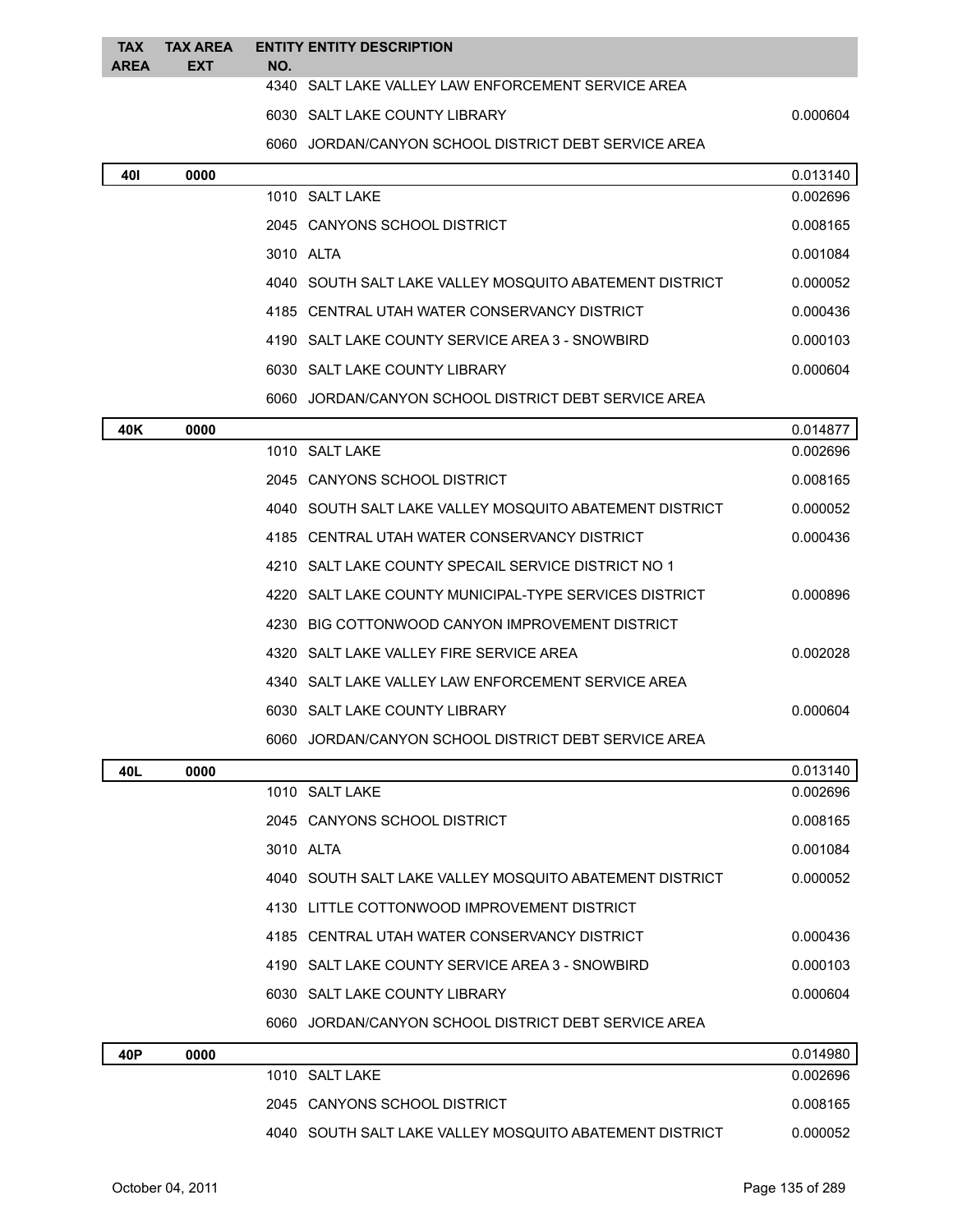| TAX AREA | TAX AREA EXT | ENTITY NO. | ENTITY DESCRIPTION | |
|---|---|---|---|---|
| | | 4340 | SALT LAKE VALLEY LAW ENFORCEMENT SERVICE AREA | |
| | | 6030 | SALT LAKE COUNTY LIBRARY | 0.000604 |
| | | 6060 | JORDAN/CANYON SCHOOL DISTRICT DEBT SERVICE AREA | |
| **40I** | **0000** | | | 0.013140 |
| | | 1010 | SALT LAKE | 0.002696 |
| | | 2045 | CANYONS SCHOOL DISTRICT | 0.008165 |
| | | 3010 | ALTA | 0.001084 |
| | | 4040 | SOUTH SALT LAKE VALLEY MOSQUITO ABATEMENT DISTRICT | 0.000052 |
| | | 4185 | CENTRAL UTAH WATER CONSERVANCY DISTRICT | 0.000436 |
| | | 4190 | SALT LAKE COUNTY SERVICE AREA 3 - SNOWBIRD | 0.000103 |
| | | 6030 | SALT LAKE COUNTY LIBRARY | 0.000604 |
| | | 6060 | JORDAN/CANYON SCHOOL DISTRICT DEBT SERVICE AREA | |
| **40K** | **0000** | | | 0.014877 |
| | | 1010 | SALT LAKE | 0.002696 |
| | | 2045 | CANYONS SCHOOL DISTRICT | 0.008165 |
| | | 4040 | SOUTH SALT LAKE VALLEY MOSQUITO ABATEMENT DISTRICT | 0.000052 |
| | | 4185 | CENTRAL UTAH WATER CONSERVANCY DISTRICT | 0.000436 |
| | | 4210 | SALT LAKE COUNTY SPECAIL SERVICE DISTRICT NO 1 | |
| | | 4220 | SALT LAKE COUNTY MUNICIPAL-TYPE SERVICES DISTRICT | 0.000896 |
| | | 4230 | BIG COTTONWOOD CANYON IMPROVEMENT DISTRICT | |
| | | 4320 | SALT LAKE VALLEY FIRE SERVICE AREA | 0.002028 |
| | | 4340 | SALT LAKE VALLEY LAW ENFORCEMENT SERVICE AREA | |
| | | 6030 | SALT LAKE COUNTY LIBRARY | 0.000604 |
| | | 6060 | JORDAN/CANYON SCHOOL DISTRICT DEBT SERVICE AREA | |
| **40L** | **0000** | | | 0.013140 |
| | | 1010 | SALT LAKE | 0.002696 |
| | | 2045 | CANYONS SCHOOL DISTRICT | 0.008165 |
| | | 3010 | ALTA | 0.001084 |
| | | 4040 | SOUTH SALT LAKE VALLEY MOSQUITO ABATEMENT DISTRICT | 0.000052 |
| | | 4130 | LITTLE COTTONWOOD IMPROVEMENT DISTRICT | |
| | | 4185 | CENTRAL UTAH WATER CONSERVANCY DISTRICT | 0.000436 |
| | | 4190 | SALT LAKE COUNTY SERVICE AREA 3 - SNOWBIRD | 0.000103 |
| | | 6030 | SALT LAKE COUNTY LIBRARY | 0.000604 |
| | | 6060 | JORDAN/CANYON SCHOOL DISTRICT DEBT SERVICE AREA | |
| **40P** | **0000** | | | 0.014980 |
| | | 1010 | SALT LAKE | 0.002696 |
| | | 2045 | CANYONS SCHOOL DISTRICT | 0.008165 |
| | | 4040 | SOUTH SALT LAKE VALLEY MOSQUITO ABATEMENT DISTRICT | 0.000052 |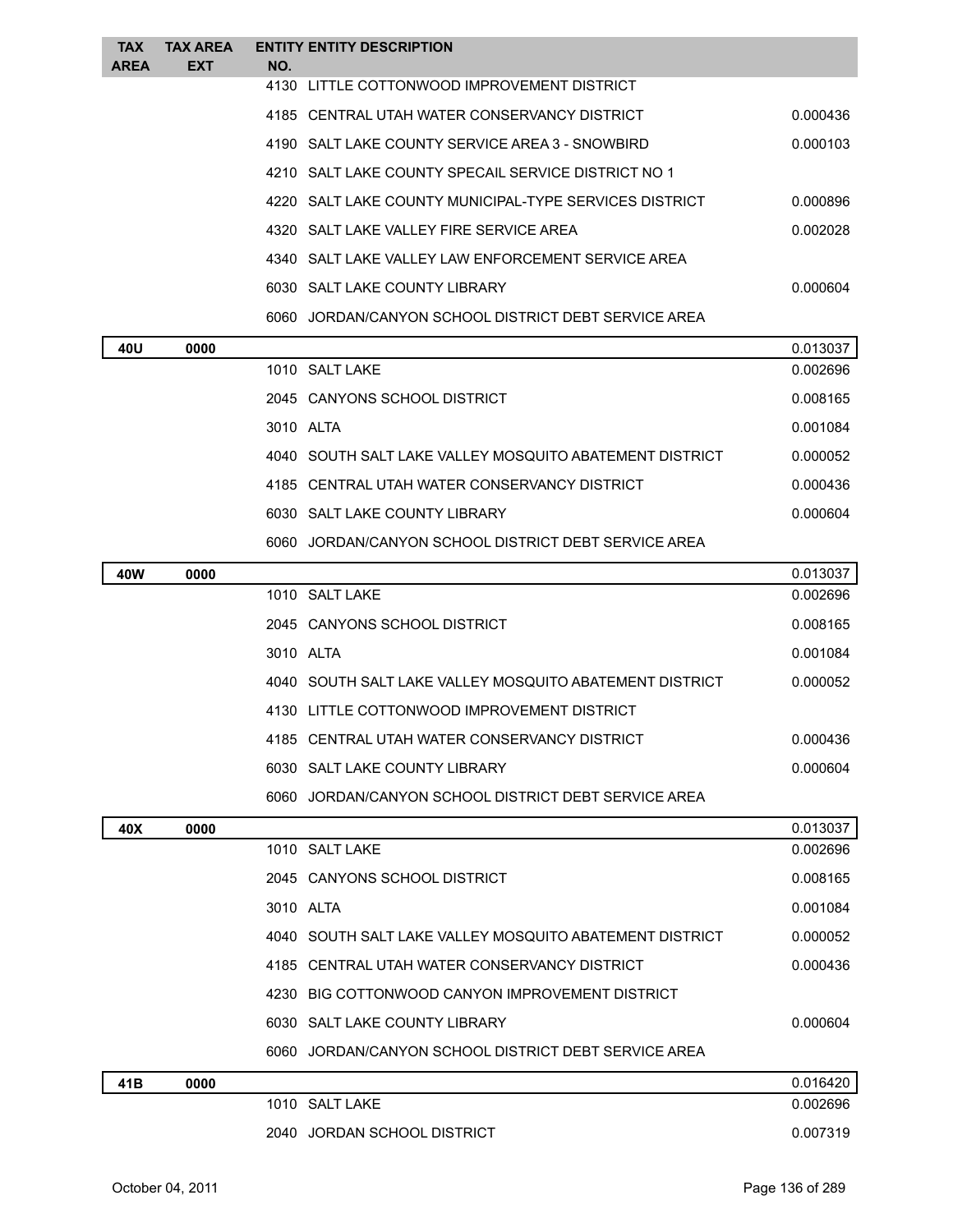| TAX AREA | TAX AREA EXT | ENTITY NO. | ENTITY DESCRIPTION | |
|---|---|---|---|---|
| | | 4130 | LITTLE COTTONWOOD IMPROVEMENT DISTRICT | |
| | | 4185 | CENTRAL UTAH WATER CONSERVANCY DISTRICT | 0.000436 |
| | | 4190 | SALT LAKE COUNTY SERVICE AREA 3 - SNOWBIRD | 0.000103 |
| | | 4210 | SALT LAKE COUNTY SPECAIL SERVICE DISTRICT NO 1 | |
| | | 4220 | SALT LAKE COUNTY MUNICIPAL-TYPE SERVICES DISTRICT | 0.000896 |
| | | 4320 | SALT LAKE VALLEY FIRE SERVICE AREA | 0.002028 |
| | | 4340 | SALT LAKE VALLEY LAW ENFORCEMENT SERVICE AREA | |
| | | 6030 | SALT LAKE COUNTY LIBRARY | 0.000604 |
| | | 6060 | JORDAN/CANYON SCHOOL DISTRICT DEBT SERVICE AREA | |
| **40U** | **0000** | | | 0.013037 |
| | | 1010 | SALT LAKE | 0.002696 |
| | | 2045 | CANYONS SCHOOL DISTRICT | 0.008165 |
| | | 3010 | ALTA | 0.001084 |
| | | 4040 | SOUTH SALT LAKE VALLEY MOSQUITO ABATEMENT DISTRICT | 0.000052 |
| | | 4185 | CENTRAL UTAH WATER CONSERVANCY DISTRICT | 0.000436 |
| | | 6030 | SALT LAKE COUNTY LIBRARY | 0.000604 |
| | | 6060 | JORDAN/CANYON SCHOOL DISTRICT DEBT SERVICE AREA | |
| **40W** | **0000** | | | 0.013037 |
| | | 1010 | SALT LAKE | 0.002696 |
| | | 2045 | CANYONS SCHOOL DISTRICT | 0.008165 |
| | | 3010 | ALTA | 0.001084 |
| | | 4040 | SOUTH SALT LAKE VALLEY MOSQUITO ABATEMENT DISTRICT | 0.000052 |
| | | 4130 | LITTLE COTTONWOOD IMPROVEMENT DISTRICT | |
| | | 4185 | CENTRAL UTAH WATER CONSERVANCY DISTRICT | 0.000436 |
| | | 6030 | SALT LAKE COUNTY LIBRARY | 0.000604 |
| | | 6060 | JORDAN/CANYON SCHOOL DISTRICT DEBT SERVICE AREA | |
| **40X** | **0000** | | | 0.013037 |
| | | 1010 | SALT LAKE | 0.002696 |
| | | 2045 | CANYONS SCHOOL DISTRICT | 0.008165 |
| | | 3010 | ALTA | 0.001084 |
| | | 4040 | SOUTH SALT LAKE VALLEY MOSQUITO ABATEMENT DISTRICT | 0.000052 |
| | | 4185 | CENTRAL UTAH WATER CONSERVANCY DISTRICT | 0.000436 |
| | | 4230 | BIG COTTONWOOD CANYON IMPROVEMENT DISTRICT | |
| | | 6030 | SALT LAKE COUNTY LIBRARY | 0.000604 |
| | | 6060 | JORDAN/CANYON SCHOOL DISTRICT DEBT SERVICE AREA | |
| **41B** | **0000** | | | 0.016420 |
| | | 1010 | SALT LAKE | 0.002696 |
| | | 2040 | JORDAN SCHOOL DISTRICT | 0.007319 |

October 04, 2011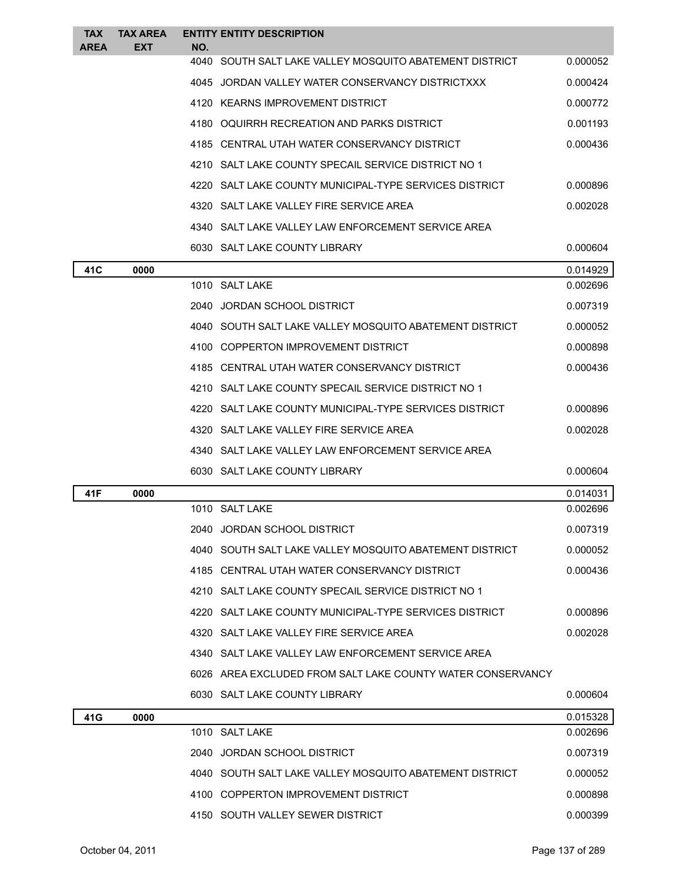| TAX AREA | TAX AREA EXT | ENTITY NO. | ENTITY DESCRIPTION | |
|---|---|---|---|---|
| | | 4040 | SOUTH SALT LAKE VALLEY MOSQUITO ABATEMENT DISTRICT | 0.000052 |
| | | 4045 | JORDAN VALLEY WATER CONSERVANCY DISTRICTXXX | 0.000424 |
| | | 4120 | KEARNS IMPROVEMENT DISTRICT | 0.000772 |
| | | 4180 | OQUIRRH RECREATION AND PARKS DISTRICT | 0.001193 |
| | | 4185 | CENTRAL UTAH WATER CONSERVANCY DISTRICT | 0.000436 |
| | | 4210 | SALT LAKE COUNTY SPECAIL SERVICE DISTRICT NO 1 | |
| | | 4220 | SALT LAKE COUNTY MUNICIPAL-TYPE SERVICES DISTRICT | 0.000896 |
| | | 4320 | SALT LAKE VALLEY FIRE SERVICE AREA | 0.002028 |
| | | 4340 | SALT LAKE VALLEY LAW ENFORCEMENT SERVICE AREA | |
| | | 6030 | SALT LAKE COUNTY LIBRARY | 0.000604 |
| **41C** | **0000** | | | 0.014929 |
| | | 1010 | SALT LAKE | 0.002696 |
| | | 2040 | JORDAN SCHOOL DISTRICT | 0.007319 |
| | | 4040 | SOUTH SALT LAKE VALLEY MOSQUITO ABATEMENT DISTRICT | 0.000052 |
| | | 4100 | COPPERTON IMPROVEMENT DISTRICT | 0.000898 |
| | | 4185 | CENTRAL UTAH WATER CONSERVANCY DISTRICT | 0.000436 |
| | | 4210 | SALT LAKE COUNTY SPECAIL SERVICE DISTRICT NO 1 | |
| | | 4220 | SALT LAKE COUNTY MUNICIPAL-TYPE SERVICES DISTRICT | 0.000896 |
| | | 4320 | SALT LAKE VALLEY FIRE SERVICE AREA | 0.002028 |
| | | 4340 | SALT LAKE VALLEY LAW ENFORCEMENT SERVICE AREA | |
| | | 6030 | SALT LAKE COUNTY LIBRARY | 0.000604 |
| **41F** | **0000** | | | 0.014031 |
| | | 1010 | SALT LAKE | 0.002696 |
| | | 2040 | JORDAN SCHOOL DISTRICT | 0.007319 |
| | | 4040 | SOUTH SALT LAKE VALLEY MOSQUITO ABATEMENT DISTRICT | 0.000052 |
| | | 4185 | CENTRAL UTAH WATER CONSERVANCY DISTRICT | 0.000436 |
| | | 4210 | SALT LAKE COUNTY SPECAIL SERVICE DISTRICT NO 1 | |
| | | 4220 | SALT LAKE COUNTY MUNICIPAL-TYPE SERVICES DISTRICT | 0.000896 |
| | | 4320 | SALT LAKE VALLEY FIRE SERVICE AREA | 0.002028 |
| | | 4340 | SALT LAKE VALLEY LAW ENFORCEMENT SERVICE AREA | |
| | | 6026 | AREA EXCLUDED FROM SALT LAKE COUNTY WATER CONSERVANCY | |
| | | 6030 | SALT LAKE COUNTY LIBRARY | 0.000604 |
| **41G** | **0000** | | | 0.015328 |
| | | 1010 | SALT LAKE | 0.002696 |
| | | 2040 | JORDAN SCHOOL DISTRICT | 0.007319 |
| | | 4040 | SOUTH SALT LAKE VALLEY MOSQUITO ABATEMENT DISTRICT | 0.000052 |
| | | 4100 | COPPERTON IMPROVEMENT DISTRICT | 0.000898 |
| | | 4150 | SOUTH VALLEY SEWER DISTRICT | 0.000399 |

October 04, 2011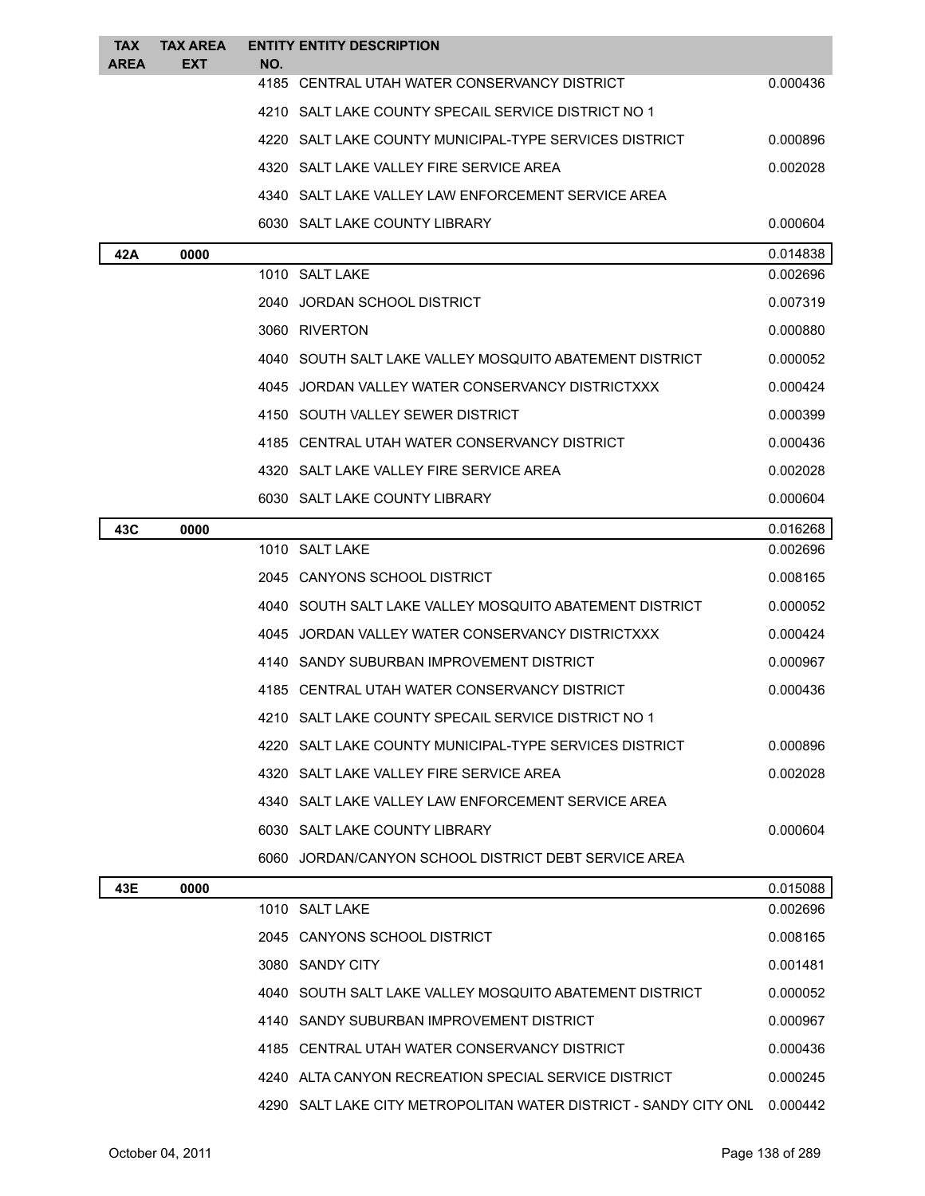| TAX AREA | TAX AREA EXT | ENTITY NO. | ENTITY DESCRIPTION | |
|---|---|---|---|---|
| | | 4185 | CENTRAL UTAH WATER CONSERVANCY DISTRICT | 0.000436 |
| | | 4210 | SALT LAKE COUNTY SPECAIL SERVICE DISTRICT NO 1 | |
| | | 4220 | SALT LAKE COUNTY MUNICIPAL-TYPE SERVICES DISTRICT | 0.000896 |
| | | 4320 | SALT LAKE VALLEY FIRE SERVICE AREA | 0.002028 |
| | | 4340 | SALT LAKE VALLEY LAW ENFORCEMENT SERVICE AREA | |
| | | 6030 | SALT LAKE COUNTY LIBRARY | 0.000604 |
| **42A** | **0000** | | | 0.014838 |
| | | 1010 | SALT LAKE | 0.002696 |
| | | 2040 | JORDAN SCHOOL DISTRICT | 0.007319 |
| | | 3060 | RIVERTON | 0.000880 |
| | | 4040 | SOUTH SALT LAKE VALLEY MOSQUITO ABATEMENT DISTRICT | 0.000052 |
| | | 4045 | JORDAN VALLEY WATER CONSERVANCY DISTRICTXXX | 0.000424 |
| | | 4150 | SOUTH VALLEY SEWER DISTRICT | 0.000399 |
| | | 4185 | CENTRAL UTAH WATER CONSERVANCY DISTRICT | 0.000436 |
| | | 4320 | SALT LAKE VALLEY FIRE SERVICE AREA | 0.002028 |
| | | 6030 | SALT LAKE COUNTY LIBRARY | 0.000604 |
| **43C** | **0000** | | | 0.016268 |
| | | 1010 | SALT LAKE | 0.002696 |
| | | 2045 | CANYONS SCHOOL DISTRICT | 0.008165 |
| | | 4040 | SOUTH SALT LAKE VALLEY MOSQUITO ABATEMENT DISTRICT | 0.000052 |
| | | 4045 | JORDAN VALLEY WATER CONSERVANCY DISTRICTXXX | 0.000424 |
| | | 4140 | SANDY SUBURBAN IMPROVEMENT DISTRICT | 0.000967 |
| | | 4185 | CENTRAL UTAH WATER CONSERVANCY DISTRICT | 0.000436 |
| | | 4210 | SALT LAKE COUNTY SPECAIL SERVICE DISTRICT NO 1 | |
| | | 4220 | SALT LAKE COUNTY MUNICIPAL-TYPE SERVICES DISTRICT | 0.000896 |
| | | 4320 | SALT LAKE VALLEY FIRE SERVICE AREA | 0.002028 |
| | | 4340 | SALT LAKE VALLEY LAW ENFORCEMENT SERVICE AREA | |
| | | 6030 | SALT LAKE COUNTY LIBRARY | 0.000604 |
| | | 6060 | JORDAN/CANYON SCHOOL DISTRICT DEBT SERVICE AREA | |
| **43E** | **0000** | | | 0.015088 |
| | | 1010 | SALT LAKE | 0.002696 |
| | | 2045 | CANYONS SCHOOL DISTRICT | 0.008165 |
| | | 3080 | SANDY CITY | 0.001481 |
| | | 4040 | SOUTH SALT LAKE VALLEY MOSQUITO ABATEMENT DISTRICT | 0.000052 |
| | | 4140 | SANDY SUBURBAN IMPROVEMENT DISTRICT | 0.000967 |
| | | 4185 | CENTRAL UTAH WATER CONSERVANCY DISTRICT | 0.000436 |
| | | 4240 | ALTA CANYON RECREATION SPECIAL SERVICE DISTRICT | 0.000245 |
| | | 4290 | SALT LAKE CITY METROPOLITAN WATER DISTRICT - SANDY CITY ONL | 0.000442 |

October 04, 2011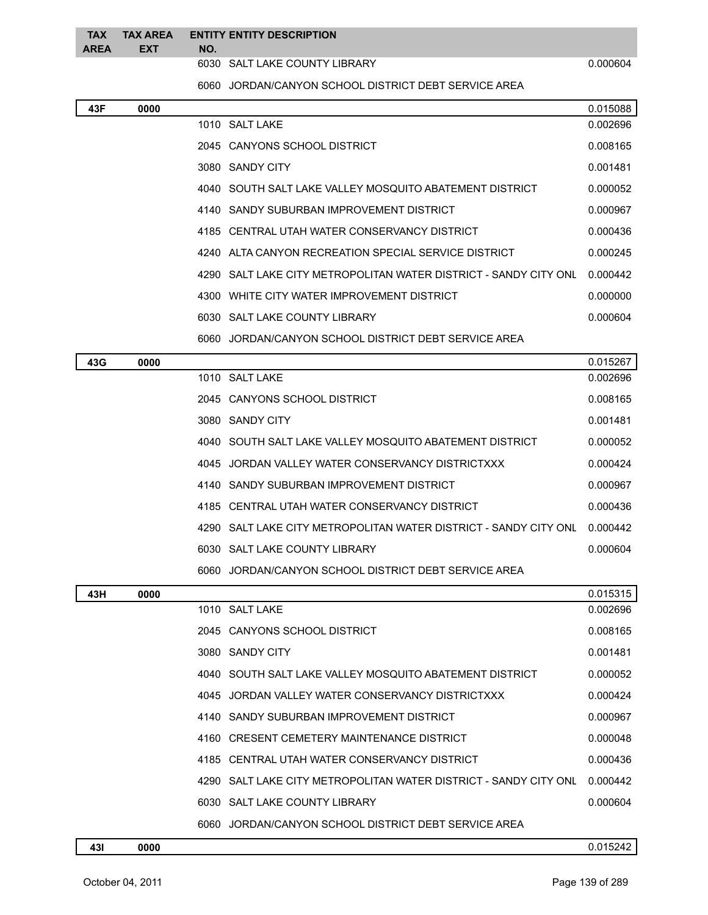| TAX AREA | TAX AREA EXT | ENTITY NO. | ENTITY DESCRIPTION | |
|---|---|---|---|---|
| | | 6030 | SALT LAKE COUNTY LIBRARY | 0.000604 |
| | | 6060 | JORDAN/CANYON SCHOOL DISTRICT DEBT SERVICE AREA | |
| **43F** | **0000** | | | 0.015088 |
| | | 1010 | SALT LAKE | 0.002696 |
| | | 2045 | CANYONS SCHOOL DISTRICT | 0.008165 |
| | | 3080 | SANDY CITY | 0.001481 |
| | | 4040 | SOUTH SALT LAKE VALLEY MOSQUITO ABATEMENT DISTRICT | 0.000052 |
| | | 4140 | SANDY SUBURBAN IMPROVEMENT DISTRICT | 0.000967 |
| | | 4185 | CENTRAL UTAH WATER CONSERVANCY DISTRICT | 0.000436 |
| | | 4240 | ALTA CANYON RECREATION SPECIAL SERVICE DISTRICT | 0.000245 |
| | | 4290 | SALT LAKE CITY METROPOLITAN WATER DISTRICT - SANDY CITY ONL | 0.000442 |
| | | 4300 | WHITE CITY WATER IMPROVEMENT DISTRICT | 0.000000 |
| | | 6030 | SALT LAKE COUNTY LIBRARY | 0.000604 |
| | | 6060 | JORDAN/CANYON SCHOOL DISTRICT DEBT SERVICE AREA | |
| **43G** | **0000** | | | 0.015267 |
| | | 1010 | SALT LAKE | 0.002696 |
| | | 2045 | CANYONS SCHOOL DISTRICT | 0.008165 |
| | | 3080 | SANDY CITY | 0.001481 |
| | | 4040 | SOUTH SALT LAKE VALLEY MOSQUITO ABATEMENT DISTRICT | 0.000052 |
| | | 4045 | JORDAN VALLEY WATER CONSERVANCY DISTRICTXXX | 0.000424 |
| | | 4140 | SANDY SUBURBAN IMPROVEMENT DISTRICT | 0.000967 |
| | | 4185 | CENTRAL UTAH WATER CONSERVANCY DISTRICT | 0.000436 |
| | | 4290 | SALT LAKE CITY METROPOLITAN WATER DISTRICT - SANDY CITY ONL | 0.000442 |
| | | 6030 | SALT LAKE COUNTY LIBRARY | 0.000604 |
| | | 6060 | JORDAN/CANYON SCHOOL DISTRICT DEBT SERVICE AREA | |
| **43H** | **0000** | | | 0.015315 |
| | | 1010 | SALT LAKE | 0.002696 |
| | | 2045 | CANYONS SCHOOL DISTRICT | 0.008165 |
| | | 3080 | SANDY CITY | 0.001481 |
| | | 4040 | SOUTH SALT LAKE VALLEY MOSQUITO ABATEMENT DISTRICT | 0.000052 |
| | | 4045 | JORDAN VALLEY WATER CONSERVANCY DISTRICTXXX | 0.000424 |
| | | 4140 | SANDY SUBURBAN IMPROVEMENT DISTRICT | 0.000967 |
| | | 4160 | CRESENT CEMETERY MAINTENANCE DISTRICT | 0.000048 |
| | | 4185 | CENTRAL UTAH WATER CONSERVANCY DISTRICT | 0.000436 |
| | | 4290 | SALT LAKE CITY METROPOLITAN WATER DISTRICT - SANDY CITY ONL | 0.000442 |
| | | 6030 | SALT LAKE COUNTY LIBRARY | 0.000604 |
| | | 6060 | JORDAN/CANYON SCHOOL DISTRICT DEBT SERVICE AREA | |
| **43I** | **0000** | | | 0.015242 |

October 04, 2011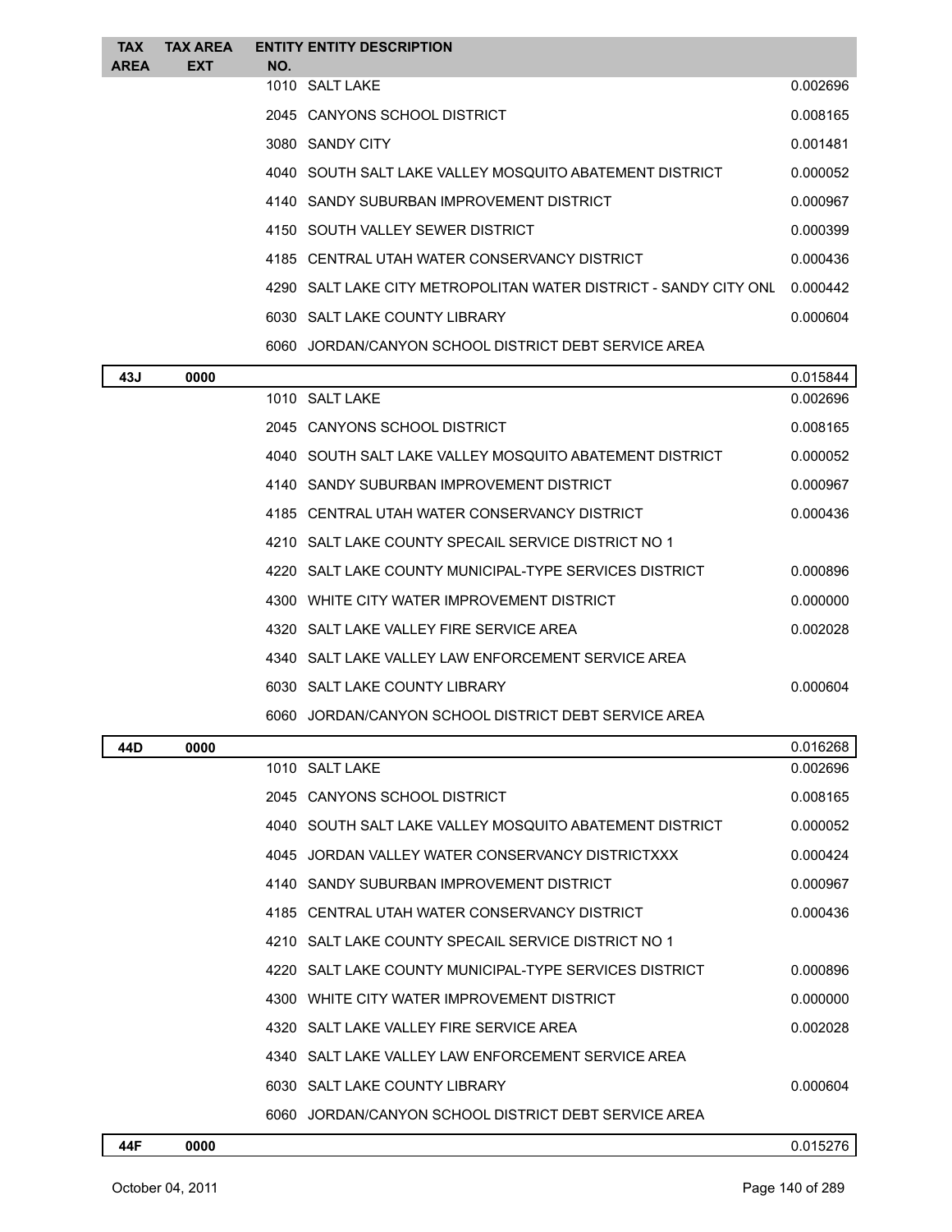| TAX AREA | TAX AREA EXT | ENTITY NO. | ENTITY DESCRIPTION | |
|---|---|---|---|---|
| | | 1010 | SALT LAKE | 0.002696 |
| | | 2045 | CANYONS SCHOOL DISTRICT | 0.008165 |
| | | 3080 | SANDY CITY | 0.001481 |
| | | 4040 | SOUTH SALT LAKE VALLEY MOSQUITO ABATEMENT DISTRICT | 0.000052 |
| | | 4140 | SANDY SUBURBAN IMPROVEMENT DISTRICT | 0.000967 |
| | | 4150 | SOUTH VALLEY SEWER DISTRICT | 0.000399 |
| | | 4185 | CENTRAL UTAH WATER CONSERVANCY DISTRICT | 0.000436 |
| | | 4290 | SALT LAKE CITY METROPOLITAN WATER DISTRICT - SANDY CITY ONL | 0.000442 |
| | | 6030 | SALT LAKE COUNTY LIBRARY | 0.000604 |
| | | 6060 | JORDAN/CANYON SCHOOL DISTRICT DEBT SERVICE AREA | |
| **43J** | **0000** | | | 0.015844 |
| | | 1010 | SALT LAKE | 0.002696 |
| | | 2045 | CANYONS SCHOOL DISTRICT | 0.008165 |
| | | 4040 | SOUTH SALT LAKE VALLEY MOSQUITO ABATEMENT DISTRICT | 0.000052 |
| | | 4140 | SANDY SUBURBAN IMPROVEMENT DISTRICT | 0.000967 |
| | | 4185 | CENTRAL UTAH WATER CONSERVANCY DISTRICT | 0.000436 |
| | | 4210 | SALT LAKE COUNTY SPECAIL SERVICE DISTRICT NO 1 | |
| | | 4220 | SALT LAKE COUNTY MUNICIPAL-TYPE SERVICES DISTRICT | 0.000896 |
| | | 4300 | WHITE CITY WATER IMPROVEMENT DISTRICT | 0.000000 |
| | | 4320 | SALT LAKE VALLEY FIRE SERVICE AREA | 0.002028 |
| | | 4340 | SALT LAKE VALLEY LAW ENFORCEMENT SERVICE AREA | |
| | | 6030 | SALT LAKE COUNTY LIBRARY | 0.000604 |
| | | 6060 | JORDAN/CANYON SCHOOL DISTRICT DEBT SERVICE AREA | |
| **44D** | **0000** | | | 0.016268 |
| | | 1010 | SALT LAKE | 0.002696 |
| | | 2045 | CANYONS SCHOOL DISTRICT | 0.008165 |
| | | 4040 | SOUTH SALT LAKE VALLEY MOSQUITO ABATEMENT DISTRICT | 0.000052 |
| | | 4045 | JORDAN VALLEY WATER CONSERVANCY DISTRICTXXX | 0.000424 |
| | | 4140 | SANDY SUBURBAN IMPROVEMENT DISTRICT | 0.000967 |
| | | 4185 | CENTRAL UTAH WATER CONSERVANCY DISTRICT | 0.000436 |
| | | 4210 | SALT LAKE COUNTY SPECAIL SERVICE DISTRICT NO 1 | |
| | | 4220 | SALT LAKE COUNTY MUNICIPAL-TYPE SERVICES DISTRICT | 0.000896 |
| | | 4300 | WHITE CITY WATER IMPROVEMENT DISTRICT | 0.000000 |
| | | 4320 | SALT LAKE VALLEY FIRE SERVICE AREA | 0.002028 |
| | | 4340 | SALT LAKE VALLEY LAW ENFORCEMENT SERVICE AREA | |
| | | 6030 | SALT LAKE COUNTY LIBRARY | 0.000604 |
| | | 6060 | JORDAN/CANYON SCHOOL DISTRICT DEBT SERVICE AREA | |
| **44F** | **0000** | | | 0.015276 |

October 04, 2011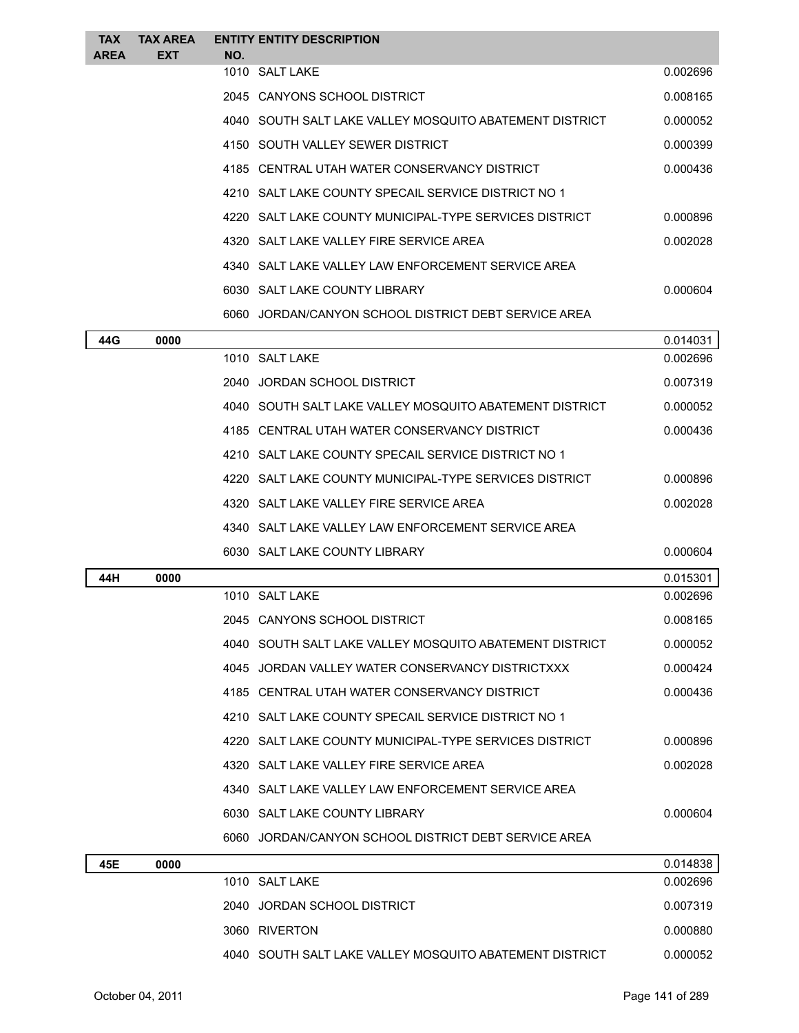| TAX AREA | TAX AREA EXT | ENTITY NO. | ENTITY DESCRIPTION | |
|---|---|---|---|---|
| | | 1010 | SALT LAKE | 0.002696 |
| | | 2045 | CANYONS SCHOOL DISTRICT | 0.008165 |
| | | 4040 | SOUTH SALT LAKE VALLEY MOSQUITO ABATEMENT DISTRICT | 0.000052 |
| | | 4150 | SOUTH VALLEY SEWER DISTRICT | 0.000399 |
| | | 4185 | CENTRAL UTAH WATER CONSERVANCY DISTRICT | 0.000436 |
| | | 4210 | SALT LAKE COUNTY SPECAIL SERVICE DISTRICT NO 1 | |
| | | 4220 | SALT LAKE COUNTY MUNICIPAL-TYPE SERVICES DISTRICT | 0.000896 |
| | | 4320 | SALT LAKE VALLEY FIRE SERVICE AREA | 0.002028 |
| | | 4340 | SALT LAKE VALLEY LAW ENFORCEMENT SERVICE AREA | |
| | | 6030 | SALT LAKE COUNTY LIBRARY | 0.000604 |
| | | 6060 | JORDAN/CANYON SCHOOL DISTRICT DEBT SERVICE AREA | |
| **44G** | **0000** | | | 0.014031 |
| | | 1010 | SALT LAKE | 0.002696 |
| | | 2040 | JORDAN SCHOOL DISTRICT | 0.007319 |
| | | 4040 | SOUTH SALT LAKE VALLEY MOSQUITO ABATEMENT DISTRICT | 0.000052 |
| | | 4185 | CENTRAL UTAH WATER CONSERVANCY DISTRICT | 0.000436 |
| | | 4210 | SALT LAKE COUNTY SPECAIL SERVICE DISTRICT NO 1 | |
| | | 4220 | SALT LAKE COUNTY MUNICIPAL-TYPE SERVICES DISTRICT | 0.000896 |
| | | 4320 | SALT LAKE VALLEY FIRE SERVICE AREA | 0.002028 |
| | | 4340 | SALT LAKE VALLEY LAW ENFORCEMENT SERVICE AREA | |
| | | 6030 | SALT LAKE COUNTY LIBRARY | 0.000604 |
| **44H** | **0000** | | | 0.015301 |
| | | 1010 | SALT LAKE | 0.002696 |
| | | 2045 | CANYONS SCHOOL DISTRICT | 0.008165 |
| | | 4040 | SOUTH SALT LAKE VALLEY MOSQUITO ABATEMENT DISTRICT | 0.000052 |
| | | 4045 | JORDAN VALLEY WATER CONSERVANCY DISTRICTXXX | 0.000424 |
| | | 4185 | CENTRAL UTAH WATER CONSERVANCY DISTRICT | 0.000436 |
| | | 4210 | SALT LAKE COUNTY SPECAIL SERVICE DISTRICT NO 1 | |
| | | 4220 | SALT LAKE COUNTY MUNICIPAL-TYPE SERVICES DISTRICT | 0.000896 |
| | | 4320 | SALT LAKE VALLEY FIRE SERVICE AREA | 0.002028 |
| | | 4340 | SALT LAKE VALLEY LAW ENFORCEMENT SERVICE AREA | |
| | | 6030 | SALT LAKE COUNTY LIBRARY | 0.000604 |
| | | 6060 | JORDAN/CANYON SCHOOL DISTRICT DEBT SERVICE AREA | |
| **45E** | **0000** | | | 0.014838 |
| | | 1010 | SALT LAKE | 0.002696 |
| | | 2040 | JORDAN SCHOOL DISTRICT | 0.007319 |
| | | 3060 | RIVERTON | 0.000880 |
| | | 4040 | SOUTH SALT LAKE VALLEY MOSQUITO ABATEMENT DISTRICT | 0.000052 |

October 04, 2011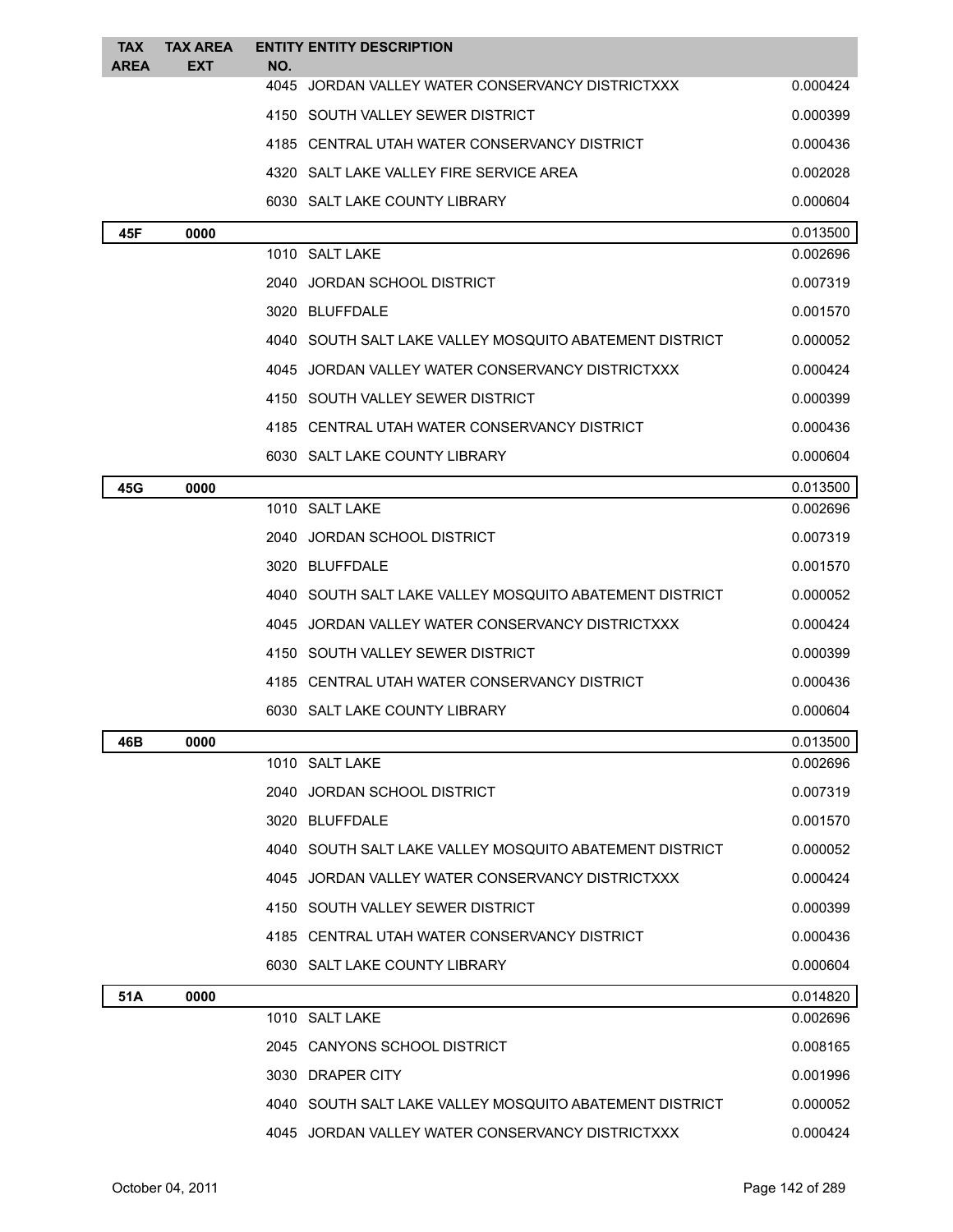| TAX AREA | TAX AREA EXT | ENTITY NO. | ENTITY DESCRIPTION | |
|---|---|---|---|---|
| | | 4045 | JORDAN VALLEY WATER CONSERVANCY DISTRICTXXX | 0.000424 |
| | | 4150 | SOUTH VALLEY SEWER DISTRICT | 0.000399 |
| | | 4185 | CENTRAL UTAH WATER CONSERVANCY DISTRICT | 0.000436 |
| | | 4320 | SALT LAKE VALLEY FIRE SERVICE AREA | 0.002028 |
| | | 6030 | SALT LAKE COUNTY LIBRARY | 0.000604 |
| **45F** | **0000** | | | 0.013500 |
| | | 1010 | SALT LAKE | 0.002696 |
| | | 2040 | JORDAN SCHOOL DISTRICT | 0.007319 |
| | | 3020 | BLUFFDALE | 0.001570 |
| | | 4040 | SOUTH SALT LAKE VALLEY MOSQUITO ABATEMENT DISTRICT | 0.000052 |
| | | 4045 | JORDAN VALLEY WATER CONSERVANCY DISTRICTXXX | 0.000424 |
| | | 4150 | SOUTH VALLEY SEWER DISTRICT | 0.000399 |
| | | 4185 | CENTRAL UTAH WATER CONSERVANCY DISTRICT | 0.000436 |
| | | 6030 | SALT LAKE COUNTY LIBRARY | 0.000604 |
| **45G** | **0000** | | | 0.013500 |
| | | 1010 | SALT LAKE | 0.002696 |
| | | 2040 | JORDAN SCHOOL DISTRICT | 0.007319 |
| | | 3020 | BLUFFDALE | 0.001570 |
| | | 4040 | SOUTH SALT LAKE VALLEY MOSQUITO ABATEMENT DISTRICT | 0.000052 |
| | | 4045 | JORDAN VALLEY WATER CONSERVANCY DISTRICTXXX | 0.000424 |
| | | 4150 | SOUTH VALLEY SEWER DISTRICT | 0.000399 |
| | | 4185 | CENTRAL UTAH WATER CONSERVANCY DISTRICT | 0.000436 |
| | | 6030 | SALT LAKE COUNTY LIBRARY | 0.000604 |
| **46B** | **0000** | | | 0.013500 |
| | | 1010 | SALT LAKE | 0.002696 |
| | | 2040 | JORDAN SCHOOL DISTRICT | 0.007319 |
| | | 3020 | BLUFFDALE | 0.001570 |
| | | 4040 | SOUTH SALT LAKE VALLEY MOSQUITO ABATEMENT DISTRICT | 0.000052 |
| | | 4045 | JORDAN VALLEY WATER CONSERVANCY DISTRICTXXX | 0.000424 |
| | | 4150 | SOUTH VALLEY SEWER DISTRICT | 0.000399 |
| | | 4185 | CENTRAL UTAH WATER CONSERVANCY DISTRICT | 0.000436 |
| | | 6030 | SALT LAKE COUNTY LIBRARY | 0.000604 |
| **51A** | **0000** | | | 0.014820 |
| | | 1010 | SALT LAKE | 0.002696 |
| | | 2045 | CANYONS SCHOOL DISTRICT | 0.008165 |
| | | 3030 | DRAPER CITY | 0.001996 |
| | | 4040 | SOUTH SALT LAKE VALLEY MOSQUITO ABATEMENT DISTRICT | 0.000052 |
| | | 4045 | JORDAN VALLEY WATER CONSERVANCY DISTRICTXXX | 0.000424 |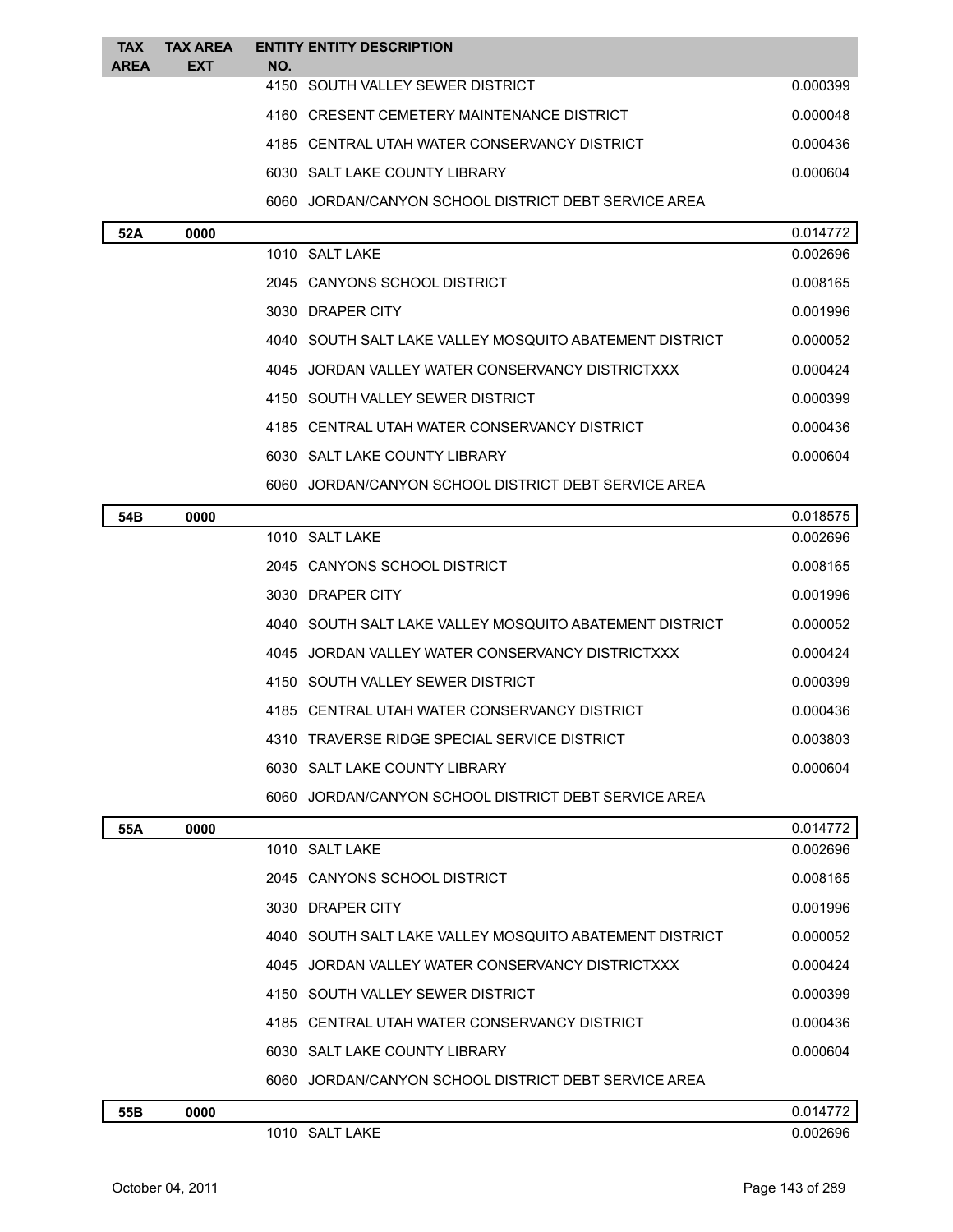| TAX AREA | TAX AREA EXT | ENTITY NO. | ENTITY DESCRIPTION | |
|---|---|---|---|---|
| | | 4150 | SOUTH VALLEY SEWER DISTRICT | 0.000399 |
| | | 4160 | CRESENT CEMETERY MAINTENANCE DISTRICT | 0.000048 |
| | | 4185 | CENTRAL UTAH WATER CONSERVANCY DISTRICT | 0.000436 |
| | | 6030 | SALT LAKE COUNTY LIBRARY | 0.000604 |
| | | 6060 | JORDAN/CANYON SCHOOL DISTRICT DEBT SERVICE AREA | |
| **52A** | **0000** | | | 0.014772 |
| | | 1010 | SALT LAKE | 0.002696 |
| | | 2045 | CANYONS SCHOOL DISTRICT | 0.008165 |
| | | 3030 | DRAPER CITY | 0.001996 |
| | | 4040 | SOUTH SALT LAKE VALLEY MOSQUITO ABATEMENT DISTRICT | 0.000052 |
| | | 4045 | JORDAN VALLEY WATER CONSERVANCY DISTRICTXXX | 0.000424 |
| | | 4150 | SOUTH VALLEY SEWER DISTRICT | 0.000399 |
| | | 4185 | CENTRAL UTAH WATER CONSERVANCY DISTRICT | 0.000436 |
| | | 6030 | SALT LAKE COUNTY LIBRARY | 0.000604 |
| | | 6060 | JORDAN/CANYON SCHOOL DISTRICT DEBT SERVICE AREA | |
| **54B** | **0000** | | | 0.018575 |
| | | 1010 | SALT LAKE | 0.002696 |
| | | 2045 | CANYONS SCHOOL DISTRICT | 0.008165 |
| | | 3030 | DRAPER CITY | 0.001996 |
| | | 4040 | SOUTH SALT LAKE VALLEY MOSQUITO ABATEMENT DISTRICT | 0.000052 |
| | | 4045 | JORDAN VALLEY WATER CONSERVANCY DISTRICTXXX | 0.000424 |
| | | 4150 | SOUTH VALLEY SEWER DISTRICT | 0.000399 |
| | | 4185 | CENTRAL UTAH WATER CONSERVANCY DISTRICT | 0.000436 |
| | | 4310 | TRAVERSE RIDGE SPECIAL SERVICE DISTRICT | 0.003803 |
| | | 6030 | SALT LAKE COUNTY LIBRARY | 0.000604 |
| | | 6060 | JORDAN/CANYON SCHOOL DISTRICT DEBT SERVICE AREA | |
| **55A** | **0000** | | | 0.014772 |
| | | 1010 | SALT LAKE | 0.002696 |
| | | 2045 | CANYONS SCHOOL DISTRICT | 0.008165 |
| | | 3030 | DRAPER CITY | 0.001996 |
| | | 4040 | SOUTH SALT LAKE VALLEY MOSQUITO ABATEMENT DISTRICT | 0.000052 |
| | | 4045 | JORDAN VALLEY WATER CONSERVANCY DISTRICTXXX | 0.000424 |
| | | 4150 | SOUTH VALLEY SEWER DISTRICT | 0.000399 |
| | | 4185 | CENTRAL UTAH WATER CONSERVANCY DISTRICT | 0.000436 |
| | | 6030 | SALT LAKE COUNTY LIBRARY | 0.000604 |
| | | 6060 | JORDAN/CANYON SCHOOL DISTRICT DEBT SERVICE AREA | |
| **55B** | **0000** | | | 0.014772 |
| | | 1010 | SALT LAKE | 0.002696 |

October 04, 2011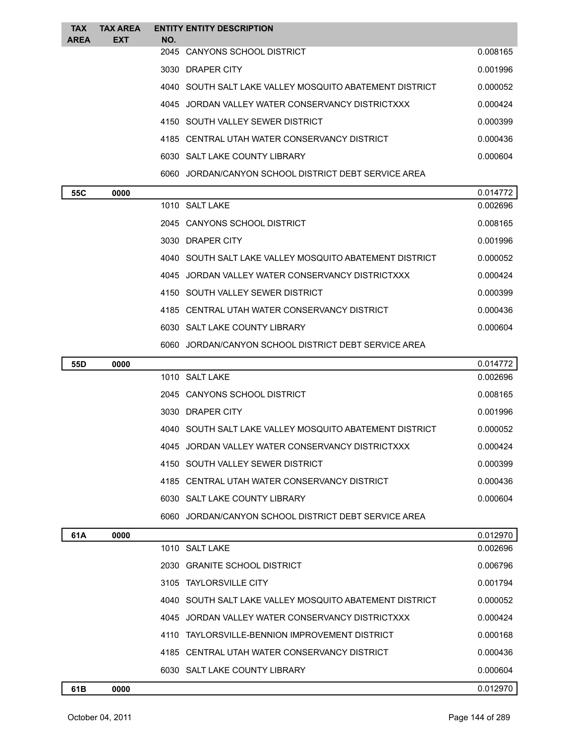| TAX AREA | TAX AREA EXT | ENTITY NO. | ENTITY DESCRIPTION | |
|---|---|---|---|---|
| | | 2045 | CANYONS SCHOOL DISTRICT | 0.008165 |
| | | 3030 | DRAPER CITY | 0.001996 |
| | | 4040 | SOUTH SALT LAKE VALLEY MOSQUITO ABATEMENT DISTRICT | 0.000052 |
| | | 4045 | JORDAN VALLEY WATER CONSERVANCY DISTRICTXXX | 0.000424 |
| | | 4150 | SOUTH VALLEY SEWER DISTRICT | 0.000399 |
| | | 4185 | CENTRAL UTAH WATER CONSERVANCY DISTRICT | 0.000436 |
| | | 6030 | SALT LAKE COUNTY LIBRARY | 0.000604 |
| | | 6060 | JORDAN/CANYON SCHOOL DISTRICT DEBT SERVICE AREA | |
| **55C** | **0000** | | | 0.014772 |
| | | 1010 | SALT LAKE | 0.002696 |
| | | 2045 | CANYONS SCHOOL DISTRICT | 0.008165 |
| | | 3030 | DRAPER CITY | 0.001996 |
| | | 4040 | SOUTH SALT LAKE VALLEY MOSQUITO ABATEMENT DISTRICT | 0.000052 |
| | | 4045 | JORDAN VALLEY WATER CONSERVANCY DISTRICTXXX | 0.000424 |
| | | 4150 | SOUTH VALLEY SEWER DISTRICT | 0.000399 |
| | | 4185 | CENTRAL UTAH WATER CONSERVANCY DISTRICT | 0.000436 |
| | | 6030 | SALT LAKE COUNTY LIBRARY | 0.000604 |
| | | 6060 | JORDAN/CANYON SCHOOL DISTRICT DEBT SERVICE AREA | |
| **55D** | **0000** | | | 0.014772 |
| | | 1010 | SALT LAKE | 0.002696 |
| | | 2045 | CANYONS SCHOOL DISTRICT | 0.008165 |
| | | 3030 | DRAPER CITY | 0.001996 |
| | | 4040 | SOUTH SALT LAKE VALLEY MOSQUITO ABATEMENT DISTRICT | 0.000052 |
| | | 4045 | JORDAN VALLEY WATER CONSERVANCY DISTRICTXXX | 0.000424 |
| | | 4150 | SOUTH VALLEY SEWER DISTRICT | 0.000399 |
| | | 4185 | CENTRAL UTAH WATER CONSERVANCY DISTRICT | 0.000436 |
| | | 6030 | SALT LAKE COUNTY LIBRARY | 0.000604 |
| | | 6060 | JORDAN/CANYON SCHOOL DISTRICT DEBT SERVICE AREA | |
| **61A** | **0000** | | | 0.012970 |
| | | 1010 | SALT LAKE | 0.002696 |
| | | 2030 | GRANITE SCHOOL DISTRICT | 0.006796 |
| | | 3105 | TAYLORSVILLE CITY | 0.001794 |
| | | 4040 | SOUTH SALT LAKE VALLEY MOSQUITO ABATEMENT DISTRICT | 0.000052 |
| | | 4045 | JORDAN VALLEY WATER CONSERVANCY DISTRICTXXX | 0.000424 |
| | | 4110 | TAYLORSVILLE-BENNION IMPROVEMENT DISTRICT | 0.000168 |
| | | 4185 | CENTRAL UTAH WATER CONSERVANCY DISTRICT | 0.000436 |
| | | 6030 | SALT LAKE COUNTY LIBRARY | 0.000604 |
| **61B** | **0000** | | | 0.012970 |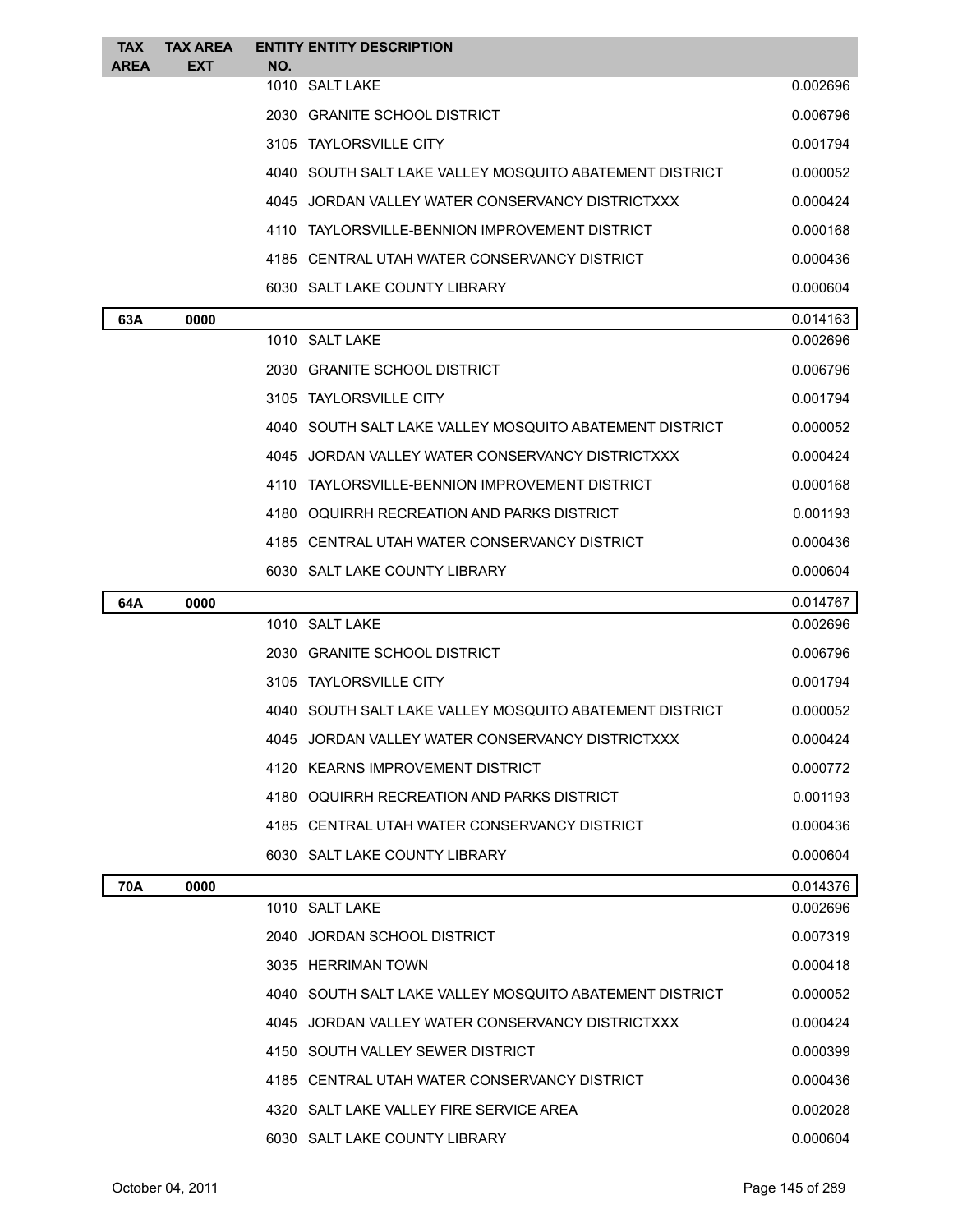| TAX AREA | TAX AREA EXT | ENTITY NO. | ENTITY DESCRIPTION | |
|---|---|---|---|---|
| | | 1010 | SALT LAKE | 0.002696 |
| | | 2030 | GRANITE SCHOOL DISTRICT | 0.006796 |
| | | 3105 | TAYLORSVILLE CITY | 0.001794 |
| | | 4040 | SOUTH SALT LAKE VALLEY MOSQUITO ABATEMENT DISTRICT | 0.000052 |
| | | 4045 | JORDAN VALLEY WATER CONSERVANCY DISTRICTXXX | 0.000424 |
| | | 4110 | TAYLORSVILLE-BENNION IMPROVEMENT DISTRICT | 0.000168 |
| | | 4185 | CENTRAL UTAH WATER CONSERVANCY DISTRICT | 0.000436 |
| | | 6030 | SALT LAKE COUNTY LIBRARY | 0.000604 |
| **63A** | **0000** | | | 0.014163 |
| | | 1010 | SALT LAKE | 0.002696 |
| | | 2030 | GRANITE SCHOOL DISTRICT | 0.006796 |
| | | 3105 | TAYLORSVILLE CITY | 0.001794 |
| | | 4040 | SOUTH SALT LAKE VALLEY MOSQUITO ABATEMENT DISTRICT | 0.000052 |
| | | 4045 | JORDAN VALLEY WATER CONSERVANCY DISTRICTXXX | 0.000424 |
| | | 4110 | TAYLORSVILLE-BENNION IMPROVEMENT DISTRICT | 0.000168 |
| | | 4180 | OQUIRRH RECREATION AND PARKS DISTRICT | 0.001193 |
| | | 4185 | CENTRAL UTAH WATER CONSERVANCY DISTRICT | 0.000436 |
| | | 6030 | SALT LAKE COUNTY LIBRARY | 0.000604 |
| **64A** | **0000** | | | 0.014767 |
| | | 1010 | SALT LAKE | 0.002696 |
| | | 2030 | GRANITE SCHOOL DISTRICT | 0.006796 |
| | | 3105 | TAYLORSVILLE CITY | 0.001794 |
| | | 4040 | SOUTH SALT LAKE VALLEY MOSQUITO ABATEMENT DISTRICT | 0.000052 |
| | | 4045 | JORDAN VALLEY WATER CONSERVANCY DISTRICTXXX | 0.000424 |
| | | 4120 | KEARNS IMPROVEMENT DISTRICT | 0.000772 |
| | | 4180 | OQUIRRH RECREATION AND PARKS DISTRICT | 0.001193 |
| | | 4185 | CENTRAL UTAH WATER CONSERVANCY DISTRICT | 0.000436 |
| | | 6030 | SALT LAKE COUNTY LIBRARY | 0.000604 |
| **70A** | **0000** | | | 0.014376 |
| | | 1010 | SALT LAKE | 0.002696 |
| | | 2040 | JORDAN SCHOOL DISTRICT | 0.007319 |
| | | 3035 | HERRIMAN TOWN | 0.000418 |
| | | 4040 | SOUTH SALT LAKE VALLEY MOSQUITO ABATEMENT DISTRICT | 0.000052 |
| | | 4045 | JORDAN VALLEY WATER CONSERVANCY DISTRICTXXX | 0.000424 |
| | | 4150 | SOUTH VALLEY SEWER DISTRICT | 0.000399 |
| | | 4185 | CENTRAL UTAH WATER CONSERVANCY DISTRICT | 0.000436 |
| | | 4320 | SALT LAKE VALLEY FIRE SERVICE AREA | 0.002028 |
| | | 6030 | SALT LAKE COUNTY LIBRARY | 0.000604 |

October 04, 2011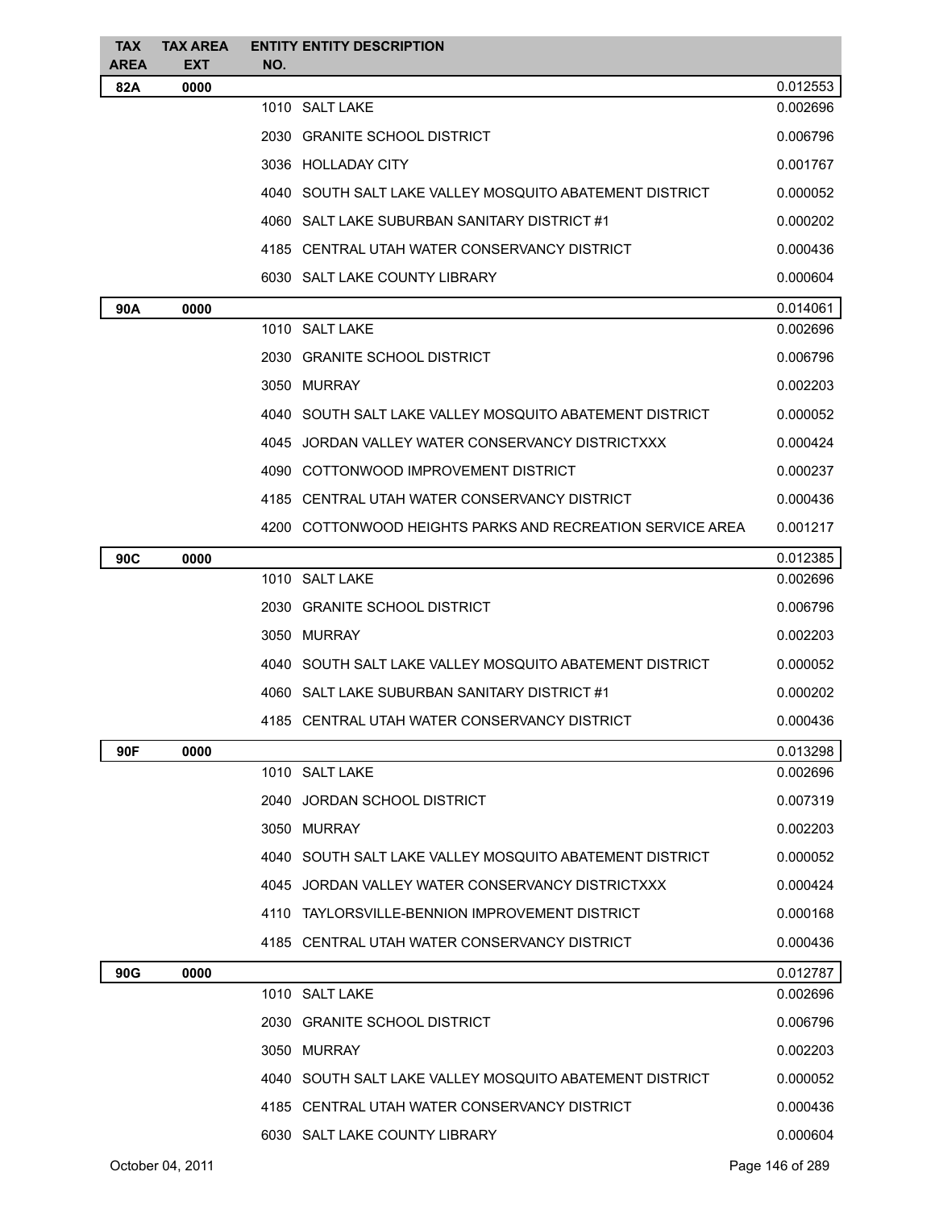| TAX AREA | TAX AREA EXT | ENTITY NO. | ENTITY DESCRIPTION | |
|---|---|---|---|---|
| 82A | 0000 | | | 0.012553 |
| | | 1010 | SALT LAKE | 0.002696 |
| | | 2030 | GRANITE SCHOOL DISTRICT | 0.006796 |
| | | 3036 | HOLLADAY CITY | 0.001767 |
| | | 4040 | SOUTH SALT LAKE VALLEY MOSQUITO ABATEMENT DISTRICT | 0.000052 |
| | | 4060 | SALT LAKE SUBURBAN SANITARY DISTRICT #1 | 0.000202 |
| | | 4185 | CENTRAL UTAH WATER CONSERVANCY DISTRICT | 0.000436 |
| | | 6030 | SALT LAKE COUNTY LIBRARY | 0.000604 |
| 90A | 0000 | | | 0.014061 |
| | | 1010 | SALT LAKE | 0.002696 |
| | | 2030 | GRANITE SCHOOL DISTRICT | 0.006796 |
| | | 3050 | MURRAY | 0.002203 |
| | | 4040 | SOUTH SALT LAKE VALLEY MOSQUITO ABATEMENT DISTRICT | 0.000052 |
| | | 4045 | JORDAN VALLEY WATER CONSERVANCY DISTRICTXXX | 0.000424 |
| | | 4090 | COTTONWOOD IMPROVEMENT DISTRICT | 0.000237 |
| | | 4185 | CENTRAL UTAH WATER CONSERVANCY DISTRICT | 0.000436 |
| | | 4200 | COTTONWOOD HEIGHTS PARKS AND RECREATION SERVICE AREA | 0.001217 |
| 90C | 0000 | | | 0.012385 |
| | | 1010 | SALT LAKE | 0.002696 |
| | | 2030 | GRANITE SCHOOL DISTRICT | 0.006796 |
| | | 3050 | MURRAY | 0.002203 |
| | | 4040 | SOUTH SALT LAKE VALLEY MOSQUITO ABATEMENT DISTRICT | 0.000052 |
| | | 4060 | SALT LAKE SUBURBAN SANITARY DISTRICT #1 | 0.000202 |
| | | 4185 | CENTRAL UTAH WATER CONSERVANCY DISTRICT | 0.000436 |
| 90F | 0000 | | | 0.013298 |
| | | 1010 | SALT LAKE | 0.002696 |
| | | 2040 | JORDAN SCHOOL DISTRICT | 0.007319 |
| | | 3050 | MURRAY | 0.002203 |
| | | 4040 | SOUTH SALT LAKE VALLEY MOSQUITO ABATEMENT DISTRICT | 0.000052 |
| | | 4045 | JORDAN VALLEY WATER CONSERVANCY DISTRICTXXX | 0.000424 |
| | | 4110 | TAYLORSVILLE-BENNION IMPROVEMENT DISTRICT | 0.000168 |
| | | 4185 | CENTRAL UTAH WATER CONSERVANCY DISTRICT | 0.000436 |
| 90G | 0000 | | | 0.012787 |
| | | 1010 | SALT LAKE | 0.002696 |
| | | 2030 | GRANITE SCHOOL DISTRICT | 0.006796 |
| | | 3050 | MURRAY | 0.002203 |
| | | 4040 | SOUTH SALT LAKE VALLEY MOSQUITO ABATEMENT DISTRICT | 0.000052 |
| | | 4185 | CENTRAL UTAH WATER CONSERVANCY DISTRICT | 0.000436 |
| | | 6030 | SALT LAKE COUNTY LIBRARY | 0.000604 |

October 04, 2011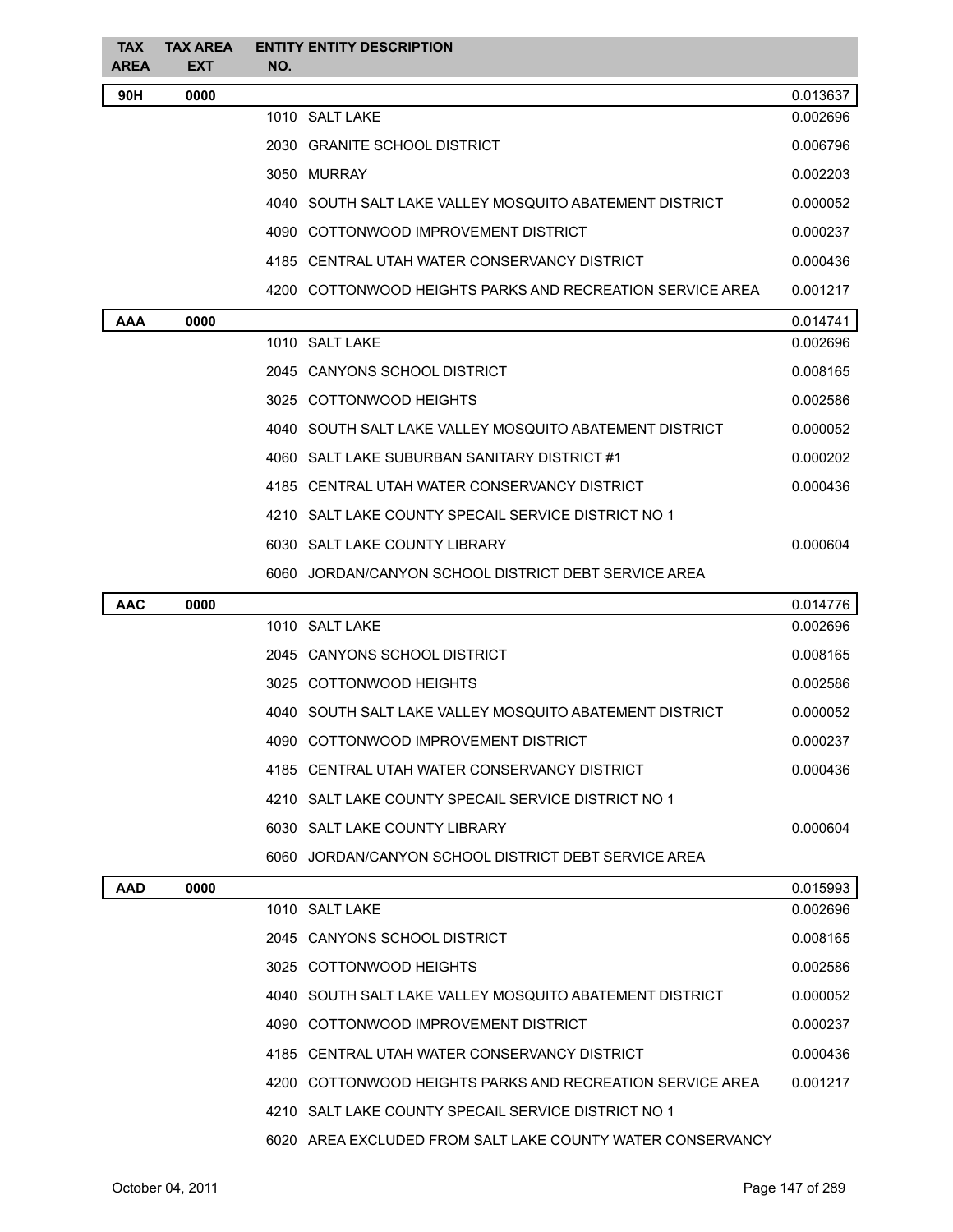| TAX AREA | TAX AREA EXT | ENTITY NO. | ENTITY DESCRIPTION | |
|---|---|---|---|---|
| **90H** | **0000** | | | 0.013637 |
| | | 1010 | SALT LAKE | 0.002696 |
| | | 2030 | GRANITE SCHOOL DISTRICT | 0.006796 |
| | | 3050 | MURRAY | 0.002203 |
| | | 4040 | SOUTH SALT LAKE VALLEY MOSQUITO ABATEMENT DISTRICT | 0.000052 |
| | | 4090 | COTTONWOOD IMPROVEMENT DISTRICT | 0.000237 |
| | | 4185 | CENTRAL UTAH WATER CONSERVANCY DISTRICT | 0.000436 |
| | | 4200 | COTTONWOOD HEIGHTS PARKS AND RECREATION SERVICE AREA | 0.001217 |
| **AAA** | **0000** | | | 0.014741 |
| | | 1010 | SALT LAKE | 0.002696 |
| | | 2045 | CANYONS SCHOOL DISTRICT | 0.008165 |
| | | 3025 | COTTONWOOD HEIGHTS | 0.002586 |
| | | 4040 | SOUTH SALT LAKE VALLEY MOSQUITO ABATEMENT DISTRICT | 0.000052 |
| | | 4060 | SALT LAKE SUBURBAN SANITARY DISTRICT #1 | 0.000202 |
| | | 4185 | CENTRAL UTAH WATER CONSERVANCY DISTRICT | 0.000436 |
| | | 4210 | SALT LAKE COUNTY SPECAIL SERVICE DISTRICT NO 1 | |
| | | 6030 | SALT LAKE COUNTY LIBRARY | 0.000604 |
| | | 6060 | JORDAN/CANYON SCHOOL DISTRICT DEBT SERVICE AREA | |
| **AAC** | **0000** | | | 0.014776 |
| | | 1010 | SALT LAKE | 0.002696 |
| | | 2045 | CANYONS SCHOOL DISTRICT | 0.008165 |
| | | 3025 | COTTONWOOD HEIGHTS | 0.002586 |
| | | 4040 | SOUTH SALT LAKE VALLEY MOSQUITO ABATEMENT DISTRICT | 0.000052 |
| | | 4090 | COTTONWOOD IMPROVEMENT DISTRICT | 0.000237 |
| | | 4185 | CENTRAL UTAH WATER CONSERVANCY DISTRICT | 0.000436 |
| | | 4210 | SALT LAKE COUNTY SPECAIL SERVICE DISTRICT NO 1 | |
| | | 6030 | SALT LAKE COUNTY LIBRARY | 0.000604 |
| | | 6060 | JORDAN/CANYON SCHOOL DISTRICT DEBT SERVICE AREA | |
| **AAD** | **0000** | | | 0.015993 |
| | | 1010 | SALT LAKE | 0.002696 |
| | | 2045 | CANYONS SCHOOL DISTRICT | 0.008165 |
| | | 3025 | COTTONWOOD HEIGHTS | 0.002586 |
| | | 4040 | SOUTH SALT LAKE VALLEY MOSQUITO ABATEMENT DISTRICT | 0.000052 |
| | | 4090 | COTTONWOOD IMPROVEMENT DISTRICT | 0.000237 |
| | | 4185 | CENTRAL UTAH WATER CONSERVANCY DISTRICT | 0.000436 |
| | | 4200 | COTTONWOOD HEIGHTS PARKS AND RECREATION SERVICE AREA | 0.001217 |
| | | 4210 | SALT LAKE COUNTY SPECAIL SERVICE DISTRICT NO 1 | |
| | | 6020 | AREA EXCLUDED FROM SALT LAKE COUNTY WATER CONSERVANCY | |

October 04, 2011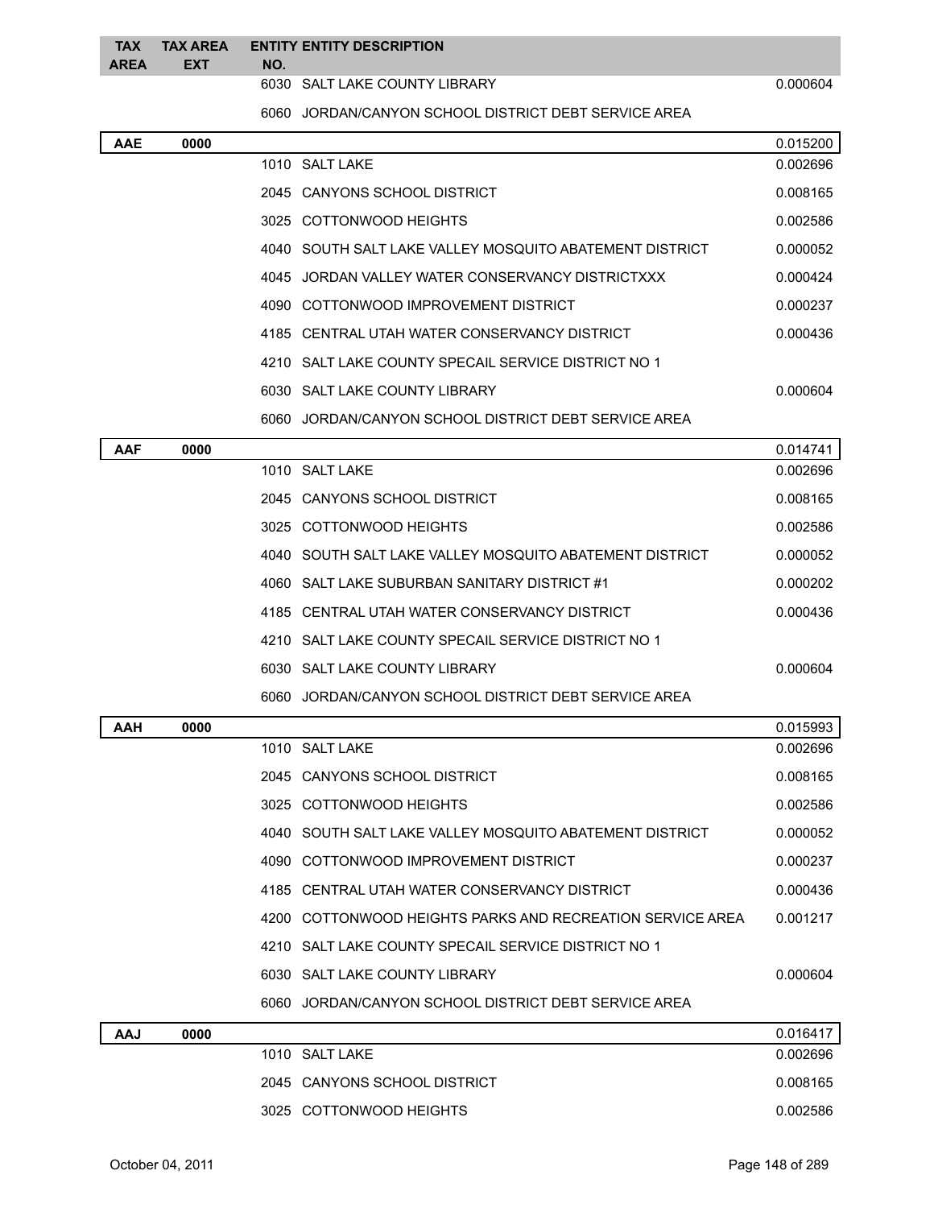| TAX AREA | TAX AREA EXT | ENTITY NO. | ENTITY DESCRIPTION | |
|---|---|---|---|---|
| | | 6030 | SALT LAKE COUNTY LIBRARY | 0.000604 |
| | | 6060 | JORDAN/CANYON SCHOOL DISTRICT DEBT SERVICE AREA | |
| **AAE** | **0000** | | | 0.015200 |
| | | 1010 | SALT LAKE | 0.002696 |
| | | 2045 | CANYONS SCHOOL DISTRICT | 0.008165 |
| | | 3025 | COTTONWOOD HEIGHTS | 0.002586 |
| | | 4040 | SOUTH SALT LAKE VALLEY MOSQUITO ABATEMENT DISTRICT | 0.000052 |
| | | 4045 | JORDAN VALLEY WATER CONSERVANCY DISTRICTXXX | 0.000424 |
| | | 4090 | COTTONWOOD IMPROVEMENT DISTRICT | 0.000237 |
| | | 4185 | CENTRAL UTAH WATER CONSERVANCY DISTRICT | 0.000436 |
| | | 4210 | SALT LAKE COUNTY SPECAIL SERVICE DISTRICT NO 1 | |
| | | 6030 | SALT LAKE COUNTY LIBRARY | 0.000604 |
| | | 6060 | JORDAN/CANYON SCHOOL DISTRICT DEBT SERVICE AREA | |
| **AAF** | **0000** | | | 0.014741 |
| | | 1010 | SALT LAKE | 0.002696 |
| | | 2045 | CANYONS SCHOOL DISTRICT | 0.008165 |
| | | 3025 | COTTONWOOD HEIGHTS | 0.002586 |
| | | 4040 | SOUTH SALT LAKE VALLEY MOSQUITO ABATEMENT DISTRICT | 0.000052 |
| | | 4060 | SALT LAKE SUBURBAN SANITARY DISTRICT #1 | 0.000202 |
| | | 4185 | CENTRAL UTAH WATER CONSERVANCY DISTRICT | 0.000436 |
| | | 4210 | SALT LAKE COUNTY SPECAIL SERVICE DISTRICT NO 1 | |
| | | 6030 | SALT LAKE COUNTY LIBRARY | 0.000604 |
| | | 6060 | JORDAN/CANYON SCHOOL DISTRICT DEBT SERVICE AREA | |
| **AAH** | **0000** | | | 0.015993 |
| | | 1010 | SALT LAKE | 0.002696 |
| | | 2045 | CANYONS SCHOOL DISTRICT | 0.008165 |
| | | 3025 | COTTONWOOD HEIGHTS | 0.002586 |
| | | 4040 | SOUTH SALT LAKE VALLEY MOSQUITO ABATEMENT DISTRICT | 0.000052 |
| | | 4090 | COTTONWOOD IMPROVEMENT DISTRICT | 0.000237 |
| | | 4185 | CENTRAL UTAH WATER CONSERVANCY DISTRICT | 0.000436 |
| | | 4200 | COTTONWOOD HEIGHTS PARKS AND RECREATION SERVICE AREA | 0.001217 |
| | | 4210 | SALT LAKE COUNTY SPECAIL SERVICE DISTRICT NO 1 | |
| | | 6030 | SALT LAKE COUNTY LIBRARY | 0.000604 |
| | | 6060 | JORDAN/CANYON SCHOOL DISTRICT DEBT SERVICE AREA | |
| **AAJ** | **0000** | | | 0.016417 |
| | | 1010 | SALT LAKE | 0.002696 |
| | | 2045 | CANYONS SCHOOL DISTRICT | 0.008165 |
| | | 3025 | COTTONWOOD HEIGHTS | 0.002586 |

October 04, 2011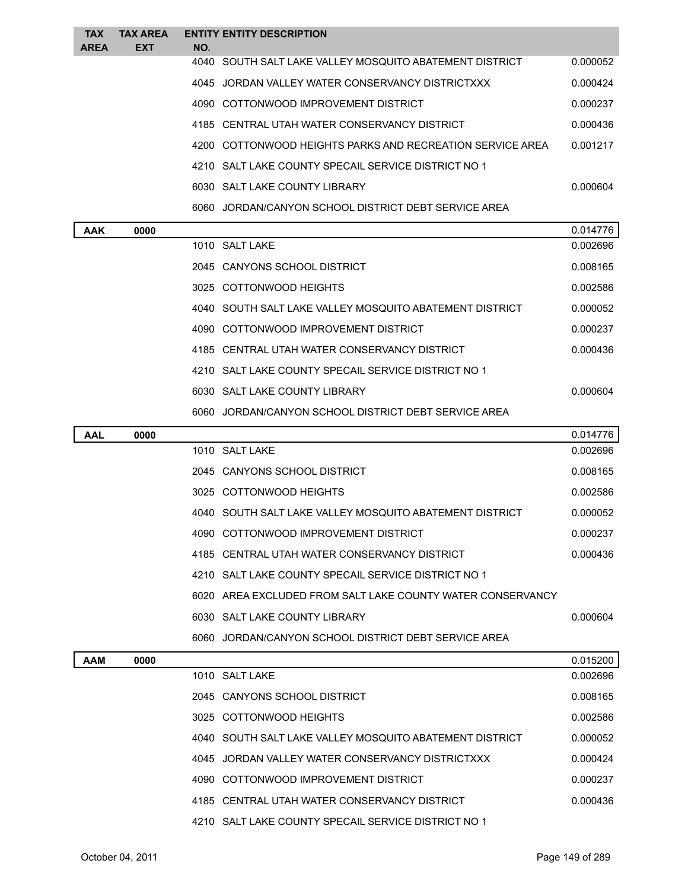| TAX AREA | TAX AREA EXT | ENTITY NO. | ENTITY DESCRIPTION | |
|---|---|---|---|---|
| | | 4040 | SOUTH SALT LAKE VALLEY MOSQUITO ABATEMENT DISTRICT | 0.000052 |
| | | 4045 | JORDAN VALLEY WATER CONSERVANCY DISTRICTXXX | 0.000424 |
| | | 4090 | COTTONWOOD IMPROVEMENT DISTRICT | 0.000237 |
| | | 4185 | CENTRAL UTAH WATER CONSERVANCY DISTRICT | 0.000436 |
| | | 4200 | COTTONWOOD HEIGHTS PARKS AND RECREATION SERVICE AREA | 0.001217 |
| | | 4210 | SALT LAKE COUNTY SPECAIL SERVICE DISTRICT NO 1 | |
| | | 6030 | SALT LAKE COUNTY LIBRARY | 0.000604 |
| | | 6060 | JORDAN/CANYON SCHOOL DISTRICT DEBT SERVICE AREA | |
| **AAK** | **0000** | | | 0.014776 |
| | | 1010 | SALT LAKE | 0.002696 |
| | | 2045 | CANYONS SCHOOL DISTRICT | 0.008165 |
| | | 3025 | COTTONWOOD HEIGHTS | 0.002586 |
| | | 4040 | SOUTH SALT LAKE VALLEY MOSQUITO ABATEMENT DISTRICT | 0.000052 |
| | | 4090 | COTTONWOOD IMPROVEMENT DISTRICT | 0.000237 |
| | | 4185 | CENTRAL UTAH WATER CONSERVANCY DISTRICT | 0.000436 |
| | | 4210 | SALT LAKE COUNTY SPECAIL SERVICE DISTRICT NO 1 | |
| | | 6030 | SALT LAKE COUNTY LIBRARY | 0.000604 |
| | | 6060 | JORDAN/CANYON SCHOOL DISTRICT DEBT SERVICE AREA | |
| **AAL** | **0000** | | | 0.014776 |
| | | 1010 | SALT LAKE | 0.002696 |
| | | 2045 | CANYONS SCHOOL DISTRICT | 0.008165 |
| | | 3025 | COTTONWOOD HEIGHTS | 0.002586 |
| | | 4040 | SOUTH SALT LAKE VALLEY MOSQUITO ABATEMENT DISTRICT | 0.000052 |
| | | 4090 | COTTONWOOD IMPROVEMENT DISTRICT | 0.000237 |
| | | 4185 | CENTRAL UTAH WATER CONSERVANCY DISTRICT | 0.000436 |
| | | 4210 | SALT LAKE COUNTY SPECAIL SERVICE DISTRICT NO 1 | |
| | | 6020 | AREA EXCLUDED FROM SALT LAKE COUNTY WATER CONSERVANCY | |
| | | 6030 | SALT LAKE COUNTY LIBRARY | 0.000604 |
| | | 6060 | JORDAN/CANYON SCHOOL DISTRICT DEBT SERVICE AREA | |
| **AAM** | **0000** | | | 0.015200 |
| | | 1010 | SALT LAKE | 0.002696 |
| | | 2045 | CANYONS SCHOOL DISTRICT | 0.008165 |
| | | 3025 | COTTONWOOD HEIGHTS | 0.002586 |
| | | 4040 | SOUTH SALT LAKE VALLEY MOSQUITO ABATEMENT DISTRICT | 0.000052 |
| | | 4045 | JORDAN VALLEY WATER CONSERVANCY DISTRICTXXX | 0.000424 |
| | | 4090 | COTTONWOOD IMPROVEMENT DISTRICT | 0.000237 |
| | | 4185 | CENTRAL UTAH WATER CONSERVANCY DISTRICT | 0.000436 |
| | | 4210 | SALT LAKE COUNTY SPECAIL SERVICE DISTRICT NO 1 | |

October 04, 2011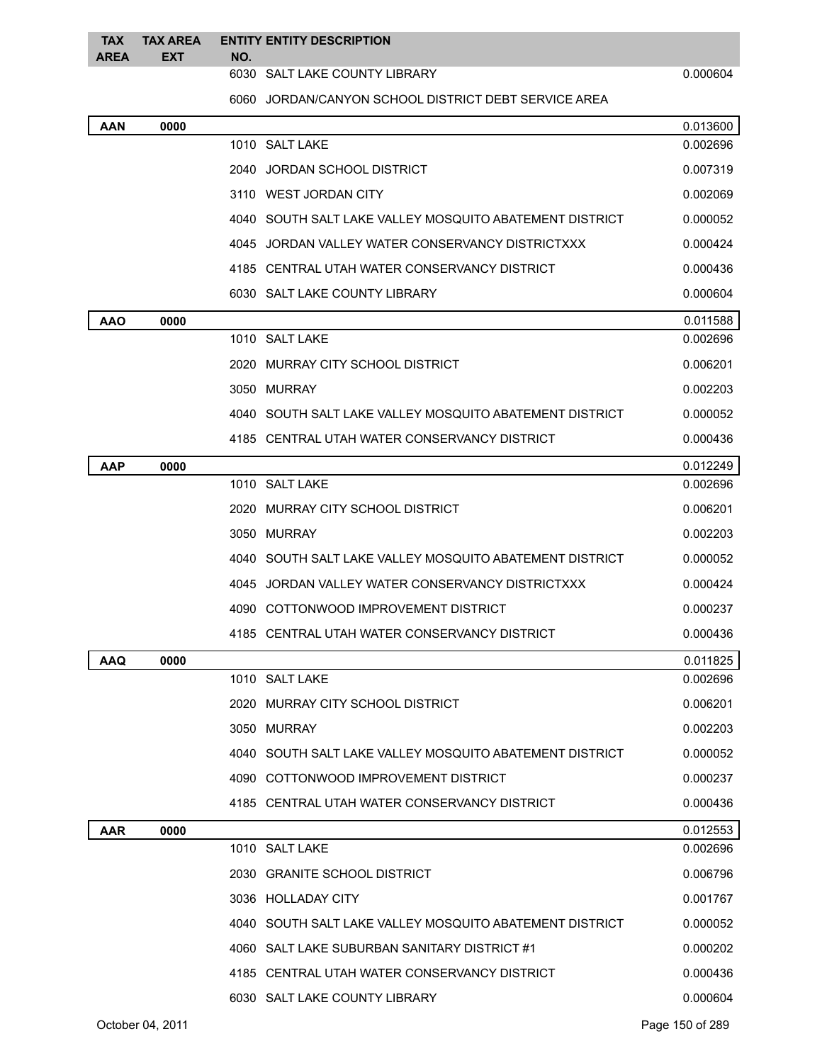| TAX AREA | TAX AREA EXT | ENTITY NO. | ENTITY DESCRIPTION | |
|---|---|---|---|---|
| | | 6030 | SALT LAKE COUNTY LIBRARY | 0.000604 |
| | | 6060 | JORDAN/CANYON SCHOOL DISTRICT DEBT SERVICE AREA | |
| **AAN** | **0000** | | | 0.013600 |
| | | 1010 | SALT LAKE | 0.002696 |
| | | 2040 | JORDAN SCHOOL DISTRICT | 0.007319 |
| | | 3110 | WEST JORDAN CITY | 0.002069 |
| | | 4040 | SOUTH SALT LAKE VALLEY MOSQUITO ABATEMENT DISTRICT | 0.000052 |
| | | 4045 | JORDAN VALLEY WATER CONSERVANCY DISTRICTXXX | 0.000424 |
| | | 4185 | CENTRAL UTAH WATER CONSERVANCY DISTRICT | 0.000436 |
| | | 6030 | SALT LAKE COUNTY LIBRARY | 0.000604 |
| **AAO** | **0000** | | | 0.011588 |
| | | 1010 | SALT LAKE | 0.002696 |
| | | 2020 | MURRAY CITY SCHOOL DISTRICT | 0.006201 |
| | | 3050 | MURRAY | 0.002203 |
| | | 4040 | SOUTH SALT LAKE VALLEY MOSQUITO ABATEMENT DISTRICT | 0.000052 |
| | | 4185 | CENTRAL UTAH WATER CONSERVANCY DISTRICT | 0.000436 |
| **AAP** | **0000** | | | 0.012249 |
| | | 1010 | SALT LAKE | 0.002696 |
| | | 2020 | MURRAY CITY SCHOOL DISTRICT | 0.006201 |
| | | 3050 | MURRAY | 0.002203 |
| | | 4040 | SOUTH SALT LAKE VALLEY MOSQUITO ABATEMENT DISTRICT | 0.000052 |
| | | 4045 | JORDAN VALLEY WATER CONSERVANCY DISTRICTXXX | 0.000424 |
| | | 4090 | COTTONWOOD IMPROVEMENT DISTRICT | 0.000237 |
| | | 4185 | CENTRAL UTAH WATER CONSERVANCY DISTRICT | 0.000436 |
| **AAQ** | **0000** | | | 0.011825 |
| | | 1010 | SALT LAKE | 0.002696 |
| | | 2020 | MURRAY CITY SCHOOL DISTRICT | 0.006201 |
| | | 3050 | MURRAY | 0.002203 |
| | | 4040 | SOUTH SALT LAKE VALLEY MOSQUITO ABATEMENT DISTRICT | 0.000052 |
| | | 4090 | COTTONWOOD IMPROVEMENT DISTRICT | 0.000237 |
| | | 4185 | CENTRAL UTAH WATER CONSERVANCY DISTRICT | 0.000436 |
| **AAR** | **0000** | | | 0.012553 |
| | | 1010 | SALT LAKE | 0.002696 |
| | | 2030 | GRANITE SCHOOL DISTRICT | 0.006796 |
| | | 3036 | HOLLADAY CITY | 0.001767 |
| | | 4040 | SOUTH SALT LAKE VALLEY MOSQUITO ABATEMENT DISTRICT | 0.000052 |
| | | 4060 | SALT LAKE SUBURBAN SANITARY DISTRICT #1 | 0.000202 |
| | | 4185 | CENTRAL UTAH WATER CONSERVANCY DISTRICT | 0.000436 |
| | | 6030 | SALT LAKE COUNTY LIBRARY | 0.000604 |

October 04, 2011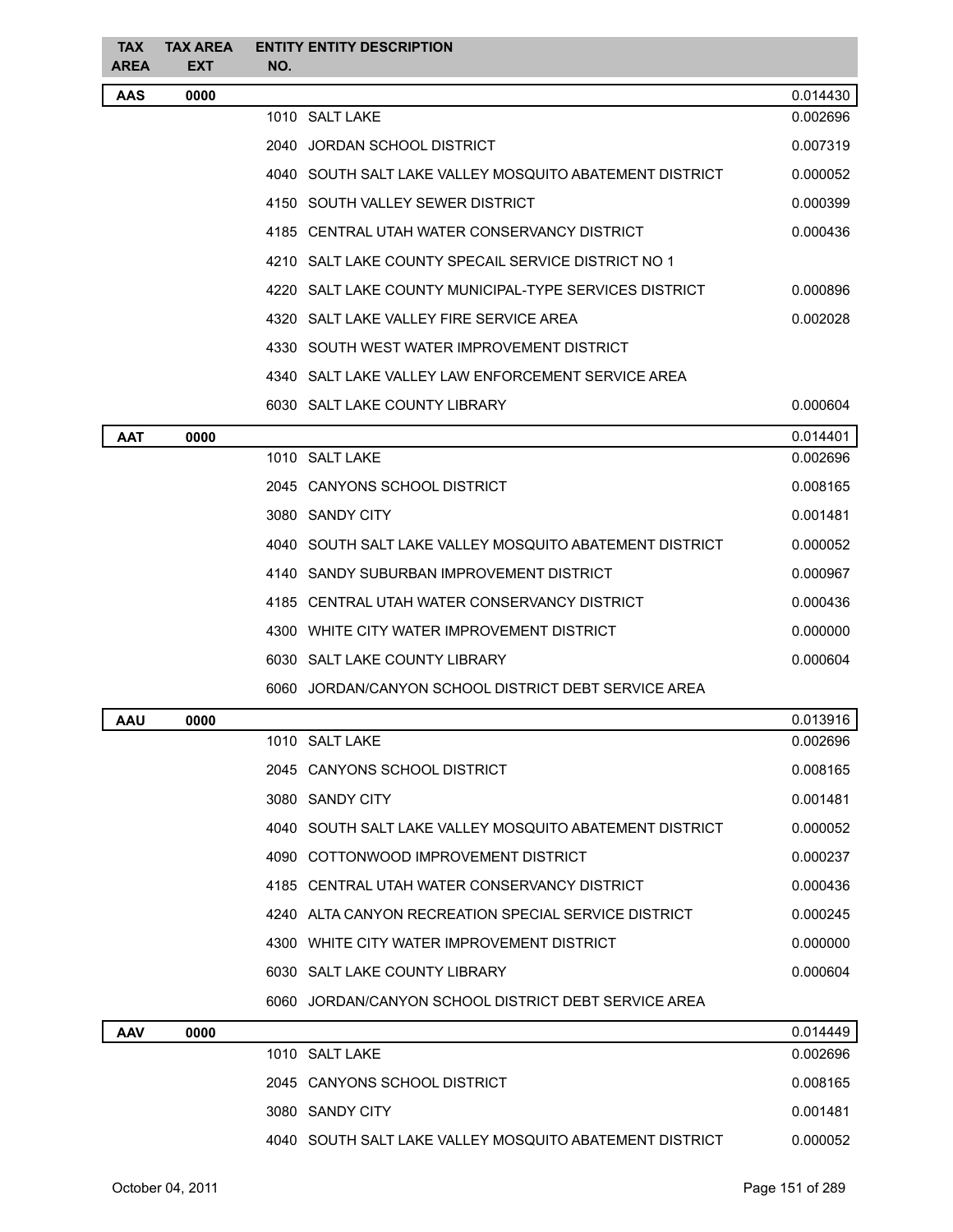| TAX AREA | TAX AREA EXT | ENTITY NO. | ENTITY DESCRIPTION | |
|---|---|---|---|---|
| **AAS** | **0000** | | | 0.014430 |
| | | 1010 | SALT LAKE | 0.002696 |
| | | 2040 | JORDAN SCHOOL DISTRICT | 0.007319 |
| | | 4040 | SOUTH SALT LAKE VALLEY MOSQUITO ABATEMENT DISTRICT | 0.000052 |
| | | 4150 | SOUTH VALLEY SEWER DISTRICT | 0.000399 |
| | | 4185 | CENTRAL UTAH WATER CONSERVANCY DISTRICT | 0.000436 |
| | | 4210 | SALT LAKE COUNTY SPECAIL SERVICE DISTRICT NO 1 | |
| | | 4220 | SALT LAKE COUNTY MUNICIPAL-TYPE SERVICES DISTRICT | 0.000896 |
| | | 4320 | SALT LAKE VALLEY FIRE SERVICE AREA | 0.002028 |
| | | 4330 | SOUTH WEST WATER IMPROVEMENT DISTRICT | |
| | | 4340 | SALT LAKE VALLEY LAW ENFORCEMENT SERVICE AREA | |
| | | 6030 | SALT LAKE COUNTY LIBRARY | 0.000604 |
| **AAT** | **0000** | | | 0.014401 |
| | | 1010 | SALT LAKE | 0.002696 |
| | | 2045 | CANYONS SCHOOL DISTRICT | 0.008165 |
| | | 3080 | SANDY CITY | 0.001481 |
| | | 4040 | SOUTH SALT LAKE VALLEY MOSQUITO ABATEMENT DISTRICT | 0.000052 |
| | | 4140 | SANDY SUBURBAN IMPROVEMENT DISTRICT | 0.000967 |
| | | 4185 | CENTRAL UTAH WATER CONSERVANCY DISTRICT | 0.000436 |
| | | 4300 | WHITE CITY WATER IMPROVEMENT DISTRICT | 0.000000 |
| | | 6030 | SALT LAKE COUNTY LIBRARY | 0.000604 |
| | | 6060 | JORDAN/CANYON SCHOOL DISTRICT DEBT SERVICE AREA | |
| **AAU** | **0000** | | | 0.013916 |
| | | 1010 | SALT LAKE | 0.002696 |
| | | 2045 | CANYONS SCHOOL DISTRICT | 0.008165 |
| | | 3080 | SANDY CITY | 0.001481 |
| | | 4040 | SOUTH SALT LAKE VALLEY MOSQUITO ABATEMENT DISTRICT | 0.000052 |
| | | 4090 | COTTONWOOD IMPROVEMENT DISTRICT | 0.000237 |
| | | 4185 | CENTRAL UTAH WATER CONSERVANCY DISTRICT | 0.000436 |
| | | 4240 | ALTA CANYON RECREATION SPECIAL SERVICE DISTRICT | 0.000245 |
| | | 4300 | WHITE CITY WATER IMPROVEMENT DISTRICT | 0.000000 |
| | | 6030 | SALT LAKE COUNTY LIBRARY | 0.000604 |
| | | 6060 | JORDAN/CANYON SCHOOL DISTRICT DEBT SERVICE AREA | |
| **AAV** | **0000** | | | 0.014449 |
| | | 1010 | SALT LAKE | 0.002696 |
| | | 2045 | CANYONS SCHOOL DISTRICT | 0.008165 |
| | | 3080 | SANDY CITY | 0.001481 |
| | | 4040 | SOUTH SALT LAKE VALLEY MOSQUITO ABATEMENT DISTRICT | 0.000052 |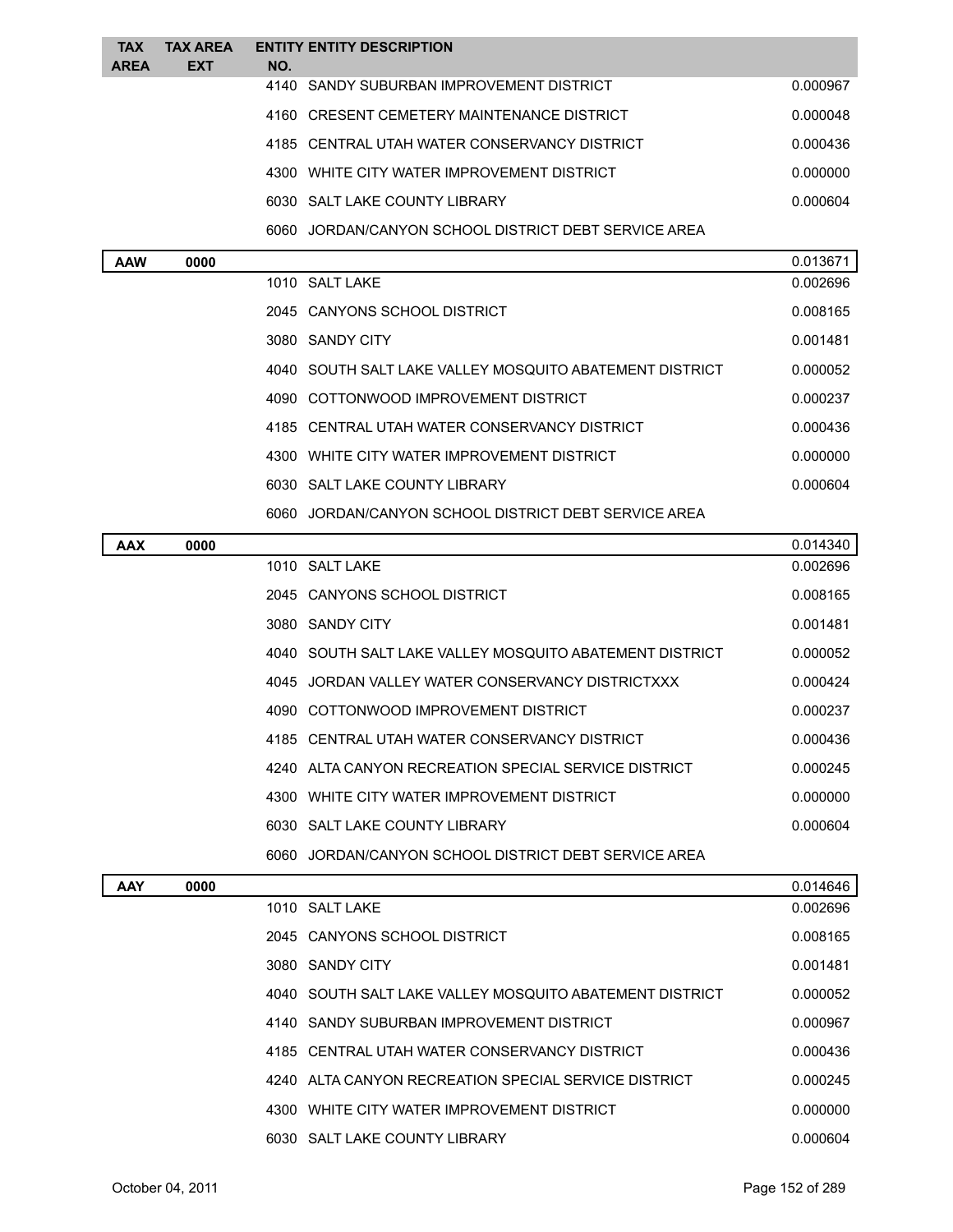| TAX AREA | TAX AREA EXT | ENTITY NO. | ENTITY DESCRIPTION | |
|---|---|---|---|---|
| | | 4140 | SANDY SUBURBAN IMPROVEMENT DISTRICT | 0.000967 |
| | | 4160 | CRESENT CEMETERY MAINTENANCE DISTRICT | 0.000048 |
| | | 4185 | CENTRAL UTAH WATER CONSERVANCY DISTRICT | 0.000436 |
| | | 4300 | WHITE CITY WATER IMPROVEMENT DISTRICT | 0.000000 |
| | | 6030 | SALT LAKE COUNTY LIBRARY | 0.000604 |
| | | 6060 | JORDAN/CANYON SCHOOL DISTRICT DEBT SERVICE AREA | |
| **AAW** | **0000** | | | 0.013671 |
| | | 1010 | SALT LAKE | 0.002696 |
| | | 2045 | CANYONS SCHOOL DISTRICT | 0.008165 |
| | | 3080 | SANDY CITY | 0.001481 |
| | | 4040 | SOUTH SALT LAKE VALLEY MOSQUITO ABATEMENT DISTRICT | 0.000052 |
| | | 4090 | COTTONWOOD IMPROVEMENT DISTRICT | 0.000237 |
| | | 4185 | CENTRAL UTAH WATER CONSERVANCY DISTRICT | 0.000436 |
| | | 4300 | WHITE CITY WATER IMPROVEMENT DISTRICT | 0.000000 |
| | | 6030 | SALT LAKE COUNTY LIBRARY | 0.000604 |
| | | 6060 | JORDAN/CANYON SCHOOL DISTRICT DEBT SERVICE AREA | |
| **AAX** | **0000** | | | 0.014340 |
| | | 1010 | SALT LAKE | 0.002696 |
| | | 2045 | CANYONS SCHOOL DISTRICT | 0.008165 |
| | | 3080 | SANDY CITY | 0.001481 |
| | | 4040 | SOUTH SALT LAKE VALLEY MOSQUITO ABATEMENT DISTRICT | 0.000052 |
| | | 4045 | JORDAN VALLEY WATER CONSERVANCY DISTRICTXXX | 0.000424 |
| | | 4090 | COTTONWOOD IMPROVEMENT DISTRICT | 0.000237 |
| | | 4185 | CENTRAL UTAH WATER CONSERVANCY DISTRICT | 0.000436 |
| | | 4240 | ALTA CANYON RECREATION SPECIAL SERVICE DISTRICT | 0.000245 |
| | | 4300 | WHITE CITY WATER IMPROVEMENT DISTRICT | 0.000000 |
| | | 6030 | SALT LAKE COUNTY LIBRARY | 0.000604 |
| | | 6060 | JORDAN/CANYON SCHOOL DISTRICT DEBT SERVICE AREA | |
| **AAY** | **0000** | | | 0.014646 |
| | | 1010 | SALT LAKE | 0.002696 |
| | | 2045 | CANYONS SCHOOL DISTRICT | 0.008165 |
| | | 3080 | SANDY CITY | 0.001481 |
| | | 4040 | SOUTH SALT LAKE VALLEY MOSQUITO ABATEMENT DISTRICT | 0.000052 |
| | | 4140 | SANDY SUBURBAN IMPROVEMENT DISTRICT | 0.000967 |
| | | 4185 | CENTRAL UTAH WATER CONSERVANCY DISTRICT | 0.000436 |
| | | 4240 | ALTA CANYON RECREATION SPECIAL SERVICE DISTRICT | 0.000245 |
| | | 4300 | WHITE CITY WATER IMPROVEMENT DISTRICT | 0.000000 |
| | | 6030 | SALT LAKE COUNTY LIBRARY | 0.000604 |

October 04, 2011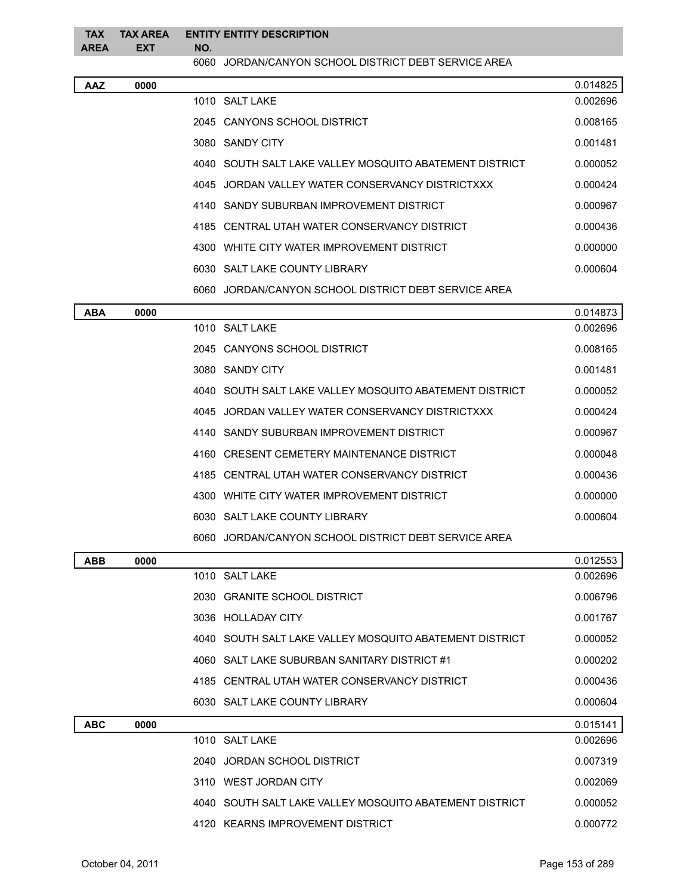| TAX AREA | TAX AREA EXT | ENTITY NO. | ENTITY DESCRIPTION | |
|---|---|---|---|---|
| | | 6060 | JORDAN/CANYON SCHOOL DISTRICT DEBT SERVICE AREA | |
| **AAZ** | **0000** | | | 0.014825 |
| | | 1010 | SALT LAKE | 0.002696 |
| | | 2045 | CANYONS SCHOOL DISTRICT | 0.008165 |
| | | 3080 | SANDY CITY | 0.001481 |
| | | 4040 | SOUTH SALT LAKE VALLEY MOSQUITO ABATEMENT DISTRICT | 0.000052 |
| | | 4045 | JORDAN VALLEY WATER CONSERVANCY DISTRICTXXX | 0.000424 |
| | | 4140 | SANDY SUBURBAN IMPROVEMENT DISTRICT | 0.000967 |
| | | 4185 | CENTRAL UTAH WATER CONSERVANCY DISTRICT | 0.000436 |
| | | 4300 | WHITE CITY WATER IMPROVEMENT DISTRICT | 0.000000 |
| | | 6030 | SALT LAKE COUNTY LIBRARY | 0.000604 |
| | | 6060 | JORDAN/CANYON SCHOOL DISTRICT DEBT SERVICE AREA | |
| **ABA** | **0000** | | | 0.014873 |
| | | 1010 | SALT LAKE | 0.002696 |
| | | 2045 | CANYONS SCHOOL DISTRICT | 0.008165 |
| | | 3080 | SANDY CITY | 0.001481 |
| | | 4040 | SOUTH SALT LAKE VALLEY MOSQUITO ABATEMENT DISTRICT | 0.000052 |
| | | 4045 | JORDAN VALLEY WATER CONSERVANCY DISTRICTXXX | 0.000424 |
| | | 4140 | SANDY SUBURBAN IMPROVEMENT DISTRICT | 0.000967 |
| | | 4160 | CRESENT CEMETERY MAINTENANCE DISTRICT | 0.000048 |
| | | 4185 | CENTRAL UTAH WATER CONSERVANCY DISTRICT | 0.000436 |
| | | 4300 | WHITE CITY WATER IMPROVEMENT DISTRICT | 0.000000 |
| | | 6030 | SALT LAKE COUNTY LIBRARY | 0.000604 |
| | | 6060 | JORDAN/CANYON SCHOOL DISTRICT DEBT SERVICE AREA | |
| **ABB** | **0000** | | | 0.012553 |
| | | 1010 | SALT LAKE | 0.002696 |
| | | 2030 | GRANITE SCHOOL DISTRICT | 0.006796 |
| | | 3036 | HOLLADAY CITY | 0.001767 |
| | | 4040 | SOUTH SALT LAKE VALLEY MOSQUITO ABATEMENT DISTRICT | 0.000052 |
| | | 4060 | SALT LAKE SUBURBAN SANITARY DISTRICT #1 | 0.000202 |
| | | 4185 | CENTRAL UTAH WATER CONSERVANCY DISTRICT | 0.000436 |
| | | 6030 | SALT LAKE COUNTY LIBRARY | 0.000604 |
| **ABC** | **0000** | | | 0.015141 |
| | | 1010 | SALT LAKE | 0.002696 |
| | | 2040 | JORDAN SCHOOL DISTRICT | 0.007319 |
| | | 3110 | WEST JORDAN CITY | 0.002069 |
| | | 4040 | SOUTH SALT LAKE VALLEY MOSQUITO ABATEMENT DISTRICT | 0.000052 |
| | | 4120 | KEARNS IMPROVEMENT DISTRICT | 0.000772 |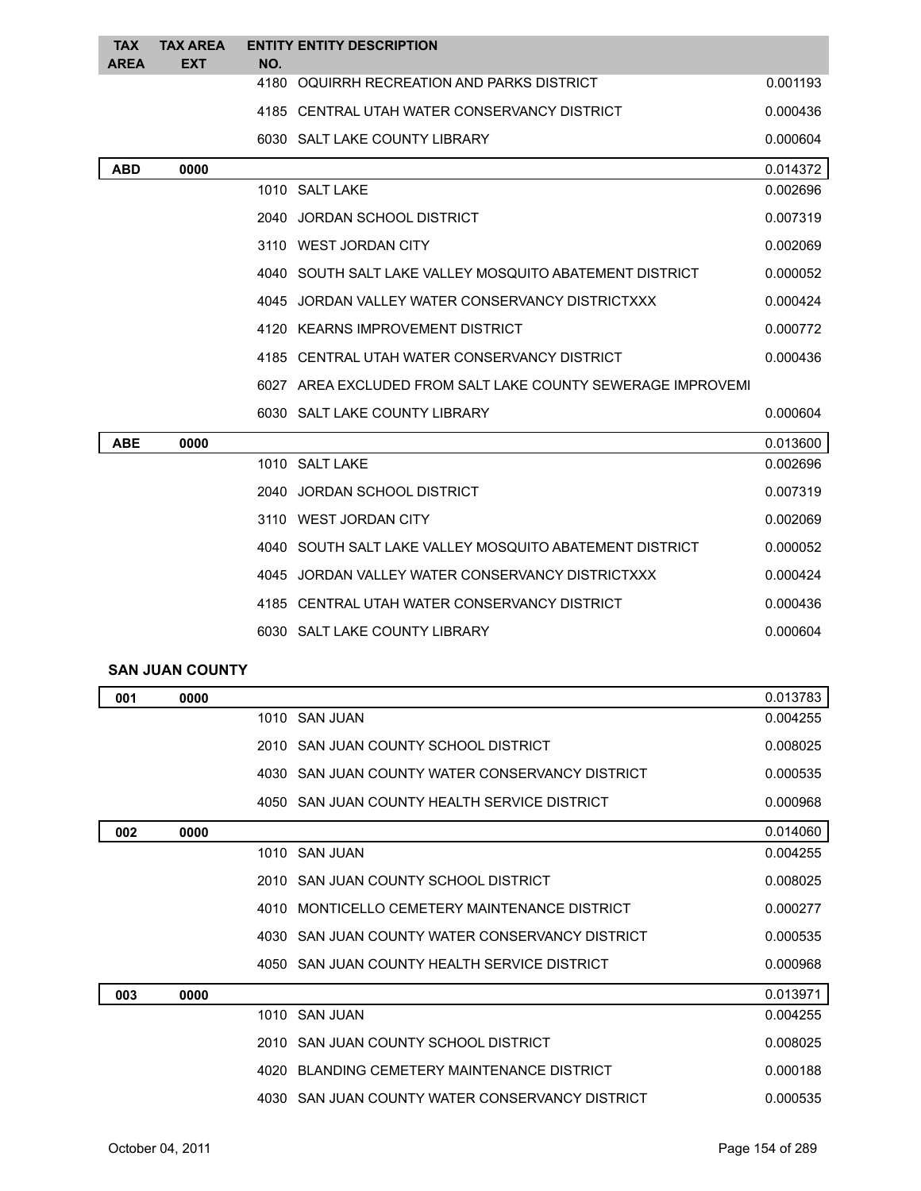| TAX AREA | TAX AREA EXT | ENTITY NO. | ENTITY DESCRIPTION | |
|---|---|---|---|---|
| | | 4180 | OQUIRRH RECREATION AND PARKS DISTRICT | 0.001193 |
| | | 4185 | CENTRAL UTAH WATER CONSERVANCY DISTRICT | 0.000436 |
| | | 6030 | SALT LAKE COUNTY LIBRARY | 0.000604 |
| **ABD** | **0000** | | | 0.014372 |
| | | 1010 | SALT LAKE | 0.002696 |
| | | 2040 | JORDAN SCHOOL DISTRICT | 0.007319 |
| | | 3110 | WEST JORDAN CITY | 0.002069 |
| | | 4040 | SOUTH SALT LAKE VALLEY MOSQUITO ABATEMENT DISTRICT | 0.000052 |
| | | 4045 | JORDAN VALLEY WATER CONSERVANCY DISTRICTXXX | 0.000424 |
| | | 4120 | KEARNS IMPROVEMENT DISTRICT | 0.000772 |
| | | 4185 | CENTRAL UTAH WATER CONSERVANCY DISTRICT | 0.000436 |
| | | 6027 | AREA EXCLUDED FROM SALT LAKE COUNTY SEWERAGE IMPROVEMI | |
| | | 6030 | SALT LAKE COUNTY LIBRARY | 0.000604 |
| **ABE** | **0000** | | | 0.013600 |
| | | 1010 | SALT LAKE | 0.002696 |
| | | 2040 | JORDAN SCHOOL DISTRICT | 0.007319 |
| | | 3110 | WEST JORDAN CITY | 0.002069 |
| | | 4040 | SOUTH SALT LAKE VALLEY MOSQUITO ABATEMENT DISTRICT | 0.000052 |
| | | 4045 | JORDAN VALLEY WATER CONSERVANCY DISTRICTXXX | 0.000424 |
| | | 4185 | CENTRAL UTAH WATER CONSERVANCY DISTRICT | 0.000436 |
| | | 6030 | SALT LAKE COUNTY LIBRARY | 0.000604 |

**SAN JUAN COUNTY**

| TAX AREA | TAX AREA EXT | ENTITY NO. | ENTITY DESCRIPTION | |
|---|---|---|---|---|
| **001** | **0000** | | | 0.013783 |
| | | 1010 | SAN JUAN | 0.004255 |
| | | 2010 | SAN JUAN COUNTY SCHOOL DISTRICT | 0.008025 |
| | | 4030 | SAN JUAN COUNTY WATER CONSERVANCY DISTRICT | 0.000535 |
| | | 4050 | SAN JUAN COUNTY HEALTH SERVICE DISTRICT | 0.000968 |
| **002** | **0000** | | | 0.014060 |
| | | 1010 | SAN JUAN | 0.004255 |
| | | 2010 | SAN JUAN COUNTY SCHOOL DISTRICT | 0.008025 |
| | | 4010 | MONTICELLO CEMETERY MAINTENANCE DISTRICT | 0.000277 |
| | | 4030 | SAN JUAN COUNTY WATER CONSERVANCY DISTRICT | 0.000535 |
| | | 4050 | SAN JUAN COUNTY HEALTH SERVICE DISTRICT | 0.000968 |
| **003** | **0000** | | | 0.013971 |
| | | 1010 | SAN JUAN | 0.004255 |
| | | 2010 | SAN JUAN COUNTY SCHOOL DISTRICT | 0.008025 |
| | | 4020 | BLANDING CEMETERY MAINTENANCE DISTRICT | 0.000188 |
| | | 4030 | SAN JUAN COUNTY WATER CONSERVANCY DISTRICT | 0.000535 |

October 04, 2011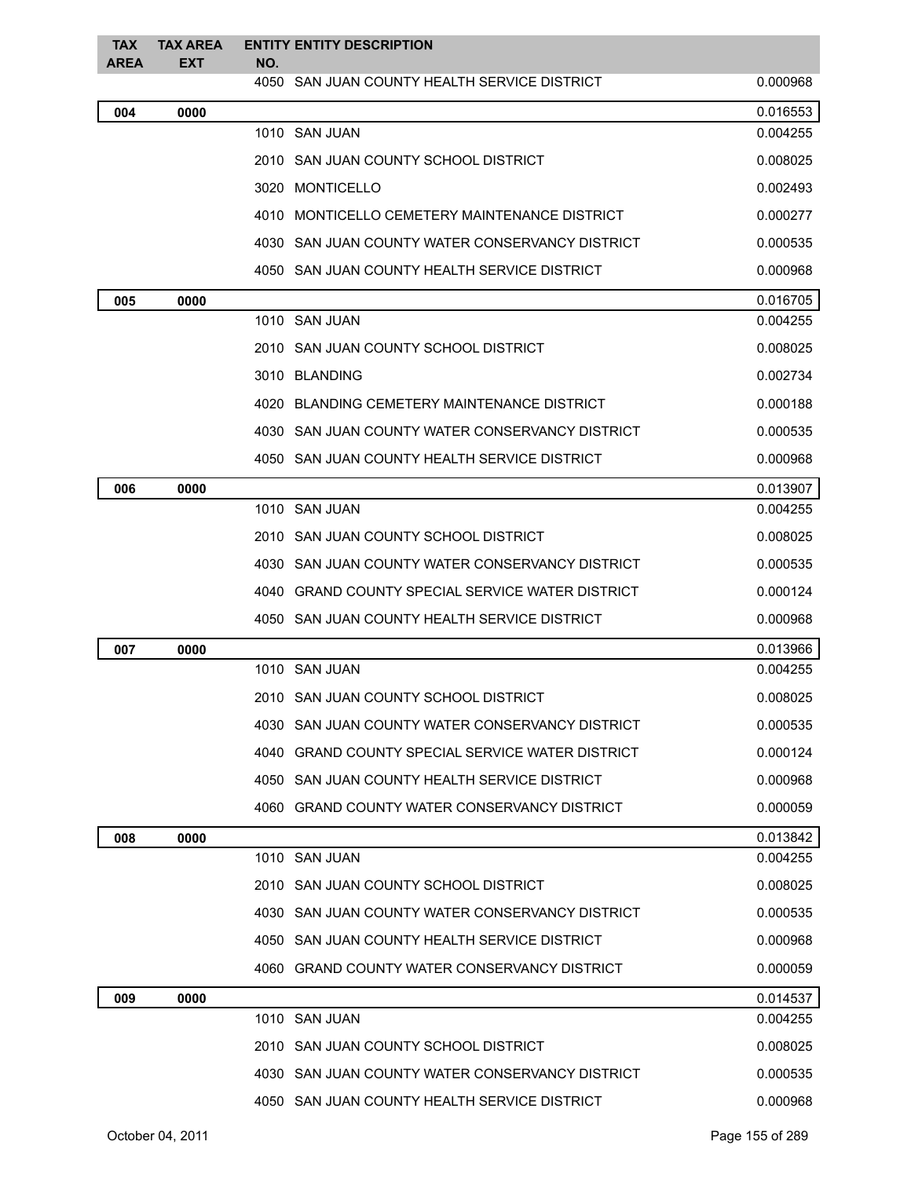| TAX AREA | TAX AREA EXT | ENTITY NO. | ENTITY DESCRIPTION | |
|---|---|---|---|---|
| | | 4050 | SAN JUAN COUNTY HEALTH SERVICE DISTRICT | 0.000968 |
| **004** | **0000** | | | 0.016553 |
| | | 1010 | SAN JUAN | 0.004255 |
| | | 2010 | SAN JUAN COUNTY SCHOOL DISTRICT | 0.008025 |
| | | 3020 | MONTICELLO | 0.002493 |
| | | 4010 | MONTICELLO CEMETERY MAINTENANCE DISTRICT | 0.000277 |
| | | 4030 | SAN JUAN COUNTY WATER CONSERVANCY DISTRICT | 0.000535 |
| | | 4050 | SAN JUAN COUNTY HEALTH SERVICE DISTRICT | 0.000968 |
| **005** | **0000** | | | 0.016705 |
| | | 1010 | SAN JUAN | 0.004255 |
| | | 2010 | SAN JUAN COUNTY SCHOOL DISTRICT | 0.008025 |
| | | 3010 | BLANDING | 0.002734 |
| | | 4020 | BLANDING CEMETERY MAINTENANCE DISTRICT | 0.000188 |
| | | 4030 | SAN JUAN COUNTY WATER CONSERVANCY DISTRICT | 0.000535 |
| | | 4050 | SAN JUAN COUNTY HEALTH SERVICE DISTRICT | 0.000968 |
| **006** | **0000** | | | 0.013907 |
| | | 1010 | SAN JUAN | 0.004255 |
| | | 2010 | SAN JUAN COUNTY SCHOOL DISTRICT | 0.008025 |
| | | 4030 | SAN JUAN COUNTY WATER CONSERVANCY DISTRICT | 0.000535 |
| | | 4040 | GRAND COUNTY SPECIAL SERVICE WATER DISTRICT | 0.000124 |
| | | 4050 | SAN JUAN COUNTY HEALTH SERVICE DISTRICT | 0.000968 |
| **007** | **0000** | | | 0.013966 |
| | | 1010 | SAN JUAN | 0.004255 |
| | | 2010 | SAN JUAN COUNTY SCHOOL DISTRICT | 0.008025 |
| | | 4030 | SAN JUAN COUNTY WATER CONSERVANCY DISTRICT | 0.000535 |
| | | 4040 | GRAND COUNTY SPECIAL SERVICE WATER DISTRICT | 0.000124 |
| | | 4050 | SAN JUAN COUNTY HEALTH SERVICE DISTRICT | 0.000968 |
| | | 4060 | GRAND COUNTY WATER CONSERVANCY DISTRICT | 0.000059 |
| **008** | **0000** | | | 0.013842 |
| | | 1010 | SAN JUAN | 0.004255 |
| | | 2010 | SAN JUAN COUNTY SCHOOL DISTRICT | 0.008025 |
| | | 4030 | SAN JUAN COUNTY WATER CONSERVANCY DISTRICT | 0.000535 |
| | | 4050 | SAN JUAN COUNTY HEALTH SERVICE DISTRICT | 0.000968 |
| | | 4060 | GRAND COUNTY WATER CONSERVANCY DISTRICT | 0.000059 |
| **009** | **0000** | | | 0.014537 |
| | | 1010 | SAN JUAN | 0.004255 |
| | | 2010 | SAN JUAN COUNTY SCHOOL DISTRICT | 0.008025 |
| | | 4030 | SAN JUAN COUNTY WATER CONSERVANCY DISTRICT | 0.000535 |
| | | 4050 | SAN JUAN COUNTY HEALTH SERVICE DISTRICT | 0.000968 |

October 04, 2011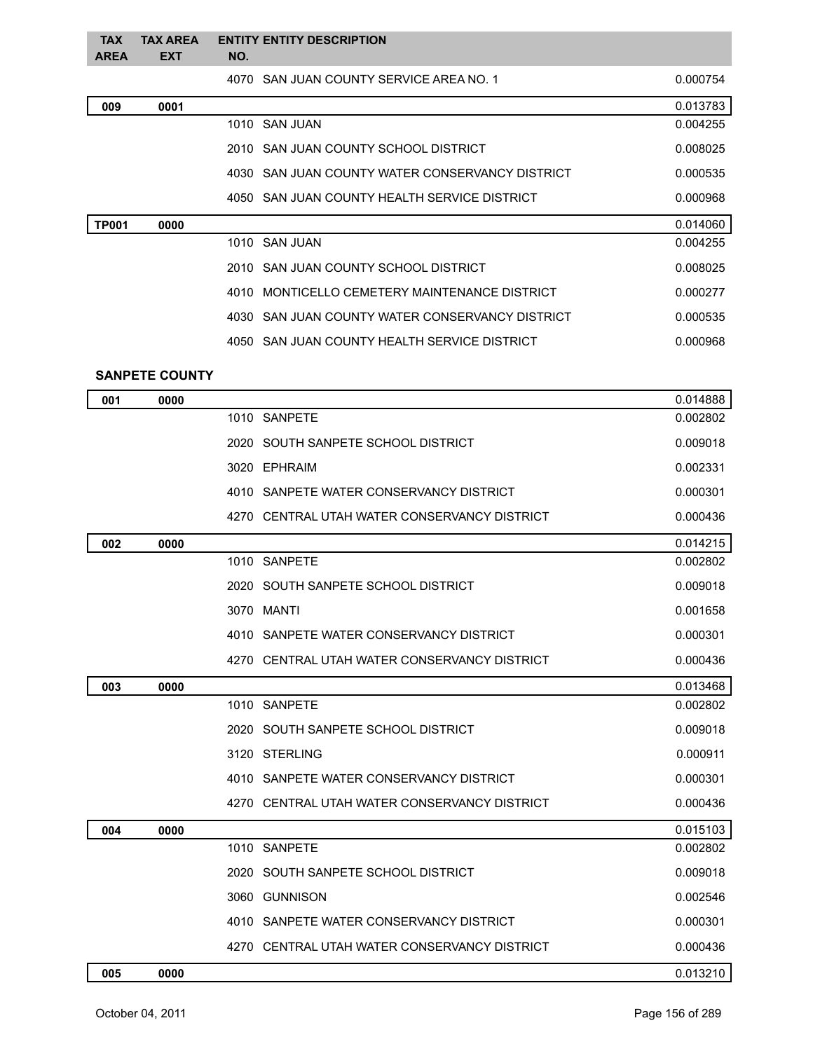| TAX AREA | TAX AREA EXT | ENTITY NO. | ENTITY DESCRIPTION | |
|---|---|---|---|---|
| | | 4070 | SAN JUAN COUNTY SERVICE AREA NO. 1 | 0.000754 |
| **009** | **0001** | | | 0.013783 |
| | | 1010 | SAN JUAN | 0.004255 |
| | | 2010 | SAN JUAN COUNTY SCHOOL DISTRICT | 0.008025 |
| | | 4030 | SAN JUAN COUNTY WATER CONSERVANCY DISTRICT | 0.000535 |
| | | 4050 | SAN JUAN COUNTY HEALTH SERVICE DISTRICT | 0.000968 |
| **TP001** | **0000** | | | 0.014060 |
| | | 1010 | SAN JUAN | 0.004255 |
| | | 2010 | SAN JUAN COUNTY SCHOOL DISTRICT | 0.008025 |
| | | 4010 | MONTICELLO CEMETERY MAINTENANCE DISTRICT | 0.000277 |
| | | 4030 | SAN JUAN COUNTY WATER CONSERVANCY DISTRICT | 0.000535 |
| | | 4050 | SAN JUAN COUNTY HEALTH SERVICE DISTRICT | 0.000968 |

**SANPETE COUNTY**

| TAX AREA | TAX AREA EXT | ENTITY NO. | ENTITY DESCRIPTION | |
|---|---|---|---|---|
| **001** | **0000** | | | 0.014888 |
| | | 1010 | SANPETE | 0.002802 |
| | | 2020 | SOUTH SANPETE SCHOOL DISTRICT | 0.009018 |
| | | 3020 | EPHRAIM | 0.002331 |
| | | 4010 | SANPETE WATER CONSERVANCY DISTRICT | 0.000301 |
| | | 4270 | CENTRAL UTAH WATER CONSERVANCY DISTRICT | 0.000436 |
| **002** | **0000** | | | 0.014215 |
| | | 1010 | SANPETE | 0.002802 |
| | | 2020 | SOUTH SANPETE SCHOOL DISTRICT | 0.009018 |
| | | 3070 | MANTI | 0.001658 |
| | | 4010 | SANPETE WATER CONSERVANCY DISTRICT | 0.000301 |
| | | 4270 | CENTRAL UTAH WATER CONSERVANCY DISTRICT | 0.000436 |
| **003** | **0000** | | | 0.013468 |
| | | 1010 | SANPETE | 0.002802 |
| | | 2020 | SOUTH SANPETE SCHOOL DISTRICT | 0.009018 |
| | | 3120 | STERLING | 0.000911 |
| | | 4010 | SANPETE WATER CONSERVANCY DISTRICT | 0.000301 |
| | | 4270 | CENTRAL UTAH WATER CONSERVANCY DISTRICT | 0.000436 |
| **004** | **0000** | | | 0.015103 |
| | | 1010 | SANPETE | 0.002802 |
| | | 2020 | SOUTH SANPETE SCHOOL DISTRICT | 0.009018 |
| | | 3060 | GUNNISON | 0.002546 |
| | | 4010 | SANPETE WATER CONSERVANCY DISTRICT | 0.000301 |
| | | 4270 | CENTRAL UTAH WATER CONSERVANCY DISTRICT | 0.000436 |
| **005** | **0000** | | | 0.013210 |

October 04, 2011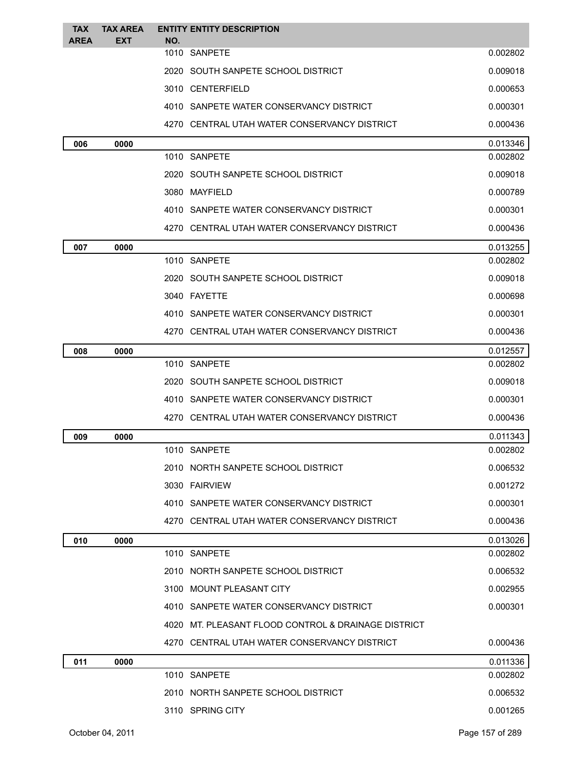| TAX AREA | TAX AREA EXT | ENTITY NO. | ENTITY DESCRIPTION | |
|---|---|---|---|---|
| | | 1010 | SANPETE | 0.002802 |
| | | 2020 | SOUTH SANPETE SCHOOL DISTRICT | 0.009018 |
| | | 3010 | CENTERFIELD | 0.000653 |
| | | 4010 | SANPETE WATER CONSERVANCY DISTRICT | 0.000301 |
| | | 4270 | CENTRAL UTAH WATER CONSERVANCY DISTRICT | 0.000436 |
| **006** | **0000** | | | 0.013346 |
| | | 1010 | SANPETE | 0.002802 |
| | | 2020 | SOUTH SANPETE SCHOOL DISTRICT | 0.009018 |
| | | 3080 | MAYFIELD | 0.000789 |
| | | 4010 | SANPETE WATER CONSERVANCY DISTRICT | 0.000301 |
| | | 4270 | CENTRAL UTAH WATER CONSERVANCY DISTRICT | 0.000436 |
| **007** | **0000** | | | 0.013255 |
| | | 1010 | SANPETE | 0.002802 |
| | | 2020 | SOUTH SANPETE SCHOOL DISTRICT | 0.009018 |
| | | 3040 | FAYETTE | 0.000698 |
| | | 4010 | SANPETE WATER CONSERVANCY DISTRICT | 0.000301 |
| | | 4270 | CENTRAL UTAH WATER CONSERVANCY DISTRICT | 0.000436 |
| **008** | **0000** | | | 0.012557 |
| | | 1010 | SANPETE | 0.002802 |
| | | 2020 | SOUTH SANPETE SCHOOL DISTRICT | 0.009018 |
| | | 4010 | SANPETE WATER CONSERVANCY DISTRICT | 0.000301 |
| | | 4270 | CENTRAL UTAH WATER CONSERVANCY DISTRICT | 0.000436 |
| **009** | **0000** | | | 0.011343 |
| | | 1010 | SANPETE | 0.002802 |
| | | 2010 | NORTH SANPETE SCHOOL DISTRICT | 0.006532 |
| | | 3030 | FAIRVIEW | 0.001272 |
| | | 4010 | SANPETE WATER CONSERVANCY DISTRICT | 0.000301 |
| | | 4270 | CENTRAL UTAH WATER CONSERVANCY DISTRICT | 0.000436 |
| **010** | **0000** | | | 0.013026 |
| | | 1010 | SANPETE | 0.002802 |
| | | 2010 | NORTH SANPETE SCHOOL DISTRICT | 0.006532 |
| | | 3100 | MOUNT PLEASANT CITY | 0.002955 |
| | | 4010 | SANPETE WATER CONSERVANCY DISTRICT | 0.000301 |
| | | 4020 | MT. PLEASANT FLOOD CONTROL & DRAINAGE DISTRICT | |
| | | 4270 | CENTRAL UTAH WATER CONSERVANCY DISTRICT | 0.000436 |
| **011** | **0000** | | | 0.011336 |
| | | 1010 | SANPETE | 0.002802 |
| | | 2010 | NORTH SANPETE SCHOOL DISTRICT | 0.006532 |
| | | 3110 | SPRING CITY | 0.001265 |

October 04, 2011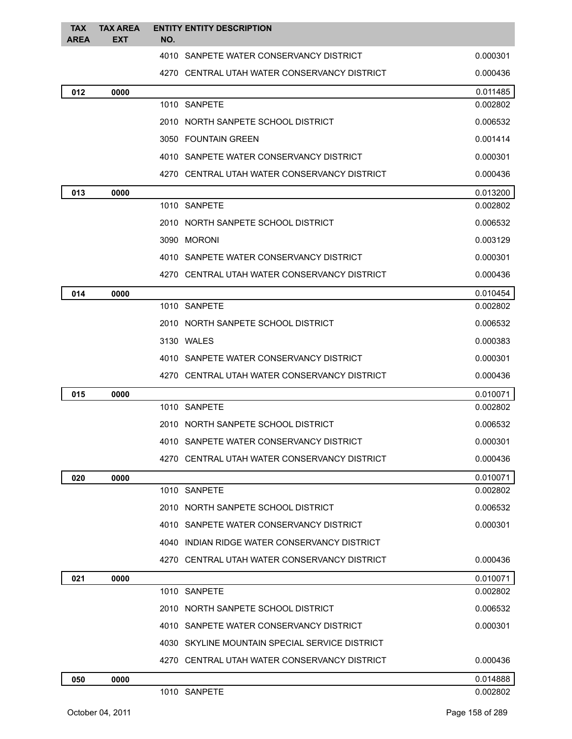| TAX AREA | TAX AREA EXT | ENTITY NO. | ENTITY DESCRIPTION | |
|---|---|---|---|---|
| | | 4010 | SANPETE WATER CONSERVANCY DISTRICT | 0.000301 |
| | | 4270 | CENTRAL UTAH WATER CONSERVANCY DISTRICT | 0.000436 |
| **012** | **0000** | | | 0.011485 |
| | | 1010 | SANPETE | 0.002802 |
| | | 2010 | NORTH SANPETE SCHOOL DISTRICT | 0.006532 |
| | | 3050 | FOUNTAIN GREEN | 0.001414 |
| | | 4010 | SANPETE WATER CONSERVANCY DISTRICT | 0.000301 |
| | | 4270 | CENTRAL UTAH WATER CONSERVANCY DISTRICT | 0.000436 |
| **013** | **0000** | | | 0.013200 |
| | | 1010 | SANPETE | 0.002802 |
| | | 2010 | NORTH SANPETE SCHOOL DISTRICT | 0.006532 |
| | | 3090 | MORONI | 0.003129 |
| | | 4010 | SANPETE WATER CONSERVANCY DISTRICT | 0.000301 |
| | | 4270 | CENTRAL UTAH WATER CONSERVANCY DISTRICT | 0.000436 |
| **014** | **0000** | | | 0.010454 |
| | | 1010 | SANPETE | 0.002802 |
| | | 2010 | NORTH SANPETE SCHOOL DISTRICT | 0.006532 |
| | | 3130 | WALES | 0.000383 |
| | | 4010 | SANPETE WATER CONSERVANCY DISTRICT | 0.000301 |
| | | 4270 | CENTRAL UTAH WATER CONSERVANCY DISTRICT | 0.000436 |
| **015** | **0000** | | | 0.010071 |
| | | 1010 | SANPETE | 0.002802 |
| | | 2010 | NORTH SANPETE SCHOOL DISTRICT | 0.006532 |
| | | 4010 | SANPETE WATER CONSERVANCY DISTRICT | 0.000301 |
| | | 4270 | CENTRAL UTAH WATER CONSERVANCY DISTRICT | 0.000436 |
| **020** | **0000** | | | 0.010071 |
| | | 1010 | SANPETE | 0.002802 |
| | | 2010 | NORTH SANPETE SCHOOL DISTRICT | 0.006532 |
| | | 4010 | SANPETE WATER CONSERVANCY DISTRICT | 0.000301 |
| | | 4040 | INDIAN RIDGE WATER CONSERVANCY DISTRICT | |
| | | 4270 | CENTRAL UTAH WATER CONSERVANCY DISTRICT | 0.000436 |
| **021** | **0000** | | | 0.010071 |
| | | 1010 | SANPETE | 0.002802 |
| | | 2010 | NORTH SANPETE SCHOOL DISTRICT | 0.006532 |
| | | 4010 | SANPETE WATER CONSERVANCY DISTRICT | 0.000301 |
| | | 4030 | SKYLINE MOUNTAIN SPECIAL SERVICE DISTRICT | |
| | | 4270 | CENTRAL UTAH WATER CONSERVANCY DISTRICT | 0.000436 |
| **050** | **0000** | | | 0.014888 |
| | | 1010 | SANPETE | 0.002802 |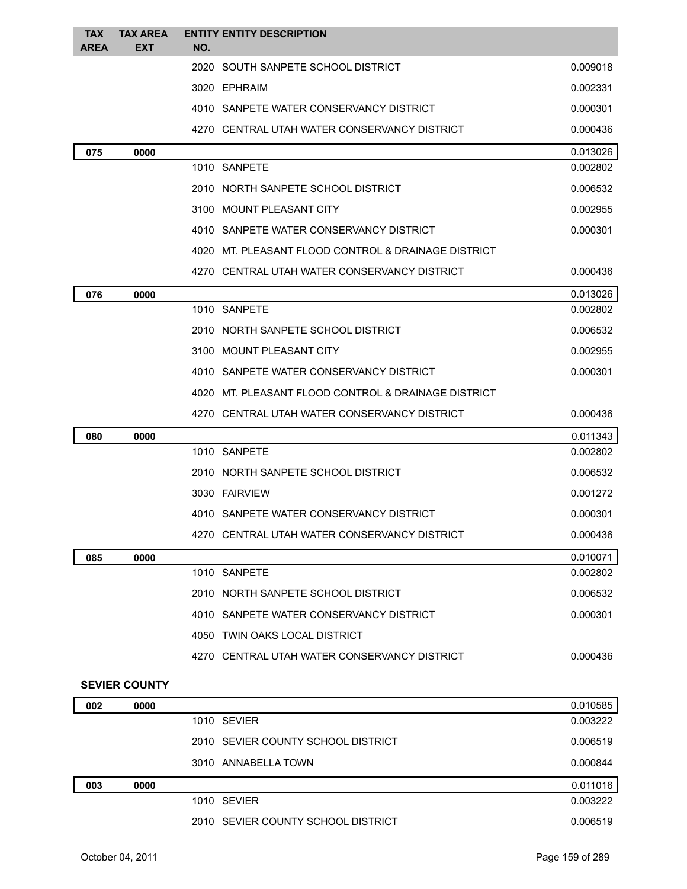| TAX AREA | TAX AREA EXT | ENTITY NO. | ENTITY DESCRIPTION | |
|---|---|---|---|---|
| | | 2020 | SOUTH SANPETE SCHOOL DISTRICT | 0.009018 |
| | | 3020 | EPHRAIM | 0.002331 |
| | | 4010 | SANPETE WATER CONSERVANCY DISTRICT | 0.000301 |
| | | 4270 | CENTRAL UTAH WATER CONSERVANCY DISTRICT | 0.000436 |
| **075** | **0000** | | | 0.013026 |
| | | 1010 | SANPETE | 0.002802 |
| | | 2010 | NORTH SANPETE SCHOOL DISTRICT | 0.006532 |
| | | 3100 | MOUNT PLEASANT CITY | 0.002955 |
| | | 4010 | SANPETE WATER CONSERVANCY DISTRICT | 0.000301 |
| | | 4020 | MT. PLEASANT FLOOD CONTROL & DRAINAGE DISTRICT | |
| | | 4270 | CENTRAL UTAH WATER CONSERVANCY DISTRICT | 0.000436 |
| **076** | **0000** | | | 0.013026 |
| | | 1010 | SANPETE | 0.002802 |
| | | 2010 | NORTH SANPETE SCHOOL DISTRICT | 0.006532 |
| | | 3100 | MOUNT PLEASANT CITY | 0.002955 |
| | | 4010 | SANPETE WATER CONSERVANCY DISTRICT | 0.000301 |
| | | 4020 | MT. PLEASANT FLOOD CONTROL & DRAINAGE DISTRICT | |
| | | 4270 | CENTRAL UTAH WATER CONSERVANCY DISTRICT | 0.000436 |
| **080** | **0000** | | | 0.011343 |
| | | 1010 | SANPETE | 0.002802 |
| | | 2010 | NORTH SANPETE SCHOOL DISTRICT | 0.006532 |
| | | 3030 | FAIRVIEW | 0.001272 |
| | | 4010 | SANPETE WATER CONSERVANCY DISTRICT | 0.000301 |
| | | 4270 | CENTRAL UTAH WATER CONSERVANCY DISTRICT | 0.000436 |
| **085** | **0000** | | | 0.010071 |
| | | 1010 | SANPETE | 0.002802 |
| | | 2010 | NORTH SANPETE SCHOOL DISTRICT | 0.006532 |
| | | 4010 | SANPETE WATER CONSERVANCY DISTRICT | 0.000301 |
| | | 4050 | TWIN OAKS LOCAL DISTRICT | |
| | | 4270 | CENTRAL UTAH WATER CONSERVANCY DISTRICT | 0.000436 |

**SEVIER COUNTY**

| TAX AREA | TAX AREA EXT | ENTITY NO. | ENTITY DESCRIPTION | |
|---|---|---|---|---|
| **002** | **0000** | | | 0.010585 |
| | | 1010 | SEVIER | 0.003222 |
| | | 2010 | SEVIER COUNTY SCHOOL DISTRICT | 0.006519 |
| | | 3010 | ANNABELLA TOWN | 0.000844 |
| **003** | **0000** | | | 0.011016 |
| | | 1010 | SEVIER | 0.003222 |
| | | 2010 | SEVIER COUNTY SCHOOL DISTRICT | 0.006519 |

October 04, 2011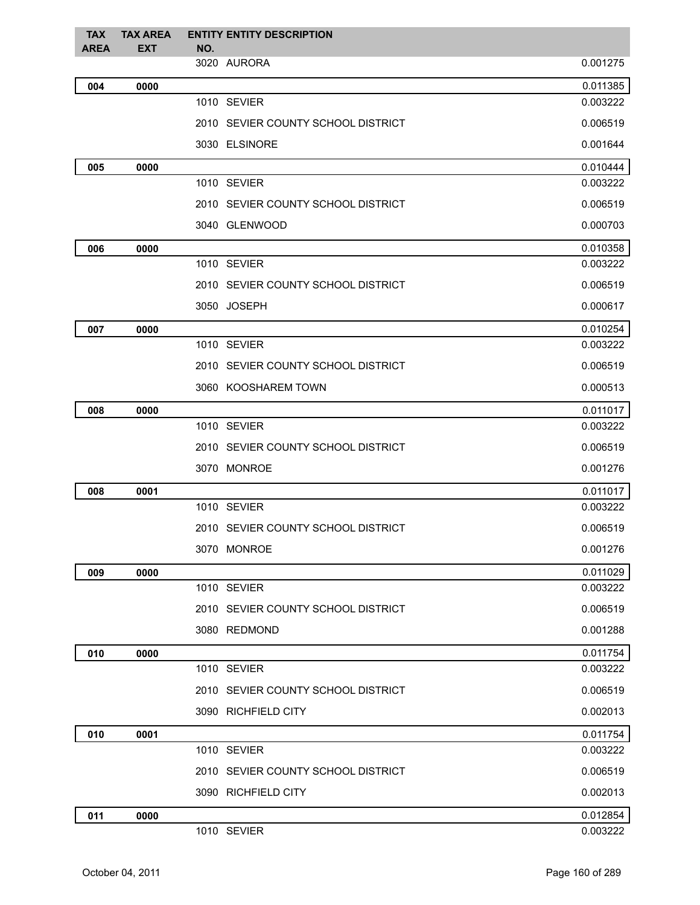| TAX AREA | TAX AREA EXT | ENTITY NO. | ENTITY DESCRIPTION | |
|---|---|---|---|---|
| | | 3020 | AURORA | 0.001275 |
| **004** | **0000** | | | 0.011385 |
| | | 1010 | SEVIER | 0.003222 |
| | | 2010 | SEVIER COUNTY SCHOOL DISTRICT | 0.006519 |
| | | 3030 | ELSINORE | 0.001644 |
| **005** | **0000** | | | 0.010444 |
| | | 1010 | SEVIER | 0.003222 |
| | | 2010 | SEVIER COUNTY SCHOOL DISTRICT | 0.006519 |
| | | 3040 | GLENWOOD | 0.000703 |
| **006** | **0000** | | | 0.010358 |
| | | 1010 | SEVIER | 0.003222 |
| | | 2010 | SEVIER COUNTY SCHOOL DISTRICT | 0.006519 |
| | | 3050 | JOSEPH | 0.000617 |
| **007** | **0000** | | | 0.010254 |
| | | 1010 | SEVIER | 0.003222 |
| | | 2010 | SEVIER COUNTY SCHOOL DISTRICT | 0.006519 |
| | | 3060 | KOOSHAREM TOWN | 0.000513 |
| **008** | **0000** | | | 0.011017 |
| | | 1010 | SEVIER | 0.003222 |
| | | 2010 | SEVIER COUNTY SCHOOL DISTRICT | 0.006519 |
| | | 3070 | MONROE | 0.001276 |
| **008** | **0001** | | | 0.011017 |
| | | 1010 | SEVIER | 0.003222 |
| | | 2010 | SEVIER COUNTY SCHOOL DISTRICT | 0.006519 |
| | | 3070 | MONROE | 0.001276 |
| **009** | **0000** | | | 0.011029 |
| | | 1010 | SEVIER | 0.003222 |
| | | 2010 | SEVIER COUNTY SCHOOL DISTRICT | 0.006519 |
| | | 3080 | REDMOND | 0.001288 |
| **010** | **0000** | | | 0.011754 |
| | | 1010 | SEVIER | 0.003222 |
| | | 2010 | SEVIER COUNTY SCHOOL DISTRICT | 0.006519 |
| | | 3090 | RICHFIELD CITY | 0.002013 |
| **010** | **0001** | | | 0.011754 |
| | | 1010 | SEVIER | 0.003222 |
| | | 2010 | SEVIER COUNTY SCHOOL DISTRICT | 0.006519 |
| | | 3090 | RICHFIELD CITY | 0.002013 |
| **011** | **0000** | | | 0.012854 |
| | | 1010 | SEVIER | 0.003222 |

October 04, 2011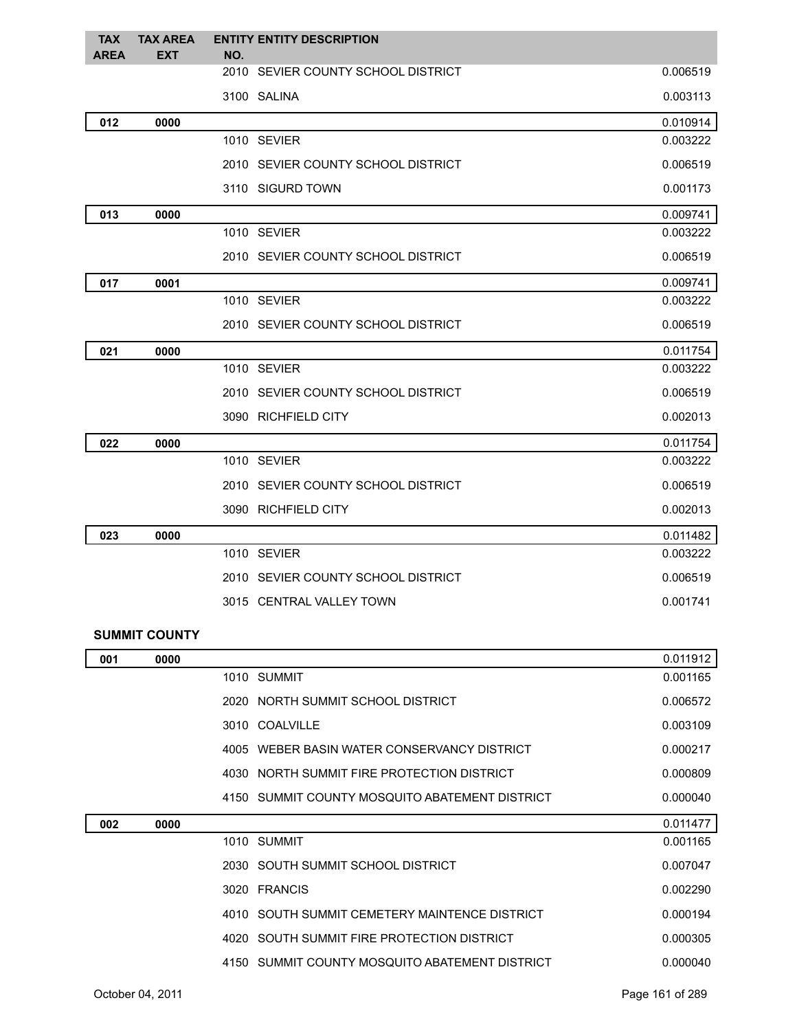| TAX AREA | TAX AREA EXT | ENTITY NO. | ENTITY DESCRIPTION | |
|---|---|---|---|---|
| | | 2010 | SEVIER COUNTY SCHOOL DISTRICT | 0.006519 |
| | | 3100 | SALINA | 0.003113 |
| 012 | 0000 | | | 0.010914 |
| | | 1010 | SEVIER | 0.003222 |
| | | 2010 | SEVIER COUNTY SCHOOL DISTRICT | 0.006519 |
| | | 3110 | SIGURD TOWN | 0.001173 |
| 013 | 0000 | | | 0.009741 |
| | | 1010 | SEVIER | 0.003222 |
| | | 2010 | SEVIER COUNTY SCHOOL DISTRICT | 0.006519 |
| 017 | 0001 | | | 0.009741 |
| | | 1010 | SEVIER | 0.003222 |
| | | 2010 | SEVIER COUNTY SCHOOL DISTRICT | 0.006519 |
| 021 | 0000 | | | 0.011754 |
| | | 1010 | SEVIER | 0.003222 |
| | | 2010 | SEVIER COUNTY SCHOOL DISTRICT | 0.006519 |
| | | 3090 | RICHFIELD CITY | 0.002013 |
| 022 | 0000 | | | 0.011754 |
| | | 1010 | SEVIER | 0.003222 |
| | | 2010 | SEVIER COUNTY SCHOOL DISTRICT | 0.006519 |
| | | 3090 | RICHFIELD CITY | 0.002013 |
| 023 | 0000 | | | 0.011482 |
| | | 1010 | SEVIER | 0.003222 |
| | | 2010 | SEVIER COUNTY SCHOOL DISTRICT | 0.006519 |
| | | 3015 | CENTRAL VALLEY TOWN | 0.001741 |

**SUMMIT COUNTY**

| TAX AREA | TAX AREA EXT | ENTITY NO. | ENTITY DESCRIPTION | |
|---|---|---|---|---|
| 001 | 0000 | | | 0.011912 |
| | | 1010 | SUMMIT | 0.001165 |
| | | 2020 | NORTH SUMMIT SCHOOL DISTRICT | 0.006572 |
| | | 3010 | COALVILLE | 0.003109 |
| | | 4005 | WEBER BASIN WATER CONSERVANCY DISTRICT | 0.000217 |
| | | 4030 | NORTH SUMMIT FIRE PROTECTION DISTRICT | 0.000809 |
| | | 4150 | SUMMIT COUNTY MOSQUITO ABATEMENT DISTRICT | 0.000040 |
| 002 | 0000 | | | 0.011477 |
| | | 1010 | SUMMIT | 0.001165 |
| | | 2030 | SOUTH SUMMIT SCHOOL DISTRICT | 0.007047 |
| | | 3020 | FRANCIS | 0.002290 |
| | | 4010 | SOUTH SUMMIT CEMETERY MAINTENCE DISTRICT | 0.000194 |
| | | 4020 | SOUTH SUMMIT FIRE PROTECTION DISTRICT | 0.000305 |
| | | 4150 | SUMMIT COUNTY MOSQUITO ABATEMENT DISTRICT | 0.000040 |

October 04, 2011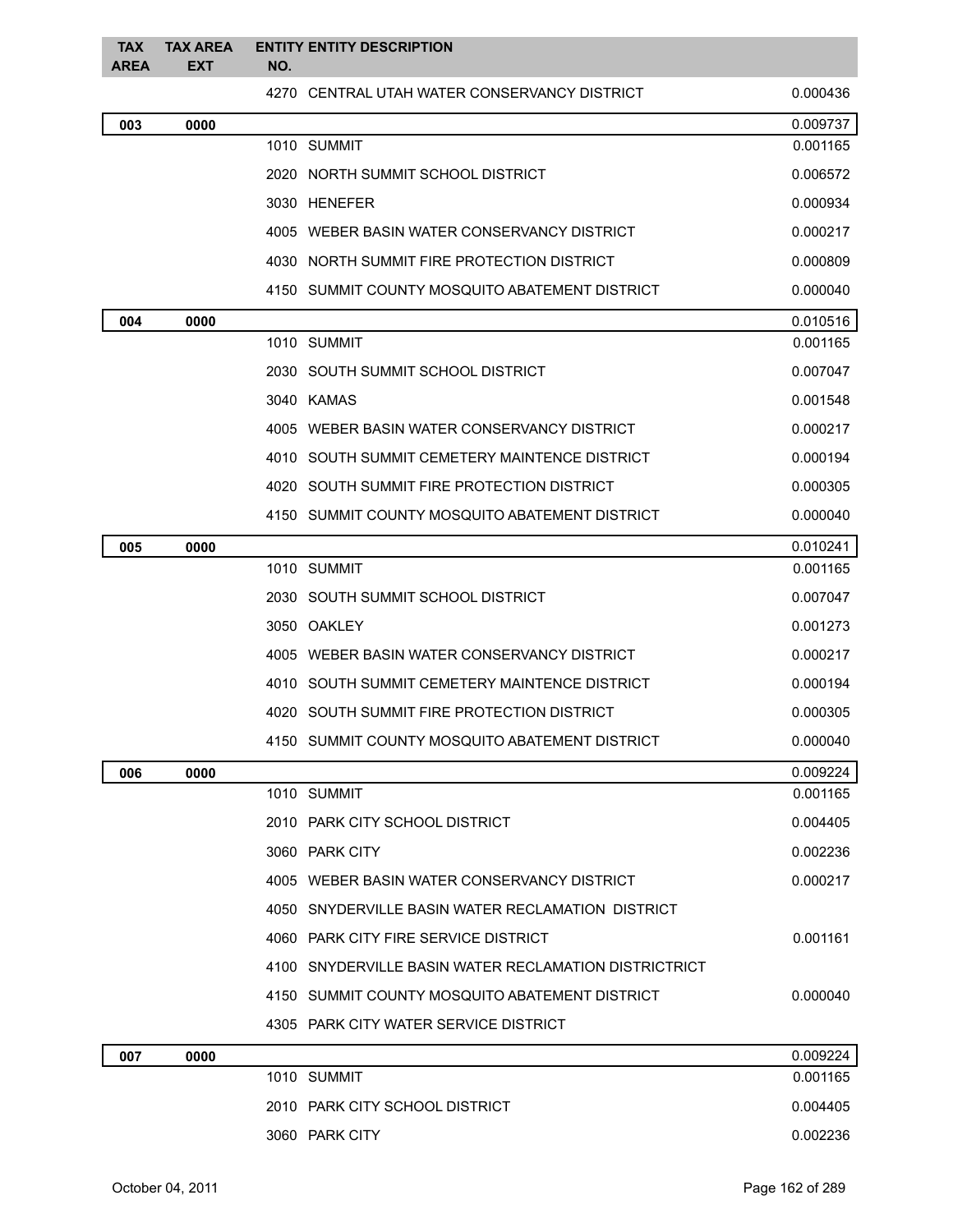| TAX AREA | TAX AREA EXT | ENTITY NO. | ENTITY DESCRIPTION | |
|---|---|---|---|---|
| | | 4270 | CENTRAL UTAH WATER CONSERVANCY DISTRICT | 0.000436 |
| **003** | **0000** | | | 0.009737 |
| | | 1010 | SUMMIT | 0.001165 |
| | | 2020 | NORTH SUMMIT SCHOOL DISTRICT | 0.006572 |
| | | 3030 | HENEFER | 0.000934 |
| | | 4005 | WEBER BASIN WATER CONSERVANCY DISTRICT | 0.000217 |
| | | 4030 | NORTH SUMMIT FIRE PROTECTION DISTRICT | 0.000809 |
| | | 4150 | SUMMIT COUNTY MOSQUITO ABATEMENT DISTRICT | 0.000040 |
| **004** | **0000** | | | 0.010516 |
| | | 1010 | SUMMIT | 0.001165 |
| | | 2030 | SOUTH SUMMIT SCHOOL DISTRICT | 0.007047 |
| | | 3040 | KAMAS | 0.001548 |
| | | 4005 | WEBER BASIN WATER CONSERVANCY DISTRICT | 0.000217 |
| | | 4010 | SOUTH SUMMIT CEMETERY MAINTENCE DISTRICT | 0.000194 |
| | | 4020 | SOUTH SUMMIT FIRE PROTECTION DISTRICT | 0.000305 |
| | | 4150 | SUMMIT COUNTY MOSQUITO ABATEMENT DISTRICT | 0.000040 |
| **005** | **0000** | | | 0.010241 |
| | | 1010 | SUMMIT | 0.001165 |
| | | 2030 | SOUTH SUMMIT SCHOOL DISTRICT | 0.007047 |
| | | 3050 | OAKLEY | 0.001273 |
| | | 4005 | WEBER BASIN WATER CONSERVANCY DISTRICT | 0.000217 |
| | | 4010 | SOUTH SUMMIT CEMETERY MAINTENCE DISTRICT | 0.000194 |
| | | 4020 | SOUTH SUMMIT FIRE PROTECTION DISTRICT | 0.000305 |
| | | 4150 | SUMMIT COUNTY MOSQUITO ABATEMENT DISTRICT | 0.000040 |
| **006** | **0000** | | | 0.009224 |
| | | 1010 | SUMMIT | 0.001165 |
| | | 2010 | PARK CITY SCHOOL DISTRICT | 0.004405 |
| | | 3060 | PARK CITY | 0.002236 |
| | | 4005 | WEBER BASIN WATER CONSERVANCY DISTRICT | 0.000217 |
| | | 4050 | SNYDERVILLE BASIN WATER RECLAMATION DISTRICT | |
| | | 4060 | PARK CITY FIRE SERVICE DISTRICT | 0.001161 |
| | | 4100 | SNYDERVILLE BASIN WATER RECLAMATION DISTRICTRICT | |
| | | 4150 | SUMMIT COUNTY MOSQUITO ABATEMENT DISTRICT | 0.000040 |
| | | 4305 | PARK CITY WATER SERVICE DISTRICT | |
| **007** | **0000** | | | 0.009224 |
| | | 1010 | SUMMIT | 0.001165 |
| | | 2010 | PARK CITY SCHOOL DISTRICT | 0.004405 |
| | | 3060 | PARK CITY | 0.002236 |

October 04, 2011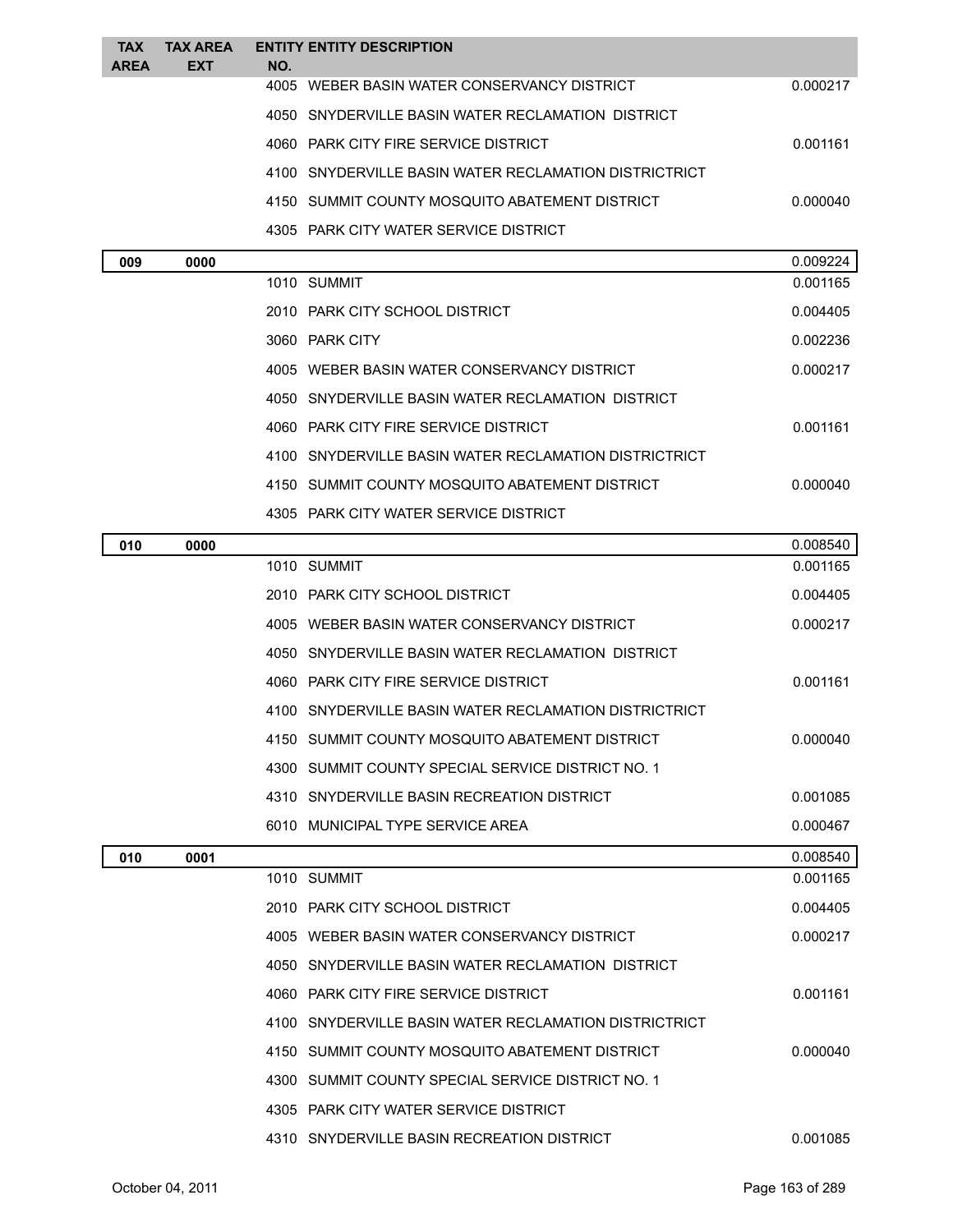| TAX AREA | TAX AREA EXT | ENTITY NO. | ENTITY DESCRIPTION | |
|---|---|---|---|---|
| | | 4005 | WEBER BASIN WATER CONSERVANCY DISTRICT | 0.000217 |
| | | 4050 | SNYDERVILLE BASIN WATER RECLAMATION DISTRICT | |
| | | 4060 | PARK CITY FIRE SERVICE DISTRICT | 0.001161 |
| | | 4100 | SNYDERVILLE BASIN WATER RECLAMATION DISTRICTRICT | |
| | | 4150 | SUMMIT COUNTY MOSQUITO ABATEMENT DISTRICT | 0.000040 |
| | | 4305 | PARK CITY WATER SERVICE DISTRICT | |
| **009** | **0000** | | | 0.009224 |
| | | 1010 | SUMMIT | 0.001165 |
| | | 2010 | PARK CITY SCHOOL DISTRICT | 0.004405 |
| | | 3060 | PARK CITY | 0.002236 |
| | | 4005 | WEBER BASIN WATER CONSERVANCY DISTRICT | 0.000217 |
| | | 4050 | SNYDERVILLE BASIN WATER RECLAMATION DISTRICT | |
| | | 4060 | PARK CITY FIRE SERVICE DISTRICT | 0.001161 |
| | | 4100 | SNYDERVILLE BASIN WATER RECLAMATION DISTRICTRICT | |
| | | 4150 | SUMMIT COUNTY MOSQUITO ABATEMENT DISTRICT | 0.000040 |
| | | 4305 | PARK CITY WATER SERVICE DISTRICT | |
| **010** | **0000** | | | 0.008540 |
| | | 1010 | SUMMIT | 0.001165 |
| | | 2010 | PARK CITY SCHOOL DISTRICT | 0.004405 |
| | | 4005 | WEBER BASIN WATER CONSERVANCY DISTRICT | 0.000217 |
| | | 4050 | SNYDERVILLE BASIN WATER RECLAMATION DISTRICT | |
| | | 4060 | PARK CITY FIRE SERVICE DISTRICT | 0.001161 |
| | | 4100 | SNYDERVILLE BASIN WATER RECLAMATION DISTRICTRICT | |
| | | 4150 | SUMMIT COUNTY MOSQUITO ABATEMENT DISTRICT | 0.000040 |
| | | 4300 | SUMMIT COUNTY SPECIAL SERVICE DISTRICT NO. 1 | |
| | | 4310 | SNYDERVILLE BASIN RECREATION DISTRICT | 0.001085 |
| | | 6010 | MUNICIPAL TYPE SERVICE AREA | 0.000467 |
| **010** | **0001** | | | 0.008540 |
| | | 1010 | SUMMIT | 0.001165 |
| | | 2010 | PARK CITY SCHOOL DISTRICT | 0.004405 |
| | | 4005 | WEBER BASIN WATER CONSERVANCY DISTRICT | 0.000217 |
| | | 4050 | SNYDERVILLE BASIN WATER RECLAMATION DISTRICT | |
| | | 4060 | PARK CITY FIRE SERVICE DISTRICT | 0.001161 |
| | | 4100 | SNYDERVILLE BASIN WATER RECLAMATION DISTRICTRICT | |
| | | 4150 | SUMMIT COUNTY MOSQUITO ABATEMENT DISTRICT | 0.000040 |
| | | 4300 | SUMMIT COUNTY SPECIAL SERVICE DISTRICT NO. 1 | |
| | | 4305 | PARK CITY WATER SERVICE DISTRICT | |
| | | 4310 | SNYDERVILLE BASIN RECREATION DISTRICT | 0.001085 |

October 04, 2011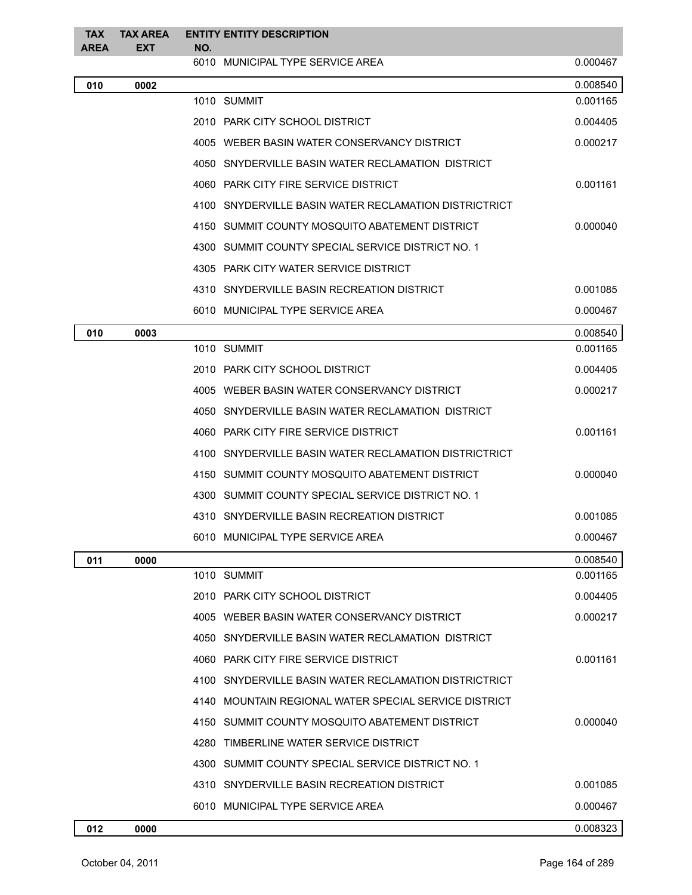| TAX AREA | TAX AREA EXT | ENTITY NO. | ENTITY DESCRIPTION | |
|---|---|---|---|---|
| | | 6010 | MUNICIPAL TYPE SERVICE AREA | 0.000467 |
| **010** | **0002** | | | 0.008540 |
| | | 1010 | SUMMIT | 0.001165 |
| | | 2010 | PARK CITY SCHOOL DISTRICT | 0.004405 |
| | | 4005 | WEBER BASIN WATER CONSERVANCY DISTRICT | 0.000217 |
| | | 4050 | SNYDERVILLE BASIN WATER RECLAMATION DISTRICT | |
| | | 4060 | PARK CITY FIRE SERVICE DISTRICT | 0.001161 |
| | | 4100 | SNYDERVILLE BASIN WATER RECLAMATION DISTRICTRICT | |
| | | 4150 | SUMMIT COUNTY MOSQUITO ABATEMENT DISTRICT | 0.000040 |
| | | 4300 | SUMMIT COUNTY SPECIAL SERVICE DISTRICT NO. 1 | |
| | | 4305 | PARK CITY WATER SERVICE DISTRICT | |
| | | 4310 | SNYDERVILLE BASIN RECREATION DISTRICT | 0.001085 |
| | | 6010 | MUNICIPAL TYPE SERVICE AREA | 0.000467 |
| **010** | **0003** | | | 0.008540 |
| | | 1010 | SUMMIT | 0.001165 |
| | | 2010 | PARK CITY SCHOOL DISTRICT | 0.004405 |
| | | 4005 | WEBER BASIN WATER CONSERVANCY DISTRICT | 0.000217 |
| | | 4050 | SNYDERVILLE BASIN WATER RECLAMATION DISTRICT | |
| | | 4060 | PARK CITY FIRE SERVICE DISTRICT | 0.001161 |
| | | 4100 | SNYDERVILLE BASIN WATER RECLAMATION DISTRICTRICT | |
| | | 4150 | SUMMIT COUNTY MOSQUITO ABATEMENT DISTRICT | 0.000040 |
| | | 4300 | SUMMIT COUNTY SPECIAL SERVICE DISTRICT NO. 1 | |
| | | 4310 | SNYDERVILLE BASIN RECREATION DISTRICT | 0.001085 |
| | | 6010 | MUNICIPAL TYPE SERVICE AREA | 0.000467 |
| **011** | **0000** | | | 0.008540 |
| | | 1010 | SUMMIT | 0.001165 |
| | | 2010 | PARK CITY SCHOOL DISTRICT | 0.004405 |
| | | 4005 | WEBER BASIN WATER CONSERVANCY DISTRICT | 0.000217 |
| | | 4050 | SNYDERVILLE BASIN WATER RECLAMATION DISTRICT | |
| | | 4060 | PARK CITY FIRE SERVICE DISTRICT | 0.001161 |
| | | 4100 | SNYDERVILLE BASIN WATER RECLAMATION DISTRICTRICT | |
| | | 4140 | MOUNTAIN REGIONAL WATER SPECIAL SERVICE DISTRICT | |
| | | 4150 | SUMMIT COUNTY MOSQUITO ABATEMENT DISTRICT | 0.000040 |
| | | 4280 | TIMBERLINE WATER SERVICE DISTRICT | |
| | | 4300 | SUMMIT COUNTY SPECIAL SERVICE DISTRICT NO. 1 | |
| | | 4310 | SNYDERVILLE BASIN RECREATION DISTRICT | 0.001085 |
| | | 6010 | MUNICIPAL TYPE SERVICE AREA | 0.000467 |
| **012** | **0000** | | | 0.008323 |

October 04, 2011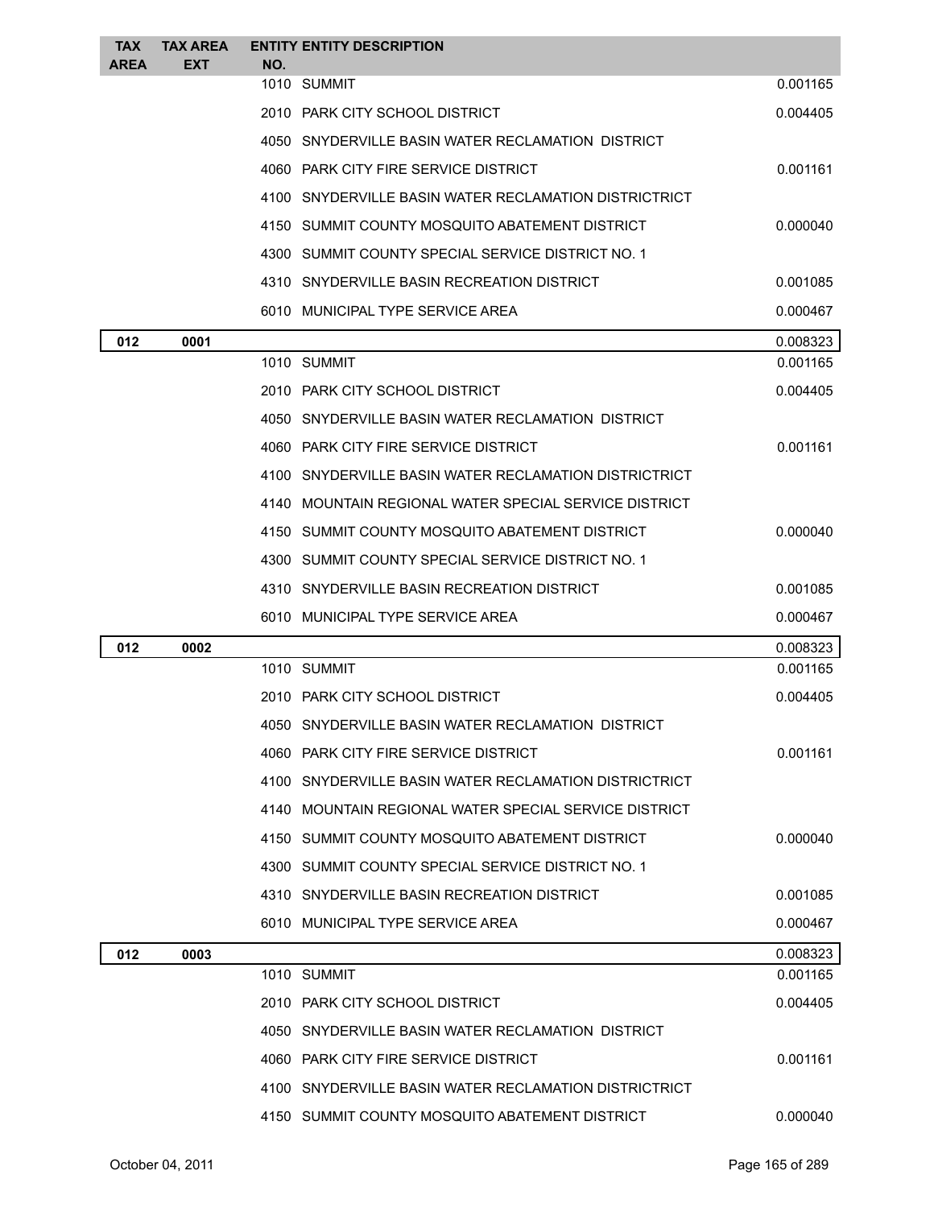| TAX AREA | TAX AREA EXT | ENTITY NO. | ENTITY DESCRIPTION | |
|---|---|---|---|---|
| | | 1010 | SUMMIT | 0.001165 |
| | | 2010 | PARK CITY SCHOOL DISTRICT | 0.004405 |
| | | 4050 | SNYDERVILLE BASIN WATER RECLAMATION DISTRICT | |
| | | 4060 | PARK CITY FIRE SERVICE DISTRICT | 0.001161 |
| | | 4100 | SNYDERVILLE BASIN WATER RECLAMATION DISTRICTRICT | |
| | | 4150 | SUMMIT COUNTY MOSQUITO ABATEMENT DISTRICT | 0.000040 |
| | | 4300 | SUMMIT COUNTY SPECIAL SERVICE DISTRICT NO. 1 | |
| | | 4310 | SNYDERVILLE BASIN RECREATION DISTRICT | 0.001085 |
| | | 6010 | MUNICIPAL TYPE SERVICE AREA | 0.000467 |
| **012** | **0001** | | | 0.008323 |
| | | 1010 | SUMMIT | 0.001165 |
| | | 2010 | PARK CITY SCHOOL DISTRICT | 0.004405 |
| | | 4050 | SNYDERVILLE BASIN WATER RECLAMATION DISTRICT | |
| | | 4060 | PARK CITY FIRE SERVICE DISTRICT | 0.001161 |
| | | 4100 | SNYDERVILLE BASIN WATER RECLAMATION DISTRICTRICT | |
| | | 4140 | MOUNTAIN REGIONAL WATER SPECIAL SERVICE DISTRICT | |
| | | 4150 | SUMMIT COUNTY MOSQUITO ABATEMENT DISTRICT | 0.000040 |
| | | 4300 | SUMMIT COUNTY SPECIAL SERVICE DISTRICT NO. 1 | |
| | | 4310 | SNYDERVILLE BASIN RECREATION DISTRICT | 0.001085 |
| | | 6010 | MUNICIPAL TYPE SERVICE AREA | 0.000467 |
| **012** | **0002** | | | 0.008323 |
| | | 1010 | SUMMIT | 0.001165 |
| | | 2010 | PARK CITY SCHOOL DISTRICT | 0.004405 |
| | | 4050 | SNYDERVILLE BASIN WATER RECLAMATION DISTRICT | |
| | | 4060 | PARK CITY FIRE SERVICE DISTRICT | 0.001161 |
| | | 4100 | SNYDERVILLE BASIN WATER RECLAMATION DISTRICTRICT | |
| | | 4140 | MOUNTAIN REGIONAL WATER SPECIAL SERVICE DISTRICT | |
| | | 4150 | SUMMIT COUNTY MOSQUITO ABATEMENT DISTRICT | 0.000040 |
| | | 4300 | SUMMIT COUNTY SPECIAL SERVICE DISTRICT NO. 1 | |
| | | 4310 | SNYDERVILLE BASIN RECREATION DISTRICT | 0.001085 |
| | | 6010 | MUNICIPAL TYPE SERVICE AREA | 0.000467 |
| **012** | **0003** | | | 0.008323 |
| | | 1010 | SUMMIT | 0.001165 |
| | | 2010 | PARK CITY SCHOOL DISTRICT | 0.004405 |
| | | 4050 | SNYDERVILLE BASIN WATER RECLAMATION DISTRICT | |
| | | 4060 | PARK CITY FIRE SERVICE DISTRICT | 0.001161 |
| | | 4100 | SNYDERVILLE BASIN WATER RECLAMATION DISTRICTRICT | |
| | | 4150 | SUMMIT COUNTY MOSQUITO ABATEMENT DISTRICT | 0.000040 |

October 04, 2011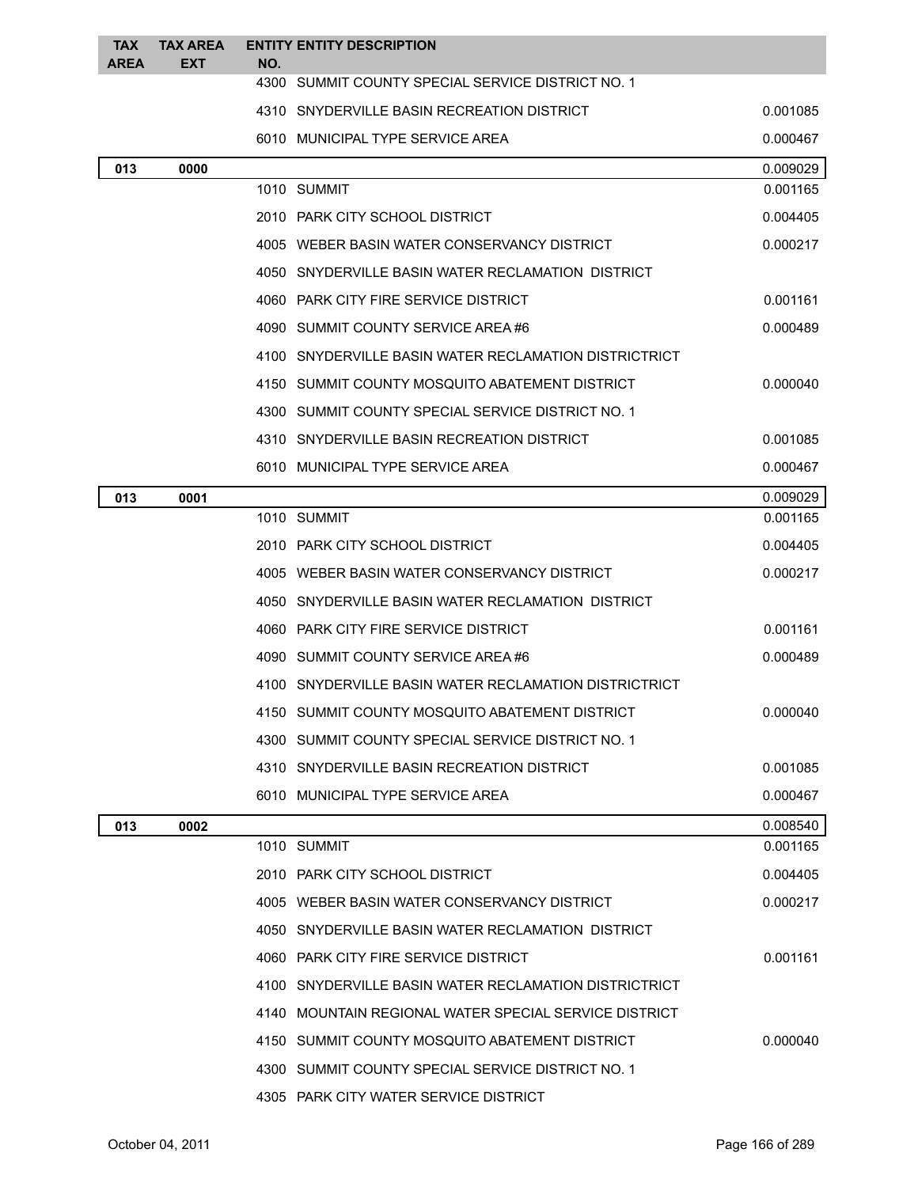| TAX AREA | TAX AREA EXT | ENTITY NO. | ENTITY DESCRIPTION | |
|---|---|---|---|---|
| | | 4300 | SUMMIT COUNTY SPECIAL SERVICE DISTRICT NO. 1 | |
| | | 4310 | SNYDERVILLE BASIN RECREATION DISTRICT | 0.001085 |
| | | 6010 | MUNICIPAL TYPE SERVICE AREA | 0.000467 |
| **013** | **0000** | | | 0.009029 |
| | | 1010 | SUMMIT | 0.001165 |
| | | 2010 | PARK CITY SCHOOL DISTRICT | 0.004405 |
| | | 4005 | WEBER BASIN WATER CONSERVANCY DISTRICT | 0.000217 |
| | | 4050 | SNYDERVILLE BASIN WATER RECLAMATION DISTRICT | |
| | | 4060 | PARK CITY FIRE SERVICE DISTRICT | 0.001161 |
| | | 4090 | SUMMIT COUNTY SERVICE AREA #6 | 0.000489 |
| | | 4100 | SNYDERVILLE BASIN WATER RECLAMATION DISTRICTRICT | |
| | | 4150 | SUMMIT COUNTY MOSQUITO ABATEMENT DISTRICT | 0.000040 |
| | | 4300 | SUMMIT COUNTY SPECIAL SERVICE DISTRICT NO. 1 | |
| | | 4310 | SNYDERVILLE BASIN RECREATION DISTRICT | 0.001085 |
| | | 6010 | MUNICIPAL TYPE SERVICE AREA | 0.000467 |
| **013** | **0001** | | | 0.009029 |
| | | 1010 | SUMMIT | 0.001165 |
| | | 2010 | PARK CITY SCHOOL DISTRICT | 0.004405 |
| | | 4005 | WEBER BASIN WATER CONSERVANCY DISTRICT | 0.000217 |
| | | 4050 | SNYDERVILLE BASIN WATER RECLAMATION DISTRICT | |
| | | 4060 | PARK CITY FIRE SERVICE DISTRICT | 0.001161 |
| | | 4090 | SUMMIT COUNTY SERVICE AREA #6 | 0.000489 |
| | | 4100 | SNYDERVILLE BASIN WATER RECLAMATION DISTRICTRICT | |
| | | 4150 | SUMMIT COUNTY MOSQUITO ABATEMENT DISTRICT | 0.000040 |
| | | 4300 | SUMMIT COUNTY SPECIAL SERVICE DISTRICT NO. 1 | |
| | | 4310 | SNYDERVILLE BASIN RECREATION DISTRICT | 0.001085 |
| | | 6010 | MUNICIPAL TYPE SERVICE AREA | 0.000467 |
| **013** | **0002** | | | 0.008540 |
| | | 1010 | SUMMIT | 0.001165 |
| | | 2010 | PARK CITY SCHOOL DISTRICT | 0.004405 |
| | | 4005 | WEBER BASIN WATER CONSERVANCY DISTRICT | 0.000217 |
| | | 4050 | SNYDERVILLE BASIN WATER RECLAMATION DISTRICT | |
| | | 4060 | PARK CITY FIRE SERVICE DISTRICT | 0.001161 |
| | | 4100 | SNYDERVILLE BASIN WATER RECLAMATION DISTRICTRICT | |
| | | 4140 | MOUNTAIN REGIONAL WATER SPECIAL SERVICE DISTRICT | |
| | | 4150 | SUMMIT COUNTY MOSQUITO ABATEMENT DISTRICT | 0.000040 |
| | | 4300 | SUMMIT COUNTY SPECIAL SERVICE DISTRICT NO. 1 | |
| | | 4305 | PARK CITY WATER SERVICE DISTRICT | |

October 04, 2011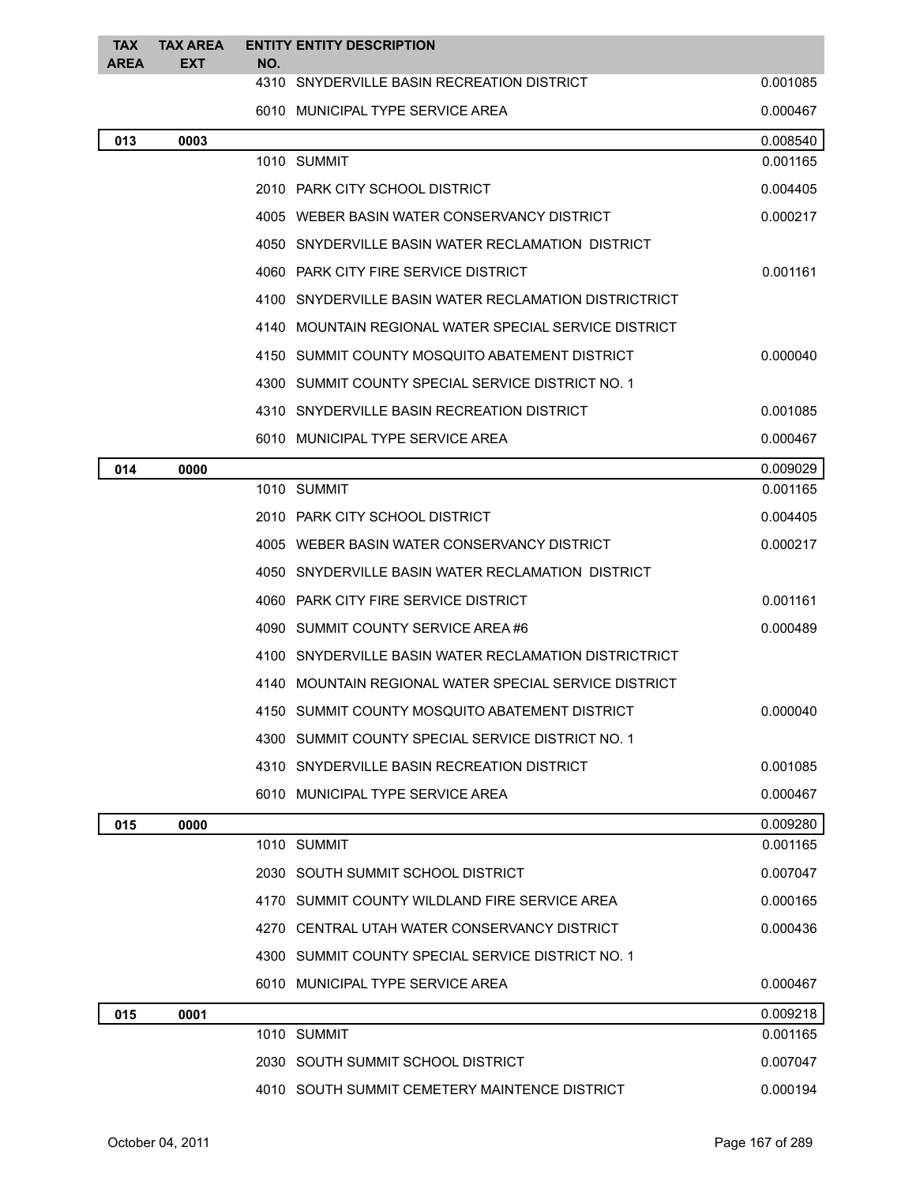| TAX AREA | TAX AREA EXT | ENTITY NO. | ENTITY DESCRIPTION | |
|---|---|---|---|---|
| | | 4310 | SNYDERVILLE BASIN RECREATION DISTRICT | 0.001085 |
| | | 6010 | MUNICIPAL TYPE SERVICE AREA | 0.000467 |
| **013** | **0003** | | | 0.008540 |
| | | 1010 | SUMMIT | 0.001165 |
| | | 2010 | PARK CITY SCHOOL DISTRICT | 0.004405 |
| | | 4005 | WEBER BASIN WATER CONSERVANCY DISTRICT | 0.000217 |
| | | 4050 | SNYDERVILLE BASIN WATER RECLAMATION DISTRICT | |
| | | 4060 | PARK CITY FIRE SERVICE DISTRICT | 0.001161 |
| | | 4100 | SNYDERVILLE BASIN WATER RECLAMATION DISTRICTRICT | |
| | | 4140 | MOUNTAIN REGIONAL WATER SPECIAL SERVICE DISTRICT | |
| | | 4150 | SUMMIT COUNTY MOSQUITO ABATEMENT DISTRICT | 0.000040 |
| | | 4300 | SUMMIT COUNTY SPECIAL SERVICE DISTRICT NO. 1 | |
| | | 4310 | SNYDERVILLE BASIN RECREATION DISTRICT | 0.001085 |
| | | 6010 | MUNICIPAL TYPE SERVICE AREA | 0.000467 |
| **014** | **0000** | | | 0.009029 |
| | | 1010 | SUMMIT | 0.001165 |
| | | 2010 | PARK CITY SCHOOL DISTRICT | 0.004405 |
| | | 4005 | WEBER BASIN WATER CONSERVANCY DISTRICT | 0.000217 |
| | | 4050 | SNYDERVILLE BASIN WATER RECLAMATION DISTRICT | |
| | | 4060 | PARK CITY FIRE SERVICE DISTRICT | 0.001161 |
| | | 4090 | SUMMIT COUNTY SERVICE AREA #6 | 0.000489 |
| | | 4100 | SNYDERVILLE BASIN WATER RECLAMATION DISTRICTRICT | |
| | | 4140 | MOUNTAIN REGIONAL WATER SPECIAL SERVICE DISTRICT | |
| | | 4150 | SUMMIT COUNTY MOSQUITO ABATEMENT DISTRICT | 0.000040 |
| | | 4300 | SUMMIT COUNTY SPECIAL SERVICE DISTRICT NO. 1 | |
| | | 4310 | SNYDERVILLE BASIN RECREATION DISTRICT | 0.001085 |
| | | 6010 | MUNICIPAL TYPE SERVICE AREA | 0.000467 |
| **015** | **0000** | | | 0.009280 |
| | | 1010 | SUMMIT | 0.001165 |
| | | 2030 | SOUTH SUMMIT SCHOOL DISTRICT | 0.007047 |
| | | 4170 | SUMMIT COUNTY WILDLAND FIRE SERVICE AREA | 0.000165 |
| | | 4270 | CENTRAL UTAH WATER CONSERVANCY DISTRICT | 0.000436 |
| | | 4300 | SUMMIT COUNTY SPECIAL SERVICE DISTRICT NO. 1 | |
| | | 6010 | MUNICIPAL TYPE SERVICE AREA | 0.000467 |
| **015** | **0001** | | | 0.009218 |
| | | 1010 | SUMMIT | 0.001165 |
| | | 2030 | SOUTH SUMMIT SCHOOL DISTRICT | 0.007047 |
| | | 4010 | SOUTH SUMMIT CEMETERY MAINTENCE DISTRICT | 0.000194 |

October 04, 2011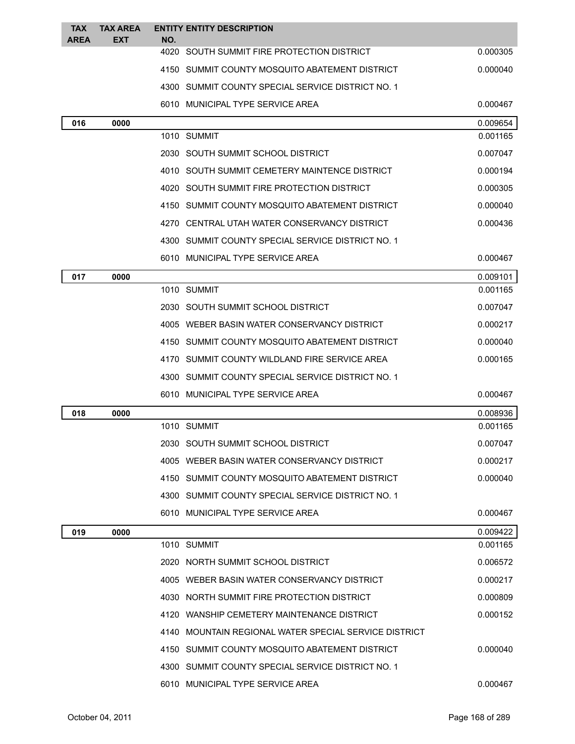| TAX AREA | TAX AREA EXT | ENTITY NO. | ENTITY DESCRIPTION | |
|---|---|---|---|---|
| | | 4020 | SOUTH SUMMIT FIRE PROTECTION DISTRICT | 0.000305 |
| | | 4150 | SUMMIT COUNTY MOSQUITO ABATEMENT DISTRICT | 0.000040 |
| | | 4300 | SUMMIT COUNTY SPECIAL SERVICE DISTRICT NO. 1 | |
| | | 6010 | MUNICIPAL TYPE SERVICE AREA | 0.000467 |
| **016** | **0000** | | | 0.009654 |
| | | 1010 | SUMMIT | 0.001165 |
| | | 2030 | SOUTH SUMMIT SCHOOL DISTRICT | 0.007047 |
| | | 4010 | SOUTH SUMMIT CEMETERY MAINTENCE DISTRICT | 0.000194 |
| | | 4020 | SOUTH SUMMIT FIRE PROTECTION DISTRICT | 0.000305 |
| | | 4150 | SUMMIT COUNTY MOSQUITO ABATEMENT DISTRICT | 0.000040 |
| | | 4270 | CENTRAL UTAH WATER CONSERVANCY DISTRICT | 0.000436 |
| | | 4300 | SUMMIT COUNTY SPECIAL SERVICE DISTRICT NO. 1 | |
| | | 6010 | MUNICIPAL TYPE SERVICE AREA | 0.000467 |
| **017** | **0000** | | | 0.009101 |
| | | 1010 | SUMMIT | 0.001165 |
| | | 2030 | SOUTH SUMMIT SCHOOL DISTRICT | 0.007047 |
| | | 4005 | WEBER BASIN WATER CONSERVANCY DISTRICT | 0.000217 |
| | | 4150 | SUMMIT COUNTY MOSQUITO ABATEMENT DISTRICT | 0.000040 |
| | | 4170 | SUMMIT COUNTY WILDLAND FIRE SERVICE AREA | 0.000165 |
| | | 4300 | SUMMIT COUNTY SPECIAL SERVICE DISTRICT NO. 1 | |
| | | 6010 | MUNICIPAL TYPE SERVICE AREA | 0.000467 |
| **018** | **0000** | | | 0.008936 |
| | | 1010 | SUMMIT | 0.001165 |
| | | 2030 | SOUTH SUMMIT SCHOOL DISTRICT | 0.007047 |
| | | 4005 | WEBER BASIN WATER CONSERVANCY DISTRICT | 0.000217 |
| | | 4150 | SUMMIT COUNTY MOSQUITO ABATEMENT DISTRICT | 0.000040 |
| | | 4300 | SUMMIT COUNTY SPECIAL SERVICE DISTRICT NO. 1 | |
| | | 6010 | MUNICIPAL TYPE SERVICE AREA | 0.000467 |
| **019** | **0000** | | | 0.009422 |
| | | 1010 | SUMMIT | 0.001165 |
| | | 2020 | NORTH SUMMIT SCHOOL DISTRICT | 0.006572 |
| | | 4005 | WEBER BASIN WATER CONSERVANCY DISTRICT | 0.000217 |
| | | 4030 | NORTH SUMMIT FIRE PROTECTION DISTRICT | 0.000809 |
| | | 4120 | WANSHIP CEMETERY MAINTENANCE DISTRICT | 0.000152 |
| | | 4140 | MOUNTAIN REGIONAL WATER SPECIAL SERVICE DISTRICT | |
| | | 4150 | SUMMIT COUNTY MOSQUITO ABATEMENT DISTRICT | 0.000040 |
| | | 4300 | SUMMIT COUNTY SPECIAL SERVICE DISTRICT NO. 1 | |
| | | 6010 | MUNICIPAL TYPE SERVICE AREA | 0.000467 |

October 04, 2011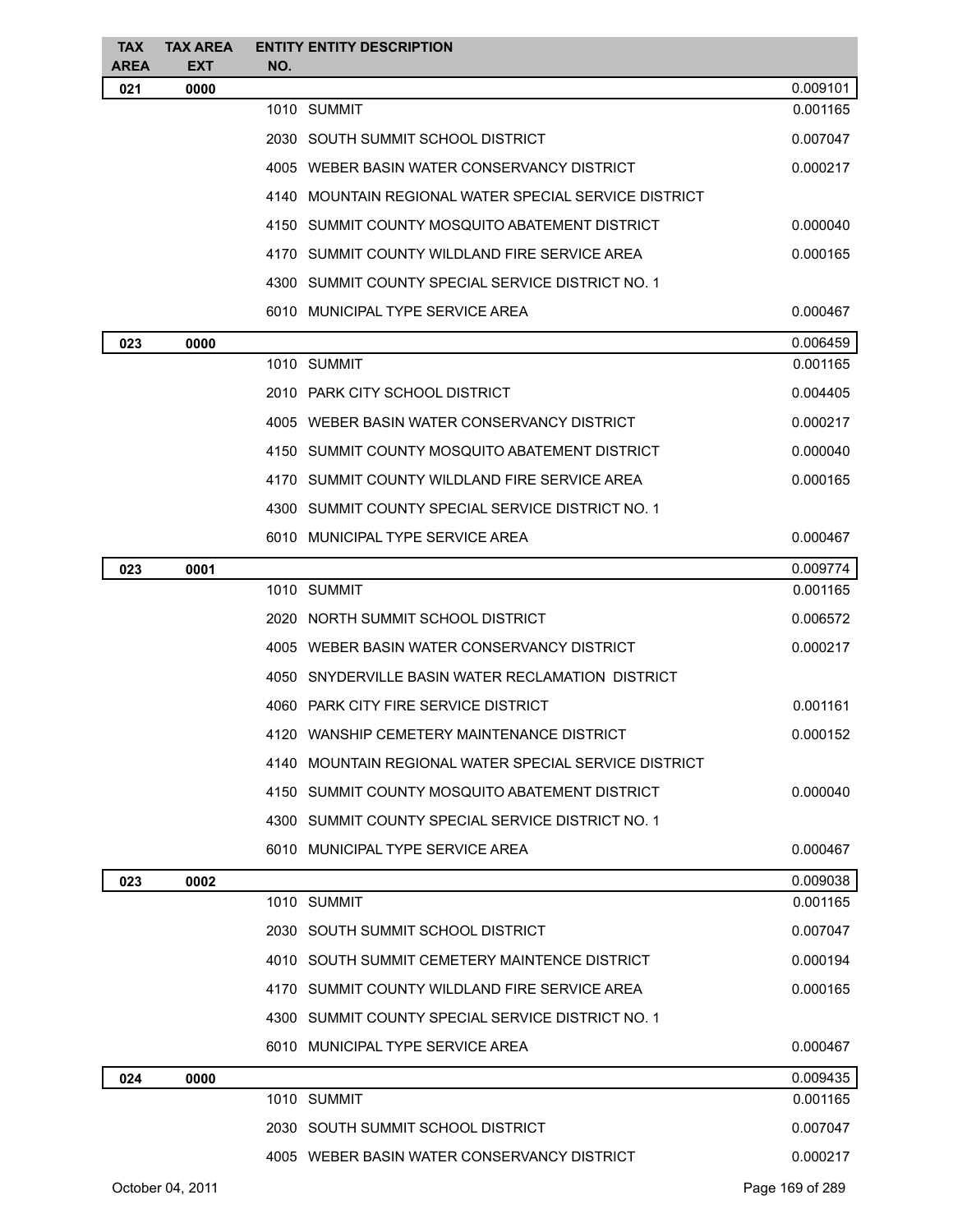| TAX AREA | TAX AREA EXT | ENTITY NO. | ENTITY DESCRIPTION | |
|---|---|---|---|---|
| 021 | 0000 | | | 0.009101 |
| | | 1010 | SUMMIT | 0.001165 |
| | | 2030 | SOUTH SUMMIT SCHOOL DISTRICT | 0.007047 |
| | | 4005 | WEBER BASIN WATER CONSERVANCY DISTRICT | 0.000217 |
| | | 4140 | MOUNTAIN REGIONAL WATER SPECIAL SERVICE DISTRICT | |
| | | 4150 | SUMMIT COUNTY MOSQUITO ABATEMENT DISTRICT | 0.000040 |
| | | 4170 | SUMMIT COUNTY WILDLAND FIRE SERVICE AREA | 0.000165 |
| | | 4300 | SUMMIT COUNTY SPECIAL SERVICE DISTRICT NO. 1 | |
| | | 6010 | MUNICIPAL TYPE SERVICE AREA | 0.000467 |
| 023 | 0000 | | | 0.006459 |
| | | 1010 | SUMMIT | 0.001165 |
| | | 2010 | PARK CITY SCHOOL DISTRICT | 0.004405 |
| | | 4005 | WEBER BASIN WATER CONSERVANCY DISTRICT | 0.000217 |
| | | 4150 | SUMMIT COUNTY MOSQUITO ABATEMENT DISTRICT | 0.000040 |
| | | 4170 | SUMMIT COUNTY WILDLAND FIRE SERVICE AREA | 0.000165 |
| | | 4300 | SUMMIT COUNTY SPECIAL SERVICE DISTRICT NO. 1 | |
| | | 6010 | MUNICIPAL TYPE SERVICE AREA | 0.000467 |
| 023 | 0001 | | | 0.009774 |
| | | 1010 | SUMMIT | 0.001165 |
| | | 2020 | NORTH SUMMIT SCHOOL DISTRICT | 0.006572 |
| | | 4005 | WEBER BASIN WATER CONSERVANCY DISTRICT | 0.000217 |
| | | 4050 | SNYDERVILLE BASIN WATER RECLAMATION DISTRICT | |
| | | 4060 | PARK CITY FIRE SERVICE DISTRICT | 0.001161 |
| | | 4120 | WANSHIP CEMETERY MAINTENANCE DISTRICT | 0.000152 |
| | | 4140 | MOUNTAIN REGIONAL WATER SPECIAL SERVICE DISTRICT | |
| | | 4150 | SUMMIT COUNTY MOSQUITO ABATEMENT DISTRICT | 0.000040 |
| | | 4300 | SUMMIT COUNTY SPECIAL SERVICE DISTRICT NO. 1 | |
| | | 6010 | MUNICIPAL TYPE SERVICE AREA | 0.000467 |
| 023 | 0002 | | | 0.009038 |
| | | 1010 | SUMMIT | 0.001165 |
| | | 2030 | SOUTH SUMMIT SCHOOL DISTRICT | 0.007047 |
| | | 4010 | SOUTH SUMMIT CEMETERY MAINTENCE DISTRICT | 0.000194 |
| | | 4170 | SUMMIT COUNTY WILDLAND FIRE SERVICE AREA | 0.000165 |
| | | 4300 | SUMMIT COUNTY SPECIAL SERVICE DISTRICT NO. 1 | |
| | | 6010 | MUNICIPAL TYPE SERVICE AREA | 0.000467 |
| 024 | 0000 | | | 0.009435 |
| | | 1010 | SUMMIT | 0.001165 |
| | | 2030 | SOUTH SUMMIT SCHOOL DISTRICT | 0.007047 |
| | | 4005 | WEBER BASIN WATER CONSERVANCY DISTRICT | 0.000217 |

October 04, 2011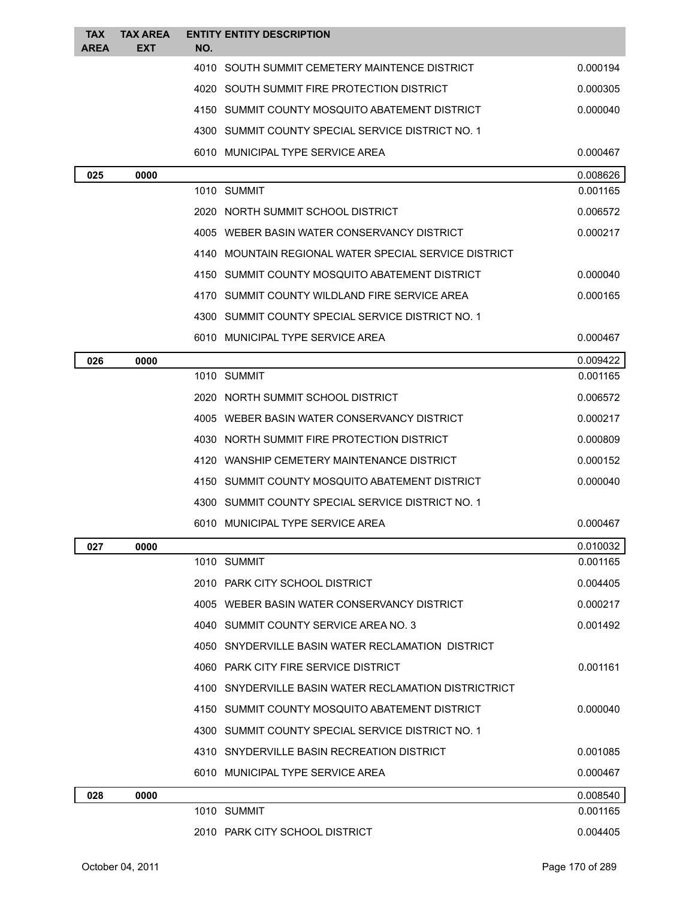| TAX AREA | TAX AREA EXT | ENTITY NO. | ENTITY DESCRIPTION | |
|---|---|---|---|---|
| | | 4010 | SOUTH SUMMIT CEMETERY MAINTENCE DISTRICT | 0.000194 |
| | | 4020 | SOUTH SUMMIT FIRE PROTECTION DISTRICT | 0.000305 |
| | | 4150 | SUMMIT COUNTY MOSQUITO ABATEMENT DISTRICT | 0.000040 |
| | | 4300 | SUMMIT COUNTY SPECIAL SERVICE DISTRICT NO. 1 | |
| | | 6010 | MUNICIPAL TYPE SERVICE AREA | 0.000467 |
| **025** | **0000** | | | 0.008626 |
| | | 1010 | SUMMIT | 0.001165 |
| | | 2020 | NORTH SUMMIT SCHOOL DISTRICT | 0.006572 |
| | | 4005 | WEBER BASIN WATER CONSERVANCY DISTRICT | 0.000217 |
| | | 4140 | MOUNTAIN REGIONAL WATER SPECIAL SERVICE DISTRICT | |
| | | 4150 | SUMMIT COUNTY MOSQUITO ABATEMENT DISTRICT | 0.000040 |
| | | 4170 | SUMMIT COUNTY WILDLAND FIRE SERVICE AREA | 0.000165 |
| | | 4300 | SUMMIT COUNTY SPECIAL SERVICE DISTRICT NO. 1 | |
| | | 6010 | MUNICIPAL TYPE SERVICE AREA | 0.000467 |
| **026** | **0000** | | | 0.009422 |
| | | 1010 | SUMMIT | 0.001165 |
| | | 2020 | NORTH SUMMIT SCHOOL DISTRICT | 0.006572 |
| | | 4005 | WEBER BASIN WATER CONSERVANCY DISTRICT | 0.000217 |
| | | 4030 | NORTH SUMMIT FIRE PROTECTION DISTRICT | 0.000809 |
| | | 4120 | WANSHIP CEMETERY MAINTENANCE DISTRICT | 0.000152 |
| | | 4150 | SUMMIT COUNTY MOSQUITO ABATEMENT DISTRICT | 0.000040 |
| | | 4300 | SUMMIT COUNTY SPECIAL SERVICE DISTRICT NO. 1 | |
| | | 6010 | MUNICIPAL TYPE SERVICE AREA | 0.000467 |
| **027** | **0000** | | | 0.010032 |
| | | 1010 | SUMMIT | 0.001165 |
| | | 2010 | PARK CITY SCHOOL DISTRICT | 0.004405 |
| | | 4005 | WEBER BASIN WATER CONSERVANCY DISTRICT | 0.000217 |
| | | 4040 | SUMMIT COUNTY SERVICE AREA NO. 3 | 0.001492 |
| | | 4050 | SNYDERVILLE BASIN WATER RECLAMATION DISTRICT | |
| | | 4060 | PARK CITY FIRE SERVICE DISTRICT | 0.001161 |
| | | 4100 | SNYDERVILLE BASIN WATER RECLAMATION DISTRICTRICT | |
| | | 4150 | SUMMIT COUNTY MOSQUITO ABATEMENT DISTRICT | 0.000040 |
| | | 4300 | SUMMIT COUNTY SPECIAL SERVICE DISTRICT NO. 1 | |
| | | 4310 | SNYDERVILLE BASIN RECREATION DISTRICT | 0.001085 |
| | | 6010 | MUNICIPAL TYPE SERVICE AREA | 0.000467 |
| **028** | **0000** | | | 0.008540 |
| | | 1010 | SUMMIT | 0.001165 |
| | | 2010 | PARK CITY SCHOOL DISTRICT | 0.004405 |

October 04, 2011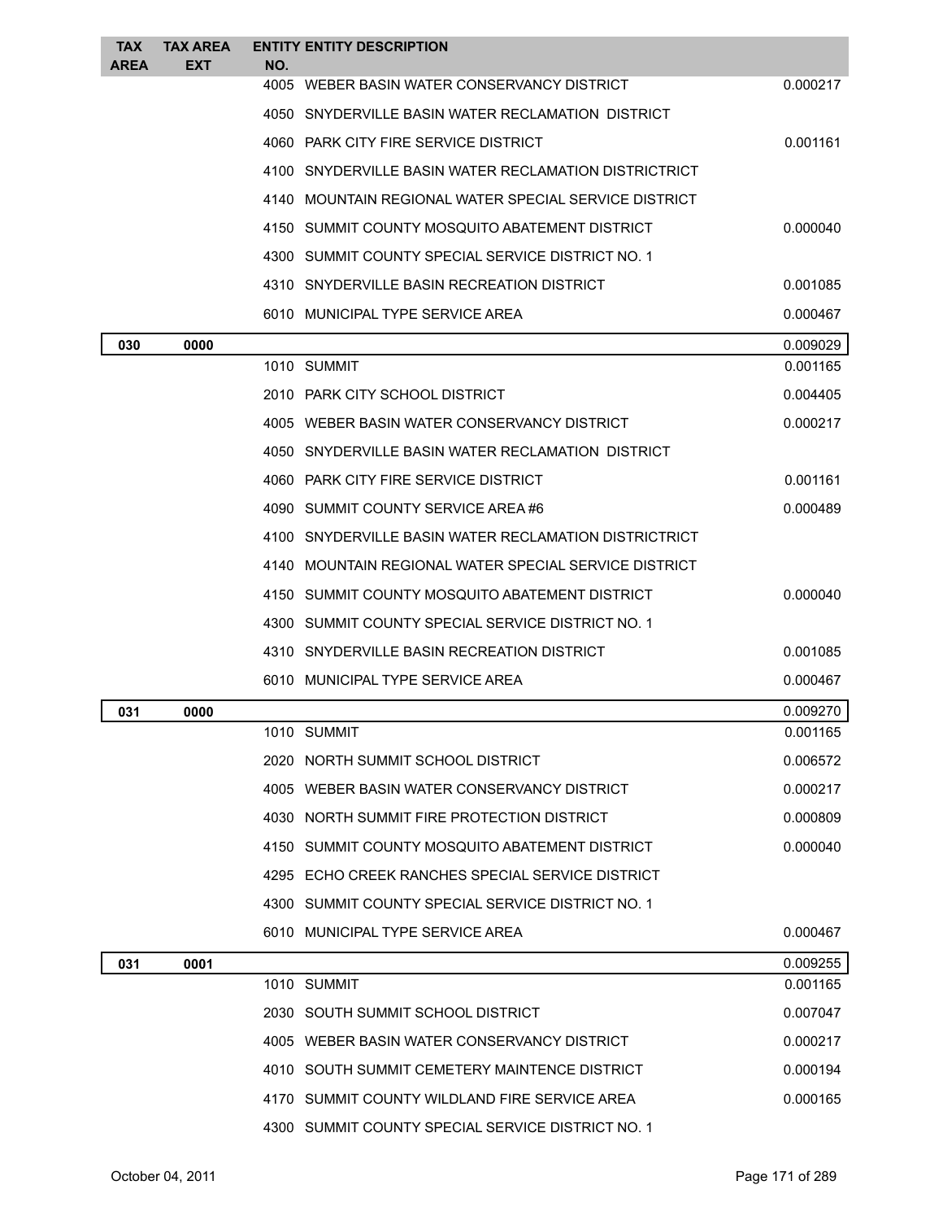| TAX AREA | TAX AREA EXT | ENTITY NO. | ENTITY DESCRIPTION | |
|---|---|---|---|---|
| | | 4005 | WEBER BASIN WATER CONSERVANCY DISTRICT | 0.000217 |
| | | 4050 | SNYDERVILLE BASIN WATER RECLAMATION DISTRICT | |
| | | 4060 | PARK CITY FIRE SERVICE DISTRICT | 0.001161 |
| | | 4100 | SNYDERVILLE BASIN WATER RECLAMATION DISTRICTRICT | |
| | | 4140 | MOUNTAIN REGIONAL WATER SPECIAL SERVICE DISTRICT | |
| | | 4150 | SUMMIT COUNTY MOSQUITO ABATEMENT DISTRICT | 0.000040 |
| | | 4300 | SUMMIT COUNTY SPECIAL SERVICE DISTRICT NO. 1 | |
| | | 4310 | SNYDERVILLE BASIN RECREATION DISTRICT | 0.001085 |
| | | 6010 | MUNICIPAL TYPE SERVICE AREA | 0.000467 |
| **030** | **0000** | | | 0.009029 |
| | | 1010 | SUMMIT | 0.001165 |
| | | 2010 | PARK CITY SCHOOL DISTRICT | 0.004405 |
| | | 4005 | WEBER BASIN WATER CONSERVANCY DISTRICT | 0.000217 |
| | | 4050 | SNYDERVILLE BASIN WATER RECLAMATION DISTRICT | |
| | | 4060 | PARK CITY FIRE SERVICE DISTRICT | 0.001161 |
| | | 4090 | SUMMIT COUNTY SERVICE AREA #6 | 0.000489 |
| | | 4100 | SNYDERVILLE BASIN WATER RECLAMATION DISTRICTRICT | |
| | | 4140 | MOUNTAIN REGIONAL WATER SPECIAL SERVICE DISTRICT | |
| | | 4150 | SUMMIT COUNTY MOSQUITO ABATEMENT DISTRICT | 0.000040 |
| | | 4300 | SUMMIT COUNTY SPECIAL SERVICE DISTRICT NO. 1 | |
| | | 4310 | SNYDERVILLE BASIN RECREATION DISTRICT | 0.001085 |
| | | 6010 | MUNICIPAL TYPE SERVICE AREA | 0.000467 |
| **031** | **0000** | | | 0.009270 |
| | | 1010 | SUMMIT | 0.001165 |
| | | 2020 | NORTH SUMMIT SCHOOL DISTRICT | 0.006572 |
| | | 4005 | WEBER BASIN WATER CONSERVANCY DISTRICT | 0.000217 |
| | | 4030 | NORTH SUMMIT FIRE PROTECTION DISTRICT | 0.000809 |
| | | 4150 | SUMMIT COUNTY MOSQUITO ABATEMENT DISTRICT | 0.000040 |
| | | 4295 | ECHO CREEK RANCHES SPECIAL SERVICE DISTRICT | |
| | | 4300 | SUMMIT COUNTY SPECIAL SERVICE DISTRICT NO. 1 | |
| | | 6010 | MUNICIPAL TYPE SERVICE AREA | 0.000467 |
| **031** | **0001** | | | 0.009255 |
| | | 1010 | SUMMIT | 0.001165 |
| | | 2030 | SOUTH SUMMIT SCHOOL DISTRICT | 0.007047 |
| | | 4005 | WEBER BASIN WATER CONSERVANCY DISTRICT | 0.000217 |
| | | 4010 | SOUTH SUMMIT CEMETERY MAINTENCE DISTRICT | 0.000194 |
| | | 4170 | SUMMIT COUNTY WILDLAND FIRE SERVICE AREA | 0.000165 |
| | | 4300 | SUMMIT COUNTY SPECIAL SERVICE DISTRICT NO. 1 | |

October 04, 2011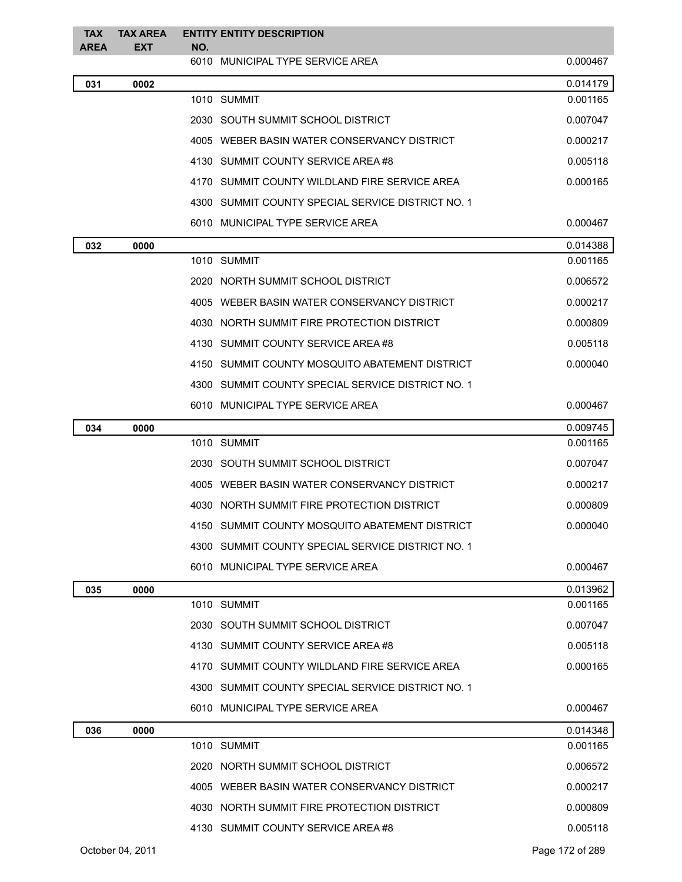| TAX AREA | TAX AREA EXT | ENTITY NO. | ENTITY DESCRIPTION | |
|---|---|---|---|---|
| | | 6010 | MUNICIPAL TYPE SERVICE AREA | 0.000467 |
| 031 | 0002 | | | 0.014179 |
| | | 1010 | SUMMIT | 0.001165 |
| | | 2030 | SOUTH SUMMIT SCHOOL DISTRICT | 0.007047 |
| | | 4005 | WEBER BASIN WATER CONSERVANCY DISTRICT | 0.000217 |
| | | 4130 | SUMMIT COUNTY SERVICE AREA #8 | 0.005118 |
| | | 4170 | SUMMIT COUNTY WILDLAND FIRE SERVICE AREA | 0.000165 |
| | | 4300 | SUMMIT COUNTY SPECIAL SERVICE DISTRICT NO. 1 | |
| | | 6010 | MUNICIPAL TYPE SERVICE AREA | 0.000467 |
| 032 | 0000 | | | 0.014388 |
| | | 1010 | SUMMIT | 0.001165 |
| | | 2020 | NORTH SUMMIT SCHOOL DISTRICT | 0.006572 |
| | | 4005 | WEBER BASIN WATER CONSERVANCY DISTRICT | 0.000217 |
| | | 4030 | NORTH SUMMIT FIRE PROTECTION DISTRICT | 0.000809 |
| | | 4130 | SUMMIT COUNTY SERVICE AREA #8 | 0.005118 |
| | | 4150 | SUMMIT COUNTY MOSQUITO ABATEMENT DISTRICT | 0.000040 |
| | | 4300 | SUMMIT COUNTY SPECIAL SERVICE DISTRICT NO. 1 | |
| | | 6010 | MUNICIPAL TYPE SERVICE AREA | 0.000467 |
| 034 | 0000 | | | 0.009745 |
| | | 1010 | SUMMIT | 0.001165 |
| | | 2030 | SOUTH SUMMIT SCHOOL DISTRICT | 0.007047 |
| | | 4005 | WEBER BASIN WATER CONSERVANCY DISTRICT | 0.000217 |
| | | 4030 | NORTH SUMMIT FIRE PROTECTION DISTRICT | 0.000809 |
| | | 4150 | SUMMIT COUNTY MOSQUITO ABATEMENT DISTRICT | 0.000040 |
| | | 4300 | SUMMIT COUNTY SPECIAL SERVICE DISTRICT NO. 1 | |
| | | 6010 | MUNICIPAL TYPE SERVICE AREA | 0.000467 |
| 035 | 0000 | | | 0.013962 |
| | | 1010 | SUMMIT | 0.001165 |
| | | 2030 | SOUTH SUMMIT SCHOOL DISTRICT | 0.007047 |
| | | 4130 | SUMMIT COUNTY SERVICE AREA #8 | 0.005118 |
| | | 4170 | SUMMIT COUNTY WILDLAND FIRE SERVICE AREA | 0.000165 |
| | | 4300 | SUMMIT COUNTY SPECIAL SERVICE DISTRICT NO. 1 | |
| | | 6010 | MUNICIPAL TYPE SERVICE AREA | 0.000467 |
| 036 | 0000 | | | 0.014348 |
| | | 1010 | SUMMIT | 0.001165 |
| | | 2020 | NORTH SUMMIT SCHOOL DISTRICT | 0.006572 |
| | | 4005 | WEBER BASIN WATER CONSERVANCY DISTRICT | 0.000217 |
| | | 4030 | NORTH SUMMIT FIRE PROTECTION DISTRICT | 0.000809 |
| | | 4130 | SUMMIT COUNTY SERVICE AREA #8 | 0.005118 |

October 04, 2011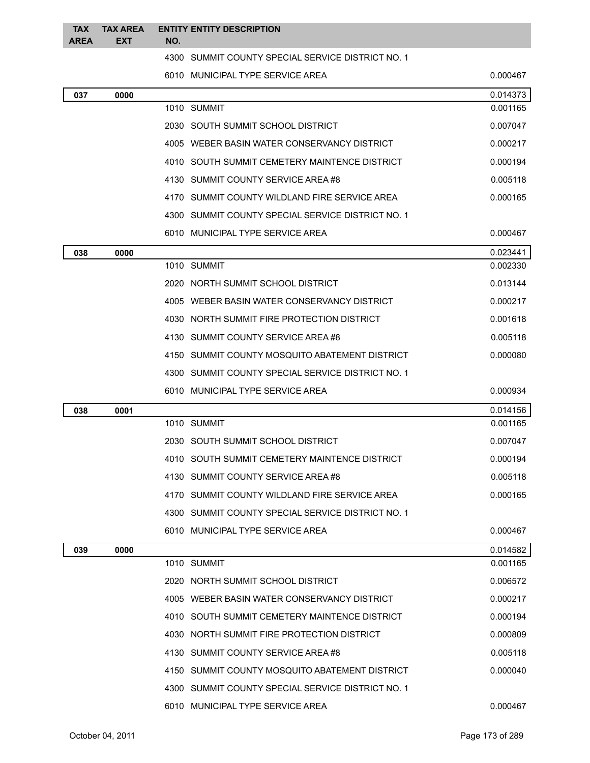| TAX AREA | TAX AREA EXT | ENTITY NO. | ENTITY DESCRIPTION | |
|---|---|---|---|---|
| | | 4300 | SUMMIT COUNTY SPECIAL SERVICE DISTRICT NO. 1 | |
| | | 6010 | MUNICIPAL TYPE SERVICE AREA | 0.000467 |
| **037** | **0000** | | | 0.014373 |
| | | 1010 | SUMMIT | 0.001165 |
| | | 2030 | SOUTH SUMMIT SCHOOL DISTRICT | 0.007047 |
| | | 4005 | WEBER BASIN WATER CONSERVANCY DISTRICT | 0.000217 |
| | | 4010 | SOUTH SUMMIT CEMETERY MAINTENCE DISTRICT | 0.000194 |
| | | 4130 | SUMMIT COUNTY SERVICE AREA #8 | 0.005118 |
| | | 4170 | SUMMIT COUNTY WILDLAND FIRE SERVICE AREA | 0.000165 |
| | | 4300 | SUMMIT COUNTY SPECIAL SERVICE DISTRICT NO. 1 | |
| | | 6010 | MUNICIPAL TYPE SERVICE AREA | 0.000467 |
| **038** | **0000** | | | 0.023441 |
| | | 1010 | SUMMIT | 0.002330 |
| | | 2020 | NORTH SUMMIT SCHOOL DISTRICT | 0.013144 |
| | | 4005 | WEBER BASIN WATER CONSERVANCY DISTRICT | 0.000217 |
| | | 4030 | NORTH SUMMIT FIRE PROTECTION DISTRICT | 0.001618 |
| | | 4130 | SUMMIT COUNTY SERVICE AREA #8 | 0.005118 |
| | | 4150 | SUMMIT COUNTY MOSQUITO ABATEMENT DISTRICT | 0.000080 |
| | | 4300 | SUMMIT COUNTY SPECIAL SERVICE DISTRICT NO. 1 | |
| | | 6010 | MUNICIPAL TYPE SERVICE AREA | 0.000934 |
| **038** | **0001** | | | 0.014156 |
| | | 1010 | SUMMIT | 0.001165 |
| | | 2030 | SOUTH SUMMIT SCHOOL DISTRICT | 0.007047 |
| | | 4010 | SOUTH SUMMIT CEMETERY MAINTENCE DISTRICT | 0.000194 |
| | | 4130 | SUMMIT COUNTY SERVICE AREA #8 | 0.005118 |
| | | 4170 | SUMMIT COUNTY WILDLAND FIRE SERVICE AREA | 0.000165 |
| | | 4300 | SUMMIT COUNTY SPECIAL SERVICE DISTRICT NO. 1 | |
| | | 6010 | MUNICIPAL TYPE SERVICE AREA | 0.000467 |
| **039** | **0000** | | | 0.014582 |
| | | 1010 | SUMMIT | 0.001165 |
| | | 2020 | NORTH SUMMIT SCHOOL DISTRICT | 0.006572 |
| | | 4005 | WEBER BASIN WATER CONSERVANCY DISTRICT | 0.000217 |
| | | 4010 | SOUTH SUMMIT CEMETERY MAINTENCE DISTRICT | 0.000194 |
| | | 4030 | NORTH SUMMIT FIRE PROTECTION DISTRICT | 0.000809 |
| | | 4130 | SUMMIT COUNTY SERVICE AREA #8 | 0.005118 |
| | | 4150 | SUMMIT COUNTY MOSQUITO ABATEMENT DISTRICT | 0.000040 |
| | | 4300 | SUMMIT COUNTY SPECIAL SERVICE DISTRICT NO. 1 | |
| | | 6010 | MUNICIPAL TYPE SERVICE AREA | 0.000467 |

October 04, 2011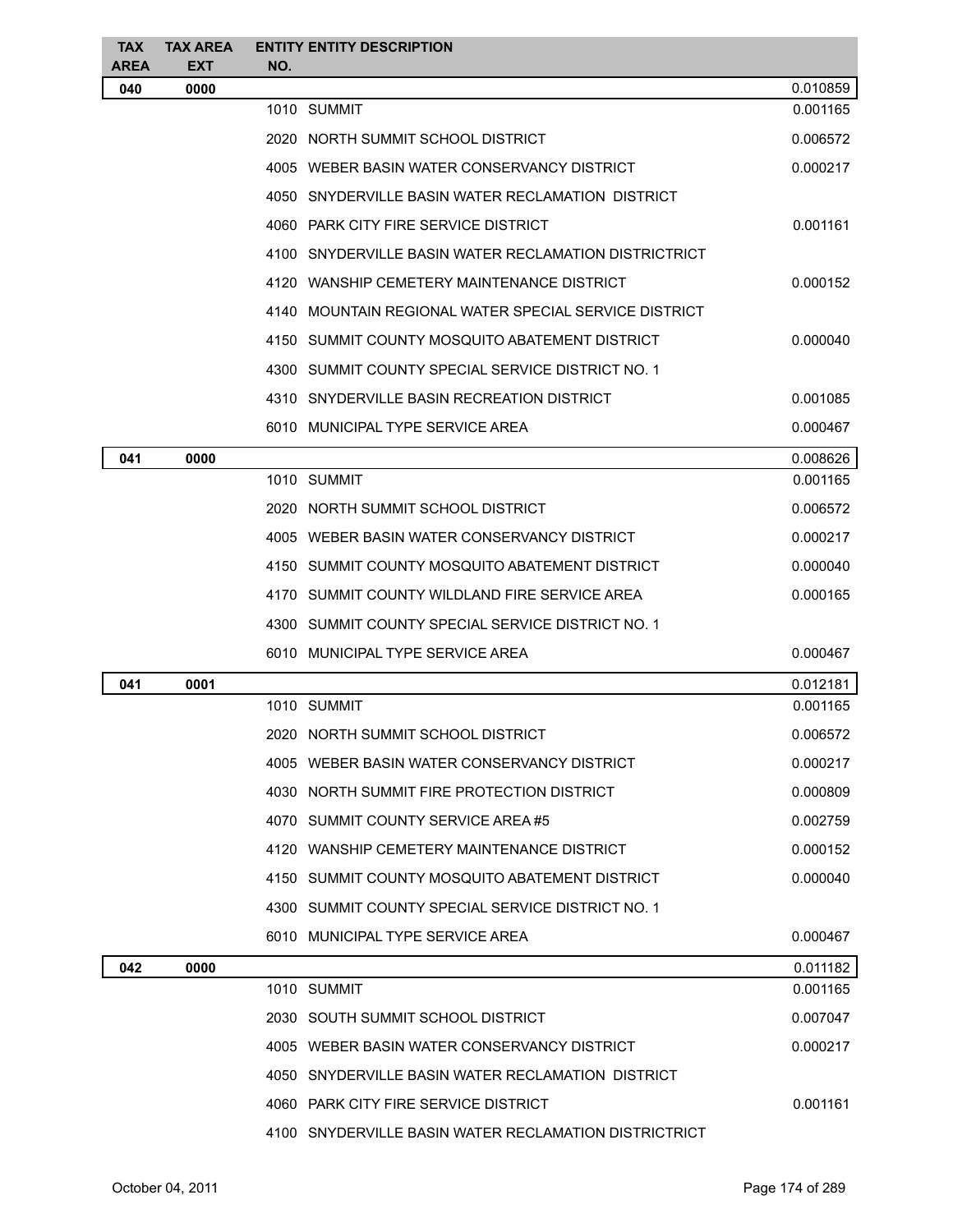| TAX AREA | TAX AREA EXT | ENTITY NO. | ENTITY DESCRIPTION | |
|---|---|---|---|---|
| **040** | **0000** | | | 0.010859 |
| | | 1010 | SUMMIT | 0.001165 |
| | | 2020 | NORTH SUMMIT SCHOOL DISTRICT | 0.006572 |
| | | 4005 | WEBER BASIN WATER CONSERVANCY DISTRICT | 0.000217 |
| | | 4050 | SNYDERVILLE BASIN WATER RECLAMATION DISTRICT | |
| | | 4060 | PARK CITY FIRE SERVICE DISTRICT | 0.001161 |
| | | 4100 | SNYDERVILLE BASIN WATER RECLAMATION DISTRICTRICT | |
| | | 4120 | WANSHIP CEMETERY MAINTENANCE DISTRICT | 0.000152 |
| | | 4140 | MOUNTAIN REGIONAL WATER SPECIAL SERVICE DISTRICT | |
| | | 4150 | SUMMIT COUNTY MOSQUITO ABATEMENT DISTRICT | 0.000040 |
| | | 4300 | SUMMIT COUNTY SPECIAL SERVICE DISTRICT NO. 1 | |
| | | 4310 | SNYDERVILLE BASIN RECREATION DISTRICT | 0.001085 |
| | | 6010 | MUNICIPAL TYPE SERVICE AREA | 0.000467 |
| **041** | **0000** | | | 0.008626 |
| | | 1010 | SUMMIT | 0.001165 |
| | | 2020 | NORTH SUMMIT SCHOOL DISTRICT | 0.006572 |
| | | 4005 | WEBER BASIN WATER CONSERVANCY DISTRICT | 0.000217 |
| | | 4150 | SUMMIT COUNTY MOSQUITO ABATEMENT DISTRICT | 0.000040 |
| | | 4170 | SUMMIT COUNTY WILDLAND FIRE SERVICE AREA | 0.000165 |
| | | 4300 | SUMMIT COUNTY SPECIAL SERVICE DISTRICT NO. 1 | |
| | | 6010 | MUNICIPAL TYPE SERVICE AREA | 0.000467 |
| **041** | **0001** | | | 0.012181 |
| | | 1010 | SUMMIT | 0.001165 |
| | | 2020 | NORTH SUMMIT SCHOOL DISTRICT | 0.006572 |
| | | 4005 | WEBER BASIN WATER CONSERVANCY DISTRICT | 0.000217 |
| | | 4030 | NORTH SUMMIT FIRE PROTECTION DISTRICT | 0.000809 |
| | | 4070 | SUMMIT COUNTY SERVICE AREA #5 | 0.002759 |
| | | 4120 | WANSHIP CEMETERY MAINTENANCE DISTRICT | 0.000152 |
| | | 4150 | SUMMIT COUNTY MOSQUITO ABATEMENT DISTRICT | 0.000040 |
| | | 4300 | SUMMIT COUNTY SPECIAL SERVICE DISTRICT NO. 1 | |
| | | 6010 | MUNICIPAL TYPE SERVICE AREA | 0.000467 |
| **042** | **0000** | | | 0.011182 |
| | | 1010 | SUMMIT | 0.001165 |
| | | 2030 | SOUTH SUMMIT SCHOOL DISTRICT | 0.007047 |
| | | 4005 | WEBER BASIN WATER CONSERVANCY DISTRICT | 0.000217 |
| | | 4050 | SNYDERVILLE BASIN WATER RECLAMATION DISTRICT | |
| | | 4060 | PARK CITY FIRE SERVICE DISTRICT | 0.001161 |
| | | 4100 | SNYDERVILLE BASIN WATER RECLAMATION DISTRICTRICT | |

October 04, 2011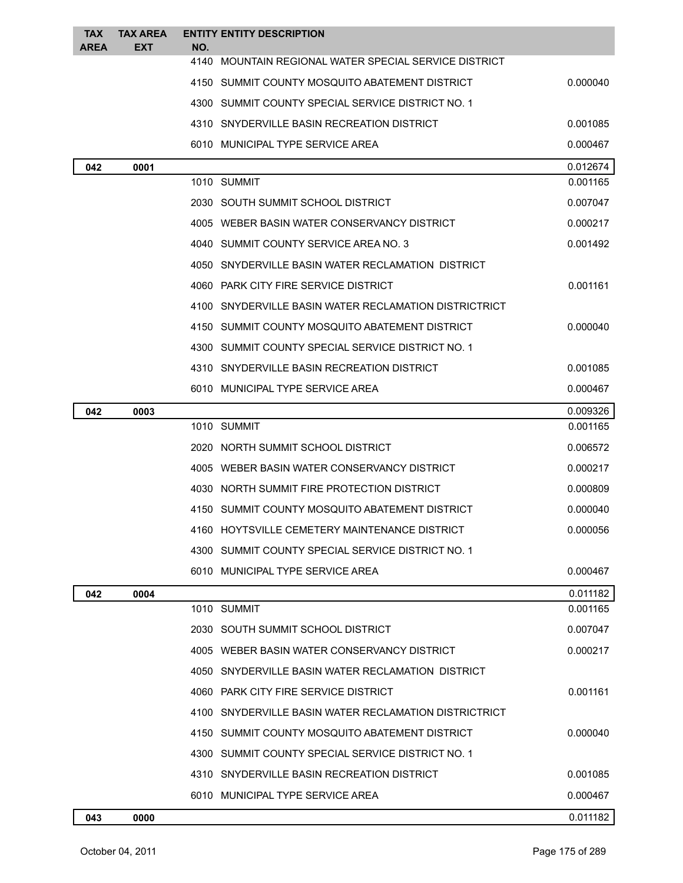| TAX AREA | TAX AREA EXT | ENTITY NO. | ENTITY DESCRIPTION | |
|---|---|---|---|---|
| | | 4140 | MOUNTAIN REGIONAL WATER SPECIAL SERVICE DISTRICT | |
| | | 4150 | SUMMIT COUNTY MOSQUITO ABATEMENT DISTRICT | 0.000040 |
| | | 4300 | SUMMIT COUNTY SPECIAL SERVICE DISTRICT NO. 1 | |
| | | 4310 | SNYDERVILLE BASIN RECREATION DISTRICT | 0.001085 |
| | | 6010 | MUNICIPAL TYPE SERVICE AREA | 0.000467 |
| **042** | **0001** | | | 0.012674 |
| | | 1010 | SUMMIT | 0.001165 |
| | | 2030 | SOUTH SUMMIT SCHOOL DISTRICT | 0.007047 |
| | | 4005 | WEBER BASIN WATER CONSERVANCY DISTRICT | 0.000217 |
| | | 4040 | SUMMIT COUNTY SERVICE AREA NO. 3 | 0.001492 |
| | | 4050 | SNYDERVILLE BASIN WATER RECLAMATION DISTRICT | |
| | | 4060 | PARK CITY FIRE SERVICE DISTRICT | 0.001161 |
| | | 4100 | SNYDERVILLE BASIN WATER RECLAMATION DISTRICTRICT | |
| | | 4150 | SUMMIT COUNTY MOSQUITO ABATEMENT DISTRICT | 0.000040 |
| | | 4300 | SUMMIT COUNTY SPECIAL SERVICE DISTRICT NO. 1 | |
| | | 4310 | SNYDERVILLE BASIN RECREATION DISTRICT | 0.001085 |
| | | 6010 | MUNICIPAL TYPE SERVICE AREA | 0.000467 |
| **042** | **0003** | | | 0.009326 |
| | | 1010 | SUMMIT | 0.001165 |
| | | 2020 | NORTH SUMMIT SCHOOL DISTRICT | 0.006572 |
| | | 4005 | WEBER BASIN WATER CONSERVANCY DISTRICT | 0.000217 |
| | | 4030 | NORTH SUMMIT FIRE PROTECTION DISTRICT | 0.000809 |
| | | 4150 | SUMMIT COUNTY MOSQUITO ABATEMENT DISTRICT | 0.000040 |
| | | 4160 | HOYTSVILLE CEMETERY MAINTENANCE DISTRICT | 0.000056 |
| | | 4300 | SUMMIT COUNTY SPECIAL SERVICE DISTRICT NO. 1 | |
| | | 6010 | MUNICIPAL TYPE SERVICE AREA | 0.000467 |
| **042** | **0004** | | | 0.011182 |
| | | 1010 | SUMMIT | 0.001165 |
| | | 2030 | SOUTH SUMMIT SCHOOL DISTRICT | 0.007047 |
| | | 4005 | WEBER BASIN WATER CONSERVANCY DISTRICT | 0.000217 |
| | | 4050 | SNYDERVILLE BASIN WATER RECLAMATION DISTRICT | |
| | | 4060 | PARK CITY FIRE SERVICE DISTRICT | 0.001161 |
| | | 4100 | SNYDERVILLE BASIN WATER RECLAMATION DISTRICTRICT | |
| | | 4150 | SUMMIT COUNTY MOSQUITO ABATEMENT DISTRICT | 0.000040 |
| | | 4300 | SUMMIT COUNTY SPECIAL SERVICE DISTRICT NO. 1 | |
| | | 4310 | SNYDERVILLE BASIN RECREATION DISTRICT | 0.001085 |
| | | 6010 | MUNICIPAL TYPE SERVICE AREA | 0.000467 |
| **043** | **0000** | | | 0.011182 |

October 04, 2011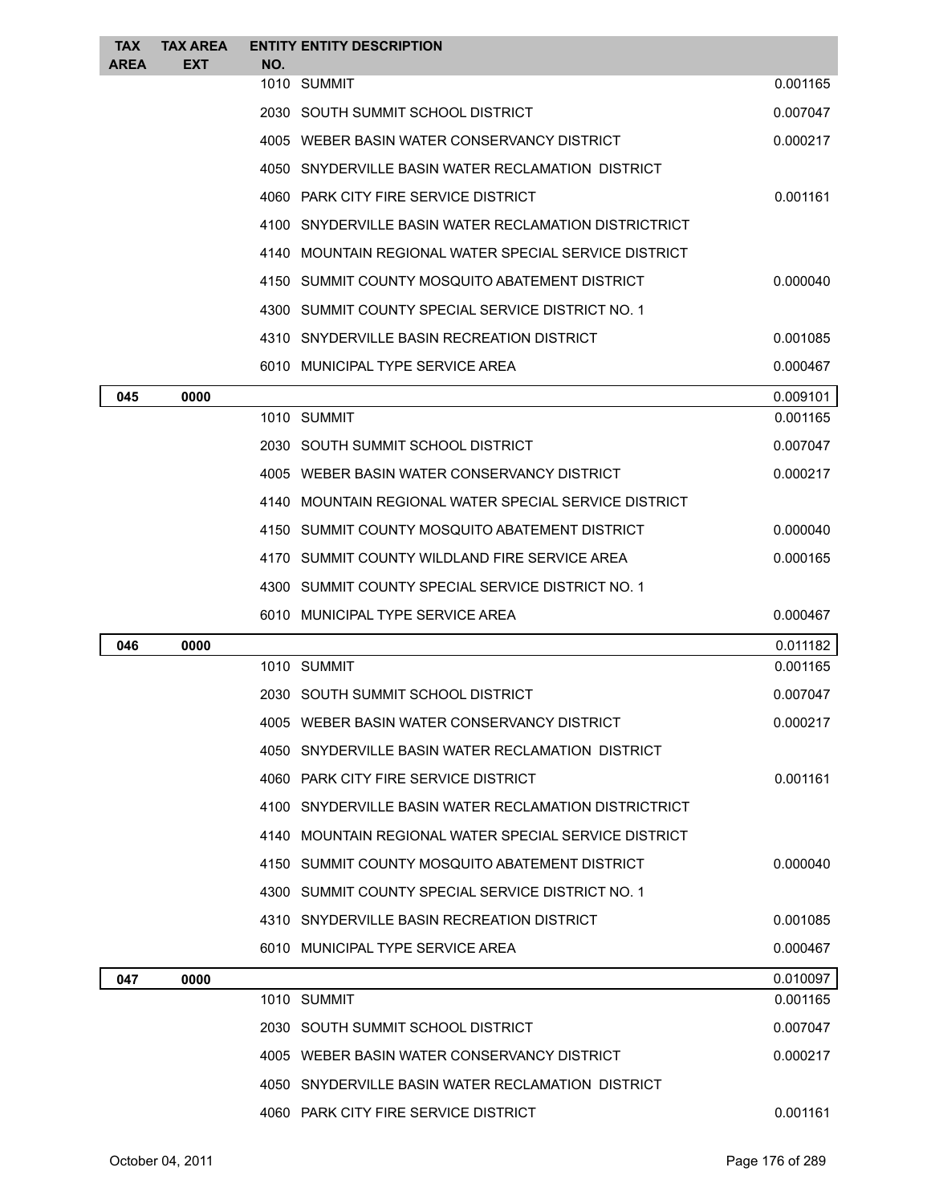| TAX AREA | TAX AREA EXT | ENTITY NO. | ENTITY DESCRIPTION | |
|---|---|---|---|---|
| | | 1010 | SUMMIT | 0.001165 |
| | | 2030 | SOUTH SUMMIT SCHOOL DISTRICT | 0.007047 |
| | | 4005 | WEBER BASIN WATER CONSERVANCY DISTRICT | 0.000217 |
| | | 4050 | SNYDERVILLE BASIN WATER RECLAMATION DISTRICT | |
| | | 4060 | PARK CITY FIRE SERVICE DISTRICT | 0.001161 |
| | | 4100 | SNYDERVILLE BASIN WATER RECLAMATION DISTRICTRICT | |
| | | 4140 | MOUNTAIN REGIONAL WATER SPECIAL SERVICE DISTRICT | |
| | | 4150 | SUMMIT COUNTY MOSQUITO ABATEMENT DISTRICT | 0.000040 |
| | | 4300 | SUMMIT COUNTY SPECIAL SERVICE DISTRICT NO. 1 | |
| | | 4310 | SNYDERVILLE BASIN RECREATION DISTRICT | 0.001085 |
| | | 6010 | MUNICIPAL TYPE SERVICE AREA | 0.000467 |
| **045** | **0000** | | | 0.009101 |
| | | 1010 | SUMMIT | 0.001165 |
| | | 2030 | SOUTH SUMMIT SCHOOL DISTRICT | 0.007047 |
| | | 4005 | WEBER BASIN WATER CONSERVANCY DISTRICT | 0.000217 |
| | | 4140 | MOUNTAIN REGIONAL WATER SPECIAL SERVICE DISTRICT | |
| | | 4150 | SUMMIT COUNTY MOSQUITO ABATEMENT DISTRICT | 0.000040 |
| | | 4170 | SUMMIT COUNTY WILDLAND FIRE SERVICE AREA | 0.000165 |
| | | 4300 | SUMMIT COUNTY SPECIAL SERVICE DISTRICT NO. 1 | |
| | | 6010 | MUNICIPAL TYPE SERVICE AREA | 0.000467 |
| **046** | **0000** | | | 0.011182 |
| | | 1010 | SUMMIT | 0.001165 |
| | | 2030 | SOUTH SUMMIT SCHOOL DISTRICT | 0.007047 |
| | | 4005 | WEBER BASIN WATER CONSERVANCY DISTRICT | 0.000217 |
| | | 4050 | SNYDERVILLE BASIN WATER RECLAMATION DISTRICT | |
| | | 4060 | PARK CITY FIRE SERVICE DISTRICT | 0.001161 |
| | | 4100 | SNYDERVILLE BASIN WATER RECLAMATION DISTRICTRICT | |
| | | 4140 | MOUNTAIN REGIONAL WATER SPECIAL SERVICE DISTRICT | |
| | | 4150 | SUMMIT COUNTY MOSQUITO ABATEMENT DISTRICT | 0.000040 |
| | | 4300 | SUMMIT COUNTY SPECIAL SERVICE DISTRICT NO. 1 | |
| | | 4310 | SNYDERVILLE BASIN RECREATION DISTRICT | 0.001085 |
| | | 6010 | MUNICIPAL TYPE SERVICE AREA | 0.000467 |
| **047** | **0000** | | | 0.010097 |
| | | 1010 | SUMMIT | 0.001165 |
| | | 2030 | SOUTH SUMMIT SCHOOL DISTRICT | 0.007047 |
| | | 4005 | WEBER BASIN WATER CONSERVANCY DISTRICT | 0.000217 |
| | | 4050 | SNYDERVILLE BASIN WATER RECLAMATION DISTRICT | |
| | | 4060 | PARK CITY FIRE SERVICE DISTRICT | 0.001161 |

October 04, 2011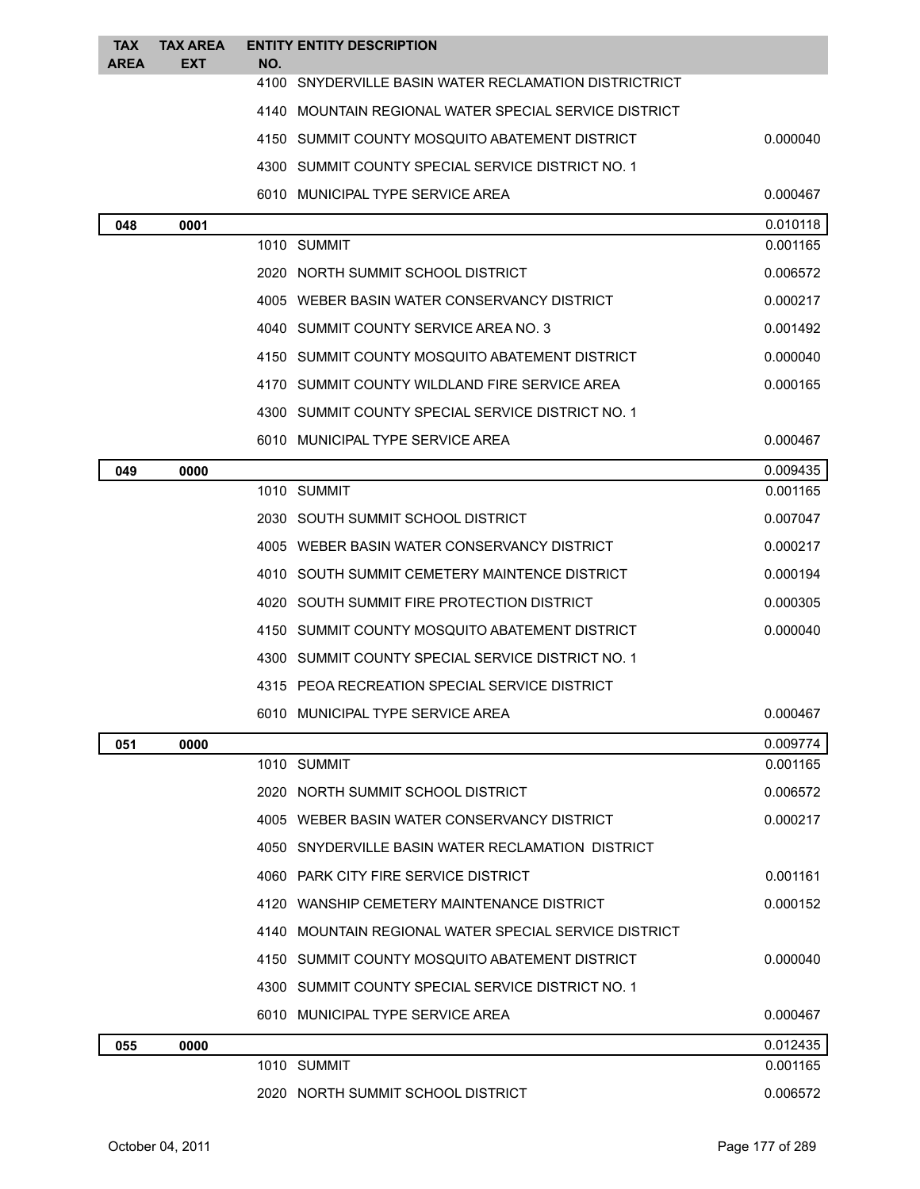| TAX AREA | TAX AREA EXT | ENTITY NO. | ENTITY DESCRIPTION | |
|---|---|---|---|---|
| | | 4100 | SNYDERVILLE BASIN WATER RECLAMATION DISTRICTRICT | |
| | | 4140 | MOUNTAIN REGIONAL WATER SPECIAL SERVICE DISTRICT | |
| | | 4150 | SUMMIT COUNTY MOSQUITO ABATEMENT DISTRICT | 0.000040 |
| | | 4300 | SUMMIT COUNTY SPECIAL SERVICE DISTRICT NO. 1 | |
| | | 6010 | MUNICIPAL TYPE SERVICE AREA | 0.000467 |
| **048** | **0001** | | | 0.010118 |
| | | 1010 | SUMMIT | 0.001165 |
| | | 2020 | NORTH SUMMIT SCHOOL DISTRICT | 0.006572 |
| | | 4005 | WEBER BASIN WATER CONSERVANCY DISTRICT | 0.000217 |
| | | 4040 | SUMMIT COUNTY SERVICE AREA NO. 3 | 0.001492 |
| | | 4150 | SUMMIT COUNTY MOSQUITO ABATEMENT DISTRICT | 0.000040 |
| | | 4170 | SUMMIT COUNTY WILDLAND FIRE SERVICE AREA | 0.000165 |
| | | 4300 | SUMMIT COUNTY SPECIAL SERVICE DISTRICT NO. 1 | |
| | | 6010 | MUNICIPAL TYPE SERVICE AREA | 0.000467 |
| **049** | **0000** | | | 0.009435 |
| | | 1010 | SUMMIT | 0.001165 |
| | | 2030 | SOUTH SUMMIT SCHOOL DISTRICT | 0.007047 |
| | | 4005 | WEBER BASIN WATER CONSERVANCY DISTRICT | 0.000217 |
| | | 4010 | SOUTH SUMMIT CEMETERY MAINTENCE DISTRICT | 0.000194 |
| | | 4020 | SOUTH SUMMIT FIRE PROTECTION DISTRICT | 0.000305 |
| | | 4150 | SUMMIT COUNTY MOSQUITO ABATEMENT DISTRICT | 0.000040 |
| | | 4300 | SUMMIT COUNTY SPECIAL SERVICE DISTRICT NO. 1 | |
| | | 4315 | PEOA RECREATION SPECIAL SERVICE DISTRICT | |
| | | 6010 | MUNICIPAL TYPE SERVICE AREA | 0.000467 |
| **051** | **0000** | | | 0.009774 |
| | | 1010 | SUMMIT | 0.001165 |
| | | 2020 | NORTH SUMMIT SCHOOL DISTRICT | 0.006572 |
| | | 4005 | WEBER BASIN WATER CONSERVANCY DISTRICT | 0.000217 |
| | | 4050 | SNYDERVILLE BASIN WATER RECLAMATION DISTRICT | |
| | | 4060 | PARK CITY FIRE SERVICE DISTRICT | 0.001161 |
| | | 4120 | WANSHIP CEMETERY MAINTENANCE DISTRICT | 0.000152 |
| | | 4140 | MOUNTAIN REGIONAL WATER SPECIAL SERVICE DISTRICT | |
| | | 4150 | SUMMIT COUNTY MOSQUITO ABATEMENT DISTRICT | 0.000040 |
| | | 4300 | SUMMIT COUNTY SPECIAL SERVICE DISTRICT NO. 1 | |
| | | 6010 | MUNICIPAL TYPE SERVICE AREA | 0.000467 |
| **055** | **0000** | | | 0.012435 |
| | | 1010 | SUMMIT | 0.001165 |
| | | 2020 | NORTH SUMMIT SCHOOL DISTRICT | 0.006572 |

October 04, 2011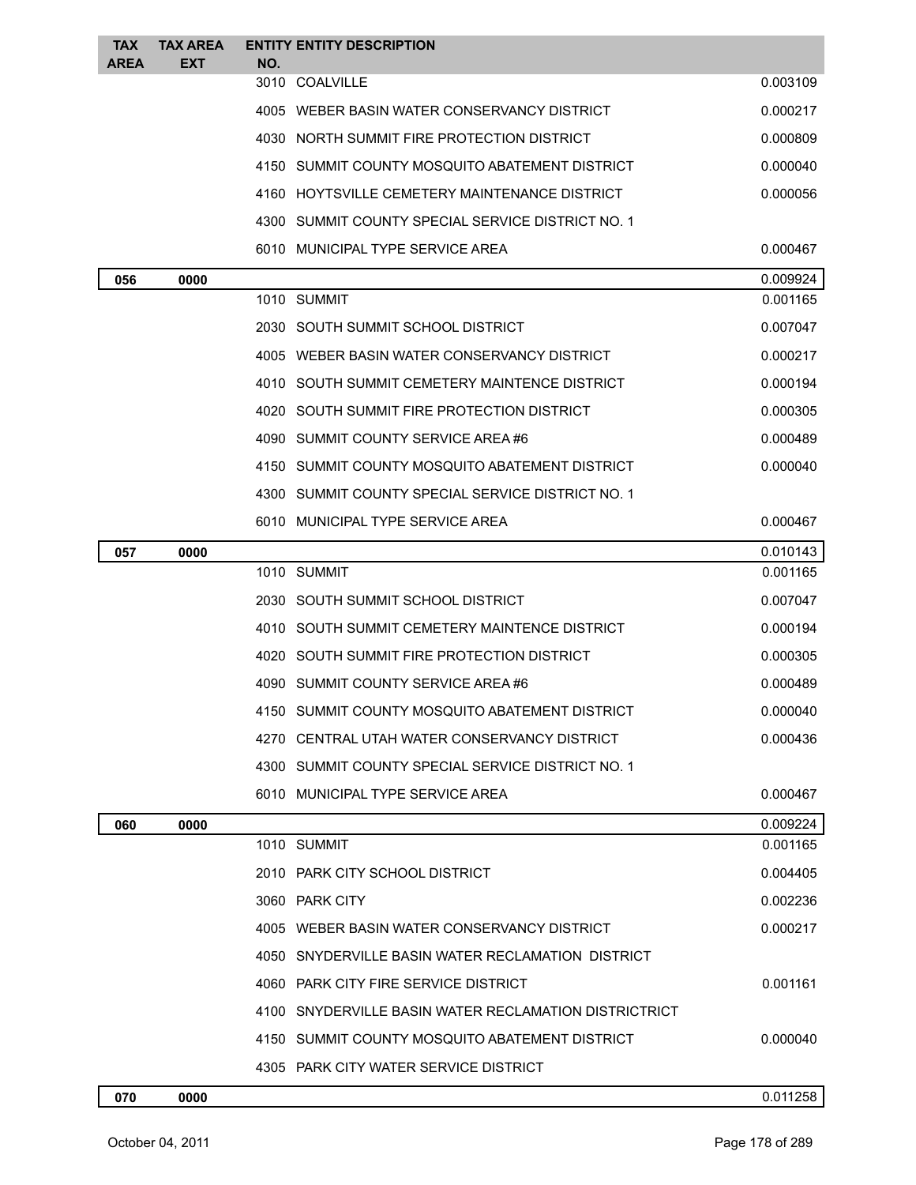| TAX AREA | TAX AREA EXT | ENTITY NO. | ENTITY DESCRIPTION | |
|---|---|---|---|---|
| | | 3010 | COALVILLE | 0.003109 |
| | | 4005 | WEBER BASIN WATER CONSERVANCY DISTRICT | 0.000217 |
| | | 4030 | NORTH SUMMIT FIRE PROTECTION DISTRICT | 0.000809 |
| | | 4150 | SUMMIT COUNTY MOSQUITO ABATEMENT DISTRICT | 0.000040 |
| | | 4160 | HOYTSVILLE CEMETERY MAINTENANCE DISTRICT | 0.000056 |
| | | 4300 | SUMMIT COUNTY SPECIAL SERVICE DISTRICT NO. 1 | |
| | | 6010 | MUNICIPAL TYPE SERVICE AREA | 0.000467 |
| **056** | **0000** | | | 0.009924 |
| | | 1010 | SUMMIT | 0.001165 |
| | | 2030 | SOUTH SUMMIT SCHOOL DISTRICT | 0.007047 |
| | | 4005 | WEBER BASIN WATER CONSERVANCY DISTRICT | 0.000217 |
| | | 4010 | SOUTH SUMMIT CEMETERY MAINTENCE DISTRICT | 0.000194 |
| | | 4020 | SOUTH SUMMIT FIRE PROTECTION DISTRICT | 0.000305 |
| | | 4090 | SUMMIT COUNTY SERVICE AREA #6 | 0.000489 |
| | | 4150 | SUMMIT COUNTY MOSQUITO ABATEMENT DISTRICT | 0.000040 |
| | | 4300 | SUMMIT COUNTY SPECIAL SERVICE DISTRICT NO. 1 | |
| | | 6010 | MUNICIPAL TYPE SERVICE AREA | 0.000467 |
| **057** | **0000** | | | 0.010143 |
| | | 1010 | SUMMIT | 0.001165 |
| | | 2030 | SOUTH SUMMIT SCHOOL DISTRICT | 0.007047 |
| | | 4010 | SOUTH SUMMIT CEMETERY MAINTENCE DISTRICT | 0.000194 |
| | | 4020 | SOUTH SUMMIT FIRE PROTECTION DISTRICT | 0.000305 |
| | | 4090 | SUMMIT COUNTY SERVICE AREA #6 | 0.000489 |
| | | 4150 | SUMMIT COUNTY MOSQUITO ABATEMENT DISTRICT | 0.000040 |
| | | 4270 | CENTRAL UTAH WATER CONSERVANCY DISTRICT | 0.000436 |
| | | 4300 | SUMMIT COUNTY SPECIAL SERVICE DISTRICT NO. 1 | |
| | | 6010 | MUNICIPAL TYPE SERVICE AREA | 0.000467 |
| **060** | **0000** | | | 0.009224 |
| | | 1010 | SUMMIT | 0.001165 |
| | | 2010 | PARK CITY SCHOOL DISTRICT | 0.004405 |
| | | 3060 | PARK CITY | 0.002236 |
| | | 4005 | WEBER BASIN WATER CONSERVANCY DISTRICT | 0.000217 |
| | | 4050 | SNYDERVILLE BASIN WATER RECLAMATION DISTRICT | |
| | | 4060 | PARK CITY FIRE SERVICE DISTRICT | 0.001161 |
| | | 4100 | SNYDERVILLE BASIN WATER RECLAMATION DISTRICTRICT | |
| | | 4150 | SUMMIT COUNTY MOSQUITO ABATEMENT DISTRICT | 0.000040 |
| | | 4305 | PARK CITY WATER SERVICE DISTRICT | |
| **070** | **0000** | | | 0.011258 |

October 04, 2011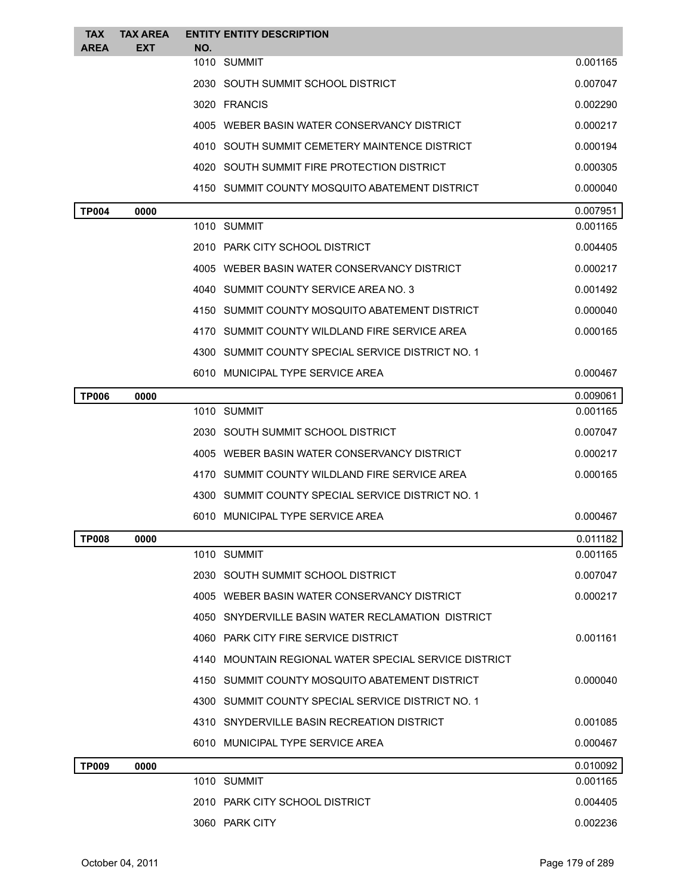| TAX AREA | TAX AREA EXT | ENTITY NO. | ENTITY DESCRIPTION | |
|---|---|---|---|---|
| | | 1010 | SUMMIT | 0.001165 |
| | | 2030 | SOUTH SUMMIT SCHOOL DISTRICT | 0.007047 |
| | | 3020 | FRANCIS | 0.002290 |
| | | 4005 | WEBER BASIN WATER CONSERVANCY DISTRICT | 0.000217 |
| | | 4010 | SOUTH SUMMIT CEMETERY MAINTENCE DISTRICT | 0.000194 |
| | | 4020 | SOUTH SUMMIT FIRE PROTECTION DISTRICT | 0.000305 |
| | | 4150 | SUMMIT COUNTY MOSQUITO ABATEMENT DISTRICT | 0.000040 |
| **TP004** | **0000** | | | 0.007951 |
| | | 1010 | SUMMIT | 0.001165 |
| | | 2010 | PARK CITY SCHOOL DISTRICT | 0.004405 |
| | | 4005 | WEBER BASIN WATER CONSERVANCY DISTRICT | 0.000217 |
| | | 4040 | SUMMIT COUNTY SERVICE AREA NO. 3 | 0.001492 |
| | | 4150 | SUMMIT COUNTY MOSQUITO ABATEMENT DISTRICT | 0.000040 |
| | | 4170 | SUMMIT COUNTY WILDLAND FIRE SERVICE AREA | 0.000165 |
| | | 4300 | SUMMIT COUNTY SPECIAL SERVICE DISTRICT NO. 1 | |
| | | 6010 | MUNICIPAL TYPE SERVICE AREA | 0.000467 |
| **TP006** | **0000** | | | 0.009061 |
| | | 1010 | SUMMIT | 0.001165 |
| | | 2030 | SOUTH SUMMIT SCHOOL DISTRICT | 0.007047 |
| | | 4005 | WEBER BASIN WATER CONSERVANCY DISTRICT | 0.000217 |
| | | 4170 | SUMMIT COUNTY WILDLAND FIRE SERVICE AREA | 0.000165 |
| | | 4300 | SUMMIT COUNTY SPECIAL SERVICE DISTRICT NO. 1 | |
| | | 6010 | MUNICIPAL TYPE SERVICE AREA | 0.000467 |
| **TP008** | **0000** | | | 0.011182 |
| | | 1010 | SUMMIT | 0.001165 |
| | | 2030 | SOUTH SUMMIT SCHOOL DISTRICT | 0.007047 |
| | | 4005 | WEBER BASIN WATER CONSERVANCY DISTRICT | 0.000217 |
| | | 4050 | SNYDERVILLE BASIN WATER RECLAMATION DISTRICT | |
| | | 4060 | PARK CITY FIRE SERVICE DISTRICT | 0.001161 |
| | | 4140 | MOUNTAIN REGIONAL WATER SPECIAL SERVICE DISTRICT | |
| | | 4150 | SUMMIT COUNTY MOSQUITO ABATEMENT DISTRICT | 0.000040 |
| | | 4300 | SUMMIT COUNTY SPECIAL SERVICE DISTRICT NO. 1 | |
| | | 4310 | SNYDERVILLE BASIN RECREATION DISTRICT | 0.001085 |
| | | 6010 | MUNICIPAL TYPE SERVICE AREA | 0.000467 |
| **TP009** | **0000** | | | 0.010092 |
| | | 1010 | SUMMIT | 0.001165 |
| | | 2010 | PARK CITY SCHOOL DISTRICT | 0.004405 |
| | | 3060 | PARK CITY | 0.002236 |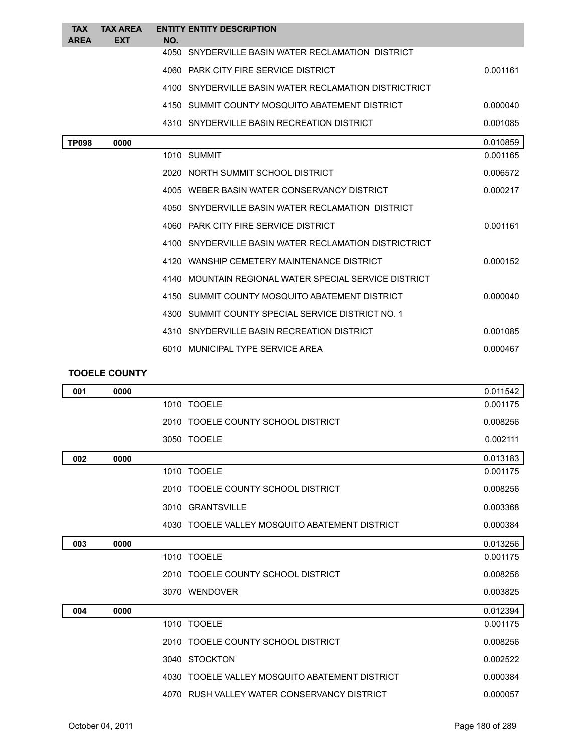| TAX AREA | TAX AREA EXT | ENTITY NO. | ENTITY DESCRIPTION | |
|---|---|---|---|---|
| | | 4050 | SNYDERVILLE BASIN WATER RECLAMATION  DISTRICT | |
| | | 4060 | PARK CITY FIRE SERVICE DISTRICT | 0.001161 |
| | | 4100 | SNYDERVILLE BASIN WATER RECLAMATION DISTRICTRICT | |
| | | 4150 | SUMMIT COUNTY MOSQUITO ABATEMENT DISTRICT | 0.000040 |
| | | 4310 | SNYDERVILLE BASIN RECREATION DISTRICT | 0.001085 |
| **TP098** | **0000** | | | 0.010859 |
| | | 1010 | SUMMIT | 0.001165 |
| | | 2020 | NORTH SUMMIT SCHOOL DISTRICT | 0.006572 |
| | | 4005 | WEBER BASIN WATER CONSERVANCY DISTRICT | 0.000217 |
| | | 4050 | SNYDERVILLE BASIN WATER RECLAMATION  DISTRICT | |
| | | 4060 | PARK CITY FIRE SERVICE DISTRICT | 0.001161 |
| | | 4100 | SNYDERVILLE BASIN WATER RECLAMATION DISTRICTRICT | |
| | | 4120 | WANSHIP CEMETERY MAINTENANCE DISTRICT | 0.000152 |
| | | 4140 | MOUNTAIN REGIONAL WATER SPECIAL SERVICE DISTRICT | |
| | | 4150 | SUMMIT COUNTY MOSQUITO ABATEMENT DISTRICT | 0.000040 |
| | | 4300 | SUMMIT COUNTY SPECIAL SERVICE DISTRICT NO. 1 | |
| | | 4310 | SNYDERVILLE BASIN RECREATION DISTRICT | 0.001085 |
| | | 6010 | MUNICIPAL TYPE SERVICE AREA | 0.000467 |

**TOOELE COUNTY**

| TAX AREA | TAX AREA EXT | ENTITY NO. | ENTITY DESCRIPTION | |
|---|---|---|---|---|
| **001** | **0000** | | | 0.011542 |
| | | 1010 | TOOELE | 0.001175 |
| | | 2010 | TOOELE COUNTY SCHOOL DISTRICT | 0.008256 |
| | | 3050 | TOOELE | 0.002111 |
| **002** | **0000** | | | 0.013183 |
| | | 1010 | TOOELE | 0.001175 |
| | | 2010 | TOOELE COUNTY SCHOOL DISTRICT | 0.008256 |
| | | 3010 | GRANTSVILLE | 0.003368 |
| | | 4030 | TOOELE VALLEY MOSQUITO ABATEMENT DISTRICT | 0.000384 |
| **003** | **0000** | | | 0.013256 |
| | | 1010 | TOOELE | 0.001175 |
| | | 2010 | TOOELE COUNTY SCHOOL DISTRICT | 0.008256 |
| | | 3070 | WENDOVER | 0.003825 |
| **004** | **0000** | | | 0.012394 |
| | | 1010 | TOOELE | 0.001175 |
| | | 2010 | TOOELE COUNTY SCHOOL DISTRICT | 0.008256 |
| | | 3040 | STOCKTON | 0.002522 |
| | | 4030 | TOOELE VALLEY MOSQUITO ABATEMENT DISTRICT | 0.000384 |
| | | 4070 | RUSH VALLEY WATER CONSERVANCY DISTRICT | 0.000057 |

October 04, 2011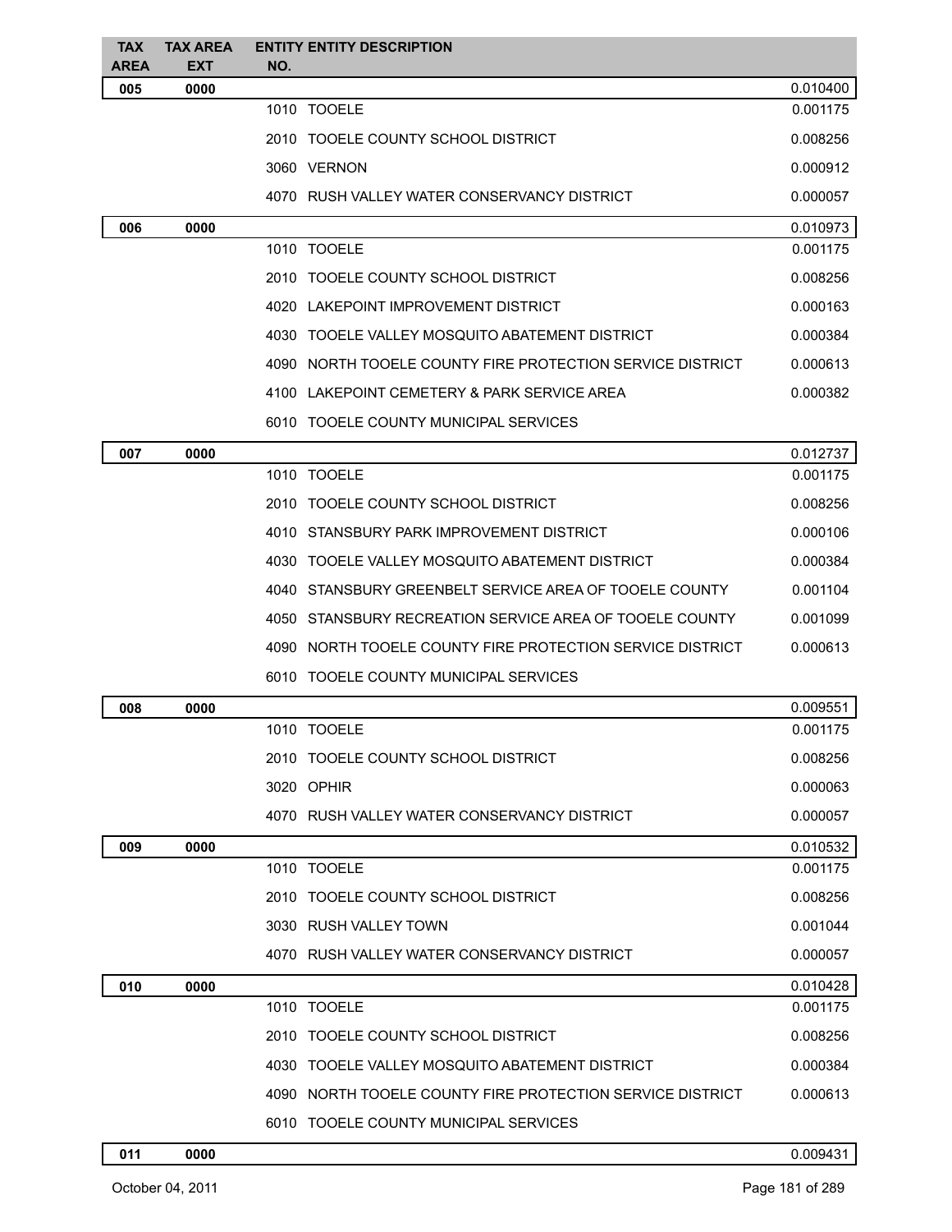| TAX AREA | TAX AREA EXT | ENTITY NO. | ENTITY DESCRIPTION | |
|---|---|---|---|---|
| 005 | 0000 | | | 0.010400 |
| | | 1010 | TOOELE | 0.001175 |
| | | 2010 | TOOELE COUNTY SCHOOL DISTRICT | 0.008256 |
| | | 3060 | VERNON | 0.000912 |
| | | 4070 | RUSH VALLEY WATER CONSERVANCY DISTRICT | 0.000057 |
| 006 | 0000 | | | 0.010973 |
| | | 1010 | TOOELE | 0.001175 |
| | | 2010 | TOOELE COUNTY SCHOOL DISTRICT | 0.008256 |
| | | 4020 | LAKEPOINT IMPROVEMENT DISTRICT | 0.000163 |
| | | 4030 | TOOELE VALLEY MOSQUITO ABATEMENT DISTRICT | 0.000384 |
| | | 4090 | NORTH TOOELE COUNTY FIRE PROTECTION SERVICE DISTRICT | 0.000613 |
| | | 4100 | LAKEPOINT CEMETERY & PARK SERVICE AREA | 0.000382 |
| | | 6010 | TOOELE COUNTY MUNICIPAL SERVICES | |
| 007 | 0000 | | | 0.012737 |
| | | 1010 | TOOELE | 0.001175 |
| | | 2010 | TOOELE COUNTY SCHOOL DISTRICT | 0.008256 |
| | | 4010 | STANSBURY PARK IMPROVEMENT DISTRICT | 0.000106 |
| | | 4030 | TOOELE VALLEY MOSQUITO ABATEMENT DISTRICT | 0.000384 |
| | | 4040 | STANSBURY GREENBELT SERVICE AREA OF TOOELE COUNTY | 0.001104 |
| | | 4050 | STANSBURY RECREATION SERVICE AREA OF TOOELE COUNTY | 0.001099 |
| | | 4090 | NORTH TOOELE COUNTY FIRE PROTECTION SERVICE DISTRICT | 0.000613 |
| | | 6010 | TOOELE COUNTY MUNICIPAL SERVICES | |
| 008 | 0000 | | | 0.009551 |
| | | 1010 | TOOELE | 0.001175 |
| | | 2010 | TOOELE COUNTY SCHOOL DISTRICT | 0.008256 |
| | | 3020 | OPHIR | 0.000063 |
| | | 4070 | RUSH VALLEY WATER CONSERVANCY DISTRICT | 0.000057 |
| 009 | 0000 | | | 0.010532 |
| | | 1010 | TOOELE | 0.001175 |
| | | 2010 | TOOELE COUNTY SCHOOL DISTRICT | 0.008256 |
| | | 3030 | RUSH VALLEY TOWN | 0.001044 |
| | | 4070 | RUSH VALLEY WATER CONSERVANCY DISTRICT | 0.000057 |
| 010 | 0000 | | | 0.010428 |
| | | 1010 | TOOELE | 0.001175 |
| | | 2010 | TOOELE COUNTY SCHOOL DISTRICT | 0.008256 |
| | | 4030 | TOOELE VALLEY MOSQUITO ABATEMENT DISTRICT | 0.000384 |
| | | 4090 | NORTH TOOELE COUNTY FIRE PROTECTION SERVICE DISTRICT | 0.000613 |
| | | 6010 | TOOELE COUNTY MUNICIPAL SERVICES | |
| 011 | 0000 | | | 0.009431 |

October 04, 2011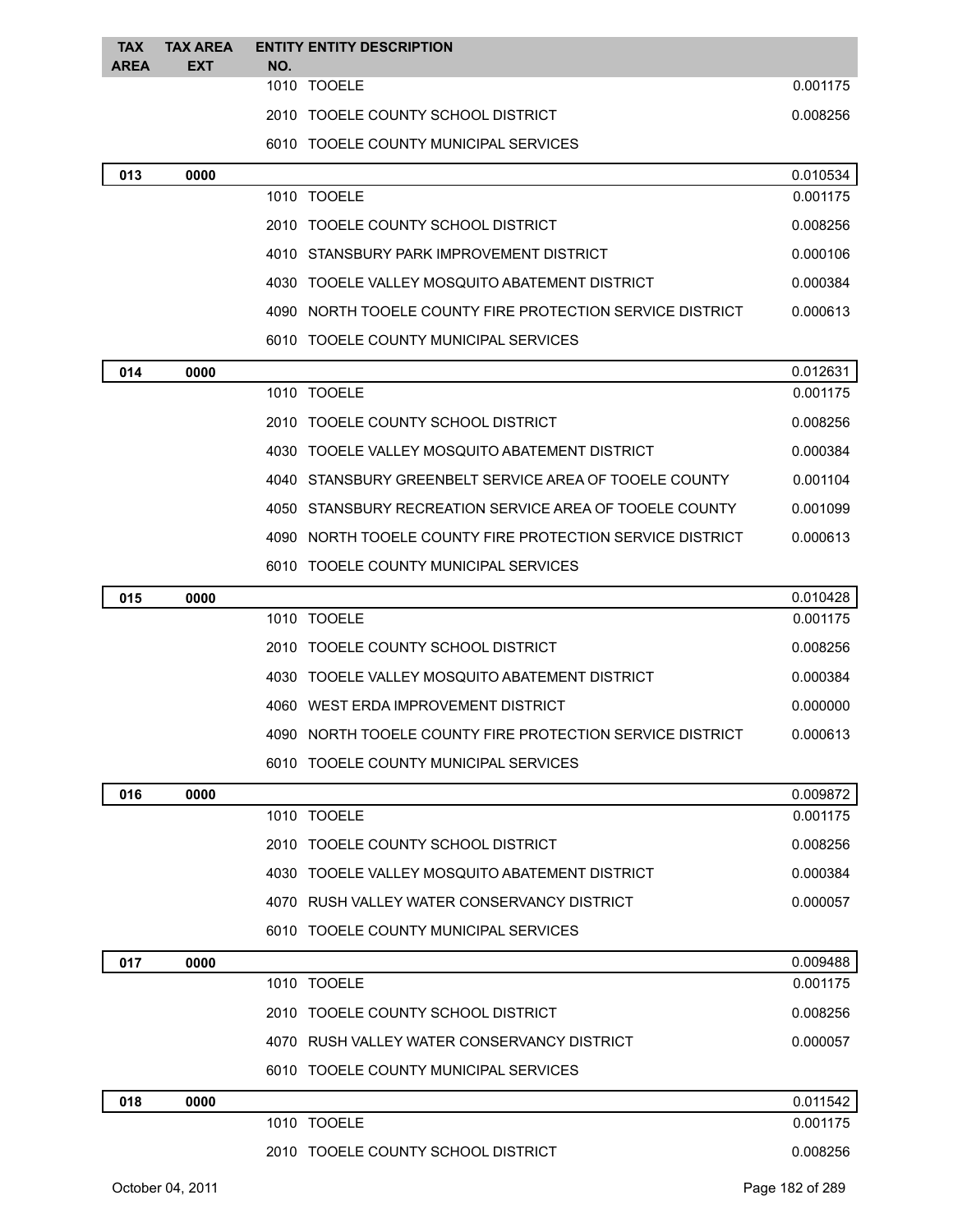| TAX AREA | TAX AREA EXT | ENTITY NO. | ENTITY DESCRIPTION | |
|---|---|---|---|---|
| | | 1010 | TOOELE | 0.001175 |
| | | 2010 | TOOELE COUNTY SCHOOL DISTRICT | 0.008256 |
| | | 6010 | TOOELE COUNTY MUNICIPAL SERVICES | |
| **013** | **0000** | | | 0.010534 |
| | | 1010 | TOOELE | 0.001175 |
| | | 2010 | TOOELE COUNTY SCHOOL DISTRICT | 0.008256 |
| | | 4010 | STANSBURY PARK IMPROVEMENT DISTRICT | 0.000106 |
| | | 4030 | TOOELE VALLEY MOSQUITO ABATEMENT DISTRICT | 0.000384 |
| | | 4090 | NORTH TOOELE COUNTY FIRE PROTECTION SERVICE DISTRICT | 0.000613 |
| | | 6010 | TOOELE COUNTY MUNICIPAL SERVICES | |
| **014** | **0000** | | | 0.012631 |
| | | 1010 | TOOELE | 0.001175 |
| | | 2010 | TOOELE COUNTY SCHOOL DISTRICT | 0.008256 |
| | | 4030 | TOOELE VALLEY MOSQUITO ABATEMENT DISTRICT | 0.000384 |
| | | 4040 | STANSBURY GREENBELT SERVICE AREA OF TOOELE COUNTY | 0.001104 |
| | | 4050 | STANSBURY RECREATION SERVICE AREA OF TOOELE COUNTY | 0.001099 |
| | | 4090 | NORTH TOOELE COUNTY FIRE PROTECTION SERVICE DISTRICT | 0.000613 |
| | | 6010 | TOOELE COUNTY MUNICIPAL SERVICES | |
| **015** | **0000** | | | 0.010428 |
| | | 1010 | TOOELE | 0.001175 |
| | | 2010 | TOOELE COUNTY SCHOOL DISTRICT | 0.008256 |
| | | 4030 | TOOELE VALLEY MOSQUITO ABATEMENT DISTRICT | 0.000384 |
| | | 4060 | WEST ERDA IMPROVEMENT DISTRICT | 0.000000 |
| | | 4090 | NORTH TOOELE COUNTY FIRE PROTECTION SERVICE DISTRICT | 0.000613 |
| | | 6010 | TOOELE COUNTY MUNICIPAL SERVICES | |
| **016** | **0000** | | | 0.009872 |
| | | 1010 | TOOELE | 0.001175 |
| | | 2010 | TOOELE COUNTY SCHOOL DISTRICT | 0.008256 |
| | | 4030 | TOOELE VALLEY MOSQUITO ABATEMENT DISTRICT | 0.000384 |
| | | 4070 | RUSH VALLEY WATER CONSERVANCY DISTRICT | 0.000057 |
| | | 6010 | TOOELE COUNTY MUNICIPAL SERVICES | |
| **017** | **0000** | | | 0.009488 |
| | | 1010 | TOOELE | 0.001175 |
| | | 2010 | TOOELE COUNTY SCHOOL DISTRICT | 0.008256 |
| | | 4070 | RUSH VALLEY WATER CONSERVANCY DISTRICT | 0.000057 |
| | | 6010 | TOOELE COUNTY MUNICIPAL SERVICES | |
| **018** | **0000** | | | 0.011542 |
| | | 1010 | TOOELE | 0.001175 |
| | | 2010 | TOOELE COUNTY SCHOOL DISTRICT | 0.008256 |

October 04, 2011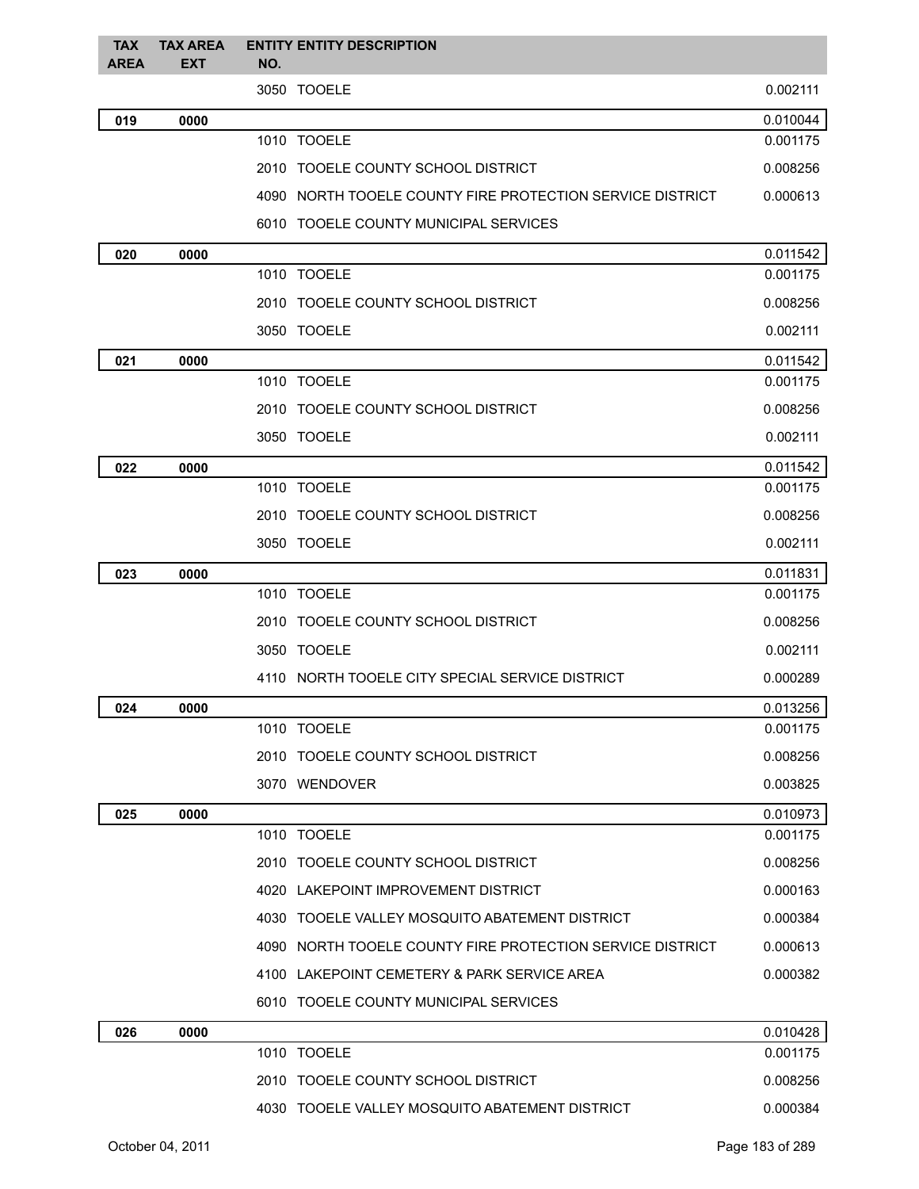| TAX AREA | TAX AREA EXT | ENTITY NO. | ENTITY DESCRIPTION | |
|---|---|---|---|---|
| | | 3050 | TOOELE | 0.002111 |
| 019 | 0000 | | | 0.010044 |
| | | 1010 | TOOELE | 0.001175 |
| | | 2010 | TOOELE COUNTY SCHOOL DISTRICT | 0.008256 |
| | | 4090 | NORTH TOOELE COUNTY FIRE PROTECTION SERVICE DISTRICT | 0.000613 |
| | | 6010 | TOOELE COUNTY MUNICIPAL SERVICES | |
| 020 | 0000 | | | 0.011542 |
| | | 1010 | TOOELE | 0.001175 |
| | | 2010 | TOOELE COUNTY SCHOOL DISTRICT | 0.008256 |
| | | 3050 | TOOELE | 0.002111 |
| 021 | 0000 | | | 0.011542 |
| | | 1010 | TOOELE | 0.001175 |
| | | 2010 | TOOELE COUNTY SCHOOL DISTRICT | 0.008256 |
| | | 3050 | TOOELE | 0.002111 |
| 022 | 0000 | | | 0.011542 |
| | | 1010 | TOOELE | 0.001175 |
| | | 2010 | TOOELE COUNTY SCHOOL DISTRICT | 0.008256 |
| | | 3050 | TOOELE | 0.002111 |
| 023 | 0000 | | | 0.011831 |
| | | 1010 | TOOELE | 0.001175 |
| | | 2010 | TOOELE COUNTY SCHOOL DISTRICT | 0.008256 |
| | | 3050 | TOOELE | 0.002111 |
| | | 4110 | NORTH TOOELE CITY SPECIAL SERVICE DISTRICT | 0.000289 |
| 024 | 0000 | | | 0.013256 |
| | | 1010 | TOOELE | 0.001175 |
| | | 2010 | TOOELE COUNTY SCHOOL DISTRICT | 0.008256 |
| | | 3070 | WENDOVER | 0.003825 |
| 025 | 0000 | | | 0.010973 |
| | | 1010 | TOOELE | 0.001175 |
| | | 2010 | TOOELE COUNTY SCHOOL DISTRICT | 0.008256 |
| | | 4020 | LAKEPOINT IMPROVEMENT DISTRICT | 0.000163 |
| | | 4030 | TOOELE VALLEY MOSQUITO ABATEMENT DISTRICT | 0.000384 |
| | | 4090 | NORTH TOOELE COUNTY FIRE PROTECTION SERVICE DISTRICT | 0.000613 |
| | | 4100 | LAKEPOINT CEMETERY & PARK SERVICE AREA | 0.000382 |
| | | 6010 | TOOELE COUNTY MUNICIPAL SERVICES | |
| 026 | 0000 | | | 0.010428 |
| | | 1010 | TOOELE | 0.001175 |
| | | 2010 | TOOELE COUNTY SCHOOL DISTRICT | 0.008256 |
| | | 4030 | TOOELE VALLEY MOSQUITO ABATEMENT DISTRICT | 0.000384 |

October 04, 2011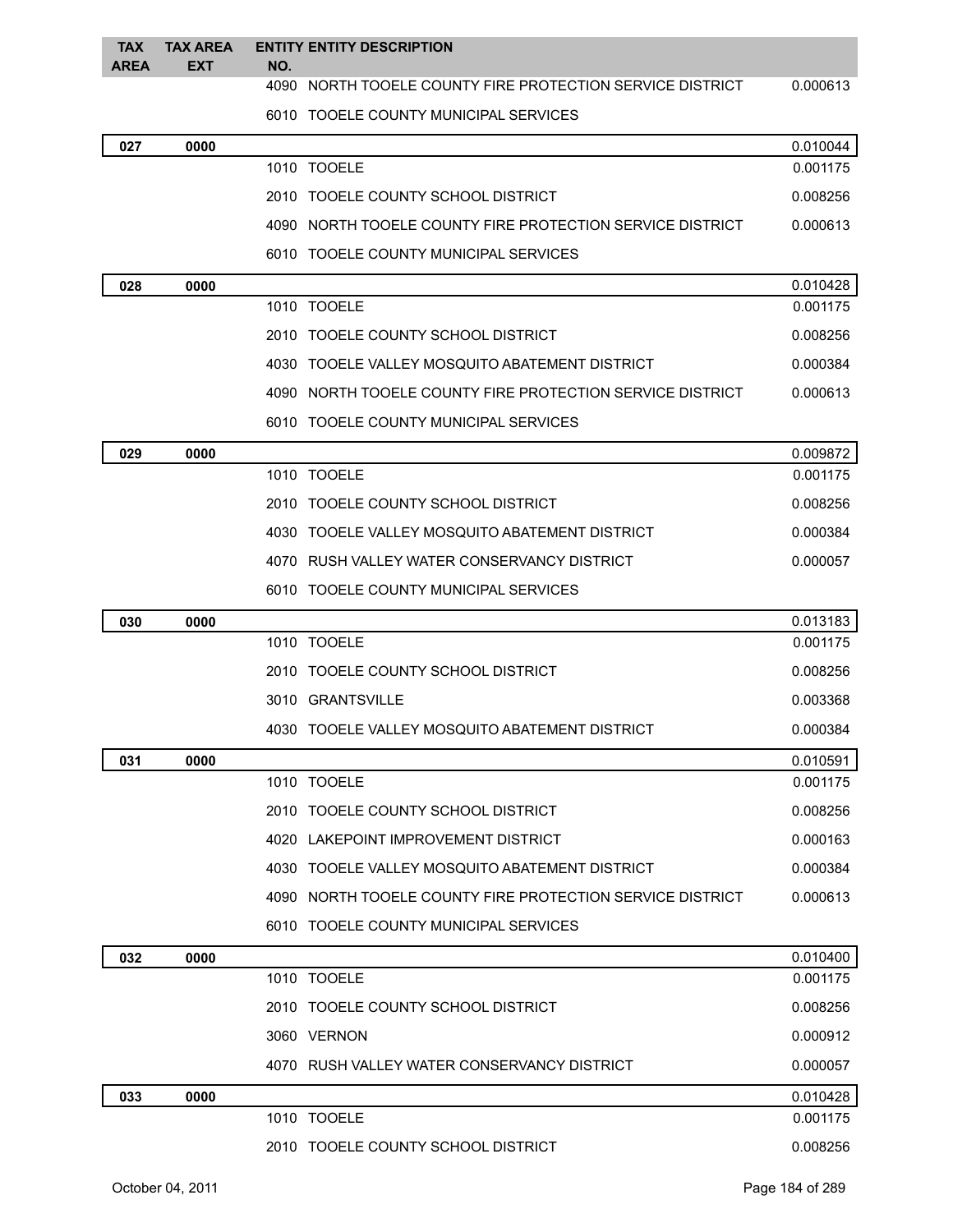| TAX AREA | TAX AREA EXT | ENTITY NO. | ENTITY DESCRIPTION | |
|---|---|---|---|---|
| | | 4090 | NORTH TOOELE COUNTY FIRE PROTECTION SERVICE DISTRICT | 0.000613 |
| | | 6010 | TOOELE COUNTY MUNICIPAL SERVICES | |
| **027** | **0000** | | | 0.010044 |
| | | 1010 | TOOELE | 0.001175 |
| | | 2010 | TOOELE COUNTY SCHOOL DISTRICT | 0.008256 |
| | | 4090 | NORTH TOOELE COUNTY FIRE PROTECTION SERVICE DISTRICT | 0.000613 |
| | | 6010 | TOOELE COUNTY MUNICIPAL SERVICES | |
| **028** | **0000** | | | 0.010428 |
| | | 1010 | TOOELE | 0.001175 |
| | | 2010 | TOOELE COUNTY SCHOOL DISTRICT | 0.008256 |
| | | 4030 | TOOELE VALLEY MOSQUITO ABATEMENT DISTRICT | 0.000384 |
| | | 4090 | NORTH TOOELE COUNTY FIRE PROTECTION SERVICE DISTRICT | 0.000613 |
| | | 6010 | TOOELE COUNTY MUNICIPAL SERVICES | |
| **029** | **0000** | | | 0.009872 |
| | | 1010 | TOOELE | 0.001175 |
| | | 2010 | TOOELE COUNTY SCHOOL DISTRICT | 0.008256 |
| | | 4030 | TOOELE VALLEY MOSQUITO ABATEMENT DISTRICT | 0.000384 |
| | | 4070 | RUSH VALLEY WATER CONSERVANCY DISTRICT | 0.000057 |
| | | 6010 | TOOELE COUNTY MUNICIPAL SERVICES | |
| **030** | **0000** | | | 0.013183 |
| | | 1010 | TOOELE | 0.001175 |
| | | 2010 | TOOELE COUNTY SCHOOL DISTRICT | 0.008256 |
| | | 3010 | GRANTSVILLE | 0.003368 |
| | | 4030 | TOOELE VALLEY MOSQUITO ABATEMENT DISTRICT | 0.000384 |
| **031** | **0000** | | | 0.010591 |
| | | 1010 | TOOELE | 0.001175 |
| | | 2010 | TOOELE COUNTY SCHOOL DISTRICT | 0.008256 |
| | | 4020 | LAKEPOINT IMPROVEMENT DISTRICT | 0.000163 |
| | | 4030 | TOOELE VALLEY MOSQUITO ABATEMENT DISTRICT | 0.000384 |
| | | 4090 | NORTH TOOELE COUNTY FIRE PROTECTION SERVICE DISTRICT | 0.000613 |
| | | 6010 | TOOELE COUNTY MUNICIPAL SERVICES | |
| **032** | **0000** | | | 0.010400 |
| | | 1010 | TOOELE | 0.001175 |
| | | 2010 | TOOELE COUNTY SCHOOL DISTRICT | 0.008256 |
| | | 3060 | VERNON | 0.000912 |
| | | 4070 | RUSH VALLEY WATER CONSERVANCY DISTRICT | 0.000057 |
| **033** | **0000** | | | 0.010428 |
| | | 1010 | TOOELE | 0.001175 |
| | | 2010 | TOOELE COUNTY SCHOOL DISTRICT | 0.008256 |

October 04, 2011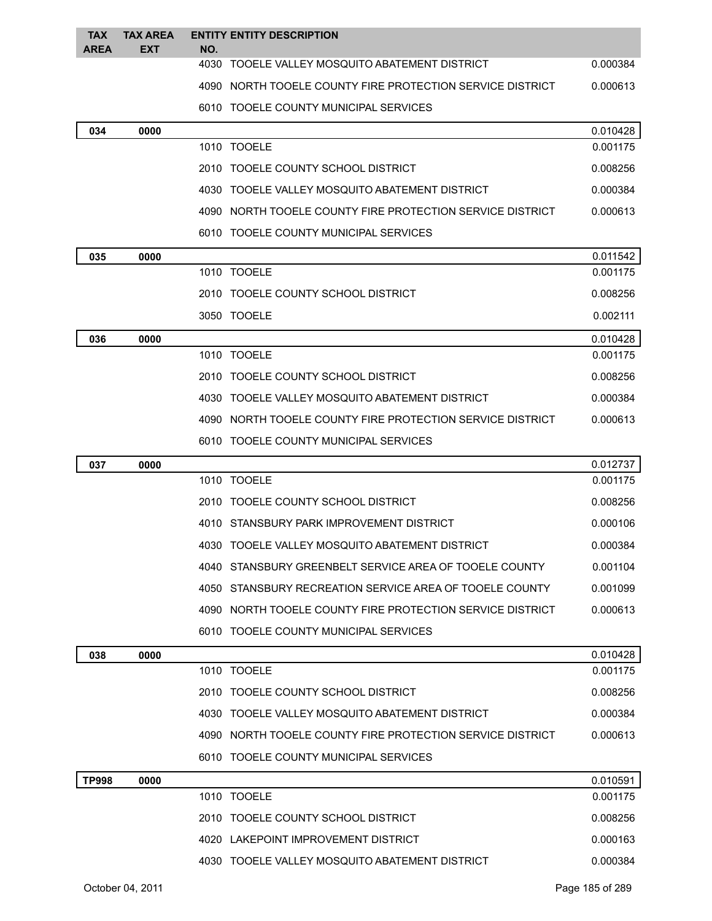| TAX AREA | TAX AREA EXT | ENTITY NO. | ENTITY DESCRIPTION | |
|---|---|---|---|---|
| | | 4030 | TOOELE VALLEY MOSQUITO ABATEMENT DISTRICT | 0.000384 |
| | | 4090 | NORTH TOOELE COUNTY FIRE PROTECTION SERVICE DISTRICT | 0.000613 |
| | | 6010 | TOOELE COUNTY MUNICIPAL SERVICES | |
| **034** | **0000** | | | 0.010428 |
| | | 1010 | TOOELE | 0.001175 |
| | | 2010 | TOOELE COUNTY SCHOOL DISTRICT | 0.008256 |
| | | 4030 | TOOELE VALLEY MOSQUITO ABATEMENT DISTRICT | 0.000384 |
| | | 4090 | NORTH TOOELE COUNTY FIRE PROTECTION SERVICE DISTRICT | 0.000613 |
| | | 6010 | TOOELE COUNTY MUNICIPAL SERVICES | |
| **035** | **0000** | | | 0.011542 |
| | | 1010 | TOOELE | 0.001175 |
| | | 2010 | TOOELE COUNTY SCHOOL DISTRICT | 0.008256 |
| | | 3050 | TOOELE | 0.002111 |
| **036** | **0000** | | | 0.010428 |
| | | 1010 | TOOELE | 0.001175 |
| | | 2010 | TOOELE COUNTY SCHOOL DISTRICT | 0.008256 |
| | | 4030 | TOOELE VALLEY MOSQUITO ABATEMENT DISTRICT | 0.000384 |
| | | 4090 | NORTH TOOELE COUNTY FIRE PROTECTION SERVICE DISTRICT | 0.000613 |
| | | 6010 | TOOELE COUNTY MUNICIPAL SERVICES | |
| **037** | **0000** | | | 0.012737 |
| | | 1010 | TOOELE | 0.001175 |
| | | 2010 | TOOELE COUNTY SCHOOL DISTRICT | 0.008256 |
| | | 4010 | STANSBURY PARK IMPROVEMENT DISTRICT | 0.000106 |
| | | 4030 | TOOELE VALLEY MOSQUITO ABATEMENT DISTRICT | 0.000384 |
| | | 4040 | STANSBURY GREENBELT SERVICE AREA OF TOOELE COUNTY | 0.001104 |
| | | 4050 | STANSBURY RECREATION SERVICE AREA OF TOOELE COUNTY | 0.001099 |
| | | 4090 | NORTH TOOELE COUNTY FIRE PROTECTION SERVICE DISTRICT | 0.000613 |
| | | 6010 | TOOELE COUNTY MUNICIPAL SERVICES | |
| **038** | **0000** | | | 0.010428 |
| | | 1010 | TOOELE | 0.001175 |
| | | 2010 | TOOELE COUNTY SCHOOL DISTRICT | 0.008256 |
| | | 4030 | TOOELE VALLEY MOSQUITO ABATEMENT DISTRICT | 0.000384 |
| | | 4090 | NORTH TOOELE COUNTY FIRE PROTECTION SERVICE DISTRICT | 0.000613 |
| | | 6010 | TOOELE COUNTY MUNICIPAL SERVICES | |
| **TP998** | **0000** | | | 0.010591 |
| | | 1010 | TOOELE | 0.001175 |
| | | 2010 | TOOELE COUNTY SCHOOL DISTRICT | 0.008256 |
| | | 4020 | LAKEPOINT IMPROVEMENT DISTRICT | 0.000163 |
| | | 4030 | TOOELE VALLEY MOSQUITO ABATEMENT DISTRICT | 0.000384 |

October 04, 2011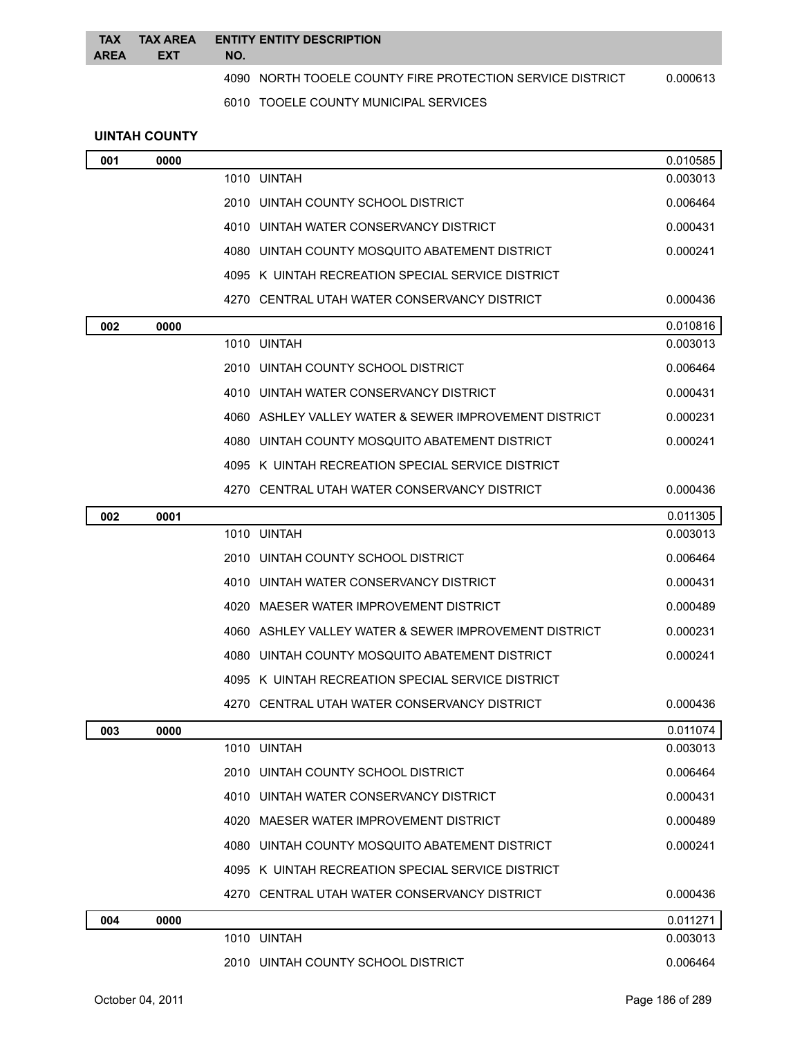| TAX AREA | TAX AREA EXT | ENTITY NO. | ENTITY DESCRIPTION | |
|---|---|---|---|---|
| | | 4090 | NORTH TOOELE COUNTY FIRE PROTECTION SERVICE DISTRICT | 0.000613 |
| | | 6010 | TOOELE COUNTY MUNICIPAL SERVICES | |

**UINTAH COUNTY**

| TAX AREA | TAX AREA EXT | ENTITY NO. | ENTITY DESCRIPTION | |
|---|---|---|---|---|
| **001** | **0000** | | | 0.010585 |
| | | 1010 | UINTAH | 0.003013 |
| | | 2010 | UINTAH COUNTY SCHOOL DISTRICT | 0.006464 |
| | | 4010 | UINTAH WATER CONSERVANCY DISTRICT | 0.000431 |
| | | 4080 | UINTAH COUNTY MOSQUITO ABATEMENT DISTRICT | 0.000241 |
| | | 4095 | K UINTAH RECREATION SPECIAL SERVICE DISTRICT | |
| | | 4270 | CENTRAL UTAH WATER CONSERVANCY DISTRICT | 0.000436 |
| **002** | **0000** | | | 0.010816 |
| | | 1010 | UINTAH | 0.003013 |
| | | 2010 | UINTAH COUNTY SCHOOL DISTRICT | 0.006464 |
| | | 4010 | UINTAH WATER CONSERVANCY DISTRICT | 0.000431 |
| | | 4060 | ASHLEY VALLEY WATER & SEWER IMPROVEMENT DISTRICT | 0.000231 |
| | | 4080 | UINTAH COUNTY MOSQUITO ABATEMENT DISTRICT | 0.000241 |
| | | 4095 | K UINTAH RECREATION SPECIAL SERVICE DISTRICT | |
| | | 4270 | CENTRAL UTAH WATER CONSERVANCY DISTRICT | 0.000436 |
| **002** | **0001** | | | 0.011305 |
| | | 1010 | UINTAH | 0.003013 |
| | | 2010 | UINTAH COUNTY SCHOOL DISTRICT | 0.006464 |
| | | 4010 | UINTAH WATER CONSERVANCY DISTRICT | 0.000431 |
| | | 4020 | MAESER WATER IMPROVEMENT DISTRICT | 0.000489 |
| | | 4060 | ASHLEY VALLEY WATER & SEWER IMPROVEMENT DISTRICT | 0.000231 |
| | | 4080 | UINTAH COUNTY MOSQUITO ABATEMENT DISTRICT | 0.000241 |
| | | 4095 | K UINTAH RECREATION SPECIAL SERVICE DISTRICT | |
| | | 4270 | CENTRAL UTAH WATER CONSERVANCY DISTRICT | 0.000436 |
| **003** | **0000** | | | 0.011074 |
| | | 1010 | UINTAH | 0.003013 |
| | | 2010 | UINTAH COUNTY SCHOOL DISTRICT | 0.006464 |
| | | 4010 | UINTAH WATER CONSERVANCY DISTRICT | 0.000431 |
| | | 4020 | MAESER WATER IMPROVEMENT DISTRICT | 0.000489 |
| | | 4080 | UINTAH COUNTY MOSQUITO ABATEMENT DISTRICT | 0.000241 |
| | | 4095 | K UINTAH RECREATION SPECIAL SERVICE DISTRICT | |
| | | 4270 | CENTRAL UTAH WATER CONSERVANCY DISTRICT | 0.000436 |
| **004** | **0000** | | | 0.011271 |
| | | 1010 | UINTAH | 0.003013 |
| | | 2010 | UINTAH COUNTY SCHOOL DISTRICT | 0.006464 |

October 04, 2011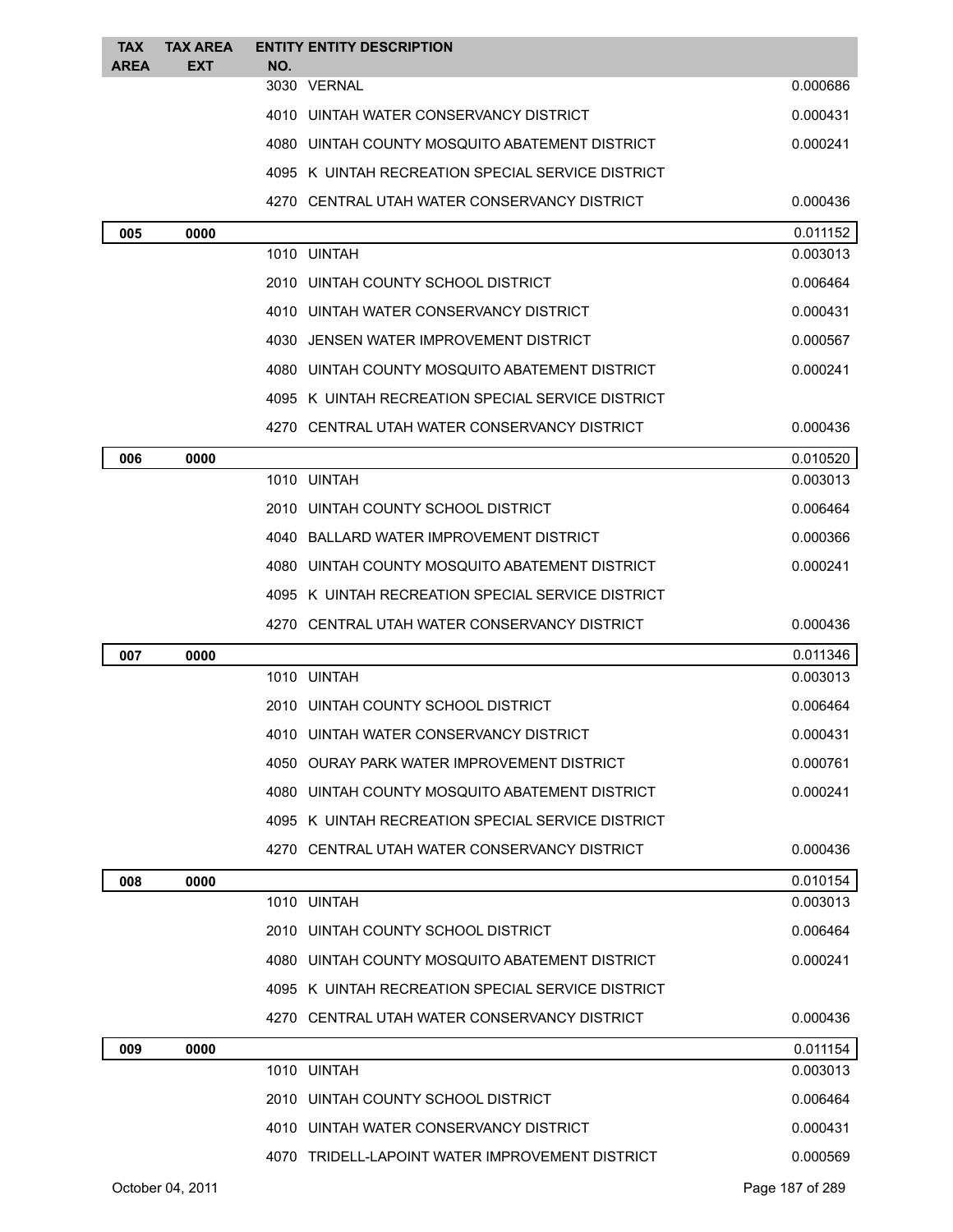| TAX AREA | TAX AREA EXT | ENTITY NO. | ENTITY DESCRIPTION | |
|---|---|---|---|---|
| | | 3030 | VERNAL | 0.000686 |
| | | 4010 | UINTAH WATER CONSERVANCY DISTRICT | 0.000431 |
| | | 4080 | UINTAH COUNTY MOSQUITO ABATEMENT DISTRICT | 0.000241 |
| | | 4095 | K UINTAH RECREATION SPECIAL SERVICE DISTRICT | |
| | | 4270 | CENTRAL UTAH WATER CONSERVANCY DISTRICT | 0.000436 |
| **005** | **0000** | | | 0.011152 |
| | | 1010 | UINTAH | 0.003013 |
| | | 2010 | UINTAH COUNTY SCHOOL DISTRICT | 0.006464 |
| | | 4010 | UINTAH WATER CONSERVANCY DISTRICT | 0.000431 |
| | | 4030 | JENSEN WATER IMPROVEMENT DISTRICT | 0.000567 |
| | | 4080 | UINTAH COUNTY MOSQUITO ABATEMENT DISTRICT | 0.000241 |
| | | 4095 | K UINTAH RECREATION SPECIAL SERVICE DISTRICT | |
| | | 4270 | CENTRAL UTAH WATER CONSERVANCY DISTRICT | 0.000436 |
| **006** | **0000** | | | 0.010520 |
| | | 1010 | UINTAH | 0.003013 |
| | | 2010 | UINTAH COUNTY SCHOOL DISTRICT | 0.006464 |
| | | 4040 | BALLARD WATER IMPROVEMENT DISTRICT | 0.000366 |
| | | 4080 | UINTAH COUNTY MOSQUITO ABATEMENT DISTRICT | 0.000241 |
| | | 4095 | K UINTAH RECREATION SPECIAL SERVICE DISTRICT | |
| | | 4270 | CENTRAL UTAH WATER CONSERVANCY DISTRICT | 0.000436 |
| **007** | **0000** | | | 0.011346 |
| | | 1010 | UINTAH | 0.003013 |
| | | 2010 | UINTAH COUNTY SCHOOL DISTRICT | 0.006464 |
| | | 4010 | UINTAH WATER CONSERVANCY DISTRICT | 0.000431 |
| | | 4050 | OURAY PARK WATER IMPROVEMENT DISTRICT | 0.000761 |
| | | 4080 | UINTAH COUNTY MOSQUITO ABATEMENT DISTRICT | 0.000241 |
| | | 4095 | K UINTAH RECREATION SPECIAL SERVICE DISTRICT | |
| | | 4270 | CENTRAL UTAH WATER CONSERVANCY DISTRICT | 0.000436 |
| **008** | **0000** | | | 0.010154 |
| | | 1010 | UINTAH | 0.003013 |
| | | 2010 | UINTAH COUNTY SCHOOL DISTRICT | 0.006464 |
| | | 4080 | UINTAH COUNTY MOSQUITO ABATEMENT DISTRICT | 0.000241 |
| | | 4095 | K UINTAH RECREATION SPECIAL SERVICE DISTRICT | |
| | | 4270 | CENTRAL UTAH WATER CONSERVANCY DISTRICT | 0.000436 |
| **009** | **0000** | | | 0.011154 |
| | | 1010 | UINTAH | 0.003013 |
| | | 2010 | UINTAH COUNTY SCHOOL DISTRICT | 0.006464 |
| | | 4010 | UINTAH WATER CONSERVANCY DISTRICT | 0.000431 |
| | | 4070 | TRIDELL-LAPOINT WATER IMPROVEMENT DISTRICT | 0.000569 |

October 04, 2011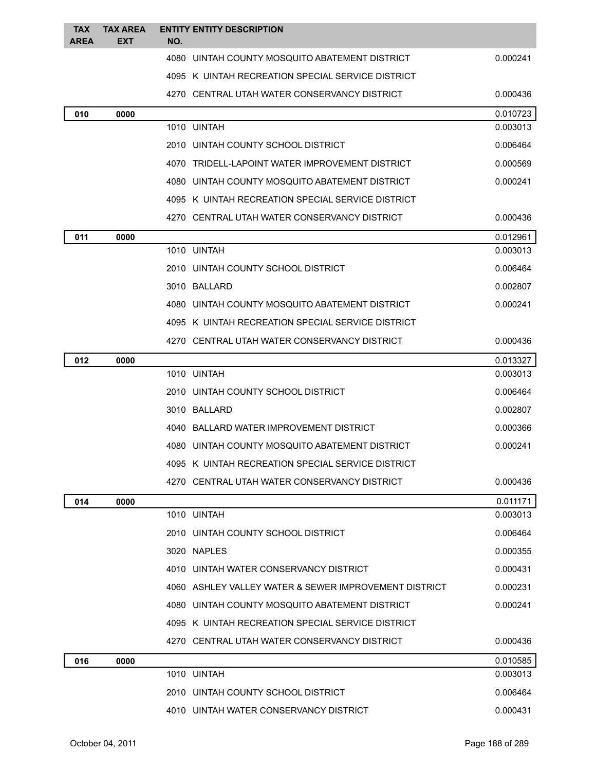| TAX AREA | TAX AREA EXT | ENTITY NO. | ENTITY DESCRIPTION | |
|---|---|---|---|---|
| | | 4080 | UINTAH COUNTY MOSQUITO ABATEMENT DISTRICT | 0.000241 |
| | | 4095 | K UINTAH RECREATION SPECIAL SERVICE DISTRICT | |
| | | 4270 | CENTRAL UTAH WATER CONSERVANCY DISTRICT | 0.000436 |
| **010** | **0000** | | | 0.010723 |
| | | 1010 | UINTAH | 0.003013 |
| | | 2010 | UINTAH COUNTY SCHOOL DISTRICT | 0.006464 |
| | | 4070 | TRIDELL-LAPOINT WATER IMPROVEMENT DISTRICT | 0.000569 |
| | | 4080 | UINTAH COUNTY MOSQUITO ABATEMENT DISTRICT | 0.000241 |
| | | 4095 | K UINTAH RECREATION SPECIAL SERVICE DISTRICT | |
| | | 4270 | CENTRAL UTAH WATER CONSERVANCY DISTRICT | 0.000436 |
| **011** | **0000** | | | 0.012961 |
| | | 1010 | UINTAH | 0.003013 |
| | | 2010 | UINTAH COUNTY SCHOOL DISTRICT | 0.006464 |
| | | 3010 | BALLARD | 0.002807 |
| | | 4080 | UINTAH COUNTY MOSQUITO ABATEMENT DISTRICT | 0.000241 |
| | | 4095 | K UINTAH RECREATION SPECIAL SERVICE DISTRICT | |
| | | 4270 | CENTRAL UTAH WATER CONSERVANCY DISTRICT | 0.000436 |
| **012** | **0000** | | | 0.013327 |
| | | 1010 | UINTAH | 0.003013 |
| | | 2010 | UINTAH COUNTY SCHOOL DISTRICT | 0.006464 |
| | | 3010 | BALLARD | 0.002807 |
| | | 4040 | BALLARD WATER IMPROVEMENT DISTRICT | 0.000366 |
| | | 4080 | UINTAH COUNTY MOSQUITO ABATEMENT DISTRICT | 0.000241 |
| | | 4095 | K UINTAH RECREATION SPECIAL SERVICE DISTRICT | |
| | | 4270 | CENTRAL UTAH WATER CONSERVANCY DISTRICT | 0.000436 |
| **014** | **0000** | | | 0.011171 |
| | | 1010 | UINTAH | 0.003013 |
| | | 2010 | UINTAH COUNTY SCHOOL DISTRICT | 0.006464 |
| | | 3020 | NAPLES | 0.000355 |
| | | 4010 | UINTAH WATER CONSERVANCY DISTRICT | 0.000431 |
| | | 4060 | ASHLEY VALLEY WATER & SEWER IMPROVEMENT DISTRICT | 0.000231 |
| | | 4080 | UINTAH COUNTY MOSQUITO ABATEMENT DISTRICT | 0.000241 |
| | | 4095 | K UINTAH RECREATION SPECIAL SERVICE DISTRICT | |
| | | 4270 | CENTRAL UTAH WATER CONSERVANCY DISTRICT | 0.000436 |
| **016** | **0000** | | | 0.010585 |
| | | 1010 | UINTAH | 0.003013 |
| | | 2010 | UINTAH COUNTY SCHOOL DISTRICT | 0.006464 |
| | | 4010 | UINTAH WATER CONSERVANCY DISTRICT | 0.000431 |

October 04, 2011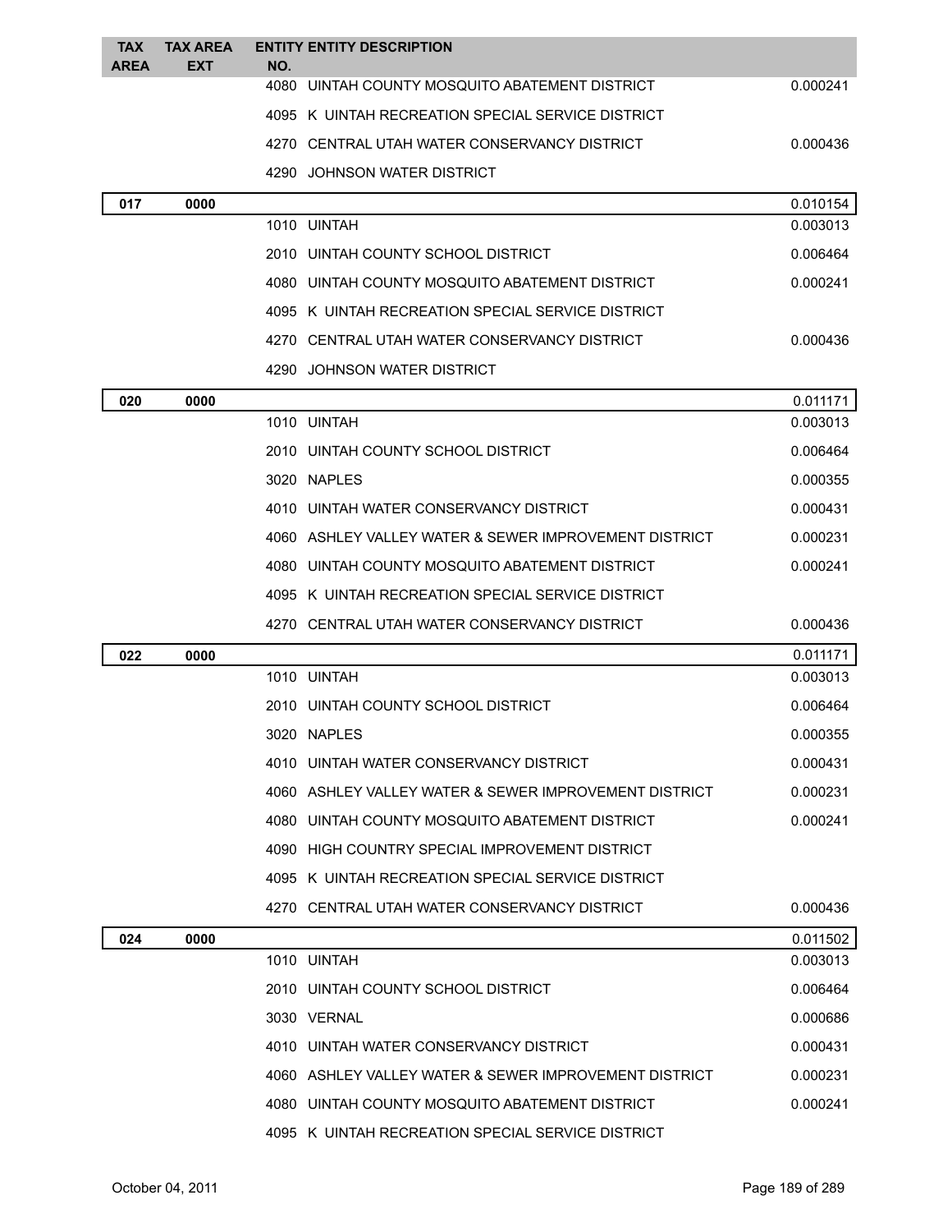| TAX AREA | TAX AREA EXT | ENTITY NO. | ENTITY DESCRIPTION | |
|---|---|---|---|---|
| | | 4080 | UINTAH COUNTY MOSQUITO ABATEMENT DISTRICT | 0.000241 |
| | | 4095 | K UINTAH RECREATION SPECIAL SERVICE DISTRICT | |
| | | 4270 | CENTRAL UTAH WATER CONSERVANCY DISTRICT | 0.000436 |
| | | 4290 | JOHNSON WATER DISTRICT | |
| **017** | **0000** | | | 0.010154 |
| | | 1010 | UINTAH | 0.003013 |
| | | 2010 | UINTAH COUNTY SCHOOL DISTRICT | 0.006464 |
| | | 4080 | UINTAH COUNTY MOSQUITO ABATEMENT DISTRICT | 0.000241 |
| | | 4095 | K UINTAH RECREATION SPECIAL SERVICE DISTRICT | |
| | | 4270 | CENTRAL UTAH WATER CONSERVANCY DISTRICT | 0.000436 |
| | | 4290 | JOHNSON WATER DISTRICT | |
| **020** | **0000** | | | 0.011171 |
| | | 1010 | UINTAH | 0.003013 |
| | | 2010 | UINTAH COUNTY SCHOOL DISTRICT | 0.006464 |
| | | 3020 | NAPLES | 0.000355 |
| | | 4010 | UINTAH WATER CONSERVANCY DISTRICT | 0.000431 |
| | | 4060 | ASHLEY VALLEY WATER & SEWER IMPROVEMENT DISTRICT | 0.000231 |
| | | 4080 | UINTAH COUNTY MOSQUITO ABATEMENT DISTRICT | 0.000241 |
| | | 4095 | K UINTAH RECREATION SPECIAL SERVICE DISTRICT | |
| | | 4270 | CENTRAL UTAH WATER CONSERVANCY DISTRICT | 0.000436 |
| **022** | **0000** | | | 0.011171 |
| | | 1010 | UINTAH | 0.003013 |
| | | 2010 | UINTAH COUNTY SCHOOL DISTRICT | 0.006464 |
| | | 3020 | NAPLES | 0.000355 |
| | | 4010 | UINTAH WATER CONSERVANCY DISTRICT | 0.000431 |
| | | 4060 | ASHLEY VALLEY WATER & SEWER IMPROVEMENT DISTRICT | 0.000231 |
| | | 4080 | UINTAH COUNTY MOSQUITO ABATEMENT DISTRICT | 0.000241 |
| | | 4090 | HIGH COUNTRY SPECIAL IMPROVEMENT DISTRICT | |
| | | 4095 | K UINTAH RECREATION SPECIAL SERVICE DISTRICT | |
| | | 4270 | CENTRAL UTAH WATER CONSERVANCY DISTRICT | 0.000436 |
| **024** | **0000** | | | 0.011502 |
| | | 1010 | UINTAH | 0.003013 |
| | | 2010 | UINTAH COUNTY SCHOOL DISTRICT | 0.006464 |
| | | 3030 | VERNAL | 0.000686 |
| | | 4010 | UINTAH WATER CONSERVANCY DISTRICT | 0.000431 |
| | | 4060 | ASHLEY VALLEY WATER & SEWER IMPROVEMENT DISTRICT | 0.000231 |
| | | 4080 | UINTAH COUNTY MOSQUITO ABATEMENT DISTRICT | 0.000241 |
| | | 4095 | K UINTAH RECREATION SPECIAL SERVICE DISTRICT | |

October 04, 2011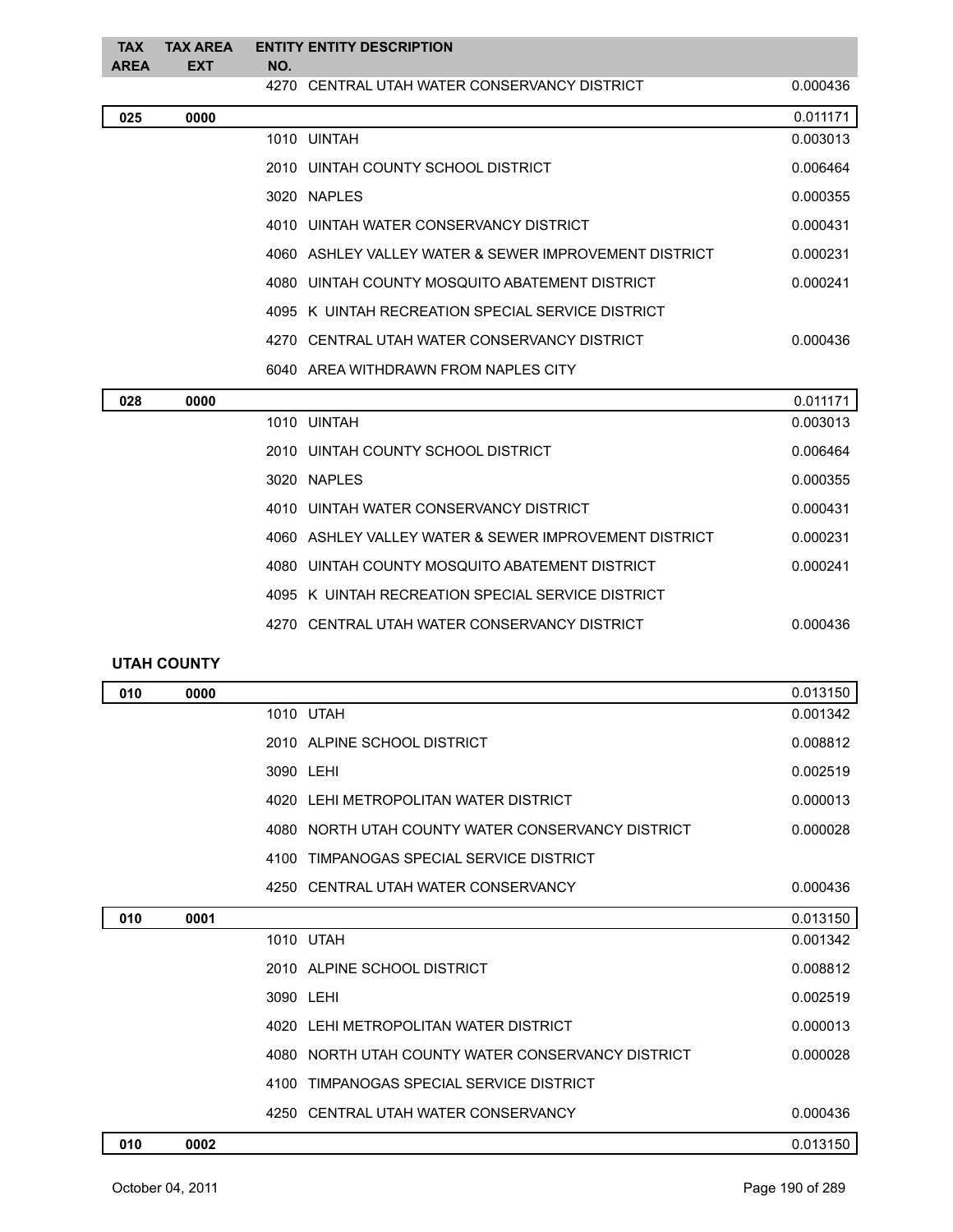| TAX AREA | TAX AREA EXT | ENTITY NO. | ENTITY DESCRIPTION | |
|---|---|---|---|---|
| | | 4270 | CENTRAL UTAH WATER CONSERVANCY DISTRICT | 0.000436 |
| **025** | **0000** | | | 0.011171 |
| | | 1010 | UINTAH | 0.003013 |
| | | 2010 | UINTAH COUNTY SCHOOL DISTRICT | 0.006464 |
| | | 3020 | NAPLES | 0.000355 |
| | | 4010 | UINTAH WATER CONSERVANCY DISTRICT | 0.000431 |
| | | 4060 | ASHLEY VALLEY WATER & SEWER IMPROVEMENT DISTRICT | 0.000231 |
| | | 4080 | UINTAH COUNTY MOSQUITO ABATEMENT DISTRICT | 0.000241 |
| | | 4095 | K UINTAH RECREATION SPECIAL SERVICE DISTRICT | |
| | | 4270 | CENTRAL UTAH WATER CONSERVANCY DISTRICT | 0.000436 |
| | | 6040 | AREA WITHDRAWN FROM NAPLES CITY | |
| **028** | **0000** | | | 0.011171 |
| | | 1010 | UINTAH | 0.003013 |
| | | 2010 | UINTAH COUNTY SCHOOL DISTRICT | 0.006464 |
| | | 3020 | NAPLES | 0.000355 |
| | | 4010 | UINTAH WATER CONSERVANCY DISTRICT | 0.000431 |
| | | 4060 | ASHLEY VALLEY WATER & SEWER IMPROVEMENT DISTRICT | 0.000231 |
| | | 4080 | UINTAH COUNTY MOSQUITO ABATEMENT DISTRICT | 0.000241 |
| | | 4095 | K UINTAH RECREATION SPECIAL SERVICE DISTRICT | |
| | | 4270 | CENTRAL UTAH WATER CONSERVANCY DISTRICT | 0.000436 |

**UTAH COUNTY**

| TAX AREA | TAX AREA EXT | ENTITY NO. | ENTITY DESCRIPTION | |
|---|---|---|---|---|
| **010** | **0000** | | | 0.013150 |
| | | 1010 | UTAH | 0.001342 |
| | | 2010 | ALPINE SCHOOL DISTRICT | 0.008812 |
| | | 3090 | LEHI | 0.002519 |
| | | 4020 | LEHI METROPOLITAN WATER DISTRICT | 0.000013 |
| | | 4080 | NORTH UTAH COUNTY WATER CONSERVANCY DISTRICT | 0.000028 |
| | | 4100 | TIMPANOGAS SPECIAL SERVICE DISTRICT | |
| | | 4250 | CENTRAL UTAH WATER CONSERVANCY | 0.000436 |
| **010** | **0001** | | | 0.013150 |
| | | 1010 | UTAH | 0.001342 |
| | | 2010 | ALPINE SCHOOL DISTRICT | 0.008812 |
| | | 3090 | LEHI | 0.002519 |
| | | 4020 | LEHI METROPOLITAN WATER DISTRICT | 0.000013 |
| | | 4080 | NORTH UTAH COUNTY WATER CONSERVANCY DISTRICT | 0.000028 |
| | | 4100 | TIMPANOGAS SPECIAL SERVICE DISTRICT | |
| | | 4250 | CENTRAL UTAH WATER CONSERVANCY | 0.000436 |
| **010** | **0002** | | | 0.013150 |

October 04, 2011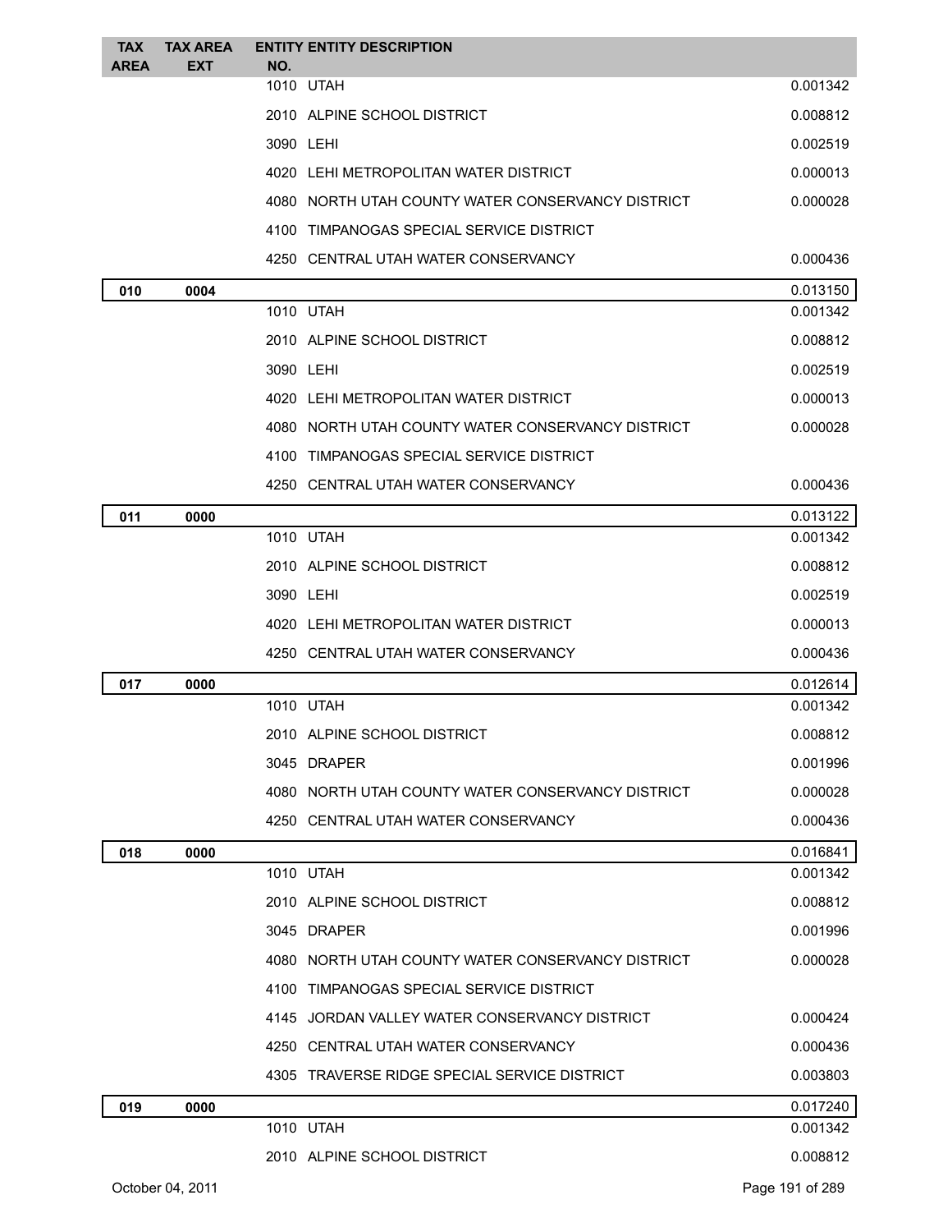| TAX AREA | TAX AREA EXT | ENTITY NO. | ENTITY DESCRIPTION | |
|---|---|---|---|---|
| | | 1010 | UTAH | 0.001342 |
| | | 2010 | ALPINE SCHOOL DISTRICT | 0.008812 |
| | | 3090 | LEHI | 0.002519 |
| | | 4020 | LEHI METROPOLITAN WATER DISTRICT | 0.000013 |
| | | 4080 | NORTH UTAH COUNTY WATER CONSERVANCY DISTRICT | 0.000028 |
| | | 4100 | TIMPANOGAS SPECIAL SERVICE DISTRICT | |
| | | 4250 | CENTRAL UTAH WATER CONSERVANCY | 0.000436 |
| **010** | **0004** | | | 0.013150 |
| | | 1010 | UTAH | 0.001342 |
| | | 2010 | ALPINE SCHOOL DISTRICT | 0.008812 |
| | | 3090 | LEHI | 0.002519 |
| | | 4020 | LEHI METROPOLITAN WATER DISTRICT | 0.000013 |
| | | 4080 | NORTH UTAH COUNTY WATER CONSERVANCY DISTRICT | 0.000028 |
| | | 4100 | TIMPANOGAS SPECIAL SERVICE DISTRICT | |
| | | 4250 | CENTRAL UTAH WATER CONSERVANCY | 0.000436 |
| **011** | **0000** | | | 0.013122 |
| | | 1010 | UTAH | 0.001342 |
| | | 2010 | ALPINE SCHOOL DISTRICT | 0.008812 |
| | | 3090 | LEHI | 0.002519 |
| | | 4020 | LEHI METROPOLITAN WATER DISTRICT | 0.000013 |
| | | 4250 | CENTRAL UTAH WATER CONSERVANCY | 0.000436 |
| **017** | **0000** | | | 0.012614 |
| | | 1010 | UTAH | 0.001342 |
| | | 2010 | ALPINE SCHOOL DISTRICT | 0.008812 |
| | | 3045 | DRAPER | 0.001996 |
| | | 4080 | NORTH UTAH COUNTY WATER CONSERVANCY DISTRICT | 0.000028 |
| | | 4250 | CENTRAL UTAH WATER CONSERVANCY | 0.000436 |
| **018** | **0000** | | | 0.016841 |
| | | 1010 | UTAH | 0.001342 |
| | | 2010 | ALPINE SCHOOL DISTRICT | 0.008812 |
| | | 3045 | DRAPER | 0.001996 |
| | | 4080 | NORTH UTAH COUNTY WATER CONSERVANCY DISTRICT | 0.000028 |
| | | 4100 | TIMPANOGAS SPECIAL SERVICE DISTRICT | |
| | | 4145 | JORDAN VALLEY WATER CONSERVANCY DISTRICT | 0.000424 |
| | | 4250 | CENTRAL UTAH WATER CONSERVANCY | 0.000436 |
| | | 4305 | TRAVERSE RIDGE SPECIAL SERVICE DISTRICT | 0.003803 |
| **019** | **0000** | | | 0.017240 |
| | | 1010 | UTAH | 0.001342 |
| | | 2010 | ALPINE SCHOOL DISTRICT | 0.008812 |

October 04, 2011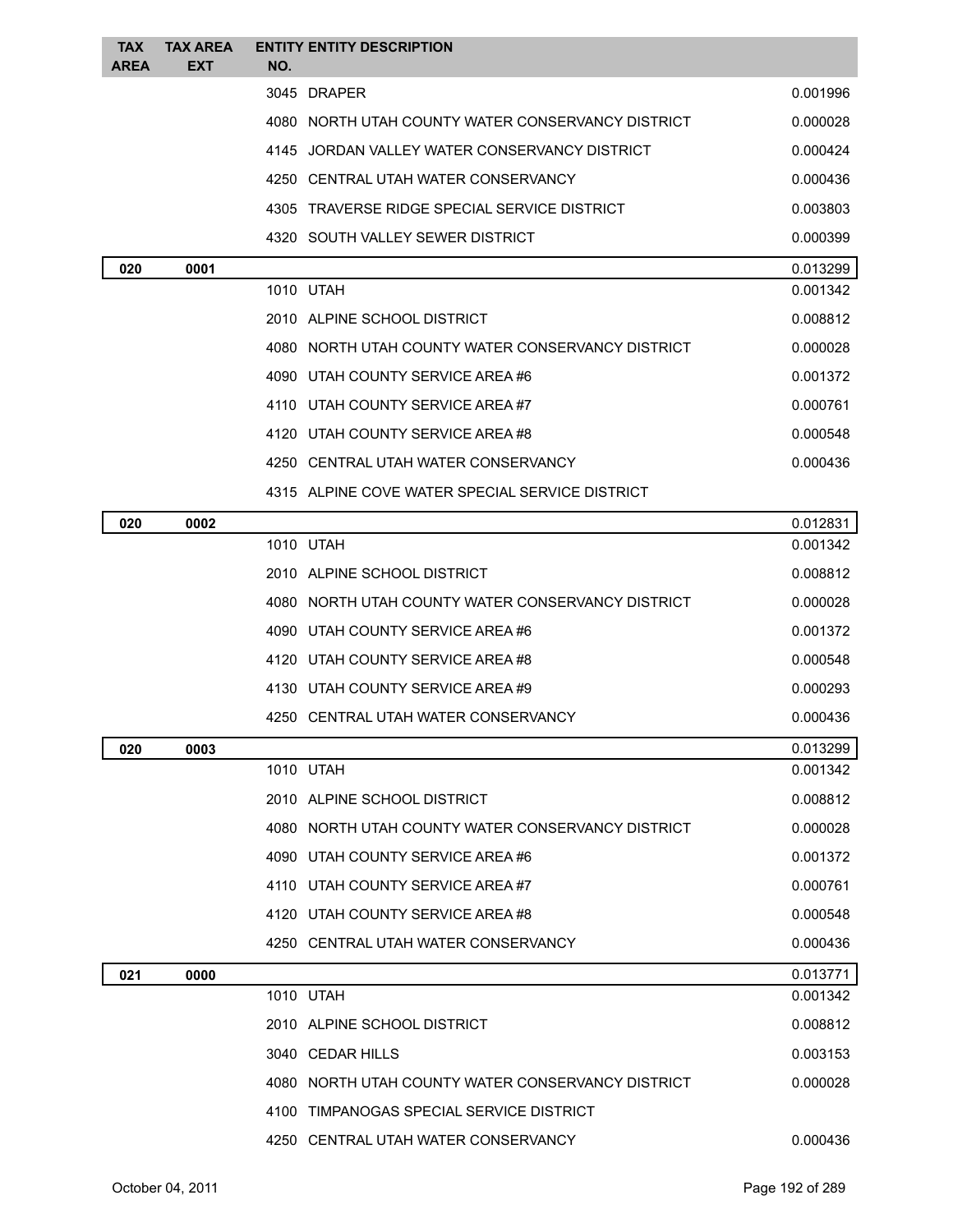| TAX AREA | TAX AREA EXT | ENTITY NO. | ENTITY DESCRIPTION | |
|---|---|---|---|---|
| | | 3045 | DRAPER | 0.001996 |
| | | 4080 | NORTH UTAH COUNTY WATER CONSERVANCY DISTRICT | 0.000028 |
| | | 4145 | JORDAN VALLEY WATER CONSERVANCY DISTRICT | 0.000424 |
| | | 4250 | CENTRAL UTAH WATER CONSERVANCY | 0.000436 |
| | | 4305 | TRAVERSE RIDGE SPECIAL SERVICE DISTRICT | 0.003803 |
| | | 4320 | SOUTH VALLEY SEWER DISTRICT | 0.000399 |
| **020** | **0001** | | | 0.013299 |
| | | 1010 | UTAH | 0.001342 |
| | | 2010 | ALPINE SCHOOL DISTRICT | 0.008812 |
| | | 4080 | NORTH UTAH COUNTY WATER CONSERVANCY DISTRICT | 0.000028 |
| | | 4090 | UTAH COUNTY SERVICE AREA #6 | 0.001372 |
| | | 4110 | UTAH COUNTY SERVICE AREA #7 | 0.000761 |
| | | 4120 | UTAH COUNTY SERVICE AREA #8 | 0.000548 |
| | | 4250 | CENTRAL UTAH WATER CONSERVANCY | 0.000436 |
| | | 4315 | ALPINE COVE WATER SPECIAL SERVICE DISTRICT | |
| **020** | **0002** | | | 0.012831 |
| | | 1010 | UTAH | 0.001342 |
| | | 2010 | ALPINE SCHOOL DISTRICT | 0.008812 |
| | | 4080 | NORTH UTAH COUNTY WATER CONSERVANCY DISTRICT | 0.000028 |
| | | 4090 | UTAH COUNTY SERVICE AREA #6 | 0.001372 |
| | | 4120 | UTAH COUNTY SERVICE AREA #8 | 0.000548 |
| | | 4130 | UTAH COUNTY SERVICE AREA #9 | 0.000293 |
| | | 4250 | CENTRAL UTAH WATER CONSERVANCY | 0.000436 |
| **020** | **0003** | | | 0.013299 |
| | | 1010 | UTAH | 0.001342 |
| | | 2010 | ALPINE SCHOOL DISTRICT | 0.008812 |
| | | 4080 | NORTH UTAH COUNTY WATER CONSERVANCY DISTRICT | 0.000028 |
| | | 4090 | UTAH COUNTY SERVICE AREA #6 | 0.001372 |
| | | 4110 | UTAH COUNTY SERVICE AREA #7 | 0.000761 |
| | | 4120 | UTAH COUNTY SERVICE AREA #8 | 0.000548 |
| | | 4250 | CENTRAL UTAH WATER CONSERVANCY | 0.000436 |
| **021** | **0000** | | | 0.013771 |
| | | 1010 | UTAH | 0.001342 |
| | | 2010 | ALPINE SCHOOL DISTRICT | 0.008812 |
| | | 3040 | CEDAR HILLS | 0.003153 |
| | | 4080 | NORTH UTAH COUNTY WATER CONSERVANCY DISTRICT | 0.000028 |
| | | 4100 | TIMPANOGAS SPECIAL SERVICE DISTRICT | |
| | | 4250 | CENTRAL UTAH WATER CONSERVANCY | 0.000436 |

October 04, 2011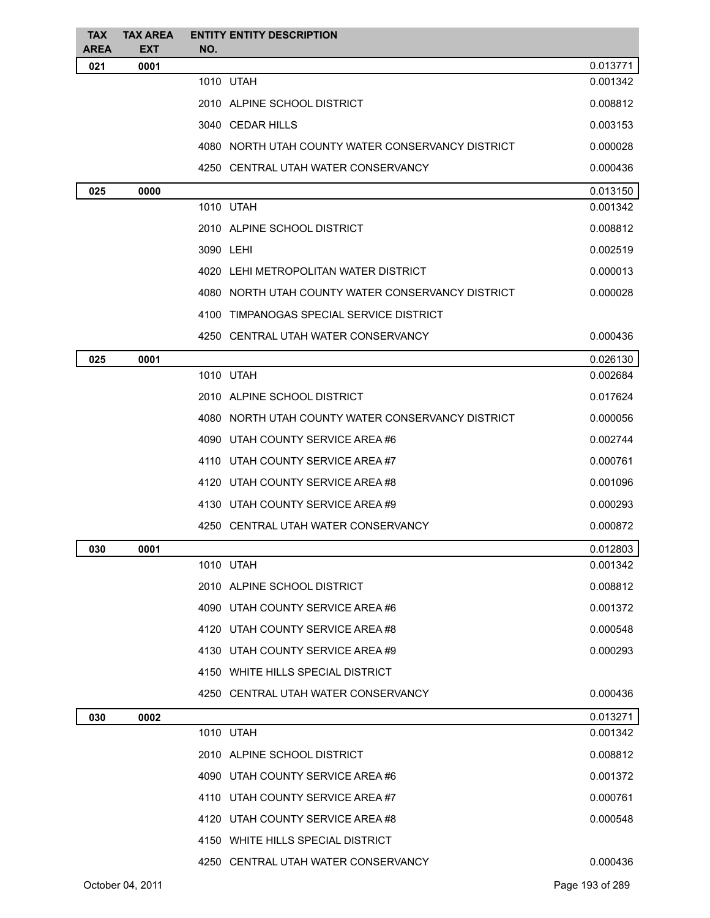| TAX AREA | TAX AREA EXT | ENTITY NO. | ENTITY DESCRIPTION | |
|---|---|---|---|---|
| 021 | 0001 | | | 0.013771 |
| | | 1010 | UTAH | 0.001342 |
| | | 2010 | ALPINE SCHOOL DISTRICT | 0.008812 |
| | | 3040 | CEDAR HILLS | 0.003153 |
| | | 4080 | NORTH UTAH COUNTY WATER CONSERVANCY DISTRICT | 0.000028 |
| | | 4250 | CENTRAL UTAH WATER CONSERVANCY | 0.000436 |
| 025 | 0000 | | | 0.013150 |
| | | 1010 | UTAH | 0.001342 |
| | | 2010 | ALPINE SCHOOL DISTRICT | 0.008812 |
| | | 3090 | LEHI | 0.002519 |
| | | 4020 | LEHI METROPOLITAN WATER DISTRICT | 0.000013 |
| | | 4080 | NORTH UTAH COUNTY WATER CONSERVANCY DISTRICT | 0.000028 |
| | | 4100 | TIMPANOGAS SPECIAL SERVICE DISTRICT | |
| | | 4250 | CENTRAL UTAH WATER CONSERVANCY | 0.000436 |
| 025 | 0001 | | | 0.026130 |
| | | 1010 | UTAH | 0.002684 |
| | | 2010 | ALPINE SCHOOL DISTRICT | 0.017624 |
| | | 4080 | NORTH UTAH COUNTY WATER CONSERVANCY DISTRICT | 0.000056 |
| | | 4090 | UTAH COUNTY SERVICE AREA #6 | 0.002744 |
| | | 4110 | UTAH COUNTY SERVICE AREA #7 | 0.000761 |
| | | 4120 | UTAH COUNTY SERVICE AREA #8 | 0.001096 |
| | | 4130 | UTAH COUNTY SERVICE AREA #9 | 0.000293 |
| | | 4250 | CENTRAL UTAH WATER CONSERVANCY | 0.000872 |
| 030 | 0001 | | | 0.012803 |
| | | 1010 | UTAH | 0.001342 |
| | | 2010 | ALPINE SCHOOL DISTRICT | 0.008812 |
| | | 4090 | UTAH COUNTY SERVICE AREA #6 | 0.001372 |
| | | 4120 | UTAH COUNTY SERVICE AREA #8 | 0.000548 |
| | | 4130 | UTAH COUNTY SERVICE AREA #9 | 0.000293 |
| | | 4150 | WHITE HILLS SPECIAL DISTRICT | |
| | | 4250 | CENTRAL UTAH WATER CONSERVANCY | 0.000436 |
| 030 | 0002 | | | 0.013271 |
| | | 1010 | UTAH | 0.001342 |
| | | 2010 | ALPINE SCHOOL DISTRICT | 0.008812 |
| | | 4090 | UTAH COUNTY SERVICE AREA #6 | 0.001372 |
| | | 4110 | UTAH COUNTY SERVICE AREA #7 | 0.000761 |
| | | 4120 | UTAH COUNTY SERVICE AREA #8 | 0.000548 |
| | | 4150 | WHITE HILLS SPECIAL DISTRICT | |
| | | 4250 | CENTRAL UTAH WATER CONSERVANCY | 0.000436 |

October 04, 2011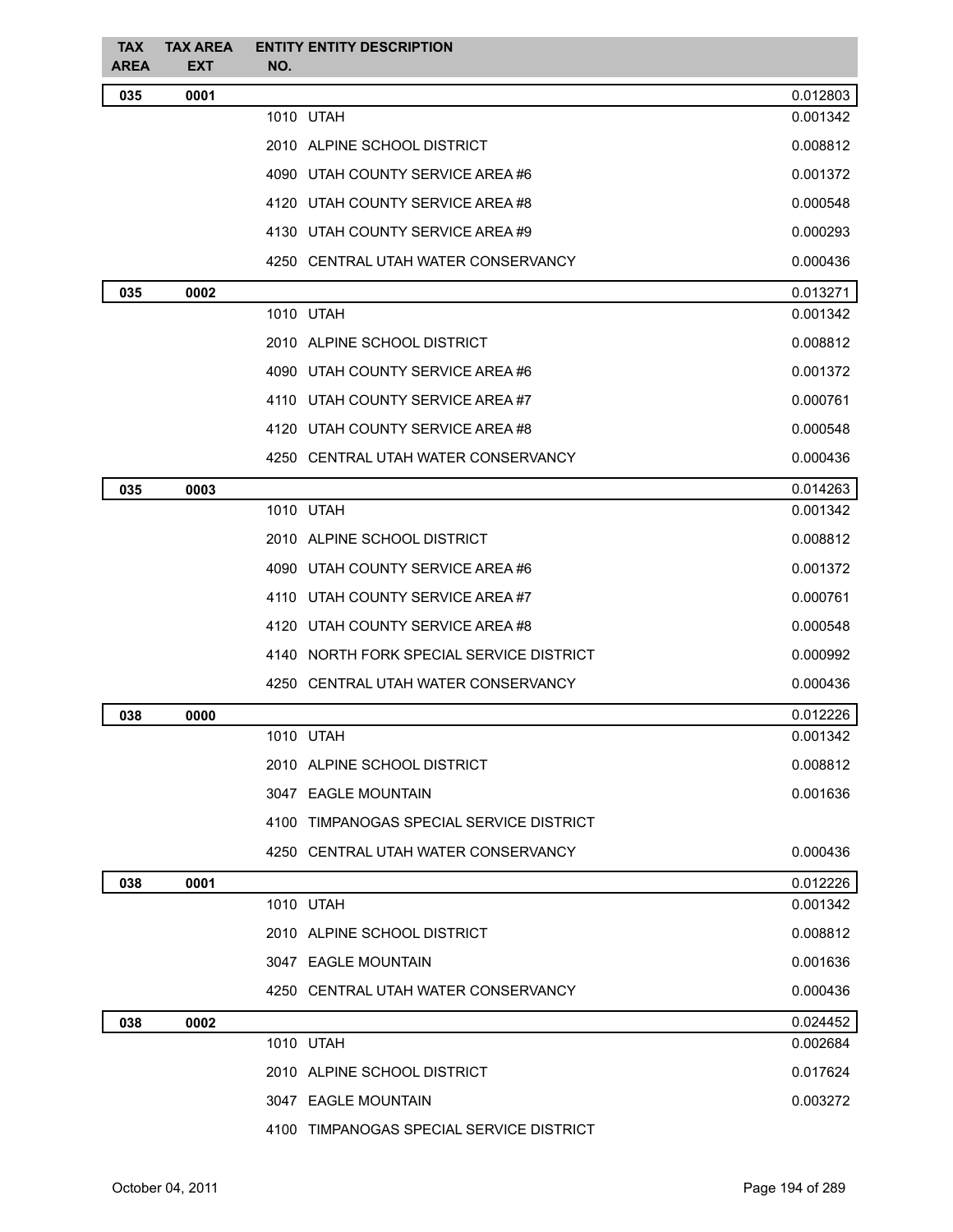| TAX AREA | TAX AREA EXT | ENTITY NO. | ENTITY DESCRIPTION | |
|---|---|---|---|---|
| 035 | 0001 | | | 0.012803 |
| | | 1010 | UTAH | 0.001342 |
| | | 2010 | ALPINE SCHOOL DISTRICT | 0.008812 |
| | | 4090 | UTAH COUNTY SERVICE AREA #6 | 0.001372 |
| | | 4120 | UTAH COUNTY SERVICE AREA #8 | 0.000548 |
| | | 4130 | UTAH COUNTY SERVICE AREA #9 | 0.000293 |
| | | 4250 | CENTRAL UTAH WATER CONSERVANCY | 0.000436 |
| 035 | 0002 | | | 0.013271 |
| | | 1010 | UTAH | 0.001342 |
| | | 2010 | ALPINE SCHOOL DISTRICT | 0.008812 |
| | | 4090 | UTAH COUNTY SERVICE AREA #6 | 0.001372 |
| | | 4110 | UTAH COUNTY SERVICE AREA #7 | 0.000761 |
| | | 4120 | UTAH COUNTY SERVICE AREA #8 | 0.000548 |
| | | 4250 | CENTRAL UTAH WATER CONSERVANCY | 0.000436 |
| 035 | 0003 | | | 0.014263 |
| | | 1010 | UTAH | 0.001342 |
| | | 2010 | ALPINE SCHOOL DISTRICT | 0.008812 |
| | | 4090 | UTAH COUNTY SERVICE AREA #6 | 0.001372 |
| | | 4110 | UTAH COUNTY SERVICE AREA #7 | 0.000761 |
| | | 4120 | UTAH COUNTY SERVICE AREA #8 | 0.000548 |
| | | 4140 | NORTH FORK SPECIAL SERVICE DISTRICT | 0.000992 |
| | | 4250 | CENTRAL UTAH WATER CONSERVANCY | 0.000436 |
| 038 | 0000 | | | 0.012226 |
| | | 1010 | UTAH | 0.001342 |
| | | 2010 | ALPINE SCHOOL DISTRICT | 0.008812 |
| | | 3047 | EAGLE MOUNTAIN | 0.001636 |
| | | 4100 | TIMPANOGAS SPECIAL SERVICE DISTRICT | |
| | | 4250 | CENTRAL UTAH WATER CONSERVANCY | 0.000436 |
| 038 | 0001 | | | 0.012226 |
| | | 1010 | UTAH | 0.001342 |
| | | 2010 | ALPINE SCHOOL DISTRICT | 0.008812 |
| | | 3047 | EAGLE MOUNTAIN | 0.001636 |
| | | 4250 | CENTRAL UTAH WATER CONSERVANCY | 0.000436 |
| 038 | 0002 | | | 0.024452 |
| | | 1010 | UTAH | 0.002684 |
| | | 2010 | ALPINE SCHOOL DISTRICT | 0.017624 |
| | | 3047 | EAGLE MOUNTAIN | 0.003272 |
| | | 4100 | TIMPANOGAS SPECIAL SERVICE DISTRICT | |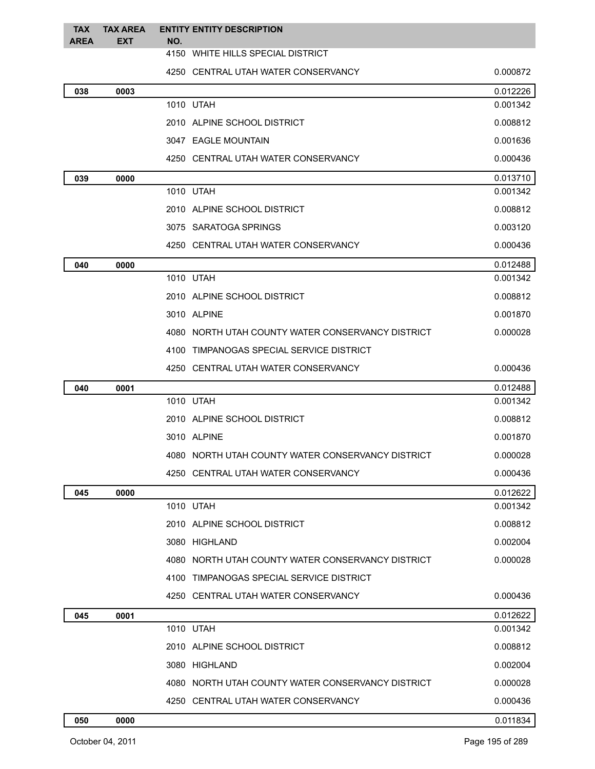| TAX AREA | TAX AREA EXT | ENTITY NO. | ENTITY DESCRIPTION | |
|---|---|---|---|---|
| | | 4150 | WHITE HILLS SPECIAL DISTRICT | |
| | | 4250 | CENTRAL UTAH WATER CONSERVANCY | 0.000872 |
| **038** | **0003** | | | 0.012226 |
| | | 1010 | UTAH | 0.001342 |
| | | 2010 | ALPINE SCHOOL DISTRICT | 0.008812 |
| | | 3047 | EAGLE MOUNTAIN | 0.001636 |
| | | 4250 | CENTRAL UTAH WATER CONSERVANCY | 0.000436 |
| **039** | **0000** | | | 0.013710 |
| | | 1010 | UTAH | 0.001342 |
| | | 2010 | ALPINE SCHOOL DISTRICT | 0.008812 |
| | | 3075 | SARATOGA SPRINGS | 0.003120 |
| | | 4250 | CENTRAL UTAH WATER CONSERVANCY | 0.000436 |
| **040** | **0000** | | | 0.012488 |
| | | 1010 | UTAH | 0.001342 |
| | | 2010 | ALPINE SCHOOL DISTRICT | 0.008812 |
| | | 3010 | ALPINE | 0.001870 |
| | | 4080 | NORTH UTAH COUNTY WATER CONSERVANCY DISTRICT | 0.000028 |
| | | 4100 | TIMPANOGAS SPECIAL SERVICE DISTRICT | |
| | | 4250 | CENTRAL UTAH WATER CONSERVANCY | 0.000436 |
| **040** | **0001** | | | 0.012488 |
| | | 1010 | UTAH | 0.001342 |
| | | 2010 | ALPINE SCHOOL DISTRICT | 0.008812 |
| | | 3010 | ALPINE | 0.001870 |
| | | 4080 | NORTH UTAH COUNTY WATER CONSERVANCY DISTRICT | 0.000028 |
| | | 4250 | CENTRAL UTAH WATER CONSERVANCY | 0.000436 |
| **045** | **0000** | | | 0.012622 |
| | | 1010 | UTAH | 0.001342 |
| | | 2010 | ALPINE SCHOOL DISTRICT | 0.008812 |
| | | 3080 | HIGHLAND | 0.002004 |
| | | 4080 | NORTH UTAH COUNTY WATER CONSERVANCY DISTRICT | 0.000028 |
| | | 4100 | TIMPANOGAS SPECIAL SERVICE DISTRICT | |
| | | 4250 | CENTRAL UTAH WATER CONSERVANCY | 0.000436 |
| **045** | **0001** | | | 0.012622 |
| | | 1010 | UTAH | 0.001342 |
| | | 2010 | ALPINE SCHOOL DISTRICT | 0.008812 |
| | | 3080 | HIGHLAND | 0.002004 |
| | | 4080 | NORTH UTAH COUNTY WATER CONSERVANCY DISTRICT | 0.000028 |
| | | 4250 | CENTRAL UTAH WATER CONSERVANCY | 0.000436 |
| **050** | **0000** | | | 0.011834 |

October 04, 2011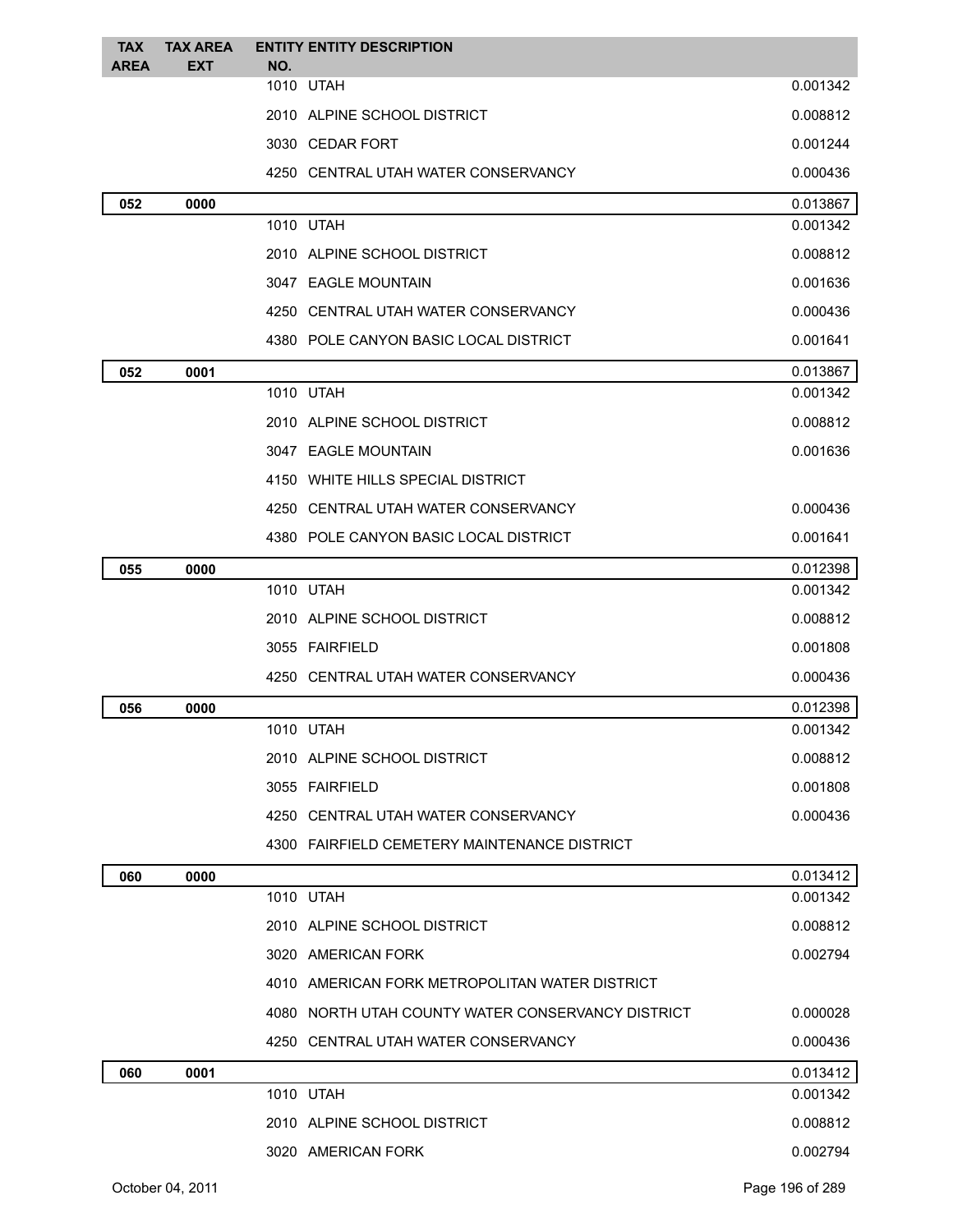| TAX AREA | TAX AREA EXT | ENTITY NO. | ENTITY DESCRIPTION | |
|---|---|---|---|---|
| | | 1010 | UTAH | 0.001342 |
| | | 2010 | ALPINE SCHOOL DISTRICT | 0.008812 |
| | | 3030 | CEDAR FORT | 0.001244 |
| | | 4250 | CENTRAL UTAH WATER CONSERVANCY | 0.000436 |
| **052** | **0000** | | | 0.013867 |
| | | 1010 | UTAH | 0.001342 |
| | | 2010 | ALPINE SCHOOL DISTRICT | 0.008812 |
| | | 3047 | EAGLE MOUNTAIN | 0.001636 |
| | | 4250 | CENTRAL UTAH WATER CONSERVANCY | 0.000436 |
| | | 4380 | POLE CANYON BASIC LOCAL DISTRICT | 0.001641 |
| **052** | **0001** | | | 0.013867 |
| | | 1010 | UTAH | 0.001342 |
| | | 2010 | ALPINE SCHOOL DISTRICT | 0.008812 |
| | | 3047 | EAGLE MOUNTAIN | 0.001636 |
| | | 4150 | WHITE HILLS SPECIAL DISTRICT | |
| | | 4250 | CENTRAL UTAH WATER CONSERVANCY | 0.000436 |
| | | 4380 | POLE CANYON BASIC LOCAL DISTRICT | 0.001641 |
| **055** | **0000** | | | 0.012398 |
| | | 1010 | UTAH | 0.001342 |
| | | 2010 | ALPINE SCHOOL DISTRICT | 0.008812 |
| | | 3055 | FAIRFIELD | 0.001808 |
| | | 4250 | CENTRAL UTAH WATER CONSERVANCY | 0.000436 |
| **056** | **0000** | | | 0.012398 |
| | | 1010 | UTAH | 0.001342 |
| | | 2010 | ALPINE SCHOOL DISTRICT | 0.008812 |
| | | 3055 | FAIRFIELD | 0.001808 |
| | | 4250 | CENTRAL UTAH WATER CONSERVANCY | 0.000436 |
| | | 4300 | FAIRFIELD CEMETERY MAINTENANCE DISTRICT | |
| **060** | **0000** | | | 0.013412 |
| | | 1010 | UTAH | 0.001342 |
| | | 2010 | ALPINE SCHOOL DISTRICT | 0.008812 |
| | | 3020 | AMERICAN FORK | 0.002794 |
| | | 4010 | AMERICAN FORK METROPOLITAN WATER DISTRICT | |
| | | 4080 | NORTH UTAH COUNTY WATER CONSERVANCY DISTRICT | 0.000028 |
| | | 4250 | CENTRAL UTAH WATER CONSERVANCY | 0.000436 |
| **060** | **0001** | | | 0.013412 |
| | | 1010 | UTAH | 0.001342 |
| | | 2010 | ALPINE SCHOOL DISTRICT | 0.008812 |
| | | 3020 | AMERICAN FORK | 0.002794 |

October 04, 2011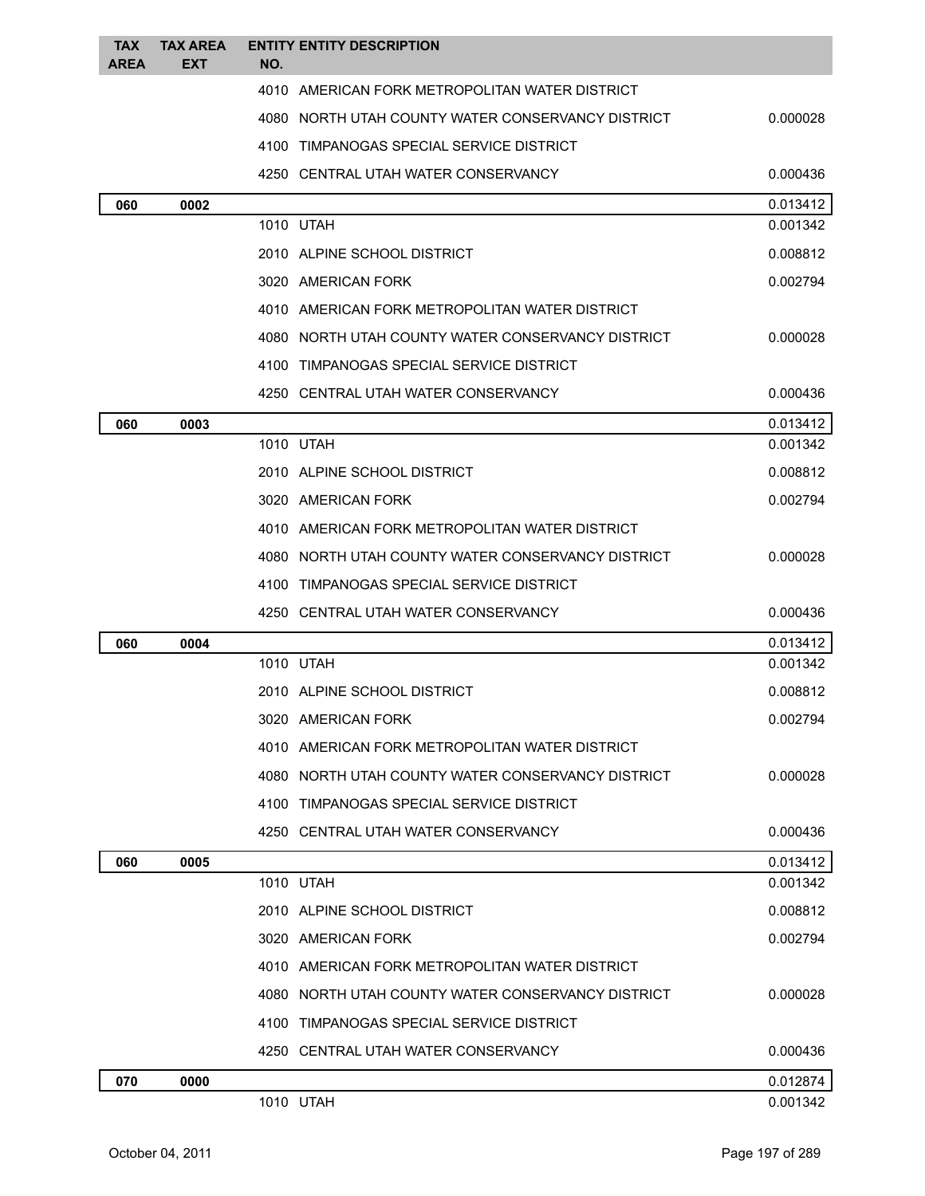| TAX AREA | TAX AREA EXT | ENTITY NO. | ENTITY DESCRIPTION | |
|---|---|---|---|---|
| | | 4010 | AMERICAN FORK METROPOLITAN WATER DISTRICT | |
| | | 4080 | NORTH UTAH COUNTY WATER CONSERVANCY DISTRICT | 0.000028 |
| | | 4100 | TIMPANOGAS SPECIAL SERVICE DISTRICT | |
| | | 4250 | CENTRAL UTAH WATER CONSERVANCY | 0.000436 |
| **060** | **0002** | | | 0.013412 |
| | | 1010 | UTAH | 0.001342 |
| | | 2010 | ALPINE SCHOOL DISTRICT | 0.008812 |
| | | 3020 | AMERICAN FORK | 0.002794 |
| | | 4010 | AMERICAN FORK METROPOLITAN WATER DISTRICT | |
| | | 4080 | NORTH UTAH COUNTY WATER CONSERVANCY DISTRICT | 0.000028 |
| | | 4100 | TIMPANOGAS SPECIAL SERVICE DISTRICT | |
| | | 4250 | CENTRAL UTAH WATER CONSERVANCY | 0.000436 |
| **060** | **0003** | | | 0.013412 |
| | | 1010 | UTAH | 0.001342 |
| | | 2010 | ALPINE SCHOOL DISTRICT | 0.008812 |
| | | 3020 | AMERICAN FORK | 0.002794 |
| | | 4010 | AMERICAN FORK METROPOLITAN WATER DISTRICT | |
| | | 4080 | NORTH UTAH COUNTY WATER CONSERVANCY DISTRICT | 0.000028 |
| | | 4100 | TIMPANOGAS SPECIAL SERVICE DISTRICT | |
| | | 4250 | CENTRAL UTAH WATER CONSERVANCY | 0.000436 |
| **060** | **0004** | | | 0.013412 |
| | | 1010 | UTAH | 0.001342 |
| | | 2010 | ALPINE SCHOOL DISTRICT | 0.008812 |
| | | 3020 | AMERICAN FORK | 0.002794 |
| | | 4010 | AMERICAN FORK METROPOLITAN WATER DISTRICT | |
| | | 4080 | NORTH UTAH COUNTY WATER CONSERVANCY DISTRICT | 0.000028 |
| | | 4100 | TIMPANOGAS SPECIAL SERVICE DISTRICT | |
| | | 4250 | CENTRAL UTAH WATER CONSERVANCY | 0.000436 |
| **060** | **0005** | | | 0.013412 |
| | | 1010 | UTAH | 0.001342 |
| | | 2010 | ALPINE SCHOOL DISTRICT | 0.008812 |
| | | 3020 | AMERICAN FORK | 0.002794 |
| | | 4010 | AMERICAN FORK METROPOLITAN WATER DISTRICT | |
| | | 4080 | NORTH UTAH COUNTY WATER CONSERVANCY DISTRICT | 0.000028 |
| | | 4100 | TIMPANOGAS SPECIAL SERVICE DISTRICT | |
| | | 4250 | CENTRAL UTAH WATER CONSERVANCY | 0.000436 |
| **070** | **0000** | | | 0.012874 |
| | | 1010 | UTAH | 0.001342 |

October 04, 2011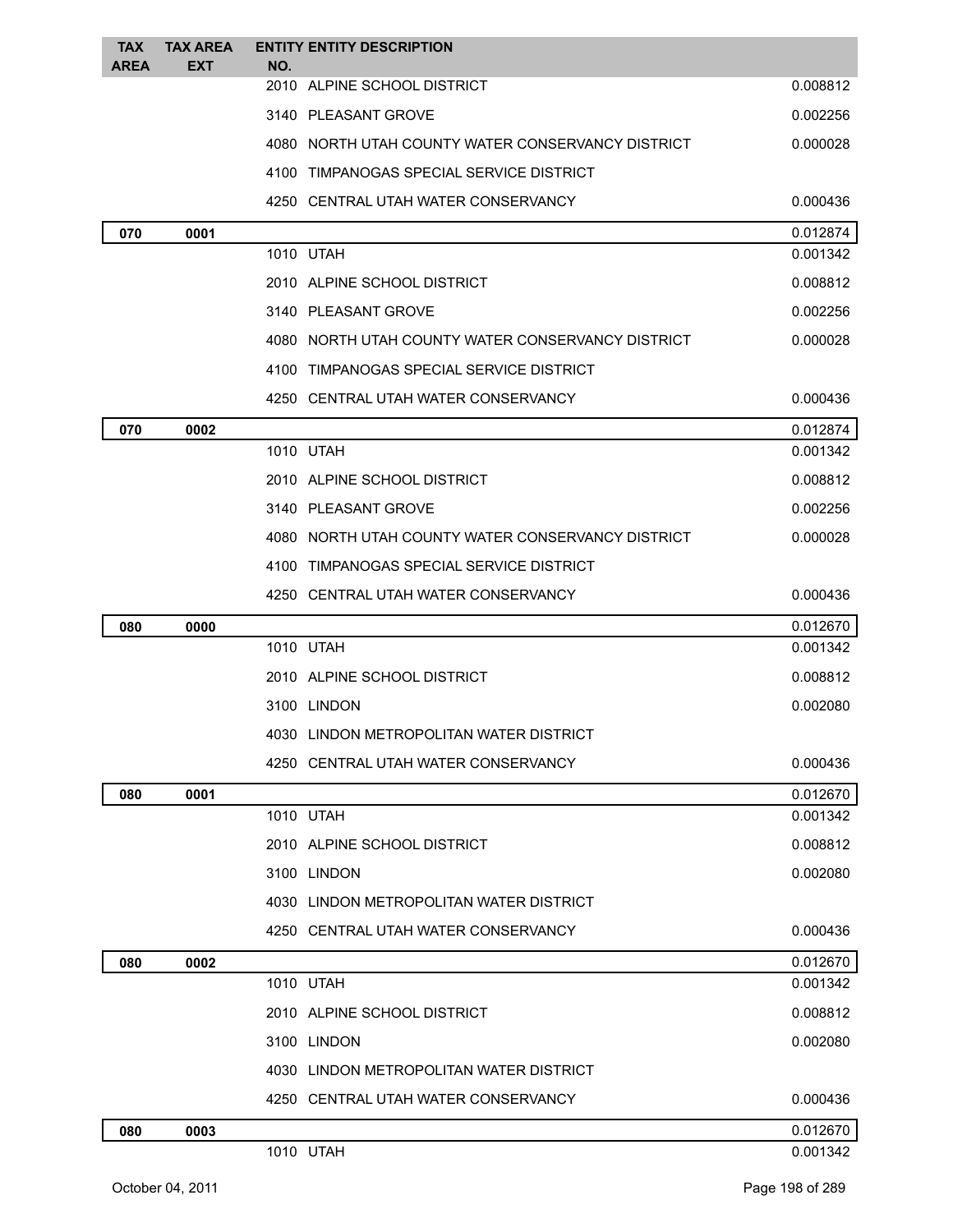| TAX AREA | TAX AREA EXT | ENTITY NO. | ENTITY DESCRIPTION | |
|---|---|---|---|---|
| | | 2010 | ALPINE SCHOOL DISTRICT | 0.008812 |
| | | 3140 | PLEASANT GROVE | 0.002256 |
| | | 4080 | NORTH UTAH COUNTY WATER CONSERVANCY DISTRICT | 0.000028 |
| | | 4100 | TIMPANOGAS SPECIAL SERVICE DISTRICT | |
| | | 4250 | CENTRAL UTAH WATER CONSERVANCY | 0.000436 |
| **070** | **0001** | | | 0.012874 |
| | | 1010 | UTAH | 0.001342 |
| | | 2010 | ALPINE SCHOOL DISTRICT | 0.008812 |
| | | 3140 | PLEASANT GROVE | 0.002256 |
| | | 4080 | NORTH UTAH COUNTY WATER CONSERVANCY DISTRICT | 0.000028 |
| | | 4100 | TIMPANOGAS SPECIAL SERVICE DISTRICT | |
| | | 4250 | CENTRAL UTAH WATER CONSERVANCY | 0.000436 |
| **070** | **0002** | | | 0.012874 |
| | | 1010 | UTAH | 0.001342 |
| | | 2010 | ALPINE SCHOOL DISTRICT | 0.008812 |
| | | 3140 | PLEASANT GROVE | 0.002256 |
| | | 4080 | NORTH UTAH COUNTY WATER CONSERVANCY DISTRICT | 0.000028 |
| | | 4100 | TIMPANOGAS SPECIAL SERVICE DISTRICT | |
| | | 4250 | CENTRAL UTAH WATER CONSERVANCY | 0.000436 |
| **080** | **0000** | | | 0.012670 |
| | | 1010 | UTAH | 0.001342 |
| | | 2010 | ALPINE SCHOOL DISTRICT | 0.008812 |
| | | 3100 | LINDON | 0.002080 |
| | | 4030 | LINDON METROPOLITAN WATER DISTRICT | |
| | | 4250 | CENTRAL UTAH WATER CONSERVANCY | 0.000436 |
| **080** | **0001** | | | 0.012670 |
| | | 1010 | UTAH | 0.001342 |
| | | 2010 | ALPINE SCHOOL DISTRICT | 0.008812 |
| | | 3100 | LINDON | 0.002080 |
| | | 4030 | LINDON METROPOLITAN WATER DISTRICT | |
| | | 4250 | CENTRAL UTAH WATER CONSERVANCY | 0.000436 |
| **080** | **0002** | | | 0.012670 |
| | | 1010 | UTAH | 0.001342 |
| | | 2010 | ALPINE SCHOOL DISTRICT | 0.008812 |
| | | 3100 | LINDON | 0.002080 |
| | | 4030 | LINDON METROPOLITAN WATER DISTRICT | |
| | | 4250 | CENTRAL UTAH WATER CONSERVANCY | 0.000436 |
| **080** | **0003** | | | 0.012670 |
| | | 1010 | UTAH | 0.001342 |

October 04, 2011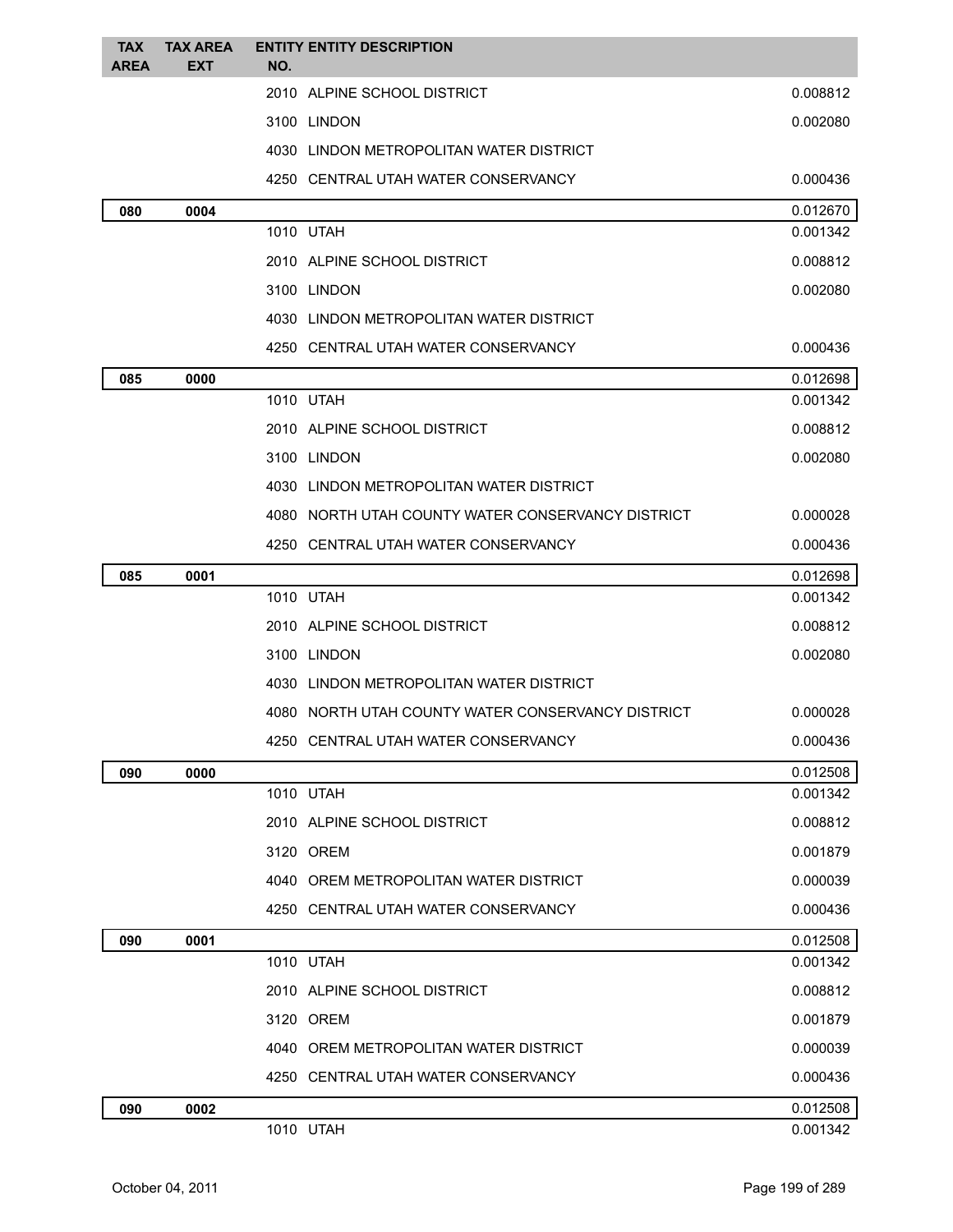| TAX AREA | TAX AREA EXT | ENTITY NO. | ENTITY DESCRIPTION | |
|---|---|---|---|---|
| | | 2010 | ALPINE SCHOOL DISTRICT | 0.008812 |
| | | 3100 | LINDON | 0.002080 |
| | | 4030 | LINDON METROPOLITAN WATER DISTRICT | |
| | | 4250 | CENTRAL UTAH WATER CONSERVANCY | 0.000436 |
| **080** | **0004** | | | 0.012670 |
| | | 1010 | UTAH | 0.001342 |
| | | 2010 | ALPINE SCHOOL DISTRICT | 0.008812 |
| | | 3100 | LINDON | 0.002080 |
| | | 4030 | LINDON METROPOLITAN WATER DISTRICT | |
| | | 4250 | CENTRAL UTAH WATER CONSERVANCY | 0.000436 |
| **085** | **0000** | | | 0.012698 |
| | | 1010 | UTAH | 0.001342 |
| | | 2010 | ALPINE SCHOOL DISTRICT | 0.008812 |
| | | 3100 | LINDON | 0.002080 |
| | | 4030 | LINDON METROPOLITAN WATER DISTRICT | |
| | | 4080 | NORTH UTAH COUNTY WATER CONSERVANCY DISTRICT | 0.000028 |
| | | 4250 | CENTRAL UTAH WATER CONSERVANCY | 0.000436 |
| **085** | **0001** | | | 0.012698 |
| | | 1010 | UTAH | 0.001342 |
| | | 2010 | ALPINE SCHOOL DISTRICT | 0.008812 |
| | | 3100 | LINDON | 0.002080 |
| | | 4030 | LINDON METROPOLITAN WATER DISTRICT | |
| | | 4080 | NORTH UTAH COUNTY WATER CONSERVANCY DISTRICT | 0.000028 |
| | | 4250 | CENTRAL UTAH WATER CONSERVANCY | 0.000436 |
| **090** | **0000** | | | 0.012508 |
| | | 1010 | UTAH | 0.001342 |
| | | 2010 | ALPINE SCHOOL DISTRICT | 0.008812 |
| | | 3120 | OREM | 0.001879 |
| | | 4040 | OREM METROPOLITAN WATER DISTRICT | 0.000039 |
| | | 4250 | CENTRAL UTAH WATER CONSERVANCY | 0.000436 |
| **090** | **0001** | | | 0.012508 |
| | | 1010 | UTAH | 0.001342 |
| | | 2010 | ALPINE SCHOOL DISTRICT | 0.008812 |
| | | 3120 | OREM | 0.001879 |
| | | 4040 | OREM METROPOLITAN WATER DISTRICT | 0.000039 |
| | | 4250 | CENTRAL UTAH WATER CONSERVANCY | 0.000436 |
| **090** | **0002** | | | 0.012508 |
| | | 1010 | UTAH | 0.001342 |

October 04, 2011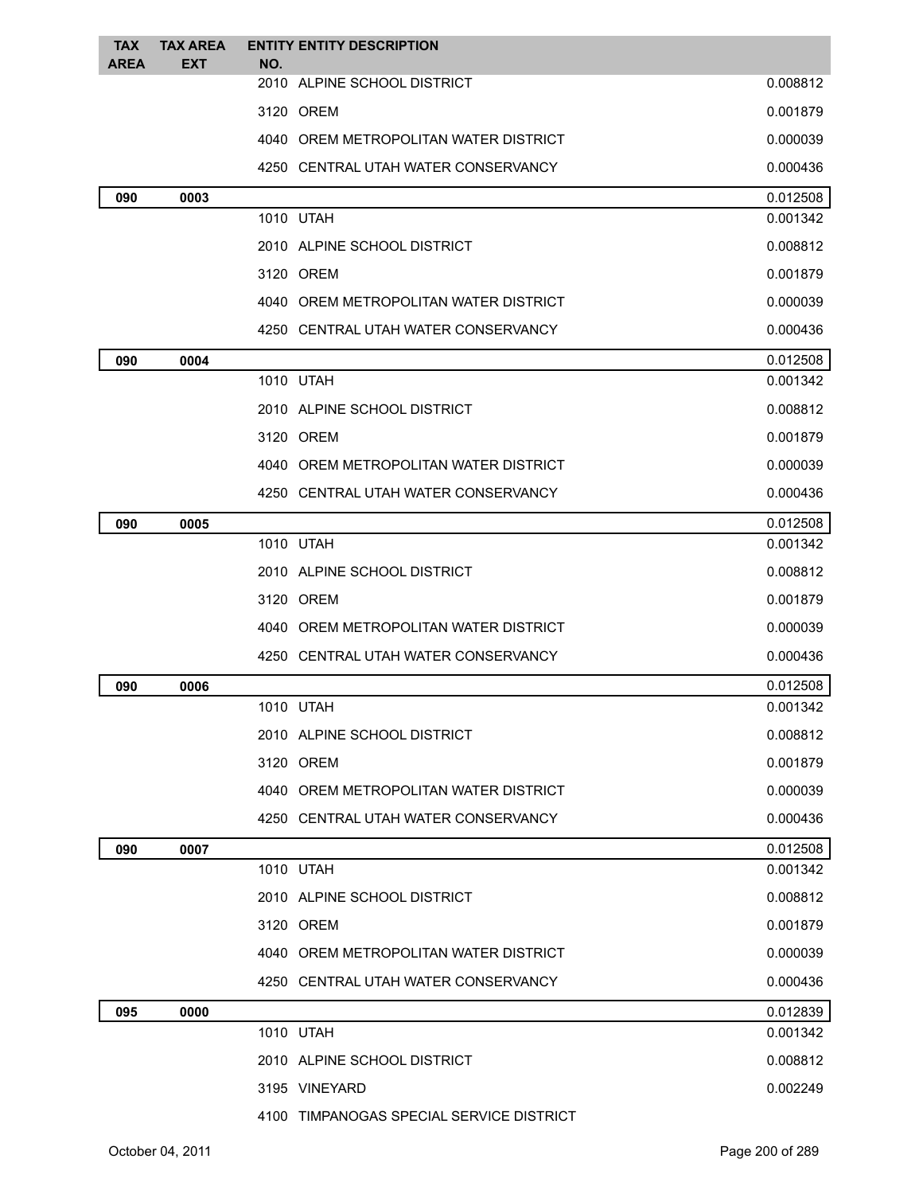| TAX AREA | TAX AREA EXT | ENTITY NO. | ENTITY DESCRIPTION | |
|---|---|---|---|---|
| | | 2010 | ALPINE SCHOOL DISTRICT | 0.008812 |
| | | 3120 | OREM | 0.001879 |
| | | 4040 | OREM METROPOLITAN WATER DISTRICT | 0.000039 |
| | | 4250 | CENTRAL UTAH WATER CONSERVANCY | 0.000436 |
| **090** | **0003** | | | 0.012508 |
| | | 1010 | UTAH | 0.001342 |
| | | 2010 | ALPINE SCHOOL DISTRICT | 0.008812 |
| | | 3120 | OREM | 0.001879 |
| | | 4040 | OREM METROPOLITAN WATER DISTRICT | 0.000039 |
| | | 4250 | CENTRAL UTAH WATER CONSERVANCY | 0.000436 |
| **090** | **0004** | | | 0.012508 |
| | | 1010 | UTAH | 0.001342 |
| | | 2010 | ALPINE SCHOOL DISTRICT | 0.008812 |
| | | 3120 | OREM | 0.001879 |
| | | 4040 | OREM METROPOLITAN WATER DISTRICT | 0.000039 |
| | | 4250 | CENTRAL UTAH WATER CONSERVANCY | 0.000436 |
| **090** | **0005** | | | 0.012508 |
| | | 1010 | UTAH | 0.001342 |
| | | 2010 | ALPINE SCHOOL DISTRICT | 0.008812 |
| | | 3120 | OREM | 0.001879 |
| | | 4040 | OREM METROPOLITAN WATER DISTRICT | 0.000039 |
| | | 4250 | CENTRAL UTAH WATER CONSERVANCY | 0.000436 |
| **090** | **0006** | | | 0.012508 |
| | | 1010 | UTAH | 0.001342 |
| | | 2010 | ALPINE SCHOOL DISTRICT | 0.008812 |
| | | 3120 | OREM | 0.001879 |
| | | 4040 | OREM METROPOLITAN WATER DISTRICT | 0.000039 |
| | | 4250 | CENTRAL UTAH WATER CONSERVANCY | 0.000436 |
| **090** | **0007** | | | 0.012508 |
| | | 1010 | UTAH | 0.001342 |
| | | 2010 | ALPINE SCHOOL DISTRICT | 0.008812 |
| | | 3120 | OREM | 0.001879 |
| | | 4040 | OREM METROPOLITAN WATER DISTRICT | 0.000039 |
| | | 4250 | CENTRAL UTAH WATER CONSERVANCY | 0.000436 |
| **095** | **0000** | | | 0.012839 |
| | | 1010 | UTAH | 0.001342 |
| | | 2010 | ALPINE SCHOOL DISTRICT | 0.008812 |
| | | 3195 | VINEYARD | 0.002249 |
| | | 4100 | TIMPANOGAS SPECIAL SERVICE DISTRICT | |

October 04, 2011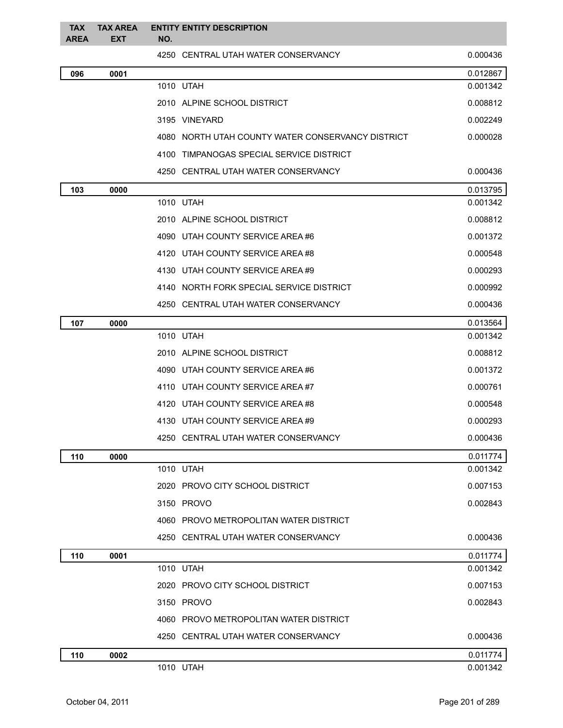| TAX AREA | TAX AREA EXT | ENTITY NO. | ENTITY DESCRIPTION | |
|---|---|---|---|---|
| | | 4250 | CENTRAL UTAH WATER CONSERVANCY | 0.000436 |
| **096** | **0001** | | | 0.012867 |
| | | 1010 | UTAH | 0.001342 |
| | | 2010 | ALPINE SCHOOL DISTRICT | 0.008812 |
| | | 3195 | VINEYARD | 0.002249 |
| | | 4080 | NORTH UTAH COUNTY WATER CONSERVANCY DISTRICT | 0.000028 |
| | | 4100 | TIMPANOGAS SPECIAL SERVICE DISTRICT | |
| | | 4250 | CENTRAL UTAH WATER CONSERVANCY | 0.000436 |
| **103** | **0000** | | | 0.013795 |
| | | 1010 | UTAH | 0.001342 |
| | | 2010 | ALPINE SCHOOL DISTRICT | 0.008812 |
| | | 4090 | UTAH COUNTY SERVICE AREA #6 | 0.001372 |
| | | 4120 | UTAH COUNTY SERVICE AREA #8 | 0.000548 |
| | | 4130 | UTAH COUNTY SERVICE AREA #9 | 0.000293 |
| | | 4140 | NORTH FORK SPECIAL SERVICE DISTRICT | 0.000992 |
| | | 4250 | CENTRAL UTAH WATER CONSERVANCY | 0.000436 |
| **107** | **0000** | | | 0.013564 |
| | | 1010 | UTAH | 0.001342 |
| | | 2010 | ALPINE SCHOOL DISTRICT | 0.008812 |
| | | 4090 | UTAH COUNTY SERVICE AREA #6 | 0.001372 |
| | | 4110 | UTAH COUNTY SERVICE AREA #7 | 0.000761 |
| | | 4120 | UTAH COUNTY SERVICE AREA #8 | 0.000548 |
| | | 4130 | UTAH COUNTY SERVICE AREA #9 | 0.000293 |
| | | 4250 | CENTRAL UTAH WATER CONSERVANCY | 0.000436 |
| **110** | **0000** | | | 0.011774 |
| | | 1010 | UTAH | 0.001342 |
| | | 2020 | PROVO CITY SCHOOL DISTRICT | 0.007153 |
| | | 3150 | PROVO | 0.002843 |
| | | 4060 | PROVO METROPOLITAN WATER DISTRICT | |
| | | 4250 | CENTRAL UTAH WATER CONSERVANCY | 0.000436 |
| **110** | **0001** | | | 0.011774 |
| | | 1010 | UTAH | 0.001342 |
| | | 2020 | PROVO CITY SCHOOL DISTRICT | 0.007153 |
| | | 3150 | PROVO | 0.002843 |
| | | 4060 | PROVO METROPOLITAN WATER DISTRICT | |
| | | 4250 | CENTRAL UTAH WATER CONSERVANCY | 0.000436 |
| **110** | **0002** | | | 0.011774 |
| | | 1010 | UTAH | 0.001342 |

October 04, 2011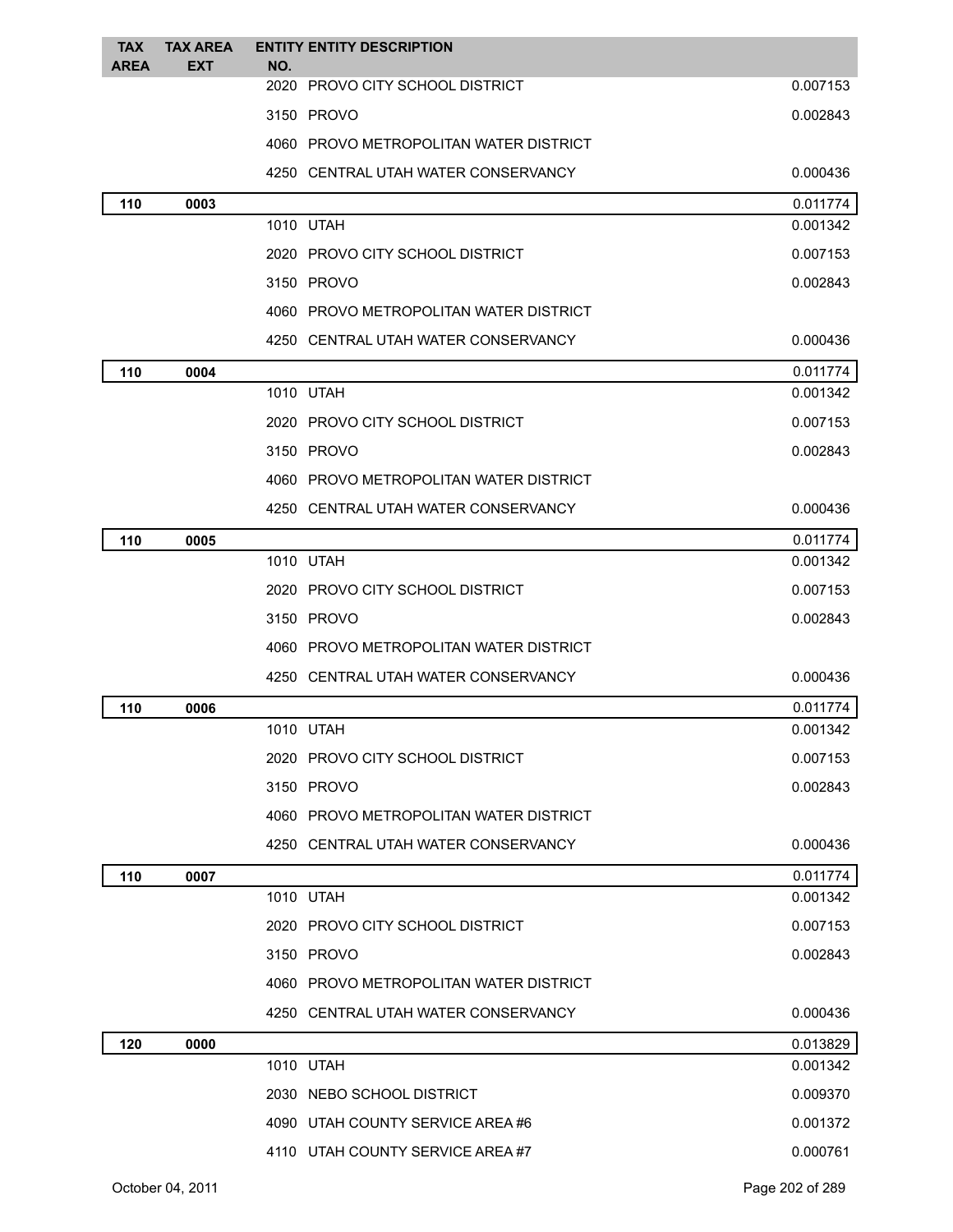| TAX AREA | TAX AREA EXT | ENTITY NO. | ENTITY DESCRIPTION | |
|---|---|---|---|---|
| | | 2020 | PROVO CITY SCHOOL DISTRICT | 0.007153 |
| | | 3150 | PROVO | 0.002843 |
| | | 4060 | PROVO METROPOLITAN WATER DISTRICT | |
| | | 4250 | CENTRAL UTAH WATER CONSERVANCY | 0.000436 |
| **110** | **0003** | | | 0.011774 |
| | | 1010 | UTAH | 0.001342 |
| | | 2020 | PROVO CITY SCHOOL DISTRICT | 0.007153 |
| | | 3150 | PROVO | 0.002843 |
| | | 4060 | PROVO METROPOLITAN WATER DISTRICT | |
| | | 4250 | CENTRAL UTAH WATER CONSERVANCY | 0.000436 |
| **110** | **0004** | | | 0.011774 |
| | | 1010 | UTAH | 0.001342 |
| | | 2020 | PROVO CITY SCHOOL DISTRICT | 0.007153 |
| | | 3150 | PROVO | 0.002843 |
| | | 4060 | PROVO METROPOLITAN WATER DISTRICT | |
| | | 4250 | CENTRAL UTAH WATER CONSERVANCY | 0.000436 |
| **110** | **0005** | | | 0.011774 |
| | | 1010 | UTAH | 0.001342 |
| | | 2020 | PROVO CITY SCHOOL DISTRICT | 0.007153 |
| | | 3150 | PROVO | 0.002843 |
| | | 4060 | PROVO METROPOLITAN WATER DISTRICT | |
| | | 4250 | CENTRAL UTAH WATER CONSERVANCY | 0.000436 |
| **110** | **0006** | | | 0.011774 |
| | | 1010 | UTAH | 0.001342 |
| | | 2020 | PROVO CITY SCHOOL DISTRICT | 0.007153 |
| | | 3150 | PROVO | 0.002843 |
| | | 4060 | PROVO METROPOLITAN WATER DISTRICT | |
| | | 4250 | CENTRAL UTAH WATER CONSERVANCY | 0.000436 |
| **110** | **0007** | | | 0.011774 |
| | | 1010 | UTAH | 0.001342 |
| | | 2020 | PROVO CITY SCHOOL DISTRICT | 0.007153 |
| | | 3150 | PROVO | 0.002843 |
| | | 4060 | PROVO METROPOLITAN WATER DISTRICT | |
| | | 4250 | CENTRAL UTAH WATER CONSERVANCY | 0.000436 |
| **120** | **0000** | | | 0.013829 |
| | | 1010 | UTAH | 0.001342 |
| | | 2030 | NEBO SCHOOL DISTRICT | 0.009370 |
| | | 4090 | UTAH COUNTY SERVICE AREA #6 | 0.001372 |
| | | 4110 | UTAH COUNTY SERVICE AREA #7 | 0.000761 |

October 04, 2011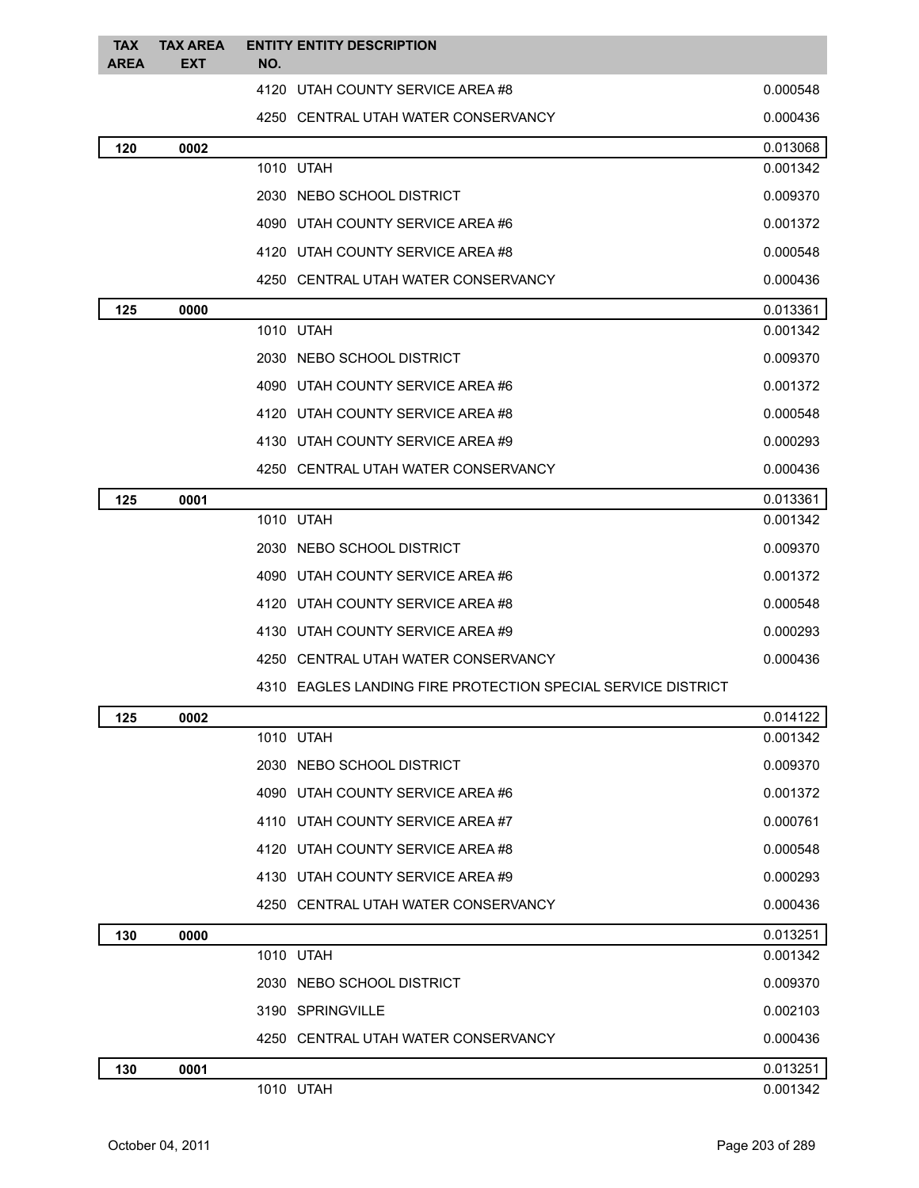| TAX AREA | TAX AREA EXT | ENTITY NO. | ENTITY DESCRIPTION | |
|---|---|---|---|---|
| | | 4120 | UTAH COUNTY SERVICE AREA #8 | 0.000548 |
| | | 4250 | CENTRAL UTAH WATER CONSERVANCY | 0.000436 |
| **120** | **0002** | | | 0.013068 |
| | | 1010 | UTAH | 0.001342 |
| | | 2030 | NEBO SCHOOL DISTRICT | 0.009370 |
| | | 4090 | UTAH COUNTY SERVICE AREA #6 | 0.001372 |
| | | 4120 | UTAH COUNTY SERVICE AREA #8 | 0.000548 |
| | | 4250 | CENTRAL UTAH WATER CONSERVANCY | 0.000436 |
| **125** | **0000** | | | 0.013361 |
| | | 1010 | UTAH | 0.001342 |
| | | 2030 | NEBO SCHOOL DISTRICT | 0.009370 |
| | | 4090 | UTAH COUNTY SERVICE AREA #6 | 0.001372 |
| | | 4120 | UTAH COUNTY SERVICE AREA #8 | 0.000548 |
| | | 4130 | UTAH COUNTY SERVICE AREA #9 | 0.000293 |
| | | 4250 | CENTRAL UTAH WATER CONSERVANCY | 0.000436 |
| **125** | **0001** | | | 0.013361 |
| | | 1010 | UTAH | 0.001342 |
| | | 2030 | NEBO SCHOOL DISTRICT | 0.009370 |
| | | 4090 | UTAH COUNTY SERVICE AREA #6 | 0.001372 |
| | | 4120 | UTAH COUNTY SERVICE AREA #8 | 0.000548 |
| | | 4130 | UTAH COUNTY SERVICE AREA #9 | 0.000293 |
| | | 4250 | CENTRAL UTAH WATER CONSERVANCY | 0.000436 |
| | | 4310 | EAGLES LANDING FIRE PROTECTION SPECIAL SERVICE DISTRICT | |
| **125** | **0002** | | | 0.014122 |
| | | 1010 | UTAH | 0.001342 |
| | | 2030 | NEBO SCHOOL DISTRICT | 0.009370 |
| | | 4090 | UTAH COUNTY SERVICE AREA #6 | 0.001372 |
| | | 4110 | UTAH COUNTY SERVICE AREA #7 | 0.000761 |
| | | 4120 | UTAH COUNTY SERVICE AREA #8 | 0.000548 |
| | | 4130 | UTAH COUNTY SERVICE AREA #9 | 0.000293 |
| | | 4250 | CENTRAL UTAH WATER CONSERVANCY | 0.000436 |
| **130** | **0000** | | | 0.013251 |
| | | 1010 | UTAH | 0.001342 |
| | | 2030 | NEBO SCHOOL DISTRICT | 0.009370 |
| | | 3190 | SPRINGVILLE | 0.002103 |
| | | 4250 | CENTRAL UTAH WATER CONSERVANCY | 0.000436 |
| **130** | **0001** | | | 0.013251 |
| | | 1010 | UTAH | 0.001342 |

October 04, 2011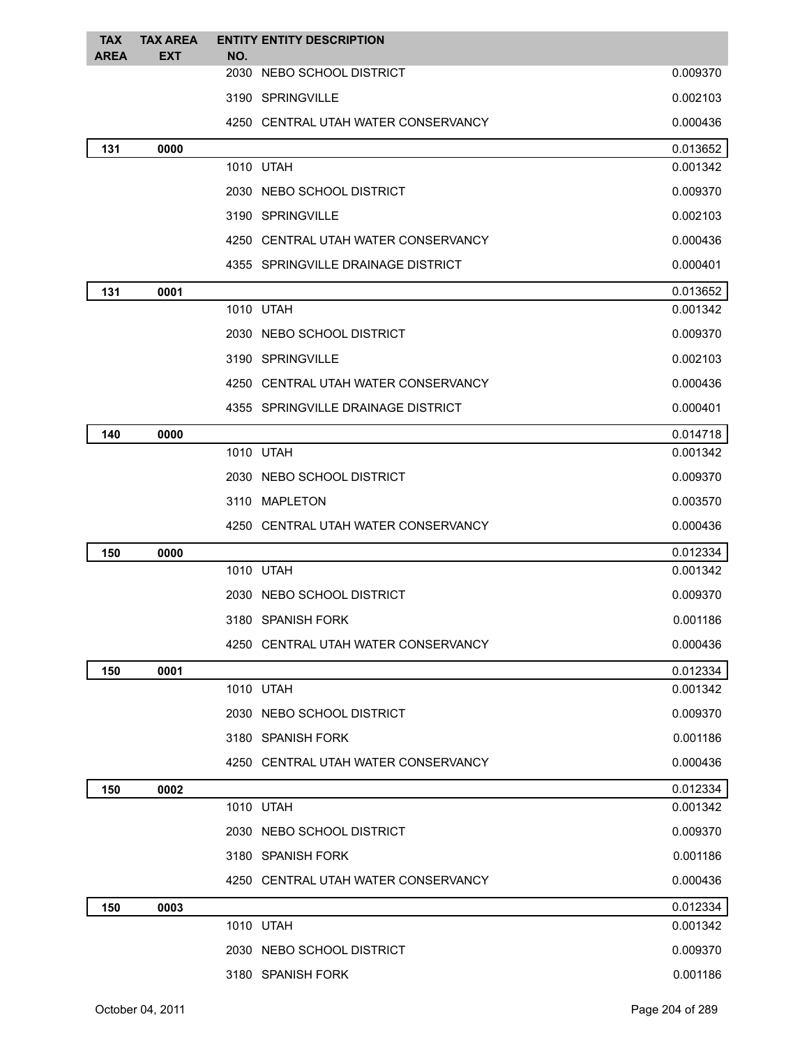| TAX AREA | TAX AREA EXT | ENTITY NO. | ENTITY DESCRIPTION | |
|---|---|---|---|---|
| | | 2030 | NEBO SCHOOL DISTRICT | 0.009370 |
| | | 3190 | SPRINGVILLE | 0.002103 |
| | | 4250 | CENTRAL UTAH WATER CONSERVANCY | 0.000436 |
| **131** | **0000** | | | 0.013652 |
| | | 1010 | UTAH | 0.001342 |
| | | 2030 | NEBO SCHOOL DISTRICT | 0.009370 |
| | | 3190 | SPRINGVILLE | 0.002103 |
| | | 4250 | CENTRAL UTAH WATER CONSERVANCY | 0.000436 |
| | | 4355 | SPRINGVILLE DRAINAGE DISTRICT | 0.000401 |
| **131** | **0001** | | | 0.013652 |
| | | 1010 | UTAH | 0.001342 |
| | | 2030 | NEBO SCHOOL DISTRICT | 0.009370 |
| | | 3190 | SPRINGVILLE | 0.002103 |
| | | 4250 | CENTRAL UTAH WATER CONSERVANCY | 0.000436 |
| | | 4355 | SPRINGVILLE DRAINAGE DISTRICT | 0.000401 |
| **140** | **0000** | | | 0.014718 |
| | | 1010 | UTAH | 0.001342 |
| | | 2030 | NEBO SCHOOL DISTRICT | 0.009370 |
| | | 3110 | MAPLETON | 0.003570 |
| | | 4250 | CENTRAL UTAH WATER CONSERVANCY | 0.000436 |
| **150** | **0000** | | | 0.012334 |
| | | 1010 | UTAH | 0.001342 |
| | | 2030 | NEBO SCHOOL DISTRICT | 0.009370 |
| | | 3180 | SPANISH FORK | 0.001186 |
| | | 4250 | CENTRAL UTAH WATER CONSERVANCY | 0.000436 |
| **150** | **0001** | | | 0.012334 |
| | | 1010 | UTAH | 0.001342 |
| | | 2030 | NEBO SCHOOL DISTRICT | 0.009370 |
| | | 3180 | SPANISH FORK | 0.001186 |
| | | 4250 | CENTRAL UTAH WATER CONSERVANCY | 0.000436 |
| **150** | **0002** | | | 0.012334 |
| | | 1010 | UTAH | 0.001342 |
| | | 2030 | NEBO SCHOOL DISTRICT | 0.009370 |
| | | 3180 | SPANISH FORK | 0.001186 |
| | | 4250 | CENTRAL UTAH WATER CONSERVANCY | 0.000436 |
| **150** | **0003** | | | 0.012334 |
| | | 1010 | UTAH | 0.001342 |
| | | 2030 | NEBO SCHOOL DISTRICT | 0.009370 |
| | | 3180 | SPANISH FORK | 0.001186 |

October 04, 2011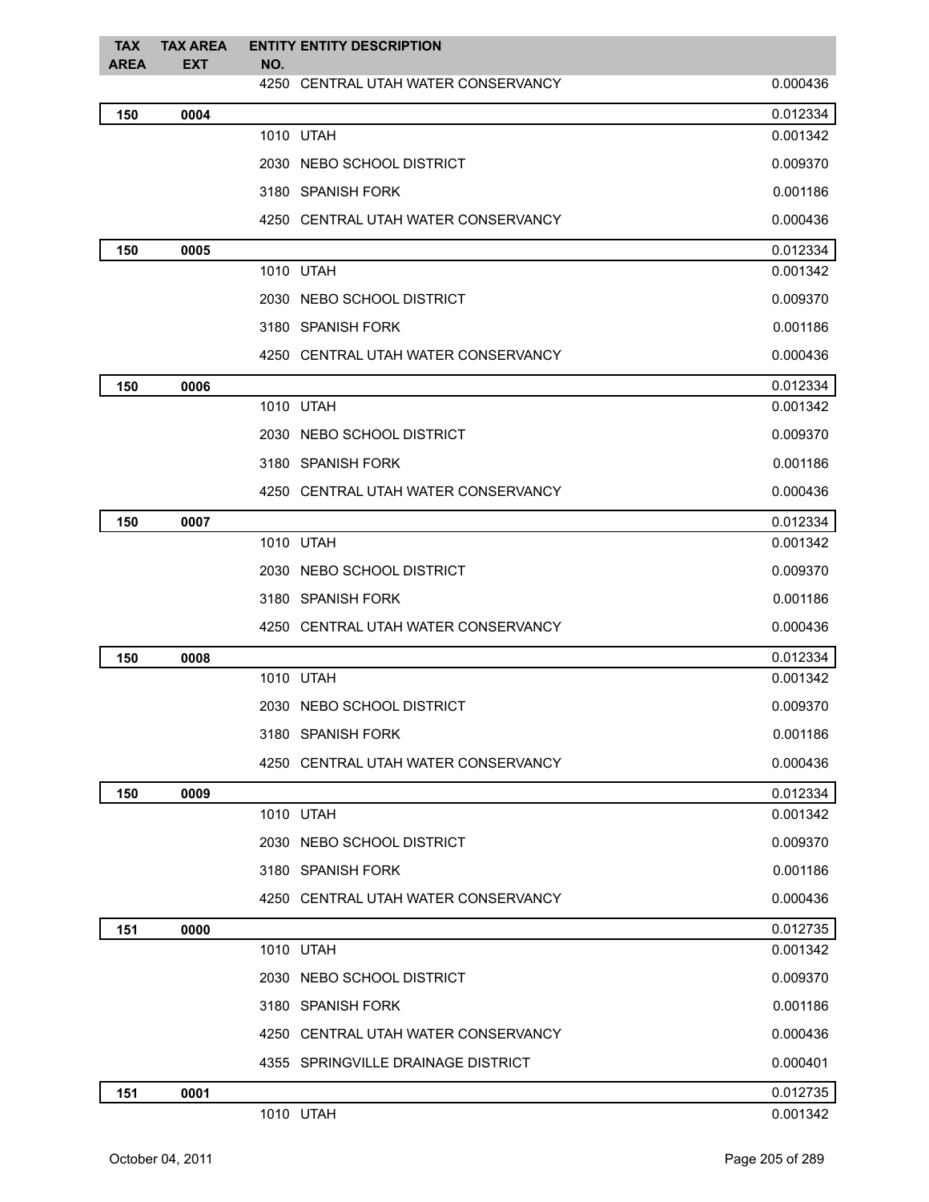| TAX AREA | TAX AREA EXT | ENTITY NO. | ENTITY DESCRIPTION | |
|---|---|---|---|---|
| | | 4250 | CENTRAL UTAH WATER CONSERVANCY | 0.000436 |
| **150** | **0004** | | | 0.012334 |
| | | 1010 | UTAH | 0.001342 |
| | | 2030 | NEBO SCHOOL DISTRICT | 0.009370 |
| | | 3180 | SPANISH FORK | 0.001186 |
| | | 4250 | CENTRAL UTAH WATER CONSERVANCY | 0.000436 |
| **150** | **0005** | | | 0.012334 |
| | | 1010 | UTAH | 0.001342 |
| | | 2030 | NEBO SCHOOL DISTRICT | 0.009370 |
| | | 3180 | SPANISH FORK | 0.001186 |
| | | 4250 | CENTRAL UTAH WATER CONSERVANCY | 0.000436 |
| **150** | **0006** | | | 0.012334 |
| | | 1010 | UTAH | 0.001342 |
| | | 2030 | NEBO SCHOOL DISTRICT | 0.009370 |
| | | 3180 | SPANISH FORK | 0.001186 |
| | | 4250 | CENTRAL UTAH WATER CONSERVANCY | 0.000436 |
| **150** | **0007** | | | 0.012334 |
| | | 1010 | UTAH | 0.001342 |
| | | 2030 | NEBO SCHOOL DISTRICT | 0.009370 |
| | | 3180 | SPANISH FORK | 0.001186 |
| | | 4250 | CENTRAL UTAH WATER CONSERVANCY | 0.000436 |
| **150** | **0008** | | | 0.012334 |
| | | 1010 | UTAH | 0.001342 |
| | | 2030 | NEBO SCHOOL DISTRICT | 0.009370 |
| | | 3180 | SPANISH FORK | 0.001186 |
| | | 4250 | CENTRAL UTAH WATER CONSERVANCY | 0.000436 |
| **150** | **0009** | | | 0.012334 |
| | | 1010 | UTAH | 0.001342 |
| | | 2030 | NEBO SCHOOL DISTRICT | 0.009370 |
| | | 3180 | SPANISH FORK | 0.001186 |
| | | 4250 | CENTRAL UTAH WATER CONSERVANCY | 0.000436 |
| **151** | **0000** | | | 0.012735 |
| | | 1010 | UTAH | 0.001342 |
| | | 2030 | NEBO SCHOOL DISTRICT | 0.009370 |
| | | 3180 | SPANISH FORK | 0.001186 |
| | | 4250 | CENTRAL UTAH WATER CONSERVANCY | 0.000436 |
| | | 4355 | SPRINGVILLE DRAINAGE DISTRICT | 0.000401 |
| **151** | **0001** | | | 0.012735 |
| | | 1010 | UTAH | 0.001342 |

October 04, 2011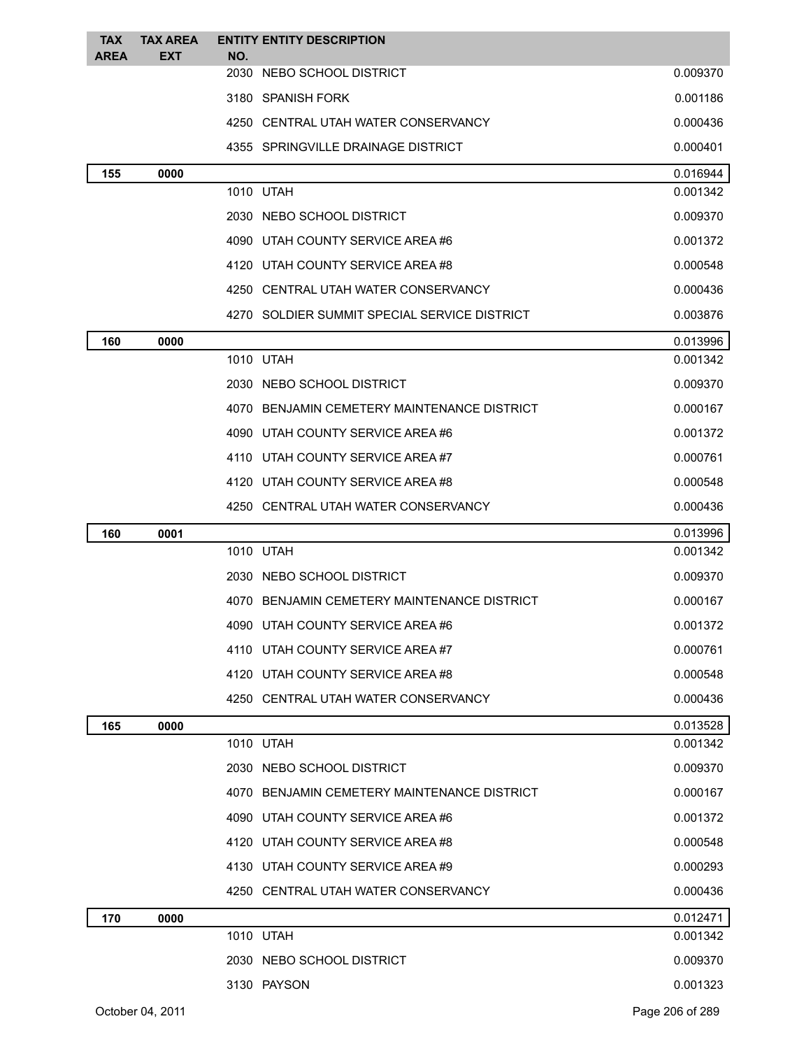| TAX AREA | TAX AREA EXT | ENTITY NO. | ENTITY DESCRIPTION | |
|---|---|---|---|---|
| | | 2030 | NEBO SCHOOL DISTRICT | 0.009370 |
| | | 3180 | SPANISH FORK | 0.001186 |
| | | 4250 | CENTRAL UTAH WATER CONSERVANCY | 0.000436 |
| | | 4355 | SPRINGVILLE DRAINAGE DISTRICT | 0.000401 |
| **155** | **0000** | | | 0.016944 |
| | | 1010 | UTAH | 0.001342 |
| | | 2030 | NEBO SCHOOL DISTRICT | 0.009370 |
| | | 4090 | UTAH COUNTY SERVICE AREA #6 | 0.001372 |
| | | 4120 | UTAH COUNTY SERVICE AREA #8 | 0.000548 |
| | | 4250 | CENTRAL UTAH WATER CONSERVANCY | 0.000436 |
| | | 4270 | SOLDIER SUMMIT SPECIAL SERVICE DISTRICT | 0.003876 |
| **160** | **0000** | | | 0.013996 |
| | | 1010 | UTAH | 0.001342 |
| | | 2030 | NEBO SCHOOL DISTRICT | 0.009370 |
| | | 4070 | BENJAMIN CEMETERY MAINTENANCE DISTRICT | 0.000167 |
| | | 4090 | UTAH COUNTY SERVICE AREA #6 | 0.001372 |
| | | 4110 | UTAH COUNTY SERVICE AREA #7 | 0.000761 |
| | | 4120 | UTAH COUNTY SERVICE AREA #8 | 0.000548 |
| | | 4250 | CENTRAL UTAH WATER CONSERVANCY | 0.000436 |
| **160** | **0001** | | | 0.013996 |
| | | 1010 | UTAH | 0.001342 |
| | | 2030 | NEBO SCHOOL DISTRICT | 0.009370 |
| | | 4070 | BENJAMIN CEMETERY MAINTENANCE DISTRICT | 0.000167 |
| | | 4090 | UTAH COUNTY SERVICE AREA #6 | 0.001372 |
| | | 4110 | UTAH COUNTY SERVICE AREA #7 | 0.000761 |
| | | 4120 | UTAH COUNTY SERVICE AREA #8 | 0.000548 |
| | | 4250 | CENTRAL UTAH WATER CONSERVANCY | 0.000436 |
| **165** | **0000** | | | 0.013528 |
| | | 1010 | UTAH | 0.001342 |
| | | 2030 | NEBO SCHOOL DISTRICT | 0.009370 |
| | | 4070 | BENJAMIN CEMETERY MAINTENANCE DISTRICT | 0.000167 |
| | | 4090 | UTAH COUNTY SERVICE AREA #6 | 0.001372 |
| | | 4120 | UTAH COUNTY SERVICE AREA #8 | 0.000548 |
| | | 4130 | UTAH COUNTY SERVICE AREA #9 | 0.000293 |
| | | 4250 | CENTRAL UTAH WATER CONSERVANCY | 0.000436 |
| **170** | **0000** | | | 0.012471 |
| | | 1010 | UTAH | 0.001342 |
| | | 2030 | NEBO SCHOOL DISTRICT | 0.009370 |
| | | 3130 | PAYSON | 0.001323 |

October 04, 2011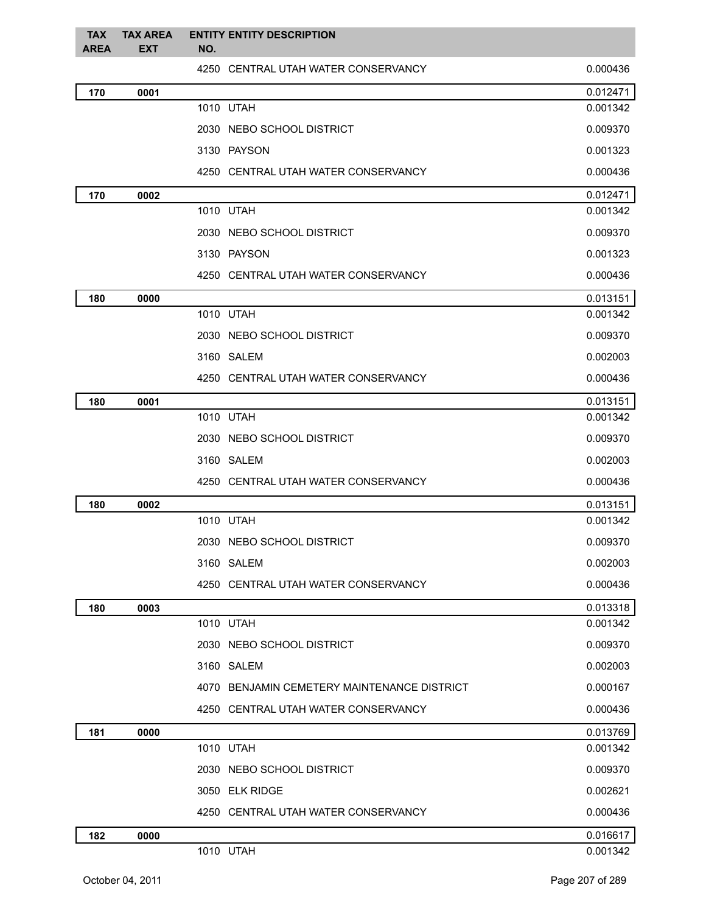| TAX AREA | TAX AREA EXT | ENTITY NO. | ENTITY DESCRIPTION | |
|---|---|---|---|---|
| | | 4250 | CENTRAL UTAH WATER CONSERVANCY | 0.000436 |
| **170** | **0001** | | | 0.012471 |
| | | 1010 | UTAH | 0.001342 |
| | | 2030 | NEBO SCHOOL DISTRICT | 0.009370 |
| | | 3130 | PAYSON | 0.001323 |
| | | 4250 | CENTRAL UTAH WATER CONSERVANCY | 0.000436 |
| **170** | **0002** | | | 0.012471 |
| | | 1010 | UTAH | 0.001342 |
| | | 2030 | NEBO SCHOOL DISTRICT | 0.009370 |
| | | 3130 | PAYSON | 0.001323 |
| | | 4250 | CENTRAL UTAH WATER CONSERVANCY | 0.000436 |
| **180** | **0000** | | | 0.013151 |
| | | 1010 | UTAH | 0.001342 |
| | | 2030 | NEBO SCHOOL DISTRICT | 0.009370 |
| | | 3160 | SALEM | 0.002003 |
| | | 4250 | CENTRAL UTAH WATER CONSERVANCY | 0.000436 |
| **180** | **0001** | | | 0.013151 |
| | | 1010 | UTAH | 0.001342 |
| | | 2030 | NEBO SCHOOL DISTRICT | 0.009370 |
| | | 3160 | SALEM | 0.002003 |
| | | 4250 | CENTRAL UTAH WATER CONSERVANCY | 0.000436 |
| **180** | **0002** | | | 0.013151 |
| | | 1010 | UTAH | 0.001342 |
| | | 2030 | NEBO SCHOOL DISTRICT | 0.009370 |
| | | 3160 | SALEM | 0.002003 |
| | | 4250 | CENTRAL UTAH WATER CONSERVANCY | 0.000436 |
| **180** | **0003** | | | 0.013318 |
| | | 1010 | UTAH | 0.001342 |
| | | 2030 | NEBO SCHOOL DISTRICT | 0.009370 |
| | | 3160 | SALEM | 0.002003 |
| | | 4070 | BENJAMIN CEMETERY MAINTENANCE DISTRICT | 0.000167 |
| | | 4250 | CENTRAL UTAH WATER CONSERVANCY | 0.000436 |
| **181** | **0000** | | | 0.013769 |
| | | 1010 | UTAH | 0.001342 |
| | | 2030 | NEBO SCHOOL DISTRICT | 0.009370 |
| | | 3050 | ELK RIDGE | 0.002621 |
| | | 4250 | CENTRAL UTAH WATER CONSERVANCY | 0.000436 |
| **182** | **0000** | | | 0.016617 |
| | | 1010 | UTAH | 0.001342 |

October 04, 2011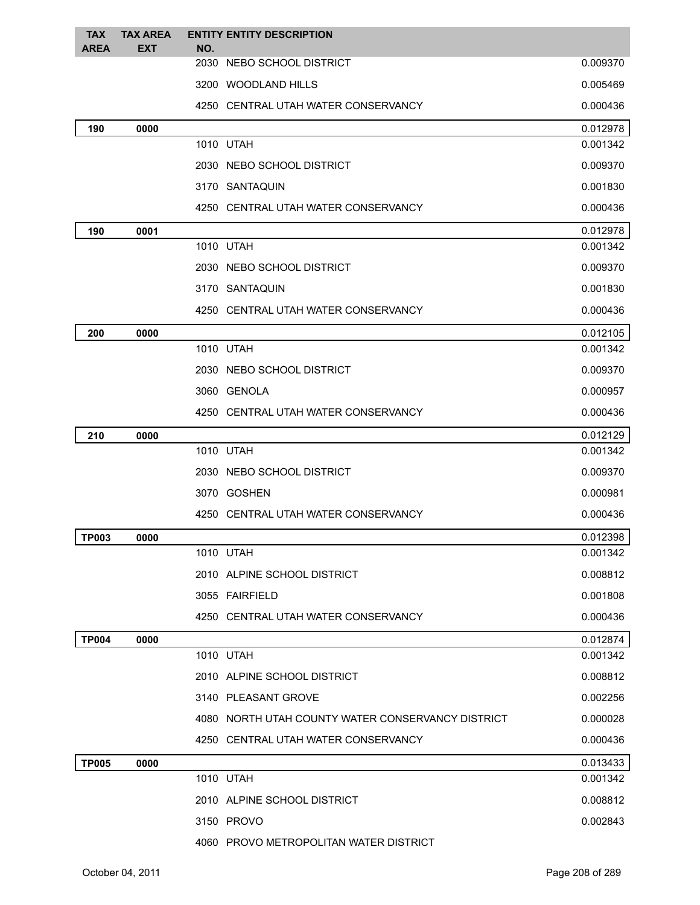| TAX AREA | TAX AREA EXT | ENTITY NO. | ENTITY DESCRIPTION | |
|---|---|---|---|---|
| | | 2030 | NEBO SCHOOL DISTRICT | 0.009370 |
| | | 3200 | WOODLAND HILLS | 0.005469 |
| | | 4250 | CENTRAL UTAH WATER CONSERVANCY | 0.000436 |
| **190** | **0000** | | | 0.012978 |
| | | 1010 | UTAH | 0.001342 |
| | | 2030 | NEBO SCHOOL DISTRICT | 0.009370 |
| | | 3170 | SANTAQUIN | 0.001830 |
| | | 4250 | CENTRAL UTAH WATER CONSERVANCY | 0.000436 |
| **190** | **0001** | | | 0.012978 |
| | | 1010 | UTAH | 0.001342 |
| | | 2030 | NEBO SCHOOL DISTRICT | 0.009370 |
| | | 3170 | SANTAQUIN | 0.001830 |
| | | 4250 | CENTRAL UTAH WATER CONSERVANCY | 0.000436 |
| **200** | **0000** | | | 0.012105 |
| | | 1010 | UTAH | 0.001342 |
| | | 2030 | NEBO SCHOOL DISTRICT | 0.009370 |
| | | 3060 | GENOLA | 0.000957 |
| | | 4250 | CENTRAL UTAH WATER CONSERVANCY | 0.000436 |
| **210** | **0000** | | | 0.012129 |
| | | 1010 | UTAH | 0.001342 |
| | | 2030 | NEBO SCHOOL DISTRICT | 0.009370 |
| | | 3070 | GOSHEN | 0.000981 |
| | | 4250 | CENTRAL UTAH WATER CONSERVANCY | 0.000436 |
| **TP003** | **0000** | | | 0.012398 |
| | | 1010 | UTAH | 0.001342 |
| | | 2010 | ALPINE SCHOOL DISTRICT | 0.008812 |
| | | 3055 | FAIRFIELD | 0.001808 |
| | | 4250 | CENTRAL UTAH WATER CONSERVANCY | 0.000436 |
| **TP004** | **0000** | | | 0.012874 |
| | | 1010 | UTAH | 0.001342 |
| | | 2010 | ALPINE SCHOOL DISTRICT | 0.008812 |
| | | 3140 | PLEASANT GROVE | 0.002256 |
| | | 4080 | NORTH UTAH COUNTY WATER CONSERVANCY DISTRICT | 0.000028 |
| | | 4250 | CENTRAL UTAH WATER CONSERVANCY | 0.000436 |
| **TP005** | **0000** | | | 0.013433 |
| | | 1010 | UTAH | 0.001342 |
| | | 2010 | ALPINE SCHOOL DISTRICT | 0.008812 |
| | | 3150 | PROVO | 0.002843 |
| | | 4060 | PROVO METROPOLITAN WATER DISTRICT | |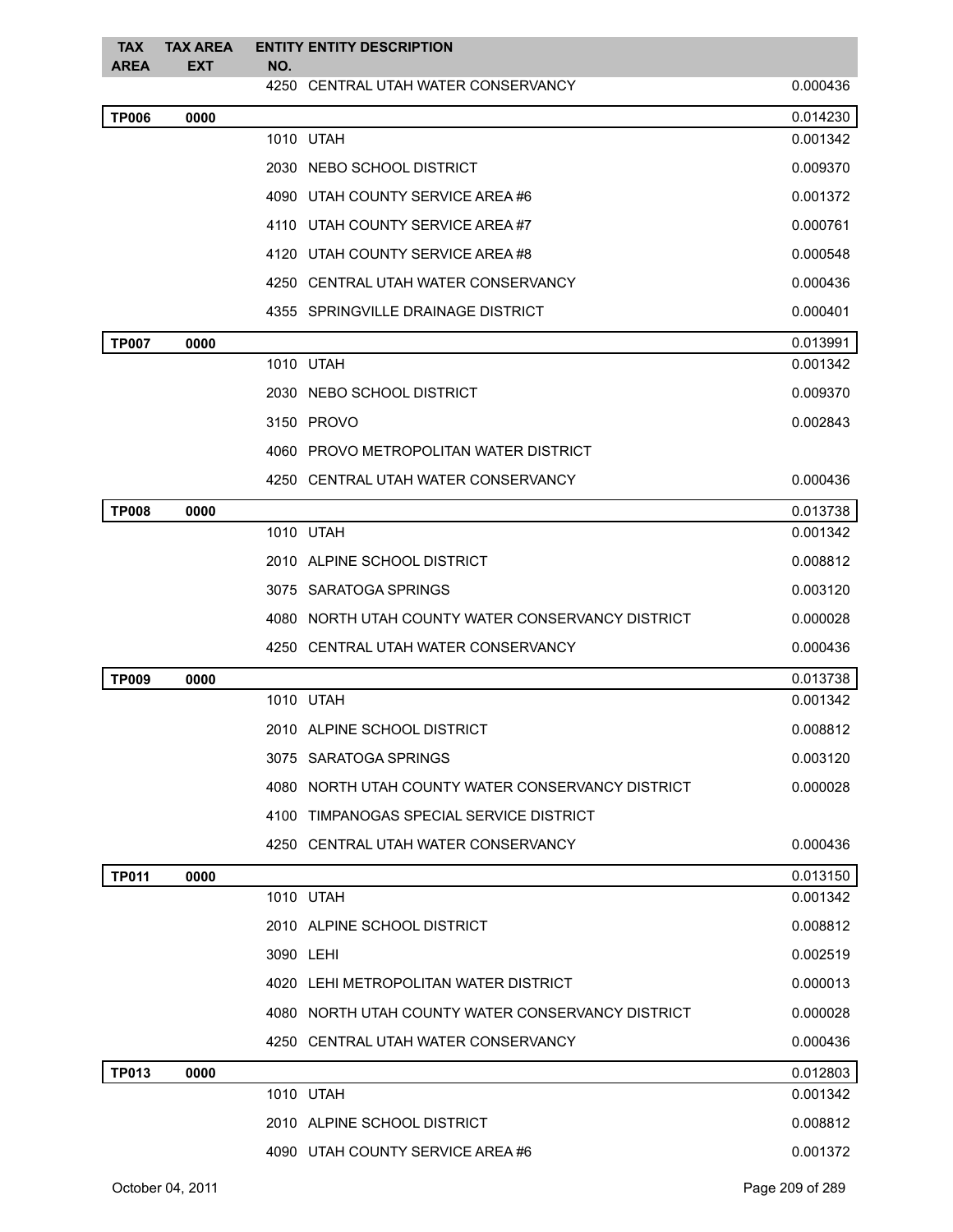| TAX AREA | TAX AREA EXT | ENTITY NO. | ENTITY DESCRIPTION | |
|---|---|---|---|---|
| | | 4250 | CENTRAL UTAH WATER CONSERVANCY | 0.000436 |
| **TP006** | **0000** | | | 0.014230 |
| | | 1010 | UTAH | 0.001342 |
| | | 2030 | NEBO SCHOOL DISTRICT | 0.009370 |
| | | 4090 | UTAH COUNTY SERVICE AREA #6 | 0.001372 |
| | | 4110 | UTAH COUNTY SERVICE AREA #7 | 0.000761 |
| | | 4120 | UTAH COUNTY SERVICE AREA #8 | 0.000548 |
| | | 4250 | CENTRAL UTAH WATER CONSERVANCY | 0.000436 |
| | | 4355 | SPRINGVILLE DRAINAGE DISTRICT | 0.000401 |
| **TP007** | **0000** | | | 0.013991 |
| | | 1010 | UTAH | 0.001342 |
| | | 2030 | NEBO SCHOOL DISTRICT | 0.009370 |
| | | 3150 | PROVO | 0.002843 |
| | | 4060 | PROVO METROPOLITAN WATER DISTRICT | |
| | | 4250 | CENTRAL UTAH WATER CONSERVANCY | 0.000436 |
| **TP008** | **0000** | | | 0.013738 |
| | | 1010 | UTAH | 0.001342 |
| | | 2010 | ALPINE SCHOOL DISTRICT | 0.008812 |
| | | 3075 | SARATOGA SPRINGS | 0.003120 |
| | | 4080 | NORTH UTAH COUNTY WATER CONSERVANCY DISTRICT | 0.000028 |
| | | 4250 | CENTRAL UTAH WATER CONSERVANCY | 0.000436 |
| **TP009** | **0000** | | | 0.013738 |
| | | 1010 | UTAH | 0.001342 |
| | | 2010 | ALPINE SCHOOL DISTRICT | 0.008812 |
| | | 3075 | SARATOGA SPRINGS | 0.003120 |
| | | 4080 | NORTH UTAH COUNTY WATER CONSERVANCY DISTRICT | 0.000028 |
| | | 4100 | TIMPANOGAS SPECIAL SERVICE DISTRICT | |
| | | 4250 | CENTRAL UTAH WATER CONSERVANCY | 0.000436 |
| **TP011** | **0000** | | | 0.013150 |
| | | 1010 | UTAH | 0.001342 |
| | | 2010 | ALPINE SCHOOL DISTRICT | 0.008812 |
| | | 3090 | LEHI | 0.002519 |
| | | 4020 | LEHI METROPOLITAN WATER DISTRICT | 0.000013 |
| | | 4080 | NORTH UTAH COUNTY WATER CONSERVANCY DISTRICT | 0.000028 |
| | | 4250 | CENTRAL UTAH WATER CONSERVANCY | 0.000436 |
| **TP013** | **0000** | | | 0.012803 |
| | | 1010 | UTAH | 0.001342 |
| | | 2010 | ALPINE SCHOOL DISTRICT | 0.008812 |
| | | 4090 | UTAH COUNTY SERVICE AREA #6 | 0.001372 |

October 04, 2011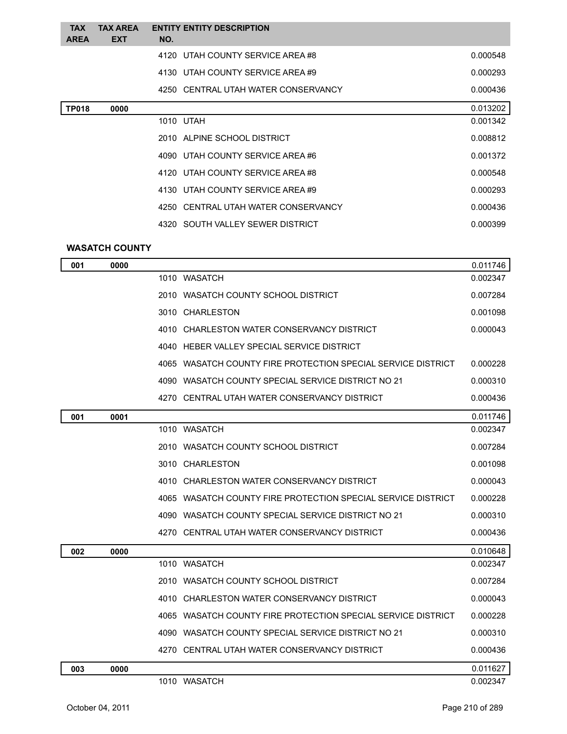| TAX AREA | TAX AREA EXT | ENTITY NO. | ENTITY DESCRIPTION | |
|---|---|---|---|---|
| | | 4120 | UTAH COUNTY SERVICE AREA #8 | 0.000548 |
| | | 4130 | UTAH COUNTY SERVICE AREA #9 | 0.000293 |
| | | 4250 | CENTRAL UTAH WATER CONSERVANCY | 0.000436 |
| **TP018** | **0000** | | | 0.013202 |
| | | 1010 | UTAH | 0.001342 |
| | | 2010 | ALPINE SCHOOL DISTRICT | 0.008812 |
| | | 4090 | UTAH COUNTY SERVICE AREA #6 | 0.001372 |
| | | 4120 | UTAH COUNTY SERVICE AREA #8 | 0.000548 |
| | | 4130 | UTAH COUNTY SERVICE AREA #9 | 0.000293 |
| | | 4250 | CENTRAL UTAH WATER CONSERVANCY | 0.000436 |
| | | 4320 | SOUTH VALLEY SEWER DISTRICT | 0.000399 |

**WASATCH COUNTY**

| TAX AREA | TAX AREA EXT | ENTITY NO. | ENTITY DESCRIPTION | |
|---|---|---|---|---|
| **001** | **0000** | | | 0.011746 |
| | | 1010 | WASATCH | 0.002347 |
| | | 2010 | WASATCH COUNTY SCHOOL DISTRICT | 0.007284 |
| | | 3010 | CHARLESTON | 0.001098 |
| | | 4010 | CHARLESTON WATER CONSERVANCY DISTRICT | 0.000043 |
| | | 4040 | HEBER VALLEY SPECIAL SERVICE DISTRICT | |
| | | 4065 | WASATCH COUNTY FIRE PROTECTION SPECIAL SERVICE DISTRICT | 0.000228 |
| | | 4090 | WASATCH COUNTY SPECIAL SERVICE DISTRICT NO 21 | 0.000310 |
| | | 4270 | CENTRAL UTAH WATER CONSERVANCY DISTRICT | 0.000436 |
| **001** | **0001** | | | 0.011746 |
| | | 1010 | WASATCH | 0.002347 |
| | | 2010 | WASATCH COUNTY SCHOOL DISTRICT | 0.007284 |
| | | 3010 | CHARLESTON | 0.001098 |
| | | 4010 | CHARLESTON WATER CONSERVANCY DISTRICT | 0.000043 |
| | | 4065 | WASATCH COUNTY FIRE PROTECTION SPECIAL SERVICE DISTRICT | 0.000228 |
| | | 4090 | WASATCH COUNTY SPECIAL SERVICE DISTRICT NO 21 | 0.000310 |
| | | 4270 | CENTRAL UTAH WATER CONSERVANCY DISTRICT | 0.000436 |
| **002** | **0000** | | | 0.010648 |
| | | 1010 | WASATCH | 0.002347 |
| | | 2010 | WASATCH COUNTY SCHOOL DISTRICT | 0.007284 |
| | | 4010 | CHARLESTON WATER CONSERVANCY DISTRICT | 0.000043 |
| | | 4065 | WASATCH COUNTY FIRE PROTECTION SPECIAL SERVICE DISTRICT | 0.000228 |
| | | 4090 | WASATCH COUNTY SPECIAL SERVICE DISTRICT NO 21 | 0.000310 |
| | | 4270 | CENTRAL UTAH WATER CONSERVANCY DISTRICT | 0.000436 |
| **003** | **0000** | | | 0.011627 |
| | | 1010 | WASATCH | 0.002347 |

October 04, 2011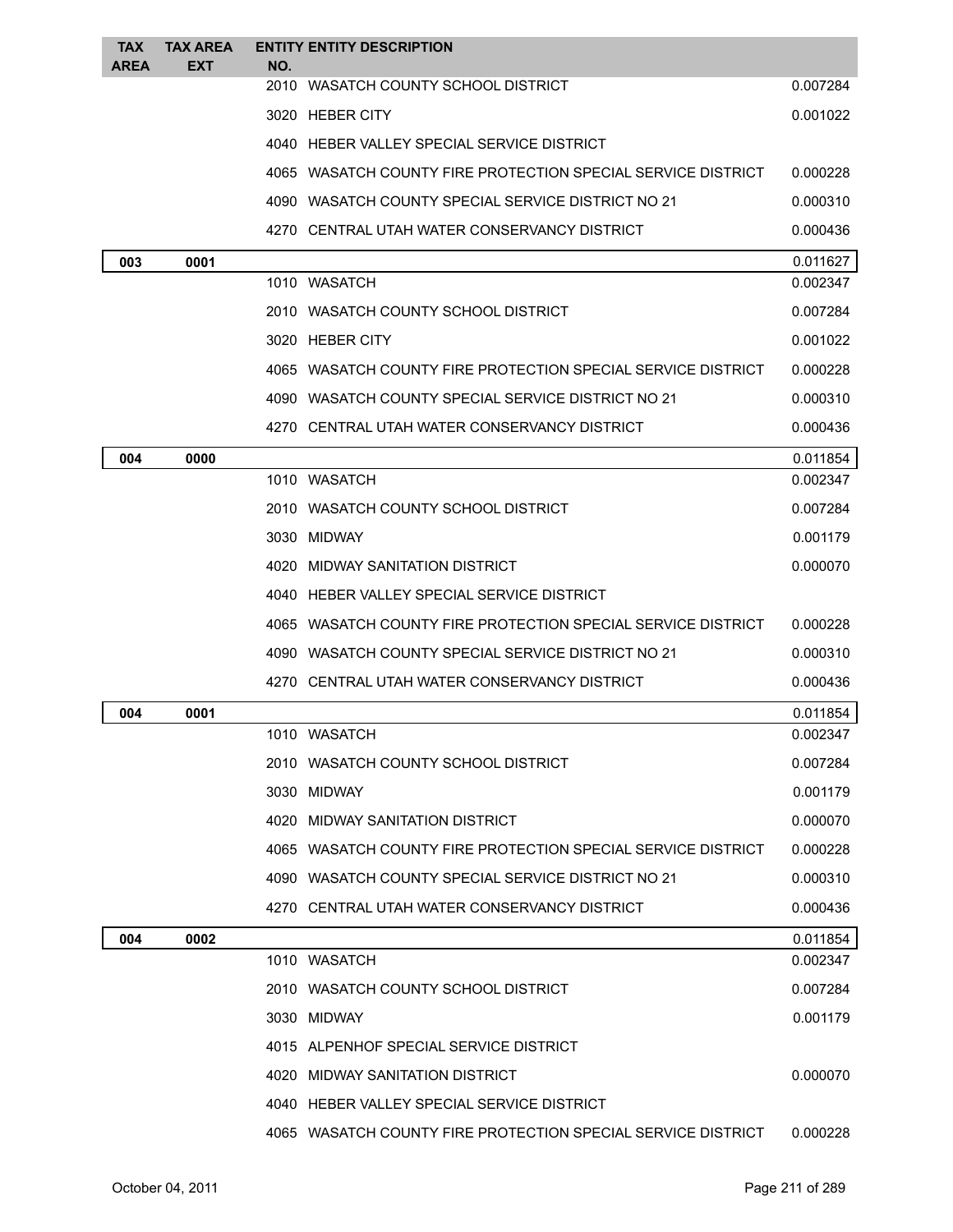| TAX AREA | TAX AREA EXT | ENTITY NO. | ENTITY DESCRIPTION | |
|---|---|---|---|---|
| | | 2010 | WASATCH COUNTY SCHOOL DISTRICT | 0.007284 |
| | | 3020 | HEBER CITY | 0.001022 |
| | | 4040 | HEBER VALLEY SPECIAL SERVICE DISTRICT | |
| | | 4065 | WASATCH COUNTY FIRE PROTECTION SPECIAL SERVICE DISTRICT | 0.000228 |
| | | 4090 | WASATCH COUNTY SPECIAL SERVICE DISTRICT NO 21 | 0.000310 |
| | | 4270 | CENTRAL UTAH WATER CONSERVANCY DISTRICT | 0.000436 |
| **003** | **0001** | | | 0.011627 |
| | | 1010 | WASATCH | 0.002347 |
| | | 2010 | WASATCH COUNTY SCHOOL DISTRICT | 0.007284 |
| | | 3020 | HEBER CITY | 0.001022 |
| | | 4065 | WASATCH COUNTY FIRE PROTECTION SPECIAL SERVICE DISTRICT | 0.000228 |
| | | 4090 | WASATCH COUNTY SPECIAL SERVICE DISTRICT NO 21 | 0.000310 |
| | | 4270 | CENTRAL UTAH WATER CONSERVANCY DISTRICT | 0.000436 |
| **004** | **0000** | | | 0.011854 |
| | | 1010 | WASATCH | 0.002347 |
| | | 2010 | WASATCH COUNTY SCHOOL DISTRICT | 0.007284 |
| | | 3030 | MIDWAY | 0.001179 |
| | | 4020 | MIDWAY SANITATION DISTRICT | 0.000070 |
| | | 4040 | HEBER VALLEY SPECIAL SERVICE DISTRICT | |
| | | 4065 | WASATCH COUNTY FIRE PROTECTION SPECIAL SERVICE DISTRICT | 0.000228 |
| | | 4090 | WASATCH COUNTY SPECIAL SERVICE DISTRICT NO 21 | 0.000310 |
| | | 4270 | CENTRAL UTAH WATER CONSERVANCY DISTRICT | 0.000436 |
| **004** | **0001** | | | 0.011854 |
| | | 1010 | WASATCH | 0.002347 |
| | | 2010 | WASATCH COUNTY SCHOOL DISTRICT | 0.007284 |
| | | 3030 | MIDWAY | 0.001179 |
| | | 4020 | MIDWAY SANITATION DISTRICT | 0.000070 |
| | | 4065 | WASATCH COUNTY FIRE PROTECTION SPECIAL SERVICE DISTRICT | 0.000228 |
| | | 4090 | WASATCH COUNTY SPECIAL SERVICE DISTRICT NO 21 | 0.000310 |
| | | 4270 | CENTRAL UTAH WATER CONSERVANCY DISTRICT | 0.000436 |
| **004** | **0002** | | | 0.011854 |
| | | 1010 | WASATCH | 0.002347 |
| | | 2010 | WASATCH COUNTY SCHOOL DISTRICT | 0.007284 |
| | | 3030 | MIDWAY | 0.001179 |
| | | 4015 | ALPENHOF SPECIAL SERVICE DISTRICT | |
| | | 4020 | MIDWAY SANITATION DISTRICT | 0.000070 |
| | | 4040 | HEBER VALLEY SPECIAL SERVICE DISTRICT | |
| | | 4065 | WASATCH COUNTY FIRE PROTECTION SPECIAL SERVICE DISTRICT | 0.000228 |

October 04, 2011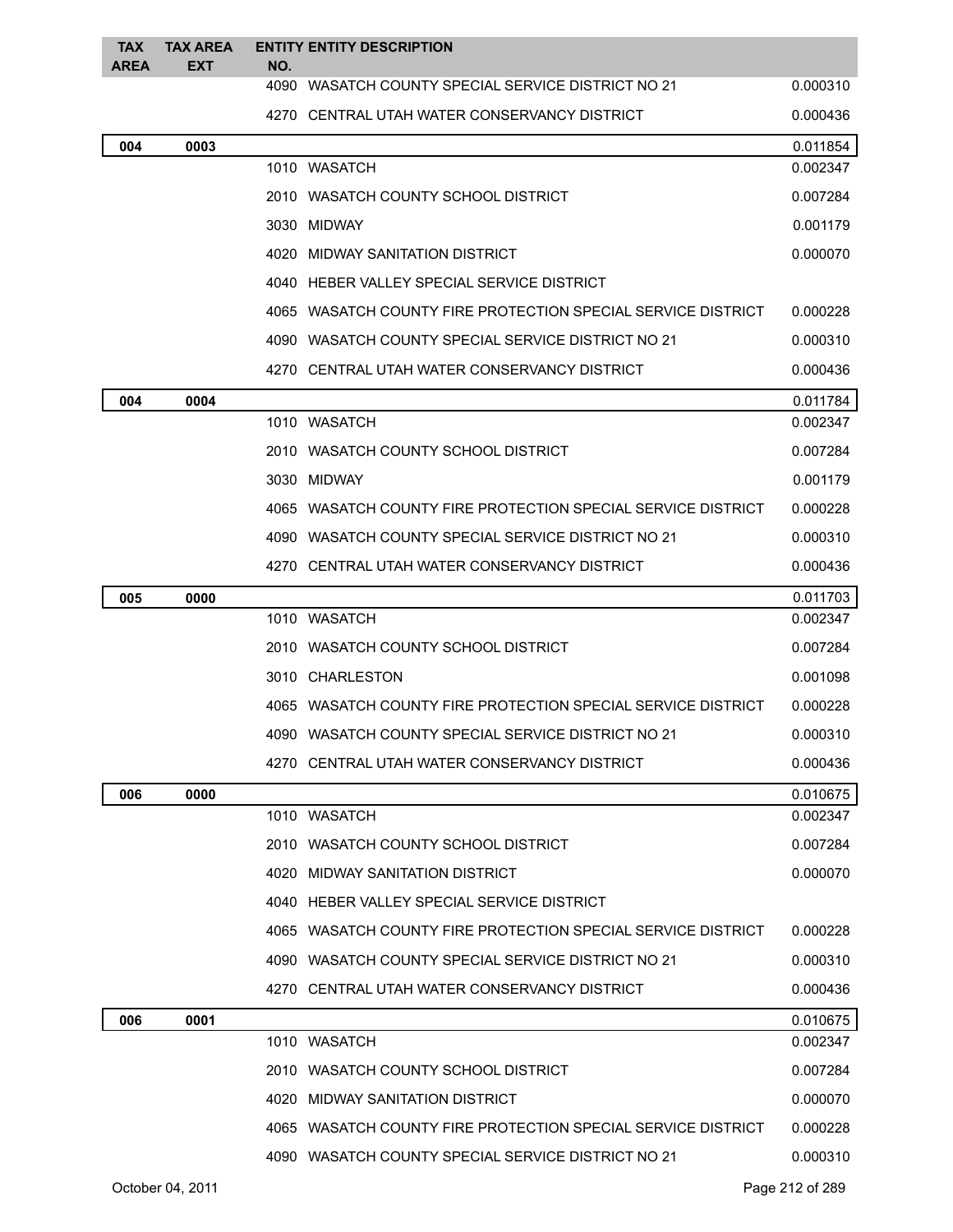| TAX AREA | TAX AREA EXT | ENTITY NO. | ENTITY DESCRIPTION | |
|---|---|---|---|---|
| | | 4090 | WASATCH COUNTY SPECIAL SERVICE DISTRICT NO 21 | 0.000310 |
| | | 4270 | CENTRAL UTAH WATER CONSERVANCY DISTRICT | 0.000436 |
| **004** | **0003** | | | 0.011854 |
| | | 1010 | WASATCH | 0.002347 |
| | | 2010 | WASATCH COUNTY SCHOOL DISTRICT | 0.007284 |
| | | 3030 | MIDWAY | 0.001179 |
| | | 4020 | MIDWAY SANITATION DISTRICT | 0.000070 |
| | | 4040 | HEBER VALLEY SPECIAL SERVICE DISTRICT | |
| | | 4065 | WASATCH COUNTY FIRE PROTECTION SPECIAL SERVICE DISTRICT | 0.000228 |
| | | 4090 | WASATCH COUNTY SPECIAL SERVICE DISTRICT NO 21 | 0.000310 |
| | | 4270 | CENTRAL UTAH WATER CONSERVANCY DISTRICT | 0.000436 |
| **004** | **0004** | | | 0.011784 |
| | | 1010 | WASATCH | 0.002347 |
| | | 2010 | WASATCH COUNTY SCHOOL DISTRICT | 0.007284 |
| | | 3030 | MIDWAY | 0.001179 |
| | | 4065 | WASATCH COUNTY FIRE PROTECTION SPECIAL SERVICE DISTRICT | 0.000228 |
| | | 4090 | WASATCH COUNTY SPECIAL SERVICE DISTRICT NO 21 | 0.000310 |
| | | 4270 | CENTRAL UTAH WATER CONSERVANCY DISTRICT | 0.000436 |
| **005** | **0000** | | | 0.011703 |
| | | 1010 | WASATCH | 0.002347 |
| | | 2010 | WASATCH COUNTY SCHOOL DISTRICT | 0.007284 |
| | | 3010 | CHARLESTON | 0.001098 |
| | | 4065 | WASATCH COUNTY FIRE PROTECTION SPECIAL SERVICE DISTRICT | 0.000228 |
| | | 4090 | WASATCH COUNTY SPECIAL SERVICE DISTRICT NO 21 | 0.000310 |
| | | 4270 | CENTRAL UTAH WATER CONSERVANCY DISTRICT | 0.000436 |
| **006** | **0000** | | | 0.010675 |
| | | 1010 | WASATCH | 0.002347 |
| | | 2010 | WASATCH COUNTY SCHOOL DISTRICT | 0.007284 |
| | | 4020 | MIDWAY SANITATION DISTRICT | 0.000070 |
| | | 4040 | HEBER VALLEY SPECIAL SERVICE DISTRICT | |
| | | 4065 | WASATCH COUNTY FIRE PROTECTION SPECIAL SERVICE DISTRICT | 0.000228 |
| | | 4090 | WASATCH COUNTY SPECIAL SERVICE DISTRICT NO 21 | 0.000310 |
| | | 4270 | CENTRAL UTAH WATER CONSERVANCY DISTRICT | 0.000436 |
| **006** | **0001** | | | 0.010675 |
| | | 1010 | WASATCH | 0.002347 |
| | | 2010 | WASATCH COUNTY SCHOOL DISTRICT | 0.007284 |
| | | 4020 | MIDWAY SANITATION DISTRICT | 0.000070 |
| | | 4065 | WASATCH COUNTY FIRE PROTECTION SPECIAL SERVICE DISTRICT | 0.000228 |
| | | 4090 | WASATCH COUNTY SPECIAL SERVICE DISTRICT NO 21 | 0.000310 |

October 04, 2011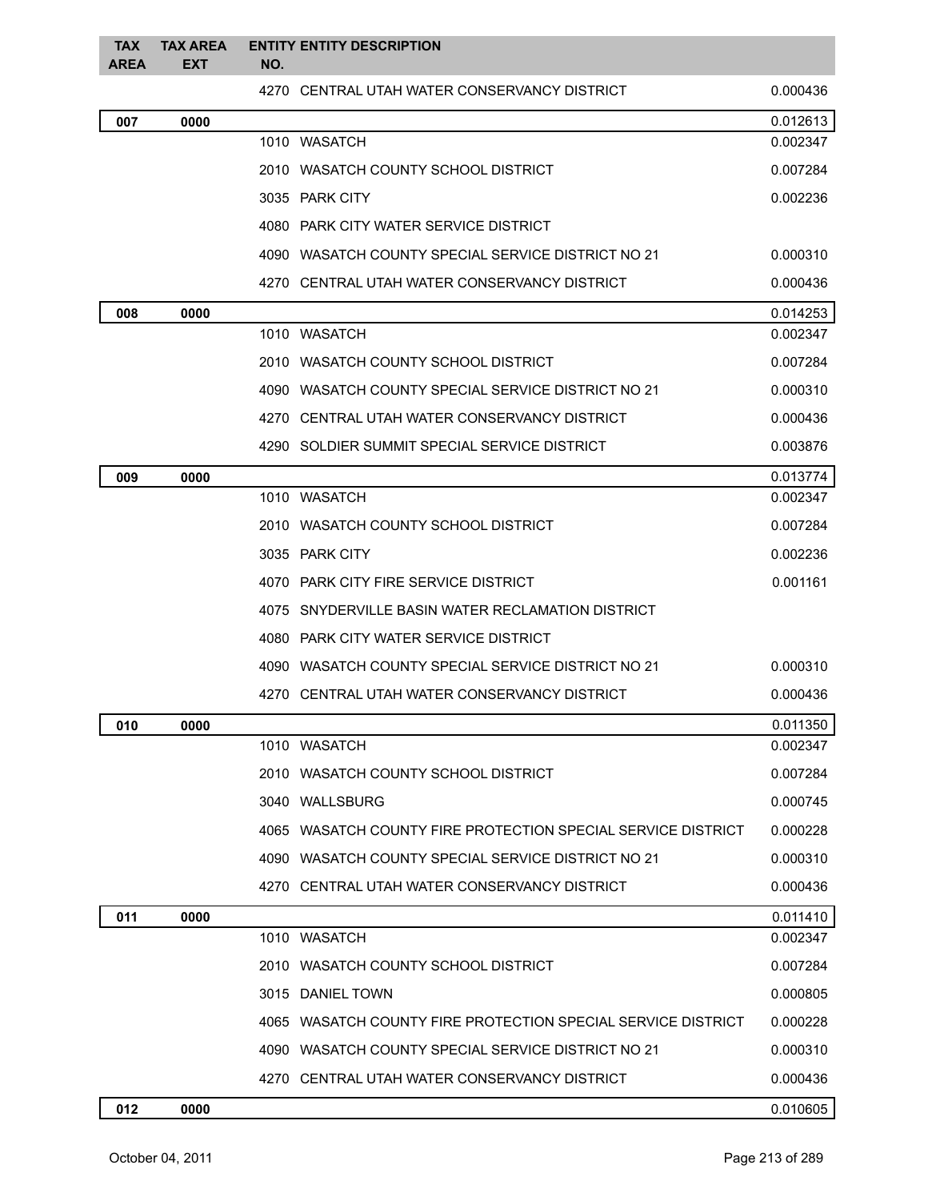| TAX AREA | TAX AREA EXT | ENTITY NO. | ENTITY DESCRIPTION | |
|---|---|---|---|---|
| | | 4270 | CENTRAL UTAH WATER CONSERVANCY DISTRICT | 0.000436 |
| **007** | **0000** | | | 0.012613 |
| | | 1010 | WASATCH | 0.002347 |
| | | 2010 | WASATCH COUNTY SCHOOL DISTRICT | 0.007284 |
| | | 3035 | PARK CITY | 0.002236 |
| | | 4080 | PARK CITY WATER SERVICE DISTRICT | |
| | | 4090 | WASATCH COUNTY SPECIAL SERVICE DISTRICT NO 21 | 0.000310 |
| | | 4270 | CENTRAL UTAH WATER CONSERVANCY DISTRICT | 0.000436 |
| **008** | **0000** | | | 0.014253 |
| | | 1010 | WASATCH | 0.002347 |
| | | 2010 | WASATCH COUNTY SCHOOL DISTRICT | 0.007284 |
| | | 4090 | WASATCH COUNTY SPECIAL SERVICE DISTRICT NO 21 | 0.000310 |
| | | 4270 | CENTRAL UTAH WATER CONSERVANCY DISTRICT | 0.000436 |
| | | 4290 | SOLDIER SUMMIT SPECIAL SERVICE DISTRICT | 0.003876 |
| **009** | **0000** | | | 0.013774 |
| | | 1010 | WASATCH | 0.002347 |
| | | 2010 | WASATCH COUNTY SCHOOL DISTRICT | 0.007284 |
| | | 3035 | PARK CITY | 0.002236 |
| | | 4070 | PARK CITY FIRE SERVICE DISTRICT | 0.001161 |
| | | 4075 | SNYDERVILLE BASIN WATER RECLAMATION DISTRICT | |
| | | 4080 | PARK CITY WATER SERVICE DISTRICT | |
| | | 4090 | WASATCH COUNTY SPECIAL SERVICE DISTRICT NO 21 | 0.000310 |
| | | 4270 | CENTRAL UTAH WATER CONSERVANCY DISTRICT | 0.000436 |
| **010** | **0000** | | | 0.011350 |
| | | 1010 | WASATCH | 0.002347 |
| | | 2010 | WASATCH COUNTY SCHOOL DISTRICT | 0.007284 |
| | | 3040 | WALLSBURG | 0.000745 |
| | | 4065 | WASATCH COUNTY FIRE PROTECTION SPECIAL SERVICE DISTRICT | 0.000228 |
| | | 4090 | WASATCH COUNTY SPECIAL SERVICE DISTRICT NO 21 | 0.000310 |
| | | 4270 | CENTRAL UTAH WATER CONSERVANCY DISTRICT | 0.000436 |
| **011** | **0000** | | | 0.011410 |
| | | 1010 | WASATCH | 0.002347 |
| | | 2010 | WASATCH COUNTY SCHOOL DISTRICT | 0.007284 |
| | | 3015 | DANIEL TOWN | 0.000805 |
| | | 4065 | WASATCH COUNTY FIRE PROTECTION SPECIAL SERVICE DISTRICT | 0.000228 |
| | | 4090 | WASATCH COUNTY SPECIAL SERVICE DISTRICT NO 21 | 0.000310 |
| | | 4270 | CENTRAL UTAH WATER CONSERVANCY DISTRICT | 0.000436 |
| **012** | **0000** | | | 0.010605 |

October 04, 2011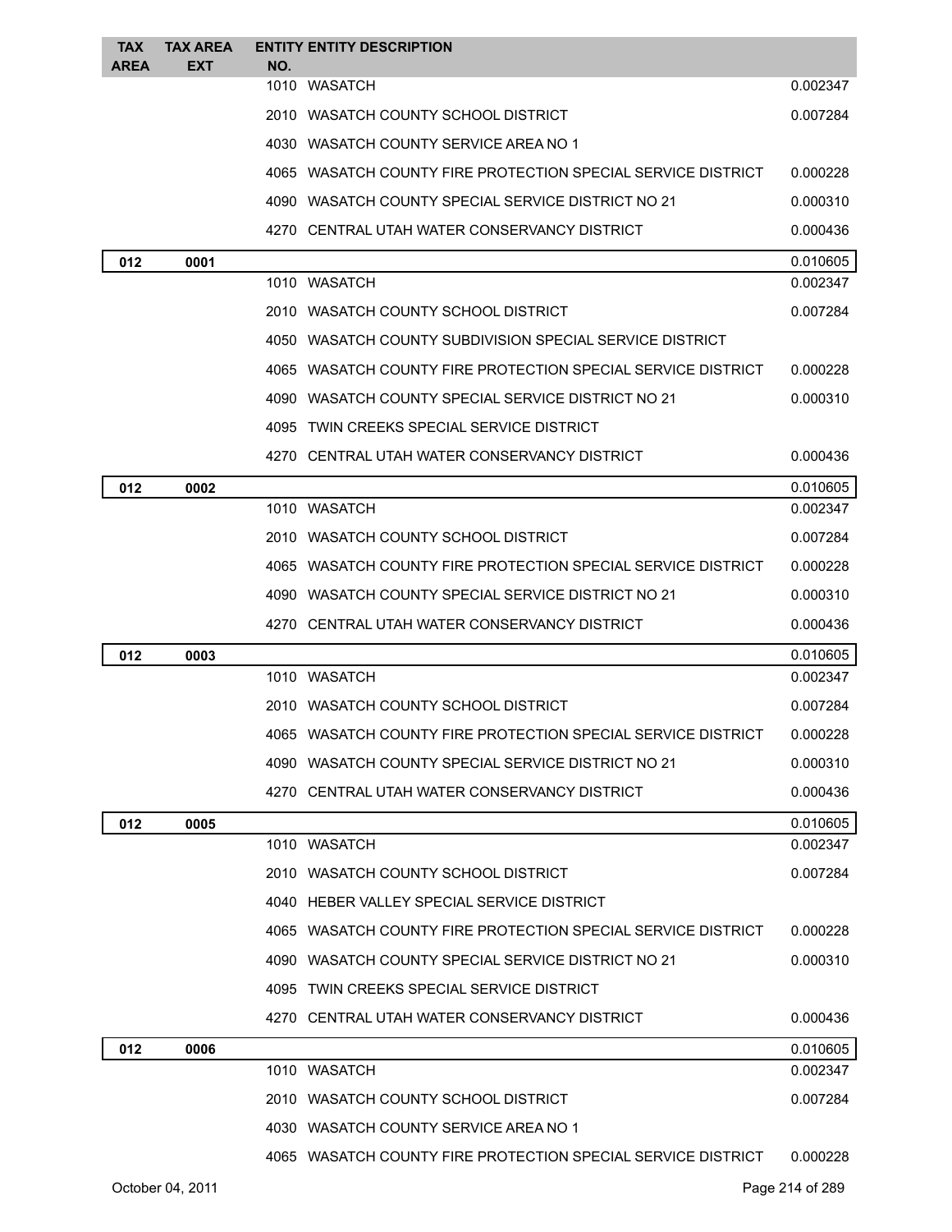| TAX AREA | TAX AREA EXT | ENTITY NO. | ENTITY DESCRIPTION | |
|---|---|---|---|---|
| | | 1010 | WASATCH | 0.002347 |
| | | 2010 | WASATCH COUNTY SCHOOL DISTRICT | 0.007284 |
| | | 4030 | WASATCH COUNTY SERVICE AREA NO 1 | |
| | | 4065 | WASATCH COUNTY FIRE PROTECTION SPECIAL SERVICE DISTRICT | 0.000228 |
| | | 4090 | WASATCH COUNTY SPECIAL SERVICE DISTRICT NO 21 | 0.000310 |
| | | 4270 | CENTRAL UTAH WATER CONSERVANCY DISTRICT | 0.000436 |
| **012** | **0001** | | | 0.010605 |
| | | 1010 | WASATCH | 0.002347 |
| | | 2010 | WASATCH COUNTY SCHOOL DISTRICT | 0.007284 |
| | | 4050 | WASATCH COUNTY SUBDIVISION SPECIAL SERVICE DISTRICT | |
| | | 4065 | WASATCH COUNTY FIRE PROTECTION SPECIAL SERVICE DISTRICT | 0.000228 |
| | | 4090 | WASATCH COUNTY SPECIAL SERVICE DISTRICT NO 21 | 0.000310 |
| | | 4095 | TWIN CREEKS SPECIAL SERVICE DISTRICT | |
| | | 4270 | CENTRAL UTAH WATER CONSERVANCY DISTRICT | 0.000436 |
| **012** | **0002** | | | 0.010605 |
| | | 1010 | WASATCH | 0.002347 |
| | | 2010 | WASATCH COUNTY SCHOOL DISTRICT | 0.007284 |
| | | 4065 | WASATCH COUNTY FIRE PROTECTION SPECIAL SERVICE DISTRICT | 0.000228 |
| | | 4090 | WASATCH COUNTY SPECIAL SERVICE DISTRICT NO 21 | 0.000310 |
| | | 4270 | CENTRAL UTAH WATER CONSERVANCY DISTRICT | 0.000436 |
| **012** | **0003** | | | 0.010605 |
| | | 1010 | WASATCH | 0.002347 |
| | | 2010 | WASATCH COUNTY SCHOOL DISTRICT | 0.007284 |
| | | 4065 | WASATCH COUNTY FIRE PROTECTION SPECIAL SERVICE DISTRICT | 0.000228 |
| | | 4090 | WASATCH COUNTY SPECIAL SERVICE DISTRICT NO 21 | 0.000310 |
| | | 4270 | CENTRAL UTAH WATER CONSERVANCY DISTRICT | 0.000436 |
| **012** | **0005** | | | 0.010605 |
| | | 1010 | WASATCH | 0.002347 |
| | | 2010 | WASATCH COUNTY SCHOOL DISTRICT | 0.007284 |
| | | 4040 | HEBER VALLEY SPECIAL SERVICE DISTRICT | |
| | | 4065 | WASATCH COUNTY FIRE PROTECTION SPECIAL SERVICE DISTRICT | 0.000228 |
| | | 4090 | WASATCH COUNTY SPECIAL SERVICE DISTRICT NO 21 | 0.000310 |
| | | 4095 | TWIN CREEKS SPECIAL SERVICE DISTRICT | |
| | | 4270 | CENTRAL UTAH WATER CONSERVANCY DISTRICT | 0.000436 |
| **012** | **0006** | | | 0.010605 |
| | | 1010 | WASATCH | 0.002347 |
| | | 2010 | WASATCH COUNTY SCHOOL DISTRICT | 0.007284 |
| | | 4030 | WASATCH COUNTY SERVICE AREA NO 1 | |
| | | 4065 | WASATCH COUNTY FIRE PROTECTION SPECIAL SERVICE DISTRICT | 0.000228 |

October 04, 2011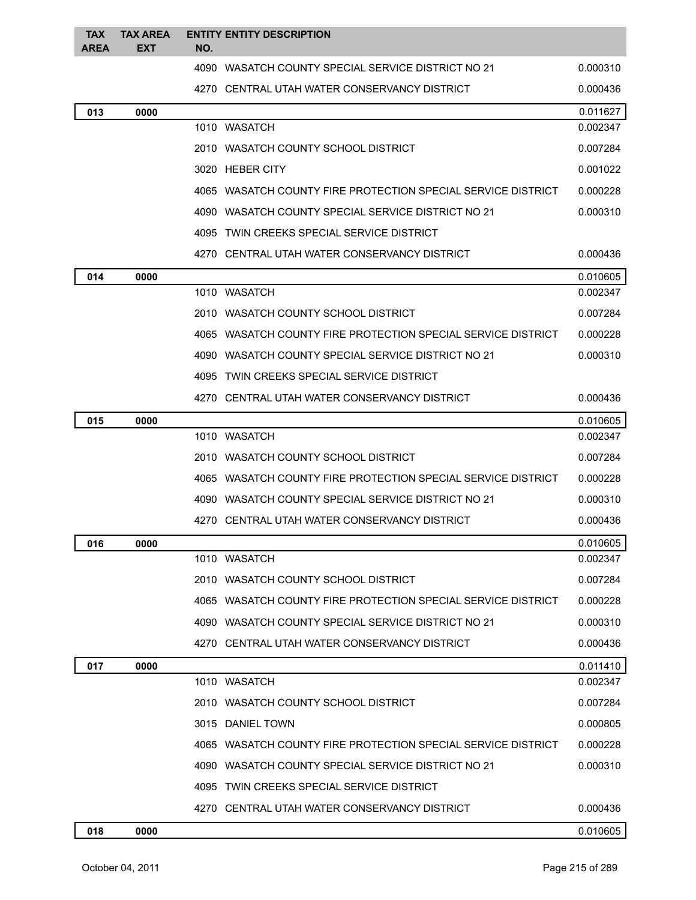| TAX AREA | TAX AREA EXT | ENTITY NO. | ENTITY DESCRIPTION | |
|---|---|---|---|---|
| | | 4090 | WASATCH COUNTY SPECIAL SERVICE DISTRICT NO 21 | 0.000310 |
| | | 4270 | CENTRAL UTAH WATER CONSERVANCY DISTRICT | 0.000436 |
| **013** | **0000** | | | 0.011627 |
| | | 1010 | WASATCH | 0.002347 |
| | | 2010 | WASATCH COUNTY SCHOOL DISTRICT | 0.007284 |
| | | 3020 | HEBER CITY | 0.001022 |
| | | 4065 | WASATCH COUNTY FIRE PROTECTION SPECIAL SERVICE DISTRICT | 0.000228 |
| | | 4090 | WASATCH COUNTY SPECIAL SERVICE DISTRICT NO 21 | 0.000310 |
| | | 4095 | TWIN CREEKS SPECIAL SERVICE DISTRICT | |
| | | 4270 | CENTRAL UTAH WATER CONSERVANCY DISTRICT | 0.000436 |
| **014** | **0000** | | | 0.010605 |
| | | 1010 | WASATCH | 0.002347 |
| | | 2010 | WASATCH COUNTY SCHOOL DISTRICT | 0.007284 |
| | | 4065 | WASATCH COUNTY FIRE PROTECTION SPECIAL SERVICE DISTRICT | 0.000228 |
| | | 4090 | WASATCH COUNTY SPECIAL SERVICE DISTRICT NO 21 | 0.000310 |
| | | 4095 | TWIN CREEKS SPECIAL SERVICE DISTRICT | |
| | | 4270 | CENTRAL UTAH WATER CONSERVANCY DISTRICT | 0.000436 |
| **015** | **0000** | | | 0.010605 |
| | | 1010 | WASATCH | 0.002347 |
| | | 2010 | WASATCH COUNTY SCHOOL DISTRICT | 0.007284 |
| | | 4065 | WASATCH COUNTY FIRE PROTECTION SPECIAL SERVICE DISTRICT | 0.000228 |
| | | 4090 | WASATCH COUNTY SPECIAL SERVICE DISTRICT NO 21 | 0.000310 |
| | | 4270 | CENTRAL UTAH WATER CONSERVANCY DISTRICT | 0.000436 |
| **016** | **0000** | | | 0.010605 |
| | | 1010 | WASATCH | 0.002347 |
| | | 2010 | WASATCH COUNTY SCHOOL DISTRICT | 0.007284 |
| | | 4065 | WASATCH COUNTY FIRE PROTECTION SPECIAL SERVICE DISTRICT | 0.000228 |
| | | 4090 | WASATCH COUNTY SPECIAL SERVICE DISTRICT NO 21 | 0.000310 |
| | | 4270 | CENTRAL UTAH WATER CONSERVANCY DISTRICT | 0.000436 |
| **017** | **0000** | | | 0.011410 |
| | | 1010 | WASATCH | 0.002347 |
| | | 2010 | WASATCH COUNTY SCHOOL DISTRICT | 0.007284 |
| | | 3015 | DANIEL TOWN | 0.000805 |
| | | 4065 | WASATCH COUNTY FIRE PROTECTION SPECIAL SERVICE DISTRICT | 0.000228 |
| | | 4090 | WASATCH COUNTY SPECIAL SERVICE DISTRICT NO 21 | 0.000310 |
| | | 4095 | TWIN CREEKS SPECIAL SERVICE DISTRICT | |
| | | 4270 | CENTRAL UTAH WATER CONSERVANCY DISTRICT | 0.000436 |
| **018** | **0000** | | | 0.010605 |

October 04, 2011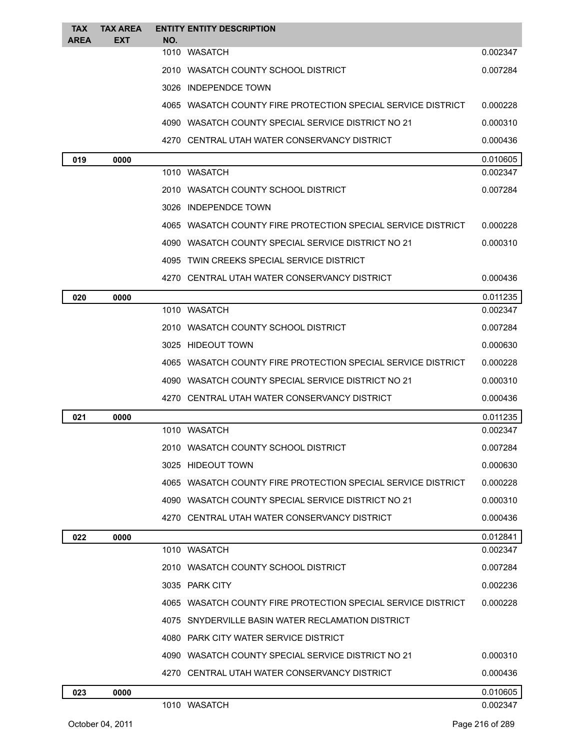| TAX AREA | TAX AREA EXT | ENTITY NO. | ENTITY DESCRIPTION | |
|---|---|---|---|---|
| | | 1010 | WASATCH | 0.002347 |
| | | 2010 | WASATCH COUNTY SCHOOL DISTRICT | 0.007284 |
| | | 3026 | INDEPENDCE TOWN | |
| | | 4065 | WASATCH COUNTY FIRE PROTECTION SPECIAL SERVICE DISTRICT | 0.000228 |
| | | 4090 | WASATCH COUNTY SPECIAL SERVICE DISTRICT NO 21 | 0.000310 |
| | | 4270 | CENTRAL UTAH WATER CONSERVANCY DISTRICT | 0.000436 |
| **019** | **0000** | | | 0.010605 |
| | | 1010 | WASATCH | 0.002347 |
| | | 2010 | WASATCH COUNTY SCHOOL DISTRICT | 0.007284 |
| | | 3026 | INDEPENDCE TOWN | |
| | | 4065 | WASATCH COUNTY FIRE PROTECTION SPECIAL SERVICE DISTRICT | 0.000228 |
| | | 4090 | WASATCH COUNTY SPECIAL SERVICE DISTRICT NO 21 | 0.000310 |
| | | 4095 | TWIN CREEKS SPECIAL SERVICE DISTRICT | |
| | | 4270 | CENTRAL UTAH WATER CONSERVANCY DISTRICT | 0.000436 |
| **020** | **0000** | | | 0.011235 |
| | | 1010 | WASATCH | 0.002347 |
| | | 2010 | WASATCH COUNTY SCHOOL DISTRICT | 0.007284 |
| | | 3025 | HIDEOUT TOWN | 0.000630 |
| | | 4065 | WASATCH COUNTY FIRE PROTECTION SPECIAL SERVICE DISTRICT | 0.000228 |
| | | 4090 | WASATCH COUNTY SPECIAL SERVICE DISTRICT NO 21 | 0.000310 |
| | | 4270 | CENTRAL UTAH WATER CONSERVANCY DISTRICT | 0.000436 |
| **021** | **0000** | | | 0.011235 |
| | | 1010 | WASATCH | 0.002347 |
| | | 2010 | WASATCH COUNTY SCHOOL DISTRICT | 0.007284 |
| | | 3025 | HIDEOUT TOWN | 0.000630 |
| | | 4065 | WASATCH COUNTY FIRE PROTECTION SPECIAL SERVICE DISTRICT | 0.000228 |
| | | 4090 | WASATCH COUNTY SPECIAL SERVICE DISTRICT NO 21 | 0.000310 |
| | | 4270 | CENTRAL UTAH WATER CONSERVANCY DISTRICT | 0.000436 |
| **022** | **0000** | | | 0.012841 |
| | | 1010 | WASATCH | 0.002347 |
| | | 2010 | WASATCH COUNTY SCHOOL DISTRICT | 0.007284 |
| | | 3035 | PARK CITY | 0.002236 |
| | | 4065 | WASATCH COUNTY FIRE PROTECTION SPECIAL SERVICE DISTRICT | 0.000228 |
| | | 4075 | SNYDERVILLE BASIN WATER RECLAMATION DISTRICT | |
| | | 4080 | PARK CITY WATER SERVICE DISTRICT | |
| | | 4090 | WASATCH COUNTY SPECIAL SERVICE DISTRICT NO 21 | 0.000310 |
| | | 4270 | CENTRAL UTAH WATER CONSERVANCY DISTRICT | 0.000436 |
| **023** | **0000** | | | 0.010605 |
| | | 1010 | WASATCH | 0.002347 |

October 04, 2011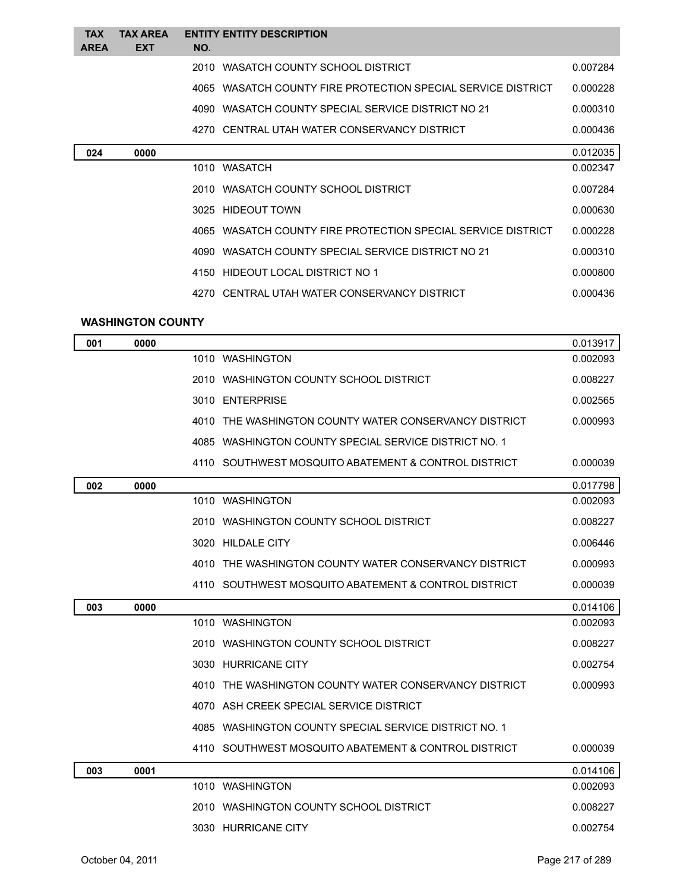| TAX AREA | TAX AREA EXT | ENTITY NO. | ENTITY DESCRIPTION | |
|---|---|---|---|---|
| | | 2010 | WASATCH COUNTY SCHOOL DISTRICT | 0.007284 |
| | | 4065 | WASATCH COUNTY FIRE PROTECTION SPECIAL SERVICE DISTRICT | 0.000228 |
| | | 4090 | WASATCH COUNTY SPECIAL SERVICE DISTRICT NO 21 | 0.000310 |
| | | 4270 | CENTRAL UTAH WATER CONSERVANCY DISTRICT | 0.000436 |
| 024 | 0000 | | | 0.012035 |
| | | 1010 | WASATCH | 0.002347 |
| | | 2010 | WASATCH COUNTY SCHOOL DISTRICT | 0.007284 |
| | | 3025 | HIDEOUT TOWN | 0.000630 |
| | | 4065 | WASATCH COUNTY FIRE PROTECTION SPECIAL SERVICE DISTRICT | 0.000228 |
| | | 4090 | WASATCH COUNTY SPECIAL SERVICE DISTRICT NO 21 | 0.000310 |
| | | 4150 | HIDEOUT LOCAL DISTRICT NO 1 | 0.000800 |
| | | 4270 | CENTRAL UTAH WATER CONSERVANCY DISTRICT | 0.000436 |

**WASHINGTON COUNTY**

| TAX AREA | TAX AREA EXT | ENTITY NO. | ENTITY DESCRIPTION | |
|---|---|---|---|---|
| 001 | 0000 | | | 0.013917 |
| | | 1010 | WASHINGTON | 0.002093 |
| | | 2010 | WASHINGTON COUNTY SCHOOL DISTRICT | 0.008227 |
| | | 3010 | ENTERPRISE | 0.002565 |
| | | 4010 | THE WASHINGTON COUNTY WATER CONSERVANCY DISTRICT | 0.000993 |
| | | 4085 | WASHINGTON COUNTY SPECIAL SERVICE DISTRICT NO. 1 | |
| | | 4110 | SOUTHWEST MOSQUITO ABATEMENT & CONTROL DISTRICT | 0.000039 |
| 002 | 0000 | | | 0.017798 |
| | | 1010 | WASHINGTON | 0.002093 |
| | | 2010 | WASHINGTON COUNTY SCHOOL DISTRICT | 0.008227 |
| | | 3020 | HILDALE CITY | 0.006446 |
| | | 4010 | THE WASHINGTON COUNTY WATER CONSERVANCY DISTRICT | 0.000993 |
| | | 4110 | SOUTHWEST MOSQUITO ABATEMENT & CONTROL DISTRICT | 0.000039 |
| 003 | 0000 | | | 0.014106 |
| | | 1010 | WASHINGTON | 0.002093 |
| | | 2010 | WASHINGTON COUNTY SCHOOL DISTRICT | 0.008227 |
| | | 3030 | HURRICANE CITY | 0.002754 |
| | | 4010 | THE WASHINGTON COUNTY WATER CONSERVANCY DISTRICT | 0.000993 |
| | | 4070 | ASH CREEK SPECIAL SERVICE DISTRICT | |
| | | 4085 | WASHINGTON COUNTY SPECIAL SERVICE DISTRICT NO. 1 | |
| | | 4110 | SOUTHWEST MOSQUITO ABATEMENT & CONTROL DISTRICT | 0.000039 |
| 003 | 0001 | | | 0.014106 |
| | | 1010 | WASHINGTON | 0.002093 |
| | | 2010 | WASHINGTON COUNTY SCHOOL DISTRICT | 0.008227 |
| | | 3030 | HURRICANE CITY | 0.002754 |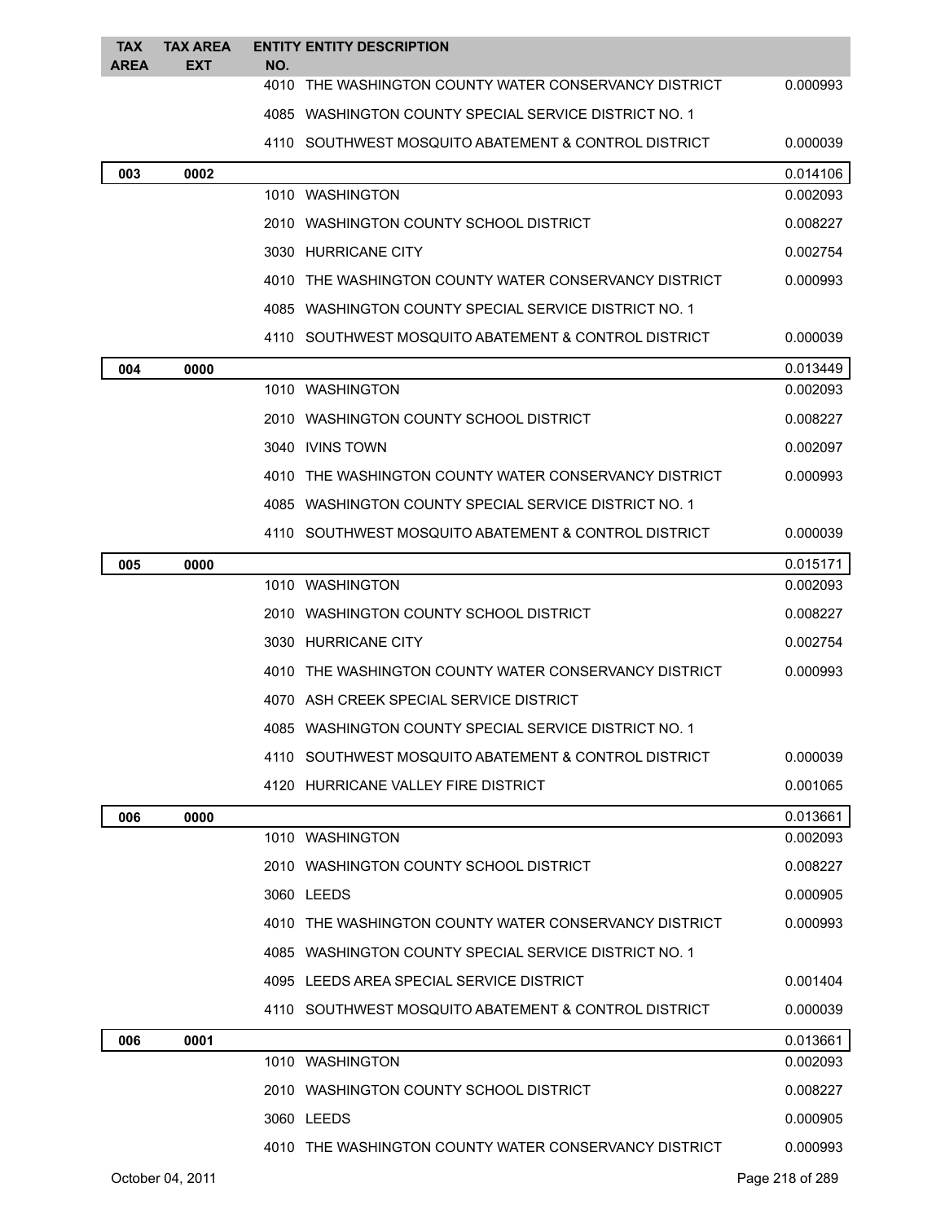| TAX AREA | TAX AREA EXT | ENTITY NO. | ENTITY DESCRIPTION | |
|---|---|---|---|---|
| | | 4010 | THE WASHINGTON COUNTY WATER CONSERVANCY DISTRICT | 0.000993 |
| | | 4085 | WASHINGTON COUNTY SPECIAL SERVICE DISTRICT NO. 1 | |
| | | 4110 | SOUTHWEST MOSQUITO ABATEMENT & CONTROL DISTRICT | 0.000039 |
| **003** | **0002** | | | 0.014106 |
| | | 1010 | WASHINGTON | 0.002093 |
| | | 2010 | WASHINGTON COUNTY SCHOOL DISTRICT | 0.008227 |
| | | 3030 | HURRICANE CITY | 0.002754 |
| | | 4010 | THE WASHINGTON COUNTY WATER CONSERVANCY DISTRICT | 0.000993 |
| | | 4085 | WASHINGTON COUNTY SPECIAL SERVICE DISTRICT NO. 1 | |
| | | 4110 | SOUTHWEST MOSQUITO ABATEMENT & CONTROL DISTRICT | 0.000039 |
| **004** | **0000** | | | 0.013449 |
| | | 1010 | WASHINGTON | 0.002093 |
| | | 2010 | WASHINGTON COUNTY SCHOOL DISTRICT | 0.008227 |
| | | 3040 | IVINS TOWN | 0.002097 |
| | | 4010 | THE WASHINGTON COUNTY WATER CONSERVANCY DISTRICT | 0.000993 |
| | | 4085 | WASHINGTON COUNTY SPECIAL SERVICE DISTRICT NO. 1 | |
| | | 4110 | SOUTHWEST MOSQUITO ABATEMENT & CONTROL DISTRICT | 0.000039 |
| **005** | **0000** | | | 0.015171 |
| | | 1010 | WASHINGTON | 0.002093 |
| | | 2010 | WASHINGTON COUNTY SCHOOL DISTRICT | 0.008227 |
| | | 3030 | HURRICANE CITY | 0.002754 |
| | | 4010 | THE WASHINGTON COUNTY WATER CONSERVANCY DISTRICT | 0.000993 |
| | | 4070 | ASH CREEK SPECIAL SERVICE DISTRICT | |
| | | 4085 | WASHINGTON COUNTY SPECIAL SERVICE DISTRICT NO. 1 | |
| | | 4110 | SOUTHWEST MOSQUITO ABATEMENT & CONTROL DISTRICT | 0.000039 |
| | | 4120 | HURRICANE VALLEY FIRE DISTRICT | 0.001065 |
| **006** | **0000** | | | 0.013661 |
| | | 1010 | WASHINGTON | 0.002093 |
| | | 2010 | WASHINGTON COUNTY SCHOOL DISTRICT | 0.008227 |
| | | 3060 | LEEDS | 0.000905 |
| | | 4010 | THE WASHINGTON COUNTY WATER CONSERVANCY DISTRICT | 0.000993 |
| | | 4085 | WASHINGTON COUNTY SPECIAL SERVICE DISTRICT NO. 1 | |
| | | 4095 | LEEDS AREA SPECIAL SERVICE DISTRICT | 0.001404 |
| | | 4110 | SOUTHWEST MOSQUITO ABATEMENT & CONTROL DISTRICT | 0.000039 |
| **006** | **0001** | | | 0.013661 |
| | | 1010 | WASHINGTON | 0.002093 |
| | | 2010 | WASHINGTON COUNTY SCHOOL DISTRICT | 0.008227 |
| | | 3060 | LEEDS | 0.000905 |
| | | 4010 | THE WASHINGTON COUNTY WATER CONSERVANCY DISTRICT | 0.000993 |

October 04, 2011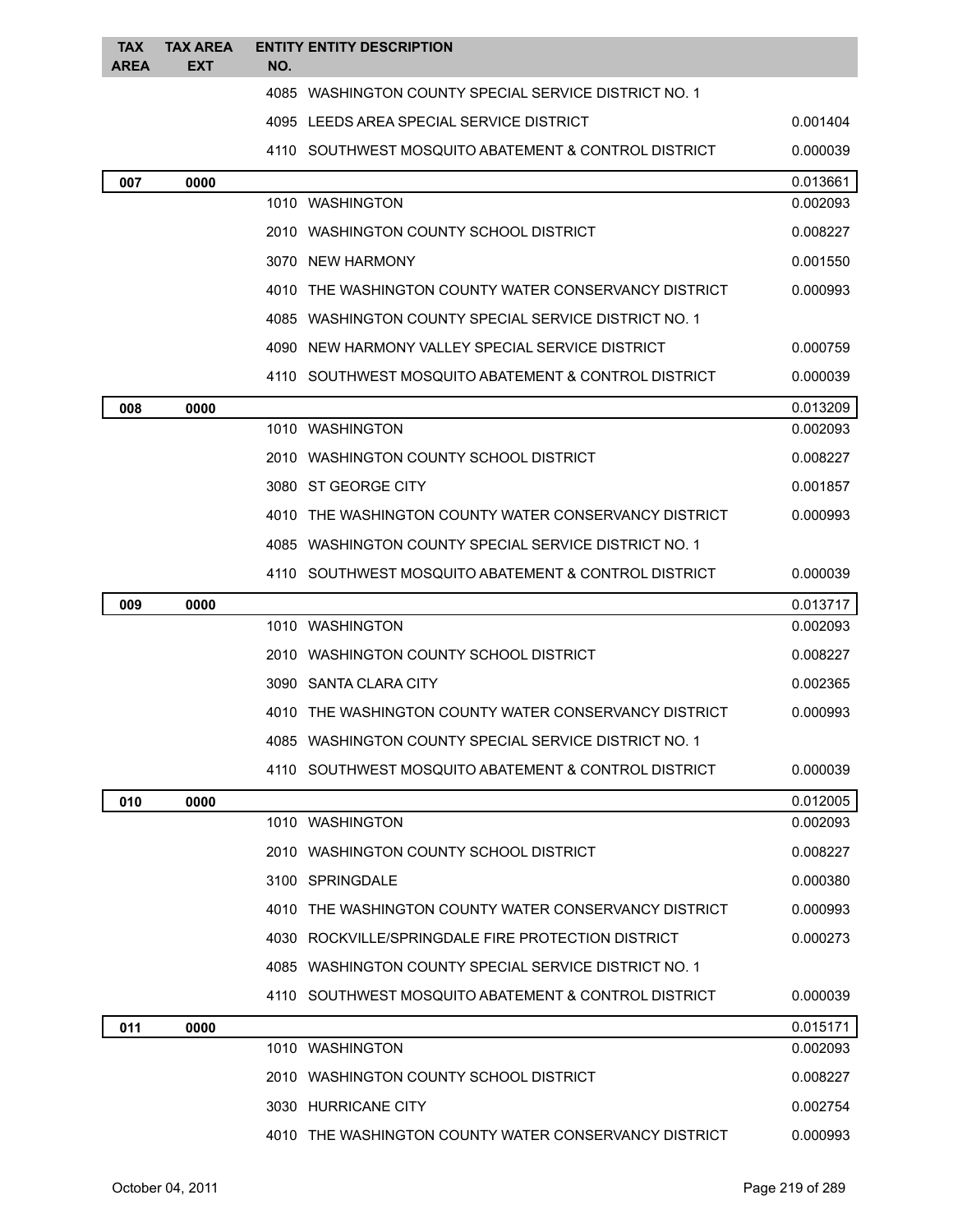| TAX AREA | TAX AREA EXT | ENTITY NO. | ENTITY DESCRIPTION | |
|---|---|---|---|---|
| | | 4085 | WASHINGTON COUNTY SPECIAL SERVICE DISTRICT NO. 1 | |
| | | 4095 | LEEDS AREA SPECIAL SERVICE DISTRICT | 0.001404 |
| | | 4110 | SOUTHWEST MOSQUITO ABATEMENT & CONTROL DISTRICT | 0.000039 |
| 007 | 0000 | | | 0.013661 |
| | | 1010 | WASHINGTON | 0.002093 |
| | | 2010 | WASHINGTON COUNTY SCHOOL DISTRICT | 0.008227 |
| | | 3070 | NEW HARMONY | 0.001550 |
| | | 4010 | THE WASHINGTON COUNTY WATER CONSERVANCY DISTRICT | 0.000993 |
| | | 4085 | WASHINGTON COUNTY SPECIAL SERVICE DISTRICT NO. 1 | |
| | | 4090 | NEW HARMONY VALLEY SPECIAL SERVICE DISTRICT | 0.000759 |
| | | 4110 | SOUTHWEST MOSQUITO ABATEMENT & CONTROL DISTRICT | 0.000039 |
| 008 | 0000 | | | 0.013209 |
| | | 1010 | WASHINGTON | 0.002093 |
| | | 2010 | WASHINGTON COUNTY SCHOOL DISTRICT | 0.008227 |
| | | 3080 | ST GEORGE CITY | 0.001857 |
| | | 4010 | THE WASHINGTON COUNTY WATER CONSERVANCY DISTRICT | 0.000993 |
| | | 4085 | WASHINGTON COUNTY SPECIAL SERVICE DISTRICT NO. 1 | |
| | | 4110 | SOUTHWEST MOSQUITO ABATEMENT & CONTROL DISTRICT | 0.000039 |
| 009 | 0000 | | | 0.013717 |
| | | 1010 | WASHINGTON | 0.002093 |
| | | 2010 | WASHINGTON COUNTY SCHOOL DISTRICT | 0.008227 |
| | | 3090 | SANTA CLARA CITY | 0.002365 |
| | | 4010 | THE WASHINGTON COUNTY WATER CONSERVANCY DISTRICT | 0.000993 |
| | | 4085 | WASHINGTON COUNTY SPECIAL SERVICE DISTRICT NO. 1 | |
| | | 4110 | SOUTHWEST MOSQUITO ABATEMENT & CONTROL DISTRICT | 0.000039 |
| 010 | 0000 | | | 0.012005 |
| | | 1010 | WASHINGTON | 0.002093 |
| | | 2010 | WASHINGTON COUNTY SCHOOL DISTRICT | 0.008227 |
| | | 3100 | SPRINGDALE | 0.000380 |
| | | 4010 | THE WASHINGTON COUNTY WATER CONSERVANCY DISTRICT | 0.000993 |
| | | 4030 | ROCKVILLE/SPRINGDALE FIRE PROTECTION DISTRICT | 0.000273 |
| | | 4085 | WASHINGTON COUNTY SPECIAL SERVICE DISTRICT NO. 1 | |
| | | 4110 | SOUTHWEST MOSQUITO ABATEMENT & CONTROL DISTRICT | 0.000039 |
| 011 | 0000 | | | 0.015171 |
| | | 1010 | WASHINGTON | 0.002093 |
| | | 2010 | WASHINGTON COUNTY SCHOOL DISTRICT | 0.008227 |
| | | 3030 | HURRICANE CITY | 0.002754 |
| | | 4010 | THE WASHINGTON COUNTY WATER CONSERVANCY DISTRICT | 0.000993 |

October 04, 2011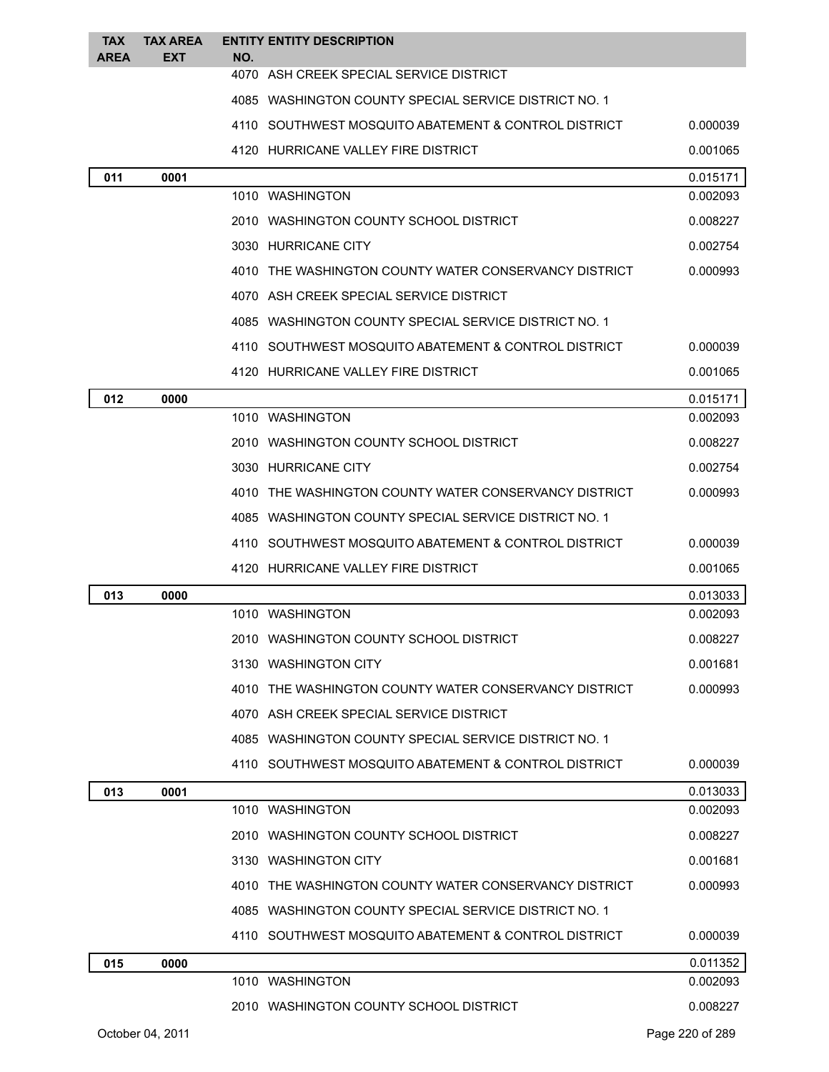| TAX AREA | TAX AREA EXT | ENTITY NO. | ENTITY DESCRIPTION | |
|---|---|---|---|---|
| | | 4070 | ASH CREEK SPECIAL SERVICE DISTRICT | |
| | | 4085 | WASHINGTON COUNTY SPECIAL SERVICE DISTRICT NO. 1 | |
| | | 4110 | SOUTHWEST MOSQUITO ABATEMENT & CONTROL DISTRICT | 0.000039 |
| | | 4120 | HURRICANE VALLEY FIRE DISTRICT | 0.001065 |
| **011** | **0001** | | | 0.015171 |
| | | 1010 | WASHINGTON | 0.002093 |
| | | 2010 | WASHINGTON COUNTY SCHOOL DISTRICT | 0.008227 |
| | | 3030 | HURRICANE CITY | 0.002754 |
| | | 4010 | THE WASHINGTON COUNTY WATER CONSERVANCY DISTRICT | 0.000993 |
| | | 4070 | ASH CREEK SPECIAL SERVICE DISTRICT | |
| | | 4085 | WASHINGTON COUNTY SPECIAL SERVICE DISTRICT NO. 1 | |
| | | 4110 | SOUTHWEST MOSQUITO ABATEMENT & CONTROL DISTRICT | 0.000039 |
| | | 4120 | HURRICANE VALLEY FIRE DISTRICT | 0.001065 |
| **012** | **0000** | | | 0.015171 |
| | | 1010 | WASHINGTON | 0.002093 |
| | | 2010 | WASHINGTON COUNTY SCHOOL DISTRICT | 0.008227 |
| | | 3030 | HURRICANE CITY | 0.002754 |
| | | 4010 | THE WASHINGTON COUNTY WATER CONSERVANCY DISTRICT | 0.000993 |
| | | 4085 | WASHINGTON COUNTY SPECIAL SERVICE DISTRICT NO. 1 | |
| | | 4110 | SOUTHWEST MOSQUITO ABATEMENT & CONTROL DISTRICT | 0.000039 |
| | | 4120 | HURRICANE VALLEY FIRE DISTRICT | 0.001065 |
| **013** | **0000** | | | 0.013033 |
| | | 1010 | WASHINGTON | 0.002093 |
| | | 2010 | WASHINGTON COUNTY SCHOOL DISTRICT | 0.008227 |
| | | 3130 | WASHINGTON CITY | 0.001681 |
| | | 4010 | THE WASHINGTON COUNTY WATER CONSERVANCY DISTRICT | 0.000993 |
| | | 4070 | ASH CREEK SPECIAL SERVICE DISTRICT | |
| | | 4085 | WASHINGTON COUNTY SPECIAL SERVICE DISTRICT NO. 1 | |
| | | 4110 | SOUTHWEST MOSQUITO ABATEMENT & CONTROL DISTRICT | 0.000039 |
| **013** | **0001** | | | 0.013033 |
| | | 1010 | WASHINGTON | 0.002093 |
| | | 2010 | WASHINGTON COUNTY SCHOOL DISTRICT | 0.008227 |
| | | 3130 | WASHINGTON CITY | 0.001681 |
| | | 4010 | THE WASHINGTON COUNTY WATER CONSERVANCY DISTRICT | 0.000993 |
| | | 4085 | WASHINGTON COUNTY SPECIAL SERVICE DISTRICT NO. 1 | |
| | | 4110 | SOUTHWEST MOSQUITO ABATEMENT & CONTROL DISTRICT | 0.000039 |
| **015** | **0000** | | | 0.011352 |
| | | 1010 | WASHINGTON | 0.002093 |
| | | 2010 | WASHINGTON COUNTY SCHOOL DISTRICT | 0.008227 |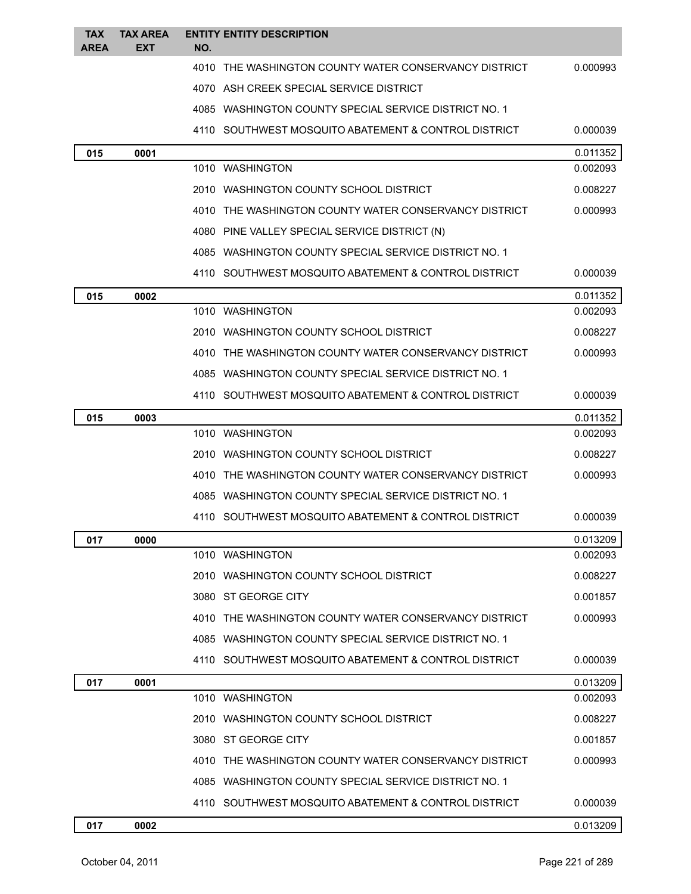| TAX AREA | TAX AREA EXT | ENTITY NO. | ENTITY DESCRIPTION | |
|---|---|---|---|---|
| | | 4010 | THE WASHINGTON COUNTY WATER CONSERVANCY DISTRICT | 0.000993 |
| | | 4070 | ASH CREEK SPECIAL SERVICE DISTRICT | |
| | | 4085 | WASHINGTON COUNTY SPECIAL SERVICE DISTRICT NO. 1 | |
| | | 4110 | SOUTHWEST MOSQUITO ABATEMENT & CONTROL DISTRICT | 0.000039 |
| **015** | **0001** | | | 0.011352 |
| | | 1010 | WASHINGTON | 0.002093 |
| | | 2010 | WASHINGTON COUNTY SCHOOL DISTRICT | 0.008227 |
| | | 4010 | THE WASHINGTON COUNTY WATER CONSERVANCY DISTRICT | 0.000993 |
| | | 4080 | PINE VALLEY SPECIAL SERVICE DISTRICT (N) | |
| | | 4085 | WASHINGTON COUNTY SPECIAL SERVICE DISTRICT NO. 1 | |
| | | 4110 | SOUTHWEST MOSQUITO ABATEMENT & CONTROL DISTRICT | 0.000039 |
| **015** | **0002** | | | 0.011352 |
| | | 1010 | WASHINGTON | 0.002093 |
| | | 2010 | WASHINGTON COUNTY SCHOOL DISTRICT | 0.008227 |
| | | 4010 | THE WASHINGTON COUNTY WATER CONSERVANCY DISTRICT | 0.000993 |
| | | 4085 | WASHINGTON COUNTY SPECIAL SERVICE DISTRICT NO. 1 | |
| | | 4110 | SOUTHWEST MOSQUITO ABATEMENT & CONTROL DISTRICT | 0.000039 |
| **015** | **0003** | | | 0.011352 |
| | | 1010 | WASHINGTON | 0.002093 |
| | | 2010 | WASHINGTON COUNTY SCHOOL DISTRICT | 0.008227 |
| | | 4010 | THE WASHINGTON COUNTY WATER CONSERVANCY DISTRICT | 0.000993 |
| | | 4085 | WASHINGTON COUNTY SPECIAL SERVICE DISTRICT NO. 1 | |
| | | 4110 | SOUTHWEST MOSQUITO ABATEMENT & CONTROL DISTRICT | 0.000039 |
| **017** | **0000** | | | 0.013209 |
| | | 1010 | WASHINGTON | 0.002093 |
| | | 2010 | WASHINGTON COUNTY SCHOOL DISTRICT | 0.008227 |
| | | 3080 | ST GEORGE CITY | 0.001857 |
| | | 4010 | THE WASHINGTON COUNTY WATER CONSERVANCY DISTRICT | 0.000993 |
| | | 4085 | WASHINGTON COUNTY SPECIAL SERVICE DISTRICT NO. 1 | |
| | | 4110 | SOUTHWEST MOSQUITO ABATEMENT & CONTROL DISTRICT | 0.000039 |
| **017** | **0001** | | | 0.013209 |
| | | 1010 | WASHINGTON | 0.002093 |
| | | 2010 | WASHINGTON COUNTY SCHOOL DISTRICT | 0.008227 |
| | | 3080 | ST GEORGE CITY | 0.001857 |
| | | 4010 | THE WASHINGTON COUNTY WATER CONSERVANCY DISTRICT | 0.000993 |
| | | 4085 | WASHINGTON COUNTY SPECIAL SERVICE DISTRICT NO. 1 | |
| | | 4110 | SOUTHWEST MOSQUITO ABATEMENT & CONTROL DISTRICT | 0.000039 |
| **017** | **0002** | | | 0.013209 |

October 04, 2011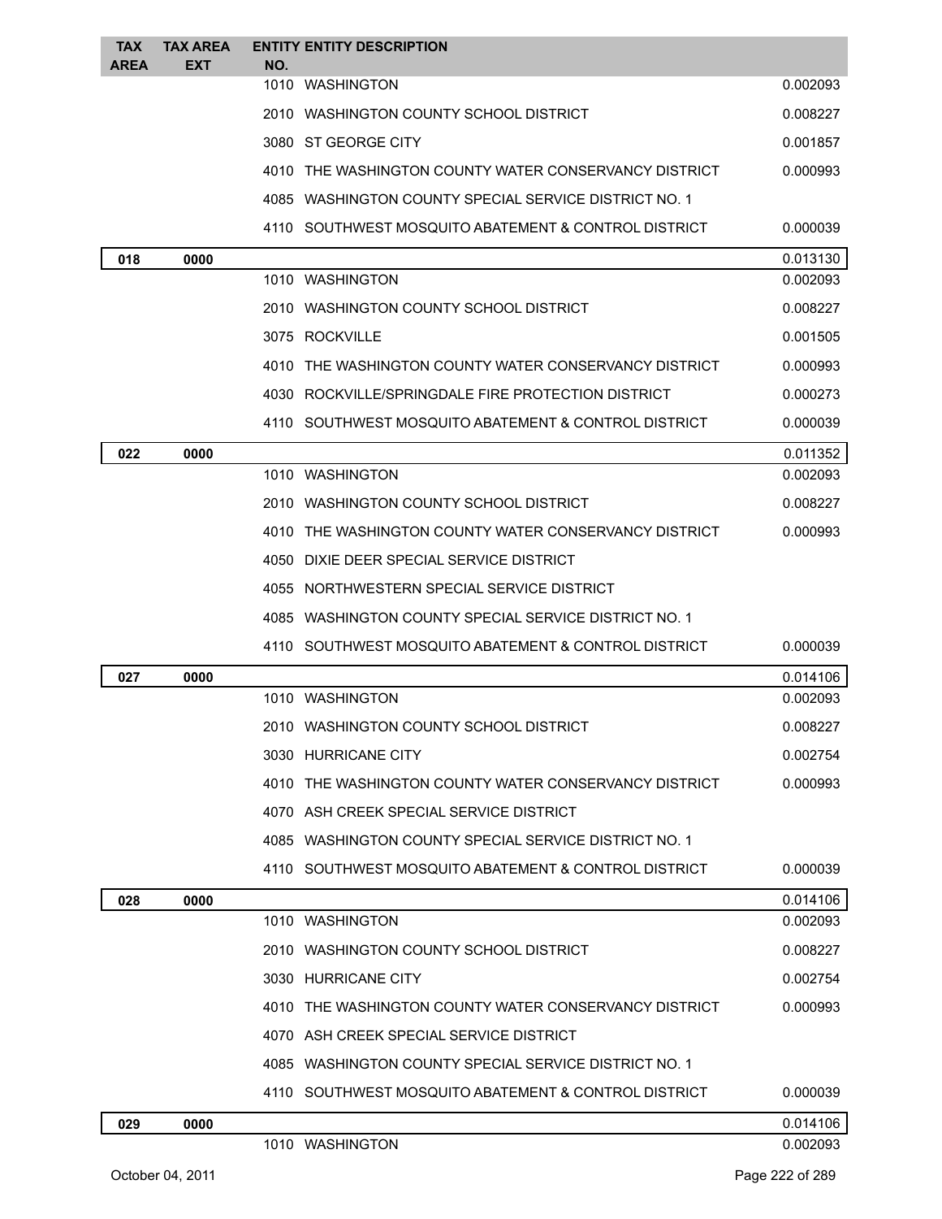| TAX AREA | TAX AREA EXT | ENTITY NO. | ENTITY DESCRIPTION | |
|---|---|---|---|---|
| | | 1010 | WASHINGTON | 0.002093 |
| | | 2010 | WASHINGTON COUNTY SCHOOL DISTRICT | 0.008227 |
| | | 3080 | ST GEORGE CITY | 0.001857 |
| | | 4010 | THE WASHINGTON COUNTY WATER CONSERVANCY DISTRICT | 0.000993 |
| | | 4085 | WASHINGTON COUNTY SPECIAL SERVICE DISTRICT NO. 1 | |
| | | 4110 | SOUTHWEST MOSQUITO ABATEMENT & CONTROL DISTRICT | 0.000039 |
| **018** | **0000** | | | 0.013130 |
| | | 1010 | WASHINGTON | 0.002093 |
| | | 2010 | WASHINGTON COUNTY SCHOOL DISTRICT | 0.008227 |
| | | 3075 | ROCKVILLE | 0.001505 |
| | | 4010 | THE WASHINGTON COUNTY WATER CONSERVANCY DISTRICT | 0.000993 |
| | | 4030 | ROCKVILLE/SPRINGDALE FIRE PROTECTION DISTRICT | 0.000273 |
| | | 4110 | SOUTHWEST MOSQUITO ABATEMENT & CONTROL DISTRICT | 0.000039 |
| **022** | **0000** | | | 0.011352 |
| | | 1010 | WASHINGTON | 0.002093 |
| | | 2010 | WASHINGTON COUNTY SCHOOL DISTRICT | 0.008227 |
| | | 4010 | THE WASHINGTON COUNTY WATER CONSERVANCY DISTRICT | 0.000993 |
| | | 4050 | DIXIE DEER SPECIAL SERVICE DISTRICT | |
| | | 4055 | NORTHWESTERN SPECIAL SERVICE DISTRICT | |
| | | 4085 | WASHINGTON COUNTY SPECIAL SERVICE DISTRICT NO. 1 | |
| | | 4110 | SOUTHWEST MOSQUITO ABATEMENT & CONTROL DISTRICT | 0.000039 |
| **027** | **0000** | | | 0.014106 |
| | | 1010 | WASHINGTON | 0.002093 |
| | | 2010 | WASHINGTON COUNTY SCHOOL DISTRICT | 0.008227 |
| | | 3030 | HURRICANE CITY | 0.002754 |
| | | 4010 | THE WASHINGTON COUNTY WATER CONSERVANCY DISTRICT | 0.000993 |
| | | 4070 | ASH CREEK SPECIAL SERVICE DISTRICT | |
| | | 4085 | WASHINGTON COUNTY SPECIAL SERVICE DISTRICT NO. 1 | |
| | | 4110 | SOUTHWEST MOSQUITO ABATEMENT & CONTROL DISTRICT | 0.000039 |
| **028** | **0000** | | | 0.014106 |
| | | 1010 | WASHINGTON | 0.002093 |
| | | 2010 | WASHINGTON COUNTY SCHOOL DISTRICT | 0.008227 |
| | | 3030 | HURRICANE CITY | 0.002754 |
| | | 4010 | THE WASHINGTON COUNTY WATER CONSERVANCY DISTRICT | 0.000993 |
| | | 4070 | ASH CREEK SPECIAL SERVICE DISTRICT | |
| | | 4085 | WASHINGTON COUNTY SPECIAL SERVICE DISTRICT NO. 1 | |
| | | 4110 | SOUTHWEST MOSQUITO ABATEMENT & CONTROL DISTRICT | 0.000039 |
| **029** | **0000** | | | 0.014106 |
| | | 1010 | WASHINGTON | 0.002093 |

October 04, 2011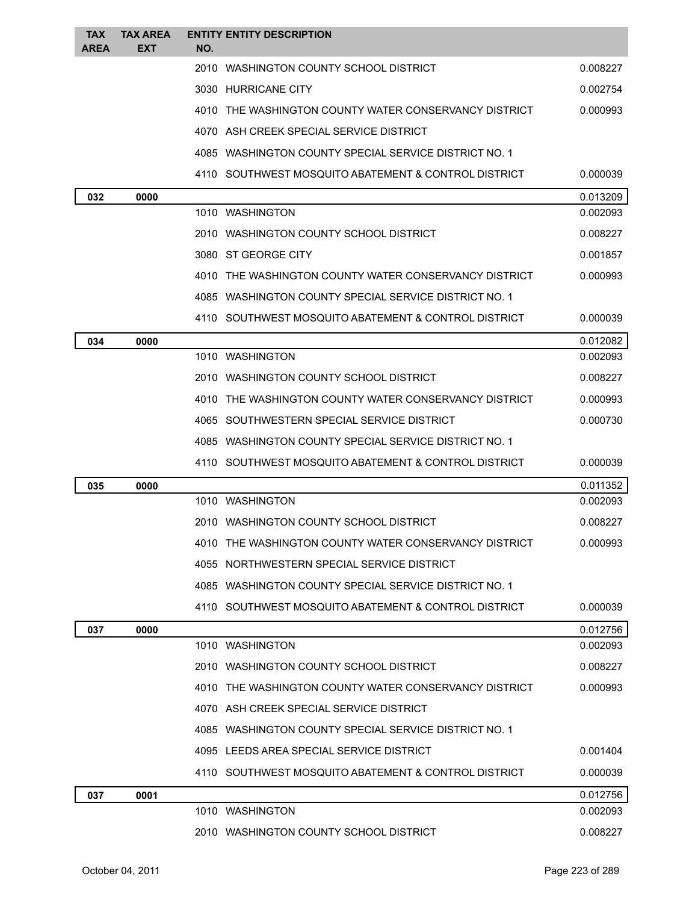| TAX AREA | TAX AREA EXT | ENTITY NO. | ENTITY DESCRIPTION | |
|---|---|---|---|---|
| | | 2010 | WASHINGTON COUNTY SCHOOL DISTRICT | 0.008227 |
| | | 3030 | HURRICANE CITY | 0.002754 |
| | | 4010 | THE WASHINGTON COUNTY WATER CONSERVANCY DISTRICT | 0.000993 |
| | | 4070 | ASH CREEK SPECIAL SERVICE DISTRICT | |
| | | 4085 | WASHINGTON COUNTY SPECIAL SERVICE DISTRICT NO. 1 | |
| | | 4110 | SOUTHWEST MOSQUITO ABATEMENT & CONTROL DISTRICT | 0.000039 |
| **032** | **0000** | | | 0.013209 |
| | | 1010 | WASHINGTON | 0.002093 |
| | | 2010 | WASHINGTON COUNTY SCHOOL DISTRICT | 0.008227 |
| | | 3080 | ST GEORGE CITY | 0.001857 |
| | | 4010 | THE WASHINGTON COUNTY WATER CONSERVANCY DISTRICT | 0.000993 |
| | | 4085 | WASHINGTON COUNTY SPECIAL SERVICE DISTRICT NO. 1 | |
| | | 4110 | SOUTHWEST MOSQUITO ABATEMENT & CONTROL DISTRICT | 0.000039 |
| **034** | **0000** | | | 0.012082 |
| | | 1010 | WASHINGTON | 0.002093 |
| | | 2010 | WASHINGTON COUNTY SCHOOL DISTRICT | 0.008227 |
| | | 4010 | THE WASHINGTON COUNTY WATER CONSERVANCY DISTRICT | 0.000993 |
| | | 4065 | SOUTHWESTERN SPECIAL SERVICE DISTRICT | 0.000730 |
| | | 4085 | WASHINGTON COUNTY SPECIAL SERVICE DISTRICT NO. 1 | |
| | | 4110 | SOUTHWEST MOSQUITO ABATEMENT & CONTROL DISTRICT | 0.000039 |
| **035** | **0000** | | | 0.011352 |
| | | 1010 | WASHINGTON | 0.002093 |
| | | 2010 | WASHINGTON COUNTY SCHOOL DISTRICT | 0.008227 |
| | | 4010 | THE WASHINGTON COUNTY WATER CONSERVANCY DISTRICT | 0.000993 |
| | | 4055 | NORTHWESTERN SPECIAL SERVICE DISTRICT | |
| | | 4085 | WASHINGTON COUNTY SPECIAL SERVICE DISTRICT NO. 1 | |
| | | 4110 | SOUTHWEST MOSQUITO ABATEMENT & CONTROL DISTRICT | 0.000039 |
| **037** | **0000** | | | 0.012756 |
| | | 1010 | WASHINGTON | 0.002093 |
| | | 2010 | WASHINGTON COUNTY SCHOOL DISTRICT | 0.008227 |
| | | 4010 | THE WASHINGTON COUNTY WATER CONSERVANCY DISTRICT | 0.000993 |
| | | 4070 | ASH CREEK SPECIAL SERVICE DISTRICT | |
| | | 4085 | WASHINGTON COUNTY SPECIAL SERVICE DISTRICT NO. 1 | |
| | | 4095 | LEEDS AREA SPECIAL SERVICE DISTRICT | 0.001404 |
| | | 4110 | SOUTHWEST MOSQUITO ABATEMENT & CONTROL DISTRICT | 0.000039 |
| **037** | **0001** | | | 0.012756 |
| | | 1010 | WASHINGTON | 0.002093 |
| | | 2010 | WASHINGTON COUNTY SCHOOL DISTRICT | 0.008227 |

October 04, 2011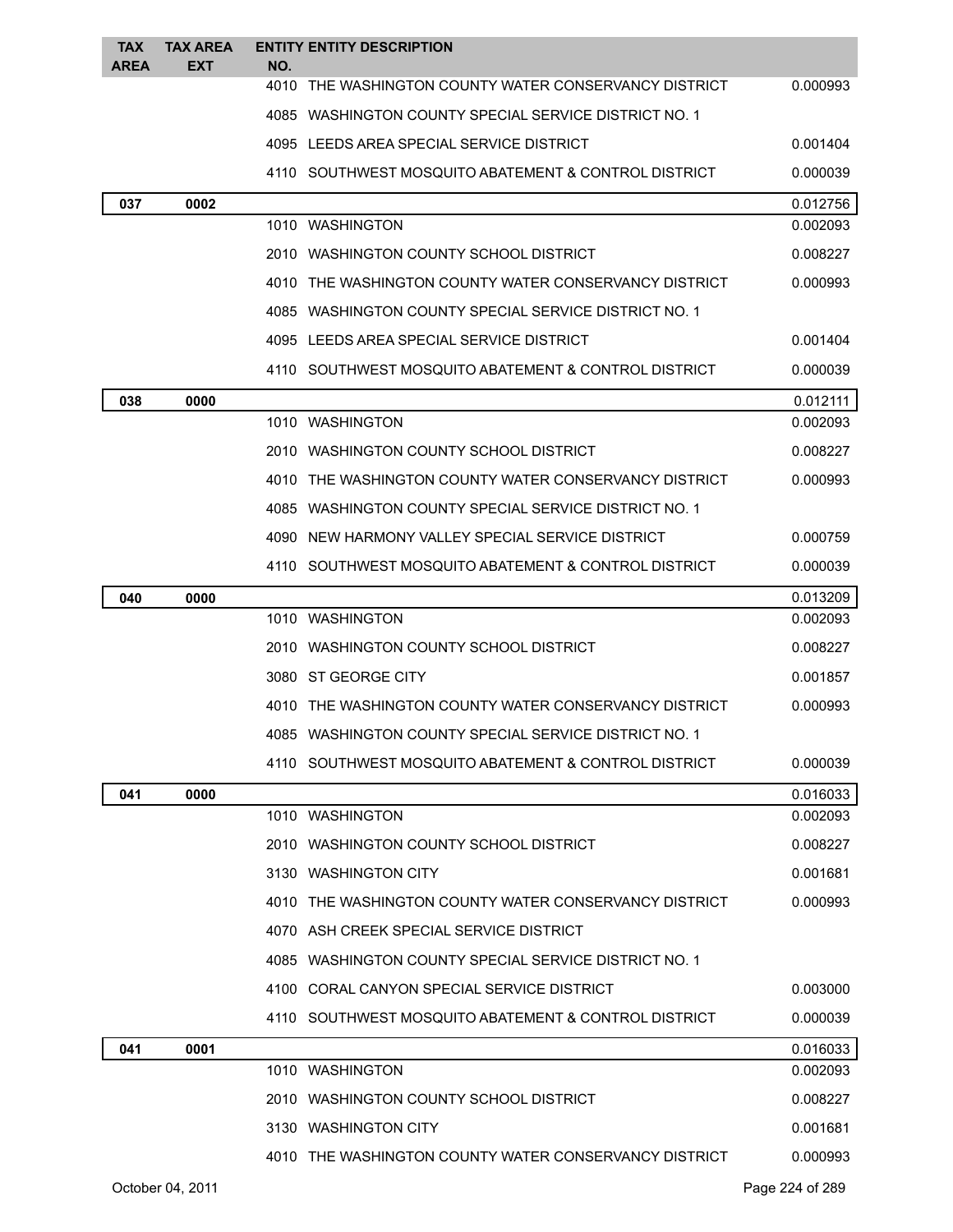| TAX AREA | TAX AREA EXT | ENTITY NO. | ENTITY DESCRIPTION | |
|---|---|---|---|---|
| | | 4010 | THE WASHINGTON COUNTY WATER CONSERVANCY DISTRICT | 0.000993 |
| | | 4085 | WASHINGTON COUNTY SPECIAL SERVICE DISTRICT NO. 1 | |
| | | 4095 | LEEDS AREA SPECIAL SERVICE DISTRICT | 0.001404 |
| | | 4110 | SOUTHWEST MOSQUITO ABATEMENT & CONTROL DISTRICT | 0.000039 |
| **037** | **0002** | | | 0.012756 |
| | | 1010 | WASHINGTON | 0.002093 |
| | | 2010 | WASHINGTON COUNTY SCHOOL DISTRICT | 0.008227 |
| | | 4010 | THE WASHINGTON COUNTY WATER CONSERVANCY DISTRICT | 0.000993 |
| | | 4085 | WASHINGTON COUNTY SPECIAL SERVICE DISTRICT NO. 1 | |
| | | 4095 | LEEDS AREA SPECIAL SERVICE DISTRICT | 0.001404 |
| | | 4110 | SOUTHWEST MOSQUITO ABATEMENT & CONTROL DISTRICT | 0.000039 |
| **038** | **0000** | | | 0.012111 |
| | | 1010 | WASHINGTON | 0.002093 |
| | | 2010 | WASHINGTON COUNTY SCHOOL DISTRICT | 0.008227 |
| | | 4010 | THE WASHINGTON COUNTY WATER CONSERVANCY DISTRICT | 0.000993 |
| | | 4085 | WASHINGTON COUNTY SPECIAL SERVICE DISTRICT NO. 1 | |
| | | 4090 | NEW HARMONY VALLEY SPECIAL SERVICE DISTRICT | 0.000759 |
| | | 4110 | SOUTHWEST MOSQUITO ABATEMENT & CONTROL DISTRICT | 0.000039 |
| **040** | **0000** | | | 0.013209 |
| | | 1010 | WASHINGTON | 0.002093 |
| | | 2010 | WASHINGTON COUNTY SCHOOL DISTRICT | 0.008227 |
| | | 3080 | ST GEORGE CITY | 0.001857 |
| | | 4010 | THE WASHINGTON COUNTY WATER CONSERVANCY DISTRICT | 0.000993 |
| | | 4085 | WASHINGTON COUNTY SPECIAL SERVICE DISTRICT NO. 1 | |
| | | 4110 | SOUTHWEST MOSQUITO ABATEMENT & CONTROL DISTRICT | 0.000039 |
| **041** | **0000** | | | 0.016033 |
| | | 1010 | WASHINGTON | 0.002093 |
| | | 2010 | WASHINGTON COUNTY SCHOOL DISTRICT | 0.008227 |
| | | 3130 | WASHINGTON CITY | 0.001681 |
| | | 4010 | THE WASHINGTON COUNTY WATER CONSERVANCY DISTRICT | 0.000993 |
| | | 4070 | ASH CREEK SPECIAL SERVICE DISTRICT | |
| | | 4085 | WASHINGTON COUNTY SPECIAL SERVICE DISTRICT NO. 1 | |
| | | 4100 | CORAL CANYON SPECIAL SERVICE DISTRICT | 0.003000 |
| | | 4110 | SOUTHWEST MOSQUITO ABATEMENT & CONTROL DISTRICT | 0.000039 |
| **041** | **0001** | | | 0.016033 |
| | | 1010 | WASHINGTON | 0.002093 |
| | | 2010 | WASHINGTON COUNTY SCHOOL DISTRICT | 0.008227 |
| | | 3130 | WASHINGTON CITY | 0.001681 |
| | | 4010 | THE WASHINGTON COUNTY WATER CONSERVANCY DISTRICT | 0.000993 |

October 04, 2011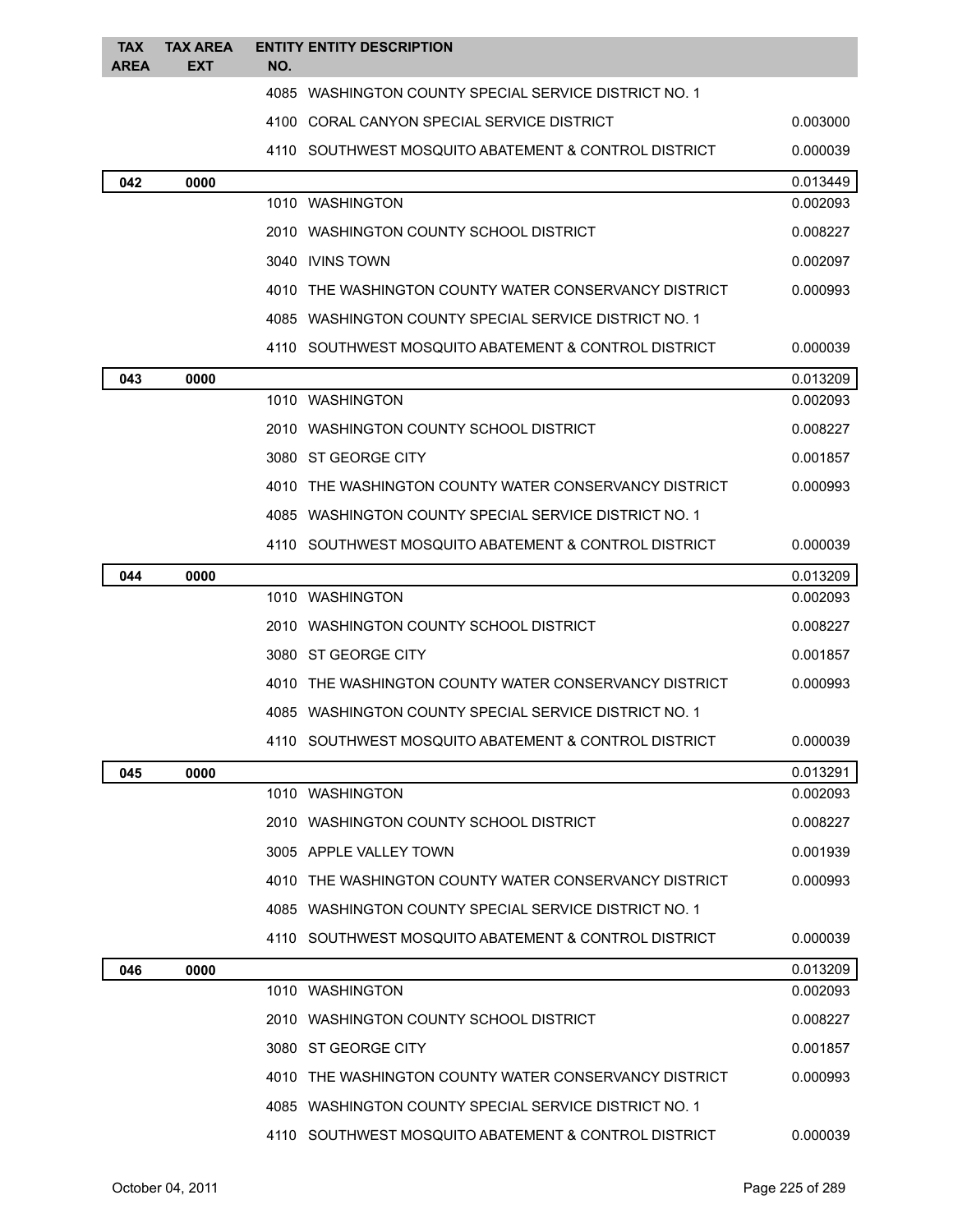| TAX AREA | TAX AREA EXT | ENTITY NO. | ENTITY DESCRIPTION | |
|---|---|---|---|---|
| | | 4085 | WASHINGTON COUNTY SPECIAL SERVICE DISTRICT NO. 1 | |
| | | 4100 | CORAL CANYON SPECIAL SERVICE DISTRICT | 0.003000 |
| | | 4110 | SOUTHWEST MOSQUITO ABATEMENT & CONTROL DISTRICT | 0.000039 |
| **042** | **0000** | | | 0.013449 |
| | | 1010 | WASHINGTON | 0.002093 |
| | | 2010 | WASHINGTON COUNTY SCHOOL DISTRICT | 0.008227 |
| | | 3040 | IVINS TOWN | 0.002097 |
| | | 4010 | THE WASHINGTON COUNTY WATER CONSERVANCY DISTRICT | 0.000993 |
| | | 4085 | WASHINGTON COUNTY SPECIAL SERVICE DISTRICT NO. 1 | |
| | | 4110 | SOUTHWEST MOSQUITO ABATEMENT & CONTROL DISTRICT | 0.000039 |
| **043** | **0000** | | | 0.013209 |
| | | 1010 | WASHINGTON | 0.002093 |
| | | 2010 | WASHINGTON COUNTY SCHOOL DISTRICT | 0.008227 |
| | | 3080 | ST GEORGE CITY | 0.001857 |
| | | 4010 | THE WASHINGTON COUNTY WATER CONSERVANCY DISTRICT | 0.000993 |
| | | 4085 | WASHINGTON COUNTY SPECIAL SERVICE DISTRICT NO. 1 | |
| | | 4110 | SOUTHWEST MOSQUITO ABATEMENT & CONTROL DISTRICT | 0.000039 |
| **044** | **0000** | | | 0.013209 |
| | | 1010 | WASHINGTON | 0.002093 |
| | | 2010 | WASHINGTON COUNTY SCHOOL DISTRICT | 0.008227 |
| | | 3080 | ST GEORGE CITY | 0.001857 |
| | | 4010 | THE WASHINGTON COUNTY WATER CONSERVANCY DISTRICT | 0.000993 |
| | | 4085 | WASHINGTON COUNTY SPECIAL SERVICE DISTRICT NO. 1 | |
| | | 4110 | SOUTHWEST MOSQUITO ABATEMENT & CONTROL DISTRICT | 0.000039 |
| **045** | **0000** | | | 0.013291 |
| | | 1010 | WASHINGTON | 0.002093 |
| | | 2010 | WASHINGTON COUNTY SCHOOL DISTRICT | 0.008227 |
| | | 3005 | APPLE VALLEY TOWN | 0.001939 |
| | | 4010 | THE WASHINGTON COUNTY WATER CONSERVANCY DISTRICT | 0.000993 |
| | | 4085 | WASHINGTON COUNTY SPECIAL SERVICE DISTRICT NO. 1 | |
| | | 4110 | SOUTHWEST MOSQUITO ABATEMENT & CONTROL DISTRICT | 0.000039 |
| **046** | **0000** | | | 0.013209 |
| | | 1010 | WASHINGTON | 0.002093 |
| | | 2010 | WASHINGTON COUNTY SCHOOL DISTRICT | 0.008227 |
| | | 3080 | ST GEORGE CITY | 0.001857 |
| | | 4010 | THE WASHINGTON COUNTY WATER CONSERVANCY DISTRICT | 0.000993 |
| | | 4085 | WASHINGTON COUNTY SPECIAL SERVICE DISTRICT NO. 1 | |
| | | 4110 | SOUTHWEST MOSQUITO ABATEMENT & CONTROL DISTRICT | 0.000039 |

October 04, 2011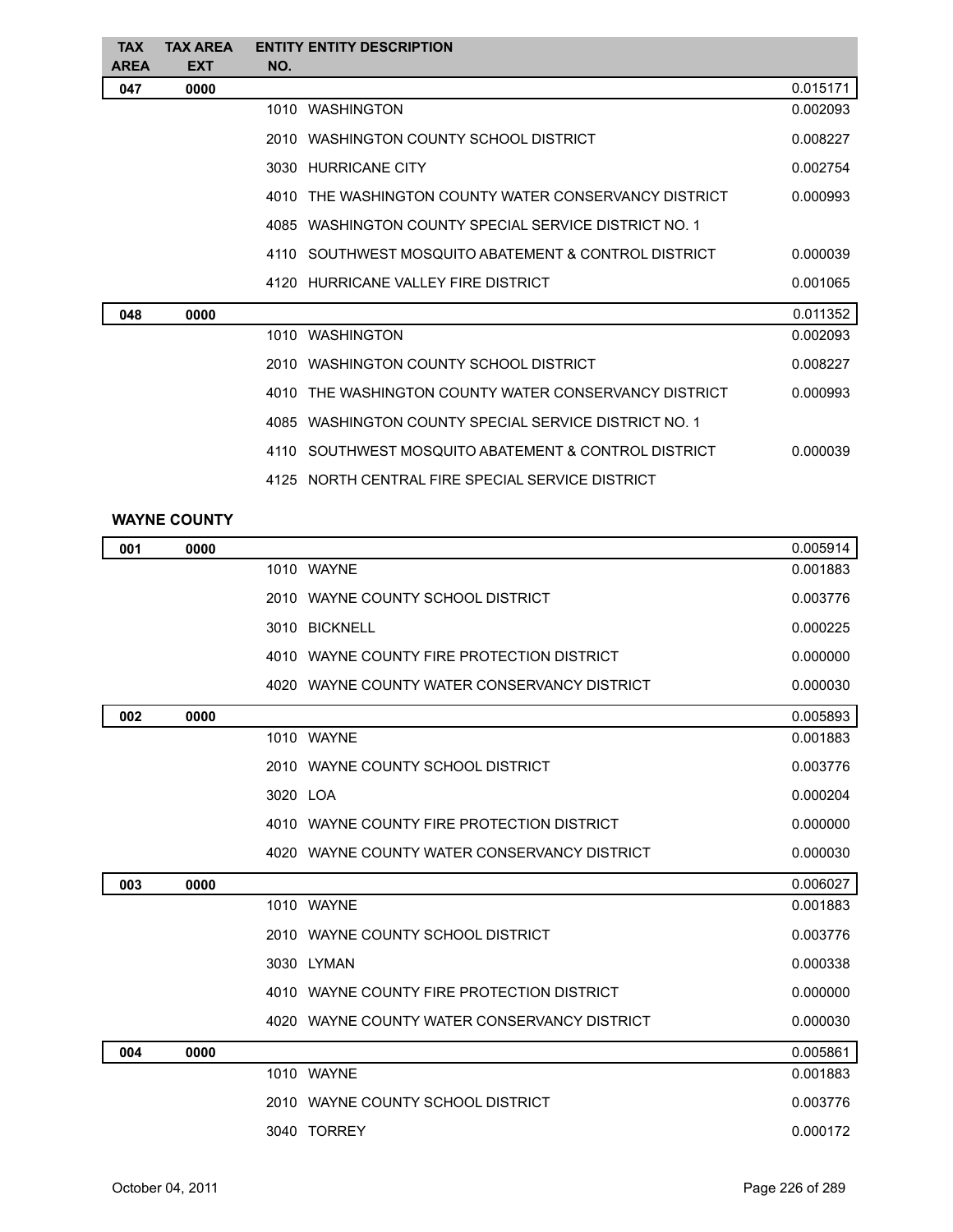| TAX AREA | TAX AREA EXT | ENTITY NO. | ENTITY DESCRIPTION | |
|---|---|---|---|---|
| 047 | 0000 | | | 0.015171 |
| | | 1010 | WASHINGTON | 0.002093 |
| | | 2010 | WASHINGTON COUNTY SCHOOL DISTRICT | 0.008227 |
| | | 3030 | HURRICANE CITY | 0.002754 |
| | | 4010 | THE WASHINGTON COUNTY WATER CONSERVANCY DISTRICT | 0.000993 |
| | | 4085 | WASHINGTON COUNTY SPECIAL SERVICE DISTRICT NO. 1 | |
| | | 4110 | SOUTHWEST MOSQUITO ABATEMENT & CONTROL DISTRICT | 0.000039 |
| | | 4120 | HURRICANE VALLEY FIRE DISTRICT | 0.001065 |
| 048 | 0000 | | | 0.011352 |
| | | 1010 | WASHINGTON | 0.002093 |
| | | 2010 | WASHINGTON COUNTY SCHOOL DISTRICT | 0.008227 |
| | | 4010 | THE WASHINGTON COUNTY WATER CONSERVANCY DISTRICT | 0.000993 |
| | | 4085 | WASHINGTON COUNTY SPECIAL SERVICE DISTRICT NO. 1 | |
| | | 4110 | SOUTHWEST MOSQUITO ABATEMENT & CONTROL DISTRICT | 0.000039 |
| | | 4125 | NORTH CENTRAL FIRE SPECIAL SERVICE DISTRICT | |

**WAYNE COUNTY**

| TAX AREA | TAX AREA EXT | ENTITY NO. | ENTITY DESCRIPTION | |
|---|---|---|---|---|
| 001 | 0000 | | | 0.005914 |
| | | 1010 | WAYNE | 0.001883 |
| | | 2010 | WAYNE COUNTY SCHOOL DISTRICT | 0.003776 |
| | | 3010 | BICKNELL | 0.000225 |
| | | 4010 | WAYNE COUNTY FIRE PROTECTION DISTRICT | 0.000000 |
| | | 4020 | WAYNE COUNTY WATER CONSERVANCY DISTRICT | 0.000030 |
| 002 | 0000 | | | 0.005893 |
| | | 1010 | WAYNE | 0.001883 |
| | | 2010 | WAYNE COUNTY SCHOOL DISTRICT | 0.003776 |
| | | 3020 | LOA | 0.000204 |
| | | 4010 | WAYNE COUNTY FIRE PROTECTION DISTRICT | 0.000000 |
| | | 4020 | WAYNE COUNTY WATER CONSERVANCY DISTRICT | 0.000030 |
| 003 | 0000 | | | 0.006027 |
| | | 1010 | WAYNE | 0.001883 |
| | | 2010 | WAYNE COUNTY SCHOOL DISTRICT | 0.003776 |
| | | 3030 | LYMAN | 0.000338 |
| | | 4010 | WAYNE COUNTY FIRE PROTECTION DISTRICT | 0.000000 |
| | | 4020 | WAYNE COUNTY WATER CONSERVANCY DISTRICT | 0.000030 |
| 004 | 0000 | | | 0.005861 |
| | | 1010 | WAYNE | 0.001883 |
| | | 2010 | WAYNE COUNTY SCHOOL DISTRICT | 0.003776 |
| | | 3040 | TORREY | 0.000172 |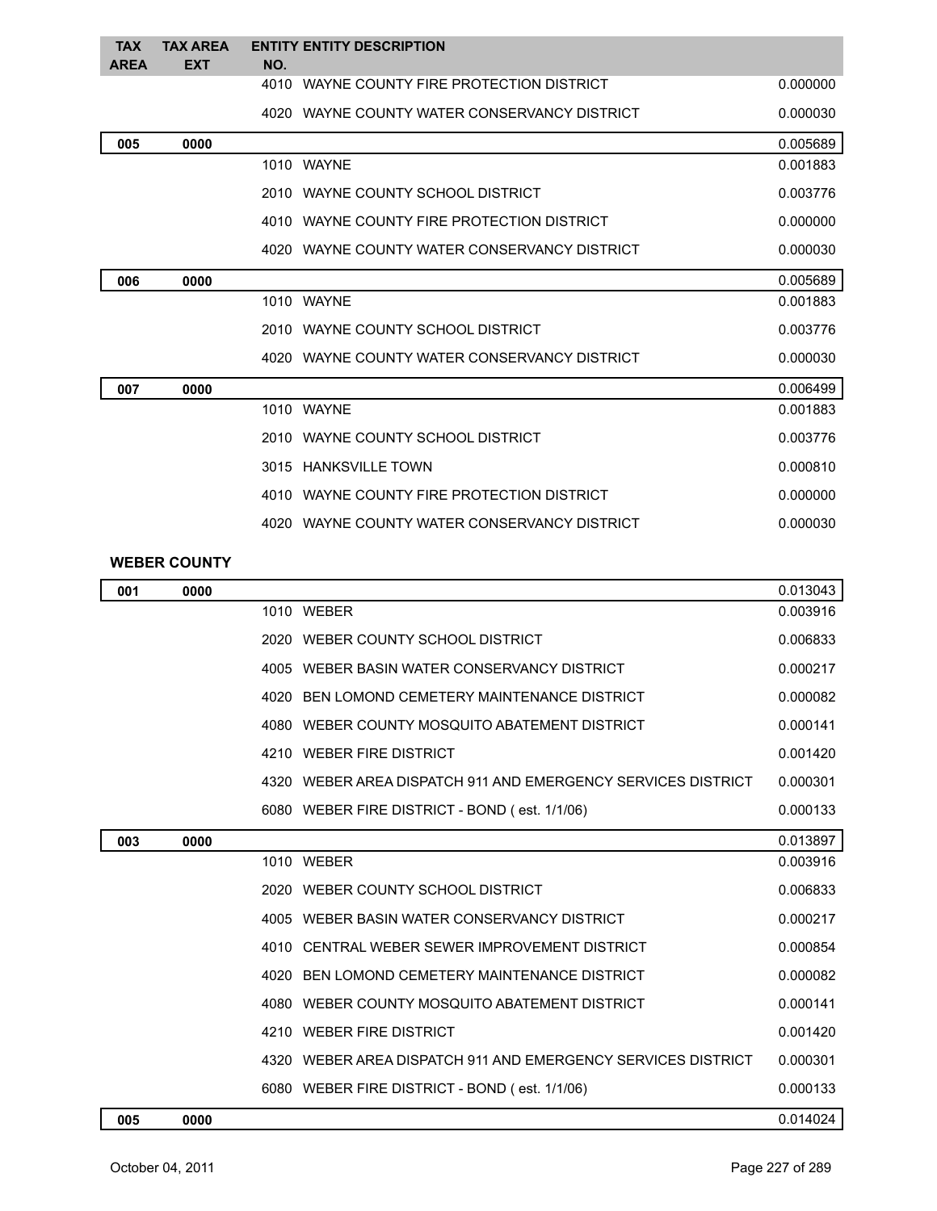| TAX AREA | TAX AREA EXT | ENTITY NO. | ENTITY DESCRIPTION | |
|---|---|---|---|---|
| | | 4010 | WAYNE COUNTY FIRE PROTECTION DISTRICT | 0.000000 |
| | | 4020 | WAYNE COUNTY WATER CONSERVANCY DISTRICT | 0.000030 |
| **005** | **0000** | | | 0.005689 |
| | | 1010 | WAYNE | 0.001883 |
| | | 2010 | WAYNE COUNTY SCHOOL DISTRICT | 0.003776 |
| | | 4010 | WAYNE COUNTY FIRE PROTECTION DISTRICT | 0.000000 |
| | | 4020 | WAYNE COUNTY WATER CONSERVANCY DISTRICT | 0.000030 |
| **006** | **0000** | | | 0.005689 |
| | | 1010 | WAYNE | 0.001883 |
| | | 2010 | WAYNE COUNTY SCHOOL DISTRICT | 0.003776 |
| | | 4020 | WAYNE COUNTY WATER CONSERVANCY DISTRICT | 0.000030 |
| **007** | **0000** | | | 0.006499 |
| | | 1010 | WAYNE | 0.001883 |
| | | 2010 | WAYNE COUNTY SCHOOL DISTRICT | 0.003776 |
| | | 3015 | HANKSVILLE TOWN | 0.000810 |
| | | 4010 | WAYNE COUNTY FIRE PROTECTION DISTRICT | 0.000000 |
| | | 4020 | WAYNE COUNTY WATER CONSERVANCY DISTRICT | 0.000030 |

## WEBER COUNTY

| TAX AREA | TAX AREA EXT | ENTITY NO. | ENTITY DESCRIPTION | |
|---|---|---|---|---|
| **001** | **0000** | | | 0.013043 |
| | | 1010 | WEBER | 0.003916 |
| | | 2020 | WEBER COUNTY SCHOOL DISTRICT | 0.006833 |
| | | 4005 | WEBER BASIN WATER CONSERVANCY DISTRICT | 0.000217 |
| | | 4020 | BEN LOMOND CEMETERY MAINTENANCE DISTRICT | 0.000082 |
| | | 4080 | WEBER COUNTY MOSQUITO ABATEMENT DISTRICT | 0.000141 |
| | | 4210 | WEBER FIRE DISTRICT | 0.001420 |
| | | 4320 | WEBER AREA DISPATCH 911 AND EMERGENCY SERVICES DISTRICT | 0.000301 |
| | | 6080 | WEBER FIRE DISTRICT - BOND ( est. 1/1/06) | 0.000133 |
| **003** | **0000** | | | 0.013897 |
| | | 1010 | WEBER | 0.003916 |
| | | 2020 | WEBER COUNTY SCHOOL DISTRICT | 0.006833 |
| | | 4005 | WEBER BASIN WATER CONSERVANCY DISTRICT | 0.000217 |
| | | 4010 | CENTRAL WEBER SEWER IMPROVEMENT DISTRICT | 0.000854 |
| | | 4020 | BEN LOMOND CEMETERY MAINTENANCE DISTRICT | 0.000082 |
| | | 4080 | WEBER COUNTY MOSQUITO ABATEMENT DISTRICT | 0.000141 |
| | | 4210 | WEBER FIRE DISTRICT | 0.001420 |
| | | 4320 | WEBER AREA DISPATCH 911 AND EMERGENCY SERVICES DISTRICT | 0.000301 |
| | | 6080 | WEBER FIRE DISTRICT - BOND ( est. 1/1/06) | 0.000133 |
| **005** | **0000** | | | 0.014024 |

October 04, 2011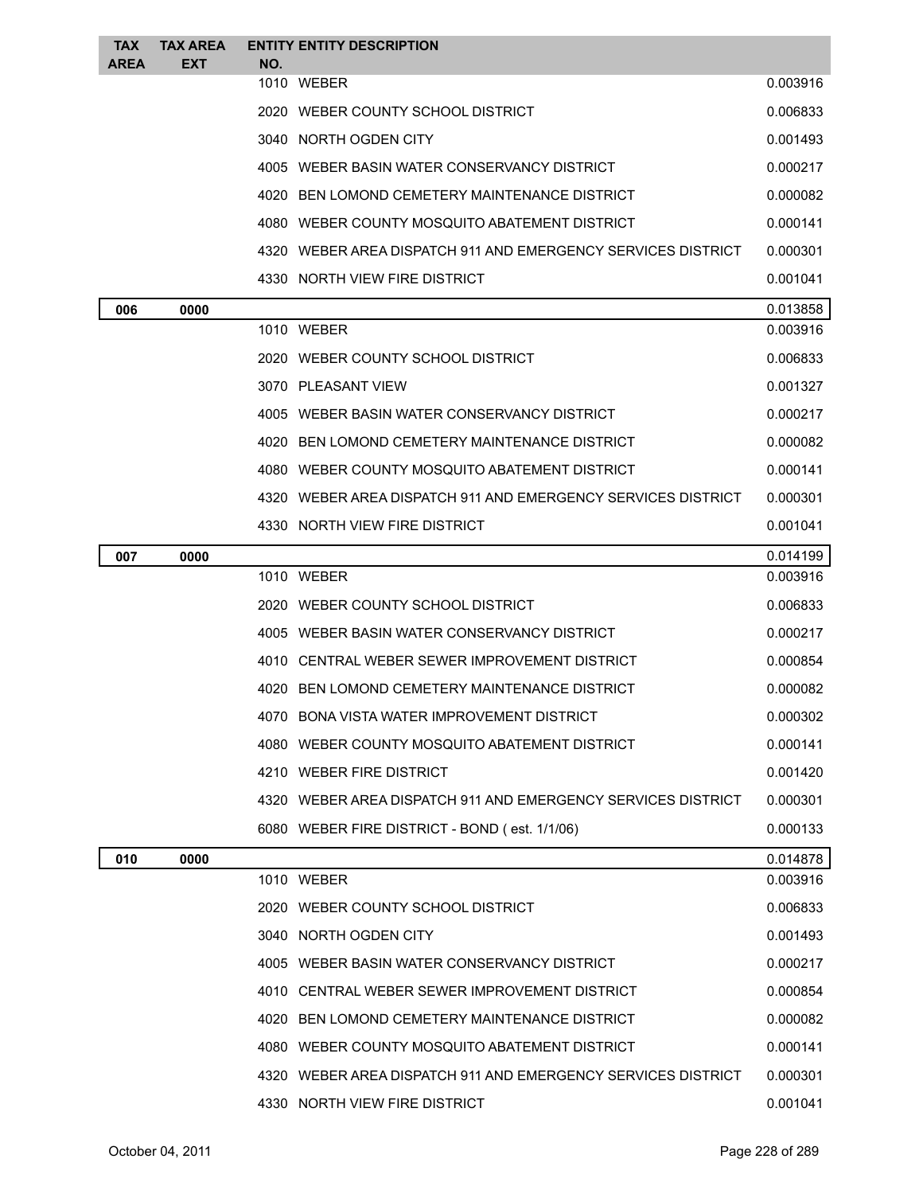| TAX AREA | TAX AREA EXT | ENTITY NO. | ENTITY DESCRIPTION | |
|---|---|---|---|---|
| | | 1010 | WEBER | 0.003916 |
| | | 2020 | WEBER COUNTY SCHOOL DISTRICT | 0.006833 |
| | | 3040 | NORTH OGDEN CITY | 0.001493 |
| | | 4005 | WEBER BASIN WATER CONSERVANCY DISTRICT | 0.000217 |
| | | 4020 | BEN LOMOND CEMETERY MAINTENANCE DISTRICT | 0.000082 |
| | | 4080 | WEBER COUNTY MOSQUITO ABATEMENT DISTRICT | 0.000141 |
| | | 4320 | WEBER AREA DISPATCH 911 AND EMERGENCY SERVICES DISTRICT | 0.000301 |
| | | 4330 | NORTH VIEW FIRE DISTRICT | 0.001041 |
| **006** | **0000** | | | 0.013858 |
| | | 1010 | WEBER | 0.003916 |
| | | 2020 | WEBER COUNTY SCHOOL DISTRICT | 0.006833 |
| | | 3070 | PLEASANT VIEW | 0.001327 |
| | | 4005 | WEBER BASIN WATER CONSERVANCY DISTRICT | 0.000217 |
| | | 4020 | BEN LOMOND CEMETERY MAINTENANCE DISTRICT | 0.000082 |
| | | 4080 | WEBER COUNTY MOSQUITO ABATEMENT DISTRICT | 0.000141 |
| | | 4320 | WEBER AREA DISPATCH 911 AND EMERGENCY SERVICES DISTRICT | 0.000301 |
| | | 4330 | NORTH VIEW FIRE DISTRICT | 0.001041 |
| **007** | **0000** | | | 0.014199 |
| | | 1010 | WEBER | 0.003916 |
| | | 2020 | WEBER COUNTY SCHOOL DISTRICT | 0.006833 |
| | | 4005 | WEBER BASIN WATER CONSERVANCY DISTRICT | 0.000217 |
| | | 4010 | CENTRAL WEBER SEWER IMPROVEMENT DISTRICT | 0.000854 |
| | | 4020 | BEN LOMOND CEMETERY MAINTENANCE DISTRICT | 0.000082 |
| | | 4070 | BONA VISTA WATER IMPROVEMENT DISTRICT | 0.000302 |
| | | 4080 | WEBER COUNTY MOSQUITO ABATEMENT DISTRICT | 0.000141 |
| | | 4210 | WEBER FIRE DISTRICT | 0.001420 |
| | | 4320 | WEBER AREA DISPATCH 911 AND EMERGENCY SERVICES DISTRICT | 0.000301 |
| | | 6080 | WEBER FIRE DISTRICT - BOND ( est. 1/1/06) | 0.000133 |
| **010** | **0000** | | | 0.014878 |
| | | 1010 | WEBER | 0.003916 |
| | | 2020 | WEBER COUNTY SCHOOL DISTRICT | 0.006833 |
| | | 3040 | NORTH OGDEN CITY | 0.001493 |
| | | 4005 | WEBER BASIN WATER CONSERVANCY DISTRICT | 0.000217 |
| | | 4010 | CENTRAL WEBER SEWER IMPROVEMENT DISTRICT | 0.000854 |
| | | 4020 | BEN LOMOND CEMETERY MAINTENANCE DISTRICT | 0.000082 |
| | | 4080 | WEBER COUNTY MOSQUITO ABATEMENT DISTRICT | 0.000141 |
| | | 4320 | WEBER AREA DISPATCH 911 AND EMERGENCY SERVICES DISTRICT | 0.000301 |
| | | 4330 | NORTH VIEW FIRE DISTRICT | 0.001041 |

October 04, 2011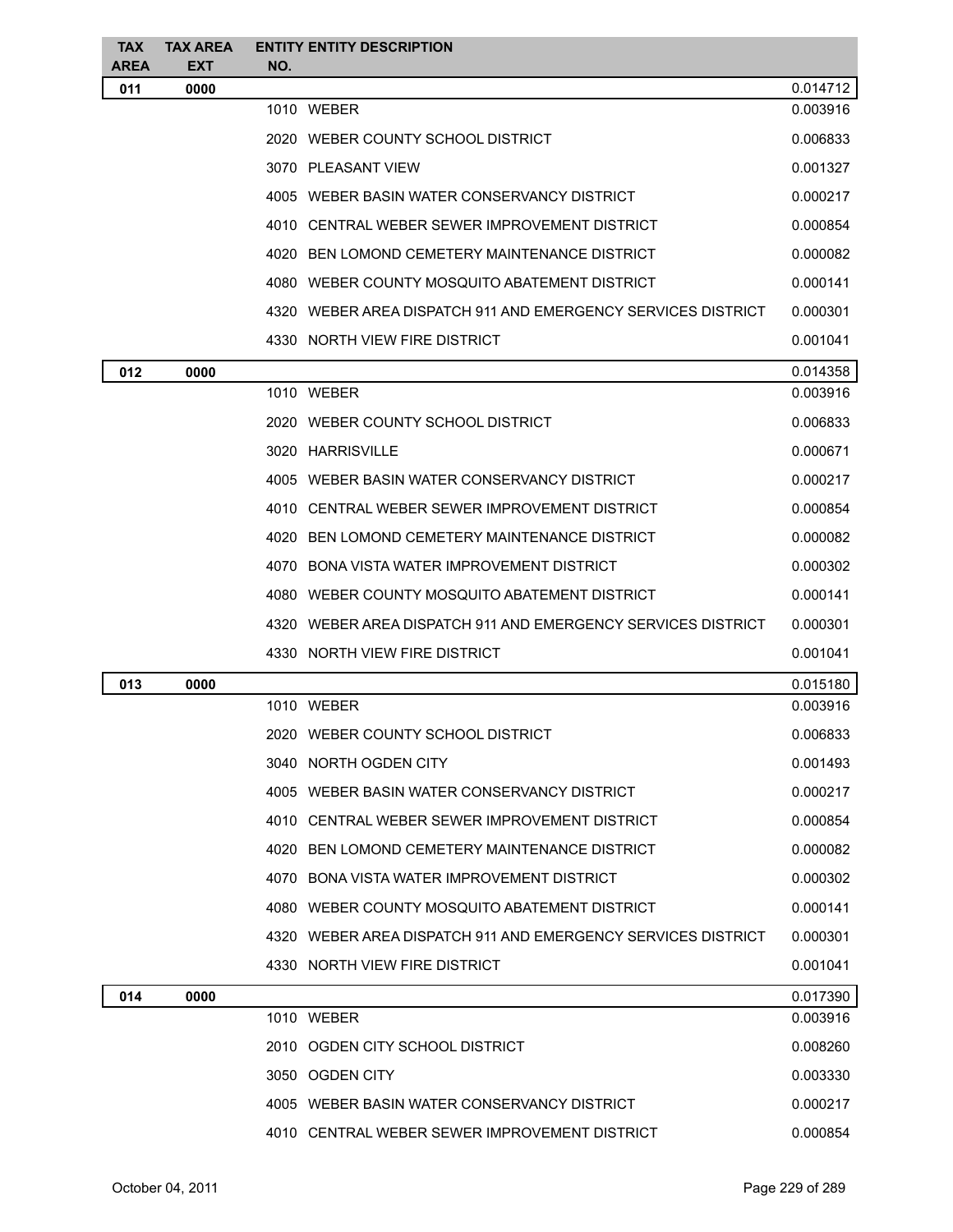| TAX AREA | TAX AREA EXT | ENTITY NO. | ENTITY DESCRIPTION | |
|---|---|---|---|---|
| 011 | 0000 | | | 0.014712 |
| | | 1010 | WEBER | 0.003916 |
| | | 2020 | WEBER COUNTY SCHOOL DISTRICT | 0.006833 |
| | | 3070 | PLEASANT VIEW | 0.001327 |
| | | 4005 | WEBER BASIN WATER CONSERVANCY DISTRICT | 0.000217 |
| | | 4010 | CENTRAL WEBER SEWER IMPROVEMENT DISTRICT | 0.000854 |
| | | 4020 | BEN LOMOND CEMETERY MAINTENANCE DISTRICT | 0.000082 |
| | | 4080 | WEBER COUNTY MOSQUITO ABATEMENT DISTRICT | 0.000141 |
| | | 4320 | WEBER AREA DISPATCH 911 AND EMERGENCY SERVICES DISTRICT | 0.000301 |
| | | 4330 | NORTH VIEW FIRE DISTRICT | 0.001041 |
| 012 | 0000 | | | 0.014358 |
| | | 1010 | WEBER | 0.003916 |
| | | 2020 | WEBER COUNTY SCHOOL DISTRICT | 0.006833 |
| | | 3020 | HARRISVILLE | 0.000671 |
| | | 4005 | WEBER BASIN WATER CONSERVANCY DISTRICT | 0.000217 |
| | | 4010 | CENTRAL WEBER SEWER IMPROVEMENT DISTRICT | 0.000854 |
| | | 4020 | BEN LOMOND CEMETERY MAINTENANCE DISTRICT | 0.000082 |
| | | 4070 | BONA VISTA WATER IMPROVEMENT DISTRICT | 0.000302 |
| | | 4080 | WEBER COUNTY MOSQUITO ABATEMENT DISTRICT | 0.000141 |
| | | 4320 | WEBER AREA DISPATCH 911 AND EMERGENCY SERVICES DISTRICT | 0.000301 |
| | | 4330 | NORTH VIEW FIRE DISTRICT | 0.001041 |
| 013 | 0000 | | | 0.015180 |
| | | 1010 | WEBER | 0.003916 |
| | | 2020 | WEBER COUNTY SCHOOL DISTRICT | 0.006833 |
| | | 3040 | NORTH OGDEN CITY | 0.001493 |
| | | 4005 | WEBER BASIN WATER CONSERVANCY DISTRICT | 0.000217 |
| | | 4010 | CENTRAL WEBER SEWER IMPROVEMENT DISTRICT | 0.000854 |
| | | 4020 | BEN LOMOND CEMETERY MAINTENANCE DISTRICT | 0.000082 |
| | | 4070 | BONA VISTA WATER IMPROVEMENT DISTRICT | 0.000302 |
| | | 4080 | WEBER COUNTY MOSQUITO ABATEMENT DISTRICT | 0.000141 |
| | | 4320 | WEBER AREA DISPATCH 911 AND EMERGENCY SERVICES DISTRICT | 0.000301 |
| | | 4330 | NORTH VIEW FIRE DISTRICT | 0.001041 |
| 014 | 0000 | | | 0.017390 |
| | | 1010 | WEBER | 0.003916 |
| | | 2010 | OGDEN CITY SCHOOL DISTRICT | 0.008260 |
| | | 3050 | OGDEN CITY | 0.003330 |
| | | 4005 | WEBER BASIN WATER CONSERVANCY DISTRICT | 0.000217 |
| | | 4010 | CENTRAL WEBER SEWER IMPROVEMENT DISTRICT | 0.000854 |

October 04, 2011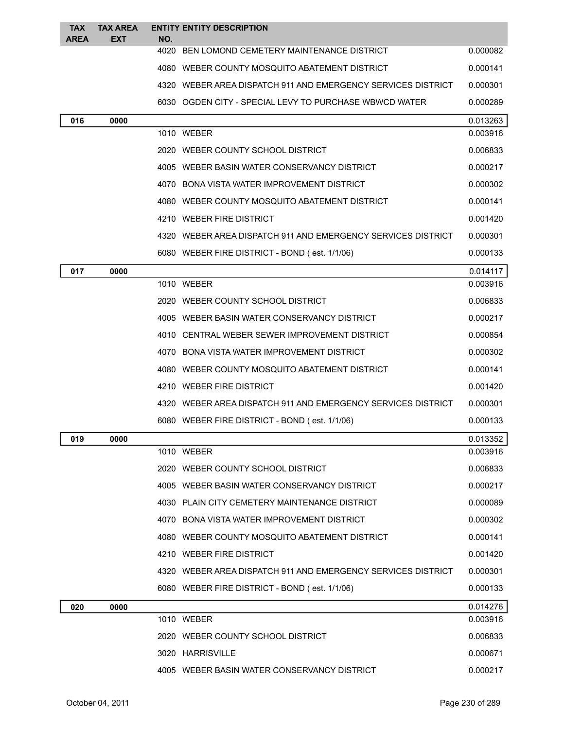| TAX AREA | TAX AREA EXT | ENTITY NO. | ENTITY DESCRIPTION | |
|---|---|---|---|---|
| | | 4020 | BEN LOMOND CEMETERY MAINTENANCE DISTRICT | 0.000082 |
| | | 4080 | WEBER COUNTY MOSQUITO ABATEMENT DISTRICT | 0.000141 |
| | | 4320 | WEBER AREA DISPATCH 911 AND EMERGENCY SERVICES DISTRICT | 0.000301 |
| | | 6030 | OGDEN CITY - SPECIAL LEVY TO PURCHASE WBWCD WATER | 0.000289 |
| 016 | 0000 | | | 0.013263 |
| | | 1010 | WEBER | 0.003916 |
| | | 2020 | WEBER COUNTY SCHOOL DISTRICT | 0.006833 |
| | | 4005 | WEBER BASIN WATER CONSERVANCY DISTRICT | 0.000217 |
| | | 4070 | BONA VISTA WATER IMPROVEMENT DISTRICT | 0.000302 |
| | | 4080 | WEBER COUNTY MOSQUITO ABATEMENT DISTRICT | 0.000141 |
| | | 4210 | WEBER FIRE DISTRICT | 0.001420 |
| | | 4320 | WEBER AREA DISPATCH 911 AND EMERGENCY SERVICES DISTRICT | 0.000301 |
| | | 6080 | WEBER FIRE DISTRICT - BOND ( est. 1/1/06) | 0.000133 |
| 017 | 0000 | | | 0.014117 |
| | | 1010 | WEBER | 0.003916 |
| | | 2020 | WEBER COUNTY SCHOOL DISTRICT | 0.006833 |
| | | 4005 | WEBER BASIN WATER CONSERVANCY DISTRICT | 0.000217 |
| | | 4010 | CENTRAL WEBER SEWER IMPROVEMENT DISTRICT | 0.000854 |
| | | 4070 | BONA VISTA WATER IMPROVEMENT DISTRICT | 0.000302 |
| | | 4080 | WEBER COUNTY MOSQUITO ABATEMENT DISTRICT | 0.000141 |
| | | 4210 | WEBER FIRE DISTRICT | 0.001420 |
| | | 4320 | WEBER AREA DISPATCH 911 AND EMERGENCY SERVICES DISTRICT | 0.000301 |
| | | 6080 | WEBER FIRE DISTRICT - BOND ( est. 1/1/06) | 0.000133 |
| 019 | 0000 | | | 0.013352 |
| | | 1010 | WEBER | 0.003916 |
| | | 2020 | WEBER COUNTY SCHOOL DISTRICT | 0.006833 |
| | | 4005 | WEBER BASIN WATER CONSERVANCY DISTRICT | 0.000217 |
| | | 4030 | PLAIN CITY CEMETERY MAINTENANCE DISTRICT | 0.000089 |
| | | 4070 | BONA VISTA WATER IMPROVEMENT DISTRICT | 0.000302 |
| | | 4080 | WEBER COUNTY MOSQUITO ABATEMENT DISTRICT | 0.000141 |
| | | 4210 | WEBER FIRE DISTRICT | 0.001420 |
| | | 4320 | WEBER AREA DISPATCH 911 AND EMERGENCY SERVICES DISTRICT | 0.000301 |
| | | 6080 | WEBER FIRE DISTRICT - BOND ( est. 1/1/06) | 0.000133 |
| 020 | 0000 | | | 0.014276 |
| | | 1010 | WEBER | 0.003916 |
| | | 2020 | WEBER COUNTY SCHOOL DISTRICT | 0.006833 |
| | | 3020 | HARRISVILLE | 0.000671 |
| | | 4005 | WEBER BASIN WATER CONSERVANCY DISTRICT | 0.000217 |

October 04, 2011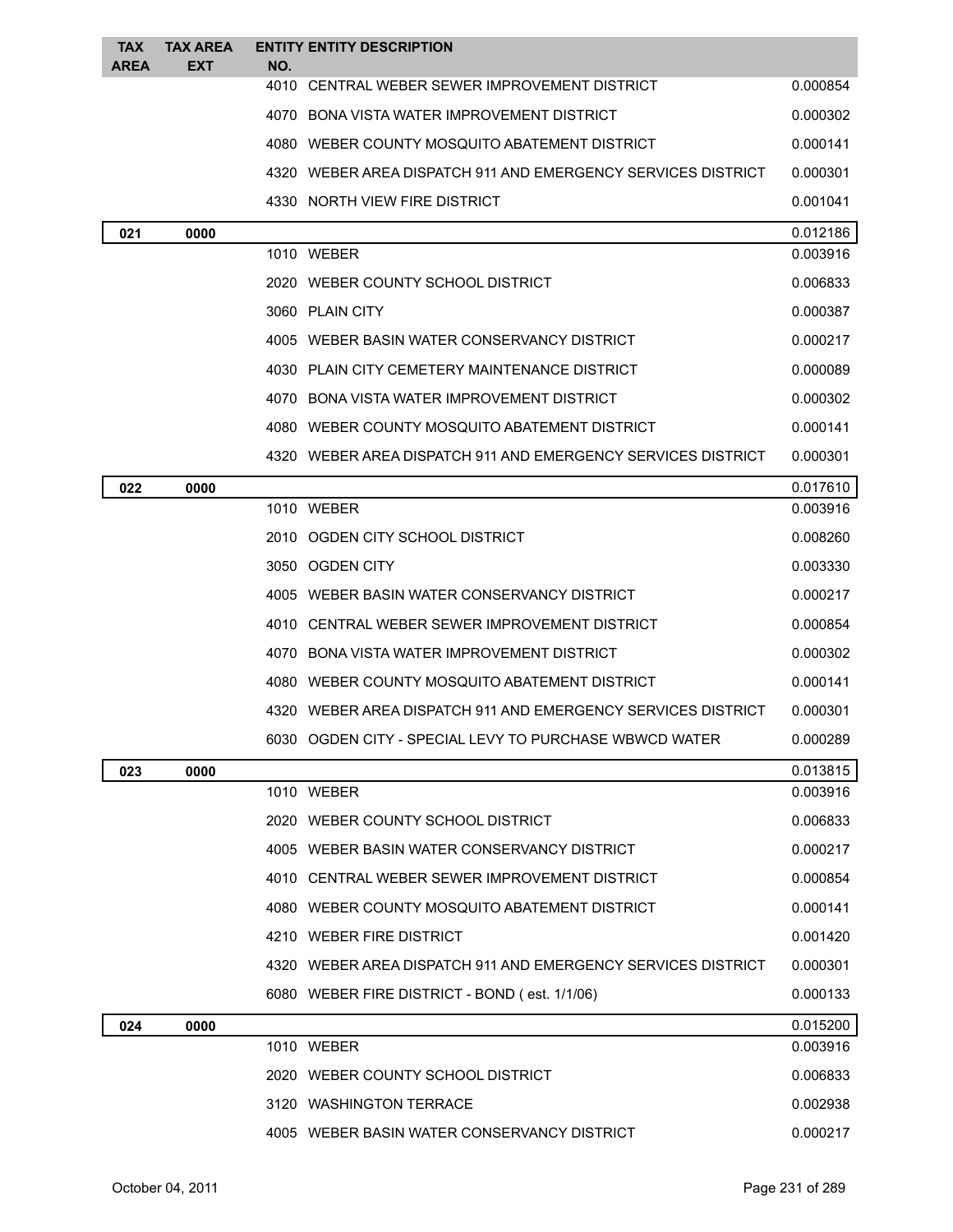| TAX AREA | TAX AREA EXT | ENTITY NO. | ENTITY DESCRIPTION | |
|---|---|---|---|---|
| | | 4010 | CENTRAL WEBER SEWER IMPROVEMENT DISTRICT | 0.000854 |
| | | 4070 | BONA VISTA WATER IMPROVEMENT DISTRICT | 0.000302 |
| | | 4080 | WEBER COUNTY MOSQUITO ABATEMENT DISTRICT | 0.000141 |
| | | 4320 | WEBER AREA DISPATCH 911 AND EMERGENCY SERVICES DISTRICT | 0.000301 |
| | | 4330 | NORTH VIEW FIRE DISTRICT | 0.001041 |
| 021 | 0000 | | | 0.012186 |
| | | 1010 | WEBER | 0.003916 |
| | | 2020 | WEBER COUNTY SCHOOL DISTRICT | 0.006833 |
| | | 3060 | PLAIN CITY | 0.000387 |
| | | 4005 | WEBER BASIN WATER CONSERVANCY DISTRICT | 0.000217 |
| | | 4030 | PLAIN CITY CEMETERY MAINTENANCE DISTRICT | 0.000089 |
| | | 4070 | BONA VISTA WATER IMPROVEMENT DISTRICT | 0.000302 |
| | | 4080 | WEBER COUNTY MOSQUITO ABATEMENT DISTRICT | 0.000141 |
| | | 4320 | WEBER AREA DISPATCH 911 AND EMERGENCY SERVICES DISTRICT | 0.000301 |
| 022 | 0000 | | | 0.017610 |
| | | 1010 | WEBER | 0.003916 |
| | | 2010 | OGDEN CITY SCHOOL DISTRICT | 0.008260 |
| | | 3050 | OGDEN CITY | 0.003330 |
| | | 4005 | WEBER BASIN WATER CONSERVANCY DISTRICT | 0.000217 |
| | | 4010 | CENTRAL WEBER SEWER IMPROVEMENT DISTRICT | 0.000854 |
| | | 4070 | BONA VISTA WATER IMPROVEMENT DISTRICT | 0.000302 |
| | | 4080 | WEBER COUNTY MOSQUITO ABATEMENT DISTRICT | 0.000141 |
| | | 4320 | WEBER AREA DISPATCH 911 AND EMERGENCY SERVICES DISTRICT | 0.000301 |
| | | 6030 | OGDEN CITY - SPECIAL LEVY TO PURCHASE WBWCD WATER | 0.000289 |
| 023 | 0000 | | | 0.013815 |
| | | 1010 | WEBER | 0.003916 |
| | | 2020 | WEBER COUNTY SCHOOL DISTRICT | 0.006833 |
| | | 4005 | WEBER BASIN WATER CONSERVANCY DISTRICT | 0.000217 |
| | | 4010 | CENTRAL WEBER SEWER IMPROVEMENT DISTRICT | 0.000854 |
| | | 4080 | WEBER COUNTY MOSQUITO ABATEMENT DISTRICT | 0.000141 |
| | | 4210 | WEBER FIRE DISTRICT | 0.001420 |
| | | 4320 | WEBER AREA DISPATCH 911 AND EMERGENCY SERVICES DISTRICT | 0.000301 |
| | | 6080 | WEBER FIRE DISTRICT - BOND ( est. 1/1/06) | 0.000133 |
| 024 | 0000 | | | 0.015200 |
| | | 1010 | WEBER | 0.003916 |
| | | 2020 | WEBER COUNTY SCHOOL DISTRICT | 0.006833 |
| | | 3120 | WASHINGTON TERRACE | 0.002938 |
| | | 4005 | WEBER BASIN WATER CONSERVANCY DISTRICT | 0.000217 |

October 04, 2011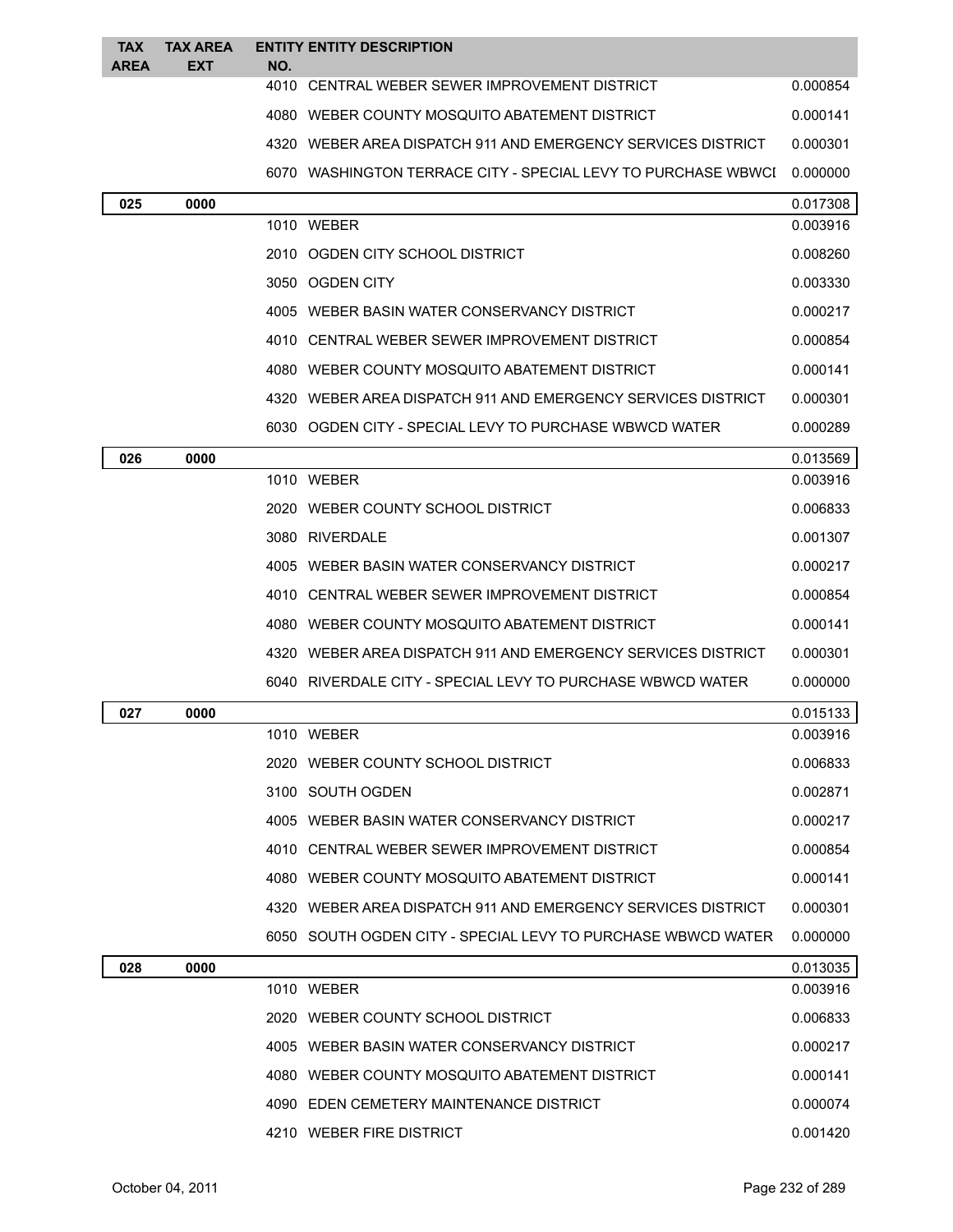| TAX AREA | TAX AREA EXT | ENTITY NO. | ENTITY DESCRIPTION | |
|---|---|---|---|---|
| | | 4010 | CENTRAL WEBER SEWER IMPROVEMENT DISTRICT | 0.000854 |
| | | 4080 | WEBER COUNTY MOSQUITO ABATEMENT DISTRICT | 0.000141 |
| | | 4320 | WEBER AREA DISPATCH 911 AND EMERGENCY SERVICES DISTRICT | 0.000301 |
| | | 6070 | WASHINGTON TERRACE CITY - SPECIAL LEVY TO PURCHASE WBWCI | 0.000000 |
| 025 | 0000 | | | 0.017308 |
| | | 1010 | WEBER | 0.003916 |
| | | 2010 | OGDEN CITY SCHOOL DISTRICT | 0.008260 |
| | | 3050 | OGDEN CITY | 0.003330 |
| | | 4005 | WEBER BASIN WATER CONSERVANCY DISTRICT | 0.000217 |
| | | 4010 | CENTRAL WEBER SEWER IMPROVEMENT DISTRICT | 0.000854 |
| | | 4080 | WEBER COUNTY MOSQUITO ABATEMENT DISTRICT | 0.000141 |
| | | 4320 | WEBER AREA DISPATCH 911 AND EMERGENCY SERVICES DISTRICT | 0.000301 |
| | | 6030 | OGDEN CITY - SPECIAL LEVY TO PURCHASE WBWCD WATER | 0.000289 |
| 026 | 0000 | | | 0.013569 |
| | | 1010 | WEBER | 0.003916 |
| | | 2020 | WEBER COUNTY SCHOOL DISTRICT | 0.006833 |
| | | 3080 | RIVERDALE | 0.001307 |
| | | 4005 | WEBER BASIN WATER CONSERVANCY DISTRICT | 0.000217 |
| | | 4010 | CENTRAL WEBER SEWER IMPROVEMENT DISTRICT | 0.000854 |
| | | 4080 | WEBER COUNTY MOSQUITO ABATEMENT DISTRICT | 0.000141 |
| | | 4320 | WEBER AREA DISPATCH 911 AND EMERGENCY SERVICES DISTRICT | 0.000301 |
| | | 6040 | RIVERDALE CITY - SPECIAL LEVY TO PURCHASE WBWCD WATER | 0.000000 |
| 027 | 0000 | | | 0.015133 |
| | | 1010 | WEBER | 0.003916 |
| | | 2020 | WEBER COUNTY SCHOOL DISTRICT | 0.006833 |
| | | 3100 | SOUTH OGDEN | 0.002871 |
| | | 4005 | WEBER BASIN WATER CONSERVANCY DISTRICT | 0.000217 |
| | | 4010 | CENTRAL WEBER SEWER IMPROVEMENT DISTRICT | 0.000854 |
| | | 4080 | WEBER COUNTY MOSQUITO ABATEMENT DISTRICT | 0.000141 |
| | | 4320 | WEBER AREA DISPATCH 911 AND EMERGENCY SERVICES DISTRICT | 0.000301 |
| | | 6050 | SOUTH OGDEN CITY - SPECIAL LEVY TO PURCHASE WBWCD WATER | 0.000000 |
| 028 | 0000 | | | 0.013035 |
| | | 1010 | WEBER | 0.003916 |
| | | 2020 | WEBER COUNTY SCHOOL DISTRICT | 0.006833 |
| | | 4005 | WEBER BASIN WATER CONSERVANCY DISTRICT | 0.000217 |
| | | 4080 | WEBER COUNTY MOSQUITO ABATEMENT DISTRICT | 0.000141 |
| | | 4090 | EDEN CEMETERY MAINTENANCE DISTRICT | 0.000074 |
| | | 4210 | WEBER FIRE DISTRICT | 0.001420 |

October 04, 2011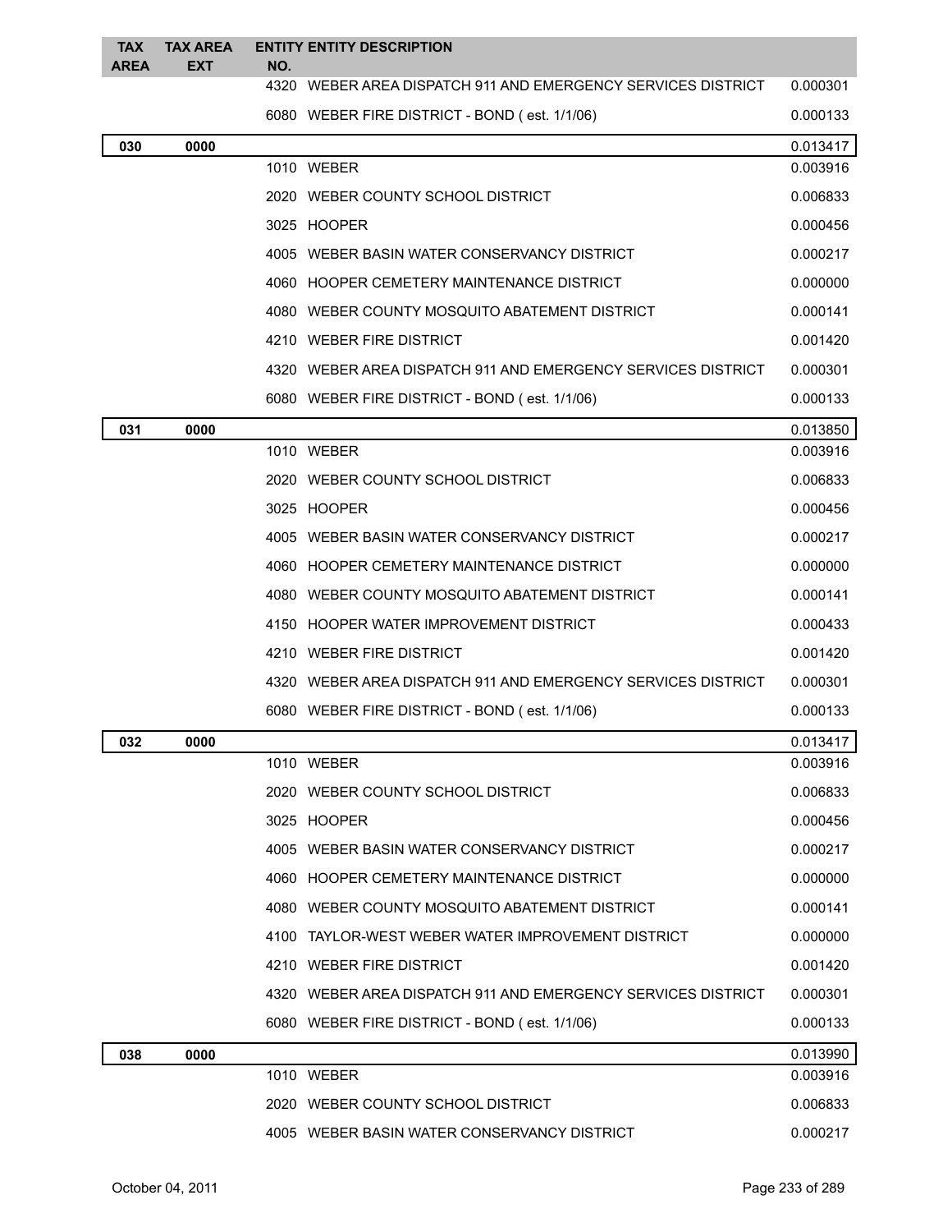| TAX AREA | TAX AREA EXT | ENTITY NO. | ENTITY DESCRIPTION | |
|---|---|---|---|---|
| | | 4320 | WEBER AREA DISPATCH 911 AND EMERGENCY SERVICES DISTRICT | 0.000301 |
| | | 6080 | WEBER FIRE DISTRICT - BOND ( est. 1/1/06) | 0.000133 |
| 030 | 0000 | | | 0.013417 |
| | | 1010 | WEBER | 0.003916 |
| | | 2020 | WEBER COUNTY SCHOOL DISTRICT | 0.006833 |
| | | 3025 | HOOPER | 0.000456 |
| | | 4005 | WEBER BASIN WATER CONSERVANCY DISTRICT | 0.000217 |
| | | 4060 | HOOPER CEMETERY MAINTENANCE DISTRICT | 0.000000 |
| | | 4080 | WEBER COUNTY MOSQUITO ABATEMENT DISTRICT | 0.000141 |
| | | 4210 | WEBER FIRE DISTRICT | 0.001420 |
| | | 4320 | WEBER AREA DISPATCH 911 AND EMERGENCY SERVICES DISTRICT | 0.000301 |
| | | 6080 | WEBER FIRE DISTRICT - BOND ( est. 1/1/06) | 0.000133 |
| 031 | 0000 | | | 0.013850 |
| | | 1010 | WEBER | 0.003916 |
| | | 2020 | WEBER COUNTY SCHOOL DISTRICT | 0.006833 |
| | | 3025 | HOOPER | 0.000456 |
| | | 4005 | WEBER BASIN WATER CONSERVANCY DISTRICT | 0.000217 |
| | | 4060 | HOOPER CEMETERY MAINTENANCE DISTRICT | 0.000000 |
| | | 4080 | WEBER COUNTY MOSQUITO ABATEMENT DISTRICT | 0.000141 |
| | | 4150 | HOOPER WATER IMPROVEMENT DISTRICT | 0.000433 |
| | | 4210 | WEBER FIRE DISTRICT | 0.001420 |
| | | 4320 | WEBER AREA DISPATCH 911 AND EMERGENCY SERVICES DISTRICT | 0.000301 |
| | | 6080 | WEBER FIRE DISTRICT - BOND ( est. 1/1/06) | 0.000133 |
| 032 | 0000 | | | 0.013417 |
| | | 1010 | WEBER | 0.003916 |
| | | 2020 | WEBER COUNTY SCHOOL DISTRICT | 0.006833 |
| | | 3025 | HOOPER | 0.000456 |
| | | 4005 | WEBER BASIN WATER CONSERVANCY DISTRICT | 0.000217 |
| | | 4060 | HOOPER CEMETERY MAINTENANCE DISTRICT | 0.000000 |
| | | 4080 | WEBER COUNTY MOSQUITO ABATEMENT DISTRICT | 0.000141 |
| | | 4100 | TAYLOR-WEST WEBER WATER IMPROVEMENT DISTRICT | 0.000000 |
| | | 4210 | WEBER FIRE DISTRICT | 0.001420 |
| | | 4320 | WEBER AREA DISPATCH 911 AND EMERGENCY SERVICES DISTRICT | 0.000301 |
| | | 6080 | WEBER FIRE DISTRICT - BOND ( est. 1/1/06) | 0.000133 |
| 038 | 0000 | | | 0.013990 |
| | | 1010 | WEBER | 0.003916 |
| | | 2020 | WEBER COUNTY SCHOOL DISTRICT | 0.006833 |
| | | 4005 | WEBER BASIN WATER CONSERVANCY DISTRICT | 0.000217 |

October 04, 2011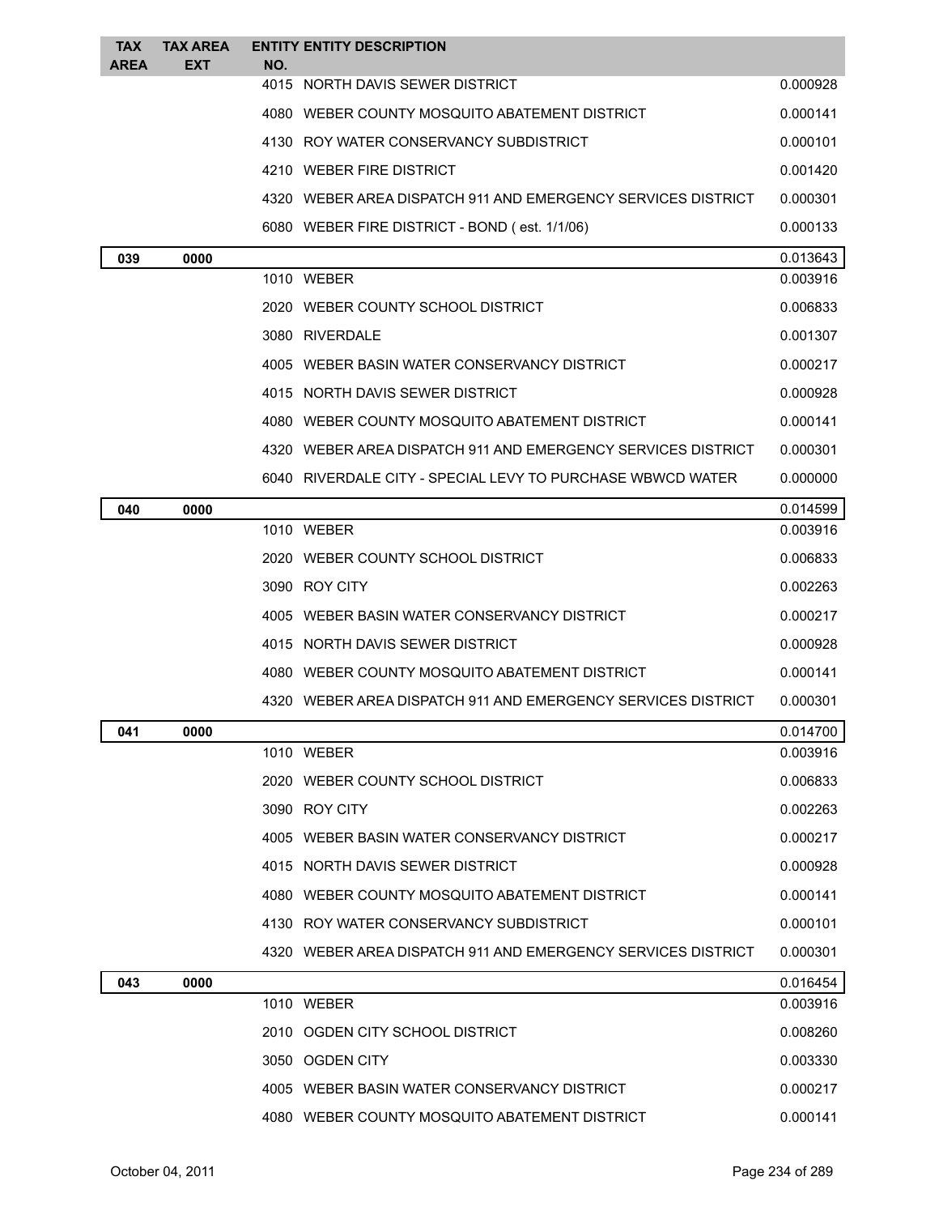| TAX AREA | TAX AREA EXT | ENTITY NO. | ENTITY DESCRIPTION | |
|---|---|---|---|---|
| | | 4015 | NORTH DAVIS SEWER DISTRICT | 0.000928 |
| | | 4080 | WEBER COUNTY MOSQUITO ABATEMENT DISTRICT | 0.000141 |
| | | 4130 | ROY WATER CONSERVANCY SUBDISTRICT | 0.000101 |
| | | 4210 | WEBER FIRE DISTRICT | 0.001420 |
| | | 4320 | WEBER AREA DISPATCH 911 AND EMERGENCY SERVICES DISTRICT | 0.000301 |
| | | 6080 | WEBER FIRE DISTRICT - BOND ( est. 1/1/06) | 0.000133 |
| **039** | **0000** | | | 0.013643 |
| | | 1010 | WEBER | 0.003916 |
| | | 2020 | WEBER COUNTY SCHOOL DISTRICT | 0.006833 |
| | | 3080 | RIVERDALE | 0.001307 |
| | | 4005 | WEBER BASIN WATER CONSERVANCY DISTRICT | 0.000217 |
| | | 4015 | NORTH DAVIS SEWER DISTRICT | 0.000928 |
| | | 4080 | WEBER COUNTY MOSQUITO ABATEMENT DISTRICT | 0.000141 |
| | | 4320 | WEBER AREA DISPATCH 911 AND EMERGENCY SERVICES DISTRICT | 0.000301 |
| | | 6040 | RIVERDALE CITY - SPECIAL LEVY TO PURCHASE WBWCD WATER | 0.000000 |
| **040** | **0000** | | | 0.014599 |
| | | 1010 | WEBER | 0.003916 |
| | | 2020 | WEBER COUNTY SCHOOL DISTRICT | 0.006833 |
| | | 3090 | ROY CITY | 0.002263 |
| | | 4005 | WEBER BASIN WATER CONSERVANCY DISTRICT | 0.000217 |
| | | 4015 | NORTH DAVIS SEWER DISTRICT | 0.000928 |
| | | 4080 | WEBER COUNTY MOSQUITO ABATEMENT DISTRICT | 0.000141 |
| | | 4320 | WEBER AREA DISPATCH 911 AND EMERGENCY SERVICES DISTRICT | 0.000301 |
| **041** | **0000** | | | 0.014700 |
| | | 1010 | WEBER | 0.003916 |
| | | 2020 | WEBER COUNTY SCHOOL DISTRICT | 0.006833 |
| | | 3090 | ROY CITY | 0.002263 |
| | | 4005 | WEBER BASIN WATER CONSERVANCY DISTRICT | 0.000217 |
| | | 4015 | NORTH DAVIS SEWER DISTRICT | 0.000928 |
| | | 4080 | WEBER COUNTY MOSQUITO ABATEMENT DISTRICT | 0.000141 |
| | | 4130 | ROY WATER CONSERVANCY SUBDISTRICT | 0.000101 |
| | | 4320 | WEBER AREA DISPATCH 911 AND EMERGENCY SERVICES DISTRICT | 0.000301 |
| **043** | **0000** | | | 0.016454 |
| | | 1010 | WEBER | 0.003916 |
| | | 2010 | OGDEN CITY SCHOOL DISTRICT | 0.008260 |
| | | 3050 | OGDEN CITY | 0.003330 |
| | | 4005 | WEBER BASIN WATER CONSERVANCY DISTRICT | 0.000217 |
| | | 4080 | WEBER COUNTY MOSQUITO ABATEMENT DISTRICT | 0.000141 |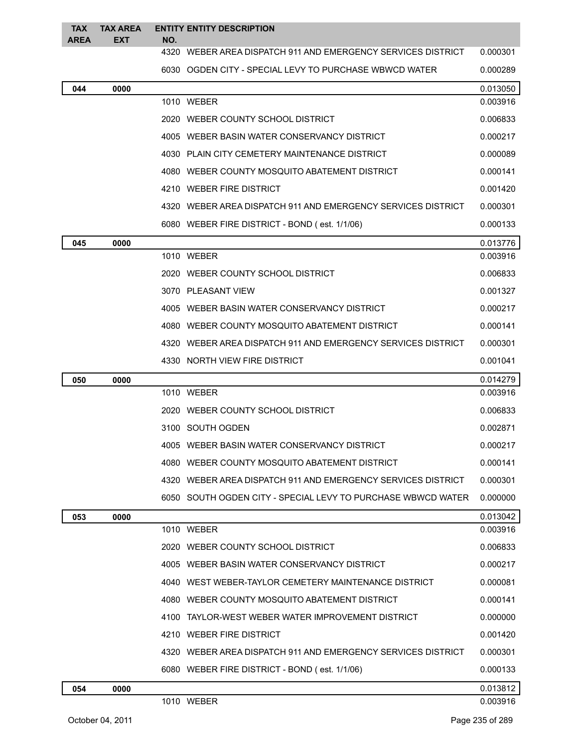| TAX AREA | TAX AREA EXT | ENTITY NO. | ENTITY DESCRIPTION | |
|---|---|---|---|---|
| | | 4320 | WEBER AREA DISPATCH 911 AND EMERGENCY SERVICES DISTRICT | 0.000301 |
| | | 6030 | OGDEN CITY - SPECIAL LEVY TO PURCHASE WBWCD WATER | 0.000289 |
| **044** | **0000** | | | 0.013050 |
| | | 1010 | WEBER | 0.003916 |
| | | 2020 | WEBER COUNTY SCHOOL DISTRICT | 0.006833 |
| | | 4005 | WEBER BASIN WATER CONSERVANCY DISTRICT | 0.000217 |
| | | 4030 | PLAIN CITY CEMETERY MAINTENANCE DISTRICT | 0.000089 |
| | | 4080 | WEBER COUNTY MOSQUITO ABATEMENT DISTRICT | 0.000141 |
| | | 4210 | WEBER FIRE DISTRICT | 0.001420 |
| | | 4320 | WEBER AREA DISPATCH 911 AND EMERGENCY SERVICES DISTRICT | 0.000301 |
| | | 6080 | WEBER FIRE DISTRICT - BOND ( est. 1/1/06) | 0.000133 |
| **045** | **0000** | | | 0.013776 |
| | | 1010 | WEBER | 0.003916 |
| | | 2020 | WEBER COUNTY SCHOOL DISTRICT | 0.006833 |
| | | 3070 | PLEASANT VIEW | 0.001327 |
| | | 4005 | WEBER BASIN WATER CONSERVANCY DISTRICT | 0.000217 |
| | | 4080 | WEBER COUNTY MOSQUITO ABATEMENT DISTRICT | 0.000141 |
| | | 4320 | WEBER AREA DISPATCH 911 AND EMERGENCY SERVICES DISTRICT | 0.000301 |
| | | 4330 | NORTH VIEW FIRE DISTRICT | 0.001041 |
| **050** | **0000** | | | 0.014279 |
| | | 1010 | WEBER | 0.003916 |
| | | 2020 | WEBER COUNTY SCHOOL DISTRICT | 0.006833 |
| | | 3100 | SOUTH OGDEN | 0.002871 |
| | | 4005 | WEBER BASIN WATER CONSERVANCY DISTRICT | 0.000217 |
| | | 4080 | WEBER COUNTY MOSQUITO ABATEMENT DISTRICT | 0.000141 |
| | | 4320 | WEBER AREA DISPATCH 911 AND EMERGENCY SERVICES DISTRICT | 0.000301 |
| | | 6050 | SOUTH OGDEN CITY - SPECIAL LEVY TO PURCHASE WBWCD WATER | 0.000000 |
| **053** | **0000** | | | 0.013042 |
| | | 1010 | WEBER | 0.003916 |
| | | 2020 | WEBER COUNTY SCHOOL DISTRICT | 0.006833 |
| | | 4005 | WEBER BASIN WATER CONSERVANCY DISTRICT | 0.000217 |
| | | 4040 | WEST WEBER-TAYLOR CEMETERY MAINTENANCE DISTRICT | 0.000081 |
| | | 4080 | WEBER COUNTY MOSQUITO ABATEMENT DISTRICT | 0.000141 |
| | | 4100 | TAYLOR-WEST WEBER WATER IMPROVEMENT DISTRICT | 0.000000 |
| | | 4210 | WEBER FIRE DISTRICT | 0.001420 |
| | | 4320 | WEBER AREA DISPATCH 911 AND EMERGENCY SERVICES DISTRICT | 0.000301 |
| | | 6080 | WEBER FIRE DISTRICT - BOND ( est. 1/1/06) | 0.000133 |
| **054** | **0000** | | | 0.013812 |
| | | 1010 | WEBER | 0.003916 |

October 04, 2011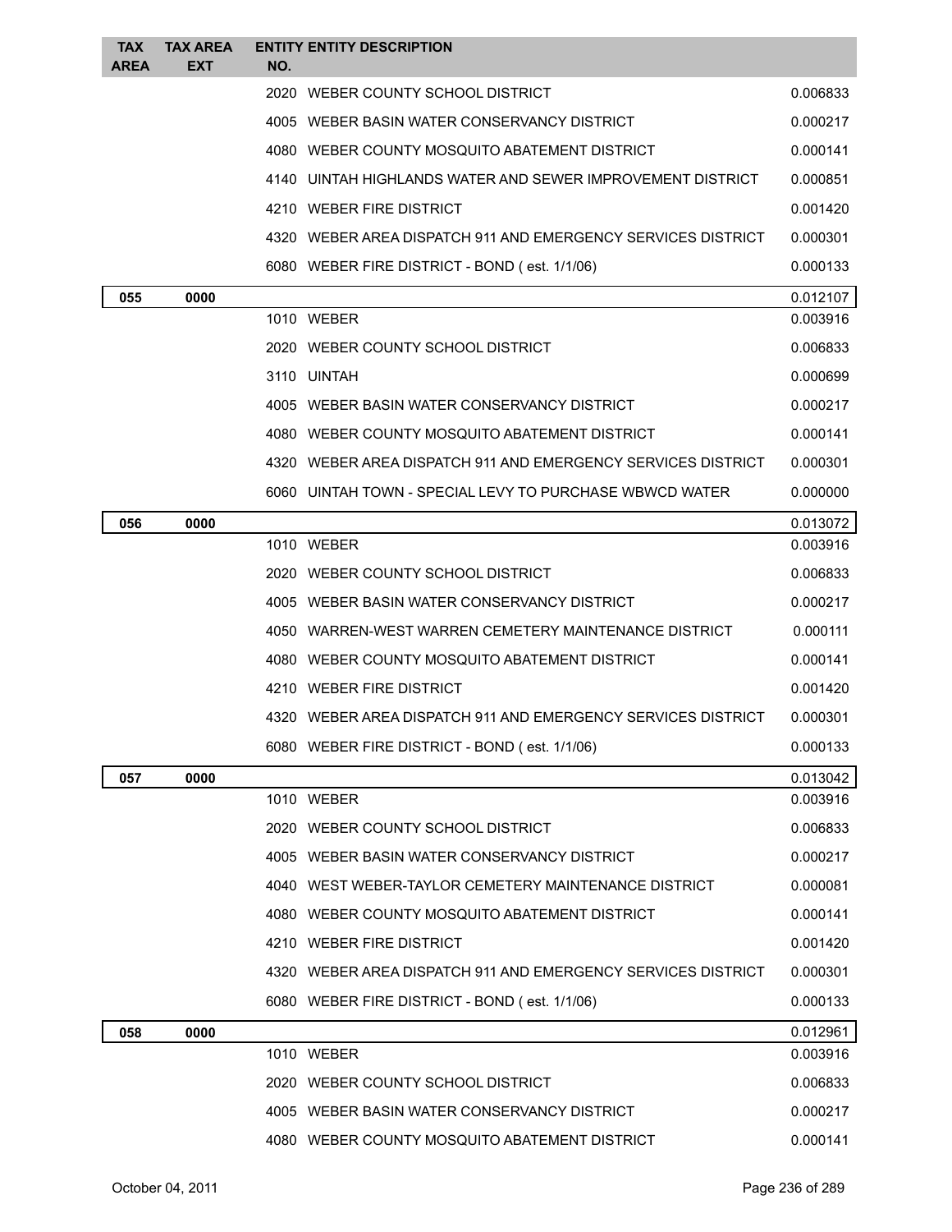| TAX AREA | TAX AREA EXT | ENTITY NO. | ENTITY DESCRIPTION | |
|---|---|---|---|---|
| | | 2020 | WEBER COUNTY SCHOOL DISTRICT | 0.006833 |
| | | 4005 | WEBER BASIN WATER CONSERVANCY DISTRICT | 0.000217 |
| | | 4080 | WEBER COUNTY MOSQUITO ABATEMENT DISTRICT | 0.000141 |
| | | 4140 | UINTAH HIGHLANDS WATER AND SEWER IMPROVEMENT DISTRICT | 0.000851 |
| | | 4210 | WEBER FIRE DISTRICT | 0.001420 |
| | | 4320 | WEBER AREA DISPATCH 911 AND EMERGENCY SERVICES DISTRICT | 0.000301 |
| | | 6080 | WEBER FIRE DISTRICT - BOND ( est. 1/1/06) | 0.000133 |
| **055** | **0000** | | | 0.012107 |
| | | 1010 | WEBER | 0.003916 |
| | | 2020 | WEBER COUNTY SCHOOL DISTRICT | 0.006833 |
| | | 3110 | UINTAH | 0.000699 |
| | | 4005 | WEBER BASIN WATER CONSERVANCY DISTRICT | 0.000217 |
| | | 4080 | WEBER COUNTY MOSQUITO ABATEMENT DISTRICT | 0.000141 |
| | | 4320 | WEBER AREA DISPATCH 911 AND EMERGENCY SERVICES DISTRICT | 0.000301 |
| | | 6060 | UINTAH TOWN - SPECIAL LEVY TO PURCHASE WBWCD WATER | 0.000000 |
| **056** | **0000** | | | 0.013072 |
| | | 1010 | WEBER | 0.003916 |
| | | 2020 | WEBER COUNTY SCHOOL DISTRICT | 0.006833 |
| | | 4005 | WEBER BASIN WATER CONSERVANCY DISTRICT | 0.000217 |
| | | 4050 | WARREN-WEST WARREN CEMETERY MAINTENANCE DISTRICT | 0.000111 |
| | | 4080 | WEBER COUNTY MOSQUITO ABATEMENT DISTRICT | 0.000141 |
| | | 4210 | WEBER FIRE DISTRICT | 0.001420 |
| | | 4320 | WEBER AREA DISPATCH 911 AND EMERGENCY SERVICES DISTRICT | 0.000301 |
| | | 6080 | WEBER FIRE DISTRICT - BOND ( est. 1/1/06) | 0.000133 |
| **057** | **0000** | | | 0.013042 |
| | | 1010 | WEBER | 0.003916 |
| | | 2020 | WEBER COUNTY SCHOOL DISTRICT | 0.006833 |
| | | 4005 | WEBER BASIN WATER CONSERVANCY DISTRICT | 0.000217 |
| | | 4040 | WEST WEBER-TAYLOR CEMETERY MAINTENANCE DISTRICT | 0.000081 |
| | | 4080 | WEBER COUNTY MOSQUITO ABATEMENT DISTRICT | 0.000141 |
| | | 4210 | WEBER FIRE DISTRICT | 0.001420 |
| | | 4320 | WEBER AREA DISPATCH 911 AND EMERGENCY SERVICES DISTRICT | 0.000301 |
| | | 6080 | WEBER FIRE DISTRICT - BOND ( est. 1/1/06) | 0.000133 |
| **058** | **0000** | | | 0.012961 |
| | | 1010 | WEBER | 0.003916 |
| | | 2020 | WEBER COUNTY SCHOOL DISTRICT | 0.006833 |
| | | 4005 | WEBER BASIN WATER CONSERVANCY DISTRICT | 0.000217 |
| | | 4080 | WEBER COUNTY MOSQUITO ABATEMENT DISTRICT | 0.000141 |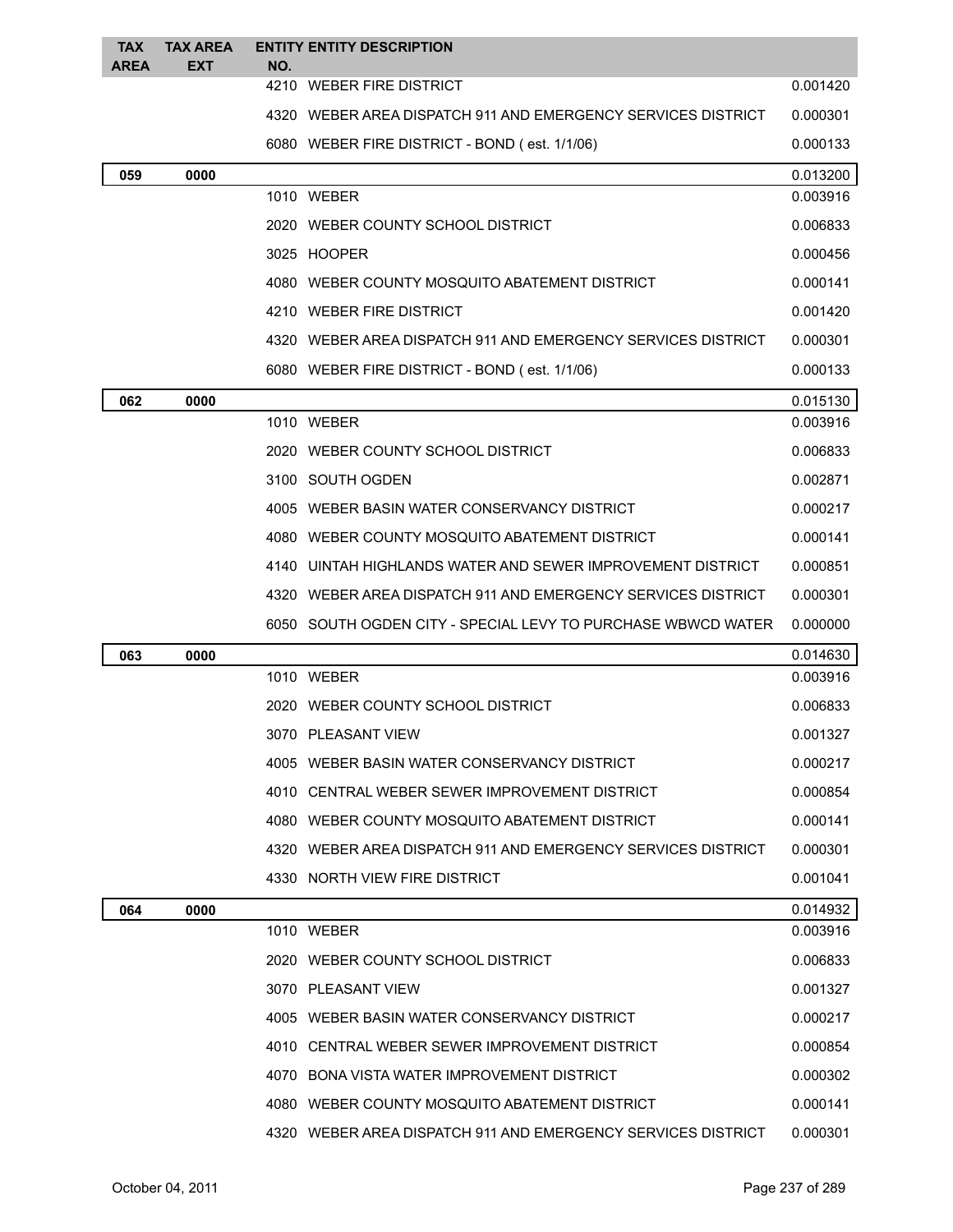| TAX AREA | TAX AREA EXT | ENTITY NO. | ENTITY DESCRIPTION | |
|---|---|---|---|---|
| | | 4210 | WEBER FIRE DISTRICT | 0.001420 |
| | | 4320 | WEBER AREA DISPATCH 911 AND EMERGENCY SERVICES DISTRICT | 0.000301 |
| | | 6080 | WEBER FIRE DISTRICT - BOND ( est. 1/1/06) | 0.000133 |
| **059** | **0000** | | | 0.013200 |
| | | 1010 | WEBER | 0.003916 |
| | | 2020 | WEBER COUNTY SCHOOL DISTRICT | 0.006833 |
| | | 3025 | HOOPER | 0.000456 |
| | | 4080 | WEBER COUNTY MOSQUITO ABATEMENT DISTRICT | 0.000141 |
| | | 4210 | WEBER FIRE DISTRICT | 0.001420 |
| | | 4320 | WEBER AREA DISPATCH 911 AND EMERGENCY SERVICES DISTRICT | 0.000301 |
| | | 6080 | WEBER FIRE DISTRICT - BOND ( est. 1/1/06) | 0.000133 |
| **062** | **0000** | | | 0.015130 |
| | | 1010 | WEBER | 0.003916 |
| | | 2020 | WEBER COUNTY SCHOOL DISTRICT | 0.006833 |
| | | 3100 | SOUTH OGDEN | 0.002871 |
| | | 4005 | WEBER BASIN WATER CONSERVANCY DISTRICT | 0.000217 |
| | | 4080 | WEBER COUNTY MOSQUITO ABATEMENT DISTRICT | 0.000141 |
| | | 4140 | UINTAH HIGHLANDS WATER AND SEWER IMPROVEMENT DISTRICT | 0.000851 |
| | | 4320 | WEBER AREA DISPATCH 911 AND EMERGENCY SERVICES DISTRICT | 0.000301 |
| | | 6050 | SOUTH OGDEN CITY - SPECIAL LEVY TO PURCHASE WBWCD WATER | 0.000000 |
| **063** | **0000** | | | 0.014630 |
| | | 1010 | WEBER | 0.003916 |
| | | 2020 | WEBER COUNTY SCHOOL DISTRICT | 0.006833 |
| | | 3070 | PLEASANT VIEW | 0.001327 |
| | | 4005 | WEBER BASIN WATER CONSERVANCY DISTRICT | 0.000217 |
| | | 4010 | CENTRAL WEBER SEWER IMPROVEMENT DISTRICT | 0.000854 |
| | | 4080 | WEBER COUNTY MOSQUITO ABATEMENT DISTRICT | 0.000141 |
| | | 4320 | WEBER AREA DISPATCH 911 AND EMERGENCY SERVICES DISTRICT | 0.000301 |
| | | 4330 | NORTH VIEW FIRE DISTRICT | 0.001041 |
| **064** | **0000** | | | 0.014932 |
| | | 1010 | WEBER | 0.003916 |
| | | 2020 | WEBER COUNTY SCHOOL DISTRICT | 0.006833 |
| | | 3070 | PLEASANT VIEW | 0.001327 |
| | | 4005 | WEBER BASIN WATER CONSERVANCY DISTRICT | 0.000217 |
| | | 4010 | CENTRAL WEBER SEWER IMPROVEMENT DISTRICT | 0.000854 |
| | | 4070 | BONA VISTA WATER IMPROVEMENT DISTRICT | 0.000302 |
| | | 4080 | WEBER COUNTY MOSQUITO ABATEMENT DISTRICT | 0.000141 |
| | | 4320 | WEBER AREA DISPATCH 911 AND EMERGENCY SERVICES DISTRICT | 0.000301 |

October 04, 2011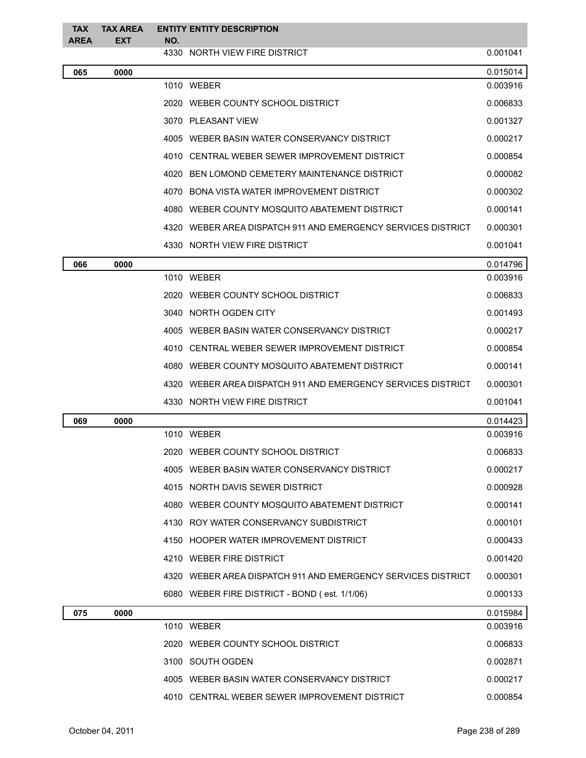| TAX AREA | TAX AREA EXT | ENTITY NO. | ENTITY DESCRIPTION | |
|---|---|---|---|---|
| | | 4330 | NORTH VIEW FIRE DISTRICT | 0.001041 |
| **065** | **0000** | | | 0.015014 |
| | | 1010 | WEBER | 0.003916 |
| | | 2020 | WEBER COUNTY SCHOOL DISTRICT | 0.006833 |
| | | 3070 | PLEASANT VIEW | 0.001327 |
| | | 4005 | WEBER BASIN WATER CONSERVANCY DISTRICT | 0.000217 |
| | | 4010 | CENTRAL WEBER SEWER IMPROVEMENT DISTRICT | 0.000854 |
| | | 4020 | BEN LOMOND CEMETERY MAINTENANCE DISTRICT | 0.000082 |
| | | 4070 | BONA VISTA WATER IMPROVEMENT DISTRICT | 0.000302 |
| | | 4080 | WEBER COUNTY MOSQUITO ABATEMENT DISTRICT | 0.000141 |
| | | 4320 | WEBER AREA DISPATCH 911 AND EMERGENCY SERVICES DISTRICT | 0.000301 |
| | | 4330 | NORTH VIEW FIRE DISTRICT | 0.001041 |
| **066** | **0000** | | | 0.014796 |
| | | 1010 | WEBER | 0.003916 |
| | | 2020 | WEBER COUNTY SCHOOL DISTRICT | 0.006833 |
| | | 3040 | NORTH OGDEN CITY | 0.001493 |
| | | 4005 | WEBER BASIN WATER CONSERVANCY DISTRICT | 0.000217 |
| | | 4010 | CENTRAL WEBER SEWER IMPROVEMENT DISTRICT | 0.000854 |
| | | 4080 | WEBER COUNTY MOSQUITO ABATEMENT DISTRICT | 0.000141 |
| | | 4320 | WEBER AREA DISPATCH 911 AND EMERGENCY SERVICES DISTRICT | 0.000301 |
| | | 4330 | NORTH VIEW FIRE DISTRICT | 0.001041 |
| **069** | **0000** | | | 0.014423 |
| | | 1010 | WEBER | 0.003916 |
| | | 2020 | WEBER COUNTY SCHOOL DISTRICT | 0.006833 |
| | | 4005 | WEBER BASIN WATER CONSERVANCY DISTRICT | 0.000217 |
| | | 4015 | NORTH DAVIS SEWER DISTRICT | 0.000928 |
| | | 4080 | WEBER COUNTY MOSQUITO ABATEMENT DISTRICT | 0.000141 |
| | | 4130 | ROY WATER CONSERVANCY SUBDISTRICT | 0.000101 |
| | | 4150 | HOOPER WATER IMPROVEMENT DISTRICT | 0.000433 |
| | | 4210 | WEBER FIRE DISTRICT | 0.001420 |
| | | 4320 | WEBER AREA DISPATCH 911 AND EMERGENCY SERVICES DISTRICT | 0.000301 |
| | | 6080 | WEBER FIRE DISTRICT - BOND ( est. 1/1/06) | 0.000133 |
| **075** | **0000** | | | 0.015984 |
| | | 1010 | WEBER | 0.003916 |
| | | 2020 | WEBER COUNTY SCHOOL DISTRICT | 0.006833 |
| | | 3100 | SOUTH OGDEN | 0.002871 |
| | | 4005 | WEBER BASIN WATER CONSERVANCY DISTRICT | 0.000217 |
| | | 4010 | CENTRAL WEBER SEWER IMPROVEMENT DISTRICT | 0.000854 |

October 04, 2011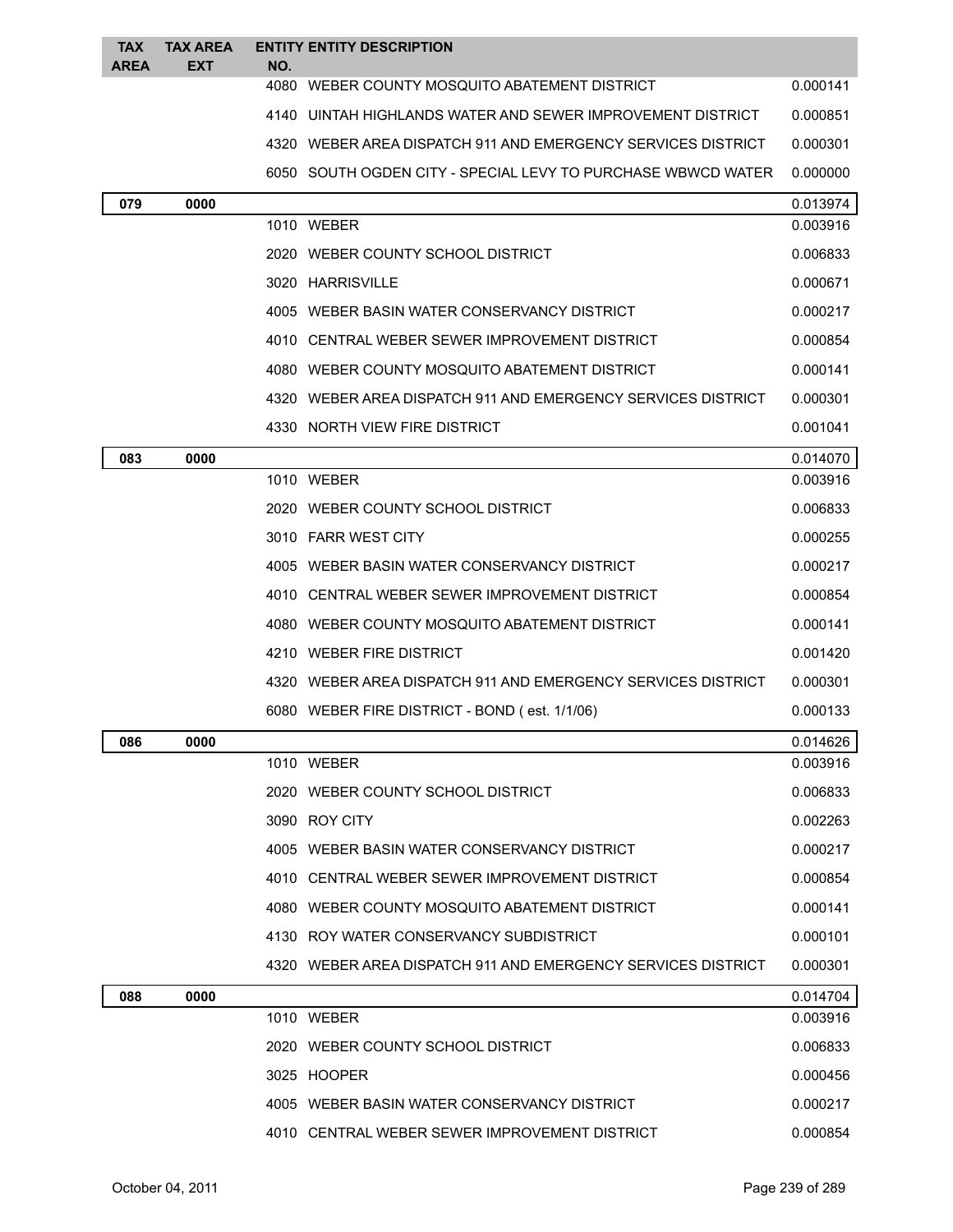| TAX AREA | TAX AREA EXT | ENTITY NO. | ENTITY DESCRIPTION | |
|---|---|---|---|---|
| | | 4080 | WEBER COUNTY MOSQUITO ABATEMENT DISTRICT | 0.000141 |
| | | 4140 | UINTAH HIGHLANDS WATER AND SEWER IMPROVEMENT DISTRICT | 0.000851 |
| | | 4320 | WEBER AREA DISPATCH 911 AND EMERGENCY SERVICES DISTRICT | 0.000301 |
| | | 6050 | SOUTH OGDEN CITY - SPECIAL LEVY TO PURCHASE WBWCD WATER | 0.000000 |
| **079** | **0000** | | | 0.013974 |
| | | 1010 | WEBER | 0.003916 |
| | | 2020 | WEBER COUNTY SCHOOL DISTRICT | 0.006833 |
| | | 3020 | HARRISVILLE | 0.000671 |
| | | 4005 | WEBER BASIN WATER CONSERVANCY DISTRICT | 0.000217 |
| | | 4010 | CENTRAL WEBER SEWER IMPROVEMENT DISTRICT | 0.000854 |
| | | 4080 | WEBER COUNTY MOSQUITO ABATEMENT DISTRICT | 0.000141 |
| | | 4320 | WEBER AREA DISPATCH 911 AND EMERGENCY SERVICES DISTRICT | 0.000301 |
| | | 4330 | NORTH VIEW FIRE DISTRICT | 0.001041 |
| **083** | **0000** | | | 0.014070 |
| | | 1010 | WEBER | 0.003916 |
| | | 2020 | WEBER COUNTY SCHOOL DISTRICT | 0.006833 |
| | | 3010 | FARR WEST CITY | 0.000255 |
| | | 4005 | WEBER BASIN WATER CONSERVANCY DISTRICT | 0.000217 |
| | | 4010 | CENTRAL WEBER SEWER IMPROVEMENT DISTRICT | 0.000854 |
| | | 4080 | WEBER COUNTY MOSQUITO ABATEMENT DISTRICT | 0.000141 |
| | | 4210 | WEBER FIRE DISTRICT | 0.001420 |
| | | 4320 | WEBER AREA DISPATCH 911 AND EMERGENCY SERVICES DISTRICT | 0.000301 |
| | | 6080 | WEBER FIRE DISTRICT - BOND ( est. 1/1/06) | 0.000133 |
| **086** | **0000** | | | 0.014626 |
| | | 1010 | WEBER | 0.003916 |
| | | 2020 | WEBER COUNTY SCHOOL DISTRICT | 0.006833 |
| | | 3090 | ROY CITY | 0.002263 |
| | | 4005 | WEBER BASIN WATER CONSERVANCY DISTRICT | 0.000217 |
| | | 4010 | CENTRAL WEBER SEWER IMPROVEMENT DISTRICT | 0.000854 |
| | | 4080 | WEBER COUNTY MOSQUITO ABATEMENT DISTRICT | 0.000141 |
| | | 4130 | ROY WATER CONSERVANCY SUBDISTRICT | 0.000101 |
| | | 4320 | WEBER AREA DISPATCH 911 AND EMERGENCY SERVICES DISTRICT | 0.000301 |
| **088** | **0000** | | | 0.014704 |
| | | 1010 | WEBER | 0.003916 |
| | | 2020 | WEBER COUNTY SCHOOL DISTRICT | 0.006833 |
| | | 3025 | HOOPER | 0.000456 |
| | | 4005 | WEBER BASIN WATER CONSERVANCY DISTRICT | 0.000217 |
| | | 4010 | CENTRAL WEBER SEWER IMPROVEMENT DISTRICT | 0.000854 |

October 04, 2011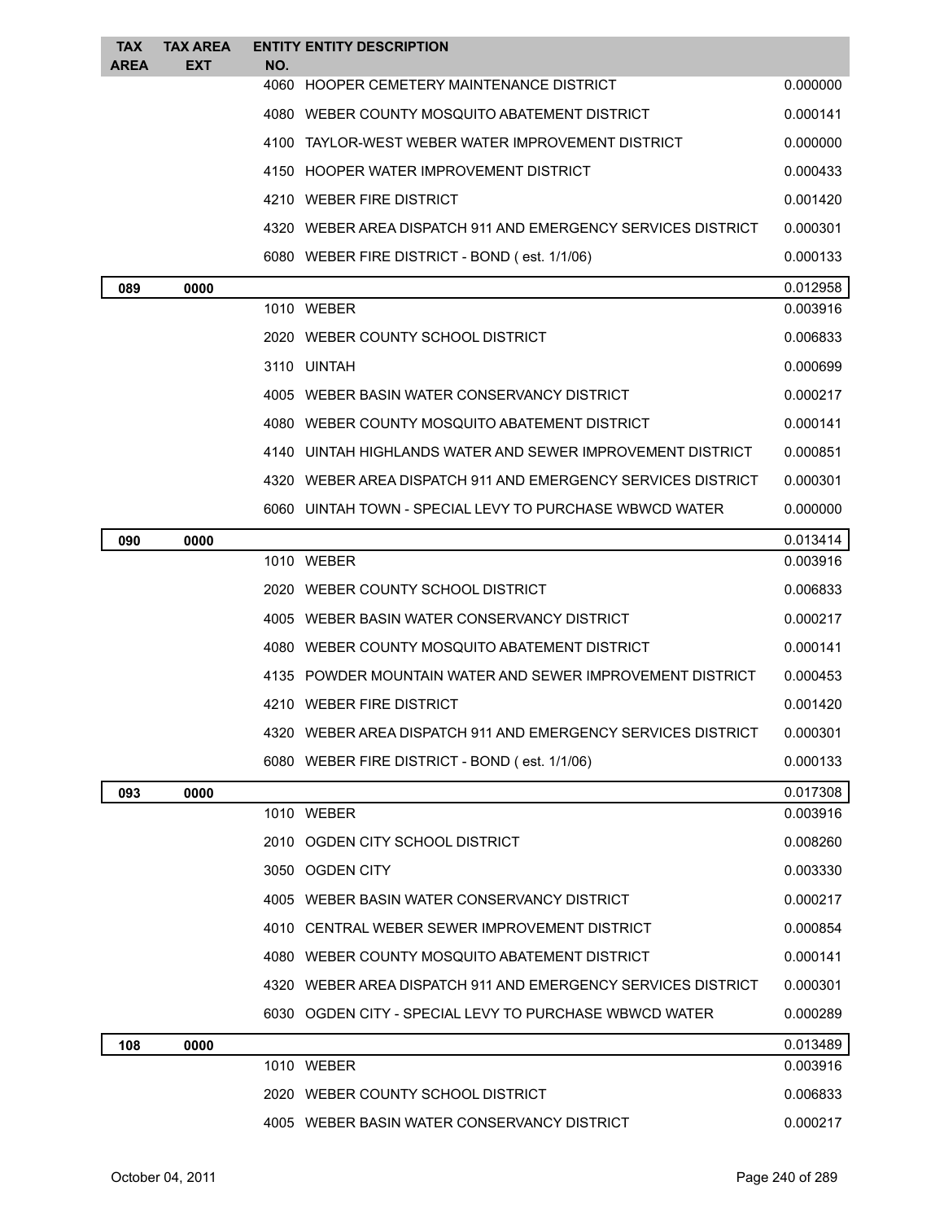| TAX AREA | TAX AREA EXT | ENTITY NO. | ENTITY DESCRIPTION | |
|---|---|---|---|---|
| | | 4060 | HOOPER CEMETERY MAINTENANCE DISTRICT | 0.000000 |
| | | 4080 | WEBER COUNTY MOSQUITO ABATEMENT DISTRICT | 0.000141 |
| | | 4100 | TAYLOR-WEST WEBER WATER IMPROVEMENT DISTRICT | 0.000000 |
| | | 4150 | HOOPER WATER IMPROVEMENT DISTRICT | 0.000433 |
| | | 4210 | WEBER FIRE DISTRICT | 0.001420 |
| | | 4320 | WEBER AREA DISPATCH 911 AND EMERGENCY SERVICES DISTRICT | 0.000301 |
| | | 6080 | WEBER FIRE DISTRICT - BOND ( est. 1/1/06) | 0.000133 |
| **089** | **0000** | | | 0.012958 |
| | | 1010 | WEBER | 0.003916 |
| | | 2020 | WEBER COUNTY SCHOOL DISTRICT | 0.006833 |
| | | 3110 | UINTAH | 0.000699 |
| | | 4005 | WEBER BASIN WATER CONSERVANCY DISTRICT | 0.000217 |
| | | 4080 | WEBER COUNTY MOSQUITO ABATEMENT DISTRICT | 0.000141 |
| | | 4140 | UINTAH HIGHLANDS WATER AND SEWER IMPROVEMENT DISTRICT | 0.000851 |
| | | 4320 | WEBER AREA DISPATCH 911 AND EMERGENCY SERVICES DISTRICT | 0.000301 |
| | | 6060 | UINTAH TOWN - SPECIAL LEVY TO PURCHASE WBWCD WATER | 0.000000 |
| **090** | **0000** | | | 0.013414 |
| | | 1010 | WEBER | 0.003916 |
| | | 2020 | WEBER COUNTY SCHOOL DISTRICT | 0.006833 |
| | | 4005 | WEBER BASIN WATER CONSERVANCY DISTRICT | 0.000217 |
| | | 4080 | WEBER COUNTY MOSQUITO ABATEMENT DISTRICT | 0.000141 |
| | | 4135 | POWDER MOUNTAIN WATER AND SEWER IMPROVEMENT DISTRICT | 0.000453 |
| | | 4210 | WEBER FIRE DISTRICT | 0.001420 |
| | | 4320 | WEBER AREA DISPATCH 911 AND EMERGENCY SERVICES DISTRICT | 0.000301 |
| | | 6080 | WEBER FIRE DISTRICT - BOND ( est. 1/1/06) | 0.000133 |
| **093** | **0000** | | | 0.017308 |
| | | 1010 | WEBER | 0.003916 |
| | | 2010 | OGDEN CITY SCHOOL DISTRICT | 0.008260 |
| | | 3050 | OGDEN CITY | 0.003330 |
| | | 4005 | WEBER BASIN WATER CONSERVANCY DISTRICT | 0.000217 |
| | | 4010 | CENTRAL WEBER SEWER IMPROVEMENT DISTRICT | 0.000854 |
| | | 4080 | WEBER COUNTY MOSQUITO ABATEMENT DISTRICT | 0.000141 |
| | | 4320 | WEBER AREA DISPATCH 911 AND EMERGENCY SERVICES DISTRICT | 0.000301 |
| | | 6030 | OGDEN CITY - SPECIAL LEVY TO PURCHASE WBWCD WATER | 0.000289 |
| **108** | **0000** | | | 0.013489 |
| | | 1010 | WEBER | 0.003916 |
| | | 2020 | WEBER COUNTY SCHOOL DISTRICT | 0.006833 |
| | | 4005 | WEBER BASIN WATER CONSERVANCY DISTRICT | 0.000217 |

October 04, 2011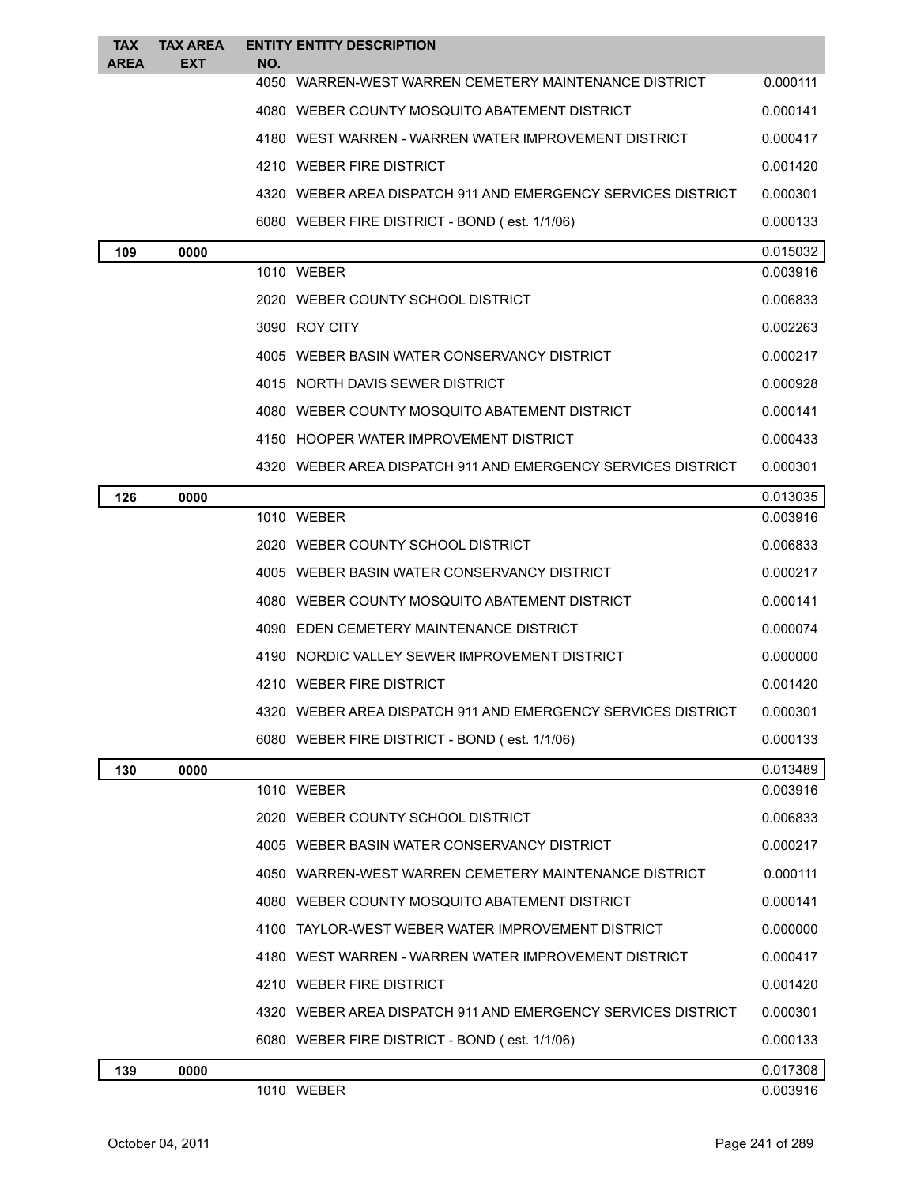| TAX AREA | TAX AREA EXT | ENTITY NO. | ENTITY DESCRIPTION | |
|---|---|---|---|---|
| | | 4050 | WARREN-WEST WARREN CEMETERY MAINTENANCE DISTRICT | 0.000111 |
| | | 4080 | WEBER COUNTY MOSQUITO ABATEMENT DISTRICT | 0.000141 |
| | | 4180 | WEST WARREN - WARREN WATER IMPROVEMENT DISTRICT | 0.000417 |
| | | 4210 | WEBER FIRE DISTRICT | 0.001420 |
| | | 4320 | WEBER AREA DISPATCH 911 AND EMERGENCY SERVICES DISTRICT | 0.000301 |
| | | 6080 | WEBER FIRE DISTRICT - BOND ( est. 1/1/06) | 0.000133 |
| **109** | **0000** | | | 0.015032 |
| | | 1010 | WEBER | 0.003916 |
| | | 2020 | WEBER COUNTY SCHOOL DISTRICT | 0.006833 |
| | | 3090 | ROY CITY | 0.002263 |
| | | 4005 | WEBER BASIN WATER CONSERVANCY DISTRICT | 0.000217 |
| | | 4015 | NORTH DAVIS SEWER DISTRICT | 0.000928 |
| | | 4080 | WEBER COUNTY MOSQUITO ABATEMENT DISTRICT | 0.000141 |
| | | 4150 | HOOPER WATER IMPROVEMENT DISTRICT | 0.000433 |
| | | 4320 | WEBER AREA DISPATCH 911 AND EMERGENCY SERVICES DISTRICT | 0.000301 |
| **126** | **0000** | | | 0.013035 |
| | | 1010 | WEBER | 0.003916 |
| | | 2020 | WEBER COUNTY SCHOOL DISTRICT | 0.006833 |
| | | 4005 | WEBER BASIN WATER CONSERVANCY DISTRICT | 0.000217 |
| | | 4080 | WEBER COUNTY MOSQUITO ABATEMENT DISTRICT | 0.000141 |
| | | 4090 | EDEN CEMETERY MAINTENANCE DISTRICT | 0.000074 |
| | | 4190 | NORDIC VALLEY SEWER IMPROVEMENT DISTRICT | 0.000000 |
| | | 4210 | WEBER FIRE DISTRICT | 0.001420 |
| | | 4320 | WEBER AREA DISPATCH 911 AND EMERGENCY SERVICES DISTRICT | 0.000301 |
| | | 6080 | WEBER FIRE DISTRICT - BOND ( est. 1/1/06) | 0.000133 |
| **130** | **0000** | | | 0.013489 |
| | | 1010 | WEBER | 0.003916 |
| | | 2020 | WEBER COUNTY SCHOOL DISTRICT | 0.006833 |
| | | 4005 | WEBER BASIN WATER CONSERVANCY DISTRICT | 0.000217 |
| | | 4050 | WARREN-WEST WARREN CEMETERY MAINTENANCE DISTRICT | 0.000111 |
| | | 4080 | WEBER COUNTY MOSQUITO ABATEMENT DISTRICT | 0.000141 |
| | | 4100 | TAYLOR-WEST WEBER WATER IMPROVEMENT DISTRICT | 0.000000 |
| | | 4180 | WEST WARREN - WARREN WATER IMPROVEMENT DISTRICT | 0.000417 |
| | | 4210 | WEBER FIRE DISTRICT | 0.001420 |
| | | 4320 | WEBER AREA DISPATCH 911 AND EMERGENCY SERVICES DISTRICT | 0.000301 |
| | | 6080 | WEBER FIRE DISTRICT - BOND ( est. 1/1/06) | 0.000133 |
| **139** | **0000** | | | 0.017308 |
| | | 1010 | WEBER | 0.003916 |

October 04, 2011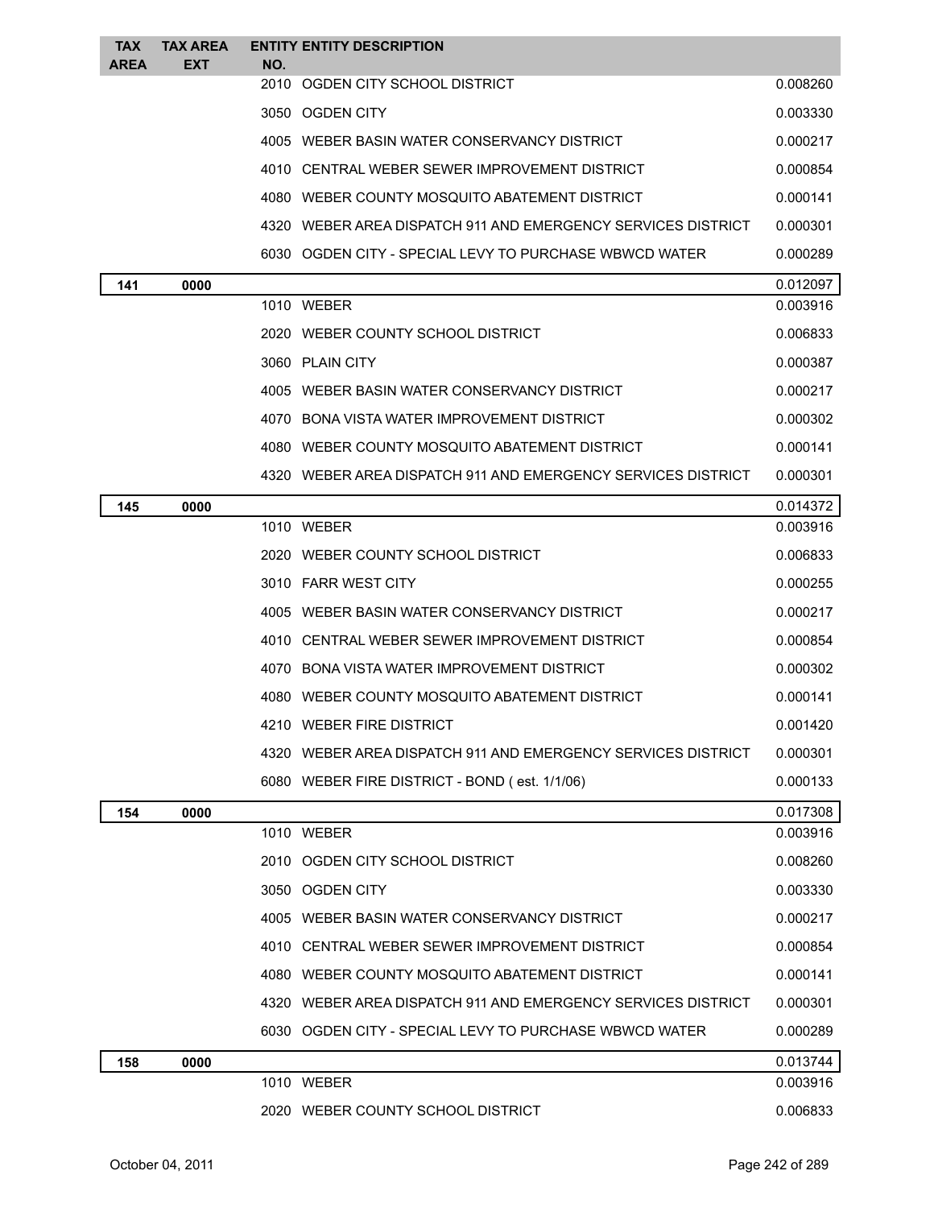| TAX AREA | TAX AREA EXT | ENTITY NO. | ENTITY DESCRIPTION | |
|---|---|---|---|---|
| | | 2010 | OGDEN CITY SCHOOL DISTRICT | 0.008260 |
| | | 3050 | OGDEN CITY | 0.003330 |
| | | 4005 | WEBER BASIN WATER CONSERVANCY DISTRICT | 0.000217 |
| | | 4010 | CENTRAL WEBER SEWER IMPROVEMENT DISTRICT | 0.000854 |
| | | 4080 | WEBER COUNTY MOSQUITO ABATEMENT DISTRICT | 0.000141 |
| | | 4320 | WEBER AREA DISPATCH 911 AND EMERGENCY SERVICES DISTRICT | 0.000301 |
| | | 6030 | OGDEN CITY - SPECIAL LEVY TO PURCHASE WBWCD WATER | 0.000289 |
| **141** | **0000** | | | 0.012097 |
| | | 1010 | WEBER | 0.003916 |
| | | 2020 | WEBER COUNTY SCHOOL DISTRICT | 0.006833 |
| | | 3060 | PLAIN CITY | 0.000387 |
| | | 4005 | WEBER BASIN WATER CONSERVANCY DISTRICT | 0.000217 |
| | | 4070 | BONA VISTA WATER IMPROVEMENT DISTRICT | 0.000302 |
| | | 4080 | WEBER COUNTY MOSQUITO ABATEMENT DISTRICT | 0.000141 |
| | | 4320 | WEBER AREA DISPATCH 911 AND EMERGENCY SERVICES DISTRICT | 0.000301 |
| **145** | **0000** | | | 0.014372 |
| | | 1010 | WEBER | 0.003916 |
| | | 2020 | WEBER COUNTY SCHOOL DISTRICT | 0.006833 |
| | | 3010 | FARR WEST CITY | 0.000255 |
| | | 4005 | WEBER BASIN WATER CONSERVANCY DISTRICT | 0.000217 |
| | | 4010 | CENTRAL WEBER SEWER IMPROVEMENT DISTRICT | 0.000854 |
| | | 4070 | BONA VISTA WATER IMPROVEMENT DISTRICT | 0.000302 |
| | | 4080 | WEBER COUNTY MOSQUITO ABATEMENT DISTRICT | 0.000141 |
| | | 4210 | WEBER FIRE DISTRICT | 0.001420 |
| | | 4320 | WEBER AREA DISPATCH 911 AND EMERGENCY SERVICES DISTRICT | 0.000301 |
| | | 6080 | WEBER FIRE DISTRICT - BOND ( est. 1/1/06) | 0.000133 |
| **154** | **0000** | | | 0.017308 |
| | | 1010 | WEBER | 0.003916 |
| | | 2010 | OGDEN CITY SCHOOL DISTRICT | 0.008260 |
| | | 3050 | OGDEN CITY | 0.003330 |
| | | 4005 | WEBER BASIN WATER CONSERVANCY DISTRICT | 0.000217 |
| | | 4010 | CENTRAL WEBER SEWER IMPROVEMENT DISTRICT | 0.000854 |
| | | 4080 | WEBER COUNTY MOSQUITO ABATEMENT DISTRICT | 0.000141 |
| | | 4320 | WEBER AREA DISPATCH 911 AND EMERGENCY SERVICES DISTRICT | 0.000301 |
| | | 6030 | OGDEN CITY - SPECIAL LEVY TO PURCHASE WBWCD WATER | 0.000289 |
| **158** | **0000** | | | 0.013744 |
| | | 1010 | WEBER | 0.003916 |
| | | 2020 | WEBER COUNTY SCHOOL DISTRICT | 0.006833 |

October 04, 2011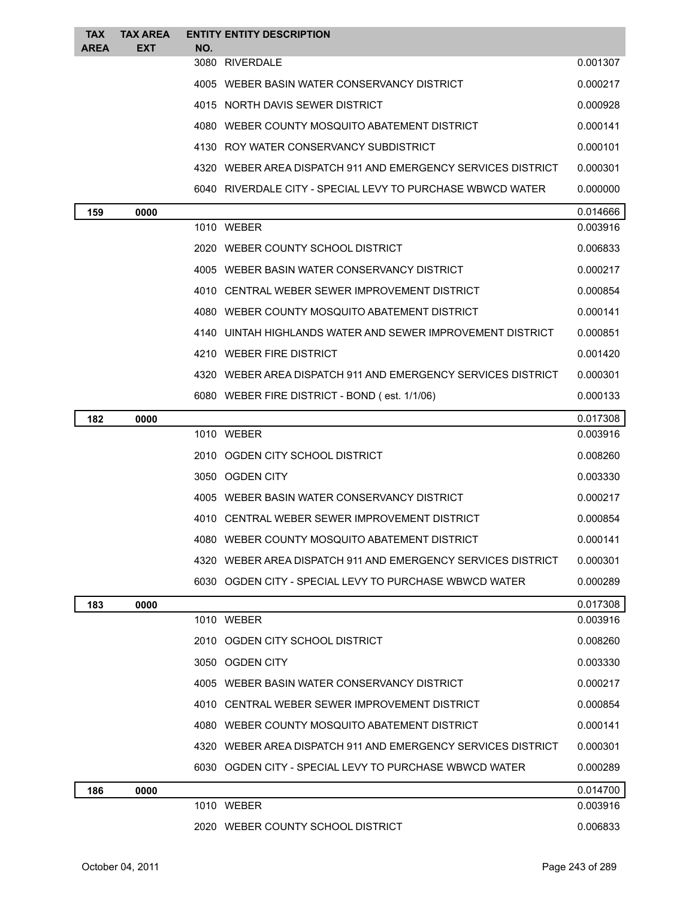| TAX AREA | TAX AREA EXT | ENTITY NO. | ENTITY DESCRIPTION | |
|---|---|---|---|---|
| | | 3080 | RIVERDALE | 0.001307 |
| | | 4005 | WEBER BASIN WATER CONSERVANCY DISTRICT | 0.000217 |
| | | 4015 | NORTH DAVIS SEWER DISTRICT | 0.000928 |
| | | 4080 | WEBER COUNTY MOSQUITO ABATEMENT DISTRICT | 0.000141 |
| | | 4130 | ROY WATER CONSERVANCY SUBDISTRICT | 0.000101 |
| | | 4320 | WEBER AREA DISPATCH 911 AND EMERGENCY SERVICES DISTRICT | 0.000301 |
| | | 6040 | RIVERDALE CITY - SPECIAL LEVY TO PURCHASE WBWCD WATER | 0.000000 |
| **159** | **0000** | | | 0.014666 |
| | | 1010 | WEBER | 0.003916 |
| | | 2020 | WEBER COUNTY SCHOOL DISTRICT | 0.006833 |
| | | 4005 | WEBER BASIN WATER CONSERVANCY DISTRICT | 0.000217 |
| | | 4010 | CENTRAL WEBER SEWER IMPROVEMENT DISTRICT | 0.000854 |
| | | 4080 | WEBER COUNTY MOSQUITO ABATEMENT DISTRICT | 0.000141 |
| | | 4140 | UINTAH HIGHLANDS WATER AND SEWER IMPROVEMENT DISTRICT | 0.000851 |
| | | 4210 | WEBER FIRE DISTRICT | 0.001420 |
| | | 4320 | WEBER AREA DISPATCH 911 AND EMERGENCY SERVICES DISTRICT | 0.000301 |
| | | 6080 | WEBER FIRE DISTRICT - BOND ( est. 1/1/06) | 0.000133 |
| **182** | **0000** | | | 0.017308 |
| | | 1010 | WEBER | 0.003916 |
| | | 2010 | OGDEN CITY SCHOOL DISTRICT | 0.008260 |
| | | 3050 | OGDEN CITY | 0.003330 |
| | | 4005 | WEBER BASIN WATER CONSERVANCY DISTRICT | 0.000217 |
| | | 4010 | CENTRAL WEBER SEWER IMPROVEMENT DISTRICT | 0.000854 |
| | | 4080 | WEBER COUNTY MOSQUITO ABATEMENT DISTRICT | 0.000141 |
| | | 4320 | WEBER AREA DISPATCH 911 AND EMERGENCY SERVICES DISTRICT | 0.000301 |
| | | 6030 | OGDEN CITY - SPECIAL LEVY TO PURCHASE WBWCD WATER | 0.000289 |
| **183** | **0000** | | | 0.017308 |
| | | 1010 | WEBER | 0.003916 |
| | | 2010 | OGDEN CITY SCHOOL DISTRICT | 0.008260 |
| | | 3050 | OGDEN CITY | 0.003330 |
| | | 4005 | WEBER BASIN WATER CONSERVANCY DISTRICT | 0.000217 |
| | | 4010 | CENTRAL WEBER SEWER IMPROVEMENT DISTRICT | 0.000854 |
| | | 4080 | WEBER COUNTY MOSQUITO ABATEMENT DISTRICT | 0.000141 |
| | | 4320 | WEBER AREA DISPATCH 911 AND EMERGENCY SERVICES DISTRICT | 0.000301 |
| | | 6030 | OGDEN CITY - SPECIAL LEVY TO PURCHASE WBWCD WATER | 0.000289 |
| **186** | **0000** | | | 0.014700 |
| | | 1010 | WEBER | 0.003916 |
| | | 2020 | WEBER COUNTY SCHOOL DISTRICT | 0.006833 |

October 04, 2011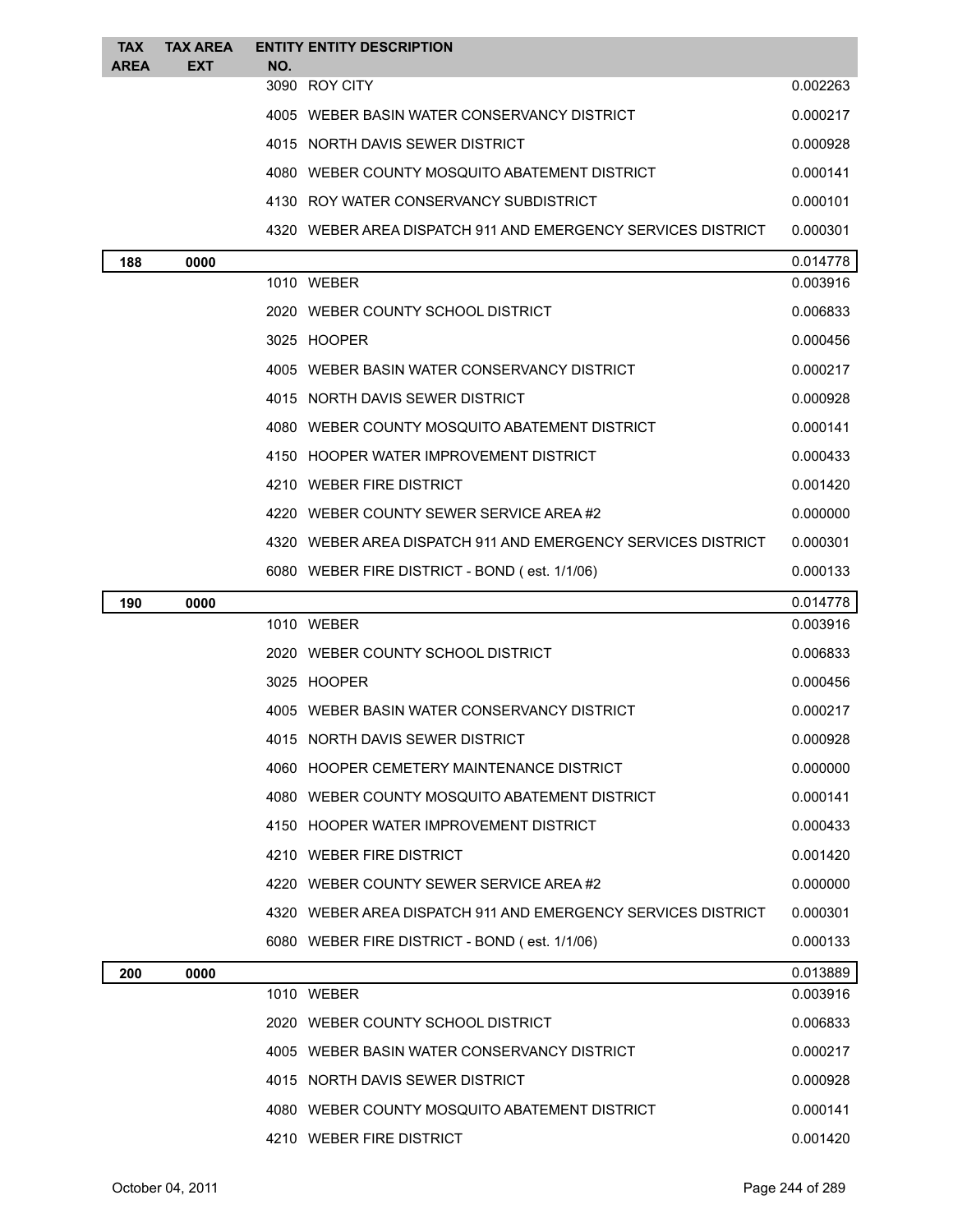| TAX AREA | TAX AREA EXT | ENTITY NO. | ENTITY DESCRIPTION | |
|---|---|---|---|---|
| | | 3090 | ROY CITY | 0.002263 |
| | | 4005 | WEBER BASIN WATER CONSERVANCY DISTRICT | 0.000217 |
| | | 4015 | NORTH DAVIS SEWER DISTRICT | 0.000928 |
| | | 4080 | WEBER COUNTY MOSQUITO ABATEMENT DISTRICT | 0.000141 |
| | | 4130 | ROY WATER CONSERVANCY SUBDISTRICT | 0.000101 |
| | | 4320 | WEBER AREA DISPATCH 911 AND EMERGENCY SERVICES DISTRICT | 0.000301 |
| **188** | **0000** | | | 0.014778 |
| | | 1010 | WEBER | 0.003916 |
| | | 2020 | WEBER COUNTY SCHOOL DISTRICT | 0.006833 |
| | | 3025 | HOOPER | 0.000456 |
| | | 4005 | WEBER BASIN WATER CONSERVANCY DISTRICT | 0.000217 |
| | | 4015 | NORTH DAVIS SEWER DISTRICT | 0.000928 |
| | | 4080 | WEBER COUNTY MOSQUITO ABATEMENT DISTRICT | 0.000141 |
| | | 4150 | HOOPER WATER IMPROVEMENT DISTRICT | 0.000433 |
| | | 4210 | WEBER FIRE DISTRICT | 0.001420 |
| | | 4220 | WEBER COUNTY SEWER SERVICE AREA #2 | 0.000000 |
| | | 4320 | WEBER AREA DISPATCH 911 AND EMERGENCY SERVICES DISTRICT | 0.000301 |
| | | 6080 | WEBER FIRE DISTRICT - BOND ( est. 1/1/06) | 0.000133 |
| **190** | **0000** | | | 0.014778 |
| | | 1010 | WEBER | 0.003916 |
| | | 2020 | WEBER COUNTY SCHOOL DISTRICT | 0.006833 |
| | | 3025 | HOOPER | 0.000456 |
| | | 4005 | WEBER BASIN WATER CONSERVANCY DISTRICT | 0.000217 |
| | | 4015 | NORTH DAVIS SEWER DISTRICT | 0.000928 |
| | | 4060 | HOOPER CEMETERY MAINTENANCE DISTRICT | 0.000000 |
| | | 4080 | WEBER COUNTY MOSQUITO ABATEMENT DISTRICT | 0.000141 |
| | | 4150 | HOOPER WATER IMPROVEMENT DISTRICT | 0.000433 |
| | | 4210 | WEBER FIRE DISTRICT | 0.001420 |
| | | 4220 | WEBER COUNTY SEWER SERVICE AREA #2 | 0.000000 |
| | | 4320 | WEBER AREA DISPATCH 911 AND EMERGENCY SERVICES DISTRICT | 0.000301 |
| | | 6080 | WEBER FIRE DISTRICT - BOND ( est. 1/1/06) | 0.000133 |
| **200** | **0000** | | | 0.013889 |
| | | 1010 | WEBER | 0.003916 |
| | | 2020 | WEBER COUNTY SCHOOL DISTRICT | 0.006833 |
| | | 4005 | WEBER BASIN WATER CONSERVANCY DISTRICT | 0.000217 |
| | | 4015 | NORTH DAVIS SEWER DISTRICT | 0.000928 |
| | | 4080 | WEBER COUNTY MOSQUITO ABATEMENT DISTRICT | 0.000141 |
| | | 4210 | WEBER FIRE DISTRICT | 0.001420 |

October 04, 2011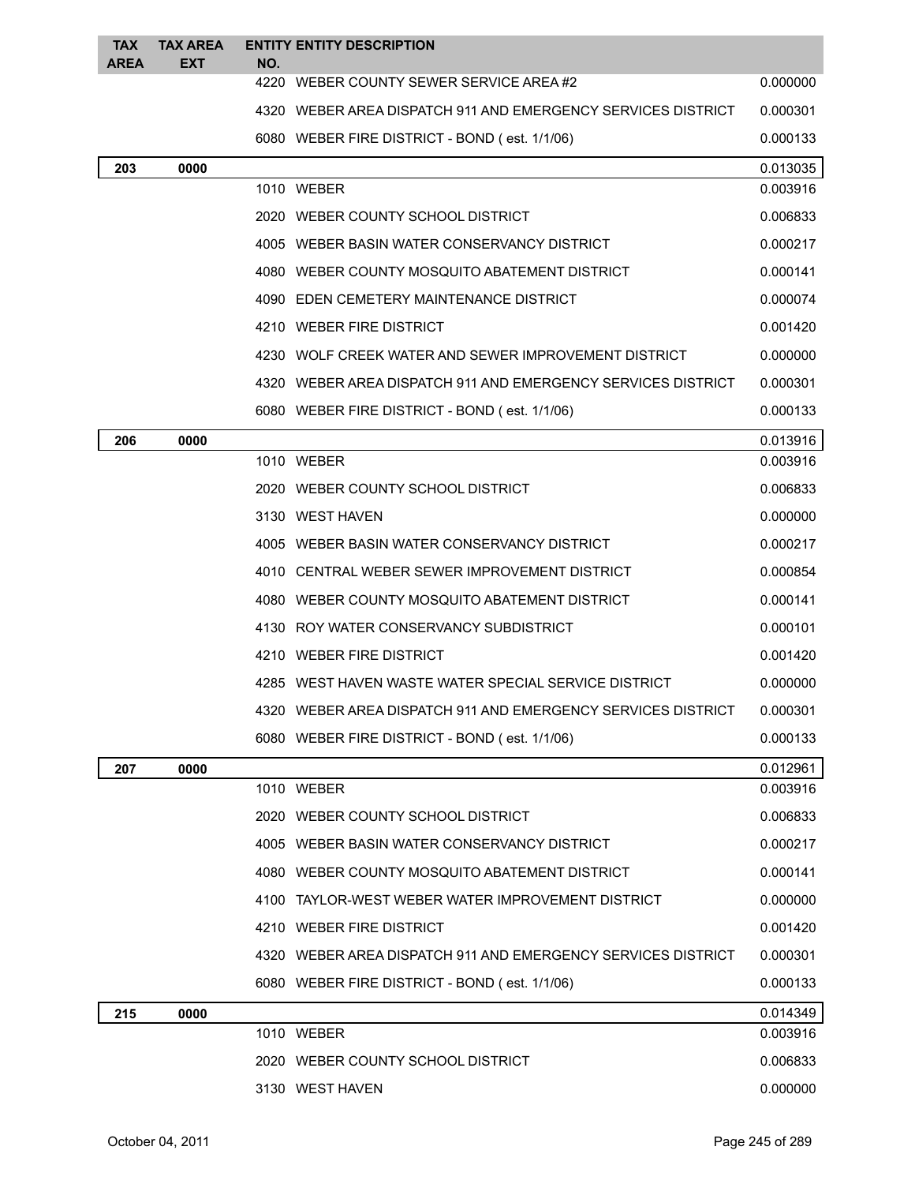| TAX AREA | TAX AREA EXT | ENTITY NO. | ENTITY DESCRIPTION | |
|---|---|---|---|---|
| | | 4220 | WEBER COUNTY SEWER SERVICE AREA #2 | 0.000000 |
| | | 4320 | WEBER AREA DISPATCH 911 AND EMERGENCY SERVICES DISTRICT | 0.000301 |
| | | 6080 | WEBER FIRE DISTRICT - BOND ( est. 1/1/06) | 0.000133 |
| **203** | **0000** | | | 0.013035 |
| | | 1010 | WEBER | 0.003916 |
| | | 2020 | WEBER COUNTY SCHOOL DISTRICT | 0.006833 |
| | | 4005 | WEBER BASIN WATER CONSERVANCY DISTRICT | 0.000217 |
| | | 4080 | WEBER COUNTY MOSQUITO ABATEMENT DISTRICT | 0.000141 |
| | | 4090 | EDEN CEMETERY MAINTENANCE DISTRICT | 0.000074 |
| | | 4210 | WEBER FIRE DISTRICT | 0.001420 |
| | | 4230 | WOLF CREEK WATER AND SEWER IMPROVEMENT DISTRICT | 0.000000 |
| | | 4320 | WEBER AREA DISPATCH 911 AND EMERGENCY SERVICES DISTRICT | 0.000301 |
| | | 6080 | WEBER FIRE DISTRICT - BOND ( est. 1/1/06) | 0.000133 |
| **206** | **0000** | | | 0.013916 |
| | | 1010 | WEBER | 0.003916 |
| | | 2020 | WEBER COUNTY SCHOOL DISTRICT | 0.006833 |
| | | 3130 | WEST HAVEN | 0.000000 |
| | | 4005 | WEBER BASIN WATER CONSERVANCY DISTRICT | 0.000217 |
| | | 4010 | CENTRAL WEBER SEWER IMPROVEMENT DISTRICT | 0.000854 |
| | | 4080 | WEBER COUNTY MOSQUITO ABATEMENT DISTRICT | 0.000141 |
| | | 4130 | ROY WATER CONSERVANCY SUBDISTRICT | 0.000101 |
| | | 4210 | WEBER FIRE DISTRICT | 0.001420 |
| | | 4285 | WEST HAVEN WASTE WATER SPECIAL SERVICE DISTRICT | 0.000000 |
| | | 4320 | WEBER AREA DISPATCH 911 AND EMERGENCY SERVICES DISTRICT | 0.000301 |
| | | 6080 | WEBER FIRE DISTRICT - BOND ( est. 1/1/06) | 0.000133 |
| **207** | **0000** | | | 0.012961 |
| | | 1010 | WEBER | 0.003916 |
| | | 2020 | WEBER COUNTY SCHOOL DISTRICT | 0.006833 |
| | | 4005 | WEBER BASIN WATER CONSERVANCY DISTRICT | 0.000217 |
| | | 4080 | WEBER COUNTY MOSQUITO ABATEMENT DISTRICT | 0.000141 |
| | | 4100 | TAYLOR-WEST WEBER WATER IMPROVEMENT DISTRICT | 0.000000 |
| | | 4210 | WEBER FIRE DISTRICT | 0.001420 |
| | | 4320 | WEBER AREA DISPATCH 911 AND EMERGENCY SERVICES DISTRICT | 0.000301 |
| | | 6080 | WEBER FIRE DISTRICT - BOND ( est. 1/1/06) | 0.000133 |
| **215** | **0000** | | | 0.014349 |
| | | 1010 | WEBER | 0.003916 |
| | | 2020 | WEBER COUNTY SCHOOL DISTRICT | 0.006833 |
| | | 3130 | WEST HAVEN | 0.000000 |

October 04, 2011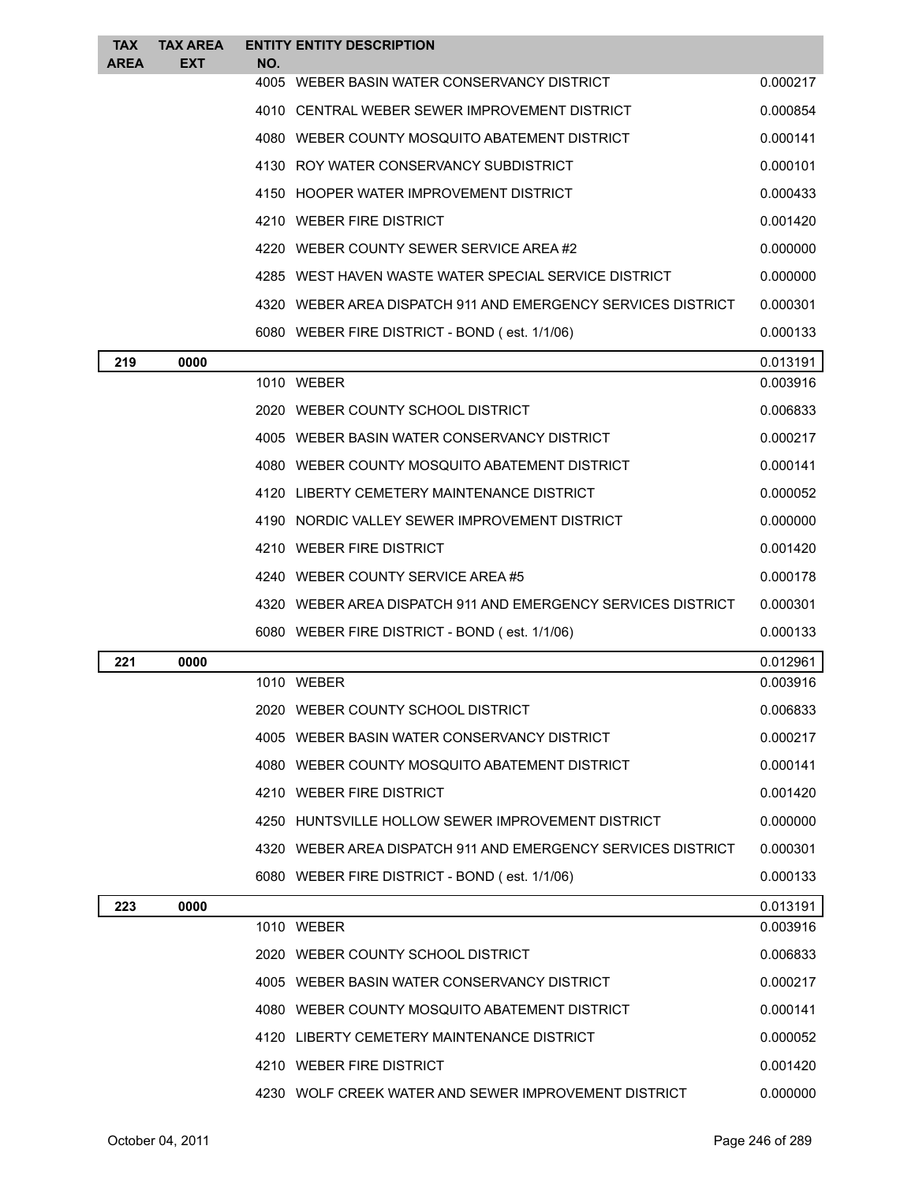| TAX AREA | TAX AREA EXT | ENTITY NO. | ENTITY DESCRIPTION | |
|---|---|---|---|---|
| | | 4005 | WEBER BASIN WATER CONSERVANCY DISTRICT | 0.000217 |
| | | 4010 | CENTRAL WEBER SEWER IMPROVEMENT DISTRICT | 0.000854 |
| | | 4080 | WEBER COUNTY MOSQUITO ABATEMENT DISTRICT | 0.000141 |
| | | 4130 | ROY WATER CONSERVANCY SUBDISTRICT | 0.000101 |
| | | 4150 | HOOPER WATER IMPROVEMENT DISTRICT | 0.000433 |
| | | 4210 | WEBER FIRE DISTRICT | 0.001420 |
| | | 4220 | WEBER COUNTY SEWER SERVICE AREA #2 | 0.000000 |
| | | 4285 | WEST HAVEN WASTE WATER SPECIAL SERVICE DISTRICT | 0.000000 |
| | | 4320 | WEBER AREA DISPATCH 911 AND EMERGENCY SERVICES DISTRICT | 0.000301 |
| | | 6080 | WEBER FIRE DISTRICT - BOND ( est. 1/1/06) | 0.000133 |
| **219** | **0000** | | | 0.013191 |
| | | 1010 | WEBER | 0.003916 |
| | | 2020 | WEBER COUNTY SCHOOL DISTRICT | 0.006833 |
| | | 4005 | WEBER BASIN WATER CONSERVANCY DISTRICT | 0.000217 |
| | | 4080 | WEBER COUNTY MOSQUITO ABATEMENT DISTRICT | 0.000141 |
| | | 4120 | LIBERTY CEMETERY MAINTENANCE DISTRICT | 0.000052 |
| | | 4190 | NORDIC VALLEY SEWER IMPROVEMENT DISTRICT | 0.000000 |
| | | 4210 | WEBER FIRE DISTRICT | 0.001420 |
| | | 4240 | WEBER COUNTY SERVICE AREA #5 | 0.000178 |
| | | 4320 | WEBER AREA DISPATCH 911 AND EMERGENCY SERVICES DISTRICT | 0.000301 |
| | | 6080 | WEBER FIRE DISTRICT - BOND ( est. 1/1/06) | 0.000133 |
| **221** | **0000** | | | 0.012961 |
| | | 1010 | WEBER | 0.003916 |
| | | 2020 | WEBER COUNTY SCHOOL DISTRICT | 0.006833 |
| | | 4005 | WEBER BASIN WATER CONSERVANCY DISTRICT | 0.000217 |
| | | 4080 | WEBER COUNTY MOSQUITO ABATEMENT DISTRICT | 0.000141 |
| | | 4210 | WEBER FIRE DISTRICT | 0.001420 |
| | | 4250 | HUNTSVILLE HOLLOW SEWER IMPROVEMENT DISTRICT | 0.000000 |
| | | 4320 | WEBER AREA DISPATCH 911 AND EMERGENCY SERVICES DISTRICT | 0.000301 |
| | | 6080 | WEBER FIRE DISTRICT - BOND ( est. 1/1/06) | 0.000133 |
| **223** | **0000** | | | 0.013191 |
| | | 1010 | WEBER | 0.003916 |
| | | 2020 | WEBER COUNTY SCHOOL DISTRICT | 0.006833 |
| | | 4005 | WEBER BASIN WATER CONSERVANCY DISTRICT | 0.000217 |
| | | 4080 | WEBER COUNTY MOSQUITO ABATEMENT DISTRICT | 0.000141 |
| | | 4120 | LIBERTY CEMETERY MAINTENANCE DISTRICT | 0.000052 |
| | | 4210 | WEBER FIRE DISTRICT | 0.001420 |
| | | 4230 | WOLF CREEK WATER AND SEWER IMPROVEMENT DISTRICT | 0.000000 |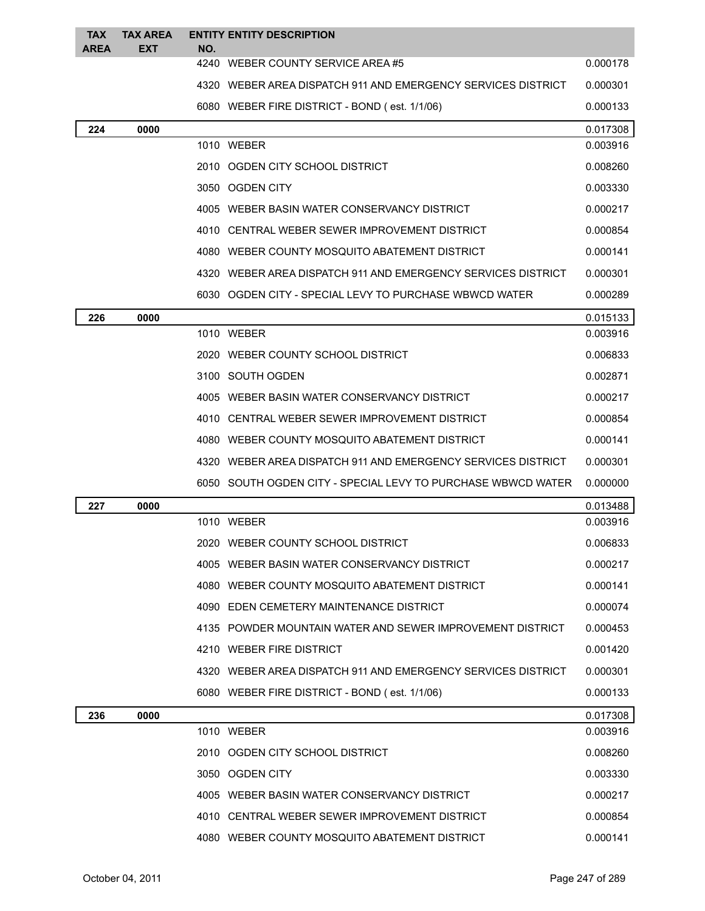| TAX AREA | TAX AREA EXT | ENTITY NO. | ENTITY DESCRIPTION | |
|---|---|---|---|---|
| | | 4240 | WEBER COUNTY SERVICE AREA #5 | 0.000178 |
| | | 4320 | WEBER AREA DISPATCH 911 AND EMERGENCY SERVICES DISTRICT | 0.000301 |
| | | 6080 | WEBER FIRE DISTRICT - BOND ( est. 1/1/06) | 0.000133 |
| **224** | **0000** | | | 0.017308 |
| | | 1010 | WEBER | 0.003916 |
| | | 2010 | OGDEN CITY SCHOOL DISTRICT | 0.008260 |
| | | 3050 | OGDEN CITY | 0.003330 |
| | | 4005 | WEBER BASIN WATER CONSERVANCY DISTRICT | 0.000217 |
| | | 4010 | CENTRAL WEBER SEWER IMPROVEMENT DISTRICT | 0.000854 |
| | | 4080 | WEBER COUNTY MOSQUITO ABATEMENT DISTRICT | 0.000141 |
| | | 4320 | WEBER AREA DISPATCH 911 AND EMERGENCY SERVICES DISTRICT | 0.000301 |
| | | 6030 | OGDEN CITY - SPECIAL LEVY TO PURCHASE WBWCD WATER | 0.000289 |
| **226** | **0000** | | | 0.015133 |
| | | 1010 | WEBER | 0.003916 |
| | | 2020 | WEBER COUNTY SCHOOL DISTRICT | 0.006833 |
| | | 3100 | SOUTH OGDEN | 0.002871 |
| | | 4005 | WEBER BASIN WATER CONSERVANCY DISTRICT | 0.000217 |
| | | 4010 | CENTRAL WEBER SEWER IMPROVEMENT DISTRICT | 0.000854 |
| | | 4080 | WEBER COUNTY MOSQUITO ABATEMENT DISTRICT | 0.000141 |
| | | 4320 | WEBER AREA DISPATCH 911 AND EMERGENCY SERVICES DISTRICT | 0.000301 |
| | | 6050 | SOUTH OGDEN CITY - SPECIAL LEVY TO PURCHASE WBWCD WATER | 0.000000 |
| **227** | **0000** | | | 0.013488 |
| | | 1010 | WEBER | 0.003916 |
| | | 2020 | WEBER COUNTY SCHOOL DISTRICT | 0.006833 |
| | | 4005 | WEBER BASIN WATER CONSERVANCY DISTRICT | 0.000217 |
| | | 4080 | WEBER COUNTY MOSQUITO ABATEMENT DISTRICT | 0.000141 |
| | | 4090 | EDEN CEMETERY MAINTENANCE DISTRICT | 0.000074 |
| | | 4135 | POWDER MOUNTAIN WATER AND SEWER IMPROVEMENT DISTRICT | 0.000453 |
| | | 4210 | WEBER FIRE DISTRICT | 0.001420 |
| | | 4320 | WEBER AREA DISPATCH 911 AND EMERGENCY SERVICES DISTRICT | 0.000301 |
| | | 6080 | WEBER FIRE DISTRICT - BOND ( est. 1/1/06) | 0.000133 |
| **236** | **0000** | | | 0.017308 |
| | | 1010 | WEBER | 0.003916 |
| | | 2010 | OGDEN CITY SCHOOL DISTRICT | 0.008260 |
| | | 3050 | OGDEN CITY | 0.003330 |
| | | 4005 | WEBER BASIN WATER CONSERVANCY DISTRICT | 0.000217 |
| | | 4010 | CENTRAL WEBER SEWER IMPROVEMENT DISTRICT | 0.000854 |
| | | 4080 | WEBER COUNTY MOSQUITO ABATEMENT DISTRICT | 0.000141 |

October 04, 2011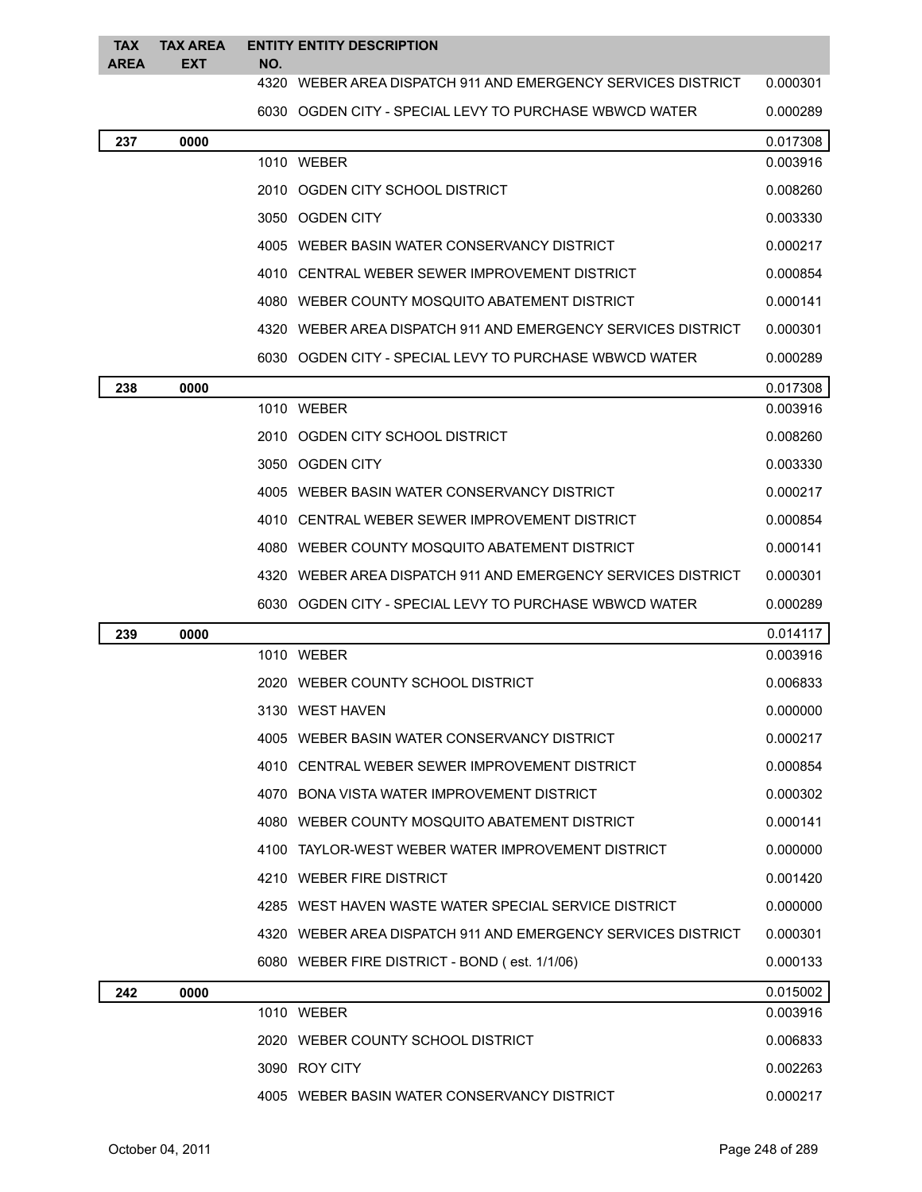| TAX AREA | TAX AREA EXT | ENTITY NO. | ENTITY DESCRIPTION | |
|---|---|---|---|---|
| | | 4320 | WEBER AREA DISPATCH 911 AND EMERGENCY SERVICES DISTRICT | 0.000301 |
| | | 6030 | OGDEN CITY - SPECIAL LEVY TO PURCHASE WBWCD WATER | 0.000289 |
| 237 | 0000 | | | 0.017308 |
| | | 1010 | WEBER | 0.003916 |
| | | 2010 | OGDEN CITY SCHOOL DISTRICT | 0.008260 |
| | | 3050 | OGDEN CITY | 0.003330 |
| | | 4005 | WEBER BASIN WATER CONSERVANCY DISTRICT | 0.000217 |
| | | 4010 | CENTRAL WEBER SEWER IMPROVEMENT DISTRICT | 0.000854 |
| | | 4080 | WEBER COUNTY MOSQUITO ABATEMENT DISTRICT | 0.000141 |
| | | 4320 | WEBER AREA DISPATCH 911 AND EMERGENCY SERVICES DISTRICT | 0.000301 |
| | | 6030 | OGDEN CITY - SPECIAL LEVY TO PURCHASE WBWCD WATER | 0.000289 |
| 238 | 0000 | | | 0.017308 |
| | | 1010 | WEBER | 0.003916 |
| | | 2010 | OGDEN CITY SCHOOL DISTRICT | 0.008260 |
| | | 3050 | OGDEN CITY | 0.003330 |
| | | 4005 | WEBER BASIN WATER CONSERVANCY DISTRICT | 0.000217 |
| | | 4010 | CENTRAL WEBER SEWER IMPROVEMENT DISTRICT | 0.000854 |
| | | 4080 | WEBER COUNTY MOSQUITO ABATEMENT DISTRICT | 0.000141 |
| | | 4320 | WEBER AREA DISPATCH 911 AND EMERGENCY SERVICES DISTRICT | 0.000301 |
| | | 6030 | OGDEN CITY - SPECIAL LEVY TO PURCHASE WBWCD WATER | 0.000289 |
| 239 | 0000 | | | 0.014117 |
| | | 1010 | WEBER | 0.003916 |
| | | 2020 | WEBER COUNTY SCHOOL DISTRICT | 0.006833 |
| | | 3130 | WEST HAVEN | 0.000000 |
| | | 4005 | WEBER BASIN WATER CONSERVANCY DISTRICT | 0.000217 |
| | | 4010 | CENTRAL WEBER SEWER IMPROVEMENT DISTRICT | 0.000854 |
| | | 4070 | BONA VISTA WATER IMPROVEMENT DISTRICT | 0.000302 |
| | | 4080 | WEBER COUNTY MOSQUITO ABATEMENT DISTRICT | 0.000141 |
| | | 4100 | TAYLOR-WEST WEBER WATER IMPROVEMENT DISTRICT | 0.000000 |
| | | 4210 | WEBER FIRE DISTRICT | 0.001420 |
| | | 4285 | WEST HAVEN WASTE WATER SPECIAL SERVICE DISTRICT | 0.000000 |
| | | 4320 | WEBER AREA DISPATCH 911 AND EMERGENCY SERVICES DISTRICT | 0.000301 |
| | | 6080 | WEBER FIRE DISTRICT - BOND ( est. 1/1/06) | 0.000133 |
| 242 | 0000 | | | 0.015002 |
| | | 1010 | WEBER | 0.003916 |
| | | 2020 | WEBER COUNTY SCHOOL DISTRICT | 0.006833 |
| | | 3090 | ROY CITY | 0.002263 |
| | | 4005 | WEBER BASIN WATER CONSERVANCY DISTRICT | 0.000217 |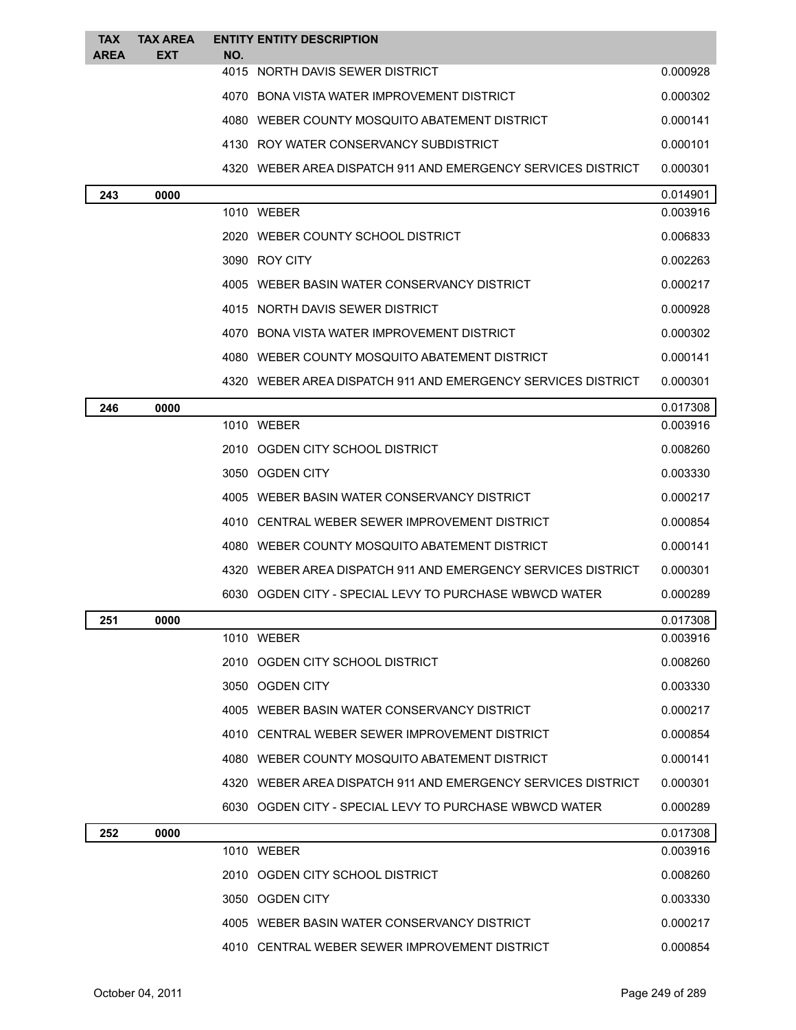| TAX AREA | TAX AREA EXT | ENTITY NO. | ENTITY DESCRIPTION | |
|---|---|---|---|---|
| | | 4015 | NORTH DAVIS SEWER DISTRICT | 0.000928 |
| | | 4070 | BONA VISTA WATER IMPROVEMENT DISTRICT | 0.000302 |
| | | 4080 | WEBER COUNTY MOSQUITO ABATEMENT DISTRICT | 0.000141 |
| | | 4130 | ROY WATER CONSERVANCY SUBDISTRICT | 0.000101 |
| | | 4320 | WEBER AREA DISPATCH 911 AND EMERGENCY SERVICES DISTRICT | 0.000301 |
| **243** | **0000** | | | 0.014901 |
| | | 1010 | WEBER | 0.003916 |
| | | 2020 | WEBER COUNTY SCHOOL DISTRICT | 0.006833 |
| | | 3090 | ROY CITY | 0.002263 |
| | | 4005 | WEBER BASIN WATER CONSERVANCY DISTRICT | 0.000217 |
| | | 4015 | NORTH DAVIS SEWER DISTRICT | 0.000928 |
| | | 4070 | BONA VISTA WATER IMPROVEMENT DISTRICT | 0.000302 |
| | | 4080 | WEBER COUNTY MOSQUITO ABATEMENT DISTRICT | 0.000141 |
| | | 4320 | WEBER AREA DISPATCH 911 AND EMERGENCY SERVICES DISTRICT | 0.000301 |
| **246** | **0000** | | | 0.017308 |
| | | 1010 | WEBER | 0.003916 |
| | | 2010 | OGDEN CITY SCHOOL DISTRICT | 0.008260 |
| | | 3050 | OGDEN CITY | 0.003330 |
| | | 4005 | WEBER BASIN WATER CONSERVANCY DISTRICT | 0.000217 |
| | | 4010 | CENTRAL WEBER SEWER IMPROVEMENT DISTRICT | 0.000854 |
| | | 4080 | WEBER COUNTY MOSQUITO ABATEMENT DISTRICT | 0.000141 |
| | | 4320 | WEBER AREA DISPATCH 911 AND EMERGENCY SERVICES DISTRICT | 0.000301 |
| | | 6030 | OGDEN CITY - SPECIAL LEVY TO PURCHASE WBWCD WATER | 0.000289 |
| **251** | **0000** | | | 0.017308 |
| | | 1010 | WEBER | 0.003916 |
| | | 2010 | OGDEN CITY SCHOOL DISTRICT | 0.008260 |
| | | 3050 | OGDEN CITY | 0.003330 |
| | | 4005 | WEBER BASIN WATER CONSERVANCY DISTRICT | 0.000217 |
| | | 4010 | CENTRAL WEBER SEWER IMPROVEMENT DISTRICT | 0.000854 |
| | | 4080 | WEBER COUNTY MOSQUITO ABATEMENT DISTRICT | 0.000141 |
| | | 4320 | WEBER AREA DISPATCH 911 AND EMERGENCY SERVICES DISTRICT | 0.000301 |
| | | 6030 | OGDEN CITY - SPECIAL LEVY TO PURCHASE WBWCD WATER | 0.000289 |
| **252** | **0000** | | | 0.017308 |
| | | 1010 | WEBER | 0.003916 |
| | | 2010 | OGDEN CITY SCHOOL DISTRICT | 0.008260 |
| | | 3050 | OGDEN CITY | 0.003330 |
| | | 4005 | WEBER BASIN WATER CONSERVANCY DISTRICT | 0.000217 |
| | | 4010 | CENTRAL WEBER SEWER IMPROVEMENT DISTRICT | 0.000854 |

October 04, 2011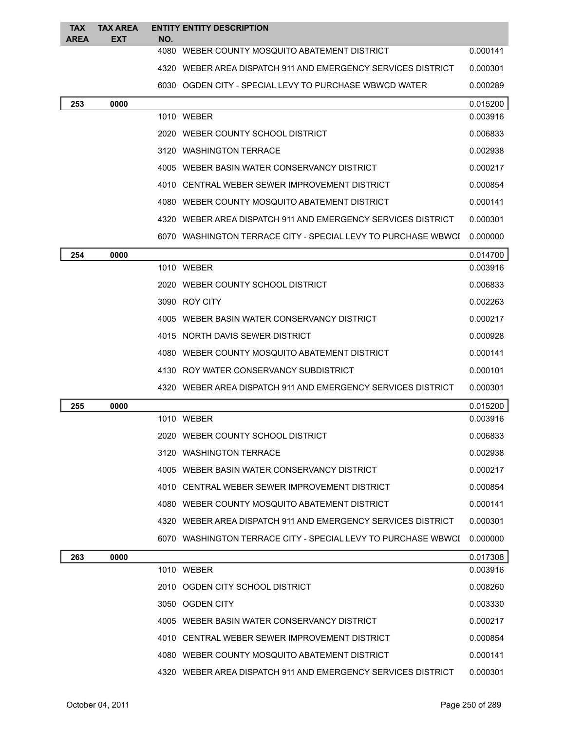| TAX AREA | TAX AREA EXT | ENTITY NO. | ENTITY DESCRIPTION | |
|---|---|---|---|---|
| | | 4080 | WEBER COUNTY MOSQUITO ABATEMENT DISTRICT | 0.000141 |
| | | 4320 | WEBER AREA DISPATCH 911 AND EMERGENCY SERVICES DISTRICT | 0.000301 |
| | | 6030 | OGDEN CITY - SPECIAL LEVY TO PURCHASE WBWCD WATER | 0.000289 |
| **253** | **0000** | | | 0.015200 |
| | | 1010 | WEBER | 0.003916 |
| | | 2020 | WEBER COUNTY SCHOOL DISTRICT | 0.006833 |
| | | 3120 | WASHINGTON TERRACE | 0.002938 |
| | | 4005 | WEBER BASIN WATER CONSERVANCY DISTRICT | 0.000217 |
| | | 4010 | CENTRAL WEBER SEWER IMPROVEMENT DISTRICT | 0.000854 |
| | | 4080 | WEBER COUNTY MOSQUITO ABATEMENT DISTRICT | 0.000141 |
| | | 4320 | WEBER AREA DISPATCH 911 AND EMERGENCY SERVICES DISTRICT | 0.000301 |
| | | 6070 | WASHINGTON TERRACE CITY - SPECIAL LEVY TO PURCHASE WBWCI | 0.000000 |
| **254** | **0000** | | | 0.014700 |
| | | 1010 | WEBER | 0.003916 |
| | | 2020 | WEBER COUNTY SCHOOL DISTRICT | 0.006833 |
| | | 3090 | ROY CITY | 0.002263 |
| | | 4005 | WEBER BASIN WATER CONSERVANCY DISTRICT | 0.000217 |
| | | 4015 | NORTH DAVIS SEWER DISTRICT | 0.000928 |
| | | 4080 | WEBER COUNTY MOSQUITO ABATEMENT DISTRICT | 0.000141 |
| | | 4130 | ROY WATER CONSERVANCY SUBDISTRICT | 0.000101 |
| | | 4320 | WEBER AREA DISPATCH 911 AND EMERGENCY SERVICES DISTRICT | 0.000301 |
| **255** | **0000** | | | 0.015200 |
| | | 1010 | WEBER | 0.003916 |
| | | 2020 | WEBER COUNTY SCHOOL DISTRICT | 0.006833 |
| | | 3120 | WASHINGTON TERRACE | 0.002938 |
| | | 4005 | WEBER BASIN WATER CONSERVANCY DISTRICT | 0.000217 |
| | | 4010 | CENTRAL WEBER SEWER IMPROVEMENT DISTRICT | 0.000854 |
| | | 4080 | WEBER COUNTY MOSQUITO ABATEMENT DISTRICT | 0.000141 |
| | | 4320 | WEBER AREA DISPATCH 911 AND EMERGENCY SERVICES DISTRICT | 0.000301 |
| | | 6070 | WASHINGTON TERRACE CITY - SPECIAL LEVY TO PURCHASE WBWCI | 0.000000 |
| **263** | **0000** | | | 0.017308 |
| | | 1010 | WEBER | 0.003916 |
| | | 2010 | OGDEN CITY SCHOOL DISTRICT | 0.008260 |
| | | 3050 | OGDEN CITY | 0.003330 |
| | | 4005 | WEBER BASIN WATER CONSERVANCY DISTRICT | 0.000217 |
| | | 4010 | CENTRAL WEBER SEWER IMPROVEMENT DISTRICT | 0.000854 |
| | | 4080 | WEBER COUNTY MOSQUITO ABATEMENT DISTRICT | 0.000141 |
| | | 4320 | WEBER AREA DISPATCH 911 AND EMERGENCY SERVICES DISTRICT | 0.000301 |

October 04, 2011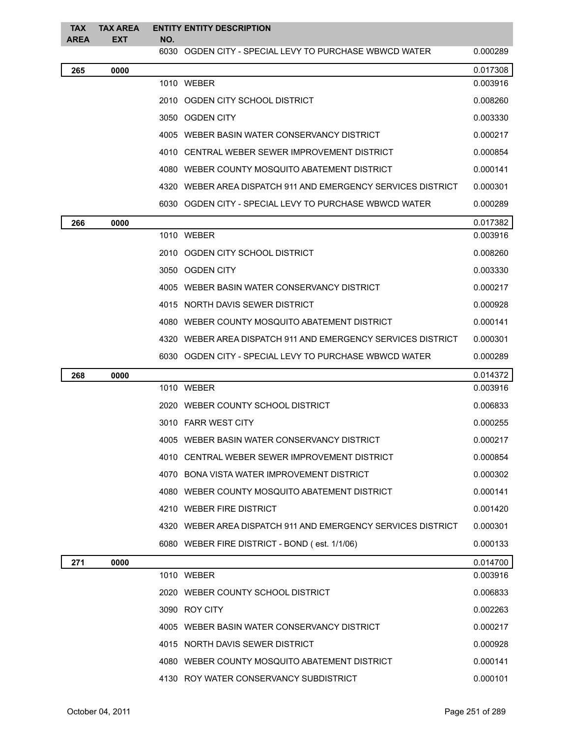| TAX AREA | TAX AREA EXT | ENTITY NO. | ENTITY DESCRIPTION | |
|---|---|---|---|---|
| | | 6030 | OGDEN CITY - SPECIAL LEVY TO PURCHASE WBWCD WATER | 0.000289 |
| **265** | **0000** | | | 0.017308 |
| | | 1010 | WEBER | 0.003916 |
| | | 2010 | OGDEN CITY SCHOOL DISTRICT | 0.008260 |
| | | 3050 | OGDEN CITY | 0.003330 |
| | | 4005 | WEBER BASIN WATER CONSERVANCY DISTRICT | 0.000217 |
| | | 4010 | CENTRAL WEBER SEWER IMPROVEMENT DISTRICT | 0.000854 |
| | | 4080 | WEBER COUNTY MOSQUITO ABATEMENT DISTRICT | 0.000141 |
| | | 4320 | WEBER AREA DISPATCH 911 AND EMERGENCY SERVICES DISTRICT | 0.000301 |
| | | 6030 | OGDEN CITY - SPECIAL LEVY TO PURCHASE WBWCD WATER | 0.000289 |
| **266** | **0000** | | | 0.017382 |
| | | 1010 | WEBER | 0.003916 |
| | | 2010 | OGDEN CITY SCHOOL DISTRICT | 0.008260 |
| | | 3050 | OGDEN CITY | 0.003330 |
| | | 4005 | WEBER BASIN WATER CONSERVANCY DISTRICT | 0.000217 |
| | | 4015 | NORTH DAVIS SEWER DISTRICT | 0.000928 |
| | | 4080 | WEBER COUNTY MOSQUITO ABATEMENT DISTRICT | 0.000141 |
| | | 4320 | WEBER AREA DISPATCH 911 AND EMERGENCY SERVICES DISTRICT | 0.000301 |
| | | 6030 | OGDEN CITY - SPECIAL LEVY TO PURCHASE WBWCD WATER | 0.000289 |
| **268** | **0000** | | | 0.014372 |
| | | 1010 | WEBER | 0.003916 |
| | | 2020 | WEBER COUNTY SCHOOL DISTRICT | 0.006833 |
| | | 3010 | FARR WEST CITY | 0.000255 |
| | | 4005 | WEBER BASIN WATER CONSERVANCY DISTRICT | 0.000217 |
| | | 4010 | CENTRAL WEBER SEWER IMPROVEMENT DISTRICT | 0.000854 |
| | | 4070 | BONA VISTA WATER IMPROVEMENT DISTRICT | 0.000302 |
| | | 4080 | WEBER COUNTY MOSQUITO ABATEMENT DISTRICT | 0.000141 |
| | | 4210 | WEBER FIRE DISTRICT | 0.001420 |
| | | 4320 | WEBER AREA DISPATCH 911 AND EMERGENCY SERVICES DISTRICT | 0.000301 |
| | | 6080 | WEBER FIRE DISTRICT - BOND ( est. 1/1/06) | 0.000133 |
| **271** | **0000** | | | 0.014700 |
| | | 1010 | WEBER | 0.003916 |
| | | 2020 | WEBER COUNTY SCHOOL DISTRICT | 0.006833 |
| | | 3090 | ROY CITY | 0.002263 |
| | | 4005 | WEBER BASIN WATER CONSERVANCY DISTRICT | 0.000217 |
| | | 4015 | NORTH DAVIS SEWER DISTRICT | 0.000928 |
| | | 4080 | WEBER COUNTY MOSQUITO ABATEMENT DISTRICT | 0.000141 |
| | | 4130 | ROY WATER CONSERVANCY SUBDISTRICT | 0.000101 |

October 04, 2011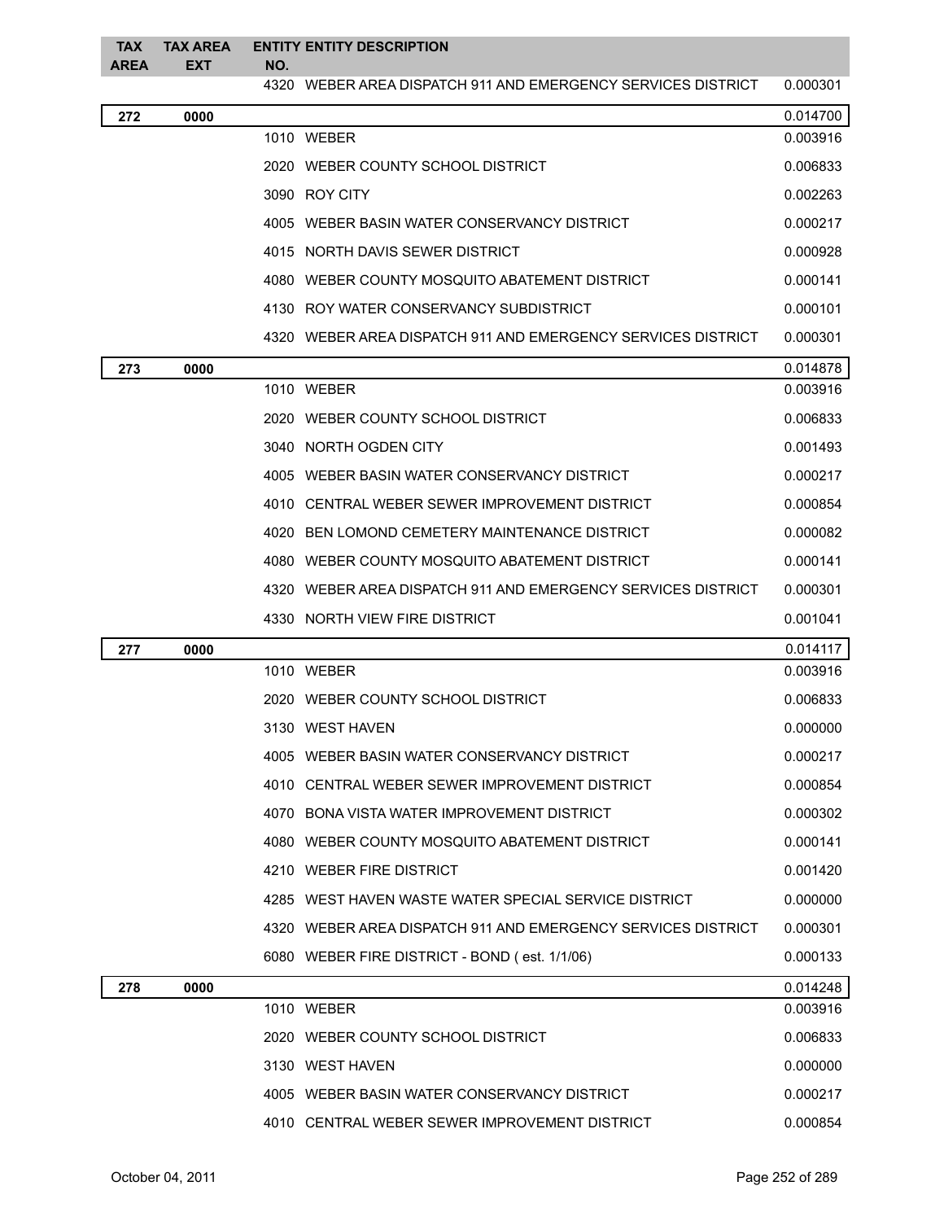| TAX AREA | TAX AREA EXT | ENTITY NO. | ENTITY DESCRIPTION | |
|---|---|---|---|---|
| | | 4320 | WEBER AREA DISPATCH 911 AND EMERGENCY SERVICES DISTRICT | 0.000301 |
| **272** | **0000** | | | 0.014700 |
| | | 1010 | WEBER | 0.003916 |
| | | 2020 | WEBER COUNTY SCHOOL DISTRICT | 0.006833 |
| | | 3090 | ROY CITY | 0.002263 |
| | | 4005 | WEBER BASIN WATER CONSERVANCY DISTRICT | 0.000217 |
| | | 4015 | NORTH DAVIS SEWER DISTRICT | 0.000928 |
| | | 4080 | WEBER COUNTY MOSQUITO ABATEMENT DISTRICT | 0.000141 |
| | | 4130 | ROY WATER CONSERVANCY SUBDISTRICT | 0.000101 |
| | | 4320 | WEBER AREA DISPATCH 911 AND EMERGENCY SERVICES DISTRICT | 0.000301 |
| **273** | **0000** | | | 0.014878 |
| | | 1010 | WEBER | 0.003916 |
| | | 2020 | WEBER COUNTY SCHOOL DISTRICT | 0.006833 |
| | | 3040 | NORTH OGDEN CITY | 0.001493 |
| | | 4005 | WEBER BASIN WATER CONSERVANCY DISTRICT | 0.000217 |
| | | 4010 | CENTRAL WEBER SEWER IMPROVEMENT DISTRICT | 0.000854 |
| | | 4020 | BEN LOMOND CEMETERY MAINTENANCE DISTRICT | 0.000082 |
| | | 4080 | WEBER COUNTY MOSQUITO ABATEMENT DISTRICT | 0.000141 |
| | | 4320 | WEBER AREA DISPATCH 911 AND EMERGENCY SERVICES DISTRICT | 0.000301 |
| | | 4330 | NORTH VIEW FIRE DISTRICT | 0.001041 |
| **277** | **0000** | | | 0.014117 |
| | | 1010 | WEBER | 0.003916 |
| | | 2020 | WEBER COUNTY SCHOOL DISTRICT | 0.006833 |
| | | 3130 | WEST HAVEN | 0.000000 |
| | | 4005 | WEBER BASIN WATER CONSERVANCY DISTRICT | 0.000217 |
| | | 4010 | CENTRAL WEBER SEWER IMPROVEMENT DISTRICT | 0.000854 |
| | | 4070 | BONA VISTA WATER IMPROVEMENT DISTRICT | 0.000302 |
| | | 4080 | WEBER COUNTY MOSQUITO ABATEMENT DISTRICT | 0.000141 |
| | | 4210 | WEBER FIRE DISTRICT | 0.001420 |
| | | 4285 | WEST HAVEN WASTE WATER SPECIAL SERVICE DISTRICT | 0.000000 |
| | | 4320 | WEBER AREA DISPATCH 911 AND EMERGENCY SERVICES DISTRICT | 0.000301 |
| | | 6080 | WEBER FIRE DISTRICT - BOND ( est. 1/1/06) | 0.000133 |
| **278** | **0000** | | | 0.014248 |
| | | 1010 | WEBER | 0.003916 |
| | | 2020 | WEBER COUNTY SCHOOL DISTRICT | 0.006833 |
| | | 3130 | WEST HAVEN | 0.000000 |
| | | 4005 | WEBER BASIN WATER CONSERVANCY DISTRICT | 0.000217 |
| | | 4010 | CENTRAL WEBER SEWER IMPROVEMENT DISTRICT | 0.000854 |

October 04, 2011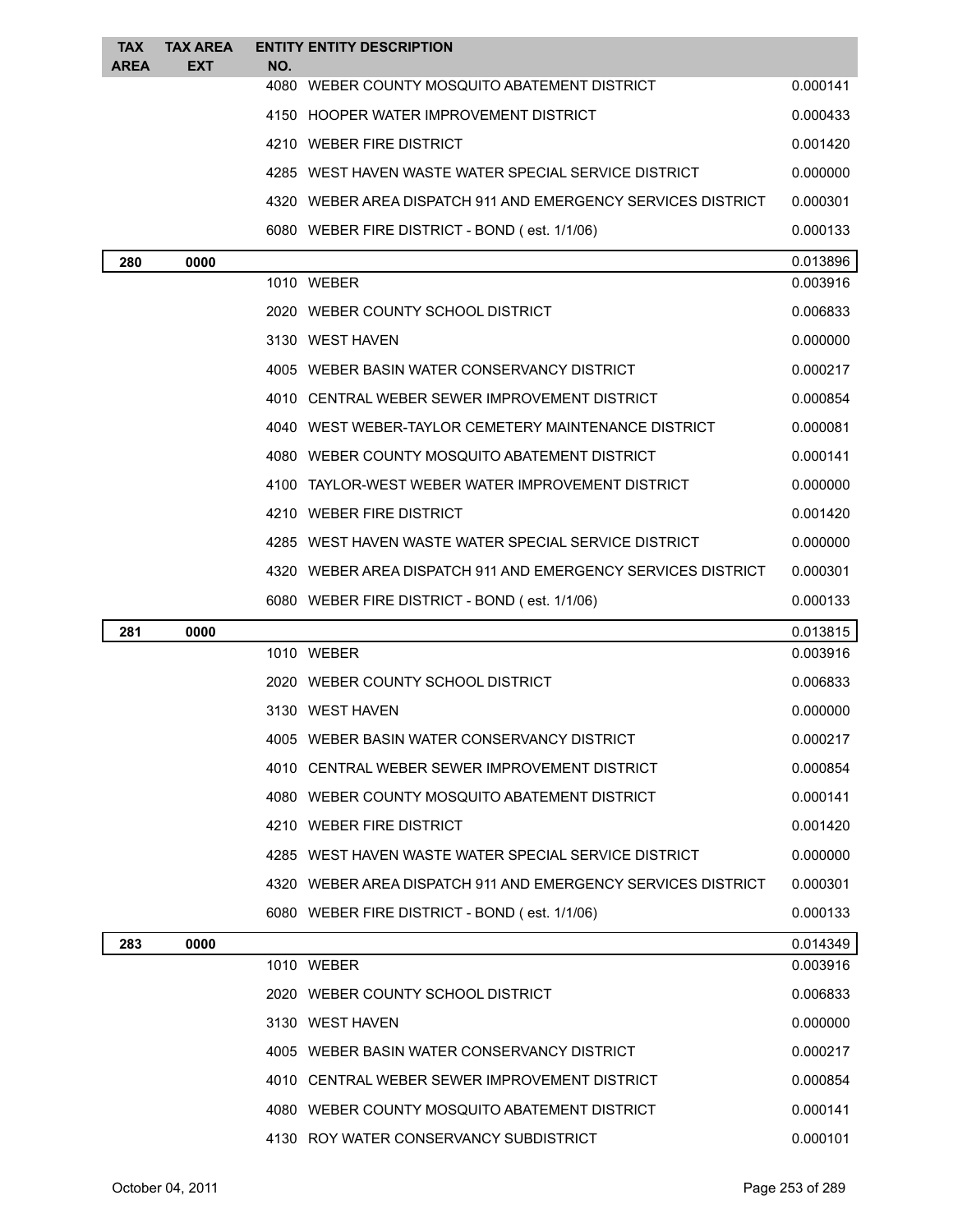| TAX AREA | TAX AREA EXT | ENTITY NO. | ENTITY DESCRIPTION | |
|---|---|---|---|---|
| | | 4080 | WEBER COUNTY MOSQUITO ABATEMENT DISTRICT | 0.000141 |
| | | 4150 | HOOPER WATER IMPROVEMENT DISTRICT | 0.000433 |
| | | 4210 | WEBER FIRE DISTRICT | 0.001420 |
| | | 4285 | WEST HAVEN WASTE WATER SPECIAL SERVICE DISTRICT | 0.000000 |
| | | 4320 | WEBER AREA DISPATCH 911 AND EMERGENCY SERVICES DISTRICT | 0.000301 |
| | | 6080 | WEBER FIRE DISTRICT - BOND ( est. 1/1/06) | 0.000133 |
| **280** | **0000** | | | 0.013896 |
| | | 1010 | WEBER | 0.003916 |
| | | 2020 | WEBER COUNTY SCHOOL DISTRICT | 0.006833 |
| | | 3130 | WEST HAVEN | 0.000000 |
| | | 4005 | WEBER BASIN WATER CONSERVANCY DISTRICT | 0.000217 |
| | | 4010 | CENTRAL WEBER SEWER IMPROVEMENT DISTRICT | 0.000854 |
| | | 4040 | WEST WEBER-TAYLOR CEMETERY MAINTENANCE DISTRICT | 0.000081 |
| | | 4080 | WEBER COUNTY MOSQUITO ABATEMENT DISTRICT | 0.000141 |
| | | 4100 | TAYLOR-WEST WEBER WATER IMPROVEMENT DISTRICT | 0.000000 |
| | | 4210 | WEBER FIRE DISTRICT | 0.001420 |
| | | 4285 | WEST HAVEN WASTE WATER SPECIAL SERVICE DISTRICT | 0.000000 |
| | | 4320 | WEBER AREA DISPATCH 911 AND EMERGENCY SERVICES DISTRICT | 0.000301 |
| | | 6080 | WEBER FIRE DISTRICT - BOND ( est. 1/1/06) | 0.000133 |
| **281** | **0000** | | | 0.013815 |
| | | 1010 | WEBER | 0.003916 |
| | | 2020 | WEBER COUNTY SCHOOL DISTRICT | 0.006833 |
| | | 3130 | WEST HAVEN | 0.000000 |
| | | 4005 | WEBER BASIN WATER CONSERVANCY DISTRICT | 0.000217 |
| | | 4010 | CENTRAL WEBER SEWER IMPROVEMENT DISTRICT | 0.000854 |
| | | 4080 | WEBER COUNTY MOSQUITO ABATEMENT DISTRICT | 0.000141 |
| | | 4210 | WEBER FIRE DISTRICT | 0.001420 |
| | | 4285 | WEST HAVEN WASTE WATER SPECIAL SERVICE DISTRICT | 0.000000 |
| | | 4320 | WEBER AREA DISPATCH 911 AND EMERGENCY SERVICES DISTRICT | 0.000301 |
| | | 6080 | WEBER FIRE DISTRICT - BOND ( est. 1/1/06) | 0.000133 |
| **283** | **0000** | | | 0.014349 |
| | | 1010 | WEBER | 0.003916 |
| | | 2020 | WEBER COUNTY SCHOOL DISTRICT | 0.006833 |
| | | 3130 | WEST HAVEN | 0.000000 |
| | | 4005 | WEBER BASIN WATER CONSERVANCY DISTRICT | 0.000217 |
| | | 4010 | CENTRAL WEBER SEWER IMPROVEMENT DISTRICT | 0.000854 |
| | | 4080 | WEBER COUNTY MOSQUITO ABATEMENT DISTRICT | 0.000141 |
| | | 4130 | ROY WATER CONSERVANCY SUBDISTRICT | 0.000101 |

October 04, 2011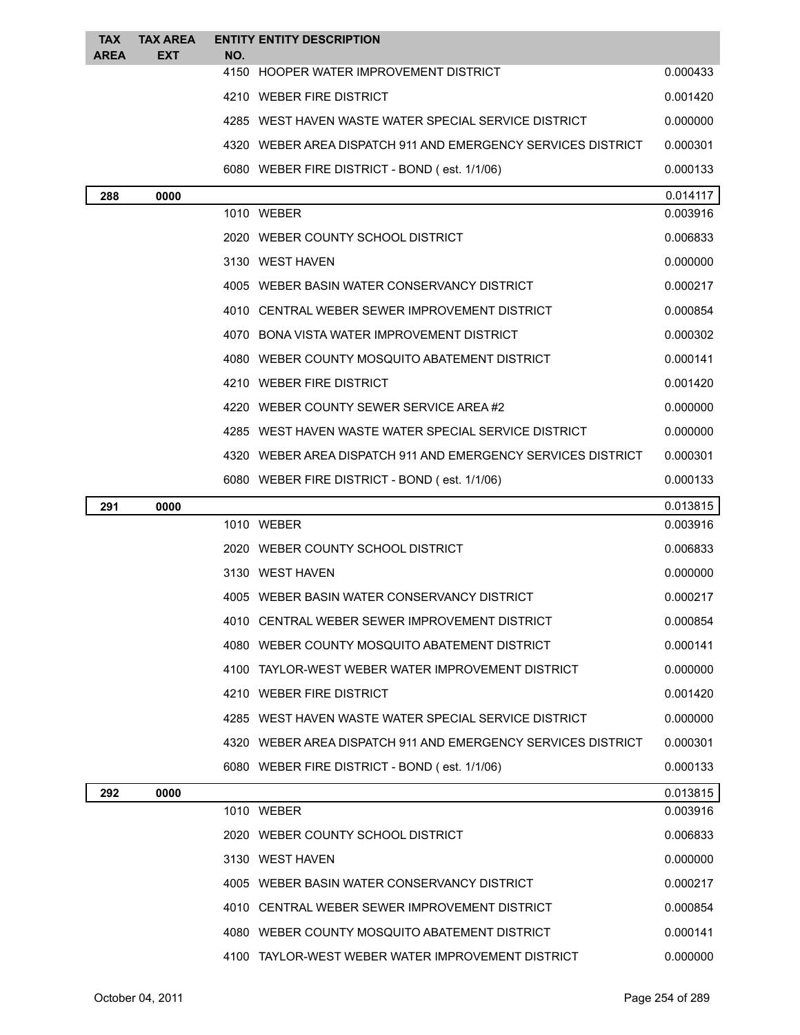| TAX AREA | TAX AREA EXT | ENTITY NO. | ENTITY DESCRIPTION | |
|---|---|---|---|---|
| | | 4150 | HOOPER WATER IMPROVEMENT DISTRICT | 0.000433 |
| | | 4210 | WEBER FIRE DISTRICT | 0.001420 |
| | | 4285 | WEST HAVEN WASTE WATER SPECIAL SERVICE DISTRICT | 0.000000 |
| | | 4320 | WEBER AREA DISPATCH 911 AND EMERGENCY SERVICES DISTRICT | 0.000301 |
| | | 6080 | WEBER FIRE DISTRICT - BOND ( est. 1/1/06) | 0.000133 |
| **288** | **0000** | | | 0.014117 |
| | | 1010 | WEBER | 0.003916 |
| | | 2020 | WEBER COUNTY SCHOOL DISTRICT | 0.006833 |
| | | 3130 | WEST HAVEN | 0.000000 |
| | | 4005 | WEBER BASIN WATER CONSERVANCY DISTRICT | 0.000217 |
| | | 4010 | CENTRAL WEBER SEWER IMPROVEMENT DISTRICT | 0.000854 |
| | | 4070 | BONA VISTA WATER IMPROVEMENT DISTRICT | 0.000302 |
| | | 4080 | WEBER COUNTY MOSQUITO ABATEMENT DISTRICT | 0.000141 |
| | | 4210 | WEBER FIRE DISTRICT | 0.001420 |
| | | 4220 | WEBER COUNTY SEWER SERVICE AREA #2 | 0.000000 |
| | | 4285 | WEST HAVEN WASTE WATER SPECIAL SERVICE DISTRICT | 0.000000 |
| | | 4320 | WEBER AREA DISPATCH 911 AND EMERGENCY SERVICES DISTRICT | 0.000301 |
| | | 6080 | WEBER FIRE DISTRICT - BOND ( est. 1/1/06) | 0.000133 |
| **291** | **0000** | | | 0.013815 |
| | | 1010 | WEBER | 0.003916 |
| | | 2020 | WEBER COUNTY SCHOOL DISTRICT | 0.006833 |
| | | 3130 | WEST HAVEN | 0.000000 |
| | | 4005 | WEBER BASIN WATER CONSERVANCY DISTRICT | 0.000217 |
| | | 4010 | CENTRAL WEBER SEWER IMPROVEMENT DISTRICT | 0.000854 |
| | | 4080 | WEBER COUNTY MOSQUITO ABATEMENT DISTRICT | 0.000141 |
| | | 4100 | TAYLOR-WEST WEBER WATER IMPROVEMENT DISTRICT | 0.000000 |
| | | 4210 | WEBER FIRE DISTRICT | 0.001420 |
| | | 4285 | WEST HAVEN WASTE WATER SPECIAL SERVICE DISTRICT | 0.000000 |
| | | 4320 | WEBER AREA DISPATCH 911 AND EMERGENCY SERVICES DISTRICT | 0.000301 |
| | | 6080 | WEBER FIRE DISTRICT - BOND ( est. 1/1/06) | 0.000133 |
| **292** | **0000** | | | 0.013815 |
| | | 1010 | WEBER | 0.003916 |
| | | 2020 | WEBER COUNTY SCHOOL DISTRICT | 0.006833 |
| | | 3130 | WEST HAVEN | 0.000000 |
| | | 4005 | WEBER BASIN WATER CONSERVANCY DISTRICT | 0.000217 |
| | | 4010 | CENTRAL WEBER SEWER IMPROVEMENT DISTRICT | 0.000854 |
| | | 4080 | WEBER COUNTY MOSQUITO ABATEMENT DISTRICT | 0.000141 |
| | | 4100 | TAYLOR-WEST WEBER WATER IMPROVEMENT DISTRICT | 0.000000 |

October 04, 2011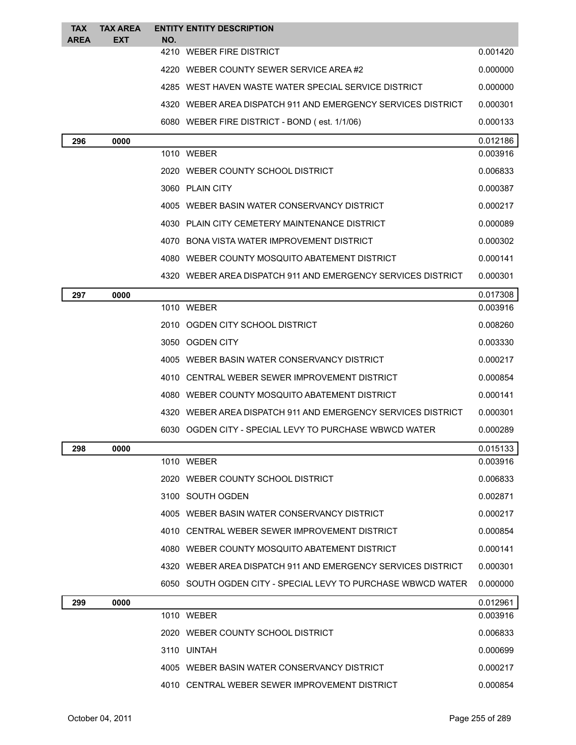| TAX AREA | TAX AREA EXT | ENTITY NO. | ENTITY DESCRIPTION | |
|---|---|---|---|---|
| | | 4210 | WEBER FIRE DISTRICT | 0.001420 |
| | | 4220 | WEBER COUNTY SEWER SERVICE AREA #2 | 0.000000 |
| | | 4285 | WEST HAVEN WASTE WATER SPECIAL SERVICE DISTRICT | 0.000000 |
| | | 4320 | WEBER AREA DISPATCH 911 AND EMERGENCY SERVICES DISTRICT | 0.000301 |
| | | 6080 | WEBER FIRE DISTRICT - BOND ( est. 1/1/06) | 0.000133 |
| **296** | **0000** | | | 0.012186 |
| | | 1010 | WEBER | 0.003916 |
| | | 2020 | WEBER COUNTY SCHOOL DISTRICT | 0.006833 |
| | | 3060 | PLAIN CITY | 0.000387 |
| | | 4005 | WEBER BASIN WATER CONSERVANCY DISTRICT | 0.000217 |
| | | 4030 | PLAIN CITY CEMETERY MAINTENANCE DISTRICT | 0.000089 |
| | | 4070 | BONA VISTA WATER IMPROVEMENT DISTRICT | 0.000302 |
| | | 4080 | WEBER COUNTY MOSQUITO ABATEMENT DISTRICT | 0.000141 |
| | | 4320 | WEBER AREA DISPATCH 911 AND EMERGENCY SERVICES DISTRICT | 0.000301 |
| **297** | **0000** | | | 0.017308 |
| | | 1010 | WEBER | 0.003916 |
| | | 2010 | OGDEN CITY SCHOOL DISTRICT | 0.008260 |
| | | 3050 | OGDEN CITY | 0.003330 |
| | | 4005 | WEBER BASIN WATER CONSERVANCY DISTRICT | 0.000217 |
| | | 4010 | CENTRAL WEBER SEWER IMPROVEMENT DISTRICT | 0.000854 |
| | | 4080 | WEBER COUNTY MOSQUITO ABATEMENT DISTRICT | 0.000141 |
| | | 4320 | WEBER AREA DISPATCH 911 AND EMERGENCY SERVICES DISTRICT | 0.000301 |
| | | 6030 | OGDEN CITY - SPECIAL LEVY TO PURCHASE WBWCD WATER | 0.000289 |
| **298** | **0000** | | | 0.015133 |
| | | 1010 | WEBER | 0.003916 |
| | | 2020 | WEBER COUNTY SCHOOL DISTRICT | 0.006833 |
| | | 3100 | SOUTH OGDEN | 0.002871 |
| | | 4005 | WEBER BASIN WATER CONSERVANCY DISTRICT | 0.000217 |
| | | 4010 | CENTRAL WEBER SEWER IMPROVEMENT DISTRICT | 0.000854 |
| | | 4080 | WEBER COUNTY MOSQUITO ABATEMENT DISTRICT | 0.000141 |
| | | 4320 | WEBER AREA DISPATCH 911 AND EMERGENCY SERVICES DISTRICT | 0.000301 |
| | | 6050 | SOUTH OGDEN CITY - SPECIAL LEVY TO PURCHASE WBWCD WATER | 0.000000 |
| **299** | **0000** | | | 0.012961 |
| | | 1010 | WEBER | 0.003916 |
| | | 2020 | WEBER COUNTY SCHOOL DISTRICT | 0.006833 |
| | | 3110 | UINTAH | 0.000699 |
| | | 4005 | WEBER BASIN WATER CONSERVANCY DISTRICT | 0.000217 |
| | | 4010 | CENTRAL WEBER SEWER IMPROVEMENT DISTRICT | 0.000854 |

October 04, 2011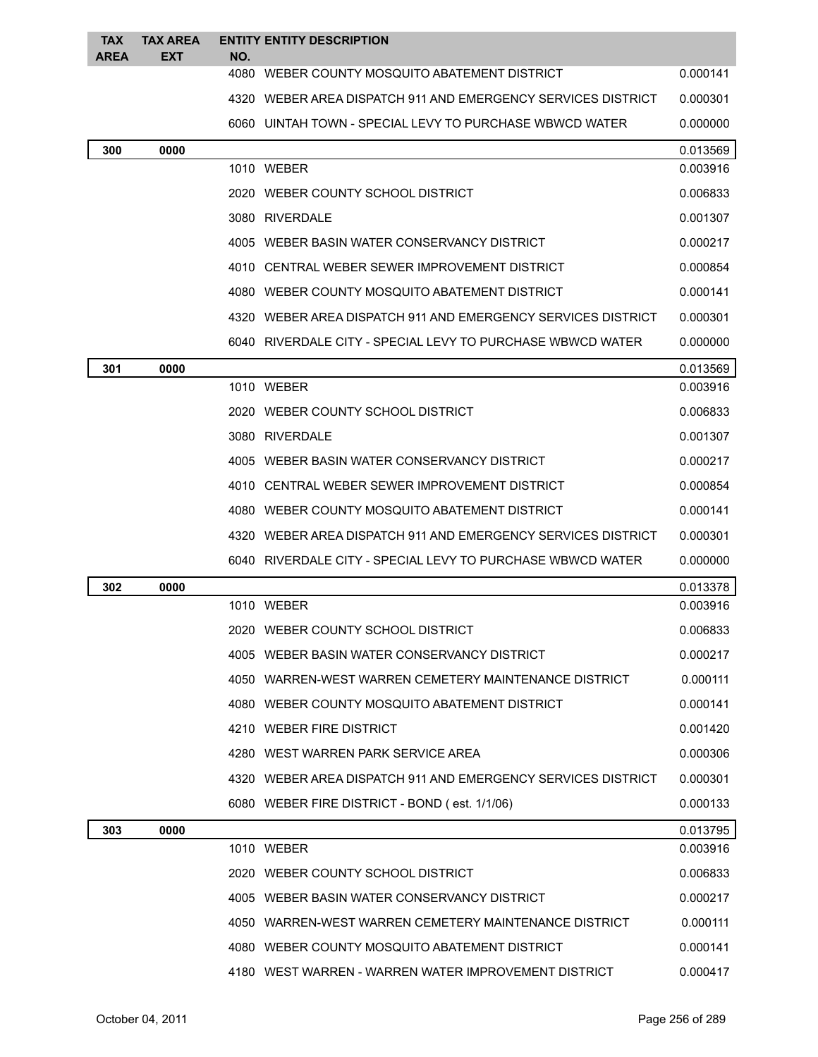| TAX AREA | TAX AREA EXT | ENTITY NO. | ENTITY DESCRIPTION | |
|---|---|---|---|---|
| | | 4080 | WEBER COUNTY MOSQUITO ABATEMENT DISTRICT | 0.000141 |
| | | 4320 | WEBER AREA DISPATCH 911 AND EMERGENCY SERVICES DISTRICT | 0.000301 |
| | | 6060 | UINTAH TOWN - SPECIAL LEVY TO PURCHASE WBWCD WATER | 0.000000 |
| **300** | **0000** | | | 0.013569 |
| | | 1010 | WEBER | 0.003916 |
| | | 2020 | WEBER COUNTY SCHOOL DISTRICT | 0.006833 |
| | | 3080 | RIVERDALE | 0.001307 |
| | | 4005 | WEBER BASIN WATER CONSERVANCY DISTRICT | 0.000217 |
| | | 4010 | CENTRAL WEBER SEWER IMPROVEMENT DISTRICT | 0.000854 |
| | | 4080 | WEBER COUNTY MOSQUITO ABATEMENT DISTRICT | 0.000141 |
| | | 4320 | WEBER AREA DISPATCH 911 AND EMERGENCY SERVICES DISTRICT | 0.000301 |
| | | 6040 | RIVERDALE CITY - SPECIAL LEVY TO PURCHASE WBWCD WATER | 0.000000 |
| **301** | **0000** | | | 0.013569 |
| | | 1010 | WEBER | 0.003916 |
| | | 2020 | WEBER COUNTY SCHOOL DISTRICT | 0.006833 |
| | | 3080 | RIVERDALE | 0.001307 |
| | | 4005 | WEBER BASIN WATER CONSERVANCY DISTRICT | 0.000217 |
| | | 4010 | CENTRAL WEBER SEWER IMPROVEMENT DISTRICT | 0.000854 |
| | | 4080 | WEBER COUNTY MOSQUITO ABATEMENT DISTRICT | 0.000141 |
| | | 4320 | WEBER AREA DISPATCH 911 AND EMERGENCY SERVICES DISTRICT | 0.000301 |
| | | 6040 | RIVERDALE CITY - SPECIAL LEVY TO PURCHASE WBWCD WATER | 0.000000 |
| **302** | **0000** | | | 0.013378 |
| | | 1010 | WEBER | 0.003916 |
| | | 2020 | WEBER COUNTY SCHOOL DISTRICT | 0.006833 |
| | | 4005 | WEBER BASIN WATER CONSERVANCY DISTRICT | 0.000217 |
| | | 4050 | WARREN-WEST WARREN CEMETERY MAINTENANCE DISTRICT | 0.000111 |
| | | 4080 | WEBER COUNTY MOSQUITO ABATEMENT DISTRICT | 0.000141 |
| | | 4210 | WEBER FIRE DISTRICT | 0.001420 |
| | | 4280 | WEST WARREN PARK SERVICE AREA | 0.000306 |
| | | 4320 | WEBER AREA DISPATCH 911 AND EMERGENCY SERVICES DISTRICT | 0.000301 |
| | | 6080 | WEBER FIRE DISTRICT - BOND ( est. 1/1/06) | 0.000133 |
| **303** | **0000** | | | 0.013795 |
| | | 1010 | WEBER | 0.003916 |
| | | 2020 | WEBER COUNTY SCHOOL DISTRICT | 0.006833 |
| | | 4005 | WEBER BASIN WATER CONSERVANCY DISTRICT | 0.000217 |
| | | 4050 | WARREN-WEST WARREN CEMETERY MAINTENANCE DISTRICT | 0.000111 |
| | | 4080 | WEBER COUNTY MOSQUITO ABATEMENT DISTRICT | 0.000141 |
| | | 4180 | WEST WARREN - WARREN WATER IMPROVEMENT DISTRICT | 0.000417 |

October 04, 2011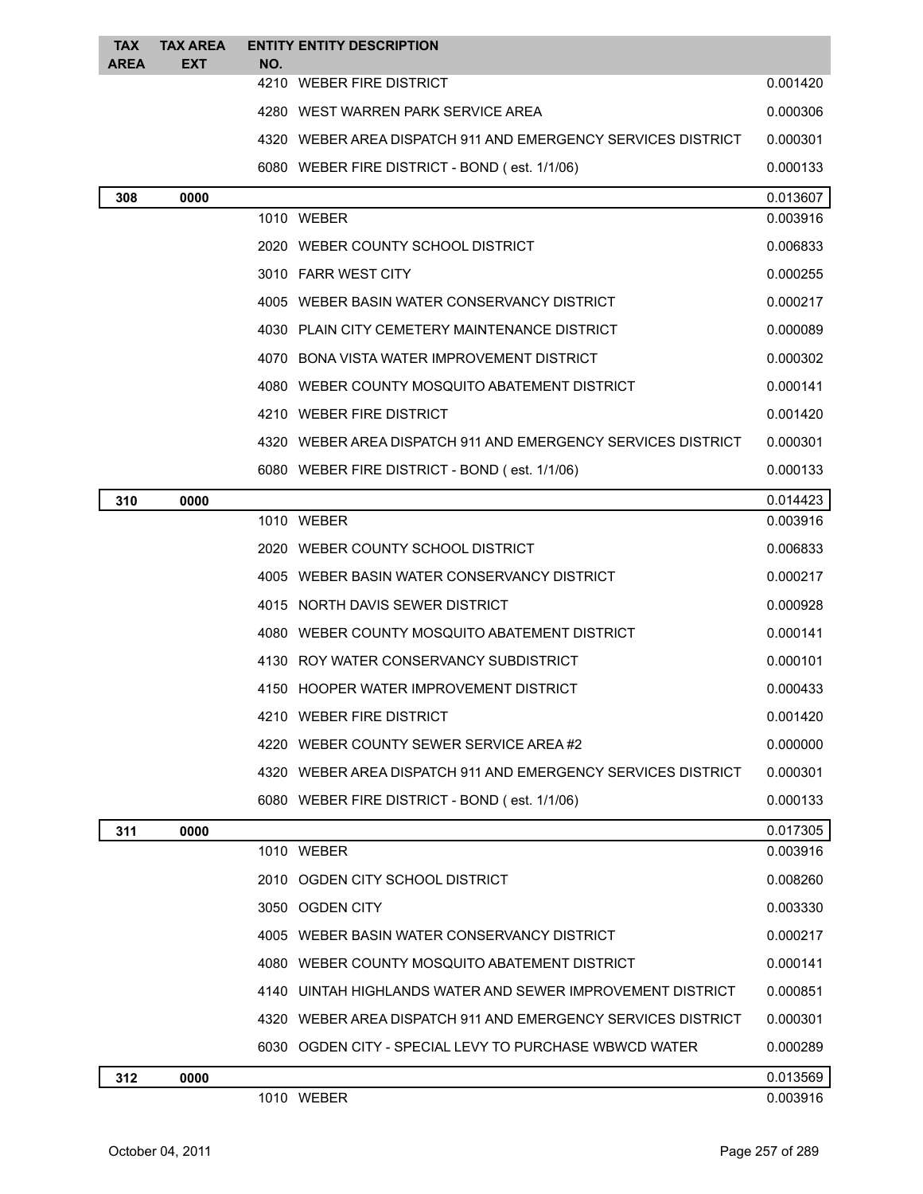| TAX AREA | TAX AREA EXT | ENTITY NO. | ENTITY DESCRIPTION | |
|---|---|---|---|---|
| | | 4210 | WEBER FIRE DISTRICT | 0.001420 |
| | | 4280 | WEST WARREN PARK SERVICE AREA | 0.000306 |
| | | 4320 | WEBER AREA DISPATCH 911 AND EMERGENCY SERVICES DISTRICT | 0.000301 |
| | | 6080 | WEBER FIRE DISTRICT - BOND ( est. 1/1/06) | 0.000133 |
| **308** | **0000** | | | 0.013607 |
| | | 1010 | WEBER | 0.003916 |
| | | 2020 | WEBER COUNTY SCHOOL DISTRICT | 0.006833 |
| | | 3010 | FARR WEST CITY | 0.000255 |
| | | 4005 | WEBER BASIN WATER CONSERVANCY DISTRICT | 0.000217 |
| | | 4030 | PLAIN CITY CEMETERY MAINTENANCE DISTRICT | 0.000089 |
| | | 4070 | BONA VISTA WATER IMPROVEMENT DISTRICT | 0.000302 |
| | | 4080 | WEBER COUNTY MOSQUITO ABATEMENT DISTRICT | 0.000141 |
| | | 4210 | WEBER FIRE DISTRICT | 0.001420 |
| | | 4320 | WEBER AREA DISPATCH 911 AND EMERGENCY SERVICES DISTRICT | 0.000301 |
| | | 6080 | WEBER FIRE DISTRICT - BOND ( est. 1/1/06) | 0.000133 |
| **310** | **0000** | | | 0.014423 |
| | | 1010 | WEBER | 0.003916 |
| | | 2020 | WEBER COUNTY SCHOOL DISTRICT | 0.006833 |
| | | 4005 | WEBER BASIN WATER CONSERVANCY DISTRICT | 0.000217 |
| | | 4015 | NORTH DAVIS SEWER DISTRICT | 0.000928 |
| | | 4080 | WEBER COUNTY MOSQUITO ABATEMENT DISTRICT | 0.000141 |
| | | 4130 | ROY WATER CONSERVANCY SUBDISTRICT | 0.000101 |
| | | 4150 | HOOPER WATER IMPROVEMENT DISTRICT | 0.000433 |
| | | 4210 | WEBER FIRE DISTRICT | 0.001420 |
| | | 4220 | WEBER COUNTY SEWER SERVICE AREA #2 | 0.000000 |
| | | 4320 | WEBER AREA DISPATCH 911 AND EMERGENCY SERVICES DISTRICT | 0.000301 |
| | | 6080 | WEBER FIRE DISTRICT - BOND ( est. 1/1/06) | 0.000133 |
| **311** | **0000** | | | 0.017305 |
| | | 1010 | WEBER | 0.003916 |
| | | 2010 | OGDEN CITY SCHOOL DISTRICT | 0.008260 |
| | | 3050 | OGDEN CITY | 0.003330 |
| | | 4005 | WEBER BASIN WATER CONSERVANCY DISTRICT | 0.000217 |
| | | 4080 | WEBER COUNTY MOSQUITO ABATEMENT DISTRICT | 0.000141 |
| | | 4140 | UINTAH HIGHLANDS WATER AND SEWER IMPROVEMENT DISTRICT | 0.000851 |
| | | 4320 | WEBER AREA DISPATCH 911 AND EMERGENCY SERVICES DISTRICT | 0.000301 |
| | | 6030 | OGDEN CITY - SPECIAL LEVY TO PURCHASE WBWCD WATER | 0.000289 |
| **312** | **0000** | | | 0.013569 |
| | | 1010 | WEBER | 0.003916 |

October 04, 2011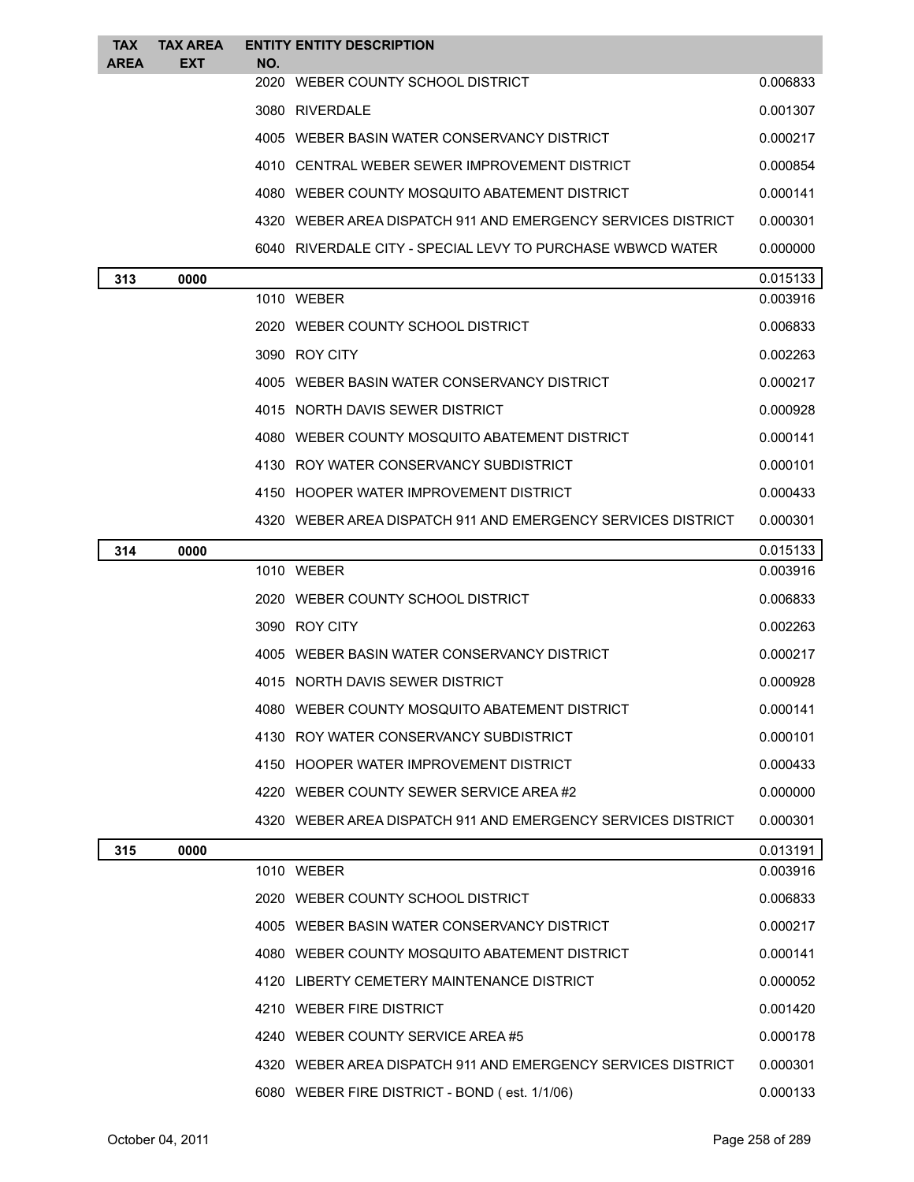| TAX AREA | TAX AREA EXT | ENTITY NO. | ENTITY DESCRIPTION | |
|---|---|---|---|---|
| | | 2020 | WEBER COUNTY SCHOOL DISTRICT | 0.006833 |
| | | 3080 | RIVERDALE | 0.001307 |
| | | 4005 | WEBER BASIN WATER CONSERVANCY DISTRICT | 0.000217 |
| | | 4010 | CENTRAL WEBER SEWER IMPROVEMENT DISTRICT | 0.000854 |
| | | 4080 | WEBER COUNTY MOSQUITO ABATEMENT DISTRICT | 0.000141 |
| | | 4320 | WEBER AREA DISPATCH 911 AND EMERGENCY SERVICES DISTRICT | 0.000301 |
| | | 6040 | RIVERDALE CITY - SPECIAL LEVY TO PURCHASE WBWCD WATER | 0.000000 |
| **313** | **0000** | | | 0.015133 |
| | | 1010 | WEBER | 0.003916 |
| | | 2020 | WEBER COUNTY SCHOOL DISTRICT | 0.006833 |
| | | 3090 | ROY CITY | 0.002263 |
| | | 4005 | WEBER BASIN WATER CONSERVANCY DISTRICT | 0.000217 |
| | | 4015 | NORTH DAVIS SEWER DISTRICT | 0.000928 |
| | | 4080 | WEBER COUNTY MOSQUITO ABATEMENT DISTRICT | 0.000141 |
| | | 4130 | ROY WATER CONSERVANCY SUBDISTRICT | 0.000101 |
| | | 4150 | HOOPER WATER IMPROVEMENT DISTRICT | 0.000433 |
| | | 4320 | WEBER AREA DISPATCH 911 AND EMERGENCY SERVICES DISTRICT | 0.000301 |
| **314** | **0000** | | | 0.015133 |
| | | 1010 | WEBER | 0.003916 |
| | | 2020 | WEBER COUNTY SCHOOL DISTRICT | 0.006833 |
| | | 3090 | ROY CITY | 0.002263 |
| | | 4005 | WEBER BASIN WATER CONSERVANCY DISTRICT | 0.000217 |
| | | 4015 | NORTH DAVIS SEWER DISTRICT | 0.000928 |
| | | 4080 | WEBER COUNTY MOSQUITO ABATEMENT DISTRICT | 0.000141 |
| | | 4130 | ROY WATER CONSERVANCY SUBDISTRICT | 0.000101 |
| | | 4150 | HOOPER WATER IMPROVEMENT DISTRICT | 0.000433 |
| | | 4220 | WEBER COUNTY SEWER SERVICE AREA #2 | 0.000000 |
| | | 4320 | WEBER AREA DISPATCH 911 AND EMERGENCY SERVICES DISTRICT | 0.000301 |
| **315** | **0000** | | | 0.013191 |
| | | 1010 | WEBER | 0.003916 |
| | | 2020 | WEBER COUNTY SCHOOL DISTRICT | 0.006833 |
| | | 4005 | WEBER BASIN WATER CONSERVANCY DISTRICT | 0.000217 |
| | | 4080 | WEBER COUNTY MOSQUITO ABATEMENT DISTRICT | 0.000141 |
| | | 4120 | LIBERTY CEMETERY MAINTENANCE DISTRICT | 0.000052 |
| | | 4210 | WEBER FIRE DISTRICT | 0.001420 |
| | | 4240 | WEBER COUNTY SERVICE AREA #5 | 0.000178 |
| | | 4320 | WEBER AREA DISPATCH 911 AND EMERGENCY SERVICES DISTRICT | 0.000301 |
| | | 6080 | WEBER FIRE DISTRICT - BOND ( est. 1/1/06) | 0.000133 |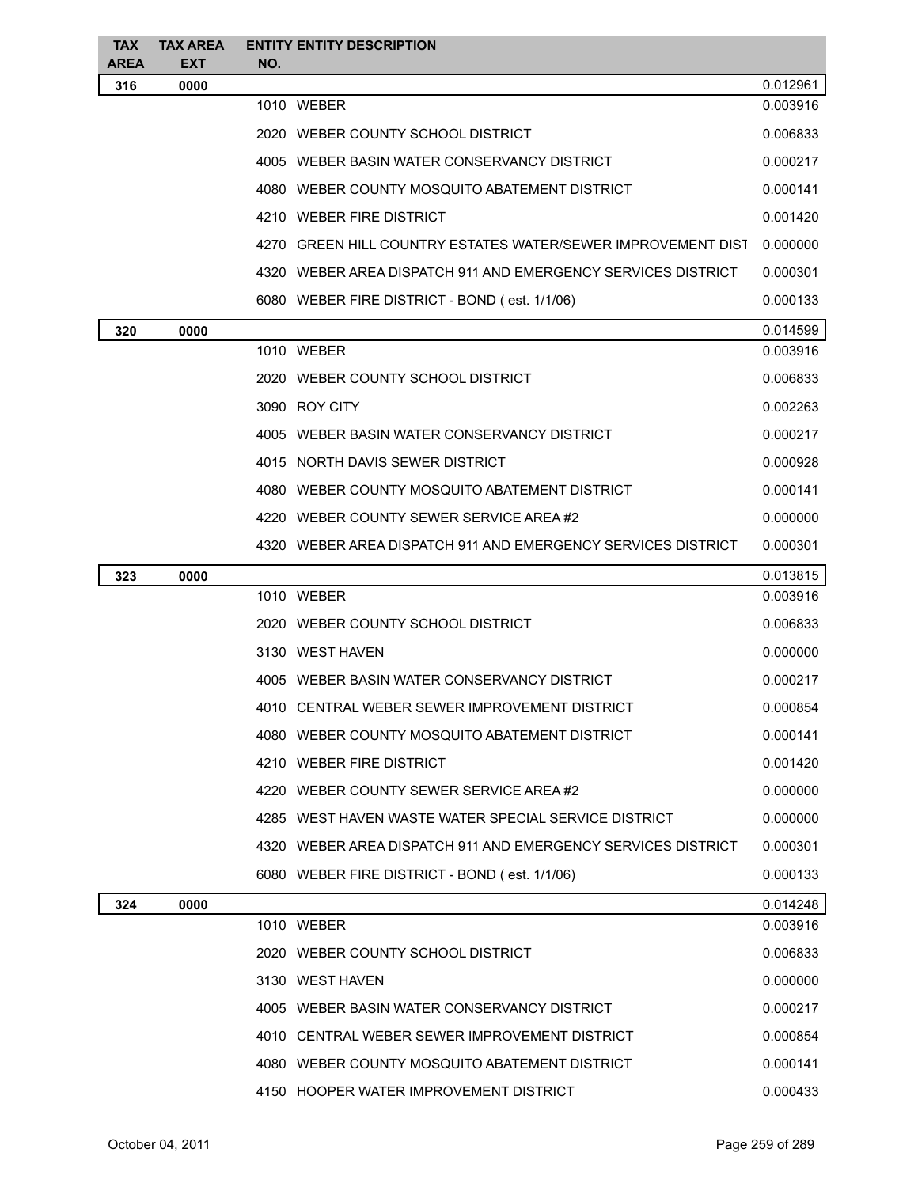| TAX AREA | TAX AREA EXT | ENTITY NO. | ENTITY DESCRIPTION | |
|---|---|---|---|---|
| **316** | **0000** | | | 0.012961 |
| | | 1010 | WEBER | 0.003916 |
| | | 2020 | WEBER COUNTY SCHOOL DISTRICT | 0.006833 |
| | | 4005 | WEBER BASIN WATER CONSERVANCY DISTRICT | 0.000217 |
| | | 4080 | WEBER COUNTY MOSQUITO ABATEMENT DISTRICT | 0.000141 |
| | | 4210 | WEBER FIRE DISTRICT | 0.001420 |
| | | 4270 | GREEN HILL COUNTRY ESTATES WATER/SEWER IMPROVEMENT DIST | 0.000000 |
| | | 4320 | WEBER AREA DISPATCH 911 AND EMERGENCY SERVICES DISTRICT | 0.000301 |
| | | 6080 | WEBER FIRE DISTRICT - BOND ( est. 1/1/06) | 0.000133 |
| **320** | **0000** | | | 0.014599 |
| | | 1010 | WEBER | 0.003916 |
| | | 2020 | WEBER COUNTY SCHOOL DISTRICT | 0.006833 |
| | | 3090 | ROY CITY | 0.002263 |
| | | 4005 | WEBER BASIN WATER CONSERVANCY DISTRICT | 0.000217 |
| | | 4015 | NORTH DAVIS SEWER DISTRICT | 0.000928 |
| | | 4080 | WEBER COUNTY MOSQUITO ABATEMENT DISTRICT | 0.000141 |
| | | 4220 | WEBER COUNTY SEWER SERVICE AREA #2 | 0.000000 |
| | | 4320 | WEBER AREA DISPATCH 911 AND EMERGENCY SERVICES DISTRICT | 0.000301 |
| **323** | **0000** | | | 0.013815 |
| | | 1010 | WEBER | 0.003916 |
| | | 2020 | WEBER COUNTY SCHOOL DISTRICT | 0.006833 |
| | | 3130 | WEST HAVEN | 0.000000 |
| | | 4005 | WEBER BASIN WATER CONSERVANCY DISTRICT | 0.000217 |
| | | 4010 | CENTRAL WEBER SEWER IMPROVEMENT DISTRICT | 0.000854 |
| | | 4080 | WEBER COUNTY MOSQUITO ABATEMENT DISTRICT | 0.000141 |
| | | 4210 | WEBER FIRE DISTRICT | 0.001420 |
| | | 4220 | WEBER COUNTY SEWER SERVICE AREA #2 | 0.000000 |
| | | 4285 | WEST HAVEN WASTE WATER SPECIAL SERVICE DISTRICT | 0.000000 |
| | | 4320 | WEBER AREA DISPATCH 911 AND EMERGENCY SERVICES DISTRICT | 0.000301 |
| | | 6080 | WEBER FIRE DISTRICT - BOND ( est. 1/1/06) | 0.000133 |
| **324** | **0000** | | | 0.014248 |
| | | 1010 | WEBER | 0.003916 |
| | | 2020 | WEBER COUNTY SCHOOL DISTRICT | 0.006833 |
| | | 3130 | WEST HAVEN | 0.000000 |
| | | 4005 | WEBER BASIN WATER CONSERVANCY DISTRICT | 0.000217 |
| | | 4010 | CENTRAL WEBER SEWER IMPROVEMENT DISTRICT | 0.000854 |
| | | 4080 | WEBER COUNTY MOSQUITO ABATEMENT DISTRICT | 0.000141 |
| | | 4150 | HOOPER WATER IMPROVEMENT DISTRICT | 0.000433 |

October 04, 2011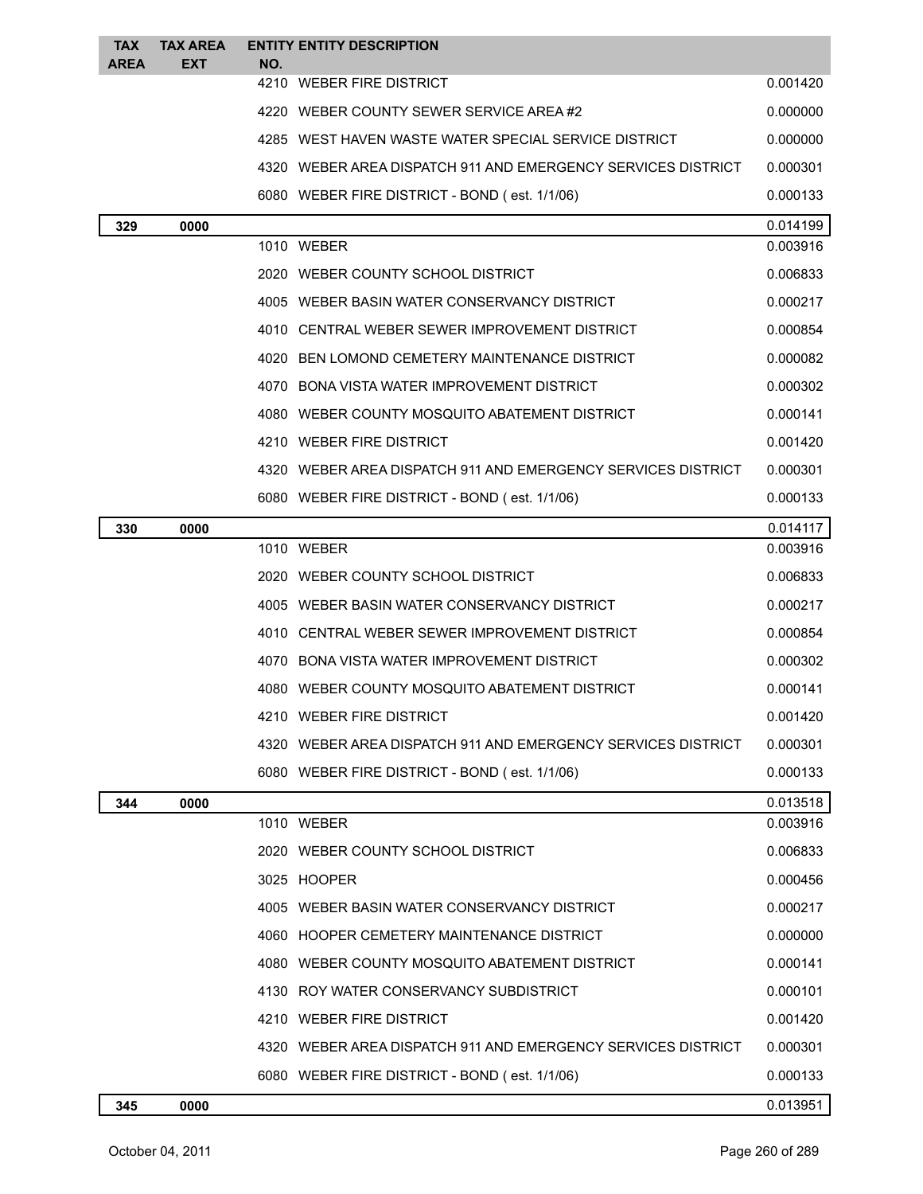| TAX AREA | TAX AREA EXT | ENTITY NO. | ENTITY DESCRIPTION | |
|---|---|---|---|---|
| | | 4210 | WEBER FIRE DISTRICT | 0.001420 |
| | | 4220 | WEBER COUNTY SEWER SERVICE AREA #2 | 0.000000 |
| | | 4285 | WEST HAVEN WASTE WATER SPECIAL SERVICE DISTRICT | 0.000000 |
| | | 4320 | WEBER AREA DISPATCH 911 AND EMERGENCY SERVICES DISTRICT | 0.000301 |
| | | 6080 | WEBER FIRE DISTRICT - BOND ( est. 1/1/06) | 0.000133 |
| **329** | **0000** | | | 0.014199 |
| | | 1010 | WEBER | 0.003916 |
| | | 2020 | WEBER COUNTY SCHOOL DISTRICT | 0.006833 |
| | | 4005 | WEBER BASIN WATER CONSERVANCY DISTRICT | 0.000217 |
| | | 4010 | CENTRAL WEBER SEWER IMPROVEMENT DISTRICT | 0.000854 |
| | | 4020 | BEN LOMOND CEMETERY MAINTENANCE DISTRICT | 0.000082 |
| | | 4070 | BONA VISTA WATER IMPROVEMENT DISTRICT | 0.000302 |
| | | 4080 | WEBER COUNTY MOSQUITO ABATEMENT DISTRICT | 0.000141 |
| | | 4210 | WEBER FIRE DISTRICT | 0.001420 |
| | | 4320 | WEBER AREA DISPATCH 911 AND EMERGENCY SERVICES DISTRICT | 0.000301 |
| | | 6080 | WEBER FIRE DISTRICT - BOND ( est. 1/1/06) | 0.000133 |
| **330** | **0000** | | | 0.014117 |
| | | 1010 | WEBER | 0.003916 |
| | | 2020 | WEBER COUNTY SCHOOL DISTRICT | 0.006833 |
| | | 4005 | WEBER BASIN WATER CONSERVANCY DISTRICT | 0.000217 |
| | | 4010 | CENTRAL WEBER SEWER IMPROVEMENT DISTRICT | 0.000854 |
| | | 4070 | BONA VISTA WATER IMPROVEMENT DISTRICT | 0.000302 |
| | | 4080 | WEBER COUNTY MOSQUITO ABATEMENT DISTRICT | 0.000141 |
| | | 4210 | WEBER FIRE DISTRICT | 0.001420 |
| | | 4320 | WEBER AREA DISPATCH 911 AND EMERGENCY SERVICES DISTRICT | 0.000301 |
| | | 6080 | WEBER FIRE DISTRICT - BOND ( est. 1/1/06) | 0.000133 |
| **344** | **0000** | | | 0.013518 |
| | | 1010 | WEBER | 0.003916 |
| | | 2020 | WEBER COUNTY SCHOOL DISTRICT | 0.006833 |
| | | 3025 | HOOPER | 0.000456 |
| | | 4005 | WEBER BASIN WATER CONSERVANCY DISTRICT | 0.000217 |
| | | 4060 | HOOPER CEMETERY MAINTENANCE DISTRICT | 0.000000 |
| | | 4080 | WEBER COUNTY MOSQUITO ABATEMENT DISTRICT | 0.000141 |
| | | 4130 | ROY WATER CONSERVANCY SUBDISTRICT | 0.000101 |
| | | 4210 | WEBER FIRE DISTRICT | 0.001420 |
| | | 4320 | WEBER AREA DISPATCH 911 AND EMERGENCY SERVICES DISTRICT | 0.000301 |
| | | 6080 | WEBER FIRE DISTRICT - BOND ( est. 1/1/06) | 0.000133 |
| **345** | **0000** | | | 0.013951 |

October 04, 2011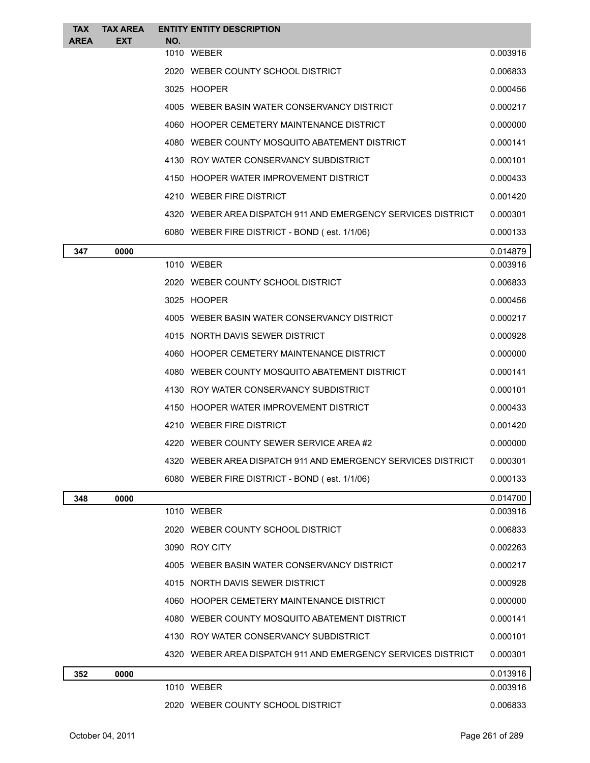| TAX AREA | TAX AREA EXT | ENTITY NO. | ENTITY DESCRIPTION | |
|---|---|---|---|---|
| | | 1010 | WEBER | 0.003916 |
| | | 2020 | WEBER COUNTY SCHOOL DISTRICT | 0.006833 |
| | | 3025 | HOOPER | 0.000456 |
| | | 4005 | WEBER BASIN WATER CONSERVANCY DISTRICT | 0.000217 |
| | | 4060 | HOOPER CEMETERY MAINTENANCE DISTRICT | 0.000000 |
| | | 4080 | WEBER COUNTY MOSQUITO ABATEMENT DISTRICT | 0.000141 |
| | | 4130 | ROY WATER CONSERVANCY SUBDISTRICT | 0.000101 |
| | | 4150 | HOOPER WATER IMPROVEMENT DISTRICT | 0.000433 |
| | | 4210 | WEBER FIRE DISTRICT | 0.001420 |
| | | 4320 | WEBER AREA DISPATCH 911 AND EMERGENCY SERVICES DISTRICT | 0.000301 |
| | | 6080 | WEBER FIRE DISTRICT - BOND ( est. 1/1/06) | 0.000133 |
| **347** | **0000** | | | 0.014879 |
| | | 1010 | WEBER | 0.003916 |
| | | 2020 | WEBER COUNTY SCHOOL DISTRICT | 0.006833 |
| | | 3025 | HOOPER | 0.000456 |
| | | 4005 | WEBER BASIN WATER CONSERVANCY DISTRICT | 0.000217 |
| | | 4015 | NORTH DAVIS SEWER DISTRICT | 0.000928 |
| | | 4060 | HOOPER CEMETERY MAINTENANCE DISTRICT | 0.000000 |
| | | 4080 | WEBER COUNTY MOSQUITO ABATEMENT DISTRICT | 0.000141 |
| | | 4130 | ROY WATER CONSERVANCY SUBDISTRICT | 0.000101 |
| | | 4150 | HOOPER WATER IMPROVEMENT DISTRICT | 0.000433 |
| | | 4210 | WEBER FIRE DISTRICT | 0.001420 |
| | | 4220 | WEBER COUNTY SEWER SERVICE AREA #2 | 0.000000 |
| | | 4320 | WEBER AREA DISPATCH 911 AND EMERGENCY SERVICES DISTRICT | 0.000301 |
| | | 6080 | WEBER FIRE DISTRICT - BOND ( est. 1/1/06) | 0.000133 |
| **348** | **0000** | | | 0.014700 |
| | | 1010 | WEBER | 0.003916 |
| | | 2020 | WEBER COUNTY SCHOOL DISTRICT | 0.006833 |
| | | 3090 | ROY CITY | 0.002263 |
| | | 4005 | WEBER BASIN WATER CONSERVANCY DISTRICT | 0.000217 |
| | | 4015 | NORTH DAVIS SEWER DISTRICT | 0.000928 |
| | | 4060 | HOOPER CEMETERY MAINTENANCE DISTRICT | 0.000000 |
| | | 4080 | WEBER COUNTY MOSQUITO ABATEMENT DISTRICT | 0.000141 |
| | | 4130 | ROY WATER CONSERVANCY SUBDISTRICT | 0.000101 |
| | | 4320 | WEBER AREA DISPATCH 911 AND EMERGENCY SERVICES DISTRICT | 0.000301 |
| **352** | **0000** | | | 0.013916 |
| | | 1010 | WEBER | 0.003916 |
| | | 2020 | WEBER COUNTY SCHOOL DISTRICT | 0.006833 |

October 04, 2011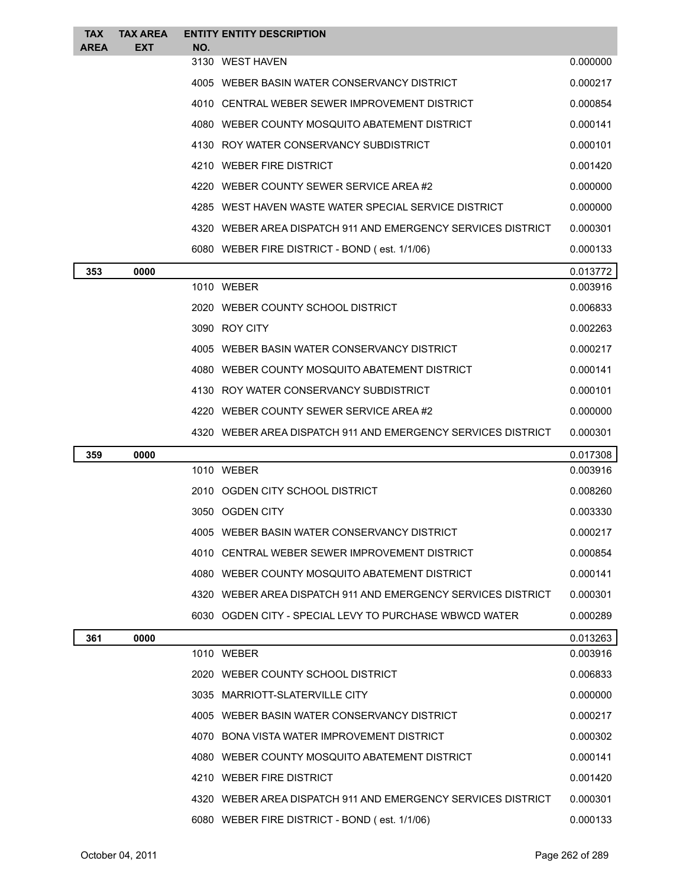| TAX AREA | TAX AREA EXT | ENTITY NO. | ENTITY DESCRIPTION | |
|---|---|---|---|---|
| | | 3130 | WEST HAVEN | 0.000000 |
| | | 4005 | WEBER BASIN WATER CONSERVANCY DISTRICT | 0.000217 |
| | | 4010 | CENTRAL WEBER SEWER IMPROVEMENT DISTRICT | 0.000854 |
| | | 4080 | WEBER COUNTY MOSQUITO ABATEMENT DISTRICT | 0.000141 |
| | | 4130 | ROY WATER CONSERVANCY SUBDISTRICT | 0.000101 |
| | | 4210 | WEBER FIRE DISTRICT | 0.001420 |
| | | 4220 | WEBER COUNTY SEWER SERVICE AREA #2 | 0.000000 |
| | | 4285 | WEST HAVEN WASTE WATER SPECIAL SERVICE DISTRICT | 0.000000 |
| | | 4320 | WEBER AREA DISPATCH 911 AND EMERGENCY SERVICES DISTRICT | 0.000301 |
| | | 6080 | WEBER FIRE DISTRICT - BOND ( est. 1/1/06) | 0.000133 |
| **353** | **0000** | | | 0.013772 |
| | | 1010 | WEBER | 0.003916 |
| | | 2020 | WEBER COUNTY SCHOOL DISTRICT | 0.006833 |
| | | 3090 | ROY CITY | 0.002263 |
| | | 4005 | WEBER BASIN WATER CONSERVANCY DISTRICT | 0.000217 |
| | | 4080 | WEBER COUNTY MOSQUITO ABATEMENT DISTRICT | 0.000141 |
| | | 4130 | ROY WATER CONSERVANCY SUBDISTRICT | 0.000101 |
| | | 4220 | WEBER COUNTY SEWER SERVICE AREA #2 | 0.000000 |
| | | 4320 | WEBER AREA DISPATCH 911 AND EMERGENCY SERVICES DISTRICT | 0.000301 |
| **359** | **0000** | | | 0.017308 |
| | | 1010 | WEBER | 0.003916 |
| | | 2010 | OGDEN CITY SCHOOL DISTRICT | 0.008260 |
| | | 3050 | OGDEN CITY | 0.003330 |
| | | 4005 | WEBER BASIN WATER CONSERVANCY DISTRICT | 0.000217 |
| | | 4010 | CENTRAL WEBER SEWER IMPROVEMENT DISTRICT | 0.000854 |
| | | 4080 | WEBER COUNTY MOSQUITO ABATEMENT DISTRICT | 0.000141 |
| | | 4320 | WEBER AREA DISPATCH 911 AND EMERGENCY SERVICES DISTRICT | 0.000301 |
| | | 6030 | OGDEN CITY - SPECIAL LEVY TO PURCHASE WBWCD WATER | 0.000289 |
| **361** | **0000** | | | 0.013263 |
| | | 1010 | WEBER | 0.003916 |
| | | 2020 | WEBER COUNTY SCHOOL DISTRICT | 0.006833 |
| | | 3035 | MARRIOTT-SLATERVILLE CITY | 0.000000 |
| | | 4005 | WEBER BASIN WATER CONSERVANCY DISTRICT | 0.000217 |
| | | 4070 | BONA VISTA WATER IMPROVEMENT DISTRICT | 0.000302 |
| | | 4080 | WEBER COUNTY MOSQUITO ABATEMENT DISTRICT | 0.000141 |
| | | 4210 | WEBER FIRE DISTRICT | 0.001420 |
| | | 4320 | WEBER AREA DISPATCH 911 AND EMERGENCY SERVICES DISTRICT | 0.000301 |
| | | 6080 | WEBER FIRE DISTRICT - BOND ( est. 1/1/06) | 0.000133 |

October 04, 2011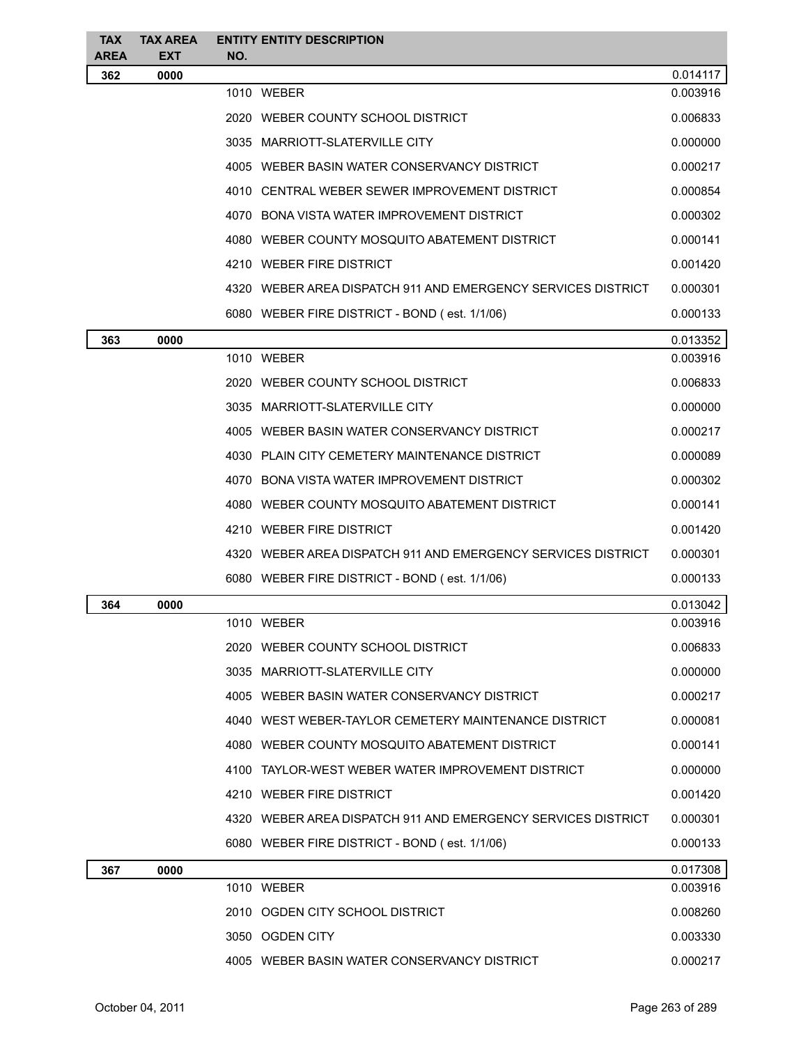| TAX AREA | TAX AREA EXT | ENTITY NO. | ENTITY DESCRIPTION | |
|---|---|---|---|---|
| 362 | 0000 | | | 0.014117 |
| | | 1010 | WEBER | 0.003916 |
| | | 2020 | WEBER COUNTY SCHOOL DISTRICT | 0.006833 |
| | | 3035 | MARRIOTT-SLATERVILLE CITY | 0.000000 |
| | | 4005 | WEBER BASIN WATER CONSERVANCY DISTRICT | 0.000217 |
| | | 4010 | CENTRAL WEBER SEWER IMPROVEMENT DISTRICT | 0.000854 |
| | | 4070 | BONA VISTA WATER IMPROVEMENT DISTRICT | 0.000302 |
| | | 4080 | WEBER COUNTY MOSQUITO ABATEMENT DISTRICT | 0.000141 |
| | | 4210 | WEBER FIRE DISTRICT | 0.001420 |
| | | 4320 | WEBER AREA DISPATCH 911 AND EMERGENCY SERVICES DISTRICT | 0.000301 |
| | | 6080 | WEBER FIRE DISTRICT - BOND ( est. 1/1/06) | 0.000133 |
| 363 | 0000 | | | 0.013352 |
| | | 1010 | WEBER | 0.003916 |
| | | 2020 | WEBER COUNTY SCHOOL DISTRICT | 0.006833 |
| | | 3035 | MARRIOTT-SLATERVILLE CITY | 0.000000 |
| | | 4005 | WEBER BASIN WATER CONSERVANCY DISTRICT | 0.000217 |
| | | 4030 | PLAIN CITY CEMETERY MAINTENANCE DISTRICT | 0.000089 |
| | | 4070 | BONA VISTA WATER IMPROVEMENT DISTRICT | 0.000302 |
| | | 4080 | WEBER COUNTY MOSQUITO ABATEMENT DISTRICT | 0.000141 |
| | | 4210 | WEBER FIRE DISTRICT | 0.001420 |
| | | 4320 | WEBER AREA DISPATCH 911 AND EMERGENCY SERVICES DISTRICT | 0.000301 |
| | | 6080 | WEBER FIRE DISTRICT - BOND ( est. 1/1/06) | 0.000133 |
| 364 | 0000 | | | 0.013042 |
| | | 1010 | WEBER | 0.003916 |
| | | 2020 | WEBER COUNTY SCHOOL DISTRICT | 0.006833 |
| | | 3035 | MARRIOTT-SLATERVILLE CITY | 0.000000 |
| | | 4005 | WEBER BASIN WATER CONSERVANCY DISTRICT | 0.000217 |
| | | 4040 | WEST WEBER-TAYLOR CEMETERY MAINTENANCE DISTRICT | 0.000081 |
| | | 4080 | WEBER COUNTY MOSQUITO ABATEMENT DISTRICT | 0.000141 |
| | | 4100 | TAYLOR-WEST WEBER WATER IMPROVEMENT DISTRICT | 0.000000 |
| | | 4210 | WEBER FIRE DISTRICT | 0.001420 |
| | | 4320 | WEBER AREA DISPATCH 911 AND EMERGENCY SERVICES DISTRICT | 0.000301 |
| | | 6080 | WEBER FIRE DISTRICT - BOND ( est. 1/1/06) | 0.000133 |
| 367 | 0000 | | | 0.017308 |
| | | 1010 | WEBER | 0.003916 |
| | | 2010 | OGDEN CITY SCHOOL DISTRICT | 0.008260 |
| | | 3050 | OGDEN CITY | 0.003330 |
| | | 4005 | WEBER BASIN WATER CONSERVANCY DISTRICT | 0.000217 |

October 04, 2011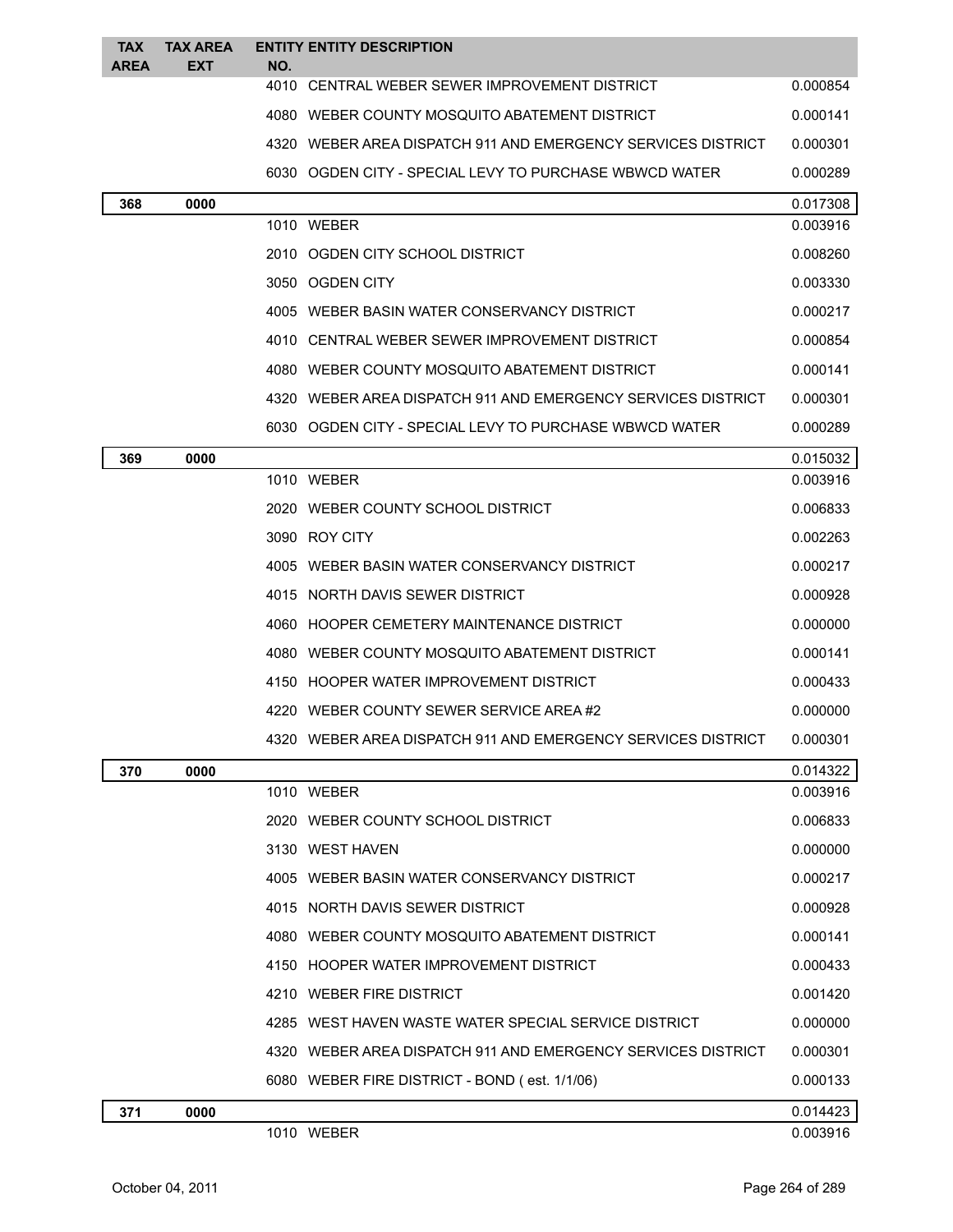| TAX AREA | TAX AREA EXT | ENTITY NO. | ENTITY DESCRIPTION | |
|---|---|---|---|---|
| | | 4010 | CENTRAL WEBER SEWER IMPROVEMENT DISTRICT | 0.000854 |
| | | 4080 | WEBER COUNTY MOSQUITO ABATEMENT DISTRICT | 0.000141 |
| | | 4320 | WEBER AREA DISPATCH 911 AND EMERGENCY SERVICES DISTRICT | 0.000301 |
| | | 6030 | OGDEN CITY - SPECIAL LEVY TO PURCHASE WBWCD WATER | 0.000289 |
| **368** | **0000** | | | 0.017308 |
| | | 1010 | WEBER | 0.003916 |
| | | 2010 | OGDEN CITY SCHOOL DISTRICT | 0.008260 |
| | | 3050 | OGDEN CITY | 0.003330 |
| | | 4005 | WEBER BASIN WATER CONSERVANCY DISTRICT | 0.000217 |
| | | 4010 | CENTRAL WEBER SEWER IMPROVEMENT DISTRICT | 0.000854 |
| | | 4080 | WEBER COUNTY MOSQUITO ABATEMENT DISTRICT | 0.000141 |
| | | 4320 | WEBER AREA DISPATCH 911 AND EMERGENCY SERVICES DISTRICT | 0.000301 |
| | | 6030 | OGDEN CITY - SPECIAL LEVY TO PURCHASE WBWCD WATER | 0.000289 |
| **369** | **0000** | | | 0.015032 |
| | | 1010 | WEBER | 0.003916 |
| | | 2020 | WEBER COUNTY SCHOOL DISTRICT | 0.006833 |
| | | 3090 | ROY CITY | 0.002263 |
| | | 4005 | WEBER BASIN WATER CONSERVANCY DISTRICT | 0.000217 |
| | | 4015 | NORTH DAVIS SEWER DISTRICT | 0.000928 |
| | | 4060 | HOOPER CEMETERY MAINTENANCE DISTRICT | 0.000000 |
| | | 4080 | WEBER COUNTY MOSQUITO ABATEMENT DISTRICT | 0.000141 |
| | | 4150 | HOOPER WATER IMPROVEMENT DISTRICT | 0.000433 |
| | | 4220 | WEBER COUNTY SEWER SERVICE AREA #2 | 0.000000 |
| | | 4320 | WEBER AREA DISPATCH 911 AND EMERGENCY SERVICES DISTRICT | 0.000301 |
| **370** | **0000** | | | 0.014322 |
| | | 1010 | WEBER | 0.003916 |
| | | 2020 | WEBER COUNTY SCHOOL DISTRICT | 0.006833 |
| | | 3130 | WEST HAVEN | 0.000000 |
| | | 4005 | WEBER BASIN WATER CONSERVANCY DISTRICT | 0.000217 |
| | | 4015 | NORTH DAVIS SEWER DISTRICT | 0.000928 |
| | | 4080 | WEBER COUNTY MOSQUITO ABATEMENT DISTRICT | 0.000141 |
| | | 4150 | HOOPER WATER IMPROVEMENT DISTRICT | 0.000433 |
| | | 4210 | WEBER FIRE DISTRICT | 0.001420 |
| | | 4285 | WEST HAVEN WASTE WATER SPECIAL SERVICE DISTRICT | 0.000000 |
| | | 4320 | WEBER AREA DISPATCH 911 AND EMERGENCY SERVICES DISTRICT | 0.000301 |
| | | 6080 | WEBER FIRE DISTRICT - BOND ( est. 1/1/06) | 0.000133 |
| **371** | **0000** | | | 0.014423 |
| | | 1010 | WEBER | 0.003916 |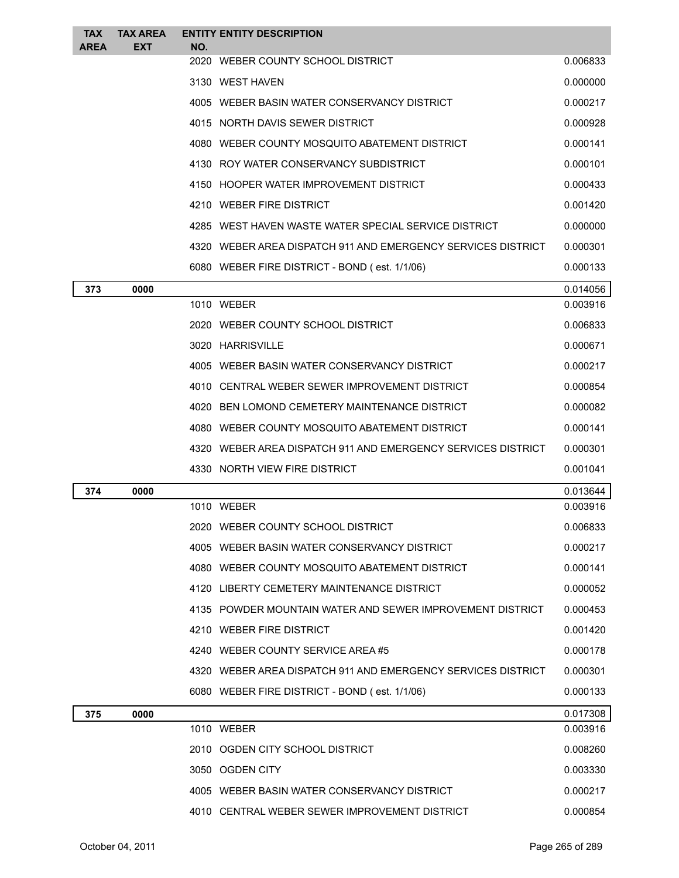| TAX AREA | TAX AREA EXT | ENTITY NO. | ENTITY DESCRIPTION | |
|---|---|---|---|---|
| | | 2020 | WEBER COUNTY SCHOOL DISTRICT | 0.006833 |
| | | 3130 | WEST HAVEN | 0.000000 |
| | | 4005 | WEBER BASIN WATER CONSERVANCY DISTRICT | 0.000217 |
| | | 4015 | NORTH DAVIS SEWER DISTRICT | 0.000928 |
| | | 4080 | WEBER COUNTY MOSQUITO ABATEMENT DISTRICT | 0.000141 |
| | | 4130 | ROY WATER CONSERVANCY SUBDISTRICT | 0.000101 |
| | | 4150 | HOOPER WATER IMPROVEMENT DISTRICT | 0.000433 |
| | | 4210 | WEBER FIRE DISTRICT | 0.001420 |
| | | 4285 | WEST HAVEN WASTE WATER SPECIAL SERVICE DISTRICT | 0.000000 |
| | | 4320 | WEBER AREA DISPATCH 911 AND EMERGENCY SERVICES DISTRICT | 0.000301 |
| | | 6080 | WEBER FIRE DISTRICT - BOND ( est. 1/1/06) | 0.000133 |
| **373** | **0000** | | | 0.014056 |
| | | 1010 | WEBER | 0.003916 |
| | | 2020 | WEBER COUNTY SCHOOL DISTRICT | 0.006833 |
| | | 3020 | HARRISVILLE | 0.000671 |
| | | 4005 | WEBER BASIN WATER CONSERVANCY DISTRICT | 0.000217 |
| | | 4010 | CENTRAL WEBER SEWER IMPROVEMENT DISTRICT | 0.000854 |
| | | 4020 | BEN LOMOND CEMETERY MAINTENANCE DISTRICT | 0.000082 |
| | | 4080 | WEBER COUNTY MOSQUITO ABATEMENT DISTRICT | 0.000141 |
| | | 4320 | WEBER AREA DISPATCH 911 AND EMERGENCY SERVICES DISTRICT | 0.000301 |
| | | 4330 | NORTH VIEW FIRE DISTRICT | 0.001041 |
| **374** | **0000** | | | 0.013644 |
| | | 1010 | WEBER | 0.003916 |
| | | 2020 | WEBER COUNTY SCHOOL DISTRICT | 0.006833 |
| | | 4005 | WEBER BASIN WATER CONSERVANCY DISTRICT | 0.000217 |
| | | 4080 | WEBER COUNTY MOSQUITO ABATEMENT DISTRICT | 0.000141 |
| | | 4120 | LIBERTY CEMETERY MAINTENANCE DISTRICT | 0.000052 |
| | | 4135 | POWDER MOUNTAIN WATER AND SEWER IMPROVEMENT DISTRICT | 0.000453 |
| | | 4210 | WEBER FIRE DISTRICT | 0.001420 |
| | | 4240 | WEBER COUNTY SERVICE AREA #5 | 0.000178 |
| | | 4320 | WEBER AREA DISPATCH 911 AND EMERGENCY SERVICES DISTRICT | 0.000301 |
| | | 6080 | WEBER FIRE DISTRICT - BOND ( est. 1/1/06) | 0.000133 |
| **375** | **0000** | | | 0.017308 |
| | | 1010 | WEBER | 0.003916 |
| | | 2010 | OGDEN CITY SCHOOL DISTRICT | 0.008260 |
| | | 3050 | OGDEN CITY | 0.003330 |
| | | 4005 | WEBER BASIN WATER CONSERVANCY DISTRICT | 0.000217 |
| | | 4010 | CENTRAL WEBER SEWER IMPROVEMENT DISTRICT | 0.000854 |

October 04, 2011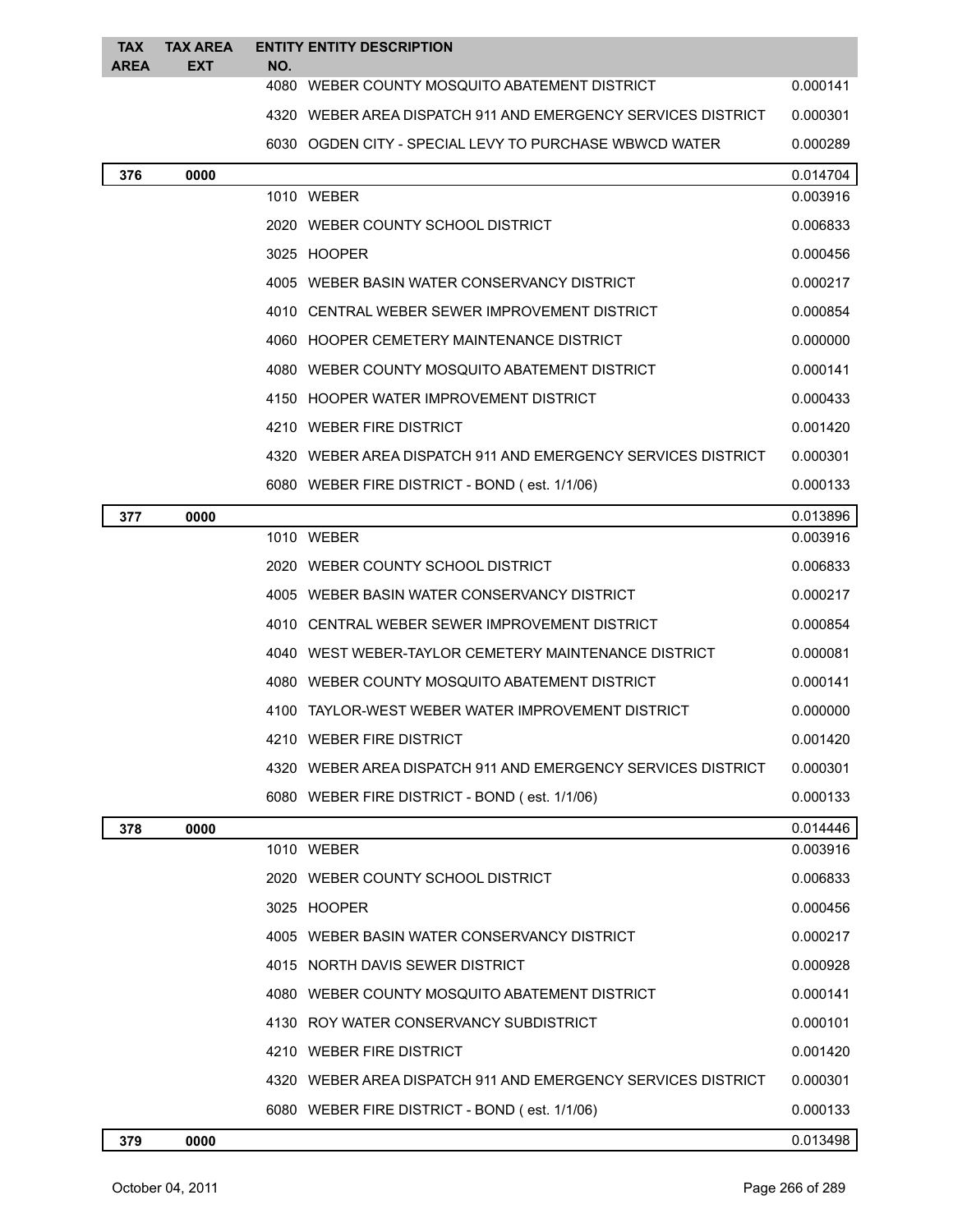| TAX AREA | TAX AREA EXT | ENTITY NO. | ENTITY DESCRIPTION | |
|---|---|---|---|---|
| | | 4080 | WEBER COUNTY MOSQUITO ABATEMENT DISTRICT | 0.000141 |
| | | 4320 | WEBER AREA DISPATCH 911 AND EMERGENCY SERVICES DISTRICT | 0.000301 |
| | | 6030 | OGDEN CITY - SPECIAL LEVY TO PURCHASE WBWCD WATER | 0.000289 |
| **376** | **0000** | | | 0.014704 |
| | | 1010 | WEBER | 0.003916 |
| | | 2020 | WEBER COUNTY SCHOOL DISTRICT | 0.006833 |
| | | 3025 | HOOPER | 0.000456 |
| | | 4005 | WEBER BASIN WATER CONSERVANCY DISTRICT | 0.000217 |
| | | 4010 | CENTRAL WEBER SEWER IMPROVEMENT DISTRICT | 0.000854 |
| | | 4060 | HOOPER CEMETERY MAINTENANCE DISTRICT | 0.000000 |
| | | 4080 | WEBER COUNTY MOSQUITO ABATEMENT DISTRICT | 0.000141 |
| | | 4150 | HOOPER WATER IMPROVEMENT DISTRICT | 0.000433 |
| | | 4210 | WEBER FIRE DISTRICT | 0.001420 |
| | | 4320 | WEBER AREA DISPATCH 911 AND EMERGENCY SERVICES DISTRICT | 0.000301 |
| | | 6080 | WEBER FIRE DISTRICT - BOND ( est. 1/1/06) | 0.000133 |
| **377** | **0000** | | | 0.013896 |
| | | 1010 | WEBER | 0.003916 |
| | | 2020 | WEBER COUNTY SCHOOL DISTRICT | 0.006833 |
| | | 4005 | WEBER BASIN WATER CONSERVANCY DISTRICT | 0.000217 |
| | | 4010 | CENTRAL WEBER SEWER IMPROVEMENT DISTRICT | 0.000854 |
| | | 4040 | WEST WEBER-TAYLOR CEMETERY MAINTENANCE DISTRICT | 0.000081 |
| | | 4080 | WEBER COUNTY MOSQUITO ABATEMENT DISTRICT | 0.000141 |
| | | 4100 | TAYLOR-WEST WEBER WATER IMPROVEMENT DISTRICT | 0.000000 |
| | | 4210 | WEBER FIRE DISTRICT | 0.001420 |
| | | 4320 | WEBER AREA DISPATCH 911 AND EMERGENCY SERVICES DISTRICT | 0.000301 |
| | | 6080 | WEBER FIRE DISTRICT - BOND ( est. 1/1/06) | 0.000133 |
| **378** | **0000** | | | 0.014446 |
| | | 1010 | WEBER | 0.003916 |
| | | 2020 | WEBER COUNTY SCHOOL DISTRICT | 0.006833 |
| | | 3025 | HOOPER | 0.000456 |
| | | 4005 | WEBER BASIN WATER CONSERVANCY DISTRICT | 0.000217 |
| | | 4015 | NORTH DAVIS SEWER DISTRICT | 0.000928 |
| | | 4080 | WEBER COUNTY MOSQUITO ABATEMENT DISTRICT | 0.000141 |
| | | 4130 | ROY WATER CONSERVANCY SUBDISTRICT | 0.000101 |
| | | 4210 | WEBER FIRE DISTRICT | 0.001420 |
| | | 4320 | WEBER AREA DISPATCH 911 AND EMERGENCY SERVICES DISTRICT | 0.000301 |
| | | 6080 | WEBER FIRE DISTRICT - BOND ( est. 1/1/06) | 0.000133 |
| **379** | **0000** | | | 0.013498 |

October 04, 2011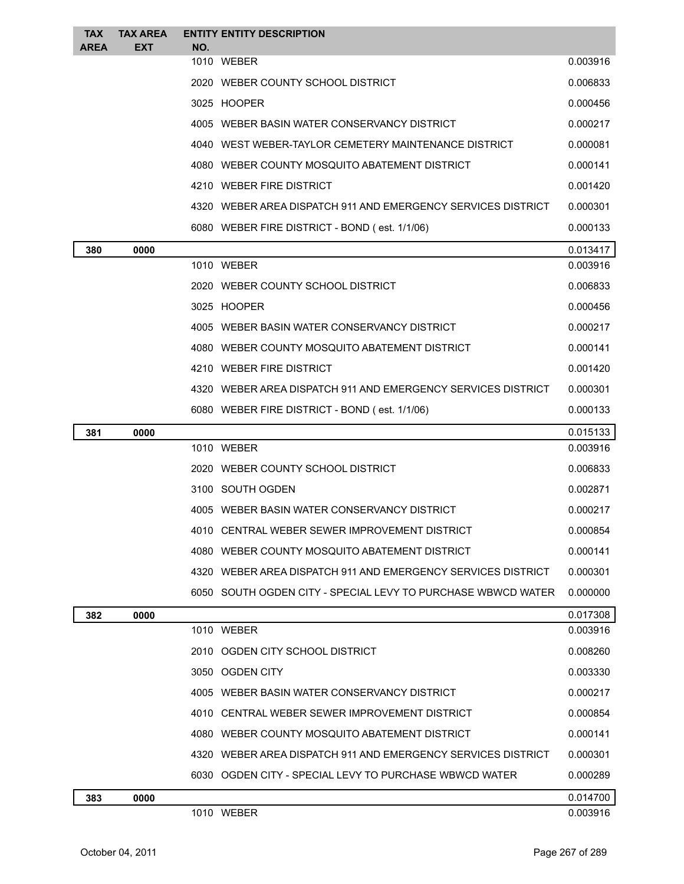| TAX AREA | TAX AREA EXT | ENTITY NO. | ENTITY DESCRIPTION | |
|---|---|---|---|---|
| | | 1010 | WEBER | 0.003916 |
| | | 2020 | WEBER COUNTY SCHOOL DISTRICT | 0.006833 |
| | | 3025 | HOOPER | 0.000456 |
| | | 4005 | WEBER BASIN WATER CONSERVANCY DISTRICT | 0.000217 |
| | | 4040 | WEST WEBER-TAYLOR CEMETERY MAINTENANCE DISTRICT | 0.000081 |
| | | 4080 | WEBER COUNTY MOSQUITO ABATEMENT DISTRICT | 0.000141 |
| | | 4210 | WEBER FIRE DISTRICT | 0.001420 |
| | | 4320 | WEBER AREA DISPATCH 911 AND EMERGENCY SERVICES DISTRICT | 0.000301 |
| | | 6080 | WEBER FIRE DISTRICT - BOND ( est. 1/1/06) | 0.000133 |
| **380** | **0000** | | | 0.013417 |
| | | 1010 | WEBER | 0.003916 |
| | | 2020 | WEBER COUNTY SCHOOL DISTRICT | 0.006833 |
| | | 3025 | HOOPER | 0.000456 |
| | | 4005 | WEBER BASIN WATER CONSERVANCY DISTRICT | 0.000217 |
| | | 4080 | WEBER COUNTY MOSQUITO ABATEMENT DISTRICT | 0.000141 |
| | | 4210 | WEBER FIRE DISTRICT | 0.001420 |
| | | 4320 | WEBER AREA DISPATCH 911 AND EMERGENCY SERVICES DISTRICT | 0.000301 |
| | | 6080 | WEBER FIRE DISTRICT - BOND ( est. 1/1/06) | 0.000133 |
| **381** | **0000** | | | 0.015133 |
| | | 1010 | WEBER | 0.003916 |
| | | 2020 | WEBER COUNTY SCHOOL DISTRICT | 0.006833 |
| | | 3100 | SOUTH OGDEN | 0.002871 |
| | | 4005 | WEBER BASIN WATER CONSERVANCY DISTRICT | 0.000217 |
| | | 4010 | CENTRAL WEBER SEWER IMPROVEMENT DISTRICT | 0.000854 |
| | | 4080 | WEBER COUNTY MOSQUITO ABATEMENT DISTRICT | 0.000141 |
| | | 4320 | WEBER AREA DISPATCH 911 AND EMERGENCY SERVICES DISTRICT | 0.000301 |
| | | 6050 | SOUTH OGDEN CITY - SPECIAL LEVY TO PURCHASE WBWCD WATER | 0.000000 |
| **382** | **0000** | | | 0.017308 |
| | | 1010 | WEBER | 0.003916 |
| | | 2010 | OGDEN CITY SCHOOL DISTRICT | 0.008260 |
| | | 3050 | OGDEN CITY | 0.003330 |
| | | 4005 | WEBER BASIN WATER CONSERVANCY DISTRICT | 0.000217 |
| | | 4010 | CENTRAL WEBER SEWER IMPROVEMENT DISTRICT | 0.000854 |
| | | 4080 | WEBER COUNTY MOSQUITO ABATEMENT DISTRICT | 0.000141 |
| | | 4320 | WEBER AREA DISPATCH 911 AND EMERGENCY SERVICES DISTRICT | 0.000301 |
| | | 6030 | OGDEN CITY - SPECIAL LEVY TO PURCHASE WBWCD WATER | 0.000289 |
| **383** | **0000** | | | 0.014700 |
| | | 1010 | WEBER | 0.003916 |

October 04, 2011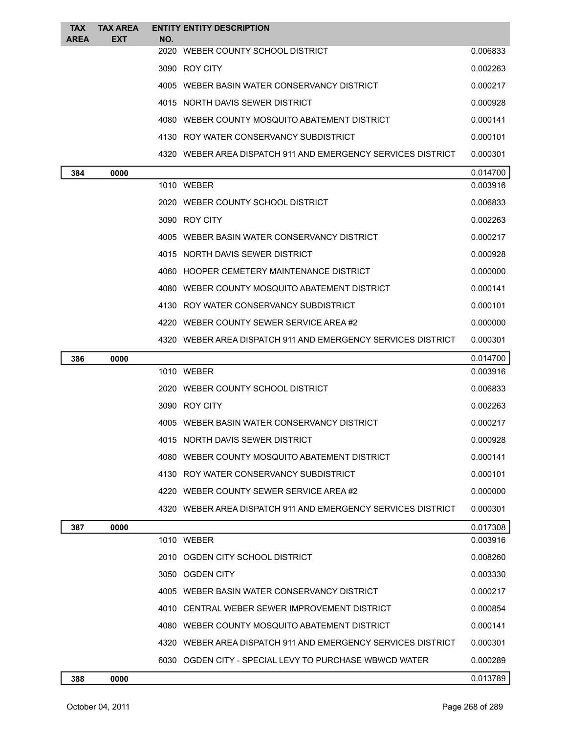| TAX AREA | TAX AREA EXT | ENTITY NO. | ENTITY DESCRIPTION | |
|---|---|---|---|---|
| | | 2020 | WEBER COUNTY SCHOOL DISTRICT | 0.006833 |
| | | 3090 | ROY CITY | 0.002263 |
| | | 4005 | WEBER BASIN WATER CONSERVANCY DISTRICT | 0.000217 |
| | | 4015 | NORTH DAVIS SEWER DISTRICT | 0.000928 |
| | | 4080 | WEBER COUNTY MOSQUITO ABATEMENT DISTRICT | 0.000141 |
| | | 4130 | ROY WATER CONSERVANCY SUBDISTRICT | 0.000101 |
| | | 4320 | WEBER AREA DISPATCH 911 AND EMERGENCY SERVICES DISTRICT | 0.000301 |
| **384** | **0000** | | | 0.014700 |
| | | 1010 | WEBER | 0.003916 |
| | | 2020 | WEBER COUNTY SCHOOL DISTRICT | 0.006833 |
| | | 3090 | ROY CITY | 0.002263 |
| | | 4005 | WEBER BASIN WATER CONSERVANCY DISTRICT | 0.000217 |
| | | 4015 | NORTH DAVIS SEWER DISTRICT | 0.000928 |
| | | 4060 | HOOPER CEMETERY MAINTENANCE DISTRICT | 0.000000 |
| | | 4080 | WEBER COUNTY MOSQUITO ABATEMENT DISTRICT | 0.000141 |
| | | 4130 | ROY WATER CONSERVANCY SUBDISTRICT | 0.000101 |
| | | 4220 | WEBER COUNTY SEWER SERVICE AREA #2 | 0.000000 |
| | | 4320 | WEBER AREA DISPATCH 911 AND EMERGENCY SERVICES DISTRICT | 0.000301 |
| **386** | **0000** | | | 0.014700 |
| | | 1010 | WEBER | 0.003916 |
| | | 2020 | WEBER COUNTY SCHOOL DISTRICT | 0.006833 |
| | | 3090 | ROY CITY | 0.002263 |
| | | 4005 | WEBER BASIN WATER CONSERVANCY DISTRICT | 0.000217 |
| | | 4015 | NORTH DAVIS SEWER DISTRICT | 0.000928 |
| | | 4080 | WEBER COUNTY MOSQUITO ABATEMENT DISTRICT | 0.000141 |
| | | 4130 | ROY WATER CONSERVANCY SUBDISTRICT | 0.000101 |
| | | 4220 | WEBER COUNTY SEWER SERVICE AREA #2 | 0.000000 |
| | | 4320 | WEBER AREA DISPATCH 911 AND EMERGENCY SERVICES DISTRICT | 0.000301 |
| **387** | **0000** | | | 0.017308 |
| | | 1010 | WEBER | 0.003916 |
| | | 2010 | OGDEN CITY SCHOOL DISTRICT | 0.008260 |
| | | 3050 | OGDEN CITY | 0.003330 |
| | | 4005 | WEBER BASIN WATER CONSERVANCY DISTRICT | 0.000217 |
| | | 4010 | CENTRAL WEBER SEWER IMPROVEMENT DISTRICT | 0.000854 |
| | | 4080 | WEBER COUNTY MOSQUITO ABATEMENT DISTRICT | 0.000141 |
| | | 4320 | WEBER AREA DISPATCH 911 AND EMERGENCY SERVICES DISTRICT | 0.000301 |
| | | 6030 | OGDEN CITY - SPECIAL LEVY TO PURCHASE WBWCD WATER | 0.000289 |
| **388** | **0000** | | | 0.013789 |

October 04, 2011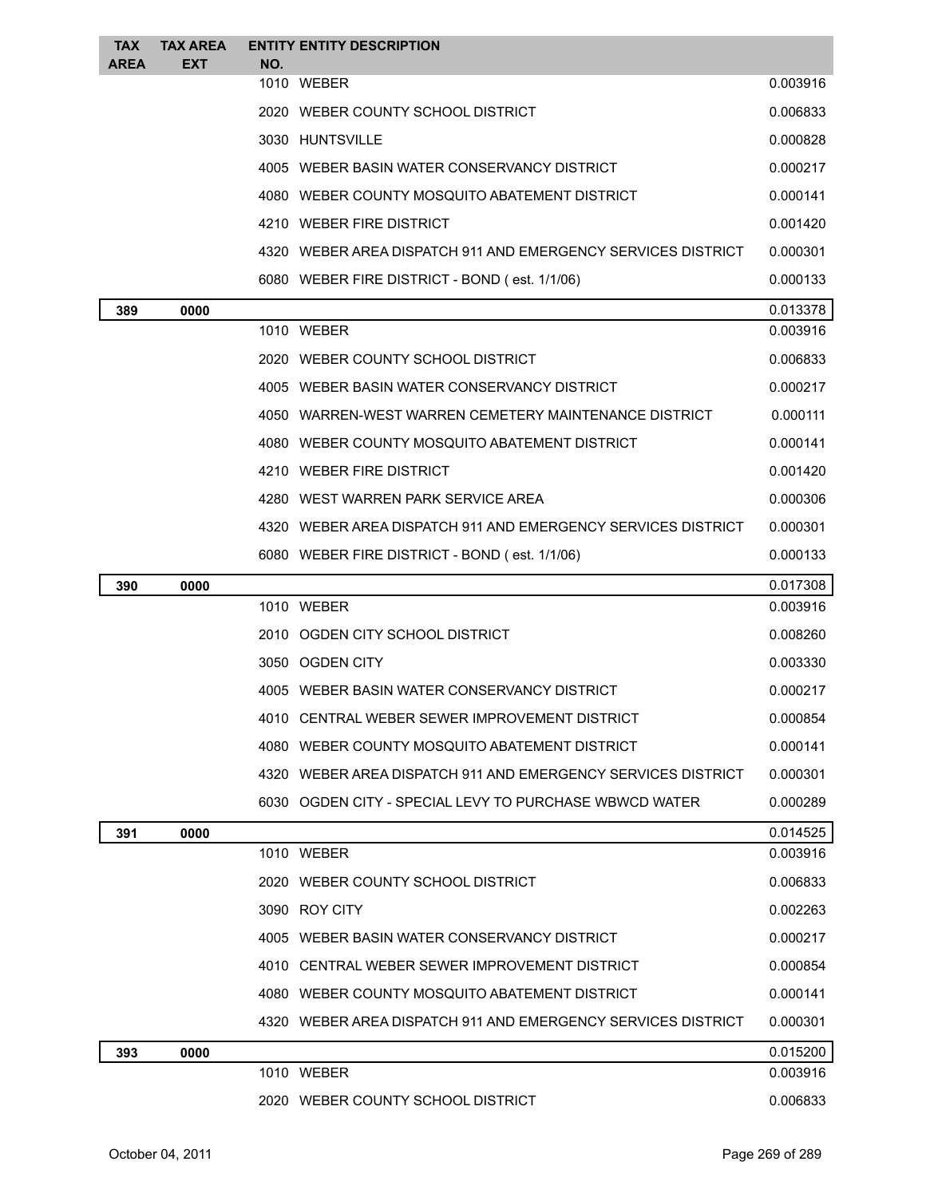| TAX AREA | TAX AREA EXT | ENTITY NO. | ENTITY DESCRIPTION | |
|---|---|---|---|---|
| | | 1010 | WEBER | 0.003916 |
| | | 2020 | WEBER COUNTY SCHOOL DISTRICT | 0.006833 |
| | | 3030 | HUNTSVILLE | 0.000828 |
| | | 4005 | WEBER BASIN WATER CONSERVANCY DISTRICT | 0.000217 |
| | | 4080 | WEBER COUNTY MOSQUITO ABATEMENT DISTRICT | 0.000141 |
| | | 4210 | WEBER FIRE DISTRICT | 0.001420 |
| | | 4320 | WEBER AREA DISPATCH 911 AND EMERGENCY SERVICES DISTRICT | 0.000301 |
| | | 6080 | WEBER FIRE DISTRICT - BOND ( est. 1/1/06) | 0.000133 |
| **389** | **0000** | | | 0.013378 |
| | | 1010 | WEBER | 0.003916 |
| | | 2020 | WEBER COUNTY SCHOOL DISTRICT | 0.006833 |
| | | 4005 | WEBER BASIN WATER CONSERVANCY DISTRICT | 0.000217 |
| | | 4050 | WARREN-WEST WARREN CEMETERY MAINTENANCE DISTRICT | 0.000111 |
| | | 4080 | WEBER COUNTY MOSQUITO ABATEMENT DISTRICT | 0.000141 |
| | | 4210 | WEBER FIRE DISTRICT | 0.001420 |
| | | 4280 | WEST WARREN PARK SERVICE AREA | 0.000306 |
| | | 4320 | WEBER AREA DISPATCH 911 AND EMERGENCY SERVICES DISTRICT | 0.000301 |
| | | 6080 | WEBER FIRE DISTRICT - BOND ( est. 1/1/06) | 0.000133 |
| **390** | **0000** | | | 0.017308 |
| | | 1010 | WEBER | 0.003916 |
| | | 2010 | OGDEN CITY SCHOOL DISTRICT | 0.008260 |
| | | 3050 | OGDEN CITY | 0.003330 |
| | | 4005 | WEBER BASIN WATER CONSERVANCY DISTRICT | 0.000217 |
| | | 4010 | CENTRAL WEBER SEWER IMPROVEMENT DISTRICT | 0.000854 |
| | | 4080 | WEBER COUNTY MOSQUITO ABATEMENT DISTRICT | 0.000141 |
| | | 4320 | WEBER AREA DISPATCH 911 AND EMERGENCY SERVICES DISTRICT | 0.000301 |
| | | 6030 | OGDEN CITY - SPECIAL LEVY TO PURCHASE WBWCD WATER | 0.000289 |
| **391** | **0000** | | | 0.014525 |
| | | 1010 | WEBER | 0.003916 |
| | | 2020 | WEBER COUNTY SCHOOL DISTRICT | 0.006833 |
| | | 3090 | ROY CITY | 0.002263 |
| | | 4005 | WEBER BASIN WATER CONSERVANCY DISTRICT | 0.000217 |
| | | 4010 | CENTRAL WEBER SEWER IMPROVEMENT DISTRICT | 0.000854 |
| | | 4080 | WEBER COUNTY MOSQUITO ABATEMENT DISTRICT | 0.000141 |
| | | 4320 | WEBER AREA DISPATCH 911 AND EMERGENCY SERVICES DISTRICT | 0.000301 |
| **393** | **0000** | | | 0.015200 |
| | | 1010 | WEBER | 0.003916 |
| | | 2020 | WEBER COUNTY SCHOOL DISTRICT | 0.006833 |

October 04, 2011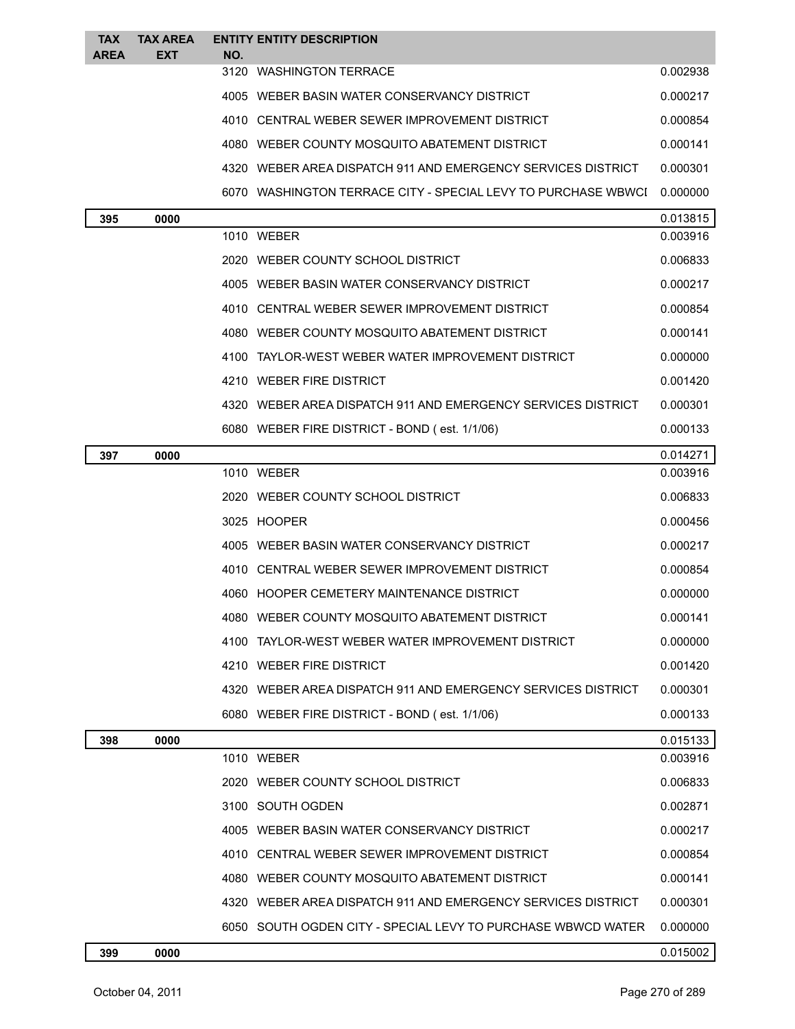| TAX AREA | TAX AREA EXT | ENTITY NO. | ENTITY DESCRIPTION | |
|---|---|---|---|---|
| | | 3120 | WASHINGTON TERRACE | 0.002938 |
| | | 4005 | WEBER BASIN WATER CONSERVANCY DISTRICT | 0.000217 |
| | | 4010 | CENTRAL WEBER SEWER IMPROVEMENT DISTRICT | 0.000854 |
| | | 4080 | WEBER COUNTY MOSQUITO ABATEMENT DISTRICT | 0.000141 |
| | | 4320 | WEBER AREA DISPATCH 911 AND EMERGENCY SERVICES DISTRICT | 0.000301 |
| | | 6070 | WASHINGTON TERRACE CITY - SPECIAL LEVY TO PURCHASE WBWCI | 0.000000 |
| **395** | **0000** | | | 0.013815 |
| | | 1010 | WEBER | 0.003916 |
| | | 2020 | WEBER COUNTY SCHOOL DISTRICT | 0.006833 |
| | | 4005 | WEBER BASIN WATER CONSERVANCY DISTRICT | 0.000217 |
| | | 4010 | CENTRAL WEBER SEWER IMPROVEMENT DISTRICT | 0.000854 |
| | | 4080 | WEBER COUNTY MOSQUITO ABATEMENT DISTRICT | 0.000141 |
| | | 4100 | TAYLOR-WEST WEBER WATER IMPROVEMENT DISTRICT | 0.000000 |
| | | 4210 | WEBER FIRE DISTRICT | 0.001420 |
| | | 4320 | WEBER AREA DISPATCH 911 AND EMERGENCY SERVICES DISTRICT | 0.000301 |
| | | 6080 | WEBER FIRE DISTRICT - BOND ( est. 1/1/06) | 0.000133 |
| **397** | **0000** | | | 0.014271 |
| | | 1010 | WEBER | 0.003916 |
| | | 2020 | WEBER COUNTY SCHOOL DISTRICT | 0.006833 |
| | | 3025 | HOOPER | 0.000456 |
| | | 4005 | WEBER BASIN WATER CONSERVANCY DISTRICT | 0.000217 |
| | | 4010 | CENTRAL WEBER SEWER IMPROVEMENT DISTRICT | 0.000854 |
| | | 4060 | HOOPER CEMETERY MAINTENANCE DISTRICT | 0.000000 |
| | | 4080 | WEBER COUNTY MOSQUITO ABATEMENT DISTRICT | 0.000141 |
| | | 4100 | TAYLOR-WEST WEBER WATER IMPROVEMENT DISTRICT | 0.000000 |
| | | 4210 | WEBER FIRE DISTRICT | 0.001420 |
| | | 4320 | WEBER AREA DISPATCH 911 AND EMERGENCY SERVICES DISTRICT | 0.000301 |
| | | 6080 | WEBER FIRE DISTRICT - BOND ( est. 1/1/06) | 0.000133 |
| **398** | **0000** | | | 0.015133 |
| | | 1010 | WEBER | 0.003916 |
| | | 2020 | WEBER COUNTY SCHOOL DISTRICT | 0.006833 |
| | | 3100 | SOUTH OGDEN | 0.002871 |
| | | 4005 | WEBER BASIN WATER CONSERVANCY DISTRICT | 0.000217 |
| | | 4010 | CENTRAL WEBER SEWER IMPROVEMENT DISTRICT | 0.000854 |
| | | 4080 | WEBER COUNTY MOSQUITO ABATEMENT DISTRICT | 0.000141 |
| | | 4320 | WEBER AREA DISPATCH 911 AND EMERGENCY SERVICES DISTRICT | 0.000301 |
| | | 6050 | SOUTH OGDEN CITY - SPECIAL LEVY TO PURCHASE WBWCD WATER | 0.000000 |
| **399** | **0000** | | | 0.015002 |

October 04, 2011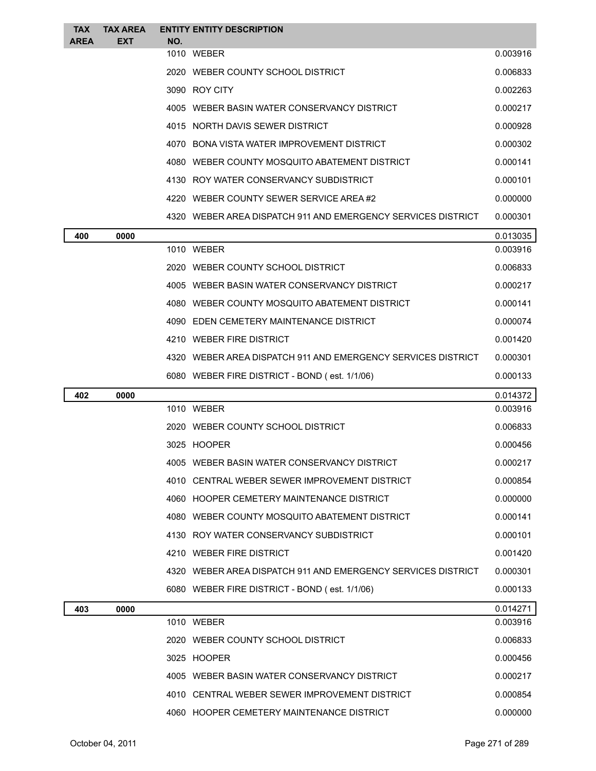| TAX AREA | TAX AREA EXT | ENTITY NO. | ENTITY DESCRIPTION | |
|---|---|---|---|---|
| | | 1010 | WEBER | 0.003916 |
| | | 2020 | WEBER COUNTY SCHOOL DISTRICT | 0.006833 |
| | | 3090 | ROY CITY | 0.002263 |
| | | 4005 | WEBER BASIN WATER CONSERVANCY DISTRICT | 0.000217 |
| | | 4015 | NORTH DAVIS SEWER DISTRICT | 0.000928 |
| | | 4070 | BONA VISTA WATER IMPROVEMENT DISTRICT | 0.000302 |
| | | 4080 | WEBER COUNTY MOSQUITO ABATEMENT DISTRICT | 0.000141 |
| | | 4130 | ROY WATER CONSERVANCY SUBDISTRICT | 0.000101 |
| | | 4220 | WEBER COUNTY SEWER SERVICE AREA #2 | 0.000000 |
| | | 4320 | WEBER AREA DISPATCH 911 AND EMERGENCY SERVICES DISTRICT | 0.000301 |
| **400** | **0000** | | | 0.013035 |
| | | 1010 | WEBER | 0.003916 |
| | | 2020 | WEBER COUNTY SCHOOL DISTRICT | 0.006833 |
| | | 4005 | WEBER BASIN WATER CONSERVANCY DISTRICT | 0.000217 |
| | | 4080 | WEBER COUNTY MOSQUITO ABATEMENT DISTRICT | 0.000141 |
| | | 4090 | EDEN CEMETERY MAINTENANCE DISTRICT | 0.000074 |
| | | 4210 | WEBER FIRE DISTRICT | 0.001420 |
| | | 4320 | WEBER AREA DISPATCH 911 AND EMERGENCY SERVICES DISTRICT | 0.000301 |
| | | 6080 | WEBER FIRE DISTRICT - BOND ( est. 1/1/06) | 0.000133 |
| **402** | **0000** | | | 0.014372 |
| | | 1010 | WEBER | 0.003916 |
| | | 2020 | WEBER COUNTY SCHOOL DISTRICT | 0.006833 |
| | | 3025 | HOOPER | 0.000456 |
| | | 4005 | WEBER BASIN WATER CONSERVANCY DISTRICT | 0.000217 |
| | | 4010 | CENTRAL WEBER SEWER IMPROVEMENT DISTRICT | 0.000854 |
| | | 4060 | HOOPER CEMETERY MAINTENANCE DISTRICT | 0.000000 |
| | | 4080 | WEBER COUNTY MOSQUITO ABATEMENT DISTRICT | 0.000141 |
| | | 4130 | ROY WATER CONSERVANCY SUBDISTRICT | 0.000101 |
| | | 4210 | WEBER FIRE DISTRICT | 0.001420 |
| | | 4320 | WEBER AREA DISPATCH 911 AND EMERGENCY SERVICES DISTRICT | 0.000301 |
| | | 6080 | WEBER FIRE DISTRICT - BOND ( est. 1/1/06) | 0.000133 |
| **403** | **0000** | | | 0.014271 |
| | | 1010 | WEBER | 0.003916 |
| | | 2020 | WEBER COUNTY SCHOOL DISTRICT | 0.006833 |
| | | 3025 | HOOPER | 0.000456 |
| | | 4005 | WEBER BASIN WATER CONSERVANCY DISTRICT | 0.000217 |
| | | 4010 | CENTRAL WEBER SEWER IMPROVEMENT DISTRICT | 0.000854 |
| | | 4060 | HOOPER CEMETERY MAINTENANCE DISTRICT | 0.000000 |

October 04, 2011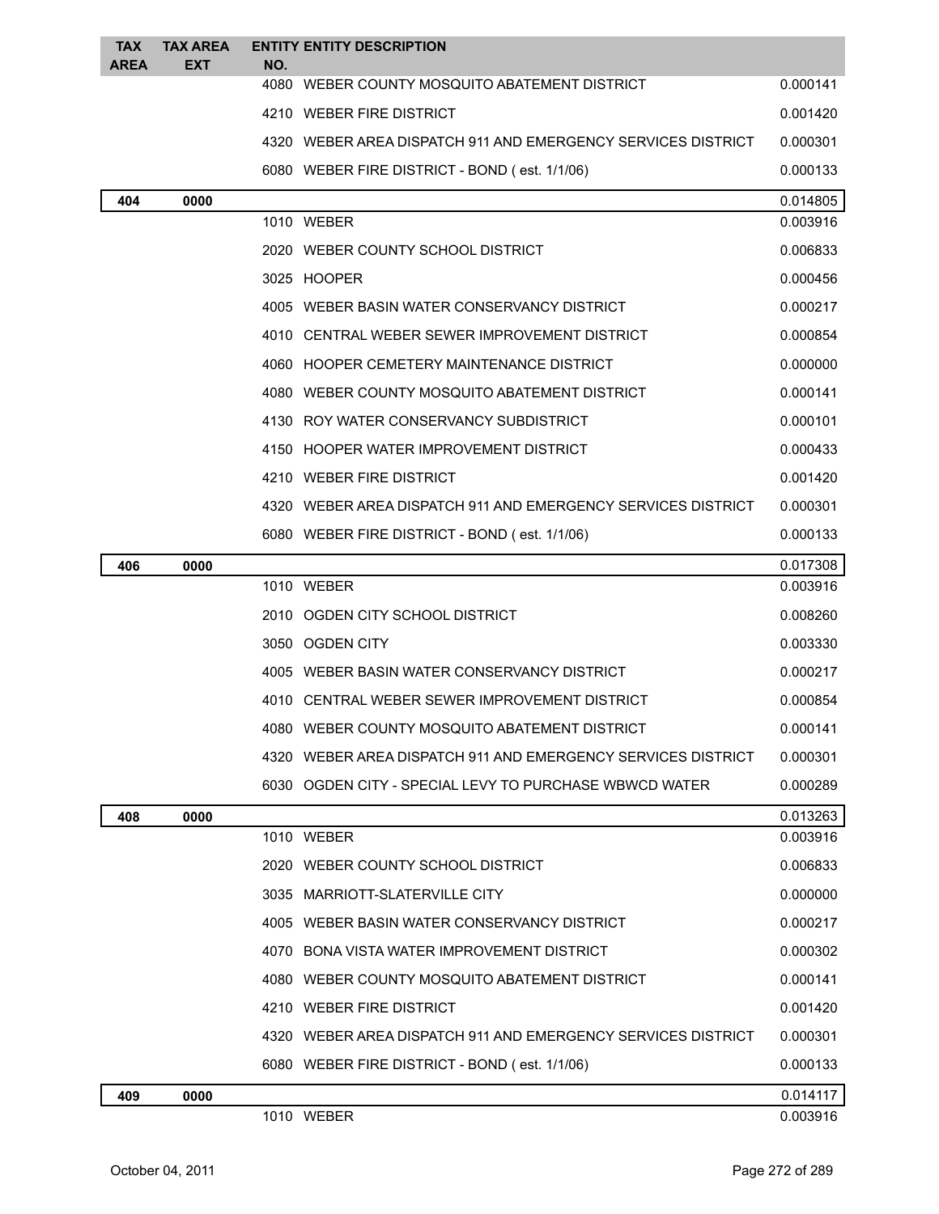| TAX AREA | TAX AREA EXT | ENTITY NO. | ENTITY DESCRIPTION | |
|---|---|---|---|---|
| | | 4080 | WEBER COUNTY MOSQUITO ABATEMENT DISTRICT | 0.000141 |
| | | 4210 | WEBER FIRE DISTRICT | 0.001420 |
| | | 4320 | WEBER AREA DISPATCH 911 AND EMERGENCY SERVICES DISTRICT | 0.000301 |
| | | 6080 | WEBER FIRE DISTRICT - BOND ( est. 1/1/06) | 0.000133 |
| **404** | **0000** | | | 0.014805 |
| | | 1010 | WEBER | 0.003916 |
| | | 2020 | WEBER COUNTY SCHOOL DISTRICT | 0.006833 |
| | | 3025 | HOOPER | 0.000456 |
| | | 4005 | WEBER BASIN WATER CONSERVANCY DISTRICT | 0.000217 |
| | | 4010 | CENTRAL WEBER SEWER IMPROVEMENT DISTRICT | 0.000854 |
| | | 4060 | HOOPER CEMETERY MAINTENANCE DISTRICT | 0.000000 |
| | | 4080 | WEBER COUNTY MOSQUITO ABATEMENT DISTRICT | 0.000141 |
| | | 4130 | ROY WATER CONSERVANCY SUBDISTRICT | 0.000101 |
| | | 4150 | HOOPER WATER IMPROVEMENT DISTRICT | 0.000433 |
| | | 4210 | WEBER FIRE DISTRICT | 0.001420 |
| | | 4320 | WEBER AREA DISPATCH 911 AND EMERGENCY SERVICES DISTRICT | 0.000301 |
| | | 6080 | WEBER FIRE DISTRICT - BOND ( est. 1/1/06) | 0.000133 |
| **406** | **0000** | | | 0.017308 |
| | | 1010 | WEBER | 0.003916 |
| | | 2010 | OGDEN CITY SCHOOL DISTRICT | 0.008260 |
| | | 3050 | OGDEN CITY | 0.003330 |
| | | 4005 | WEBER BASIN WATER CONSERVANCY DISTRICT | 0.000217 |
| | | 4010 | CENTRAL WEBER SEWER IMPROVEMENT DISTRICT | 0.000854 |
| | | 4080 | WEBER COUNTY MOSQUITO ABATEMENT DISTRICT | 0.000141 |
| | | 4320 | WEBER AREA DISPATCH 911 AND EMERGENCY SERVICES DISTRICT | 0.000301 |
| | | 6030 | OGDEN CITY - SPECIAL LEVY TO PURCHASE WBWCD WATER | 0.000289 |
| **408** | **0000** | | | 0.013263 |
| | | 1010 | WEBER | 0.003916 |
| | | 2020 | WEBER COUNTY SCHOOL DISTRICT | 0.006833 |
| | | 3035 | MARRIOTT-SLATERVILLE CITY | 0.000000 |
| | | 4005 | WEBER BASIN WATER CONSERVANCY DISTRICT | 0.000217 |
| | | 4070 | BONA VISTA WATER IMPROVEMENT DISTRICT | 0.000302 |
| | | 4080 | WEBER COUNTY MOSQUITO ABATEMENT DISTRICT | 0.000141 |
| | | 4210 | WEBER FIRE DISTRICT | 0.001420 |
| | | 4320 | WEBER AREA DISPATCH 911 AND EMERGENCY SERVICES DISTRICT | 0.000301 |
| | | 6080 | WEBER FIRE DISTRICT - BOND ( est. 1/1/06) | 0.000133 |
| **409** | **0000** | | | 0.014117 |
| | | 1010 | WEBER | 0.003916 |

October 04, 2011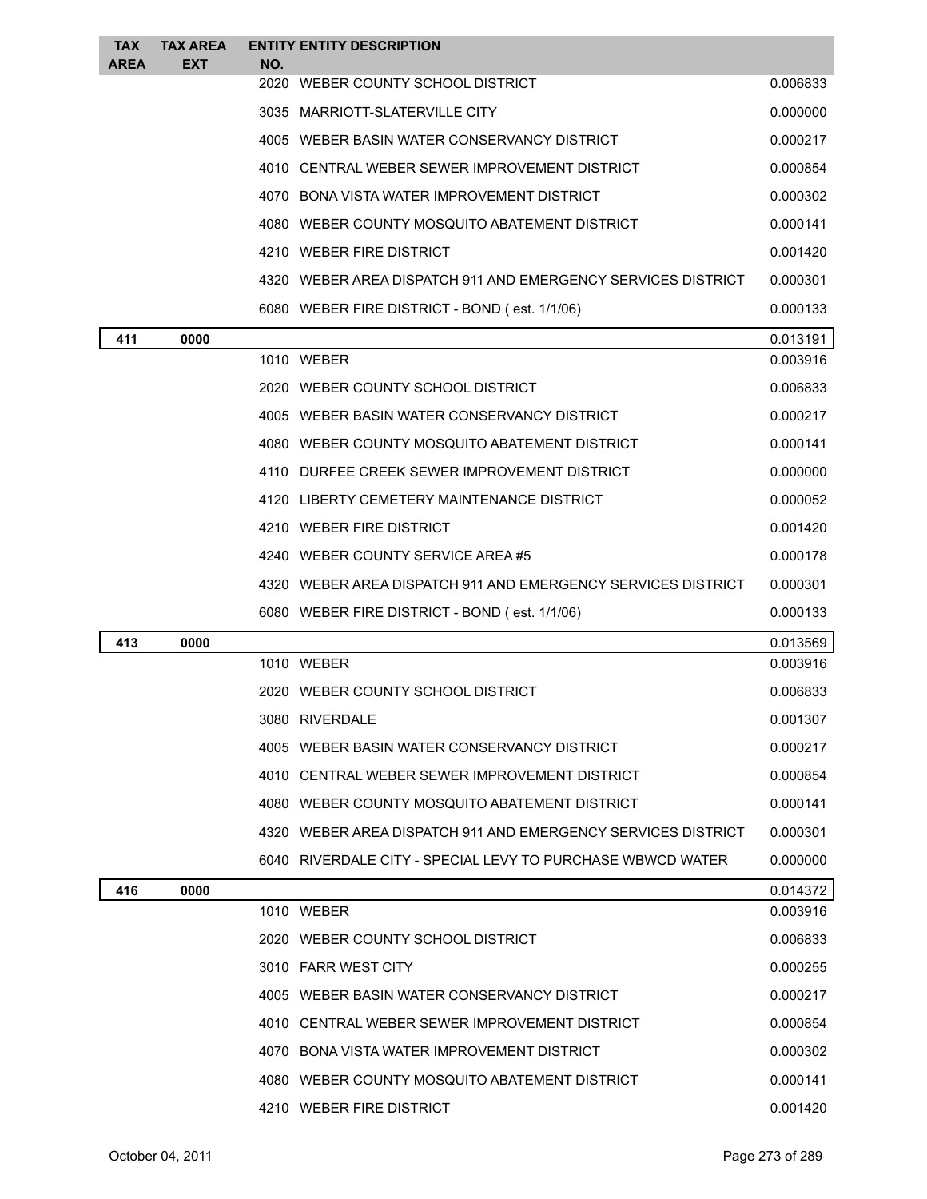| TAX AREA | TAX AREA EXT | ENTITY NO. | ENTITY DESCRIPTION | |
|---|---|---|---|---|
| | | 2020 | WEBER COUNTY SCHOOL DISTRICT | 0.006833 |
| | | 3035 | MARRIOTT-SLATERVILLE CITY | 0.000000 |
| | | 4005 | WEBER BASIN WATER CONSERVANCY DISTRICT | 0.000217 |
| | | 4010 | CENTRAL WEBER SEWER IMPROVEMENT DISTRICT | 0.000854 |
| | | 4070 | BONA VISTA WATER IMPROVEMENT DISTRICT | 0.000302 |
| | | 4080 | WEBER COUNTY MOSQUITO ABATEMENT DISTRICT | 0.000141 |
| | | 4210 | WEBER FIRE DISTRICT | 0.001420 |
| | | 4320 | WEBER AREA DISPATCH 911 AND EMERGENCY SERVICES DISTRICT | 0.000301 |
| | | 6080 | WEBER FIRE DISTRICT - BOND ( est. 1/1/06) | 0.000133 |
| **411** | **0000** | | | 0.013191 |
| | | 1010 | WEBER | 0.003916 |
| | | 2020 | WEBER COUNTY SCHOOL DISTRICT | 0.006833 |
| | | 4005 | WEBER BASIN WATER CONSERVANCY DISTRICT | 0.000217 |
| | | 4080 | WEBER COUNTY MOSQUITO ABATEMENT DISTRICT | 0.000141 |
| | | 4110 | DURFEE CREEK SEWER IMPROVEMENT DISTRICT | 0.000000 |
| | | 4120 | LIBERTY CEMETERY MAINTENANCE DISTRICT | 0.000052 |
| | | 4210 | WEBER FIRE DISTRICT | 0.001420 |
| | | 4240 | WEBER COUNTY SERVICE AREA #5 | 0.000178 |
| | | 4320 | WEBER AREA DISPATCH 911 AND EMERGENCY SERVICES DISTRICT | 0.000301 |
| | | 6080 | WEBER FIRE DISTRICT - BOND ( est. 1/1/06) | 0.000133 |
| **413** | **0000** | | | 0.013569 |
| | | 1010 | WEBER | 0.003916 |
| | | 2020 | WEBER COUNTY SCHOOL DISTRICT | 0.006833 |
| | | 3080 | RIVERDALE | 0.001307 |
| | | 4005 | WEBER BASIN WATER CONSERVANCY DISTRICT | 0.000217 |
| | | 4010 | CENTRAL WEBER SEWER IMPROVEMENT DISTRICT | 0.000854 |
| | | 4080 | WEBER COUNTY MOSQUITO ABATEMENT DISTRICT | 0.000141 |
| | | 4320 | WEBER AREA DISPATCH 911 AND EMERGENCY SERVICES DISTRICT | 0.000301 |
| | | 6040 | RIVERDALE CITY - SPECIAL LEVY TO PURCHASE WBWCD WATER | 0.000000 |
| **416** | **0000** | | | 0.014372 |
| | | 1010 | WEBER | 0.003916 |
| | | 2020 | WEBER COUNTY SCHOOL DISTRICT | 0.006833 |
| | | 3010 | FARR WEST CITY | 0.000255 |
| | | 4005 | WEBER BASIN WATER CONSERVANCY DISTRICT | 0.000217 |
| | | 4010 | CENTRAL WEBER SEWER IMPROVEMENT DISTRICT | 0.000854 |
| | | 4070 | BONA VISTA WATER IMPROVEMENT DISTRICT | 0.000302 |
| | | 4080 | WEBER COUNTY MOSQUITO ABATEMENT DISTRICT | 0.000141 |
| | | 4210 | WEBER FIRE DISTRICT | 0.001420 |

October 04, 2011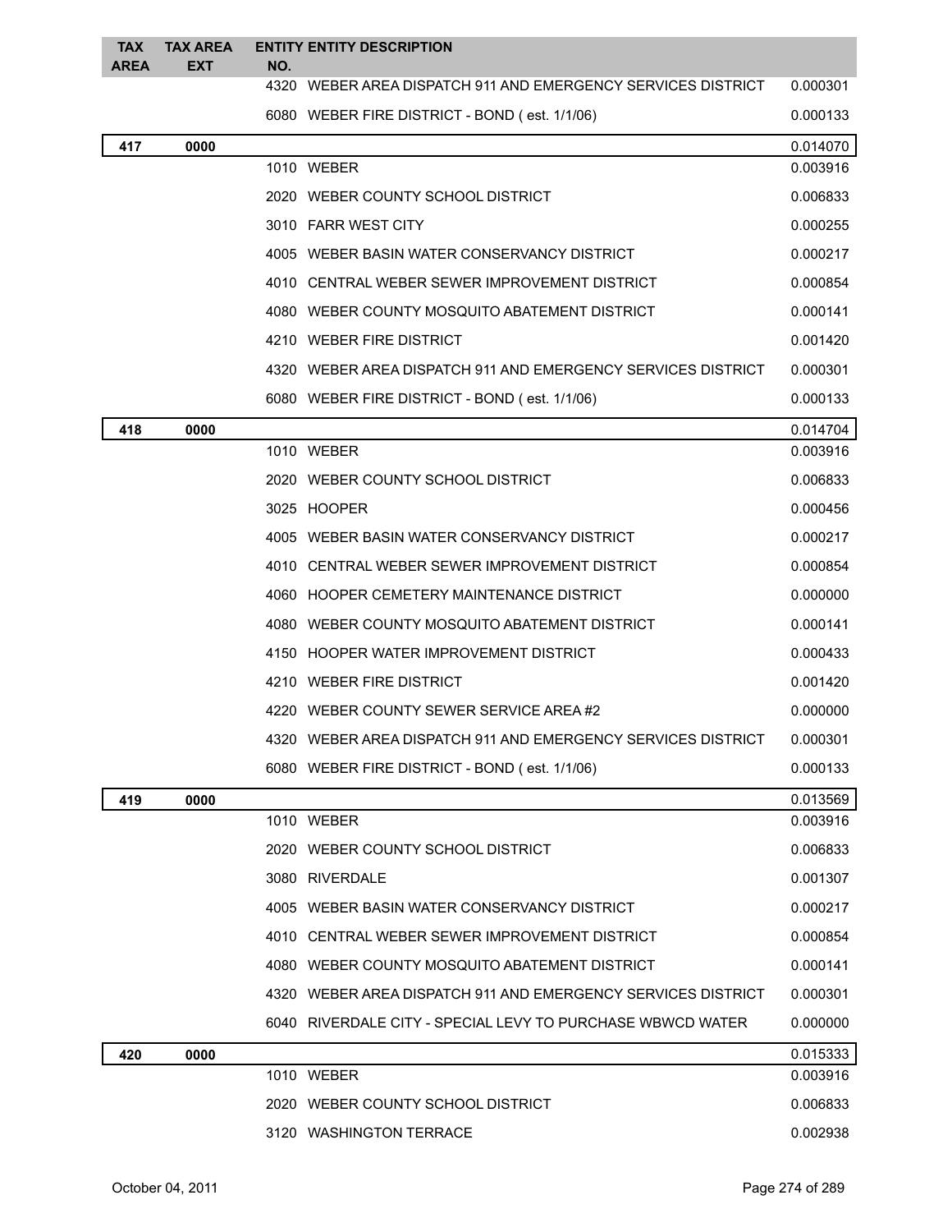| TAX AREA | TAX AREA EXT | ENTITY NO. | ENTITY DESCRIPTION | |
|---|---|---|---|---|
| | | 4320 | WEBER AREA DISPATCH 911 AND EMERGENCY SERVICES DISTRICT | 0.000301 |
| | | 6080 | WEBER FIRE DISTRICT - BOND ( est. 1/1/06) | 0.000133 |
| **417** | **0000** | | | 0.014070 |
| | | 1010 | WEBER | 0.003916 |
| | | 2020 | WEBER COUNTY SCHOOL DISTRICT | 0.006833 |
| | | 3010 | FARR WEST CITY | 0.000255 |
| | | 4005 | WEBER BASIN WATER CONSERVANCY DISTRICT | 0.000217 |
| | | 4010 | CENTRAL WEBER SEWER IMPROVEMENT DISTRICT | 0.000854 |
| | | 4080 | WEBER COUNTY MOSQUITO ABATEMENT DISTRICT | 0.000141 |
| | | 4210 | WEBER FIRE DISTRICT | 0.001420 |
| | | 4320 | WEBER AREA DISPATCH 911 AND EMERGENCY SERVICES DISTRICT | 0.000301 |
| | | 6080 | WEBER FIRE DISTRICT - BOND ( est. 1/1/06) | 0.000133 |
| **418** | **0000** | | | 0.014704 |
| | | 1010 | WEBER | 0.003916 |
| | | 2020 | WEBER COUNTY SCHOOL DISTRICT | 0.006833 |
| | | 3025 | HOOPER | 0.000456 |
| | | 4005 | WEBER BASIN WATER CONSERVANCY DISTRICT | 0.000217 |
| | | 4010 | CENTRAL WEBER SEWER IMPROVEMENT DISTRICT | 0.000854 |
| | | 4060 | HOOPER CEMETERY MAINTENANCE DISTRICT | 0.000000 |
| | | 4080 | WEBER COUNTY MOSQUITO ABATEMENT DISTRICT | 0.000141 |
| | | 4150 | HOOPER WATER IMPROVEMENT DISTRICT | 0.000433 |
| | | 4210 | WEBER FIRE DISTRICT | 0.001420 |
| | | 4220 | WEBER COUNTY SEWER SERVICE AREA #2 | 0.000000 |
| | | 4320 | WEBER AREA DISPATCH 911 AND EMERGENCY SERVICES DISTRICT | 0.000301 |
| | | 6080 | WEBER FIRE DISTRICT - BOND ( est. 1/1/06) | 0.000133 |
| **419** | **0000** | | | 0.013569 |
| | | 1010 | WEBER | 0.003916 |
| | | 2020 | WEBER COUNTY SCHOOL DISTRICT | 0.006833 |
| | | 3080 | RIVERDALE | 0.001307 |
| | | 4005 | WEBER BASIN WATER CONSERVANCY DISTRICT | 0.000217 |
| | | 4010 | CENTRAL WEBER SEWER IMPROVEMENT DISTRICT | 0.000854 |
| | | 4080 | WEBER COUNTY MOSQUITO ABATEMENT DISTRICT | 0.000141 |
| | | 4320 | WEBER AREA DISPATCH 911 AND EMERGENCY SERVICES DISTRICT | 0.000301 |
| | | 6040 | RIVERDALE CITY - SPECIAL LEVY TO PURCHASE WBWCD WATER | 0.000000 |
| **420** | **0000** | | | 0.015333 |
| | | 1010 | WEBER | 0.003916 |
| | | 2020 | WEBER COUNTY SCHOOL DISTRICT | 0.006833 |
| | | 3120 | WASHINGTON TERRACE | 0.002938 |

October 04, 2011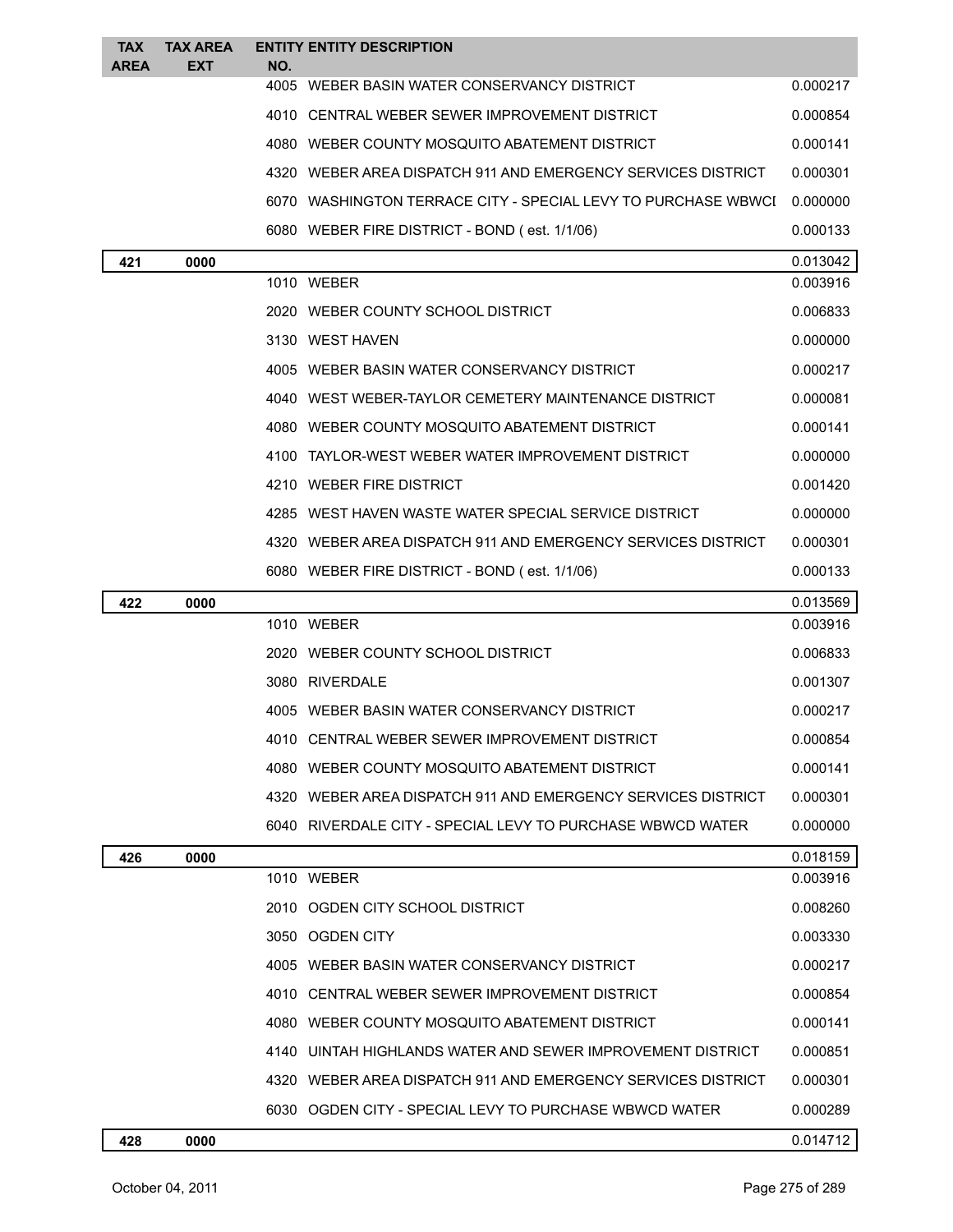| TAX AREA | TAX AREA EXT | ENTITY NO. | ENTITY DESCRIPTION | |
|---|---|---|---|---|
| | | 4005 | WEBER BASIN WATER CONSERVANCY DISTRICT | 0.000217 |
| | | 4010 | CENTRAL WEBER SEWER IMPROVEMENT DISTRICT | 0.000854 |
| | | 4080 | WEBER COUNTY MOSQUITO ABATEMENT DISTRICT | 0.000141 |
| | | 4320 | WEBER AREA DISPATCH 911 AND EMERGENCY SERVICES DISTRICT | 0.000301 |
| | | 6070 | WASHINGTON TERRACE CITY - SPECIAL LEVY TO PURCHASE WBWCI | 0.000000 |
| | | 6080 | WEBER FIRE DISTRICT - BOND ( est. 1/1/06) | 0.000133 |
| **421** | **0000** | | | 0.013042 |
| | | 1010 | WEBER | 0.003916 |
| | | 2020 | WEBER COUNTY SCHOOL DISTRICT | 0.006833 |
| | | 3130 | WEST HAVEN | 0.000000 |
| | | 4005 | WEBER BASIN WATER CONSERVANCY DISTRICT | 0.000217 |
| | | 4040 | WEST WEBER-TAYLOR CEMETERY MAINTENANCE DISTRICT | 0.000081 |
| | | 4080 | WEBER COUNTY MOSQUITO ABATEMENT DISTRICT | 0.000141 |
| | | 4100 | TAYLOR-WEST WEBER WATER IMPROVEMENT DISTRICT | 0.000000 |
| | | 4210 | WEBER FIRE DISTRICT | 0.001420 |
| | | 4285 | WEST HAVEN WASTE WATER SPECIAL SERVICE DISTRICT | 0.000000 |
| | | 4320 | WEBER AREA DISPATCH 911 AND EMERGENCY SERVICES DISTRICT | 0.000301 |
| | | 6080 | WEBER FIRE DISTRICT - BOND ( est. 1/1/06) | 0.000133 |
| **422** | **0000** | | | 0.013569 |
| | | 1010 | WEBER | 0.003916 |
| | | 2020 | WEBER COUNTY SCHOOL DISTRICT | 0.006833 |
| | | 3080 | RIVERDALE | 0.001307 |
| | | 4005 | WEBER BASIN WATER CONSERVANCY DISTRICT | 0.000217 |
| | | 4010 | CENTRAL WEBER SEWER IMPROVEMENT DISTRICT | 0.000854 |
| | | 4080 | WEBER COUNTY MOSQUITO ABATEMENT DISTRICT | 0.000141 |
| | | 4320 | WEBER AREA DISPATCH 911 AND EMERGENCY SERVICES DISTRICT | 0.000301 |
| | | 6040 | RIVERDALE CITY - SPECIAL LEVY TO PURCHASE WBWCD WATER | 0.000000 |
| **426** | **0000** | | | 0.018159 |
| | | 1010 | WEBER | 0.003916 |
| | | 2010 | OGDEN CITY SCHOOL DISTRICT | 0.008260 |
| | | 3050 | OGDEN CITY | 0.003330 |
| | | 4005 | WEBER BASIN WATER CONSERVANCY DISTRICT | 0.000217 |
| | | 4010 | CENTRAL WEBER SEWER IMPROVEMENT DISTRICT | 0.000854 |
| | | 4080 | WEBER COUNTY MOSQUITO ABATEMENT DISTRICT | 0.000141 |
| | | 4140 | UINTAH HIGHLANDS WATER AND SEWER IMPROVEMENT DISTRICT | 0.000851 |
| | | 4320 | WEBER AREA DISPATCH 911 AND EMERGENCY SERVICES DISTRICT | 0.000301 |
| | | 6030 | OGDEN CITY - SPECIAL LEVY TO PURCHASE WBWCD WATER | 0.000289 |
| **428** | **0000** | | | 0.014712 |

October 04, 2011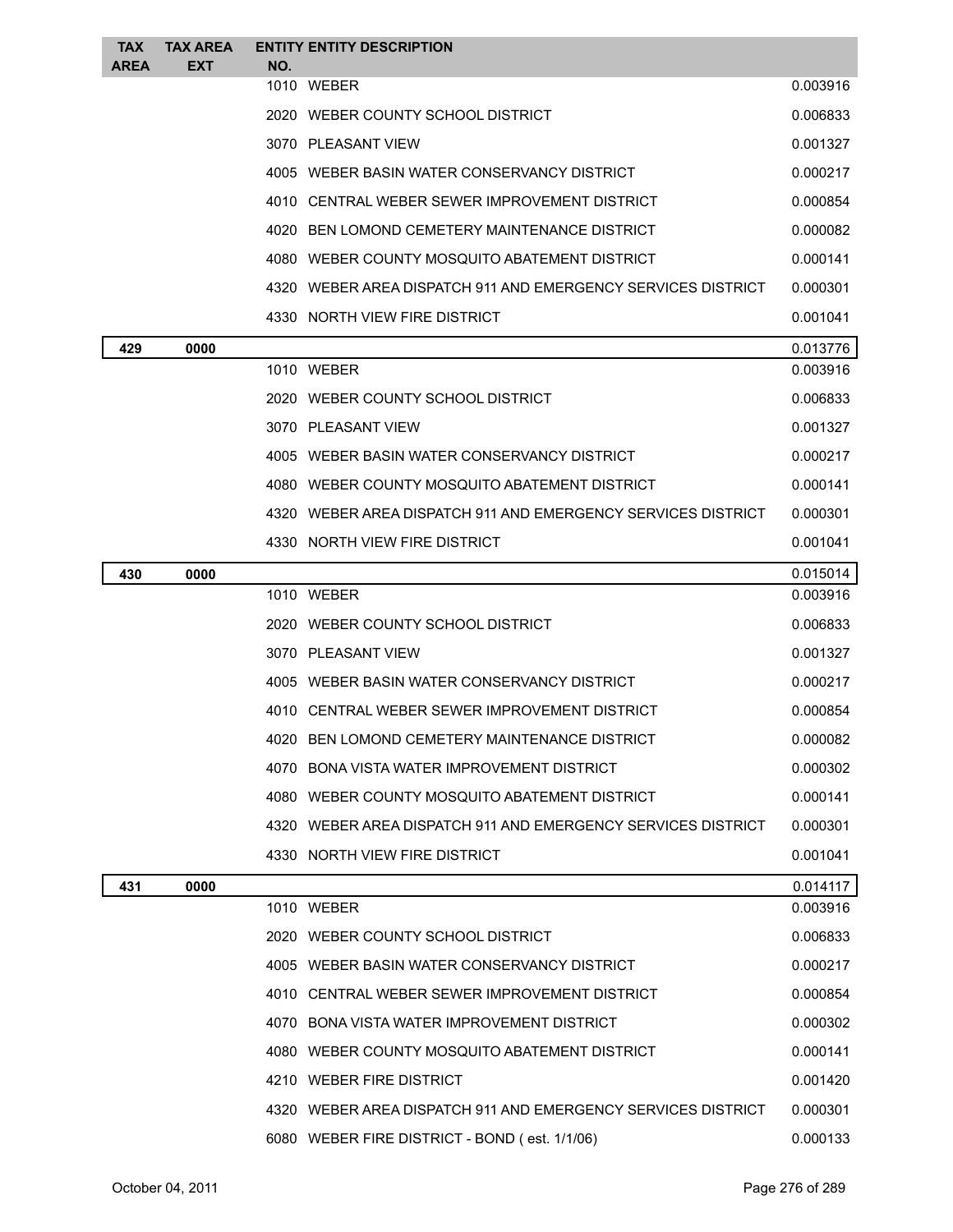| TAX AREA | TAX AREA EXT | ENTITY NO. | ENTITY DESCRIPTION | |
|---|---|---|---|---|
| | | 1010 | WEBER | 0.003916 |
| | | 2020 | WEBER COUNTY SCHOOL DISTRICT | 0.006833 |
| | | 3070 | PLEASANT VIEW | 0.001327 |
| | | 4005 | WEBER BASIN WATER CONSERVANCY DISTRICT | 0.000217 |
| | | 4010 | CENTRAL WEBER SEWER IMPROVEMENT DISTRICT | 0.000854 |
| | | 4020 | BEN LOMOND CEMETERY MAINTENANCE DISTRICT | 0.000082 |
| | | 4080 | WEBER COUNTY MOSQUITO ABATEMENT DISTRICT | 0.000141 |
| | | 4320 | WEBER AREA DISPATCH 911 AND EMERGENCY SERVICES DISTRICT | 0.000301 |
| | | 4330 | NORTH VIEW FIRE DISTRICT | 0.001041 |
| **429** | **0000** | | | 0.013776 |
| | | 1010 | WEBER | 0.003916 |
| | | 2020 | WEBER COUNTY SCHOOL DISTRICT | 0.006833 |
| | | 3070 | PLEASANT VIEW | 0.001327 |
| | | 4005 | WEBER BASIN WATER CONSERVANCY DISTRICT | 0.000217 |
| | | 4080 | WEBER COUNTY MOSQUITO ABATEMENT DISTRICT | 0.000141 |
| | | 4320 | WEBER AREA DISPATCH 911 AND EMERGENCY SERVICES DISTRICT | 0.000301 |
| | | 4330 | NORTH VIEW FIRE DISTRICT | 0.001041 |
| **430** | **0000** | | | 0.015014 |
| | | 1010 | WEBER | 0.003916 |
| | | 2020 | WEBER COUNTY SCHOOL DISTRICT | 0.006833 |
| | | 3070 | PLEASANT VIEW | 0.001327 |
| | | 4005 | WEBER BASIN WATER CONSERVANCY DISTRICT | 0.000217 |
| | | 4010 | CENTRAL WEBER SEWER IMPROVEMENT DISTRICT | 0.000854 |
| | | 4020 | BEN LOMOND CEMETERY MAINTENANCE DISTRICT | 0.000082 |
| | | 4070 | BONA VISTA WATER IMPROVEMENT DISTRICT | 0.000302 |
| | | 4080 | WEBER COUNTY MOSQUITO ABATEMENT DISTRICT | 0.000141 |
| | | 4320 | WEBER AREA DISPATCH 911 AND EMERGENCY SERVICES DISTRICT | 0.000301 |
| | | 4330 | NORTH VIEW FIRE DISTRICT | 0.001041 |
| **431** | **0000** | | | 0.014117 |
| | | 1010 | WEBER | 0.003916 |
| | | 2020 | WEBER COUNTY SCHOOL DISTRICT | 0.006833 |
| | | 4005 | WEBER BASIN WATER CONSERVANCY DISTRICT | 0.000217 |
| | | 4010 | CENTRAL WEBER SEWER IMPROVEMENT DISTRICT | 0.000854 |
| | | 4070 | BONA VISTA WATER IMPROVEMENT DISTRICT | 0.000302 |
| | | 4080 | WEBER COUNTY MOSQUITO ABATEMENT DISTRICT | 0.000141 |
| | | 4210 | WEBER FIRE DISTRICT | 0.001420 |
| | | 4320 | WEBER AREA DISPATCH 911 AND EMERGENCY SERVICES DISTRICT | 0.000301 |
| | | 6080 | WEBER FIRE DISTRICT - BOND ( est. 1/1/06) | 0.000133 |

October 04, 2011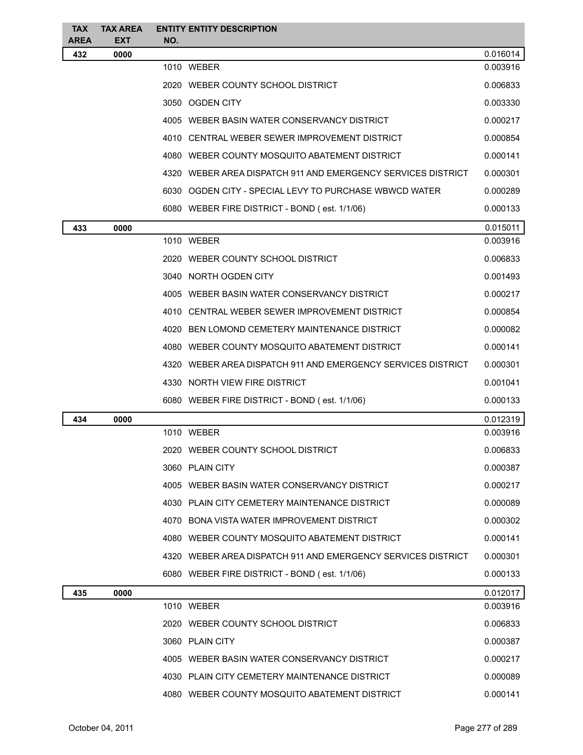| TAX AREA | TAX AREA EXT | ENTITY NO. | ENTITY DESCRIPTION | |
|---|---|---|---|---|
| **432** | **0000** | | | 0.016014 |
| | | 1010 | WEBER | 0.003916 |
| | | 2020 | WEBER COUNTY SCHOOL DISTRICT | 0.006833 |
| | | 3050 | OGDEN CITY | 0.003330 |
| | | 4005 | WEBER BASIN WATER CONSERVANCY DISTRICT | 0.000217 |
| | | 4010 | CENTRAL WEBER SEWER IMPROVEMENT DISTRICT | 0.000854 |
| | | 4080 | WEBER COUNTY MOSQUITO ABATEMENT DISTRICT | 0.000141 |
| | | 4320 | WEBER AREA DISPATCH 911 AND EMERGENCY SERVICES DISTRICT | 0.000301 |
| | | 6030 | OGDEN CITY - SPECIAL LEVY TO PURCHASE WBWCD WATER | 0.000289 |
| | | 6080 | WEBER FIRE DISTRICT - BOND ( est. 1/1/06) | 0.000133 |
| **433** | **0000** | | | 0.015011 |
| | | 1010 | WEBER | 0.003916 |
| | | 2020 | WEBER COUNTY SCHOOL DISTRICT | 0.006833 |
| | | 3040 | NORTH OGDEN CITY | 0.001493 |
| | | 4005 | WEBER BASIN WATER CONSERVANCY DISTRICT | 0.000217 |
| | | 4010 | CENTRAL WEBER SEWER IMPROVEMENT DISTRICT | 0.000854 |
| | | 4020 | BEN LOMOND CEMETERY MAINTENANCE DISTRICT | 0.000082 |
| | | 4080 | WEBER COUNTY MOSQUITO ABATEMENT DISTRICT | 0.000141 |
| | | 4320 | WEBER AREA DISPATCH 911 AND EMERGENCY SERVICES DISTRICT | 0.000301 |
| | | 4330 | NORTH VIEW FIRE DISTRICT | 0.001041 |
| | | 6080 | WEBER FIRE DISTRICT - BOND ( est. 1/1/06) | 0.000133 |
| **434** | **0000** | | | 0.012319 |
| | | 1010 | WEBER | 0.003916 |
| | | 2020 | WEBER COUNTY SCHOOL DISTRICT | 0.006833 |
| | | 3060 | PLAIN CITY | 0.000387 |
| | | 4005 | WEBER BASIN WATER CONSERVANCY DISTRICT | 0.000217 |
| | | 4030 | PLAIN CITY CEMETERY MAINTENANCE DISTRICT | 0.000089 |
| | | 4070 | BONA VISTA WATER IMPROVEMENT DISTRICT | 0.000302 |
| | | 4080 | WEBER COUNTY MOSQUITO ABATEMENT DISTRICT | 0.000141 |
| | | 4320 | WEBER AREA DISPATCH 911 AND EMERGENCY SERVICES DISTRICT | 0.000301 |
| | | 6080 | WEBER FIRE DISTRICT - BOND ( est. 1/1/06) | 0.000133 |
| **435** | **0000** | | | 0.012017 |
| | | 1010 | WEBER | 0.003916 |
| | | 2020 | WEBER COUNTY SCHOOL DISTRICT | 0.006833 |
| | | 3060 | PLAIN CITY | 0.000387 |
| | | 4005 | WEBER BASIN WATER CONSERVANCY DISTRICT | 0.000217 |
| | | 4030 | PLAIN CITY CEMETERY MAINTENANCE DISTRICT | 0.000089 |
| | | 4080 | WEBER COUNTY MOSQUITO ABATEMENT DISTRICT | 0.000141 |

October 04, 2011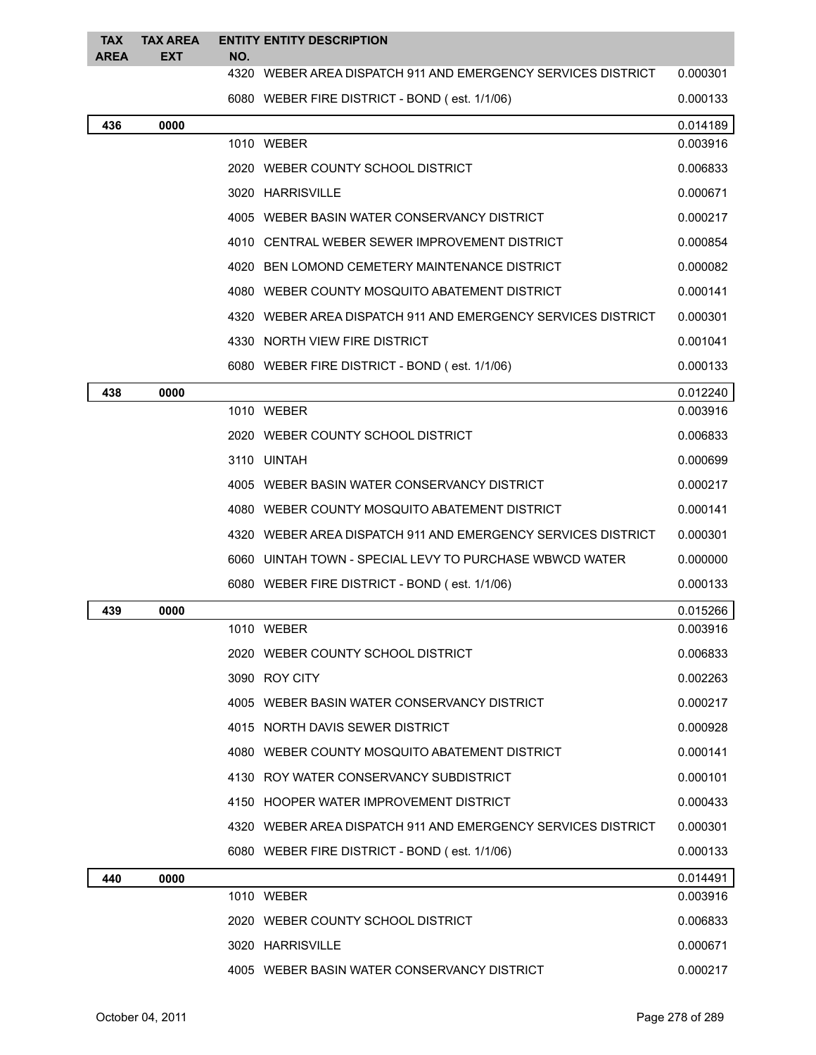| TAX AREA | TAX AREA EXT | ENTITY NO. | ENTITY DESCRIPTION | |
|---|---|---|---|---|
| | | 4320 | WEBER AREA DISPATCH 911 AND EMERGENCY SERVICES DISTRICT | 0.000301 |
| | | 6080 | WEBER FIRE DISTRICT - BOND ( est. 1/1/06) | 0.000133 |
| **436** | **0000** | | | 0.014189 |
| | | 1010 | WEBER | 0.003916 |
| | | 2020 | WEBER COUNTY SCHOOL DISTRICT | 0.006833 |
| | | 3020 | HARRISVILLE | 0.000671 |
| | | 4005 | WEBER BASIN WATER CONSERVANCY DISTRICT | 0.000217 |
| | | 4010 | CENTRAL WEBER SEWER IMPROVEMENT DISTRICT | 0.000854 |
| | | 4020 | BEN LOMOND CEMETERY MAINTENANCE DISTRICT | 0.000082 |
| | | 4080 | WEBER COUNTY MOSQUITO ABATEMENT DISTRICT | 0.000141 |
| | | 4320 | WEBER AREA DISPATCH 911 AND EMERGENCY SERVICES DISTRICT | 0.000301 |
| | | 4330 | NORTH VIEW FIRE DISTRICT | 0.001041 |
| | | 6080 | WEBER FIRE DISTRICT - BOND ( est. 1/1/06) | 0.000133 |
| **438** | **0000** | | | 0.012240 |
| | | 1010 | WEBER | 0.003916 |
| | | 2020 | WEBER COUNTY SCHOOL DISTRICT | 0.006833 |
| | | 3110 | UINTAH | 0.000699 |
| | | 4005 | WEBER BASIN WATER CONSERVANCY DISTRICT | 0.000217 |
| | | 4080 | WEBER COUNTY MOSQUITO ABATEMENT DISTRICT | 0.000141 |
| | | 4320 | WEBER AREA DISPATCH 911 AND EMERGENCY SERVICES DISTRICT | 0.000301 |
| | | 6060 | UINTAH TOWN - SPECIAL LEVY TO PURCHASE WBWCD WATER | 0.000000 |
| | | 6080 | WEBER FIRE DISTRICT - BOND ( est. 1/1/06) | 0.000133 |
| **439** | **0000** | | | 0.015266 |
| | | 1010 | WEBER | 0.003916 |
| | | 2020 | WEBER COUNTY SCHOOL DISTRICT | 0.006833 |
| | | 3090 | ROY CITY | 0.002263 |
| | | 4005 | WEBER BASIN WATER CONSERVANCY DISTRICT | 0.000217 |
| | | 4015 | NORTH DAVIS SEWER DISTRICT | 0.000928 |
| | | 4080 | WEBER COUNTY MOSQUITO ABATEMENT DISTRICT | 0.000141 |
| | | 4130 | ROY WATER CONSERVANCY SUBDISTRICT | 0.000101 |
| | | 4150 | HOOPER WATER IMPROVEMENT DISTRICT | 0.000433 |
| | | 4320 | WEBER AREA DISPATCH 911 AND EMERGENCY SERVICES DISTRICT | 0.000301 |
| | | 6080 | WEBER FIRE DISTRICT - BOND ( est. 1/1/06) | 0.000133 |
| **440** | **0000** | | | 0.014491 |
| | | 1010 | WEBER | 0.003916 |
| | | 2020 | WEBER COUNTY SCHOOL DISTRICT | 0.006833 |
| | | 3020 | HARRISVILLE | 0.000671 |
| | | 4005 | WEBER BASIN WATER CONSERVANCY DISTRICT | 0.000217 |

October 04, 2011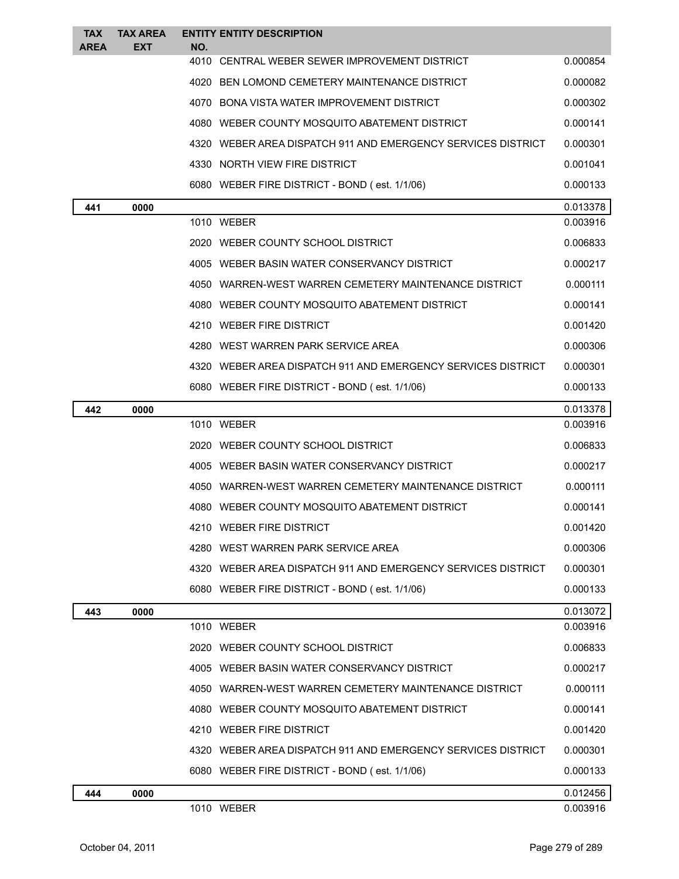| TAX AREA | TAX AREA EXT | ENTITY NO. | ENTITY DESCRIPTION | |
|---|---|---|---|---|
| | | 4010 | CENTRAL WEBER SEWER IMPROVEMENT DISTRICT | 0.000854 |
| | | 4020 | BEN LOMOND CEMETERY MAINTENANCE DISTRICT | 0.000082 |
| | | 4070 | BONA VISTA WATER IMPROVEMENT DISTRICT | 0.000302 |
| | | 4080 | WEBER COUNTY MOSQUITO ABATEMENT DISTRICT | 0.000141 |
| | | 4320 | WEBER AREA DISPATCH 911 AND EMERGENCY SERVICES DISTRICT | 0.000301 |
| | | 4330 | NORTH VIEW FIRE DISTRICT | 0.001041 |
| | | 6080 | WEBER FIRE DISTRICT - BOND ( est. 1/1/06) | 0.000133 |
| **441** | **0000** | | | 0.013378 |
| | | 1010 | WEBER | 0.003916 |
| | | 2020 | WEBER COUNTY SCHOOL DISTRICT | 0.006833 |
| | | 4005 | WEBER BASIN WATER CONSERVANCY DISTRICT | 0.000217 |
| | | 4050 | WARREN-WEST WARREN CEMETERY MAINTENANCE DISTRICT | 0.000111 |
| | | 4080 | WEBER COUNTY MOSQUITO ABATEMENT DISTRICT | 0.000141 |
| | | 4210 | WEBER FIRE DISTRICT | 0.001420 |
| | | 4280 | WEST WARREN PARK SERVICE AREA | 0.000306 |
| | | 4320 | WEBER AREA DISPATCH 911 AND EMERGENCY SERVICES DISTRICT | 0.000301 |
| | | 6080 | WEBER FIRE DISTRICT - BOND ( est. 1/1/06) | 0.000133 |
| **442** | **0000** | | | 0.013378 |
| | | 1010 | WEBER | 0.003916 |
| | | 2020 | WEBER COUNTY SCHOOL DISTRICT | 0.006833 |
| | | 4005 | WEBER BASIN WATER CONSERVANCY DISTRICT | 0.000217 |
| | | 4050 | WARREN-WEST WARREN CEMETERY MAINTENANCE DISTRICT | 0.000111 |
| | | 4080 | WEBER COUNTY MOSQUITO ABATEMENT DISTRICT | 0.000141 |
| | | 4210 | WEBER FIRE DISTRICT | 0.001420 |
| | | 4280 | WEST WARREN PARK SERVICE AREA | 0.000306 |
| | | 4320 | WEBER AREA DISPATCH 911 AND EMERGENCY SERVICES DISTRICT | 0.000301 |
| | | 6080 | WEBER FIRE DISTRICT - BOND ( est. 1/1/06) | 0.000133 |
| **443** | **0000** | | | 0.013072 |
| | | 1010 | WEBER | 0.003916 |
| | | 2020 | WEBER COUNTY SCHOOL DISTRICT | 0.006833 |
| | | 4005 | WEBER BASIN WATER CONSERVANCY DISTRICT | 0.000217 |
| | | 4050 | WARREN-WEST WARREN CEMETERY MAINTENANCE DISTRICT | 0.000111 |
| | | 4080 | WEBER COUNTY MOSQUITO ABATEMENT DISTRICT | 0.000141 |
| | | 4210 | WEBER FIRE DISTRICT | 0.001420 |
| | | 4320 | WEBER AREA DISPATCH 911 AND EMERGENCY SERVICES DISTRICT | 0.000301 |
| | | 6080 | WEBER FIRE DISTRICT - BOND ( est. 1/1/06) | 0.000133 |
| **444** | **0000** | | | 0.012456 |
| | | 1010 | WEBER | 0.003916 |

October 04, 2011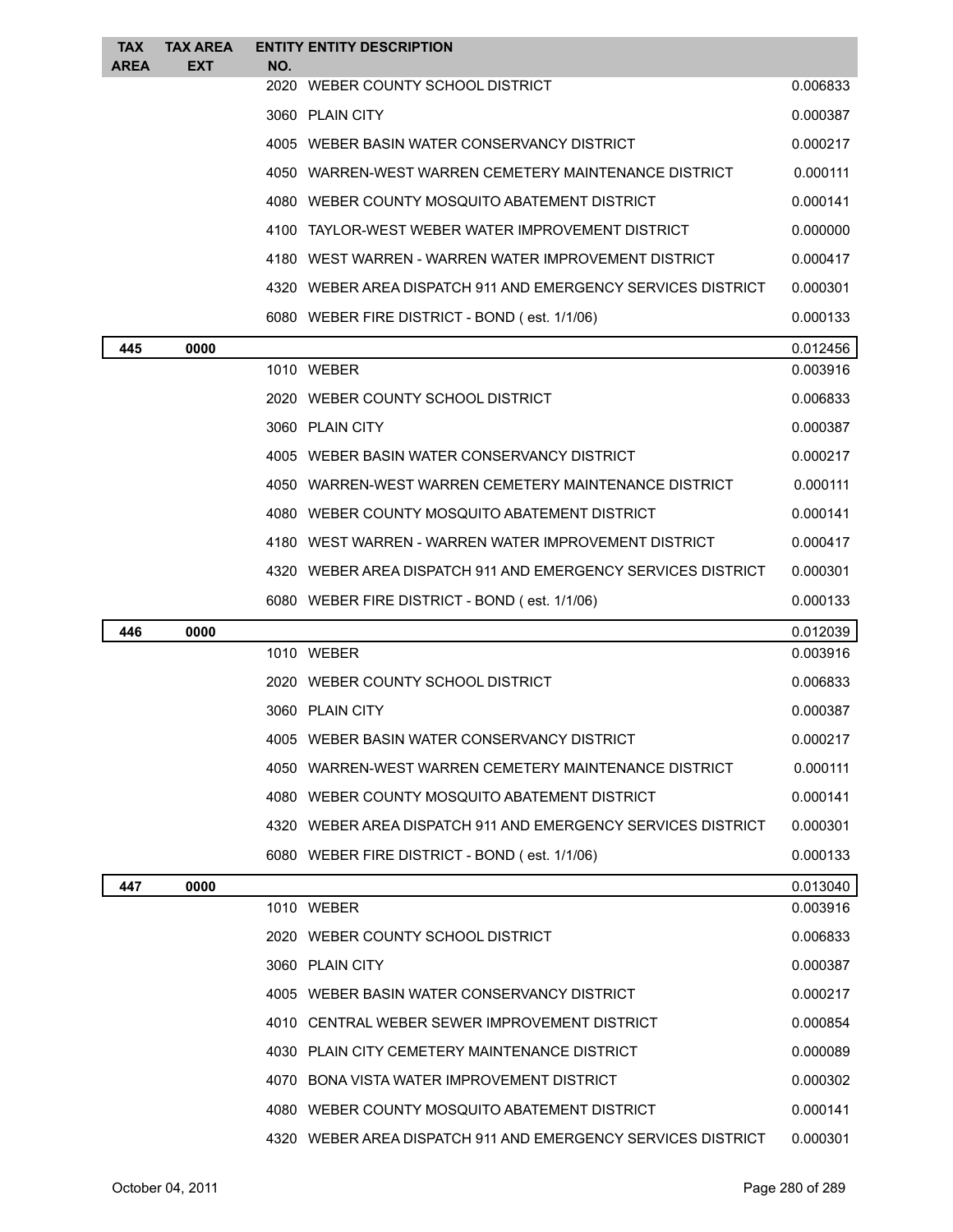| TAX AREA | TAX AREA EXT | ENTITY NO. | ENTITY DESCRIPTION | |
|---|---|---|---|---|
| | | 2020 | WEBER COUNTY SCHOOL DISTRICT | 0.006833 |
| | | 3060 | PLAIN CITY | 0.000387 |
| | | 4005 | WEBER BASIN WATER CONSERVANCY DISTRICT | 0.000217 |
| | | 4050 | WARREN-WEST WARREN CEMETERY MAINTENANCE DISTRICT | 0.000111 |
| | | 4080 | WEBER COUNTY MOSQUITO ABATEMENT DISTRICT | 0.000141 |
| | | 4100 | TAYLOR-WEST WEBER WATER IMPROVEMENT DISTRICT | 0.000000 |
| | | 4180 | WEST WARREN - WARREN WATER IMPROVEMENT DISTRICT | 0.000417 |
| | | 4320 | WEBER AREA DISPATCH 911 AND EMERGENCY SERVICES DISTRICT | 0.000301 |
| | | 6080 | WEBER FIRE DISTRICT - BOND ( est. 1/1/06) | 0.000133 |
| **445** | **0000** | | | 0.012456 |
| | | 1010 | WEBER | 0.003916 |
| | | 2020 | WEBER COUNTY SCHOOL DISTRICT | 0.006833 |
| | | 3060 | PLAIN CITY | 0.000387 |
| | | 4005 | WEBER BASIN WATER CONSERVANCY DISTRICT | 0.000217 |
| | | 4050 | WARREN-WEST WARREN CEMETERY MAINTENANCE DISTRICT | 0.000111 |
| | | 4080 | WEBER COUNTY MOSQUITO ABATEMENT DISTRICT | 0.000141 |
| | | 4180 | WEST WARREN - WARREN WATER IMPROVEMENT DISTRICT | 0.000417 |
| | | 4320 | WEBER AREA DISPATCH 911 AND EMERGENCY SERVICES DISTRICT | 0.000301 |
| | | 6080 | WEBER FIRE DISTRICT - BOND ( est. 1/1/06) | 0.000133 |
| **446** | **0000** | | | 0.012039 |
| | | 1010 | WEBER | 0.003916 |
| | | 2020 | WEBER COUNTY SCHOOL DISTRICT | 0.006833 |
| | | 3060 | PLAIN CITY | 0.000387 |
| | | 4005 | WEBER BASIN WATER CONSERVANCY DISTRICT | 0.000217 |
| | | 4050 | WARREN-WEST WARREN CEMETERY MAINTENANCE DISTRICT | 0.000111 |
| | | 4080 | WEBER COUNTY MOSQUITO ABATEMENT DISTRICT | 0.000141 |
| | | 4320 | WEBER AREA DISPATCH 911 AND EMERGENCY SERVICES DISTRICT | 0.000301 |
| | | 6080 | WEBER FIRE DISTRICT - BOND ( est. 1/1/06) | 0.000133 |
| **447** | **0000** | | | 0.013040 |
| | | 1010 | WEBER | 0.003916 |
| | | 2020 | WEBER COUNTY SCHOOL DISTRICT | 0.006833 |
| | | 3060 | PLAIN CITY | 0.000387 |
| | | 4005 | WEBER BASIN WATER CONSERVANCY DISTRICT | 0.000217 |
| | | 4010 | CENTRAL WEBER SEWER IMPROVEMENT DISTRICT | 0.000854 |
| | | 4030 | PLAIN CITY CEMETERY MAINTENANCE DISTRICT | 0.000089 |
| | | 4070 | BONA VISTA WATER IMPROVEMENT DISTRICT | 0.000302 |
| | | 4080 | WEBER COUNTY MOSQUITO ABATEMENT DISTRICT | 0.000141 |
| | | 4320 | WEBER AREA DISPATCH 911 AND EMERGENCY SERVICES DISTRICT | 0.000301 |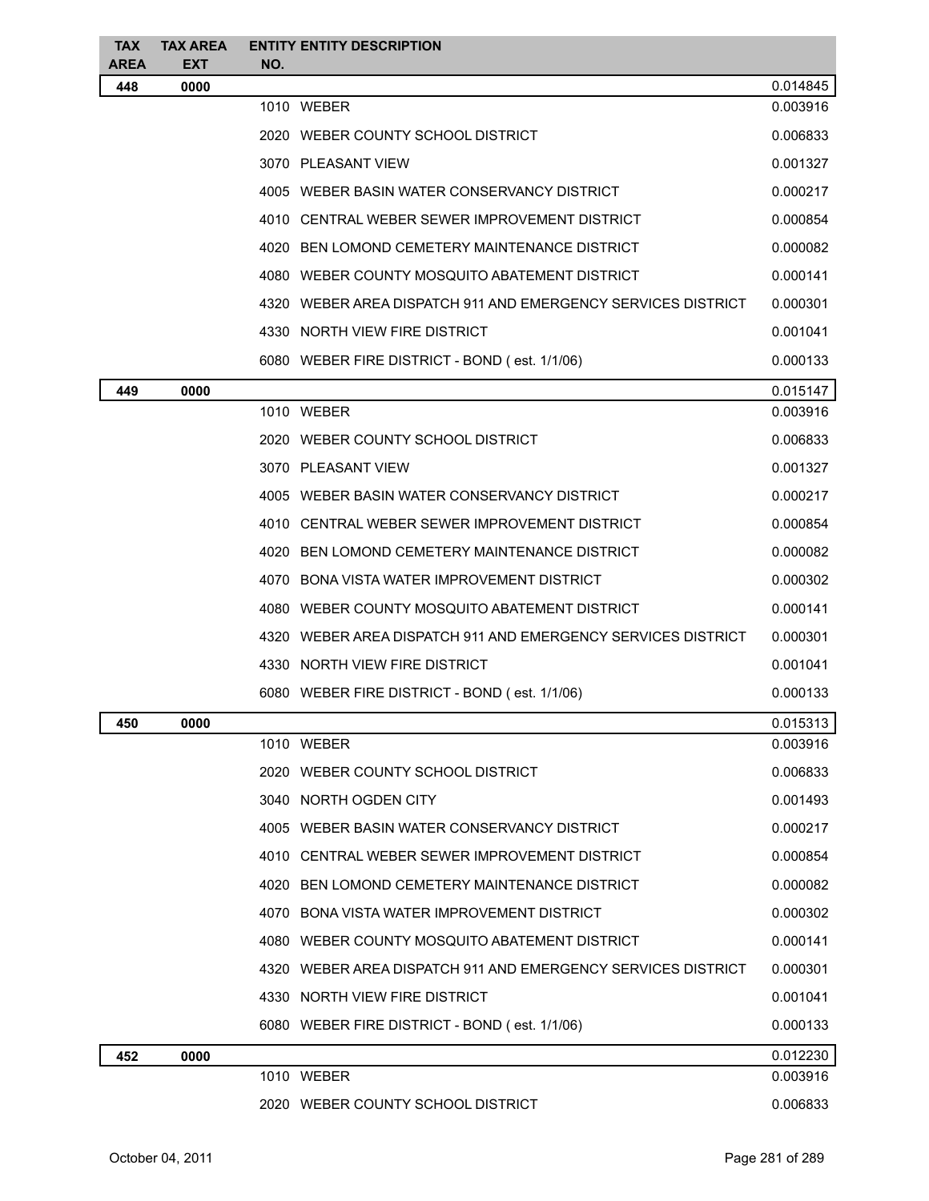| TAX AREA | TAX AREA EXT | ENTITY NO. | ENTITY DESCRIPTION | |
|---|---|---|---|---|
| **448** | **0000** | | | 0.014845 |
| | | 1010 | WEBER | 0.003916 |
| | | 2020 | WEBER COUNTY SCHOOL DISTRICT | 0.006833 |
| | | 3070 | PLEASANT VIEW | 0.001327 |
| | | 4005 | WEBER BASIN WATER CONSERVANCY DISTRICT | 0.000217 |
| | | 4010 | CENTRAL WEBER SEWER IMPROVEMENT DISTRICT | 0.000854 |
| | | 4020 | BEN LOMOND CEMETERY MAINTENANCE DISTRICT | 0.000082 |
| | | 4080 | WEBER COUNTY MOSQUITO ABATEMENT DISTRICT | 0.000141 |
| | | 4320 | WEBER AREA DISPATCH 911 AND EMERGENCY SERVICES DISTRICT | 0.000301 |
| | | 4330 | NORTH VIEW FIRE DISTRICT | 0.001041 |
| | | 6080 | WEBER FIRE DISTRICT - BOND ( est. 1/1/06) | 0.000133 |
| **449** | **0000** | | | 0.015147 |
| | | 1010 | WEBER | 0.003916 |
| | | 2020 | WEBER COUNTY SCHOOL DISTRICT | 0.006833 |
| | | 3070 | PLEASANT VIEW | 0.001327 |
| | | 4005 | WEBER BASIN WATER CONSERVANCY DISTRICT | 0.000217 |
| | | 4010 | CENTRAL WEBER SEWER IMPROVEMENT DISTRICT | 0.000854 |
| | | 4020 | BEN LOMOND CEMETERY MAINTENANCE DISTRICT | 0.000082 |
| | | 4070 | BONA VISTA WATER IMPROVEMENT DISTRICT | 0.000302 |
| | | 4080 | WEBER COUNTY MOSQUITO ABATEMENT DISTRICT | 0.000141 |
| | | 4320 | WEBER AREA DISPATCH 911 AND EMERGENCY SERVICES DISTRICT | 0.000301 |
| | | 4330 | NORTH VIEW FIRE DISTRICT | 0.001041 |
| | | 6080 | WEBER FIRE DISTRICT - BOND ( est. 1/1/06) | 0.000133 |
| **450** | **0000** | | | 0.015313 |
| | | 1010 | WEBER | 0.003916 |
| | | 2020 | WEBER COUNTY SCHOOL DISTRICT | 0.006833 |
| | | 3040 | NORTH OGDEN CITY | 0.001493 |
| | | 4005 | WEBER BASIN WATER CONSERVANCY DISTRICT | 0.000217 |
| | | 4010 | CENTRAL WEBER SEWER IMPROVEMENT DISTRICT | 0.000854 |
| | | 4020 | BEN LOMOND CEMETERY MAINTENANCE DISTRICT | 0.000082 |
| | | 4070 | BONA VISTA WATER IMPROVEMENT DISTRICT | 0.000302 |
| | | 4080 | WEBER COUNTY MOSQUITO ABATEMENT DISTRICT | 0.000141 |
| | | 4320 | WEBER AREA DISPATCH 911 AND EMERGENCY SERVICES DISTRICT | 0.000301 |
| | | 4330 | NORTH VIEW FIRE DISTRICT | 0.001041 |
| | | 6080 | WEBER FIRE DISTRICT - BOND ( est. 1/1/06) | 0.000133 |
| **452** | **0000** | | | 0.012230 |
| | | 1010 | WEBER | 0.003916 |
| | | 2020 | WEBER COUNTY SCHOOL DISTRICT | 0.006833 |

October 04, 2011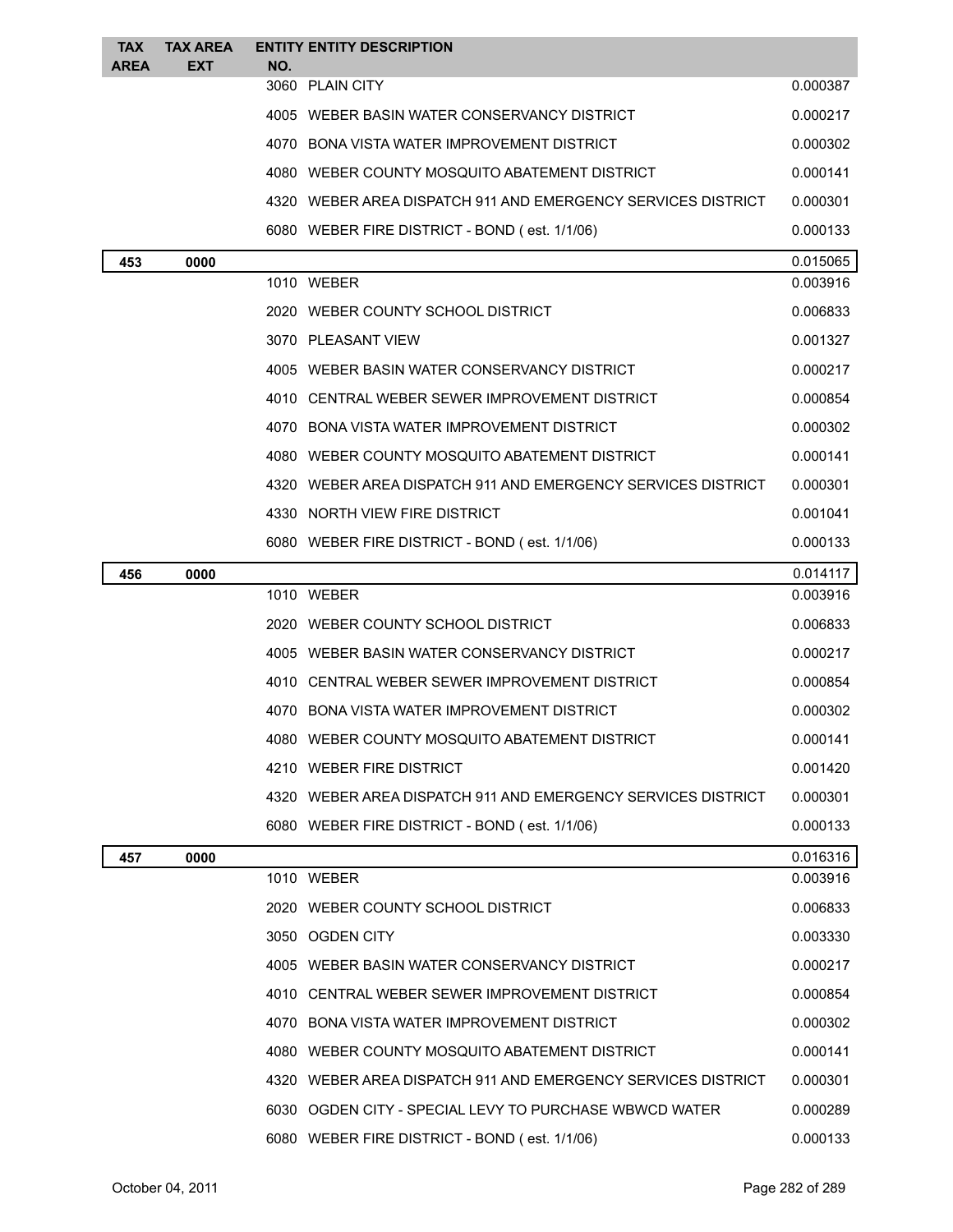| TAX AREA | TAX AREA EXT | ENTITY NO. | ENTITY DESCRIPTION | |
|---|---|---|---|---|
| | | 3060 | PLAIN CITY | 0.000387 |
| | | 4005 | WEBER BASIN WATER CONSERVANCY DISTRICT | 0.000217 |
| | | 4070 | BONA VISTA WATER IMPROVEMENT DISTRICT | 0.000302 |
| | | 4080 | WEBER COUNTY MOSQUITO ABATEMENT DISTRICT | 0.000141 |
| | | 4320 | WEBER AREA DISPATCH 911 AND EMERGENCY SERVICES DISTRICT | 0.000301 |
| | | 6080 | WEBER FIRE DISTRICT - BOND ( est. 1/1/06) | 0.000133 |
| **453** | **0000** | | | 0.015065 |
| | | 1010 | WEBER | 0.003916 |
| | | 2020 | WEBER COUNTY SCHOOL DISTRICT | 0.006833 |
| | | 3070 | PLEASANT VIEW | 0.001327 |
| | | 4005 | WEBER BASIN WATER CONSERVANCY DISTRICT | 0.000217 |
| | | 4010 | CENTRAL WEBER SEWER IMPROVEMENT DISTRICT | 0.000854 |
| | | 4070 | BONA VISTA WATER IMPROVEMENT DISTRICT | 0.000302 |
| | | 4080 | WEBER COUNTY MOSQUITO ABATEMENT DISTRICT | 0.000141 |
| | | 4320 | WEBER AREA DISPATCH 911 AND EMERGENCY SERVICES DISTRICT | 0.000301 |
| | | 4330 | NORTH VIEW FIRE DISTRICT | 0.001041 |
| | | 6080 | WEBER FIRE DISTRICT - BOND ( est. 1/1/06) | 0.000133 |
| **456** | **0000** | | | 0.014117 |
| | | 1010 | WEBER | 0.003916 |
| | | 2020 | WEBER COUNTY SCHOOL DISTRICT | 0.006833 |
| | | 4005 | WEBER BASIN WATER CONSERVANCY DISTRICT | 0.000217 |
| | | 4010 | CENTRAL WEBER SEWER IMPROVEMENT DISTRICT | 0.000854 |
| | | 4070 | BONA VISTA WATER IMPROVEMENT DISTRICT | 0.000302 |
| | | 4080 | WEBER COUNTY MOSQUITO ABATEMENT DISTRICT | 0.000141 |
| | | 4210 | WEBER FIRE DISTRICT | 0.001420 |
| | | 4320 | WEBER AREA DISPATCH 911 AND EMERGENCY SERVICES DISTRICT | 0.000301 |
| | | 6080 | WEBER FIRE DISTRICT - BOND ( est. 1/1/06) | 0.000133 |
| **457** | **0000** | | | 0.016316 |
| | | 1010 | WEBER | 0.003916 |
| | | 2020 | WEBER COUNTY SCHOOL DISTRICT | 0.006833 |
| | | 3050 | OGDEN CITY | 0.003330 |
| | | 4005 | WEBER BASIN WATER CONSERVANCY DISTRICT | 0.000217 |
| | | 4010 | CENTRAL WEBER SEWER IMPROVEMENT DISTRICT | 0.000854 |
| | | 4070 | BONA VISTA WATER IMPROVEMENT DISTRICT | 0.000302 |
| | | 4080 | WEBER COUNTY MOSQUITO ABATEMENT DISTRICT | 0.000141 |
| | | 4320 | WEBER AREA DISPATCH 911 AND EMERGENCY SERVICES DISTRICT | 0.000301 |
| | | 6030 | OGDEN CITY - SPECIAL LEVY TO PURCHASE WBWCD WATER | 0.000289 |
| | | 6080 | WEBER FIRE DISTRICT - BOND ( est. 1/1/06) | 0.000133 |

October 04, 2011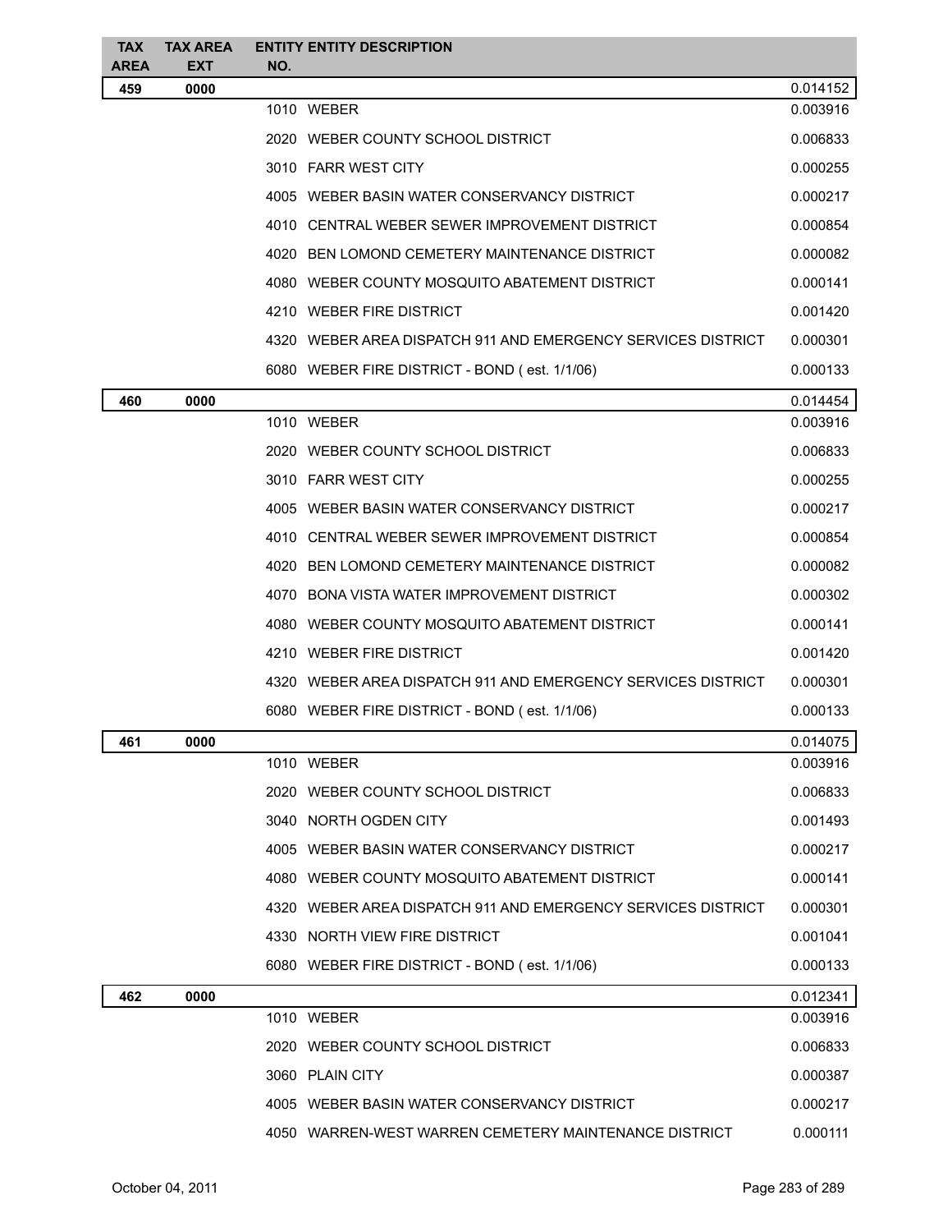| TAX AREA | TAX AREA EXT | ENTITY NO. | ENTITY DESCRIPTION | |
|---|---|---|---|---|
| 459 | 0000 | | | 0.014152 |
| | | 1010 | WEBER | 0.003916 |
| | | 2020 | WEBER COUNTY SCHOOL DISTRICT | 0.006833 |
| | | 3010 | FARR WEST CITY | 0.000255 |
| | | 4005 | WEBER BASIN WATER CONSERVANCY DISTRICT | 0.000217 |
| | | 4010 | CENTRAL WEBER SEWER IMPROVEMENT DISTRICT | 0.000854 |
| | | 4020 | BEN LOMOND CEMETERY MAINTENANCE DISTRICT | 0.000082 |
| | | 4080 | WEBER COUNTY MOSQUITO ABATEMENT DISTRICT | 0.000141 |
| | | 4210 | WEBER FIRE DISTRICT | 0.001420 |
| | | 4320 | WEBER AREA DISPATCH 911 AND EMERGENCY SERVICES DISTRICT | 0.000301 |
| | | 6080 | WEBER FIRE DISTRICT - BOND ( est. 1/1/06) | 0.000133 |
| 460 | 0000 | | | 0.014454 |
| | | 1010 | WEBER | 0.003916 |
| | | 2020 | WEBER COUNTY SCHOOL DISTRICT | 0.006833 |
| | | 3010 | FARR WEST CITY | 0.000255 |
| | | 4005 | WEBER BASIN WATER CONSERVANCY DISTRICT | 0.000217 |
| | | 4010 | CENTRAL WEBER SEWER IMPROVEMENT DISTRICT | 0.000854 |
| | | 4020 | BEN LOMOND CEMETERY MAINTENANCE DISTRICT | 0.000082 |
| | | 4070 | BONA VISTA WATER IMPROVEMENT DISTRICT | 0.000302 |
| | | 4080 | WEBER COUNTY MOSQUITO ABATEMENT DISTRICT | 0.000141 |
| | | 4210 | WEBER FIRE DISTRICT | 0.001420 |
| | | 4320 | WEBER AREA DISPATCH 911 AND EMERGENCY SERVICES DISTRICT | 0.000301 |
| | | 6080 | WEBER FIRE DISTRICT - BOND ( est. 1/1/06) | 0.000133 |
| 461 | 0000 | | | 0.014075 |
| | | 1010 | WEBER | 0.003916 |
| | | 2020 | WEBER COUNTY SCHOOL DISTRICT | 0.006833 |
| | | 3040 | NORTH OGDEN CITY | 0.001493 |
| | | 4005 | WEBER BASIN WATER CONSERVANCY DISTRICT | 0.000217 |
| | | 4080 | WEBER COUNTY MOSQUITO ABATEMENT DISTRICT | 0.000141 |
| | | 4320 | WEBER AREA DISPATCH 911 AND EMERGENCY SERVICES DISTRICT | 0.000301 |
| | | 4330 | NORTH VIEW FIRE DISTRICT | 0.001041 |
| | | 6080 | WEBER FIRE DISTRICT - BOND ( est. 1/1/06) | 0.000133 |
| 462 | 0000 | | | 0.012341 |
| | | 1010 | WEBER | 0.003916 |
| | | 2020 | WEBER COUNTY SCHOOL DISTRICT | 0.006833 |
| | | 3060 | PLAIN CITY | 0.000387 |
| | | 4005 | WEBER BASIN WATER CONSERVANCY DISTRICT | 0.000217 |
| | | 4050 | WARREN-WEST WARREN CEMETERY MAINTENANCE DISTRICT | 0.000111 |

October 04, 2011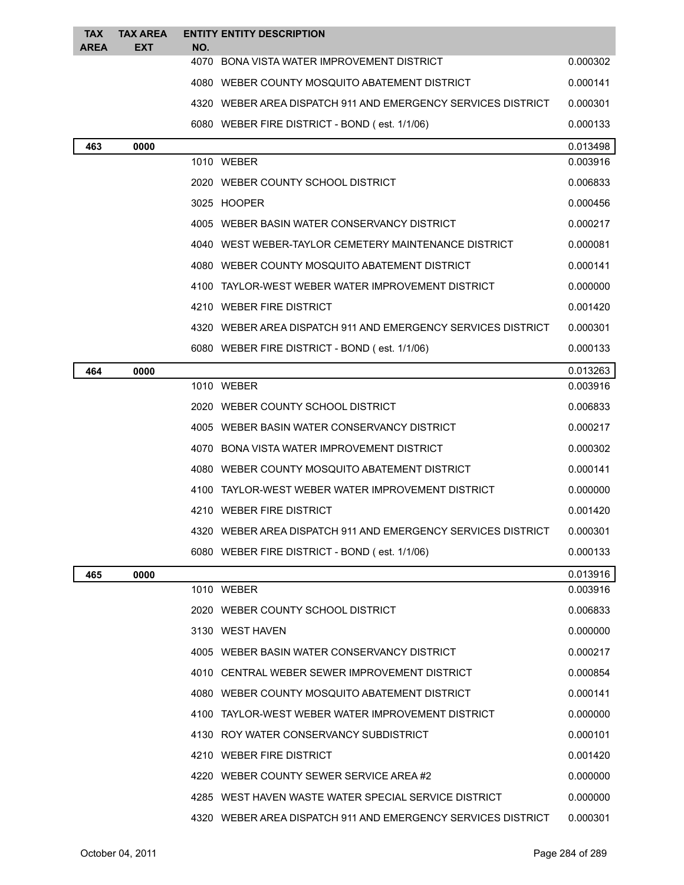| TAX AREA | TAX AREA EXT | ENTITY NO. | ENTITY DESCRIPTION | |
|---|---|---|---|---|
| | | 4070 | BONA VISTA WATER IMPROVEMENT DISTRICT | 0.000302 |
| | | 4080 | WEBER COUNTY MOSQUITO ABATEMENT DISTRICT | 0.000141 |
| | | 4320 | WEBER AREA DISPATCH 911 AND EMERGENCY SERVICES DISTRICT | 0.000301 |
| | | 6080 | WEBER FIRE DISTRICT - BOND ( est. 1/1/06) | 0.000133 |
| **463** | **0000** | | | 0.013498 |
| | | 1010 | WEBER | 0.003916 |
| | | 2020 | WEBER COUNTY SCHOOL DISTRICT | 0.006833 |
| | | 3025 | HOOPER | 0.000456 |
| | | 4005 | WEBER BASIN WATER CONSERVANCY DISTRICT | 0.000217 |
| | | 4040 | WEST WEBER-TAYLOR CEMETERY MAINTENANCE DISTRICT | 0.000081 |
| | | 4080 | WEBER COUNTY MOSQUITO ABATEMENT DISTRICT | 0.000141 |
| | | 4100 | TAYLOR-WEST WEBER WATER IMPROVEMENT DISTRICT | 0.000000 |
| | | 4210 | WEBER FIRE DISTRICT | 0.001420 |
| | | 4320 | WEBER AREA DISPATCH 911 AND EMERGENCY SERVICES DISTRICT | 0.000301 |
| | | 6080 | WEBER FIRE DISTRICT - BOND ( est. 1/1/06) | 0.000133 |
| **464** | **0000** | | | 0.013263 |
| | | 1010 | WEBER | 0.003916 |
| | | 2020 | WEBER COUNTY SCHOOL DISTRICT | 0.006833 |
| | | 4005 | WEBER BASIN WATER CONSERVANCY DISTRICT | 0.000217 |
| | | 4070 | BONA VISTA WATER IMPROVEMENT DISTRICT | 0.000302 |
| | | 4080 | WEBER COUNTY MOSQUITO ABATEMENT DISTRICT | 0.000141 |
| | | 4100 | TAYLOR-WEST WEBER WATER IMPROVEMENT DISTRICT | 0.000000 |
| | | 4210 | WEBER FIRE DISTRICT | 0.001420 |
| | | 4320 | WEBER AREA DISPATCH 911 AND EMERGENCY SERVICES DISTRICT | 0.000301 |
| | | 6080 | WEBER FIRE DISTRICT - BOND ( est. 1/1/06) | 0.000133 |
| **465** | **0000** | | | 0.013916 |
| | | 1010 | WEBER | 0.003916 |
| | | 2020 | WEBER COUNTY SCHOOL DISTRICT | 0.006833 |
| | | 3130 | WEST HAVEN | 0.000000 |
| | | 4005 | WEBER BASIN WATER CONSERVANCY DISTRICT | 0.000217 |
| | | 4010 | CENTRAL WEBER SEWER IMPROVEMENT DISTRICT | 0.000854 |
| | | 4080 | WEBER COUNTY MOSQUITO ABATEMENT DISTRICT | 0.000141 |
| | | 4100 | TAYLOR-WEST WEBER WATER IMPROVEMENT DISTRICT | 0.000000 |
| | | 4130 | ROY WATER CONSERVANCY SUBDISTRICT | 0.000101 |
| | | 4210 | WEBER FIRE DISTRICT | 0.001420 |
| | | 4220 | WEBER COUNTY SEWER SERVICE AREA #2 | 0.000000 |
| | | 4285 | WEST HAVEN WASTE WATER SPECIAL SERVICE DISTRICT | 0.000000 |
| | | 4320 | WEBER AREA DISPATCH 911 AND EMERGENCY SERVICES DISTRICT | 0.000301 |

October 04, 2011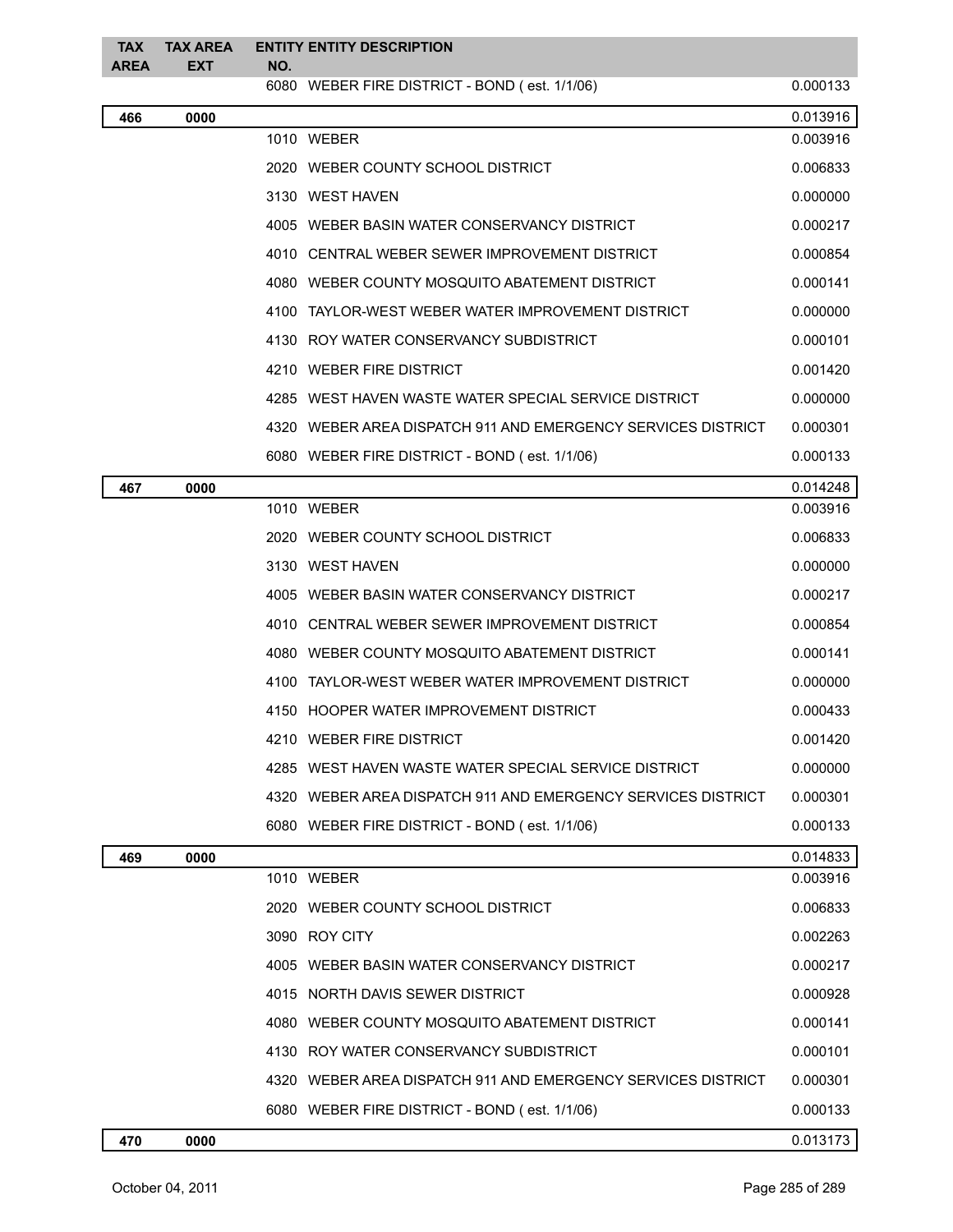| TAX AREA | TAX AREA EXT | ENTITY NO. | ENTITY DESCRIPTION | |
|---|---|---|---|---|
| | | 6080 | WEBER FIRE DISTRICT - BOND ( est. 1/1/06) | 0.000133 |
| **466** | **0000** | | | 0.013916 |
| | | 1010 | WEBER | 0.003916 |
| | | 2020 | WEBER COUNTY SCHOOL DISTRICT | 0.006833 |
| | | 3130 | WEST HAVEN | 0.000000 |
| | | 4005 | WEBER BASIN WATER CONSERVANCY DISTRICT | 0.000217 |
| | | 4010 | CENTRAL WEBER SEWER IMPROVEMENT DISTRICT | 0.000854 |
| | | 4080 | WEBER COUNTY MOSQUITO ABATEMENT DISTRICT | 0.000141 |
| | | 4100 | TAYLOR-WEST WEBER WATER IMPROVEMENT DISTRICT | 0.000000 |
| | | 4130 | ROY WATER CONSERVANCY SUBDISTRICT | 0.000101 |
| | | 4210 | WEBER FIRE DISTRICT | 0.001420 |
| | | 4285 | WEST HAVEN WASTE WATER SPECIAL SERVICE DISTRICT | 0.000000 |
| | | 4320 | WEBER AREA DISPATCH 911 AND EMERGENCY SERVICES DISTRICT | 0.000301 |
| | | 6080 | WEBER FIRE DISTRICT - BOND ( est. 1/1/06) | 0.000133 |
| **467** | **0000** | | | 0.014248 |
| | | 1010 | WEBER | 0.003916 |
| | | 2020 | WEBER COUNTY SCHOOL DISTRICT | 0.006833 |
| | | 3130 | WEST HAVEN | 0.000000 |
| | | 4005 | WEBER BASIN WATER CONSERVANCY DISTRICT | 0.000217 |
| | | 4010 | CENTRAL WEBER SEWER IMPROVEMENT DISTRICT | 0.000854 |
| | | 4080 | WEBER COUNTY MOSQUITO ABATEMENT DISTRICT | 0.000141 |
| | | 4100 | TAYLOR-WEST WEBER WATER IMPROVEMENT DISTRICT | 0.000000 |
| | | 4150 | HOOPER WATER IMPROVEMENT DISTRICT | 0.000433 |
| | | 4210 | WEBER FIRE DISTRICT | 0.001420 |
| | | 4285 | WEST HAVEN WASTE WATER SPECIAL SERVICE DISTRICT | 0.000000 |
| | | 4320 | WEBER AREA DISPATCH 911 AND EMERGENCY SERVICES DISTRICT | 0.000301 |
| | | 6080 | WEBER FIRE DISTRICT - BOND ( est. 1/1/06) | 0.000133 |
| **469** | **0000** | | | 0.014833 |
| | | 1010 | WEBER | 0.003916 |
| | | 2020 | WEBER COUNTY SCHOOL DISTRICT | 0.006833 |
| | | 3090 | ROY CITY | 0.002263 |
| | | 4005 | WEBER BASIN WATER CONSERVANCY DISTRICT | 0.000217 |
| | | 4015 | NORTH DAVIS SEWER DISTRICT | 0.000928 |
| | | 4080 | WEBER COUNTY MOSQUITO ABATEMENT DISTRICT | 0.000141 |
| | | 4130 | ROY WATER CONSERVANCY SUBDISTRICT | 0.000101 |
| | | 4320 | WEBER AREA DISPATCH 911 AND EMERGENCY SERVICES DISTRICT | 0.000301 |
| | | 6080 | WEBER FIRE DISTRICT - BOND ( est. 1/1/06) | 0.000133 |
| **470** | **0000** | | | 0.013173 |

October 04, 2011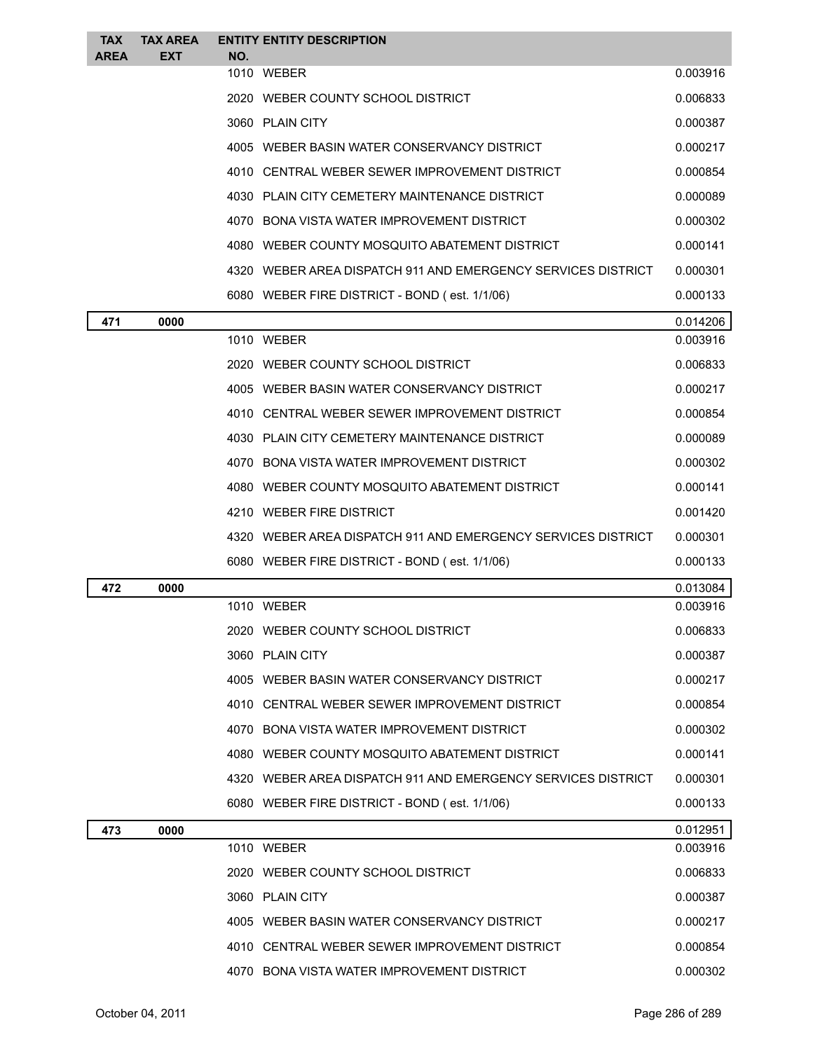| TAX AREA | TAX AREA EXT | ENTITY NO. | ENTITY DESCRIPTION | |
|---|---|---|---|---|
| | | 1010 | WEBER | 0.003916 |
| | | 2020 | WEBER COUNTY SCHOOL DISTRICT | 0.006833 |
| | | 3060 | PLAIN CITY | 0.000387 |
| | | 4005 | WEBER BASIN WATER CONSERVANCY DISTRICT | 0.000217 |
| | | 4010 | CENTRAL WEBER SEWER IMPROVEMENT DISTRICT | 0.000854 |
| | | 4030 | PLAIN CITY CEMETERY MAINTENANCE DISTRICT | 0.000089 |
| | | 4070 | BONA VISTA WATER IMPROVEMENT DISTRICT | 0.000302 |
| | | 4080 | WEBER COUNTY MOSQUITO ABATEMENT DISTRICT | 0.000141 |
| | | 4320 | WEBER AREA DISPATCH 911 AND EMERGENCY SERVICES DISTRICT | 0.000301 |
| | | 6080 | WEBER FIRE DISTRICT - BOND ( est. 1/1/06) | 0.000133 |
| **471** | **0000** | | | 0.014206 |
| | | 1010 | WEBER | 0.003916 |
| | | 2020 | WEBER COUNTY SCHOOL DISTRICT | 0.006833 |
| | | 4005 | WEBER BASIN WATER CONSERVANCY DISTRICT | 0.000217 |
| | | 4010 | CENTRAL WEBER SEWER IMPROVEMENT DISTRICT | 0.000854 |
| | | 4030 | PLAIN CITY CEMETERY MAINTENANCE DISTRICT | 0.000089 |
| | | 4070 | BONA VISTA WATER IMPROVEMENT DISTRICT | 0.000302 |
| | | 4080 | WEBER COUNTY MOSQUITO ABATEMENT DISTRICT | 0.000141 |
| | | 4210 | WEBER FIRE DISTRICT | 0.001420 |
| | | 4320 | WEBER AREA DISPATCH 911 AND EMERGENCY SERVICES DISTRICT | 0.000301 |
| | | 6080 | WEBER FIRE DISTRICT - BOND ( est. 1/1/06) | 0.000133 |
| **472** | **0000** | | | 0.013084 |
| | | 1010 | WEBER | 0.003916 |
| | | 2020 | WEBER COUNTY SCHOOL DISTRICT | 0.006833 |
| | | 3060 | PLAIN CITY | 0.000387 |
| | | 4005 | WEBER BASIN WATER CONSERVANCY DISTRICT | 0.000217 |
| | | 4010 | CENTRAL WEBER SEWER IMPROVEMENT DISTRICT | 0.000854 |
| | | 4070 | BONA VISTA WATER IMPROVEMENT DISTRICT | 0.000302 |
| | | 4080 | WEBER COUNTY MOSQUITO ABATEMENT DISTRICT | 0.000141 |
| | | 4320 | WEBER AREA DISPATCH 911 AND EMERGENCY SERVICES DISTRICT | 0.000301 |
| | | 6080 | WEBER FIRE DISTRICT - BOND ( est. 1/1/06) | 0.000133 |
| **473** | **0000** | | | 0.012951 |
| | | 1010 | WEBER | 0.003916 |
| | | 2020 | WEBER COUNTY SCHOOL DISTRICT | 0.006833 |
| | | 3060 | PLAIN CITY | 0.000387 |
| | | 4005 | WEBER BASIN WATER CONSERVANCY DISTRICT | 0.000217 |
| | | 4010 | CENTRAL WEBER SEWER IMPROVEMENT DISTRICT | 0.000854 |
| | | 4070 | BONA VISTA WATER IMPROVEMENT DISTRICT | 0.000302 |

October 04, 2011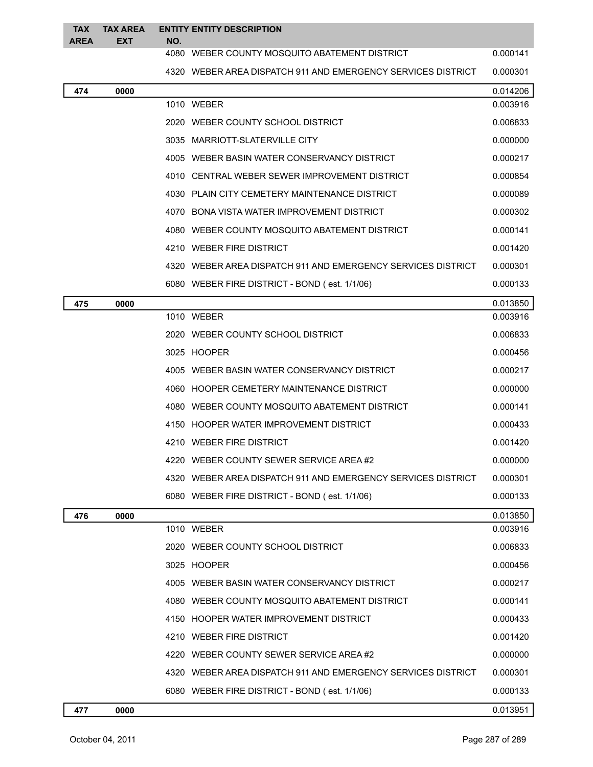| TAX AREA | TAX AREA EXT | ENTITY NO. | ENTITY DESCRIPTION | |
|---|---|---|---|---|
| | | 4080 | WEBER COUNTY MOSQUITO ABATEMENT DISTRICT | 0.000141 |
| | | 4320 | WEBER AREA DISPATCH 911 AND EMERGENCY SERVICES DISTRICT | 0.000301 |
| **474** | **0000** | | | 0.014206 |
| | | 1010 | WEBER | 0.003916 |
| | | 2020 | WEBER COUNTY SCHOOL DISTRICT | 0.006833 |
| | | 3035 | MARRIOTT-SLATERVILLE CITY | 0.000000 |
| | | 4005 | WEBER BASIN WATER CONSERVANCY DISTRICT | 0.000217 |
| | | 4010 | CENTRAL WEBER SEWER IMPROVEMENT DISTRICT | 0.000854 |
| | | 4030 | PLAIN CITY CEMETERY MAINTENANCE DISTRICT | 0.000089 |
| | | 4070 | BONA VISTA WATER IMPROVEMENT DISTRICT | 0.000302 |
| | | 4080 | WEBER COUNTY MOSQUITO ABATEMENT DISTRICT | 0.000141 |
| | | 4210 | WEBER FIRE DISTRICT | 0.001420 |
| | | 4320 | WEBER AREA DISPATCH 911 AND EMERGENCY SERVICES DISTRICT | 0.000301 |
| | | 6080 | WEBER FIRE DISTRICT - BOND ( est. 1/1/06) | 0.000133 |
| **475** | **0000** | | | 0.013850 |
| | | 1010 | WEBER | 0.003916 |
| | | 2020 | WEBER COUNTY SCHOOL DISTRICT | 0.006833 |
| | | 3025 | HOOPER | 0.000456 |
| | | 4005 | WEBER BASIN WATER CONSERVANCY DISTRICT | 0.000217 |
| | | 4060 | HOOPER CEMETERY MAINTENANCE DISTRICT | 0.000000 |
| | | 4080 | WEBER COUNTY MOSQUITO ABATEMENT DISTRICT | 0.000141 |
| | | 4150 | HOOPER WATER IMPROVEMENT DISTRICT | 0.000433 |
| | | 4210 | WEBER FIRE DISTRICT | 0.001420 |
| | | 4220 | WEBER COUNTY SEWER SERVICE AREA #2 | 0.000000 |
| | | 4320 | WEBER AREA DISPATCH 911 AND EMERGENCY SERVICES DISTRICT | 0.000301 |
| | | 6080 | WEBER FIRE DISTRICT - BOND ( est. 1/1/06) | 0.000133 |
| **476** | **0000** | | | 0.013850 |
| | | 1010 | WEBER | 0.003916 |
| | | 2020 | WEBER COUNTY SCHOOL DISTRICT | 0.006833 |
| | | 3025 | HOOPER | 0.000456 |
| | | 4005 | WEBER BASIN WATER CONSERVANCY DISTRICT | 0.000217 |
| | | 4080 | WEBER COUNTY MOSQUITO ABATEMENT DISTRICT | 0.000141 |
| | | 4150 | HOOPER WATER IMPROVEMENT DISTRICT | 0.000433 |
| | | 4210 | WEBER FIRE DISTRICT | 0.001420 |
| | | 4220 | WEBER COUNTY SEWER SERVICE AREA #2 | 0.000000 |
| | | 4320 | WEBER AREA DISPATCH 911 AND EMERGENCY SERVICES DISTRICT | 0.000301 |
| | | 6080 | WEBER FIRE DISTRICT - BOND ( est. 1/1/06) | 0.000133 |
| **477** | **0000** | | | 0.013951 |

October 04, 2011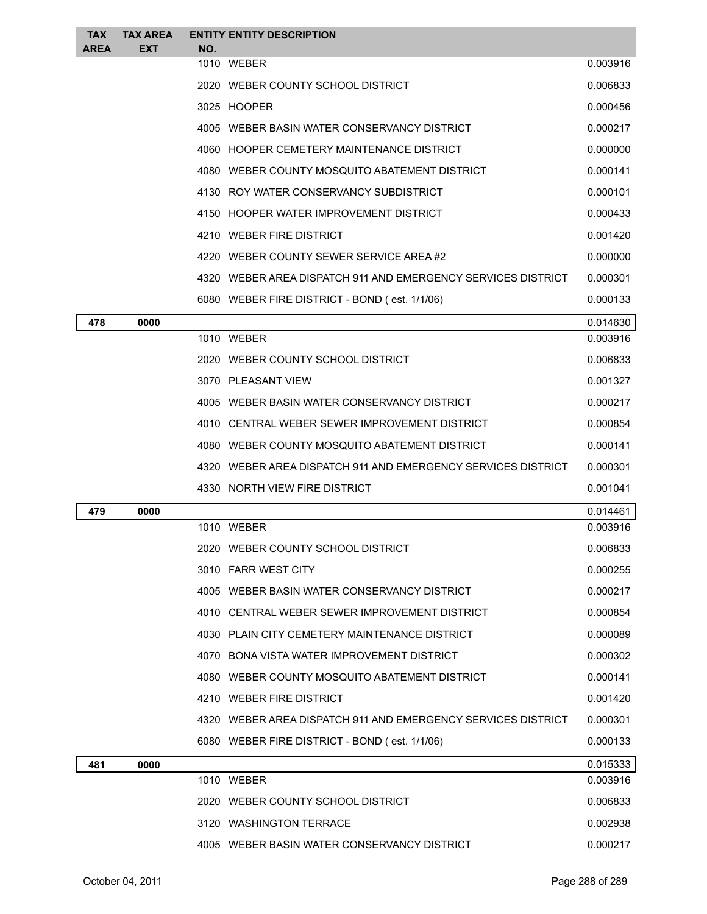| TAX AREA | TAX AREA EXT | ENTITY NO. | ENTITY DESCRIPTION | |
|---|---|---|---|---|
| | | 1010 | WEBER | 0.003916 |
| | | 2020 | WEBER COUNTY SCHOOL DISTRICT | 0.006833 |
| | | 3025 | HOOPER | 0.000456 |
| | | 4005 | WEBER BASIN WATER CONSERVANCY DISTRICT | 0.000217 |
| | | 4060 | HOOPER CEMETERY MAINTENANCE DISTRICT | 0.000000 |
| | | 4080 | WEBER COUNTY MOSQUITO ABATEMENT DISTRICT | 0.000141 |
| | | 4130 | ROY WATER CONSERVANCY SUBDISTRICT | 0.000101 |
| | | 4150 | HOOPER WATER IMPROVEMENT DISTRICT | 0.000433 |
| | | 4210 | WEBER FIRE DISTRICT | 0.001420 |
| | | 4220 | WEBER COUNTY SEWER SERVICE AREA #2 | 0.000000 |
| | | 4320 | WEBER AREA DISPATCH 911 AND EMERGENCY SERVICES DISTRICT | 0.000301 |
| | | 6080 | WEBER FIRE DISTRICT - BOND ( est. 1/1/06) | 0.000133 |
| **478** | **0000** | | | 0.014630 |
| | | 1010 | WEBER | 0.003916 |
| | | 2020 | WEBER COUNTY SCHOOL DISTRICT | 0.006833 |
| | | 3070 | PLEASANT VIEW | 0.001327 |
| | | 4005 | WEBER BASIN WATER CONSERVANCY DISTRICT | 0.000217 |
| | | 4010 | CENTRAL WEBER SEWER IMPROVEMENT DISTRICT | 0.000854 |
| | | 4080 | WEBER COUNTY MOSQUITO ABATEMENT DISTRICT | 0.000141 |
| | | 4320 | WEBER AREA DISPATCH 911 AND EMERGENCY SERVICES DISTRICT | 0.000301 |
| | | 4330 | NORTH VIEW FIRE DISTRICT | 0.001041 |
| **479** | **0000** | | | 0.014461 |
| | | 1010 | WEBER | 0.003916 |
| | | 2020 | WEBER COUNTY SCHOOL DISTRICT | 0.006833 |
| | | 3010 | FARR WEST CITY | 0.000255 |
| | | 4005 | WEBER BASIN WATER CONSERVANCY DISTRICT | 0.000217 |
| | | 4010 | CENTRAL WEBER SEWER IMPROVEMENT DISTRICT | 0.000854 |
| | | 4030 | PLAIN CITY CEMETERY MAINTENANCE DISTRICT | 0.000089 |
| | | 4070 | BONA VISTA WATER IMPROVEMENT DISTRICT | 0.000302 |
| | | 4080 | WEBER COUNTY MOSQUITO ABATEMENT DISTRICT | 0.000141 |
| | | 4210 | WEBER FIRE DISTRICT | 0.001420 |
| | | 4320 | WEBER AREA DISPATCH 911 AND EMERGENCY SERVICES DISTRICT | 0.000301 |
| | | 6080 | WEBER FIRE DISTRICT - BOND ( est. 1/1/06) | 0.000133 |
| **481** | **0000** | | | 0.015333 |
| | | 1010 | WEBER | 0.003916 |
| | | 2020 | WEBER COUNTY SCHOOL DISTRICT | 0.006833 |
| | | 3120 | WASHINGTON TERRACE | 0.002938 |
| | | 4005 | WEBER BASIN WATER CONSERVANCY DISTRICT | 0.000217 |

October 04, 2011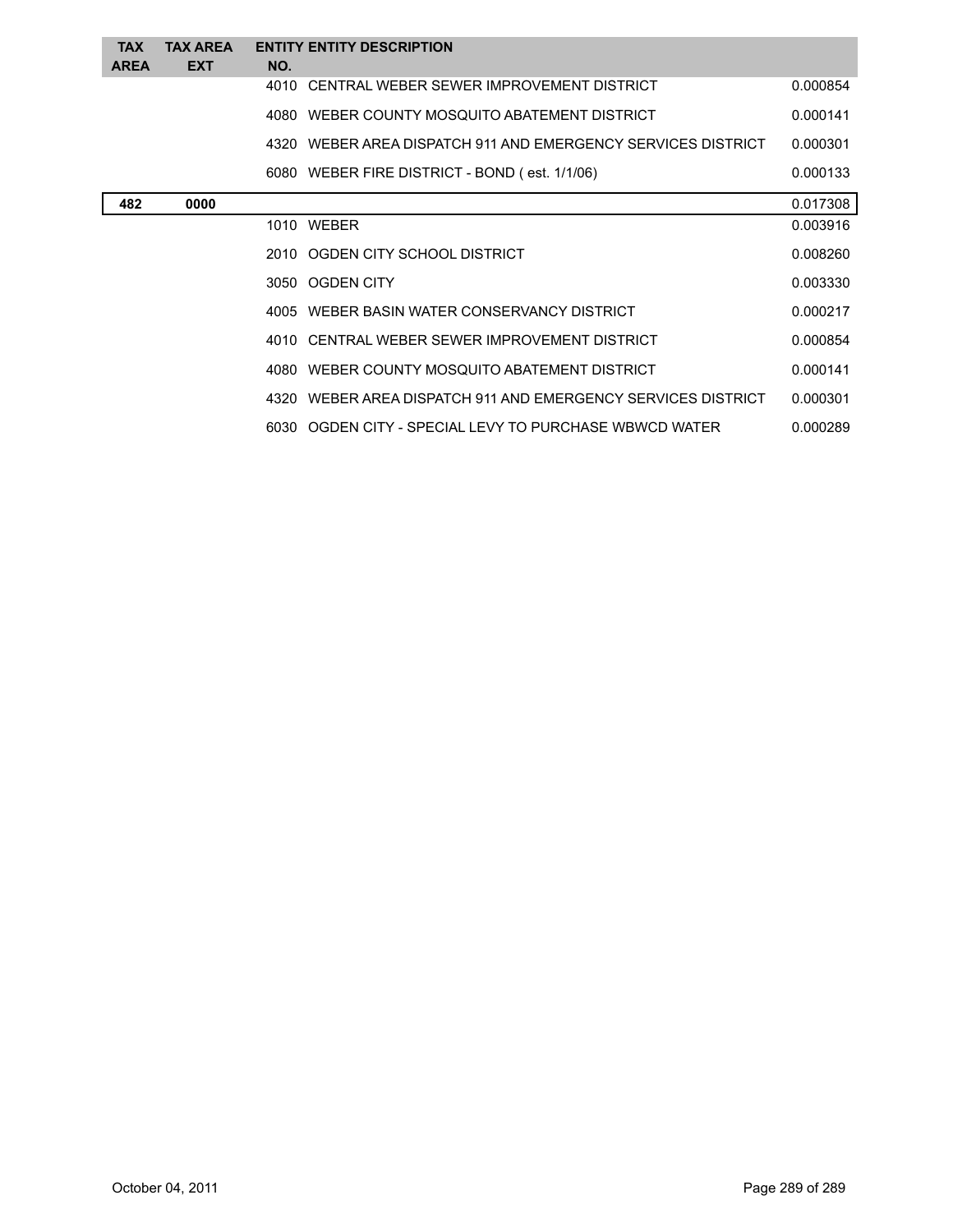| TAX AREA | TAX AREA EXT | ENTITY NO. | ENTITY DESCRIPTION | |
|---|---|---|---|---|
| | | 4010 | CENTRAL WEBER SEWER IMPROVEMENT DISTRICT | 0.000854 |
| | | 4080 | WEBER COUNTY MOSQUITO ABATEMENT DISTRICT | 0.000141 |
| | | 4320 | WEBER AREA DISPATCH 911 AND EMERGENCY SERVICES DISTRICT | 0.000301 |
| | | 6080 | WEBER FIRE DISTRICT - BOND ( est. 1/1/06) | 0.000133 |
| **482** | **0000** | | | 0.017308 |
| | | 1010 | WEBER | 0.003916 |
| | | 2010 | OGDEN CITY SCHOOL DISTRICT | 0.008260 |
| | | 3050 | OGDEN CITY | 0.003330 |
| | | 4005 | WEBER BASIN WATER CONSERVANCY DISTRICT | 0.000217 |
| | | 4010 | CENTRAL WEBER SEWER IMPROVEMENT DISTRICT | 0.000854 |
| | | 4080 | WEBER COUNTY MOSQUITO ABATEMENT DISTRICT | 0.000141 |
| | | 4320 | WEBER AREA DISPATCH 911 AND EMERGENCY SERVICES DISTRICT | 0.000301 |
| | | 6030 | OGDEN CITY - SPECIAL LEVY TO PURCHASE WBWCD WATER | 0.000289 |

October 04, 2011